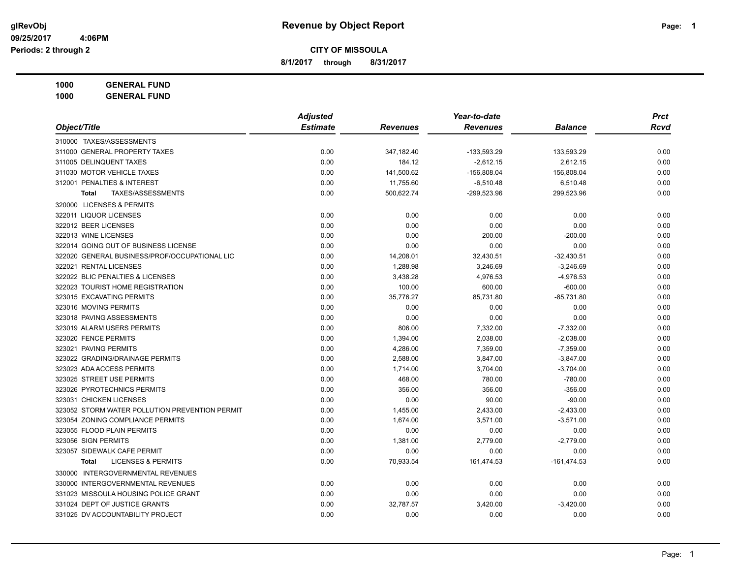# Revenue by Object Report

glRevObj
09/25/2017 4:06PM
Periods: 2 through 2

**CITY OF MISSOULA**

**8/1/2017 through 8/31/2017**

**1000 GENERAL FUND**
**1000 GENERAL FUND**

| Object/Title | Adjusted Estimate | Revenues | Year-to-date Revenues | Balance | Prct Rcvd |
|---|---|---|---|---|---|
| 310000 TAXES/ASSESSMENTS | | | | | |
| 311000 GENERAL PROPERTY TAXES | 0.00 | 347,182.40 | -133,593.29 | 133,593.29 | 0.00 |
| 311005 DELINQUENT TAXES | 0.00 | 184.12 | -2,612.15 | 2,612.15 | 0.00 |
| 311030 MOTOR VEHICLE TAXES | 0.00 | 141,500.62 | -156,808.04 | 156,808.04 | 0.00 |
| 312001 PENALTIES & INTEREST | 0.00 | 11,755.60 | -6,510.48 | 6,510.48 | 0.00 |
| **Total** TAXES/ASSESSMENTS | 0.00 | 500,622.74 | -299,523.96 | 299,523.96 | 0.00 |
| 320000 LICENSES & PERMITS | | | | | |
| 322011 LIQUOR LICENSES | 0.00 | 0.00 | 0.00 | 0.00 | 0.00 |
| 322012 BEER LICENSES | 0.00 | 0.00 | 0.00 | 0.00 | 0.00 |
| 322013 WINE LICENSES | 0.00 | 0.00 | 200.00 | -200.00 | 0.00 |
| 322014 GOING OUT OF BUSINESS LICENSE | 0.00 | 0.00 | 0.00 | 0.00 | 0.00 |
| 322020 GENERAL BUSINESS/PROF/OCCUPATIONAL LIC | 0.00 | 14,208.01 | 32,430.51 | -32,430.51 | 0.00 |
| 322021 RENTAL LICENSES | 0.00 | 1,288.98 | 3,246.69 | -3,246.69 | 0.00 |
| 322022 BLIC PENALTIES & LICENSES | 0.00 | 3,438.28 | 4,976.53 | -4,976.53 | 0.00 |
| 322023 TOURIST HOME REGISTRATION | 0.00 | 100.00 | 600.00 | -600.00 | 0.00 |
| 323015 EXCAVATING PERMITS | 0.00 | 35,776.27 | 85,731.80 | -85,731.80 | 0.00 |
| 323016 MOVING PERMITS | 0.00 | 0.00 | 0.00 | 0.00 | 0.00 |
| 323018 PAVING ASSESSMENTS | 0.00 | 0.00 | 0.00 | 0.00 | 0.00 |
| 323019 ALARM USERS PERMITS | 0.00 | 806.00 | 7,332.00 | -7,332.00 | 0.00 |
| 323020 FENCE PERMITS | 0.00 | 1,394.00 | 2,038.00 | -2,038.00 | 0.00 |
| 323021 PAVING PERMITS | 0.00 | 4,286.00 | 7,359.00 | -7,359.00 | 0.00 |
| 323022 GRADING/DRAINAGE PERMITS | 0.00 | 2,588.00 | 3,847.00 | -3,847.00 | 0.00 |
| 323023 ADA ACCESS PERMITS | 0.00 | 1,714.00 | 3,704.00 | -3,704.00 | 0.00 |
| 323025 STREET USE PERMITS | 0.00 | 468.00 | 780.00 | -780.00 | 0.00 |
| 323026 PYROTECHNICS PERMITS | 0.00 | 356.00 | 356.00 | -356.00 | 0.00 |
| 323031 CHICKEN LICENSES | 0.00 | 0.00 | 90.00 | -90.00 | 0.00 |
| 323052 STORM WATER POLLUTION PREVENTION PERMIT | 0.00 | 1,455.00 | 2,433.00 | -2,433.00 | 0.00 |
| 323054 ZONING COMPLIANCE PERMITS | 0.00 | 1,674.00 | 3,571.00 | -3,571.00 | 0.00 |
| 323055 FLOOD PLAIN PERMITS | 0.00 | 0.00 | 0.00 | 0.00 | 0.00 |
| 323056 SIGN PERMITS | 0.00 | 1,381.00 | 2,779.00 | -2,779.00 | 0.00 |
| 323057 SIDEWALK CAFE PERMIT | 0.00 | 0.00 | 0.00 | 0.00 | 0.00 |
| **Total** LICENSES & PERMITS | 0.00 | 70,933.54 | 161,474.53 | -161,474.53 | 0.00 |
| 330000 INTERGOVERNMENTAL REVENUES | | | | | |
| 330000 INTERGOVERNMENTAL REVENUES | 0.00 | 0.00 | 0.00 | 0.00 | 0.00 |
| 331023 MISSOULA HOUSING POLICE GRANT | 0.00 | 0.00 | 0.00 | 0.00 | 0.00 |
| 331024 DEPT OF JUSTICE GRANTS | 0.00 | 32,787.57 | 3,420.00 | -3,420.00 | 0.00 |
| 331025 DV ACCOUNTABILITY PROJECT | 0.00 | 0.00 | 0.00 | 0.00 | 0.00 |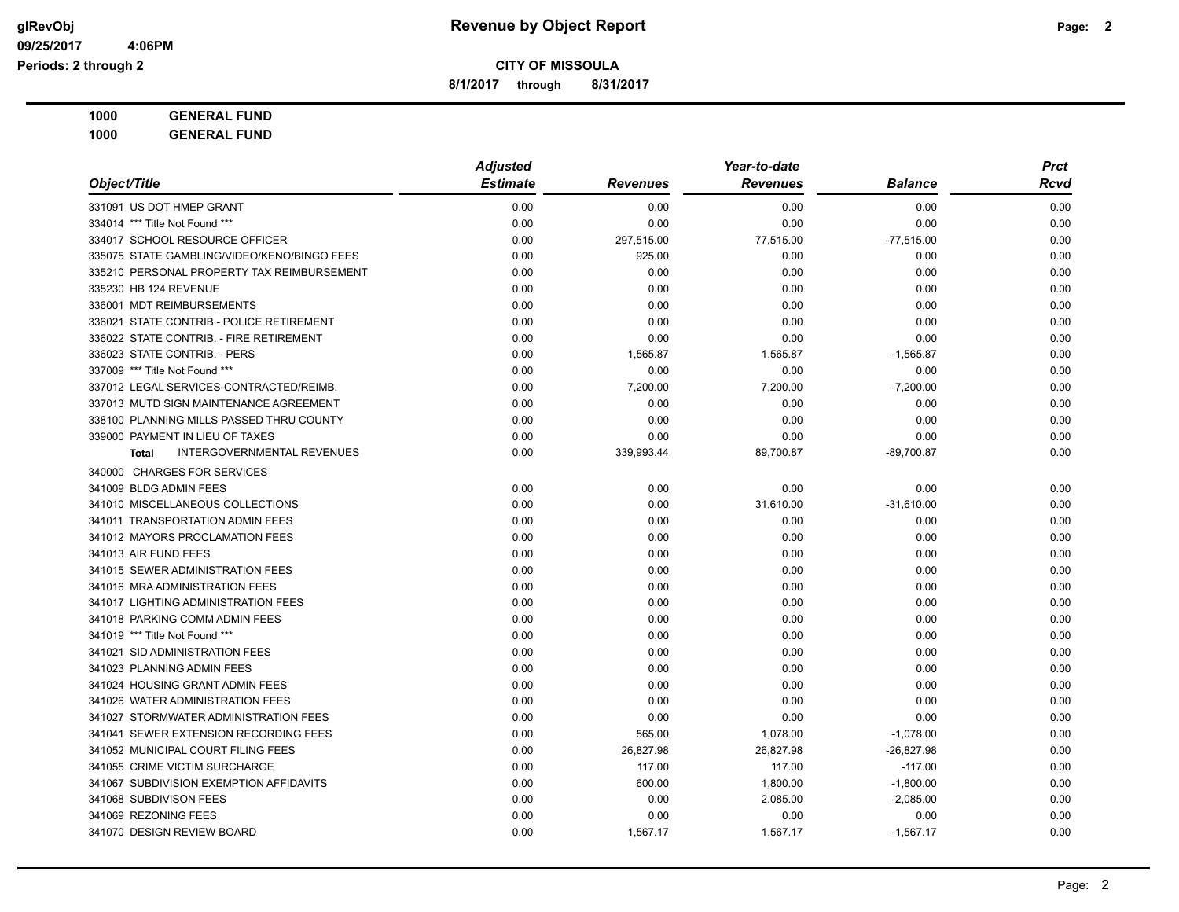**CITY OF MISSOULA**

**8/1/2017 through 8/31/2017**

**Revenue by Object Report**

glRevObj
09/25/2017 4:06PM
Periods: 2 through 2

**1000 GENERAL FUND**

**1000 GENERAL FUND**

| Object/Title | Adjusted Estimate | Revenues | Year-to-date Revenues | Balance | Prct Rcvd |
|---|---|---|---|---|---|
| 331091 US DOT HMEP GRANT | 0.00 | 0.00 | 0.00 | 0.00 | 0.00 |
| 334014 *** Title Not Found *** | 0.00 | 0.00 | 0.00 | 0.00 | 0.00 |
| 334017 SCHOOL RESOURCE OFFICER | 0.00 | 297,515.00 | 77,515.00 | -77,515.00 | 0.00 |
| 335075 STATE GAMBLING/VIDEO/KENO/BINGO FEES | 0.00 | 925.00 | 0.00 | 0.00 | 0.00 |
| 335210 PERSONAL PROPERTY TAX REIMBURSEMENT | 0.00 | 0.00 | 0.00 | 0.00 | 0.00 |
| 335230 HB 124 REVENUE | 0.00 | 0.00 | 0.00 | 0.00 | 0.00 |
| 336001 MDT REIMBURSEMENTS | 0.00 | 0.00 | 0.00 | 0.00 | 0.00 |
| 336021 STATE CONTRIB - POLICE RETIREMENT | 0.00 | 0.00 | 0.00 | 0.00 | 0.00 |
| 336022 STATE CONTRIB. - FIRE RETIREMENT | 0.00 | 0.00 | 0.00 | 0.00 | 0.00 |
| 336023 STATE CONTRIB. - PERS | 0.00 | 1,565.87 | 1,565.87 | -1,565.87 | 0.00 |
| 337009 *** Title Not Found *** | 0.00 | 0.00 | 0.00 | 0.00 | 0.00 |
| 337012 LEGAL SERVICES-CONTRACTED/REIMB. | 0.00 | 7,200.00 | 7,200.00 | -7,200.00 | 0.00 |
| 337013 MUTD SIGN MAINTENANCE AGREEMENT | 0.00 | 0.00 | 0.00 | 0.00 | 0.00 |
| 338100 PLANNING MILLS PASSED THRU COUNTY | 0.00 | 0.00 | 0.00 | 0.00 | 0.00 |
| 339000 PAYMENT IN LIEU OF TAXES | 0.00 | 0.00 | 0.00 | 0.00 | 0.00 |
| **Total** INTERGOVERNMENTAL REVENUES | 0.00 | 339,993.44 | 89,700.87 | -89,700.87 | 0.00 |
| 340000 CHARGES FOR SERVICES | | | | | |
| 341009 BLDG ADMIN FEES | 0.00 | 0.00 | 0.00 | 0.00 | 0.00 |
| 341010 MISCELLANEOUS COLLECTIONS | 0.00 | 0.00 | 31,610.00 | -31,610.00 | 0.00 |
| 341011 TRANSPORTATION ADMIN FEES | 0.00 | 0.00 | 0.00 | 0.00 | 0.00 |
| 341012 MAYORS PROCLAMATION FEES | 0.00 | 0.00 | 0.00 | 0.00 | 0.00 |
| 341013 AIR FUND FEES | 0.00 | 0.00 | 0.00 | 0.00 | 0.00 |
| 341015 SEWER ADMINISTRATION FEES | 0.00 | 0.00 | 0.00 | 0.00 | 0.00 |
| 341016 MRA ADMINISTRATION FEES | 0.00 | 0.00 | 0.00 | 0.00 | 0.00 |
| 341017 LIGHTING ADMINISTRATION FEES | 0.00 | 0.00 | 0.00 | 0.00 | 0.00 |
| 341018 PARKING COMM ADMIN FEES | 0.00 | 0.00 | 0.00 | 0.00 | 0.00 |
| 341019 *** Title Not Found *** | 0.00 | 0.00 | 0.00 | 0.00 | 0.00 |
| 341021 SID ADMINISTRATION FEES | 0.00 | 0.00 | 0.00 | 0.00 | 0.00 |
| 341023 PLANNING ADMIN FEES | 0.00 | 0.00 | 0.00 | 0.00 | 0.00 |
| 341024 HOUSING GRANT ADMIN FEES | 0.00 | 0.00 | 0.00 | 0.00 | 0.00 |
| 341026 WATER ADMINISTRATION FEES | 0.00 | 0.00 | 0.00 | 0.00 | 0.00 |
| 341027 STORMWATER ADMINISTRATION FEES | 0.00 | 0.00 | 0.00 | 0.00 | 0.00 |
| 341041 SEWER EXTENSION RECORDING FEES | 0.00 | 565.00 | 1,078.00 | -1,078.00 | 0.00 |
| 341052 MUNICIPAL COURT FILING FEES | 0.00 | 26,827.98 | 26,827.98 | -26,827.98 | 0.00 |
| 341055 CRIME VICTIM SURCHARGE | 0.00 | 117.00 | 117.00 | -117.00 | 0.00 |
| 341067 SUBDIVISION EXEMPTION AFFIDAVITS | 0.00 | 600.00 | 1,800.00 | -1,800.00 | 0.00 |
| 341068 SUBDIVISON FEES | 0.00 | 0.00 | 2,085.00 | -2,085.00 | 0.00 |
| 341069 REZONING FEES | 0.00 | 0.00 | 0.00 | 0.00 | 0.00 |
| 341070 DESIGN REVIEW BOARD | 0.00 | 1,567.17 | 1,567.17 | -1,567.17 | 0.00 |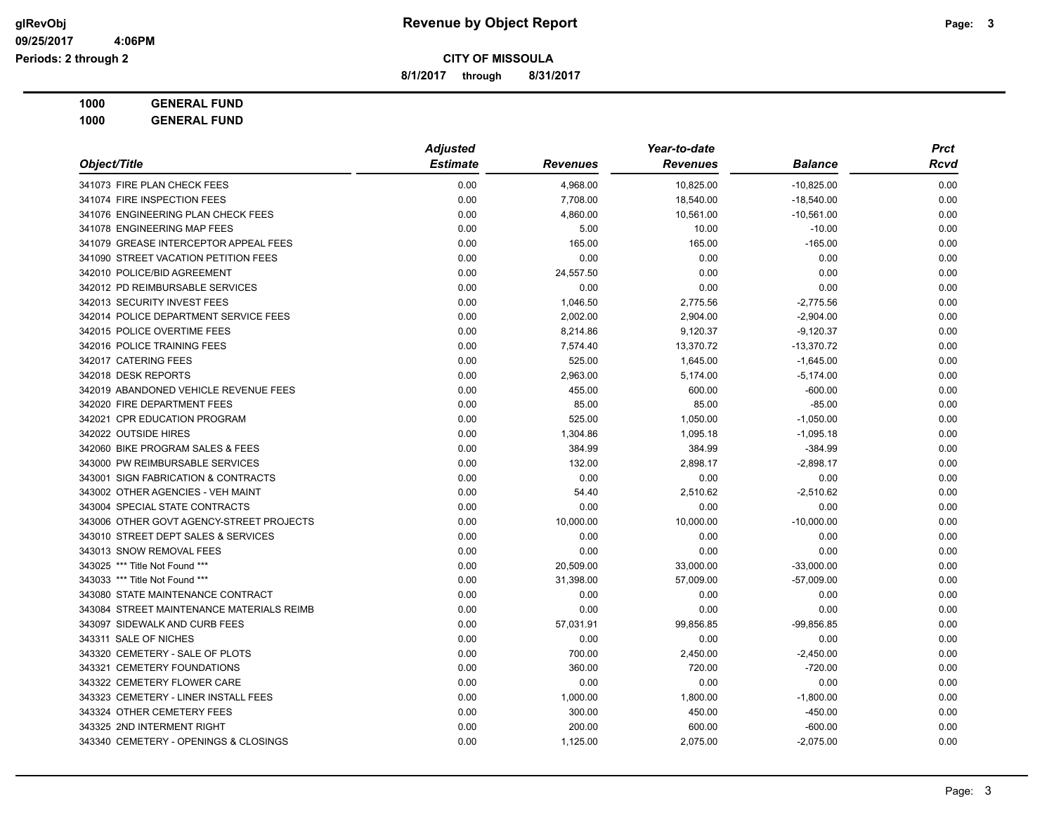# Revenue by Object Report

## CITY OF MISSOULA

**8/1/2017 through 8/31/2017**

glRevObj
09/25/2017 4:06PM
Periods: 2 through 2

**1000 GENERAL FUND**
**1000 GENERAL FUND**

| Object/Title | Adjusted Estimate | Revenues | Year-to-date Revenues | Balance | Prct Rcvd |
|---|---|---|---|---|---|
| 341073 FIRE PLAN CHECK FEES | 0.00 | 4,968.00 | 10,825.00 | -10,825.00 | 0.00 |
| 341074 FIRE INSPECTION FEES | 0.00 | 7,708.00 | 18,540.00 | -18,540.00 | 0.00 |
| 341076 ENGINEERING PLAN CHECK FEES | 0.00 | 4,860.00 | 10,561.00 | -10,561.00 | 0.00 |
| 341078 ENGINEERING MAP FEES | 0.00 | 5.00 | 10.00 | -10.00 | 0.00 |
| 341079 GREASE INTERCEPTOR APPEAL FEES | 0.00 | 165.00 | 165.00 | -165.00 | 0.00 |
| 341090 STREET VACATION PETITION FEES | 0.00 | 0.00 | 0.00 | 0.00 | 0.00 |
| 342010 POLICE/BID AGREEMENT | 0.00 | 24,557.50 | 0.00 | 0.00 | 0.00 |
| 342012 PD REIMBURSABLE SERVICES | 0.00 | 0.00 | 0.00 | 0.00 | 0.00 |
| 342013 SECURITY INVEST FEES | 0.00 | 1,046.50 | 2,775.56 | -2,775.56 | 0.00 |
| 342014 POLICE DEPARTMENT SERVICE FEES | 0.00 | 2,002.00 | 2,904.00 | -2,904.00 | 0.00 |
| 342015 POLICE OVERTIME FEES | 0.00 | 8,214.86 | 9,120.37 | -9,120.37 | 0.00 |
| 342016 POLICE TRAINING FEES | 0.00 | 7,574.40 | 13,370.72 | -13,370.72 | 0.00 |
| 342017 CATERING FEES | 0.00 | 525.00 | 1,645.00 | -1,645.00 | 0.00 |
| 342018 DESK REPORTS | 0.00 | 2,963.00 | 5,174.00 | -5,174.00 | 0.00 |
| 342019 ABANDONED VEHICLE REVENUE FEES | 0.00 | 455.00 | 600.00 | -600.00 | 0.00 |
| 342020 FIRE DEPARTMENT FEES | 0.00 | 85.00 | 85.00 | -85.00 | 0.00 |
| 342021 CPR EDUCATION PROGRAM | 0.00 | 525.00 | 1,050.00 | -1,050.00 | 0.00 |
| 342022 OUTSIDE HIRES | 0.00 | 1,304.86 | 1,095.18 | -1,095.18 | 0.00 |
| 342060 BIKE PROGRAM SALES & FEES | 0.00 | 384.99 | 384.99 | -384.99 | 0.00 |
| 343000 PW REIMBURSABLE SERVICES | 0.00 | 132.00 | 2,898.17 | -2,898.17 | 0.00 |
| 343001 SIGN FABRICATION & CONTRACTS | 0.00 | 0.00 | 0.00 | 0.00 | 0.00 |
| 343002 OTHER AGENCIES - VEH MAINT | 0.00 | 54.40 | 2,510.62 | -2,510.62 | 0.00 |
| 343004 SPECIAL STATE CONTRACTS | 0.00 | 0.00 | 0.00 | 0.00 | 0.00 |
| 343006 OTHER GOVT AGENCY-STREET PROJECTS | 0.00 | 10,000.00 | 10,000.00 | -10,000.00 | 0.00 |
| 343010 STREET DEPT SALES & SERVICES | 0.00 | 0.00 | 0.00 | 0.00 | 0.00 |
| 343013 SNOW REMOVAL FEES | 0.00 | 0.00 | 0.00 | 0.00 | 0.00 |
| 343025 *** Title Not Found *** | 0.00 | 20,509.00 | 33,000.00 | -33,000.00 | 0.00 |
| 343033 *** Title Not Found *** | 0.00 | 31,398.00 | 57,009.00 | -57,009.00 | 0.00 |
| 343080 STATE MAINTENANCE CONTRACT | 0.00 | 0.00 | 0.00 | 0.00 | 0.00 |
| 343084 STREET MAINTENANCE MATERIALS REIMB | 0.00 | 0.00 | 0.00 | 0.00 | 0.00 |
| 343097 SIDEWALK AND CURB FEES | 0.00 | 57,031.91 | 99,856.85 | -99,856.85 | 0.00 |
| 343311 SALE OF NICHES | 0.00 | 0.00 | 0.00 | 0.00 | 0.00 |
| 343320 CEMETERY - SALE OF PLOTS | 0.00 | 700.00 | 2,450.00 | -2,450.00 | 0.00 |
| 343321 CEMETERY FOUNDATIONS | 0.00 | 360.00 | 720.00 | -720.00 | 0.00 |
| 343322 CEMETERY FLOWER CARE | 0.00 | 0.00 | 0.00 | 0.00 | 0.00 |
| 343323 CEMETERY - LINER INSTALL FEES | 0.00 | 1,000.00 | 1,800.00 | -1,800.00 | 0.00 |
| 343324 OTHER CEMETERY FEES | 0.00 | 300.00 | 450.00 | -450.00 | 0.00 |
| 343325 2ND INTERMENT RIGHT | 0.00 | 200.00 | 600.00 | -600.00 | 0.00 |
| 343340 CEMETERY - OPENINGS & CLOSINGS | 0.00 | 1,125.00 | 2,075.00 | -2,075.00 | 0.00 |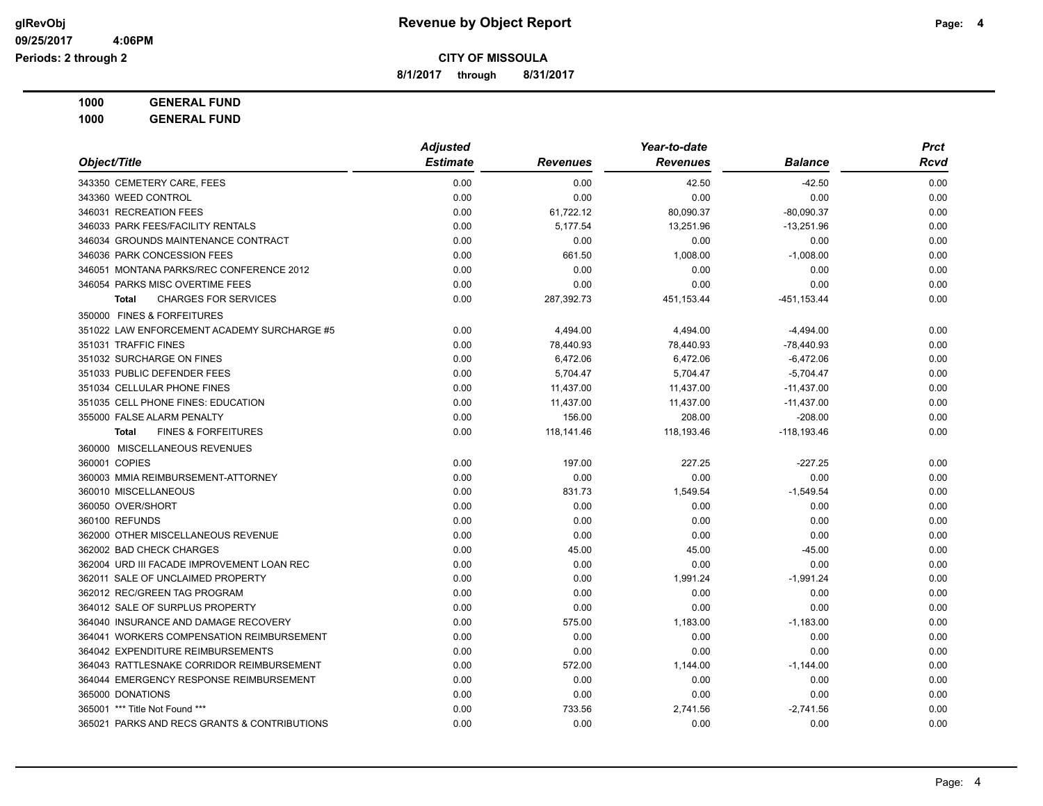## CITY OF MISSOULA

**8/1/2017 through 8/31/2017**

**1000 GENERAL FUND**

**1000 GENERAL FUND**

| Object/Title | Adjusted Estimate | Revenues | Year-to-date Revenues | Balance | Prct Rcvd |
|---|---|---|---|---|---|
| 343350 CEMETERY CARE, FEES | 0.00 | 0.00 | 42.50 | -42.50 | 0.00 |
| 343360 WEED CONTROL | 0.00 | 0.00 | 0.00 | 0.00 | 0.00 |
| 346031 RECREATION FEES | 0.00 | 61,722.12 | 80,090.37 | -80,090.37 | 0.00 |
| 346033 PARK FEES/FACILITY RENTALS | 0.00 | 5,177.54 | 13,251.96 | -13,251.96 | 0.00 |
| 346034 GROUNDS MAINTENANCE CONTRACT | 0.00 | 0.00 | 0.00 | 0.00 | 0.00 |
| 346036 PARK CONCESSION FEES | 0.00 | 661.50 | 1,008.00 | -1,008.00 | 0.00 |
| 346051 MONTANA PARKS/REC CONFERENCE 2012 | 0.00 | 0.00 | 0.00 | 0.00 | 0.00 |
| 346054 PARKS MISC OVERTIME FEES | 0.00 | 0.00 | 0.00 | 0.00 | 0.00 |
| **Total** CHARGES FOR SERVICES | 0.00 | 287,392.73 | 451,153.44 | -451,153.44 | 0.00 |
| 350000 FINES & FORFEITURES | | | | | |
| 351022 LAW ENFORCEMENT ACADEMY SURCHARGE #5 | 0.00 | 4,494.00 | 4,494.00 | -4,494.00 | 0.00 |
| 351031 TRAFFIC FINES | 0.00 | 78,440.93 | 78,440.93 | -78,440.93 | 0.00 |
| 351032 SURCHARGE ON FINES | 0.00 | 6,472.06 | 6,472.06 | -6,472.06 | 0.00 |
| 351033 PUBLIC DEFENDER FEES | 0.00 | 5,704.47 | 5,704.47 | -5,704.47 | 0.00 |
| 351034 CELLULAR PHONE FINES | 0.00 | 11,437.00 | 11,437.00 | -11,437.00 | 0.00 |
| 351035 CELL PHONE FINES: EDUCATION | 0.00 | 11,437.00 | 11,437.00 | -11,437.00 | 0.00 |
| 355000 FALSE ALARM PENALTY | 0.00 | 156.00 | 208.00 | -208.00 | 0.00 |
| **Total** FINES & FORFEITURES | 0.00 | 118,141.46 | 118,193.46 | -118,193.46 | 0.00 |
| 360000 MISCELLANEOUS REVENUES | | | | | |
| 360001 COPIES | 0.00 | 197.00 | 227.25 | -227.25 | 0.00 |
| 360003 MMIA REIMBURSEMENT-ATTORNEY | 0.00 | 0.00 | 0.00 | 0.00 | 0.00 |
| 360010 MISCELLANEOUS | 0.00 | 831.73 | 1,549.54 | -1,549.54 | 0.00 |
| 360050 OVER/SHORT | 0.00 | 0.00 | 0.00 | 0.00 | 0.00 |
| 360100 REFUNDS | 0.00 | 0.00 | 0.00 | 0.00 | 0.00 |
| 362000 OTHER MISCELLANEOUS REVENUE | 0.00 | 0.00 | 0.00 | 0.00 | 0.00 |
| 362002 BAD CHECK CHARGES | 0.00 | 45.00 | 45.00 | -45.00 | 0.00 |
| 362004 URD III FACADE IMPROVEMENT LOAN REC | 0.00 | 0.00 | 0.00 | 0.00 | 0.00 |
| 362011 SALE OF UNCLAIMED PROPERTY | 0.00 | 0.00 | 1,991.24 | -1,991.24 | 0.00 |
| 362012 REC/GREEN TAG PROGRAM | 0.00 | 0.00 | 0.00 | 0.00 | 0.00 |
| 364012 SALE OF SURPLUS PROPERTY | 0.00 | 0.00 | 0.00 | 0.00 | 0.00 |
| 364040 INSURANCE AND DAMAGE RECOVERY | 0.00 | 575.00 | 1,183.00 | -1,183.00 | 0.00 |
| 364041 WORKERS COMPENSATION REIMBURSEMENT | 0.00 | 0.00 | 0.00 | 0.00 | 0.00 |
| 364042 EXPENDITURE REIMBURSEMENTS | 0.00 | 0.00 | 0.00 | 0.00 | 0.00 |
| 364043 RATTLESNAKE CORRIDOR REIMBURSEMENT | 0.00 | 572.00 | 1,144.00 | -1,144.00 | 0.00 |
| 364044 EMERGENCY RESPONSE REIMBURSEMENT | 0.00 | 0.00 | 0.00 | 0.00 | 0.00 |
| 365000 DONATIONS | 0.00 | 0.00 | 0.00 | 0.00 | 0.00 |
| 365001 *** Title Not Found *** | 0.00 | 733.56 | 2,741.56 | -2,741.56 | 0.00 |
| 365021 PARKS AND RECS GRANTS & CONTRIBUTIONS | 0.00 | 0.00 | 0.00 | 0.00 | 0.00 |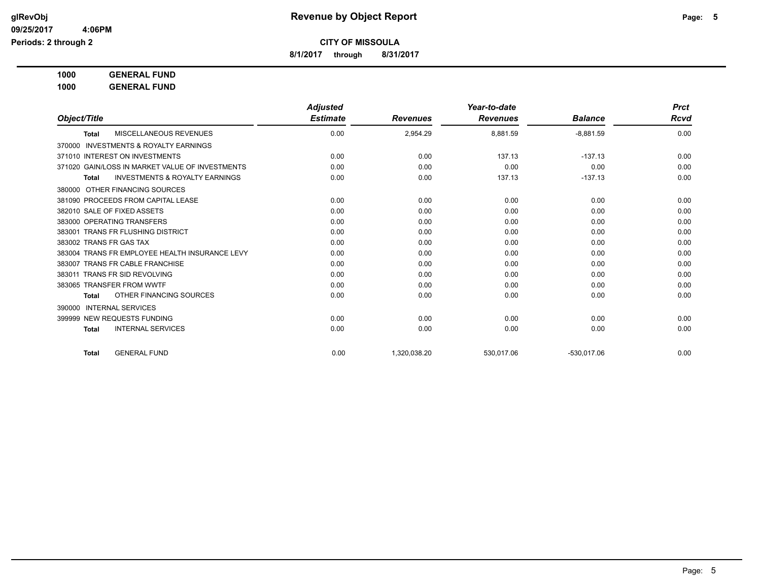**Revenue by Object Report**

**CITY OF MISSOULA**

**8/1/2017 through 8/31/2017**

**1000 GENERAL FUND**

**1000 GENERAL FUND**

| Object/Title | Adjusted Estimate | Revenues | Year-to-date Revenues | Balance | Prct Rcvd |
|---|---|---|---|---|---|
| **Total** MISCELLANEOUS REVENUES | 0.00 | 2,954.29 | 8,881.59 | -8,881.59 | 0.00 |
| 370000 INVESTMENTS & ROYALTY EARNINGS | | | | | |
| 371010 INTEREST ON INVESTMENTS | 0.00 | 0.00 | 137.13 | -137.13 | 0.00 |
| 371020 GAIN/LOSS IN MARKET VALUE OF INVESTMENTS | 0.00 | 0.00 | 0.00 | 0.00 | 0.00 |
| **Total** INVESTMENTS & ROYALTY EARNINGS | 0.00 | 0.00 | 137.13 | -137.13 | 0.00 |
| 380000 OTHER FINANCING SOURCES | | | | | |
| 381090 PROCEEDS FROM CAPITAL LEASE | 0.00 | 0.00 | 0.00 | 0.00 | 0.00 |
| 382010 SALE OF FIXED ASSETS | 0.00 | 0.00 | 0.00 | 0.00 | 0.00 |
| 383000 OPERATING TRANSFERS | 0.00 | 0.00 | 0.00 | 0.00 | 0.00 |
| 383001 TRANS FR FLUSHING DISTRICT | 0.00 | 0.00 | 0.00 | 0.00 | 0.00 |
| 383002 TRANS FR GAS TAX | 0.00 | 0.00 | 0.00 | 0.00 | 0.00 |
| 383004 TRANS FR EMPLOYEE HEALTH INSURANCE LEVY | 0.00 | 0.00 | 0.00 | 0.00 | 0.00 |
| 383007 TRANS FR CABLE FRANCHISE | 0.00 | 0.00 | 0.00 | 0.00 | 0.00 |
| 383011 TRANS FR SID REVOLVING | 0.00 | 0.00 | 0.00 | 0.00 | 0.00 |
| 383065 TRANSFER FROM WWTF | 0.00 | 0.00 | 0.00 | 0.00 | 0.00 |
| **Total** OTHER FINANCING SOURCES | 0.00 | 0.00 | 0.00 | 0.00 | 0.00 |
| 390000 INTERNAL SERVICES | | | | | |
| 399999 NEW REQUESTS FUNDING | 0.00 | 0.00 | 0.00 | 0.00 | 0.00 |
| **Total** INTERNAL SERVICES | 0.00 | 0.00 | 0.00 | 0.00 | 0.00 |
| **Total** GENERAL FUND | 0.00 | 1,320,038.20 | 530,017.06 | -530,017.06 | 0.00 |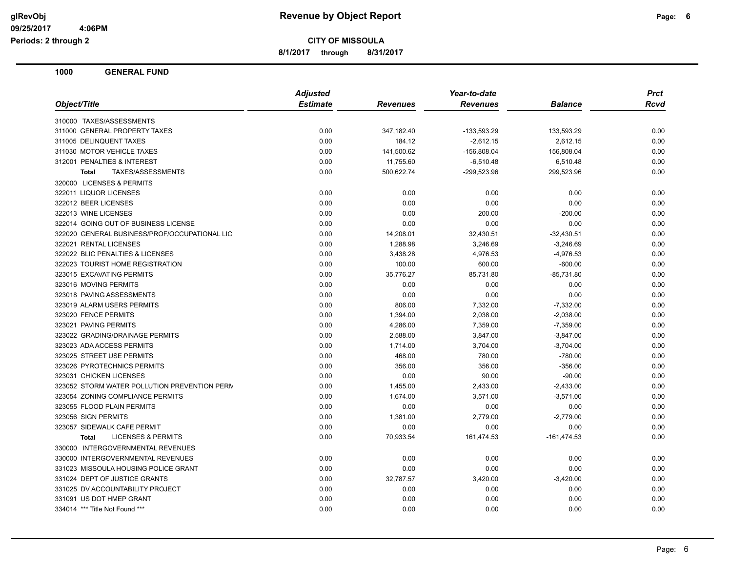# Revenue by Object Report

**CITY OF MISSOULA**

**8/1/2017 through 8/31/2017**

glRevObj
09/25/2017 4:06PM
Periods: 2 through 2

## 1000 GENERAL FUND

| Object/Title | Adjusted Estimate | Revenues | Year-to-date Revenues | Balance | Prct Rcvd |
|---|---|---|---|---|---|
| 310000 TAXES/ASSESSMENTS | | | | | |
| 311000 GENERAL PROPERTY TAXES | 0.00 | 347,182.40 | -133,593.29 | 133,593.29 | 0.00 |
| 311005 DELINQUENT TAXES | 0.00 | 184.12 | -2,612.15 | 2,612.15 | 0.00 |
| 311030 MOTOR VEHICLE TAXES | 0.00 | 141,500.62 | -156,808.04 | 156,808.04 | 0.00 |
| 312001 PENALTIES & INTEREST | 0.00 | 11,755.60 | -6,510.48 | 6,510.48 | 0.00 |
| **Total** TAXES/ASSESSMENTS | 0.00 | 500,622.74 | -299,523.96 | 299,523.96 | 0.00 |
| 320000 LICENSES & PERMITS | | | | | |
| 322011 LIQUOR LICENSES | 0.00 | 0.00 | 0.00 | 0.00 | 0.00 |
| 322012 BEER LICENSES | 0.00 | 0.00 | 0.00 | 0.00 | 0.00 |
| 322013 WINE LICENSES | 0.00 | 0.00 | 200.00 | -200.00 | 0.00 |
| 322014 GOING OUT OF BUSINESS LICENSE | 0.00 | 0.00 | 0.00 | 0.00 | 0.00 |
| 322020 GENERAL BUSINESS/PROF/OCCUPATIONAL LIC | 0.00 | 14,208.01 | 32,430.51 | -32,430.51 | 0.00 |
| 322021 RENTAL LICENSES | 0.00 | 1,288.98 | 3,246.69 | -3,246.69 | 0.00 |
| 322022 BLIC PENALTIES & LICENSES | 0.00 | 3,438.28 | 4,976.53 | -4,976.53 | 0.00 |
| 322023 TOURIST HOME REGISTRATION | 0.00 | 100.00 | 600.00 | -600.00 | 0.00 |
| 323015 EXCAVATING PERMITS | 0.00 | 35,776.27 | 85,731.80 | -85,731.80 | 0.00 |
| 323016 MOVING PERMITS | 0.00 | 0.00 | 0.00 | 0.00 | 0.00 |
| 323018 PAVING ASSESSMENTS | 0.00 | 0.00 | 0.00 | 0.00 | 0.00 |
| 323019 ALARM USERS PERMITS | 0.00 | 806.00 | 7,332.00 | -7,332.00 | 0.00 |
| 323020 FENCE PERMITS | 0.00 | 1,394.00 | 2,038.00 | -2,038.00 | 0.00 |
| 323021 PAVING PERMITS | 0.00 | 4,286.00 | 7,359.00 | -7,359.00 | 0.00 |
| 323022 GRADING/DRAINAGE PERMITS | 0.00 | 2,588.00 | 3,847.00 | -3,847.00 | 0.00 |
| 323023 ADA ACCESS PERMITS | 0.00 | 1,714.00 | 3,704.00 | -3,704.00 | 0.00 |
| 323025 STREET USE PERMITS | 0.00 | 468.00 | 780.00 | -780.00 | 0.00 |
| 323026 PYROTECHNICS PERMITS | 0.00 | 356.00 | 356.00 | -356.00 | 0.00 |
| 323031 CHICKEN LICENSES | 0.00 | 0.00 | 90.00 | -90.00 | 0.00 |
| 323052 STORM WATER POLLUTION PREVENTION PERM | 0.00 | 1,455.00 | 2,433.00 | -2,433.00 | 0.00 |
| 323054 ZONING COMPLIANCE PERMITS | 0.00 | 1,674.00 | 3,571.00 | -3,571.00 | 0.00 |
| 323055 FLOOD PLAIN PERMITS | 0.00 | 0.00 | 0.00 | 0.00 | 0.00 |
| 323056 SIGN PERMITS | 0.00 | 1,381.00 | 2,779.00 | -2,779.00 | 0.00 |
| 323057 SIDEWALK CAFE PERMIT | 0.00 | 0.00 | 0.00 | 0.00 | 0.00 |
| **Total** LICENSES & PERMITS | 0.00 | 70,933.54 | 161,474.53 | -161,474.53 | 0.00 |
| 330000 INTERGOVERNMENTAL REVENUES | | | | | |
| 330000 INTERGOVERNMENTAL REVENUES | 0.00 | 0.00 | 0.00 | 0.00 | 0.00 |
| 331023 MISSOULA HOUSING POLICE GRANT | 0.00 | 0.00 | 0.00 | 0.00 | 0.00 |
| 331024 DEPT OF JUSTICE GRANTS | 0.00 | 32,787.57 | 3,420.00 | -3,420.00 | 0.00 |
| 331025 DV ACCOUNTABILITY PROJECT | 0.00 | 0.00 | 0.00 | 0.00 | 0.00 |
| 331091 US DOT HMEP GRANT | 0.00 | 0.00 | 0.00 | 0.00 | 0.00 |
| 334014 *** Title Not Found *** | 0.00 | 0.00 | 0.00 | 0.00 | 0.00 |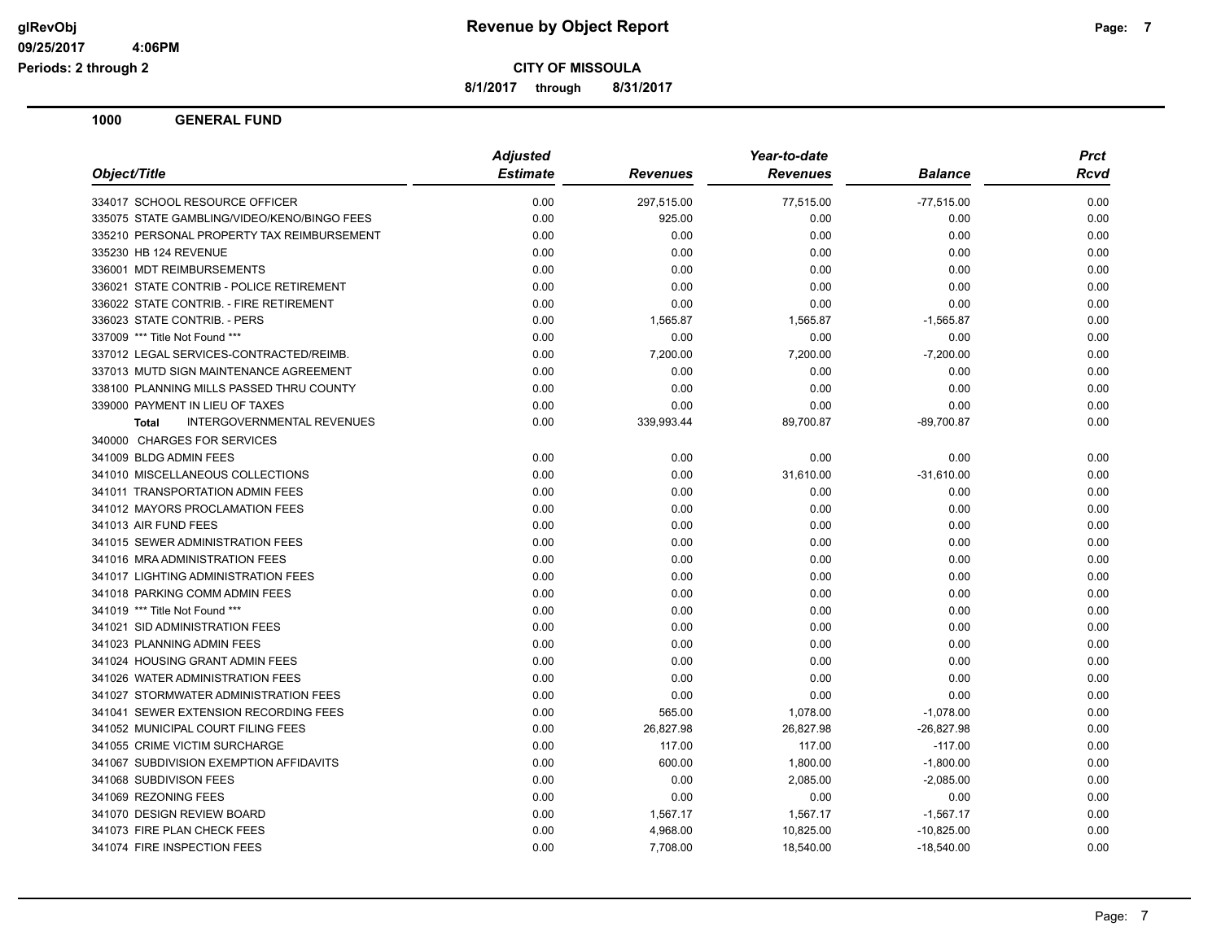# Revenue by Object Report

**CITY OF MISSOULA**

**8/1/2017 through 8/31/2017**

glRevObj
09/25/2017 4:06PM
Periods: 2 through 2

## 1000 GENERAL FUND

| Object/Title | Adjusted Estimate | Revenues | Year-to-date Revenues | Balance | Prct Rcvd |
|---|---|---|---|---|---|
| 334017 SCHOOL RESOURCE OFFICER | 0.00 | 297,515.00 | 77,515.00 | -77,515.00 | 0.00 |
| 335075 STATE GAMBLING/VIDEO/KENO/BINGO FEES | 0.00 | 925.00 | 0.00 | 0.00 | 0.00 |
| 335210 PERSONAL PROPERTY TAX REIMBURSEMENT | 0.00 | 0.00 | 0.00 | 0.00 | 0.00 |
| 335230 HB 124 REVENUE | 0.00 | 0.00 | 0.00 | 0.00 | 0.00 |
| 336001 MDT REIMBURSEMENTS | 0.00 | 0.00 | 0.00 | 0.00 | 0.00 |
| 336021 STATE CONTRIB - POLICE RETIREMENT | 0.00 | 0.00 | 0.00 | 0.00 | 0.00 |
| 336022 STATE CONTRIB. - FIRE RETIREMENT | 0.00 | 0.00 | 0.00 | 0.00 | 0.00 |
| 336023 STATE CONTRIB. - PERS | 0.00 | 1,565.87 | 1,565.87 | -1,565.87 | 0.00 |
| 337009 *** Title Not Found *** | 0.00 | 0.00 | 0.00 | 0.00 | 0.00 |
| 337012 LEGAL SERVICES-CONTRACTED/REIMB. | 0.00 | 7,200.00 | 7,200.00 | -7,200.00 | 0.00 |
| 337013 MUTD SIGN MAINTENANCE AGREEMENT | 0.00 | 0.00 | 0.00 | 0.00 | 0.00 |
| 338100 PLANNING MILLS PASSED THRU COUNTY | 0.00 | 0.00 | 0.00 | 0.00 | 0.00 |
| 339000 PAYMENT IN LIEU OF TAXES | 0.00 | 0.00 | 0.00 | 0.00 | 0.00 |
| **Total** INTERGOVERNMENTAL REVENUES | 0.00 | 339,993.44 | 89,700.87 | -89,700.87 | 0.00 |
| 340000 CHARGES FOR SERVICES | | | | | |
| 341009 BLDG ADMIN FEES | 0.00 | 0.00 | 0.00 | 0.00 | 0.00 |
| 341010 MISCELLANEOUS COLLECTIONS | 0.00 | 0.00 | 31,610.00 | -31,610.00 | 0.00 |
| 341011 TRANSPORTATION ADMIN FEES | 0.00 | 0.00 | 0.00 | 0.00 | 0.00 |
| 341012 MAYORS PROCLAMATION FEES | 0.00 | 0.00 | 0.00 | 0.00 | 0.00 |
| 341013 AIR FUND FEES | 0.00 | 0.00 | 0.00 | 0.00 | 0.00 |
| 341015 SEWER ADMINISTRATION FEES | 0.00 | 0.00 | 0.00 | 0.00 | 0.00 |
| 341016 MRA ADMINISTRATION FEES | 0.00 | 0.00 | 0.00 | 0.00 | 0.00 |
| 341017 LIGHTING ADMINISTRATION FEES | 0.00 | 0.00 | 0.00 | 0.00 | 0.00 |
| 341018 PARKING COMM ADMIN FEES | 0.00 | 0.00 | 0.00 | 0.00 | 0.00 |
| 341019 *** Title Not Found *** | 0.00 | 0.00 | 0.00 | 0.00 | 0.00 |
| 341021 SID ADMINISTRATION FEES | 0.00 | 0.00 | 0.00 | 0.00 | 0.00 |
| 341023 PLANNING ADMIN FEES | 0.00 | 0.00 | 0.00 | 0.00 | 0.00 |
| 341024 HOUSING GRANT ADMIN FEES | 0.00 | 0.00 | 0.00 | 0.00 | 0.00 |
| 341026 WATER ADMINISTRATION FEES | 0.00 | 0.00 | 0.00 | 0.00 | 0.00 |
| 341027 STORMWATER ADMINISTRATION FEES | 0.00 | 0.00 | 0.00 | 0.00 | 0.00 |
| 341041 SEWER EXTENSION RECORDING FEES | 0.00 | 565.00 | 1,078.00 | -1,078.00 | 0.00 |
| 341052 MUNICIPAL COURT FILING FEES | 0.00 | 26,827.98 | 26,827.98 | -26,827.98 | 0.00 |
| 341055 CRIME VICTIM SURCHARGE | 0.00 | 117.00 | 117.00 | -117.00 | 0.00 |
| 341067 SUBDIVISION EXEMPTION AFFIDAVITS | 0.00 | 600.00 | 1,800.00 | -1,800.00 | 0.00 |
| 341068 SUBDIVISON FEES | 0.00 | 0.00 | 2,085.00 | -2,085.00 | 0.00 |
| 341069 REZONING FEES | 0.00 | 0.00 | 0.00 | 0.00 | 0.00 |
| 341070 DESIGN REVIEW BOARD | 0.00 | 1,567.17 | 1,567.17 | -1,567.17 | 0.00 |
| 341073 FIRE PLAN CHECK FEES | 0.00 | 4,968.00 | 10,825.00 | -10,825.00 | 0.00 |
| 341074 FIRE INSPECTION FEES | 0.00 | 7,708.00 | 18,540.00 | -18,540.00 | 0.00 |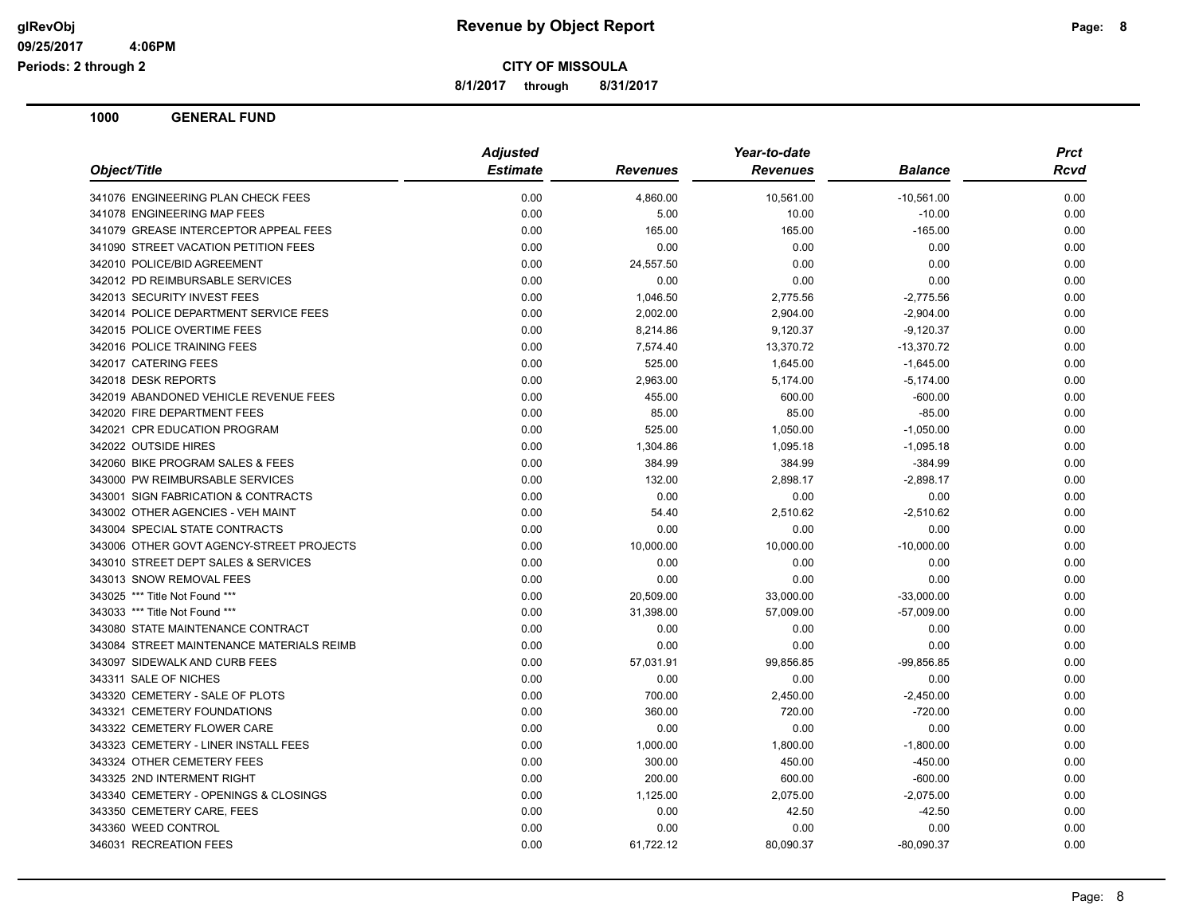**1000 GENERAL FUND**

| Object/Title | Adjusted Estimate | Revenues | Year-to-date Revenues | Balance | Prct Rcvd |
|---|---|---|---|---|---|
| 341076 ENGINEERING PLAN CHECK FEES | 0.00 | 4,860.00 | 10,561.00 | -10,561.00 | 0.00 |
| 341078 ENGINEERING MAP FEES | 0.00 | 5.00 | 10.00 | -10.00 | 0.00 |
| 341079 GREASE INTERCEPTOR APPEAL FEES | 0.00 | 165.00 | 165.00 | -165.00 | 0.00 |
| 341090 STREET VACATION PETITION FEES | 0.00 | 0.00 | 0.00 | 0.00 | 0.00 |
| 342010 POLICE/BID AGREEMENT | 0.00 | 24,557.50 | 0.00 | 0.00 | 0.00 |
| 342012 PD REIMBURSABLE SERVICES | 0.00 | 0.00 | 0.00 | 0.00 | 0.00 |
| 342013 SECURITY INVEST FEES | 0.00 | 1,046.50 | 2,775.56 | -2,775.56 | 0.00 |
| 342014 POLICE DEPARTMENT SERVICE FEES | 0.00 | 2,002.00 | 2,904.00 | -2,904.00 | 0.00 |
| 342015 POLICE OVERTIME FEES | 0.00 | 8,214.86 | 9,120.37 | -9,120.37 | 0.00 |
| 342016 POLICE TRAINING FEES | 0.00 | 7,574.40 | 13,370.72 | -13,370.72 | 0.00 |
| 342017 CATERING FEES | 0.00 | 525.00 | 1,645.00 | -1,645.00 | 0.00 |
| 342018 DESK REPORTS | 0.00 | 2,963.00 | 5,174.00 | -5,174.00 | 0.00 |
| 342019 ABANDONED VEHICLE REVENUE FEES | 0.00 | 455.00 | 600.00 | -600.00 | 0.00 |
| 342020 FIRE DEPARTMENT FEES | 0.00 | 85.00 | 85.00 | -85.00 | 0.00 |
| 342021 CPR EDUCATION PROGRAM | 0.00 | 525.00 | 1,050.00 | -1,050.00 | 0.00 |
| 342022 OUTSIDE HIRES | 0.00 | 1,304.86 | 1,095.18 | -1,095.18 | 0.00 |
| 342060 BIKE PROGRAM SALES & FEES | 0.00 | 384.99 | 384.99 | -384.99 | 0.00 |
| 343000 PW REIMBURSABLE SERVICES | 0.00 | 132.00 | 2,898.17 | -2,898.17 | 0.00 |
| 343001 SIGN FABRICATION & CONTRACTS | 0.00 | 0.00 | 0.00 | 0.00 | 0.00 |
| 343002 OTHER AGENCIES - VEH MAINT | 0.00 | 54.40 | 2,510.62 | -2,510.62 | 0.00 |
| 343004 SPECIAL STATE CONTRACTS | 0.00 | 0.00 | 0.00 | 0.00 | 0.00 |
| 343006 OTHER GOVT AGENCY-STREET PROJECTS | 0.00 | 10,000.00 | 10,000.00 | -10,000.00 | 0.00 |
| 343010 STREET DEPT SALES & SERVICES | 0.00 | 0.00 | 0.00 | 0.00 | 0.00 |
| 343013 SNOW REMOVAL FEES | 0.00 | 0.00 | 0.00 | 0.00 | 0.00 |
| 343025 *** Title Not Found *** | 0.00 | 20,509.00 | 33,000.00 | -33,000.00 | 0.00 |
| 343033 *** Title Not Found *** | 0.00 | 31,398.00 | 57,009.00 | -57,009.00 | 0.00 |
| 343080 STATE MAINTENANCE CONTRACT | 0.00 | 0.00 | 0.00 | 0.00 | 0.00 |
| 343084 STREET MAINTENANCE MATERIALS REIMB | 0.00 | 0.00 | 0.00 | 0.00 | 0.00 |
| 343097 SIDEWALK AND CURB FEES | 0.00 | 57,031.91 | 99,856.85 | -99,856.85 | 0.00 |
| 343311 SALE OF NICHES | 0.00 | 0.00 | 0.00 | 0.00 | 0.00 |
| 343320 CEMETERY - SALE OF PLOTS | 0.00 | 700.00 | 2,450.00 | -2,450.00 | 0.00 |
| 343321 CEMETERY FOUNDATIONS | 0.00 | 360.00 | 720.00 | -720.00 | 0.00 |
| 343322 CEMETERY FLOWER CARE | 0.00 | 0.00 | 0.00 | 0.00 | 0.00 |
| 343323 CEMETERY - LINER INSTALL FEES | 0.00 | 1,000.00 | 1,800.00 | -1,800.00 | 0.00 |
| 343324 OTHER CEMETERY FEES | 0.00 | 300.00 | 450.00 | -450.00 | 0.00 |
| 343325 2ND INTERMENT RIGHT | 0.00 | 200.00 | 600.00 | -600.00 | 0.00 |
| 343340 CEMETERY - OPENINGS & CLOSINGS | 0.00 | 1,125.00 | 2,075.00 | -2,075.00 | 0.00 |
| 343350 CEMETERY CARE, FEES | 0.00 | 0.00 | 42.50 | -42.50 | 0.00 |
| 343360 WEED CONTROL | 0.00 | 0.00 | 0.00 | 0.00 | 0.00 |
| 346031 RECREATION FEES | 0.00 | 61,722.12 | 80,090.37 | -80,090.37 | 0.00 |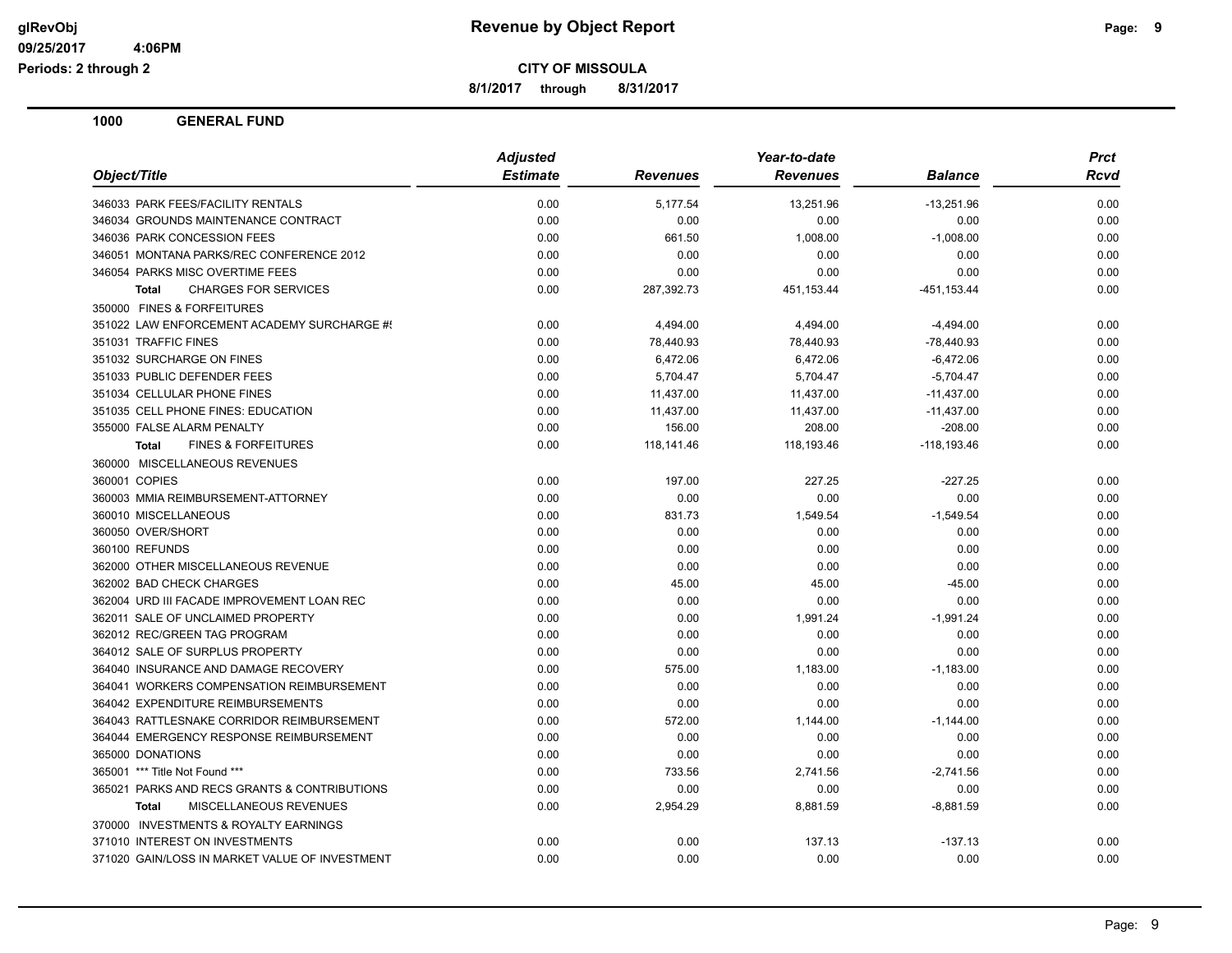**CITY OF MISSOULA**

**8/1/2017 through 8/31/2017**

## 1000 GENERAL FUND

| Object/Title | Adjusted Estimate | Revenues | Year-to-date Revenues | Balance | Prct Rcvd |
|---|---|---|---|---|---|
| 346033 PARK FEES/FACILITY RENTALS | 0.00 | 5,177.54 | 13,251.96 | -13,251.96 | 0.00 |
| 346034 GROUNDS MAINTENANCE CONTRACT | 0.00 | 0.00 | 0.00 | 0.00 | 0.00 |
| 346036 PARK CONCESSION FEES | 0.00 | 661.50 | 1,008.00 | -1,008.00 | 0.00 |
| 346051 MONTANA PARKS/REC CONFERENCE 2012 | 0.00 | 0.00 | 0.00 | 0.00 | 0.00 |
| 346054 PARKS MISC OVERTIME FEES | 0.00 | 0.00 | 0.00 | 0.00 | 0.00 |
| **Total** CHARGES FOR SERVICES | 0.00 | 287,392.73 | 451,153.44 | -451,153.44 | 0.00 |
| 350000 FINES & FORFEITURES | | | | | |
| 351022 LAW ENFORCEMENT ACADEMY SURCHARGE #! | 0.00 | 4,494.00 | 4,494.00 | -4,494.00 | 0.00 |
| 351031 TRAFFIC FINES | 0.00 | 78,440.93 | 78,440.93 | -78,440.93 | 0.00 |
| 351032 SURCHARGE ON FINES | 0.00 | 6,472.06 | 6,472.06 | -6,472.06 | 0.00 |
| 351033 PUBLIC DEFENDER FEES | 0.00 | 5,704.47 | 5,704.47 | -5,704.47 | 0.00 |
| 351034 CELLULAR PHONE FINES | 0.00 | 11,437.00 | 11,437.00 | -11,437.00 | 0.00 |
| 351035 CELL PHONE FINES: EDUCATION | 0.00 | 11,437.00 | 11,437.00 | -11,437.00 | 0.00 |
| 355000 FALSE ALARM PENALTY | 0.00 | 156.00 | 208.00 | -208.00 | 0.00 |
| **Total** FINES & FORFEITURES | 0.00 | 118,141.46 | 118,193.46 | -118,193.46 | 0.00 |
| 360000 MISCELLANEOUS REVENUES | | | | | |
| 360001 COPIES | 0.00 | 197.00 | 227.25 | -227.25 | 0.00 |
| 360003 MMIA REIMBURSEMENT-ATTORNEY | 0.00 | 0.00 | 0.00 | 0.00 | 0.00 |
| 360010 MISCELLANEOUS | 0.00 | 831.73 | 1,549.54 | -1,549.54 | 0.00 |
| 360050 OVER/SHORT | 0.00 | 0.00 | 0.00 | 0.00 | 0.00 |
| 360100 REFUNDS | 0.00 | 0.00 | 0.00 | 0.00 | 0.00 |
| 362000 OTHER MISCELLANEOUS REVENUE | 0.00 | 0.00 | 0.00 | 0.00 | 0.00 |
| 362002 BAD CHECK CHARGES | 0.00 | 45.00 | 45.00 | -45.00 | 0.00 |
| 362004 URD III FACADE IMPROVEMENT LOAN REC | 0.00 | 0.00 | 0.00 | 0.00 | 0.00 |
| 362011 SALE OF UNCLAIMED PROPERTY | 0.00 | 0.00 | 1,991.24 | -1,991.24 | 0.00 |
| 362012 REC/GREEN TAG PROGRAM | 0.00 | 0.00 | 0.00 | 0.00 | 0.00 |
| 364012 SALE OF SURPLUS PROPERTY | 0.00 | 0.00 | 0.00 | 0.00 | 0.00 |
| 364040 INSURANCE AND DAMAGE RECOVERY | 0.00 | 575.00 | 1,183.00 | -1,183.00 | 0.00 |
| 364041 WORKERS COMPENSATION REIMBURSEMENT | 0.00 | 0.00 | 0.00 | 0.00 | 0.00 |
| 364042 EXPENDITURE REIMBURSEMENTS | 0.00 | 0.00 | 0.00 | 0.00 | 0.00 |
| 364043 RATTLESNAKE CORRIDOR REIMBURSEMENT | 0.00 | 572.00 | 1,144.00 | -1,144.00 | 0.00 |
| 364044 EMERGENCY RESPONSE REIMBURSEMENT | 0.00 | 0.00 | 0.00 | 0.00 | 0.00 |
| 365000 DONATIONS | 0.00 | 0.00 | 0.00 | 0.00 | 0.00 |
| 365001 *** Title Not Found *** | 0.00 | 733.56 | 2,741.56 | -2,741.56 | 0.00 |
| 365021 PARKS AND RECS GRANTS & CONTRIBUTIONS | 0.00 | 0.00 | 0.00 | 0.00 | 0.00 |
| **Total** MISCELLANEOUS REVENUES | 0.00 | 2,954.29 | 8,881.59 | -8,881.59 | 0.00 |
| 370000 INVESTMENTS & ROYALTY EARNINGS | | | | | |
| 371010 INTEREST ON INVESTMENTS | 0.00 | 0.00 | 137.13 | -137.13 | 0.00 |
| 371020 GAIN/LOSS IN MARKET VALUE OF INVESTMENT | 0.00 | 0.00 | 0.00 | 0.00 | 0.00 |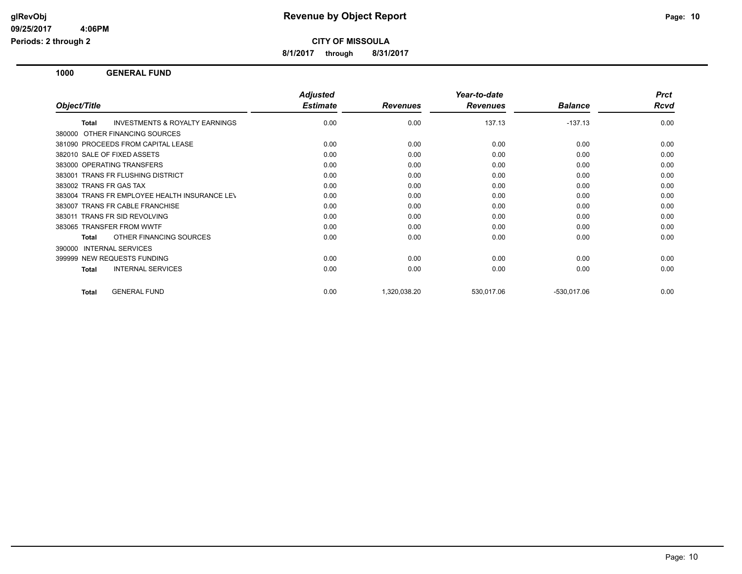# Revenue by Object Report

glRevObj
09/25/2017 4:06PM
Periods: 2 through 2

**CITY OF MISSOULA**

**8/1/2017 through 8/31/2017**

## 1000 GENERAL FUND

| Object/Title | Adjusted Estimate | Revenues | Year-to-date Revenues | Balance | Prct Rcvd |
|---|---|---|---|---|---|
| **Total** INVESTMENTS & ROYALTY EARNINGS | 0.00 | 0.00 | 137.13 | -137.13 | 0.00 |
| 380000 OTHER FINANCING SOURCES | | | | | |
| 381090 PROCEEDS FROM CAPITAL LEASE | 0.00 | 0.00 | 0.00 | 0.00 | 0.00 |
| 382010 SALE OF FIXED ASSETS | 0.00 | 0.00 | 0.00 | 0.00 | 0.00 |
| 383000 OPERATING TRANSFERS | 0.00 | 0.00 | 0.00 | 0.00 | 0.00 |
| 383001 TRANS FR FLUSHING DISTRICT | 0.00 | 0.00 | 0.00 | 0.00 | 0.00 |
| 383002 TRANS FR GAS TAX | 0.00 | 0.00 | 0.00 | 0.00 | 0.00 |
| 383004 TRANS FR EMPLOYEE HEALTH INSURANCE LEV | 0.00 | 0.00 | 0.00 | 0.00 | 0.00 |
| 383007 TRANS FR CABLE FRANCHISE | 0.00 | 0.00 | 0.00 | 0.00 | 0.00 |
| 383011 TRANS FR SID REVOLVING | 0.00 | 0.00 | 0.00 | 0.00 | 0.00 |
| 383065 TRANSFER FROM WWTF | 0.00 | 0.00 | 0.00 | 0.00 | 0.00 |
| **Total** OTHER FINANCING SOURCES | 0.00 | 0.00 | 0.00 | 0.00 | 0.00 |
| 390000 INTERNAL SERVICES | | | | | |
| 399999 NEW REQUESTS FUNDING | 0.00 | 0.00 | 0.00 | 0.00 | 0.00 |
| **Total** INTERNAL SERVICES | 0.00 | 0.00 | 0.00 | 0.00 | 0.00 |
| **Total** GENERAL FUND | 0.00 | 1,320,038.20 | 530,017.06 | -530,017.06 | 0.00 |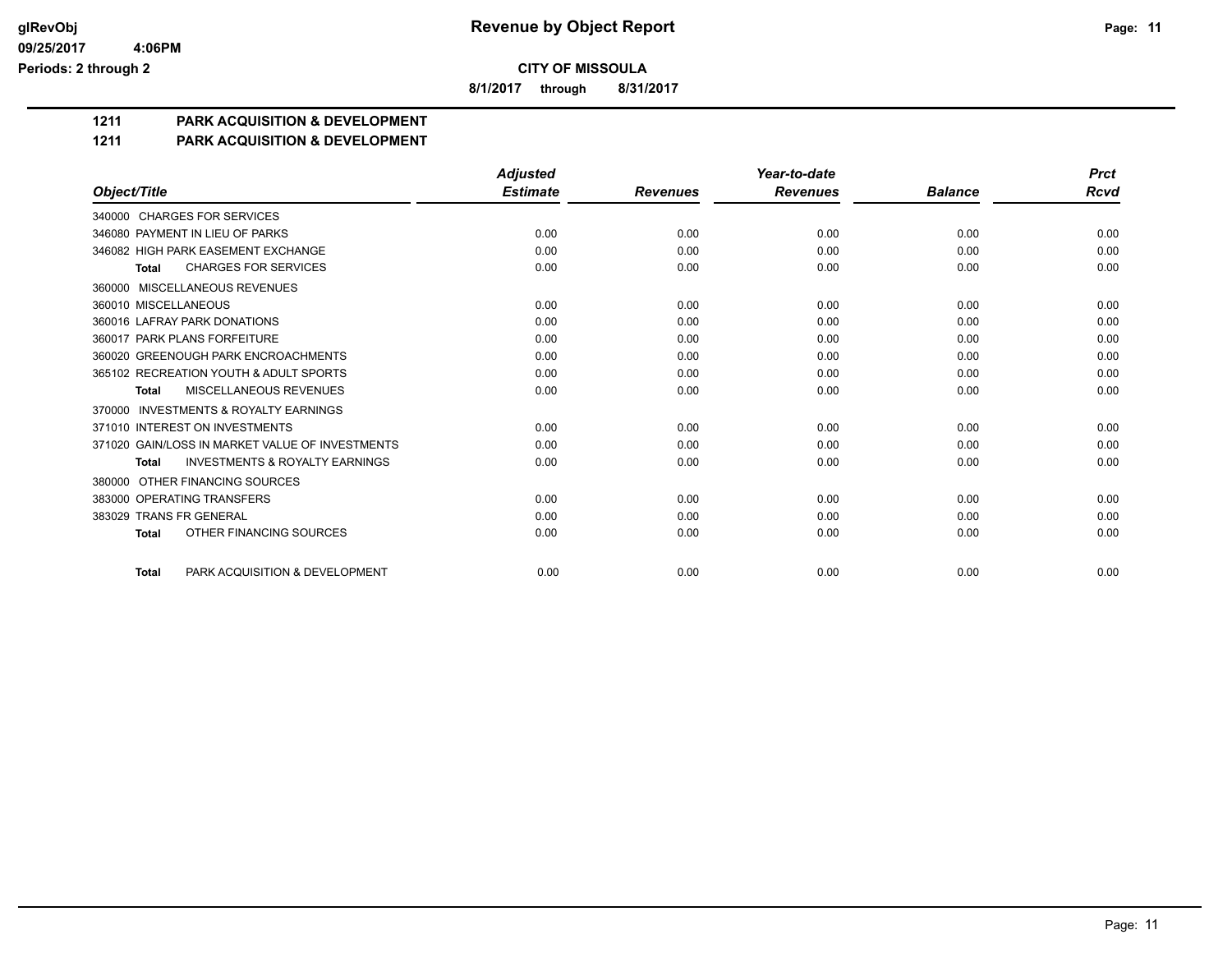**glRevObj** | **Revenue by Object Report**

**09/25/2017 4:06PM**

**Periods: 2 through 2**

**CITY OF MISSOULA**

**8/1/2017 through 8/31/2017**

## 1211 PARK ACQUISITION & DEVELOPMENT

## 1211 PARK ACQUISITION & DEVELOPMENT

| Object/Title | Adjusted Estimate | Revenues | Year-to-date Revenues | Balance | Prct Rcvd |
|---|---|---|---|---|---|
| 340000 CHARGES FOR SERVICES | | | | | |
| 346080 PAYMENT IN LIEU OF PARKS | 0.00 | 0.00 | 0.00 | 0.00 | 0.00 |
| 346082 HIGH PARK EASEMENT EXCHANGE | 0.00 | 0.00 | 0.00 | 0.00 | 0.00 |
| **Total** CHARGES FOR SERVICES | 0.00 | 0.00 | 0.00 | 0.00 | 0.00 |
| 360000 MISCELLANEOUS REVENUES | | | | | |
| 360010 MISCELLANEOUS | 0.00 | 0.00 | 0.00 | 0.00 | 0.00 |
| 360016 LAFRAY PARK DONATIONS | 0.00 | 0.00 | 0.00 | 0.00 | 0.00 |
| 360017 PARK PLANS FORFEITURE | 0.00 | 0.00 | 0.00 | 0.00 | 0.00 |
| 360020 GREENOUGH PARK ENCROACHMENTS | 0.00 | 0.00 | 0.00 | 0.00 | 0.00 |
| 365102 RECREATION YOUTH & ADULT SPORTS | 0.00 | 0.00 | 0.00 | 0.00 | 0.00 |
| **Total** MISCELLANEOUS REVENUES | 0.00 | 0.00 | 0.00 | 0.00 | 0.00 |
| 370000 INVESTMENTS & ROYALTY EARNINGS | | | | | |
| 371010 INTEREST ON INVESTMENTS | 0.00 | 0.00 | 0.00 | 0.00 | 0.00 |
| 371020 GAIN/LOSS IN MARKET VALUE OF INVESTMENTS | 0.00 | 0.00 | 0.00 | 0.00 | 0.00 |
| **Total** INVESTMENTS & ROYALTY EARNINGS | 0.00 | 0.00 | 0.00 | 0.00 | 0.00 |
| 380000 OTHER FINANCING SOURCES | | | | | |
| 383000 OPERATING TRANSFERS | 0.00 | 0.00 | 0.00 | 0.00 | 0.00 |
| 383029 TRANS FR GENERAL | 0.00 | 0.00 | 0.00 | 0.00 | 0.00 |
| **Total** OTHER FINANCING SOURCES | 0.00 | 0.00 | 0.00 | 0.00 | 0.00 |
| **Total** PARK ACQUISITION & DEVELOPMENT | 0.00 | 0.00 | 0.00 | 0.00 | 0.00 |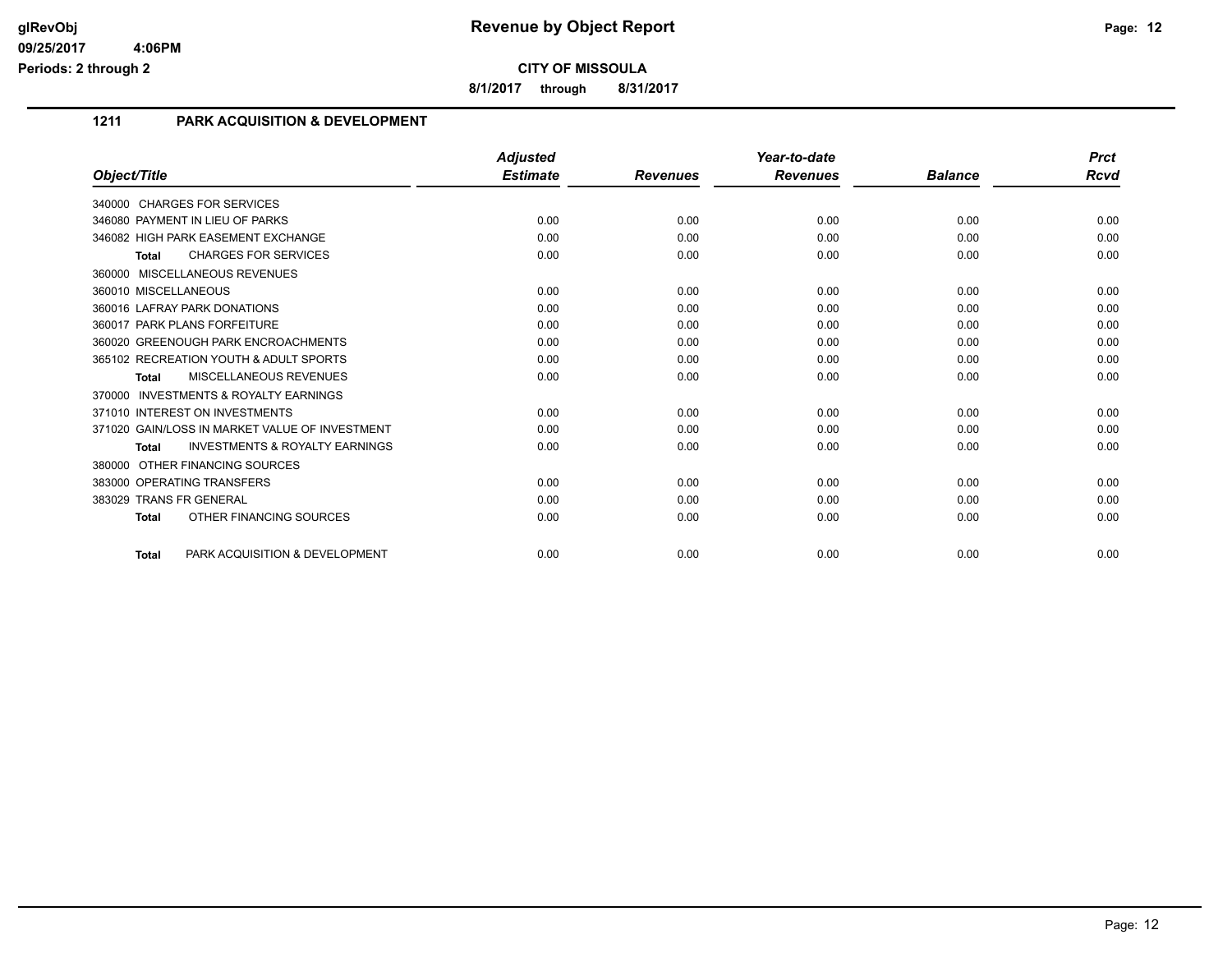# Revenue by Object Report

**CITY OF MISSOULA**

**8/1/2017 through 8/31/2017**

## 1211 PARK ACQUISITION & DEVELOPMENT

| Object/Title | Adjusted Estimate | Revenues | Year-to-date Revenues | Balance | Prct Rcvd |
|---|---|---|---|---|---|
| 340000 CHARGES FOR SERVICES | | | | | |
| 346080 PAYMENT IN LIEU OF PARKS | 0.00 | 0.00 | 0.00 | 0.00 | 0.00 |
| 346082 HIGH PARK EASEMENT EXCHANGE | 0.00 | 0.00 | 0.00 | 0.00 | 0.00 |
| **Total** CHARGES FOR SERVICES | 0.00 | 0.00 | 0.00 | 0.00 | 0.00 |
| 360000 MISCELLANEOUS REVENUES | | | | | |
| 360010 MISCELLANEOUS | 0.00 | 0.00 | 0.00 | 0.00 | 0.00 |
| 360016 LAFRAY PARK DONATIONS | 0.00 | 0.00 | 0.00 | 0.00 | 0.00 |
| 360017 PARK PLANS FORFEITURE | 0.00 | 0.00 | 0.00 | 0.00 | 0.00 |
| 360020 GREENOUGH PARK ENCROACHMENTS | 0.00 | 0.00 | 0.00 | 0.00 | 0.00 |
| 365102 RECREATION YOUTH & ADULT SPORTS | 0.00 | 0.00 | 0.00 | 0.00 | 0.00 |
| **Total** MISCELLANEOUS REVENUES | 0.00 | 0.00 | 0.00 | 0.00 | 0.00 |
| 370000 INVESTMENTS & ROYALTY EARNINGS | | | | | |
| 371010 INTEREST ON INVESTMENTS | 0.00 | 0.00 | 0.00 | 0.00 | 0.00 |
| 371020 GAIN/LOSS IN MARKET VALUE OF INVESTMENT | 0.00 | 0.00 | 0.00 | 0.00 | 0.00 |
| **Total** INVESTMENTS & ROYALTY EARNINGS | 0.00 | 0.00 | 0.00 | 0.00 | 0.00 |
| 380000 OTHER FINANCING SOURCES | | | | | |
| 383000 OPERATING TRANSFERS | 0.00 | 0.00 | 0.00 | 0.00 | 0.00 |
| 383029 TRANS FR GENERAL | 0.00 | 0.00 | 0.00 | 0.00 | 0.00 |
| **Total** OTHER FINANCING SOURCES | 0.00 | 0.00 | 0.00 | 0.00 | 0.00 |
| **Total** PARK ACQUISITION & DEVELOPMENT | 0.00 | 0.00 | 0.00 | 0.00 | 0.00 |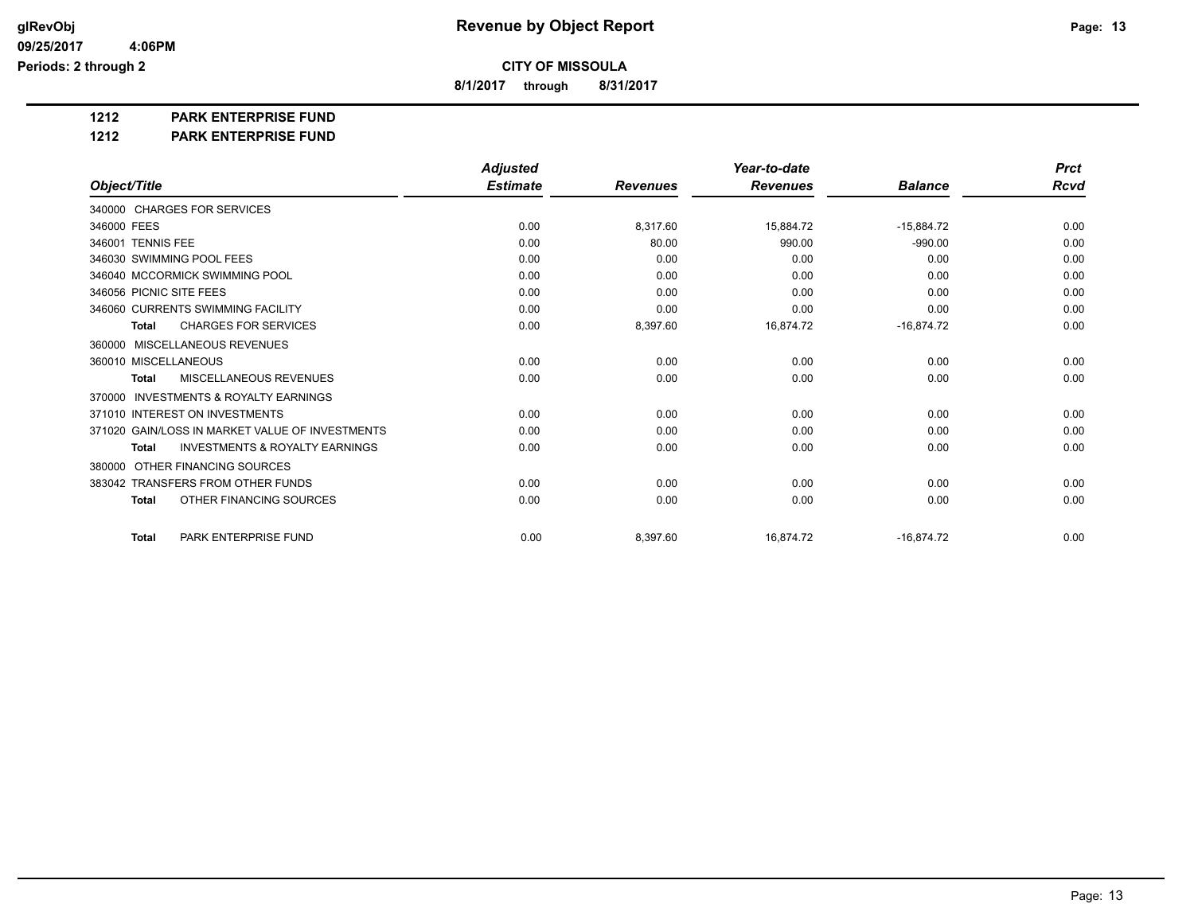# Revenue by Object Report

glRevObj
09/25/2017 4:06PM
Periods: 2 through 2

**CITY OF MISSOULA**

8/1/2017 through 8/31/2017

**1212 PARK ENTERPRISE FUND**

**1212 PARK ENTERPRISE FUND**

| Object/Title | Adjusted Estimate | Revenues | Year-to-date Revenues | Balance | Prct Rcvd |
|---|---|---|---|---|---|
| 340000 CHARGES FOR SERVICES | | | | | |
| 346000 FEES | 0.00 | 8,317.60 | 15,884.72 | -15,884.72 | 0.00 |
| 346001 TENNIS FEE | 0.00 | 80.00 | 990.00 | -990.00 | 0.00 |
| 346030 SWIMMING POOL FEES | 0.00 | 0.00 | 0.00 | 0.00 | 0.00 |
| 346040 MCCORMICK SWIMMING POOL | 0.00 | 0.00 | 0.00 | 0.00 | 0.00 |
| 346056 PICNIC SITE FEES | 0.00 | 0.00 | 0.00 | 0.00 | 0.00 |
| 346060 CURRENTS SWIMMING FACILITY | 0.00 | 0.00 | 0.00 | 0.00 | 0.00 |
| **Total** CHARGES FOR SERVICES | 0.00 | 8,397.60 | 16,874.72 | -16,874.72 | 0.00 |
| 360000 MISCELLANEOUS REVENUES | | | | | |
| 360010 MISCELLANEOUS | 0.00 | 0.00 | 0.00 | 0.00 | 0.00 |
| **Total** MISCELLANEOUS REVENUES | 0.00 | 0.00 | 0.00 | 0.00 | 0.00 |
| 370000 INVESTMENTS & ROYALTY EARNINGS | | | | | |
| 371010 INTEREST ON INVESTMENTS | 0.00 | 0.00 | 0.00 | 0.00 | 0.00 |
| 371020 GAIN/LOSS IN MARKET VALUE OF INVESTMENTS | 0.00 | 0.00 | 0.00 | 0.00 | 0.00 |
| **Total** INVESTMENTS & ROYALTY EARNINGS | 0.00 | 0.00 | 0.00 | 0.00 | 0.00 |
| 380000 OTHER FINANCING SOURCES | | | | | |
| 383042 TRANSFERS FROM OTHER FUNDS | 0.00 | 0.00 | 0.00 | 0.00 | 0.00 |
| **Total** OTHER FINANCING SOURCES | 0.00 | 0.00 | 0.00 | 0.00 | 0.00 |
| **Total** PARK ENTERPRISE FUND | 0.00 | 8,397.60 | 16,874.72 | -16,874.72 | 0.00 |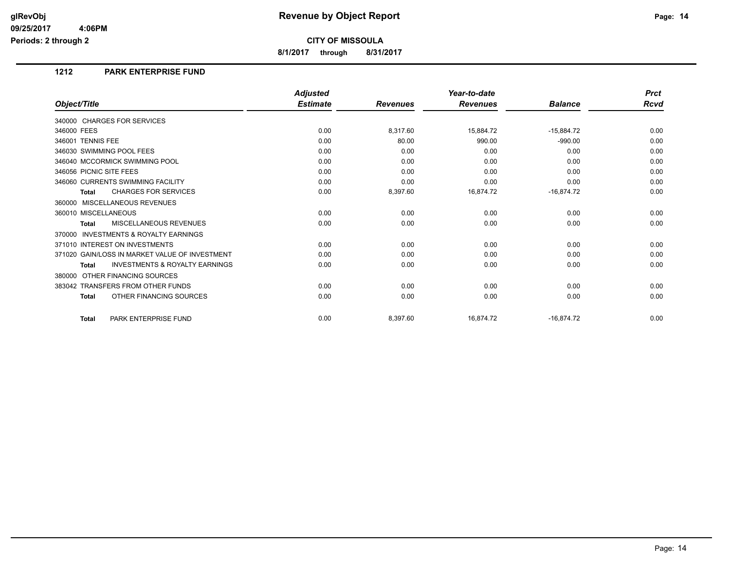# Revenue by Object Report

**CITY OF MISSOULA**

**8/1/2017 through 8/31/2017**

glRevObj
09/25/2017 4:06PM
Periods: 2 through 2

## 1212 PARK ENTERPRISE FUND

| Object/Title | Adjusted Estimate | Revenues | Year-to-date Revenues | Balance | Prct Rcvd |
|---|---|---|---|---|---|
| 340000 CHARGES FOR SERVICES | | | | | |
| 346000 FEES | 0.00 | 8,317.60 | 15,884.72 | -15,884.72 | 0.00 |
| 346001 TENNIS FEE | 0.00 | 80.00 | 990.00 | -990.00 | 0.00 |
| 346030 SWIMMING POOL FEES | 0.00 | 0.00 | 0.00 | 0.00 | 0.00 |
| 346040 MCCORMICK SWIMMING POOL | 0.00 | 0.00 | 0.00 | 0.00 | 0.00 |
| 346056 PICNIC SITE FEES | 0.00 | 0.00 | 0.00 | 0.00 | 0.00 |
| 346060 CURRENTS SWIMMING FACILITY | 0.00 | 0.00 | 0.00 | 0.00 | 0.00 |
| **Total** CHARGES FOR SERVICES | 0.00 | 8,397.60 | 16,874.72 | -16,874.72 | 0.00 |
| 360000 MISCELLANEOUS REVENUES | | | | | |
| 360010 MISCELLANEOUS | 0.00 | 0.00 | 0.00 | 0.00 | 0.00 |
| **Total** MISCELLANEOUS REVENUES | 0.00 | 0.00 | 0.00 | 0.00 | 0.00 |
| 370000 INVESTMENTS & ROYALTY EARNINGS | | | | | |
| 371010 INTEREST ON INVESTMENTS | 0.00 | 0.00 | 0.00 | 0.00 | 0.00 |
| 371020 GAIN/LOSS IN MARKET VALUE OF INVESTMENT | 0.00 | 0.00 | 0.00 | 0.00 | 0.00 |
| **Total** INVESTMENTS & ROYALTY EARNINGS | 0.00 | 0.00 | 0.00 | 0.00 | 0.00 |
| 380000 OTHER FINANCING SOURCES | | | | | |
| 383042 TRANSFERS FROM OTHER FUNDS | 0.00 | 0.00 | 0.00 | 0.00 | 0.00 |
| **Total** OTHER FINANCING SOURCES | 0.00 | 0.00 | 0.00 | 0.00 | 0.00 |
| **Total** PARK ENTERPRISE FUND | 0.00 | 8,397.60 | 16,874.72 | -16,874.72 | 0.00 |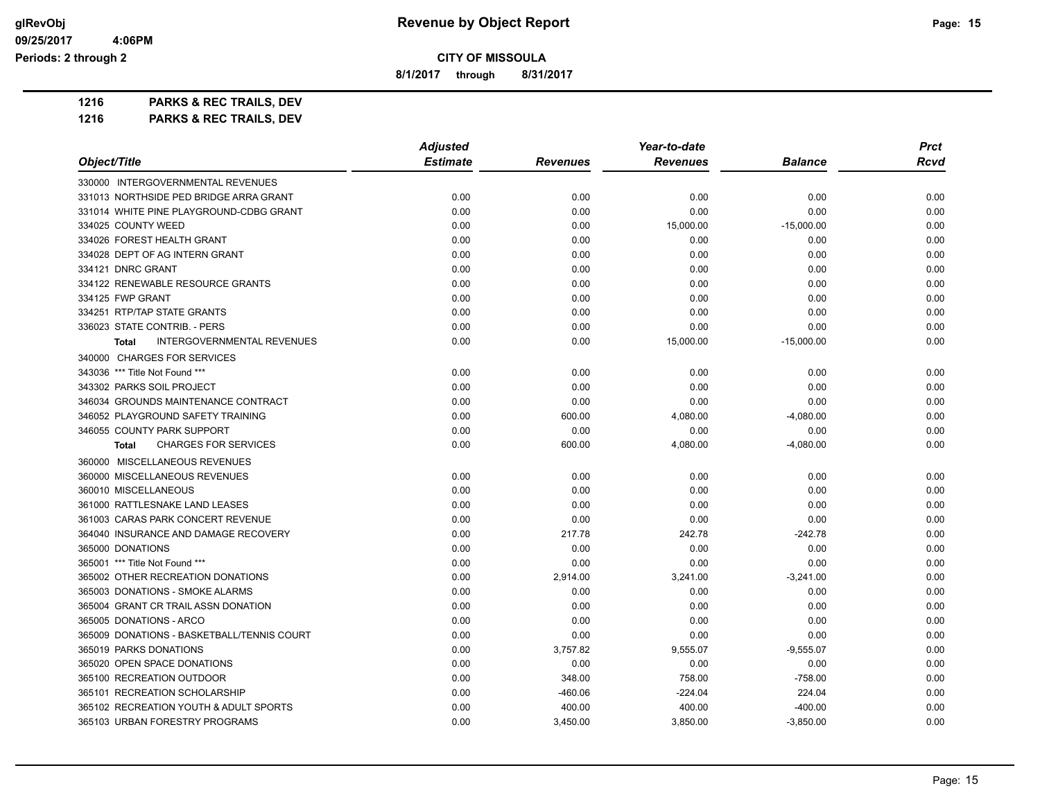**Revenue by Object Report**

**CITY OF MISSOULA**

**8/1/2017 through 8/31/2017**

glRevObj
09/25/2017 4:06PM
Periods: 2 through 2

## 1216 PARKS & REC TRAILS, DEV

## 1216 PARKS & REC TRAILS, DEV

| Object/Title | Adjusted Estimate | Revenues | Year-to-date Revenues | Balance | Prct Rcvd |
|---|---|---|---|---|---|
| 330000 INTERGOVERNMENTAL REVENUES | | | | | |
| 331013 NORTHSIDE PED BRIDGE ARRA GRANT | 0.00 | 0.00 | 0.00 | 0.00 | 0.00 |
| 331014 WHITE PINE PLAYGROUND-CDBG GRANT | 0.00 | 0.00 | 0.00 | 0.00 | 0.00 |
| 334025 COUNTY WEED | 0.00 | 0.00 | 15,000.00 | -15,000.00 | 0.00 |
| 334026 FOREST HEALTH GRANT | 0.00 | 0.00 | 0.00 | 0.00 | 0.00 |
| 334028 DEPT OF AG INTERN GRANT | 0.00 | 0.00 | 0.00 | 0.00 | 0.00 |
| 334121 DNRC GRANT | 0.00 | 0.00 | 0.00 | 0.00 | 0.00 |
| 334122 RENEWABLE RESOURCE GRANTS | 0.00 | 0.00 | 0.00 | 0.00 | 0.00 |
| 334125 FWP GRANT | 0.00 | 0.00 | 0.00 | 0.00 | 0.00 |
| 334251 RTP/TAP STATE GRANTS | 0.00 | 0.00 | 0.00 | 0.00 | 0.00 |
| 336023 STATE CONTRIB. - PERS | 0.00 | 0.00 | 0.00 | 0.00 | 0.00 |
| **Total** INTERGOVERNMENTAL REVENUES | 0.00 | 0.00 | 15,000.00 | -15,000.00 | 0.00 |
| 340000 CHARGES FOR SERVICES | | | | | |
| 343036 *** Title Not Found *** | 0.00 | 0.00 | 0.00 | 0.00 | 0.00 |
| 343302 PARKS SOIL PROJECT | 0.00 | 0.00 | 0.00 | 0.00 | 0.00 |
| 346034 GROUNDS MAINTENANCE CONTRACT | 0.00 | 0.00 | 0.00 | 0.00 | 0.00 |
| 346052 PLAYGROUND SAFETY TRAINING | 0.00 | 600.00 | 4,080.00 | -4,080.00 | 0.00 |
| 346055 COUNTY PARK SUPPORT | 0.00 | 0.00 | 0.00 | 0.00 | 0.00 |
| **Total** CHARGES FOR SERVICES | 0.00 | 600.00 | 4,080.00 | -4,080.00 | 0.00 |
| 360000 MISCELLANEOUS REVENUES | | | | | |
| 360000 MISCELLANEOUS REVENUES | 0.00 | 0.00 | 0.00 | 0.00 | 0.00 |
| 360010 MISCELLANEOUS | 0.00 | 0.00 | 0.00 | 0.00 | 0.00 |
| 361000 RATTLESNAKE LAND LEASES | 0.00 | 0.00 | 0.00 | 0.00 | 0.00 |
| 361003 CARAS PARK CONCERT REVENUE | 0.00 | 0.00 | 0.00 | 0.00 | 0.00 |
| 364040 INSURANCE AND DAMAGE RECOVERY | 0.00 | 217.78 | 242.78 | -242.78 | 0.00 |
| 365000 DONATIONS | 0.00 | 0.00 | 0.00 | 0.00 | 0.00 |
| 365001 *** Title Not Found *** | 0.00 | 0.00 | 0.00 | 0.00 | 0.00 |
| 365002 OTHER RECREATION DONATIONS | 0.00 | 2,914.00 | 3,241.00 | -3,241.00 | 0.00 |
| 365003 DONATIONS - SMOKE ALARMS | 0.00 | 0.00 | 0.00 | 0.00 | 0.00 |
| 365004 GRANT CR TRAIL ASSN DONATION | 0.00 | 0.00 | 0.00 | 0.00 | 0.00 |
| 365005 DONATIONS - ARCO | 0.00 | 0.00 | 0.00 | 0.00 | 0.00 |
| 365009 DONATIONS - BASKETBALL/TENNIS COURT | 0.00 | 0.00 | 0.00 | 0.00 | 0.00 |
| 365019 PARKS DONATIONS | 0.00 | 3,757.82 | 9,555.07 | -9,555.07 | 0.00 |
| 365020 OPEN SPACE DONATIONS | 0.00 | 0.00 | 0.00 | 0.00 | 0.00 |
| 365100 RECREATION OUTDOOR | 0.00 | 348.00 | 758.00 | -758.00 | 0.00 |
| 365101 RECREATION SCHOLARSHIP | 0.00 | -460.06 | -224.04 | 224.04 | 0.00 |
| 365102 RECREATION YOUTH & ADULT SPORTS | 0.00 | 400.00 | 400.00 | -400.00 | 0.00 |
| 365103 URBAN FORESTRY PROGRAMS | 0.00 | 3,450.00 | 3,850.00 | -3,850.00 | 0.00 |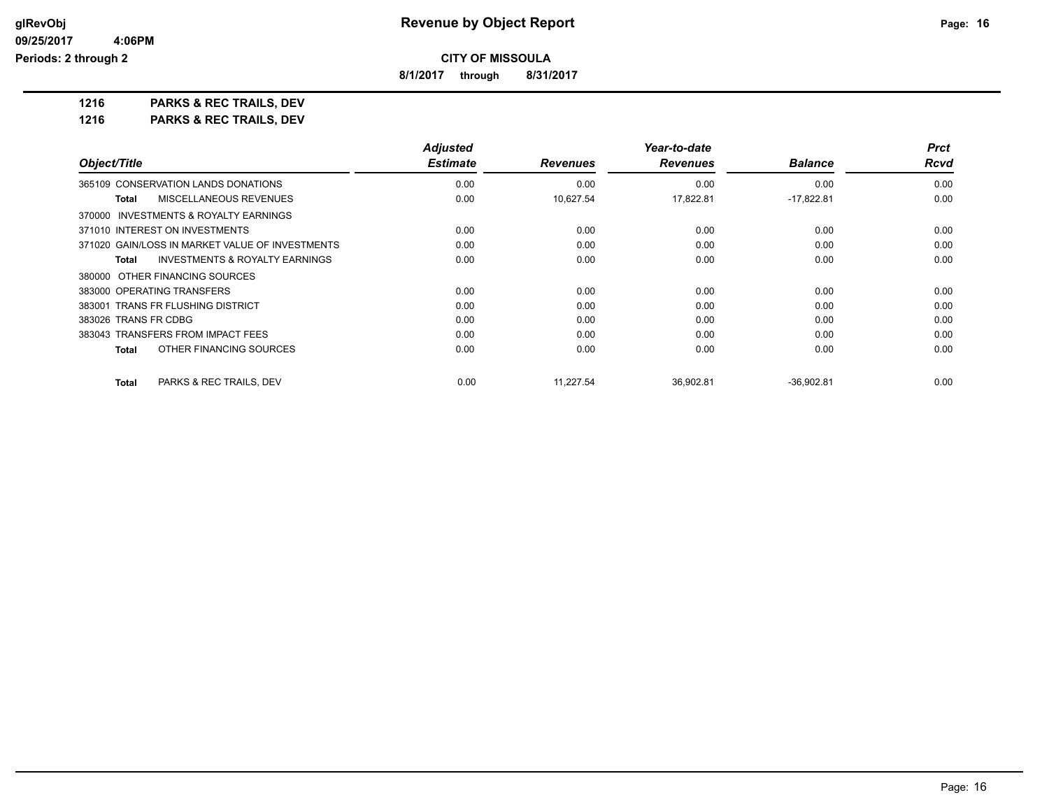**CITY OF MISSOULA**

**8/1/2017 through 8/31/2017**

**1216 PARKS & REC TRAILS, DEV**

**1216 PARKS & REC TRAILS, DEV**

| Object/Title | Adjusted Estimate | Revenues | Year-to-date Revenues | Balance | Prct Rcvd |
|---|---|---|---|---|---|
| 365109 CONSERVATION LANDS DONATIONS | 0.00 | 0.00 | 0.00 | 0.00 | 0.00 |
| **Total** MISCELLANEOUS REVENUES | 0.00 | 10,627.54 | 17,822.81 | -17,822.81 | 0.00 |
| 370000 INVESTMENTS & ROYALTY EARNINGS | | | | | |
| 371010 INTEREST ON INVESTMENTS | 0.00 | 0.00 | 0.00 | 0.00 | 0.00 |
| 371020 GAIN/LOSS IN MARKET VALUE OF INVESTMENTS | 0.00 | 0.00 | 0.00 | 0.00 | 0.00 |
| **Total** INVESTMENTS & ROYALTY EARNINGS | 0.00 | 0.00 | 0.00 | 0.00 | 0.00 |
| 380000 OTHER FINANCING SOURCES | | | | | |
| 383000 OPERATING TRANSFERS | 0.00 | 0.00 | 0.00 | 0.00 | 0.00 |
| 383001 TRANS FR FLUSHING DISTRICT | 0.00 | 0.00 | 0.00 | 0.00 | 0.00 |
| 383026 TRANS FR CDBG | 0.00 | 0.00 | 0.00 | 0.00 | 0.00 |
| 383043 TRANSFERS FROM IMPACT FEES | 0.00 | 0.00 | 0.00 | 0.00 | 0.00 |
| **Total** OTHER FINANCING SOURCES | 0.00 | 0.00 | 0.00 | 0.00 | 0.00 |
| **Total** PARKS & REC TRAILS, DEV | 0.00 | 11,227.54 | 36,902.81 | -36,902.81 | 0.00 |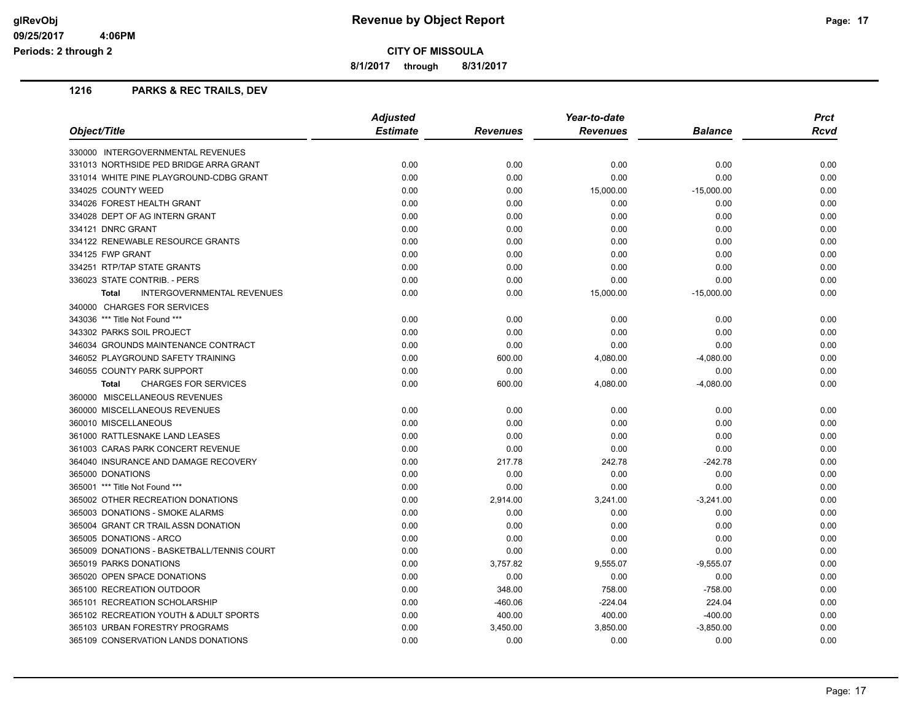# Revenue by Object Report

**CITY OF MISSOULA**

**8/1/2017 through 8/31/2017**

glRevObj
09/25/2017 4:06PM
Periods: 2 through 2

## 1216 PARKS & REC TRAILS, DEV

| Object/Title | Adjusted Estimate | Revenues | Year-to-date Revenues | Balance | Prct Rcvd |
|---|---|---|---|---|---|
| 330000 INTERGOVERNMENTAL REVENUES | | | | | |
| 331013 NORTHSIDE PED BRIDGE ARRA GRANT | 0.00 | 0.00 | 0.00 | 0.00 | 0.00 |
| 331014 WHITE PINE PLAYGROUND-CDBG GRANT | 0.00 | 0.00 | 0.00 | 0.00 | 0.00 |
| 334025 COUNTY WEED | 0.00 | 0.00 | 15,000.00 | -15,000.00 | 0.00 |
| 334026 FOREST HEALTH GRANT | 0.00 | 0.00 | 0.00 | 0.00 | 0.00 |
| 334028 DEPT OF AG INTERN GRANT | 0.00 | 0.00 | 0.00 | 0.00 | 0.00 |
| 334121 DNRC GRANT | 0.00 | 0.00 | 0.00 | 0.00 | 0.00 |
| 334122 RENEWABLE RESOURCE GRANTS | 0.00 | 0.00 | 0.00 | 0.00 | 0.00 |
| 334125 FWP GRANT | 0.00 | 0.00 | 0.00 | 0.00 | 0.00 |
| 334251 RTP/TAP STATE GRANTS | 0.00 | 0.00 | 0.00 | 0.00 | 0.00 |
| 336023 STATE CONTRIB. - PERS | 0.00 | 0.00 | 0.00 | 0.00 | 0.00 |
| **Total** INTERGOVERNMENTAL REVENUES | 0.00 | 0.00 | 15,000.00 | -15,000.00 | 0.00 |
| 340000 CHARGES FOR SERVICES | | | | | |
| 343036 *** Title Not Found *** | 0.00 | 0.00 | 0.00 | 0.00 | 0.00 |
| 343302 PARKS SOIL PROJECT | 0.00 | 0.00 | 0.00 | 0.00 | 0.00 |
| 346034 GROUNDS MAINTENANCE CONTRACT | 0.00 | 0.00 | 0.00 | 0.00 | 0.00 |
| 346052 PLAYGROUND SAFETY TRAINING | 0.00 | 600.00 | 4,080.00 | -4,080.00 | 0.00 |
| 346055 COUNTY PARK SUPPORT | 0.00 | 0.00 | 0.00 | 0.00 | 0.00 |
| **Total** CHARGES FOR SERVICES | 0.00 | 600.00 | 4,080.00 | -4,080.00 | 0.00 |
| 360000 MISCELLANEOUS REVENUES | | | | | |
| 360000 MISCELLANEOUS REVENUES | 0.00 | 0.00 | 0.00 | 0.00 | 0.00 |
| 360010 MISCELLANEOUS | 0.00 | 0.00 | 0.00 | 0.00 | 0.00 |
| 361000 RATTLESNAKE LAND LEASES | 0.00 | 0.00 | 0.00 | 0.00 | 0.00 |
| 361003 CARAS PARK CONCERT REVENUE | 0.00 | 0.00 | 0.00 | 0.00 | 0.00 |
| 364040 INSURANCE AND DAMAGE RECOVERY | 0.00 | 217.78 | 242.78 | -242.78 | 0.00 |
| 365000 DONATIONS | 0.00 | 0.00 | 0.00 | 0.00 | 0.00 |
| 365001 *** Title Not Found *** | 0.00 | 0.00 | 0.00 | 0.00 | 0.00 |
| 365002 OTHER RECREATION DONATIONS | 0.00 | 2,914.00 | 3,241.00 | -3,241.00 | 0.00 |
| 365003 DONATIONS - SMOKE ALARMS | 0.00 | 0.00 | 0.00 | 0.00 | 0.00 |
| 365004 GRANT CR TRAIL ASSN DONATION | 0.00 | 0.00 | 0.00 | 0.00 | 0.00 |
| 365005 DONATIONS - ARCO | 0.00 | 0.00 | 0.00 | 0.00 | 0.00 |
| 365009 DONATIONS - BASKETBALL/TENNIS COURT | 0.00 | 0.00 | 0.00 | 0.00 | 0.00 |
| 365019 PARKS DONATIONS | 0.00 | 3,757.82 | 9,555.07 | -9,555.07 | 0.00 |
| 365020 OPEN SPACE DONATIONS | 0.00 | 0.00 | 0.00 | 0.00 | 0.00 |
| 365100 RECREATION OUTDOOR | 0.00 | 348.00 | 758.00 | -758.00 | 0.00 |
| 365101 RECREATION SCHOLARSHIP | 0.00 | -460.06 | -224.04 | 224.04 | 0.00 |
| 365102 RECREATION YOUTH & ADULT SPORTS | 0.00 | 400.00 | 400.00 | -400.00 | 0.00 |
| 365103 URBAN FORESTRY PROGRAMS | 0.00 | 3,450.00 | 3,850.00 | -3,850.00 | 0.00 |
| 365109 CONSERVATION LANDS DONATIONS | 0.00 | 0.00 | 0.00 | 0.00 | 0.00 |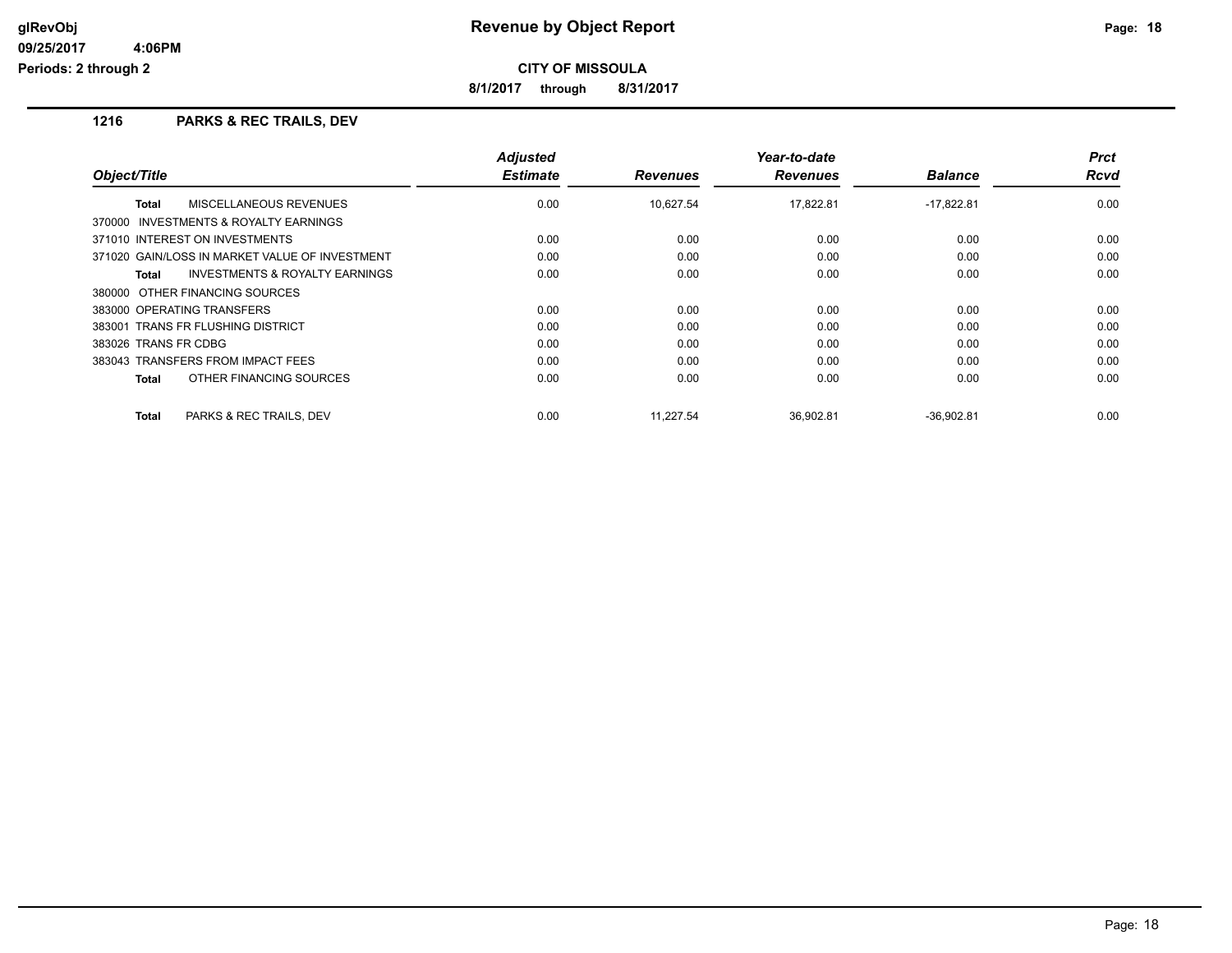**CITY OF MISSOULA**

**8/1/2017 through 8/31/2017**

## 1216 PARKS & REC TRAILS, DEV

| Object/Title | Adjusted Estimate | Revenues | Year-to-date Revenues | Balance | Prct Rcvd |
|---|---|---|---|---|---|
| **Total** MISCELLANEOUS REVENUES | 0.00 | 10,627.54 | 17,822.81 | -17,822.81 | 0.00 |
| 370000 INVESTMENTS & ROYALTY EARNINGS | | | | | |
| 371010 INTEREST ON INVESTMENTS | 0.00 | 0.00 | 0.00 | 0.00 | 0.00 |
| 371020 GAIN/LOSS IN MARKET VALUE OF INVESTMENT | 0.00 | 0.00 | 0.00 | 0.00 | 0.00 |
| **Total** INVESTMENTS & ROYALTY EARNINGS | 0.00 | 0.00 | 0.00 | 0.00 | 0.00 |
| 380000 OTHER FINANCING SOURCES | | | | | |
| 383000 OPERATING TRANSFERS | 0.00 | 0.00 | 0.00 | 0.00 | 0.00 |
| 383001 TRANS FR FLUSHING DISTRICT | 0.00 | 0.00 | 0.00 | 0.00 | 0.00 |
| 383026 TRANS FR CDBG | 0.00 | 0.00 | 0.00 | 0.00 | 0.00 |
| 383043 TRANSFERS FROM IMPACT FEES | 0.00 | 0.00 | 0.00 | 0.00 | 0.00 |
| **Total** OTHER FINANCING SOURCES | 0.00 | 0.00 | 0.00 | 0.00 | 0.00 |
| **Total** PARKS & REC TRAILS, DEV | 0.00 | 11,227.54 | 36,902.81 | -36,902.81 | 0.00 |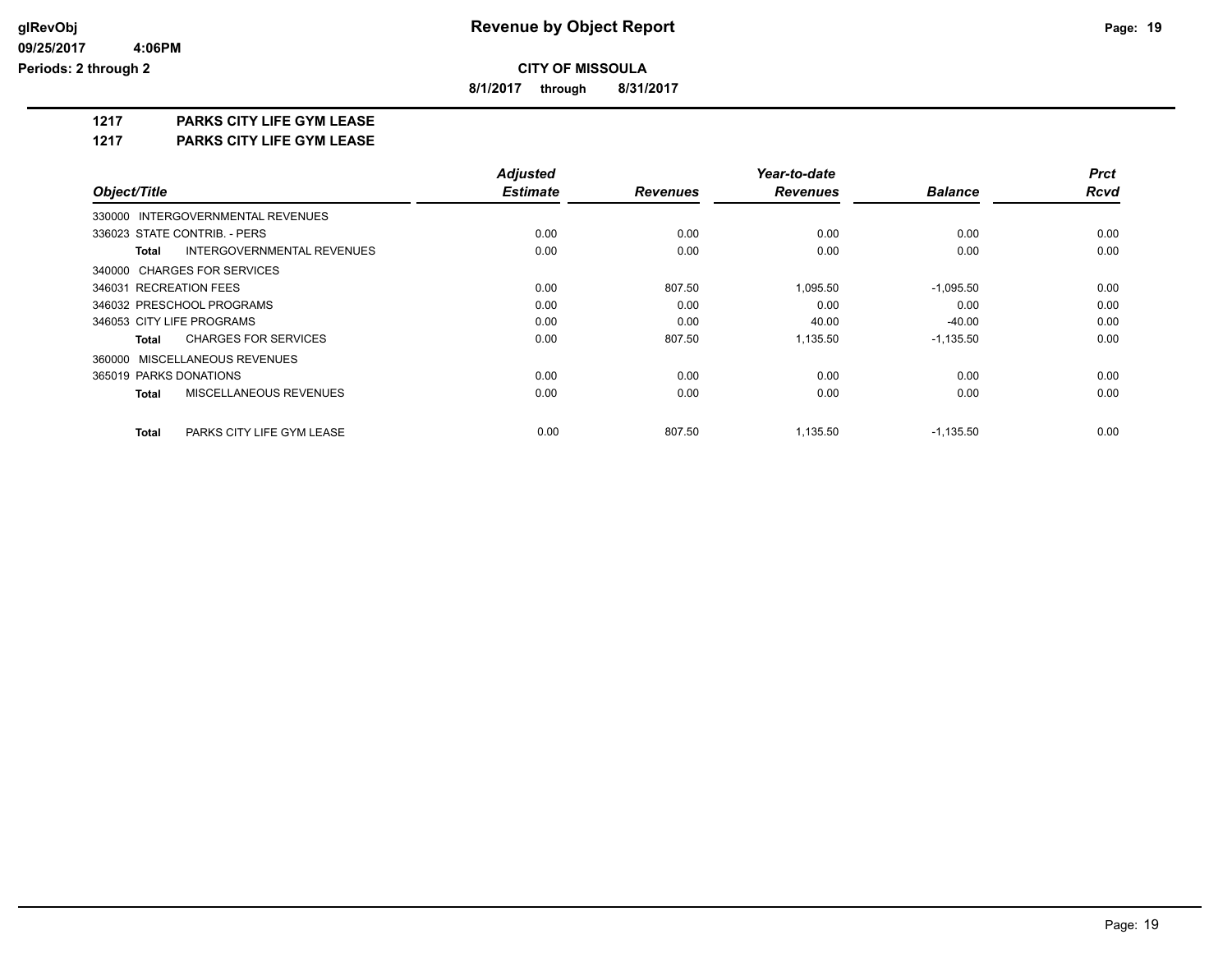**Revenue by Object Report**

**CITY OF MISSOULA**

**8/1/2017 through 8/31/2017**

glRevObj
09/25/2017 4:06PM
Periods: 2 through 2

## 1217 PARKS CITY LIFE GYM LEASE

## 1217 PARKS CITY LIFE GYM LEASE

| Object/Title | Adjusted Estimate | Revenues | Year-to-date Revenues | Balance | Prct Rcvd |
|---|---|---|---|---|---|
| 330000 INTERGOVERNMENTAL REVENUES | | | | | |
| 336023 STATE CONTRIB. - PERS | 0.00 | 0.00 | 0.00 | 0.00 | 0.00 |
| **Total** INTERGOVERNMENTAL REVENUES | 0.00 | 0.00 | 0.00 | 0.00 | 0.00 |
| 340000 CHARGES FOR SERVICES | | | | | |
| 346031 RECREATION FEES | 0.00 | 807.50 | 1,095.50 | -1,095.50 | 0.00 |
| 346032 PRESCHOOL PROGRAMS | 0.00 | 0.00 | 0.00 | 0.00 | 0.00 |
| 346053 CITY LIFE PROGRAMS | 0.00 | 0.00 | 40.00 | -40.00 | 0.00 |
| **Total** CHARGES FOR SERVICES | 0.00 | 807.50 | 1,135.50 | -1,135.50 | 0.00 |
| 360000 MISCELLANEOUS REVENUES | | | | | |
| 365019 PARKS DONATIONS | 0.00 | 0.00 | 0.00 | 0.00 | 0.00 |
| **Total** MISCELLANEOUS REVENUES | 0.00 | 0.00 | 0.00 | 0.00 | 0.00 |
| **Total** PARKS CITY LIFE GYM LEASE | 0.00 | 807.50 | 1,135.50 | -1,135.50 | 0.00 |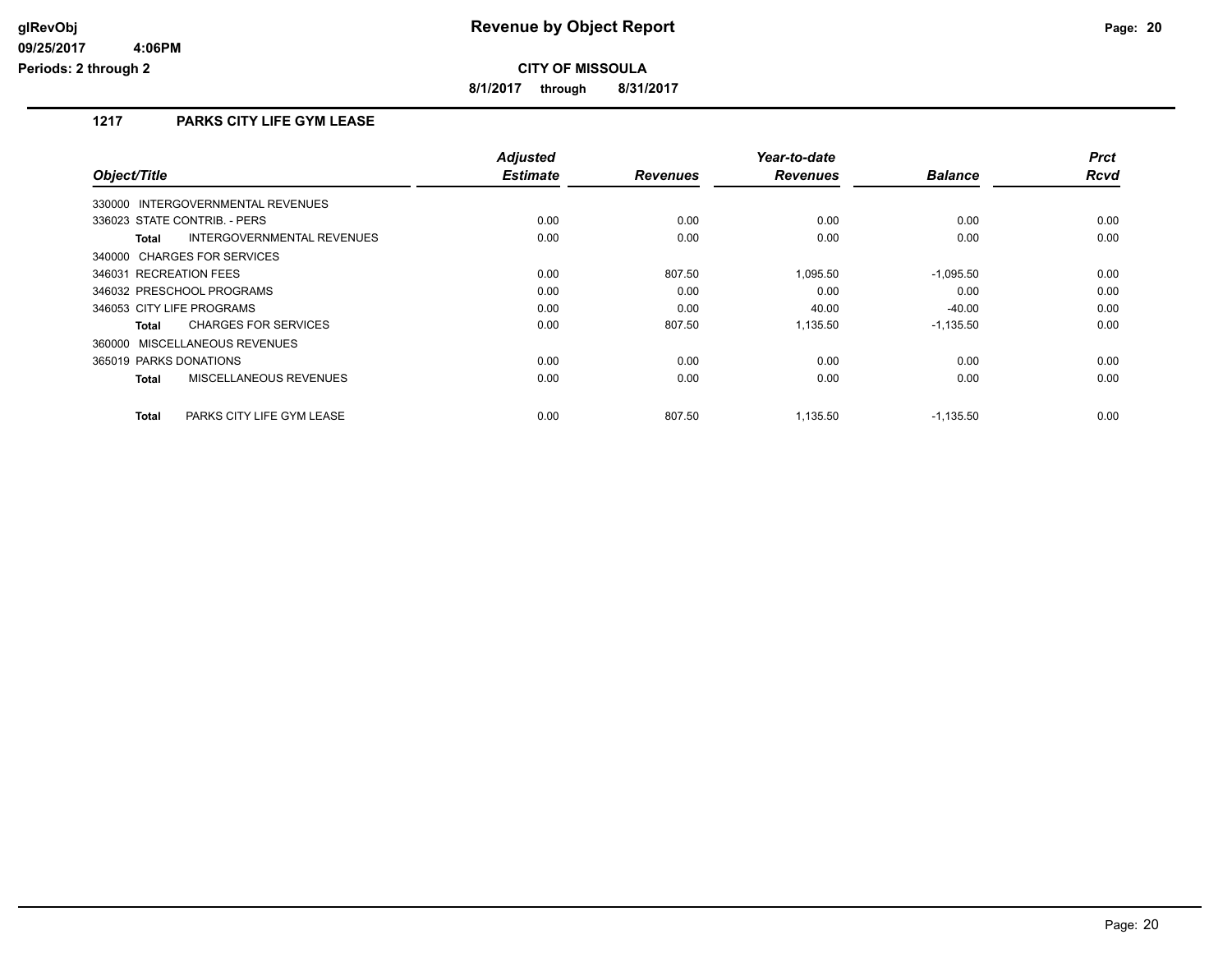**glRevObj**
**09/25/2017 4:06PM**
**Periods: 2 through 2**

# Revenue by Object Report

**CITY OF MISSOULA**

**8/1/2017 through 8/31/2017**

## 1217 PARKS CITY LIFE GYM LEASE

| Object/Title | Adjusted Estimate | Revenues | Year-to-date Revenues | Balance | Prct Rcvd |
|---|---|---|---|---|---|
| 330000 INTERGOVERNMENTAL REVENUES | | | | | |
| 336023 STATE CONTRIB. - PERS | 0.00 | 0.00 | 0.00 | 0.00 | 0.00 |
| **Total** INTERGOVERNMENTAL REVENUES | 0.00 | 0.00 | 0.00 | 0.00 | 0.00 |
| 340000 CHARGES FOR SERVICES | | | | | |
| 346031 RECREATION FEES | 0.00 | 807.50 | 1,095.50 | -1,095.50 | 0.00 |
| 346032 PRESCHOOL PROGRAMS | 0.00 | 0.00 | 0.00 | 0.00 | 0.00 |
| 346053 CITY LIFE PROGRAMS | 0.00 | 0.00 | 40.00 | -40.00 | 0.00 |
| **Total** CHARGES FOR SERVICES | 0.00 | 807.50 | 1,135.50 | -1,135.50 | 0.00 |
| 360000 MISCELLANEOUS REVENUES | | | | | |
| 365019 PARKS DONATIONS | 0.00 | 0.00 | 0.00 | 0.00 | 0.00 |
| **Total** MISCELLANEOUS REVENUES | 0.00 | 0.00 | 0.00 | 0.00 | 0.00 |
| **Total** PARKS CITY LIFE GYM LEASE | 0.00 | 807.50 | 1,135.50 | -1,135.50 | 0.00 |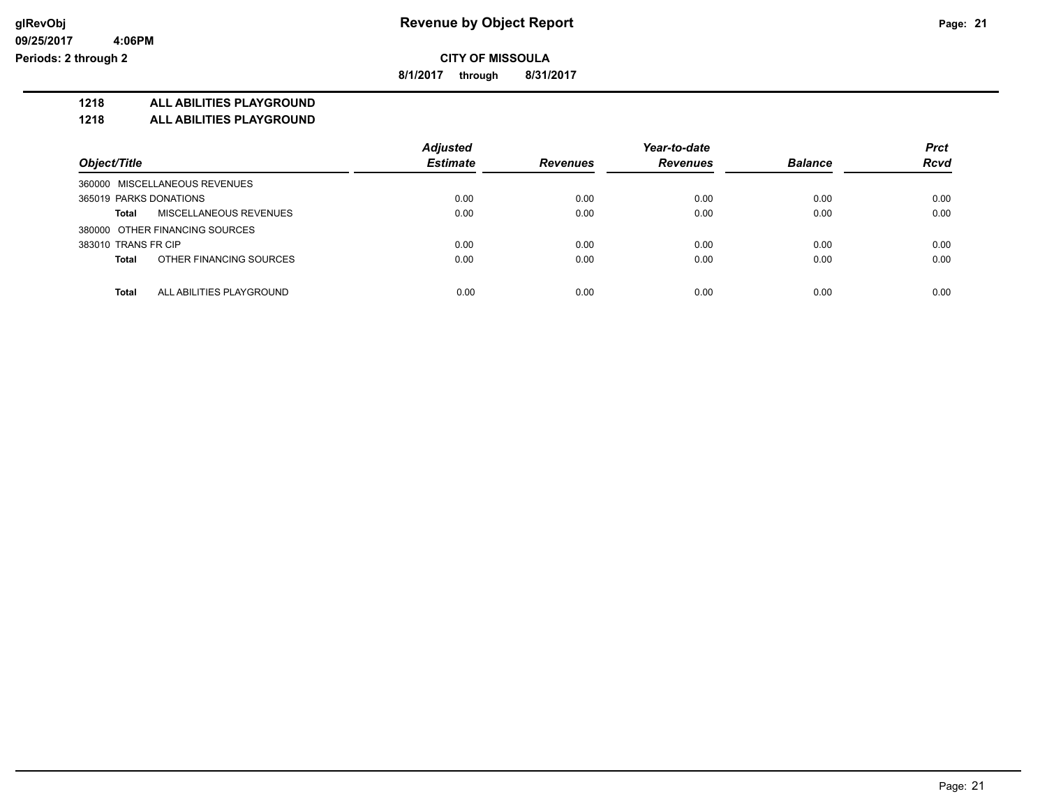**Revenue by Object Report**

**CITY OF MISSOULA**

**8/1/2017 through 8/31/2017**

glRevObj
09/25/2017 4:06PM
Periods: 2 through 2

## 1218 ALL ABILITIES PLAYGROUND
## 1218 ALL ABILITIES PLAYGROUND

| Object/Title | Adjusted Estimate | Revenues | Year-to-date Revenues | Balance | Prct Rcvd |
|---|---|---|---|---|---|
| 360000 MISCELLANEOUS REVENUES | | | | | |
| 365019 PARKS DONATIONS | 0.00 | 0.00 | 0.00 | 0.00 | 0.00 |
| **Total** MISCELLANEOUS REVENUES | 0.00 | 0.00 | 0.00 | 0.00 | 0.00 |
| 380000 OTHER FINANCING SOURCES | | | | | |
| 383010 TRANS FR CIP | 0.00 | 0.00 | 0.00 | 0.00 | 0.00 |
| **Total** OTHER FINANCING SOURCES | 0.00 | 0.00 | 0.00 | 0.00 | 0.00 |
| **Total** ALL ABILITIES PLAYGROUND | 0.00 | 0.00 | 0.00 | 0.00 | 0.00 |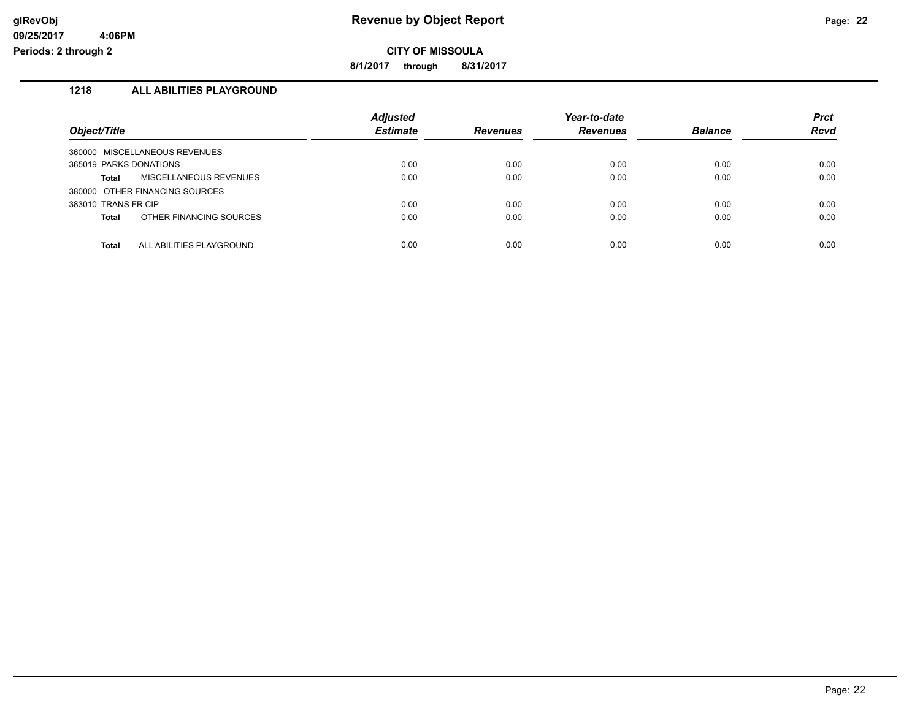# Revenue by Object Report

glRevObj
09/25/2017 4:06PM
Periods: 2 through 2

**CITY OF MISSOULA**

**8/1/2017 through 8/31/2017**

## 1218 ALL ABILITIES PLAYGROUND

| Object/Title | Adjusted Estimate | Revenues | Year-to-date Revenues | Balance | Prct Rcvd |
|---|---|---|---|---|---|
| 360000 MISCELLANEOUS REVENUES | | | | | |
| 365019 PARKS DONATIONS | 0.00 | 0.00 | 0.00 | 0.00 | 0.00 |
| **Total** MISCELLANEOUS REVENUES | 0.00 | 0.00 | 0.00 | 0.00 | 0.00 |
| 380000 OTHER FINANCING SOURCES | | | | | |
| 383010 TRANS FR CIP | 0.00 | 0.00 | 0.00 | 0.00 | 0.00 |
| **Total** OTHER FINANCING SOURCES | 0.00 | 0.00 | 0.00 | 0.00 | 0.00 |
| **Total** ALL ABILITIES PLAYGROUND | 0.00 | 0.00 | 0.00 | 0.00 | 0.00 |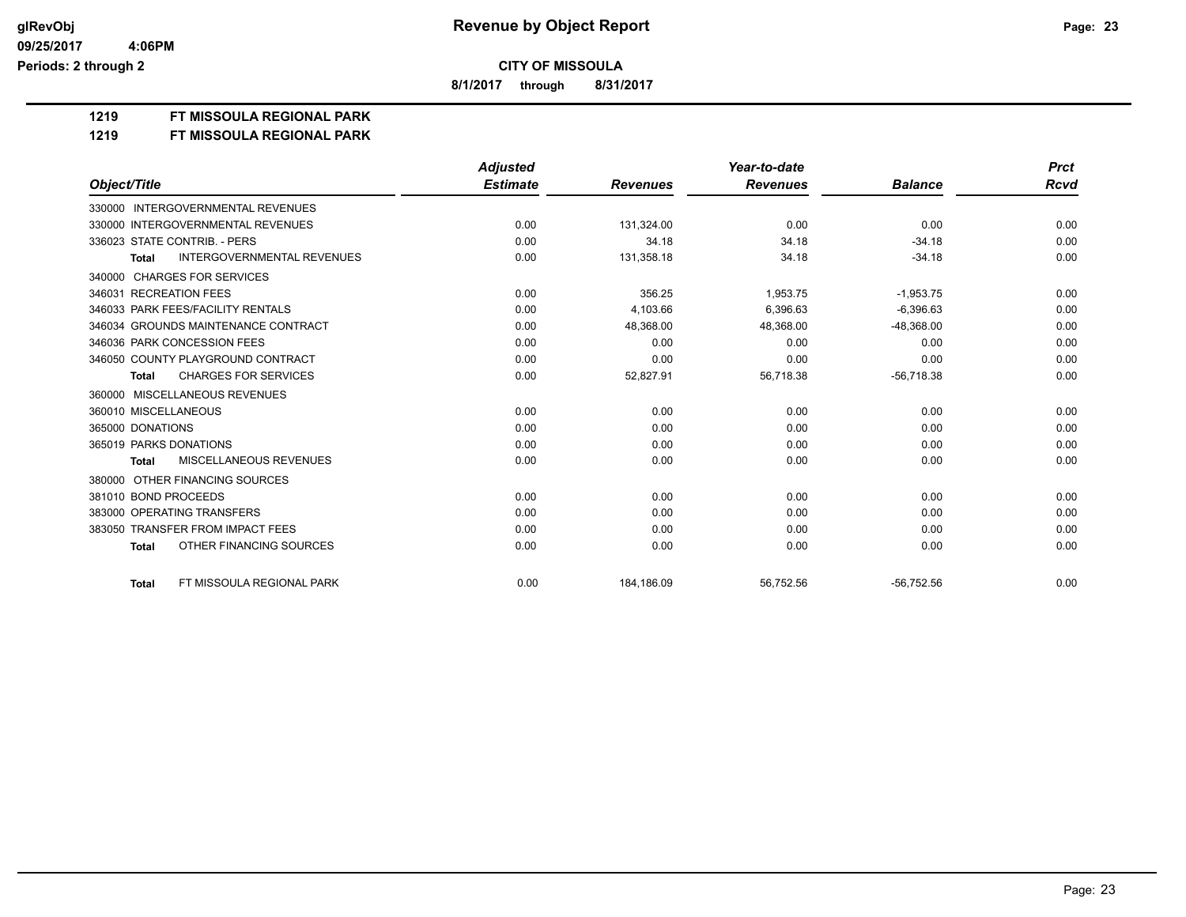**glRevObj** — **Revenue by Object Report**

**09/25/2017 4:06PM**

**Periods: 2 through 2**

**CITY OF MISSOULA**

**8/1/2017 through 8/31/2017**

## 1219 FT MISSOULA REGIONAL PARK

## 1219 FT MISSOULA REGIONAL PARK

| Object/Title | Adjusted Estimate | Revenues | Year-to-date Revenues | Balance | Prct Rcvd |
|---|---|---|---|---|---|
| 330000 INTERGOVERNMENTAL REVENUES | | | | | |
| 330000 INTERGOVERNMENTAL REVENUES | 0.00 | 131,324.00 | 0.00 | 0.00 | 0.00 |
| 336023 STATE CONTRIB. - PERS | 0.00 | 34.18 | 34.18 | -34.18 | 0.00 |
| **Total** INTERGOVERNMENTAL REVENUES | 0.00 | 131,358.18 | 34.18 | -34.18 | 0.00 |
| 340000 CHARGES FOR SERVICES | | | | | |
| 346031 RECREATION FEES | 0.00 | 356.25 | 1,953.75 | -1,953.75 | 0.00 |
| 346033 PARK FEES/FACILITY RENTALS | 0.00 | 4,103.66 | 6,396.63 | -6,396.63 | 0.00 |
| 346034 GROUNDS MAINTENANCE CONTRACT | 0.00 | 48,368.00 | 48,368.00 | -48,368.00 | 0.00 |
| 346036 PARK CONCESSION FEES | 0.00 | 0.00 | 0.00 | 0.00 | 0.00 |
| 346050 COUNTY PLAYGROUND CONTRACT | 0.00 | 0.00 | 0.00 | 0.00 | 0.00 |
| **Total** CHARGES FOR SERVICES | 0.00 | 52,827.91 | 56,718.38 | -56,718.38 | 0.00 |
| 360000 MISCELLANEOUS REVENUES | | | | | |
| 360010 MISCELLANEOUS | 0.00 | 0.00 | 0.00 | 0.00 | 0.00 |
| 365000 DONATIONS | 0.00 | 0.00 | 0.00 | 0.00 | 0.00 |
| 365019 PARKS DONATIONS | 0.00 | 0.00 | 0.00 | 0.00 | 0.00 |
| **Total** MISCELLANEOUS REVENUES | 0.00 | 0.00 | 0.00 | 0.00 | 0.00 |
| 380000 OTHER FINANCING SOURCES | | | | | |
| 381010 BOND PROCEEDS | 0.00 | 0.00 | 0.00 | 0.00 | 0.00 |
| 383000 OPERATING TRANSFERS | 0.00 | 0.00 | 0.00 | 0.00 | 0.00 |
| 383050 TRANSFER FROM IMPACT FEES | 0.00 | 0.00 | 0.00 | 0.00 | 0.00 |
| **Total** OTHER FINANCING SOURCES | 0.00 | 0.00 | 0.00 | 0.00 | 0.00 |
| **Total** FT MISSOULA REGIONAL PARK | 0.00 | 184,186.09 | 56,752.56 | -56,752.56 | 0.00 |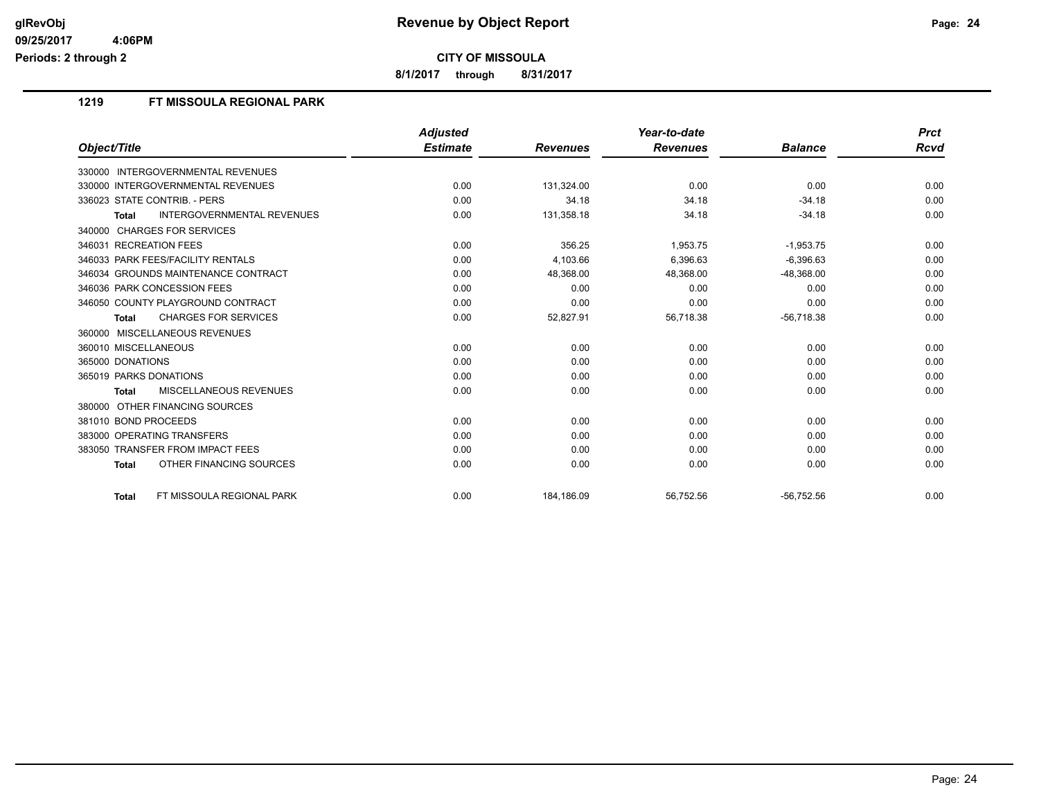**CITY OF MISSOULA**

**8/1/2017 through 8/31/2017**

**Revenue by Object Report**

## 1219 FT MISSOULA REGIONAL PARK

| Object/Title | Adjusted Estimate | Revenues | Year-to-date Revenues | Balance | Prct Rcvd |
|---|---|---|---|---|---|
| 330000 INTERGOVERNMENTAL REVENUES | | | | | |
| 330000 INTERGOVERNMENTAL REVENUES | 0.00 | 131,324.00 | 0.00 | 0.00 | 0.00 |
| 336023 STATE CONTRIB. - PERS | 0.00 | 34.18 | 34.18 | -34.18 | 0.00 |
| **Total** INTERGOVERNMENTAL REVENUES | 0.00 | 131,358.18 | 34.18 | -34.18 | 0.00 |
| 340000 CHARGES FOR SERVICES | | | | | |
| 346031 RECREATION FEES | 0.00 | 356.25 | 1,953.75 | -1,953.75 | 0.00 |
| 346033 PARK FEES/FACILITY RENTALS | 0.00 | 4,103.66 | 6,396.63 | -6,396.63 | 0.00 |
| 346034 GROUNDS MAINTENANCE CONTRACT | 0.00 | 48,368.00 | 48,368.00 | -48,368.00 | 0.00 |
| 346036 PARK CONCESSION FEES | 0.00 | 0.00 | 0.00 | 0.00 | 0.00 |
| 346050 COUNTY PLAYGROUND CONTRACT | 0.00 | 0.00 | 0.00 | 0.00 | 0.00 |
| **Total** CHARGES FOR SERVICES | 0.00 | 52,827.91 | 56,718.38 | -56,718.38 | 0.00 |
| 360000 MISCELLANEOUS REVENUES | | | | | |
| 360010 MISCELLANEOUS | 0.00 | 0.00 | 0.00 | 0.00 | 0.00 |
| 365000 DONATIONS | 0.00 | 0.00 | 0.00 | 0.00 | 0.00 |
| 365019 PARKS DONATIONS | 0.00 | 0.00 | 0.00 | 0.00 | 0.00 |
| **Total** MISCELLANEOUS REVENUES | 0.00 | 0.00 | 0.00 | 0.00 | 0.00 |
| 380000 OTHER FINANCING SOURCES | | | | | |
| 381010 BOND PROCEEDS | 0.00 | 0.00 | 0.00 | 0.00 | 0.00 |
| 383000 OPERATING TRANSFERS | 0.00 | 0.00 | 0.00 | 0.00 | 0.00 |
| 383050 TRANSFER FROM IMPACT FEES | 0.00 | 0.00 | 0.00 | 0.00 | 0.00 |
| **Total** OTHER FINANCING SOURCES | 0.00 | 0.00 | 0.00 | 0.00 | 0.00 |
| **Total** FT MISSOULA REGIONAL PARK | 0.00 | 184,186.09 | 56,752.56 | -56,752.56 | 0.00 |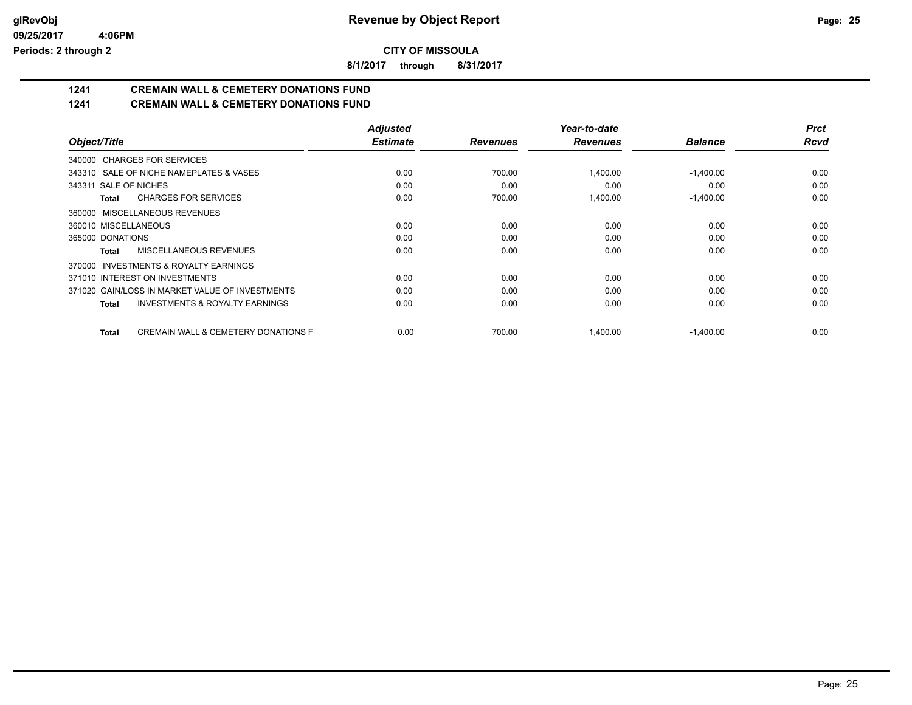# Revenue by Object Report

glRevObj
09/25/2017 4:06PM
Periods: 2 through 2

**CITY OF MISSOULA**

**8/1/2017 through 8/31/2017**

## 1241 CREMAIN WALL & CEMETERY DONATIONS FUND
## 1241 CREMAIN WALL & CEMETERY DONATIONS FUND

| Object/Title | Adjusted Estimate | Revenues | Year-to-date Revenues | Balance | Prct Rcvd |
|---|---|---|---|---|---|
| 340000 CHARGES FOR SERVICES | | | | | |
| 343310 SALE OF NICHE NAMEPLATES & VASES | 0.00 | 700.00 | 1,400.00 | -1,400.00 | 0.00 |
| 343311 SALE OF NICHES | 0.00 | 0.00 | 0.00 | 0.00 | 0.00 |
| **Total** CHARGES FOR SERVICES | 0.00 | 700.00 | 1,400.00 | -1,400.00 | 0.00 |
| 360000 MISCELLANEOUS REVENUES | | | | | |
| 360010 MISCELLANEOUS | 0.00 | 0.00 | 0.00 | 0.00 | 0.00 |
| 365000 DONATIONS | 0.00 | 0.00 | 0.00 | 0.00 | 0.00 |
| **Total** MISCELLANEOUS REVENUES | 0.00 | 0.00 | 0.00 | 0.00 | 0.00 |
| 370000 INVESTMENTS & ROYALTY EARNINGS | | | | | |
| 371010 INTEREST ON INVESTMENTS | 0.00 | 0.00 | 0.00 | 0.00 | 0.00 |
| 371020 GAIN/LOSS IN MARKET VALUE OF INVESTMENTS | 0.00 | 0.00 | 0.00 | 0.00 | 0.00 |
| **Total** INVESTMENTS & ROYALTY EARNINGS | 0.00 | 0.00 | 0.00 | 0.00 | 0.00 |
| **Total** CREMAIN WALL & CEMETERY DONATIONS F | 0.00 | 700.00 | 1,400.00 | -1,400.00 | 0.00 |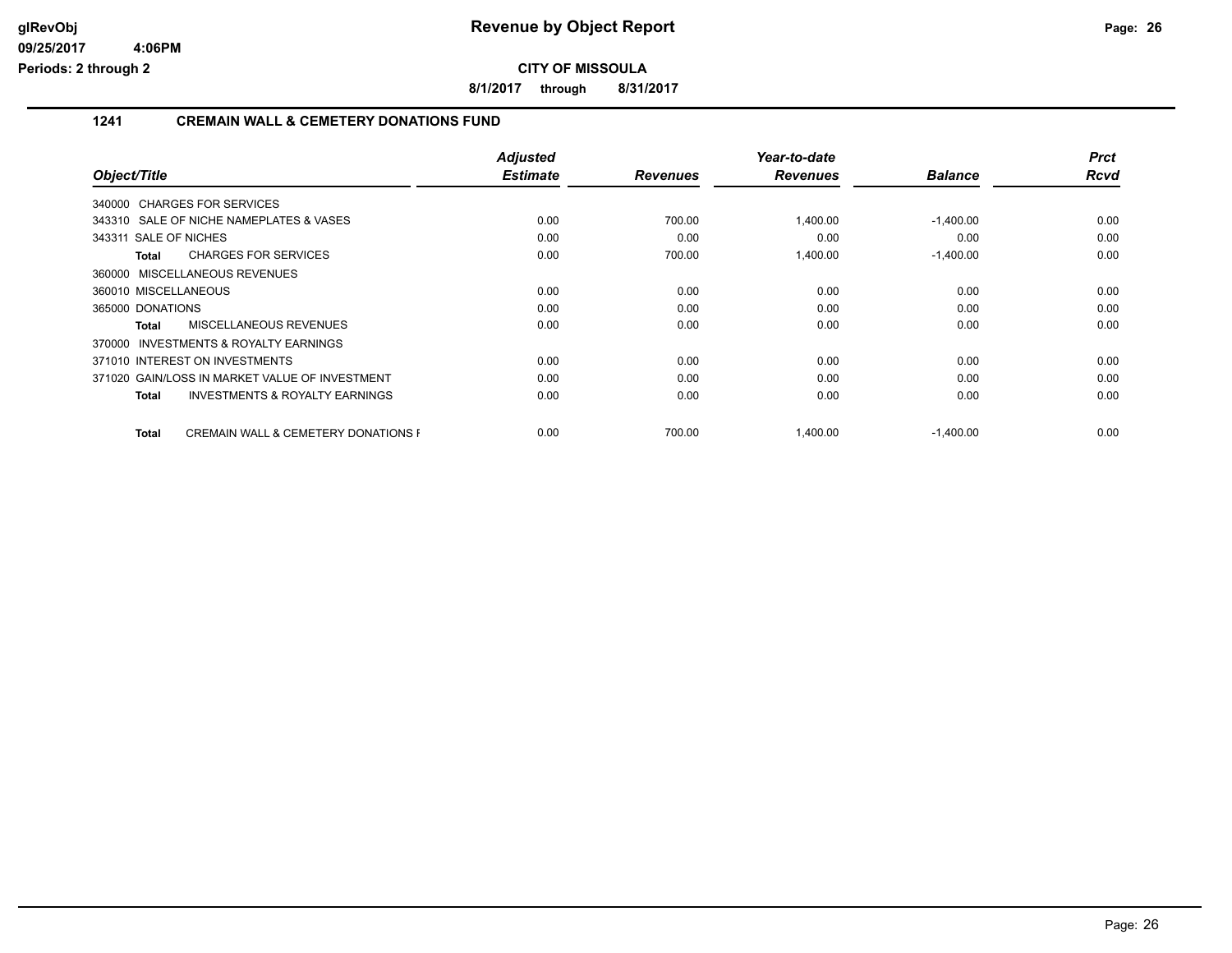**glRevObj**
**09/25/2017 4:06PM**
**Periods: 2 through 2**

# Revenue by Object Report

**CITY OF MISSOULA**

**8/1/2017 through 8/31/2017**

## 1241 CREMAIN WALL & CEMETERY DONATIONS FUND

| Object/Title | Adjusted Estimate | Revenues | Year-to-date Revenues | Balance | Prct Rcvd |
|---|---|---|---|---|---|
| 340000 CHARGES FOR SERVICES | | | | | |
| 343310 SALE OF NICHE NAMEPLATES & VASES | 0.00 | 700.00 | 1,400.00 | -1,400.00 | 0.00 |
| 343311 SALE OF NICHES | 0.00 | 0.00 | 0.00 | 0.00 | 0.00 |
| **Total** CHARGES FOR SERVICES | 0.00 | 700.00 | 1,400.00 | -1,400.00 | 0.00 |
| 360000 MISCELLANEOUS REVENUES | | | | | |
| 360010 MISCELLANEOUS | 0.00 | 0.00 | 0.00 | 0.00 | 0.00 |
| 365000 DONATIONS | 0.00 | 0.00 | 0.00 | 0.00 | 0.00 |
| **Total** MISCELLANEOUS REVENUES | 0.00 | 0.00 | 0.00 | 0.00 | 0.00 |
| 370000 INVESTMENTS & ROYALTY EARNINGS | | | | | |
| 371010 INTEREST ON INVESTMENTS | 0.00 | 0.00 | 0.00 | 0.00 | 0.00 |
| 371020 GAIN/LOSS IN MARKET VALUE OF INVESTMENT | 0.00 | 0.00 | 0.00 | 0.00 | 0.00 |
| **Total** INVESTMENTS & ROYALTY EARNINGS | 0.00 | 0.00 | 0.00 | 0.00 | 0.00 |
| **Total** CREMAIN WALL & CEMETERY DONATIONS F | 0.00 | 700.00 | 1,400.00 | -1,400.00 | 0.00 |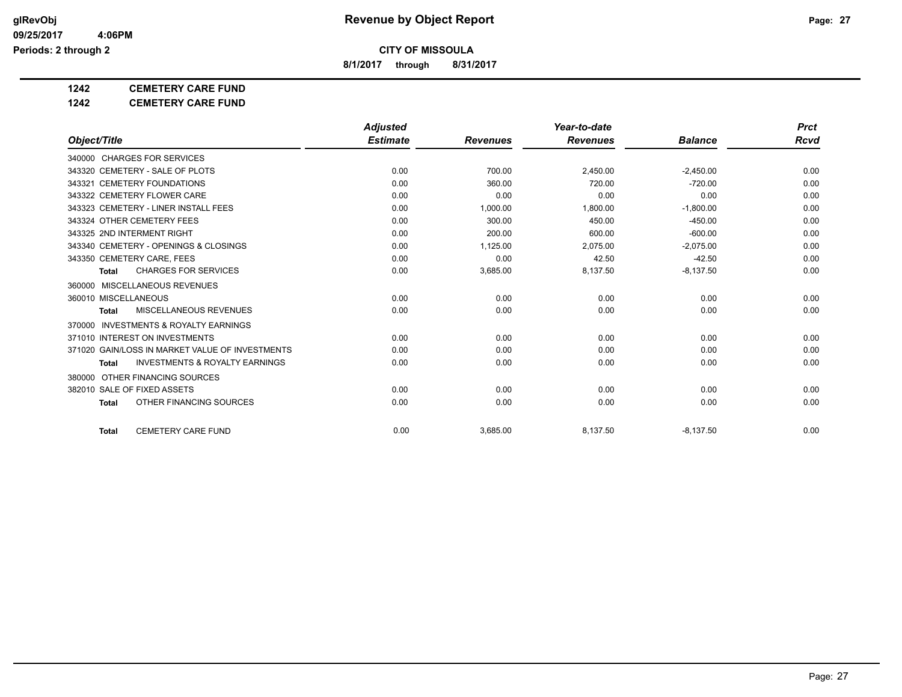**CITY OF MISSOULA**

**8/1/2017 through 8/31/2017**

**1242 CEMETERY CARE FUND**

**1242 CEMETERY CARE FUND**

| Object/Title | Adjusted Estimate | Revenues | Year-to-date Revenues | Balance | Prct Rcvd |
|---|---|---|---|---|---|
| 340000 CHARGES FOR SERVICES | | | | | |
| 343320 CEMETERY - SALE OF PLOTS | 0.00 | 700.00 | 2,450.00 | -2,450.00 | 0.00 |
| 343321 CEMETERY FOUNDATIONS | 0.00 | 360.00 | 720.00 | -720.00 | 0.00 |
| 343322 CEMETERY FLOWER CARE | 0.00 | 0.00 | 0.00 | 0.00 | 0.00 |
| 343323 CEMETERY - LINER INSTALL FEES | 0.00 | 1,000.00 | 1,800.00 | -1,800.00 | 0.00 |
| 343324 OTHER CEMETERY FEES | 0.00 | 300.00 | 450.00 | -450.00 | 0.00 |
| 343325 2ND INTERMENT RIGHT | 0.00 | 200.00 | 600.00 | -600.00 | 0.00 |
| 343340 CEMETERY - OPENINGS & CLOSINGS | 0.00 | 1,125.00 | 2,075.00 | -2,075.00 | 0.00 |
| 343350 CEMETERY CARE, FEES | 0.00 | 0.00 | 42.50 | -42.50 | 0.00 |
| **Total** CHARGES FOR SERVICES | 0.00 | 3,685.00 | 8,137.50 | -8,137.50 | 0.00 |
| 360000 MISCELLANEOUS REVENUES | | | | | |
| 360010 MISCELLANEOUS | 0.00 | 0.00 | 0.00 | 0.00 | 0.00 |
| **Total** MISCELLANEOUS REVENUES | 0.00 | 0.00 | 0.00 | 0.00 | 0.00 |
| 370000 INVESTMENTS & ROYALTY EARNINGS | | | | | |
| 371010 INTEREST ON INVESTMENTS | 0.00 | 0.00 | 0.00 | 0.00 | 0.00 |
| 371020 GAIN/LOSS IN MARKET VALUE OF INVESTMENTS | 0.00 | 0.00 | 0.00 | 0.00 | 0.00 |
| **Total** INVESTMENTS & ROYALTY EARNINGS | 0.00 | 0.00 | 0.00 | 0.00 | 0.00 |
| 380000 OTHER FINANCING SOURCES | | | | | |
| 382010 SALE OF FIXED ASSETS | 0.00 | 0.00 | 0.00 | 0.00 | 0.00 |
| **Total** OTHER FINANCING SOURCES | 0.00 | 0.00 | 0.00 | 0.00 | 0.00 |
| **Total** CEMETERY CARE FUND | 0.00 | 3,685.00 | 8,137.50 | -8,137.50 | 0.00 |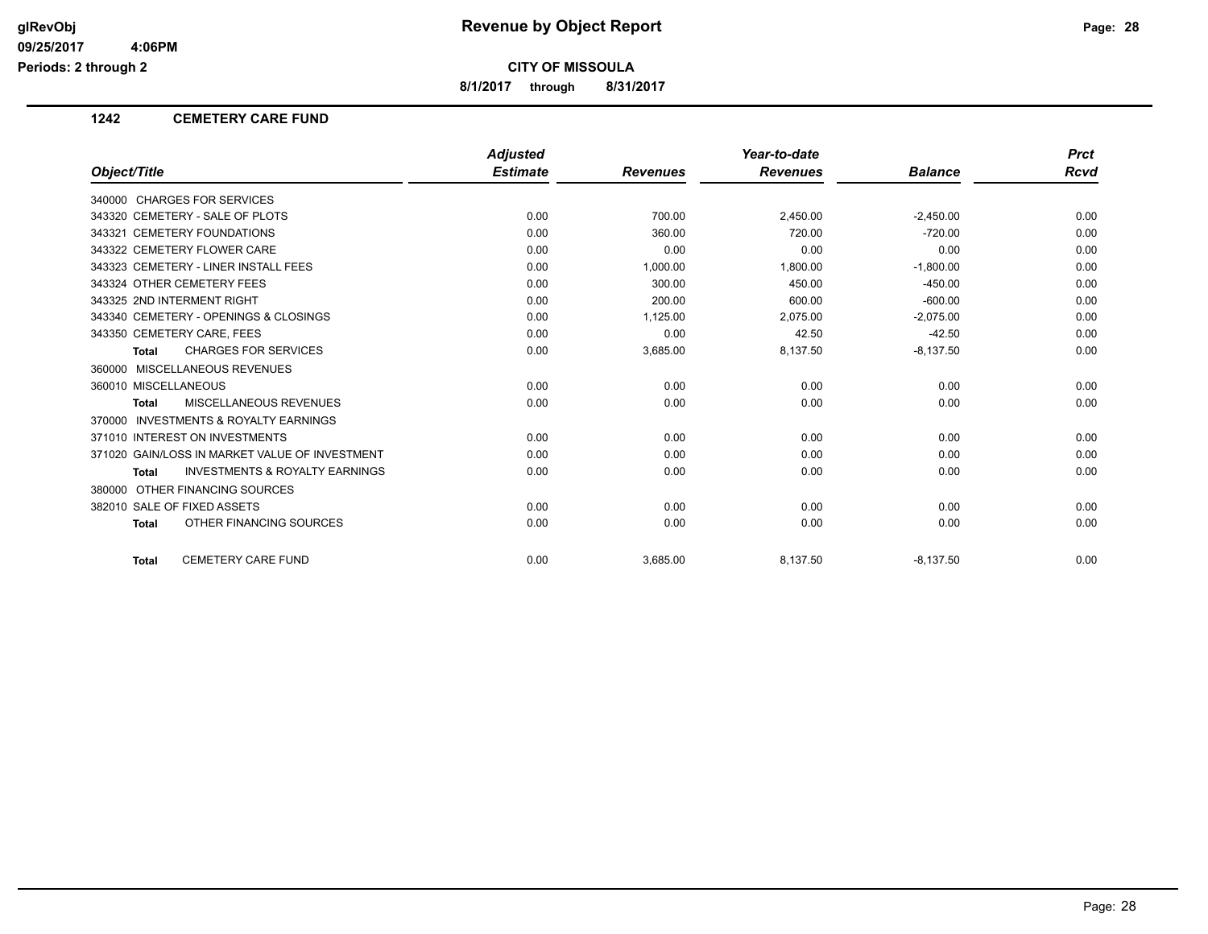# Revenue by Object Report

glRevObj
09/25/2017 4:06PM
Periods: 2 through 2

**CITY OF MISSOULA**

**8/1/2017 through 8/31/2017**

## 1242 CEMETERY CARE FUND

| Object/Title | Adjusted Estimate | Revenues | Year-to-date Revenues | Balance | Prct Rcvd |
|---|---|---|---|---|---|
| 340000 CHARGES FOR SERVICES | | | | | |
| 343320 CEMETERY - SALE OF PLOTS | 0.00 | 700.00 | 2,450.00 | -2,450.00 | 0.00 |
| 343321 CEMETERY FOUNDATIONS | 0.00 | 360.00 | 720.00 | -720.00 | 0.00 |
| 343322 CEMETERY FLOWER CARE | 0.00 | 0.00 | 0.00 | 0.00 | 0.00 |
| 343323 CEMETERY - LINER INSTALL FEES | 0.00 | 1,000.00 | 1,800.00 | -1,800.00 | 0.00 |
| 343324 OTHER CEMETERY FEES | 0.00 | 300.00 | 450.00 | -450.00 | 0.00 |
| 343325 2ND INTERMENT RIGHT | 0.00 | 200.00 | 600.00 | -600.00 | 0.00 |
| 343340 CEMETERY - OPENINGS & CLOSINGS | 0.00 | 1,125.00 | 2,075.00 | -2,075.00 | 0.00 |
| 343350 CEMETERY CARE, FEES | 0.00 | 0.00 | 42.50 | -42.50 | 0.00 |
| **Total** CHARGES FOR SERVICES | 0.00 | 3,685.00 | 8,137.50 | -8,137.50 | 0.00 |
| 360000 MISCELLANEOUS REVENUES | | | | | |
| 360010 MISCELLANEOUS | 0.00 | 0.00 | 0.00 | 0.00 | 0.00 |
| **Total** MISCELLANEOUS REVENUES | 0.00 | 0.00 | 0.00 | 0.00 | 0.00 |
| 370000 INVESTMENTS & ROYALTY EARNINGS | | | | | |
| 371010 INTEREST ON INVESTMENTS | 0.00 | 0.00 | 0.00 | 0.00 | 0.00 |
| 371020 GAIN/LOSS IN MARKET VALUE OF INVESTMENT | 0.00 | 0.00 | 0.00 | 0.00 | 0.00 |
| **Total** INVESTMENTS & ROYALTY EARNINGS | 0.00 | 0.00 | 0.00 | 0.00 | 0.00 |
| 380000 OTHER FINANCING SOURCES | | | | | |
| 382010 SALE OF FIXED ASSETS | 0.00 | 0.00 | 0.00 | 0.00 | 0.00 |
| **Total** OTHER FINANCING SOURCES | 0.00 | 0.00 | 0.00 | 0.00 | 0.00 |
| **Total** CEMETERY CARE FUND | 0.00 | 3,685.00 | 8,137.50 | -8,137.50 | 0.00 |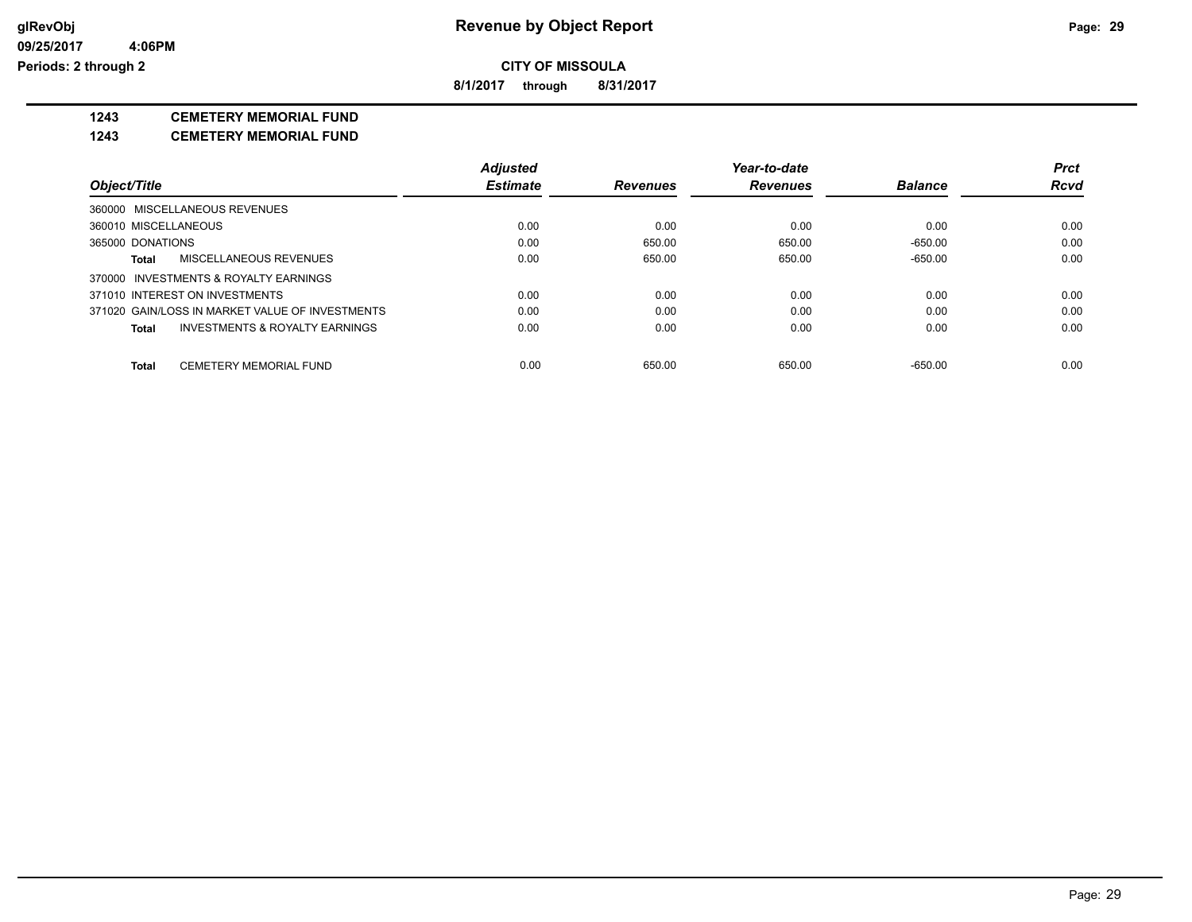**glRevObj**
**09/25/2017 4:06PM**
**Periods: 2 through 2**

# Revenue by Object Report

**CITY OF MISSOULA**

**8/1/2017 through 8/31/2017**

## 1243 CEMETERY MEMORIAL FUND

## 1243 CEMETERY MEMORIAL FUND

| Object/Title | Adjusted Estimate | Revenues | Year-to-date Revenues | Balance | Prct Rcvd |
|---|---|---|---|---|---|
| 360000 MISCELLANEOUS REVENUES | | | | | |
| 360010 MISCELLANEOUS | 0.00 | 0.00 | 0.00 | 0.00 | 0.00 |
| 365000 DONATIONS | 0.00 | 650.00 | 650.00 | -650.00 | 0.00 |
| **Total** MISCELLANEOUS REVENUES | 0.00 | 650.00 | 650.00 | -650.00 | 0.00 |
| 370000 INVESTMENTS & ROYALTY EARNINGS | | | | | |
| 371010 INTEREST ON INVESTMENTS | 0.00 | 0.00 | 0.00 | 0.00 | 0.00 |
| 371020 GAIN/LOSS IN MARKET VALUE OF INVESTMENTS | 0.00 | 0.00 | 0.00 | 0.00 | 0.00 |
| **Total** INVESTMENTS & ROYALTY EARNINGS | 0.00 | 0.00 | 0.00 | 0.00 | 0.00 |
| **Total** CEMETERY MEMORIAL FUND | 0.00 | 650.00 | 650.00 | -650.00 | 0.00 |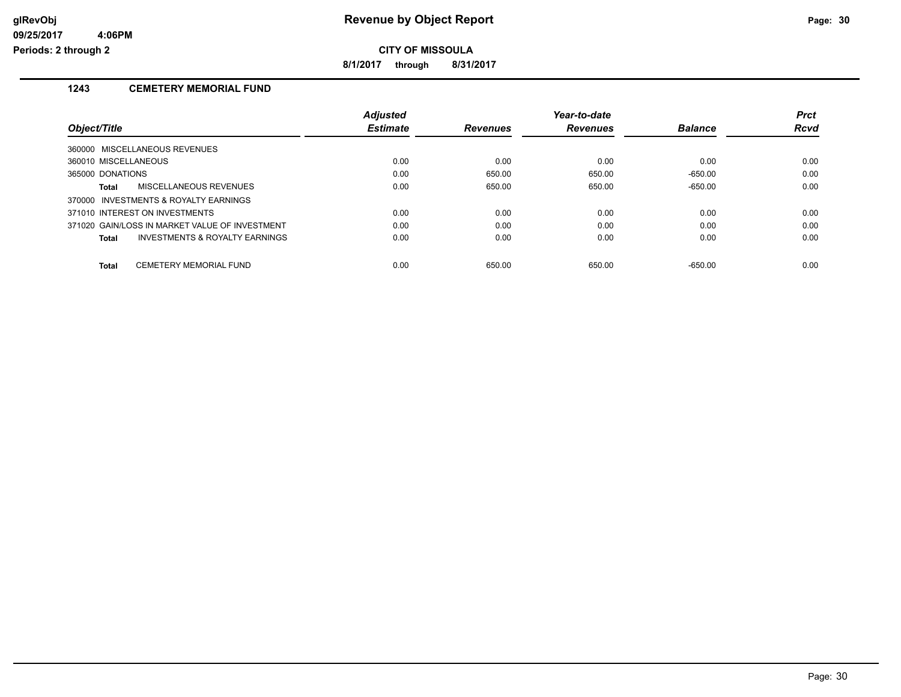**CITY OF MISSOULA**

**8/1/2017 through 8/31/2017**

## 1243 CEMETERY MEMORIAL FUND

| Object/Title | Adjusted Estimate | Revenues | Year-to-date Revenues | Balance | Prct Rcvd |
|---|---|---|---|---|---|
| 360000 MISCELLANEOUS REVENUES | | | | | |
| 360010 MISCELLANEOUS | 0.00 | 0.00 | 0.00 | 0.00 | 0.00 |
| 365000 DONATIONS | 0.00 | 650.00 | 650.00 | -650.00 | 0.00 |
| **Total** MISCELLANEOUS REVENUES | 0.00 | 650.00 | 650.00 | -650.00 | 0.00 |
| 370000 INVESTMENTS & ROYALTY EARNINGS | | | | | |
| 371010 INTEREST ON INVESTMENTS | 0.00 | 0.00 | 0.00 | 0.00 | 0.00 |
| 371020 GAIN/LOSS IN MARKET VALUE OF INVESTMENT | 0.00 | 0.00 | 0.00 | 0.00 | 0.00 |
| **Total** INVESTMENTS & ROYALTY EARNINGS | 0.00 | 0.00 | 0.00 | 0.00 | 0.00 |
| **Total** CEMETERY MEMORIAL FUND | 0.00 | 650.00 | 650.00 | -650.00 | 0.00 |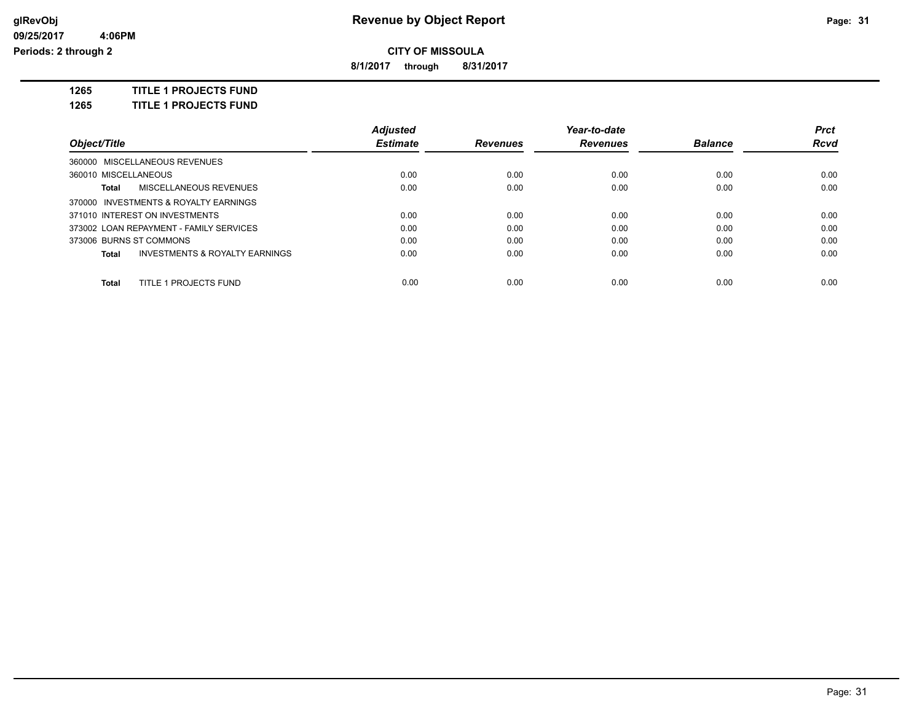**glRevObj**
**09/25/2017 4:06PM**
**Periods: 2 through 2**

# Revenue by Object Report

**CITY OF MISSOULA**

**8/1/2017 through 8/31/2017**

## 1265 TITLE 1 PROJECTS FUND
## 1265 TITLE 1 PROJECTS FUND

| Object/Title | Adjusted Estimate | Revenues | Year-to-date Revenues | Balance | Prct Rcvd |
|---|---|---|---|---|---|
| 360000 MISCELLANEOUS REVENUES | | | | | |
| 360010 MISCELLANEOUS | 0.00 | 0.00 | 0.00 | 0.00 | 0.00 |
| **Total** MISCELLANEOUS REVENUES | 0.00 | 0.00 | 0.00 | 0.00 | 0.00 |
| 370000 INVESTMENTS & ROYALTY EARNINGS | | | | | |
| 371010 INTEREST ON INVESTMENTS | 0.00 | 0.00 | 0.00 | 0.00 | 0.00 |
| 373002 LOAN REPAYMENT - FAMILY SERVICES | 0.00 | 0.00 | 0.00 | 0.00 | 0.00 |
| 373006 BURNS ST COMMONS | 0.00 | 0.00 | 0.00 | 0.00 | 0.00 |
| **Total** INVESTMENTS & ROYALTY EARNINGS | 0.00 | 0.00 | 0.00 | 0.00 | 0.00 |
| **Total** TITLE 1 PROJECTS FUND | 0.00 | 0.00 | 0.00 | 0.00 | 0.00 |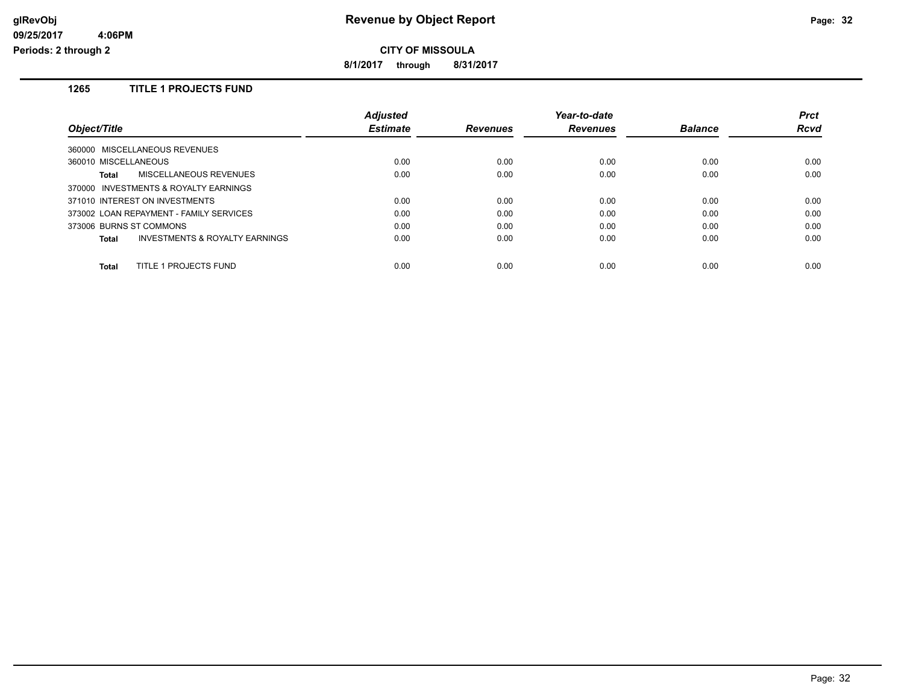**CITY OF MISSOULA**

**8/1/2017 through 8/31/2017**

## 1265 TITLE 1 PROJECTS FUND

| Object/Title | Adjusted Estimate | Revenues | Year-to-date Revenues | Balance | Prct Rcvd |
|---|---|---|---|---|---|
| 360000 MISCELLANEOUS REVENUES | | | | | |
| 360010 MISCELLANEOUS | 0.00 | 0.00 | 0.00 | 0.00 | 0.00 |
| **Total** MISCELLANEOUS REVENUES | 0.00 | 0.00 | 0.00 | 0.00 | 0.00 |
| 370000 INVESTMENTS & ROYALTY EARNINGS | | | | | |
| 371010 INTEREST ON INVESTMENTS | 0.00 | 0.00 | 0.00 | 0.00 | 0.00 |
| 373002 LOAN REPAYMENT - FAMILY SERVICES | 0.00 | 0.00 | 0.00 | 0.00 | 0.00 |
| 373006 BURNS ST COMMONS | 0.00 | 0.00 | 0.00 | 0.00 | 0.00 |
| **Total** INVESTMENTS & ROYALTY EARNINGS | 0.00 | 0.00 | 0.00 | 0.00 | 0.00 |
| **Total** TITLE 1 PROJECTS FUND | 0.00 | 0.00 | 0.00 | 0.00 | 0.00 |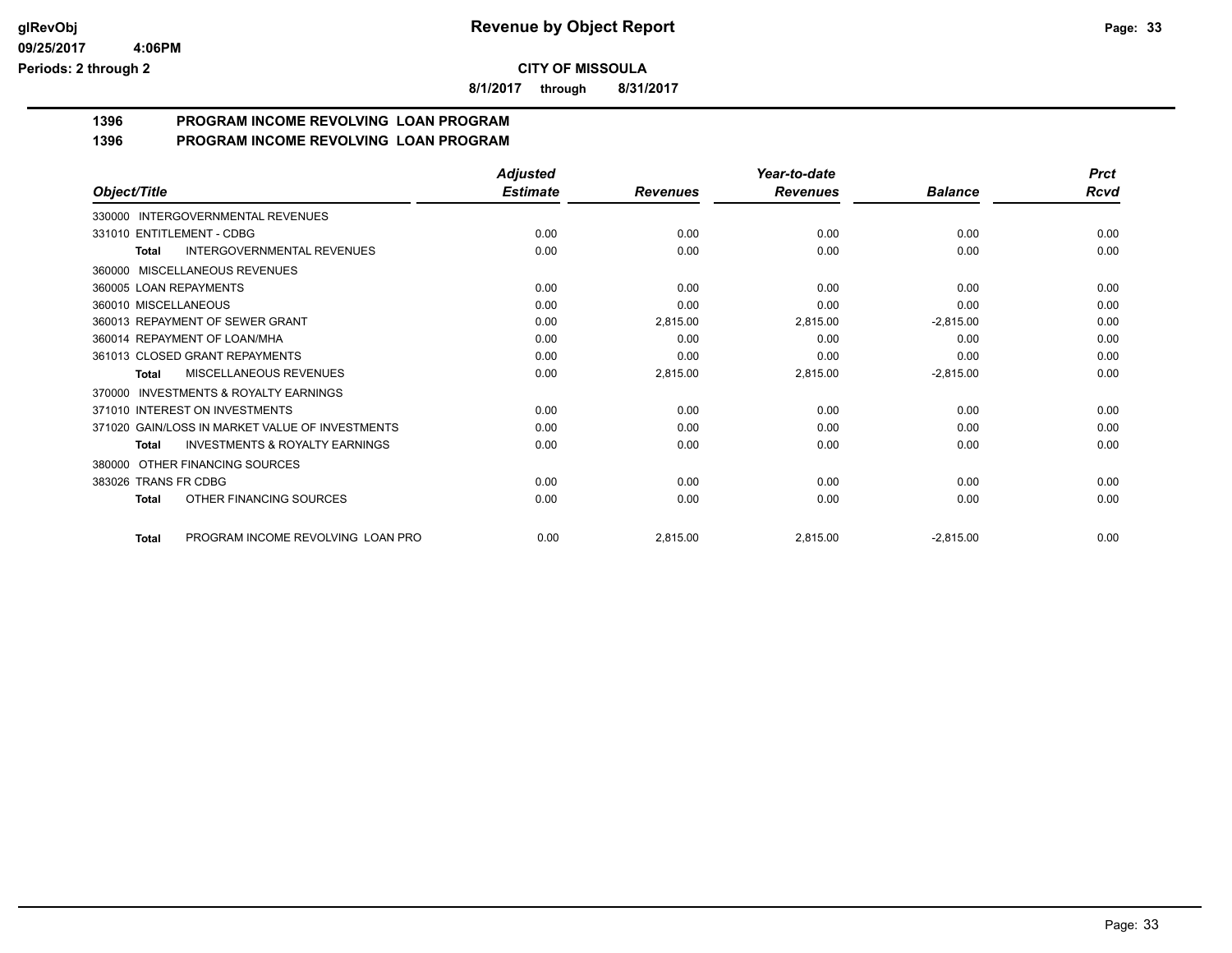**glRevObj**
**09/25/2017 4:06PM**
**Periods: 2 through 2**

# Revenue by Object Report

**CITY OF MISSOULA**

**8/1/2017 through 8/31/2017**

## 1396 PROGRAM INCOME REVOLVING LOAN PROGRAM
## 1396 PROGRAM INCOME REVOLVING LOAN PROGRAM

| Object/Title | Adjusted Estimate | Revenues | Year-to-date Revenues | Balance | Prct Rcvd |
|---|---|---|---|---|---|
| 330000 INTERGOVERNMENTAL REVENUES | | | | | |
| 331010 ENTITLEMENT - CDBG | 0.00 | 0.00 | 0.00 | 0.00 | 0.00 |
| **Total** INTERGOVERNMENTAL REVENUES | 0.00 | 0.00 | 0.00 | 0.00 | 0.00 |
| 360000 MISCELLANEOUS REVENUES | | | | | |
| 360005 LOAN REPAYMENTS | 0.00 | 0.00 | 0.00 | 0.00 | 0.00 |
| 360010 MISCELLANEOUS | 0.00 | 0.00 | 0.00 | 0.00 | 0.00 |
| 360013 REPAYMENT OF SEWER GRANT | 0.00 | 2,815.00 | 2,815.00 | -2,815.00 | 0.00 |
| 360014 REPAYMENT OF LOAN/MHA | 0.00 | 0.00 | 0.00 | 0.00 | 0.00 |
| 361013 CLOSED GRANT REPAYMENTS | 0.00 | 0.00 | 0.00 | 0.00 | 0.00 |
| **Total** MISCELLANEOUS REVENUES | 0.00 | 2,815.00 | 2,815.00 | -2,815.00 | 0.00 |
| 370000 INVESTMENTS & ROYALTY EARNINGS | | | | | |
| 371010 INTEREST ON INVESTMENTS | 0.00 | 0.00 | 0.00 | 0.00 | 0.00 |
| 371020 GAIN/LOSS IN MARKET VALUE OF INVESTMENTS | 0.00 | 0.00 | 0.00 | 0.00 | 0.00 |
| **Total** INVESTMENTS & ROYALTY EARNINGS | 0.00 | 0.00 | 0.00 | 0.00 | 0.00 |
| 380000 OTHER FINANCING SOURCES | | | | | |
| 383026 TRANS FR CDBG | 0.00 | 0.00 | 0.00 | 0.00 | 0.00 |
| **Total** OTHER FINANCING SOURCES | 0.00 | 0.00 | 0.00 | 0.00 | 0.00 |
| **Total** PROGRAM INCOME REVOLVING LOAN PRO | 0.00 | 2,815.00 | 2,815.00 | -2,815.00 | 0.00 |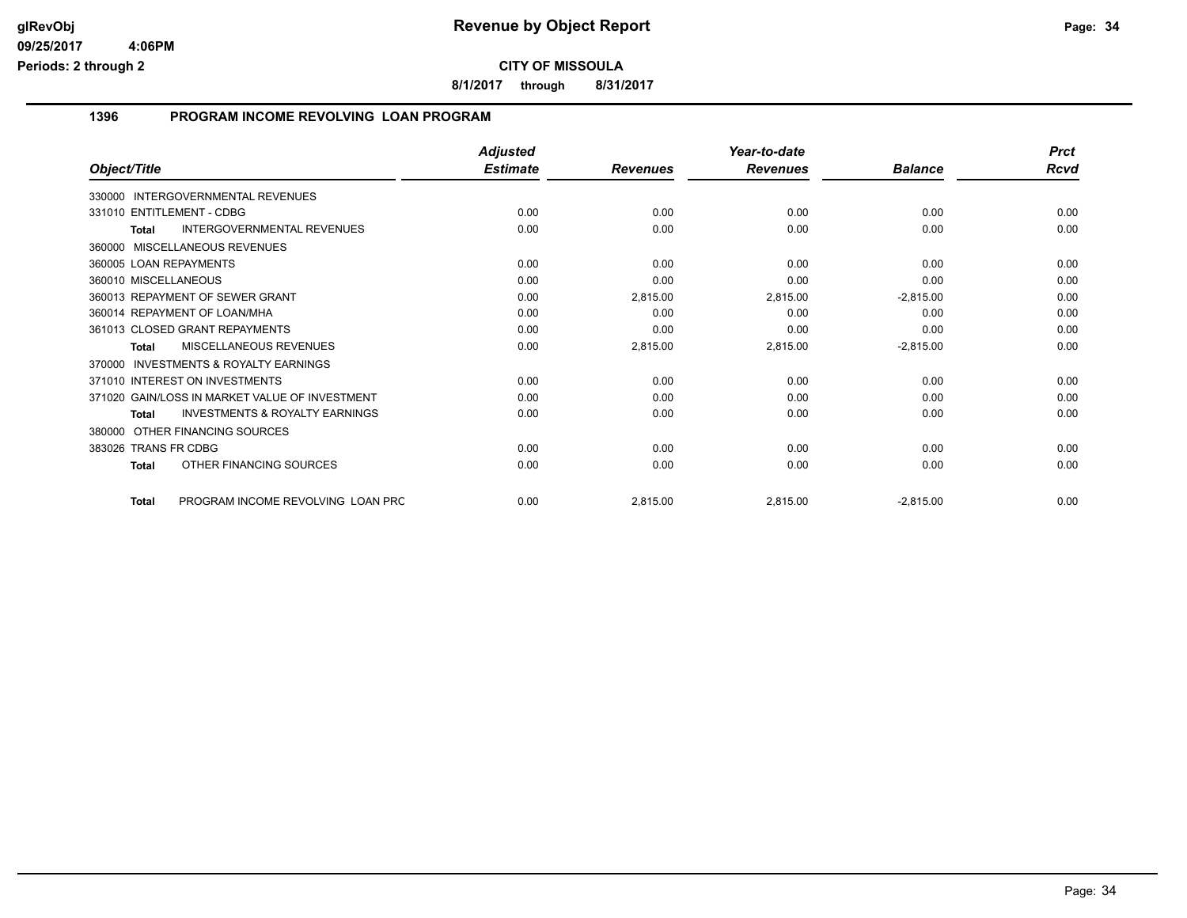# Revenue by Object Report

**CITY OF MISSOULA**

8/1/2017 through 8/31/2017

glRevObj
09/25/2017 4:06PM
Periods: 2 through 2

## 1396 PROGRAM INCOME REVOLVING LOAN PROGRAM

| Object/Title | Adjusted Estimate | Revenues | Year-to-date Revenues | Balance | Prct Rcvd |
|---|---|---|---|---|---|
| 330000 INTERGOVERNMENTAL REVENUES | | | | | |
| 331010 ENTITLEMENT - CDBG | 0.00 | 0.00 | 0.00 | 0.00 | 0.00 |
| **Total** INTERGOVERNMENTAL REVENUES | 0.00 | 0.00 | 0.00 | 0.00 | 0.00 |
| 360000 MISCELLANEOUS REVENUES | | | | | |
| 360005 LOAN REPAYMENTS | 0.00 | 0.00 | 0.00 | 0.00 | 0.00 |
| 360010 MISCELLANEOUS | 0.00 | 0.00 | 0.00 | 0.00 | 0.00 |
| 360013 REPAYMENT OF SEWER GRANT | 0.00 | 2,815.00 | 2,815.00 | -2,815.00 | 0.00 |
| 360014 REPAYMENT OF LOAN/MHA | 0.00 | 0.00 | 0.00 | 0.00 | 0.00 |
| 361013 CLOSED GRANT REPAYMENTS | 0.00 | 0.00 | 0.00 | 0.00 | 0.00 |
| **Total** MISCELLANEOUS REVENUES | 0.00 | 2,815.00 | 2,815.00 | -2,815.00 | 0.00 |
| 370000 INVESTMENTS & ROYALTY EARNINGS | | | | | |
| 371010 INTEREST ON INVESTMENTS | 0.00 | 0.00 | 0.00 | 0.00 | 0.00 |
| 371020 GAIN/LOSS IN MARKET VALUE OF INVESTMENT | 0.00 | 0.00 | 0.00 | 0.00 | 0.00 |
| **Total** INVESTMENTS & ROYALTY EARNINGS | 0.00 | 0.00 | 0.00 | 0.00 | 0.00 |
| 380000 OTHER FINANCING SOURCES | | | | | |
| 383026 TRANS FR CDBG | 0.00 | 0.00 | 0.00 | 0.00 | 0.00 |
| **Total** OTHER FINANCING SOURCES | 0.00 | 0.00 | 0.00 | 0.00 | 0.00 |
| **Total** PROGRAM INCOME REVOLVING LOAN PRC | 0.00 | 2,815.00 | 2,815.00 | -2,815.00 | 0.00 |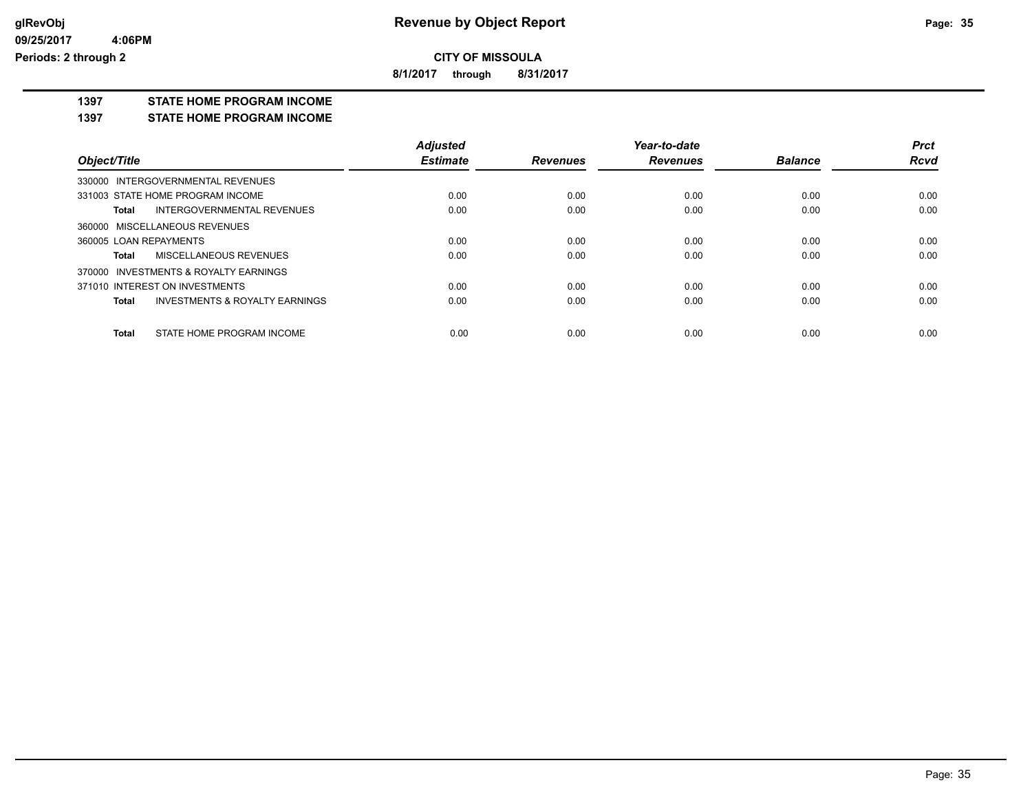**CITY OF MISSOULA**

**8/1/2017 through 8/31/2017**

## 1397 STATE HOME PROGRAM INCOME

### 1397 STATE HOME PROGRAM INCOME

| Object/Title | Adjusted Estimate | Revenues | Year-to-date Revenues | Balance | Prct Rcvd |
|---|---|---|---|---|---|
| 330000 INTERGOVERNMENTAL REVENUES | | | | | |
| 331003 STATE HOME PROGRAM INCOME | 0.00 | 0.00 | 0.00 | 0.00 | 0.00 |
| **Total** INTERGOVERNMENTAL REVENUES | 0.00 | 0.00 | 0.00 | 0.00 | 0.00 |
| 360000 MISCELLANEOUS REVENUES | | | | | |
| 360005 LOAN REPAYMENTS | 0.00 | 0.00 | 0.00 | 0.00 | 0.00 |
| **Total** MISCELLANEOUS REVENUES | 0.00 | 0.00 | 0.00 | 0.00 | 0.00 |
| 370000 INVESTMENTS & ROYALTY EARNINGS | | | | | |
| 371010 INTEREST ON INVESTMENTS | 0.00 | 0.00 | 0.00 | 0.00 | 0.00 |
| **Total** INVESTMENTS & ROYALTY EARNINGS | 0.00 | 0.00 | 0.00 | 0.00 | 0.00 |
| **Total** STATE HOME PROGRAM INCOME | 0.00 | 0.00 | 0.00 | 0.00 | 0.00 |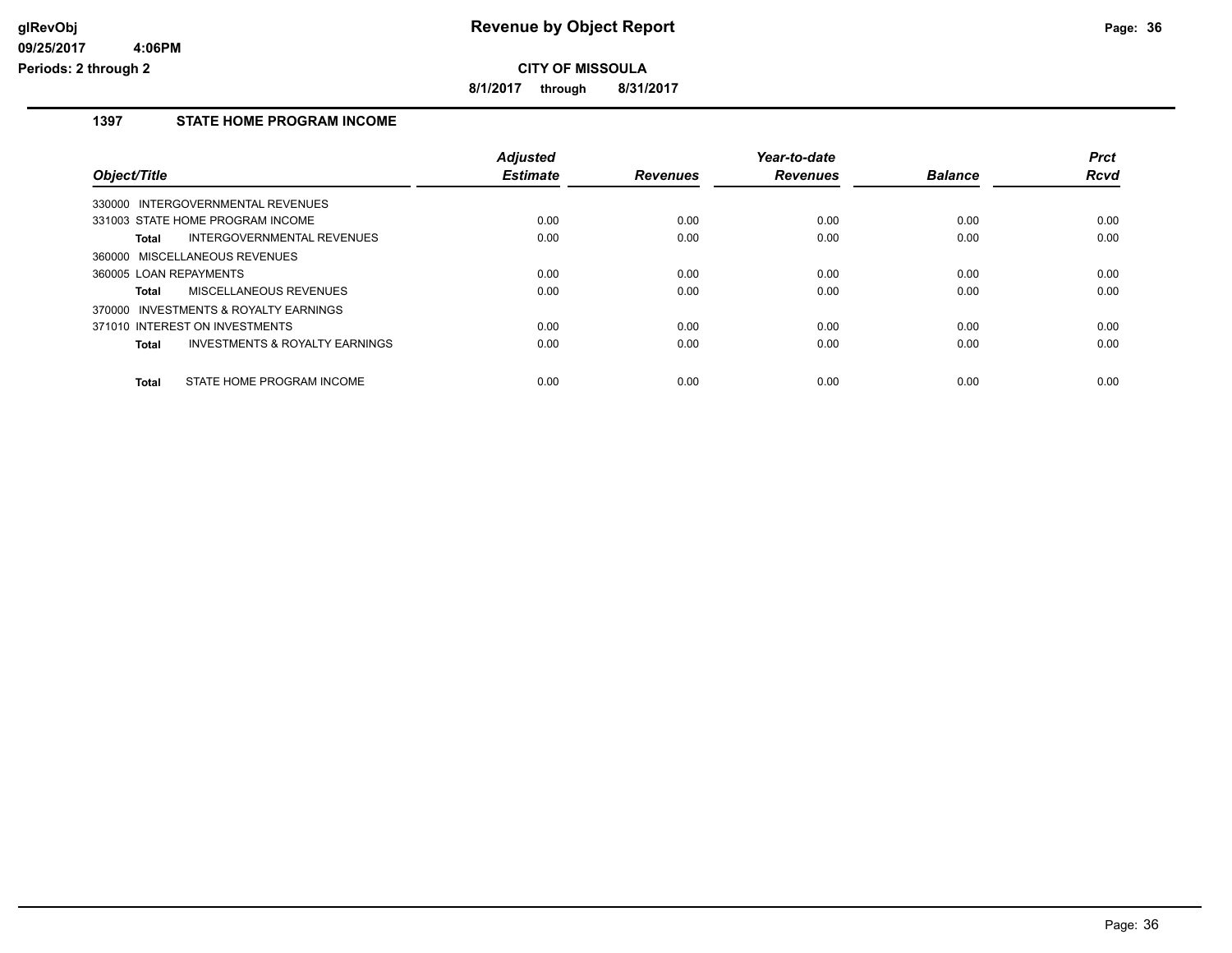# Revenue by Object Report

**CITY OF MISSOULA**

**8/1/2017 through 8/31/2017**

glRevObj
09/25/2017 4:06PM
Periods: 2 through 2

## 1397 STATE HOME PROGRAM INCOME

| Object/Title | | Adjusted Estimate | Revenues | Year-to-date Revenues | Balance | Prct Rcvd |
|---|---|---|---|---|---|---|
| 330000 INTERGOVERNMENTAL REVENUES | | | | | | |
| 331003 STATE HOME PROGRAM INCOME | | 0.00 | 0.00 | 0.00 | 0.00 | 0.00 |
| **Total** | INTERGOVERNMENTAL REVENUES | 0.00 | 0.00 | 0.00 | 0.00 | 0.00 |
| 360000 MISCELLANEOUS REVENUES | | | | | | |
| 360005 LOAN REPAYMENTS | | 0.00 | 0.00 | 0.00 | 0.00 | 0.00 |
| **Total** | MISCELLANEOUS REVENUES | 0.00 | 0.00 | 0.00 | 0.00 | 0.00 |
| 370000 INVESTMENTS & ROYALTY EARNINGS | | | | | | |
| 371010 INTEREST ON INVESTMENTS | | 0.00 | 0.00 | 0.00 | 0.00 | 0.00 |
| **Total** | INVESTMENTS & ROYALTY EARNINGS | 0.00 | 0.00 | 0.00 | 0.00 | 0.00 |
| **Total** | STATE HOME PROGRAM INCOME | 0.00 | 0.00 | 0.00 | 0.00 | 0.00 |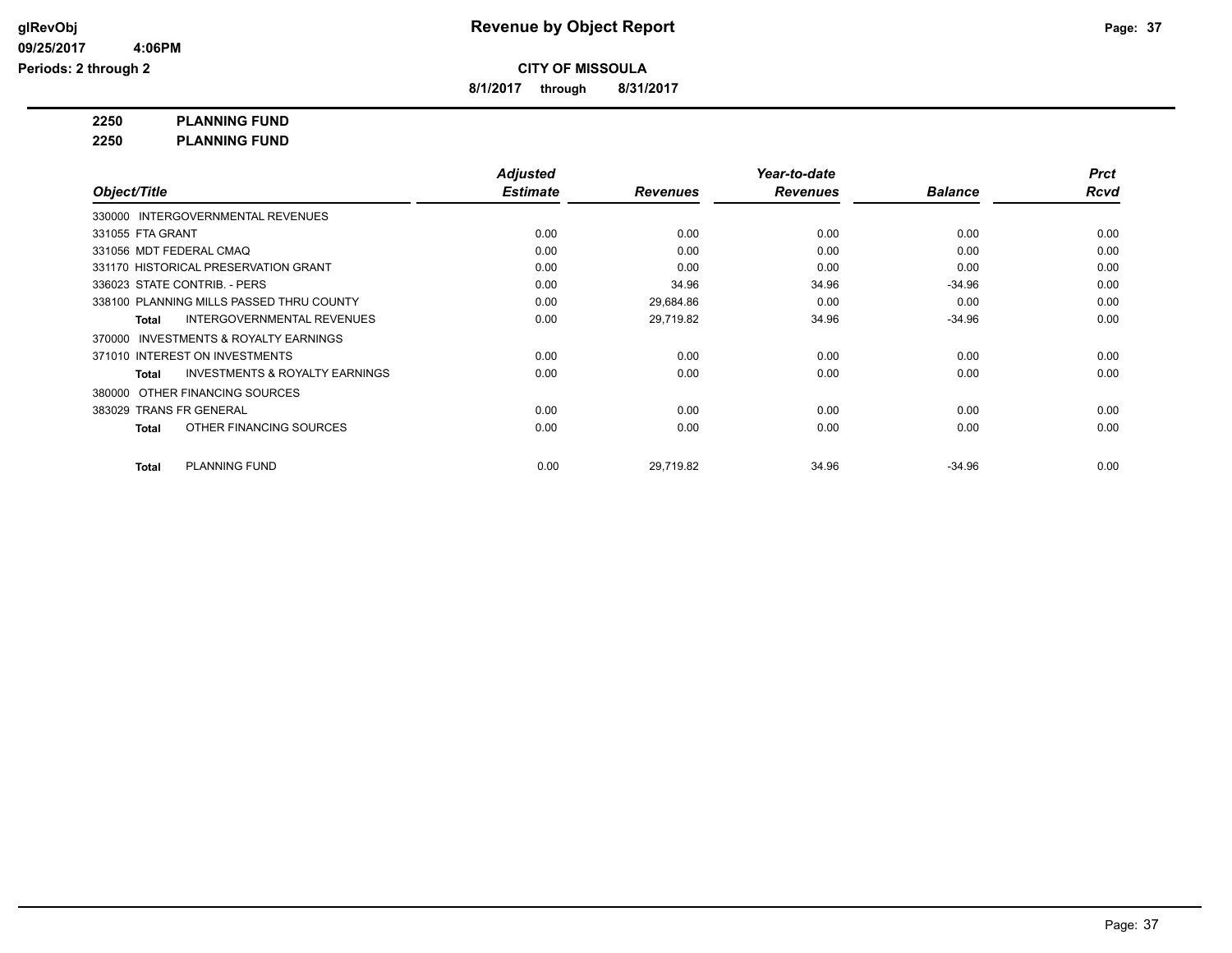**Revenue by Object Report**

**CITY OF MISSOULA**

**8/1/2017 through 8/31/2017**

**glRevObj**
**09/25/2017 4:06PM**
**Periods: 2 through 2**

**2250 PLANNING FUND**
**2250 PLANNING FUND**

| Object/Title | Adjusted Estimate | Revenues | Year-to-date Revenues | Balance | Prct Rcvd |
|---|---|---|---|---|---|
| 330000 INTERGOVERNMENTAL REVENUES | | | | | |
| 331055 FTA GRANT | 0.00 | 0.00 | 0.00 | 0.00 | 0.00 |
| 331056 MDT FEDERAL CMAQ | 0.00 | 0.00 | 0.00 | 0.00 | 0.00 |
| 331170 HISTORICAL PRESERVATION GRANT | 0.00 | 0.00 | 0.00 | 0.00 | 0.00 |
| 336023 STATE CONTRIB. - PERS | 0.00 | 34.96 | 34.96 | -34.96 | 0.00 |
| 338100 PLANNING MILLS PASSED THRU COUNTY | 0.00 | 29,684.86 | 0.00 | 0.00 | 0.00 |
| **Total** INTERGOVERNMENTAL REVENUES | 0.00 | 29,719.82 | 34.96 | -34.96 | 0.00 |
| 370000 INVESTMENTS & ROYALTY EARNINGS | | | | | |
| 371010 INTEREST ON INVESTMENTS | 0.00 | 0.00 | 0.00 | 0.00 | 0.00 |
| **Total** INVESTMENTS & ROYALTY EARNINGS | 0.00 | 0.00 | 0.00 | 0.00 | 0.00 |
| 380000 OTHER FINANCING SOURCES | | | | | |
| 383029 TRANS FR GENERAL | 0.00 | 0.00 | 0.00 | 0.00 | 0.00 |
| **Total** OTHER FINANCING SOURCES | 0.00 | 0.00 | 0.00 | 0.00 | 0.00 |
| **Total** PLANNING FUND | 0.00 | 29,719.82 | 34.96 | -34.96 | 0.00 |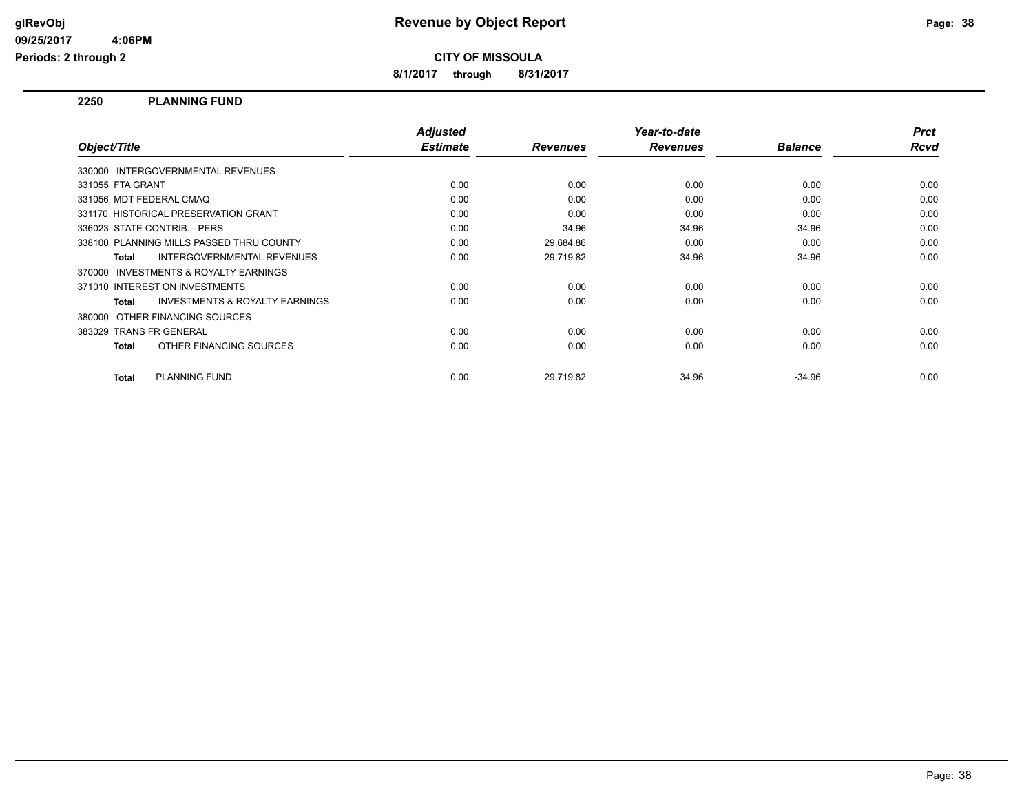# Revenue by Object Report

**CITY OF MISSOULA**

**8/1/2017 through 8/31/2017**

glRevObj
09/25/2017 4:06PM
Periods: 2 through 2

## 2250 PLANNING FUND

| Object/Title | Adjusted Estimate | Revenues | Year-to-date Revenues | Balance | Prct Rcvd |
|---|---|---|---|---|---|
| 330000 INTERGOVERNMENTAL REVENUES | | | | | |
| 331055 FTA GRANT | 0.00 | 0.00 | 0.00 | 0.00 | 0.00 |
| 331056 MDT FEDERAL CMAQ | 0.00 | 0.00 | 0.00 | 0.00 | 0.00 |
| 331170 HISTORICAL PRESERVATION GRANT | 0.00 | 0.00 | 0.00 | 0.00 | 0.00 |
| 336023 STATE CONTRIB. - PERS | 0.00 | 34.96 | 34.96 | -34.96 | 0.00 |
| 338100 PLANNING MILLS PASSED THRU COUNTY | 0.00 | 29,684.86 | 0.00 | 0.00 | 0.00 |
| **Total** INTERGOVERNMENTAL REVENUES | 0.00 | 29,719.82 | 34.96 | -34.96 | 0.00 |
| 370000 INVESTMENTS & ROYALTY EARNINGS | | | | | |
| 371010 INTEREST ON INVESTMENTS | 0.00 | 0.00 | 0.00 | 0.00 | 0.00 |
| **Total** INVESTMENTS & ROYALTY EARNINGS | 0.00 | 0.00 | 0.00 | 0.00 | 0.00 |
| 380000 OTHER FINANCING SOURCES | | | | | |
| 383029 TRANS FR GENERAL | 0.00 | 0.00 | 0.00 | 0.00 | 0.00 |
| **Total** OTHER FINANCING SOURCES | 0.00 | 0.00 | 0.00 | 0.00 | 0.00 |
| **Total** PLANNING FUND | 0.00 | 29,719.82 | 34.96 | -34.96 | 0.00 |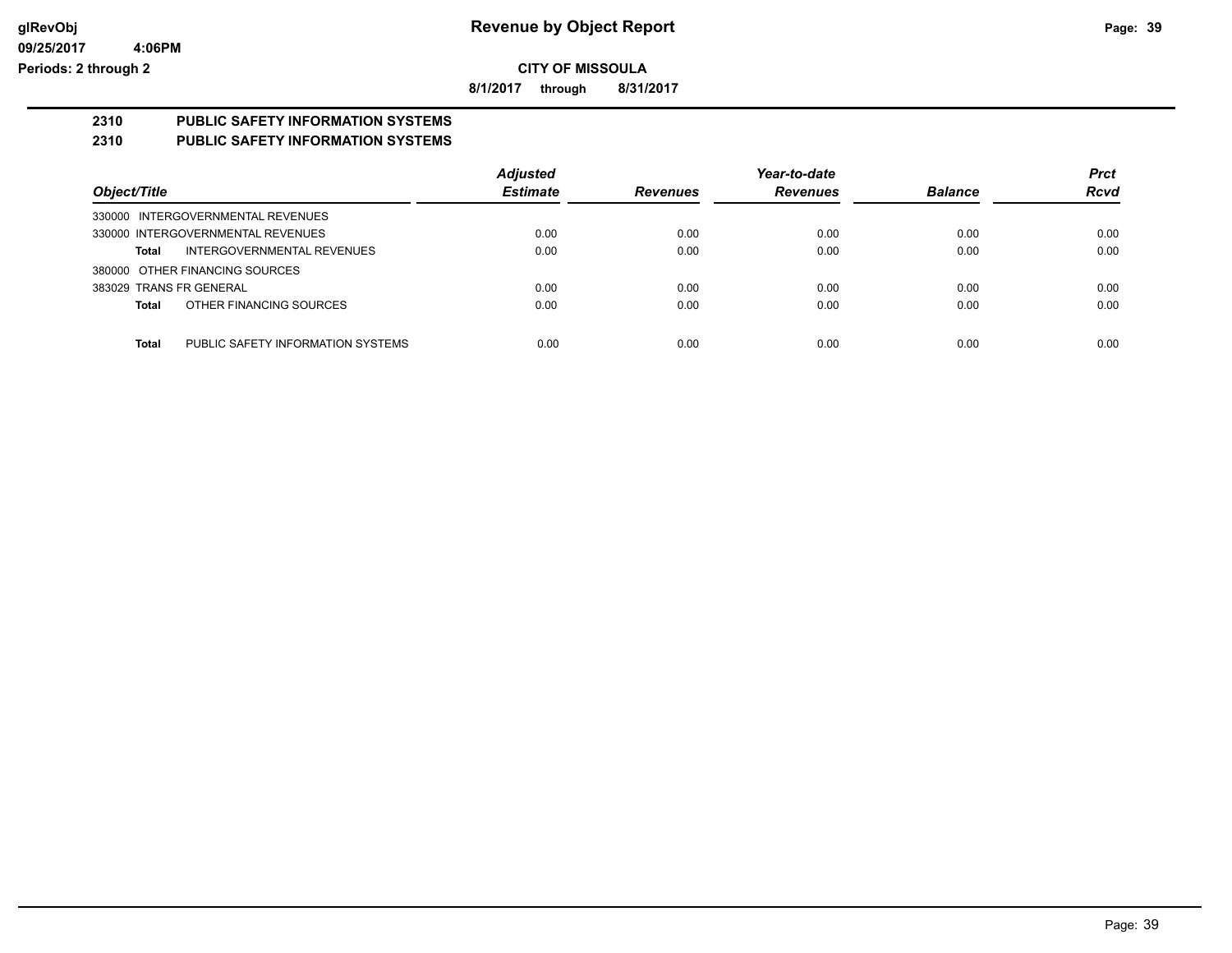# Revenue by Object Report

**CITY OF MISSOULA**

**8/1/2017 through 8/31/2017**

glRevObj
09/25/2017 4:06PM
Periods: 2 through 2

## 2310 PUBLIC SAFETY INFORMATION SYSTEMS

### 2310 PUBLIC SAFETY INFORMATION SYSTEMS

| Object/Title | Adjusted Estimate | Revenues | Year-to-date Revenues | Balance | Prct Rcvd |
|---|---|---|---|---|---|
| 330000 INTERGOVERNMENTAL REVENUES | | | | | |
| 330000 INTERGOVERNMENTAL REVENUES | 0.00 | 0.00 | 0.00 | 0.00 | 0.00 |
| **Total** INTERGOVERNMENTAL REVENUES | 0.00 | 0.00 | 0.00 | 0.00 | 0.00 |
| 380000 OTHER FINANCING SOURCES | | | | | |
| 383029 TRANS FR GENERAL | 0.00 | 0.00 | 0.00 | 0.00 | 0.00 |
| **Total** OTHER FINANCING SOURCES | 0.00 | 0.00 | 0.00 | 0.00 | 0.00 |
| **Total** PUBLIC SAFETY INFORMATION SYSTEMS | 0.00 | 0.00 | 0.00 | 0.00 | 0.00 |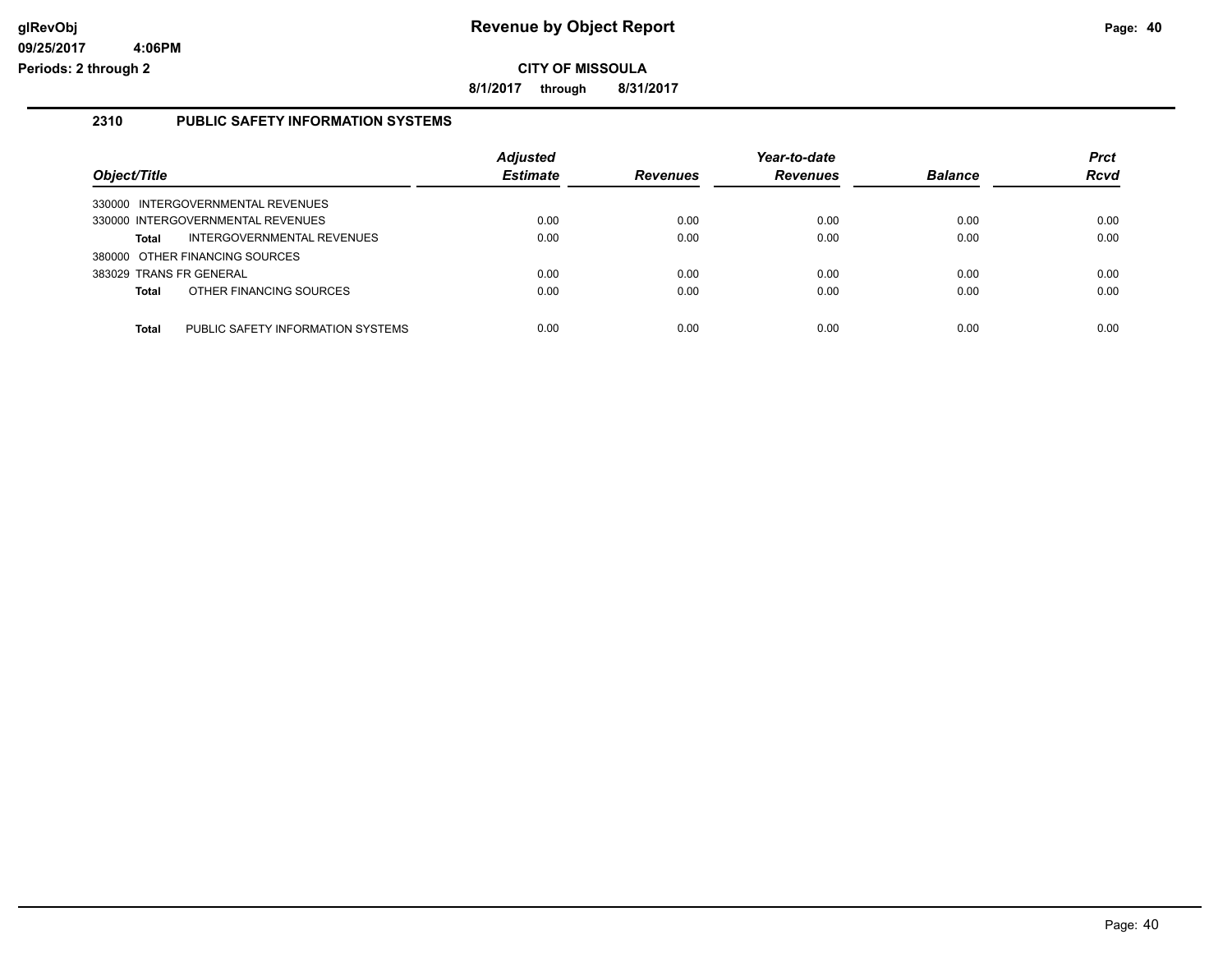# Revenue by Object Report

**CITY OF MISSOULA**

**8/1/2017 through 8/31/2017**

glRevObj
09/25/2017 4:06PM
Periods: 2 through 2

## 2310 PUBLIC SAFETY INFORMATION SYSTEMS

| Object/Title | Adjusted Estimate | Revenues | Year-to-date Revenues | Balance | Prct Rcvd |
|---|---|---|---|---|---|
| 330000 INTERGOVERNMENTAL REVENUES | | | | | |
| 330000 INTERGOVERNMENTAL REVENUES | 0.00 | 0.00 | 0.00 | 0.00 | 0.00 |
| **Total** INTERGOVERNMENTAL REVENUES | 0.00 | 0.00 | 0.00 | 0.00 | 0.00 |
| 380000 OTHER FINANCING SOURCES | | | | | |
| 383029 TRANS FR GENERAL | 0.00 | 0.00 | 0.00 | 0.00 | 0.00 |
| **Total** OTHER FINANCING SOURCES | 0.00 | 0.00 | 0.00 | 0.00 | 0.00 |
| **Total** PUBLIC SAFETY INFORMATION SYSTEMS | 0.00 | 0.00 | 0.00 | 0.00 | 0.00 |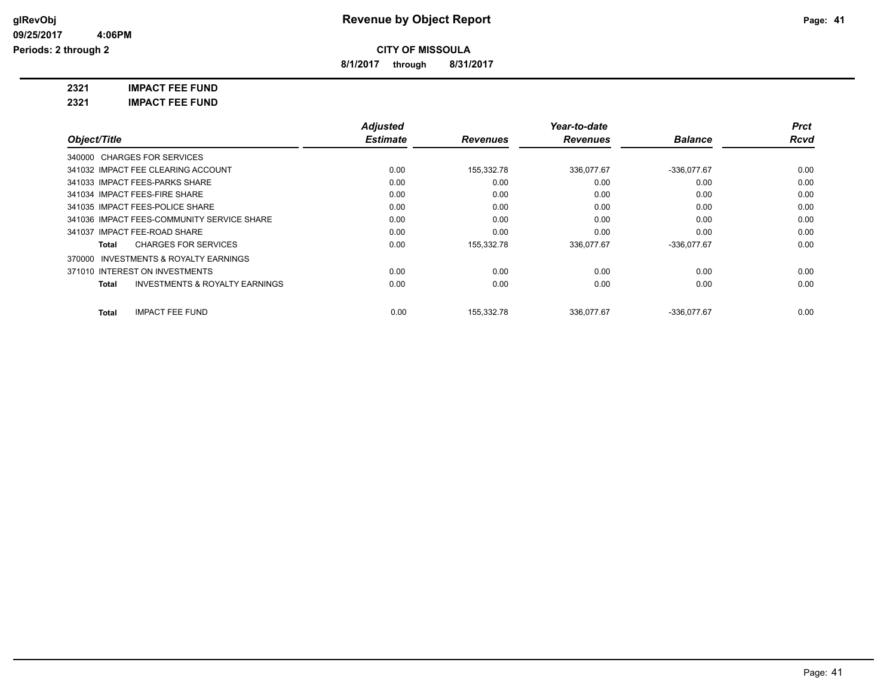**Revenue by Object Report**

**CITY OF MISSOULA**

**8/1/2017 through 8/31/2017**

glRevObj
09/25/2017 4:06PM
Periods: 2 through 2

**2321 IMPACT FEE FUND**

**2321 IMPACT FEE FUND**

| Object/Title | Adjusted Estimate | Revenues | Year-to-date Revenues | Balance | Prct Rcvd |
|---|---|---|---|---|---|
| 340000 CHARGES FOR SERVICES | | | | | |
| 341032 IMPACT FEE CLEARING ACCOUNT | 0.00 | 155,332.78 | 336,077.67 | -336,077.67 | 0.00 |
| 341033 IMPACT FEES-PARKS SHARE | 0.00 | 0.00 | 0.00 | 0.00 | 0.00 |
| 341034 IMPACT FEES-FIRE SHARE | 0.00 | 0.00 | 0.00 | 0.00 | 0.00 |
| 341035 IMPACT FEES-POLICE SHARE | 0.00 | 0.00 | 0.00 | 0.00 | 0.00 |
| 341036 IMPACT FEES-COMMUNITY SERVICE SHARE | 0.00 | 0.00 | 0.00 | 0.00 | 0.00 |
| 341037 IMPACT FEE-ROAD SHARE | 0.00 | 0.00 | 0.00 | 0.00 | 0.00 |
| **Total** CHARGES FOR SERVICES | 0.00 | 155,332.78 | 336,077.67 | -336,077.67 | 0.00 |
| 370000 INVESTMENTS & ROYALTY EARNINGS | | | | | |
| 371010 INTEREST ON INVESTMENTS | 0.00 | 0.00 | 0.00 | 0.00 | 0.00 |
| **Total** INVESTMENTS & ROYALTY EARNINGS | 0.00 | 0.00 | 0.00 | 0.00 | 0.00 |
| **Total** IMPACT FEE FUND | 0.00 | 155,332.78 | 336,077.67 | -336,077.67 | 0.00 |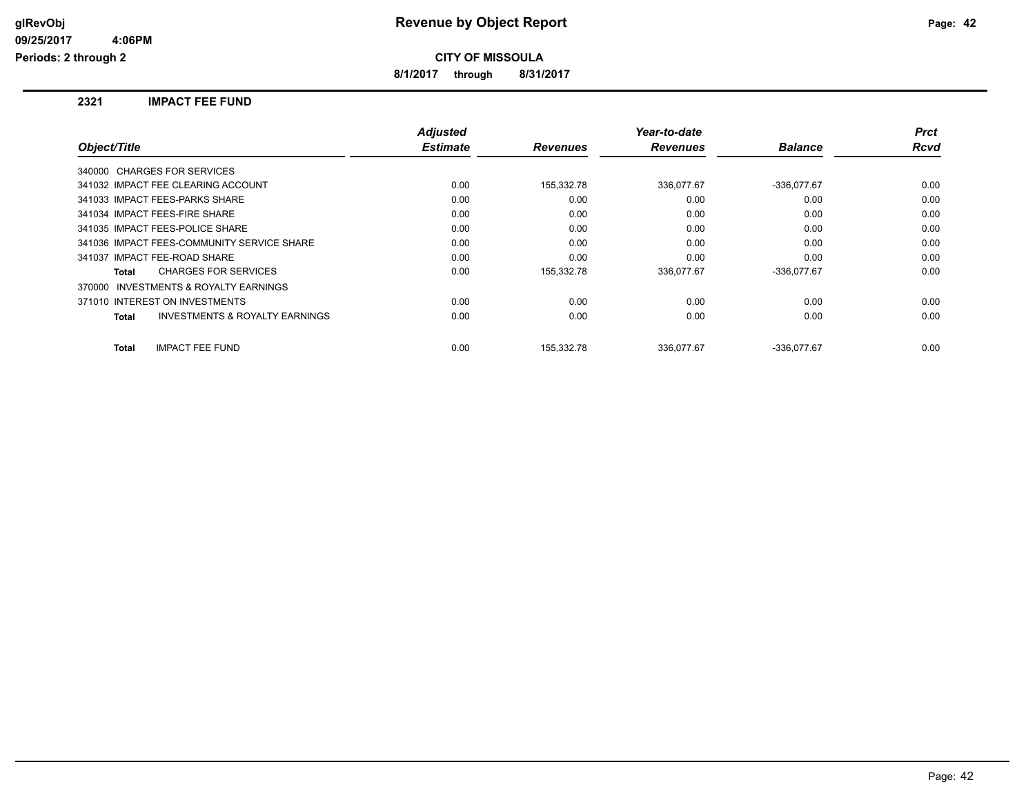# Revenue by Object Report

glRevObj
09/25/2017 4:06PM
Periods: 2 through 2

**CITY OF MISSOULA**

**8/1/2017 through 8/31/2017**

## 2321 IMPACT FEE FUND

| Object/Title | Adjusted Estimate | Revenues | Year-to-date Revenues | Balance | Prct Rcvd |
|---|---|---|---|---|---|
| 340000 CHARGES FOR SERVICES | | | | | |
| 341032 IMPACT FEE CLEARING ACCOUNT | 0.00 | 155,332.78 | 336,077.67 | -336,077.67 | 0.00 |
| 341033 IMPACT FEES-PARKS SHARE | 0.00 | 0.00 | 0.00 | 0.00 | 0.00 |
| 341034 IMPACT FEES-FIRE SHARE | 0.00 | 0.00 | 0.00 | 0.00 | 0.00 |
| 341035 IMPACT FEES-POLICE SHARE | 0.00 | 0.00 | 0.00 | 0.00 | 0.00 |
| 341036 IMPACT FEES-COMMUNITY SERVICE SHARE | 0.00 | 0.00 | 0.00 | 0.00 | 0.00 |
| 341037 IMPACT FEE-ROAD SHARE | 0.00 | 0.00 | 0.00 | 0.00 | 0.00 |
| **Total** CHARGES FOR SERVICES | 0.00 | 155,332.78 | 336,077.67 | -336,077.67 | 0.00 |
| 370000 INVESTMENTS & ROYALTY EARNINGS | | | | | |
| 371010 INTEREST ON INVESTMENTS | 0.00 | 0.00 | 0.00 | 0.00 | 0.00 |
| **Total** INVESTMENTS & ROYALTY EARNINGS | 0.00 | 0.00 | 0.00 | 0.00 | 0.00 |
| **Total** IMPACT FEE FUND | 0.00 | 155,332.78 | 336,077.67 | -336,077.67 | 0.00 |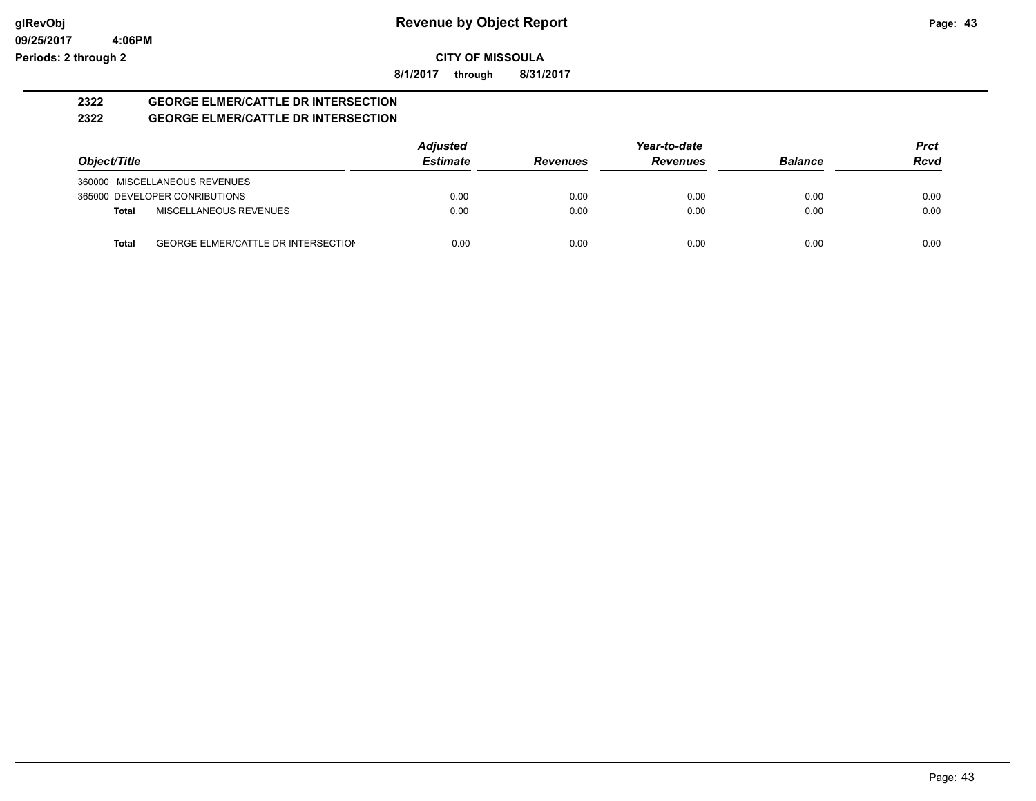# Revenue by Object Report

glRevObj
09/25/2017 4:06PM
Periods: 2 through 2

## CITY OF MISSOULA

8/1/2017 through 8/31/2017

### 2322 GEORGE ELMER/CATTLE DR INTERSECTION
### 2322 GEORGE ELMER/CATTLE DR INTERSECTION

| Object/Title | | Adjusted Estimate | Revenues | Year-to-date Revenues | Balance | Prct Rcvd |
|---|---|---|---|---|---|---|
| 360000 MISCELLANEOUS REVENUES | | | | | | |
| 365000 DEVELOPER CONRIBUTIONS | | 0.00 | 0.00 | 0.00 | 0.00 | 0.00 |
| **Total** | MISCELLANEOUS REVENUES | 0.00 | 0.00 | 0.00 | 0.00 | 0.00 |
| **Total** | GEORGE ELMER/CATTLE DR INTERSECTION | 0.00 | 0.00 | 0.00 | 0.00 | 0.00 |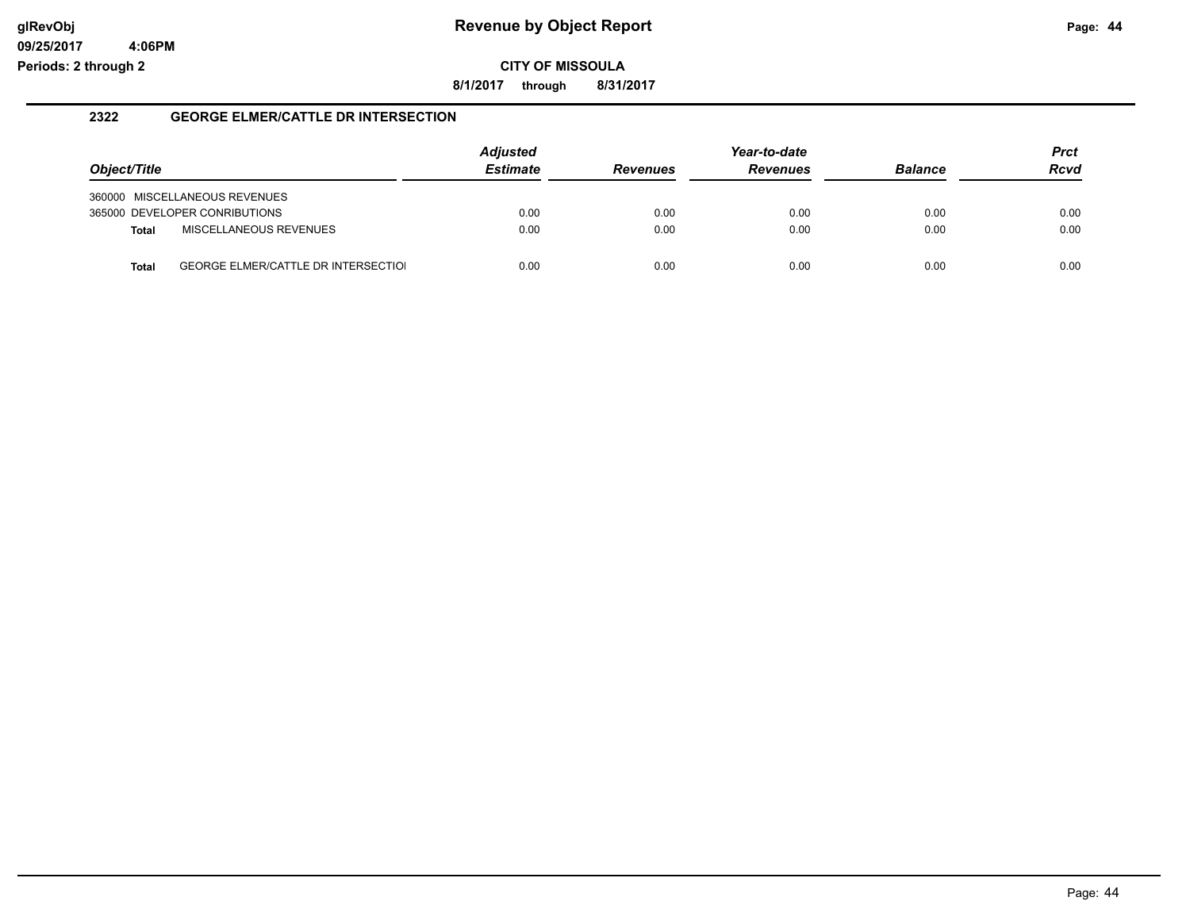# Revenue by Object Report

glRevObj
09/25/2017 4:06PM
Periods: 2 through 2

**CITY OF MISSOULA**

**8/1/2017 through 8/31/2017**

## 2322 GEORGE ELMER/CATTLE DR INTERSECTION

| Object/Title | Adjusted Estimate | Revenues | Year-to-date Revenues | Balance | Prct Rcvd |
|---|---|---|---|---|---|
| 360000 MISCELLANEOUS REVENUES | | | | | |
| 365000 DEVELOPER CONRIBUTIONS | 0.00 | 0.00 | 0.00 | 0.00 | 0.00 |
| **Total** MISCELLANEOUS REVENUES | 0.00 | 0.00 | 0.00 | 0.00 | 0.00 |
| **Total** GEORGE ELMER/CATTLE DR INTERSECTIOI | 0.00 | 0.00 | 0.00 | 0.00 | 0.00 |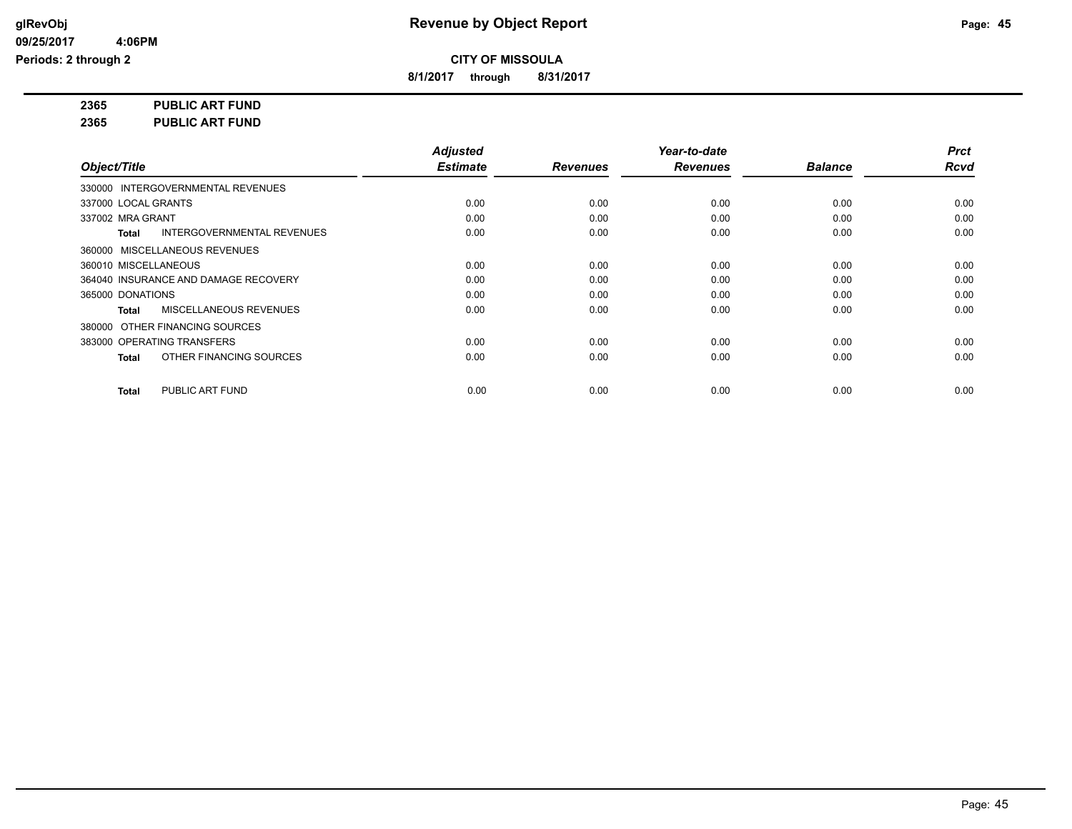# Revenue by Object Report

glRevObj
09/25/2017 4:06PM
Periods: 2 through 2

**CITY OF MISSOULA**

**8/1/2017 through 8/31/2017**

**2365 PUBLIC ART FUND**
**2365 PUBLIC ART FUND**

| Object/Title | Adjusted Estimate | Revenues | Year-to-date Revenues | Balance | Prct Rcvd |
|---|---|---|---|---|---|
| 330000 INTERGOVERNMENTAL REVENUES | | | | | |
| 337000 LOCAL GRANTS | 0.00 | 0.00 | 0.00 | 0.00 | 0.00 |
| 337002 MRA GRANT | 0.00 | 0.00 | 0.00 | 0.00 | 0.00 |
| **Total** INTERGOVERNMENTAL REVENUES | 0.00 | 0.00 | 0.00 | 0.00 | 0.00 |
| 360000 MISCELLANEOUS REVENUES | | | | | |
| 360010 MISCELLANEOUS | 0.00 | 0.00 | 0.00 | 0.00 | 0.00 |
| 364040 INSURANCE AND DAMAGE RECOVERY | 0.00 | 0.00 | 0.00 | 0.00 | 0.00 |
| 365000 DONATIONS | 0.00 | 0.00 | 0.00 | 0.00 | 0.00 |
| **Total** MISCELLANEOUS REVENUES | 0.00 | 0.00 | 0.00 | 0.00 | 0.00 |
| 380000 OTHER FINANCING SOURCES | | | | | |
| 383000 OPERATING TRANSFERS | 0.00 | 0.00 | 0.00 | 0.00 | 0.00 |
| **Total** OTHER FINANCING SOURCES | 0.00 | 0.00 | 0.00 | 0.00 | 0.00 |
| **Total** PUBLIC ART FUND | 0.00 | 0.00 | 0.00 | 0.00 | 0.00 |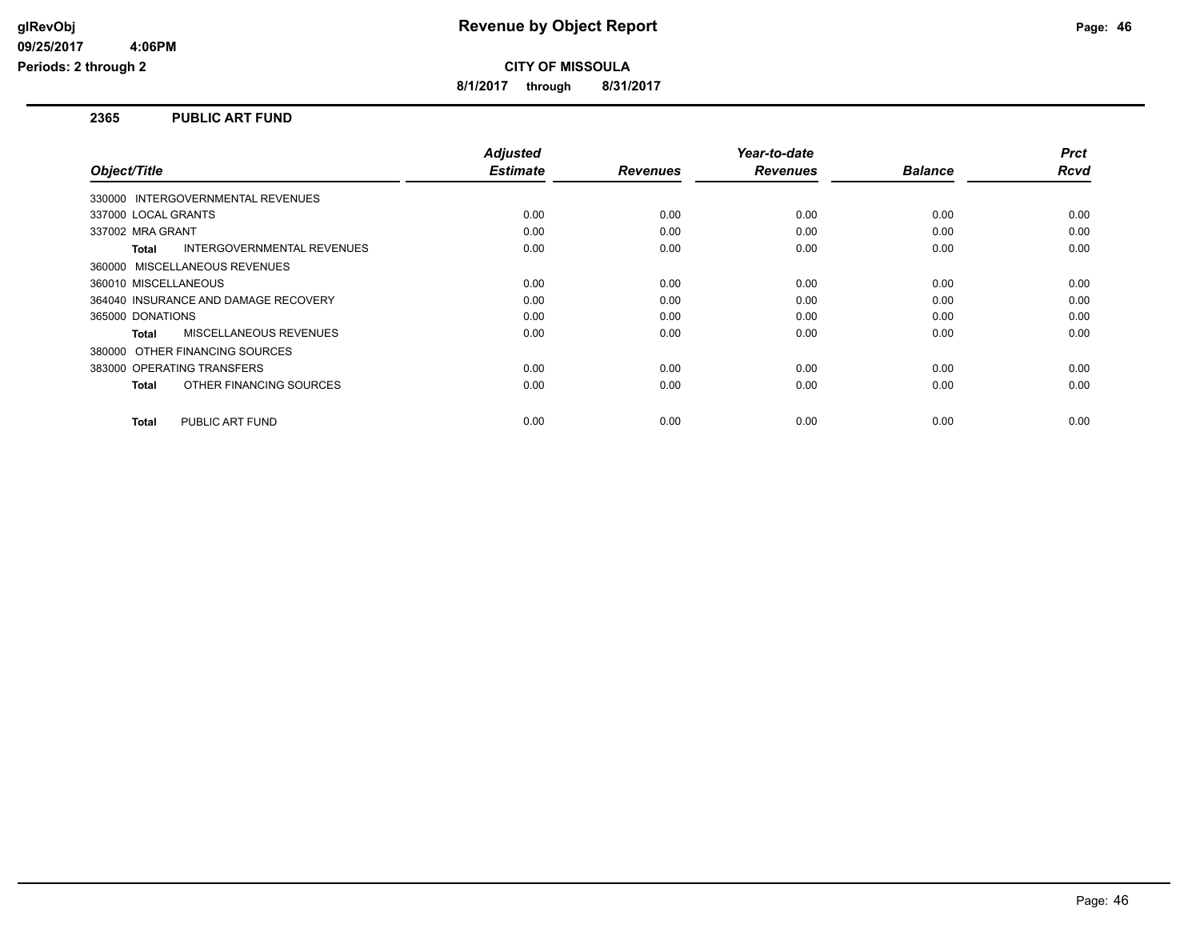# Revenue by Object Report

glRevObj
09/25/2017 4:06PM
Periods: 2 through 2

**CITY OF MISSOULA**

**8/1/2017 through 8/31/2017**

## 2365 PUBLIC ART FUND

| Object/Title | Adjusted Estimate | Revenues | Year-to-date Revenues | Balance | Prct Rcvd |
|---|---|---|---|---|---|
| 330000 INTERGOVERNMENTAL REVENUES | | | | | |
| 337000 LOCAL GRANTS | 0.00 | 0.00 | 0.00 | 0.00 | 0.00 |
| 337002 MRA GRANT | 0.00 | 0.00 | 0.00 | 0.00 | 0.00 |
| **Total** INTERGOVERNMENTAL REVENUES | 0.00 | 0.00 | 0.00 | 0.00 | 0.00 |
| 360000 MISCELLANEOUS REVENUES | | | | | |
| 360010 MISCELLANEOUS | 0.00 | 0.00 | 0.00 | 0.00 | 0.00 |
| 364040 INSURANCE AND DAMAGE RECOVERY | 0.00 | 0.00 | 0.00 | 0.00 | 0.00 |
| 365000 DONATIONS | 0.00 | 0.00 | 0.00 | 0.00 | 0.00 |
| **Total** MISCELLANEOUS REVENUES | 0.00 | 0.00 | 0.00 | 0.00 | 0.00 |
| 380000 OTHER FINANCING SOURCES | | | | | |
| 383000 OPERATING TRANSFERS | 0.00 | 0.00 | 0.00 | 0.00 | 0.00 |
| **Total** OTHER FINANCING SOURCES | 0.00 | 0.00 | 0.00 | 0.00 | 0.00 |
| **Total** PUBLIC ART FUND | 0.00 | 0.00 | 0.00 | 0.00 | 0.00 |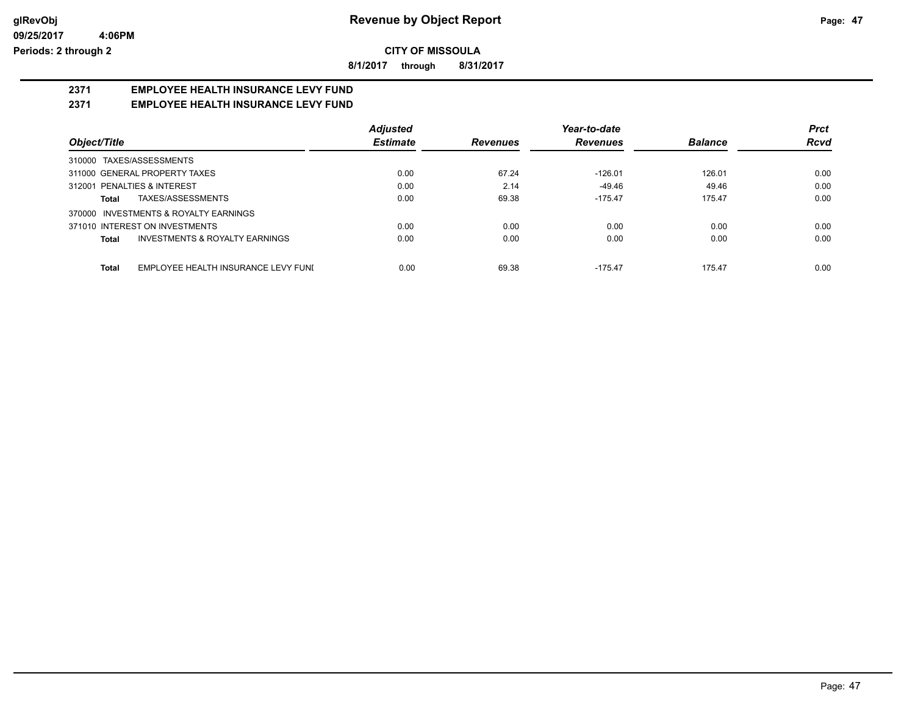# Revenue by Object Report

**CITY OF MISSOULA**

**8/1/2017 through 8/31/2017**

glRevObj
09/25/2017 4:06PM
Periods: 2 through 2

## 2371 EMPLOYEE HEALTH INSURANCE LEVY FUND
## 2371 EMPLOYEE HEALTH INSURANCE LEVY FUND

| Object/Title | Adjusted Estimate | Revenues | Year-to-date Revenues | Balance | Prct Rcvd |
|---|---|---|---|---|---|
| 310000 TAXES/ASSESSMENTS | | | | | |
| 311000 GENERAL PROPERTY TAXES | 0.00 | 67.24 | -126.01 | 126.01 | 0.00 |
| 312001 PENALTIES & INTEREST | 0.00 | 2.14 | -49.46 | 49.46 | 0.00 |
| **Total** TAXES/ASSESSMENTS | 0.00 | 69.38 | -175.47 | 175.47 | 0.00 |
| 370000 INVESTMENTS & ROYALTY EARNINGS | | | | | |
| 371010 INTEREST ON INVESTMENTS | 0.00 | 0.00 | 0.00 | 0.00 | 0.00 |
| **Total** INVESTMENTS & ROYALTY EARNINGS | 0.00 | 0.00 | 0.00 | 0.00 | 0.00 |
| **Total** EMPLOYEE HEALTH INSURANCE LEVY FUNI | 0.00 | 69.38 | -175.47 | 175.47 | 0.00 |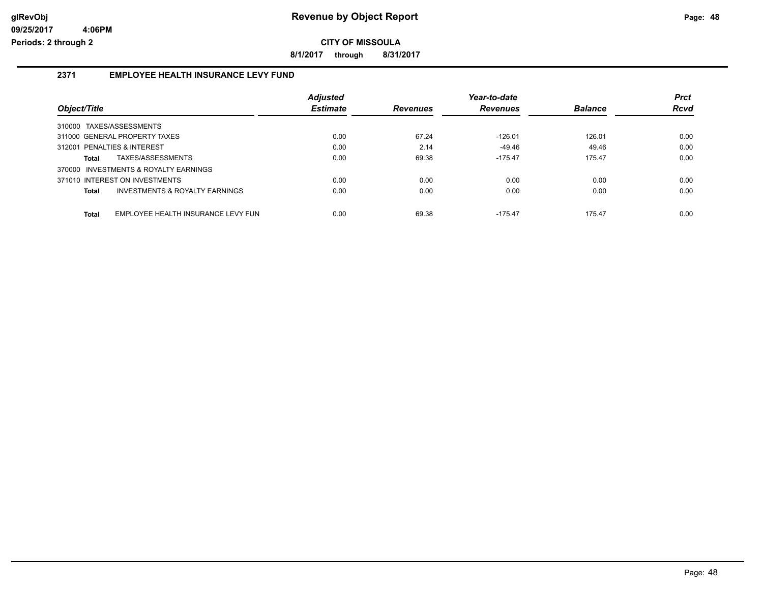**CITY OF MISSOULA**

**8/1/2017 through 8/31/2017**

## 2371 EMPLOYEE HEALTH INSURANCE LEVY FUND

| Object/Title | Adjusted Estimate | Revenues | Year-to-date Revenues | Balance | Prct Rcvd |
|---|---|---|---|---|---|
| 310000 TAXES/ASSESSMENTS | | | | | |
| 311000 GENERAL PROPERTY TAXES | 0.00 | 67.24 | -126.01 | 126.01 | 0.00 |
| 312001 PENALTIES & INTEREST | 0.00 | 2.14 | -49.46 | 49.46 | 0.00 |
| **Total** TAXES/ASSESSMENTS | 0.00 | 69.38 | -175.47 | 175.47 | 0.00 |
| 370000 INVESTMENTS & ROYALTY EARNINGS | | | | | |
| 371010 INTEREST ON INVESTMENTS | 0.00 | 0.00 | 0.00 | 0.00 | 0.00 |
| **Total** INVESTMENTS & ROYALTY EARNINGS | 0.00 | 0.00 | 0.00 | 0.00 | 0.00 |
| **Total** EMPLOYEE HEALTH INSURANCE LEVY FUN | 0.00 | 69.38 | -175.47 | 175.47 | 0.00 |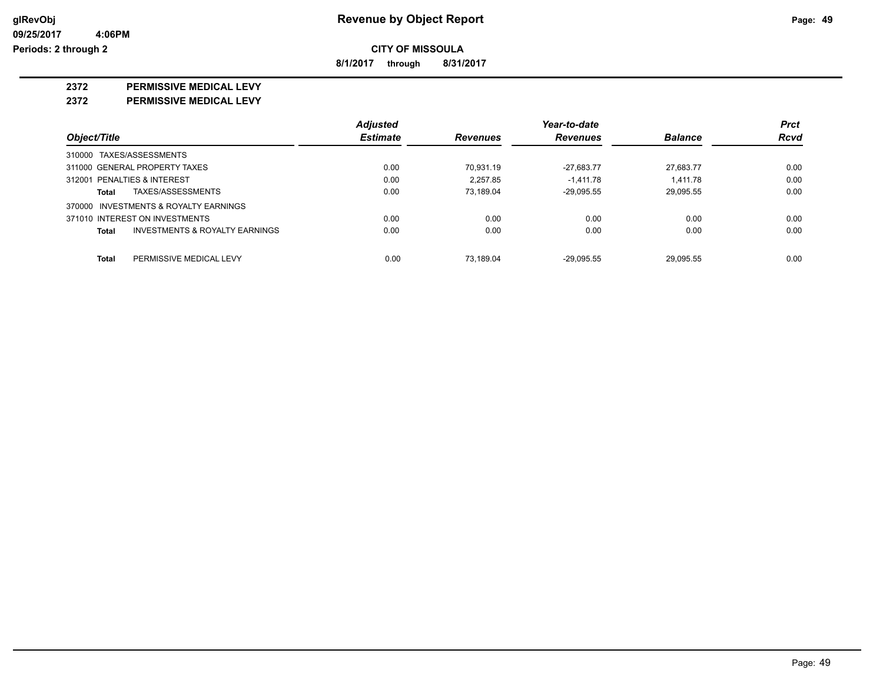**Revenue by Object Report**

glRevObj
09/25/2017 4:06PM
Periods: 2 through 2

**CITY OF MISSOULA**

**8/1/2017 through 8/31/2017**

## 2372 PERMISSIVE MEDICAL LEVY
## 2372 PERMISSIVE MEDICAL LEVY

| Object/Title | Adjusted Estimate | Revenues | Year-to-date Revenues | Balance | Prct Rcvd |
|---|---|---|---|---|---|
| 310000 TAXES/ASSESSMENTS | | | | | |
| 311000 GENERAL PROPERTY TAXES | 0.00 | 70,931.19 | -27,683.77 | 27,683.77 | 0.00 |
| 312001 PENALTIES & INTEREST | 0.00 | 2,257.85 | -1,411.78 | 1,411.78 | 0.00 |
| **Total** TAXES/ASSESSMENTS | 0.00 | 73,189.04 | -29,095.55 | 29,095.55 | 0.00 |
| 370000 INVESTMENTS & ROYALTY EARNINGS | | | | | |
| 371010 INTEREST ON INVESTMENTS | 0.00 | 0.00 | 0.00 | 0.00 | 0.00 |
| **Total** INVESTMENTS & ROYALTY EARNINGS | 0.00 | 0.00 | 0.00 | 0.00 | 0.00 |
| **Total** PERMISSIVE MEDICAL LEVY | 0.00 | 73,189.04 | -29,095.55 | 29,095.55 | 0.00 |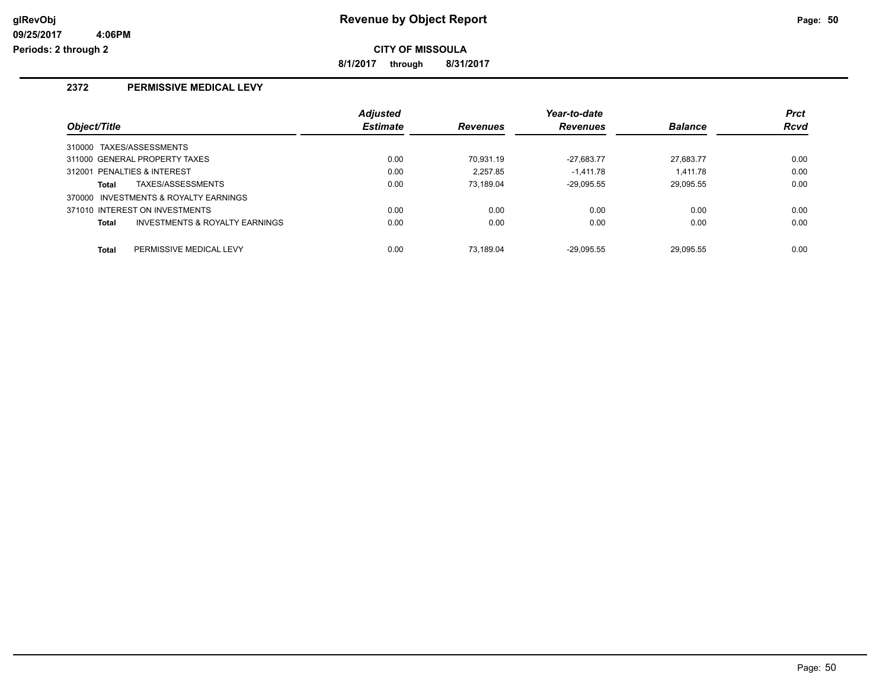**Revenue by Object Report**

**CITY OF MISSOULA**

**8/1/2017 through 8/31/2017**

## 2372 PERMISSIVE MEDICAL LEVY

| Object/Title | Adjusted Estimate | Revenues | Year-to-date Revenues | Balance | Prct Rcvd |
|---|---|---|---|---|---|
| 310000 TAXES/ASSESSMENTS | | | | | |
| 311000 GENERAL PROPERTY TAXES | 0.00 | 70,931.19 | -27,683.77 | 27,683.77 | 0.00 |
| 312001 PENALTIES & INTEREST | 0.00 | 2,257.85 | -1,411.78 | 1,411.78 | 0.00 |
| **Total** TAXES/ASSESSMENTS | 0.00 | 73,189.04 | -29,095.55 | 29,095.55 | 0.00 |
| 370000 INVESTMENTS & ROYALTY EARNINGS | | | | | |
| 371010 INTEREST ON INVESTMENTS | 0.00 | 0.00 | 0.00 | 0.00 | 0.00 |
| **Total** INVESTMENTS & ROYALTY EARNINGS | 0.00 | 0.00 | 0.00 | 0.00 | 0.00 |
| **Total** PERMISSIVE MEDICAL LEVY | 0.00 | 73,189.04 | -29,095.55 | 29,095.55 | 0.00 |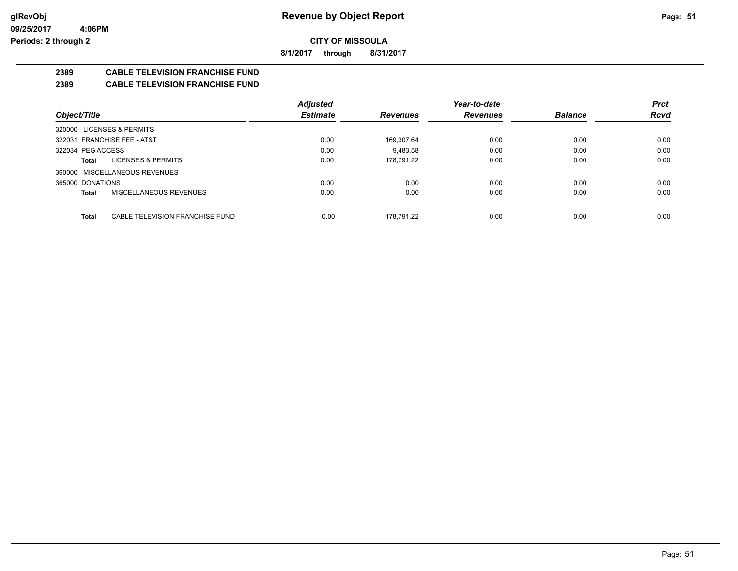**Revenue by Object Report**

**CITY OF MISSOULA**

**8/1/2017 through 8/31/2017**

glRevObj
09/25/2017 4:06PM
Periods: 2 through 2

## 2389 CABLE TELEVISION FRANCHISE FUND

## 2389 CABLE TELEVISION FRANCHISE FUND

| Object/Title | Adjusted Estimate | Revenues | Year-to-date Revenues | Balance | Prct Rcvd |
|---|---|---|---|---|---|
| 320000 LICENSES & PERMITS | | | | | |
| 322031 FRANCHISE FEE - AT&T | 0.00 | 169,307.64 | 0.00 | 0.00 | 0.00 |
| 322034 PEG ACCESS | 0.00 | 9,483.58 | 0.00 | 0.00 | 0.00 |
| **Total** LICENSES & PERMITS | 0.00 | 178,791.22 | 0.00 | 0.00 | 0.00 |
| 360000 MISCELLANEOUS REVENUES | | | | | |
| 365000 DONATIONS | 0.00 | 0.00 | 0.00 | 0.00 | 0.00 |
| **Total** MISCELLANEOUS REVENUES | 0.00 | 0.00 | 0.00 | 0.00 | 0.00 |
| **Total** CABLE TELEVISION FRANCHISE FUND | 0.00 | 178,791.22 | 0.00 | 0.00 | 0.00 |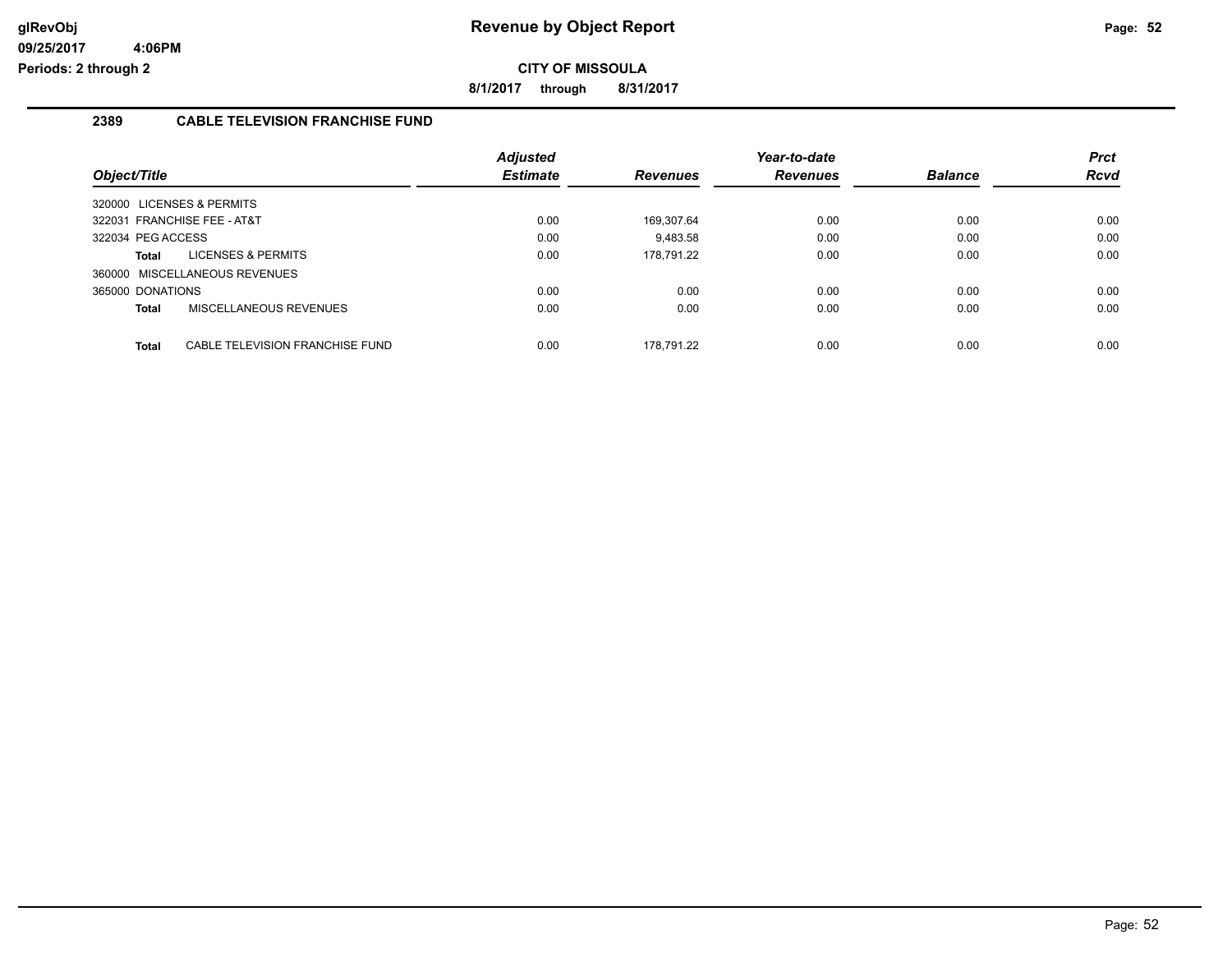# Revenue by Object Report

glRevObj
09/25/2017 4:06PM
Periods: 2 through 2

**CITY OF MISSOULA**

**8/1/2017 through 8/31/2017**

## 2389 CABLE TELEVISION FRANCHISE FUND

| Object/Title | Adjusted Estimate | Revenues | Year-to-date Revenues | Balance | Prct Rcvd |
|---|---|---|---|---|---|
| 320000 LICENSES & PERMITS | | | | | |
| 322031 FRANCHISE FEE - AT&T | 0.00 | 169,307.64 | 0.00 | 0.00 | 0.00 |
| 322034 PEG ACCESS | 0.00 | 9,483.58 | 0.00 | 0.00 | 0.00 |
| **Total** LICENSES & PERMITS | 0.00 | 178,791.22 | 0.00 | 0.00 | 0.00 |
| 360000 MISCELLANEOUS REVENUES | | | | | |
| 365000 DONATIONS | 0.00 | 0.00 | 0.00 | 0.00 | 0.00 |
| **Total** MISCELLANEOUS REVENUES | 0.00 | 0.00 | 0.00 | 0.00 | 0.00 |
| **Total** CABLE TELEVISION FRANCHISE FUND | 0.00 | 178,791.22 | 0.00 | 0.00 | 0.00 |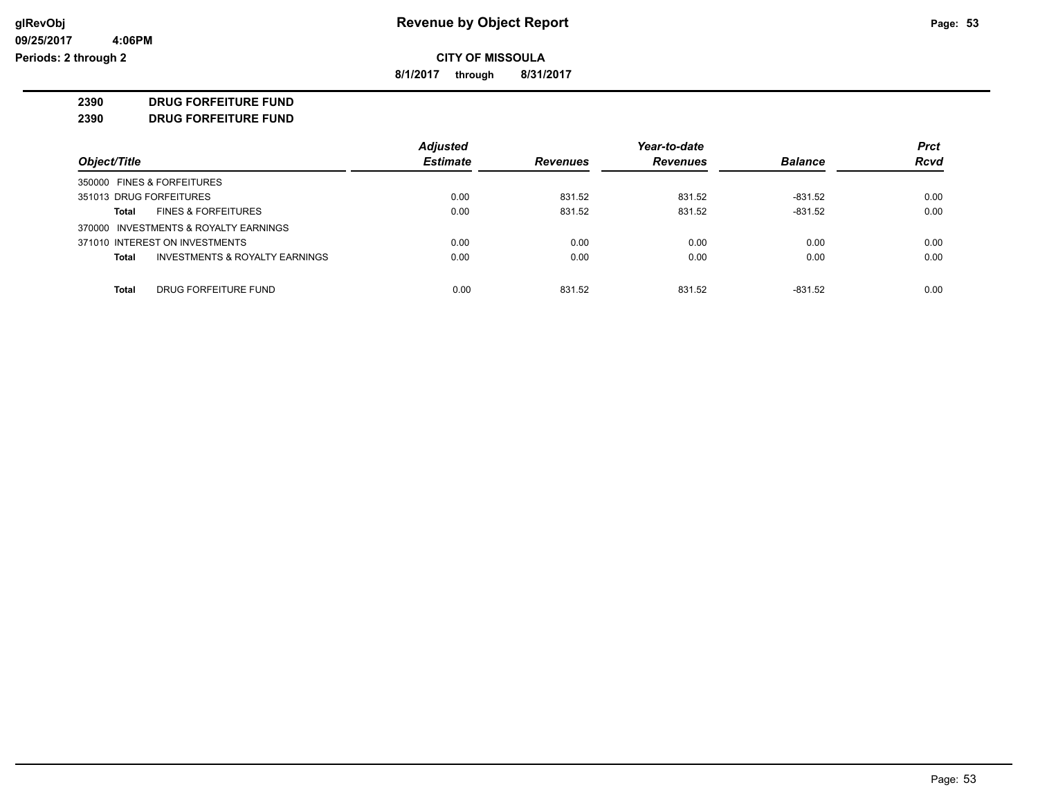# Revenue by Object Report

glRevObj
09/25/2017 4:06PM
Periods: 2 through 2

**CITY OF MISSOULA**

**8/1/2017 through 8/31/2017**

## 2390 DRUG FORFEITURE FUND
## 2390 DRUG FORFEITURE FUND

| Object/Title | Adjusted Estimate | Revenues | Year-to-date Revenues | Balance | Prct Rcvd |
|---|---|---|---|---|---|
| 350000 FINES & FORFEITURES | | | | | |
| 351013 DRUG FORFEITURES | 0.00 | 831.52 | 831.52 | -831.52 | 0.00 |
| **Total** FINES & FORFEITURES | 0.00 | 831.52 | 831.52 | -831.52 | 0.00 |
| 370000 INVESTMENTS & ROYALTY EARNINGS | | | | | |
| 371010 INTEREST ON INVESTMENTS | 0.00 | 0.00 | 0.00 | 0.00 | 0.00 |
| **Total** INVESTMENTS & ROYALTY EARNINGS | 0.00 | 0.00 | 0.00 | 0.00 | 0.00 |
| **Total** DRUG FORFEITURE FUND | 0.00 | 831.52 | 831.52 | -831.52 | 0.00 |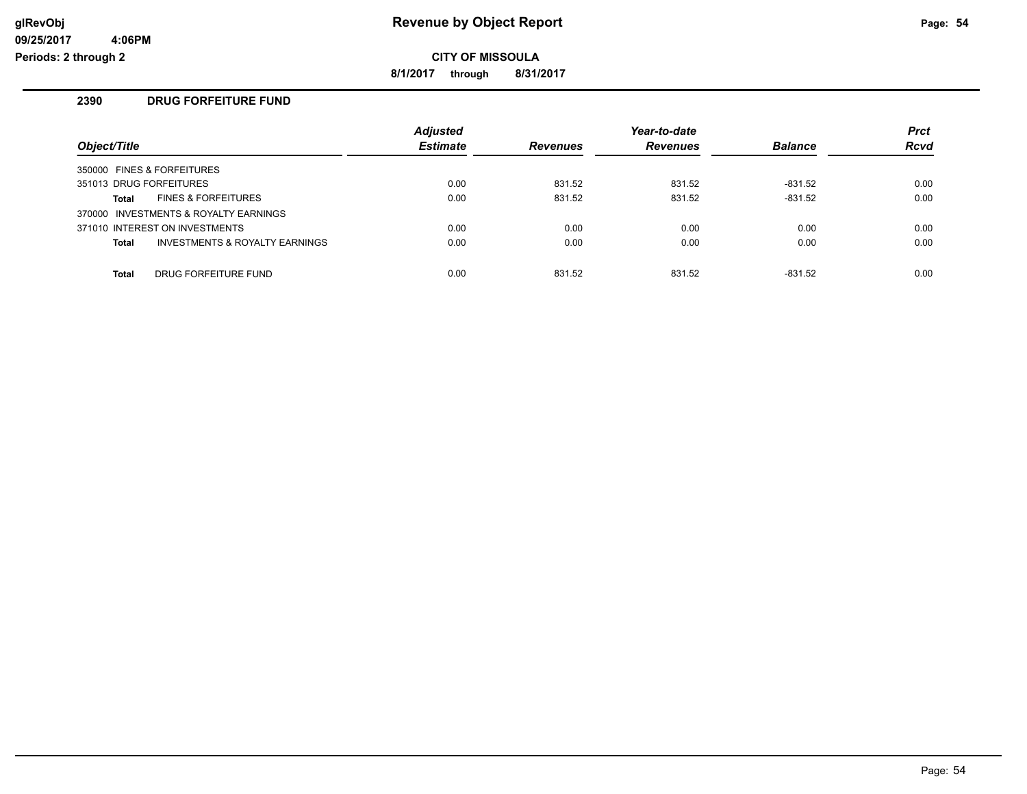# Revenue by Object Report

**CITY OF MISSOULA**

**8/1/2017 through 8/31/2017**

glRevObj
09/25/2017 4:06PM
Periods: 2 through 2

## 2390 DRUG FORFEITURE FUND

| Object/Title | Adjusted Estimate | Revenues | Year-to-date Revenues | Balance | Prct Rcvd |
|---|---|---|---|---|---|
| 350000 FINES & FORFEITURES | | | | | |
| 351013 DRUG FORFEITURES | 0.00 | 831.52 | 831.52 | -831.52 | 0.00 |
| **Total** FINES & FORFEITURES | 0.00 | 831.52 | 831.52 | -831.52 | 0.00 |
| 370000 INVESTMENTS & ROYALTY EARNINGS | | | | | |
| 371010 INTEREST ON INVESTMENTS | 0.00 | 0.00 | 0.00 | 0.00 | 0.00 |
| **Total** INVESTMENTS & ROYALTY EARNINGS | 0.00 | 0.00 | 0.00 | 0.00 | 0.00 |
| **Total** DRUG FORFEITURE FUND | 0.00 | 831.52 | 831.52 | -831.52 | 0.00 |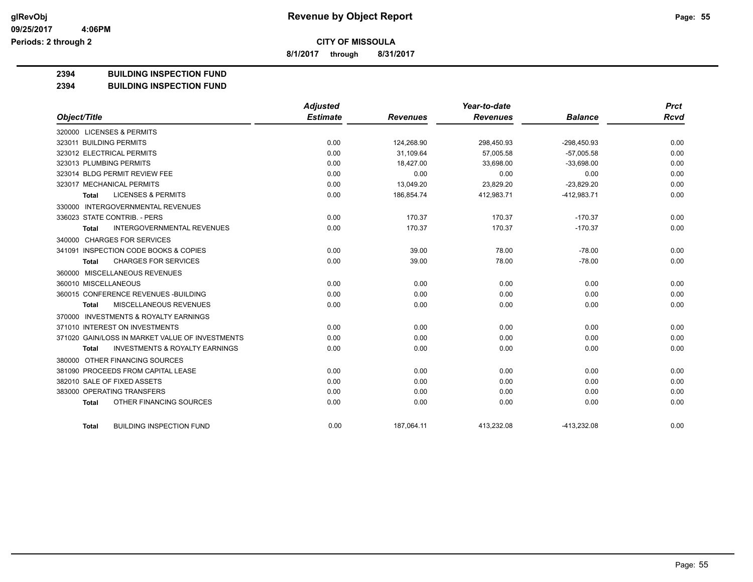**Revenue by Object Report**

**CITY OF MISSOULA**

**8/1/2017 through 8/31/2017**

glRevObj
09/25/2017 4:06PM
Periods: 2 through 2

## 2394 BUILDING INSPECTION FUND
## 2394 BUILDING INSPECTION FUND

| Object/Title | Adjusted Estimate | Revenues | Year-to-date Revenues | Balance | Prct Rcvd |
|---|---|---|---|---|---|
| 320000 LICENSES & PERMITS | | | | | |
| 323011 BUILDING PERMITS | 0.00 | 124,268.90 | 298,450.93 | -298,450.93 | 0.00 |
| 323012 ELECTRICAL PERMITS | 0.00 | 31,109.64 | 57,005.58 | -57,005.58 | 0.00 |
| 323013 PLUMBING PERMITS | 0.00 | 18,427.00 | 33,698.00 | -33,698.00 | 0.00 |
| 323014 BLDG PERMIT REVIEW FEE | 0.00 | 0.00 | 0.00 | 0.00 | 0.00 |
| 323017 MECHANICAL PERMITS | 0.00 | 13,049.20 | 23,829.20 | -23,829.20 | 0.00 |
| **Total** LICENSES & PERMITS | 0.00 | 186,854.74 | 412,983.71 | -412,983.71 | 0.00 |
| 330000 INTERGOVERNMENTAL REVENUES | | | | | |
| 336023 STATE CONTRIB. - PERS | 0.00 | 170.37 | 170.37 | -170.37 | 0.00 |
| **Total** INTERGOVERNMENTAL REVENUES | 0.00 | 170.37 | 170.37 | -170.37 | 0.00 |
| 340000 CHARGES FOR SERVICES | | | | | |
| 341091 INSPECTION CODE BOOKS & COPIES | 0.00 | 39.00 | 78.00 | -78.00 | 0.00 |
| **Total** CHARGES FOR SERVICES | 0.00 | 39.00 | 78.00 | -78.00 | 0.00 |
| 360000 MISCELLANEOUS REVENUES | | | | | |
| 360010 MISCELLANEOUS | 0.00 | 0.00 | 0.00 | 0.00 | 0.00 |
| 360015 CONFERENCE REVENUES -BUILDING | 0.00 | 0.00 | 0.00 | 0.00 | 0.00 |
| **Total** MISCELLANEOUS REVENUES | 0.00 | 0.00 | 0.00 | 0.00 | 0.00 |
| 370000 INVESTMENTS & ROYALTY EARNINGS | | | | | |
| 371010 INTEREST ON INVESTMENTS | 0.00 | 0.00 | 0.00 | 0.00 | 0.00 |
| 371020 GAIN/LOSS IN MARKET VALUE OF INVESTMENTS | 0.00 | 0.00 | 0.00 | 0.00 | 0.00 |
| **Total** INVESTMENTS & ROYALTY EARNINGS | 0.00 | 0.00 | 0.00 | 0.00 | 0.00 |
| 380000 OTHER FINANCING SOURCES | | | | | |
| 381090 PROCEEDS FROM CAPITAL LEASE | 0.00 | 0.00 | 0.00 | 0.00 | 0.00 |
| 382010 SALE OF FIXED ASSETS | 0.00 | 0.00 | 0.00 | 0.00 | 0.00 |
| 383000 OPERATING TRANSFERS | 0.00 | 0.00 | 0.00 | 0.00 | 0.00 |
| **Total** OTHER FINANCING SOURCES | 0.00 | 0.00 | 0.00 | 0.00 | 0.00 |
| **Total** BUILDING INSPECTION FUND | 0.00 | 187,064.11 | 413,232.08 | -413,232.08 | 0.00 |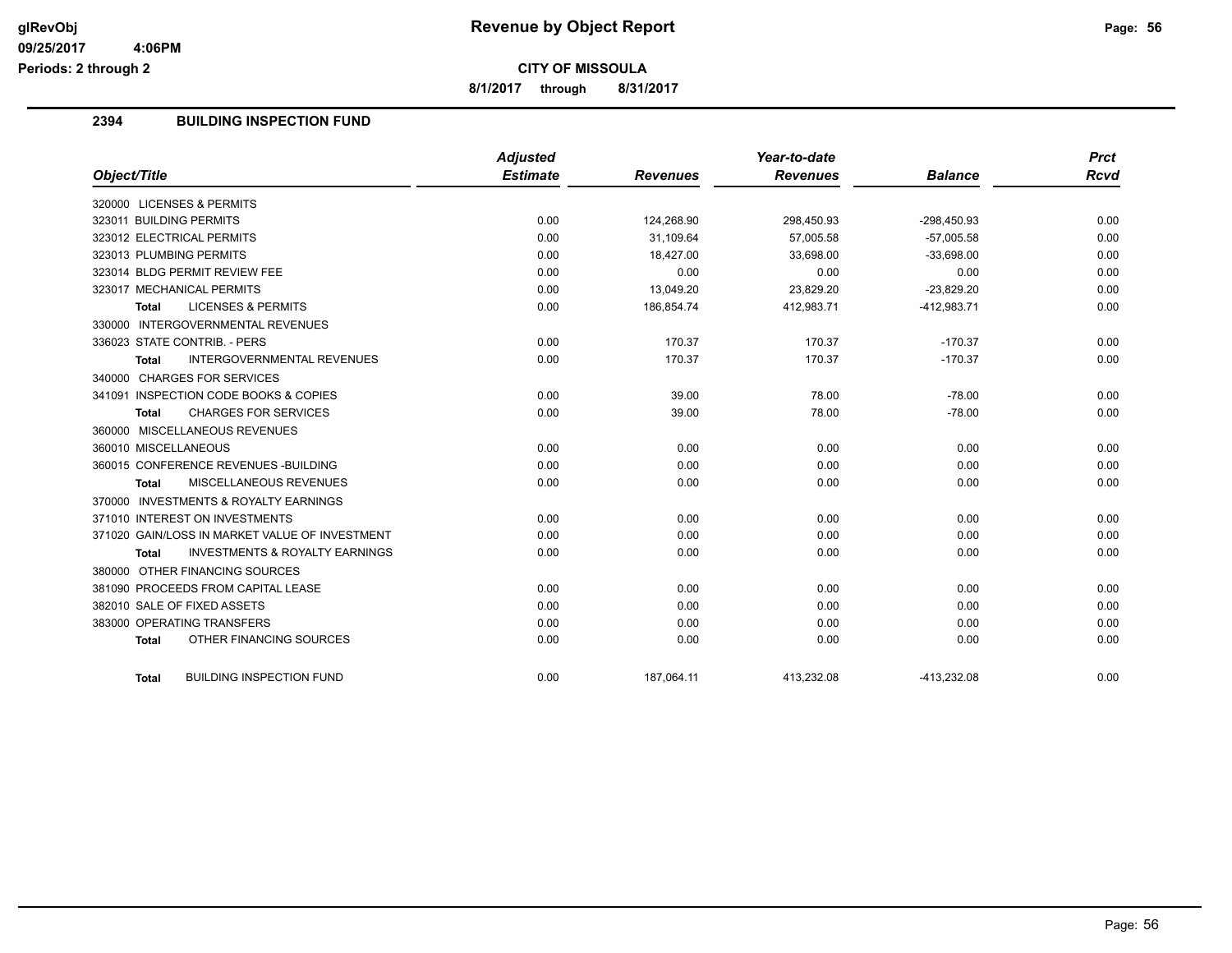# Revenue by Object Report

glRevObj
09/25/2017 4:06PM
Periods: 2 through 2

**CITY OF MISSOULA**

8/1/2017 through 8/31/2017

## 2394 BUILDING INSPECTION FUND

| Object/Title | Adjusted Estimate | Revenues | Year-to-date Revenues | Balance | Prct Rcvd |
|---|---|---|---|---|---|
| 320000 LICENSES & PERMITS | | | | | |
| 323011 BUILDING PERMITS | 0.00 | 124,268.90 | 298,450.93 | -298,450.93 | 0.00 |
| 323012 ELECTRICAL PERMITS | 0.00 | 31,109.64 | 57,005.58 | -57,005.58 | 0.00 |
| 323013 PLUMBING PERMITS | 0.00 | 18,427.00 | 33,698.00 | -33,698.00 | 0.00 |
| 323014 BLDG PERMIT REVIEW FEE | 0.00 | 0.00 | 0.00 | 0.00 | 0.00 |
| 323017 MECHANICAL PERMITS | 0.00 | 13,049.20 | 23,829.20 | -23,829.20 | 0.00 |
| Total LICENSES & PERMITS | 0.00 | 186,854.74 | 412,983.71 | -412,983.71 | 0.00 |
| 330000 INTERGOVERNMENTAL REVENUES | | | | | |
| 336023 STATE CONTRIB. - PERS | 0.00 | 170.37 | 170.37 | -170.37 | 0.00 |
| Total INTERGOVERNMENTAL REVENUES | 0.00 | 170.37 | 170.37 | -170.37 | 0.00 |
| 340000 CHARGES FOR SERVICES | | | | | |
| 341091 INSPECTION CODE BOOKS & COPIES | 0.00 | 39.00 | 78.00 | -78.00 | 0.00 |
| Total CHARGES FOR SERVICES | 0.00 | 39.00 | 78.00 | -78.00 | 0.00 |
| 360000 MISCELLANEOUS REVENUES | | | | | |
| 360010 MISCELLANEOUS | 0.00 | 0.00 | 0.00 | 0.00 | 0.00 |
| 360015 CONFERENCE REVENUES -BUILDING | 0.00 | 0.00 | 0.00 | 0.00 | 0.00 |
| Total MISCELLANEOUS REVENUES | 0.00 | 0.00 | 0.00 | 0.00 | 0.00 |
| 370000 INVESTMENTS & ROYALTY EARNINGS | | | | | |
| 371010 INTEREST ON INVESTMENTS | 0.00 | 0.00 | 0.00 | 0.00 | 0.00 |
| 371020 GAIN/LOSS IN MARKET VALUE OF INVESTMENT | 0.00 | 0.00 | 0.00 | 0.00 | 0.00 |
| Total INVESTMENTS & ROYALTY EARNINGS | 0.00 | 0.00 | 0.00 | 0.00 | 0.00 |
| 380000 OTHER FINANCING SOURCES | | | | | |
| 381090 PROCEEDS FROM CAPITAL LEASE | 0.00 | 0.00 | 0.00 | 0.00 | 0.00 |
| 382010 SALE OF FIXED ASSETS | 0.00 | 0.00 | 0.00 | 0.00 | 0.00 |
| 383000 OPERATING TRANSFERS | 0.00 | 0.00 | 0.00 | 0.00 | 0.00 |
| Total OTHER FINANCING SOURCES | 0.00 | 0.00 | 0.00 | 0.00 | 0.00 |
| Total BUILDING INSPECTION FUND | 0.00 | 187,064.11 | 413,232.08 | -413,232.08 | 0.00 |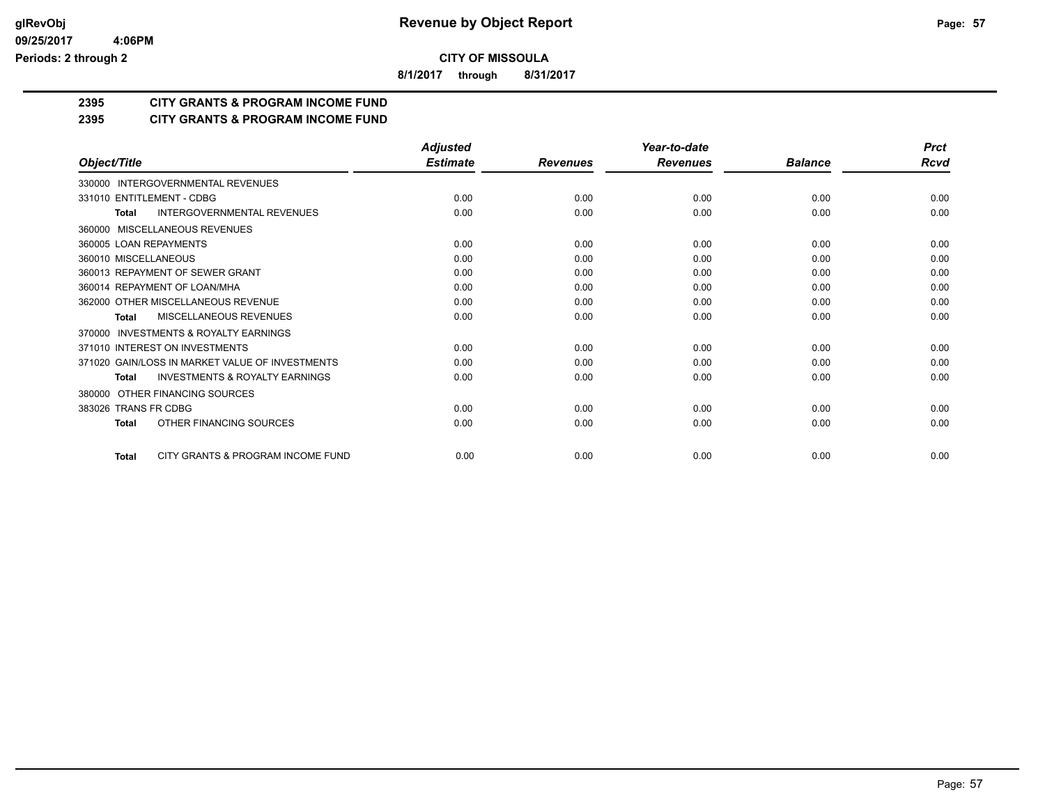**CITY OF MISSOULA**

**8/1/2017 through 8/31/2017**

## 2395 CITY GRANTS & PROGRAM INCOME FUND

## 2395 CITY GRANTS & PROGRAM INCOME FUND

| Object/Title | Adjusted Estimate | Revenues | Year-to-date Revenues | Balance | Prct Rcvd |
|---|---|---|---|---|---|
| 330000 INTERGOVERNMENTAL REVENUES | | | | | |
| 331010 ENTITLEMENT - CDBG | 0.00 | 0.00 | 0.00 | 0.00 | 0.00 |
| **Total** INTERGOVERNMENTAL REVENUES | 0.00 | 0.00 | 0.00 | 0.00 | 0.00 |
| 360000 MISCELLANEOUS REVENUES | | | | | |
| 360005 LOAN REPAYMENTS | 0.00 | 0.00 | 0.00 | 0.00 | 0.00 |
| 360010 MISCELLANEOUS | 0.00 | 0.00 | 0.00 | 0.00 | 0.00 |
| 360013 REPAYMENT OF SEWER GRANT | 0.00 | 0.00 | 0.00 | 0.00 | 0.00 |
| 360014 REPAYMENT OF LOAN/MHA | 0.00 | 0.00 | 0.00 | 0.00 | 0.00 |
| 362000 OTHER MISCELLANEOUS REVENUE | 0.00 | 0.00 | 0.00 | 0.00 | 0.00 |
| **Total** MISCELLANEOUS REVENUES | 0.00 | 0.00 | 0.00 | 0.00 | 0.00 |
| 370000 INVESTMENTS & ROYALTY EARNINGS | | | | | |
| 371010 INTEREST ON INVESTMENTS | 0.00 | 0.00 | 0.00 | 0.00 | 0.00 |
| 371020 GAIN/LOSS IN MARKET VALUE OF INVESTMENTS | 0.00 | 0.00 | 0.00 | 0.00 | 0.00 |
| **Total** INVESTMENTS & ROYALTY EARNINGS | 0.00 | 0.00 | 0.00 | 0.00 | 0.00 |
| 380000 OTHER FINANCING SOURCES | | | | | |
| 383026 TRANS FR CDBG | 0.00 | 0.00 | 0.00 | 0.00 | 0.00 |
| **Total** OTHER FINANCING SOURCES | 0.00 | 0.00 | 0.00 | 0.00 | 0.00 |
| **Total** CITY GRANTS & PROGRAM INCOME FUND | 0.00 | 0.00 | 0.00 | 0.00 | 0.00 |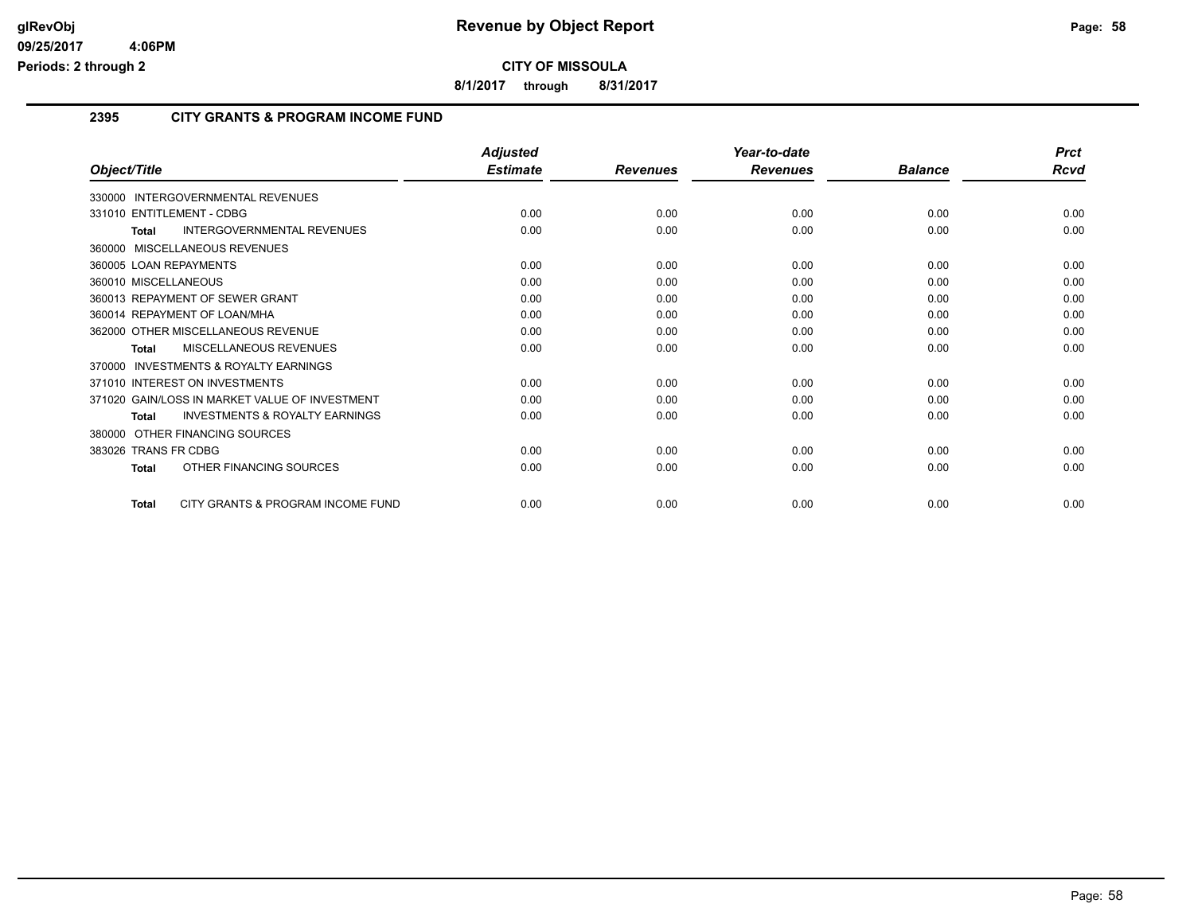# Revenue by Object Report

**CITY OF MISSOULA**

**8/1/2017 through 8/31/2017**

glRevObj
09/25/2017 4:06PM
Periods: 2 through 2

## 2395 CITY GRANTS & PROGRAM INCOME FUND

| Object/Title | Adjusted Estimate | Revenues | Year-to-date Revenues | Balance | Prct Rcvd |
|---|---|---|---|---|---|
| 330000 INTERGOVERNMENTAL REVENUES | | | | | |
| 331010 ENTITLEMENT - CDBG | 0.00 | 0.00 | 0.00 | 0.00 | 0.00 |
| **Total** INTERGOVERNMENTAL REVENUES | 0.00 | 0.00 | 0.00 | 0.00 | 0.00 |
| 360000 MISCELLANEOUS REVENUES | | | | | |
| 360005 LOAN REPAYMENTS | 0.00 | 0.00 | 0.00 | 0.00 | 0.00 |
| 360010 MISCELLANEOUS | 0.00 | 0.00 | 0.00 | 0.00 | 0.00 |
| 360013 REPAYMENT OF SEWER GRANT | 0.00 | 0.00 | 0.00 | 0.00 | 0.00 |
| 360014 REPAYMENT OF LOAN/MHA | 0.00 | 0.00 | 0.00 | 0.00 | 0.00 |
| 362000 OTHER MISCELLANEOUS REVENUE | 0.00 | 0.00 | 0.00 | 0.00 | 0.00 |
| **Total** MISCELLANEOUS REVENUES | 0.00 | 0.00 | 0.00 | 0.00 | 0.00 |
| 370000 INVESTMENTS & ROYALTY EARNINGS | | | | | |
| 371010 INTEREST ON INVESTMENTS | 0.00 | 0.00 | 0.00 | 0.00 | 0.00 |
| 371020 GAIN/LOSS IN MARKET VALUE OF INVESTMENT | 0.00 | 0.00 | 0.00 | 0.00 | 0.00 |
| **Total** INVESTMENTS & ROYALTY EARNINGS | 0.00 | 0.00 | 0.00 | 0.00 | 0.00 |
| 380000 OTHER FINANCING SOURCES | | | | | |
| 383026 TRANS FR CDBG | 0.00 | 0.00 | 0.00 | 0.00 | 0.00 |
| **Total** OTHER FINANCING SOURCES | 0.00 | 0.00 | 0.00 | 0.00 | 0.00 |
| **Total** CITY GRANTS & PROGRAM INCOME FUND | 0.00 | 0.00 | 0.00 | 0.00 | 0.00 |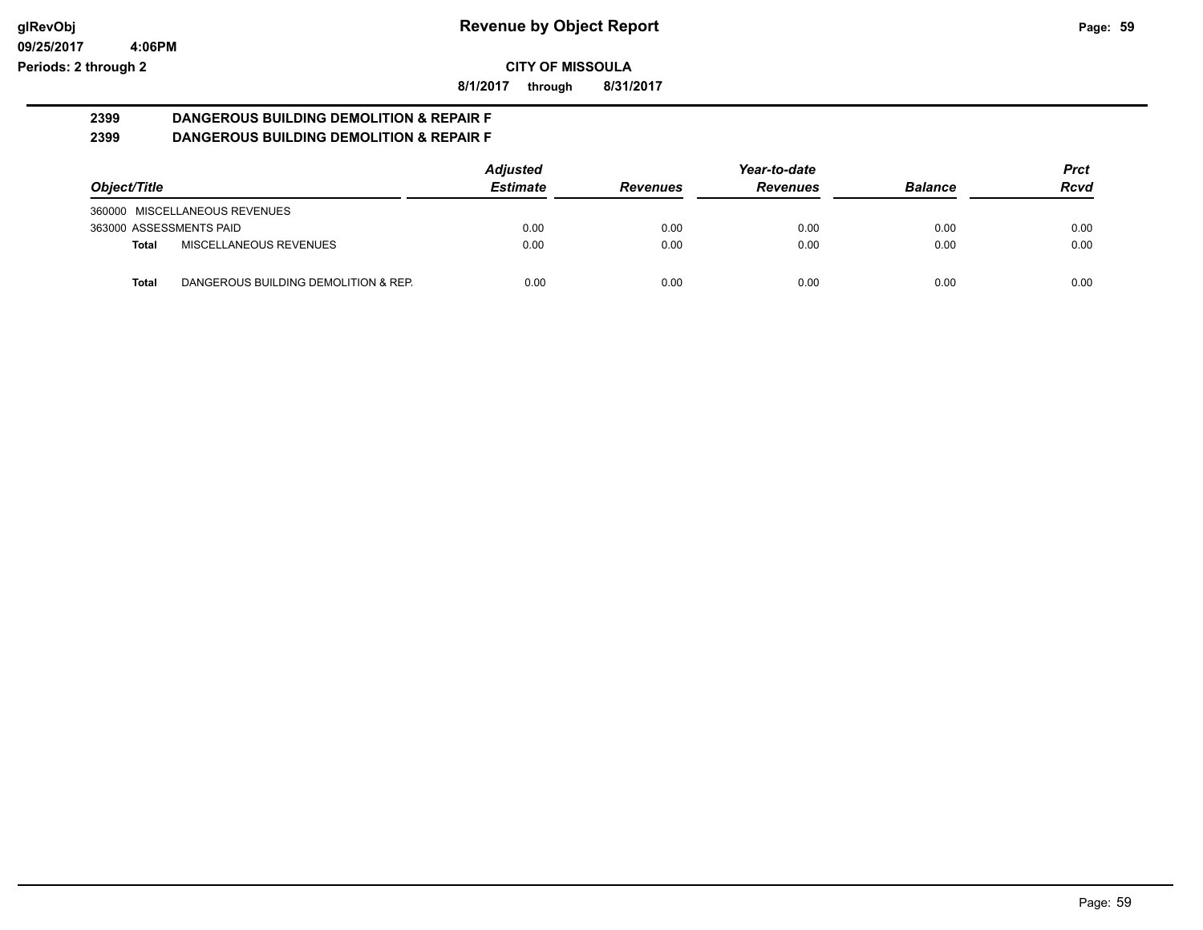**Revenue by Object Report**

**CITY OF MISSOULA**

**8/1/2017 through 8/31/2017**

glRevObj
09/25/2017 4:06PM
Periods: 2 through 2

**2399 DANGEROUS BUILDING DEMOLITION & REPAIR F**

**2399 DANGEROUS BUILDING DEMOLITION & REPAIR F**

| Object/Title | | Adjusted Estimate | Revenues | Year-to-date Revenues | Balance | Prct Rcvd |
|---|---|---|---|---|---|---|
| 360000 MISCELLANEOUS REVENUES | | | | | | |
| 363000 ASSESSMENTS PAID | | 0.00 | 0.00 | 0.00 | 0.00 | 0.00 |
| **Total** | MISCELLANEOUS REVENUES | 0.00 | 0.00 | 0.00 | 0.00 | 0.00 |
| **Total** | DANGEROUS BUILDING DEMOLITION & REP. | 0.00 | 0.00 | 0.00 | 0.00 | 0.00 |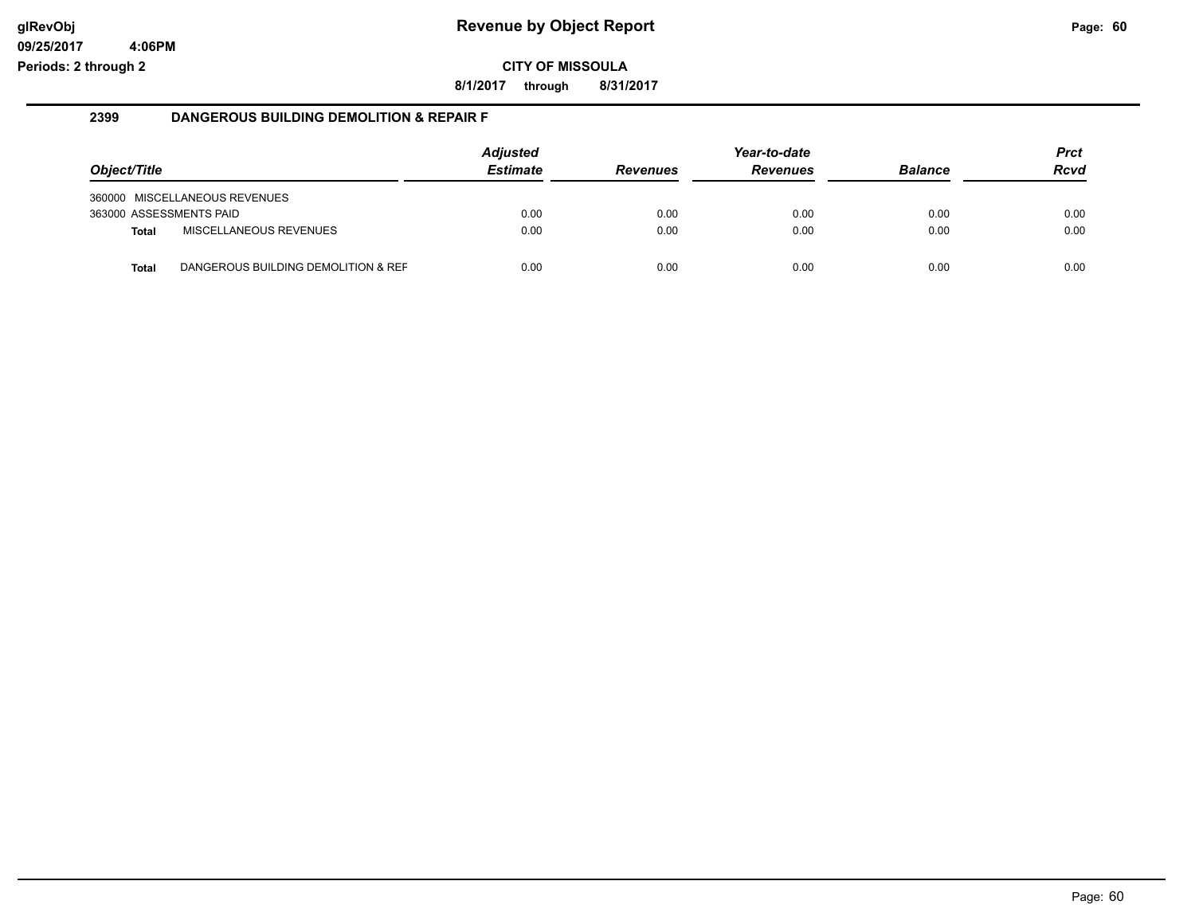# Revenue by Object Report

glRevObj
09/25/2017 4:06PM
Periods: 2 through 2

**CITY OF MISSOULA**

**8/1/2017 through 8/31/2017**

## 2399 DANGEROUS BUILDING DEMOLITION & REPAIR F

| Object/Title | Adjusted Estimate | Revenues | Year-to-date Revenues | Balance | Prct Rcvd |
|---|---|---|---|---|---|
| 360000 MISCELLANEOUS REVENUES | | | | | |
| 363000 ASSESSMENTS PAID | 0.00 | 0.00 | 0.00 | 0.00 | 0.00 |
| **Total** MISCELLANEOUS REVENUES | 0.00 | 0.00 | 0.00 | 0.00 | 0.00 |
| **Total** DANGEROUS BUILDING DEMOLITION & REF | 0.00 | 0.00 | 0.00 | 0.00 | 0.00 |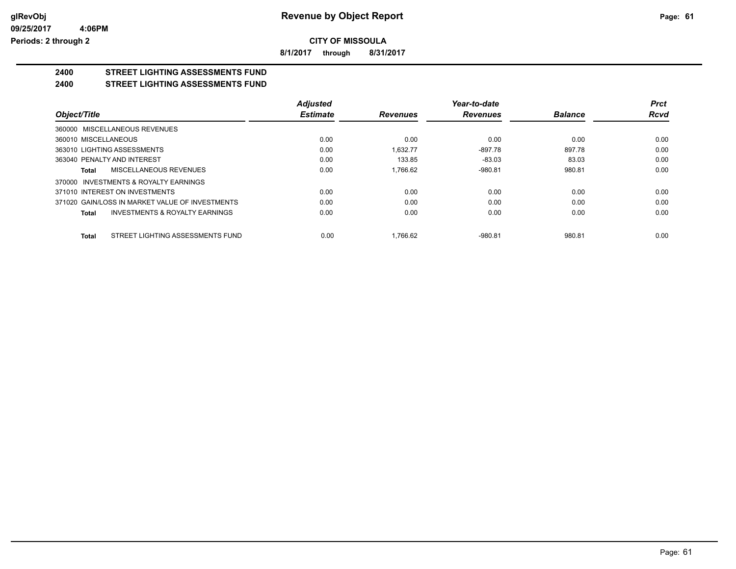**glRevObj**
**09/25/2017 4:06PM**
**Periods: 2 through 2**

# Revenue by Object Report

**CITY OF MISSOULA**

**8/1/2017 through 8/31/2017**

## 2400 STREET LIGHTING ASSESSMENTS FUND
## 2400 STREET LIGHTING ASSESSMENTS FUND

| Object/Title | Adjusted Estimate | Revenues | Year-to-date Revenues | Balance | Prct Rcvd |
|---|---|---|---|---|---|
| 360000 MISCELLANEOUS REVENUES | | | | | |
| 360010 MISCELLANEOUS | 0.00 | 0.00 | 0.00 | 0.00 | 0.00 |
| 363010 LIGHTING ASSESSMENTS | 0.00 | 1,632.77 | -897.78 | 897.78 | 0.00 |
| 363040 PENALTY AND INTEREST | 0.00 | 133.85 | -83.03 | 83.03 | 0.00 |
| **Total** MISCELLANEOUS REVENUES | 0.00 | 1,766.62 | -980.81 | 980.81 | 0.00 |
| 370000 INVESTMENTS & ROYALTY EARNINGS | | | | | |
| 371010 INTEREST ON INVESTMENTS | 0.00 | 0.00 | 0.00 | 0.00 | 0.00 |
| 371020 GAIN/LOSS IN MARKET VALUE OF INVESTMENTS | 0.00 | 0.00 | 0.00 | 0.00 | 0.00 |
| **Total** INVESTMENTS & ROYALTY EARNINGS | 0.00 | 0.00 | 0.00 | 0.00 | 0.00 |
| **Total** STREET LIGHTING ASSESSMENTS FUND | 0.00 | 1,766.62 | -980.81 | 980.81 | 0.00 |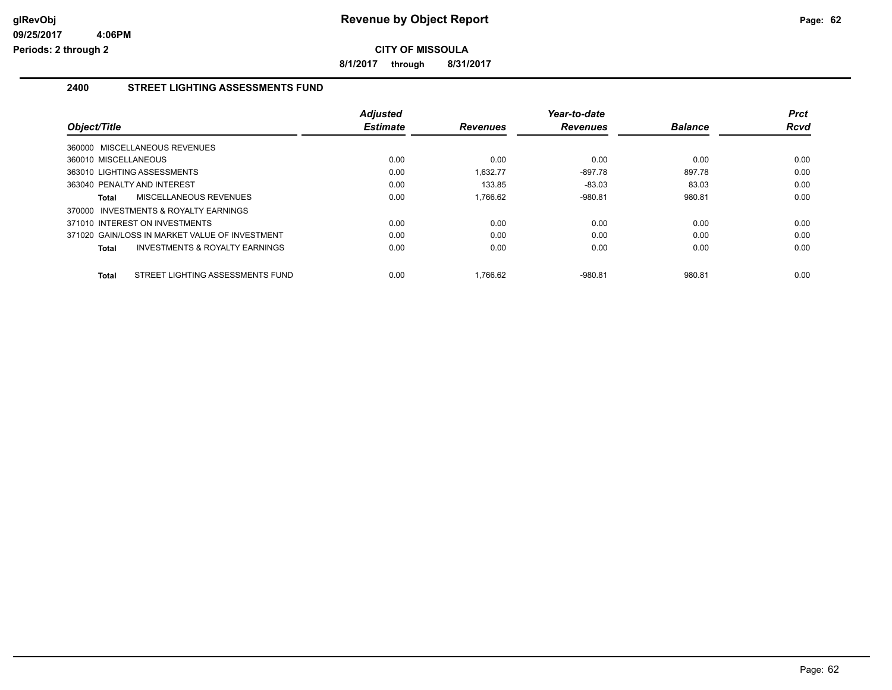# Revenue by Object Report

**CITY OF MISSOULA**

**8/1/2017 through 8/31/2017**

glRevObj
09/25/2017 4:06PM
Periods: 2 through 2

## 2400 STREET LIGHTING ASSESSMENTS FUND

| Object/Title | Adjusted Estimate | Revenues | Year-to-date Revenues | Balance | Prct Rcvd |
|---|---|---|---|---|---|
| 360000 MISCELLANEOUS REVENUES | | | | | |
| 360010 MISCELLANEOUS | 0.00 | 0.00 | 0.00 | 0.00 | 0.00 |
| 363010 LIGHTING ASSESSMENTS | 0.00 | 1,632.77 | -897.78 | 897.78 | 0.00 |
| 363040 PENALTY AND INTEREST | 0.00 | 133.85 | -83.03 | 83.03 | 0.00 |
| Total MISCELLANEOUS REVENUES | 0.00 | 1,766.62 | -980.81 | 980.81 | 0.00 |
| 370000 INVESTMENTS & ROYALTY EARNINGS | | | | | |
| 371010 INTEREST ON INVESTMENTS | 0.00 | 0.00 | 0.00 | 0.00 | 0.00 |
| 371020 GAIN/LOSS IN MARKET VALUE OF INVESTMENT | 0.00 | 0.00 | 0.00 | 0.00 | 0.00 |
| Total INVESTMENTS & ROYALTY EARNINGS | 0.00 | 0.00 | 0.00 | 0.00 | 0.00 |
| Total STREET LIGHTING ASSESSMENTS FUND | 0.00 | 1,766.62 | -980.81 | 980.81 | 0.00 |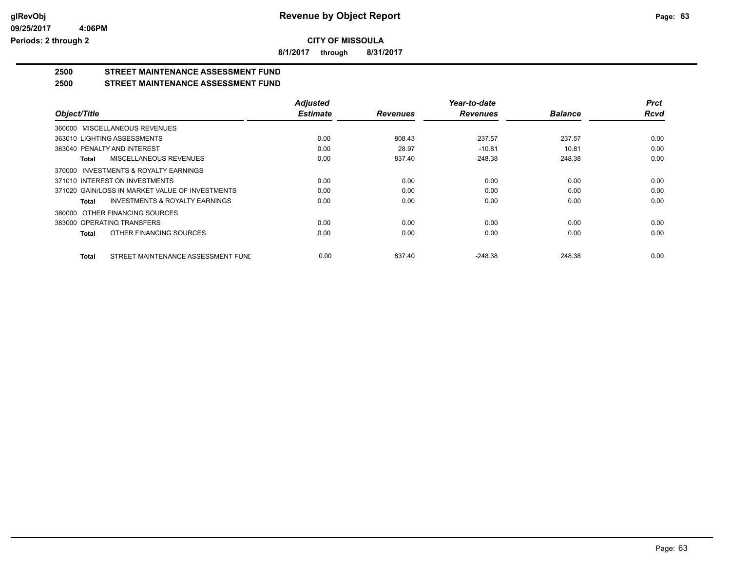# Revenue by Object Report

**CITY OF MISSOULA**

**8/1/2017 through 8/31/2017**

## 2500 STREET MAINTENANCE ASSESSMENT FUND

## 2500 STREET MAINTENANCE ASSESSMENT FUND

| Object/Title | Adjusted Estimate | Revenues | Year-to-date Revenues | Balance | Prct Rcvd |
|---|---|---|---|---|---|
| 360000 MISCELLANEOUS REVENUES | | | | | |
| 363010 LIGHTING ASSESSMENTS | 0.00 | 808.43 | -237.57 | 237.57 | 0.00 |
| 363040 PENALTY AND INTEREST | 0.00 | 28.97 | -10.81 | 10.81 | 0.00 |
| **Total** MISCELLANEOUS REVENUES | 0.00 | 837.40 | -248.38 | 248.38 | 0.00 |
| 370000 INVESTMENTS & ROYALTY EARNINGS | | | | | |
| 371010 INTEREST ON INVESTMENTS | 0.00 | 0.00 | 0.00 | 0.00 | 0.00 |
| 371020 GAIN/LOSS IN MARKET VALUE OF INVESTMENTS | 0.00 | 0.00 | 0.00 | 0.00 | 0.00 |
| **Total** INVESTMENTS & ROYALTY EARNINGS | 0.00 | 0.00 | 0.00 | 0.00 | 0.00 |
| 380000 OTHER FINANCING SOURCES | | | | | |
| 383000 OPERATING TRANSFERS | 0.00 | 0.00 | 0.00 | 0.00 | 0.00 |
| **Total** OTHER FINANCING SOURCES | 0.00 | 0.00 | 0.00 | 0.00 | 0.00 |
| **Total** STREET MAINTENANCE ASSESSMENT FUND | 0.00 | 837.40 | -248.38 | 248.38 | 0.00 |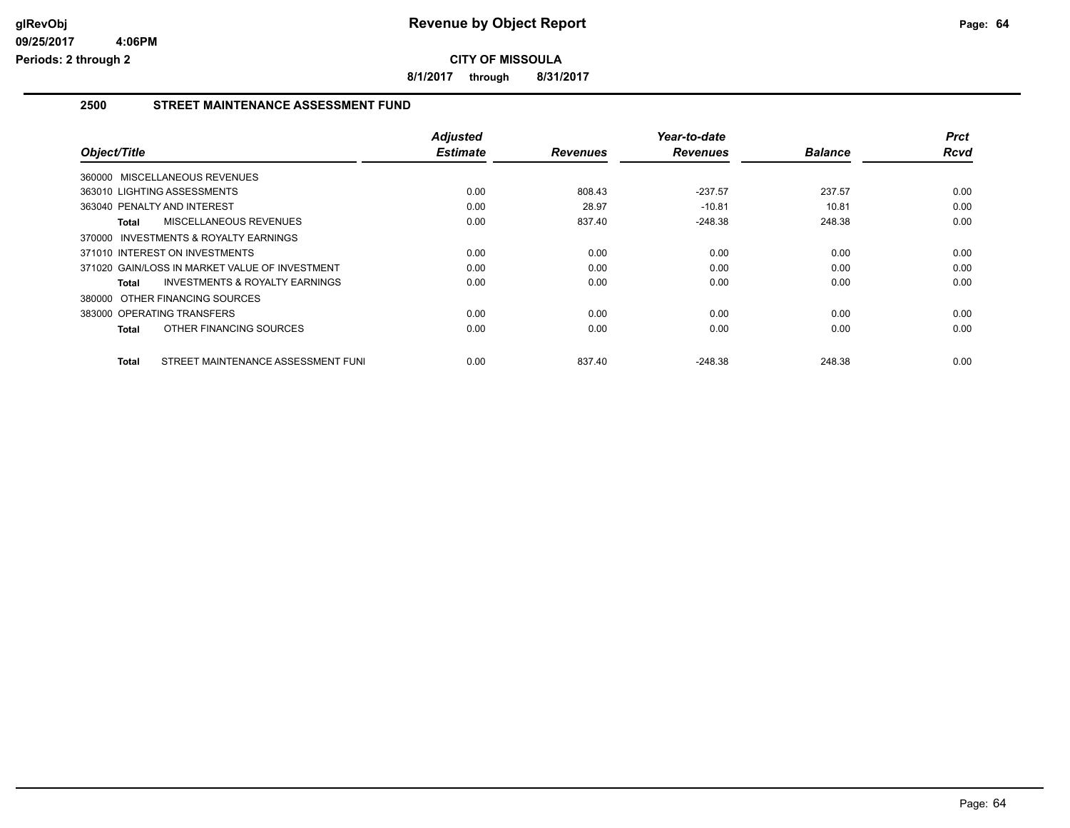# Revenue by Object Report

glRevObj
09/25/2017 4:06PM
Periods: 2 through 2

**CITY OF MISSOULA**

**8/1/2017 through 8/31/2017**

## 2500 STREET MAINTENANCE ASSESSMENT FUND

| Object/Title | Adjusted Estimate | Revenues | Year-to-date Revenues | Balance | Prct Rcvd |
|---|---|---|---|---|---|
| 360000 MISCELLANEOUS REVENUES | | | | | |
| 363010 LIGHTING ASSESSMENTS | 0.00 | 808.43 | -237.57 | 237.57 | 0.00 |
| 363040 PENALTY AND INTEREST | 0.00 | 28.97 | -10.81 | 10.81 | 0.00 |
| **Total** MISCELLANEOUS REVENUES | 0.00 | 837.40 | -248.38 | 248.38 | 0.00 |
| 370000 INVESTMENTS & ROYALTY EARNINGS | | | | | |
| 371010 INTEREST ON INVESTMENTS | 0.00 | 0.00 | 0.00 | 0.00 | 0.00 |
| 371020 GAIN/LOSS IN MARKET VALUE OF INVESTMENT | 0.00 | 0.00 | 0.00 | 0.00 | 0.00 |
| **Total** INVESTMENTS & ROYALTY EARNINGS | 0.00 | 0.00 | 0.00 | 0.00 | 0.00 |
| 380000 OTHER FINANCING SOURCES | | | | | |
| 383000 OPERATING TRANSFERS | 0.00 | 0.00 | 0.00 | 0.00 | 0.00 |
| **Total** OTHER FINANCING SOURCES | 0.00 | 0.00 | 0.00 | 0.00 | 0.00 |
| **Total** STREET MAINTENANCE ASSESSMENT FUNI | 0.00 | 837.40 | -248.38 | 248.38 | 0.00 |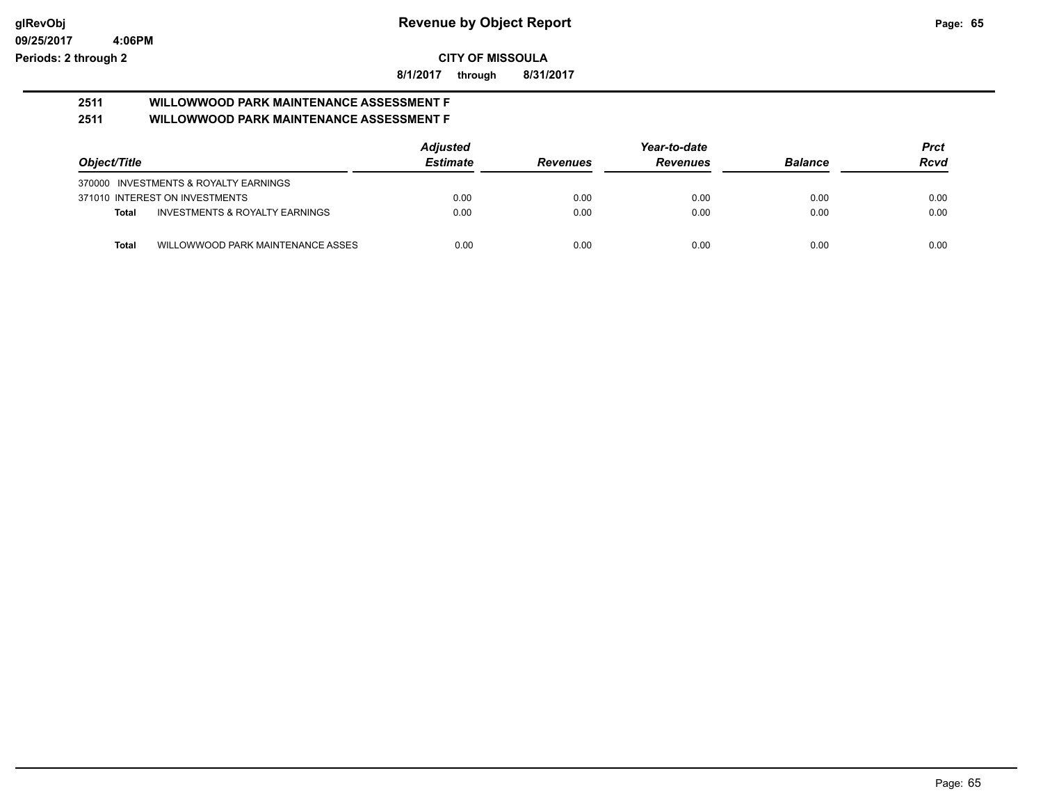# Revenue by Object Report

glRevObj
09/25/2017 4:06PM
Periods: 2 through 2

**CITY OF MISSOULA**

**8/1/2017 through 8/31/2017**

**2511 WILLOWWOOD PARK MAINTENANCE ASSESSMENT F**
**2511 WILLOWWOOD PARK MAINTENANCE ASSESSMENT F**

| Object/Title | Adjusted Estimate | Revenues | Year-to-date Revenues | Balance | Prct Rcvd |
|---|---|---|---|---|---|
| 370000 INVESTMENTS & ROYALTY EARNINGS | | | | | |
| 371010 INTEREST ON INVESTMENTS | 0.00 | 0.00 | 0.00 | 0.00 | 0.00 |
| **Total** INVESTMENTS & ROYALTY EARNINGS | 0.00 | 0.00 | 0.00 | 0.00 | 0.00 |
| **Total** WILLOWWOOD PARK MAINTENANCE ASSES | 0.00 | 0.00 | 0.00 | 0.00 | 0.00 |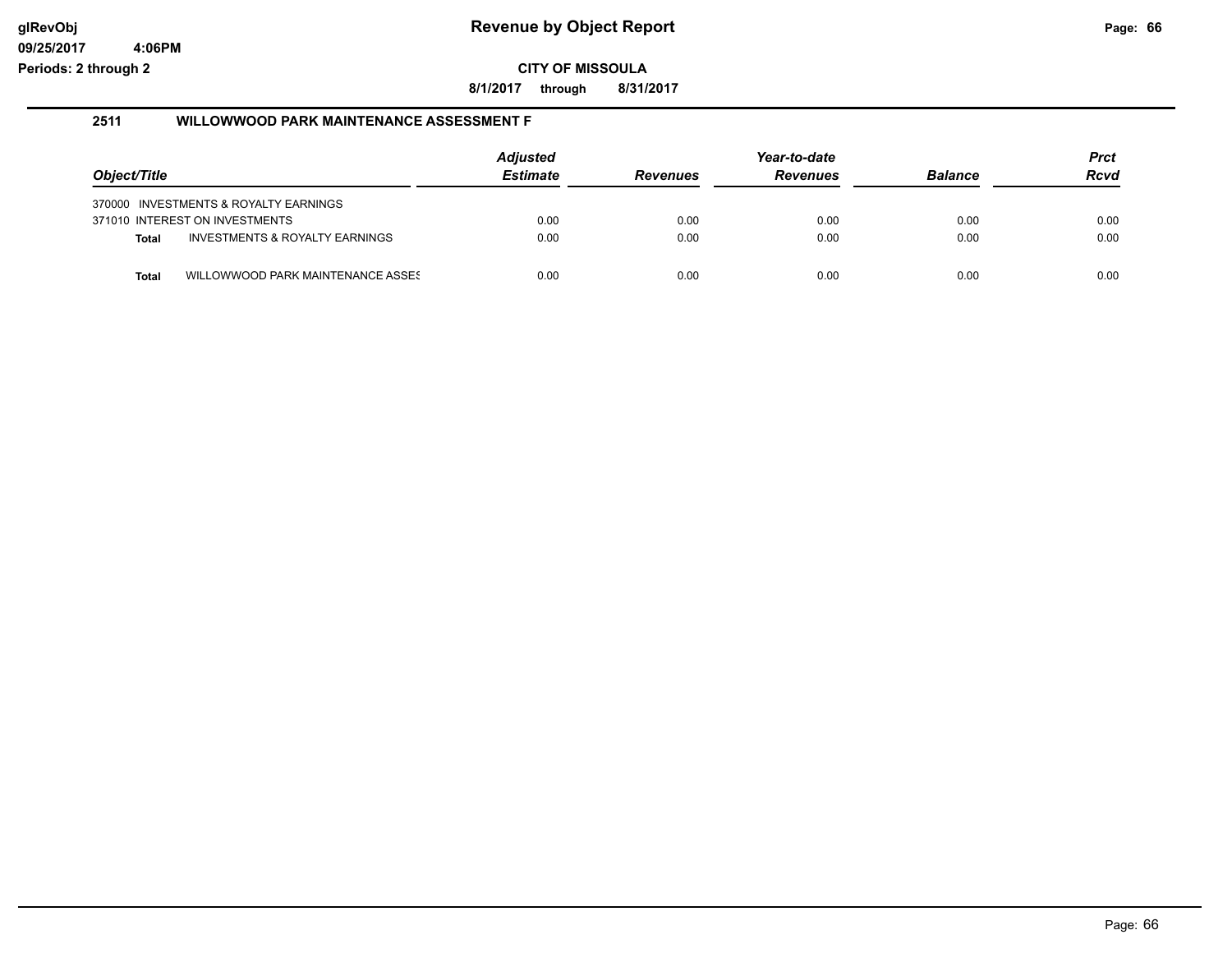**Revenue by Object Report**

**CITY OF MISSOULA**

**8/1/2017 through 8/31/2017**

glRevObj
09/25/2017 4:06PM
Periods: 2 through 2

## 2511 WILLOWWOOD PARK MAINTENANCE ASSESSMENT F

| Object/Title | | Adjusted Estimate | Revenues | Year-to-date Revenues | Balance | Prct Rcvd |
|---|---|---|---|---|---|---|
| 370000 | INVESTMENTS & ROYALTY EARNINGS | | | | | |
| 371010 | INTEREST ON INVESTMENTS | 0.00 | 0.00 | 0.00 | 0.00 | 0.00 |
| **Total** | INVESTMENTS & ROYALTY EARNINGS | 0.00 | 0.00 | 0.00 | 0.00 | 0.00 |
| **Total** | WILLOWWOOD PARK MAINTENANCE ASSES | 0.00 | 0.00 | 0.00 | 0.00 | 0.00 |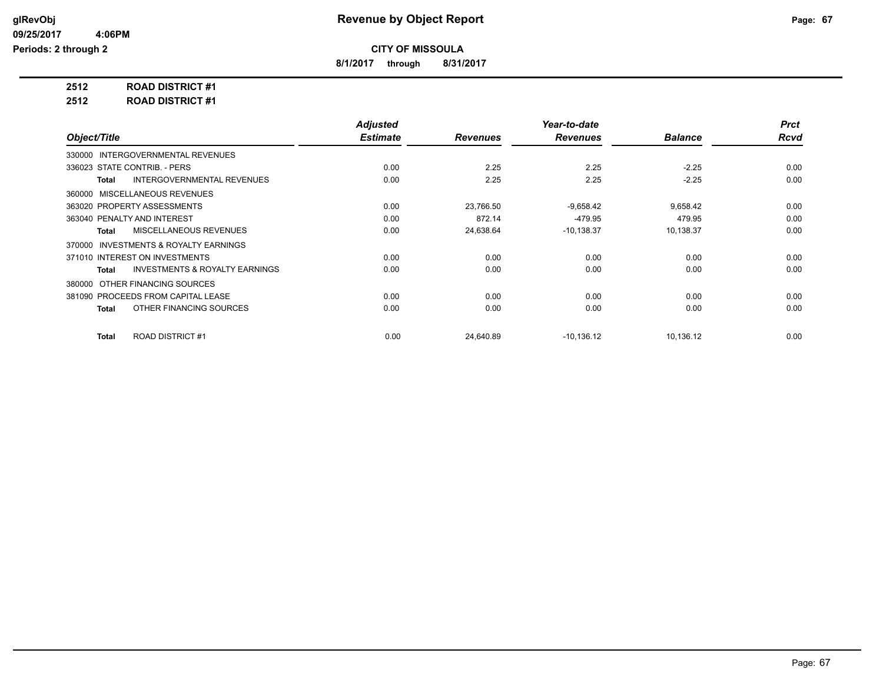# Revenue by Object Report

**CITY OF MISSOULA**

**8/1/2017 through 8/31/2017**

glRevObj
09/25/2017 4:06PM
Periods: 2 through 2

**2512 ROAD DISTRICT #1**

**2512 ROAD DISTRICT #1**

| Object/Title | Adjusted Estimate | Revenues | Year-to-date Revenues | Balance | Prct Rcvd |
|---|---|---|---|---|---|
| 330000 INTERGOVERNMENTAL REVENUES | | | | | |
| 336023 STATE CONTRIB. - PERS | 0.00 | 2.25 | 2.25 | -2.25 | 0.00 |
| **Total** INTERGOVERNMENTAL REVENUES | 0.00 | 2.25 | 2.25 | -2.25 | 0.00 |
| 360000 MISCELLANEOUS REVENUES | | | | | |
| 363020 PROPERTY ASSESSMENTS | 0.00 | 23,766.50 | -9,658.42 | 9,658.42 | 0.00 |
| 363040 PENALTY AND INTEREST | 0.00 | 872.14 | -479.95 | 479.95 | 0.00 |
| **Total** MISCELLANEOUS REVENUES | 0.00 | 24,638.64 | -10,138.37 | 10,138.37 | 0.00 |
| 370000 INVESTMENTS & ROYALTY EARNINGS | | | | | |
| 371010 INTEREST ON INVESTMENTS | 0.00 | 0.00 | 0.00 | 0.00 | 0.00 |
| **Total** INVESTMENTS & ROYALTY EARNINGS | 0.00 | 0.00 | 0.00 | 0.00 | 0.00 |
| 380000 OTHER FINANCING SOURCES | | | | | |
| 381090 PROCEEDS FROM CAPITAL LEASE | 0.00 | 0.00 | 0.00 | 0.00 | 0.00 |
| **Total** OTHER FINANCING SOURCES | 0.00 | 0.00 | 0.00 | 0.00 | 0.00 |
| **Total** ROAD DISTRICT #1 | 0.00 | 24,640.89 | -10,136.12 | 10,136.12 | 0.00 |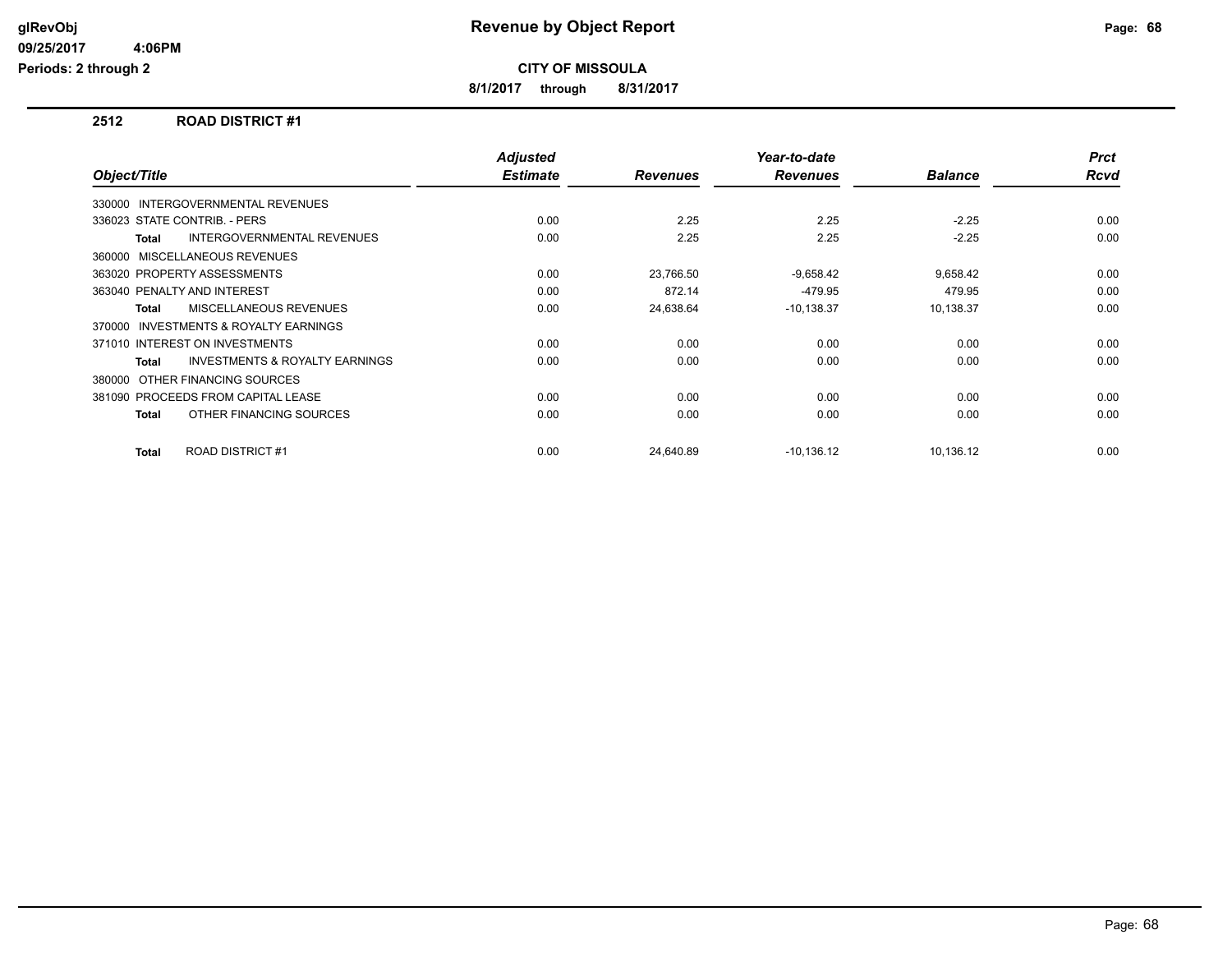**Revenue by Object Report**

**CITY OF MISSOULA**

**8/1/2017 through 8/31/2017**

glRevObj
09/25/2017 4:06PM
Periods: 2 through 2

## 2512 ROAD DISTRICT #1

| Object/Title | Adjusted Estimate | Revenues | Year-to-date Revenues | Balance | Prct Rcvd |
|---|---|---|---|---|---|
| 330000 INTERGOVERNMENTAL REVENUES | | | | | |
| 336023 STATE CONTRIB. - PERS | 0.00 | 2.25 | 2.25 | -2.25 | 0.00 |
| **Total** INTERGOVERNMENTAL REVENUES | 0.00 | 2.25 | 2.25 | -2.25 | 0.00 |
| 360000 MISCELLANEOUS REVENUES | | | | | |
| 363020 PROPERTY ASSESSMENTS | 0.00 | 23,766.50 | -9,658.42 | 9,658.42 | 0.00 |
| 363040 PENALTY AND INTEREST | 0.00 | 872.14 | -479.95 | 479.95 | 0.00 |
| **Total** MISCELLANEOUS REVENUES | 0.00 | 24,638.64 | -10,138.37 | 10,138.37 | 0.00 |
| 370000 INVESTMENTS & ROYALTY EARNINGS | | | | | |
| 371010 INTEREST ON INVESTMENTS | 0.00 | 0.00 | 0.00 | 0.00 | 0.00 |
| **Total** INVESTMENTS & ROYALTY EARNINGS | 0.00 | 0.00 | 0.00 | 0.00 | 0.00 |
| 380000 OTHER FINANCING SOURCES | | | | | |
| 381090 PROCEEDS FROM CAPITAL LEASE | 0.00 | 0.00 | 0.00 | 0.00 | 0.00 |
| **Total** OTHER FINANCING SOURCES | 0.00 | 0.00 | 0.00 | 0.00 | 0.00 |
| **Total** ROAD DISTRICT #1 | 0.00 | 24,640.89 | -10,136.12 | 10,136.12 | 0.00 |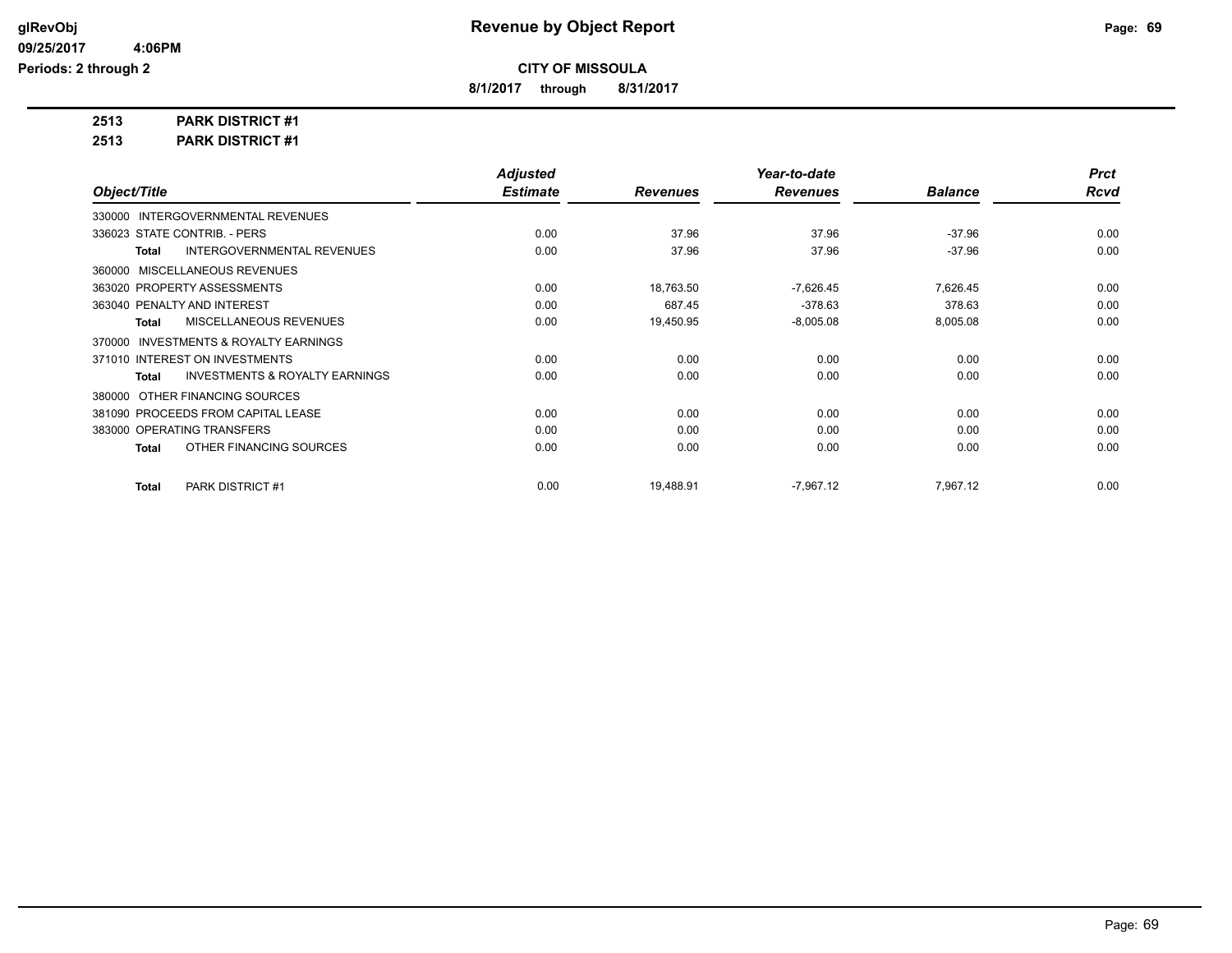# Revenue by Object Report

**CITY OF MISSOULA**

**8/1/2017 through 8/31/2017**

glRevObj
09/25/2017 4:06PM
Periods: 2 through 2

**2513 PARK DISTRICT #1**

**2513 PARK DISTRICT #1**

| Object/Title | Adjusted Estimate | Revenues | Year-to-date Revenues | Balance | Prct Rcvd |
|---|---|---|---|---|---|
| 330000 INTERGOVERNMENTAL REVENUES | | | | | |
| 336023 STATE CONTRIB. - PERS | 0.00 | 37.96 | 37.96 | -37.96 | 0.00 |
| **Total** INTERGOVERNMENTAL REVENUES | 0.00 | 37.96 | 37.96 | -37.96 | 0.00 |
| 360000 MISCELLANEOUS REVENUES | | | | | |
| 363020 PROPERTY ASSESSMENTS | 0.00 | 18,763.50 | -7,626.45 | 7,626.45 | 0.00 |
| 363040 PENALTY AND INTEREST | 0.00 | 687.45 | -378.63 | 378.63 | 0.00 |
| **Total** MISCELLANEOUS REVENUES | 0.00 | 19,450.95 | -8,005.08 | 8,005.08 | 0.00 |
| 370000 INVESTMENTS & ROYALTY EARNINGS | | | | | |
| 371010 INTEREST ON INVESTMENTS | 0.00 | 0.00 | 0.00 | 0.00 | 0.00 |
| **Total** INVESTMENTS & ROYALTY EARNINGS | 0.00 | 0.00 | 0.00 | 0.00 | 0.00 |
| 380000 OTHER FINANCING SOURCES | | | | | |
| 381090 PROCEEDS FROM CAPITAL LEASE | 0.00 | 0.00 | 0.00 | 0.00 | 0.00 |
| 383000 OPERATING TRANSFERS | 0.00 | 0.00 | 0.00 | 0.00 | 0.00 |
| **Total** OTHER FINANCING SOURCES | 0.00 | 0.00 | 0.00 | 0.00 | 0.00 |
| **Total** PARK DISTRICT #1 | 0.00 | 19,488.91 | -7,967.12 | 7,967.12 | 0.00 |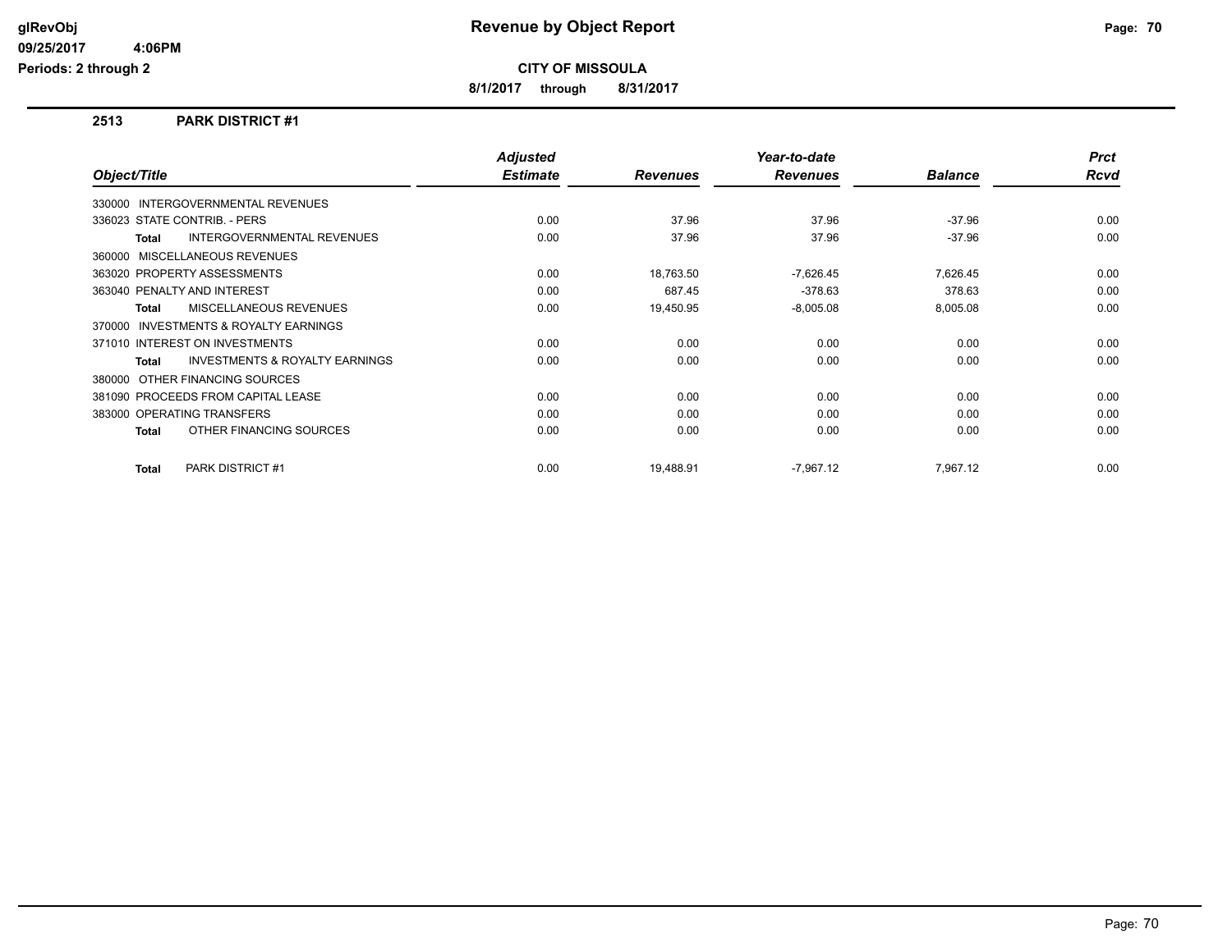# Revenue by Object Report

**CITY OF MISSOULA**

**8/1/2017 through 8/31/2017**

glRevObj
09/25/2017 4:06PM
Periods: 2 through 2

## 2513 PARK DISTRICT #1

| Object/Title | Adjusted Estimate | Revenues | Year-to-date Revenues | Balance | Prct Rcvd |
|---|---|---|---|---|---|
| 330000 INTERGOVERNMENTAL REVENUES | | | | | |
| 336023 STATE CONTRIB. - PERS | 0.00 | 37.96 | 37.96 | -37.96 | 0.00 |
| **Total** INTERGOVERNMENTAL REVENUES | 0.00 | 37.96 | 37.96 | -37.96 | 0.00 |
| 360000 MISCELLANEOUS REVENUES | | | | | |
| 363020 PROPERTY ASSESSMENTS | 0.00 | 18,763.50 | -7,626.45 | 7,626.45 | 0.00 |
| 363040 PENALTY AND INTEREST | 0.00 | 687.45 | -378.63 | 378.63 | 0.00 |
| **Total** MISCELLANEOUS REVENUES | 0.00 | 19,450.95 | -8,005.08 | 8,005.08 | 0.00 |
| 370000 INVESTMENTS & ROYALTY EARNINGS | | | | | |
| 371010 INTEREST ON INVESTMENTS | 0.00 | 0.00 | 0.00 | 0.00 | 0.00 |
| **Total** INVESTMENTS & ROYALTY EARNINGS | 0.00 | 0.00 | 0.00 | 0.00 | 0.00 |
| 380000 OTHER FINANCING SOURCES | | | | | |
| 381090 PROCEEDS FROM CAPITAL LEASE | 0.00 | 0.00 | 0.00 | 0.00 | 0.00 |
| 383000 OPERATING TRANSFERS | 0.00 | 0.00 | 0.00 | 0.00 | 0.00 |
| **Total** OTHER FINANCING SOURCES | 0.00 | 0.00 | 0.00 | 0.00 | 0.00 |
| **Total** PARK DISTRICT #1 | 0.00 | 19,488.91 | -7,967.12 | 7,967.12 | 0.00 |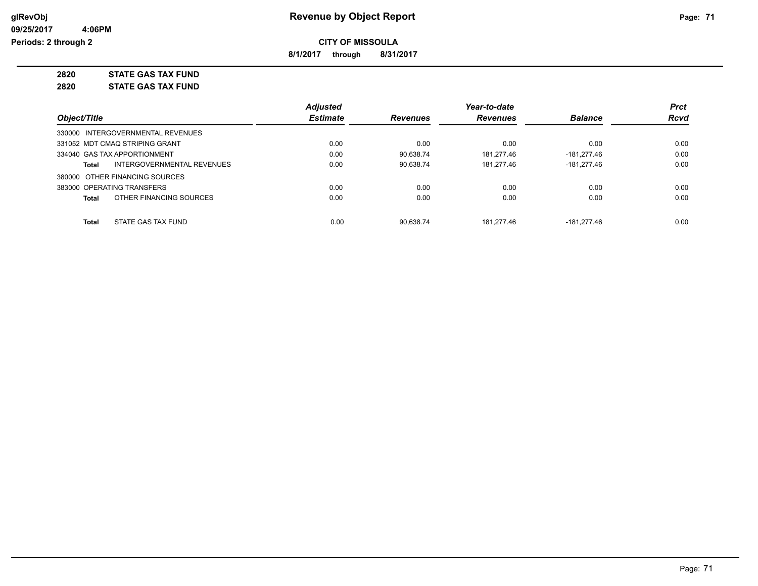# Revenue by Object Report

**CITY OF MISSOULA**

**8/1/2017 through 8/31/2017**

**2820 STATE GAS TAX FUND**

**2820 STATE GAS TAX FUND**

| Object/Title | Adjusted Estimate | Revenues | Year-to-date Revenues | Balance | Prct Rcvd |
|---|---|---|---|---|---|
| 330000 INTERGOVERNMENTAL REVENUES | | | | | |
| 331052 MDT CMAQ STRIPING GRANT | 0.00 | 0.00 | 0.00 | 0.00 | 0.00 |
| 334040 GAS TAX APPORTIONMENT | 0.00 | 90,638.74 | 181,277.46 | -181,277.46 | 0.00 |
| **Total** INTERGOVERNMENTAL REVENUES | 0.00 | 90,638.74 | 181,277.46 | -181,277.46 | 0.00 |
| 380000 OTHER FINANCING SOURCES | | | | | |
| 383000 OPERATING TRANSFERS | 0.00 | 0.00 | 0.00 | 0.00 | 0.00 |
| **Total** OTHER FINANCING SOURCES | 0.00 | 0.00 | 0.00 | 0.00 | 0.00 |
| **Total** STATE GAS TAX FUND | 0.00 | 90,638.74 | 181,277.46 | -181,277.46 | 0.00 |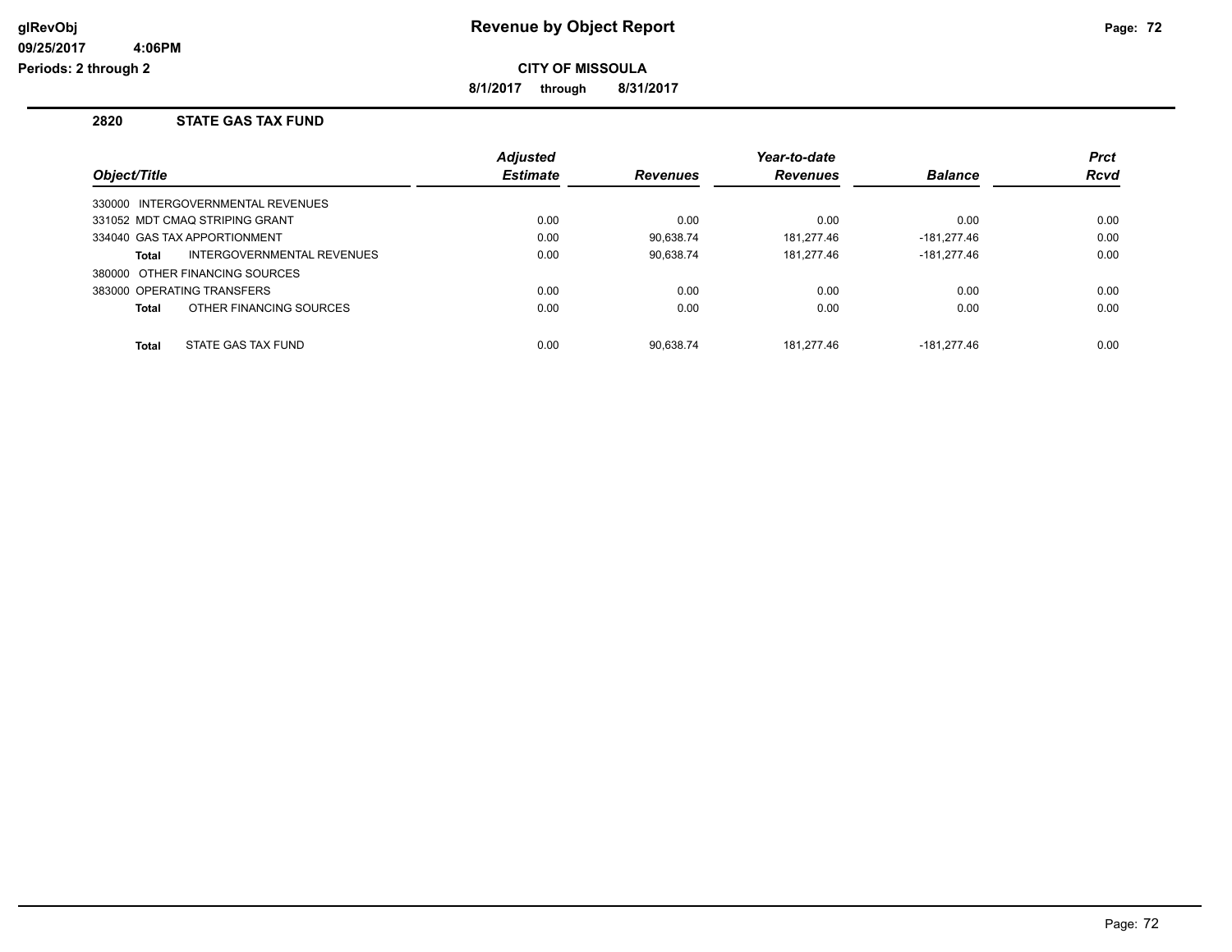# Revenue by Object Report

glRevObj
09/25/2017 4:06PM
Periods: 2 through 2

**CITY OF MISSOULA**

**8/1/2017 through 8/31/2017**

## 2820 STATE GAS TAX FUND

| Object/Title | Adjusted Estimate | Revenues | Year-to-date Revenues | Balance | Prct Rcvd |
|---|---|---|---|---|---|
| 330000 INTERGOVERNMENTAL REVENUES | | | | | |
| 331052 MDT CMAQ STRIPING GRANT | 0.00 | 0.00 | 0.00 | 0.00 | 0.00 |
| 334040 GAS TAX APPORTIONMENT | 0.00 | 90,638.74 | 181,277.46 | -181,277.46 | 0.00 |
| **Total** INTERGOVERNMENTAL REVENUES | 0.00 | 90,638.74 | 181,277.46 | -181,277.46 | 0.00 |
| 380000 OTHER FINANCING SOURCES | | | | | |
| 383000 OPERATING TRANSFERS | 0.00 | 0.00 | 0.00 | 0.00 | 0.00 |
| **Total** OTHER FINANCING SOURCES | 0.00 | 0.00 | 0.00 | 0.00 | 0.00 |
| **Total** STATE GAS TAX FUND | 0.00 | 90,638.74 | 181,277.46 | -181,277.46 | 0.00 |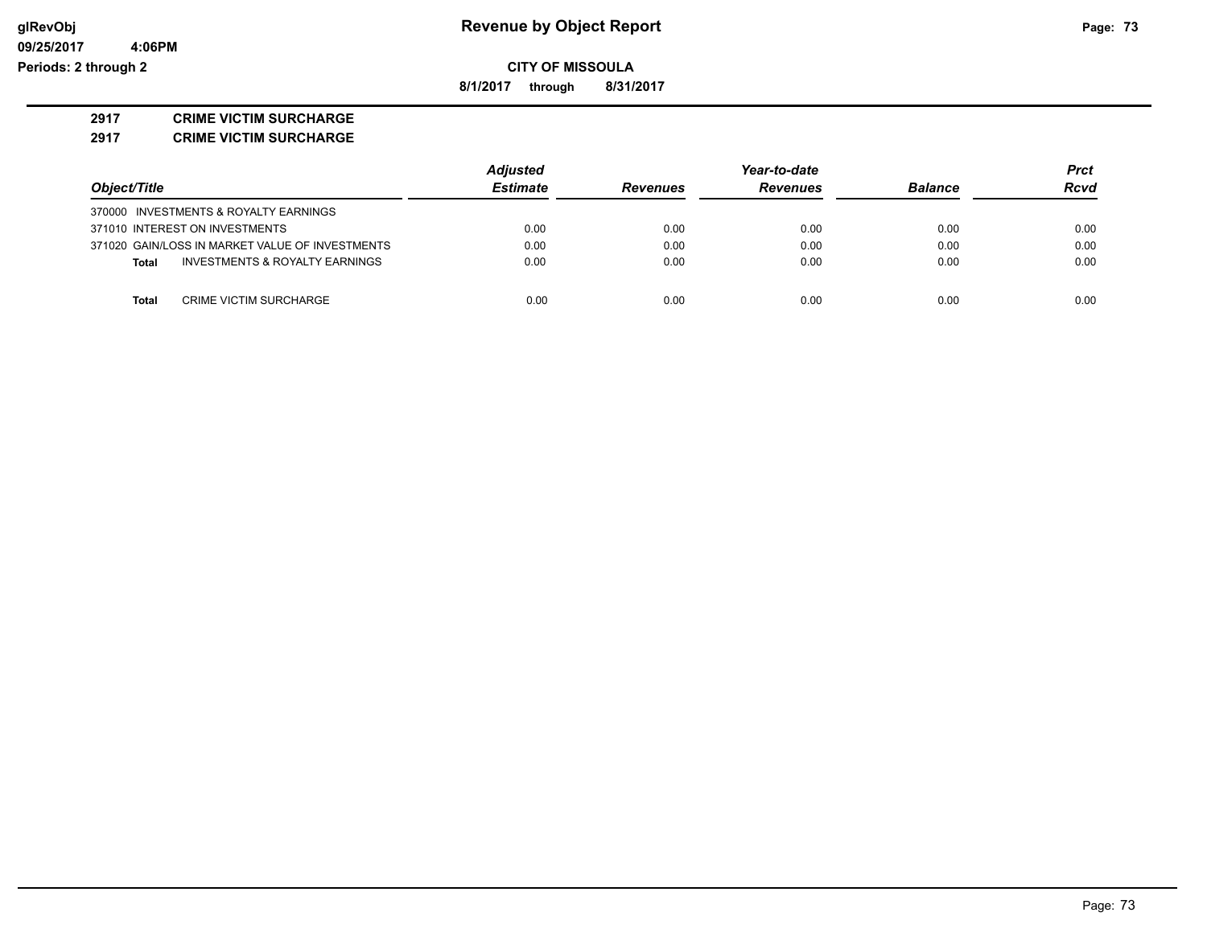**CITY OF MISSOULA**

**8/1/2017 through 8/31/2017**

**2917 CRIME VICTIM SURCHARGE**

**2917 CRIME VICTIM SURCHARGE**

| Object/Title | Adjusted Estimate | Revenues | Year-to-date Revenues | Balance | Prct Rcvd |
|---|---|---|---|---|---|
| 370000 INVESTMENTS & ROYALTY EARNINGS | | | | | |
| 371010 INTEREST ON INVESTMENTS | 0.00 | 0.00 | 0.00 | 0.00 | 0.00 |
| 371020 GAIN/LOSS IN MARKET VALUE OF INVESTMENTS | 0.00 | 0.00 | 0.00 | 0.00 | 0.00 |
| **Total** INVESTMENTS & ROYALTY EARNINGS | 0.00 | 0.00 | 0.00 | 0.00 | 0.00 |
| **Total** CRIME VICTIM SURCHARGE | 0.00 | 0.00 | 0.00 | 0.00 | 0.00 |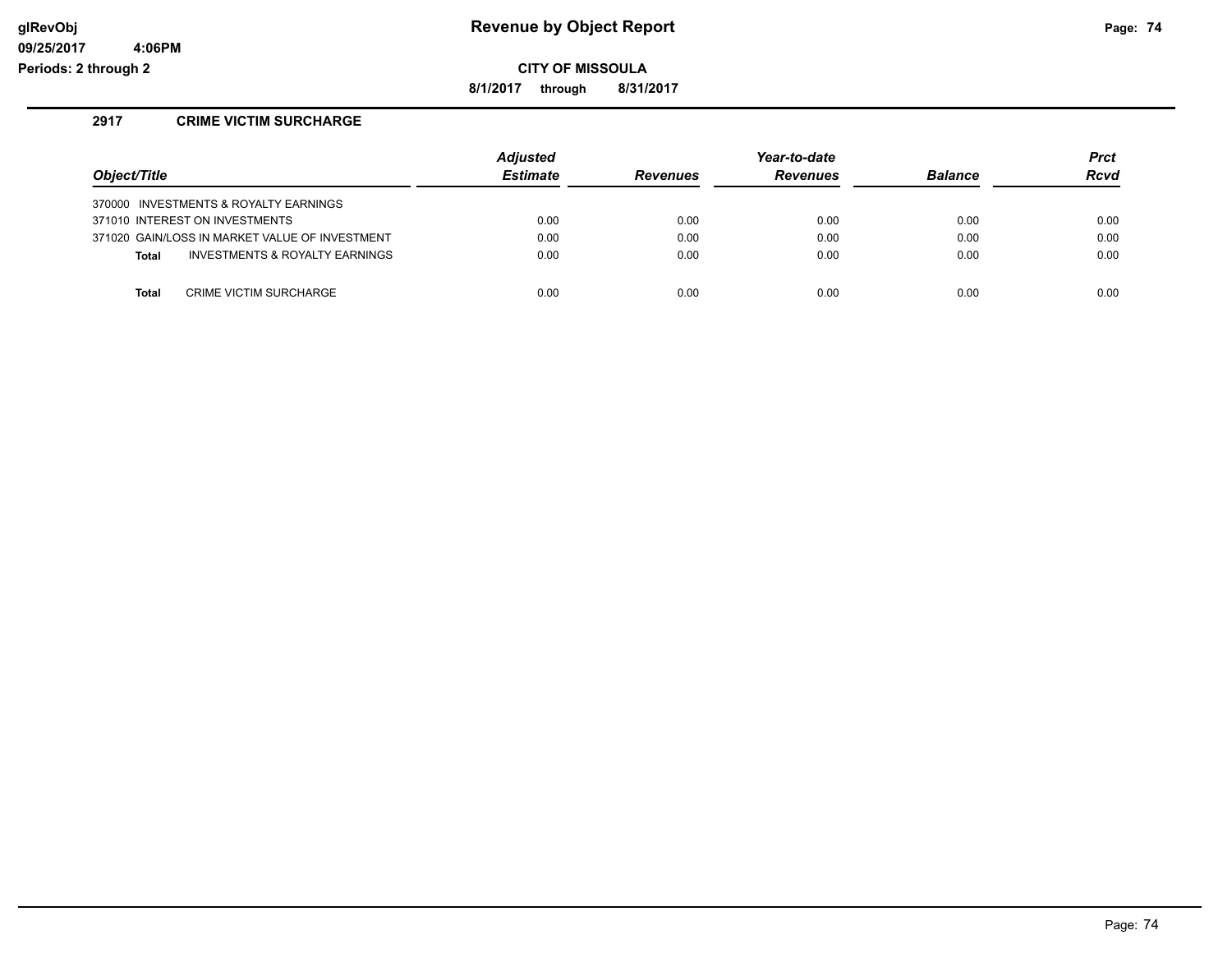**Revenue by Object Report**

**CITY OF MISSOULA**

**8/1/2017 through 8/31/2017**

## 2917 CRIME VICTIM SURCHARGE

| Object/Title | Adjusted Estimate | Revenues | Year-to-date Revenues | Balance | Prct Rcvd |
|---|---|---|---|---|---|
| 370000 INVESTMENTS & ROYALTY EARNINGS | | | | | |
| 371010 INTEREST ON INVESTMENTS | 0.00 | 0.00 | 0.00 | 0.00 | 0.00 |
| 371020 GAIN/LOSS IN MARKET VALUE OF INVESTMENT | 0.00 | 0.00 | 0.00 | 0.00 | 0.00 |
| **Total** INVESTMENTS & ROYALTY EARNINGS | 0.00 | 0.00 | 0.00 | 0.00 | 0.00 |
| **Total** CRIME VICTIM SURCHARGE | 0.00 | 0.00 | 0.00 | 0.00 | 0.00 |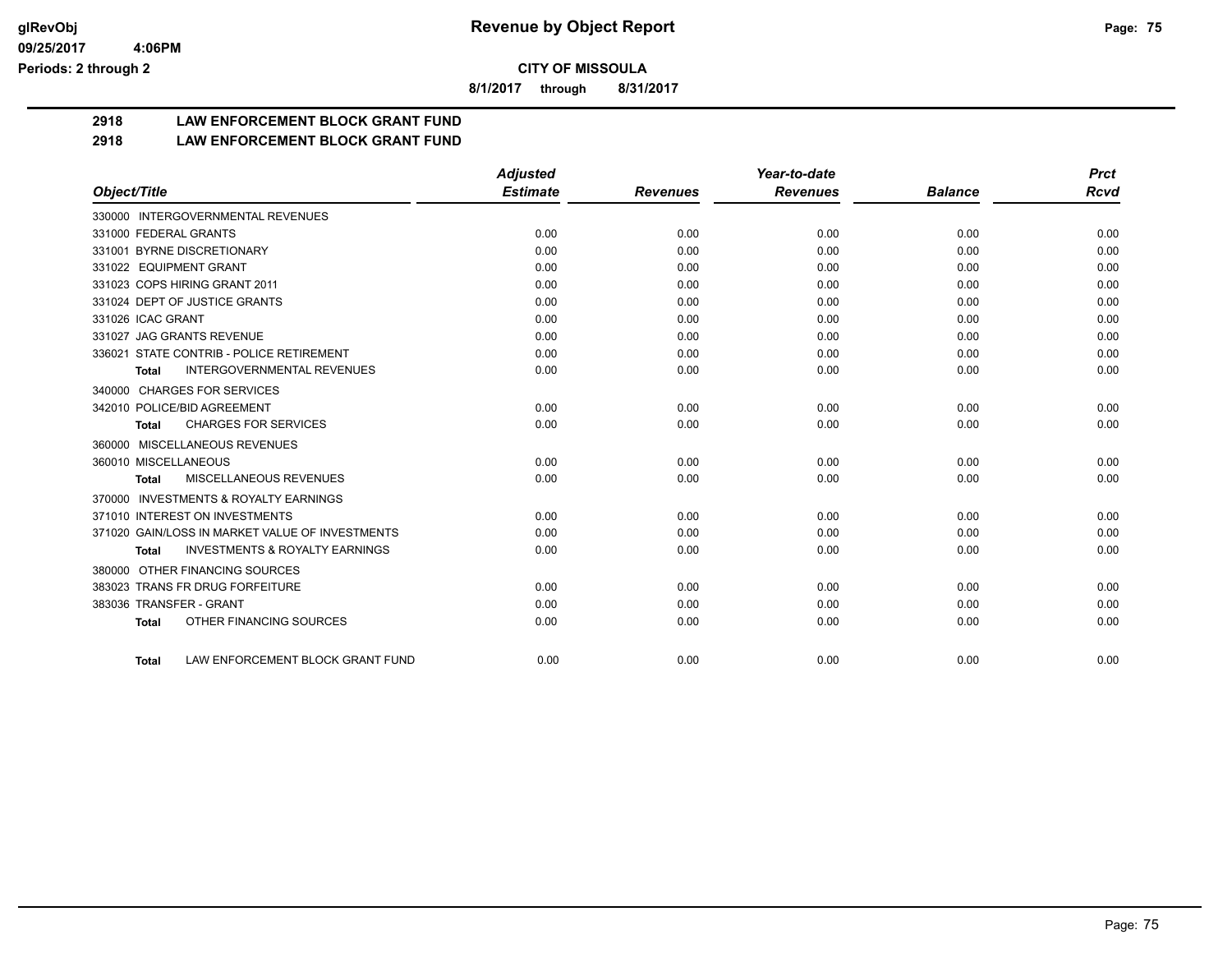**CITY OF MISSOULA**

**8/1/2017 through 8/31/2017**

## 2918 LAW ENFORCEMENT BLOCK GRANT FUND

## 2918 LAW ENFORCEMENT BLOCK GRANT FUND

| Object/Title | Adjusted Estimate | Revenues | Year-to-date Revenues | Balance | Prct Rcvd |
|---|---|---|---|---|---|
| 330000 INTERGOVERNMENTAL REVENUES | | | | | |
| 331000 FEDERAL GRANTS | 0.00 | 0.00 | 0.00 | 0.00 | 0.00 |
| 331001 BYRNE DISCRETIONARY | 0.00 | 0.00 | 0.00 | 0.00 | 0.00 |
| 331022 EQUIPMENT GRANT | 0.00 | 0.00 | 0.00 | 0.00 | 0.00 |
| 331023 COPS HIRING GRANT 2011 | 0.00 | 0.00 | 0.00 | 0.00 | 0.00 |
| 331024 DEPT OF JUSTICE GRANTS | 0.00 | 0.00 | 0.00 | 0.00 | 0.00 |
| 331026 ICAC GRANT | 0.00 | 0.00 | 0.00 | 0.00 | 0.00 |
| 331027 JAG GRANTS REVENUE | 0.00 | 0.00 | 0.00 | 0.00 | 0.00 |
| 336021 STATE CONTRIB - POLICE RETIREMENT | 0.00 | 0.00 | 0.00 | 0.00 | 0.00 |
| **Total** INTERGOVERNMENTAL REVENUES | 0.00 | 0.00 | 0.00 | 0.00 | 0.00 |
| 340000 CHARGES FOR SERVICES | | | | | |
| 342010 POLICE/BID AGREEMENT | 0.00 | 0.00 | 0.00 | 0.00 | 0.00 |
| **Total** CHARGES FOR SERVICES | 0.00 | 0.00 | 0.00 | 0.00 | 0.00 |
| 360000 MISCELLANEOUS REVENUES | | | | | |
| 360010 MISCELLANEOUS | 0.00 | 0.00 | 0.00 | 0.00 | 0.00 |
| **Total** MISCELLANEOUS REVENUES | 0.00 | 0.00 | 0.00 | 0.00 | 0.00 |
| 370000 INVESTMENTS & ROYALTY EARNINGS | | | | | |
| 371010 INTEREST ON INVESTMENTS | 0.00 | 0.00 | 0.00 | 0.00 | 0.00 |
| 371020 GAIN/LOSS IN MARKET VALUE OF INVESTMENTS | 0.00 | 0.00 | 0.00 | 0.00 | 0.00 |
| **Total** INVESTMENTS & ROYALTY EARNINGS | 0.00 | 0.00 | 0.00 | 0.00 | 0.00 |
| 380000 OTHER FINANCING SOURCES | | | | | |
| 383023 TRANS FR DRUG FORFEITURE | 0.00 | 0.00 | 0.00 | 0.00 | 0.00 |
| 383036 TRANSFER - GRANT | 0.00 | 0.00 | 0.00 | 0.00 | 0.00 |
| **Total** OTHER FINANCING SOURCES | 0.00 | 0.00 | 0.00 | 0.00 | 0.00 |
| **Total** LAW ENFORCEMENT BLOCK GRANT FUND | 0.00 | 0.00 | 0.00 | 0.00 | 0.00 |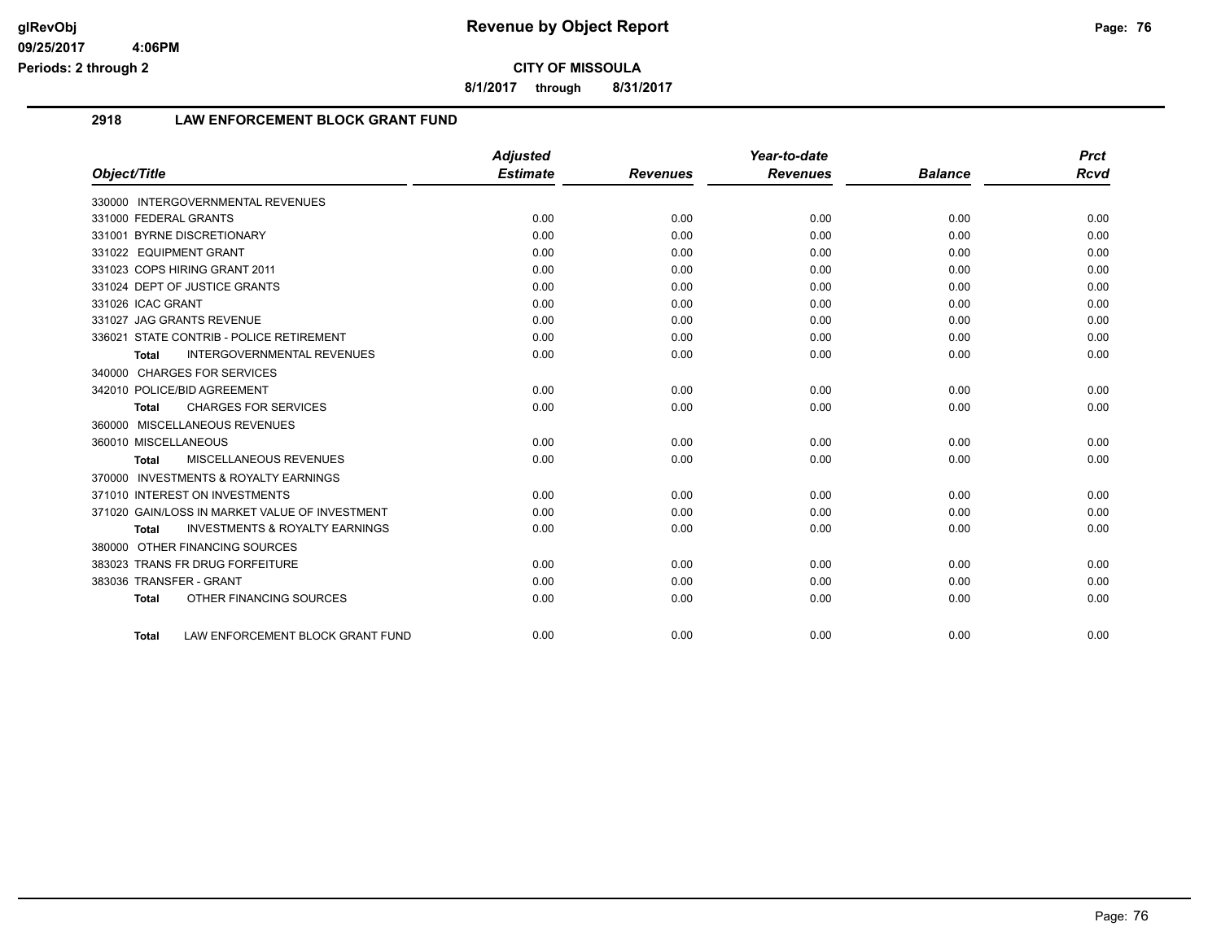# Revenue by Object Report

## CITY OF MISSOULA

8/1/2017 through 8/31/2017

### 2918 LAW ENFORCEMENT BLOCK GRANT FUND

| Object/Title | Adjusted Estimate | Revenues | Year-to-date Revenues | Balance | Prct Rcvd |
|---|---|---|---|---|---|
| 330000 INTERGOVERNMENTAL REVENUES | | | | | |
| 331000 FEDERAL GRANTS | 0.00 | 0.00 | 0.00 | 0.00 | 0.00 |
| 331001 BYRNE DISCRETIONARY | 0.00 | 0.00 | 0.00 | 0.00 | 0.00 |
| 331022 EQUIPMENT GRANT | 0.00 | 0.00 | 0.00 | 0.00 | 0.00 |
| 331023 COPS HIRING GRANT 2011 | 0.00 | 0.00 | 0.00 | 0.00 | 0.00 |
| 331024 DEPT OF JUSTICE GRANTS | 0.00 | 0.00 | 0.00 | 0.00 | 0.00 |
| 331026 ICAC GRANT | 0.00 | 0.00 | 0.00 | 0.00 | 0.00 |
| 331027 JAG GRANTS REVENUE | 0.00 | 0.00 | 0.00 | 0.00 | 0.00 |
| 336021 STATE CONTRIB - POLICE RETIREMENT | 0.00 | 0.00 | 0.00 | 0.00 | 0.00 |
| **Total** INTERGOVERNMENTAL REVENUES | 0.00 | 0.00 | 0.00 | 0.00 | 0.00 |
| 340000 CHARGES FOR SERVICES | | | | | |
| 342010 POLICE/BID AGREEMENT | 0.00 | 0.00 | 0.00 | 0.00 | 0.00 |
| **Total** CHARGES FOR SERVICES | 0.00 | 0.00 | 0.00 | 0.00 | 0.00 |
| 360000 MISCELLANEOUS REVENUES | | | | | |
| 360010 MISCELLANEOUS | 0.00 | 0.00 | 0.00 | 0.00 | 0.00 |
| **Total** MISCELLANEOUS REVENUES | 0.00 | 0.00 | 0.00 | 0.00 | 0.00 |
| 370000 INVESTMENTS & ROYALTY EARNINGS | | | | | |
| 371010 INTEREST ON INVESTMENTS | 0.00 | 0.00 | 0.00 | 0.00 | 0.00 |
| 371020 GAIN/LOSS IN MARKET VALUE OF INVESTMENT | 0.00 | 0.00 | 0.00 | 0.00 | 0.00 |
| **Total** INVESTMENTS & ROYALTY EARNINGS | 0.00 | 0.00 | 0.00 | 0.00 | 0.00 |
| 380000 OTHER FINANCING SOURCES | | | | | |
| 383023 TRANS FR DRUG FORFEITURE | 0.00 | 0.00 | 0.00 | 0.00 | 0.00 |
| 383036 TRANSFER - GRANT | 0.00 | 0.00 | 0.00 | 0.00 | 0.00 |
| **Total** OTHER FINANCING SOURCES | 0.00 | 0.00 | 0.00 | 0.00 | 0.00 |
| **Total** LAW ENFORCEMENT BLOCK GRANT FUND | 0.00 | 0.00 | 0.00 | 0.00 | 0.00 |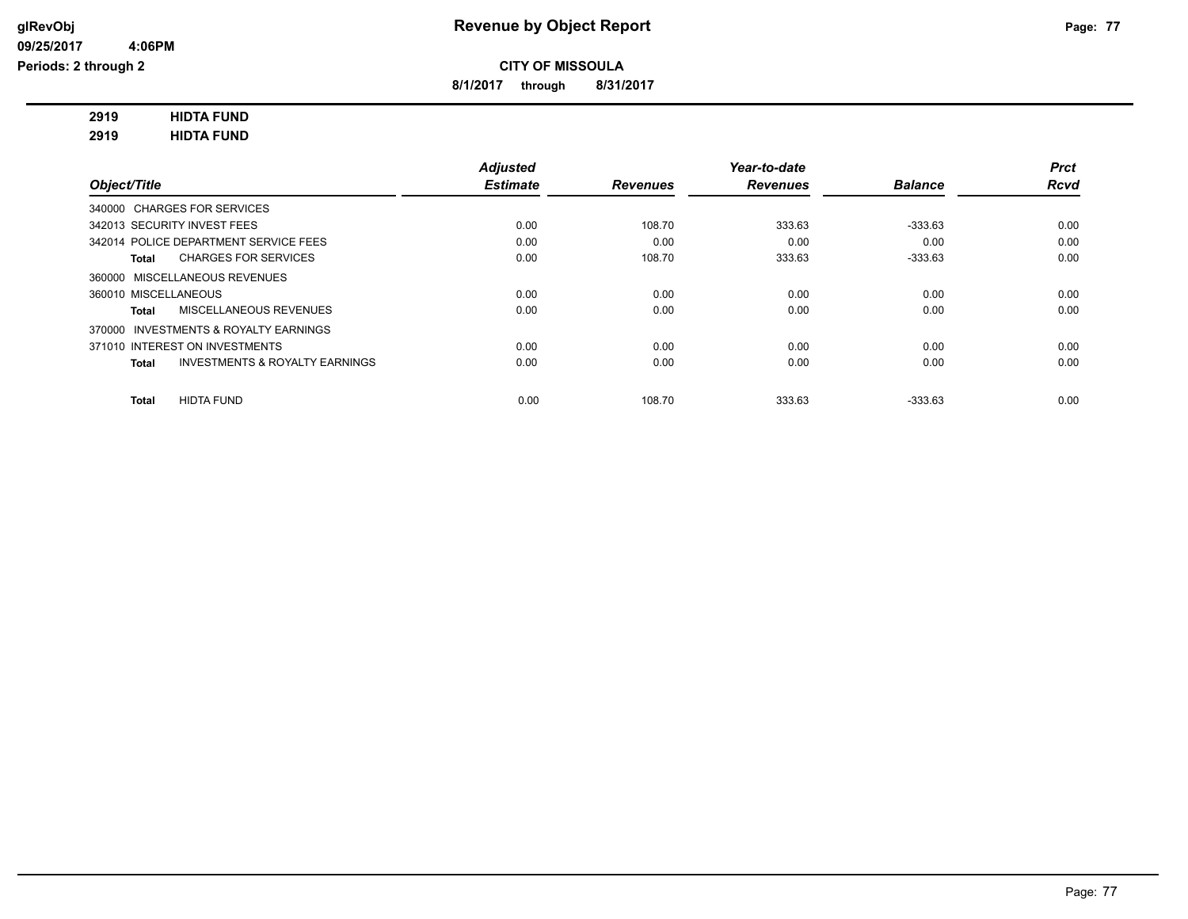**Revenue by Object Report**

**CITY OF MISSOULA**

**8/1/2017 through 8/31/2017**

glRevObj
09/25/2017 4:06PM
Periods: 2 through 2

**2919 HIDTA FUND**
**2919 HIDTA FUND**

| Object/Title | Adjusted Estimate | Revenues | Year-to-date Revenues | Balance | Prct Rcvd |
|---|---|---|---|---|---|
| 340000 CHARGES FOR SERVICES | | | | | |
| 342013 SECURITY INVEST FEES | 0.00 | 108.70 | 333.63 | -333.63 | 0.00 |
| 342014 POLICE DEPARTMENT SERVICE FEES | 0.00 | 0.00 | 0.00 | 0.00 | 0.00 |
| **Total** CHARGES FOR SERVICES | 0.00 | 108.70 | 333.63 | -333.63 | 0.00 |
| 360000 MISCELLANEOUS REVENUES | | | | | |
| 360010 MISCELLANEOUS | 0.00 | 0.00 | 0.00 | 0.00 | 0.00 |
| **Total** MISCELLANEOUS REVENUES | 0.00 | 0.00 | 0.00 | 0.00 | 0.00 |
| 370000 INVESTMENTS & ROYALTY EARNINGS | | | | | |
| 371010 INTEREST ON INVESTMENTS | 0.00 | 0.00 | 0.00 | 0.00 | 0.00 |
| **Total** INVESTMENTS & ROYALTY EARNINGS | 0.00 | 0.00 | 0.00 | 0.00 | 0.00 |
| **Total** HIDTA FUND | 0.00 | 108.70 | 333.63 | -333.63 | 0.00 |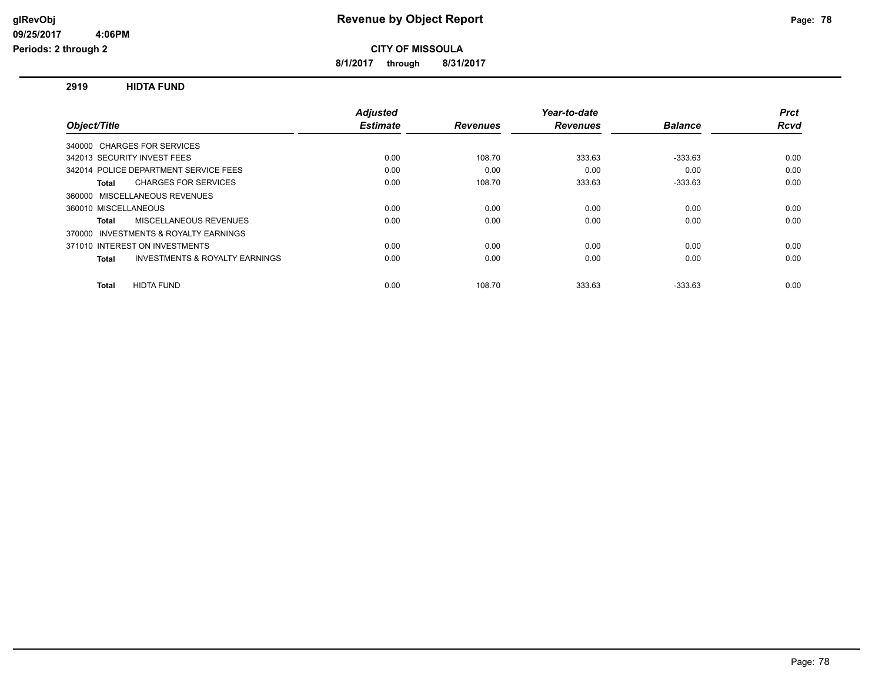# Revenue by Object Report

glRevObj
09/25/2017 4:06PM
Periods: 2 through 2

**CITY OF MISSOULA**

**8/1/2017 through 8/31/2017**

## 2919 HIDTA FUND

| Object/Title | Adjusted Estimate | Revenues | Year-to-date Revenues | Balance | Prct Rcvd |
|---|---|---|---|---|---|
| 340000 CHARGES FOR SERVICES | | | | | |
| 342013 SECURITY INVEST FEES | 0.00 | 108.70 | 333.63 | -333.63 | 0.00 |
| 342014 POLICE DEPARTMENT SERVICE FEES | 0.00 | 0.00 | 0.00 | 0.00 | 0.00 |
| **Total** CHARGES FOR SERVICES | 0.00 | 108.70 | 333.63 | -333.63 | 0.00 |
| 360000 MISCELLANEOUS REVENUES | | | | | |
| 360010 MISCELLANEOUS | 0.00 | 0.00 | 0.00 | 0.00 | 0.00 |
| **Total** MISCELLANEOUS REVENUES | 0.00 | 0.00 | 0.00 | 0.00 | 0.00 |
| 370000 INVESTMENTS & ROYALTY EARNINGS | | | | | |
| 371010 INTEREST ON INVESTMENTS | 0.00 | 0.00 | 0.00 | 0.00 | 0.00 |
| **Total** INVESTMENTS & ROYALTY EARNINGS | 0.00 | 0.00 | 0.00 | 0.00 | 0.00 |
| **Total** HIDTA FUND | 0.00 | 108.70 | 333.63 | -333.63 | 0.00 |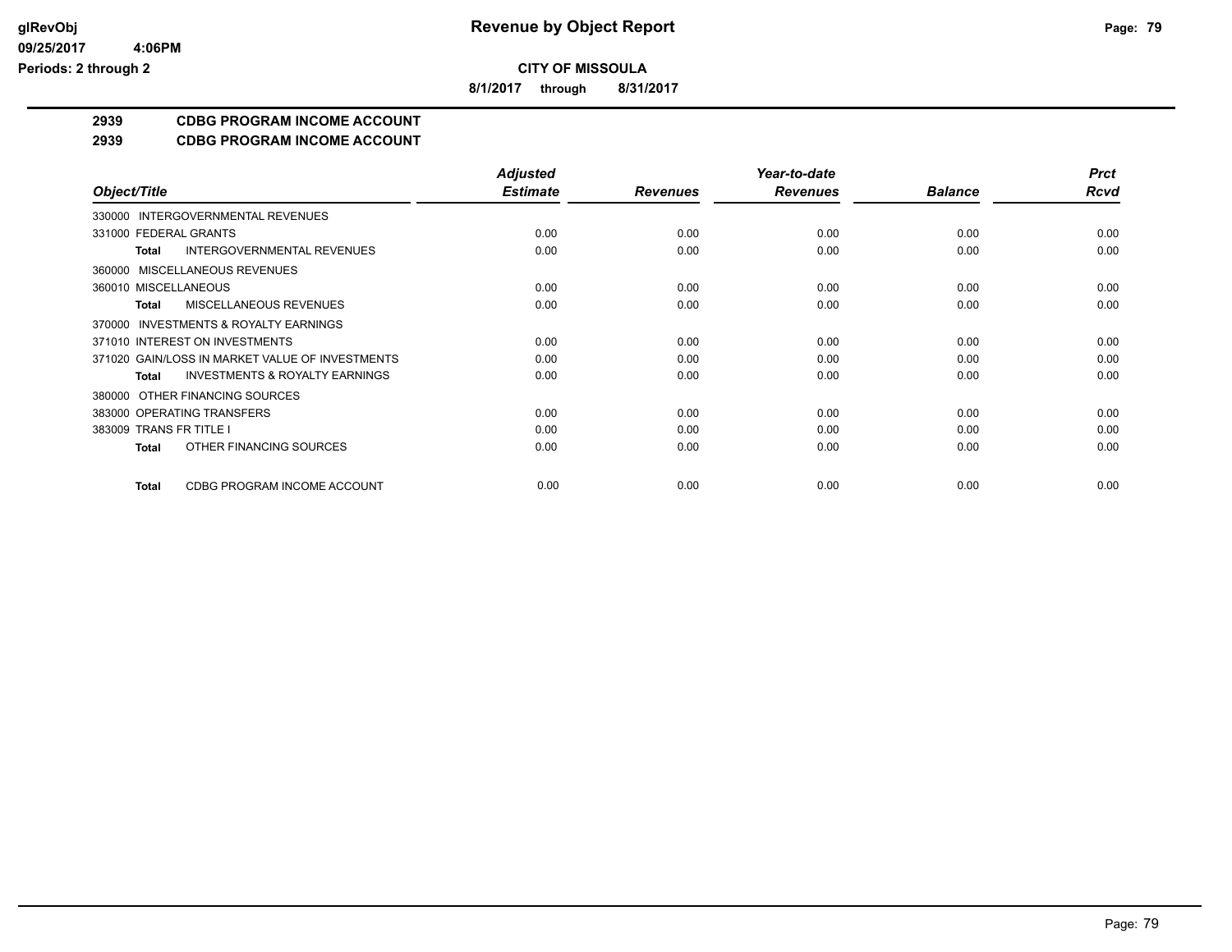**CITY OF MISSOULA**

**8/1/2017 through 8/31/2017**

## 2939 CDBG PROGRAM INCOME ACCOUNT

## 2939 CDBG PROGRAM INCOME ACCOUNT

| Object/Title | Adjusted Estimate | Revenues | Year-to-date Revenues | Balance | Prct Rcvd |
|---|---|---|---|---|---|
| 330000 INTERGOVERNMENTAL REVENUES | | | | | |
| 331000 FEDERAL GRANTS | 0.00 | 0.00 | 0.00 | 0.00 | 0.00 |
| **Total** INTERGOVERNMENTAL REVENUES | 0.00 | 0.00 | 0.00 | 0.00 | 0.00 |
| 360000 MISCELLANEOUS REVENUES | | | | | |
| 360010 MISCELLANEOUS | 0.00 | 0.00 | 0.00 | 0.00 | 0.00 |
| **Total** MISCELLANEOUS REVENUES | 0.00 | 0.00 | 0.00 | 0.00 | 0.00 |
| 370000 INVESTMENTS & ROYALTY EARNINGS | | | | | |
| 371010 INTEREST ON INVESTMENTS | 0.00 | 0.00 | 0.00 | 0.00 | 0.00 |
| 371020 GAIN/LOSS IN MARKET VALUE OF INVESTMENTS | 0.00 | 0.00 | 0.00 | 0.00 | 0.00 |
| **Total** INVESTMENTS & ROYALTY EARNINGS | 0.00 | 0.00 | 0.00 | 0.00 | 0.00 |
| 380000 OTHER FINANCING SOURCES | | | | | |
| 383000 OPERATING TRANSFERS | 0.00 | 0.00 | 0.00 | 0.00 | 0.00 |
| 383009 TRANS FR TITLE I | 0.00 | 0.00 | 0.00 | 0.00 | 0.00 |
| **Total** OTHER FINANCING SOURCES | 0.00 | 0.00 | 0.00 | 0.00 | 0.00 |
| **Total** CDBG PROGRAM INCOME ACCOUNT | 0.00 | 0.00 | 0.00 | 0.00 | 0.00 |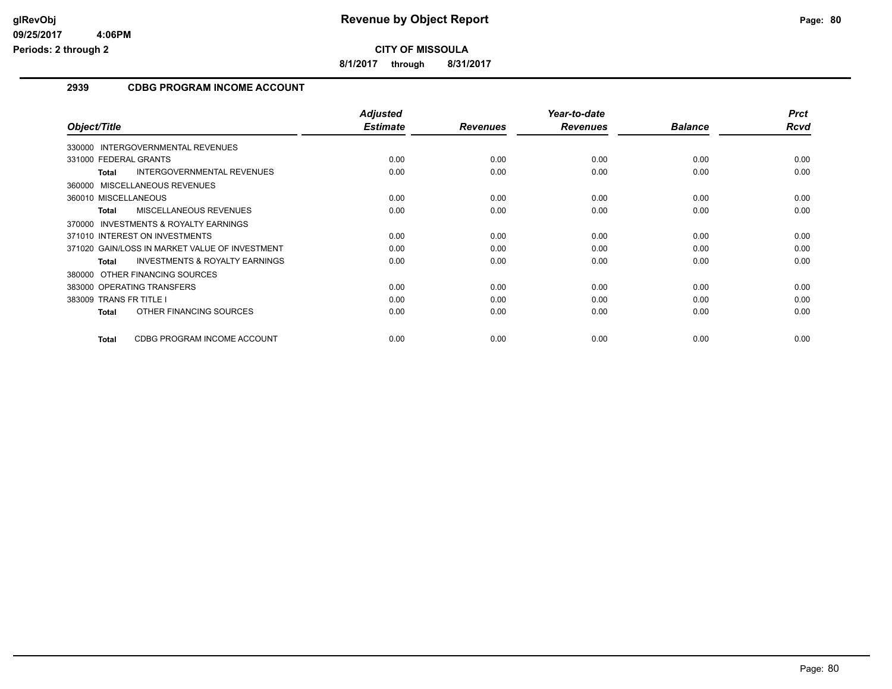**glRevObj**
**09/25/2017 4:06PM**
**Periods: 2 through 2**

# Revenue by Object Report

**CITY OF MISSOULA**

**8/1/2017 through 8/31/2017**

## 2939 CDBG PROGRAM INCOME ACCOUNT

| Object/Title | Adjusted Estimate | Revenues | Year-to-date Revenues | Balance | Prct Rcvd |
|---|---|---|---|---|---|
| 330000 INTERGOVERNMENTAL REVENUES | | | | | |
| 331000 FEDERAL GRANTS | 0.00 | 0.00 | 0.00 | 0.00 | 0.00 |
| **Total** INTERGOVERNMENTAL REVENUES | 0.00 | 0.00 | 0.00 | 0.00 | 0.00 |
| 360000 MISCELLANEOUS REVENUES | | | | | |
| 360010 MISCELLANEOUS | 0.00 | 0.00 | 0.00 | 0.00 | 0.00 |
| **Total** MISCELLANEOUS REVENUES | 0.00 | 0.00 | 0.00 | 0.00 | 0.00 |
| 370000 INVESTMENTS & ROYALTY EARNINGS | | | | | |
| 371010 INTEREST ON INVESTMENTS | 0.00 | 0.00 | 0.00 | 0.00 | 0.00 |
| 371020 GAIN/LOSS IN MARKET VALUE OF INVESTMENT | 0.00 | 0.00 | 0.00 | 0.00 | 0.00 |
| **Total** INVESTMENTS & ROYALTY EARNINGS | 0.00 | 0.00 | 0.00 | 0.00 | 0.00 |
| 380000 OTHER FINANCING SOURCES | | | | | |
| 383000 OPERATING TRANSFERS | 0.00 | 0.00 | 0.00 | 0.00 | 0.00 |
| 383009 TRANS FR TITLE I | 0.00 | 0.00 | 0.00 | 0.00 | 0.00 |
| **Total** OTHER FINANCING SOURCES | 0.00 | 0.00 | 0.00 | 0.00 | 0.00 |
| **Total** CDBG PROGRAM INCOME ACCOUNT | 0.00 | 0.00 | 0.00 | 0.00 | 0.00 |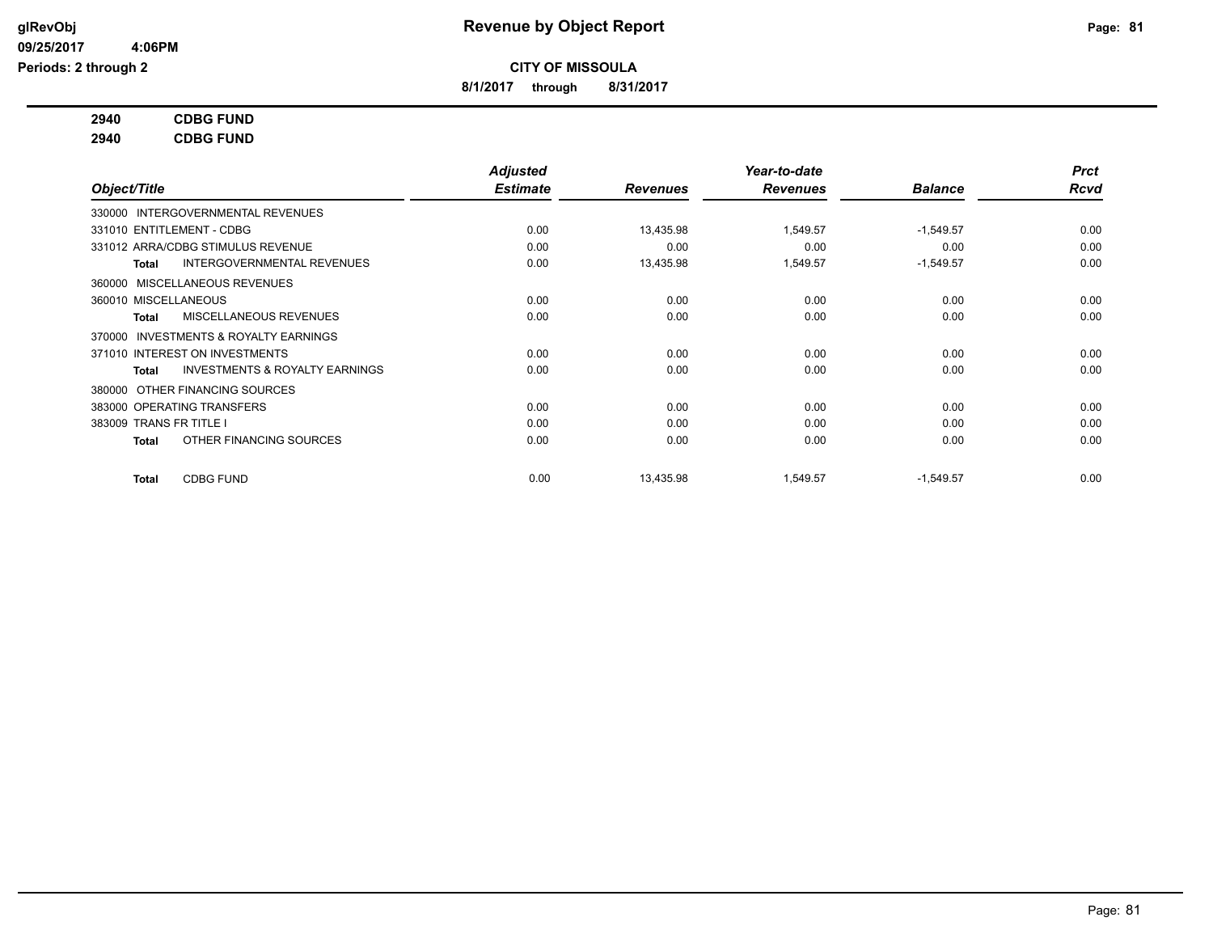# Revenue by Object Report

glRevObj
09/25/2017 4:06PM
Periods: 2 through 2

**CITY OF MISSOULA**

**8/1/2017 through 8/31/2017**

**2940 CDBG FUND**

**2940 CDBG FUND**

| Object/Title | Adjusted Estimate | Revenues | Year-to-date Revenues | Balance | Prct Rcvd |
|---|---|---|---|---|---|
| 330000 INTERGOVERNMENTAL REVENUES | | | | | |
| 331010 ENTITLEMENT - CDBG | 0.00 | 13,435.98 | 1,549.57 | -1,549.57 | 0.00 |
| 331012 ARRA/CDBG STIMULUS REVENUE | 0.00 | 0.00 | 0.00 | 0.00 | 0.00 |
| **Total** INTERGOVERNMENTAL REVENUES | 0.00 | 13,435.98 | 1,549.57 | -1,549.57 | 0.00 |
| 360000 MISCELLANEOUS REVENUES | | | | | |
| 360010 MISCELLANEOUS | 0.00 | 0.00 | 0.00 | 0.00 | 0.00 |
| **Total** MISCELLANEOUS REVENUES | 0.00 | 0.00 | 0.00 | 0.00 | 0.00 |
| 370000 INVESTMENTS & ROYALTY EARNINGS | | | | | |
| 371010 INTEREST ON INVESTMENTS | 0.00 | 0.00 | 0.00 | 0.00 | 0.00 |
| **Total** INVESTMENTS & ROYALTY EARNINGS | 0.00 | 0.00 | 0.00 | 0.00 | 0.00 |
| 380000 OTHER FINANCING SOURCES | | | | | |
| 383000 OPERATING TRANSFERS | 0.00 | 0.00 | 0.00 | 0.00 | 0.00 |
| 383009 TRANS FR TITLE I | 0.00 | 0.00 | 0.00 | 0.00 | 0.00 |
| **Total** OTHER FINANCING SOURCES | 0.00 | 0.00 | 0.00 | 0.00 | 0.00 |
| **Total** CDBG FUND | 0.00 | 13,435.98 | 1,549.57 | -1,549.57 | 0.00 |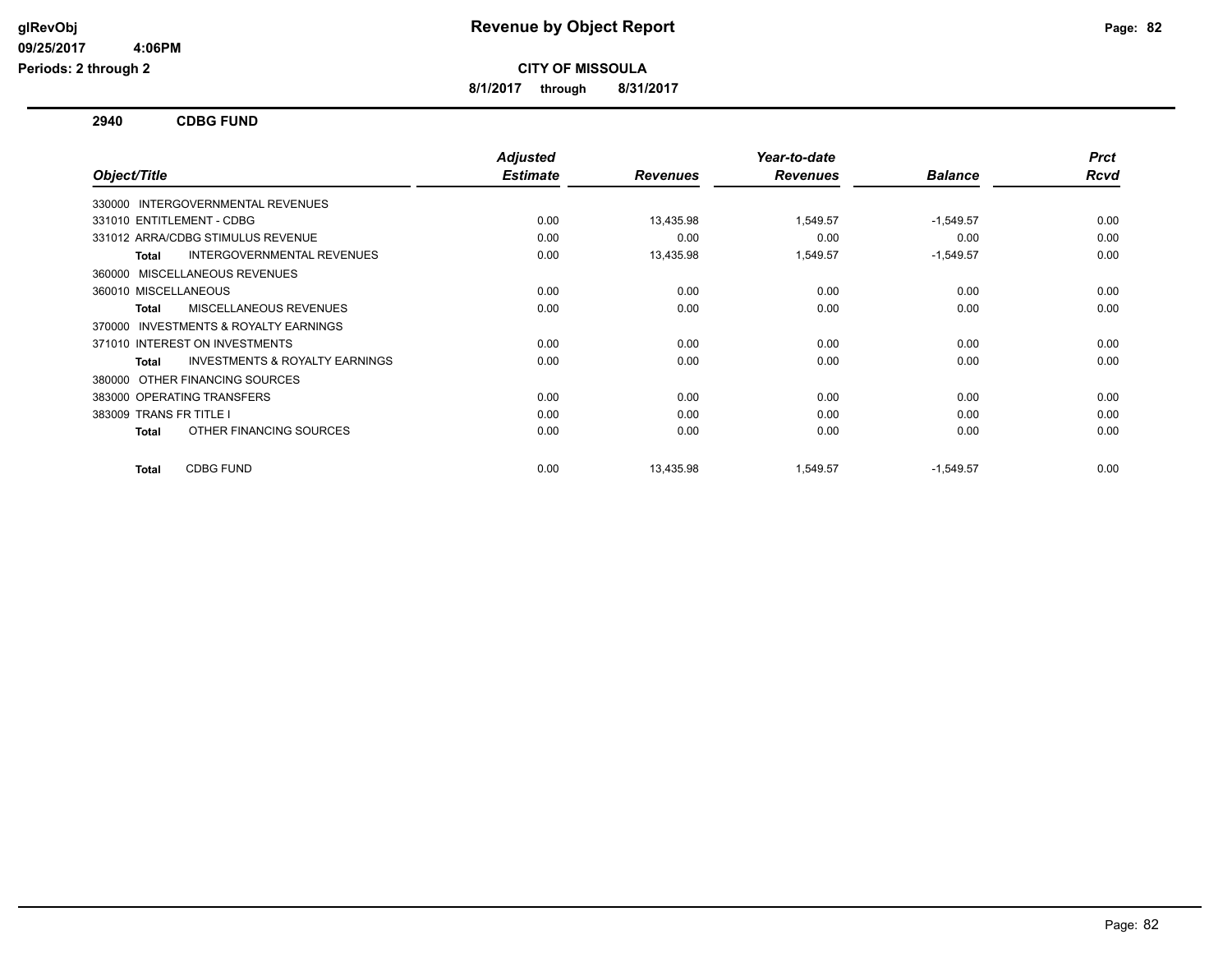# Revenue by Object Report

glRevObj
09/25/2017 4:06PM
Periods: 2 through 2

**CITY OF MISSOULA**

**8/1/2017 through 8/31/2017**

## 2940 CDBG FUND

| Object/Title | Adjusted Estimate | Revenues | Year-to-date Revenues | Balance | Prct Rcvd |
|---|---|---|---|---|---|
| 330000 INTERGOVERNMENTAL REVENUES | | | | | |
| 331010 ENTITLEMENT - CDBG | 0.00 | 13,435.98 | 1,549.57 | -1,549.57 | 0.00 |
| 331012 ARRA/CDBG STIMULUS REVENUE | 0.00 | 0.00 | 0.00 | 0.00 | 0.00 |
| **Total** INTERGOVERNMENTAL REVENUES | 0.00 | 13,435.98 | 1,549.57 | -1,549.57 | 0.00 |
| 360000 MISCELLANEOUS REVENUES | | | | | |
| 360010 MISCELLANEOUS | 0.00 | 0.00 | 0.00 | 0.00 | 0.00 |
| **Total** MISCELLANEOUS REVENUES | 0.00 | 0.00 | 0.00 | 0.00 | 0.00 |
| 370000 INVESTMENTS & ROYALTY EARNINGS | | | | | |
| 371010 INTEREST ON INVESTMENTS | 0.00 | 0.00 | 0.00 | 0.00 | 0.00 |
| **Total** INVESTMENTS & ROYALTY EARNINGS | 0.00 | 0.00 | 0.00 | 0.00 | 0.00 |
| 380000 OTHER FINANCING SOURCES | | | | | |
| 383000 OPERATING TRANSFERS | 0.00 | 0.00 | 0.00 | 0.00 | 0.00 |
| 383009 TRANS FR TITLE I | 0.00 | 0.00 | 0.00 | 0.00 | 0.00 |
| **Total** OTHER FINANCING SOURCES | 0.00 | 0.00 | 0.00 | 0.00 | 0.00 |
| **Total** CDBG FUND | 0.00 | 13,435.98 | 1,549.57 | -1,549.57 | 0.00 |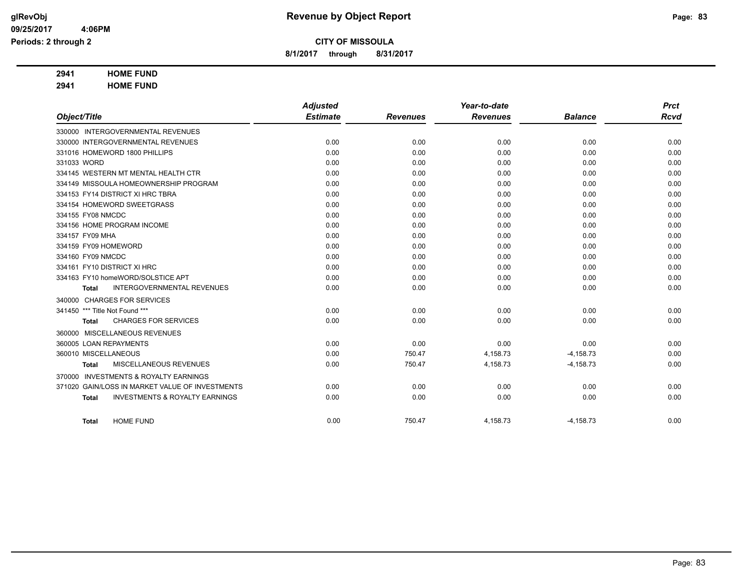# Revenue by Object Report

**CITY OF MISSOULA**

**8/1/2017 through 8/31/2017**

glRevObj
09/25/2017 4:06PM
Periods: 2 through 2

**2941 HOME FUND**
**2941 HOME FUND**

| Object/Title | Adjusted Estimate | Revenues | Year-to-date Revenues | Balance | Prct Rcvd |
|---|---|---|---|---|---|
| 330000 INTERGOVERNMENTAL REVENUES | | | | | |
| 330000 INTERGOVERNMENTAL REVENUES | 0.00 | 0.00 | 0.00 | 0.00 | 0.00 |
| 331016 HOMEWORD 1800 PHILLIPS | 0.00 | 0.00 | 0.00 | 0.00 | 0.00 |
| 331033 WORD | 0.00 | 0.00 | 0.00 | 0.00 | 0.00 |
| 334145 WESTERN MT MENTAL HEALTH CTR | 0.00 | 0.00 | 0.00 | 0.00 | 0.00 |
| 334149 MISSOULA HOMEOWNERSHIP PROGRAM | 0.00 | 0.00 | 0.00 | 0.00 | 0.00 |
| 334153 FY14 DISTRICT XI HRC TBRA | 0.00 | 0.00 | 0.00 | 0.00 | 0.00 |
| 334154 HOMEWORD SWEETGRASS | 0.00 | 0.00 | 0.00 | 0.00 | 0.00 |
| 334155 FY08 NMCDC | 0.00 | 0.00 | 0.00 | 0.00 | 0.00 |
| 334156 HOME PROGRAM INCOME | 0.00 | 0.00 | 0.00 | 0.00 | 0.00 |
| 334157 FY09 MHA | 0.00 | 0.00 | 0.00 | 0.00 | 0.00 |
| 334159 FY09 HOMEWORD | 0.00 | 0.00 | 0.00 | 0.00 | 0.00 |
| 334160 FY09 NMCDC | 0.00 | 0.00 | 0.00 | 0.00 | 0.00 |
| 334161 FY10 DISTRICT XI HRC | 0.00 | 0.00 | 0.00 | 0.00 | 0.00 |
| 334163 FY10 homeWORD/SOLSTICE APT | 0.00 | 0.00 | 0.00 | 0.00 | 0.00 |
| **Total** INTERGOVERNMENTAL REVENUES | 0.00 | 0.00 | 0.00 | 0.00 | 0.00 |
| 340000 CHARGES FOR SERVICES | | | | | |
| 341450 *** Title Not Found *** | 0.00 | 0.00 | 0.00 | 0.00 | 0.00 |
| **Total** CHARGES FOR SERVICES | 0.00 | 0.00 | 0.00 | 0.00 | 0.00 |
| 360000 MISCELLANEOUS REVENUES | | | | | |
| 360005 LOAN REPAYMENTS | 0.00 | 0.00 | 0.00 | 0.00 | 0.00 |
| 360010 MISCELLANEOUS | 0.00 | 750.47 | 4,158.73 | -4,158.73 | 0.00 |
| **Total** MISCELLANEOUS REVENUES | 0.00 | 750.47 | 4,158.73 | -4,158.73 | 0.00 |
| 370000 INVESTMENTS & ROYALTY EARNINGS | | | | | |
| 371020 GAIN/LOSS IN MARKET VALUE OF INVESTMENTS | 0.00 | 0.00 | 0.00 | 0.00 | 0.00 |
| **Total** INVESTMENTS & ROYALTY EARNINGS | 0.00 | 0.00 | 0.00 | 0.00 | 0.00 |
| **Total** HOME FUND | 0.00 | 750.47 | 4,158.73 | -4,158.73 | 0.00 |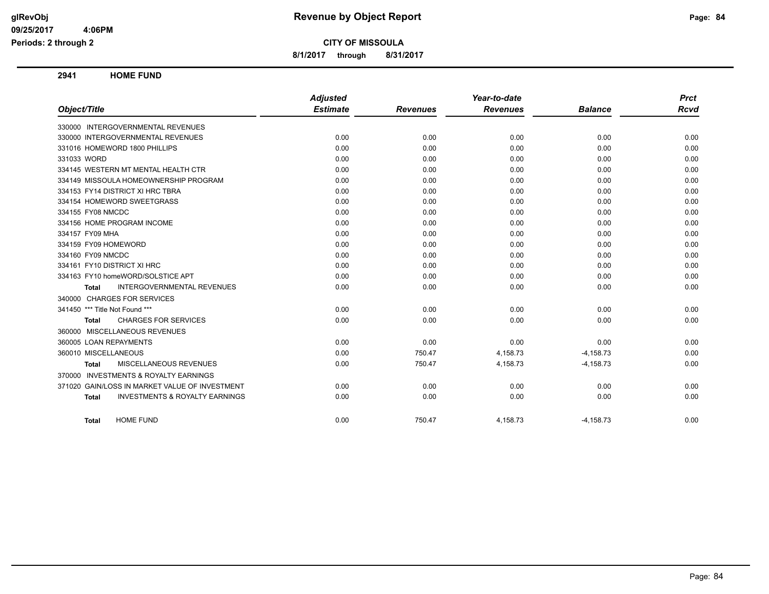# Revenue by Object Report

**CITY OF MISSOULA**

**8/1/2017 through 8/31/2017**

glRevObj
09/25/2017 4:06PM
Periods: 2 through 2

## 2941 HOME FUND

| Object/Title | Adjusted Estimate | Revenues | Year-to-date Revenues | Balance | Prct Rcvd |
|---|---|---|---|---|---|
| 330000 INTERGOVERNMENTAL REVENUES | | | | | |
| 330000 INTERGOVERNMENTAL REVENUES | 0.00 | 0.00 | 0.00 | 0.00 | 0.00 |
| 331016 HOMEWORD 1800 PHILLIPS | 0.00 | 0.00 | 0.00 | 0.00 | 0.00 |
| 331033 WORD | 0.00 | 0.00 | 0.00 | 0.00 | 0.00 |
| 334145 WESTERN MT MENTAL HEALTH CTR | 0.00 | 0.00 | 0.00 | 0.00 | 0.00 |
| 334149 MISSOULA HOMEOWNERSHIP PROGRAM | 0.00 | 0.00 | 0.00 | 0.00 | 0.00 |
| 334153 FY14 DISTRICT XI HRC TBRA | 0.00 | 0.00 | 0.00 | 0.00 | 0.00 |
| 334154 HOMEWORD SWEETGRASS | 0.00 | 0.00 | 0.00 | 0.00 | 0.00 |
| 334155 FY08 NMCDC | 0.00 | 0.00 | 0.00 | 0.00 | 0.00 |
| 334156 HOME PROGRAM INCOME | 0.00 | 0.00 | 0.00 | 0.00 | 0.00 |
| 334157 FY09 MHA | 0.00 | 0.00 | 0.00 | 0.00 | 0.00 |
| 334159 FY09 HOMEWORD | 0.00 | 0.00 | 0.00 | 0.00 | 0.00 |
| 334160 FY09 NMCDC | 0.00 | 0.00 | 0.00 | 0.00 | 0.00 |
| 334161 FY10 DISTRICT XI HRC | 0.00 | 0.00 | 0.00 | 0.00 | 0.00 |
| 334163 FY10 homeWORD/SOLSTICE APT | 0.00 | 0.00 | 0.00 | 0.00 | 0.00 |
| **Total** INTERGOVERNMENTAL REVENUES | 0.00 | 0.00 | 0.00 | 0.00 | 0.00 |
| 340000 CHARGES FOR SERVICES | | | | | |
| 341450 *** Title Not Found *** | 0.00 | 0.00 | 0.00 | 0.00 | 0.00 |
| **Total** CHARGES FOR SERVICES | 0.00 | 0.00 | 0.00 | 0.00 | 0.00 |
| 360000 MISCELLANEOUS REVENUES | | | | | |
| 360005 LOAN REPAYMENTS | 0.00 | 0.00 | 0.00 | 0.00 | 0.00 |
| 360010 MISCELLANEOUS | 0.00 | 750.47 | 4,158.73 | -4,158.73 | 0.00 |
| **Total** MISCELLANEOUS REVENUES | 0.00 | 750.47 | 4,158.73 | -4,158.73 | 0.00 |
| 370000 INVESTMENTS & ROYALTY EARNINGS | | | | | |
| 371020 GAIN/LOSS IN MARKET VALUE OF INVESTMENT | 0.00 | 0.00 | 0.00 | 0.00 | 0.00 |
| **Total** INVESTMENTS & ROYALTY EARNINGS | 0.00 | 0.00 | 0.00 | 0.00 | 0.00 |
| **Total** HOME FUND | 0.00 | 750.47 | 4,158.73 | -4,158.73 | 0.00 |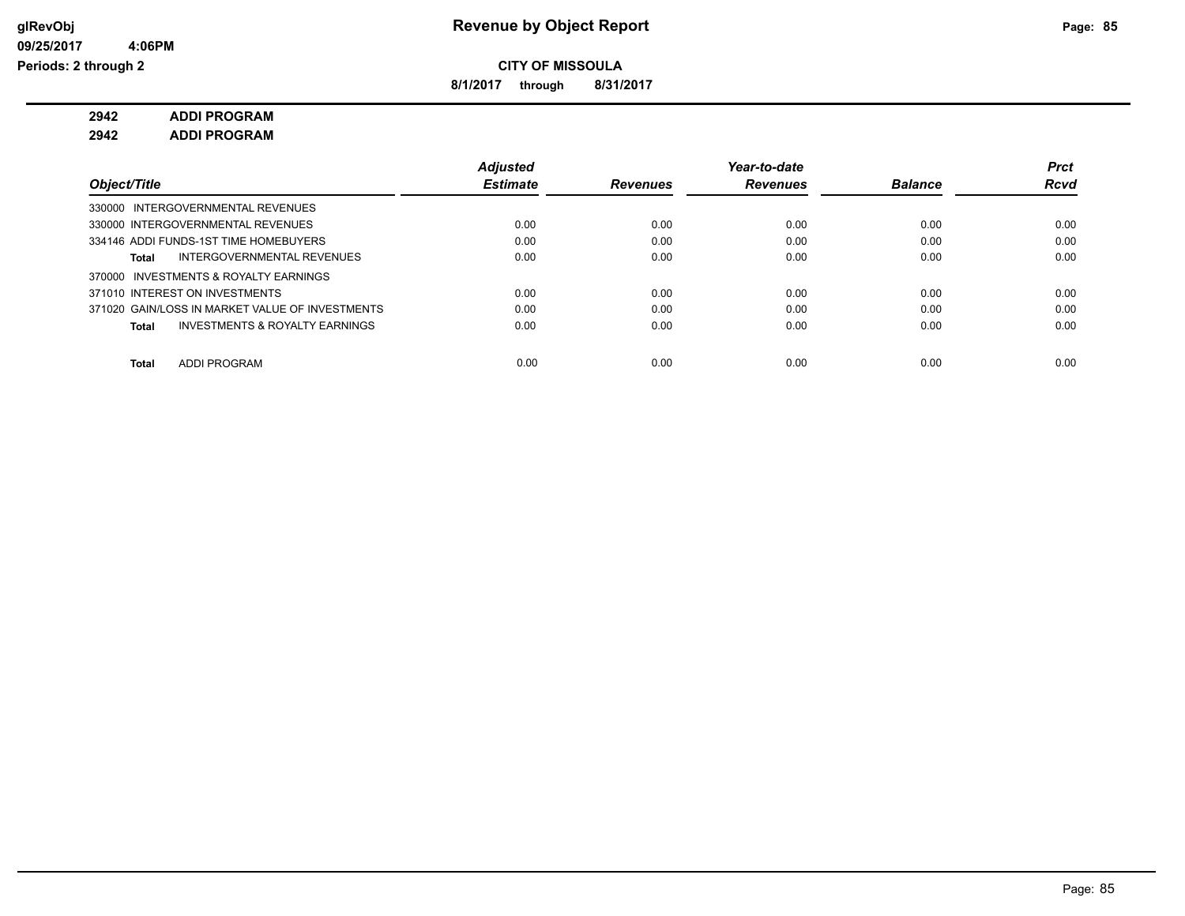# Revenue by Object Report

**CITY OF MISSOULA**

**8/1/2017 through 8/31/2017**

glRevObj
09/25/2017 4:06PM
Periods: 2 through 2

**2942 ADDI PROGRAM**
**2942 ADDI PROGRAM**

| Object/Title | Adjusted Estimate | Revenues | Year-to-date Revenues | Balance | Prct Rcvd |
|---|---|---|---|---|---|
| 330000 INTERGOVERNMENTAL REVENUES | | | | | |
| 330000 INTERGOVERNMENTAL REVENUES | 0.00 | 0.00 | 0.00 | 0.00 | 0.00 |
| 334146 ADDI FUNDS-1ST TIME HOMEBUYERS | 0.00 | 0.00 | 0.00 | 0.00 | 0.00 |
| **Total** INTERGOVERNMENTAL REVENUES | 0.00 | 0.00 | 0.00 | 0.00 | 0.00 |
| 370000 INVESTMENTS & ROYALTY EARNINGS | | | | | |
| 371010 INTEREST ON INVESTMENTS | 0.00 | 0.00 | 0.00 | 0.00 | 0.00 |
| 371020 GAIN/LOSS IN MARKET VALUE OF INVESTMENTS | 0.00 | 0.00 | 0.00 | 0.00 | 0.00 |
| **Total** INVESTMENTS & ROYALTY EARNINGS | 0.00 | 0.00 | 0.00 | 0.00 | 0.00 |
| **Total** ADDI PROGRAM | 0.00 | 0.00 | 0.00 | 0.00 | 0.00 |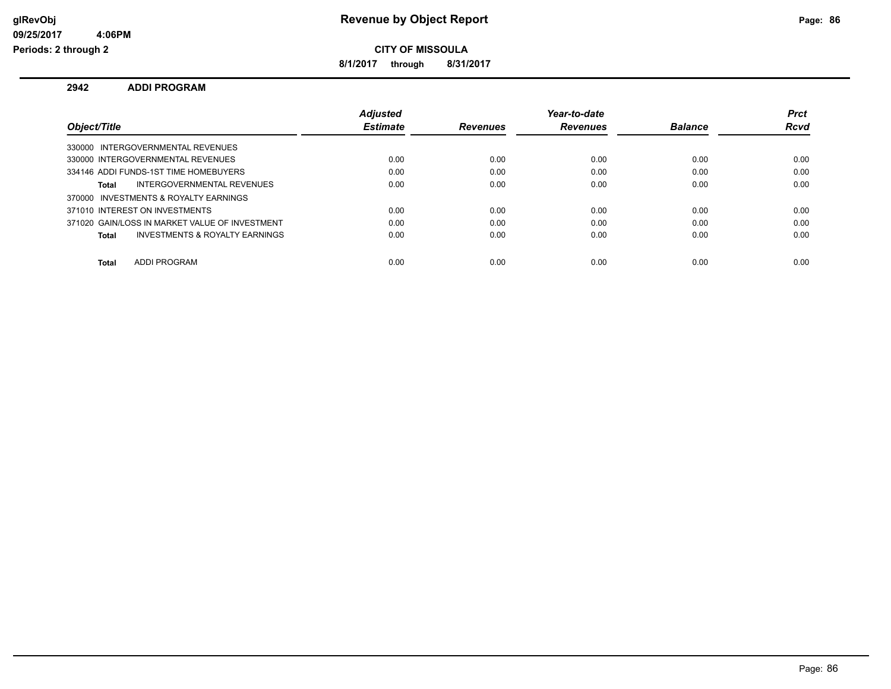**glRevObj**
**09/25/2017 4:06PM**
**Periods: 2 through 2**

# Revenue by Object Report

**CITY OF MISSOULA**

**8/1/2017 through 8/31/2017**

## 2942 ADDI PROGRAM

| Object/Title | Adjusted Estimate | Revenues | Year-to-date Revenues | Balance | Prct Rcvd |
|---|---|---|---|---|---|
| 330000 INTERGOVERNMENTAL REVENUES | | | | | |
| 330000 INTERGOVERNMENTAL REVENUES | 0.00 | 0.00 | 0.00 | 0.00 | 0.00 |
| 334146 ADDI FUNDS-1ST TIME HOMEBUYERS | 0.00 | 0.00 | 0.00 | 0.00 | 0.00 |
| **Total** INTERGOVERNMENTAL REVENUES | 0.00 | 0.00 | 0.00 | 0.00 | 0.00 |
| 370000 INVESTMENTS & ROYALTY EARNINGS | | | | | |
| 371010 INTEREST ON INVESTMENTS | 0.00 | 0.00 | 0.00 | 0.00 | 0.00 |
| 371020 GAIN/LOSS IN MARKET VALUE OF INVESTMENT | 0.00 | 0.00 | 0.00 | 0.00 | 0.00 |
| **Total** INVESTMENTS & ROYALTY EARNINGS | 0.00 | 0.00 | 0.00 | 0.00 | 0.00 |
| **Total** ADDI PROGRAM | 0.00 | 0.00 | 0.00 | 0.00 | 0.00 |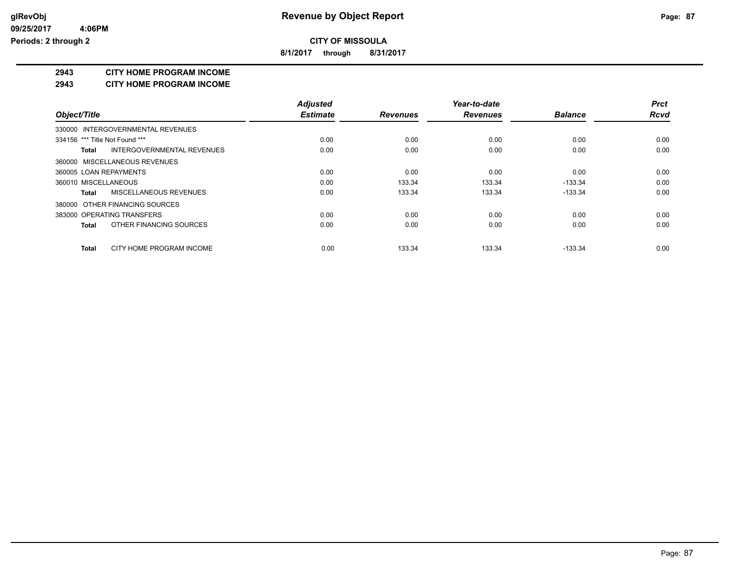# Revenue by Object Report

glRevObj
09/25/2017 4:06PM
Periods: 2 through 2

**CITY OF MISSOULA**

**8/1/2017 through 8/31/2017**

## 2943 CITY HOME PROGRAM INCOME

## 2943 CITY HOME PROGRAM INCOME

| Object/Title | Adjusted Estimate | Revenues | Year-to-date Revenues | Balance | Prct Rcvd |
|---|---|---|---|---|---|
| 330000 INTERGOVERNMENTAL REVENUES | | | | | |
| 334156 *** Title Not Found *** | 0.00 | 0.00 | 0.00 | 0.00 | 0.00 |
| **Total** INTERGOVERNMENTAL REVENUES | 0.00 | 0.00 | 0.00 | 0.00 | 0.00 |
| 360000 MISCELLANEOUS REVENUES | | | | | |
| 360005 LOAN REPAYMENTS | 0.00 | 0.00 | 0.00 | 0.00 | 0.00 |
| 360010 MISCELLANEOUS | 0.00 | 133.34 | 133.34 | -133.34 | 0.00 |
| **Total** MISCELLANEOUS REVENUES | 0.00 | 133.34 | 133.34 | -133.34 | 0.00 |
| 380000 OTHER FINANCING SOURCES | | | | | |
| 383000 OPERATING TRANSFERS | 0.00 | 0.00 | 0.00 | 0.00 | 0.00 |
| **Total** OTHER FINANCING SOURCES | 0.00 | 0.00 | 0.00 | 0.00 | 0.00 |
| **Total** CITY HOME PROGRAM INCOME | 0.00 | 133.34 | 133.34 | -133.34 | 0.00 |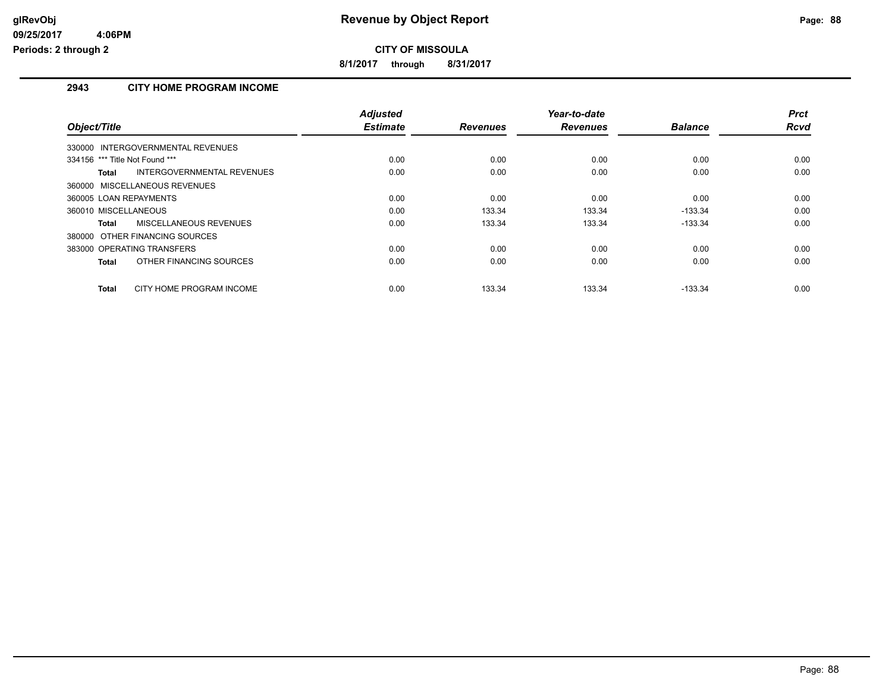# Revenue by Object Report

**CITY OF MISSOULA**

**8/1/2017 through 8/31/2017**

glRevObj
09/25/2017 4:06PM
Periods: 2 through 2

## 2943 CITY HOME PROGRAM INCOME

| Object/Title | Adjusted Estimate | Revenues | Year-to-date Revenues | Balance | Prct Rcvd |
|---|---|---|---|---|---|
| 330000 INTERGOVERNMENTAL REVENUES | | | | | |
| 334156 *** Title Not Found *** | 0.00 | 0.00 | 0.00 | 0.00 | 0.00 |
| **Total** INTERGOVERNMENTAL REVENUES | 0.00 | 0.00 | 0.00 | 0.00 | 0.00 |
| 360000 MISCELLANEOUS REVENUES | | | | | |
| 360005 LOAN REPAYMENTS | 0.00 | 0.00 | 0.00 | 0.00 | 0.00 |
| 360010 MISCELLANEOUS | 0.00 | 133.34 | 133.34 | -133.34 | 0.00 |
| **Total** MISCELLANEOUS REVENUES | 0.00 | 133.34 | 133.34 | -133.34 | 0.00 |
| 380000 OTHER FINANCING SOURCES | | | | | |
| 383000 OPERATING TRANSFERS | 0.00 | 0.00 | 0.00 | 0.00 | 0.00 |
| **Total** OTHER FINANCING SOURCES | 0.00 | 0.00 | 0.00 | 0.00 | 0.00 |
| **Total** CITY HOME PROGRAM INCOME | 0.00 | 133.34 | 133.34 | -133.34 | 0.00 |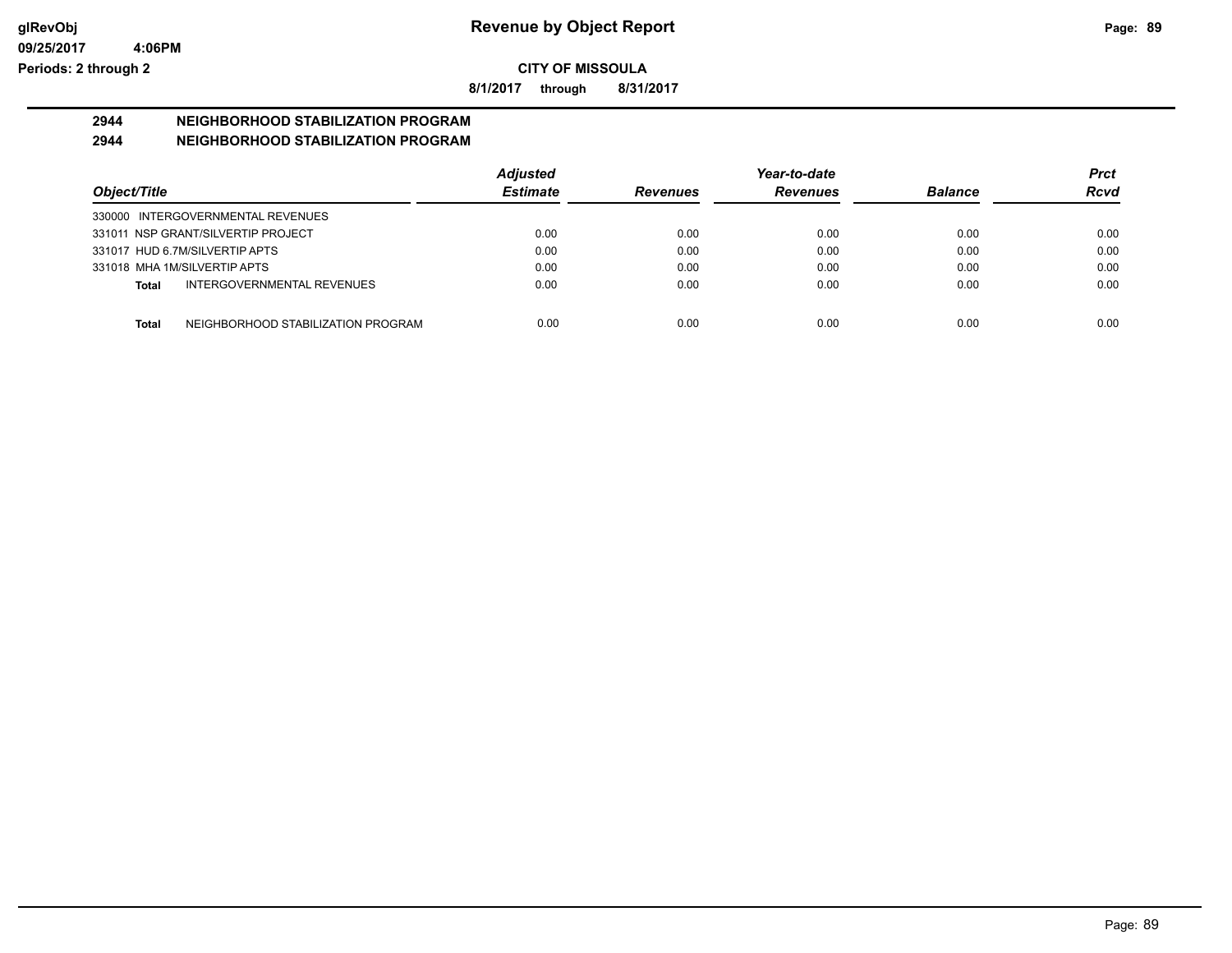**Revenue by Object Report**

**CITY OF MISSOULA**

**8/1/2017 through 8/31/2017**

glRevObj
09/25/2017 4:06PM
Periods: 2 through 2

## 2944 NEIGHBORHOOD STABILIZATION PROGRAM

## 2944 NEIGHBORHOOD STABILIZATION PROGRAM

| Object/Title | Adjusted Estimate | Revenues | Year-to-date Revenues | Balance | Prct Rcvd |
|---|---|---|---|---|---|
| 330000 INTERGOVERNMENTAL REVENUES | | | | | |
| 331011 NSP GRANT/SILVERTIP PROJECT | 0.00 | 0.00 | 0.00 | 0.00 | 0.00 |
| 331017 HUD 6.7M/SILVERTIP APTS | 0.00 | 0.00 | 0.00 | 0.00 | 0.00 |
| 331018 MHA 1M/SILVERTIP APTS | 0.00 | 0.00 | 0.00 | 0.00 | 0.00 |
| **Total** INTERGOVERNMENTAL REVENUES | 0.00 | 0.00 | 0.00 | 0.00 | 0.00 |
| | | | | | |
| **Total** NEIGHBORHOOD STABILIZATION PROGRAM | 0.00 | 0.00 | 0.00 | 0.00 | 0.00 |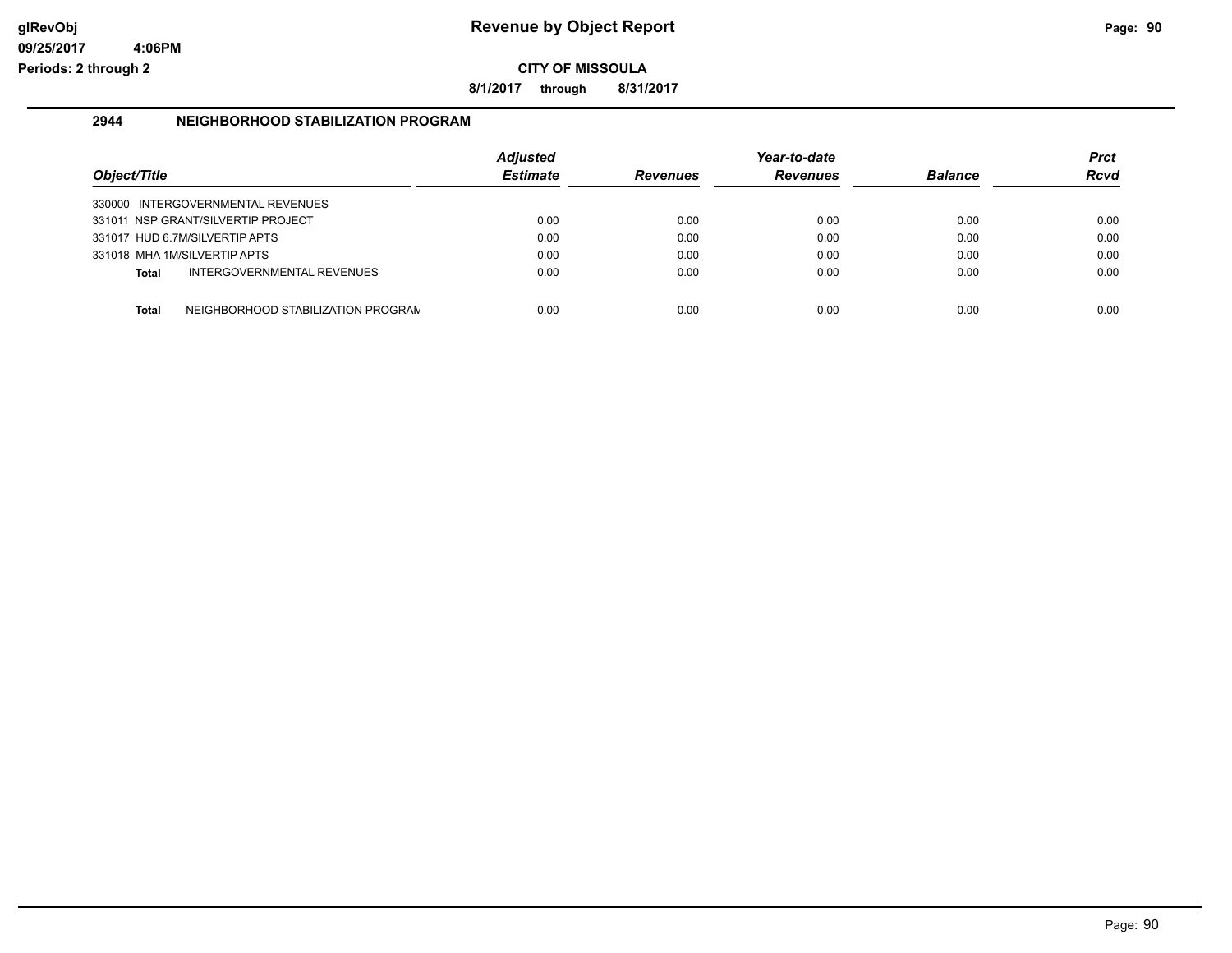**CITY OF MISSOULA**

**8/1/2017 through 8/31/2017**

## 2944 NEIGHBORHOOD STABILIZATION PROGRAM

| Object/Title | Adjusted Estimate | Revenues | Year-to-date Revenues | Balance | Prct Rcvd |
|---|---|---|---|---|---|
| 330000 INTERGOVERNMENTAL REVENUES | | | | | |
| 331011 NSP GRANT/SILVERTIP PROJECT | 0.00 | 0.00 | 0.00 | 0.00 | 0.00 |
| 331017 HUD 6.7M/SILVERTIP APTS | 0.00 | 0.00 | 0.00 | 0.00 | 0.00 |
| 331018 MHA 1M/SILVERTIP APTS | 0.00 | 0.00 | 0.00 | 0.00 | 0.00 |
| **Total** INTERGOVERNMENTAL REVENUES | 0.00 | 0.00 | 0.00 | 0.00 | 0.00 |
| **Total** NEIGHBORHOOD STABILIZATION PROGRAM | 0.00 | 0.00 | 0.00 | 0.00 | 0.00 |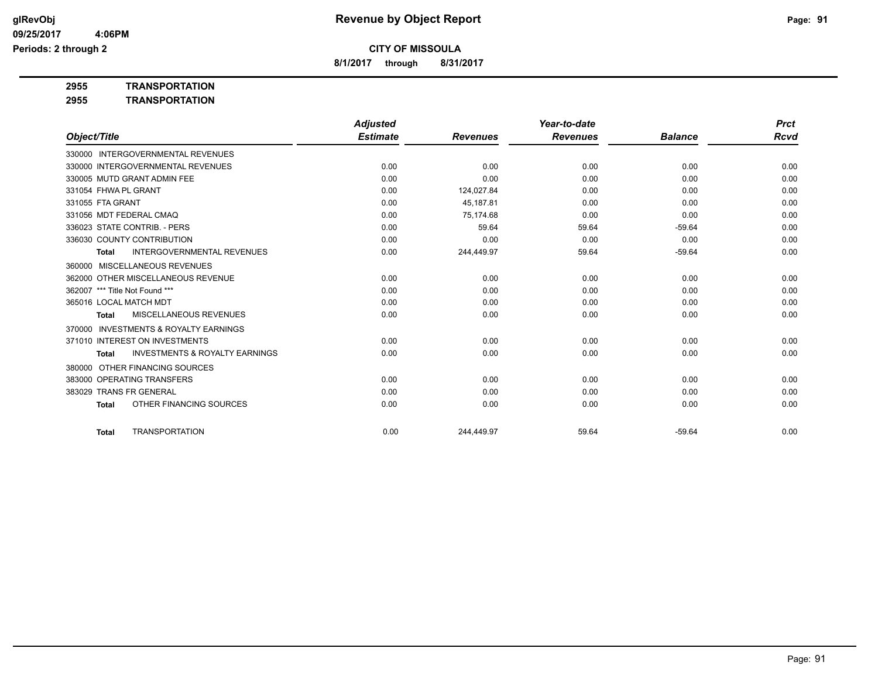**CITY OF MISSOULA**

**Revenue by Object Report**

**8/1/2017 through 8/31/2017**

glRevObj
09/25/2017 4:06PM
Periods: 2 through 2

**2955 TRANSPORTATION**

**2955 TRANSPORTATION**

| Object/Title | Adjusted Estimate | Revenues | Year-to-date Revenues | Balance | Prct Rcvd |
|---|---|---|---|---|---|
| 330000 INTERGOVERNMENTAL REVENUES | | | | | |
| 330000 INTERGOVERNMENTAL REVENUES | 0.00 | 0.00 | 0.00 | 0.00 | 0.00 |
| 330005 MUTD GRANT ADMIN FEE | 0.00 | 0.00 | 0.00 | 0.00 | 0.00 |
| 331054 FHWA PL GRANT | 0.00 | 124,027.84 | 0.00 | 0.00 | 0.00 |
| 331055 FTA GRANT | 0.00 | 45,187.81 | 0.00 | 0.00 | 0.00 |
| 331056 MDT FEDERAL CMAQ | 0.00 | 75,174.68 | 0.00 | 0.00 | 0.00 |
| 336023 STATE CONTRIB. - PERS | 0.00 | 59.64 | 59.64 | -59.64 | 0.00 |
| 336030 COUNTY CONTRIBUTION | 0.00 | 0.00 | 0.00 | 0.00 | 0.00 |
| **Total** INTERGOVERNMENTAL REVENUES | 0.00 | 244,449.97 | 59.64 | -59.64 | 0.00 |
| 360000 MISCELLANEOUS REVENUES | | | | | |
| 362000 OTHER MISCELLANEOUS REVENUE | 0.00 | 0.00 | 0.00 | 0.00 | 0.00 |
| 362007 *** Title Not Found *** | 0.00 | 0.00 | 0.00 | 0.00 | 0.00 |
| 365016 LOCAL MATCH MDT | 0.00 | 0.00 | 0.00 | 0.00 | 0.00 |
| **Total** MISCELLANEOUS REVENUES | 0.00 | 0.00 | 0.00 | 0.00 | 0.00 |
| 370000 INVESTMENTS & ROYALTY EARNINGS | | | | | |
| 371010 INTEREST ON INVESTMENTS | 0.00 | 0.00 | 0.00 | 0.00 | 0.00 |
| **Total** INVESTMENTS & ROYALTY EARNINGS | 0.00 | 0.00 | 0.00 | 0.00 | 0.00 |
| 380000 OTHER FINANCING SOURCES | | | | | |
| 383000 OPERATING TRANSFERS | 0.00 | 0.00 | 0.00 | 0.00 | 0.00 |
| 383029 TRANS FR GENERAL | 0.00 | 0.00 | 0.00 | 0.00 | 0.00 |
| **Total** OTHER FINANCING SOURCES | 0.00 | 0.00 | 0.00 | 0.00 | 0.00 |
| **Total** TRANSPORTATION | 0.00 | 244,449.97 | 59.64 | -59.64 | 0.00 |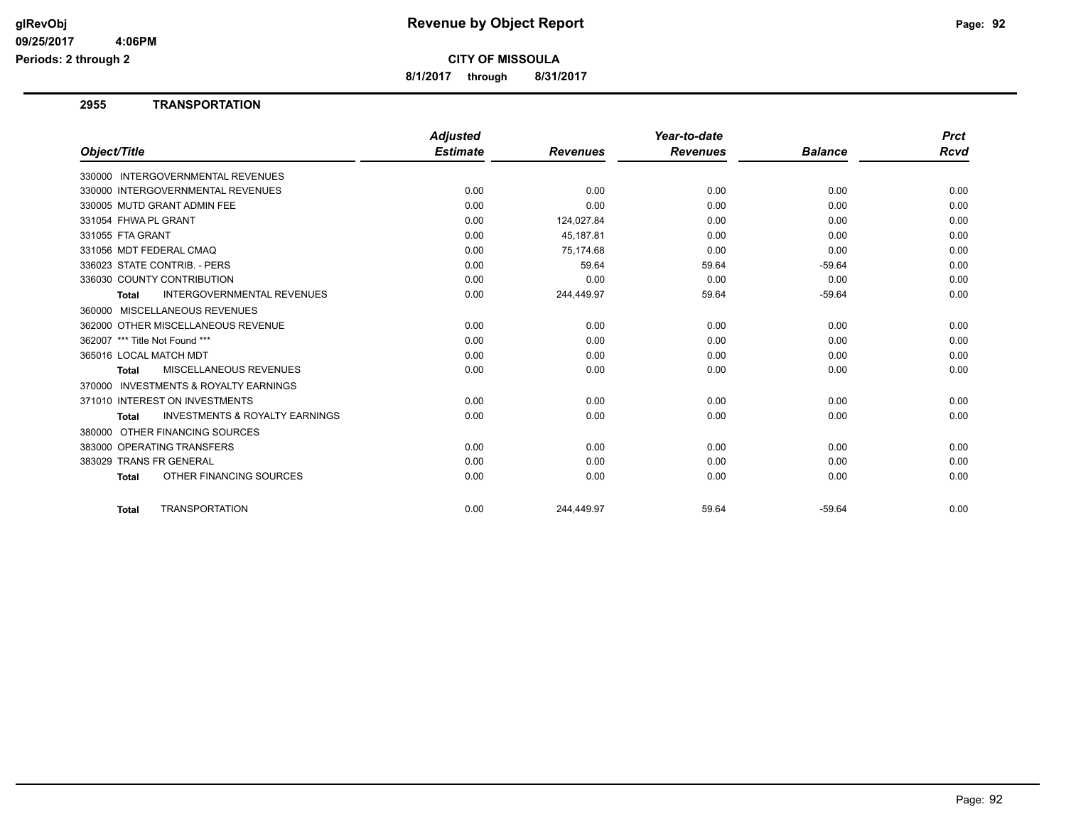# Revenue by Object Report

**CITY OF MISSOULA**

**8/1/2017 through 8/31/2017**

glRevObj
09/25/2017 4:06PM
Periods: 2 through 2

## 2955 TRANSPORTATION

| Object/Title | Adjusted Estimate | Revenues | Year-to-date Revenues | Balance | Prct Rcvd |
|---|---|---|---|---|---|
| 330000 INTERGOVERNMENTAL REVENUES | | | | | |
| 330000 INTERGOVERNMENTAL REVENUES | 0.00 | 0.00 | 0.00 | 0.00 | 0.00 |
| 330005 MUTD GRANT ADMIN FEE | 0.00 | 0.00 | 0.00 | 0.00 | 0.00 |
| 331054 FHWA PL GRANT | 0.00 | 124,027.84 | 0.00 | 0.00 | 0.00 |
| 331055 FTA GRANT | 0.00 | 45,187.81 | 0.00 | 0.00 | 0.00 |
| 331056 MDT FEDERAL CMAQ | 0.00 | 75,174.68 | 0.00 | 0.00 | 0.00 |
| 336023 STATE CONTRIB. - PERS | 0.00 | 59.64 | 59.64 | -59.64 | 0.00 |
| 336030 COUNTY CONTRIBUTION | 0.00 | 0.00 | 0.00 | 0.00 | 0.00 |
| **Total** INTERGOVERNMENTAL REVENUES | 0.00 | 244,449.97 | 59.64 | -59.64 | 0.00 |
| 360000 MISCELLANEOUS REVENUES | | | | | |
| 362000 OTHER MISCELLANEOUS REVENUE | 0.00 | 0.00 | 0.00 | 0.00 | 0.00 |
| 362007 *** Title Not Found *** | 0.00 | 0.00 | 0.00 | 0.00 | 0.00 |
| 365016 LOCAL MATCH MDT | 0.00 | 0.00 | 0.00 | 0.00 | 0.00 |
| **Total** MISCELLANEOUS REVENUES | 0.00 | 0.00 | 0.00 | 0.00 | 0.00 |
| 370000 INVESTMENTS & ROYALTY EARNINGS | | | | | |
| 371010 INTEREST ON INVESTMENTS | 0.00 | 0.00 | 0.00 | 0.00 | 0.00 |
| **Total** INVESTMENTS & ROYALTY EARNINGS | 0.00 | 0.00 | 0.00 | 0.00 | 0.00 |
| 380000 OTHER FINANCING SOURCES | | | | | |
| 383000 OPERATING TRANSFERS | 0.00 | 0.00 | 0.00 | 0.00 | 0.00 |
| 383029 TRANS FR GENERAL | 0.00 | 0.00 | 0.00 | 0.00 | 0.00 |
| **Total** OTHER FINANCING SOURCES | 0.00 | 0.00 | 0.00 | 0.00 | 0.00 |
| **Total** TRANSPORTATION | 0.00 | 244,449.97 | 59.64 | -59.64 | 0.00 |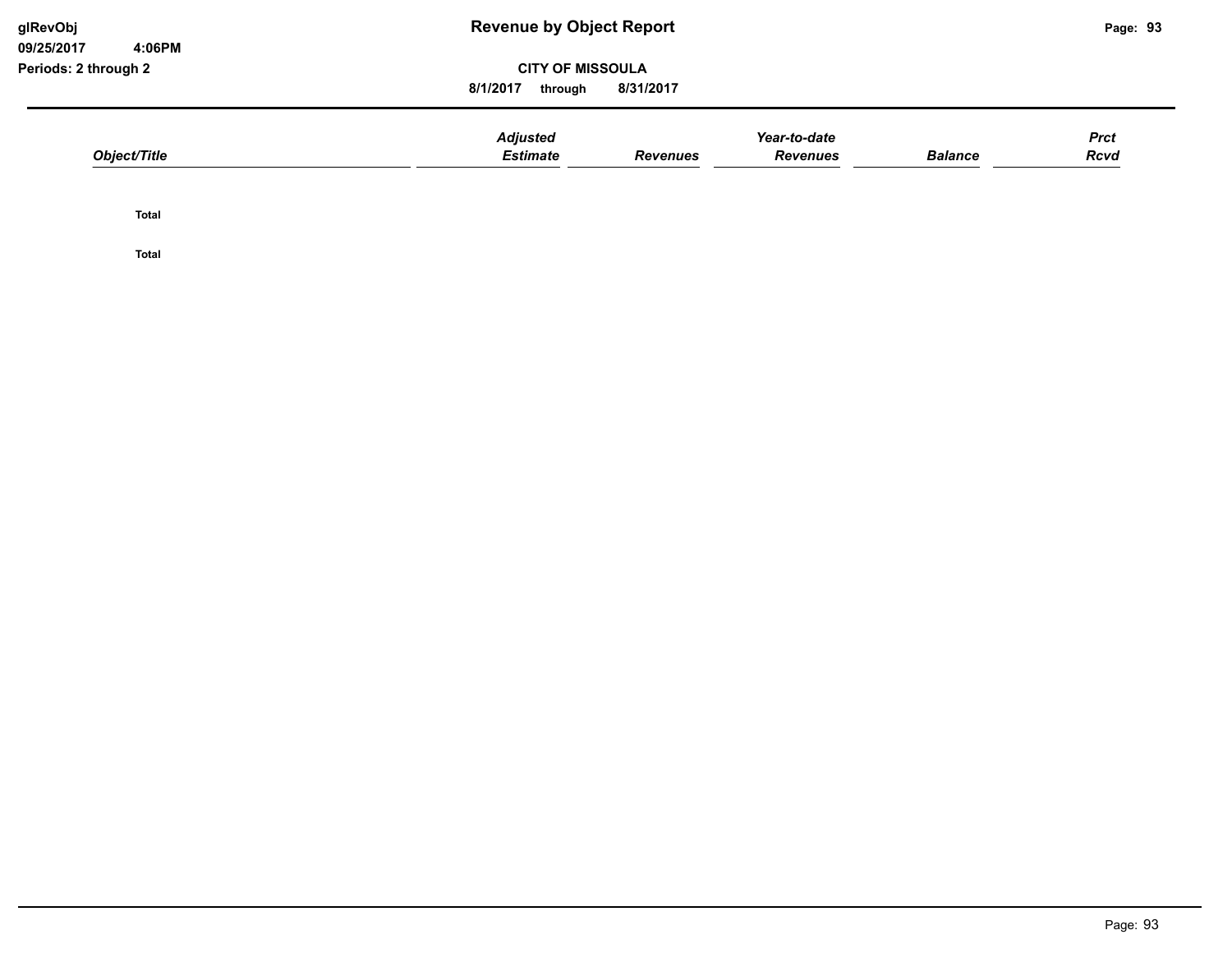# Revenue by Object Report

glRevObj
09/25/2017 4:06PM
Periods: 2 through 2

CITY OF MISSOULA

8/1/2017 through 8/31/2017

| Object/Title | *Adjusted Estimate* | *Revenues* | *Year-to-date Revenues* | *Balance* | *Prct Rcvd* |
|---|---|---|---|---|---|
| **Total** | | | | | |
| **Total** | | | | | |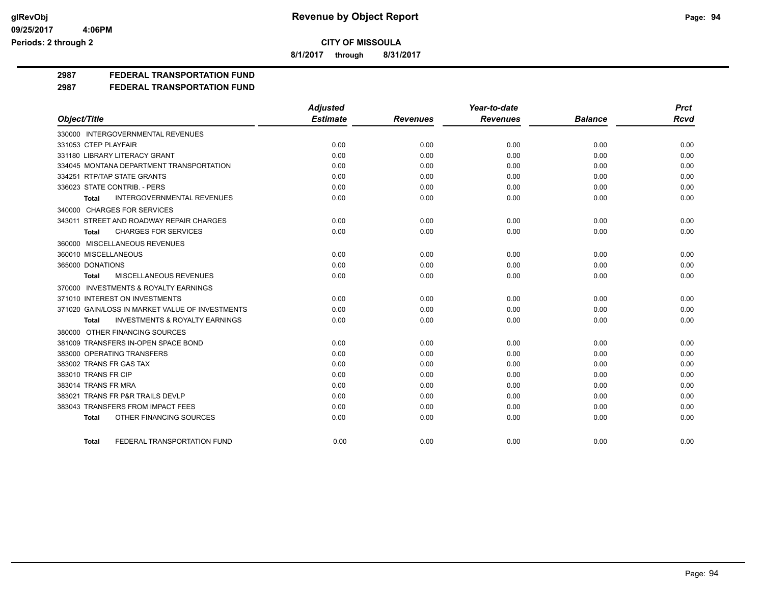**glRevObj**
**09/25/2017 4:06PM**
**Periods: 2 through 2**

# Revenue by Object Report

**CITY OF MISSOULA**

**8/1/2017 through 8/31/2017**

## 2987 FEDERAL TRANSPORTATION FUND
## 2987 FEDERAL TRANSPORTATION FUND

| Object/Title | Adjusted Estimate | Revenues | Year-to-date Revenues | Balance | Prct Rcvd |
|---|---|---|---|---|---|
| 330000 INTERGOVERNMENTAL REVENUES | | | | | |
| 331053 CTEP PLAYFAIR | 0.00 | 0.00 | 0.00 | 0.00 | 0.00 |
| 331180 LIBRARY LITERACY GRANT | 0.00 | 0.00 | 0.00 | 0.00 | 0.00 |
| 334045 MONTANA DEPARTMENT TRANSPORTATION | 0.00 | 0.00 | 0.00 | 0.00 | 0.00 |
| 334251 RTP/TAP STATE GRANTS | 0.00 | 0.00 | 0.00 | 0.00 | 0.00 |
| 336023 STATE CONTRIB. - PERS | 0.00 | 0.00 | 0.00 | 0.00 | 0.00 |
| **Total** INTERGOVERNMENTAL REVENUES | 0.00 | 0.00 | 0.00 | 0.00 | 0.00 |
| 340000 CHARGES FOR SERVICES | | | | | |
| 343011 STREET AND ROADWAY REPAIR CHARGES | 0.00 | 0.00 | 0.00 | 0.00 | 0.00 |
| **Total** CHARGES FOR SERVICES | 0.00 | 0.00 | 0.00 | 0.00 | 0.00 |
| 360000 MISCELLANEOUS REVENUES | | | | | |
| 360010 MISCELLANEOUS | 0.00 | 0.00 | 0.00 | 0.00 | 0.00 |
| 365000 DONATIONS | 0.00 | 0.00 | 0.00 | 0.00 | 0.00 |
| **Total** MISCELLANEOUS REVENUES | 0.00 | 0.00 | 0.00 | 0.00 | 0.00 |
| 370000 INVESTMENTS & ROYALTY EARNINGS | | | | | |
| 371010 INTEREST ON INVESTMENTS | 0.00 | 0.00 | 0.00 | 0.00 | 0.00 |
| 371020 GAIN/LOSS IN MARKET VALUE OF INVESTMENTS | 0.00 | 0.00 | 0.00 | 0.00 | 0.00 |
| **Total** INVESTMENTS & ROYALTY EARNINGS | 0.00 | 0.00 | 0.00 | 0.00 | 0.00 |
| 380000 OTHER FINANCING SOURCES | | | | | |
| 381009 TRANSFERS IN-OPEN SPACE BOND | 0.00 | 0.00 | 0.00 | 0.00 | 0.00 |
| 383000 OPERATING TRANSFERS | 0.00 | 0.00 | 0.00 | 0.00 | 0.00 |
| 383002 TRANS FR GAS TAX | 0.00 | 0.00 | 0.00 | 0.00 | 0.00 |
| 383010 TRANS FR CIP | 0.00 | 0.00 | 0.00 | 0.00 | 0.00 |
| 383014 TRANS FR MRA | 0.00 | 0.00 | 0.00 | 0.00 | 0.00 |
| 383021 TRANS FR P&R TRAILS DEVLP | 0.00 | 0.00 | 0.00 | 0.00 | 0.00 |
| 383043 TRANSFERS FROM IMPACT FEES | 0.00 | 0.00 | 0.00 | 0.00 | 0.00 |
| **Total** OTHER FINANCING SOURCES | 0.00 | 0.00 | 0.00 | 0.00 | 0.00 |
| **Total** FEDERAL TRANSPORTATION FUND | 0.00 | 0.00 | 0.00 | 0.00 | 0.00 |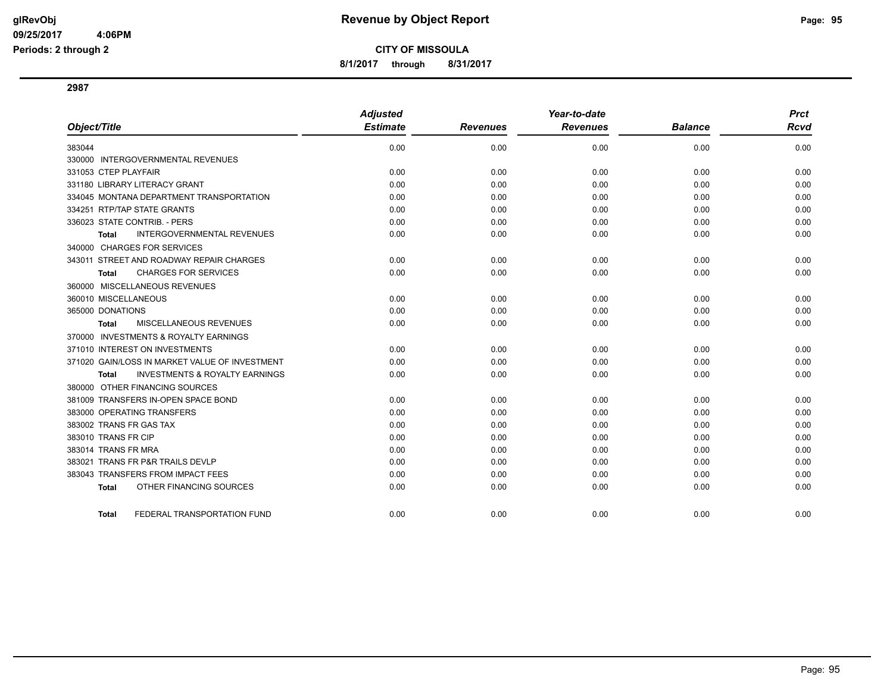# Revenue by Object Report

**CITY OF MISSOULA**

**8/1/2017 through 8/31/2017**

glRevObj
09/25/2017 4:06PM
Periods: 2 through 2

**2987**

| Object/Title | Adjusted Estimate | Revenues | Year-to-date Revenues | Balance | Prct Rcvd |
|---|---|---|---|---|---|
| 383044 | 0.00 | 0.00 | 0.00 | 0.00 | 0.00 |
| 330000 INTERGOVERNMENTAL REVENUES | | | | | |
| 331053 CTEP PLAYFAIR | 0.00 | 0.00 | 0.00 | 0.00 | 0.00 |
| 331180 LIBRARY LITERACY GRANT | 0.00 | 0.00 | 0.00 | 0.00 | 0.00 |
| 334045 MONTANA DEPARTMENT TRANSPORTATION | 0.00 | 0.00 | 0.00 | 0.00 | 0.00 |
| 334251 RTP/TAP STATE GRANTS | 0.00 | 0.00 | 0.00 | 0.00 | 0.00 |
| 336023 STATE CONTRIB. - PERS | 0.00 | 0.00 | 0.00 | 0.00 | 0.00 |
| **Total** INTERGOVERNMENTAL REVENUES | 0.00 | 0.00 | 0.00 | 0.00 | 0.00 |
| 340000 CHARGES FOR SERVICES | | | | | |
| 343011 STREET AND ROADWAY REPAIR CHARGES | 0.00 | 0.00 | 0.00 | 0.00 | 0.00 |
| **Total** CHARGES FOR SERVICES | 0.00 | 0.00 | 0.00 | 0.00 | 0.00 |
| 360000 MISCELLANEOUS REVENUES | | | | | |
| 360010 MISCELLANEOUS | 0.00 | 0.00 | 0.00 | 0.00 | 0.00 |
| 365000 DONATIONS | 0.00 | 0.00 | 0.00 | 0.00 | 0.00 |
| **Total** MISCELLANEOUS REVENUES | 0.00 | 0.00 | 0.00 | 0.00 | 0.00 |
| 370000 INVESTMENTS & ROYALTY EARNINGS | | | | | |
| 371010 INTEREST ON INVESTMENTS | 0.00 | 0.00 | 0.00 | 0.00 | 0.00 |
| 371020 GAIN/LOSS IN MARKET VALUE OF INVESTMENT | 0.00 | 0.00 | 0.00 | 0.00 | 0.00 |
| **Total** INVESTMENTS & ROYALTY EARNINGS | 0.00 | 0.00 | 0.00 | 0.00 | 0.00 |
| 380000 OTHER FINANCING SOURCES | | | | | |
| 381009 TRANSFERS IN-OPEN SPACE BOND | 0.00 | 0.00 | 0.00 | 0.00 | 0.00 |
| 383000 OPERATING TRANSFERS | 0.00 | 0.00 | 0.00 | 0.00 | 0.00 |
| 383002 TRANS FR GAS TAX | 0.00 | 0.00 | 0.00 | 0.00 | 0.00 |
| 383010 TRANS FR CIP | 0.00 | 0.00 | 0.00 | 0.00 | 0.00 |
| 383014 TRANS FR MRA | 0.00 | 0.00 | 0.00 | 0.00 | 0.00 |
| 383021 TRANS FR P&R TRAILS DEVLP | 0.00 | 0.00 | 0.00 | 0.00 | 0.00 |
| 383043 TRANSFERS FROM IMPACT FEES | 0.00 | 0.00 | 0.00 | 0.00 | 0.00 |
| **Total** OTHER FINANCING SOURCES | 0.00 | 0.00 | 0.00 | 0.00 | 0.00 |
| **Total** FEDERAL TRANSPORTATION FUND | 0.00 | 0.00 | 0.00 | 0.00 | 0.00 |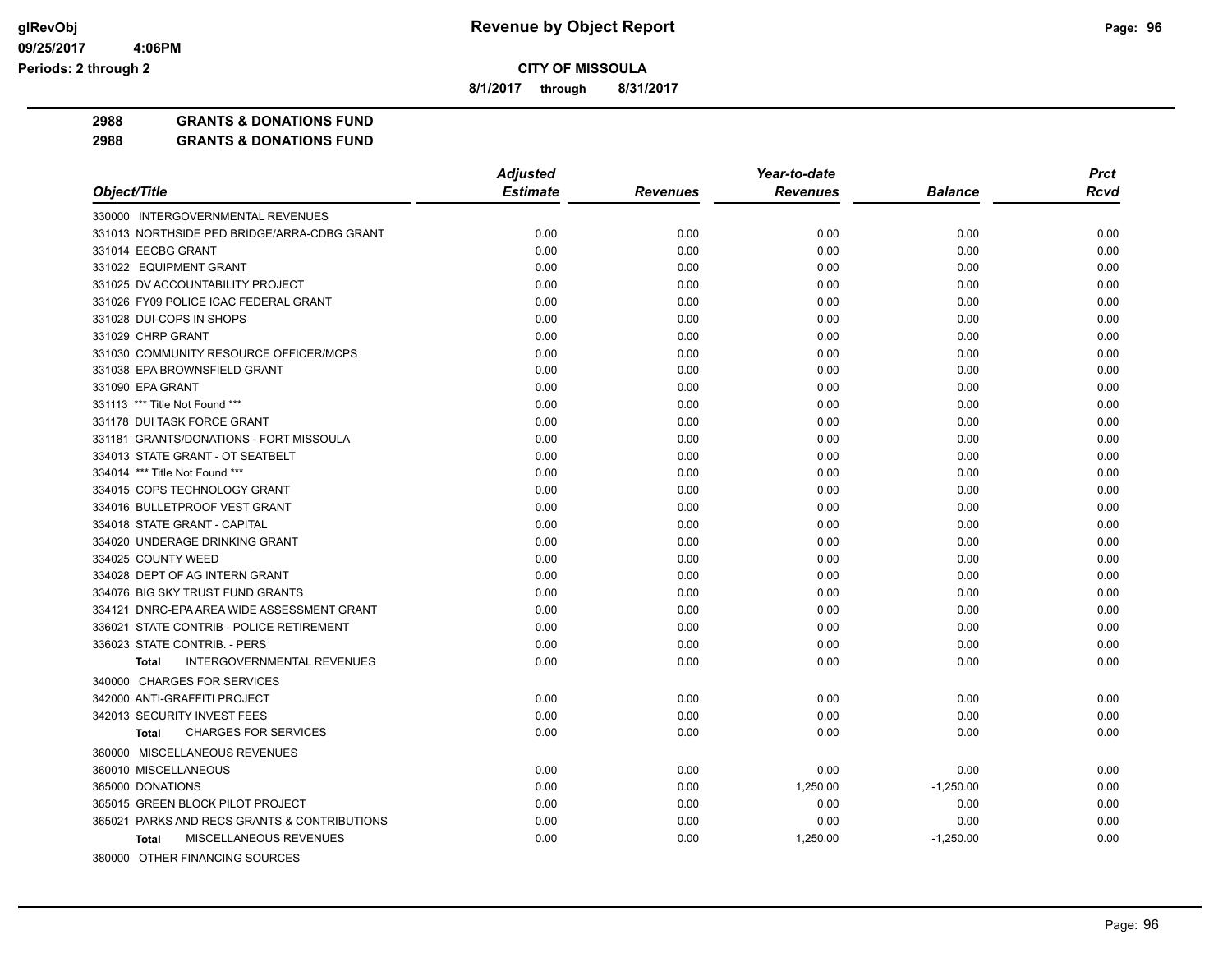**CITY OF MISSOULA**

**8/1/2017 through 8/31/2017**

**Revenue by Object Report**

glRevObj
09/25/2017 4:06PM
Periods: 2 through 2

**2988 GRANTS & DONATIONS FUND**

**2988 GRANTS & DONATIONS FUND**

| Object/Title | Adjusted Estimate | Revenues | Year-to-date Revenues | Balance | Prct Rcvd |
|---|---|---|---|---|---|
| 330000 INTERGOVERNMENTAL REVENUES | | | | | |
| 331013 NORTHSIDE PED BRIDGE/ARRA-CDBG GRANT | 0.00 | 0.00 | 0.00 | 0.00 | 0.00 |
| 331014 EECBG GRANT | 0.00 | 0.00 | 0.00 | 0.00 | 0.00 |
| 331022 EQUIPMENT GRANT | 0.00 | 0.00 | 0.00 | 0.00 | 0.00 |
| 331025 DV ACCOUNTABILITY PROJECT | 0.00 | 0.00 | 0.00 | 0.00 | 0.00 |
| 331026 FY09 POLICE ICAC FEDERAL GRANT | 0.00 | 0.00 | 0.00 | 0.00 | 0.00 |
| 331028 DUI-COPS IN SHOPS | 0.00 | 0.00 | 0.00 | 0.00 | 0.00 |
| 331029 CHRP GRANT | 0.00 | 0.00 | 0.00 | 0.00 | 0.00 |
| 331030 COMMUNITY RESOURCE OFFICER/MCPS | 0.00 | 0.00 | 0.00 | 0.00 | 0.00 |
| 331038 EPA BROWNSFIELD GRANT | 0.00 | 0.00 | 0.00 | 0.00 | 0.00 |
| 331090 EPA GRANT | 0.00 | 0.00 | 0.00 | 0.00 | 0.00 |
| 331113 *** Title Not Found *** | 0.00 | 0.00 | 0.00 | 0.00 | 0.00 |
| 331178 DUI TASK FORCE GRANT | 0.00 | 0.00 | 0.00 | 0.00 | 0.00 |
| 331181 GRANTS/DONATIONS - FORT MISSOULA | 0.00 | 0.00 | 0.00 | 0.00 | 0.00 |
| 334013 STATE GRANT - OT SEATBELT | 0.00 | 0.00 | 0.00 | 0.00 | 0.00 |
| 334014 *** Title Not Found *** | 0.00 | 0.00 | 0.00 | 0.00 | 0.00 |
| 334015 COPS TECHNOLOGY GRANT | 0.00 | 0.00 | 0.00 | 0.00 | 0.00 |
| 334016 BULLETPROOF VEST GRANT | 0.00 | 0.00 | 0.00 | 0.00 | 0.00 |
| 334018 STATE GRANT - CAPITAL | 0.00 | 0.00 | 0.00 | 0.00 | 0.00 |
| 334020 UNDERAGE DRINKING GRANT | 0.00 | 0.00 | 0.00 | 0.00 | 0.00 |
| 334025 COUNTY WEED | 0.00 | 0.00 | 0.00 | 0.00 | 0.00 |
| 334028 DEPT OF AG INTERN GRANT | 0.00 | 0.00 | 0.00 | 0.00 | 0.00 |
| 334076 BIG SKY TRUST FUND GRANTS | 0.00 | 0.00 | 0.00 | 0.00 | 0.00 |
| 334121 DNRC-EPA AREA WIDE ASSESSMENT GRANT | 0.00 | 0.00 | 0.00 | 0.00 | 0.00 |
| 336021 STATE CONTRIB - POLICE RETIREMENT | 0.00 | 0.00 | 0.00 | 0.00 | 0.00 |
| 336023 STATE CONTRIB. - PERS | 0.00 | 0.00 | 0.00 | 0.00 | 0.00 |
| **Total** INTERGOVERNMENTAL REVENUES | 0.00 | 0.00 | 0.00 | 0.00 | 0.00 |
| 340000 CHARGES FOR SERVICES | | | | | |
| 342000 ANTI-GRAFFITI PROJECT | 0.00 | 0.00 | 0.00 | 0.00 | 0.00 |
| 342013 SECURITY INVEST FEES | 0.00 | 0.00 | 0.00 | 0.00 | 0.00 |
| **Total** CHARGES FOR SERVICES | 0.00 | 0.00 | 0.00 | 0.00 | 0.00 |
| 360000 MISCELLANEOUS REVENUES | | | | | |
| 360010 MISCELLANEOUS | 0.00 | 0.00 | 0.00 | 0.00 | 0.00 |
| 365000 DONATIONS | 0.00 | 0.00 | 1,250.00 | -1,250.00 | 0.00 |
| 365015 GREEN BLOCK PILOT PROJECT | 0.00 | 0.00 | 0.00 | 0.00 | 0.00 |
| 365021 PARKS AND RECS GRANTS & CONTRIBUTIONS | 0.00 | 0.00 | 0.00 | 0.00 | 0.00 |
| **Total** MISCELLANEOUS REVENUES | 0.00 | 0.00 | 1,250.00 | -1,250.00 | 0.00 |
| 380000 OTHER FINANCING SOURCES | | | | | |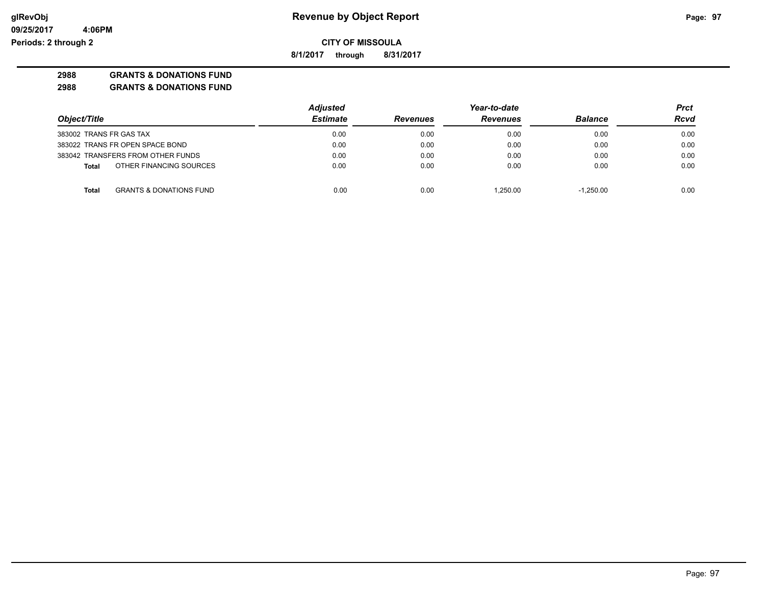# Revenue by Object Report

glRevObj
09/25/2017 4:06PM
Periods: 2 through 2

**CITY OF MISSOULA**

**8/1/2017 through 8/31/2017**

**2988 GRANTS & DONATIONS FUND**

**2988 GRANTS & DONATIONS FUND**

| Object/Title | Adjusted Estimate | Revenues | Year-to-date Revenues | Balance | Prct Rcvd |
|---|---|---|---|---|---|
| 383002 TRANS FR GAS TAX | 0.00 | 0.00 | 0.00 | 0.00 | 0.00 |
| 383022 TRANS FR OPEN SPACE BOND | 0.00 | 0.00 | 0.00 | 0.00 | 0.00 |
| 383042 TRANSFERS FROM OTHER FUNDS | 0.00 | 0.00 | 0.00 | 0.00 | 0.00 |
| **Total** OTHER FINANCING SOURCES | 0.00 | 0.00 | 0.00 | 0.00 | 0.00 |
| **Total** GRANTS & DONATIONS FUND | 0.00 | 0.00 | 1,250.00 | -1,250.00 | 0.00 |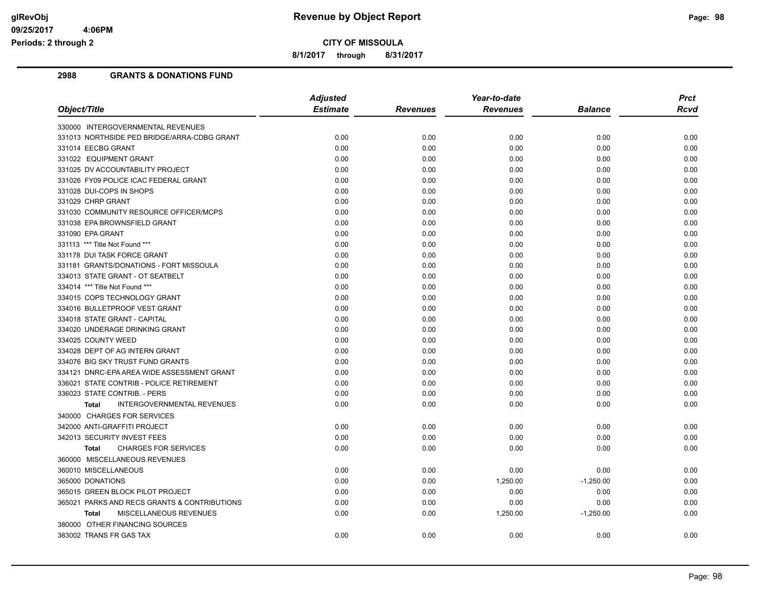**CITY OF MISSOULA**

**8/1/2017 through 8/31/2017**

## 2988 GRANTS & DONATIONS FUND

| Object/Title | Adjusted Estimate | Revenues | Year-to-date Revenues | Balance | Prct Rcvd |
|---|---|---|---|---|---|
| 330000 INTERGOVERNMENTAL REVENUES | | | | | |
| 331013 NORTHSIDE PED BRIDGE/ARRA-CDBG GRANT | 0.00 | 0.00 | 0.00 | 0.00 | 0.00 |
| 331014 EECBG GRANT | 0.00 | 0.00 | 0.00 | 0.00 | 0.00 |
| 331022 EQUIPMENT GRANT | 0.00 | 0.00 | 0.00 | 0.00 | 0.00 |
| 331025 DV ACCOUNTABILITY PROJECT | 0.00 | 0.00 | 0.00 | 0.00 | 0.00 |
| 331026 FY09 POLICE ICAC FEDERAL GRANT | 0.00 | 0.00 | 0.00 | 0.00 | 0.00 |
| 331028 DUI-COPS IN SHOPS | 0.00 | 0.00 | 0.00 | 0.00 | 0.00 |
| 331029 CHRP GRANT | 0.00 | 0.00 | 0.00 | 0.00 | 0.00 |
| 331030 COMMUNITY RESOURCE OFFICER/MCPS | 0.00 | 0.00 | 0.00 | 0.00 | 0.00 |
| 331038 EPA BROWNSFIELD GRANT | 0.00 | 0.00 | 0.00 | 0.00 | 0.00 |
| 331090 EPA GRANT | 0.00 | 0.00 | 0.00 | 0.00 | 0.00 |
| 331113 *** Title Not Found *** | 0.00 | 0.00 | 0.00 | 0.00 | 0.00 |
| 331178 DUI TASK FORCE GRANT | 0.00 | 0.00 | 0.00 | 0.00 | 0.00 |
| 331181 GRANTS/DONATIONS - FORT MISSOULA | 0.00 | 0.00 | 0.00 | 0.00 | 0.00 |
| 334013 STATE GRANT - OT SEATBELT | 0.00 | 0.00 | 0.00 | 0.00 | 0.00 |
| 334014 *** Title Not Found *** | 0.00 | 0.00 | 0.00 | 0.00 | 0.00 |
| 334015 COPS TECHNOLOGY GRANT | 0.00 | 0.00 | 0.00 | 0.00 | 0.00 |
| 334016 BULLETPROOF VEST GRANT | 0.00 | 0.00 | 0.00 | 0.00 | 0.00 |
| 334018 STATE GRANT - CAPITAL | 0.00 | 0.00 | 0.00 | 0.00 | 0.00 |
| 334020 UNDERAGE DRINKING GRANT | 0.00 | 0.00 | 0.00 | 0.00 | 0.00 |
| 334025 COUNTY WEED | 0.00 | 0.00 | 0.00 | 0.00 | 0.00 |
| 334028 DEPT OF AG INTERN GRANT | 0.00 | 0.00 | 0.00 | 0.00 | 0.00 |
| 334076 BIG SKY TRUST FUND GRANTS | 0.00 | 0.00 | 0.00 | 0.00 | 0.00 |
| 334121 DNRC-EPA AREA WIDE ASSESSMENT GRANT | 0.00 | 0.00 | 0.00 | 0.00 | 0.00 |
| 336021 STATE CONTRIB - POLICE RETIREMENT | 0.00 | 0.00 | 0.00 | 0.00 | 0.00 |
| 336023 STATE CONTRIB. - PERS | 0.00 | 0.00 | 0.00 | 0.00 | 0.00 |
| **Total** INTERGOVERNMENTAL REVENUES | 0.00 | 0.00 | 0.00 | 0.00 | 0.00 |
| 340000 CHARGES FOR SERVICES | | | | | |
| 342000 ANTI-GRAFFITI PROJECT | 0.00 | 0.00 | 0.00 | 0.00 | 0.00 |
| 342013 SECURITY INVEST FEES | 0.00 | 0.00 | 0.00 | 0.00 | 0.00 |
| **Total** CHARGES FOR SERVICES | 0.00 | 0.00 | 0.00 | 0.00 | 0.00 |
| 360000 MISCELLANEOUS REVENUES | | | | | |
| 360010 MISCELLANEOUS | 0.00 | 0.00 | 0.00 | 0.00 | 0.00 |
| 365000 DONATIONS | 0.00 | 0.00 | 1,250.00 | -1,250.00 | 0.00 |
| 365015 GREEN BLOCK PILOT PROJECT | 0.00 | 0.00 | 0.00 | 0.00 | 0.00 |
| 365021 PARKS AND RECS GRANTS & CONTRIBUTIONS | 0.00 | 0.00 | 0.00 | 0.00 | 0.00 |
| **Total** MISCELLANEOUS REVENUES | 0.00 | 0.00 | 1,250.00 | -1,250.00 | 0.00 |
| 380000 OTHER FINANCING SOURCES | | | | | |
| 383002 TRANS FR GAS TAX | 0.00 | 0.00 | 0.00 | 0.00 | 0.00 |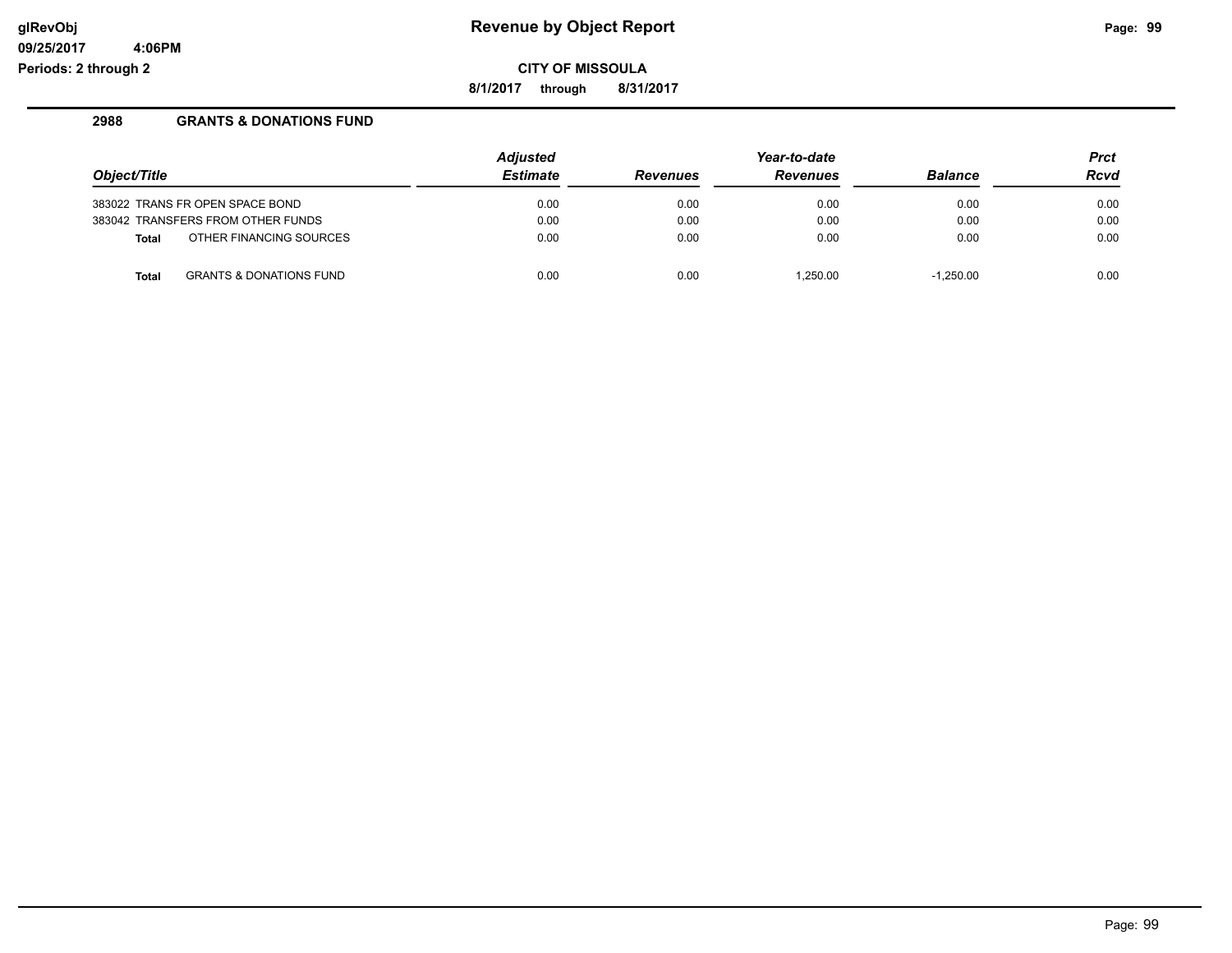# Revenue by Object Report

glRevObj
09/25/2017 4:06PM
Periods: 2 through 2

**CITY OF MISSOULA**

**8/1/2017 through 8/31/2017**

## 2988 GRANTS & DONATIONS FUND

| Object/Title | Adjusted Estimate | Revenues | Year-to-date Revenues | Balance | Prct Rcvd |
|---|---|---|---|---|---|
| 383022 TRANS FR OPEN SPACE BOND | 0.00 | 0.00 | 0.00 | 0.00 | 0.00 |
| 383042 TRANSFERS FROM OTHER FUNDS | 0.00 | 0.00 | 0.00 | 0.00 | 0.00 |
| **Total** OTHER FINANCING SOURCES | 0.00 | 0.00 | 0.00 | 0.00 | 0.00 |
| **Total** GRANTS & DONATIONS FUND | 0.00 | 0.00 | 1,250.00 | -1,250.00 | 0.00 |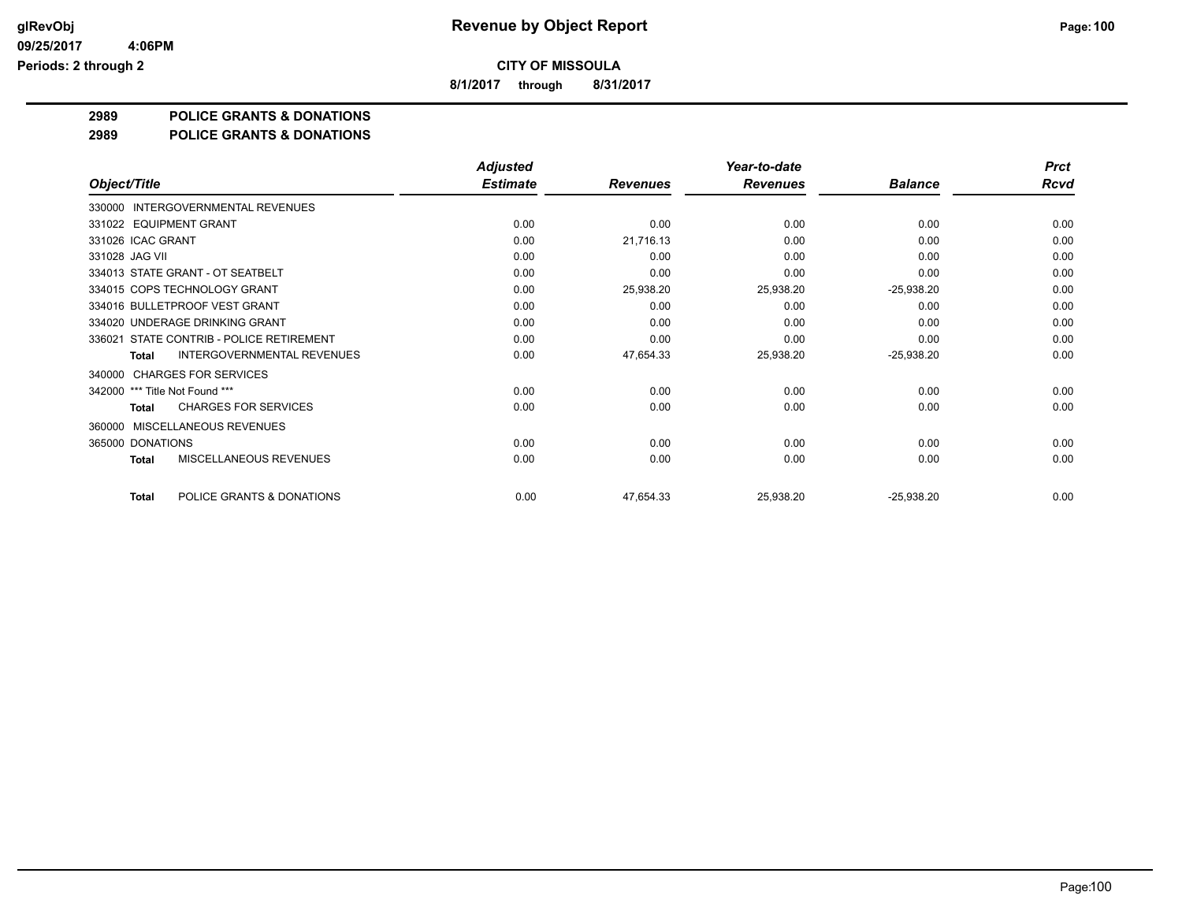# Revenue by Object Report

**CITY OF MISSOULA**

**8/1/2017 through 8/31/2017**

glRevObj
09/25/2017 4:06PM
Periods: 2 through 2

## 2989 POLICE GRANTS & DONATIONS

### 2989 POLICE GRANTS & DONATIONS

| Object/Title | Adjusted Estimate | Revenues | Year-to-date Revenues | Balance | Prct Rcvd |
|---|---|---|---|---|---|
| 330000 INTERGOVERNMENTAL REVENUES | | | | | |
| 331022 EQUIPMENT GRANT | 0.00 | 0.00 | 0.00 | 0.00 | 0.00 |
| 331026 ICAC GRANT | 0.00 | 21,716.13 | 0.00 | 0.00 | 0.00 |
| 331028 JAG VII | 0.00 | 0.00 | 0.00 | 0.00 | 0.00 |
| 334013 STATE GRANT - OT SEATBELT | 0.00 | 0.00 | 0.00 | 0.00 | 0.00 |
| 334015 COPS TECHNOLOGY GRANT | 0.00 | 25,938.20 | 25,938.20 | -25,938.20 | 0.00 |
| 334016 BULLETPROOF VEST GRANT | 0.00 | 0.00 | 0.00 | 0.00 | 0.00 |
| 334020 UNDERAGE DRINKING GRANT | 0.00 | 0.00 | 0.00 | 0.00 | 0.00 |
| 336021 STATE CONTRIB - POLICE RETIREMENT | 0.00 | 0.00 | 0.00 | 0.00 | 0.00 |
| **Total** INTERGOVERNMENTAL REVENUES | 0.00 | 47,654.33 | 25,938.20 | -25,938.20 | 0.00 |
| 340000 CHARGES FOR SERVICES | | | | | |
| 342000 *** Title Not Found *** | 0.00 | 0.00 | 0.00 | 0.00 | 0.00 |
| **Total** CHARGES FOR SERVICES | 0.00 | 0.00 | 0.00 | 0.00 | 0.00 |
| 360000 MISCELLANEOUS REVENUES | | | | | |
| 365000 DONATIONS | 0.00 | 0.00 | 0.00 | 0.00 | 0.00 |
| **Total** MISCELLANEOUS REVENUES | 0.00 | 0.00 | 0.00 | 0.00 | 0.00 |
| **Total** POLICE GRANTS & DONATIONS | 0.00 | 47,654.33 | 25,938.20 | -25,938.20 | 0.00 |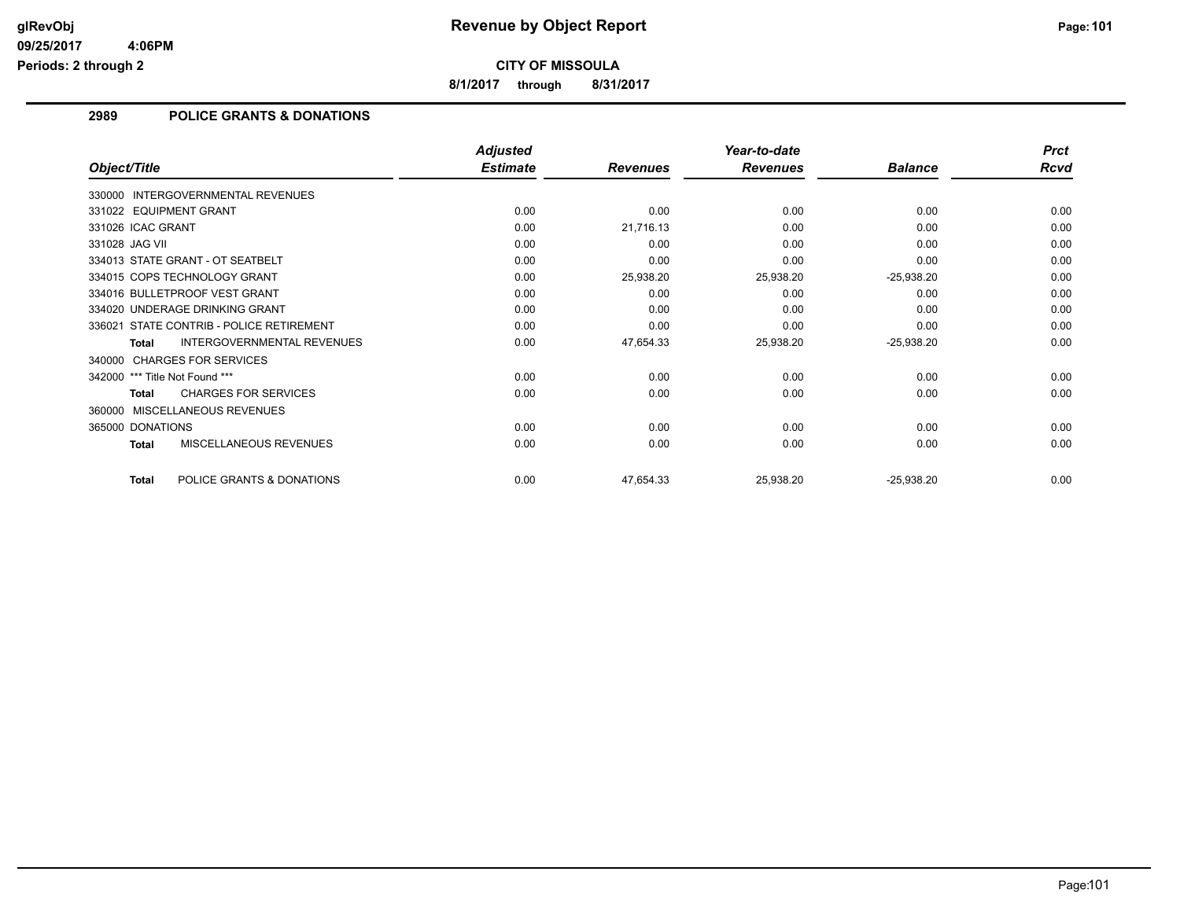# Revenue by Object Report

**CITY OF MISSOULA**

**8/1/2017 through 8/31/2017**

glRevObj
09/25/2017 4:06PM
Periods: 2 through 2

## 2989 POLICE GRANTS & DONATIONS

| Object/Title | Adjusted Estimate | Revenues | Year-to-date Revenues | Balance | Prct Rcvd |
|---|---|---|---|---|---|
| 330000 INTERGOVERNMENTAL REVENUES | | | | | |
| 331022 EQUIPMENT GRANT | 0.00 | 0.00 | 0.00 | 0.00 | 0.00 |
| 331026 ICAC GRANT | 0.00 | 21,716.13 | 0.00 | 0.00 | 0.00 |
| 331028 JAG VII | 0.00 | 0.00 | 0.00 | 0.00 | 0.00 |
| 334013 STATE GRANT - OT SEATBELT | 0.00 | 0.00 | 0.00 | 0.00 | 0.00 |
| 334015 COPS TECHNOLOGY GRANT | 0.00 | 25,938.20 | 25,938.20 | -25,938.20 | 0.00 |
| 334016 BULLETPROOF VEST GRANT | 0.00 | 0.00 | 0.00 | 0.00 | 0.00 |
| 334020 UNDERAGE DRINKING GRANT | 0.00 | 0.00 | 0.00 | 0.00 | 0.00 |
| 336021 STATE CONTRIB - POLICE RETIREMENT | 0.00 | 0.00 | 0.00 | 0.00 | 0.00 |
| **Total** INTERGOVERNMENTAL REVENUES | 0.00 | 47,654.33 | 25,938.20 | -25,938.20 | 0.00 |
| 340000 CHARGES FOR SERVICES | | | | | |
| 342000 *** Title Not Found *** | 0.00 | 0.00 | 0.00 | 0.00 | 0.00 |
| **Total** CHARGES FOR SERVICES | 0.00 | 0.00 | 0.00 | 0.00 | 0.00 |
| 360000 MISCELLANEOUS REVENUES | | | | | |
| 365000 DONATIONS | 0.00 | 0.00 | 0.00 | 0.00 | 0.00 |
| **Total** MISCELLANEOUS REVENUES | 0.00 | 0.00 | 0.00 | 0.00 | 0.00 |
| **Total** POLICE GRANTS & DONATIONS | 0.00 | 47,654.33 | 25,938.20 | -25,938.20 | 0.00 |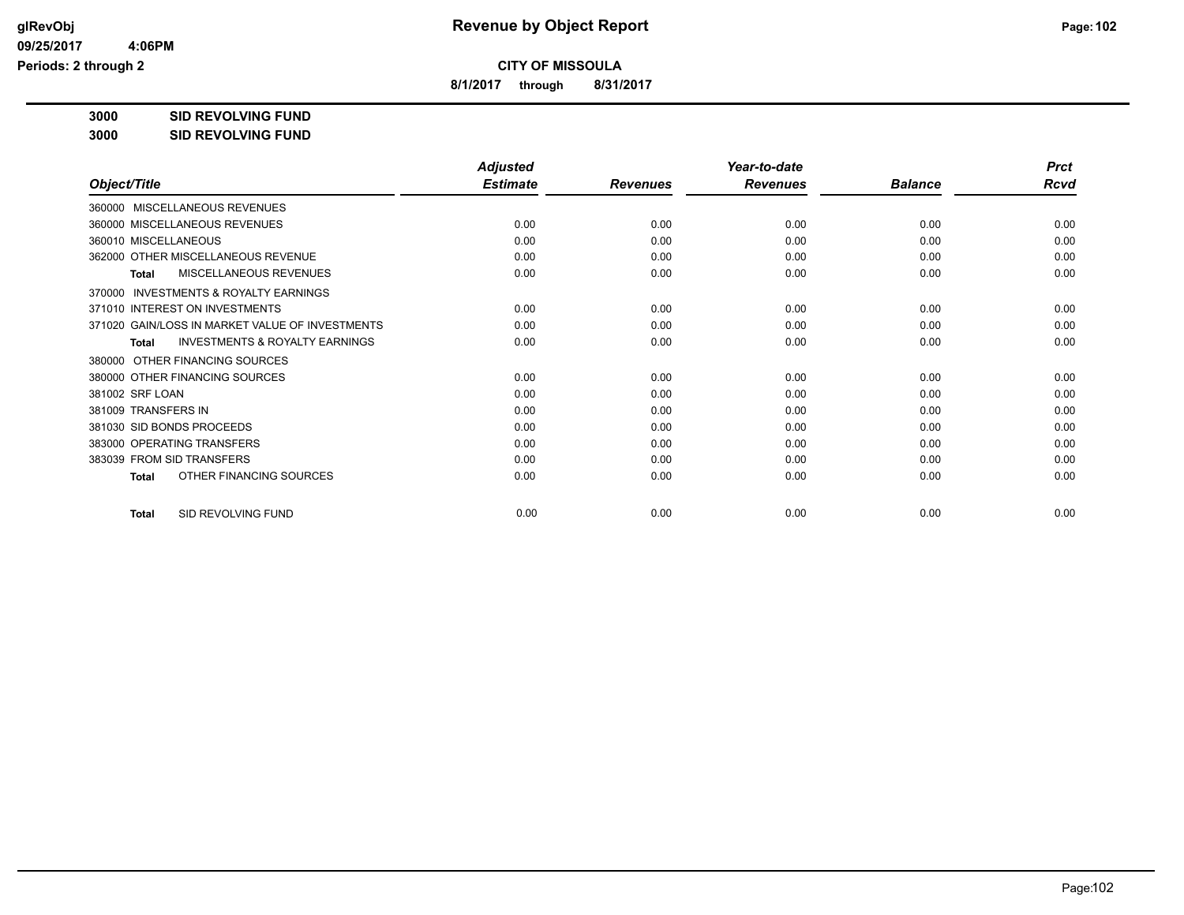# CITY OF MISSOULA

**8/1/2017 through 8/31/2017**

**3000 SID REVOLVING FUND**

**3000 SID REVOLVING FUND**

| Object/Title | Adjusted Estimate | Revenues | Year-to-date Revenues | Balance | Prct Rcvd |
|---|---|---|---|---|---|
| 360000 MISCELLANEOUS REVENUES | | | | | |
| 360000 MISCELLANEOUS REVENUES | 0.00 | 0.00 | 0.00 | 0.00 | 0.00 |
| 360010 MISCELLANEOUS | 0.00 | 0.00 | 0.00 | 0.00 | 0.00 |
| 362000 OTHER MISCELLANEOUS REVENUE | 0.00 | 0.00 | 0.00 | 0.00 | 0.00 |
| **Total** MISCELLANEOUS REVENUES | 0.00 | 0.00 | 0.00 | 0.00 | 0.00 |
| 370000 INVESTMENTS & ROYALTY EARNINGS | | | | | |
| 371010 INTEREST ON INVESTMENTS | 0.00 | 0.00 | 0.00 | 0.00 | 0.00 |
| 371020 GAIN/LOSS IN MARKET VALUE OF INVESTMENTS | 0.00 | 0.00 | 0.00 | 0.00 | 0.00 |
| **Total** INVESTMENTS & ROYALTY EARNINGS | 0.00 | 0.00 | 0.00 | 0.00 | 0.00 |
| 380000 OTHER FINANCING SOURCES | | | | | |
| 380000 OTHER FINANCING SOURCES | 0.00 | 0.00 | 0.00 | 0.00 | 0.00 |
| 381002 SRF LOAN | 0.00 | 0.00 | 0.00 | 0.00 | 0.00 |
| 381009 TRANSFERS IN | 0.00 | 0.00 | 0.00 | 0.00 | 0.00 |
| 381030 SID BONDS PROCEEDS | 0.00 | 0.00 | 0.00 | 0.00 | 0.00 |
| 383000 OPERATING TRANSFERS | 0.00 | 0.00 | 0.00 | 0.00 | 0.00 |
| 383039 FROM SID TRANSFERS | 0.00 | 0.00 | 0.00 | 0.00 | 0.00 |
| **Total** OTHER FINANCING SOURCES | 0.00 | 0.00 | 0.00 | 0.00 | 0.00 |
| **Total** SID REVOLVING FUND | 0.00 | 0.00 | 0.00 | 0.00 | 0.00 |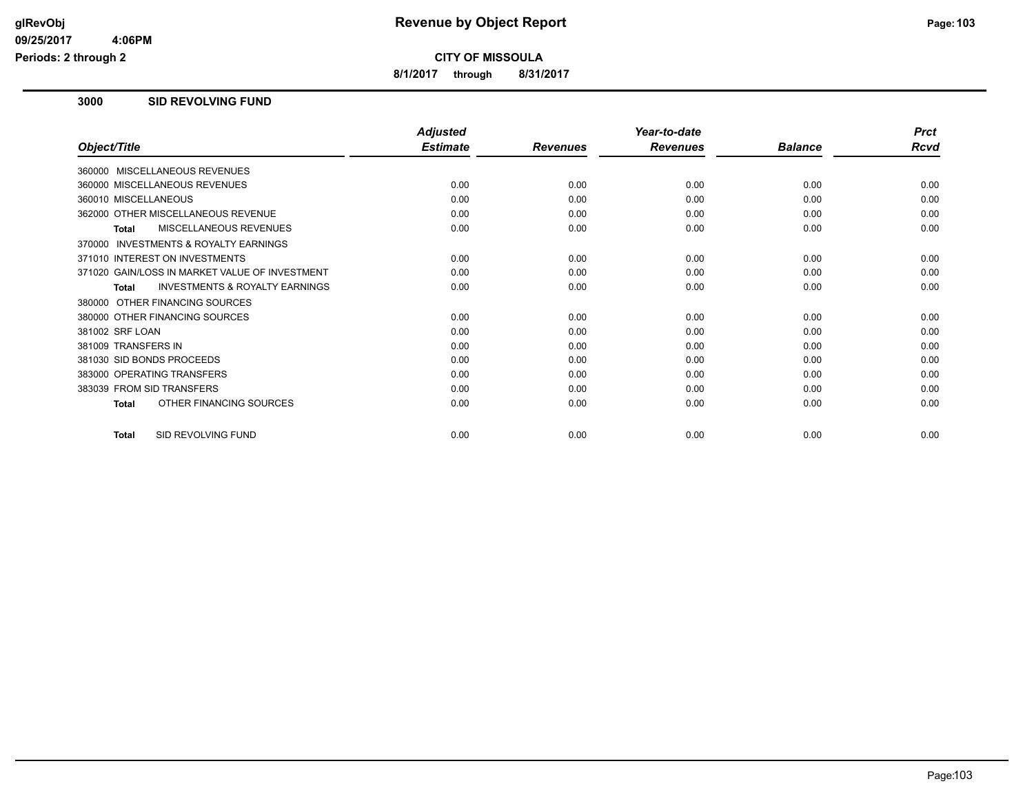# Revenue by Object Report

## CITY OF MISSOULA

**8/1/2017 through 8/31/2017**

### 3000 SID REVOLVING FUND

| Object/Title | Adjusted Estimate | Revenues | Year-to-date Revenues | Balance | Prct Rcvd |
|---|---|---|---|---|---|
| 360000 MISCELLANEOUS REVENUES | | | | | |
| 360000 MISCELLANEOUS REVENUES | 0.00 | 0.00 | 0.00 | 0.00 | 0.00 |
| 360010 MISCELLANEOUS | 0.00 | 0.00 | 0.00 | 0.00 | 0.00 |
| 362000 OTHER MISCELLANEOUS REVENUE | 0.00 | 0.00 | 0.00 | 0.00 | 0.00 |
| **Total** MISCELLANEOUS REVENUES | 0.00 | 0.00 | 0.00 | 0.00 | 0.00 |
| 370000 INVESTMENTS & ROYALTY EARNINGS | | | | | |
| 371010 INTEREST ON INVESTMENTS | 0.00 | 0.00 | 0.00 | 0.00 | 0.00 |
| 371020 GAIN/LOSS IN MARKET VALUE OF INVESTMENT | 0.00 | 0.00 | 0.00 | 0.00 | 0.00 |
| **Total** INVESTMENTS & ROYALTY EARNINGS | 0.00 | 0.00 | 0.00 | 0.00 | 0.00 |
| 380000 OTHER FINANCING SOURCES | | | | | |
| 380000 OTHER FINANCING SOURCES | 0.00 | 0.00 | 0.00 | 0.00 | 0.00 |
| 381002 SRF LOAN | 0.00 | 0.00 | 0.00 | 0.00 | 0.00 |
| 381009 TRANSFERS IN | 0.00 | 0.00 | 0.00 | 0.00 | 0.00 |
| 381030 SID BONDS PROCEEDS | 0.00 | 0.00 | 0.00 | 0.00 | 0.00 |
| 383000 OPERATING TRANSFERS | 0.00 | 0.00 | 0.00 | 0.00 | 0.00 |
| 383039 FROM SID TRANSFERS | 0.00 | 0.00 | 0.00 | 0.00 | 0.00 |
| **Total** OTHER FINANCING SOURCES | 0.00 | 0.00 | 0.00 | 0.00 | 0.00 |
| **Total** SID REVOLVING FUND | 0.00 | 0.00 | 0.00 | 0.00 | 0.00 |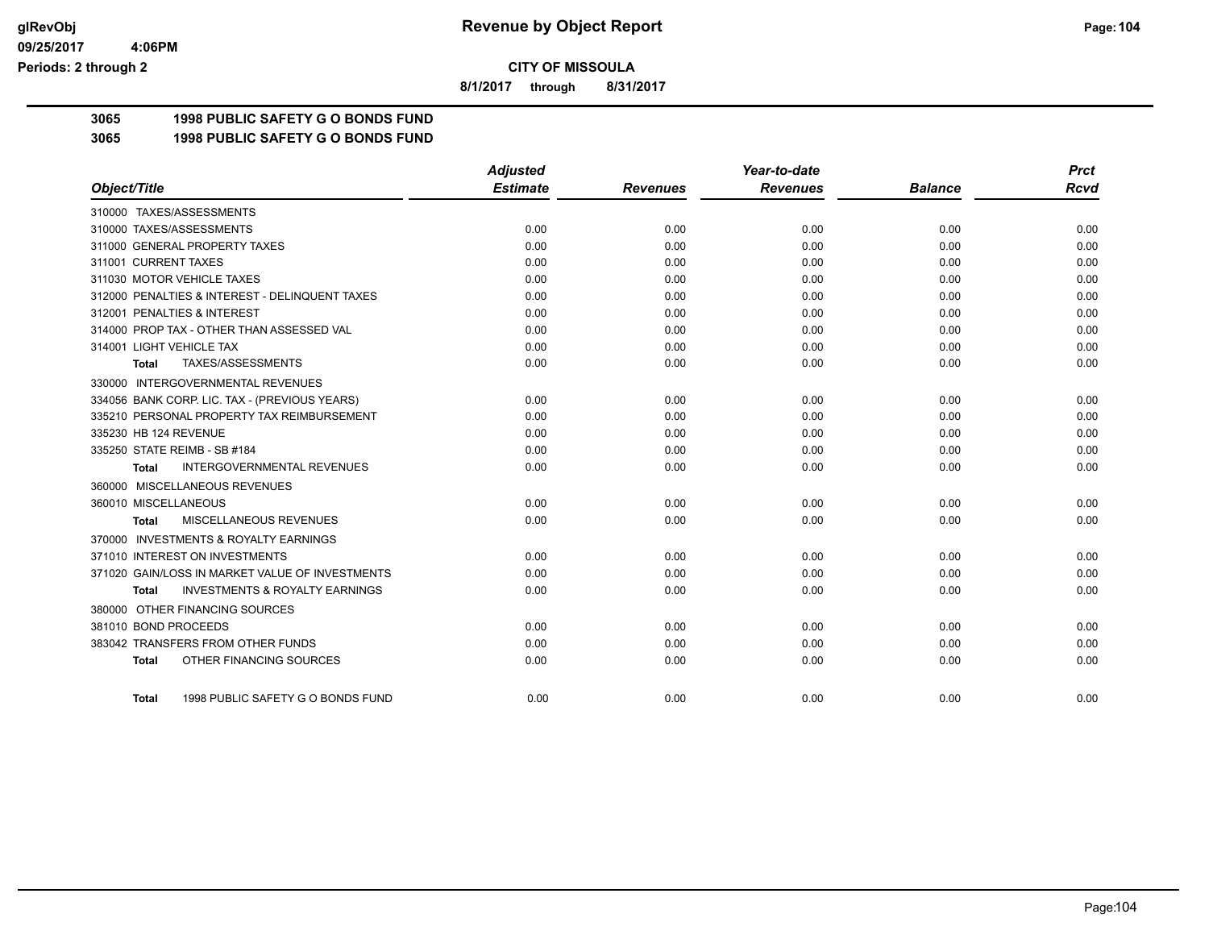glRevObj
09/25/2017 4:06PM
Periods: 2 through 2

# Revenue by Object Report

**CITY OF MISSOULA**

**8/1/2017 through 8/31/2017**

## 3065 1998 PUBLIC SAFETY G O BONDS FUND

### 3065 1998 PUBLIC SAFETY G O BONDS FUND

| Object/Title | Adjusted Estimate | Revenues | Year-to-date Revenues | Balance | Prct Rcvd |
|---|---|---|---|---|---|
| 310000 TAXES/ASSESSMENTS | | | | | |
| 310000 TAXES/ASSESSMENTS | 0.00 | 0.00 | 0.00 | 0.00 | 0.00 |
| 311000 GENERAL PROPERTY TAXES | 0.00 | 0.00 | 0.00 | 0.00 | 0.00 |
| 311001 CURRENT TAXES | 0.00 | 0.00 | 0.00 | 0.00 | 0.00 |
| 311030 MOTOR VEHICLE TAXES | 0.00 | 0.00 | 0.00 | 0.00 | 0.00 |
| 312000 PENALTIES & INTEREST - DELINQUENT TAXES | 0.00 | 0.00 | 0.00 | 0.00 | 0.00 |
| 312001 PENALTIES & INTEREST | 0.00 | 0.00 | 0.00 | 0.00 | 0.00 |
| 314000 PROP TAX - OTHER THAN ASSESSED VAL | 0.00 | 0.00 | 0.00 | 0.00 | 0.00 |
| 314001 LIGHT VEHICLE TAX | 0.00 | 0.00 | 0.00 | 0.00 | 0.00 |
| **Total** TAXES/ASSESSMENTS | 0.00 | 0.00 | 0.00 | 0.00 | 0.00 |
| 330000 INTERGOVERNMENTAL REVENUES | | | | | |
| 334056 BANK CORP. LIC. TAX - (PREVIOUS YEARS) | 0.00 | 0.00 | 0.00 | 0.00 | 0.00 |
| 335210 PERSONAL PROPERTY TAX REIMBURSEMENT | 0.00 | 0.00 | 0.00 | 0.00 | 0.00 |
| 335230 HB 124 REVENUE | 0.00 | 0.00 | 0.00 | 0.00 | 0.00 |
| 335250 STATE REIMB - SB #184 | 0.00 | 0.00 | 0.00 | 0.00 | 0.00 |
| **Total** INTERGOVERNMENTAL REVENUES | 0.00 | 0.00 | 0.00 | 0.00 | 0.00 |
| 360000 MISCELLANEOUS REVENUES | | | | | |
| 360010 MISCELLANEOUS | 0.00 | 0.00 | 0.00 | 0.00 | 0.00 |
| **Total** MISCELLANEOUS REVENUES | 0.00 | 0.00 | 0.00 | 0.00 | 0.00 |
| 370000 INVESTMENTS & ROYALTY EARNINGS | | | | | |
| 371010 INTEREST ON INVESTMENTS | 0.00 | 0.00 | 0.00 | 0.00 | 0.00 |
| 371020 GAIN/LOSS IN MARKET VALUE OF INVESTMENTS | 0.00 | 0.00 | 0.00 | 0.00 | 0.00 |
| **Total** INVESTMENTS & ROYALTY EARNINGS | 0.00 | 0.00 | 0.00 | 0.00 | 0.00 |
| 380000 OTHER FINANCING SOURCES | | | | | |
| 381010 BOND PROCEEDS | 0.00 | 0.00 | 0.00 | 0.00 | 0.00 |
| 383042 TRANSFERS FROM OTHER FUNDS | 0.00 | 0.00 | 0.00 | 0.00 | 0.00 |
| **Total** OTHER FINANCING SOURCES | 0.00 | 0.00 | 0.00 | 0.00 | 0.00 |
| **Total** 1998 PUBLIC SAFETY G O BONDS FUND | 0.00 | 0.00 | 0.00 | 0.00 | 0.00 |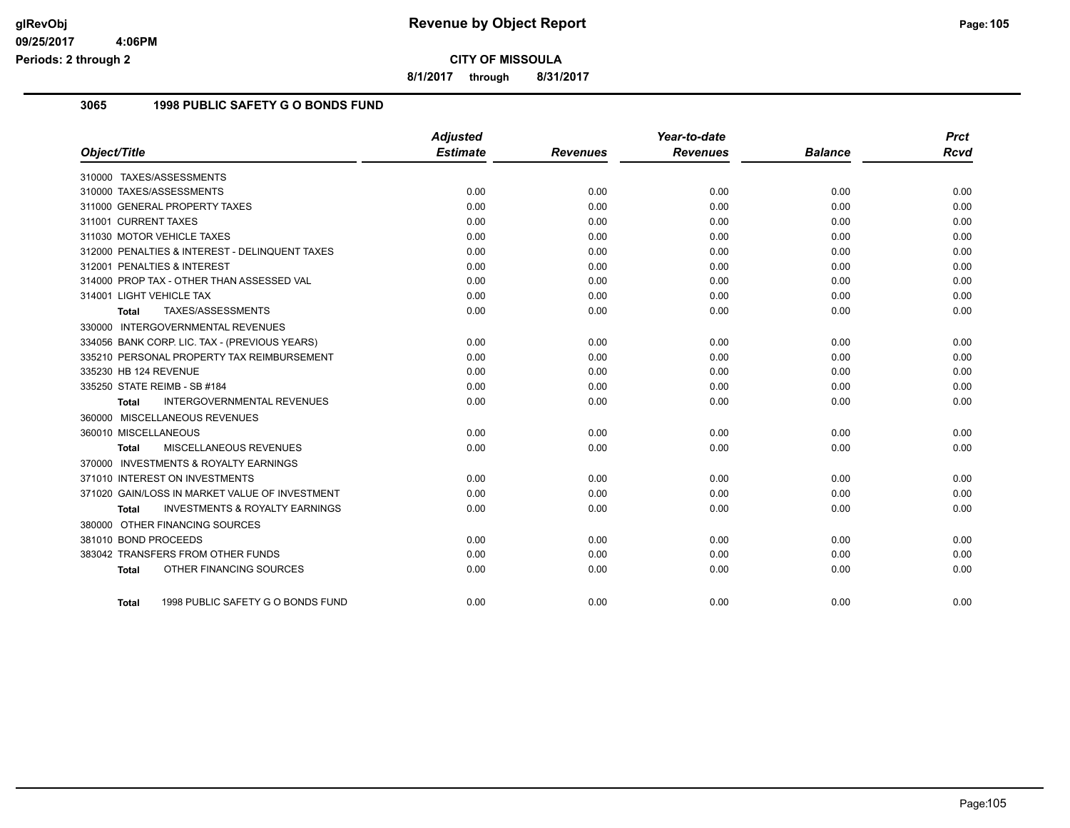**Revenue by Object Report**

**CITY OF MISSOULA**

**8/1/2017 through 8/31/2017**

## 3065 1998 PUBLIC SAFETY G O BONDS FUND

| Object/Title | Adjusted Estimate | Revenues | Year-to-date Revenues | Balance | Prct Rcvd |
|---|---|---|---|---|---|
| 310000 TAXES/ASSESSMENTS | | | | | |
| 310000 TAXES/ASSESSMENTS | 0.00 | 0.00 | 0.00 | 0.00 | 0.00 |
| 311000 GENERAL PROPERTY TAXES | 0.00 | 0.00 | 0.00 | 0.00 | 0.00 |
| 311001 CURRENT TAXES | 0.00 | 0.00 | 0.00 | 0.00 | 0.00 |
| 311030 MOTOR VEHICLE TAXES | 0.00 | 0.00 | 0.00 | 0.00 | 0.00 |
| 312000 PENALTIES & INTEREST - DELINQUENT TAXES | 0.00 | 0.00 | 0.00 | 0.00 | 0.00 |
| 312001 PENALTIES & INTEREST | 0.00 | 0.00 | 0.00 | 0.00 | 0.00 |
| 314000 PROP TAX - OTHER THAN ASSESSED VAL | 0.00 | 0.00 | 0.00 | 0.00 | 0.00 |
| 314001 LIGHT VEHICLE TAX | 0.00 | 0.00 | 0.00 | 0.00 | 0.00 |
| **Total** TAXES/ASSESSMENTS | 0.00 | 0.00 | 0.00 | 0.00 | 0.00 |
| 330000 INTERGOVERNMENTAL REVENUES | | | | | |
| 334056 BANK CORP. LIC. TAX - (PREVIOUS YEARS) | 0.00 | 0.00 | 0.00 | 0.00 | 0.00 |
| 335210 PERSONAL PROPERTY TAX REIMBURSEMENT | 0.00 | 0.00 | 0.00 | 0.00 | 0.00 |
| 335230 HB 124 REVENUE | 0.00 | 0.00 | 0.00 | 0.00 | 0.00 |
| 335250 STATE REIMB - SB #184 | 0.00 | 0.00 | 0.00 | 0.00 | 0.00 |
| **Total** INTERGOVERNMENTAL REVENUES | 0.00 | 0.00 | 0.00 | 0.00 | 0.00 |
| 360000 MISCELLANEOUS REVENUES | | | | | |
| 360010 MISCELLANEOUS | 0.00 | 0.00 | 0.00 | 0.00 | 0.00 |
| **Total** MISCELLANEOUS REVENUES | 0.00 | 0.00 | 0.00 | 0.00 | 0.00 |
| 370000 INVESTMENTS & ROYALTY EARNINGS | | | | | |
| 371010 INTEREST ON INVESTMENTS | 0.00 | 0.00 | 0.00 | 0.00 | 0.00 |
| 371020 GAIN/LOSS IN MARKET VALUE OF INVESTMENT | 0.00 | 0.00 | 0.00 | 0.00 | 0.00 |
| **Total** INVESTMENTS & ROYALTY EARNINGS | 0.00 | 0.00 | 0.00 | 0.00 | 0.00 |
| 380000 OTHER FINANCING SOURCES | | | | | |
| 381010 BOND PROCEEDS | 0.00 | 0.00 | 0.00 | 0.00 | 0.00 |
| 383042 TRANSFERS FROM OTHER FUNDS | 0.00 | 0.00 | 0.00 | 0.00 | 0.00 |
| **Total** OTHER FINANCING SOURCES | 0.00 | 0.00 | 0.00 | 0.00 | 0.00 |
| **Total** 1998 PUBLIC SAFETY G O BONDS FUND | 0.00 | 0.00 | 0.00 | 0.00 | 0.00 |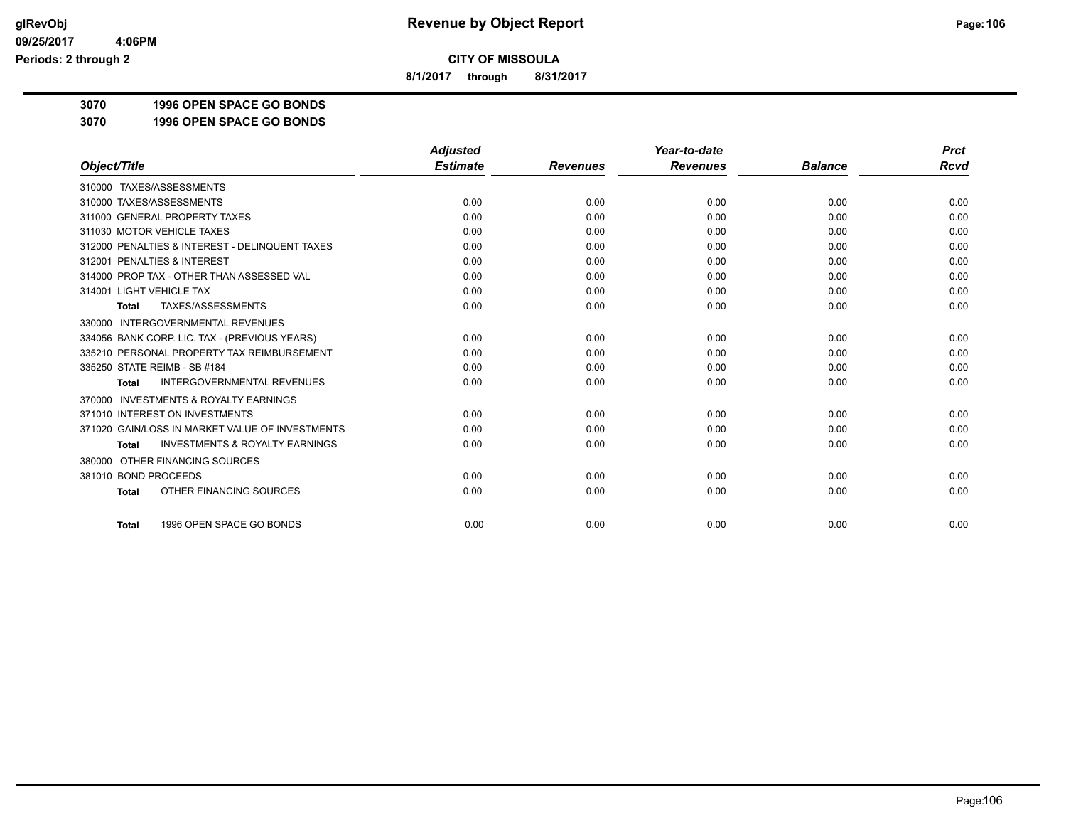**Revenue by Object Report**

**CITY OF MISSOULA**

**8/1/2017 through 8/31/2017**

glRevObj
09/25/2017 4:06PM
Periods: 2 through 2

**3070 1996 OPEN SPACE GO BONDS**

**3070 1996 OPEN SPACE GO BONDS**

| Object/Title | Adjusted Estimate | Revenues | Year-to-date Revenues | Balance | Prct Rcvd |
|---|---|---|---|---|---|
| 310000 TAXES/ASSESSMENTS | | | | | |
| 310000 TAXES/ASSESSMENTS | 0.00 | 0.00 | 0.00 | 0.00 | 0.00 |
| 311000 GENERAL PROPERTY TAXES | 0.00 | 0.00 | 0.00 | 0.00 | 0.00 |
| 311030 MOTOR VEHICLE TAXES | 0.00 | 0.00 | 0.00 | 0.00 | 0.00 |
| 312000 PENALTIES & INTEREST - DELINQUENT TAXES | 0.00 | 0.00 | 0.00 | 0.00 | 0.00 |
| 312001 PENALTIES & INTEREST | 0.00 | 0.00 | 0.00 | 0.00 | 0.00 |
| 314000 PROP TAX - OTHER THAN ASSESSED VAL | 0.00 | 0.00 | 0.00 | 0.00 | 0.00 |
| 314001 LIGHT VEHICLE TAX | 0.00 | 0.00 | 0.00 | 0.00 | 0.00 |
| **Total** TAXES/ASSESSMENTS | 0.00 | 0.00 | 0.00 | 0.00 | 0.00 |
| 330000 INTERGOVERNMENTAL REVENUES | | | | | |
| 334056 BANK CORP. LIC. TAX - (PREVIOUS YEARS) | 0.00 | 0.00 | 0.00 | 0.00 | 0.00 |
| 335210 PERSONAL PROPERTY TAX REIMBURSEMENT | 0.00 | 0.00 | 0.00 | 0.00 | 0.00 |
| 335250 STATE REIMB - SB #184 | 0.00 | 0.00 | 0.00 | 0.00 | 0.00 |
| **Total** INTERGOVERNMENTAL REVENUES | 0.00 | 0.00 | 0.00 | 0.00 | 0.00 |
| 370000 INVESTMENTS & ROYALTY EARNINGS | | | | | |
| 371010 INTEREST ON INVESTMENTS | 0.00 | 0.00 | 0.00 | 0.00 | 0.00 |
| 371020 GAIN/LOSS IN MARKET VALUE OF INVESTMENTS | 0.00 | 0.00 | 0.00 | 0.00 | 0.00 |
| **Total** INVESTMENTS & ROYALTY EARNINGS | 0.00 | 0.00 | 0.00 | 0.00 | 0.00 |
| 380000 OTHER FINANCING SOURCES | | | | | |
| 381010 BOND PROCEEDS | 0.00 | 0.00 | 0.00 | 0.00 | 0.00 |
| **Total** OTHER FINANCING SOURCES | 0.00 | 0.00 | 0.00 | 0.00 | 0.00 |
| **Total** 1996 OPEN SPACE GO BONDS | 0.00 | 0.00 | 0.00 | 0.00 | 0.00 |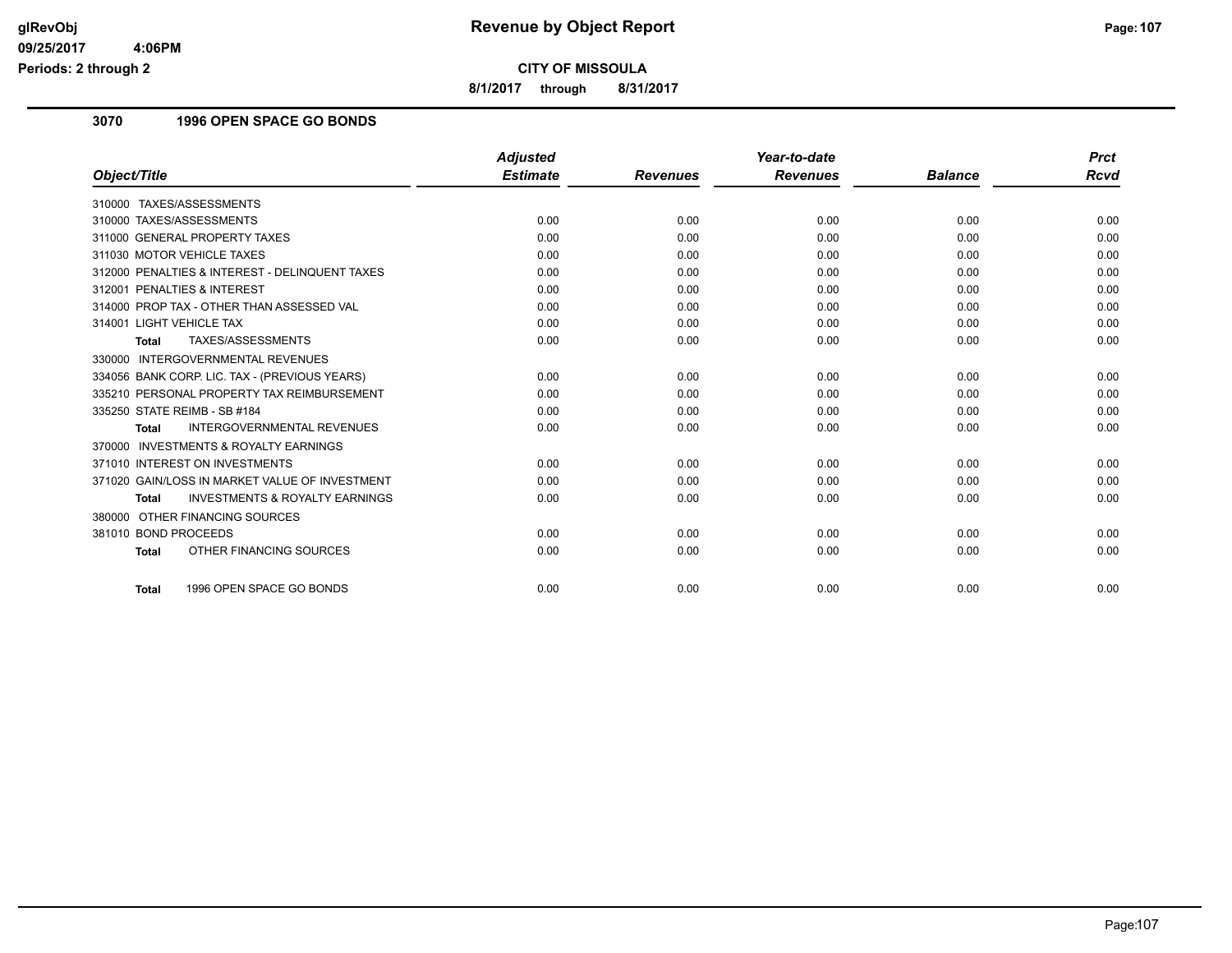# Revenue by Object Report

glRevObj
09/25/2017 4:06PM
Periods: 2 through 2

**CITY OF MISSOULA**

**8/1/2017 through 8/31/2017**

## 3070 1996 OPEN SPACE GO BONDS

| Object/Title | Adjusted Estimate | Revenues | Year-to-date Revenues | Balance | Prct Rcvd |
|---|---|---|---|---|---|
| 310000 TAXES/ASSESSMENTS | | | | | |
| 310000 TAXES/ASSESSMENTS | 0.00 | 0.00 | 0.00 | 0.00 | 0.00 |
| 311000 GENERAL PROPERTY TAXES | 0.00 | 0.00 | 0.00 | 0.00 | 0.00 |
| 311030 MOTOR VEHICLE TAXES | 0.00 | 0.00 | 0.00 | 0.00 | 0.00 |
| 312000 PENALTIES & INTEREST - DELINQUENT TAXES | 0.00 | 0.00 | 0.00 | 0.00 | 0.00 |
| 312001 PENALTIES & INTEREST | 0.00 | 0.00 | 0.00 | 0.00 | 0.00 |
| 314000 PROP TAX - OTHER THAN ASSESSED VAL | 0.00 | 0.00 | 0.00 | 0.00 | 0.00 |
| 314001 LIGHT VEHICLE TAX | 0.00 | 0.00 | 0.00 | 0.00 | 0.00 |
| **Total** TAXES/ASSESSMENTS | 0.00 | 0.00 | 0.00 | 0.00 | 0.00 |
| 330000 INTERGOVERNMENTAL REVENUES | | | | | |
| 334056 BANK CORP. LIC. TAX - (PREVIOUS YEARS) | 0.00 | 0.00 | 0.00 | 0.00 | 0.00 |
| 335210 PERSONAL PROPERTY TAX REIMBURSEMENT | 0.00 | 0.00 | 0.00 | 0.00 | 0.00 |
| 335250 STATE REIMB - SB #184 | 0.00 | 0.00 | 0.00 | 0.00 | 0.00 |
| **Total** INTERGOVERNMENTAL REVENUES | 0.00 | 0.00 | 0.00 | 0.00 | 0.00 |
| 370000 INVESTMENTS & ROYALTY EARNINGS | | | | | |
| 371010 INTEREST ON INVESTMENTS | 0.00 | 0.00 | 0.00 | 0.00 | 0.00 |
| 371020 GAIN/LOSS IN MARKET VALUE OF INVESTMENT | 0.00 | 0.00 | 0.00 | 0.00 | 0.00 |
| **Total** INVESTMENTS & ROYALTY EARNINGS | 0.00 | 0.00 | 0.00 | 0.00 | 0.00 |
| 380000 OTHER FINANCING SOURCES | | | | | |
| 381010 BOND PROCEEDS | 0.00 | 0.00 | 0.00 | 0.00 | 0.00 |
| **Total** OTHER FINANCING SOURCES | 0.00 | 0.00 | 0.00 | 0.00 | 0.00 |
| **Total** 1996 OPEN SPACE GO BONDS | 0.00 | 0.00 | 0.00 | 0.00 | 0.00 |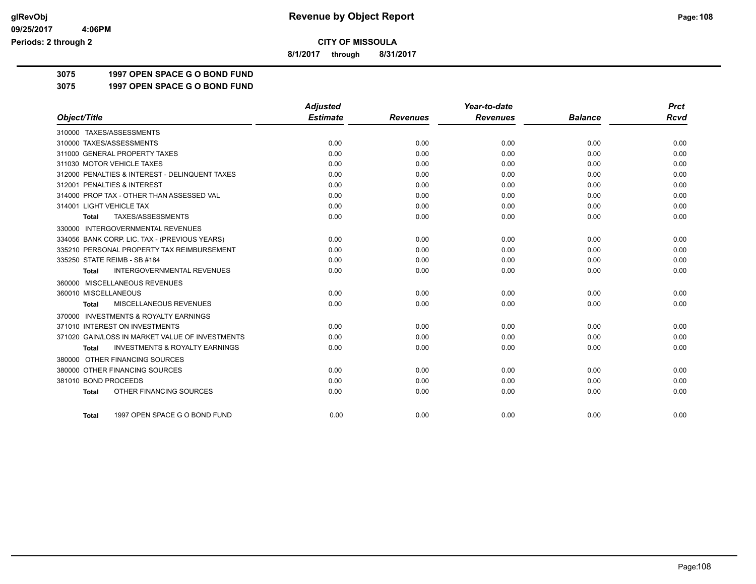**CITY OF MISSOULA**

**8/1/2017 through 8/31/2017**

**3075 1997 OPEN SPACE G O BOND FUND**

**3075 1997 OPEN SPACE G O BOND FUND**

| Object/Title | Adjusted Estimate | Revenues | Year-to-date Revenues | Balance | Prct Rcvd |
|---|---|---|---|---|---|
| 310000 TAXES/ASSESSMENTS | | | | | |
| 310000 TAXES/ASSESSMENTS | 0.00 | 0.00 | 0.00 | 0.00 | 0.00 |
| 311000 GENERAL PROPERTY TAXES | 0.00 | 0.00 | 0.00 | 0.00 | 0.00 |
| 311030 MOTOR VEHICLE TAXES | 0.00 | 0.00 | 0.00 | 0.00 | 0.00 |
| 312000 PENALTIES & INTEREST - DELINQUENT TAXES | 0.00 | 0.00 | 0.00 | 0.00 | 0.00 |
| 312001 PENALTIES & INTEREST | 0.00 | 0.00 | 0.00 | 0.00 | 0.00 |
| 314000 PROP TAX - OTHER THAN ASSESSED VAL | 0.00 | 0.00 | 0.00 | 0.00 | 0.00 |
| 314001 LIGHT VEHICLE TAX | 0.00 | 0.00 | 0.00 | 0.00 | 0.00 |
| **Total** TAXES/ASSESSMENTS | 0.00 | 0.00 | 0.00 | 0.00 | 0.00 |
| 330000 INTERGOVERNMENTAL REVENUES | | | | | |
| 334056 BANK CORP. LIC. TAX - (PREVIOUS YEARS) | 0.00 | 0.00 | 0.00 | 0.00 | 0.00 |
| 335210 PERSONAL PROPERTY TAX REIMBURSEMENT | 0.00 | 0.00 | 0.00 | 0.00 | 0.00 |
| 335250 STATE REIMB - SB #184 | 0.00 | 0.00 | 0.00 | 0.00 | 0.00 |
| **Total** INTERGOVERNMENTAL REVENUES | 0.00 | 0.00 | 0.00 | 0.00 | 0.00 |
| 360000 MISCELLANEOUS REVENUES | | | | | |
| 360010 MISCELLANEOUS | 0.00 | 0.00 | 0.00 | 0.00 | 0.00 |
| **Total** MISCELLANEOUS REVENUES | 0.00 | 0.00 | 0.00 | 0.00 | 0.00 |
| 370000 INVESTMENTS & ROYALTY EARNINGS | | | | | |
| 371010 INTEREST ON INVESTMENTS | 0.00 | 0.00 | 0.00 | 0.00 | 0.00 |
| 371020 GAIN/LOSS IN MARKET VALUE OF INVESTMENTS | 0.00 | 0.00 | 0.00 | 0.00 | 0.00 |
| **Total** INVESTMENTS & ROYALTY EARNINGS | 0.00 | 0.00 | 0.00 | 0.00 | 0.00 |
| 380000 OTHER FINANCING SOURCES | | | | | |
| 380000 OTHER FINANCING SOURCES | 0.00 | 0.00 | 0.00 | 0.00 | 0.00 |
| 381010 BOND PROCEEDS | 0.00 | 0.00 | 0.00 | 0.00 | 0.00 |
| **Total** OTHER FINANCING SOURCES | 0.00 | 0.00 | 0.00 | 0.00 | 0.00 |
| **Total** 1997 OPEN SPACE G O BOND FUND | 0.00 | 0.00 | 0.00 | 0.00 | 0.00 |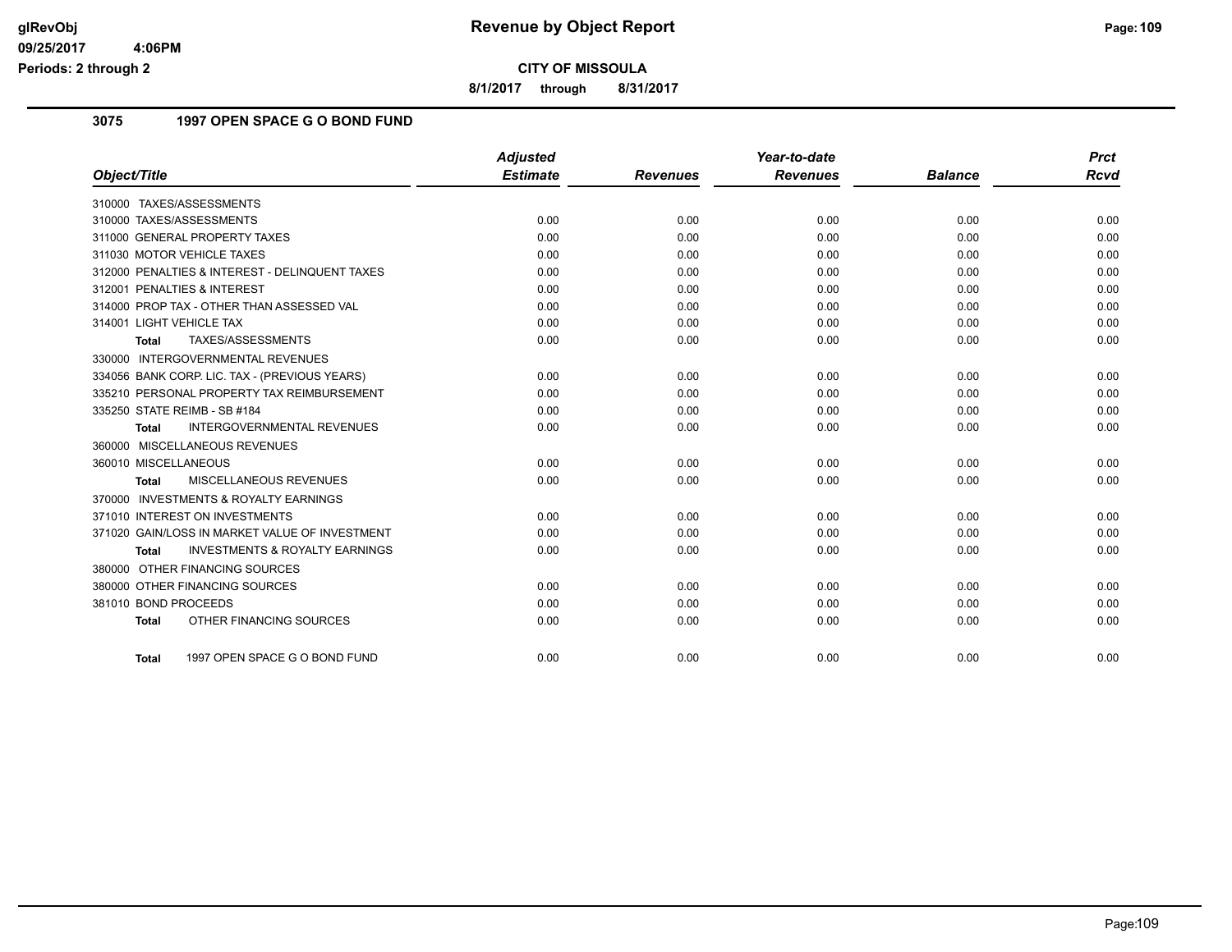# Revenue by Object Report

glRevObj
09/25/2017 4:06PM
Periods: 2 through 2

**CITY OF MISSOULA**

**8/1/2017 through 8/31/2017**

## 3075 1997 OPEN SPACE G O BOND FUND

| Object/Title | Adjusted Estimate | Revenues | Year-to-date Revenues | Balance | Prct Rcvd |
|---|---|---|---|---|---|
| 310000 TAXES/ASSESSMENTS | | | | | |
| 310000 TAXES/ASSESSMENTS | 0.00 | 0.00 | 0.00 | 0.00 | 0.00 |
| 311000 GENERAL PROPERTY TAXES | 0.00 | 0.00 | 0.00 | 0.00 | 0.00 |
| 311030 MOTOR VEHICLE TAXES | 0.00 | 0.00 | 0.00 | 0.00 | 0.00 |
| 312000 PENALTIES & INTEREST - DELINQUENT TAXES | 0.00 | 0.00 | 0.00 | 0.00 | 0.00 |
| 312001 PENALTIES & INTEREST | 0.00 | 0.00 | 0.00 | 0.00 | 0.00 |
| 314000 PROP TAX - OTHER THAN ASSESSED VAL | 0.00 | 0.00 | 0.00 | 0.00 | 0.00 |
| 314001 LIGHT VEHICLE TAX | 0.00 | 0.00 | 0.00 | 0.00 | 0.00 |
| **Total** TAXES/ASSESSMENTS | 0.00 | 0.00 | 0.00 | 0.00 | 0.00 |
| 330000 INTERGOVERNMENTAL REVENUES | | | | | |
| 334056 BANK CORP. LIC. TAX - (PREVIOUS YEARS) | 0.00 | 0.00 | 0.00 | 0.00 | 0.00 |
| 335210 PERSONAL PROPERTY TAX REIMBURSEMENT | 0.00 | 0.00 | 0.00 | 0.00 | 0.00 |
| 335250 STATE REIMB - SB #184 | 0.00 | 0.00 | 0.00 | 0.00 | 0.00 |
| **Total** INTERGOVERNMENTAL REVENUES | 0.00 | 0.00 | 0.00 | 0.00 | 0.00 |
| 360000 MISCELLANEOUS REVENUES | | | | | |
| 360010 MISCELLANEOUS | 0.00 | 0.00 | 0.00 | 0.00 | 0.00 |
| **Total** MISCELLANEOUS REVENUES | 0.00 | 0.00 | 0.00 | 0.00 | 0.00 |
| 370000 INVESTMENTS & ROYALTY EARNINGS | | | | | |
| 371010 INTEREST ON INVESTMENTS | 0.00 | 0.00 | 0.00 | 0.00 | 0.00 |
| 371020 GAIN/LOSS IN MARKET VALUE OF INVESTMENT | 0.00 | 0.00 | 0.00 | 0.00 | 0.00 |
| **Total** INVESTMENTS & ROYALTY EARNINGS | 0.00 | 0.00 | 0.00 | 0.00 | 0.00 |
| 380000 OTHER FINANCING SOURCES | | | | | |
| 380000 OTHER FINANCING SOURCES | 0.00 | 0.00 | 0.00 | 0.00 | 0.00 |
| 381010 BOND PROCEEDS | 0.00 | 0.00 | 0.00 | 0.00 | 0.00 |
| **Total** OTHER FINANCING SOURCES | 0.00 | 0.00 | 0.00 | 0.00 | 0.00 |
| **Total** 1997 OPEN SPACE G O BOND FUND | 0.00 | 0.00 | 0.00 | 0.00 | 0.00 |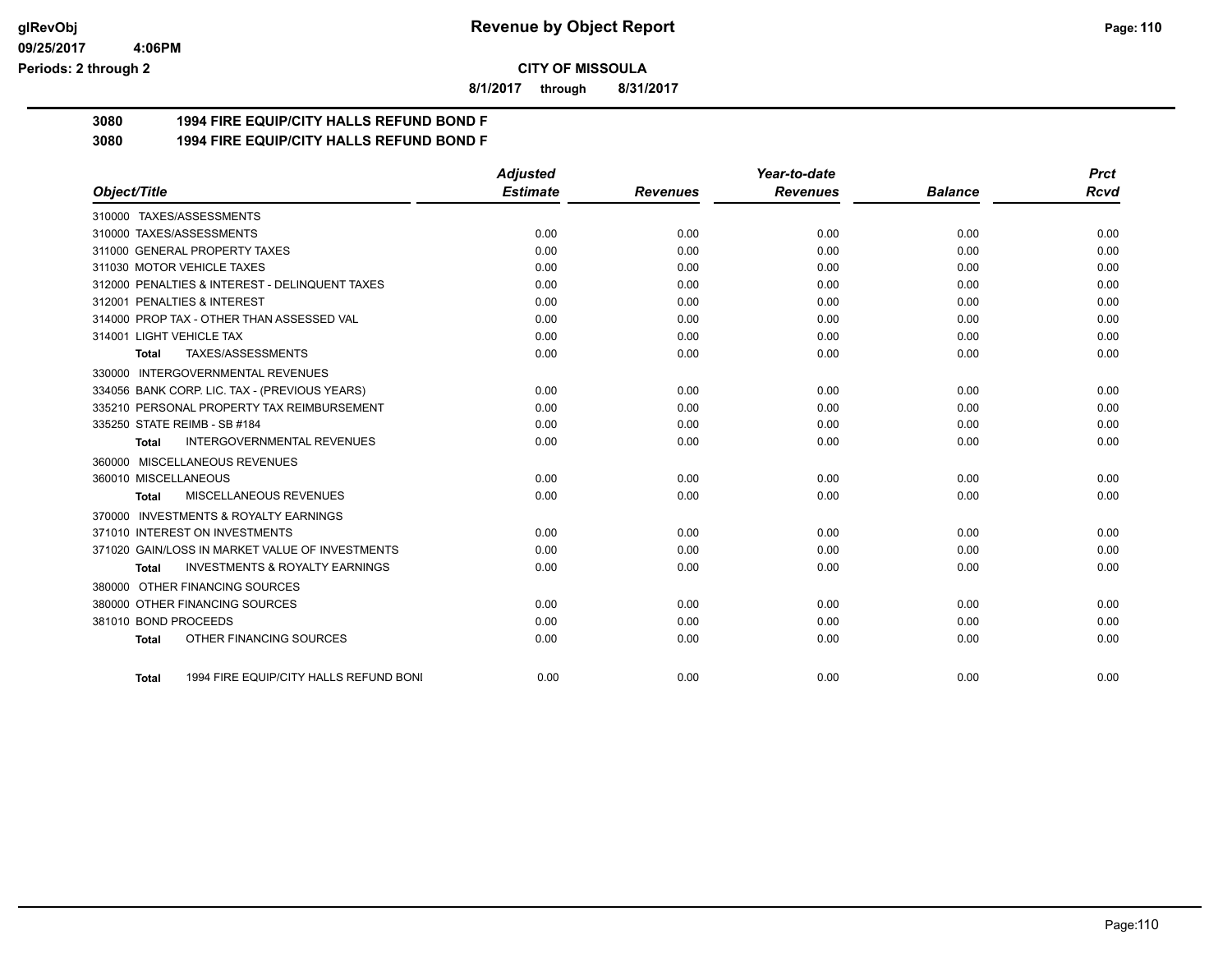**CITY OF MISSOULA**

**8/1/2017 through 8/31/2017**

**3080 1994 FIRE EQUIP/CITY HALLS REFUND BOND F**

**3080 1994 FIRE EQUIP/CITY HALLS REFUND BOND F**

| Object/Title | Adjusted Estimate | Revenues | Year-to-date Revenues | Balance | Prct Rcvd |
|---|---|---|---|---|---|
| 310000 TAXES/ASSESSMENTS | | | | | |
| 310000 TAXES/ASSESSMENTS | 0.00 | 0.00 | 0.00 | 0.00 | 0.00 |
| 311000 GENERAL PROPERTY TAXES | 0.00 | 0.00 | 0.00 | 0.00 | 0.00 |
| 311030 MOTOR VEHICLE TAXES | 0.00 | 0.00 | 0.00 | 0.00 | 0.00 |
| 312000 PENALTIES & INTEREST - DELINQUENT TAXES | 0.00 | 0.00 | 0.00 | 0.00 | 0.00 |
| 312001 PENALTIES & INTEREST | 0.00 | 0.00 | 0.00 | 0.00 | 0.00 |
| 314000 PROP TAX - OTHER THAN ASSESSED VAL | 0.00 | 0.00 | 0.00 | 0.00 | 0.00 |
| 314001 LIGHT VEHICLE TAX | 0.00 | 0.00 | 0.00 | 0.00 | 0.00 |
| **Total** TAXES/ASSESSMENTS | 0.00 | 0.00 | 0.00 | 0.00 | 0.00 |
| 330000 INTERGOVERNMENTAL REVENUES | | | | | |
| 334056 BANK CORP. LIC. TAX - (PREVIOUS YEARS) | 0.00 | 0.00 | 0.00 | 0.00 | 0.00 |
| 335210 PERSONAL PROPERTY TAX REIMBURSEMENT | 0.00 | 0.00 | 0.00 | 0.00 | 0.00 |
| 335250 STATE REIMB - SB #184 | 0.00 | 0.00 | 0.00 | 0.00 | 0.00 |
| **Total** INTERGOVERNMENTAL REVENUES | 0.00 | 0.00 | 0.00 | 0.00 | 0.00 |
| 360000 MISCELLANEOUS REVENUES | | | | | |
| 360010 MISCELLANEOUS | 0.00 | 0.00 | 0.00 | 0.00 | 0.00 |
| **Total** MISCELLANEOUS REVENUES | 0.00 | 0.00 | 0.00 | 0.00 | 0.00 |
| 370000 INVESTMENTS & ROYALTY EARNINGS | | | | | |
| 371010 INTEREST ON INVESTMENTS | 0.00 | 0.00 | 0.00 | 0.00 | 0.00 |
| 371020 GAIN/LOSS IN MARKET VALUE OF INVESTMENTS | 0.00 | 0.00 | 0.00 | 0.00 | 0.00 |
| **Total** INVESTMENTS & ROYALTY EARNINGS | 0.00 | 0.00 | 0.00 | 0.00 | 0.00 |
| 380000 OTHER FINANCING SOURCES | | | | | |
| 380000 OTHER FINANCING SOURCES | 0.00 | 0.00 | 0.00 | 0.00 | 0.00 |
| 381010 BOND PROCEEDS | 0.00 | 0.00 | 0.00 | 0.00 | 0.00 |
| **Total** OTHER FINANCING SOURCES | 0.00 | 0.00 | 0.00 | 0.00 | 0.00 |
| **Total** 1994 FIRE EQUIP/CITY HALLS REFUND BONI | 0.00 | 0.00 | 0.00 | 0.00 | 0.00 |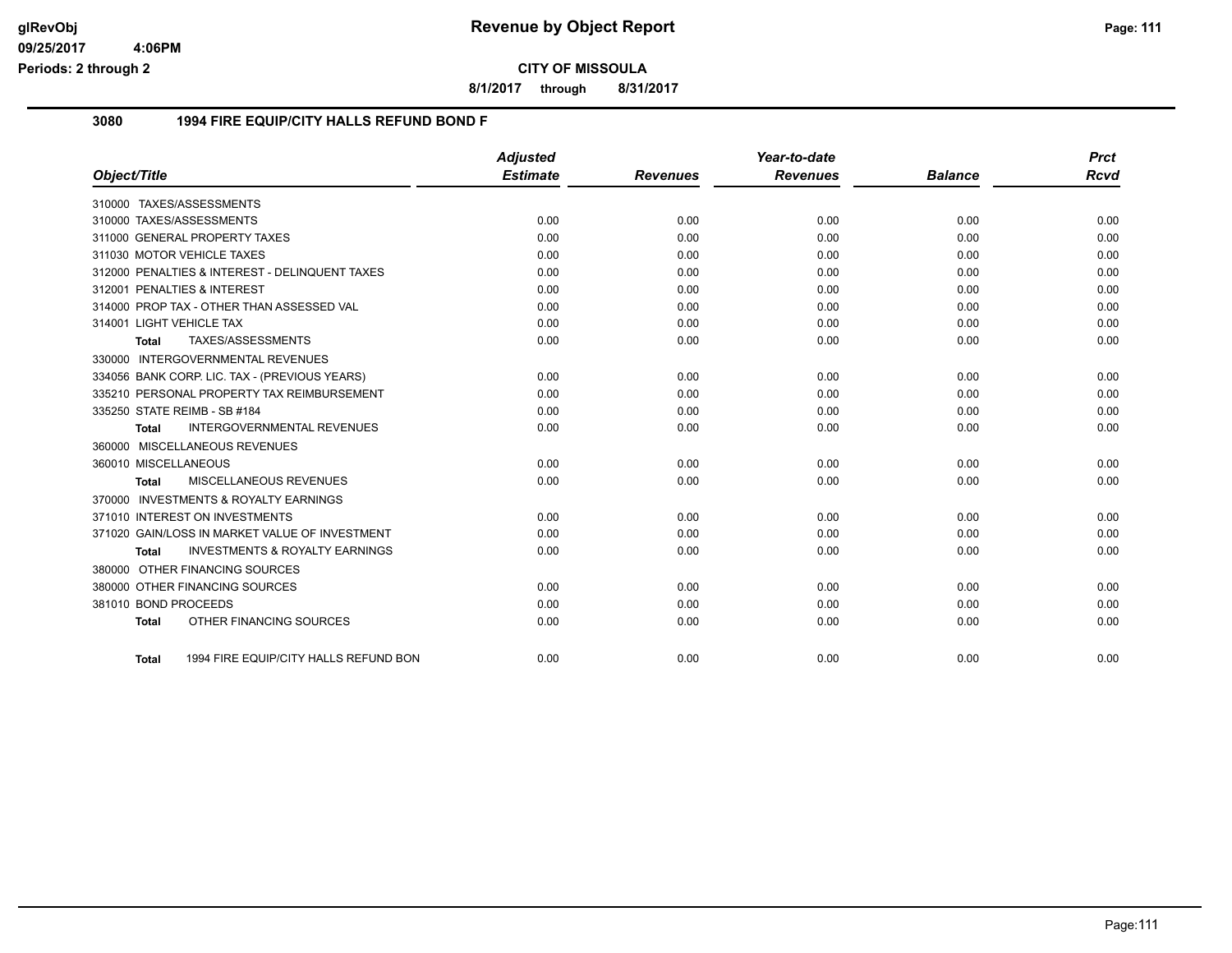**CITY OF MISSOULA**

**8/1/2017 through 8/31/2017**

## 3080 1994 FIRE EQUIP/CITY HALLS REFUND BOND F

| Object/Title | Adjusted Estimate | Revenues | Year-to-date Revenues | Balance | Prct Rcvd |
|---|---|---|---|---|---|
| 310000 TAXES/ASSESSMENTS | | | | | |
| 310000 TAXES/ASSESSMENTS | 0.00 | 0.00 | 0.00 | 0.00 | 0.00 |
| 311000 GENERAL PROPERTY TAXES | 0.00 | 0.00 | 0.00 | 0.00 | 0.00 |
| 311030 MOTOR VEHICLE TAXES | 0.00 | 0.00 | 0.00 | 0.00 | 0.00 |
| 312000 PENALTIES & INTEREST - DELINQUENT TAXES | 0.00 | 0.00 | 0.00 | 0.00 | 0.00 |
| 312001 PENALTIES & INTEREST | 0.00 | 0.00 | 0.00 | 0.00 | 0.00 |
| 314000 PROP TAX - OTHER THAN ASSESSED VAL | 0.00 | 0.00 | 0.00 | 0.00 | 0.00 |
| 314001 LIGHT VEHICLE TAX | 0.00 | 0.00 | 0.00 | 0.00 | 0.00 |
| **Total** TAXES/ASSESSMENTS | 0.00 | 0.00 | 0.00 | 0.00 | 0.00 |
| 330000 INTERGOVERNMENTAL REVENUES | | | | | |
| 334056 BANK CORP. LIC. TAX - (PREVIOUS YEARS) | 0.00 | 0.00 | 0.00 | 0.00 | 0.00 |
| 335210 PERSONAL PROPERTY TAX REIMBURSEMENT | 0.00 | 0.00 | 0.00 | 0.00 | 0.00 |
| 335250 STATE REIMB - SB #184 | 0.00 | 0.00 | 0.00 | 0.00 | 0.00 |
| **Total** INTERGOVERNMENTAL REVENUES | 0.00 | 0.00 | 0.00 | 0.00 | 0.00 |
| 360000 MISCELLANEOUS REVENUES | | | | | |
| 360010 MISCELLANEOUS | 0.00 | 0.00 | 0.00 | 0.00 | 0.00 |
| **Total** MISCELLANEOUS REVENUES | 0.00 | 0.00 | 0.00 | 0.00 | 0.00 |
| 370000 INVESTMENTS & ROYALTY EARNINGS | | | | | |
| 371010 INTEREST ON INVESTMENTS | 0.00 | 0.00 | 0.00 | 0.00 | 0.00 |
| 371020 GAIN/LOSS IN MARKET VALUE OF INVESTMENT | 0.00 | 0.00 | 0.00 | 0.00 | 0.00 |
| **Total** INVESTMENTS & ROYALTY EARNINGS | 0.00 | 0.00 | 0.00 | 0.00 | 0.00 |
| 380000 OTHER FINANCING SOURCES | | | | | |
| 380000 OTHER FINANCING SOURCES | 0.00 | 0.00 | 0.00 | 0.00 | 0.00 |
| 381010 BOND PROCEEDS | 0.00 | 0.00 | 0.00 | 0.00 | 0.00 |
| **Total** OTHER FINANCING SOURCES | 0.00 | 0.00 | 0.00 | 0.00 | 0.00 |
| **Total** 1994 FIRE EQUIP/CITY HALLS REFUND BON | 0.00 | 0.00 | 0.00 | 0.00 | 0.00 |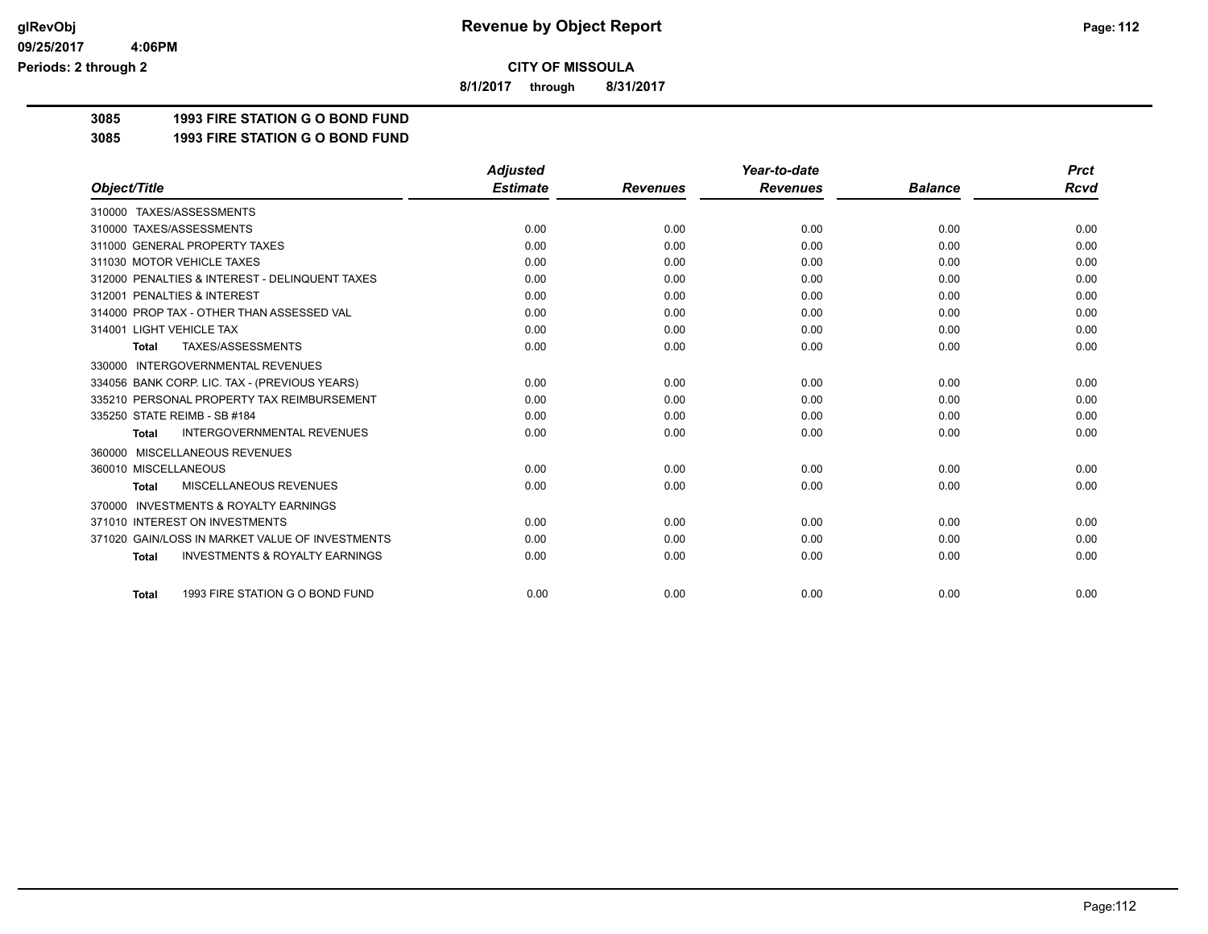# CITY OF MISSOULA

**8/1/2017 through 8/31/2017**

## 3085 1993 FIRE STATION G O BOND FUND

## 3085 1993 FIRE STATION G O BOND FUND

| Object/Title | Adjusted Estimate | Revenues | Year-to-date Revenues | Balance | Prct Rcvd |
|---|---|---|---|---|---|
| 310000 TAXES/ASSESSMENTS | | | | | |
| 310000 TAXES/ASSESSMENTS | 0.00 | 0.00 | 0.00 | 0.00 | 0.00 |
| 311000 GENERAL PROPERTY TAXES | 0.00 | 0.00 | 0.00 | 0.00 | 0.00 |
| 311030 MOTOR VEHICLE TAXES | 0.00 | 0.00 | 0.00 | 0.00 | 0.00 |
| 312000 PENALTIES & INTEREST - DELINQUENT TAXES | 0.00 | 0.00 | 0.00 | 0.00 | 0.00 |
| 312001 PENALTIES & INTEREST | 0.00 | 0.00 | 0.00 | 0.00 | 0.00 |
| 314000 PROP TAX - OTHER THAN ASSESSED VAL | 0.00 | 0.00 | 0.00 | 0.00 | 0.00 |
| 314001 LIGHT VEHICLE TAX | 0.00 | 0.00 | 0.00 | 0.00 | 0.00 |
| **Total** TAXES/ASSESSMENTS | 0.00 | 0.00 | 0.00 | 0.00 | 0.00 |
| 330000 INTERGOVERNMENTAL REVENUES | | | | | |
| 334056 BANK CORP. LIC. TAX - (PREVIOUS YEARS) | 0.00 | 0.00 | 0.00 | 0.00 | 0.00 |
| 335210 PERSONAL PROPERTY TAX REIMBURSEMENT | 0.00 | 0.00 | 0.00 | 0.00 | 0.00 |
| 335250 STATE REIMB - SB #184 | 0.00 | 0.00 | 0.00 | 0.00 | 0.00 |
| **Total** INTERGOVERNMENTAL REVENUES | 0.00 | 0.00 | 0.00 | 0.00 | 0.00 |
| 360000 MISCELLANEOUS REVENUES | | | | | |
| 360010 MISCELLANEOUS | 0.00 | 0.00 | 0.00 | 0.00 | 0.00 |
| **Total** MISCELLANEOUS REVENUES | 0.00 | 0.00 | 0.00 | 0.00 | 0.00 |
| 370000 INVESTMENTS & ROYALTY EARNINGS | | | | | |
| 371010 INTEREST ON INVESTMENTS | 0.00 | 0.00 | 0.00 | 0.00 | 0.00 |
| 371020 GAIN/LOSS IN MARKET VALUE OF INVESTMENTS | 0.00 | 0.00 | 0.00 | 0.00 | 0.00 |
| **Total** INVESTMENTS & ROYALTY EARNINGS | 0.00 | 0.00 | 0.00 | 0.00 | 0.00 |
| **Total** 1993 FIRE STATION G O BOND FUND | 0.00 | 0.00 | 0.00 | 0.00 | 0.00 |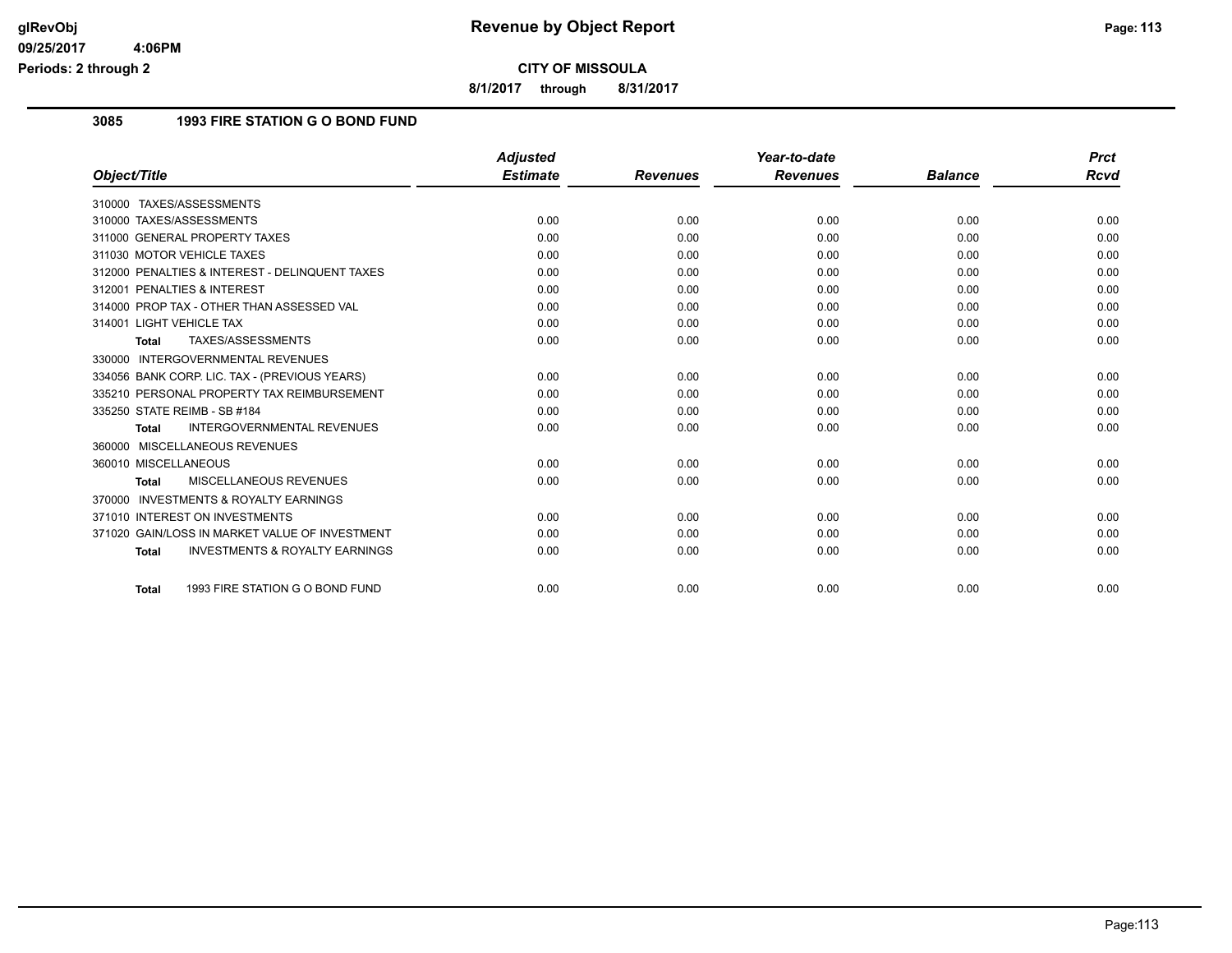# Revenue by Object Report

**CITY OF MISSOULA**

**8/1/2017 through 8/31/2017**

glRevObj
09/25/2017 4:06PM
Periods: 2 through 2

## 3085 1993 FIRE STATION G O BOND FUND

| Object/Title | Adjusted Estimate | Revenues | Year-to-date Revenues | Balance | Prct Rcvd |
|---|---|---|---|---|---|
| 310000 TAXES/ASSESSMENTS | | | | | |
| 310000 TAXES/ASSESSMENTS | 0.00 | 0.00 | 0.00 | 0.00 | 0.00 |
| 311000 GENERAL PROPERTY TAXES | 0.00 | 0.00 | 0.00 | 0.00 | 0.00 |
| 311030 MOTOR VEHICLE TAXES | 0.00 | 0.00 | 0.00 | 0.00 | 0.00 |
| 312000 PENALTIES & INTEREST - DELINQUENT TAXES | 0.00 | 0.00 | 0.00 | 0.00 | 0.00 |
| 312001 PENALTIES & INTEREST | 0.00 | 0.00 | 0.00 | 0.00 | 0.00 |
| 314000 PROP TAX - OTHER THAN ASSESSED VAL | 0.00 | 0.00 | 0.00 | 0.00 | 0.00 |
| 314001 LIGHT VEHICLE TAX | 0.00 | 0.00 | 0.00 | 0.00 | 0.00 |
| **Total** TAXES/ASSESSMENTS | 0.00 | 0.00 | 0.00 | 0.00 | 0.00 |
| 330000 INTERGOVERNMENTAL REVENUES | | | | | |
| 334056 BANK CORP. LIC. TAX - (PREVIOUS YEARS) | 0.00 | 0.00 | 0.00 | 0.00 | 0.00 |
| 335210 PERSONAL PROPERTY TAX REIMBURSEMENT | 0.00 | 0.00 | 0.00 | 0.00 | 0.00 |
| 335250 STATE REIMB - SB #184 | 0.00 | 0.00 | 0.00 | 0.00 | 0.00 |
| **Total** INTERGOVERNMENTAL REVENUES | 0.00 | 0.00 | 0.00 | 0.00 | 0.00 |
| 360000 MISCELLANEOUS REVENUES | | | | | |
| 360010 MISCELLANEOUS | 0.00 | 0.00 | 0.00 | 0.00 | 0.00 |
| **Total** MISCELLANEOUS REVENUES | 0.00 | 0.00 | 0.00 | 0.00 | 0.00 |
| 370000 INVESTMENTS & ROYALTY EARNINGS | | | | | |
| 371010 INTEREST ON INVESTMENTS | 0.00 | 0.00 | 0.00 | 0.00 | 0.00 |
| 371020 GAIN/LOSS IN MARKET VALUE OF INVESTMENT | 0.00 | 0.00 | 0.00 | 0.00 | 0.00 |
| **Total** INVESTMENTS & ROYALTY EARNINGS | 0.00 | 0.00 | 0.00 | 0.00 | 0.00 |
| **Total** 1993 FIRE STATION G O BOND FUND | 0.00 | 0.00 | 0.00 | 0.00 | 0.00 |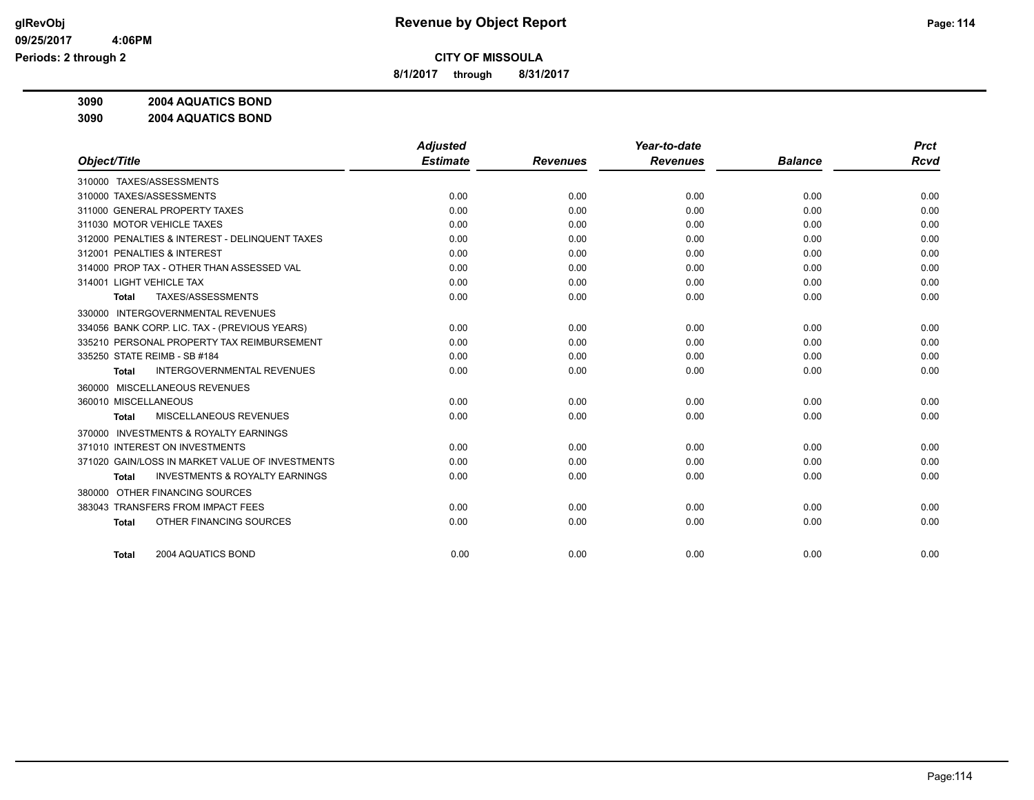**CITY OF MISSOULA**

**8/1/2017 through 8/31/2017**

**3090 2004 AQUATICS BOND**

**3090 2004 AQUATICS BOND**

| Object/Title | Adjusted Estimate | Revenues | Year-to-date Revenues | Balance | Prct Rcvd |
|---|---|---|---|---|---|
| 310000 TAXES/ASSESSMENTS | | | | | |
| 310000 TAXES/ASSESSMENTS | 0.00 | 0.00 | 0.00 | 0.00 | 0.00 |
| 311000 GENERAL PROPERTY TAXES | 0.00 | 0.00 | 0.00 | 0.00 | 0.00 |
| 311030 MOTOR VEHICLE TAXES | 0.00 | 0.00 | 0.00 | 0.00 | 0.00 |
| 312000 PENALTIES & INTEREST - DELINQUENT TAXES | 0.00 | 0.00 | 0.00 | 0.00 | 0.00 |
| 312001 PENALTIES & INTEREST | 0.00 | 0.00 | 0.00 | 0.00 | 0.00 |
| 314000 PROP TAX - OTHER THAN ASSESSED VAL | 0.00 | 0.00 | 0.00 | 0.00 | 0.00 |
| 314001 LIGHT VEHICLE TAX | 0.00 | 0.00 | 0.00 | 0.00 | 0.00 |
| **Total** TAXES/ASSESSMENTS | 0.00 | 0.00 | 0.00 | 0.00 | 0.00 |
| 330000 INTERGOVERNMENTAL REVENUES | | | | | |
| 334056 BANK CORP. LIC. TAX - (PREVIOUS YEARS) | 0.00 | 0.00 | 0.00 | 0.00 | 0.00 |
| 335210 PERSONAL PROPERTY TAX REIMBURSEMENT | 0.00 | 0.00 | 0.00 | 0.00 | 0.00 |
| 335250 STATE REIMB - SB #184 | 0.00 | 0.00 | 0.00 | 0.00 | 0.00 |
| **Total** INTERGOVERNMENTAL REVENUES | 0.00 | 0.00 | 0.00 | 0.00 | 0.00 |
| 360000 MISCELLANEOUS REVENUES | | | | | |
| 360010 MISCELLANEOUS | 0.00 | 0.00 | 0.00 | 0.00 | 0.00 |
| **Total** MISCELLANEOUS REVENUES | 0.00 | 0.00 | 0.00 | 0.00 | 0.00 |
| 370000 INVESTMENTS & ROYALTY EARNINGS | | | | | |
| 371010 INTEREST ON INVESTMENTS | 0.00 | 0.00 | 0.00 | 0.00 | 0.00 |
| 371020 GAIN/LOSS IN MARKET VALUE OF INVESTMENTS | 0.00 | 0.00 | 0.00 | 0.00 | 0.00 |
| **Total** INVESTMENTS & ROYALTY EARNINGS | 0.00 | 0.00 | 0.00 | 0.00 | 0.00 |
| 380000 OTHER FINANCING SOURCES | | | | | |
| 383043 TRANSFERS FROM IMPACT FEES | 0.00 | 0.00 | 0.00 | 0.00 | 0.00 |
| **Total** OTHER FINANCING SOURCES | 0.00 | 0.00 | 0.00 | 0.00 | 0.00 |
| **Total** 2004 AQUATICS BOND | 0.00 | 0.00 | 0.00 | 0.00 | 0.00 |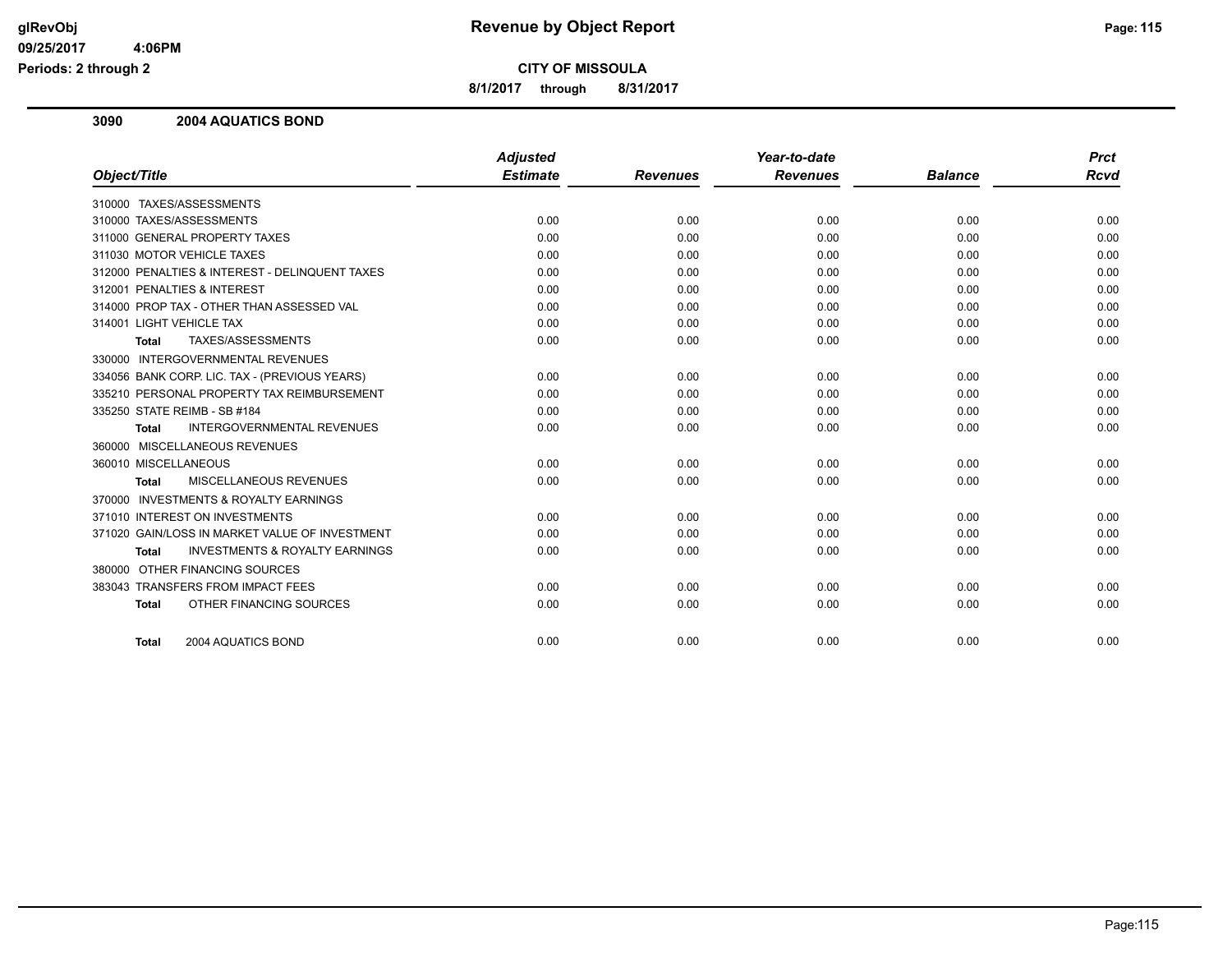# Revenue by Object Report

**CITY OF MISSOULA**

**8/1/2017 through 8/31/2017**

glRevObj
09/25/2017 4:06PM
Periods: 2 through 2

## 3090 2004 AQUATICS BOND

| Object/Title | Adjusted Estimate | Revenues | Year-to-date Revenues | Balance | Prct Rcvd |
|---|---|---|---|---|---|
| 310000 TAXES/ASSESSMENTS | | | | | |
| 310000 TAXES/ASSESSMENTS | 0.00 | 0.00 | 0.00 | 0.00 | 0.00 |
| 311000 GENERAL PROPERTY TAXES | 0.00 | 0.00 | 0.00 | 0.00 | 0.00 |
| 311030 MOTOR VEHICLE TAXES | 0.00 | 0.00 | 0.00 | 0.00 | 0.00 |
| 312000 PENALTIES & INTEREST - DELINQUENT TAXES | 0.00 | 0.00 | 0.00 | 0.00 | 0.00 |
| 312001 PENALTIES & INTEREST | 0.00 | 0.00 | 0.00 | 0.00 | 0.00 |
| 314000 PROP TAX - OTHER THAN ASSESSED VAL | 0.00 | 0.00 | 0.00 | 0.00 | 0.00 |
| 314001 LIGHT VEHICLE TAX | 0.00 | 0.00 | 0.00 | 0.00 | 0.00 |
| **Total** TAXES/ASSESSMENTS | 0.00 | 0.00 | 0.00 | 0.00 | 0.00 |
| 330000 INTERGOVERNMENTAL REVENUES | | | | | |
| 334056 BANK CORP. LIC. TAX - (PREVIOUS YEARS) | 0.00 | 0.00 | 0.00 | 0.00 | 0.00 |
| 335210 PERSONAL PROPERTY TAX REIMBURSEMENT | 0.00 | 0.00 | 0.00 | 0.00 | 0.00 |
| 335250 STATE REIMB - SB #184 | 0.00 | 0.00 | 0.00 | 0.00 | 0.00 |
| **Total** INTERGOVERNMENTAL REVENUES | 0.00 | 0.00 | 0.00 | 0.00 | 0.00 |
| 360000 MISCELLANEOUS REVENUES | | | | | |
| 360010 MISCELLANEOUS | 0.00 | 0.00 | 0.00 | 0.00 | 0.00 |
| **Total** MISCELLANEOUS REVENUES | 0.00 | 0.00 | 0.00 | 0.00 | 0.00 |
| 370000 INVESTMENTS & ROYALTY EARNINGS | | | | | |
| 371010 INTEREST ON INVESTMENTS | 0.00 | 0.00 | 0.00 | 0.00 | 0.00 |
| 371020 GAIN/LOSS IN MARKET VALUE OF INVESTMENT | 0.00 | 0.00 | 0.00 | 0.00 | 0.00 |
| **Total** INVESTMENTS & ROYALTY EARNINGS | 0.00 | 0.00 | 0.00 | 0.00 | 0.00 |
| 380000 OTHER FINANCING SOURCES | | | | | |
| 383043 TRANSFERS FROM IMPACT FEES | 0.00 | 0.00 | 0.00 | 0.00 | 0.00 |
| **Total** OTHER FINANCING SOURCES | 0.00 | 0.00 | 0.00 | 0.00 | 0.00 |
| **Total** 2004 AQUATICS BOND | 0.00 | 0.00 | 0.00 | 0.00 | 0.00 |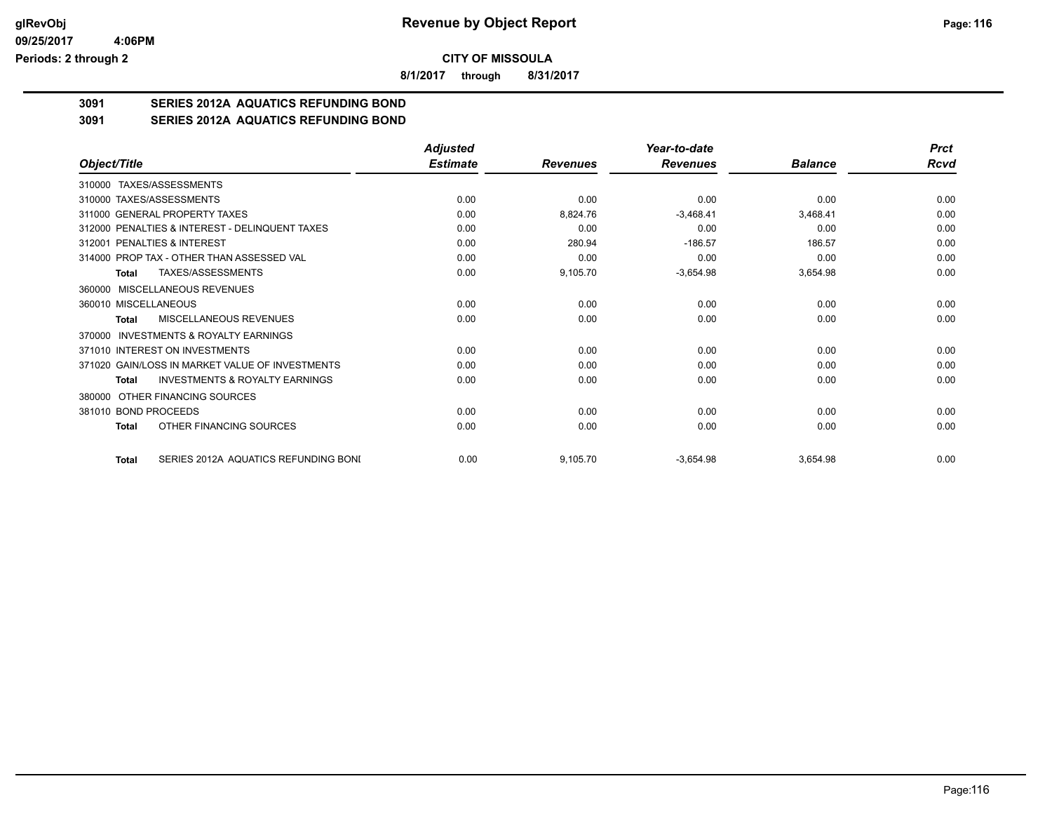**CITY OF MISSOULA**

**8/1/2017 through 8/31/2017**

**3091 SERIES 2012A AQUATICS REFUNDING BOND**

**3091 SERIES 2012A AQUATICS REFUNDING BOND**

| Object/Title | Adjusted Estimate | Revenues | Year-to-date Revenues | Balance | Prct Rcvd |
|---|---|---|---|---|---|
| 310000 TAXES/ASSESSMENTS | | | | | |
| 310000 TAXES/ASSESSMENTS | 0.00 | 0.00 | 0.00 | 0.00 | 0.00 |
| 311000 GENERAL PROPERTY TAXES | 0.00 | 8,824.76 | -3,468.41 | 3,468.41 | 0.00 |
| 312000 PENALTIES & INTEREST - DELINQUENT TAXES | 0.00 | 0.00 | 0.00 | 0.00 | 0.00 |
| 312001 PENALTIES & INTEREST | 0.00 | 280.94 | -186.57 | 186.57 | 0.00 |
| 314000 PROP TAX - OTHER THAN ASSESSED VAL | 0.00 | 0.00 | 0.00 | 0.00 | 0.00 |
| **Total** TAXES/ASSESSMENTS | 0.00 | 9,105.70 | -3,654.98 | 3,654.98 | 0.00 |
| 360000 MISCELLANEOUS REVENUES | | | | | |
| 360010 MISCELLANEOUS | 0.00 | 0.00 | 0.00 | 0.00 | 0.00 |
| **Total** MISCELLANEOUS REVENUES | 0.00 | 0.00 | 0.00 | 0.00 | 0.00 |
| 370000 INVESTMENTS & ROYALTY EARNINGS | | | | | |
| 371010 INTEREST ON INVESTMENTS | 0.00 | 0.00 | 0.00 | 0.00 | 0.00 |
| 371020 GAIN/LOSS IN MARKET VALUE OF INVESTMENTS | 0.00 | 0.00 | 0.00 | 0.00 | 0.00 |
| **Total** INVESTMENTS & ROYALTY EARNINGS | 0.00 | 0.00 | 0.00 | 0.00 | 0.00 |
| 380000 OTHER FINANCING SOURCES | | | | | |
| 381010 BOND PROCEEDS | 0.00 | 0.00 | 0.00 | 0.00 | 0.00 |
| **Total** OTHER FINANCING SOURCES | 0.00 | 0.00 | 0.00 | 0.00 | 0.00 |
| **Total** SERIES 2012A AQUATICS REFUNDING BONI | 0.00 | 9,105.70 | -3,654.98 | 3,654.98 | 0.00 |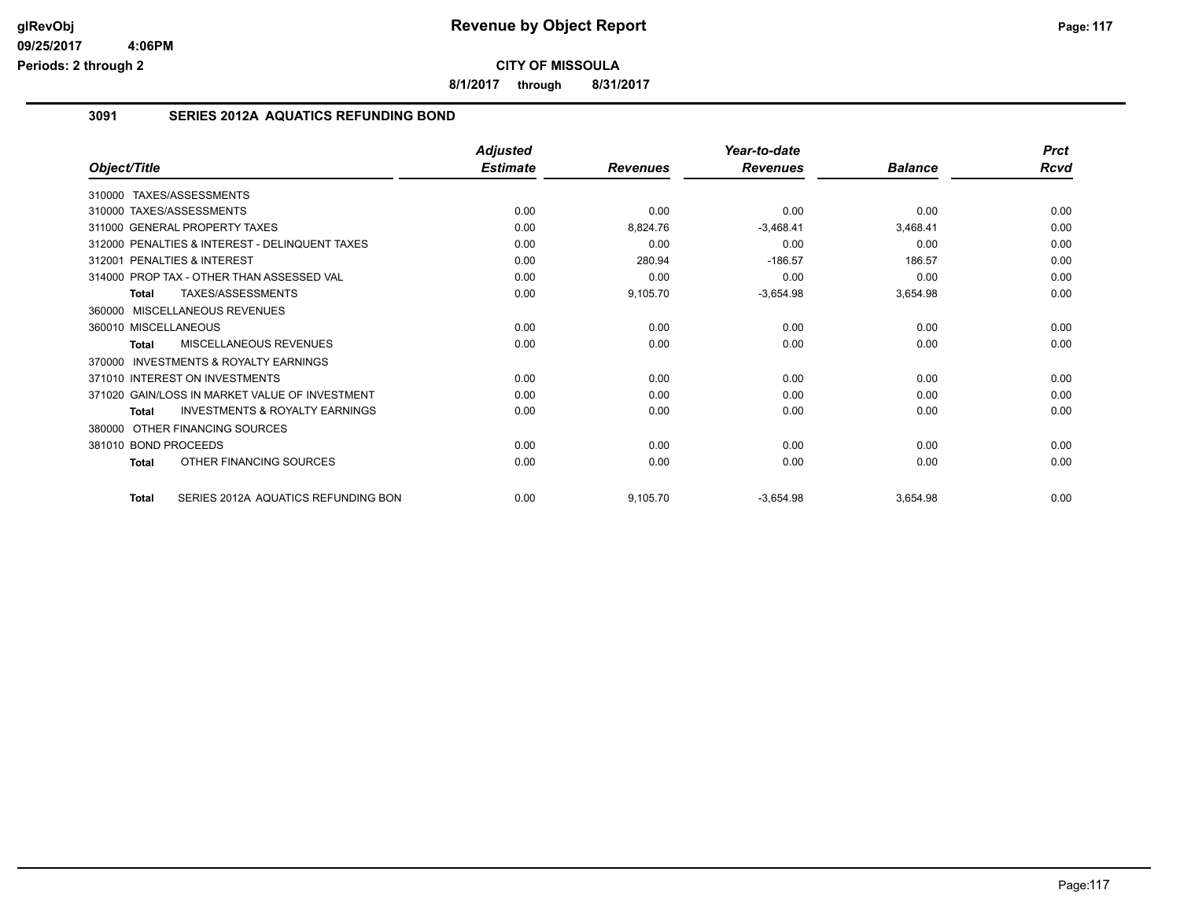# Revenue by Object Report

**CITY OF MISSOULA**

**8/1/2017 through 8/31/2017**

glRevObj
09/25/2017 4:06PM
Periods: 2 through 2

## 3091 SERIES 2012A AQUATICS REFUNDING BOND

| Object/Title | Adjusted Estimate | Revenues | Year-to-date Revenues | Balance | Prct Rcvd |
|---|---|---|---|---|---|
| 310000 TAXES/ASSESSMENTS | | | | | |
| 310000 TAXES/ASSESSMENTS | 0.00 | 0.00 | 0.00 | 0.00 | 0.00 |
| 311000 GENERAL PROPERTY TAXES | 0.00 | 8,824.76 | -3,468.41 | 3,468.41 | 0.00 |
| 312000 PENALTIES & INTEREST - DELINQUENT TAXES | 0.00 | 0.00 | 0.00 | 0.00 | 0.00 |
| 312001 PENALTIES & INTEREST | 0.00 | 280.94 | -186.57 | 186.57 | 0.00 |
| 314000 PROP TAX - OTHER THAN ASSESSED VAL | 0.00 | 0.00 | 0.00 | 0.00 | 0.00 |
| **Total** TAXES/ASSESSMENTS | 0.00 | 9,105.70 | -3,654.98 | 3,654.98 | 0.00 |
| 360000 MISCELLANEOUS REVENUES | | | | | |
| 360010 MISCELLANEOUS | 0.00 | 0.00 | 0.00 | 0.00 | 0.00 |
| **Total** MISCELLANEOUS REVENUES | 0.00 | 0.00 | 0.00 | 0.00 | 0.00 |
| 370000 INVESTMENTS & ROYALTY EARNINGS | | | | | |
| 371010 INTEREST ON INVESTMENTS | 0.00 | 0.00 | 0.00 | 0.00 | 0.00 |
| 371020 GAIN/LOSS IN MARKET VALUE OF INVESTMENT | 0.00 | 0.00 | 0.00 | 0.00 | 0.00 |
| **Total** INVESTMENTS & ROYALTY EARNINGS | 0.00 | 0.00 | 0.00 | 0.00 | 0.00 |
| 380000 OTHER FINANCING SOURCES | | | | | |
| 381010 BOND PROCEEDS | 0.00 | 0.00 | 0.00 | 0.00 | 0.00 |
| **Total** OTHER FINANCING SOURCES | 0.00 | 0.00 | 0.00 | 0.00 | 0.00 |
| **Total** SERIES 2012A AQUATICS REFUNDING BON | 0.00 | 9,105.70 | -3,654.98 | 3,654.98 | 0.00 |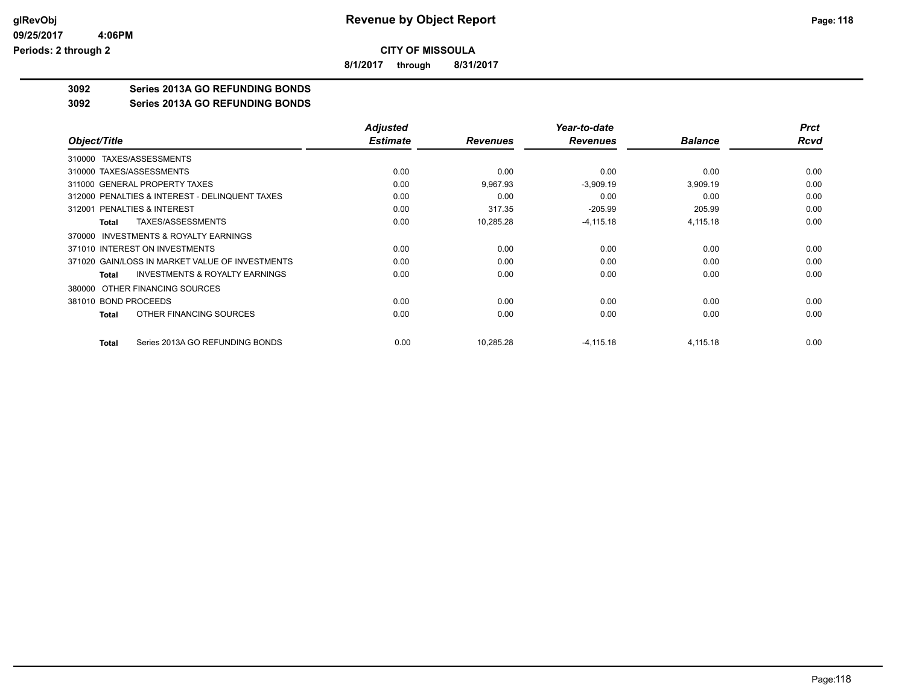**glRevObj**
**09/25/2017 4:06PM**
**Periods: 2 through 2**

# Revenue by Object Report

**CITY OF MISSOULA**

**8/1/2017 through 8/31/2017**

## 3092 Series 2013A GO REFUNDING BONDS

### 3092 Series 2013A GO REFUNDING BONDS

| Object/Title | Adjusted Estimate | Revenues | Year-to-date Revenues | Balance | Prct Rcvd |
|---|---|---|---|---|---|
| 310000 TAXES/ASSESSMENTS | | | | | |
| 310000 TAXES/ASSESSMENTS | 0.00 | 0.00 | 0.00 | 0.00 | 0.00 |
| 311000 GENERAL PROPERTY TAXES | 0.00 | 9,967.93 | -3,909.19 | 3,909.19 | 0.00 |
| 312000 PENALTIES & INTEREST - DELINQUENT TAXES | 0.00 | 0.00 | 0.00 | 0.00 | 0.00 |
| 312001 PENALTIES & INTEREST | 0.00 | 317.35 | -205.99 | 205.99 | 0.00 |
| **Total** TAXES/ASSESSMENTS | 0.00 | 10,285.28 | -4,115.18 | 4,115.18 | 0.00 |
| 370000 INVESTMENTS & ROYALTY EARNINGS | | | | | |
| 371010 INTEREST ON INVESTMENTS | 0.00 | 0.00 | 0.00 | 0.00 | 0.00 |
| 371020 GAIN/LOSS IN MARKET VALUE OF INVESTMENTS | 0.00 | 0.00 | 0.00 | 0.00 | 0.00 |
| **Total** INVESTMENTS & ROYALTY EARNINGS | 0.00 | 0.00 | 0.00 | 0.00 | 0.00 |
| 380000 OTHER FINANCING SOURCES | | | | | |
| 381010 BOND PROCEEDS | 0.00 | 0.00 | 0.00 | 0.00 | 0.00 |
| **Total** OTHER FINANCING SOURCES | 0.00 | 0.00 | 0.00 | 0.00 | 0.00 |
| **Total** Series 2013A GO REFUNDING BONDS | 0.00 | 10,285.28 | -4,115.18 | 4,115.18 | 0.00 |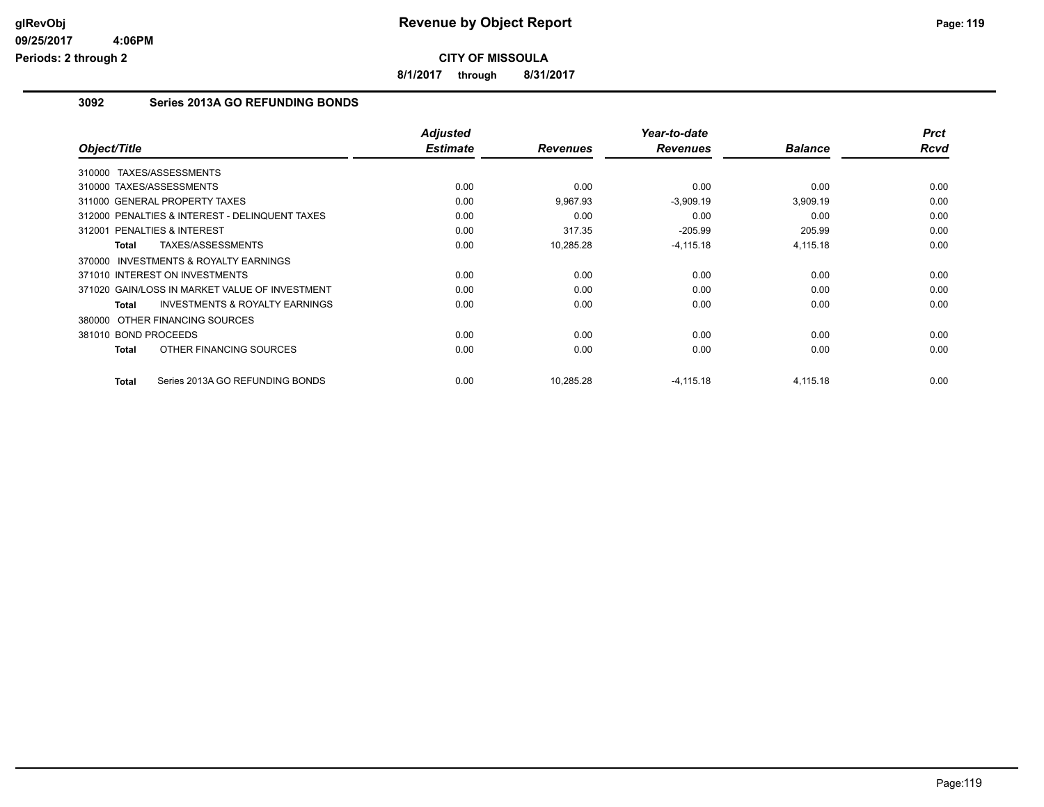# Revenue by Object Report

## CITY OF MISSOULA

**8/1/2017 through 8/31/2017**

### 3092 Series 2013A GO REFUNDING BONDS

| Object/Title | Adjusted Estimate | Revenues | Year-to-date Revenues | Balance | Prct Rcvd |
|---|---|---|---|---|---|
| 310000 TAXES/ASSESSMENTS | | | | | |
| 310000 TAXES/ASSESSMENTS | 0.00 | 0.00 | 0.00 | 0.00 | 0.00 |
| 311000 GENERAL PROPERTY TAXES | 0.00 | 9,967.93 | -3,909.19 | 3,909.19 | 0.00 |
| 312000 PENALTIES & INTEREST - DELINQUENT TAXES | 0.00 | 0.00 | 0.00 | 0.00 | 0.00 |
| 312001 PENALTIES & INTEREST | 0.00 | 317.35 | -205.99 | 205.99 | 0.00 |
| **Total** TAXES/ASSESSMENTS | 0.00 | 10,285.28 | -4,115.18 | 4,115.18 | 0.00 |
| 370000 INVESTMENTS & ROYALTY EARNINGS | | | | | |
| 371010 INTEREST ON INVESTMENTS | 0.00 | 0.00 | 0.00 | 0.00 | 0.00 |
| 371020 GAIN/LOSS IN MARKET VALUE OF INVESTMENT | 0.00 | 0.00 | 0.00 | 0.00 | 0.00 |
| **Total** INVESTMENTS & ROYALTY EARNINGS | 0.00 | 0.00 | 0.00 | 0.00 | 0.00 |
| 380000 OTHER FINANCING SOURCES | | | | | |
| 381010 BOND PROCEEDS | 0.00 | 0.00 | 0.00 | 0.00 | 0.00 |
| **Total** OTHER FINANCING SOURCES | 0.00 | 0.00 | 0.00 | 0.00 | 0.00 |
| **Total** Series 2013A GO REFUNDING BONDS | 0.00 | 10,285.28 | -4,115.18 | 4,115.18 | 0.00 |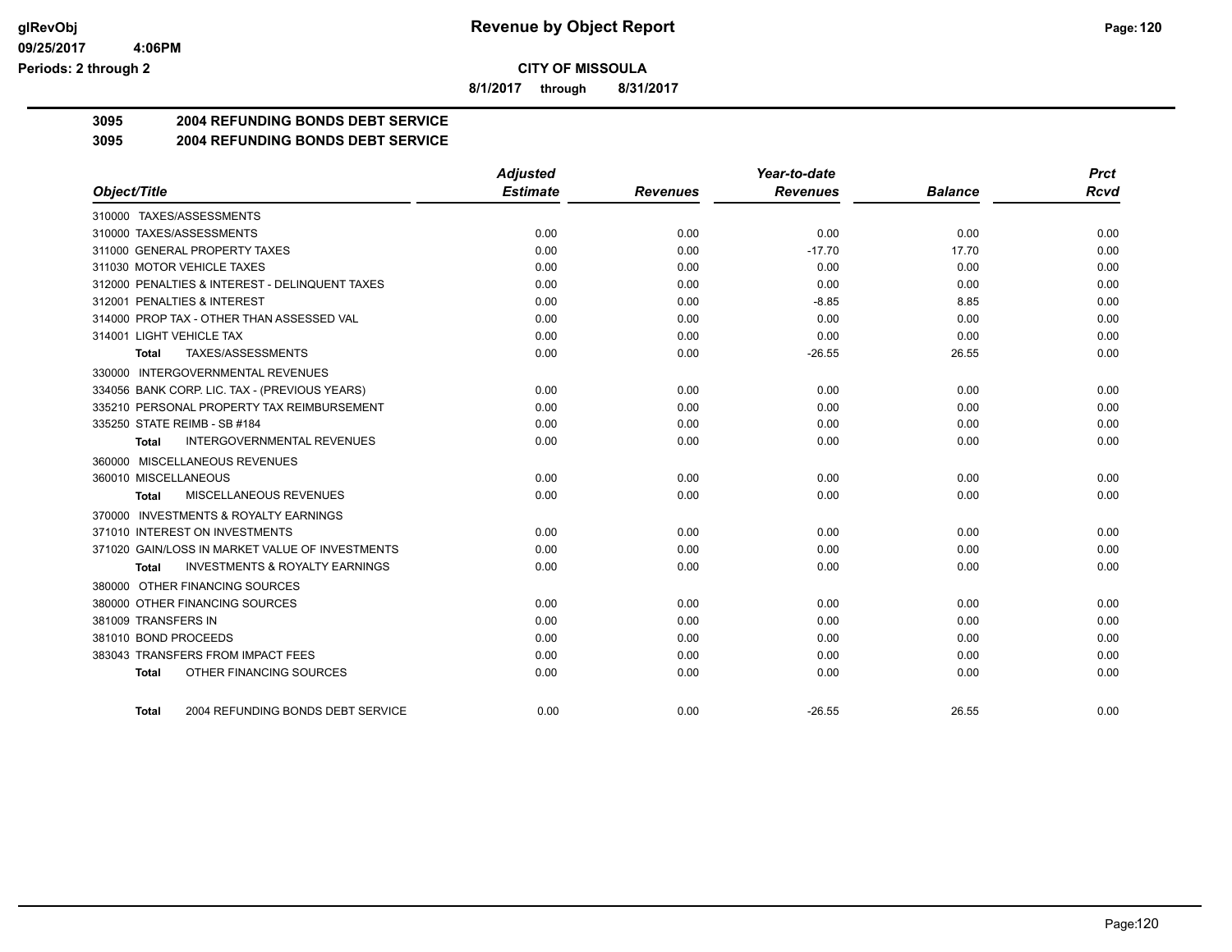**CITY OF MISSOULA**

**8/1/2017 through 8/31/2017**

## 3095 2004 REFUNDING BONDS DEBT SERVICE

### 3095 2004 REFUNDING BONDS DEBT SERVICE

| Object/Title | Adjusted Estimate | Revenues | Year-to-date Revenues | Balance | Prct Rcvd |
|---|---|---|---|---|---|
| 310000 TAXES/ASSESSMENTS | | | | | |
| 310000 TAXES/ASSESSMENTS | 0.00 | 0.00 | 0.00 | 0.00 | 0.00 |
| 311000 GENERAL PROPERTY TAXES | 0.00 | 0.00 | -17.70 | 17.70 | 0.00 |
| 311030 MOTOR VEHICLE TAXES | 0.00 | 0.00 | 0.00 | 0.00 | 0.00 |
| 312000 PENALTIES & INTEREST - DELINQUENT TAXES | 0.00 | 0.00 | 0.00 | 0.00 | 0.00 |
| 312001 PENALTIES & INTEREST | 0.00 | 0.00 | -8.85 | 8.85 | 0.00 |
| 314000 PROP TAX - OTHER THAN ASSESSED VAL | 0.00 | 0.00 | 0.00 | 0.00 | 0.00 |
| 314001 LIGHT VEHICLE TAX | 0.00 | 0.00 | 0.00 | 0.00 | 0.00 |
| **Total** TAXES/ASSESSMENTS | 0.00 | 0.00 | -26.55 | 26.55 | 0.00 |
| 330000 INTERGOVERNMENTAL REVENUES | | | | | |
| 334056 BANK CORP. LIC. TAX - (PREVIOUS YEARS) | 0.00 | 0.00 | 0.00 | 0.00 | 0.00 |
| 335210 PERSONAL PROPERTY TAX REIMBURSEMENT | 0.00 | 0.00 | 0.00 | 0.00 | 0.00 |
| 335250 STATE REIMB - SB #184 | 0.00 | 0.00 | 0.00 | 0.00 | 0.00 |
| **Total** INTERGOVERNMENTAL REVENUES | 0.00 | 0.00 | 0.00 | 0.00 | 0.00 |
| 360000 MISCELLANEOUS REVENUES | | | | | |
| 360010 MISCELLANEOUS | 0.00 | 0.00 | 0.00 | 0.00 | 0.00 |
| **Total** MISCELLANEOUS REVENUES | 0.00 | 0.00 | 0.00 | 0.00 | 0.00 |
| 370000 INVESTMENTS & ROYALTY EARNINGS | | | | | |
| 371010 INTEREST ON INVESTMENTS | 0.00 | 0.00 | 0.00 | 0.00 | 0.00 |
| 371020 GAIN/LOSS IN MARKET VALUE OF INVESTMENTS | 0.00 | 0.00 | 0.00 | 0.00 | 0.00 |
| **Total** INVESTMENTS & ROYALTY EARNINGS | 0.00 | 0.00 | 0.00 | 0.00 | 0.00 |
| 380000 OTHER FINANCING SOURCES | | | | | |
| 380000 OTHER FINANCING SOURCES | 0.00 | 0.00 | 0.00 | 0.00 | 0.00 |
| 381009 TRANSFERS IN | 0.00 | 0.00 | 0.00 | 0.00 | 0.00 |
| 381010 BOND PROCEEDS | 0.00 | 0.00 | 0.00 | 0.00 | 0.00 |
| 383043 TRANSFERS FROM IMPACT FEES | 0.00 | 0.00 | 0.00 | 0.00 | 0.00 |
| **Total** OTHER FINANCING SOURCES | 0.00 | 0.00 | 0.00 | 0.00 | 0.00 |
| **Total** 2004 REFUNDING BONDS DEBT SERVICE | 0.00 | 0.00 | -26.55 | 26.55 | 0.00 |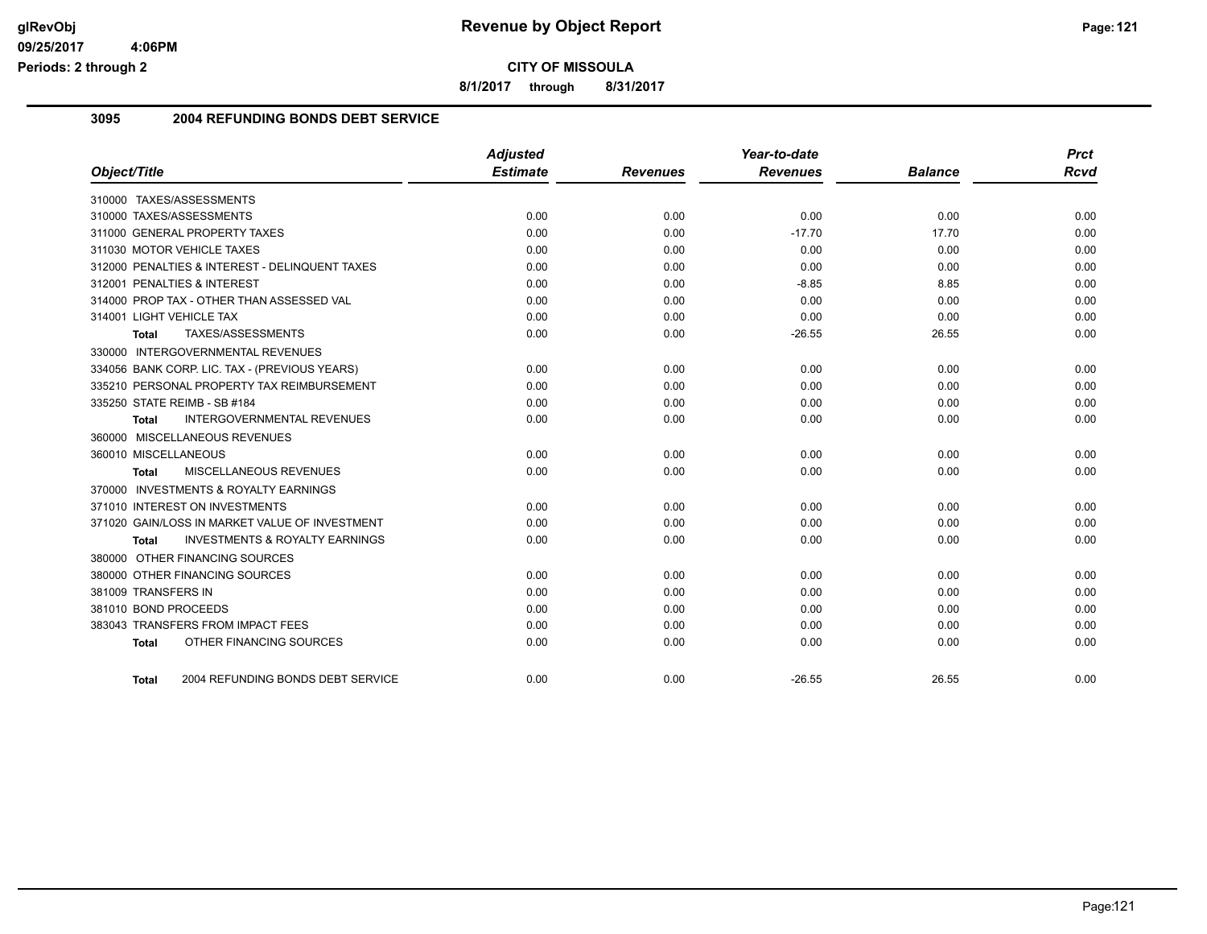**glRevObj**
**09/25/2017 4:06PM**
**Periods: 2 through 2**

# Revenue by Object Report

**CITY OF MISSOULA**

**8/1/2017 through 8/31/2017**

## 3095 2004 REFUNDING BONDS DEBT SERVICE

| Object/Title | Adjusted Estimate | Revenues | Year-to-date Revenues | Balance | Prct Rcvd |
|---|---|---|---|---|---|
| 310000 TAXES/ASSESSMENTS | | | | | |
| 310000 TAXES/ASSESSMENTS | 0.00 | 0.00 | 0.00 | 0.00 | 0.00 |
| 311000 GENERAL PROPERTY TAXES | 0.00 | 0.00 | -17.70 | 17.70 | 0.00 |
| 311030 MOTOR VEHICLE TAXES | 0.00 | 0.00 | 0.00 | 0.00 | 0.00 |
| 312000 PENALTIES & INTEREST - DELINQUENT TAXES | 0.00 | 0.00 | 0.00 | 0.00 | 0.00 |
| 312001 PENALTIES & INTEREST | 0.00 | 0.00 | -8.85 | 8.85 | 0.00 |
| 314000 PROP TAX - OTHER THAN ASSESSED VAL | 0.00 | 0.00 | 0.00 | 0.00 | 0.00 |
| 314001 LIGHT VEHICLE TAX | 0.00 | 0.00 | 0.00 | 0.00 | 0.00 |
| **Total** TAXES/ASSESSMENTS | 0.00 | 0.00 | -26.55 | 26.55 | 0.00 |
| 330000 INTERGOVERNMENTAL REVENUES | | | | | |
| 334056 BANK CORP. LIC. TAX - (PREVIOUS YEARS) | 0.00 | 0.00 | 0.00 | 0.00 | 0.00 |
| 335210 PERSONAL PROPERTY TAX REIMBURSEMENT | 0.00 | 0.00 | 0.00 | 0.00 | 0.00 |
| 335250 STATE REIMB - SB #184 | 0.00 | 0.00 | 0.00 | 0.00 | 0.00 |
| **Total** INTERGOVERNMENTAL REVENUES | 0.00 | 0.00 | 0.00 | 0.00 | 0.00 |
| 360000 MISCELLANEOUS REVENUES | | | | | |
| 360010 MISCELLANEOUS | 0.00 | 0.00 | 0.00 | 0.00 | 0.00 |
| **Total** MISCELLANEOUS REVENUES | 0.00 | 0.00 | 0.00 | 0.00 | 0.00 |
| 370000 INVESTMENTS & ROYALTY EARNINGS | | | | | |
| 371010 INTEREST ON INVESTMENTS | 0.00 | 0.00 | 0.00 | 0.00 | 0.00 |
| 371020 GAIN/LOSS IN MARKET VALUE OF INVESTMENT | 0.00 | 0.00 | 0.00 | 0.00 | 0.00 |
| **Total** INVESTMENTS & ROYALTY EARNINGS | 0.00 | 0.00 | 0.00 | 0.00 | 0.00 |
| 380000 OTHER FINANCING SOURCES | | | | | |
| 380000 OTHER FINANCING SOURCES | 0.00 | 0.00 | 0.00 | 0.00 | 0.00 |
| 381009 TRANSFERS IN | 0.00 | 0.00 | 0.00 | 0.00 | 0.00 |
| 381010 BOND PROCEEDS | 0.00 | 0.00 | 0.00 | 0.00 | 0.00 |
| 383043 TRANSFERS FROM IMPACT FEES | 0.00 | 0.00 | 0.00 | 0.00 | 0.00 |
| **Total** OTHER FINANCING SOURCES | 0.00 | 0.00 | 0.00 | 0.00 | 0.00 |
| **Total** 2004 REFUNDING BONDS DEBT SERVICE | 0.00 | 0.00 | -26.55 | 26.55 | 0.00 |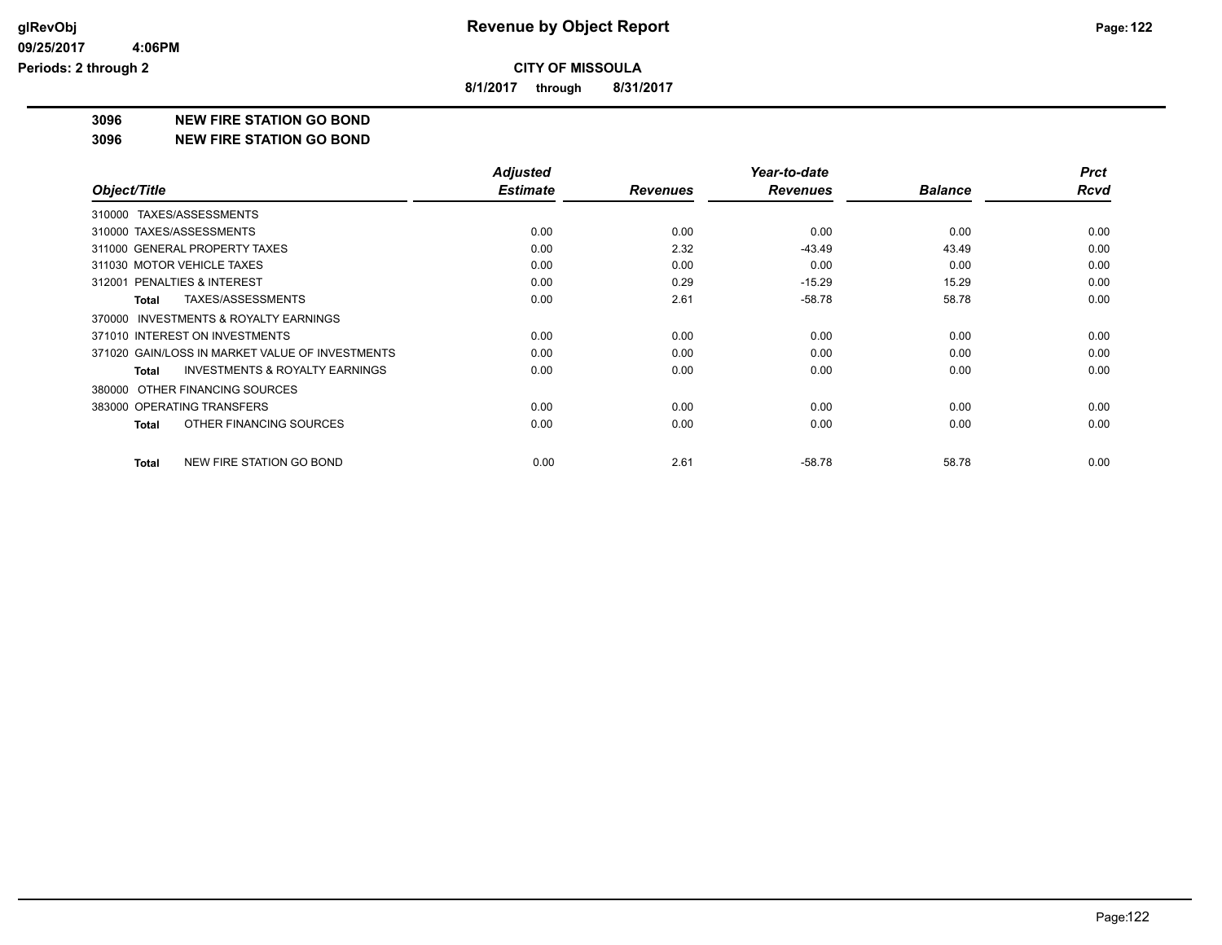# Revenue by Object Report

**CITY OF MISSOULA**

**8/1/2017 through 8/31/2017**

glRevObj
09/25/2017 4:06PM
Periods: 2 through 2

## 3096 NEW FIRE STATION GO BOND

### 3096 NEW FIRE STATION GO BOND

| Object/Title | Adjusted Estimate | Revenues | Year-to-date Revenues | Balance | Prct Rcvd |
|---|---|---|---|---|---|
| 310000 TAXES/ASSESSMENTS | | | | | |
| 310000 TAXES/ASSESSMENTS | 0.00 | 0.00 | 0.00 | 0.00 | 0.00 |
| 311000 GENERAL PROPERTY TAXES | 0.00 | 2.32 | -43.49 | 43.49 | 0.00 |
| 311030 MOTOR VEHICLE TAXES | 0.00 | 0.00 | 0.00 | 0.00 | 0.00 |
| 312001 PENALTIES & INTEREST | 0.00 | 0.29 | -15.29 | 15.29 | 0.00 |
| **Total** TAXES/ASSESSMENTS | 0.00 | 2.61 | -58.78 | 58.78 | 0.00 |
| 370000 INVESTMENTS & ROYALTY EARNINGS | | | | | |
| 371010 INTEREST ON INVESTMENTS | 0.00 | 0.00 | 0.00 | 0.00 | 0.00 |
| 371020 GAIN/LOSS IN MARKET VALUE OF INVESTMENTS | 0.00 | 0.00 | 0.00 | 0.00 | 0.00 |
| **Total** INVESTMENTS & ROYALTY EARNINGS | 0.00 | 0.00 | 0.00 | 0.00 | 0.00 |
| 380000 OTHER FINANCING SOURCES | | | | | |
| 383000 OPERATING TRANSFERS | 0.00 | 0.00 | 0.00 | 0.00 | 0.00 |
| **Total** OTHER FINANCING SOURCES | 0.00 | 0.00 | 0.00 | 0.00 | 0.00 |
| **Total** NEW FIRE STATION GO BOND | 0.00 | 2.61 | -58.78 | 58.78 | 0.00 |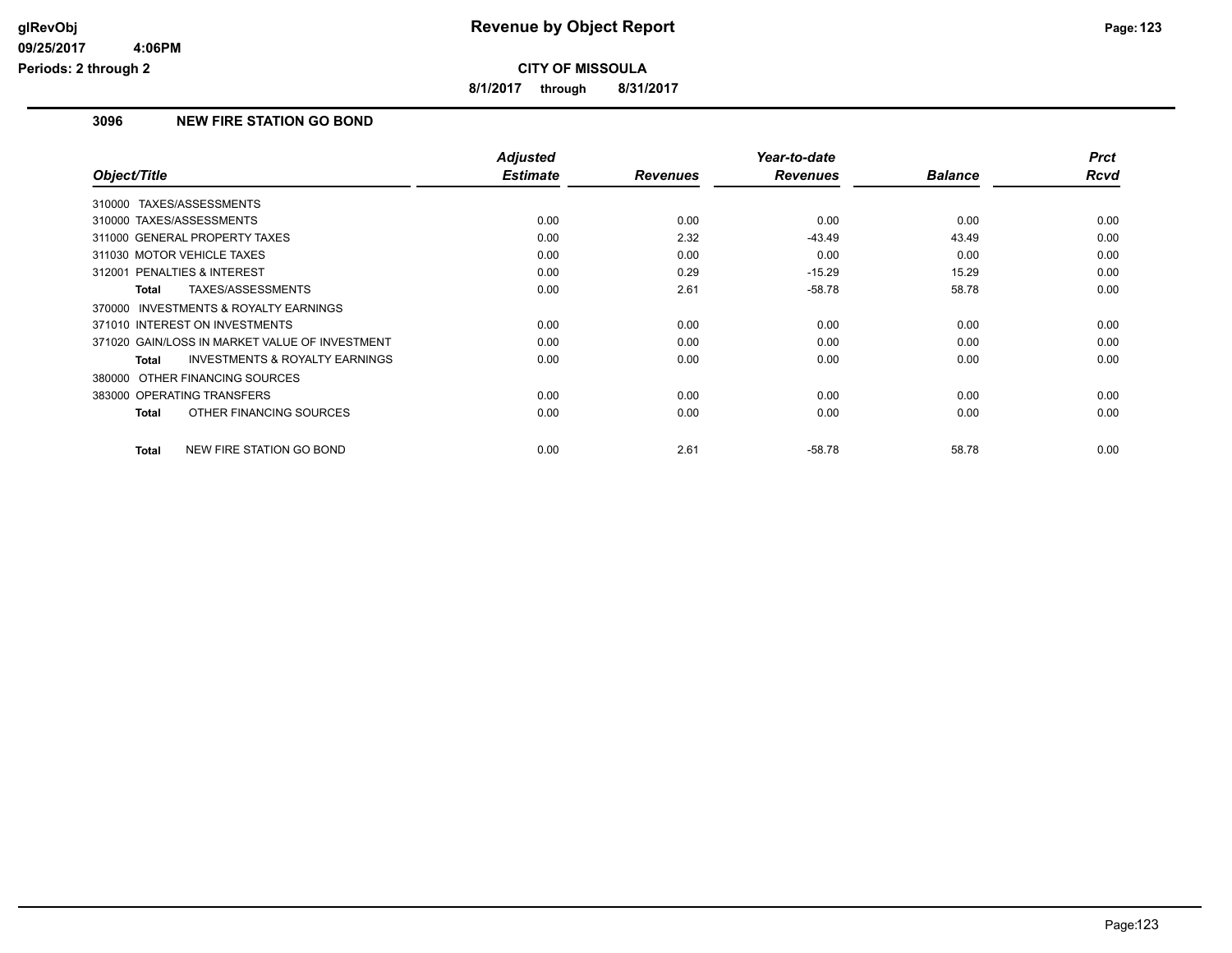# Revenue by Object Report

**CITY OF MISSOULA**

**8/1/2017 through 8/31/2017**

glRevObj
09/25/2017 4:06PM
Periods: 2 through 2

## 3096 NEW FIRE STATION GO BOND

| Object/Title | Adjusted Estimate | Revenues | Year-to-date Revenues | Balance | Prct Rcvd |
|---|---|---|---|---|---|
| 310000 TAXES/ASSESSMENTS | | | | | |
| 310000 TAXES/ASSESSMENTS | 0.00 | 0.00 | 0.00 | 0.00 | 0.00 |
| 311000 GENERAL PROPERTY TAXES | 0.00 | 2.32 | -43.49 | 43.49 | 0.00 |
| 311030 MOTOR VEHICLE TAXES | 0.00 | 0.00 | 0.00 | 0.00 | 0.00 |
| 312001 PENALTIES & INTEREST | 0.00 | 0.29 | -15.29 | 15.29 | 0.00 |
| **Total** TAXES/ASSESSMENTS | 0.00 | 2.61 | -58.78 | 58.78 | 0.00 |
| 370000 INVESTMENTS & ROYALTY EARNINGS | | | | | |
| 371010 INTEREST ON INVESTMENTS | 0.00 | 0.00 | 0.00 | 0.00 | 0.00 |
| 371020 GAIN/LOSS IN MARKET VALUE OF INVESTMENT | 0.00 | 0.00 | 0.00 | 0.00 | 0.00 |
| **Total** INVESTMENTS & ROYALTY EARNINGS | 0.00 | 0.00 | 0.00 | 0.00 | 0.00 |
| 380000 OTHER FINANCING SOURCES | | | | | |
| 383000 OPERATING TRANSFERS | 0.00 | 0.00 | 0.00 | 0.00 | 0.00 |
| **Total** OTHER FINANCING SOURCES | 0.00 | 0.00 | 0.00 | 0.00 | 0.00 |
| **Total** NEW FIRE STATION GO BOND | 0.00 | 2.61 | -58.78 | 58.78 | 0.00 |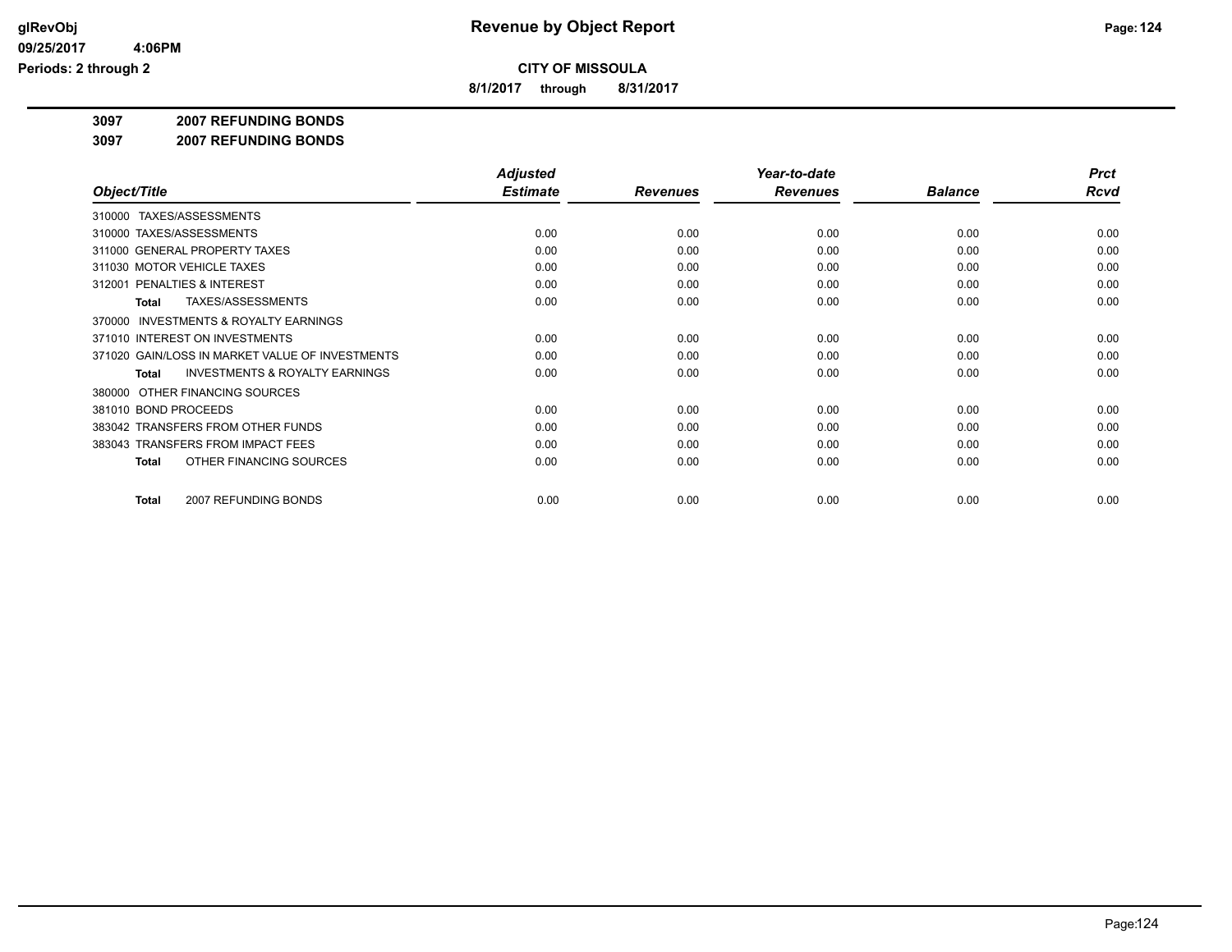**CITY OF MISSOULA**

**8/1/2017 through 8/31/2017**

**3097 2007 REFUNDING BONDS**

**3097 2007 REFUNDING BONDS**

| Object/Title | Adjusted Estimate | Revenues | Year-to-date Revenues | Balance | Prct Rcvd |
|---|---|---|---|---|---|
| 310000 TAXES/ASSESSMENTS | | | | | |
| 310000 TAXES/ASSESSMENTS | 0.00 | 0.00 | 0.00 | 0.00 | 0.00 |
| 311000 GENERAL PROPERTY TAXES | 0.00 | 0.00 | 0.00 | 0.00 | 0.00 |
| 311030 MOTOR VEHICLE TAXES | 0.00 | 0.00 | 0.00 | 0.00 | 0.00 |
| 312001 PENALTIES & INTEREST | 0.00 | 0.00 | 0.00 | 0.00 | 0.00 |
| **Total** TAXES/ASSESSMENTS | 0.00 | 0.00 | 0.00 | 0.00 | 0.00 |
| 370000 INVESTMENTS & ROYALTY EARNINGS | | | | | |
| 371010 INTEREST ON INVESTMENTS | 0.00 | 0.00 | 0.00 | 0.00 | 0.00 |
| 371020 GAIN/LOSS IN MARKET VALUE OF INVESTMENTS | 0.00 | 0.00 | 0.00 | 0.00 | 0.00 |
| **Total** INVESTMENTS & ROYALTY EARNINGS | 0.00 | 0.00 | 0.00 | 0.00 | 0.00 |
| 380000 OTHER FINANCING SOURCES | | | | | |
| 381010 BOND PROCEEDS | 0.00 | 0.00 | 0.00 | 0.00 | 0.00 |
| 383042 TRANSFERS FROM OTHER FUNDS | 0.00 | 0.00 | 0.00 | 0.00 | 0.00 |
| 383043 TRANSFERS FROM IMPACT FEES | 0.00 | 0.00 | 0.00 | 0.00 | 0.00 |
| **Total** OTHER FINANCING SOURCES | 0.00 | 0.00 | 0.00 | 0.00 | 0.00 |
| **Total** 2007 REFUNDING BONDS | 0.00 | 0.00 | 0.00 | 0.00 | 0.00 |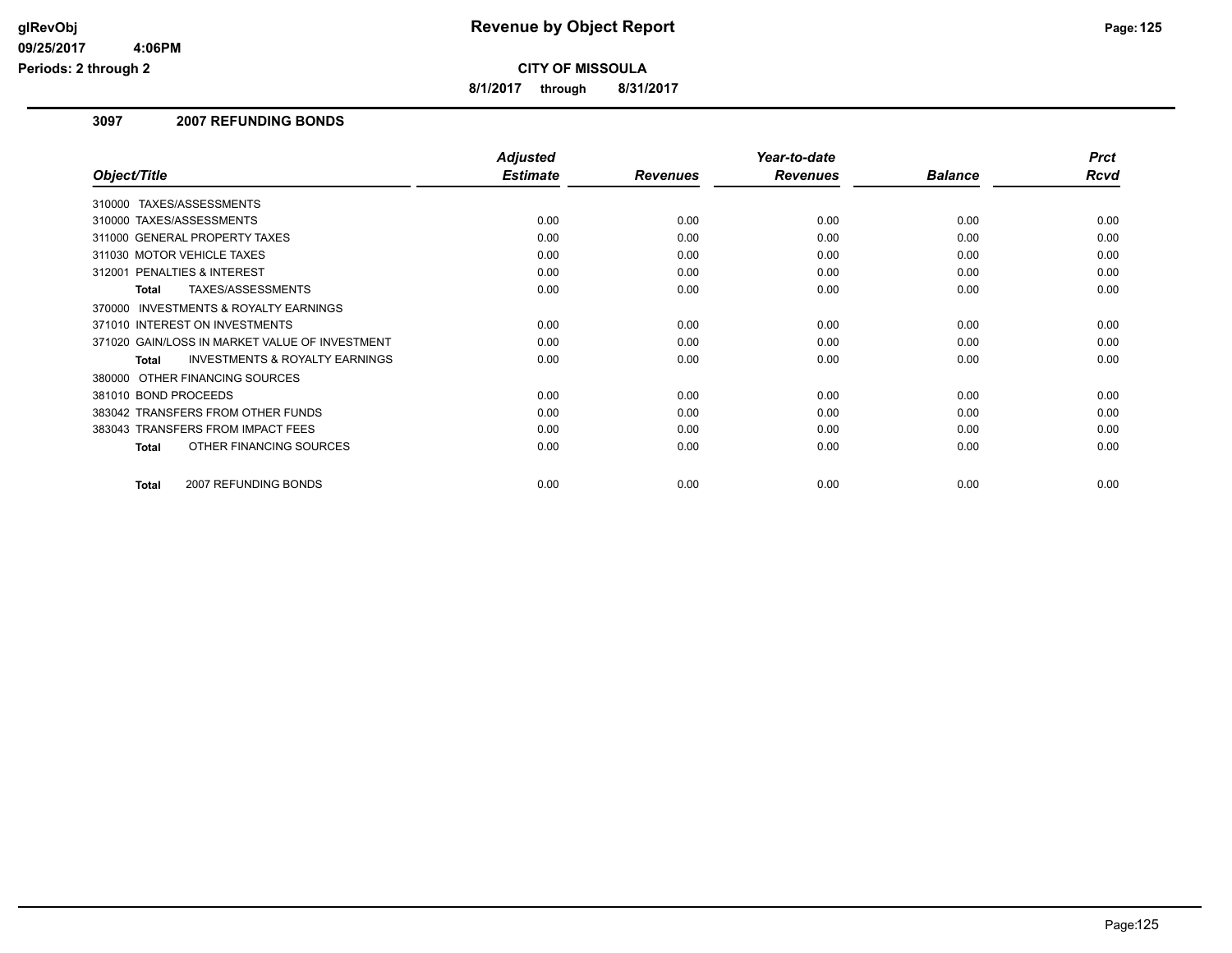# CITY OF MISSOULA

**8/1/2017 through 8/31/2017**

## 3097 2007 REFUNDING BONDS

| Object/Title | Adjusted Estimate | Revenues | Year-to-date Revenues | Balance | Prct Rcvd |
|---|---|---|---|---|---|
| 310000 TAXES/ASSESSMENTS | | | | | |
| 310000 TAXES/ASSESSMENTS | 0.00 | 0.00 | 0.00 | 0.00 | 0.00 |
| 311000 GENERAL PROPERTY TAXES | 0.00 | 0.00 | 0.00 | 0.00 | 0.00 |
| 311030 MOTOR VEHICLE TAXES | 0.00 | 0.00 | 0.00 | 0.00 | 0.00 |
| 312001 PENALTIES & INTEREST | 0.00 | 0.00 | 0.00 | 0.00 | 0.00 |
| **Total** TAXES/ASSESSMENTS | 0.00 | 0.00 | 0.00 | 0.00 | 0.00 |
| 370000 INVESTMENTS & ROYALTY EARNINGS | | | | | |
| 371010 INTEREST ON INVESTMENTS | 0.00 | 0.00 | 0.00 | 0.00 | 0.00 |
| 371020 GAIN/LOSS IN MARKET VALUE OF INVESTMENT | 0.00 | 0.00 | 0.00 | 0.00 | 0.00 |
| **Total** INVESTMENTS & ROYALTY EARNINGS | 0.00 | 0.00 | 0.00 | 0.00 | 0.00 |
| 380000 OTHER FINANCING SOURCES | | | | | |
| 381010 BOND PROCEEDS | 0.00 | 0.00 | 0.00 | 0.00 | 0.00 |
| 383042 TRANSFERS FROM OTHER FUNDS | 0.00 | 0.00 | 0.00 | 0.00 | 0.00 |
| 383043 TRANSFERS FROM IMPACT FEES | 0.00 | 0.00 | 0.00 | 0.00 | 0.00 |
| **Total** OTHER FINANCING SOURCES | 0.00 | 0.00 | 0.00 | 0.00 | 0.00 |
| **Total** 2007 REFUNDING BONDS | 0.00 | 0.00 | 0.00 | 0.00 | 0.00 |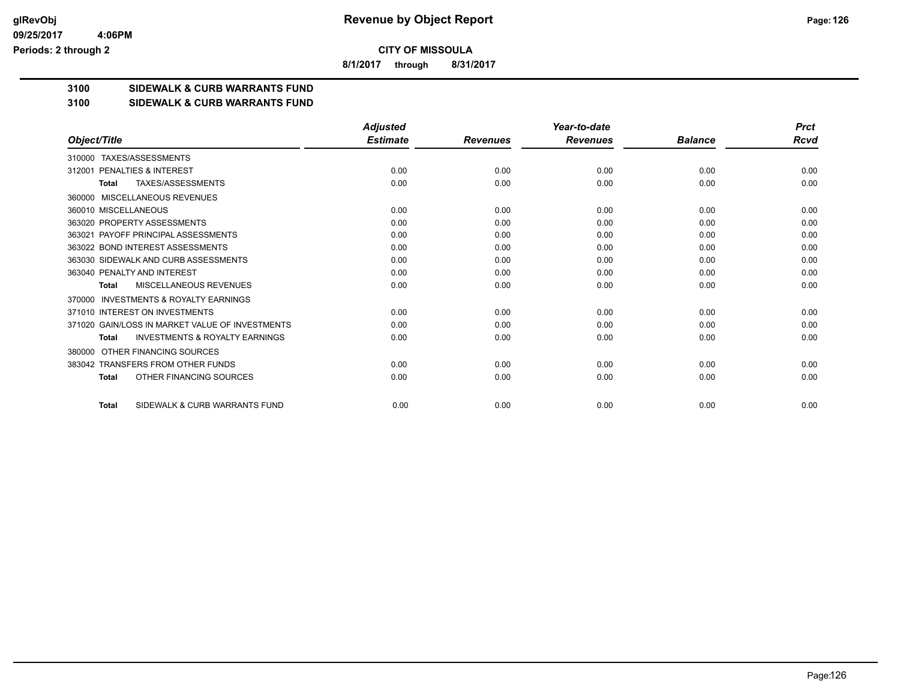# Revenue by Object Report

**CITY OF MISSOULA**

**8/1/2017 through 8/31/2017**

## 3100 SIDEWALK & CURB WARRANTS FUND

## 3100 SIDEWALK & CURB WARRANTS FUND

| Object/Title | Adjusted Estimate | Revenues | Year-to-date Revenues | Balance | Prct Rcvd |
|---|---|---|---|---|---|
| 310000 TAXES/ASSESSMENTS | | | | | |
| 312001 PENALTIES & INTEREST | 0.00 | 0.00 | 0.00 | 0.00 | 0.00 |
| **Total** TAXES/ASSESSMENTS | 0.00 | 0.00 | 0.00 | 0.00 | 0.00 |
| 360000 MISCELLANEOUS REVENUES | | | | | |
| 360010 MISCELLANEOUS | 0.00 | 0.00 | 0.00 | 0.00 | 0.00 |
| 363020 PROPERTY ASSESSMENTS | 0.00 | 0.00 | 0.00 | 0.00 | 0.00 |
| 363021 PAYOFF PRINCIPAL ASSESSMENTS | 0.00 | 0.00 | 0.00 | 0.00 | 0.00 |
| 363022 BOND INTEREST ASSESSMENTS | 0.00 | 0.00 | 0.00 | 0.00 | 0.00 |
| 363030 SIDEWALK AND CURB ASSESSMENTS | 0.00 | 0.00 | 0.00 | 0.00 | 0.00 |
| 363040 PENALTY AND INTEREST | 0.00 | 0.00 | 0.00 | 0.00 | 0.00 |
| **Total** MISCELLANEOUS REVENUES | 0.00 | 0.00 | 0.00 | 0.00 | 0.00 |
| 370000 INVESTMENTS & ROYALTY EARNINGS | | | | | |
| 371010 INTEREST ON INVESTMENTS | 0.00 | 0.00 | 0.00 | 0.00 | 0.00 |
| 371020 GAIN/LOSS IN MARKET VALUE OF INVESTMENTS | 0.00 | 0.00 | 0.00 | 0.00 | 0.00 |
| **Total** INVESTMENTS & ROYALTY EARNINGS | 0.00 | 0.00 | 0.00 | 0.00 | 0.00 |
| 380000 OTHER FINANCING SOURCES | | | | | |
| 383042 TRANSFERS FROM OTHER FUNDS | 0.00 | 0.00 | 0.00 | 0.00 | 0.00 |
| **Total** OTHER FINANCING SOURCES | 0.00 | 0.00 | 0.00 | 0.00 | 0.00 |
| **Total** SIDEWALK & CURB WARRANTS FUND | 0.00 | 0.00 | 0.00 | 0.00 | 0.00 |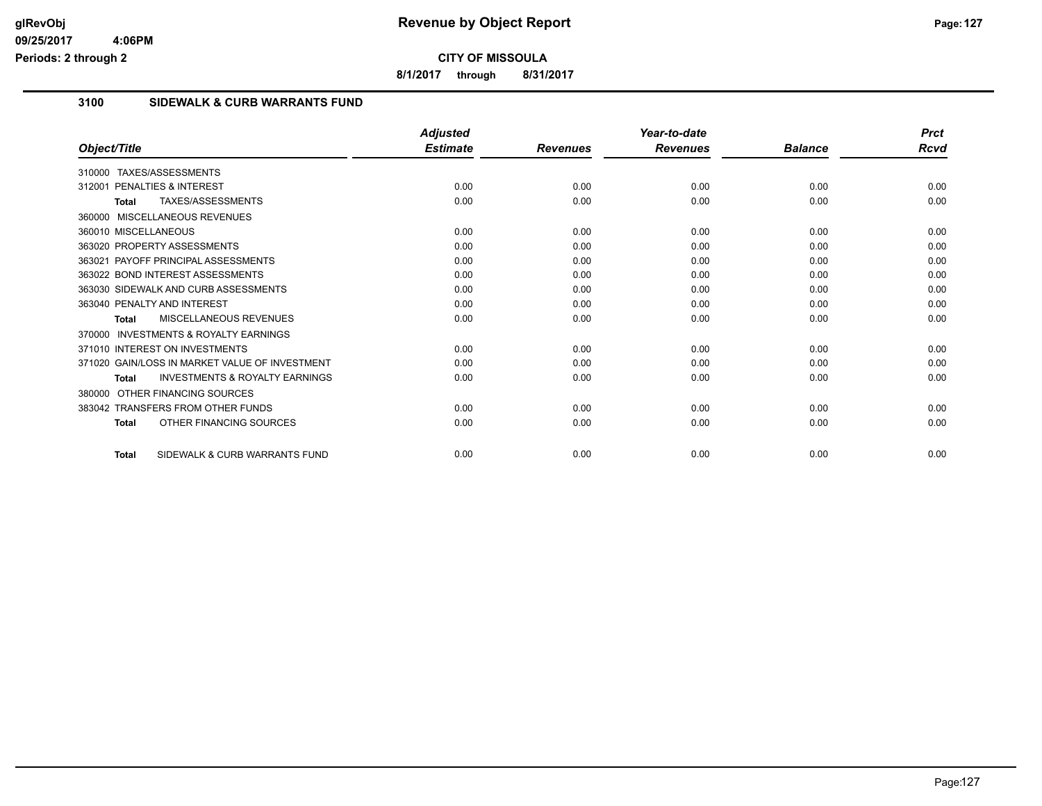# Revenue by Object Report

**CITY OF MISSOULA**

**8/1/2017 through 8/31/2017**

glRevObj
09/25/2017 4:06PM
Periods: 2 through 2

## 3100 SIDEWALK & CURB WARRANTS FUND

| Object/Title | Adjusted Estimate | Revenues | Year-to-date Revenues | Balance | Prct Rcvd |
|---|---|---|---|---|---|
| 310000 TAXES/ASSESSMENTS | | | | | |
| 312001 PENALTIES & INTEREST | 0.00 | 0.00 | 0.00 | 0.00 | 0.00 |
| **Total** TAXES/ASSESSMENTS | 0.00 | 0.00 | 0.00 | 0.00 | 0.00 |
| 360000 MISCELLANEOUS REVENUES | | | | | |
| 360010 MISCELLANEOUS | 0.00 | 0.00 | 0.00 | 0.00 | 0.00 |
| 363020 PROPERTY ASSESSMENTS | 0.00 | 0.00 | 0.00 | 0.00 | 0.00 |
| 363021 PAYOFF PRINCIPAL ASSESSMENTS | 0.00 | 0.00 | 0.00 | 0.00 | 0.00 |
| 363022 BOND INTEREST ASSESSMENTS | 0.00 | 0.00 | 0.00 | 0.00 | 0.00 |
| 363030 SIDEWALK AND CURB ASSESSMENTS | 0.00 | 0.00 | 0.00 | 0.00 | 0.00 |
| 363040 PENALTY AND INTEREST | 0.00 | 0.00 | 0.00 | 0.00 | 0.00 |
| **Total** MISCELLANEOUS REVENUES | 0.00 | 0.00 | 0.00 | 0.00 | 0.00 |
| 370000 INVESTMENTS & ROYALTY EARNINGS | | | | | |
| 371010 INTEREST ON INVESTMENTS | 0.00 | 0.00 | 0.00 | 0.00 | 0.00 |
| 371020 GAIN/LOSS IN MARKET VALUE OF INVESTMENT | 0.00 | 0.00 | 0.00 | 0.00 | 0.00 |
| **Total** INVESTMENTS & ROYALTY EARNINGS | 0.00 | 0.00 | 0.00 | 0.00 | 0.00 |
| 380000 OTHER FINANCING SOURCES | | | | | |
| 383042 TRANSFERS FROM OTHER FUNDS | 0.00 | 0.00 | 0.00 | 0.00 | 0.00 |
| **Total** OTHER FINANCING SOURCES | 0.00 | 0.00 | 0.00 | 0.00 | 0.00 |
| **Total** SIDEWALK & CURB WARRANTS FUND | 0.00 | 0.00 | 0.00 | 0.00 | 0.00 |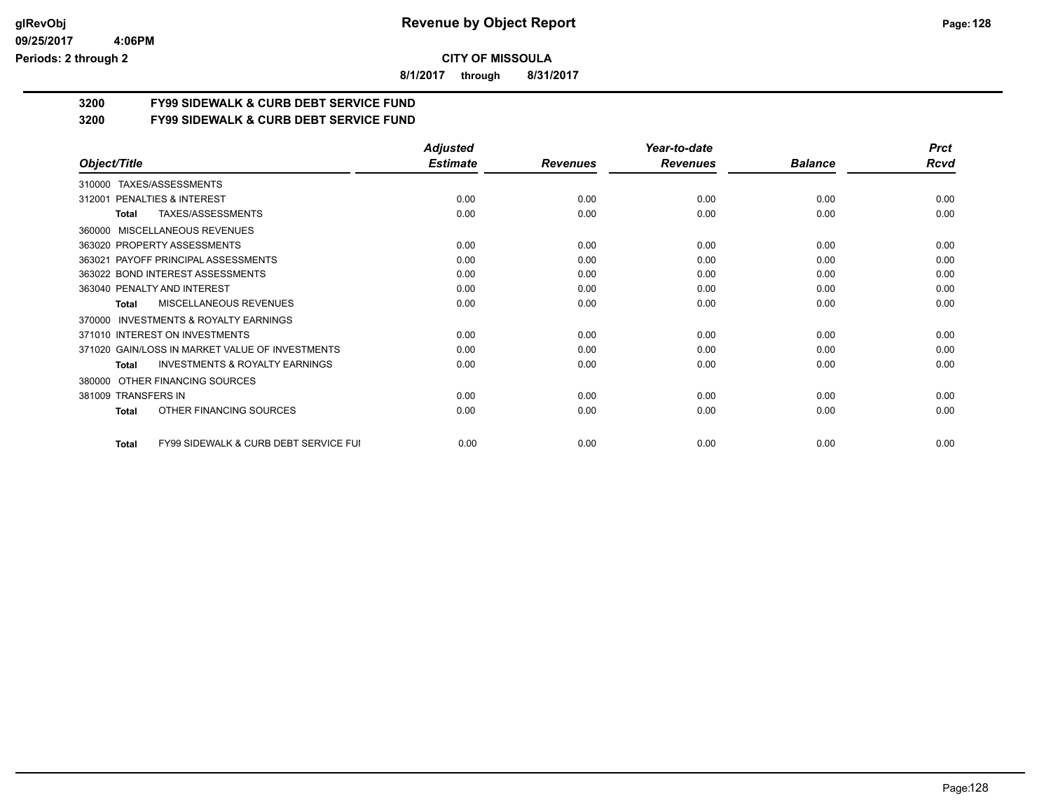# CITY OF MISSOULA

**8/1/2017 through 8/31/2017**

## 3200 FY99 SIDEWALK & CURB DEBT SERVICE FUND

## 3200 FY99 SIDEWALK & CURB DEBT SERVICE FUND

| Object/Title | Adjusted Estimate | Revenues | Year-to-date Revenues | Balance | Prct Rcvd |
|---|---|---|---|---|---|
| 310000 TAXES/ASSESSMENTS | | | | | |
| 312001 PENALTIES & INTEREST | 0.00 | 0.00 | 0.00 | 0.00 | 0.00 |
| **Total** TAXES/ASSESSMENTS | 0.00 | 0.00 | 0.00 | 0.00 | 0.00 |
| 360000 MISCELLANEOUS REVENUES | | | | | |
| 363020 PROPERTY ASSESSMENTS | 0.00 | 0.00 | 0.00 | 0.00 | 0.00 |
| 363021 PAYOFF PRINCIPAL ASSESSMENTS | 0.00 | 0.00 | 0.00 | 0.00 | 0.00 |
| 363022 BOND INTEREST ASSESSMENTS | 0.00 | 0.00 | 0.00 | 0.00 | 0.00 |
| 363040 PENALTY AND INTEREST | 0.00 | 0.00 | 0.00 | 0.00 | 0.00 |
| **Total** MISCELLANEOUS REVENUES | 0.00 | 0.00 | 0.00 | 0.00 | 0.00 |
| 370000 INVESTMENTS & ROYALTY EARNINGS | | | | | |
| 371010 INTEREST ON INVESTMENTS | 0.00 | 0.00 | 0.00 | 0.00 | 0.00 |
| 371020 GAIN/LOSS IN MARKET VALUE OF INVESTMENTS | 0.00 | 0.00 | 0.00 | 0.00 | 0.00 |
| **Total** INVESTMENTS & ROYALTY EARNINGS | 0.00 | 0.00 | 0.00 | 0.00 | 0.00 |
| 380000 OTHER FINANCING SOURCES | | | | | |
| 381009 TRANSFERS IN | 0.00 | 0.00 | 0.00 | 0.00 | 0.00 |
| **Total** OTHER FINANCING SOURCES | 0.00 | 0.00 | 0.00 | 0.00 | 0.00 |
| **Total** FY99 SIDEWALK & CURB DEBT SERVICE FUI | 0.00 | 0.00 | 0.00 | 0.00 | 0.00 |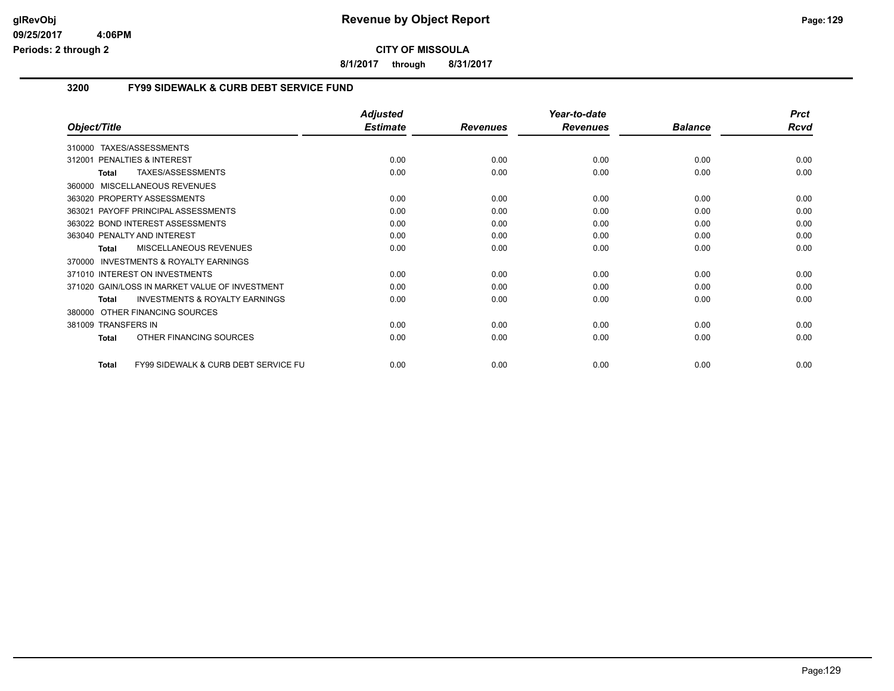# Revenue by Object Report

glRevObj
09/25/2017 4:06PM
Periods: 2 through 2

**CITY OF MISSOULA**

**8/1/2017 through 8/31/2017**

## 3200 FY99 SIDEWALK & CURB DEBT SERVICE FUND

| Object/Title | Adjusted Estimate | Revenues | Year-to-date Revenues | Balance | Prct Rcvd |
|---|---|---|---|---|---|
| 310000 TAXES/ASSESSMENTS | | | | | |
| 312001 PENALTIES & INTEREST | 0.00 | 0.00 | 0.00 | 0.00 | 0.00 |
| **Total** TAXES/ASSESSMENTS | 0.00 | 0.00 | 0.00 | 0.00 | 0.00 |
| 360000 MISCELLANEOUS REVENUES | | | | | |
| 363020 PROPERTY ASSESSMENTS | 0.00 | 0.00 | 0.00 | 0.00 | 0.00 |
| 363021 PAYOFF PRINCIPAL ASSESSMENTS | 0.00 | 0.00 | 0.00 | 0.00 | 0.00 |
| 363022 BOND INTEREST ASSESSMENTS | 0.00 | 0.00 | 0.00 | 0.00 | 0.00 |
| 363040 PENALTY AND INTEREST | 0.00 | 0.00 | 0.00 | 0.00 | 0.00 |
| **Total** MISCELLANEOUS REVENUES | 0.00 | 0.00 | 0.00 | 0.00 | 0.00 |
| 370000 INVESTMENTS & ROYALTY EARNINGS | | | | | |
| 371010 INTEREST ON INVESTMENTS | 0.00 | 0.00 | 0.00 | 0.00 | 0.00 |
| 371020 GAIN/LOSS IN MARKET VALUE OF INVESTMENT | 0.00 | 0.00 | 0.00 | 0.00 | 0.00 |
| **Total** INVESTMENTS & ROYALTY EARNINGS | 0.00 | 0.00 | 0.00 | 0.00 | 0.00 |
| 380000 OTHER FINANCING SOURCES | | | | | |
| 381009 TRANSFERS IN | 0.00 | 0.00 | 0.00 | 0.00 | 0.00 |
| **Total** OTHER FINANCING SOURCES | 0.00 | 0.00 | 0.00 | 0.00 | 0.00 |
| **Total** FY99 SIDEWALK & CURB DEBT SERVICE FU | 0.00 | 0.00 | 0.00 | 0.00 | 0.00 |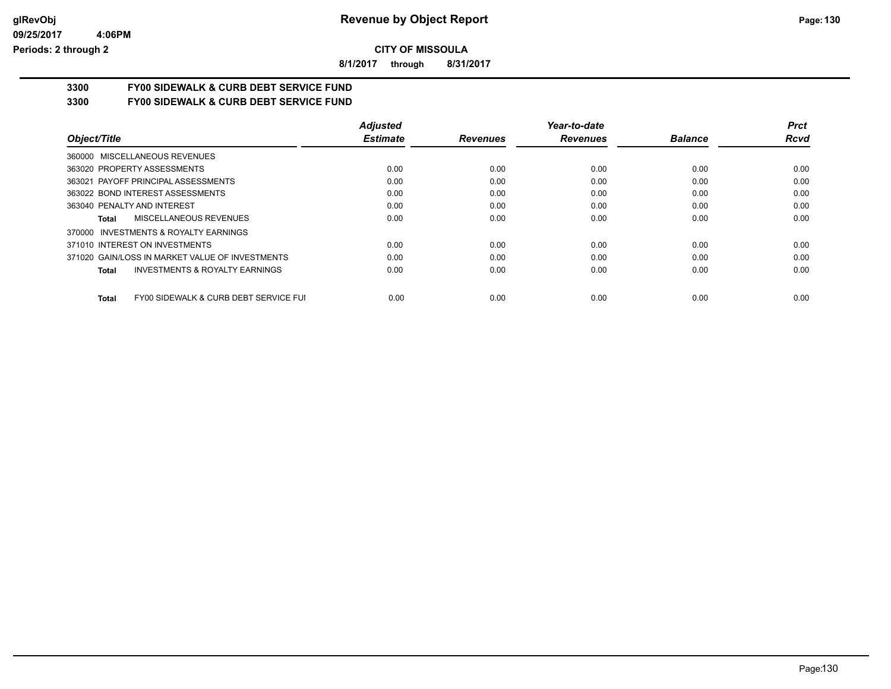**CITY OF MISSOULA**

**8/1/2017 through 8/31/2017**

**3300 FY00 SIDEWALK & CURB DEBT SERVICE FUND**

**3300 FY00 SIDEWALK & CURB DEBT SERVICE FUND**

| Object/Title | Adjusted Estimate | Revenues | Year-to-date Revenues | Balance | Prct Rcvd |
|---|---|---|---|---|---|
| 360000 MISCELLANEOUS REVENUES | | | | | |
| 363020 PROPERTY ASSESSMENTS | 0.00 | 0.00 | 0.00 | 0.00 | 0.00 |
| 363021 PAYOFF PRINCIPAL ASSESSMENTS | 0.00 | 0.00 | 0.00 | 0.00 | 0.00 |
| 363022 BOND INTEREST ASSESSMENTS | 0.00 | 0.00 | 0.00 | 0.00 | 0.00 |
| 363040 PENALTY AND INTEREST | 0.00 | 0.00 | 0.00 | 0.00 | 0.00 |
| **Total** MISCELLANEOUS REVENUES | 0.00 | 0.00 | 0.00 | 0.00 | 0.00 |
| 370000 INVESTMENTS & ROYALTY EARNINGS | | | | | |
| 371010 INTEREST ON INVESTMENTS | 0.00 | 0.00 | 0.00 | 0.00 | 0.00 |
| 371020 GAIN/LOSS IN MARKET VALUE OF INVESTMENTS | 0.00 | 0.00 | 0.00 | 0.00 | 0.00 |
| **Total** INVESTMENTS & ROYALTY EARNINGS | 0.00 | 0.00 | 0.00 | 0.00 | 0.00 |
| **Total** FY00 SIDEWALK & CURB DEBT SERVICE FUI | 0.00 | 0.00 | 0.00 | 0.00 | 0.00 |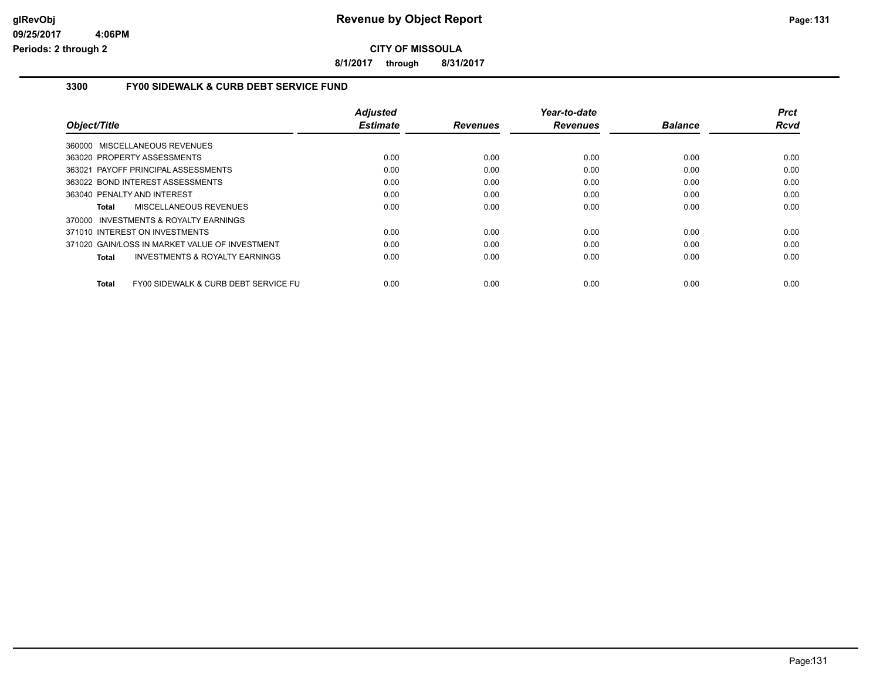**CITY OF MISSOULA**

**8/1/2017 through 8/31/2017**

### 3300 FY00 SIDEWALK & CURB DEBT SERVICE FUND

| Object/Title | Adjusted Estimate | Revenues | Year-to-date Revenues | Balance | Prct Rcvd |
|---|---|---|---|---|---|
| 360000 MISCELLANEOUS REVENUES | | | | | |
| 363020 PROPERTY ASSESSMENTS | 0.00 | 0.00 | 0.00 | 0.00 | 0.00 |
| 363021 PAYOFF PRINCIPAL ASSESSMENTS | 0.00 | 0.00 | 0.00 | 0.00 | 0.00 |
| 363022 BOND INTEREST ASSESSMENTS | 0.00 | 0.00 | 0.00 | 0.00 | 0.00 |
| 363040 PENALTY AND INTEREST | 0.00 | 0.00 | 0.00 | 0.00 | 0.00 |
| **Total** MISCELLANEOUS REVENUES | 0.00 | 0.00 | 0.00 | 0.00 | 0.00 |
| 370000 INVESTMENTS & ROYALTY EARNINGS | | | | | |
| 371010 INTEREST ON INVESTMENTS | 0.00 | 0.00 | 0.00 | 0.00 | 0.00 |
| 371020 GAIN/LOSS IN MARKET VALUE OF INVESTMENT | 0.00 | 0.00 | 0.00 | 0.00 | 0.00 |
| **Total** INVESTMENTS & ROYALTY EARNINGS | 0.00 | 0.00 | 0.00 | 0.00 | 0.00 |
| **Total** FY00 SIDEWALK & CURB DEBT SERVICE FU | 0.00 | 0.00 | 0.00 | 0.00 | 0.00 |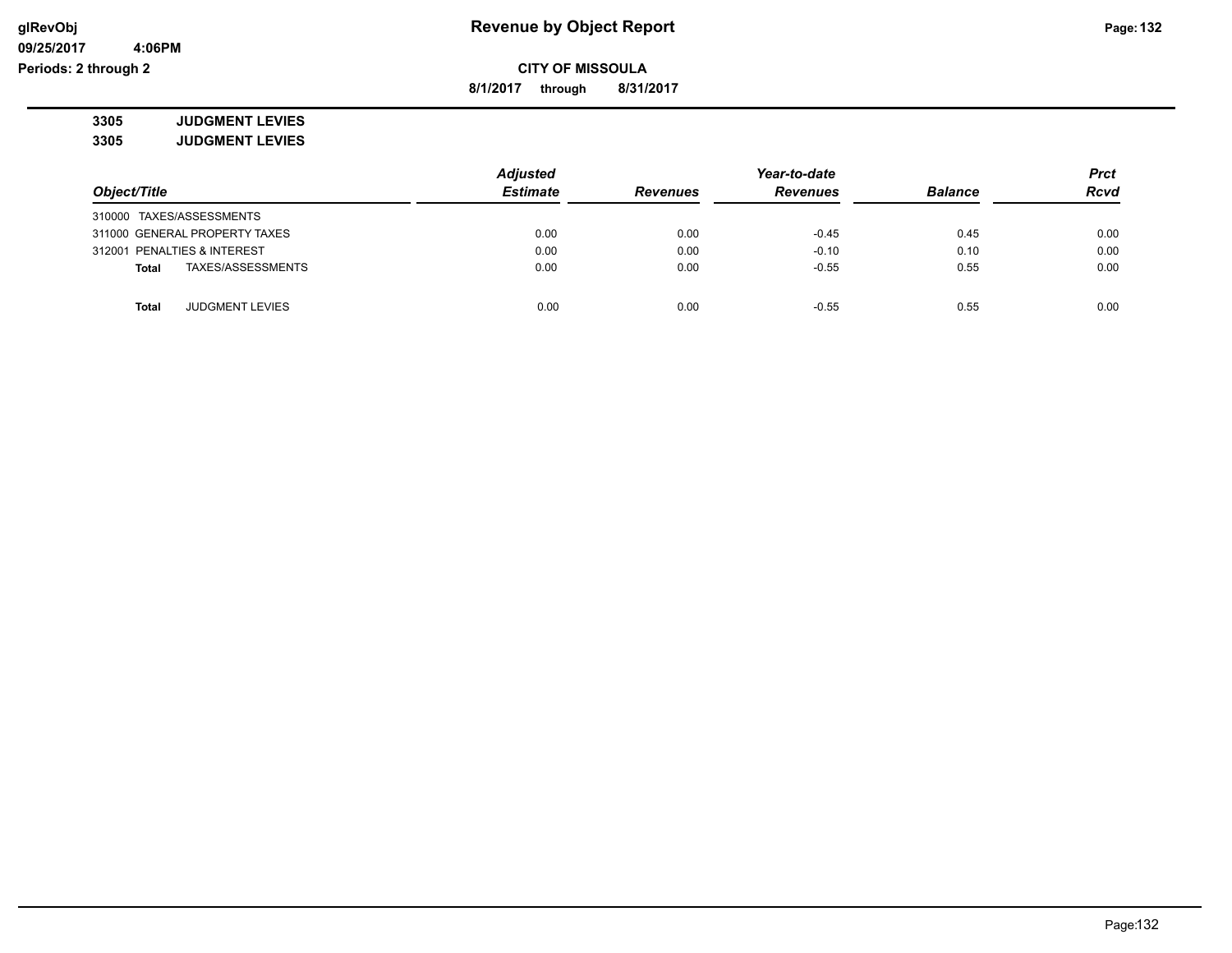**glRevObj**
**09/25/2017 4:06PM**
**Periods: 2 through 2**

# Revenue by Object Report

**CITY OF MISSOULA**

**8/1/2017 through 8/31/2017**

**3305 JUDGMENT LEVIES**
**3305 JUDGMENT LEVIES**

| Object/Title | Adjusted Estimate | Revenues | Year-to-date Revenues | Balance | Prct Rcvd |
|---|---|---|---|---|---|
| 310000 TAXES/ASSESSMENTS | | | | | |
| 311000 GENERAL PROPERTY TAXES | 0.00 | 0.00 | -0.45 | 0.45 | 0.00 |
| 312001 PENALTIES & INTEREST | 0.00 | 0.00 | -0.10 | 0.10 | 0.00 |
| **Total** TAXES/ASSESSMENTS | 0.00 | 0.00 | -0.55 | 0.55 | 0.00 |
| | | | | | |
| **Total** JUDGMENT LEVIES | 0.00 | 0.00 | -0.55 | 0.55 | 0.00 |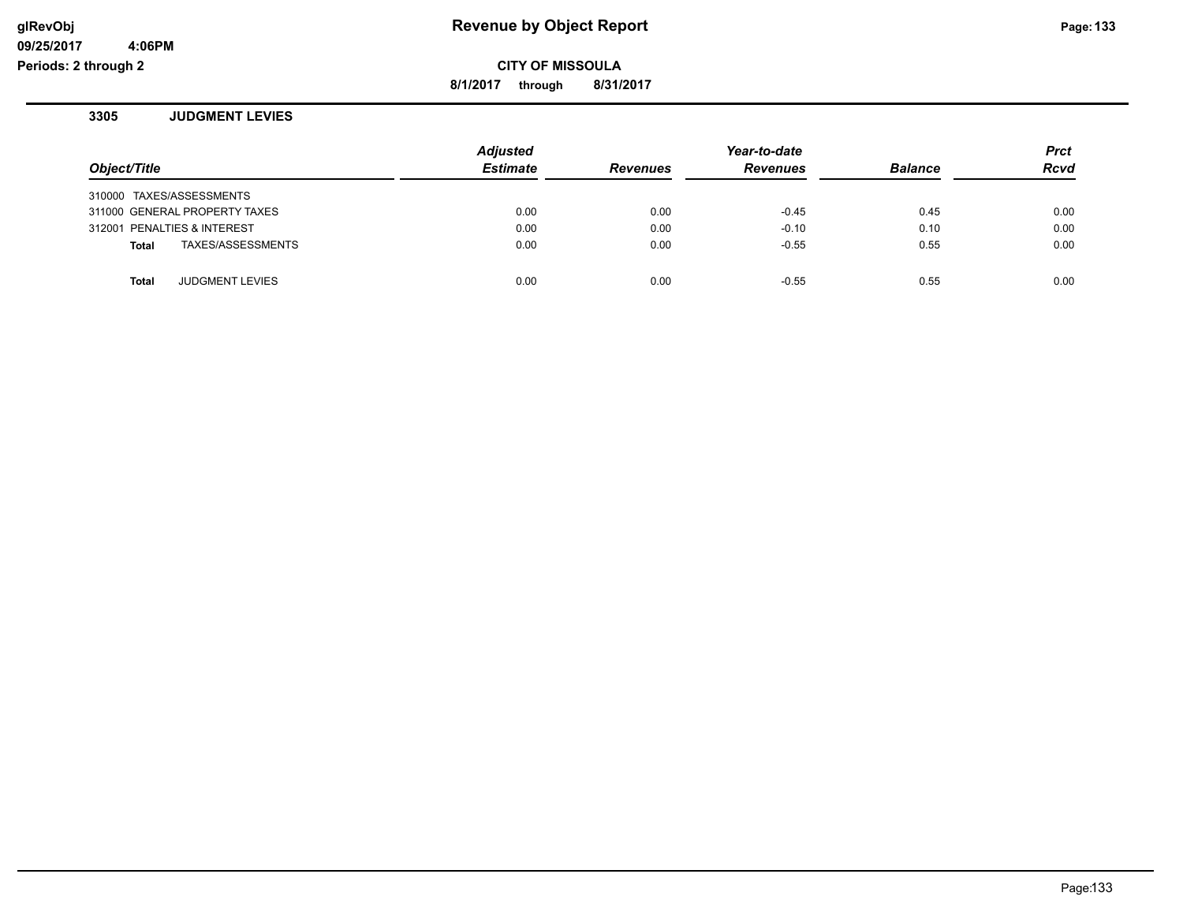**Revenue by Object Report**

**CITY OF MISSOULA**

**8/1/2017 through 8/31/2017**

glRevObj
09/25/2017 4:06PM
Periods: 2 through 2

### 3305 JUDGMENT LEVIES

| Object/Title | Adjusted Estimate | Revenues | Year-to-date Revenues | Balance | Prct Rcvd |
|---|---|---|---|---|---|
| 310000 TAXES/ASSESSMENTS | | | | | |
| 311000 GENERAL PROPERTY TAXES | 0.00 | 0.00 | -0.45 | 0.45 | 0.00 |
| 312001 PENALTIES & INTEREST | 0.00 | 0.00 | -0.10 | 0.10 | 0.00 |
| **Total** TAXES/ASSESSMENTS | 0.00 | 0.00 | -0.55 | 0.55 | 0.00 |
| **Total** JUDGMENT LEVIES | 0.00 | 0.00 | -0.55 | 0.55 | 0.00 |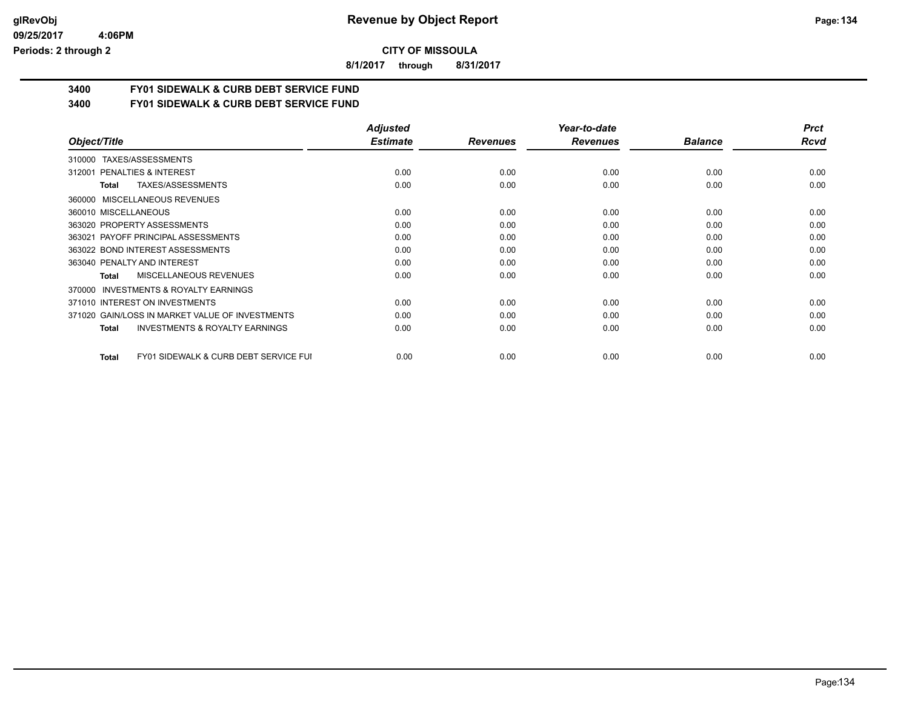**CITY OF MISSOULA**

**8/1/2017 through 8/31/2017**

## 3400 FY01 SIDEWALK & CURB DEBT SERVICE FUND

## 3400 FY01 SIDEWALK & CURB DEBT SERVICE FUND

| Object/Title | Adjusted Estimate | Revenues | Year-to-date Revenues | Balance | Prct Rcvd |
|---|---|---|---|---|---|
| 310000 TAXES/ASSESSMENTS | | | | | |
| 312001 PENALTIES & INTEREST | 0.00 | 0.00 | 0.00 | 0.00 | 0.00 |
| **Total** TAXES/ASSESSMENTS | 0.00 | 0.00 | 0.00 | 0.00 | 0.00 |
| 360000 MISCELLANEOUS REVENUES | | | | | |
| 360010 MISCELLANEOUS | 0.00 | 0.00 | 0.00 | 0.00 | 0.00 |
| 363020 PROPERTY ASSESSMENTS | 0.00 | 0.00 | 0.00 | 0.00 | 0.00 |
| 363021 PAYOFF PRINCIPAL ASSESSMENTS | 0.00 | 0.00 | 0.00 | 0.00 | 0.00 |
| 363022 BOND INTEREST ASSESSMENTS | 0.00 | 0.00 | 0.00 | 0.00 | 0.00 |
| 363040 PENALTY AND INTEREST | 0.00 | 0.00 | 0.00 | 0.00 | 0.00 |
| **Total** MISCELLANEOUS REVENUES | 0.00 | 0.00 | 0.00 | 0.00 | 0.00 |
| 370000 INVESTMENTS & ROYALTY EARNINGS | | | | | |
| 371010 INTEREST ON INVESTMENTS | 0.00 | 0.00 | 0.00 | 0.00 | 0.00 |
| 371020 GAIN/LOSS IN MARKET VALUE OF INVESTMENTS | 0.00 | 0.00 | 0.00 | 0.00 | 0.00 |
| **Total** INVESTMENTS & ROYALTY EARNINGS | 0.00 | 0.00 | 0.00 | 0.00 | 0.00 |
| **Total** FY01 SIDEWALK & CURB DEBT SERVICE FUI | 0.00 | 0.00 | 0.00 | 0.00 | 0.00 |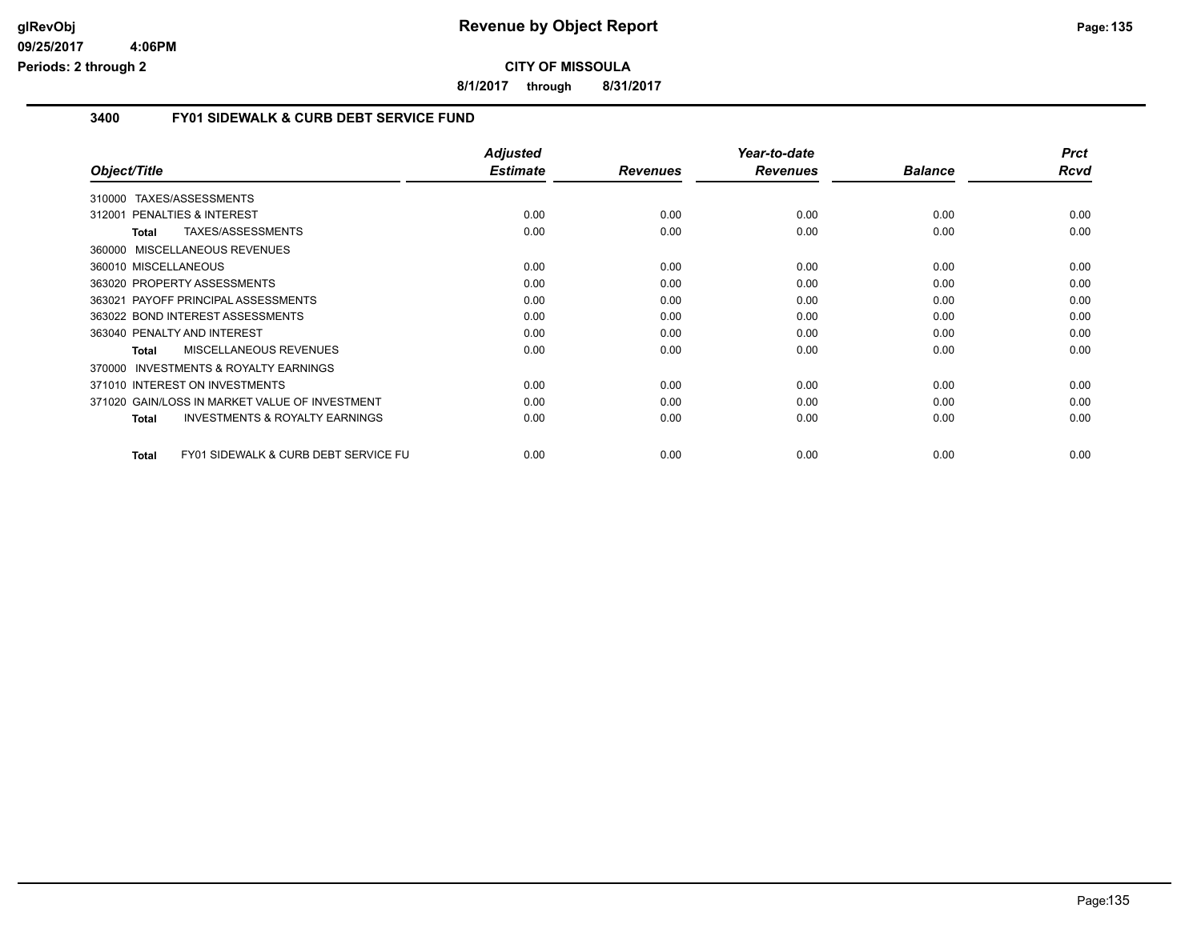# Revenue by Object Report

**CITY OF MISSOULA**

**8/1/2017 through 8/31/2017**

glRevObj
09/25/2017 4:06PM
Periods: 2 through 2

## 3400 FY01 SIDEWALK & CURB DEBT SERVICE FUND

| Object/Title | Adjusted Estimate | Revenues | Year-to-date Revenues | Balance | Prct Rcvd |
|---|---|---|---|---|---|
| 310000 TAXES/ASSESSMENTS | | | | | |
| 312001 PENALTIES & INTEREST | 0.00 | 0.00 | 0.00 | 0.00 | 0.00 |
| **Total** TAXES/ASSESSMENTS | 0.00 | 0.00 | 0.00 | 0.00 | 0.00 |
| 360000 MISCELLANEOUS REVENUES | | | | | |
| 360010 MISCELLANEOUS | 0.00 | 0.00 | 0.00 | 0.00 | 0.00 |
| 363020 PROPERTY ASSESSMENTS | 0.00 | 0.00 | 0.00 | 0.00 | 0.00 |
| 363021 PAYOFF PRINCIPAL ASSESSMENTS | 0.00 | 0.00 | 0.00 | 0.00 | 0.00 |
| 363022 BOND INTEREST ASSESSMENTS | 0.00 | 0.00 | 0.00 | 0.00 | 0.00 |
| 363040 PENALTY AND INTEREST | 0.00 | 0.00 | 0.00 | 0.00 | 0.00 |
| **Total** MISCELLANEOUS REVENUES | 0.00 | 0.00 | 0.00 | 0.00 | 0.00 |
| 370000 INVESTMENTS & ROYALTY EARNINGS | | | | | |
| 371010 INTEREST ON INVESTMENTS | 0.00 | 0.00 | 0.00 | 0.00 | 0.00 |
| 371020 GAIN/LOSS IN MARKET VALUE OF INVESTMENT | 0.00 | 0.00 | 0.00 | 0.00 | 0.00 |
| **Total** INVESTMENTS & ROYALTY EARNINGS | 0.00 | 0.00 | 0.00 | 0.00 | 0.00 |
| **Total** FY01 SIDEWALK & CURB DEBT SERVICE FU | 0.00 | 0.00 | 0.00 | 0.00 | 0.00 |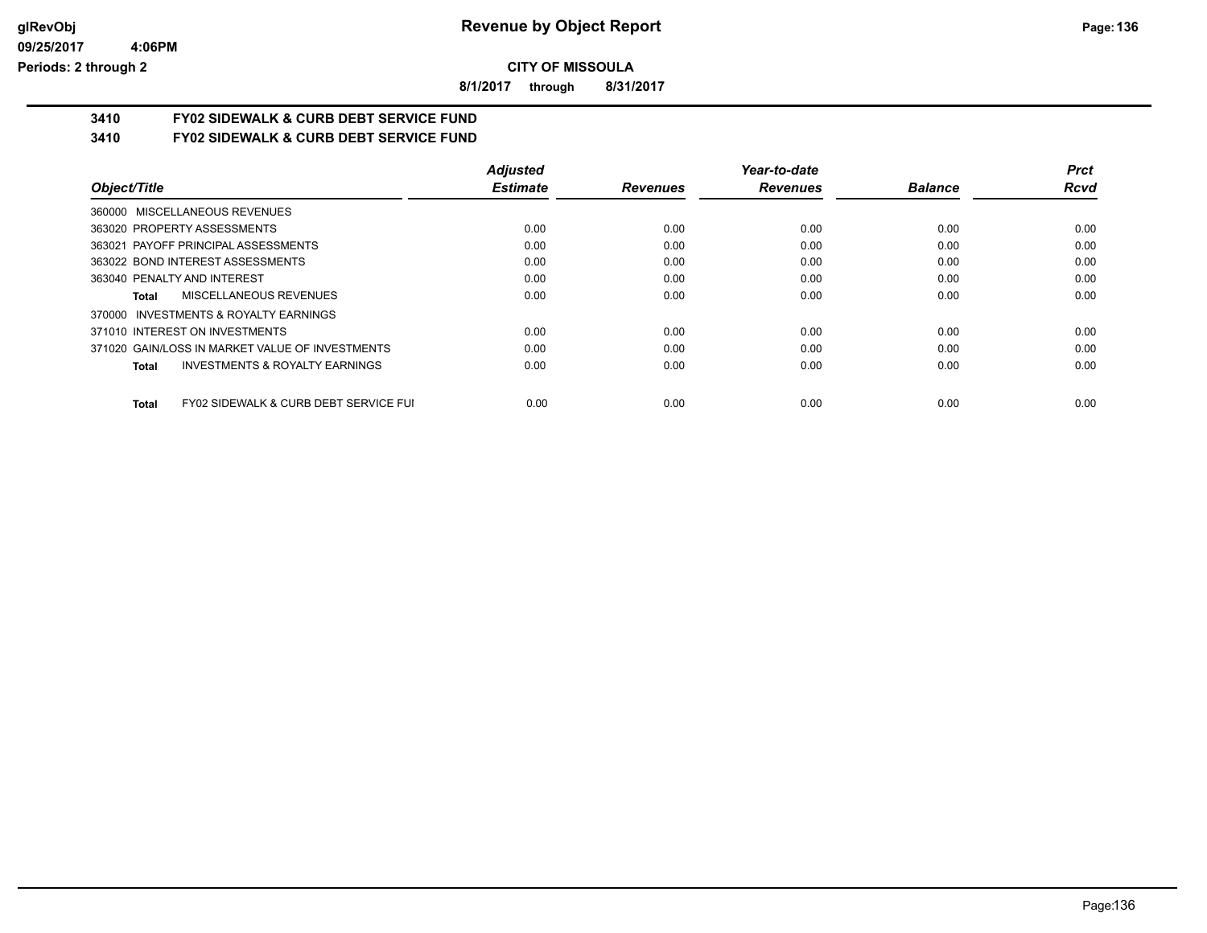**CITY OF MISSOULA**

**8/1/2017 through 8/31/2017**

## 3410 FY02 SIDEWALK & CURB DEBT SERVICE FUND

## 3410 FY02 SIDEWALK & CURB DEBT SERVICE FUND

| Object/Title | Adjusted Estimate | Revenues | Year-to-date Revenues | Balance | Prct Rcvd |
|---|---|---|---|---|---|
| 360000 MISCELLANEOUS REVENUES | | | | | |
| 363020 PROPERTY ASSESSMENTS | 0.00 | 0.00 | 0.00 | 0.00 | 0.00 |
| 363021 PAYOFF PRINCIPAL ASSESSMENTS | 0.00 | 0.00 | 0.00 | 0.00 | 0.00 |
| 363022 BOND INTEREST ASSESSMENTS | 0.00 | 0.00 | 0.00 | 0.00 | 0.00 |
| 363040 PENALTY AND INTEREST | 0.00 | 0.00 | 0.00 | 0.00 | 0.00 |
| **Total** MISCELLANEOUS REVENUES | 0.00 | 0.00 | 0.00 | 0.00 | 0.00 |
| 370000 INVESTMENTS & ROYALTY EARNINGS | | | | | |
| 371010 INTEREST ON INVESTMENTS | 0.00 | 0.00 | 0.00 | 0.00 | 0.00 |
| 371020 GAIN/LOSS IN MARKET VALUE OF INVESTMENTS | 0.00 | 0.00 | 0.00 | 0.00 | 0.00 |
| **Total** INVESTMENTS & ROYALTY EARNINGS | 0.00 | 0.00 | 0.00 | 0.00 | 0.00 |
| **Total** FY02 SIDEWALK & CURB DEBT SERVICE FUI | 0.00 | 0.00 | 0.00 | 0.00 | 0.00 |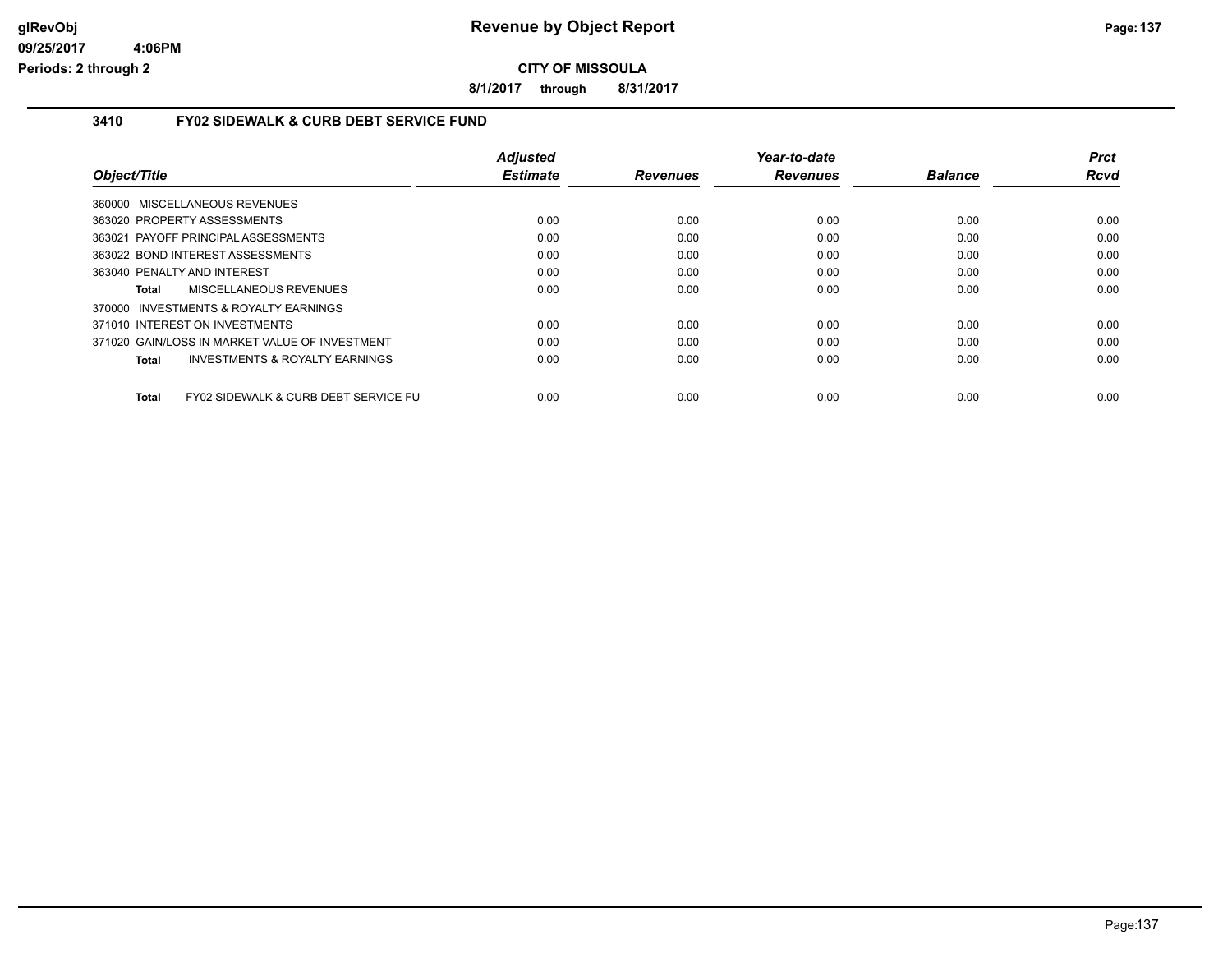**CITY OF MISSOULA**

**8/1/2017 through 8/31/2017**

## 3410 FY02 SIDEWALK & CURB DEBT SERVICE FUND

| Object/Title | Adjusted Estimate | Revenues | Year-to-date Revenues | Balance | Prct Rcvd |
|---|---|---|---|---|---|
| 360000 MISCELLANEOUS REVENUES | | | | | |
| 363020 PROPERTY ASSESSMENTS | 0.00 | 0.00 | 0.00 | 0.00 | 0.00 |
| 363021 PAYOFF PRINCIPAL ASSESSMENTS | 0.00 | 0.00 | 0.00 | 0.00 | 0.00 |
| 363022 BOND INTEREST ASSESSMENTS | 0.00 | 0.00 | 0.00 | 0.00 | 0.00 |
| 363040 PENALTY AND INTEREST | 0.00 | 0.00 | 0.00 | 0.00 | 0.00 |
| **Total** MISCELLANEOUS REVENUES | 0.00 | 0.00 | 0.00 | 0.00 | 0.00 |
| 370000 INVESTMENTS & ROYALTY EARNINGS | | | | | |
| 371010 INTEREST ON INVESTMENTS | 0.00 | 0.00 | 0.00 | 0.00 | 0.00 |
| 371020 GAIN/LOSS IN MARKET VALUE OF INVESTMENT | 0.00 | 0.00 | 0.00 | 0.00 | 0.00 |
| **Total** INVESTMENTS & ROYALTY EARNINGS | 0.00 | 0.00 | 0.00 | 0.00 | 0.00 |
| **Total** FY02 SIDEWALK & CURB DEBT SERVICE FU | 0.00 | 0.00 | 0.00 | 0.00 | 0.00 |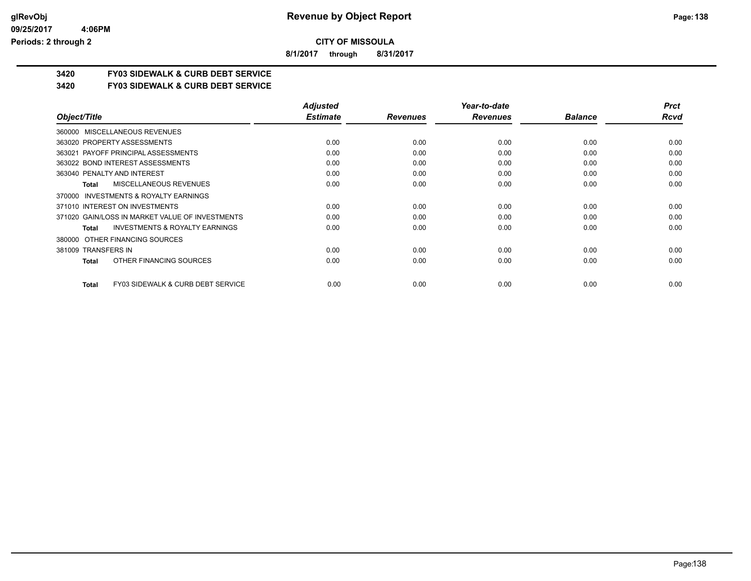**CITY OF MISSOULA**

**8/1/2017 through 8/31/2017**

## 3420 FY03 SIDEWALK & CURB DEBT SERVICE

### 3420 FY03 SIDEWALK & CURB DEBT SERVICE

| Object/Title | Adjusted Estimate | Revenues | Year-to-date Revenues | Balance | Prct Rcvd |
|---|---|---|---|---|---|
| 360000 MISCELLANEOUS REVENUES | | | | | |
| 363020 PROPERTY ASSESSMENTS | 0.00 | 0.00 | 0.00 | 0.00 | 0.00 |
| 363021 PAYOFF PRINCIPAL ASSESSMENTS | 0.00 | 0.00 | 0.00 | 0.00 | 0.00 |
| 363022 BOND INTEREST ASSESSMENTS | 0.00 | 0.00 | 0.00 | 0.00 | 0.00 |
| 363040 PENALTY AND INTEREST | 0.00 | 0.00 | 0.00 | 0.00 | 0.00 |
| **Total** MISCELLANEOUS REVENUES | 0.00 | 0.00 | 0.00 | 0.00 | 0.00 |
| 370000 INVESTMENTS & ROYALTY EARNINGS | | | | | |
| 371010 INTEREST ON INVESTMENTS | 0.00 | 0.00 | 0.00 | 0.00 | 0.00 |
| 371020 GAIN/LOSS IN MARKET VALUE OF INVESTMENTS | 0.00 | 0.00 | 0.00 | 0.00 | 0.00 |
| **Total** INVESTMENTS & ROYALTY EARNINGS | 0.00 | 0.00 | 0.00 | 0.00 | 0.00 |
| 380000 OTHER FINANCING SOURCES | | | | | |
| 381009 TRANSFERS IN | 0.00 | 0.00 | 0.00 | 0.00 | 0.00 |
| **Total** OTHER FINANCING SOURCES | 0.00 | 0.00 | 0.00 | 0.00 | 0.00 |
| **Total** FY03 SIDEWALK & CURB DEBT SERVICE | 0.00 | 0.00 | 0.00 | 0.00 | 0.00 |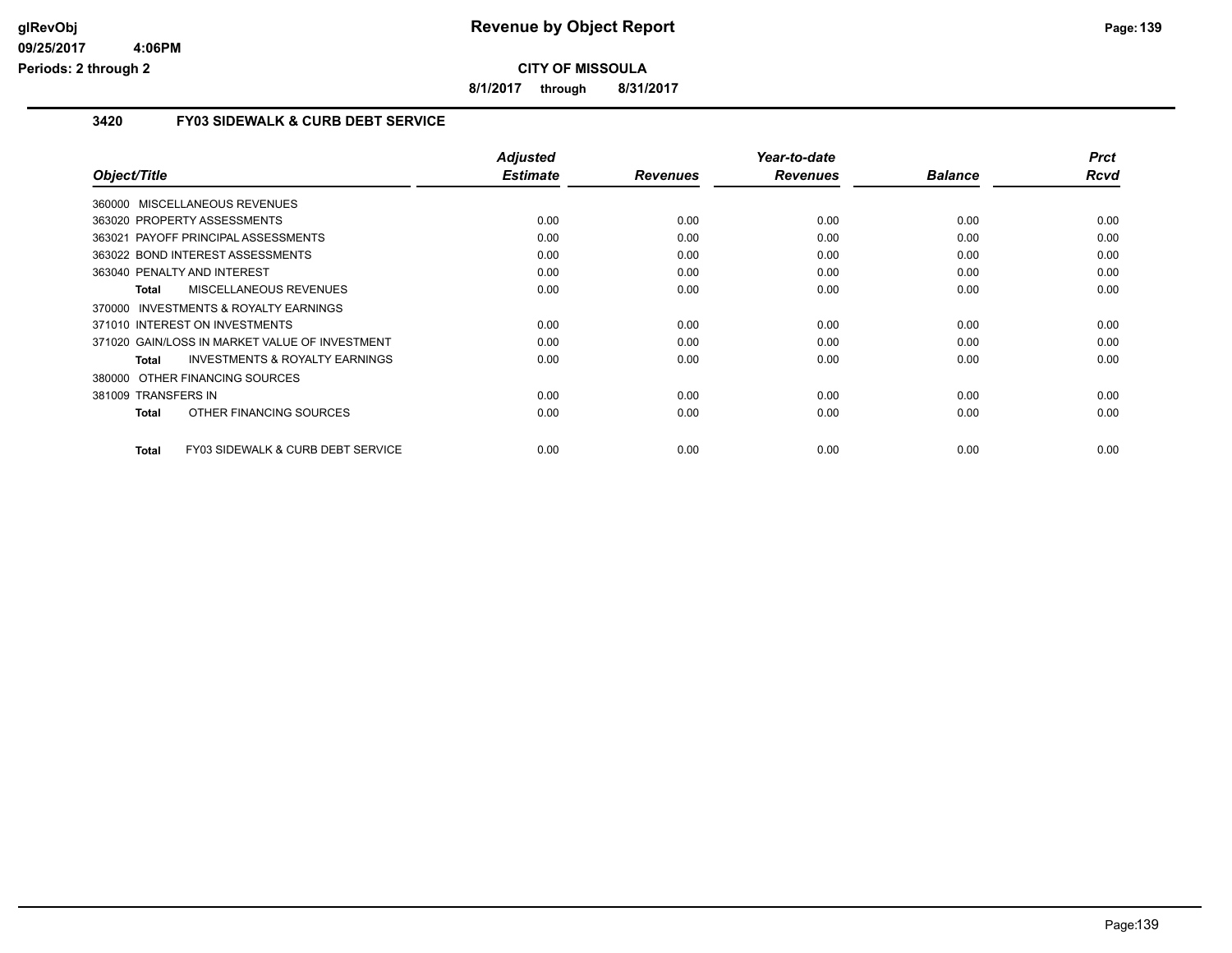**Revenue by Object Report**

**CITY OF MISSOULA**

**8/1/2017 through 8/31/2017**

### 3420 FY03 SIDEWALK & CURB DEBT SERVICE

| Object/Title | Adjusted Estimate | Revenues | Year-to-date Revenues | Balance | Prct Rcvd |
|---|---|---|---|---|---|
| 360000 MISCELLANEOUS REVENUES | | | | | |
| 363020 PROPERTY ASSESSMENTS | 0.00 | 0.00 | 0.00 | 0.00 | 0.00 |
| 363021 PAYOFF PRINCIPAL ASSESSMENTS | 0.00 | 0.00 | 0.00 | 0.00 | 0.00 |
| 363022 BOND INTEREST ASSESSMENTS | 0.00 | 0.00 | 0.00 | 0.00 | 0.00 |
| 363040 PENALTY AND INTEREST | 0.00 | 0.00 | 0.00 | 0.00 | 0.00 |
| **Total** MISCELLANEOUS REVENUES | 0.00 | 0.00 | 0.00 | 0.00 | 0.00 |
| 370000 INVESTMENTS & ROYALTY EARNINGS | | | | | |
| 371010 INTEREST ON INVESTMENTS | 0.00 | 0.00 | 0.00 | 0.00 | 0.00 |
| 371020 GAIN/LOSS IN MARKET VALUE OF INVESTMENT | 0.00 | 0.00 | 0.00 | 0.00 | 0.00 |
| **Total** INVESTMENTS & ROYALTY EARNINGS | 0.00 | 0.00 | 0.00 | 0.00 | 0.00 |
| 380000 OTHER FINANCING SOURCES | | | | | |
| 381009 TRANSFERS IN | 0.00 | 0.00 | 0.00 | 0.00 | 0.00 |
| **Total** OTHER FINANCING SOURCES | 0.00 | 0.00 | 0.00 | 0.00 | 0.00 |
| **Total** FY03 SIDEWALK & CURB DEBT SERVICE | 0.00 | 0.00 | 0.00 | 0.00 | 0.00 |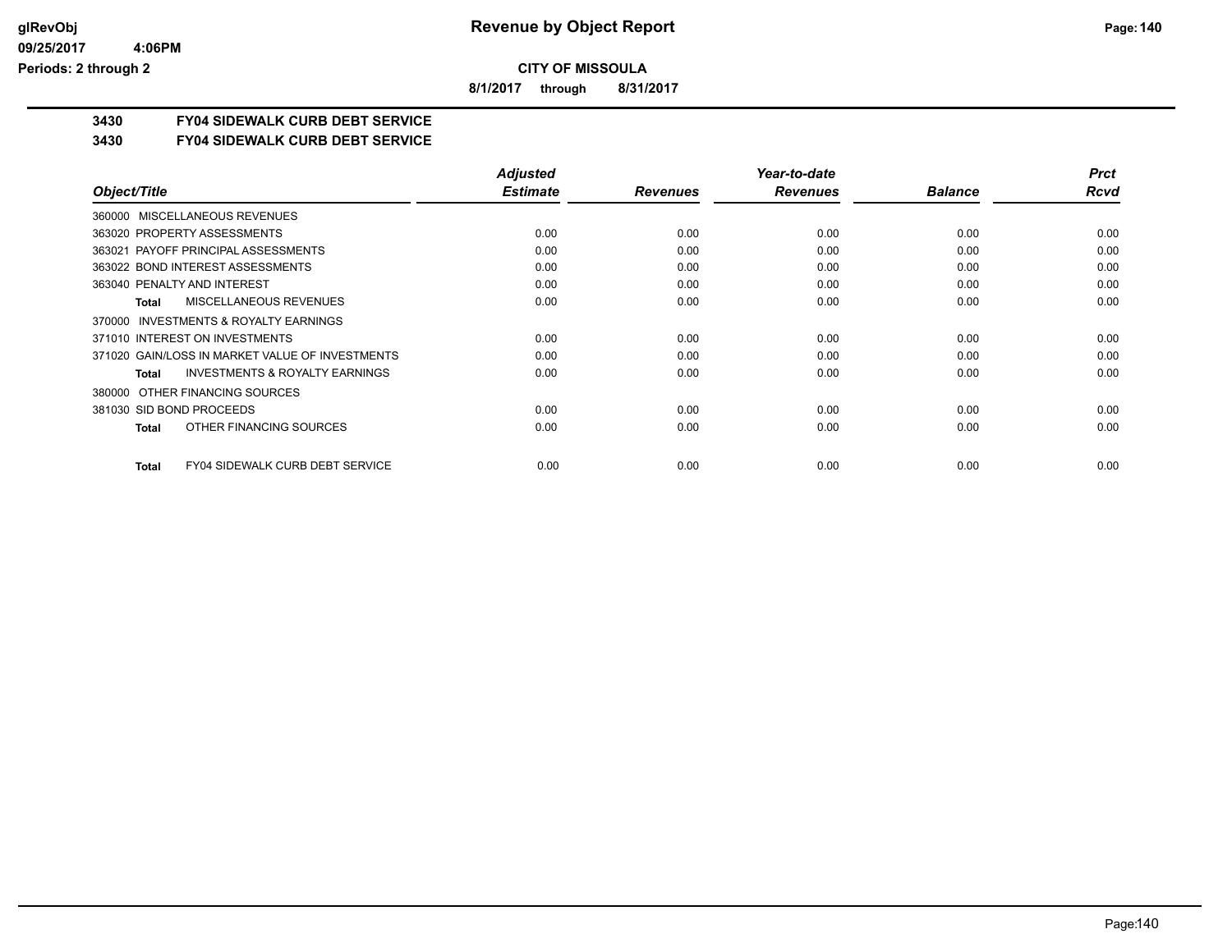# Revenue by Object Report

**CITY OF MISSOULA**

**8/1/2017 through 8/31/2017**

glRevObj
09/25/2017 4:06PM
Periods: 2 through 2

## 3430 FY04 SIDEWALK CURB DEBT SERVICE

### 3430 FY04 SIDEWALK CURB DEBT SERVICE

| Object/Title | Adjusted Estimate | Revenues | Year-to-date Revenues | Balance | Prct Rcvd |
|---|---|---|---|---|---|
| 360000 MISCELLANEOUS REVENUES | | | | | |
| 363020 PROPERTY ASSESSMENTS | 0.00 | 0.00 | 0.00 | 0.00 | 0.00 |
| 363021 PAYOFF PRINCIPAL ASSESSMENTS | 0.00 | 0.00 | 0.00 | 0.00 | 0.00 |
| 363022 BOND INTEREST ASSESSMENTS | 0.00 | 0.00 | 0.00 | 0.00 | 0.00 |
| 363040 PENALTY AND INTEREST | 0.00 | 0.00 | 0.00 | 0.00 | 0.00 |
| **Total** MISCELLANEOUS REVENUES | 0.00 | 0.00 | 0.00 | 0.00 | 0.00 |
| 370000 INVESTMENTS & ROYALTY EARNINGS | | | | | |
| 371010 INTEREST ON INVESTMENTS | 0.00 | 0.00 | 0.00 | 0.00 | 0.00 |
| 371020 GAIN/LOSS IN MARKET VALUE OF INVESTMENTS | 0.00 | 0.00 | 0.00 | 0.00 | 0.00 |
| **Total** INVESTMENTS & ROYALTY EARNINGS | 0.00 | 0.00 | 0.00 | 0.00 | 0.00 |
| 380000 OTHER FINANCING SOURCES | | | | | |
| 381030 SID BOND PROCEEDS | 0.00 | 0.00 | 0.00 | 0.00 | 0.00 |
| **Total** OTHER FINANCING SOURCES | 0.00 | 0.00 | 0.00 | 0.00 | 0.00 |
| **Total** FY04 SIDEWALK CURB DEBT SERVICE | 0.00 | 0.00 | 0.00 | 0.00 | 0.00 |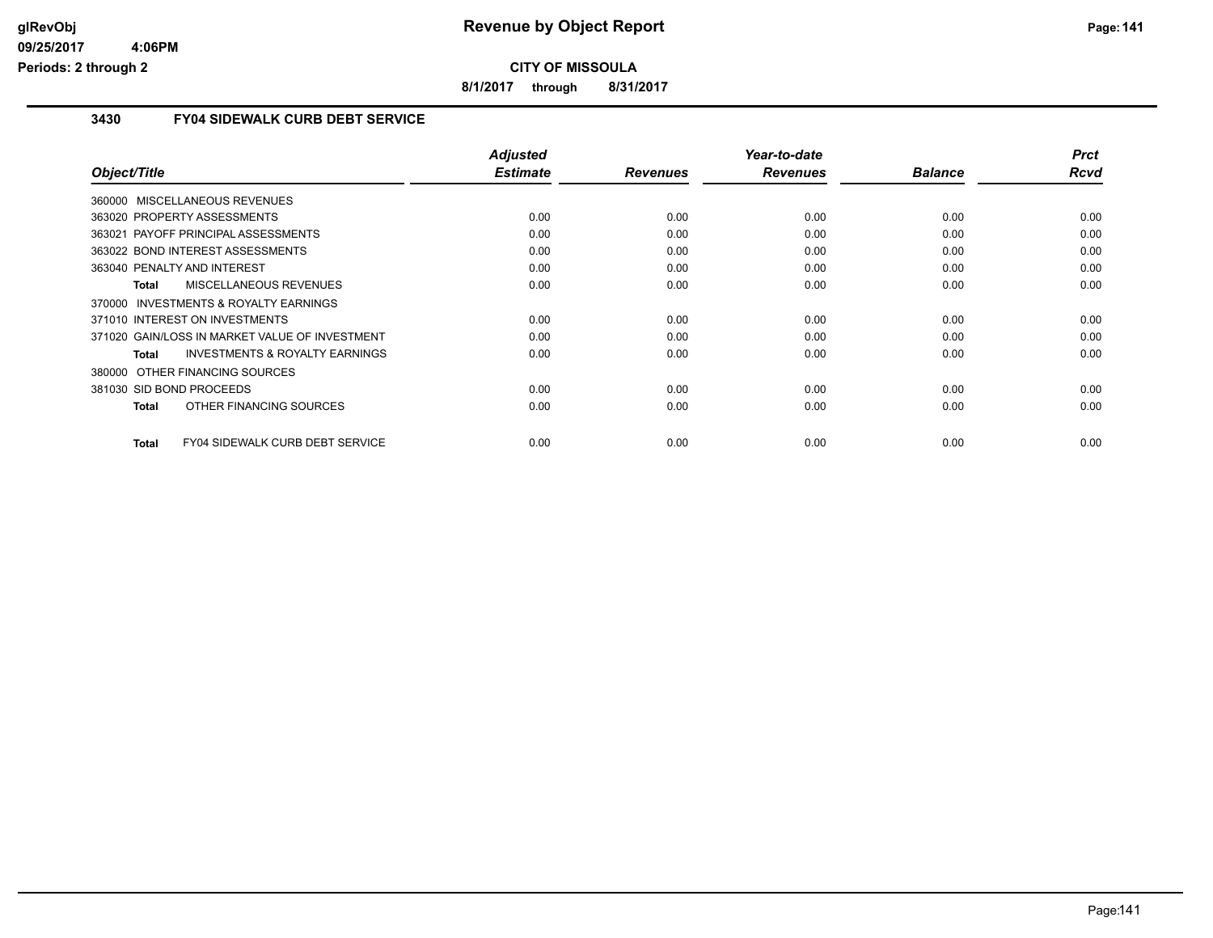**CITY OF MISSOULA**

**8/1/2017 through 8/31/2017**

### 3430 FY04 SIDEWALK CURB DEBT SERVICE

| Object/Title | Adjusted Estimate | Revenues | Year-to-date Revenues | Balance | Prct Rcvd |
|---|---|---|---|---|---|
| 360000 MISCELLANEOUS REVENUES | | | | | |
| 363020 PROPERTY ASSESSMENTS | 0.00 | 0.00 | 0.00 | 0.00 | 0.00 |
| 363021 PAYOFF PRINCIPAL ASSESSMENTS | 0.00 | 0.00 | 0.00 | 0.00 | 0.00 |
| 363022 BOND INTEREST ASSESSMENTS | 0.00 | 0.00 | 0.00 | 0.00 | 0.00 |
| 363040 PENALTY AND INTEREST | 0.00 | 0.00 | 0.00 | 0.00 | 0.00 |
| **Total** MISCELLANEOUS REVENUES | 0.00 | 0.00 | 0.00 | 0.00 | 0.00 |
| 370000 INVESTMENTS & ROYALTY EARNINGS | | | | | |
| 371010 INTEREST ON INVESTMENTS | 0.00 | 0.00 | 0.00 | 0.00 | 0.00 |
| 371020 GAIN/LOSS IN MARKET VALUE OF INVESTMENT | 0.00 | 0.00 | 0.00 | 0.00 | 0.00 |
| **Total** INVESTMENTS & ROYALTY EARNINGS | 0.00 | 0.00 | 0.00 | 0.00 | 0.00 |
| 380000 OTHER FINANCING SOURCES | | | | | |
| 381030 SID BOND PROCEEDS | 0.00 | 0.00 | 0.00 | 0.00 | 0.00 |
| **Total** OTHER FINANCING SOURCES | 0.00 | 0.00 | 0.00 | 0.00 | 0.00 |
| **Total** FY04 SIDEWALK CURB DEBT SERVICE | 0.00 | 0.00 | 0.00 | 0.00 | 0.00 |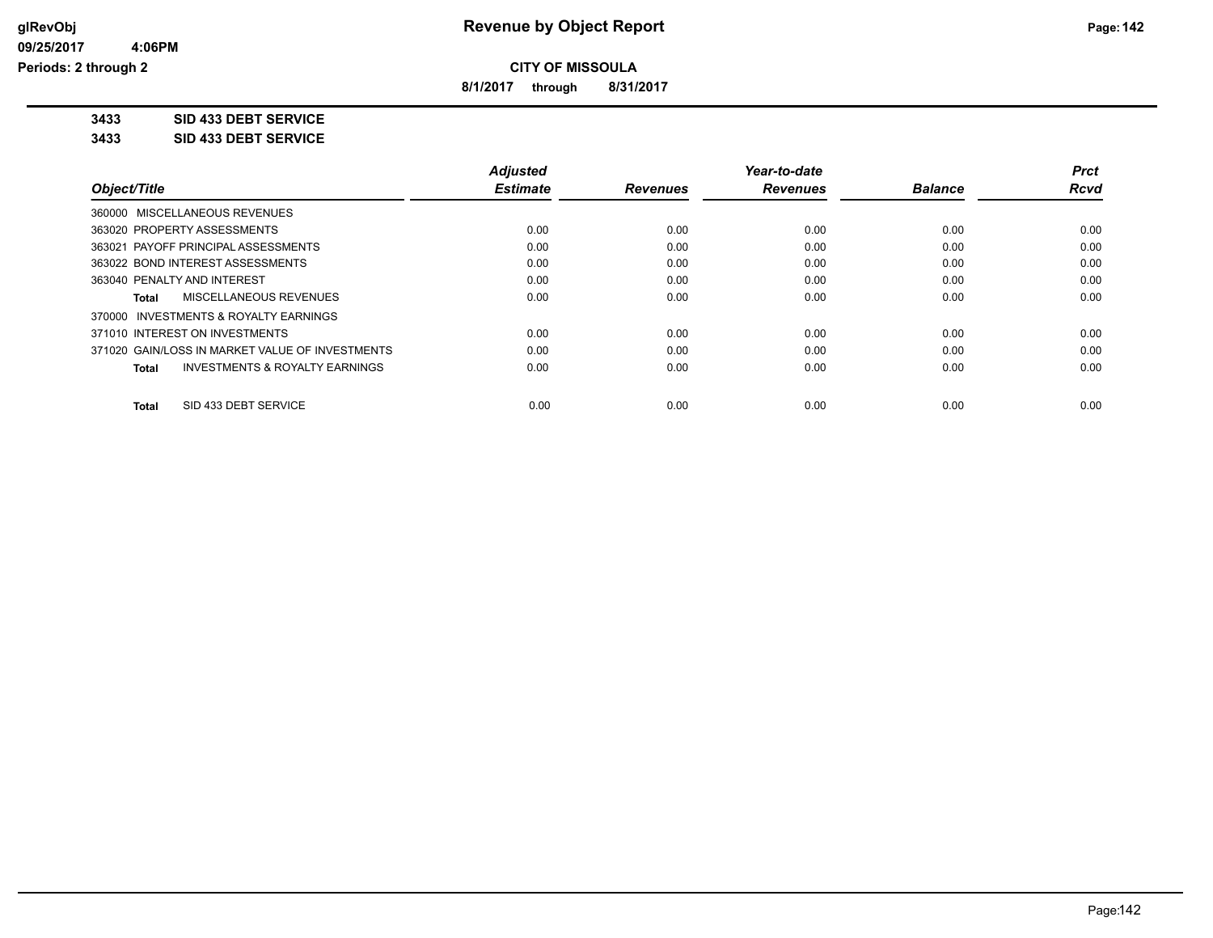**CITY OF MISSOULA**

**8/1/2017 through 8/31/2017**

**3433 SID 433 DEBT SERVICE**

**3433 SID 433 DEBT SERVICE**

| Object/Title | Adjusted Estimate | Revenues | Year-to-date Revenues | Balance | Prct Rcvd |
|---|---|---|---|---|---|
| 360000 MISCELLANEOUS REVENUES | | | | | |
| 363020 PROPERTY ASSESSMENTS | 0.00 | 0.00 | 0.00 | 0.00 | 0.00 |
| 363021 PAYOFF PRINCIPAL ASSESSMENTS | 0.00 | 0.00 | 0.00 | 0.00 | 0.00 |
| 363022 BOND INTEREST ASSESSMENTS | 0.00 | 0.00 | 0.00 | 0.00 | 0.00 |
| 363040 PENALTY AND INTEREST | 0.00 | 0.00 | 0.00 | 0.00 | 0.00 |
| **Total** MISCELLANEOUS REVENUES | 0.00 | 0.00 | 0.00 | 0.00 | 0.00 |
| 370000 INVESTMENTS & ROYALTY EARNINGS | | | | | |
| 371010 INTEREST ON INVESTMENTS | 0.00 | 0.00 | 0.00 | 0.00 | 0.00 |
| 371020 GAIN/LOSS IN MARKET VALUE OF INVESTMENTS | 0.00 | 0.00 | 0.00 | 0.00 | 0.00 |
| **Total** INVESTMENTS & ROYALTY EARNINGS | 0.00 | 0.00 | 0.00 | 0.00 | 0.00 |
| **Total** SID 433 DEBT SERVICE | 0.00 | 0.00 | 0.00 | 0.00 | 0.00 |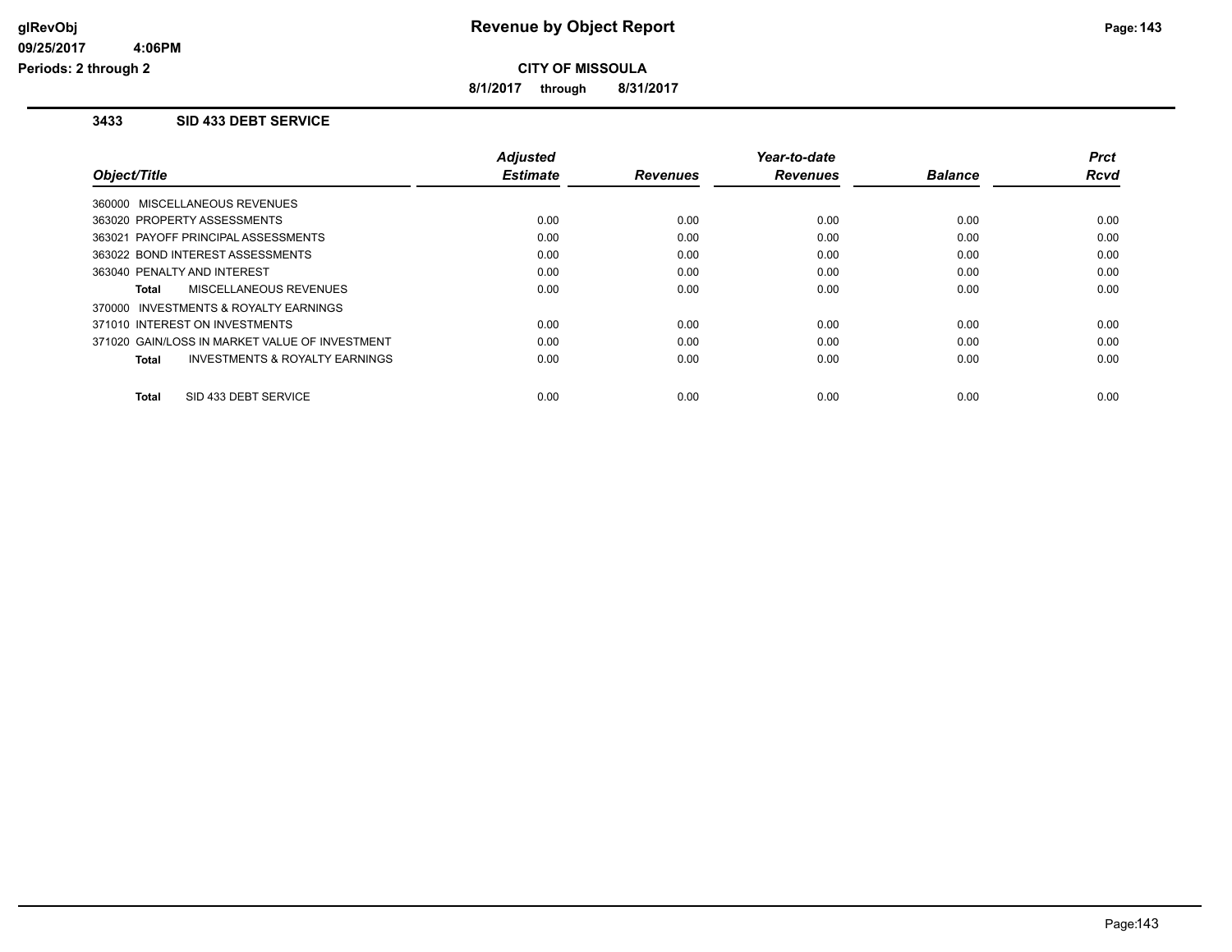**Revenue by Object Report**

**CITY OF MISSOULA**

**8/1/2017 through 8/31/2017**

**glRevObj**
**09/25/2017 4:06PM**
**Periods: 2 through 2**

## 3433 SID 433 DEBT SERVICE

| Object/Title | Adjusted Estimate | Revenues | Year-to-date Revenues | Balance | Prct Rcvd |
|---|---|---|---|---|---|
| 360000 MISCELLANEOUS REVENUES | | | | | |
| 363020 PROPERTY ASSESSMENTS | 0.00 | 0.00 | 0.00 | 0.00 | 0.00 |
| 363021 PAYOFF PRINCIPAL ASSESSMENTS | 0.00 | 0.00 | 0.00 | 0.00 | 0.00 |
| 363022 BOND INTEREST ASSESSMENTS | 0.00 | 0.00 | 0.00 | 0.00 | 0.00 |
| 363040 PENALTY AND INTEREST | 0.00 | 0.00 | 0.00 | 0.00 | 0.00 |
| **Total** MISCELLANEOUS REVENUES | 0.00 | 0.00 | 0.00 | 0.00 | 0.00 |
| 370000 INVESTMENTS & ROYALTY EARNINGS | | | | | |
| 371010 INTEREST ON INVESTMENTS | 0.00 | 0.00 | 0.00 | 0.00 | 0.00 |
| 371020 GAIN/LOSS IN MARKET VALUE OF INVESTMENT | 0.00 | 0.00 | 0.00 | 0.00 | 0.00 |
| **Total** INVESTMENTS & ROYALTY EARNINGS | 0.00 | 0.00 | 0.00 | 0.00 | 0.00 |
| **Total** SID 433 DEBT SERVICE | 0.00 | 0.00 | 0.00 | 0.00 | 0.00 |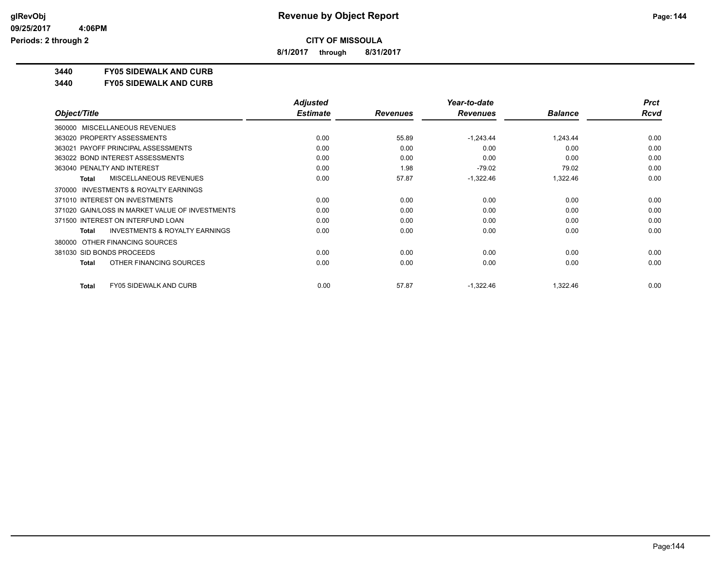# Revenue by Object Report

**CITY OF MISSOULA**

**8/1/2017 through 8/31/2017**

**3440 FY05 SIDEWALK AND CURB**

**3440 FY05 SIDEWALK AND CURB**

| Object/Title | Adjusted Estimate | Revenues | Year-to-date Revenues | Balance | Prct Rcvd |
|---|---|---|---|---|---|
| 360000 MISCELLANEOUS REVENUES | | | | | |
| 363020 PROPERTY ASSESSMENTS | 0.00 | 55.89 | -1,243.44 | 1,243.44 | 0.00 |
| 363021 PAYOFF PRINCIPAL ASSESSMENTS | 0.00 | 0.00 | 0.00 | 0.00 | 0.00 |
| 363022 BOND INTEREST ASSESSMENTS | 0.00 | 0.00 | 0.00 | 0.00 | 0.00 |
| 363040 PENALTY AND INTEREST | 0.00 | 1.98 | -79.02 | 79.02 | 0.00 |
| **Total** MISCELLANEOUS REVENUES | 0.00 | 57.87 | -1,322.46 | 1,322.46 | 0.00 |
| 370000 INVESTMENTS & ROYALTY EARNINGS | | | | | |
| 371010 INTEREST ON INVESTMENTS | 0.00 | 0.00 | 0.00 | 0.00 | 0.00 |
| 371020 GAIN/LOSS IN MARKET VALUE OF INVESTMENTS | 0.00 | 0.00 | 0.00 | 0.00 | 0.00 |
| 371500 INTEREST ON INTERFUND LOAN | 0.00 | 0.00 | 0.00 | 0.00 | 0.00 |
| **Total** INVESTMENTS & ROYALTY EARNINGS | 0.00 | 0.00 | 0.00 | 0.00 | 0.00 |
| 380000 OTHER FINANCING SOURCES | | | | | |
| 381030 SID BONDS PROCEEDS | 0.00 | 0.00 | 0.00 | 0.00 | 0.00 |
| **Total** OTHER FINANCING SOURCES | 0.00 | 0.00 | 0.00 | 0.00 | 0.00 |
| **Total** FY05 SIDEWALK AND CURB | 0.00 | 57.87 | -1,322.46 | 1,322.46 | 0.00 |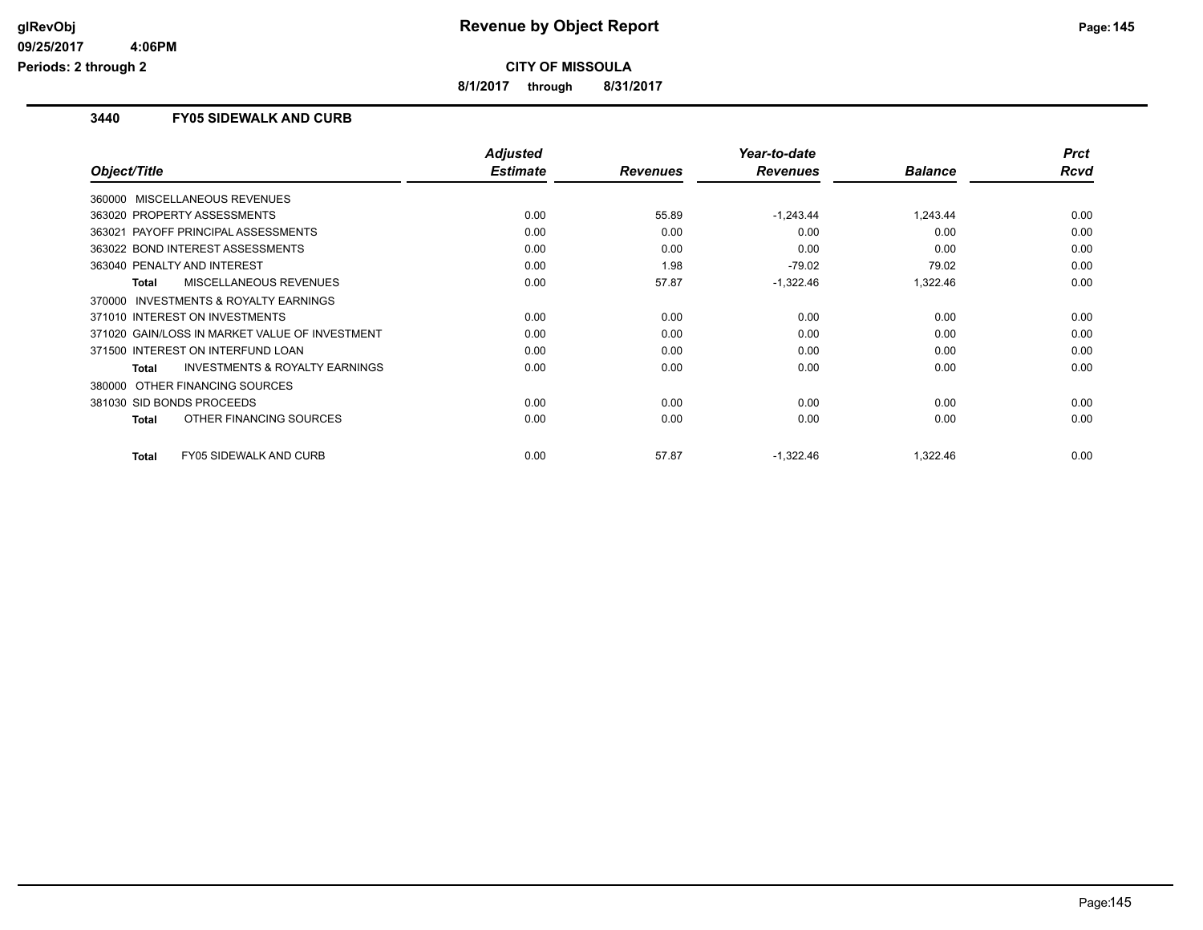# Revenue by Object Report

**CITY OF MISSOULA**

**8/1/2017 through 8/31/2017**

glRevObj
09/25/2017 4:06PM
Periods: 2 through 2

## 3440 FY05 SIDEWALK AND CURB

| Object/Title | Adjusted Estimate | Revenues | Year-to-date Revenues | Balance | Prct Rcvd |
|---|---|---|---|---|---|
| 360000 MISCELLANEOUS REVENUES | | | | | |
| 363020 PROPERTY ASSESSMENTS | 0.00 | 55.89 | -1,243.44 | 1,243.44 | 0.00 |
| 363021 PAYOFF PRINCIPAL ASSESSMENTS | 0.00 | 0.00 | 0.00 | 0.00 | 0.00 |
| 363022 BOND INTEREST ASSESSMENTS | 0.00 | 0.00 | 0.00 | 0.00 | 0.00 |
| 363040 PENALTY AND INTEREST | 0.00 | 1.98 | -79.02 | 79.02 | 0.00 |
| **Total** MISCELLANEOUS REVENUES | 0.00 | 57.87 | -1,322.46 | 1,322.46 | 0.00 |
| 370000 INVESTMENTS & ROYALTY EARNINGS | | | | | |
| 371010 INTEREST ON INVESTMENTS | 0.00 | 0.00 | 0.00 | 0.00 | 0.00 |
| 371020 GAIN/LOSS IN MARKET VALUE OF INVESTMENT | 0.00 | 0.00 | 0.00 | 0.00 | 0.00 |
| 371500 INTEREST ON INTERFUND LOAN | 0.00 | 0.00 | 0.00 | 0.00 | 0.00 |
| **Total** INVESTMENTS & ROYALTY EARNINGS | 0.00 | 0.00 | 0.00 | 0.00 | 0.00 |
| 380000 OTHER FINANCING SOURCES | | | | | |
| 381030 SID BONDS PROCEEDS | 0.00 | 0.00 | 0.00 | 0.00 | 0.00 |
| **Total** OTHER FINANCING SOURCES | 0.00 | 0.00 | 0.00 | 0.00 | 0.00 |
| **Total** FY05 SIDEWALK AND CURB | 0.00 | 57.87 | -1,322.46 | 1,322.46 | 0.00 |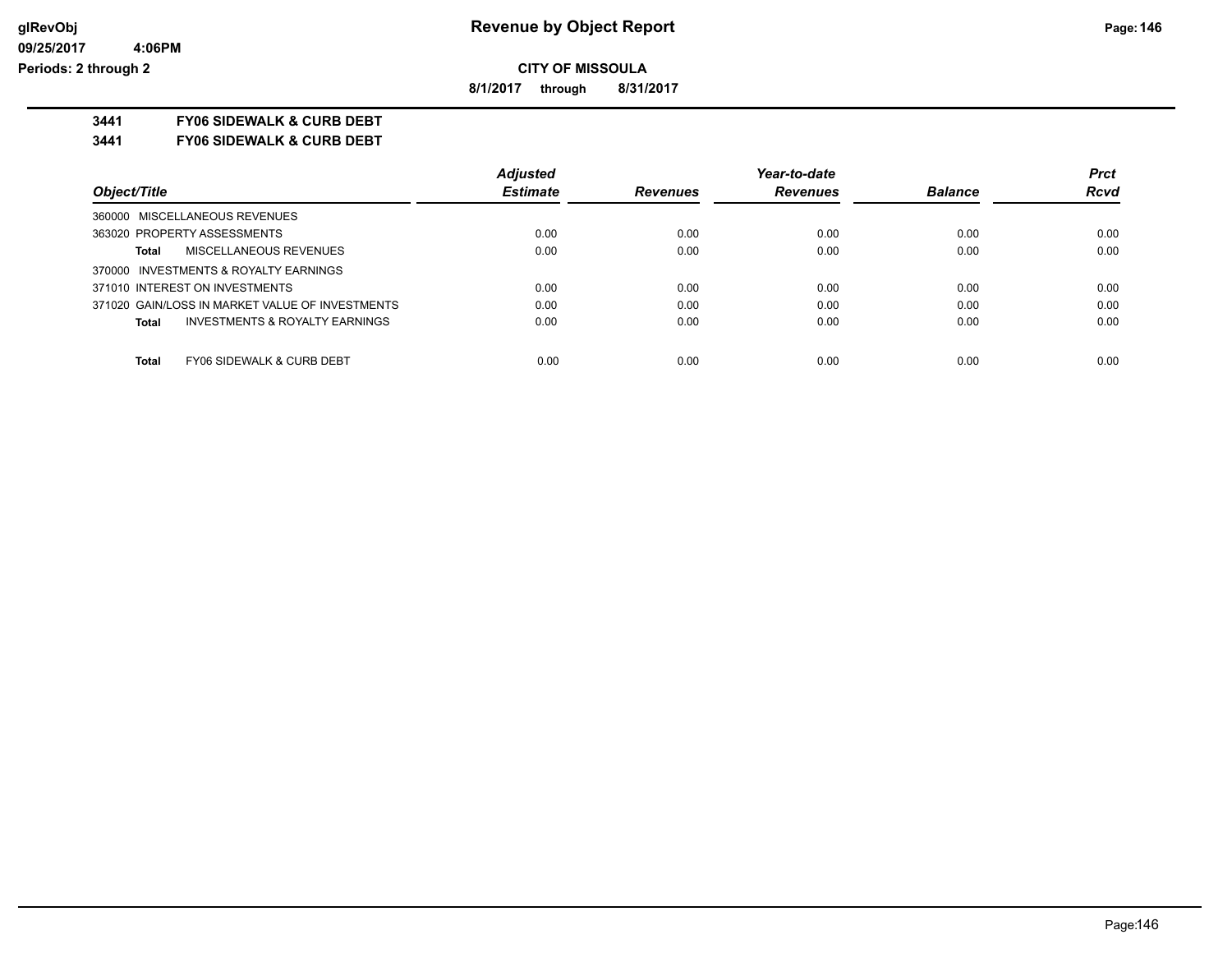# Revenue by Object Report

**CITY OF MISSOULA**

**8/1/2017 through 8/31/2017**

glRevObj
09/25/2017 4:06PM
Periods: 2 through 2

**3441 FY06 SIDEWALK & CURB DEBT**

**3441 FY06 SIDEWALK & CURB DEBT**

| Object/Title | Adjusted Estimate | Revenues | Year-to-date Revenues | Balance | Prct Rcvd |
|---|---|---|---|---|---|
| 360000 MISCELLANEOUS REVENUES | | | | | |
| 363020 PROPERTY ASSESSMENTS | 0.00 | 0.00 | 0.00 | 0.00 | 0.00 |
| **Total** MISCELLANEOUS REVENUES | 0.00 | 0.00 | 0.00 | 0.00 | 0.00 |
| 370000 INVESTMENTS & ROYALTY EARNINGS | | | | | |
| 371010 INTEREST ON INVESTMENTS | 0.00 | 0.00 | 0.00 | 0.00 | 0.00 |
| 371020 GAIN/LOSS IN MARKET VALUE OF INVESTMENTS | 0.00 | 0.00 | 0.00 | 0.00 | 0.00 |
| **Total** INVESTMENTS & ROYALTY EARNINGS | 0.00 | 0.00 | 0.00 | 0.00 | 0.00 |
| **Total** FY06 SIDEWALK & CURB DEBT | 0.00 | 0.00 | 0.00 | 0.00 | 0.00 |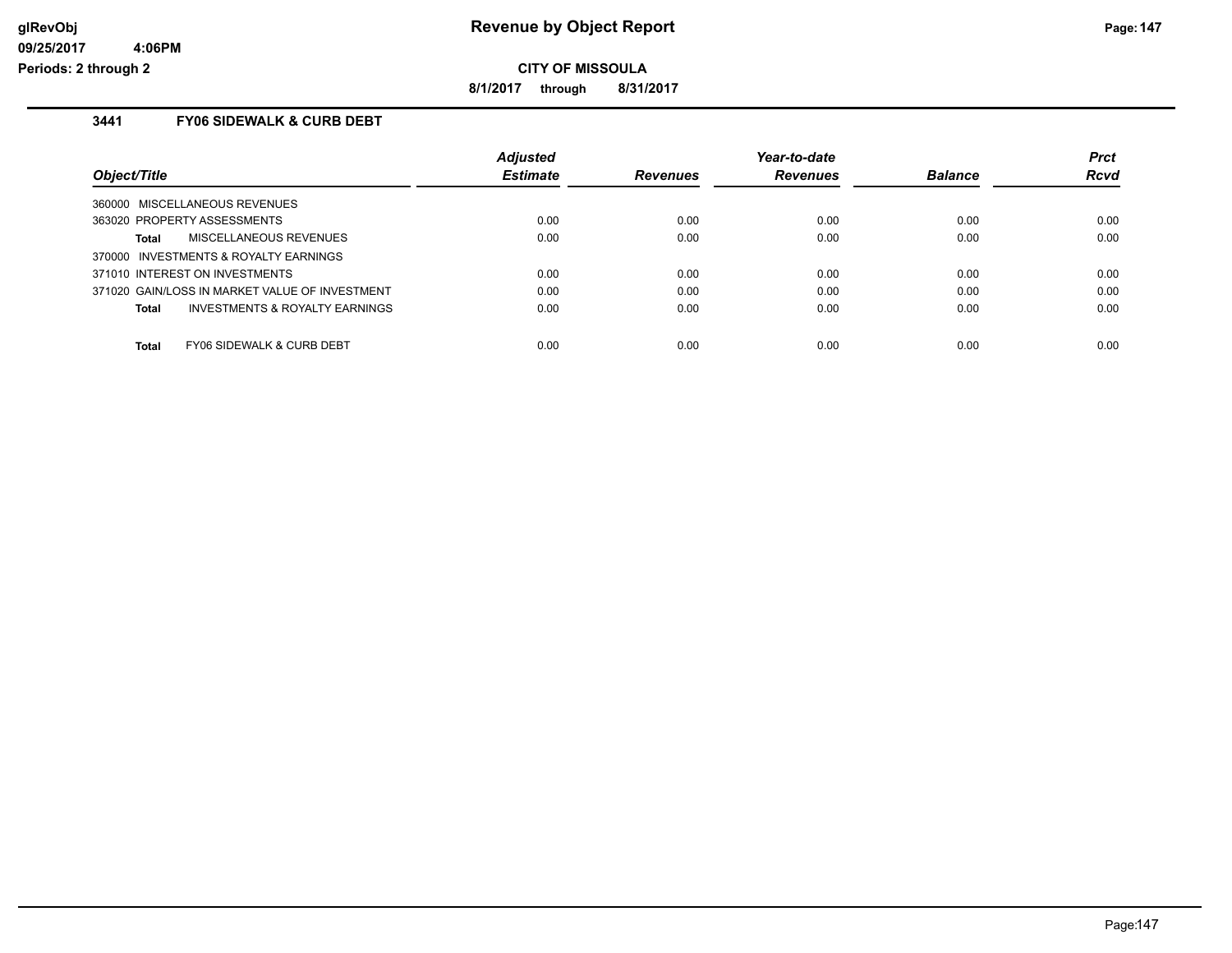**CITY OF MISSOULA**

**8/1/2017 through 8/31/2017**

### 3441 FY06 SIDEWALK & CURB DEBT

| Object/Title | Adjusted Estimate | Revenues | Year-to-date Revenues | Balance | Prct Rcvd |
|---|---|---|---|---|---|
| 360000 MISCELLANEOUS REVENUES | | | | | |
| 363020 PROPERTY ASSESSMENTS | 0.00 | 0.00 | 0.00 | 0.00 | 0.00 |
| **Total** MISCELLANEOUS REVENUES | 0.00 | 0.00 | 0.00 | 0.00 | 0.00 |
| 370000 INVESTMENTS & ROYALTY EARNINGS | | | | | |
| 371010 INTEREST ON INVESTMENTS | 0.00 | 0.00 | 0.00 | 0.00 | 0.00 |
| 371020 GAIN/LOSS IN MARKET VALUE OF INVESTMENT | 0.00 | 0.00 | 0.00 | 0.00 | 0.00 |
| **Total** INVESTMENTS & ROYALTY EARNINGS | 0.00 | 0.00 | 0.00 | 0.00 | 0.00 |
| **Total** FY06 SIDEWALK & CURB DEBT | 0.00 | 0.00 | 0.00 | 0.00 | 0.00 |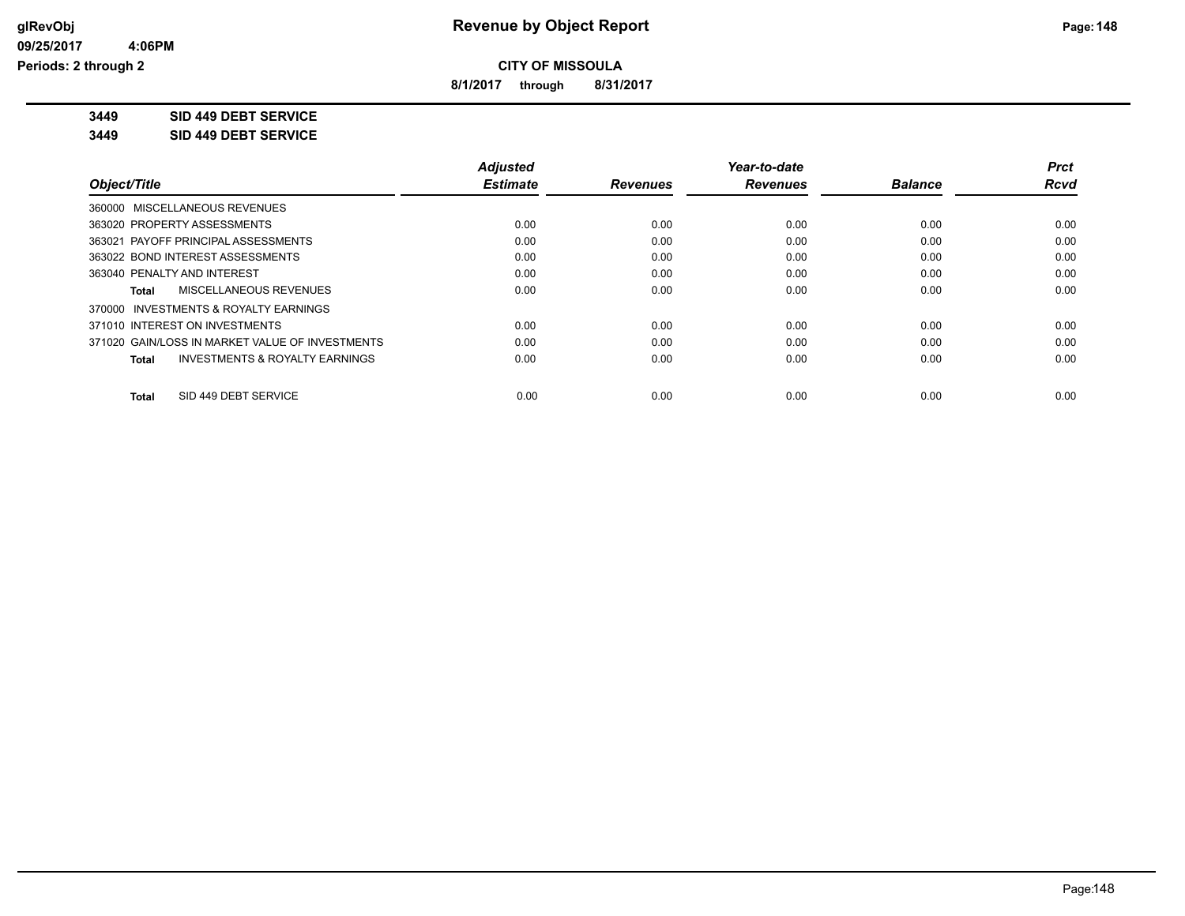# Revenue by Object Report

**CITY OF MISSOULA**

**8/1/2017 through 8/31/2017**

glRevObj
09/25/2017 4:06PM
Periods: 2 through 2

## 3449 SID 449 DEBT SERVICE

### 3449 SID 449 DEBT SERVICE

| Object/Title | Adjusted Estimate | Revenues | Year-to-date Revenues | Balance | Prct Rcvd |
|---|---|---|---|---|---|
| 360000 MISCELLANEOUS REVENUES | | | | | |
| 363020 PROPERTY ASSESSMENTS | 0.00 | 0.00 | 0.00 | 0.00 | 0.00 |
| 363021 PAYOFF PRINCIPAL ASSESSMENTS | 0.00 | 0.00 | 0.00 | 0.00 | 0.00 |
| 363022 BOND INTEREST ASSESSMENTS | 0.00 | 0.00 | 0.00 | 0.00 | 0.00 |
| 363040 PENALTY AND INTEREST | 0.00 | 0.00 | 0.00 | 0.00 | 0.00 |
| **Total** MISCELLANEOUS REVENUES | 0.00 | 0.00 | 0.00 | 0.00 | 0.00 |
| 370000 INVESTMENTS & ROYALTY EARNINGS | | | | | |
| 371010 INTEREST ON INVESTMENTS | 0.00 | 0.00 | 0.00 | 0.00 | 0.00 |
| 371020 GAIN/LOSS IN MARKET VALUE OF INVESTMENTS | 0.00 | 0.00 | 0.00 | 0.00 | 0.00 |
| **Total** INVESTMENTS & ROYALTY EARNINGS | 0.00 | 0.00 | 0.00 | 0.00 | 0.00 |
| **Total** SID 449 DEBT SERVICE | 0.00 | 0.00 | 0.00 | 0.00 | 0.00 |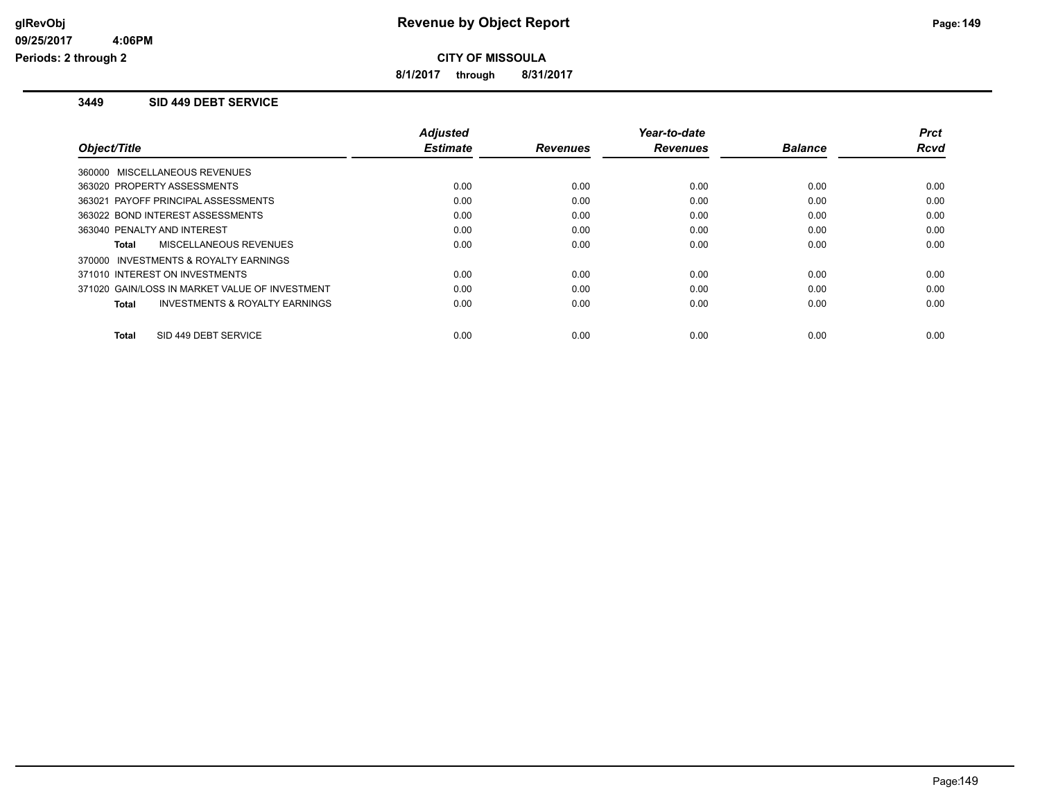**Revenue by Object Report**

**CITY OF MISSOULA**

**8/1/2017 through 8/31/2017**

glRevObj
09/25/2017 4:06PM
Periods: 2 through 2

### 3449 SID 449 DEBT SERVICE

| Object/Title | Adjusted Estimate | Revenues | Year-to-date Revenues | Balance | Prct Rcvd |
|---|---|---|---|---|---|
| 360000 MISCELLANEOUS REVENUES | | | | | |
| 363020 PROPERTY ASSESSMENTS | 0.00 | 0.00 | 0.00 | 0.00 | 0.00 |
| 363021 PAYOFF PRINCIPAL ASSESSMENTS | 0.00 | 0.00 | 0.00 | 0.00 | 0.00 |
| 363022 BOND INTEREST ASSESSMENTS | 0.00 | 0.00 | 0.00 | 0.00 | 0.00 |
| 363040 PENALTY AND INTEREST | 0.00 | 0.00 | 0.00 | 0.00 | 0.00 |
| **Total** MISCELLANEOUS REVENUES | 0.00 | 0.00 | 0.00 | 0.00 | 0.00 |
| 370000 INVESTMENTS & ROYALTY EARNINGS | | | | | |
| 371010 INTEREST ON INVESTMENTS | 0.00 | 0.00 | 0.00 | 0.00 | 0.00 |
| 371020 GAIN/LOSS IN MARKET VALUE OF INVESTMENT | 0.00 | 0.00 | 0.00 | 0.00 | 0.00 |
| **Total** INVESTMENTS & ROYALTY EARNINGS | 0.00 | 0.00 | 0.00 | 0.00 | 0.00 |
| **Total** SID 449 DEBT SERVICE | 0.00 | 0.00 | 0.00 | 0.00 | 0.00 |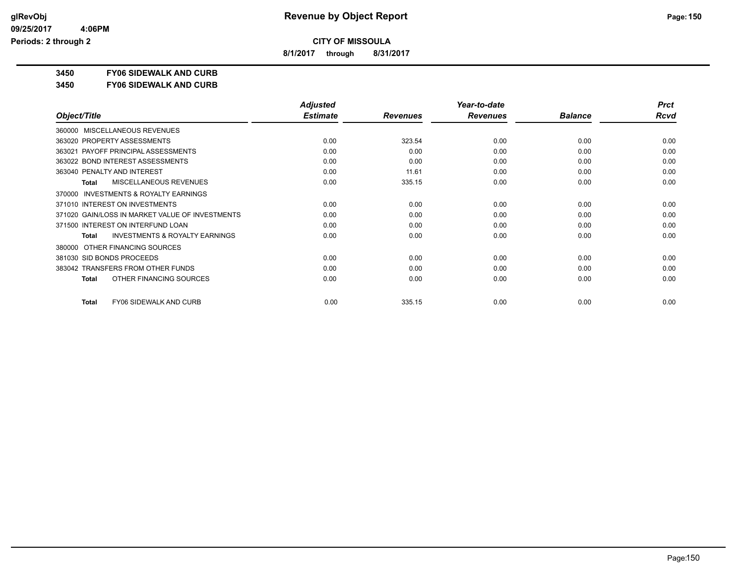**CITY OF MISSOULA**

**8/1/2017 through 8/31/2017**

**3450 FY06 SIDEWALK AND CURB**

**3450 FY06 SIDEWALK AND CURB**

| Object/Title | Adjusted Estimate | Revenues | Year-to-date Revenues | Balance | Prct Rcvd |
|---|---|---|---|---|---|
| 360000 MISCELLANEOUS REVENUES | | | | | |
| 363020 PROPERTY ASSESSMENTS | 0.00 | 323.54 | 0.00 | 0.00 | 0.00 |
| 363021 PAYOFF PRINCIPAL ASSESSMENTS | 0.00 | 0.00 | 0.00 | 0.00 | 0.00 |
| 363022 BOND INTEREST ASSESSMENTS | 0.00 | 0.00 | 0.00 | 0.00 | 0.00 |
| 363040 PENALTY AND INTEREST | 0.00 | 11.61 | 0.00 | 0.00 | 0.00 |
| **Total** MISCELLANEOUS REVENUES | 0.00 | 335.15 | 0.00 | 0.00 | 0.00 |
| 370000 INVESTMENTS & ROYALTY EARNINGS | | | | | |
| 371010 INTEREST ON INVESTMENTS | 0.00 | 0.00 | 0.00 | 0.00 | 0.00 |
| 371020 GAIN/LOSS IN MARKET VALUE OF INVESTMENTS | 0.00 | 0.00 | 0.00 | 0.00 | 0.00 |
| 371500 INTEREST ON INTERFUND LOAN | 0.00 | 0.00 | 0.00 | 0.00 | 0.00 |
| **Total** INVESTMENTS & ROYALTY EARNINGS | 0.00 | 0.00 | 0.00 | 0.00 | 0.00 |
| 380000 OTHER FINANCING SOURCES | | | | | |
| 381030 SID BONDS PROCEEDS | 0.00 | 0.00 | 0.00 | 0.00 | 0.00 |
| 383042 TRANSFERS FROM OTHER FUNDS | 0.00 | 0.00 | 0.00 | 0.00 | 0.00 |
| **Total** OTHER FINANCING SOURCES | 0.00 | 0.00 | 0.00 | 0.00 | 0.00 |
| **Total** FY06 SIDEWALK AND CURB | 0.00 | 335.15 | 0.00 | 0.00 | 0.00 |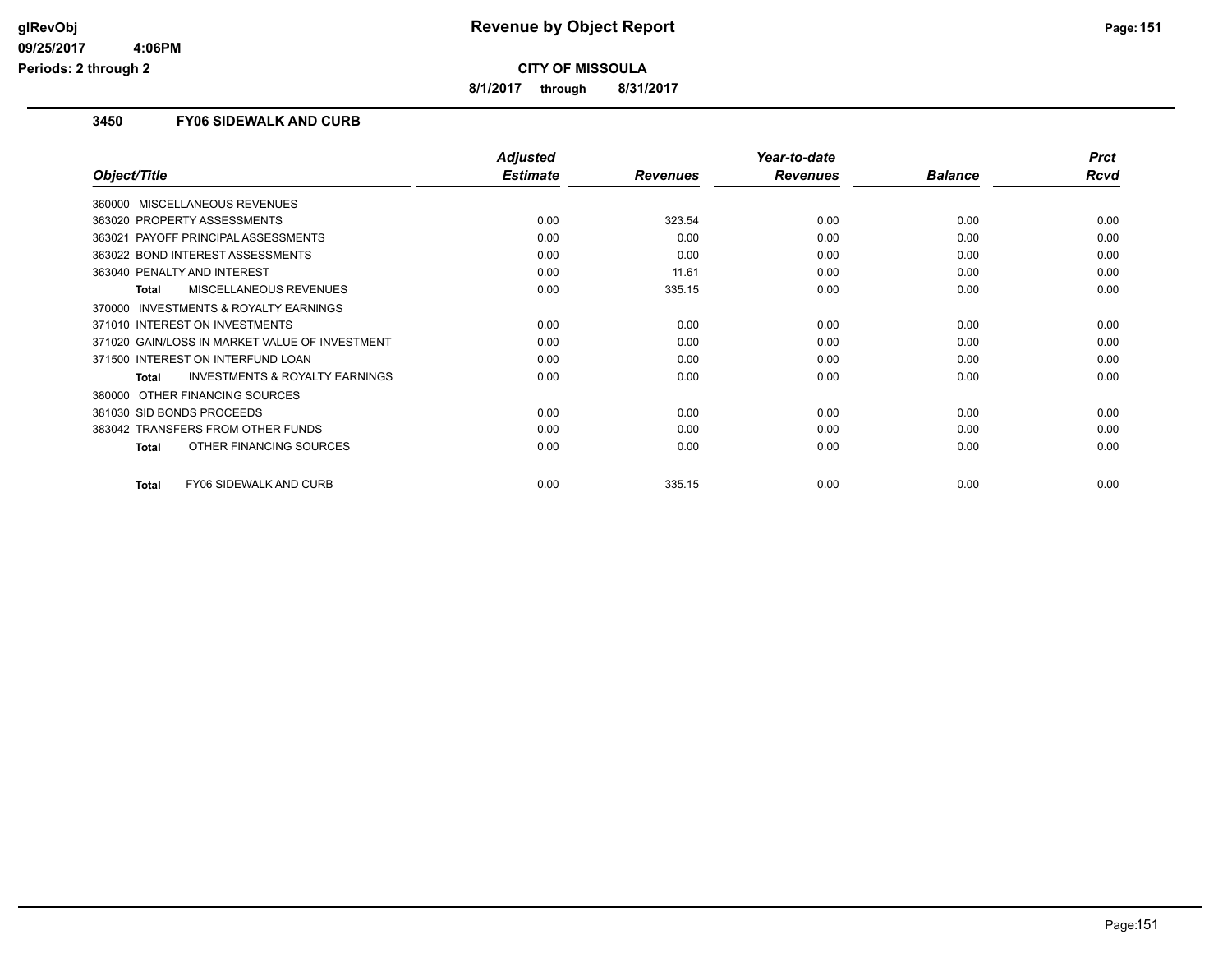# Revenue by Object Report

**CITY OF MISSOULA**

**8/1/2017 through 8/31/2017**

glRevObj
09/25/2017 4:06PM
Periods: 2 through 2

### 3450 FY06 SIDEWALK AND CURB

| Object/Title | Adjusted Estimate | Revenues | Year-to-date Revenues | Balance | Prct Rcvd |
|---|---|---|---|---|---|
| 360000 MISCELLANEOUS REVENUES | | | | | |
| 363020 PROPERTY ASSESSMENTS | 0.00 | 323.54 | 0.00 | 0.00 | 0.00 |
| 363021 PAYOFF PRINCIPAL ASSESSMENTS | 0.00 | 0.00 | 0.00 | 0.00 | 0.00 |
| 363022 BOND INTEREST ASSESSMENTS | 0.00 | 0.00 | 0.00 | 0.00 | 0.00 |
| 363040 PENALTY AND INTEREST | 0.00 | 11.61 | 0.00 | 0.00 | 0.00 |
| **Total** MISCELLANEOUS REVENUES | 0.00 | 335.15 | 0.00 | 0.00 | 0.00 |
| 370000 INVESTMENTS & ROYALTY EARNINGS | | | | | |
| 371010 INTEREST ON INVESTMENTS | 0.00 | 0.00 | 0.00 | 0.00 | 0.00 |
| 371020 GAIN/LOSS IN MARKET VALUE OF INVESTMENT | 0.00 | 0.00 | 0.00 | 0.00 | 0.00 |
| 371500 INTEREST ON INTERFUND LOAN | 0.00 | 0.00 | 0.00 | 0.00 | 0.00 |
| **Total** INVESTMENTS & ROYALTY EARNINGS | 0.00 | 0.00 | 0.00 | 0.00 | 0.00 |
| 380000 OTHER FINANCING SOURCES | | | | | |
| 381030 SID BONDS PROCEEDS | 0.00 | 0.00 | 0.00 | 0.00 | 0.00 |
| 383042 TRANSFERS FROM OTHER FUNDS | 0.00 | 0.00 | 0.00 | 0.00 | 0.00 |
| **Total** OTHER FINANCING SOURCES | 0.00 | 0.00 | 0.00 | 0.00 | 0.00 |
| **Total** FY06 SIDEWALK AND CURB | 0.00 | 335.15 | 0.00 | 0.00 | 0.00 |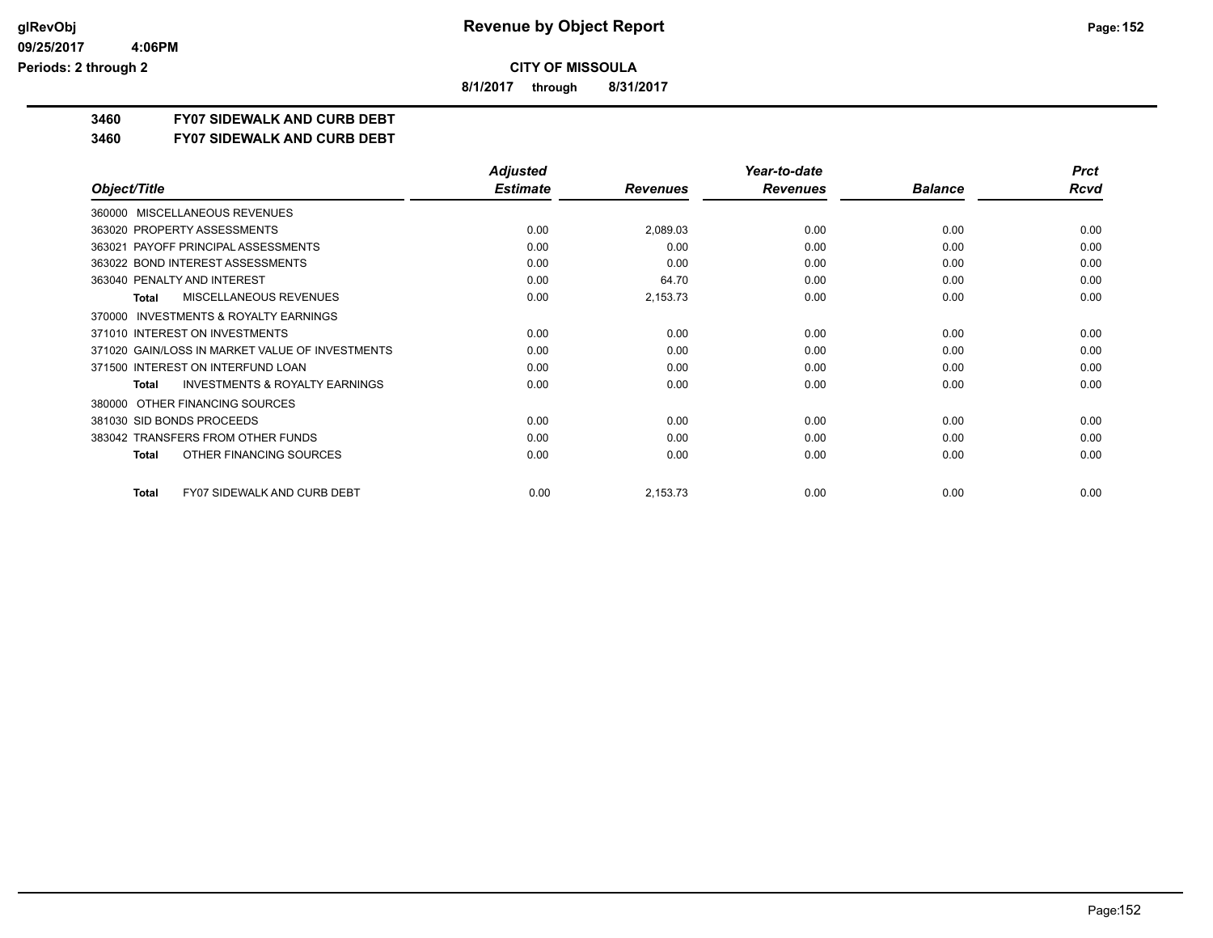**CITY OF MISSOULA**

**8/1/2017 through 8/31/2017**

**3460 FY07 SIDEWALK AND CURB DEBT**

**3460 FY07 SIDEWALK AND CURB DEBT**

| Object/Title | Adjusted Estimate | Revenues | Year-to-date Revenues | Balance | Prct Rcvd |
|---|---|---|---|---|---|
| 360000 MISCELLANEOUS REVENUES | | | | | |
| 363020 PROPERTY ASSESSMENTS | 0.00 | 2,089.03 | 0.00 | 0.00 | 0.00 |
| 363021 PAYOFF PRINCIPAL ASSESSMENTS | 0.00 | 0.00 | 0.00 | 0.00 | 0.00 |
| 363022 BOND INTEREST ASSESSMENTS | 0.00 | 0.00 | 0.00 | 0.00 | 0.00 |
| 363040 PENALTY AND INTEREST | 0.00 | 64.70 | 0.00 | 0.00 | 0.00 |
| **Total** MISCELLANEOUS REVENUES | 0.00 | 2,153.73 | 0.00 | 0.00 | 0.00 |
| 370000 INVESTMENTS & ROYALTY EARNINGS | | | | | |
| 371010 INTEREST ON INVESTMENTS | 0.00 | 0.00 | 0.00 | 0.00 | 0.00 |
| 371020 GAIN/LOSS IN MARKET VALUE OF INVESTMENTS | 0.00 | 0.00 | 0.00 | 0.00 | 0.00 |
| 371500 INTEREST ON INTERFUND LOAN | 0.00 | 0.00 | 0.00 | 0.00 | 0.00 |
| **Total** INVESTMENTS & ROYALTY EARNINGS | 0.00 | 0.00 | 0.00 | 0.00 | 0.00 |
| 380000 OTHER FINANCING SOURCES | | | | | |
| 381030 SID BONDS PROCEEDS | 0.00 | 0.00 | 0.00 | 0.00 | 0.00 |
| 383042 TRANSFERS FROM OTHER FUNDS | 0.00 | 0.00 | 0.00 | 0.00 | 0.00 |
| **Total** OTHER FINANCING SOURCES | 0.00 | 0.00 | 0.00 | 0.00 | 0.00 |
| **Total** FY07 SIDEWALK AND CURB DEBT | 0.00 | 2,153.73 | 0.00 | 0.00 | 0.00 |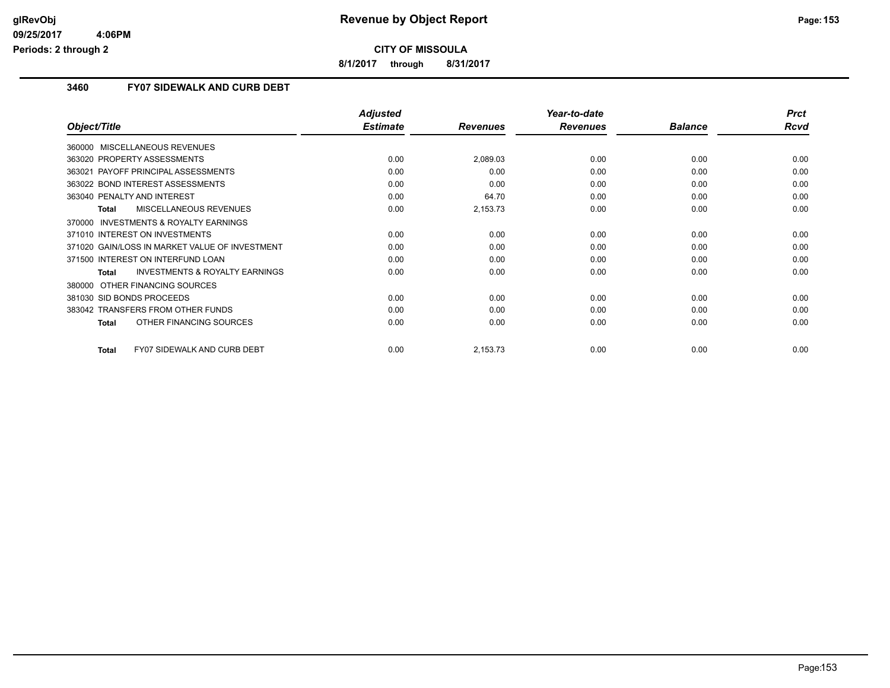# Revenue by Object Report

**CITY OF MISSOULA**

**8/1/2017 through 8/31/2017**

glRevObj
09/25/2017 4:06PM
Periods: 2 through 2

### 3460 FY07 SIDEWALK AND CURB DEBT

| Object/Title | Adjusted Estimate | Revenues | Year-to-date Revenues | Balance | Prct Rcvd |
|---|---|---|---|---|---|
| 360000 MISCELLANEOUS REVENUES | | | | | |
| 363020 PROPERTY ASSESSMENTS | 0.00 | 2,089.03 | 0.00 | 0.00 | 0.00 |
| 363021 PAYOFF PRINCIPAL ASSESSMENTS | 0.00 | 0.00 | 0.00 | 0.00 | 0.00 |
| 363022 BOND INTEREST ASSESSMENTS | 0.00 | 0.00 | 0.00 | 0.00 | 0.00 |
| 363040 PENALTY AND INTEREST | 0.00 | 64.70 | 0.00 | 0.00 | 0.00 |
| **Total** MISCELLANEOUS REVENUES | 0.00 | 2,153.73 | 0.00 | 0.00 | 0.00 |
| 370000 INVESTMENTS & ROYALTY EARNINGS | | | | | |
| 371010 INTEREST ON INVESTMENTS | 0.00 | 0.00 | 0.00 | 0.00 | 0.00 |
| 371020 GAIN/LOSS IN MARKET VALUE OF INVESTMENT | 0.00 | 0.00 | 0.00 | 0.00 | 0.00 |
| 371500 INTEREST ON INTERFUND LOAN | 0.00 | 0.00 | 0.00 | 0.00 | 0.00 |
| **Total** INVESTMENTS & ROYALTY EARNINGS | 0.00 | 0.00 | 0.00 | 0.00 | 0.00 |
| 380000 OTHER FINANCING SOURCES | | | | | |
| 381030 SID BONDS PROCEEDS | 0.00 | 0.00 | 0.00 | 0.00 | 0.00 |
| 383042 TRANSFERS FROM OTHER FUNDS | 0.00 | 0.00 | 0.00 | 0.00 | 0.00 |
| **Total** OTHER FINANCING SOURCES | 0.00 | 0.00 | 0.00 | 0.00 | 0.00 |
| **Total** FY07 SIDEWALK AND CURB DEBT | 0.00 | 2,153.73 | 0.00 | 0.00 | 0.00 |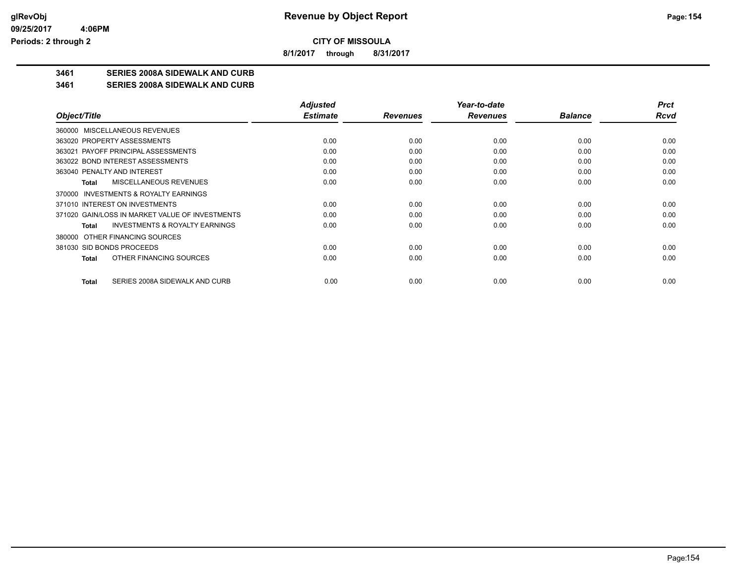# Revenue by Object Report

**CITY OF MISSOULA**

**8/1/2017 through 8/31/2017**

glRevObj
09/25/2017 4:06PM
Periods: 2 through 2

## 3461 SERIES 2008A SIDEWALK AND CURB
## 3461 SERIES 2008A SIDEWALK AND CURB

| Object/Title | Adjusted Estimate | Revenues | Year-to-date Revenues | Balance | Prct Rcvd |
|---|---|---|---|---|---|
| 360000 MISCELLANEOUS REVENUES | | | | | |
| 363020 PROPERTY ASSESSMENTS | 0.00 | 0.00 | 0.00 | 0.00 | 0.00 |
| 363021 PAYOFF PRINCIPAL ASSESSMENTS | 0.00 | 0.00 | 0.00 | 0.00 | 0.00 |
| 363022 BOND INTEREST ASSESSMENTS | 0.00 | 0.00 | 0.00 | 0.00 | 0.00 |
| 363040 PENALTY AND INTEREST | 0.00 | 0.00 | 0.00 | 0.00 | 0.00 |
| **Total** MISCELLANEOUS REVENUES | 0.00 | 0.00 | 0.00 | 0.00 | 0.00 |
| 370000 INVESTMENTS & ROYALTY EARNINGS | | | | | |
| 371010 INTEREST ON INVESTMENTS | 0.00 | 0.00 | 0.00 | 0.00 | 0.00 |
| 371020 GAIN/LOSS IN MARKET VALUE OF INVESTMENTS | 0.00 | 0.00 | 0.00 | 0.00 | 0.00 |
| **Total** INVESTMENTS & ROYALTY EARNINGS | 0.00 | 0.00 | 0.00 | 0.00 | 0.00 |
| 380000 OTHER FINANCING SOURCES | | | | | |
| 381030 SID BONDS PROCEEDS | 0.00 | 0.00 | 0.00 | 0.00 | 0.00 |
| **Total** OTHER FINANCING SOURCES | 0.00 | 0.00 | 0.00 | 0.00 | 0.00 |
| **Total** SERIES 2008A SIDEWALK AND CURB | 0.00 | 0.00 | 0.00 | 0.00 | 0.00 |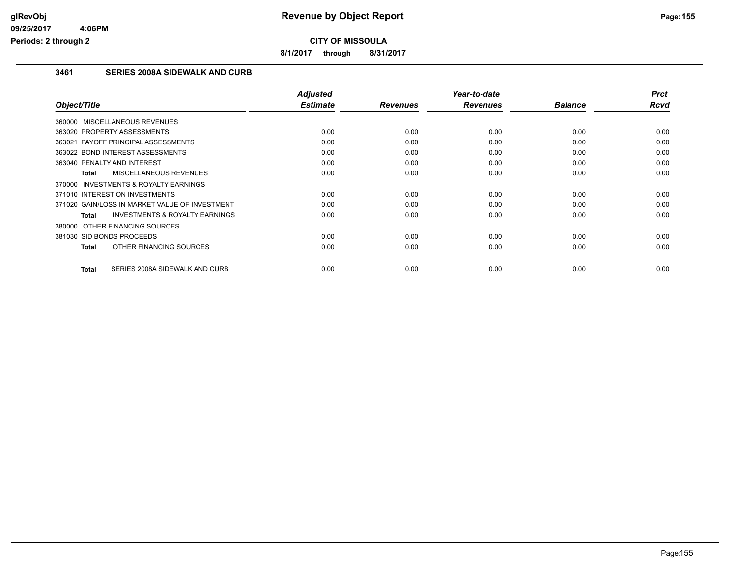# Revenue by Object Report

**CITY OF MISSOULA**

**8/1/2017 through 8/31/2017**

glRevObj
09/25/2017 4:06PM
Periods: 2 through 2

## 3461 SERIES 2008A SIDEWALK AND CURB

| Object/Title | Adjusted Estimate | Revenues | Year-to-date Revenues | Balance | Prct Rcvd |
|---|---|---|---|---|---|
| 360000 MISCELLANEOUS REVENUES | | | | | |
| 363020 PROPERTY ASSESSMENTS | 0.00 | 0.00 | 0.00 | 0.00 | 0.00 |
| 363021 PAYOFF PRINCIPAL ASSESSMENTS | 0.00 | 0.00 | 0.00 | 0.00 | 0.00 |
| 363022 BOND INTEREST ASSESSMENTS | 0.00 | 0.00 | 0.00 | 0.00 | 0.00 |
| 363040 PENALTY AND INTEREST | 0.00 | 0.00 | 0.00 | 0.00 | 0.00 |
| **Total** MISCELLANEOUS REVENUES | 0.00 | 0.00 | 0.00 | 0.00 | 0.00 |
| 370000 INVESTMENTS & ROYALTY EARNINGS | | | | | |
| 371010 INTEREST ON INVESTMENTS | 0.00 | 0.00 | 0.00 | 0.00 | 0.00 |
| 371020 GAIN/LOSS IN MARKET VALUE OF INVESTMENT | 0.00 | 0.00 | 0.00 | 0.00 | 0.00 |
| **Total** INVESTMENTS & ROYALTY EARNINGS | 0.00 | 0.00 | 0.00 | 0.00 | 0.00 |
| 380000 OTHER FINANCING SOURCES | | | | | |
| 381030 SID BONDS PROCEEDS | 0.00 | 0.00 | 0.00 | 0.00 | 0.00 |
| **Total** OTHER FINANCING SOURCES | 0.00 | 0.00 | 0.00 | 0.00 | 0.00 |
| **Total** SERIES 2008A SIDEWALK AND CURB | 0.00 | 0.00 | 0.00 | 0.00 | 0.00 |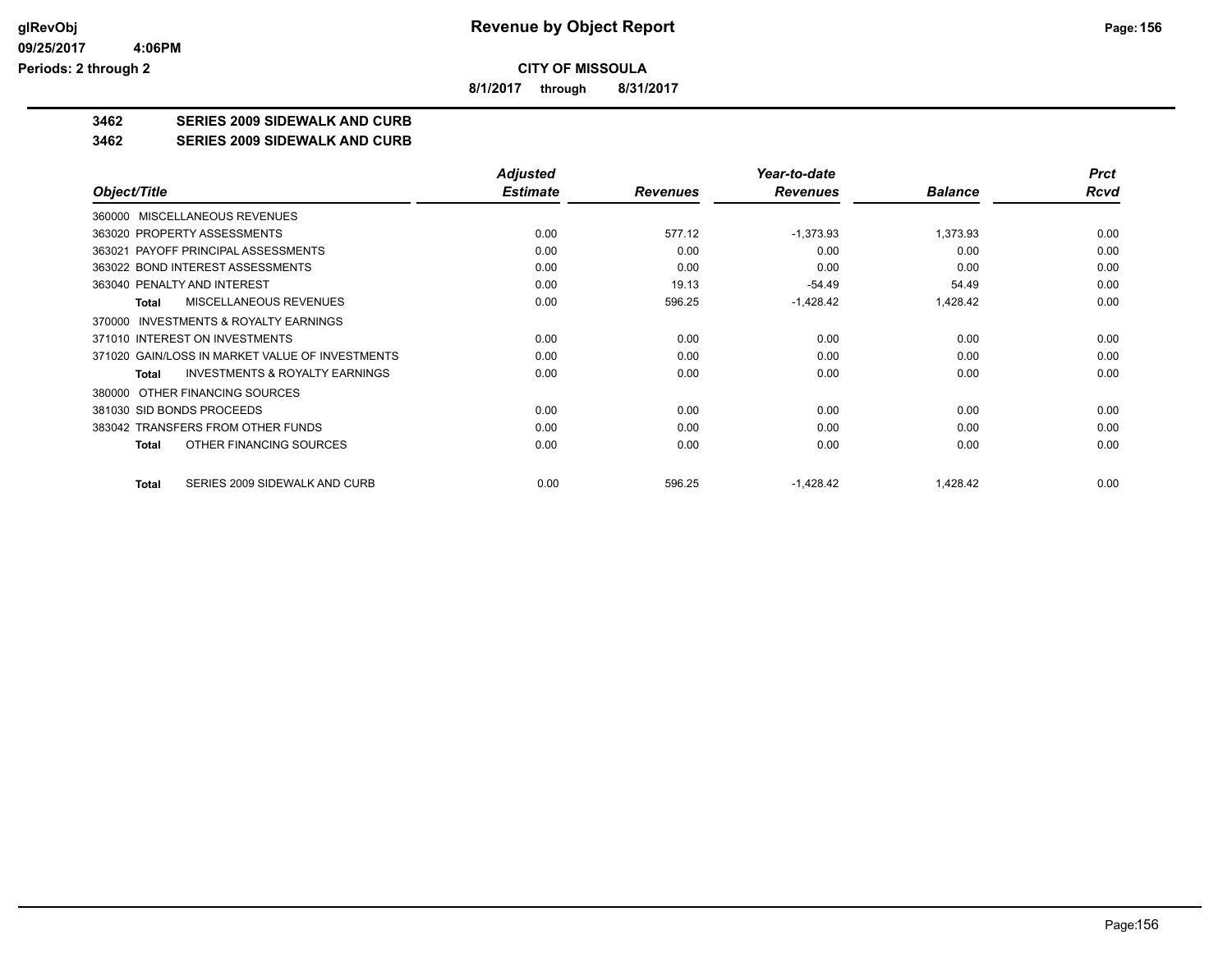**CITY OF MISSOULA**

**8/1/2017 through 8/31/2017**

## 3462 SERIES 2009 SIDEWALK AND CURB

## 3462 SERIES 2009 SIDEWALK AND CURB

| Object/Title | Adjusted Estimate | Revenues | Year-to-date Revenues | Balance | Prct Rcvd |
|---|---|---|---|---|---|
| 360000 MISCELLANEOUS REVENUES | | | | | |
| 363020 PROPERTY ASSESSMENTS | 0.00 | 577.12 | -1,373.93 | 1,373.93 | 0.00 |
| 363021 PAYOFF PRINCIPAL ASSESSMENTS | 0.00 | 0.00 | 0.00 | 0.00 | 0.00 |
| 363022 BOND INTEREST ASSESSMENTS | 0.00 | 0.00 | 0.00 | 0.00 | 0.00 |
| 363040 PENALTY AND INTEREST | 0.00 | 19.13 | -54.49 | 54.49 | 0.00 |
| **Total** MISCELLANEOUS REVENUES | 0.00 | 596.25 | -1,428.42 | 1,428.42 | 0.00 |
| 370000 INVESTMENTS & ROYALTY EARNINGS | | | | | |
| 371010 INTEREST ON INVESTMENTS | 0.00 | 0.00 | 0.00 | 0.00 | 0.00 |
| 371020 GAIN/LOSS IN MARKET VALUE OF INVESTMENTS | 0.00 | 0.00 | 0.00 | 0.00 | 0.00 |
| **Total** INVESTMENTS & ROYALTY EARNINGS | 0.00 | 0.00 | 0.00 | 0.00 | 0.00 |
| 380000 OTHER FINANCING SOURCES | | | | | |
| 381030 SID BONDS PROCEEDS | 0.00 | 0.00 | 0.00 | 0.00 | 0.00 |
| 383042 TRANSFERS FROM OTHER FUNDS | 0.00 | 0.00 | 0.00 | 0.00 | 0.00 |
| **Total** OTHER FINANCING SOURCES | 0.00 | 0.00 | 0.00 | 0.00 | 0.00 |
| **Total** SERIES 2009 SIDEWALK AND CURB | 0.00 | 596.25 | -1,428.42 | 1,428.42 | 0.00 |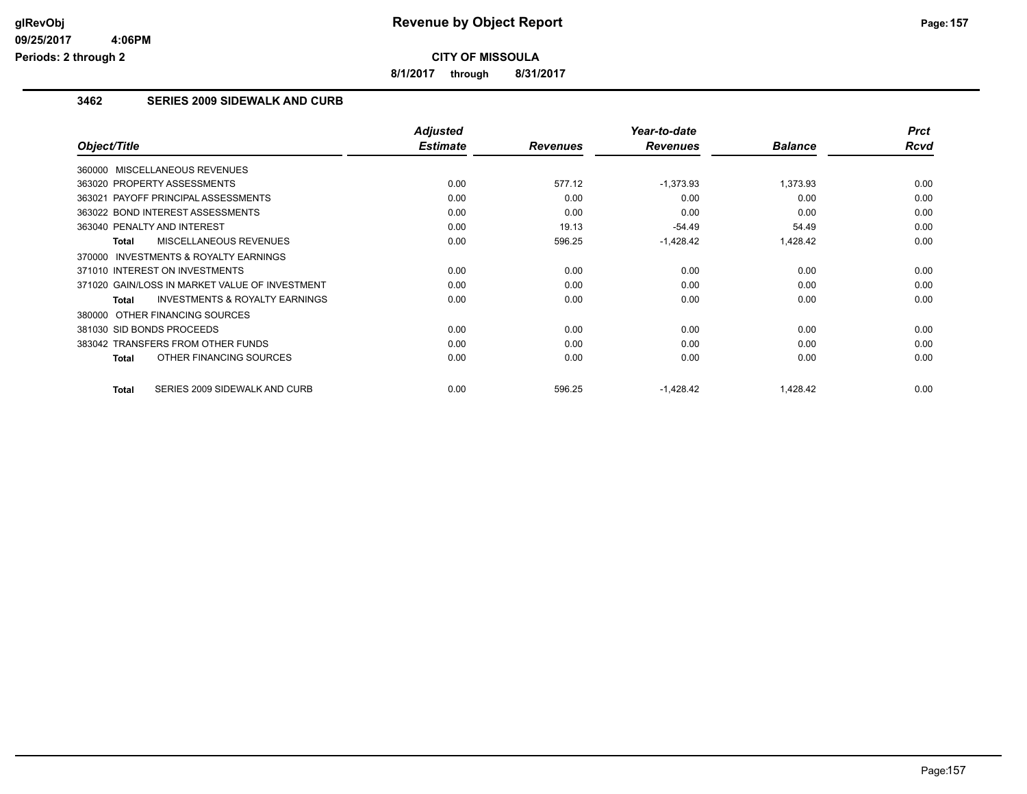**CITY OF MISSOULA**

**8/1/2017 through 8/31/2017**

### 3462 SERIES 2009 SIDEWALK AND CURB

| Object/Title | Adjusted Estimate | Revenues | Year-to-date Revenues | Balance | Prct Rcvd |
|---|---|---|---|---|---|
| 360000 MISCELLANEOUS REVENUES | | | | | |
| 363020 PROPERTY ASSESSMENTS | 0.00 | 577.12 | -1,373.93 | 1,373.93 | 0.00 |
| 363021 PAYOFF PRINCIPAL ASSESSMENTS | 0.00 | 0.00 | 0.00 | 0.00 | 0.00 |
| 363022 BOND INTEREST ASSESSMENTS | 0.00 | 0.00 | 0.00 | 0.00 | 0.00 |
| 363040 PENALTY AND INTEREST | 0.00 | 19.13 | -54.49 | 54.49 | 0.00 |
| **Total** MISCELLANEOUS REVENUES | 0.00 | 596.25 | -1,428.42 | 1,428.42 | 0.00 |
| 370000 INVESTMENTS & ROYALTY EARNINGS | | | | | |
| 371010 INTEREST ON INVESTMENTS | 0.00 | 0.00 | 0.00 | 0.00 | 0.00 |
| 371020 GAIN/LOSS IN MARKET VALUE OF INVESTMENT | 0.00 | 0.00 | 0.00 | 0.00 | 0.00 |
| **Total** INVESTMENTS & ROYALTY EARNINGS | 0.00 | 0.00 | 0.00 | 0.00 | 0.00 |
| 380000 OTHER FINANCING SOURCES | | | | | |
| 381030 SID BONDS PROCEEDS | 0.00 | 0.00 | 0.00 | 0.00 | 0.00 |
| 383042 TRANSFERS FROM OTHER FUNDS | 0.00 | 0.00 | 0.00 | 0.00 | 0.00 |
| **Total** OTHER FINANCING SOURCES | 0.00 | 0.00 | 0.00 | 0.00 | 0.00 |
| **Total** SERIES 2009 SIDEWALK AND CURB | 0.00 | 596.25 | -1,428.42 | 1,428.42 | 0.00 |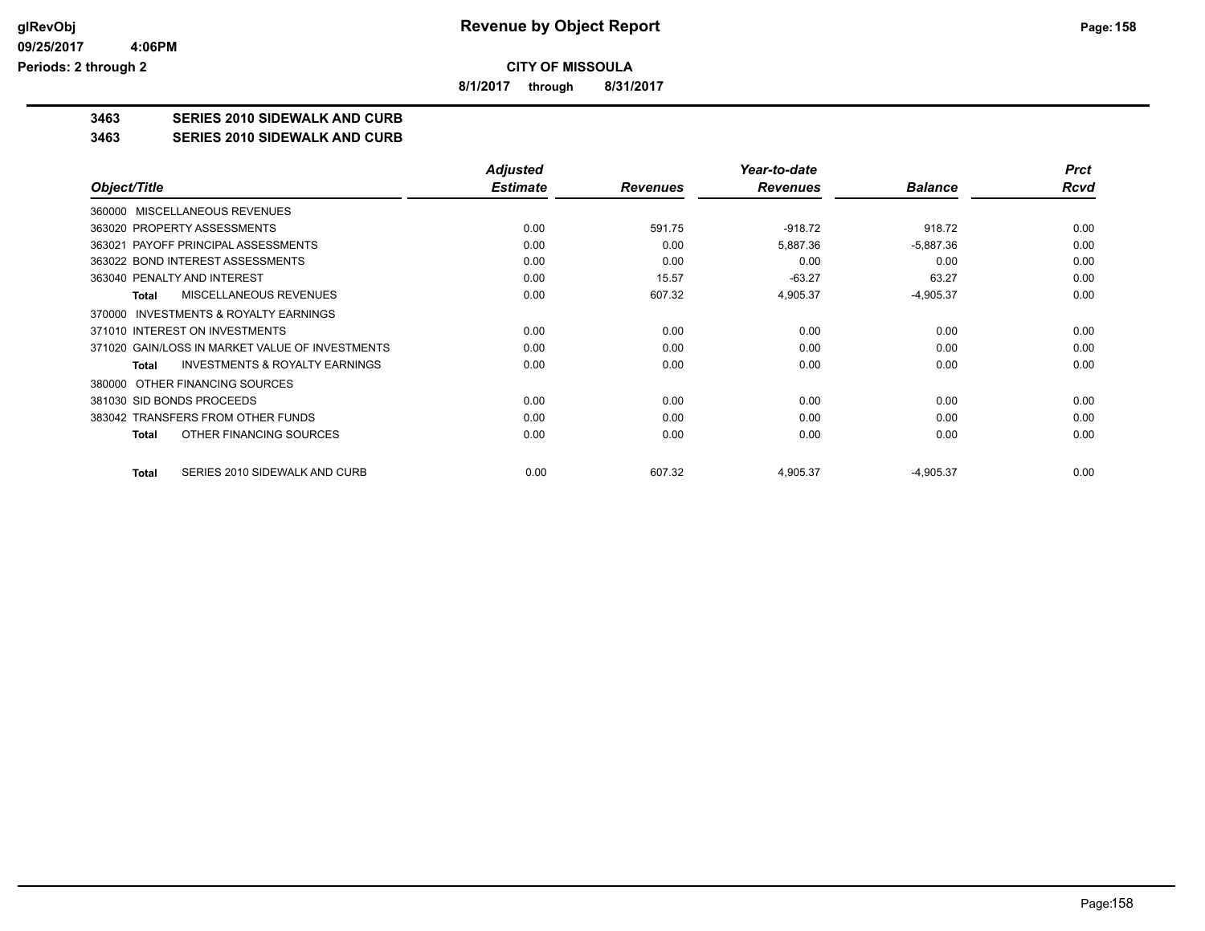# Revenue by Object Report

**CITY OF MISSOULA**

**8/1/2017 through 8/31/2017**

glRevObj
09/25/2017 4:06PM
Periods: 2 through 2

**3463 SERIES 2010 SIDEWALK AND CURB**

**3463 SERIES 2010 SIDEWALK AND CURB**

| Object/Title | Adjusted Estimate | Revenues | Year-to-date Revenues | Balance | Prct Rcvd |
|---|---|---|---|---|---|
| 360000 MISCELLANEOUS REVENUES | | | | | |
| 363020 PROPERTY ASSESSMENTS | 0.00 | 591.75 | -918.72 | 918.72 | 0.00 |
| 363021 PAYOFF PRINCIPAL ASSESSMENTS | 0.00 | 0.00 | 5,887.36 | -5,887.36 | 0.00 |
| 363022 BOND INTEREST ASSESSMENTS | 0.00 | 0.00 | 0.00 | 0.00 | 0.00 |
| 363040 PENALTY AND INTEREST | 0.00 | 15.57 | -63.27 | 63.27 | 0.00 |
| **Total** MISCELLANEOUS REVENUES | 0.00 | 607.32 | 4,905.37 | -4,905.37 | 0.00 |
| 370000 INVESTMENTS & ROYALTY EARNINGS | | | | | |
| 371010 INTEREST ON INVESTMENTS | 0.00 | 0.00 | 0.00 | 0.00 | 0.00 |
| 371020 GAIN/LOSS IN MARKET VALUE OF INVESTMENTS | 0.00 | 0.00 | 0.00 | 0.00 | 0.00 |
| **Total** INVESTMENTS & ROYALTY EARNINGS | 0.00 | 0.00 | 0.00 | 0.00 | 0.00 |
| 380000 OTHER FINANCING SOURCES | | | | | |
| 381030 SID BONDS PROCEEDS | 0.00 | 0.00 | 0.00 | 0.00 | 0.00 |
| 383042 TRANSFERS FROM OTHER FUNDS | 0.00 | 0.00 | 0.00 | 0.00 | 0.00 |
| **Total** OTHER FINANCING SOURCES | 0.00 | 0.00 | 0.00 | 0.00 | 0.00 |
| **Total** SERIES 2010 SIDEWALK AND CURB | 0.00 | 607.32 | 4,905.37 | -4,905.37 | 0.00 |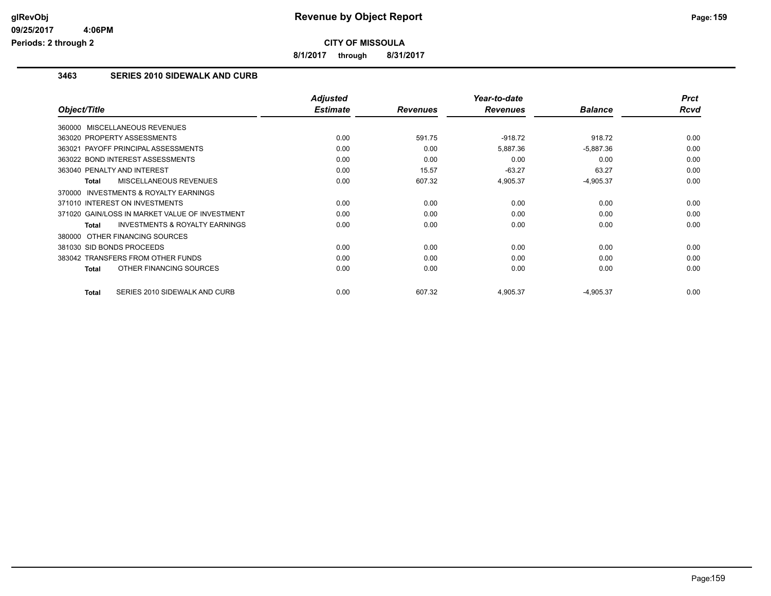# Revenue by Object Report

**CITY OF MISSOULA**

**8/1/2017 through 8/31/2017**

glRevObj
09/25/2017 4:06PM
Periods: 2 through 2

## 3463 SERIES 2010 SIDEWALK AND CURB

| Object/Title | Adjusted Estimate | Revenues | Year-to-date Revenues | Balance | Prct Rcvd |
|---|---|---|---|---|---|
| 360000 MISCELLANEOUS REVENUES | | | | | |
| 363020 PROPERTY ASSESSMENTS | 0.00 | 591.75 | -918.72 | 918.72 | 0.00 |
| 363021 PAYOFF PRINCIPAL ASSESSMENTS | 0.00 | 0.00 | 5,887.36 | -5,887.36 | 0.00 |
| 363022 BOND INTEREST ASSESSMENTS | 0.00 | 0.00 | 0.00 | 0.00 | 0.00 |
| 363040 PENALTY AND INTEREST | 0.00 | 15.57 | -63.27 | 63.27 | 0.00 |
| **Total** MISCELLANEOUS REVENUES | 0.00 | 607.32 | 4,905.37 | -4,905.37 | 0.00 |
| 370000 INVESTMENTS & ROYALTY EARNINGS | | | | | |
| 371010 INTEREST ON INVESTMENTS | 0.00 | 0.00 | 0.00 | 0.00 | 0.00 |
| 371020 GAIN/LOSS IN MARKET VALUE OF INVESTMENT | 0.00 | 0.00 | 0.00 | 0.00 | 0.00 |
| **Total** INVESTMENTS & ROYALTY EARNINGS | 0.00 | 0.00 | 0.00 | 0.00 | 0.00 |
| 380000 OTHER FINANCING SOURCES | | | | | |
| 381030 SID BONDS PROCEEDS | 0.00 | 0.00 | 0.00 | 0.00 | 0.00 |
| 383042 TRANSFERS FROM OTHER FUNDS | 0.00 | 0.00 | 0.00 | 0.00 | 0.00 |
| **Total** OTHER FINANCING SOURCES | 0.00 | 0.00 | 0.00 | 0.00 | 0.00 |
| **Total** SERIES 2010 SIDEWALK AND CURB | 0.00 | 607.32 | 4,905.37 | -4,905.37 | 0.00 |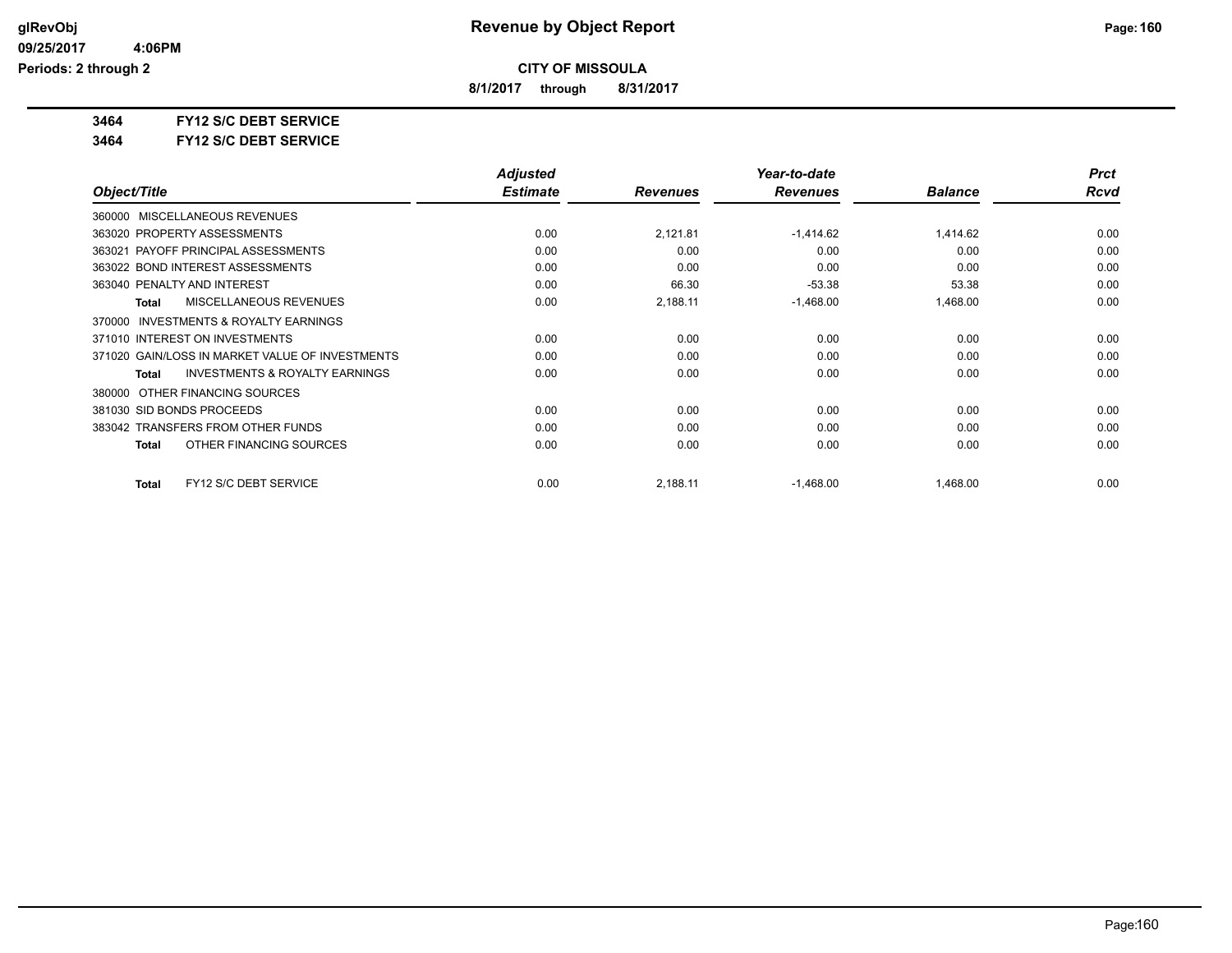**CITY OF MISSOULA**

**8/1/2017 through 8/31/2017**

**3464 FY12 S/C DEBT SERVICE**

**3464 FY12 S/C DEBT SERVICE**

| Object/Title | Adjusted Estimate | Revenues | Year-to-date Revenues | Balance | Prct Rcvd |
|---|---|---|---|---|---|
| 360000 MISCELLANEOUS REVENUES | | | | | |
| 363020 PROPERTY ASSESSMENTS | 0.00 | 2,121.81 | -1,414.62 | 1,414.62 | 0.00 |
| 363021 PAYOFF PRINCIPAL ASSESSMENTS | 0.00 | 0.00 | 0.00 | 0.00 | 0.00 |
| 363022 BOND INTEREST ASSESSMENTS | 0.00 | 0.00 | 0.00 | 0.00 | 0.00 |
| 363040 PENALTY AND INTEREST | 0.00 | 66.30 | -53.38 | 53.38 | 0.00 |
| **Total** MISCELLANEOUS REVENUES | 0.00 | 2,188.11 | -1,468.00 | 1,468.00 | 0.00 |
| 370000 INVESTMENTS & ROYALTY EARNINGS | | | | | |
| 371010 INTEREST ON INVESTMENTS | 0.00 | 0.00 | 0.00 | 0.00 | 0.00 |
| 371020 GAIN/LOSS IN MARKET VALUE OF INVESTMENTS | 0.00 | 0.00 | 0.00 | 0.00 | 0.00 |
| **Total** INVESTMENTS & ROYALTY EARNINGS | 0.00 | 0.00 | 0.00 | 0.00 | 0.00 |
| 380000 OTHER FINANCING SOURCES | | | | | |
| 381030 SID BONDS PROCEEDS | 0.00 | 0.00 | 0.00 | 0.00 | 0.00 |
| 383042 TRANSFERS FROM OTHER FUNDS | 0.00 | 0.00 | 0.00 | 0.00 | 0.00 |
| **Total** OTHER FINANCING SOURCES | 0.00 | 0.00 | 0.00 | 0.00 | 0.00 |
| **Total** FY12 S/C DEBT SERVICE | 0.00 | 2,188.11 | -1,468.00 | 1,468.00 | 0.00 |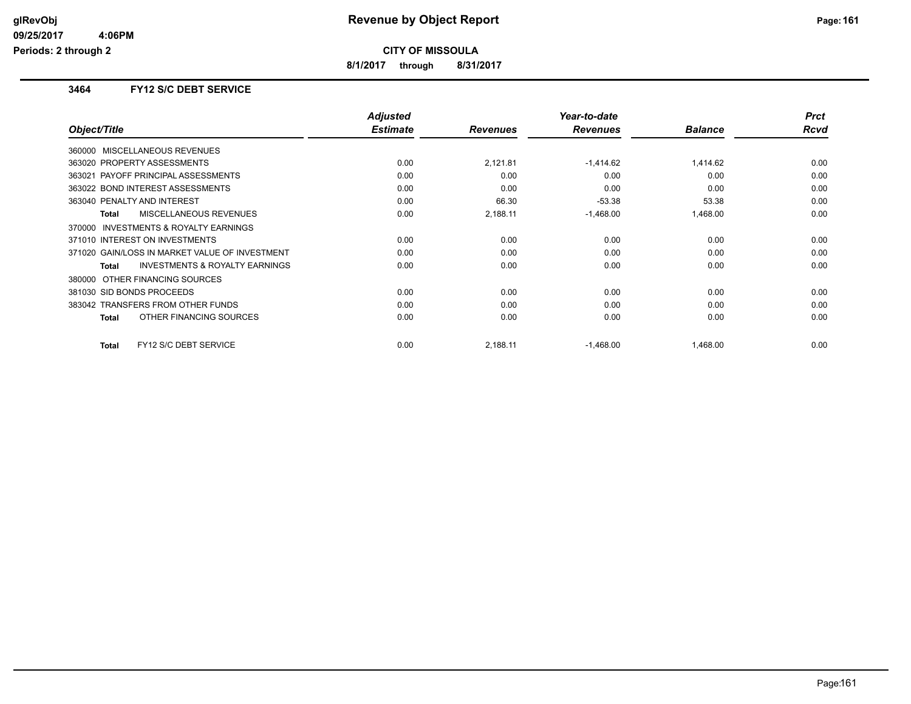# CITY OF MISSOULA

**8/1/2017 through 8/31/2017**

## 3464 FY12 S/C DEBT SERVICE

| Object/Title | Adjusted Estimate | Revenues | Year-to-date Revenues | Balance | Prct Rcvd |
|---|---|---|---|---|---|
| 360000 MISCELLANEOUS REVENUES | | | | | |
| 363020 PROPERTY ASSESSMENTS | 0.00 | 2,121.81 | -1,414.62 | 1,414.62 | 0.00 |
| 363021 PAYOFF PRINCIPAL ASSESSMENTS | 0.00 | 0.00 | 0.00 | 0.00 | 0.00 |
| 363022 BOND INTEREST ASSESSMENTS | 0.00 | 0.00 | 0.00 | 0.00 | 0.00 |
| 363040 PENALTY AND INTEREST | 0.00 | 66.30 | -53.38 | 53.38 | 0.00 |
| **Total** MISCELLANEOUS REVENUES | 0.00 | 2,188.11 | -1,468.00 | 1,468.00 | 0.00 |
| 370000 INVESTMENTS & ROYALTY EARNINGS | | | | | |
| 371010 INTEREST ON INVESTMENTS | 0.00 | 0.00 | 0.00 | 0.00 | 0.00 |
| 371020 GAIN/LOSS IN MARKET VALUE OF INVESTMENT | 0.00 | 0.00 | 0.00 | 0.00 | 0.00 |
| **Total** INVESTMENTS & ROYALTY EARNINGS | 0.00 | 0.00 | 0.00 | 0.00 | 0.00 |
| 380000 OTHER FINANCING SOURCES | | | | | |
| 381030 SID BONDS PROCEEDS | 0.00 | 0.00 | 0.00 | 0.00 | 0.00 |
| 383042 TRANSFERS FROM OTHER FUNDS | 0.00 | 0.00 | 0.00 | 0.00 | 0.00 |
| **Total** OTHER FINANCING SOURCES | 0.00 | 0.00 | 0.00 | 0.00 | 0.00 |
| **Total** FY12 S/C DEBT SERVICE | 0.00 | 2,188.11 | -1,468.00 | 1,468.00 | 0.00 |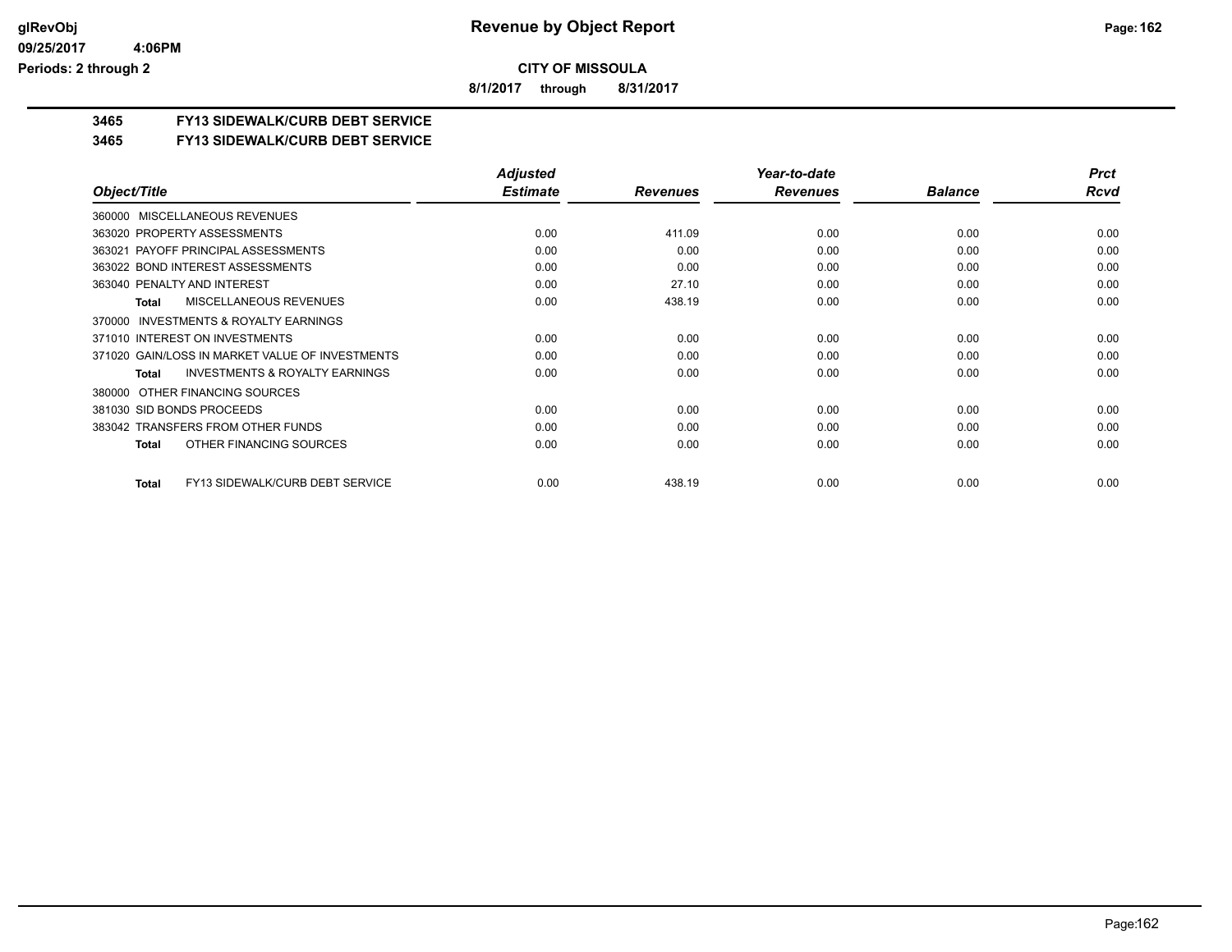# Revenue by Object Report

**CITY OF MISSOULA**

**8/1/2017 through 8/31/2017**

glRevObj
09/25/2017 4:06PM
Periods: 2 through 2

## 3465 FY13 SIDEWALK/CURB DEBT SERVICE

### 3465 FY13 SIDEWALK/CURB DEBT SERVICE

| Object/Title | Adjusted Estimate | Revenues | Year-to-date Revenues | Balance | Prct Rcvd |
|---|---|---|---|---|---|
| 360000 MISCELLANEOUS REVENUES | | | | | |
| 363020 PROPERTY ASSESSMENTS | 0.00 | 411.09 | 0.00 | 0.00 | 0.00 |
| 363021 PAYOFF PRINCIPAL ASSESSMENTS | 0.00 | 0.00 | 0.00 | 0.00 | 0.00 |
| 363022 BOND INTEREST ASSESSMENTS | 0.00 | 0.00 | 0.00 | 0.00 | 0.00 |
| 363040 PENALTY AND INTEREST | 0.00 | 27.10 | 0.00 | 0.00 | 0.00 |
| **Total** MISCELLANEOUS REVENUES | 0.00 | 438.19 | 0.00 | 0.00 | 0.00 |
| 370000 INVESTMENTS & ROYALTY EARNINGS | | | | | |
| 371010 INTEREST ON INVESTMENTS | 0.00 | 0.00 | 0.00 | 0.00 | 0.00 |
| 371020 GAIN/LOSS IN MARKET VALUE OF INVESTMENTS | 0.00 | 0.00 | 0.00 | 0.00 | 0.00 |
| **Total** INVESTMENTS & ROYALTY EARNINGS | 0.00 | 0.00 | 0.00 | 0.00 | 0.00 |
| 380000 OTHER FINANCING SOURCES | | | | | |
| 381030 SID BONDS PROCEEDS | 0.00 | 0.00 | 0.00 | 0.00 | 0.00 |
| 383042 TRANSFERS FROM OTHER FUNDS | 0.00 | 0.00 | 0.00 | 0.00 | 0.00 |
| **Total** OTHER FINANCING SOURCES | 0.00 | 0.00 | 0.00 | 0.00 | 0.00 |
| **Total** FY13 SIDEWALK/CURB DEBT SERVICE | 0.00 | 438.19 | 0.00 | 0.00 | 0.00 |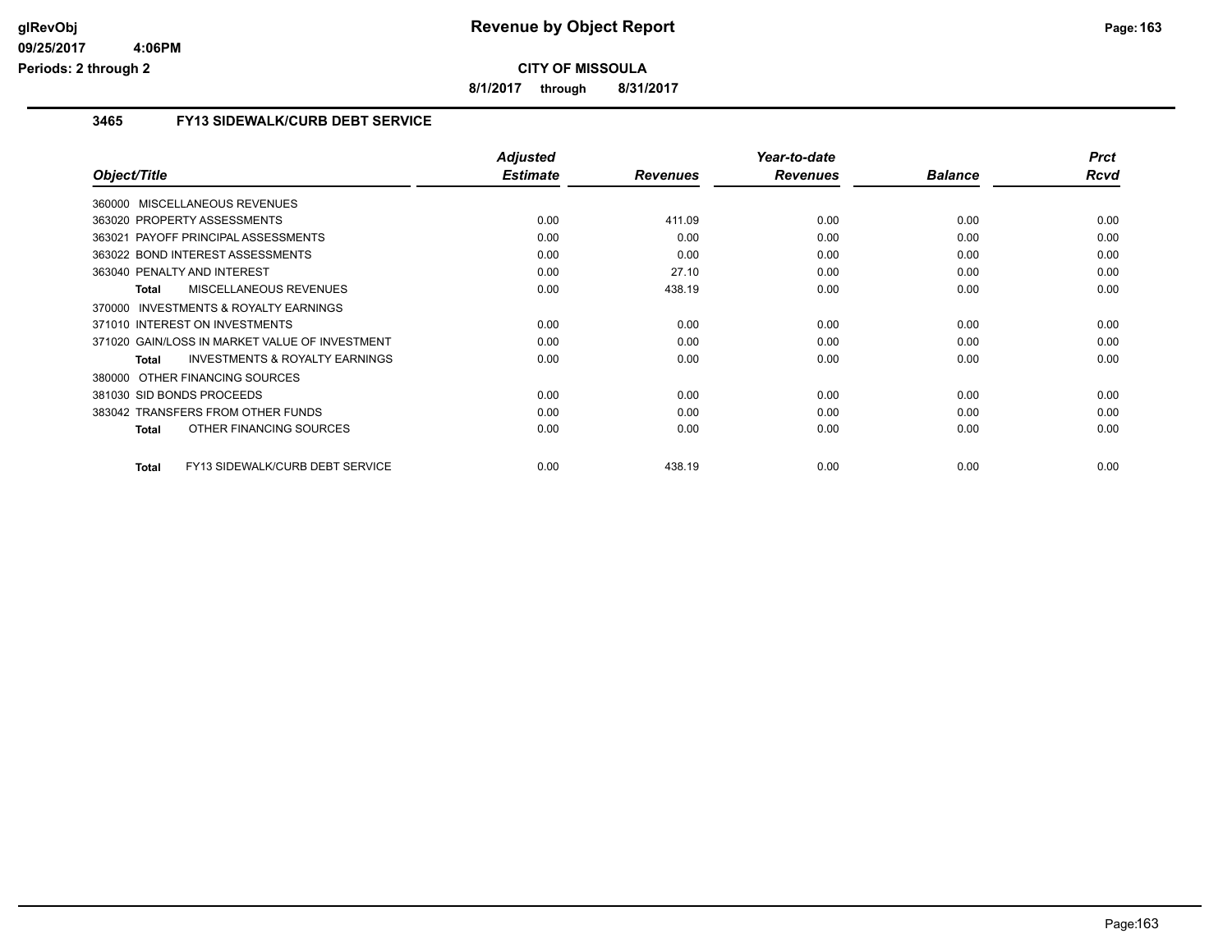**Revenue by Object Report**

**CITY OF MISSOULA**

**8/1/2017 through 8/31/2017**

### 3465 FY13 SIDEWALK/CURB DEBT SERVICE

| Object/Title | Adjusted Estimate | Revenues | Year-to-date Revenues | Balance | Prct Rcvd |
|---|---|---|---|---|---|
| 360000 MISCELLANEOUS REVENUES | | | | | |
| 363020 PROPERTY ASSESSMENTS | 0.00 | 411.09 | 0.00 | 0.00 | 0.00 |
| 363021 PAYOFF PRINCIPAL ASSESSMENTS | 0.00 | 0.00 | 0.00 | 0.00 | 0.00 |
| 363022 BOND INTEREST ASSESSMENTS | 0.00 | 0.00 | 0.00 | 0.00 | 0.00 |
| 363040 PENALTY AND INTEREST | 0.00 | 27.10 | 0.00 | 0.00 | 0.00 |
| **Total** MISCELLANEOUS REVENUES | 0.00 | 438.19 | 0.00 | 0.00 | 0.00 |
| 370000 INVESTMENTS & ROYALTY EARNINGS | | | | | |
| 371010 INTEREST ON INVESTMENTS | 0.00 | 0.00 | 0.00 | 0.00 | 0.00 |
| 371020 GAIN/LOSS IN MARKET VALUE OF INVESTMENT | 0.00 | 0.00 | 0.00 | 0.00 | 0.00 |
| **Total** INVESTMENTS & ROYALTY EARNINGS | 0.00 | 0.00 | 0.00 | 0.00 | 0.00 |
| 380000 OTHER FINANCING SOURCES | | | | | |
| 381030 SID BONDS PROCEEDS | 0.00 | 0.00 | 0.00 | 0.00 | 0.00 |
| 383042 TRANSFERS FROM OTHER FUNDS | 0.00 | 0.00 | 0.00 | 0.00 | 0.00 |
| **Total** OTHER FINANCING SOURCES | 0.00 | 0.00 | 0.00 | 0.00 | 0.00 |
| **Total** FY13 SIDEWALK/CURB DEBT SERVICE | 0.00 | 438.19 | 0.00 | 0.00 | 0.00 |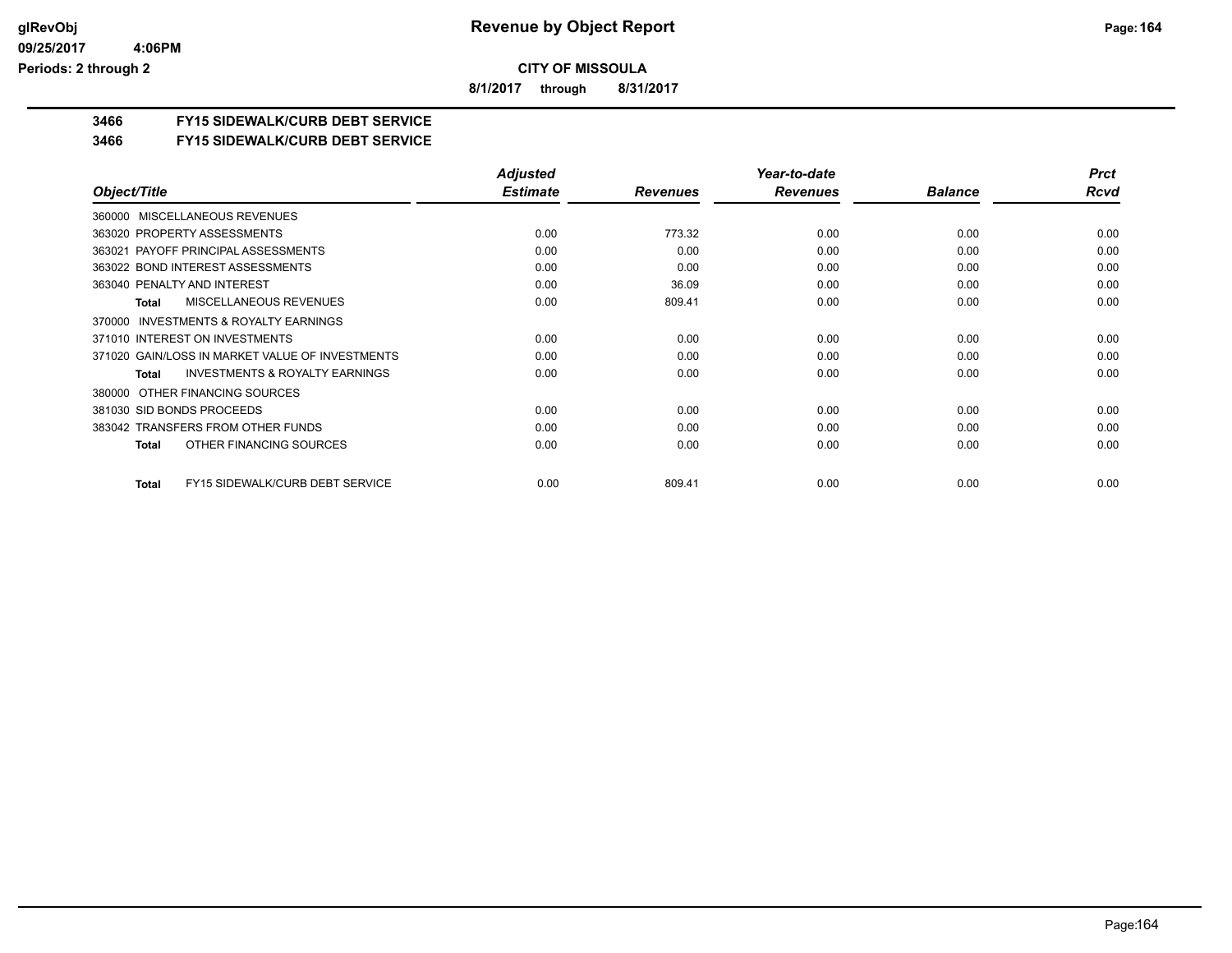**CITY OF MISSOULA**

**8/1/2017 through 8/31/2017**

**3466 FY15 SIDEWALK/CURB DEBT SERVICE**

**3466 FY15 SIDEWALK/CURB DEBT SERVICE**

| Object/Title | Adjusted Estimate | Revenues | Year-to-date Revenues | Balance | Prct Rcvd |
|---|---|---|---|---|---|
| 360000 MISCELLANEOUS REVENUES | | | | | |
| 363020 PROPERTY ASSESSMENTS | 0.00 | 773.32 | 0.00 | 0.00 | 0.00 |
| 363021 PAYOFF PRINCIPAL ASSESSMENTS | 0.00 | 0.00 | 0.00 | 0.00 | 0.00 |
| 363022 BOND INTEREST ASSESSMENTS | 0.00 | 0.00 | 0.00 | 0.00 | 0.00 |
| 363040 PENALTY AND INTEREST | 0.00 | 36.09 | 0.00 | 0.00 | 0.00 |
| **Total** MISCELLANEOUS REVENUES | 0.00 | 809.41 | 0.00 | 0.00 | 0.00 |
| 370000 INVESTMENTS & ROYALTY EARNINGS | | | | | |
| 371010 INTEREST ON INVESTMENTS | 0.00 | 0.00 | 0.00 | 0.00 | 0.00 |
| 371020 GAIN/LOSS IN MARKET VALUE OF INVESTMENTS | 0.00 | 0.00 | 0.00 | 0.00 | 0.00 |
| **Total** INVESTMENTS & ROYALTY EARNINGS | 0.00 | 0.00 | 0.00 | 0.00 | 0.00 |
| 380000 OTHER FINANCING SOURCES | | | | | |
| 381030 SID BONDS PROCEEDS | 0.00 | 0.00 | 0.00 | 0.00 | 0.00 |
| 383042 TRANSFERS FROM OTHER FUNDS | 0.00 | 0.00 | 0.00 | 0.00 | 0.00 |
| **Total** OTHER FINANCING SOURCES | 0.00 | 0.00 | 0.00 | 0.00 | 0.00 |
| **Total** FY15 SIDEWALK/CURB DEBT SERVICE | 0.00 | 809.41 | 0.00 | 0.00 | 0.00 |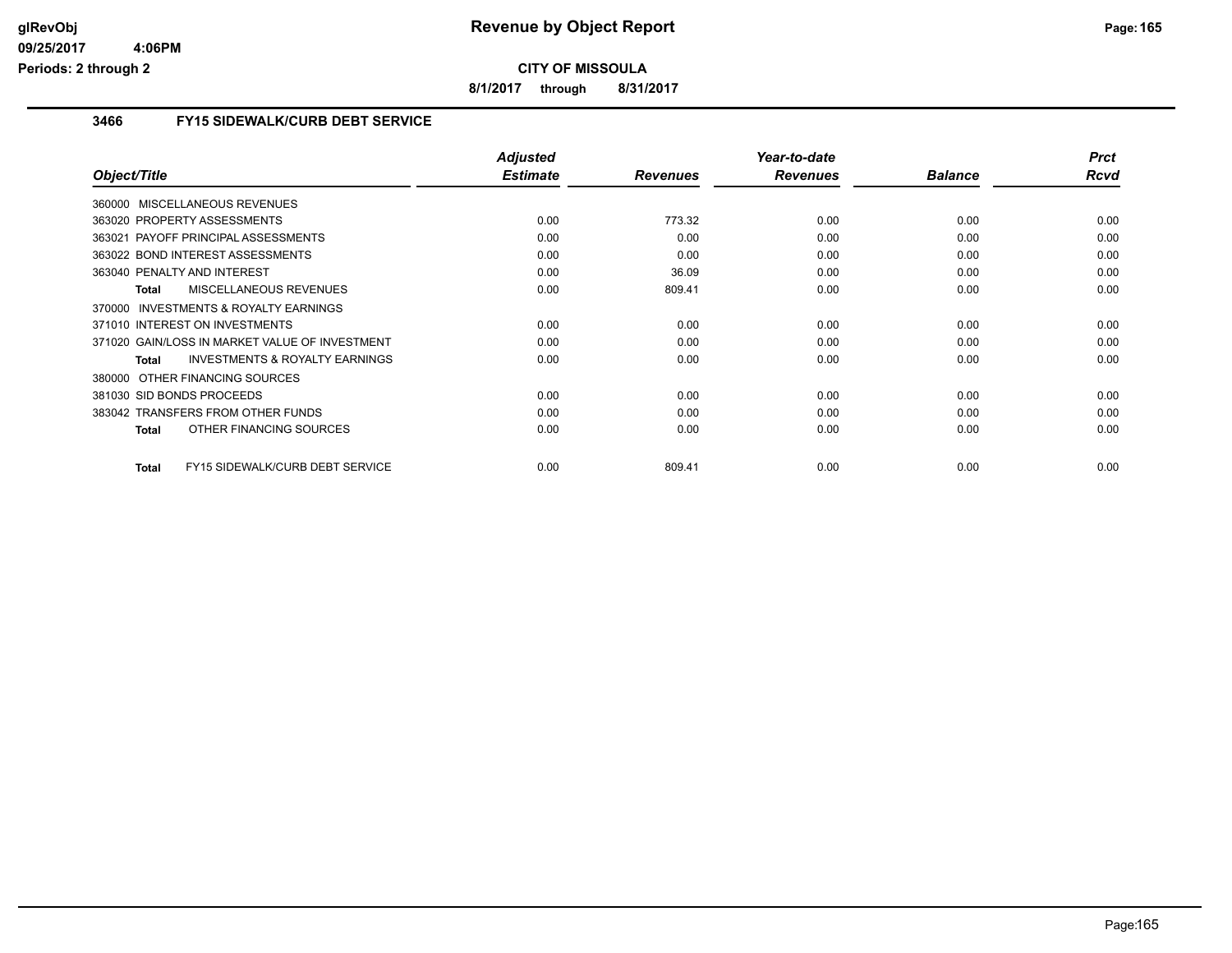# Revenue by Object Report

glRevObj
09/25/2017 4:06PM
Periods: 2 through 2

**CITY OF MISSOULA**

**8/1/2017 through 8/31/2017**

## 3466 FY15 SIDEWALK/CURB DEBT SERVICE

| Object/Title | Adjusted Estimate | Revenues | Year-to-date Revenues | Balance | Prct Rcvd |
|---|---|---|---|---|---|
| 360000 MISCELLANEOUS REVENUES | | | | | |
| 363020 PROPERTY ASSESSMENTS | 0.00 | 773.32 | 0.00 | 0.00 | 0.00 |
| 363021 PAYOFF PRINCIPAL ASSESSMENTS | 0.00 | 0.00 | 0.00 | 0.00 | 0.00 |
| 363022 BOND INTEREST ASSESSMENTS | 0.00 | 0.00 | 0.00 | 0.00 | 0.00 |
| 363040 PENALTY AND INTEREST | 0.00 | 36.09 | 0.00 | 0.00 | 0.00 |
| **Total** MISCELLANEOUS REVENUES | 0.00 | 809.41 | 0.00 | 0.00 | 0.00 |
| 370000 INVESTMENTS & ROYALTY EARNINGS | | | | | |
| 371010 INTEREST ON INVESTMENTS | 0.00 | 0.00 | 0.00 | 0.00 | 0.00 |
| 371020 GAIN/LOSS IN MARKET VALUE OF INVESTMENT | 0.00 | 0.00 | 0.00 | 0.00 | 0.00 |
| **Total** INVESTMENTS & ROYALTY EARNINGS | 0.00 | 0.00 | 0.00 | 0.00 | 0.00 |
| 380000 OTHER FINANCING SOURCES | | | | | |
| 381030 SID BONDS PROCEEDS | 0.00 | 0.00 | 0.00 | 0.00 | 0.00 |
| 383042 TRANSFERS FROM OTHER FUNDS | 0.00 | 0.00 | 0.00 | 0.00 | 0.00 |
| **Total** OTHER FINANCING SOURCES | 0.00 | 0.00 | 0.00 | 0.00 | 0.00 |
| **Total** FY15 SIDEWALK/CURB DEBT SERVICE | 0.00 | 809.41 | 0.00 | 0.00 | 0.00 |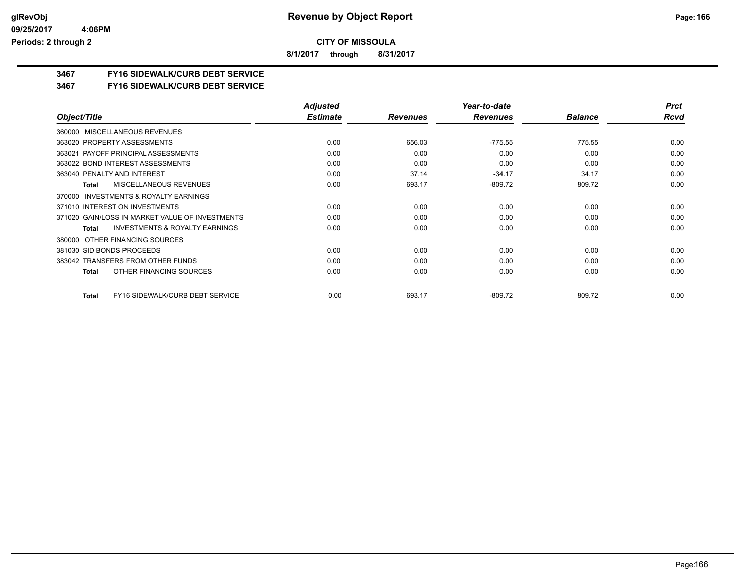**CITY OF MISSOULA**

**8/1/2017 through 8/31/2017**

## 3467 FY16 SIDEWALK/CURB DEBT SERVICE

## 3467 FY16 SIDEWALK/CURB DEBT SERVICE

| Object/Title | Adjusted Estimate | Revenues | Year-to-date Revenues | Balance | Prct Rcvd |
|---|---|---|---|---|---|
| 360000 MISCELLANEOUS REVENUES | | | | | |
| 363020 PROPERTY ASSESSMENTS | 0.00 | 656.03 | -775.55 | 775.55 | 0.00 |
| 363021 PAYOFF PRINCIPAL ASSESSMENTS | 0.00 | 0.00 | 0.00 | 0.00 | 0.00 |
| 363022 BOND INTEREST ASSESSMENTS | 0.00 | 0.00 | 0.00 | 0.00 | 0.00 |
| 363040 PENALTY AND INTEREST | 0.00 | 37.14 | -34.17 | 34.17 | 0.00 |
| **Total** MISCELLANEOUS REVENUES | 0.00 | 693.17 | -809.72 | 809.72 | 0.00 |
| 370000 INVESTMENTS & ROYALTY EARNINGS | | | | | |
| 371010 INTEREST ON INVESTMENTS | 0.00 | 0.00 | 0.00 | 0.00 | 0.00 |
| 371020 GAIN/LOSS IN MARKET VALUE OF INVESTMENTS | 0.00 | 0.00 | 0.00 | 0.00 | 0.00 |
| **Total** INVESTMENTS & ROYALTY EARNINGS | 0.00 | 0.00 | 0.00 | 0.00 | 0.00 |
| 380000 OTHER FINANCING SOURCES | | | | | |
| 381030 SID BONDS PROCEEDS | 0.00 | 0.00 | 0.00 | 0.00 | 0.00 |
| 383042 TRANSFERS FROM OTHER FUNDS | 0.00 | 0.00 | 0.00 | 0.00 | 0.00 |
| **Total** OTHER FINANCING SOURCES | 0.00 | 0.00 | 0.00 | 0.00 | 0.00 |
| **Total** FY16 SIDEWALK/CURB DEBT SERVICE | 0.00 | 693.17 | -809.72 | 809.72 | 0.00 |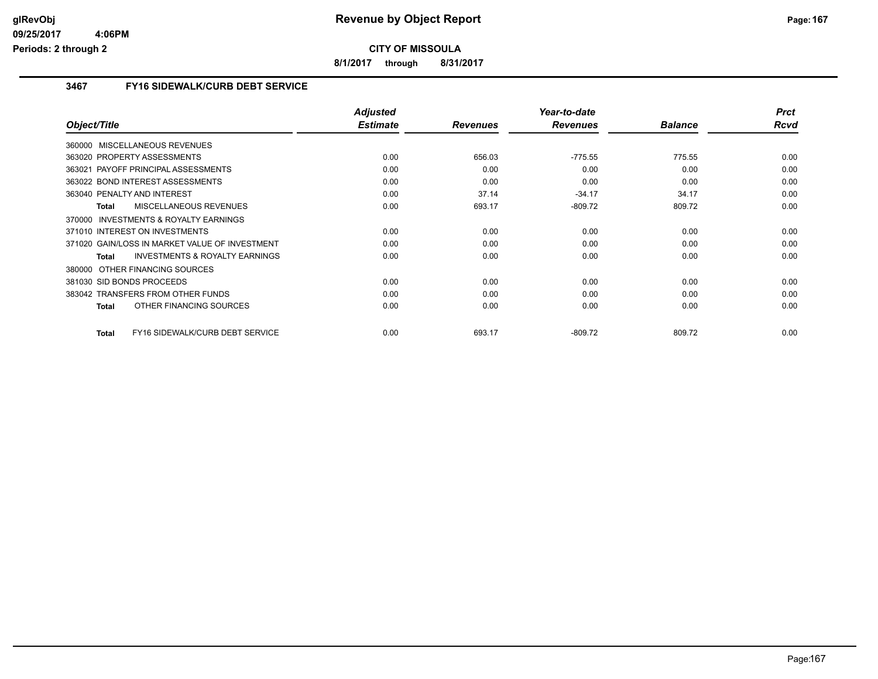**CITY OF MISSOULA**

**8/1/2017 through 8/31/2017**

### 3467 FY16 SIDEWALK/CURB DEBT SERVICE

| Object/Title | Adjusted Estimate | Revenues | Year-to-date Revenues | Balance | Prct Rcvd |
|---|---|---|---|---|---|
| 360000 MISCELLANEOUS REVENUES | | | | | |
| 363020 PROPERTY ASSESSMENTS | 0.00 | 656.03 | -775.55 | 775.55 | 0.00 |
| 363021 PAYOFF PRINCIPAL ASSESSMENTS | 0.00 | 0.00 | 0.00 | 0.00 | 0.00 |
| 363022 BOND INTEREST ASSESSMENTS | 0.00 | 0.00 | 0.00 | 0.00 | 0.00 |
| 363040 PENALTY AND INTEREST | 0.00 | 37.14 | -34.17 | 34.17 | 0.00 |
| **Total** MISCELLANEOUS REVENUES | 0.00 | 693.17 | -809.72 | 809.72 | 0.00 |
| 370000 INVESTMENTS & ROYALTY EARNINGS | | | | | |
| 371010 INTEREST ON INVESTMENTS | 0.00 | 0.00 | 0.00 | 0.00 | 0.00 |
| 371020 GAIN/LOSS IN MARKET VALUE OF INVESTMENT | 0.00 | 0.00 | 0.00 | 0.00 | 0.00 |
| **Total** INVESTMENTS & ROYALTY EARNINGS | 0.00 | 0.00 | 0.00 | 0.00 | 0.00 |
| 380000 OTHER FINANCING SOURCES | | | | | |
| 381030 SID BONDS PROCEEDS | 0.00 | 0.00 | 0.00 | 0.00 | 0.00 |
| 383042 TRANSFERS FROM OTHER FUNDS | 0.00 | 0.00 | 0.00 | 0.00 | 0.00 |
| **Total** OTHER FINANCING SOURCES | 0.00 | 0.00 | 0.00 | 0.00 | 0.00 |
| **Total** FY16 SIDEWALK/CURB DEBT SERVICE | 0.00 | 693.17 | -809.72 | 809.72 | 0.00 |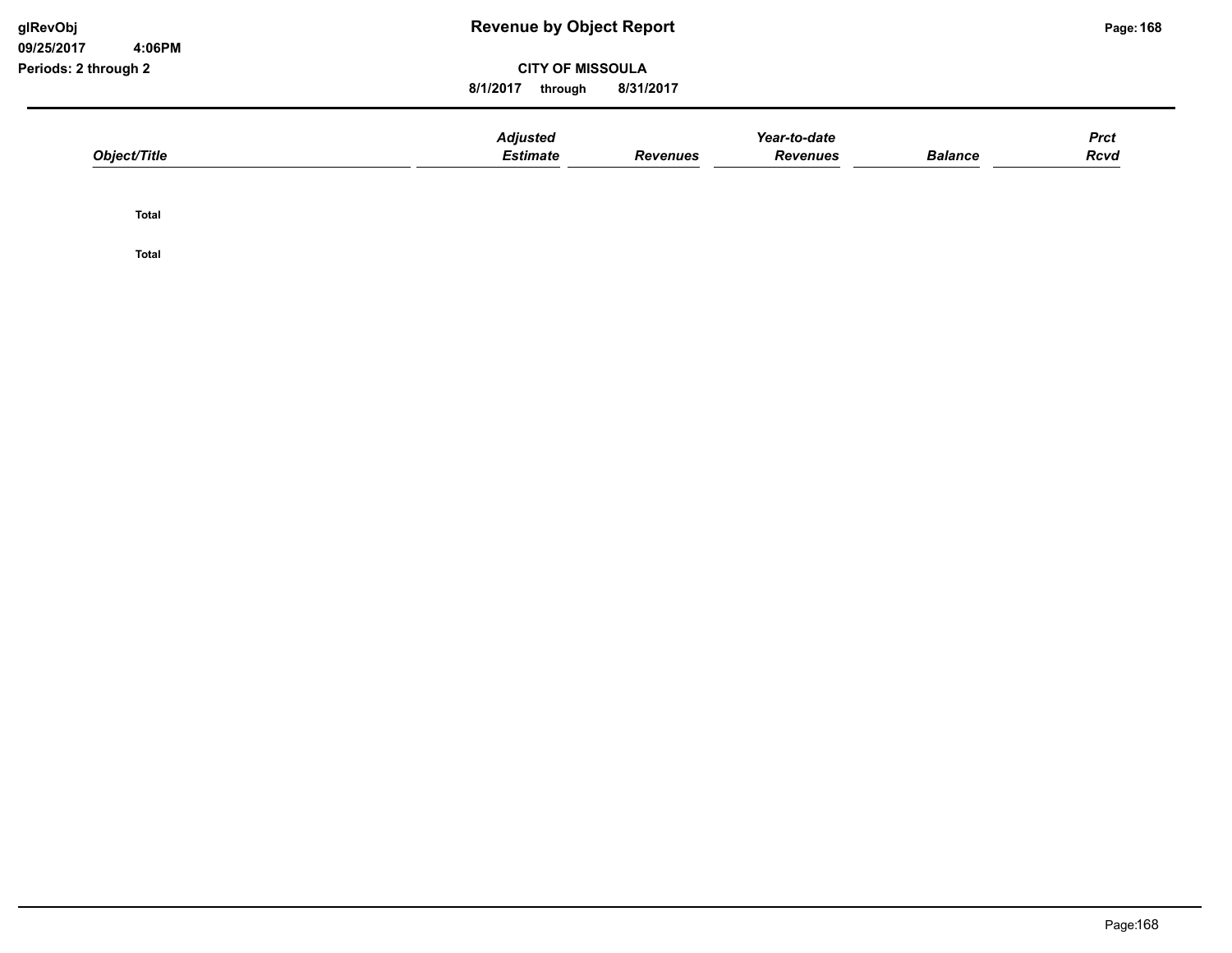# Revenue by Object Report

glRevObj
09/25/2017 4:06PM
Periods: 2 through 2

**CITY OF MISSOULA**

8/1/2017 through 8/31/2017

| *Object/Title* | *Adjusted Estimate* | *Revenues* | *Year-to-date Revenues* | *Balance* | *Prct Rcvd* |
|---|---|---|---|---|---|
| **Total** | | | | | |
| **Total** | | | | | |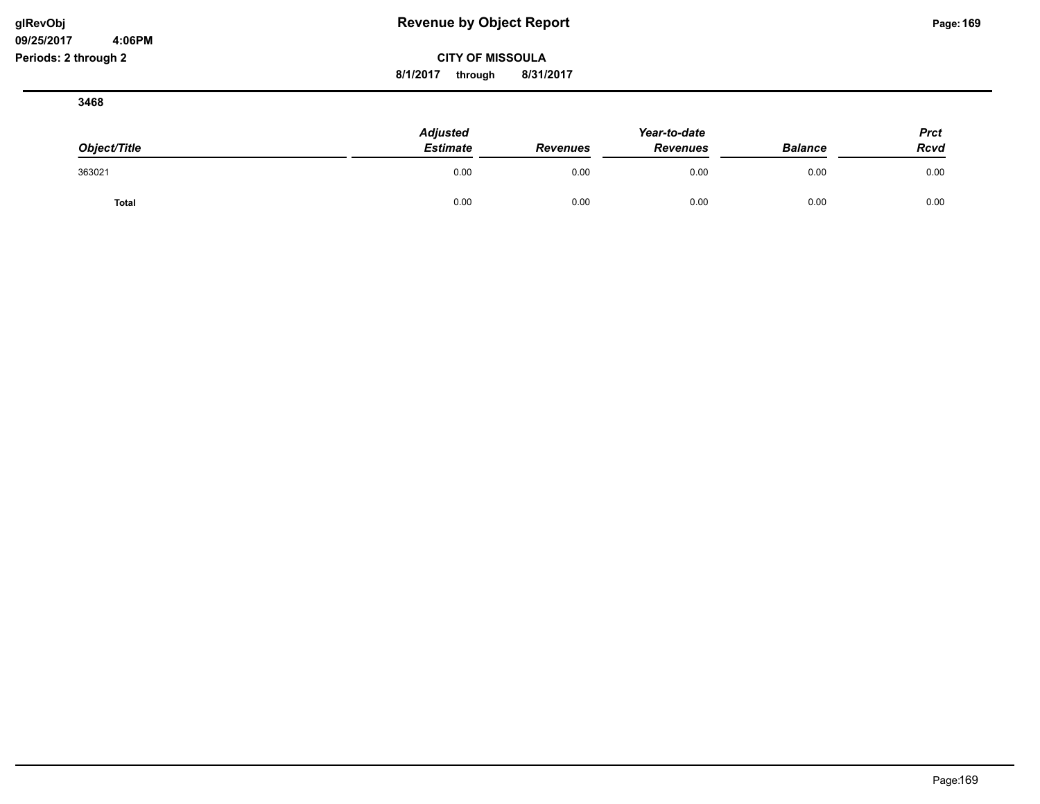**3468**

| Object/Title | Adjusted Estimate | Revenues | Year-to-date Revenues | Balance | Prct Rcvd |
|---|---|---|---|---|---|
| 363021 | 0.00 | 0.00 | 0.00 | 0.00 | 0.00 |
| **Total** | 0.00 | 0.00 | 0.00 | 0.00 | 0.00 |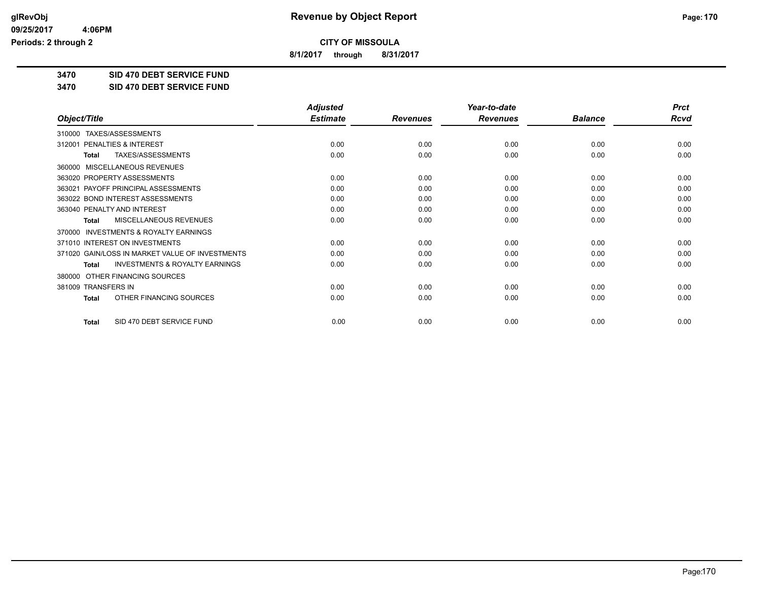**CITY OF MISSOULA**

**8/1/2017 through 8/31/2017**

**3470 SID 470 DEBT SERVICE FUND**

**3470 SID 470 DEBT SERVICE FUND**

| Object/Title | Adjusted Estimate | Revenues | Year-to-date Revenues | Balance | Prct Rcvd |
|---|---|---|---|---|---|
| 310000 TAXES/ASSESSMENTS | | | | | |
| 312001 PENALTIES & INTEREST | 0.00 | 0.00 | 0.00 | 0.00 | 0.00 |
| **Total** TAXES/ASSESSMENTS | 0.00 | 0.00 | 0.00 | 0.00 | 0.00 |
| 360000 MISCELLANEOUS REVENUES | | | | | |
| 363020 PROPERTY ASSESSMENTS | 0.00 | 0.00 | 0.00 | 0.00 | 0.00 |
| 363021 PAYOFF PRINCIPAL ASSESSMENTS | 0.00 | 0.00 | 0.00 | 0.00 | 0.00 |
| 363022 BOND INTEREST ASSESSMENTS | 0.00 | 0.00 | 0.00 | 0.00 | 0.00 |
| 363040 PENALTY AND INTEREST | 0.00 | 0.00 | 0.00 | 0.00 | 0.00 |
| **Total** MISCELLANEOUS REVENUES | 0.00 | 0.00 | 0.00 | 0.00 | 0.00 |
| 370000 INVESTMENTS & ROYALTY EARNINGS | | | | | |
| 371010 INTEREST ON INVESTMENTS | 0.00 | 0.00 | 0.00 | 0.00 | 0.00 |
| 371020 GAIN/LOSS IN MARKET VALUE OF INVESTMENTS | 0.00 | 0.00 | 0.00 | 0.00 | 0.00 |
| **Total** INVESTMENTS & ROYALTY EARNINGS | 0.00 | 0.00 | 0.00 | 0.00 | 0.00 |
| 380000 OTHER FINANCING SOURCES | | | | | |
| 381009 TRANSFERS IN | 0.00 | 0.00 | 0.00 | 0.00 | 0.00 |
| **Total** OTHER FINANCING SOURCES | 0.00 | 0.00 | 0.00 | 0.00 | 0.00 |
| **Total** SID 470 DEBT SERVICE FUND | 0.00 | 0.00 | 0.00 | 0.00 | 0.00 |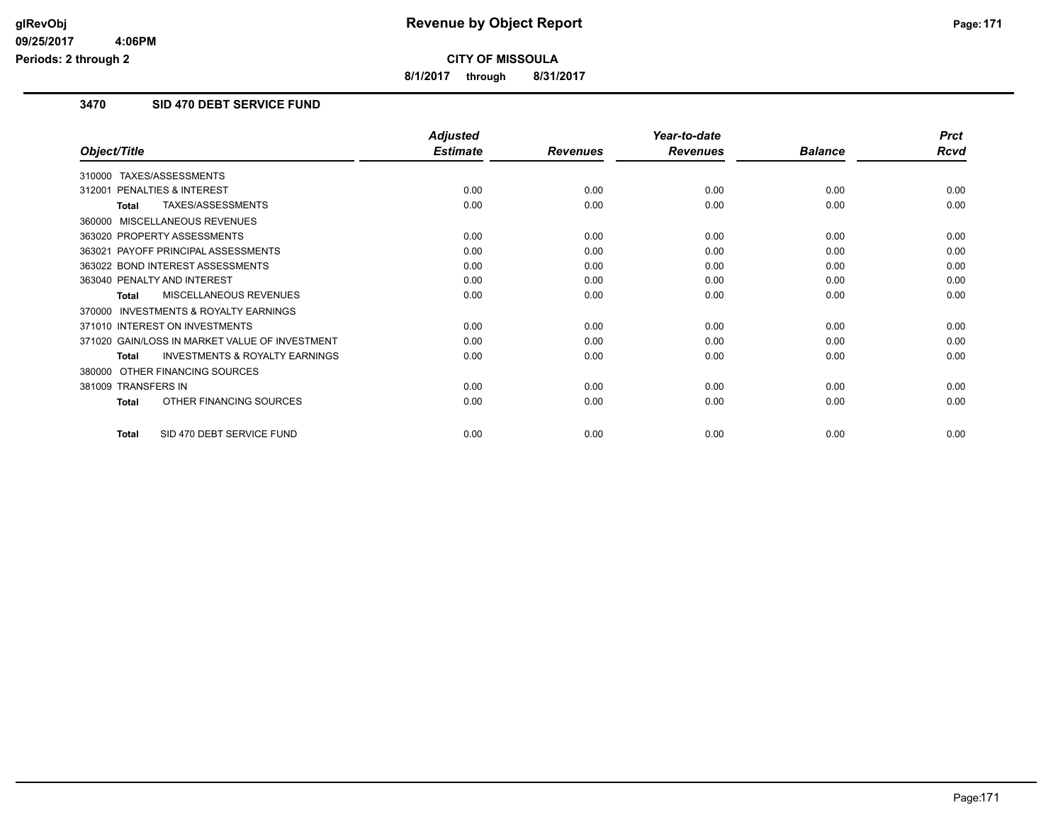# Revenue by Object Report

**CITY OF MISSOULA**

**8/1/2017 through 8/31/2017**

glRevObj
09/25/2017 4:06PM
Periods: 2 through 2

## 3470 SID 470 DEBT SERVICE FUND

| Object/Title | Adjusted Estimate | Revenues | Year-to-date Revenues | Balance | Prct Rcvd |
|---|---|---|---|---|---|
| 310000 TAXES/ASSESSMENTS | | | | | |
| 312001 PENALTIES & INTEREST | 0.00 | 0.00 | 0.00 | 0.00 | 0.00 |
| **Total** TAXES/ASSESSMENTS | 0.00 | 0.00 | 0.00 | 0.00 | 0.00 |
| 360000 MISCELLANEOUS REVENUES | | | | | |
| 363020 PROPERTY ASSESSMENTS | 0.00 | 0.00 | 0.00 | 0.00 | 0.00 |
| 363021 PAYOFF PRINCIPAL ASSESSMENTS | 0.00 | 0.00 | 0.00 | 0.00 | 0.00 |
| 363022 BOND INTEREST ASSESSMENTS | 0.00 | 0.00 | 0.00 | 0.00 | 0.00 |
| 363040 PENALTY AND INTEREST | 0.00 | 0.00 | 0.00 | 0.00 | 0.00 |
| **Total** MISCELLANEOUS REVENUES | 0.00 | 0.00 | 0.00 | 0.00 | 0.00 |
| 370000 INVESTMENTS & ROYALTY EARNINGS | | | | | |
| 371010 INTEREST ON INVESTMENTS | 0.00 | 0.00 | 0.00 | 0.00 | 0.00 |
| 371020 GAIN/LOSS IN MARKET VALUE OF INVESTMENT | 0.00 | 0.00 | 0.00 | 0.00 | 0.00 |
| **Total** INVESTMENTS & ROYALTY EARNINGS | 0.00 | 0.00 | 0.00 | 0.00 | 0.00 |
| 380000 OTHER FINANCING SOURCES | | | | | |
| 381009 TRANSFERS IN | 0.00 | 0.00 | 0.00 | 0.00 | 0.00 |
| **Total** OTHER FINANCING SOURCES | 0.00 | 0.00 | 0.00 | 0.00 | 0.00 |
| **Total** SID 470 DEBT SERVICE FUND | 0.00 | 0.00 | 0.00 | 0.00 | 0.00 |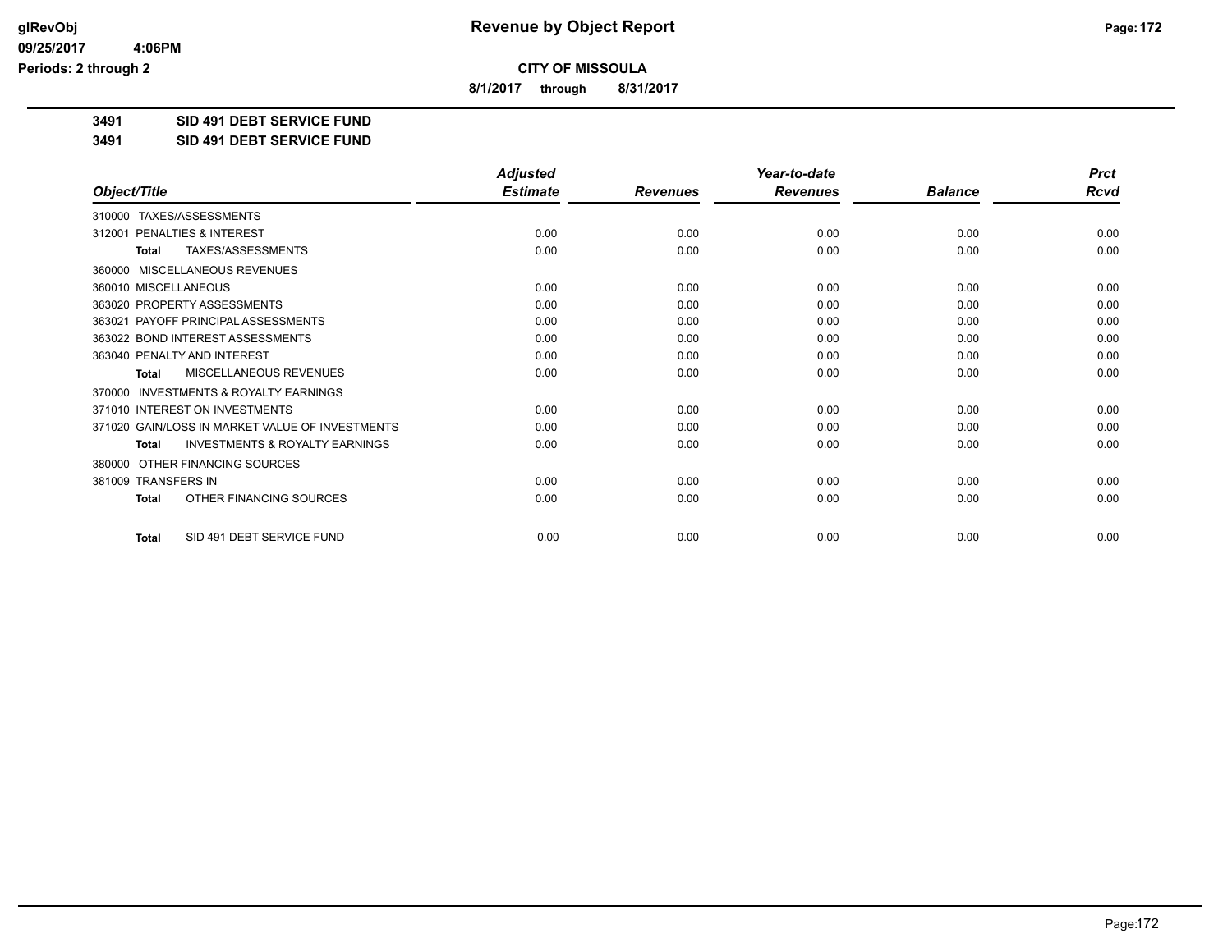# Revenue by Object Report

**CITY OF MISSOULA**

**8/1/2017 through 8/31/2017**

glRevObj
09/25/2017 4:06PM
Periods: 2 through 2

**3491 SID 491 DEBT SERVICE FUND**

**3491 SID 491 DEBT SERVICE FUND**

| Object/Title | Adjusted Estimate | Revenues | Year-to-date Revenues | Balance | Prct Rcvd |
|---|---|---|---|---|---|
| 310000 TAXES/ASSESSMENTS | | | | | |
| 312001 PENALTIES & INTEREST | 0.00 | 0.00 | 0.00 | 0.00 | 0.00 |
| **Total** TAXES/ASSESSMENTS | 0.00 | 0.00 | 0.00 | 0.00 | 0.00 |
| 360000 MISCELLANEOUS REVENUES | | | | | |
| 360010 MISCELLANEOUS | 0.00 | 0.00 | 0.00 | 0.00 | 0.00 |
| 363020 PROPERTY ASSESSMENTS | 0.00 | 0.00 | 0.00 | 0.00 | 0.00 |
| 363021 PAYOFF PRINCIPAL ASSESSMENTS | 0.00 | 0.00 | 0.00 | 0.00 | 0.00 |
| 363022 BOND INTEREST ASSESSMENTS | 0.00 | 0.00 | 0.00 | 0.00 | 0.00 |
| 363040 PENALTY AND INTEREST | 0.00 | 0.00 | 0.00 | 0.00 | 0.00 |
| **Total** MISCELLANEOUS REVENUES | 0.00 | 0.00 | 0.00 | 0.00 | 0.00 |
| 370000 INVESTMENTS & ROYALTY EARNINGS | | | | | |
| 371010 INTEREST ON INVESTMENTS | 0.00 | 0.00 | 0.00 | 0.00 | 0.00 |
| 371020 GAIN/LOSS IN MARKET VALUE OF INVESTMENTS | 0.00 | 0.00 | 0.00 | 0.00 | 0.00 |
| **Total** INVESTMENTS & ROYALTY EARNINGS | 0.00 | 0.00 | 0.00 | 0.00 | 0.00 |
| 380000 OTHER FINANCING SOURCES | | | | | |
| 381009 TRANSFERS IN | 0.00 | 0.00 | 0.00 | 0.00 | 0.00 |
| **Total** OTHER FINANCING SOURCES | 0.00 | 0.00 | 0.00 | 0.00 | 0.00 |
| **Total** SID 491 DEBT SERVICE FUND | 0.00 | 0.00 | 0.00 | 0.00 | 0.00 |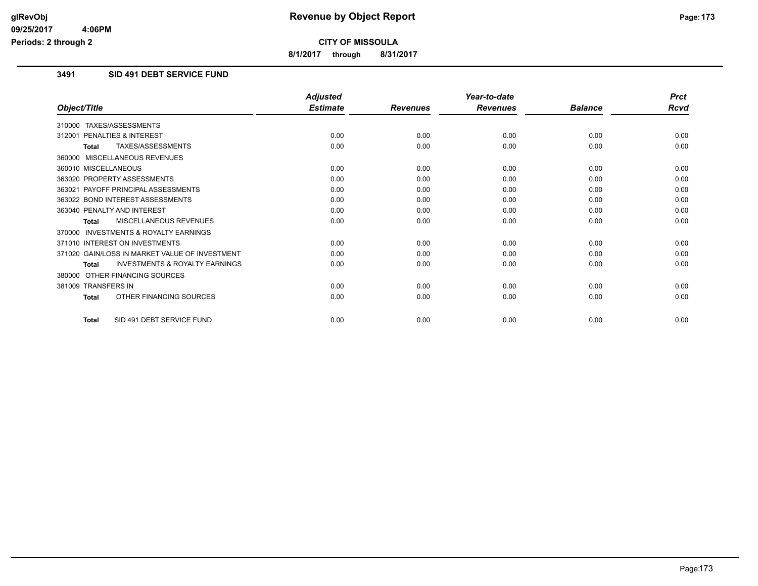# Revenue by Object Report

**CITY OF MISSOULA**

**8/1/2017 through 8/31/2017**

glRevObj
09/25/2017 4:06PM
Periods: 2 through 2

## 3491 SID 491 DEBT SERVICE FUND

| Object/Title | Adjusted Estimate | Revenues | Year-to-date Revenues | Balance | Prct Rcvd |
|---|---|---|---|---|---|
| 310000 TAXES/ASSESSMENTS | | | | | |
| 312001 PENALTIES & INTEREST | 0.00 | 0.00 | 0.00 | 0.00 | 0.00 |
| **Total** TAXES/ASSESSMENTS | 0.00 | 0.00 | 0.00 | 0.00 | 0.00 |
| 360000 MISCELLANEOUS REVENUES | | | | | |
| 360010 MISCELLANEOUS | 0.00 | 0.00 | 0.00 | 0.00 | 0.00 |
| 363020 PROPERTY ASSESSMENTS | 0.00 | 0.00 | 0.00 | 0.00 | 0.00 |
| 363021 PAYOFF PRINCIPAL ASSESSMENTS | 0.00 | 0.00 | 0.00 | 0.00 | 0.00 |
| 363022 BOND INTEREST ASSESSMENTS | 0.00 | 0.00 | 0.00 | 0.00 | 0.00 |
| 363040 PENALTY AND INTEREST | 0.00 | 0.00 | 0.00 | 0.00 | 0.00 |
| **Total** MISCELLANEOUS REVENUES | 0.00 | 0.00 | 0.00 | 0.00 | 0.00 |
| 370000 INVESTMENTS & ROYALTY EARNINGS | | | | | |
| 371010 INTEREST ON INVESTMENTS | 0.00 | 0.00 | 0.00 | 0.00 | 0.00 |
| 371020 GAIN/LOSS IN MARKET VALUE OF INVESTMENT | 0.00 | 0.00 | 0.00 | 0.00 | 0.00 |
| **Total** INVESTMENTS & ROYALTY EARNINGS | 0.00 | 0.00 | 0.00 | 0.00 | 0.00 |
| 380000 OTHER FINANCING SOURCES | | | | | |
| 381009 TRANSFERS IN | 0.00 | 0.00 | 0.00 | 0.00 | 0.00 |
| **Total** OTHER FINANCING SOURCES | 0.00 | 0.00 | 0.00 | 0.00 | 0.00 |
| **Total** SID 491 DEBT SERVICE FUND | 0.00 | 0.00 | 0.00 | 0.00 | 0.00 |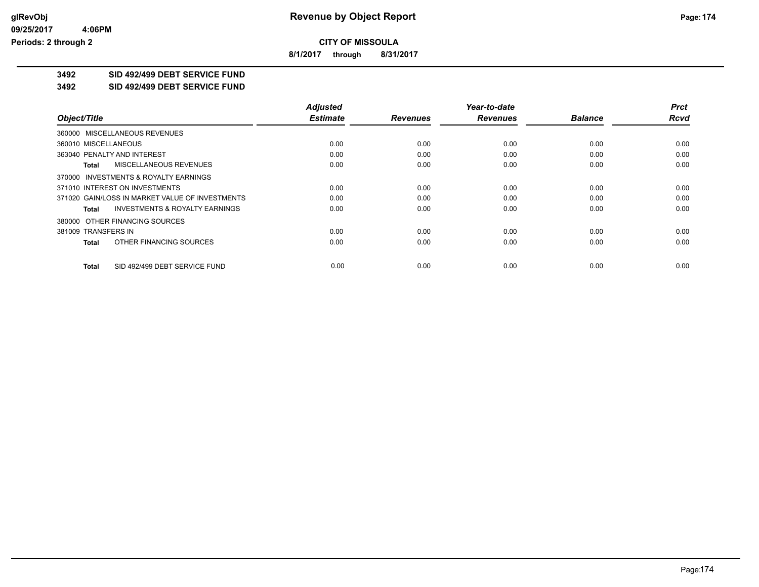**Revenue by Object Report**

**CITY OF MISSOULA**

**8/1/2017 through 8/31/2017**

glRevObj
09/25/2017 4:06PM
Periods: 2 through 2

## 3492 SID 492/499 DEBT SERVICE FUND

### 3492 SID 492/499 DEBT SERVICE FUND

| Object/Title | Adjusted Estimate | Revenues | Year-to-date Revenues | Balance | Prct Rcvd |
|---|---|---|---|---|---|
| 360000 MISCELLANEOUS REVENUES | | | | | |
| 360010 MISCELLANEOUS | 0.00 | 0.00 | 0.00 | 0.00 | 0.00 |
| 363040 PENALTY AND INTEREST | 0.00 | 0.00 | 0.00 | 0.00 | 0.00 |
| **Total** MISCELLANEOUS REVENUES | 0.00 | 0.00 | 0.00 | 0.00 | 0.00 |
| 370000 INVESTMENTS & ROYALTY EARNINGS | | | | | |
| 371010 INTEREST ON INVESTMENTS | 0.00 | 0.00 | 0.00 | 0.00 | 0.00 |
| 371020 GAIN/LOSS IN MARKET VALUE OF INVESTMENTS | 0.00 | 0.00 | 0.00 | 0.00 | 0.00 |
| **Total** INVESTMENTS & ROYALTY EARNINGS | 0.00 | 0.00 | 0.00 | 0.00 | 0.00 |
| 380000 OTHER FINANCING SOURCES | | | | | |
| 381009 TRANSFERS IN | 0.00 | 0.00 | 0.00 | 0.00 | 0.00 |
| **Total** OTHER FINANCING SOURCES | 0.00 | 0.00 | 0.00 | 0.00 | 0.00 |
| **Total** SID 492/499 DEBT SERVICE FUND | 0.00 | 0.00 | 0.00 | 0.00 | 0.00 |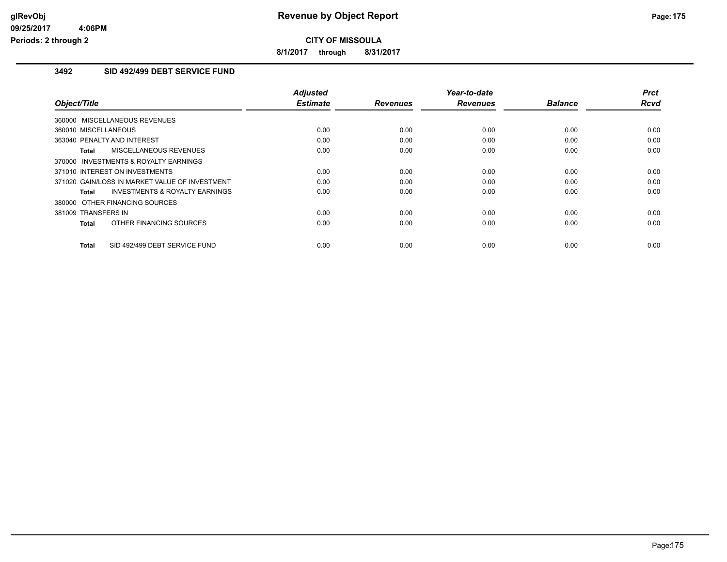**CITY OF MISSOULA**

**8/1/2017 through 8/31/2017**

### 3492 SID 492/499 DEBT SERVICE FUND

| Object/Title | Adjusted Estimate | Revenues | Year-to-date Revenues | Balance | Prct Rcvd |
|---|---|---|---|---|---|
| 360000 MISCELLANEOUS REVENUES | | | | | |
| 360010 MISCELLANEOUS | 0.00 | 0.00 | 0.00 | 0.00 | 0.00 |
| 363040 PENALTY AND INTEREST | 0.00 | 0.00 | 0.00 | 0.00 | 0.00 |
| **Total** MISCELLANEOUS REVENUES | 0.00 | 0.00 | 0.00 | 0.00 | 0.00 |
| 370000 INVESTMENTS & ROYALTY EARNINGS | | | | | |
| 371010 INTEREST ON INVESTMENTS | 0.00 | 0.00 | 0.00 | 0.00 | 0.00 |
| 371020 GAIN/LOSS IN MARKET VALUE OF INVESTMENT | 0.00 | 0.00 | 0.00 | 0.00 | 0.00 |
| **Total** INVESTMENTS & ROYALTY EARNINGS | 0.00 | 0.00 | 0.00 | 0.00 | 0.00 |
| 380000 OTHER FINANCING SOURCES | | | | | |
| 381009 TRANSFERS IN | 0.00 | 0.00 | 0.00 | 0.00 | 0.00 |
| **Total** OTHER FINANCING SOURCES | 0.00 | 0.00 | 0.00 | 0.00 | 0.00 |
| **Total** SID 492/499 DEBT SERVICE FUND | 0.00 | 0.00 | 0.00 | 0.00 | 0.00 |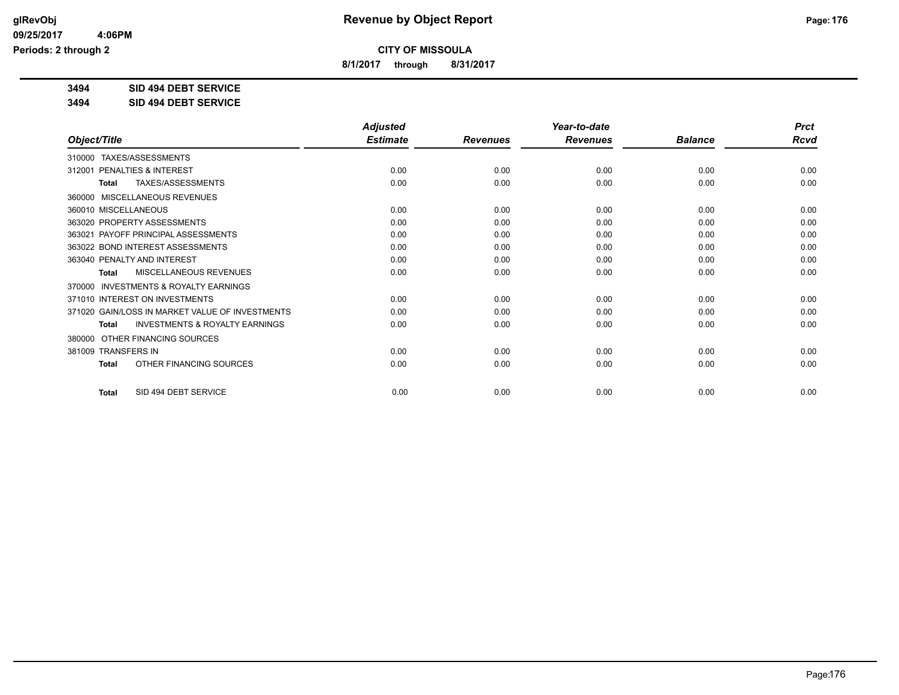**Revenue by Object Report**

**CITY OF MISSOULA**

**8/1/2017 through 8/31/2017**

glRevObj
09/25/2017 4:06PM
Periods: 2 through 2

**3494 SID 494 DEBT SERVICE**

**3494 SID 494 DEBT SERVICE**

| Object/Title | Adjusted Estimate | Revenues | Year-to-date Revenues | Balance | Prct Rcvd |
|---|---|---|---|---|---|
| 310000 TAXES/ASSESSMENTS | | | | | |
| 312001 PENALTIES & INTEREST | 0.00 | 0.00 | 0.00 | 0.00 | 0.00 |
| **Total** TAXES/ASSESSMENTS | 0.00 | 0.00 | 0.00 | 0.00 | 0.00 |
| 360000 MISCELLANEOUS REVENUES | | | | | |
| 360010 MISCELLANEOUS | 0.00 | 0.00 | 0.00 | 0.00 | 0.00 |
| 363020 PROPERTY ASSESSMENTS | 0.00 | 0.00 | 0.00 | 0.00 | 0.00 |
| 363021 PAYOFF PRINCIPAL ASSESSMENTS | 0.00 | 0.00 | 0.00 | 0.00 | 0.00 |
| 363022 BOND INTEREST ASSESSMENTS | 0.00 | 0.00 | 0.00 | 0.00 | 0.00 |
| 363040 PENALTY AND INTEREST | 0.00 | 0.00 | 0.00 | 0.00 | 0.00 |
| **Total** MISCELLANEOUS REVENUES | 0.00 | 0.00 | 0.00 | 0.00 | 0.00 |
| 370000 INVESTMENTS & ROYALTY EARNINGS | | | | | |
| 371010 INTEREST ON INVESTMENTS | 0.00 | 0.00 | 0.00 | 0.00 | 0.00 |
| 371020 GAIN/LOSS IN MARKET VALUE OF INVESTMENTS | 0.00 | 0.00 | 0.00 | 0.00 | 0.00 |
| **Total** INVESTMENTS & ROYALTY EARNINGS | 0.00 | 0.00 | 0.00 | 0.00 | 0.00 |
| 380000 OTHER FINANCING SOURCES | | | | | |
| 381009 TRANSFERS IN | 0.00 | 0.00 | 0.00 | 0.00 | 0.00 |
| **Total** OTHER FINANCING SOURCES | 0.00 | 0.00 | 0.00 | 0.00 | 0.00 |
| **Total** SID 494 DEBT SERVICE | 0.00 | 0.00 | 0.00 | 0.00 | 0.00 |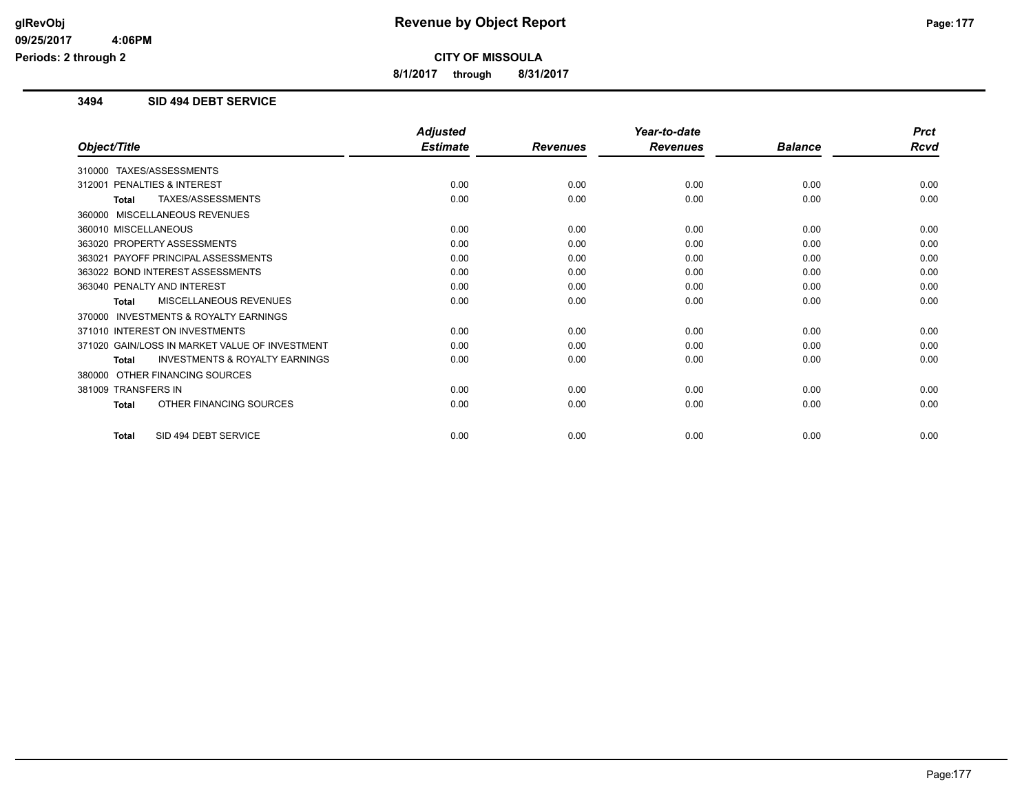# Revenue by Object Report

**CITY OF MISSOULA**

**8/1/2017 through 8/31/2017**

### 3494 SID 494 DEBT SERVICE

| Object/Title | Adjusted Estimate | Revenues | Year-to-date Revenues | Balance | Prct Rcvd |
|---|---|---|---|---|---|
| 310000 TAXES/ASSESSMENTS | | | | | |
| 312001 PENALTIES & INTEREST | 0.00 | 0.00 | 0.00 | 0.00 | 0.00 |
| **Total** TAXES/ASSESSMENTS | 0.00 | 0.00 | 0.00 | 0.00 | 0.00 |
| 360000 MISCELLANEOUS REVENUES | | | | | |
| 360010 MISCELLANEOUS | 0.00 | 0.00 | 0.00 | 0.00 | 0.00 |
| 363020 PROPERTY ASSESSMENTS | 0.00 | 0.00 | 0.00 | 0.00 | 0.00 |
| 363021 PAYOFF PRINCIPAL ASSESSMENTS | 0.00 | 0.00 | 0.00 | 0.00 | 0.00 |
| 363022 BOND INTEREST ASSESSMENTS | 0.00 | 0.00 | 0.00 | 0.00 | 0.00 |
| 363040 PENALTY AND INTEREST | 0.00 | 0.00 | 0.00 | 0.00 | 0.00 |
| **Total** MISCELLANEOUS REVENUES | 0.00 | 0.00 | 0.00 | 0.00 | 0.00 |
| 370000 INVESTMENTS & ROYALTY EARNINGS | | | | | |
| 371010 INTEREST ON INVESTMENTS | 0.00 | 0.00 | 0.00 | 0.00 | 0.00 |
| 371020 GAIN/LOSS IN MARKET VALUE OF INVESTMENT | 0.00 | 0.00 | 0.00 | 0.00 | 0.00 |
| **Total** INVESTMENTS & ROYALTY EARNINGS | 0.00 | 0.00 | 0.00 | 0.00 | 0.00 |
| 380000 OTHER FINANCING SOURCES | | | | | |
| 381009 TRANSFERS IN | 0.00 | 0.00 | 0.00 | 0.00 | 0.00 |
| **Total** OTHER FINANCING SOURCES | 0.00 | 0.00 | 0.00 | 0.00 | 0.00 |
| **Total** SID 494 DEBT SERVICE | 0.00 | 0.00 | 0.00 | 0.00 | 0.00 |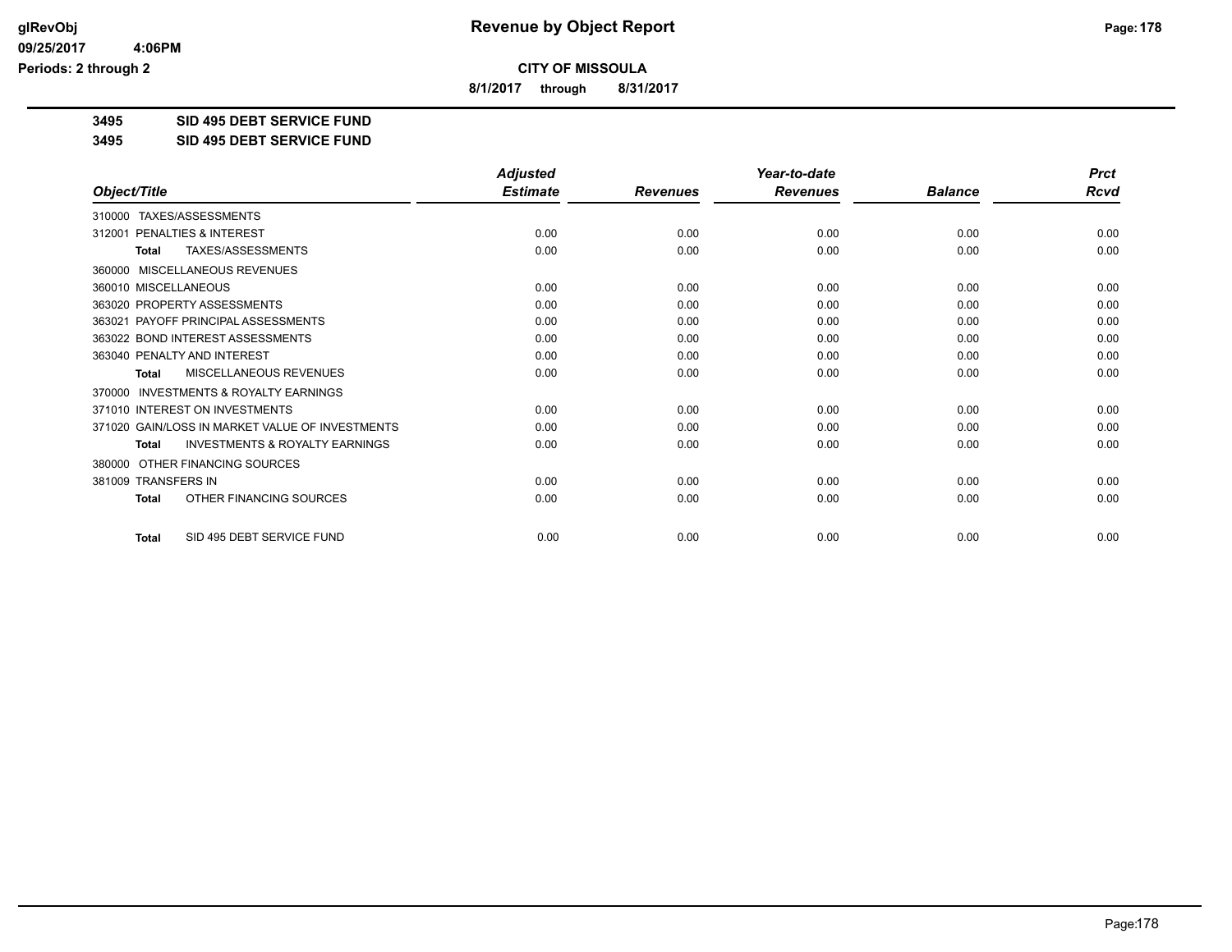# Revenue by Object Report

glRevObj
09/25/2017 4:06PM
Periods: 2 through 2

**CITY OF MISSOULA**

**8/1/2017 through 8/31/2017**

**3495 SID 495 DEBT SERVICE FUND**

**3495 SID 495 DEBT SERVICE FUND**

| Object/Title | Adjusted Estimate | Revenues | Year-to-date Revenues | Balance | Prct Rcvd |
|---|---|---|---|---|---|
| 310000 TAXES/ASSESSMENTS | | | | | |
| 312001 PENALTIES & INTEREST | 0.00 | 0.00 | 0.00 | 0.00 | 0.00 |
| **Total** TAXES/ASSESSMENTS | 0.00 | 0.00 | 0.00 | 0.00 | 0.00 |
| 360000 MISCELLANEOUS REVENUES | | | | | |
| 360010 MISCELLANEOUS | 0.00 | 0.00 | 0.00 | 0.00 | 0.00 |
| 363020 PROPERTY ASSESSMENTS | 0.00 | 0.00 | 0.00 | 0.00 | 0.00 |
| 363021 PAYOFF PRINCIPAL ASSESSMENTS | 0.00 | 0.00 | 0.00 | 0.00 | 0.00 |
| 363022 BOND INTEREST ASSESSMENTS | 0.00 | 0.00 | 0.00 | 0.00 | 0.00 |
| 363040 PENALTY AND INTEREST | 0.00 | 0.00 | 0.00 | 0.00 | 0.00 |
| **Total** MISCELLANEOUS REVENUES | 0.00 | 0.00 | 0.00 | 0.00 | 0.00 |
| 370000 INVESTMENTS & ROYALTY EARNINGS | | | | | |
| 371010 INTEREST ON INVESTMENTS | 0.00 | 0.00 | 0.00 | 0.00 | 0.00 |
| 371020 GAIN/LOSS IN MARKET VALUE OF INVESTMENTS | 0.00 | 0.00 | 0.00 | 0.00 | 0.00 |
| **Total** INVESTMENTS & ROYALTY EARNINGS | 0.00 | 0.00 | 0.00 | 0.00 | 0.00 |
| 380000 OTHER FINANCING SOURCES | | | | | |
| 381009 TRANSFERS IN | 0.00 | 0.00 | 0.00 | 0.00 | 0.00 |
| **Total** OTHER FINANCING SOURCES | 0.00 | 0.00 | 0.00 | 0.00 | 0.00 |
| **Total** SID 495 DEBT SERVICE FUND | 0.00 | 0.00 | 0.00 | 0.00 | 0.00 |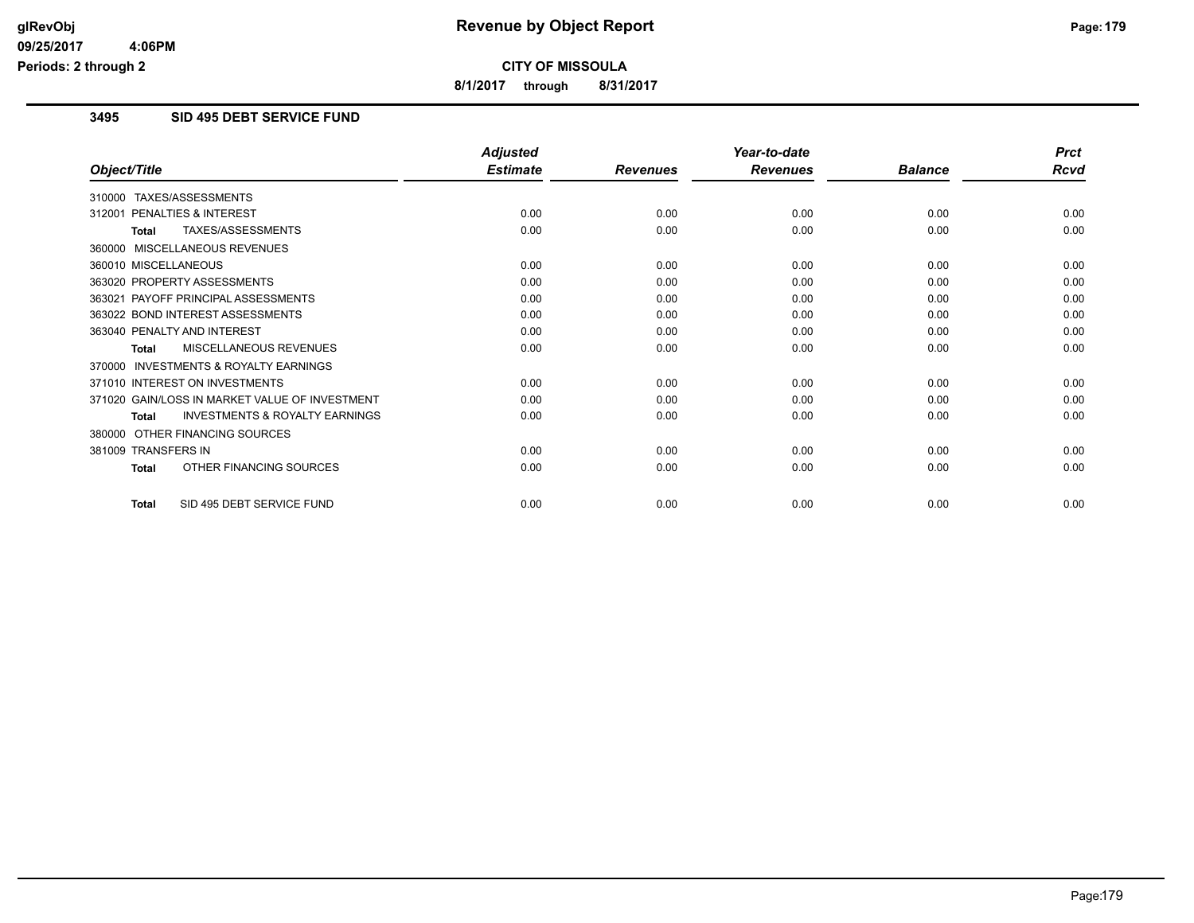**CITY OF MISSOULA**

**8/1/2017 through 8/31/2017**

## 3495 SID 495 DEBT SERVICE FUND

| Object/Title | Adjusted Estimate | Revenues | Year-to-date Revenues | Balance | Prct Rcvd |
|---|---|---|---|---|---|
| 310000 TAXES/ASSESSMENTS | | | | | |
| 312001 PENALTIES & INTEREST | 0.00 | 0.00 | 0.00 | 0.00 | 0.00 |
| **Total** TAXES/ASSESSMENTS | 0.00 | 0.00 | 0.00 | 0.00 | 0.00 |
| 360000 MISCELLANEOUS REVENUES | | | | | |
| 360010 MISCELLANEOUS | 0.00 | 0.00 | 0.00 | 0.00 | 0.00 |
| 363020 PROPERTY ASSESSMENTS | 0.00 | 0.00 | 0.00 | 0.00 | 0.00 |
| 363021 PAYOFF PRINCIPAL ASSESSMENTS | 0.00 | 0.00 | 0.00 | 0.00 | 0.00 |
| 363022 BOND INTEREST ASSESSMENTS | 0.00 | 0.00 | 0.00 | 0.00 | 0.00 |
| 363040 PENALTY AND INTEREST | 0.00 | 0.00 | 0.00 | 0.00 | 0.00 |
| **Total** MISCELLANEOUS REVENUES | 0.00 | 0.00 | 0.00 | 0.00 | 0.00 |
| 370000 INVESTMENTS & ROYALTY EARNINGS | | | | | |
| 371010 INTEREST ON INVESTMENTS | 0.00 | 0.00 | 0.00 | 0.00 | 0.00 |
| 371020 GAIN/LOSS IN MARKET VALUE OF INVESTMENT | 0.00 | 0.00 | 0.00 | 0.00 | 0.00 |
| **Total** INVESTMENTS & ROYALTY EARNINGS | 0.00 | 0.00 | 0.00 | 0.00 | 0.00 |
| 380000 OTHER FINANCING SOURCES | | | | | |
| 381009 TRANSFERS IN | 0.00 | 0.00 | 0.00 | 0.00 | 0.00 |
| **Total** OTHER FINANCING SOURCES | 0.00 | 0.00 | 0.00 | 0.00 | 0.00 |
| **Total** SID 495 DEBT SERVICE FUND | 0.00 | 0.00 | 0.00 | 0.00 | 0.00 |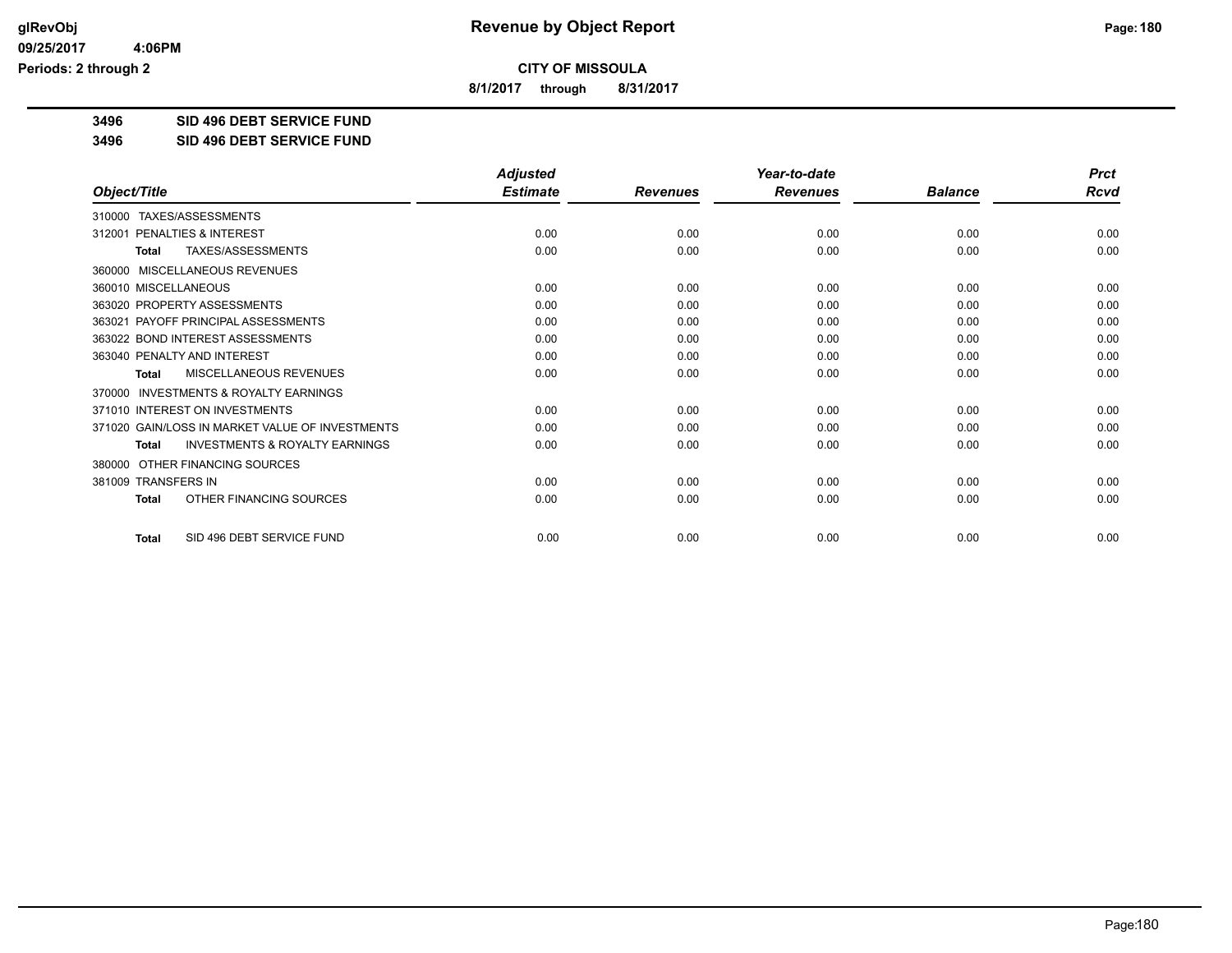# Revenue by Object Report

**CITY OF MISSOULA**

**8/1/2017 through 8/31/2017**

glRevObj
09/25/2017 4:06PM
Periods: 2 through 2

**3496 SID 496 DEBT SERVICE FUND**

**3496 SID 496 DEBT SERVICE FUND**

| Object/Title | Adjusted Estimate | Revenues | Year-to-date Revenues | Balance | Prct Rcvd |
|---|---|---|---|---|---|
| 310000 TAXES/ASSESSMENTS | | | | | |
| 312001 PENALTIES & INTEREST | 0.00 | 0.00 | 0.00 | 0.00 | 0.00 |
| **Total** TAXES/ASSESSMENTS | 0.00 | 0.00 | 0.00 | 0.00 | 0.00 |
| 360000 MISCELLANEOUS REVENUES | | | | | |
| 360010 MISCELLANEOUS | 0.00 | 0.00 | 0.00 | 0.00 | 0.00 |
| 363020 PROPERTY ASSESSMENTS | 0.00 | 0.00 | 0.00 | 0.00 | 0.00 |
| 363021 PAYOFF PRINCIPAL ASSESSMENTS | 0.00 | 0.00 | 0.00 | 0.00 | 0.00 |
| 363022 BOND INTEREST ASSESSMENTS | 0.00 | 0.00 | 0.00 | 0.00 | 0.00 |
| 363040 PENALTY AND INTEREST | 0.00 | 0.00 | 0.00 | 0.00 | 0.00 |
| **Total** MISCELLANEOUS REVENUES | 0.00 | 0.00 | 0.00 | 0.00 | 0.00 |
| 370000 INVESTMENTS & ROYALTY EARNINGS | | | | | |
| 371010 INTEREST ON INVESTMENTS | 0.00 | 0.00 | 0.00 | 0.00 | 0.00 |
| 371020 GAIN/LOSS IN MARKET VALUE OF INVESTMENTS | 0.00 | 0.00 | 0.00 | 0.00 | 0.00 |
| **Total** INVESTMENTS & ROYALTY EARNINGS | 0.00 | 0.00 | 0.00 | 0.00 | 0.00 |
| 380000 OTHER FINANCING SOURCES | | | | | |
| 381009 TRANSFERS IN | 0.00 | 0.00 | 0.00 | 0.00 | 0.00 |
| **Total** OTHER FINANCING SOURCES | 0.00 | 0.00 | 0.00 | 0.00 | 0.00 |
| **Total** SID 496 DEBT SERVICE FUND | 0.00 | 0.00 | 0.00 | 0.00 | 0.00 |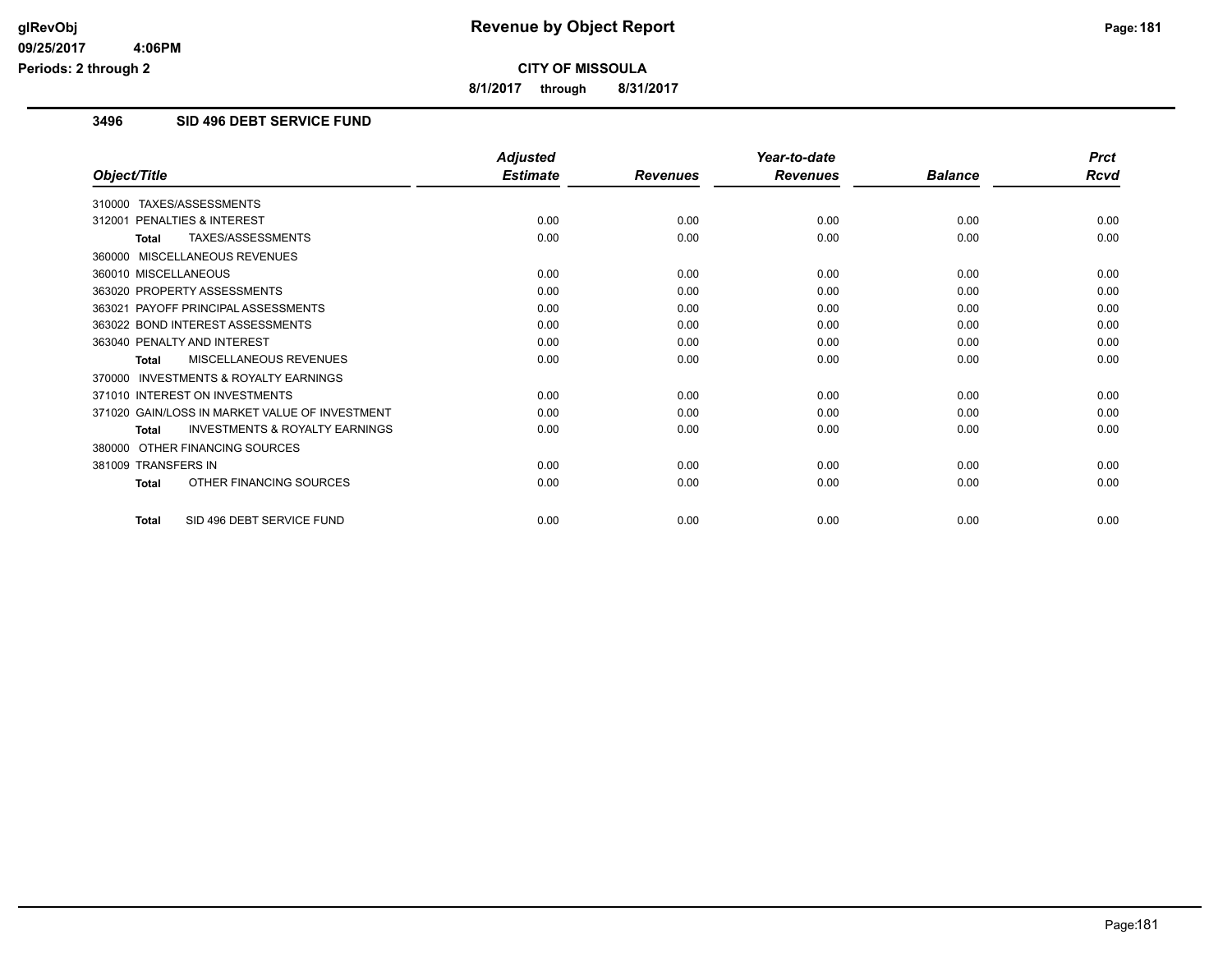**CITY OF MISSOULA**

**8/1/2017 through 8/31/2017**

### 3496 SID 496 DEBT SERVICE FUND

| Object/Title | Adjusted Estimate | Revenues | Year-to-date Revenues | Balance | Prct Rcvd |
|---|---|---|---|---|---|
| 310000 TAXES/ASSESSMENTS | | | | | |
| 312001 PENALTIES & INTEREST | 0.00 | 0.00 | 0.00 | 0.00 | 0.00 |
| **Total** TAXES/ASSESSMENTS | 0.00 | 0.00 | 0.00 | 0.00 | 0.00 |
| 360000 MISCELLANEOUS REVENUES | | | | | |
| 360010 MISCELLANEOUS | 0.00 | 0.00 | 0.00 | 0.00 | 0.00 |
| 363020 PROPERTY ASSESSMENTS | 0.00 | 0.00 | 0.00 | 0.00 | 0.00 |
| 363021 PAYOFF PRINCIPAL ASSESSMENTS | 0.00 | 0.00 | 0.00 | 0.00 | 0.00 |
| 363022 BOND INTEREST ASSESSMENTS | 0.00 | 0.00 | 0.00 | 0.00 | 0.00 |
| 363040 PENALTY AND INTEREST | 0.00 | 0.00 | 0.00 | 0.00 | 0.00 |
| **Total** MISCELLANEOUS REVENUES | 0.00 | 0.00 | 0.00 | 0.00 | 0.00 |
| 370000 INVESTMENTS & ROYALTY EARNINGS | | | | | |
| 371010 INTEREST ON INVESTMENTS | 0.00 | 0.00 | 0.00 | 0.00 | 0.00 |
| 371020 GAIN/LOSS IN MARKET VALUE OF INVESTMENT | 0.00 | 0.00 | 0.00 | 0.00 | 0.00 |
| **Total** INVESTMENTS & ROYALTY EARNINGS | 0.00 | 0.00 | 0.00 | 0.00 | 0.00 |
| 380000 OTHER FINANCING SOURCES | | | | | |
| 381009 TRANSFERS IN | 0.00 | 0.00 | 0.00 | 0.00 | 0.00 |
| **Total** OTHER FINANCING SOURCES | 0.00 | 0.00 | 0.00 | 0.00 | 0.00 |
| **Total** SID 496 DEBT SERVICE FUND | 0.00 | 0.00 | 0.00 | 0.00 | 0.00 |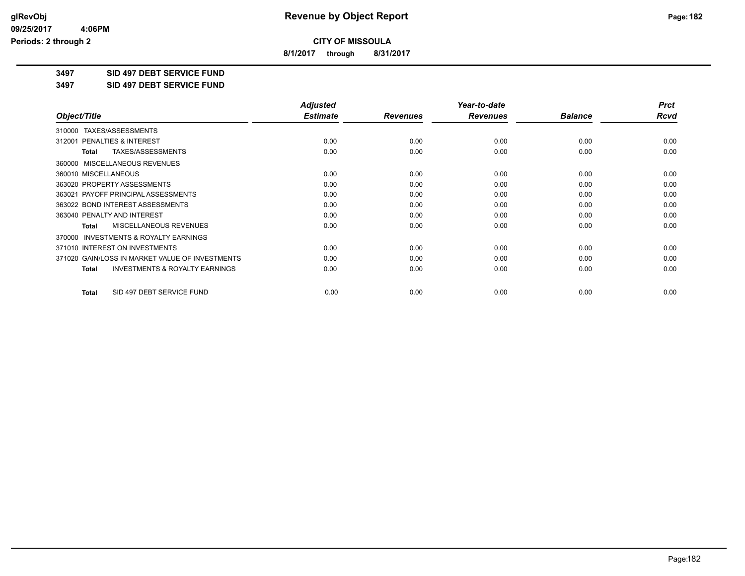**CITY OF MISSOULA**

**8/1/2017 through 8/31/2017**

**3497 SID 497 DEBT SERVICE FUND**

**3497 SID 497 DEBT SERVICE FUND**

| Object/Title | Adjusted Estimate | Revenues | Year-to-date Revenues | Balance | Prct Rcvd |
|---|---|---|---|---|---|
| 310000 TAXES/ASSESSMENTS | | | | | |
| 312001 PENALTIES & INTEREST | 0.00 | 0.00 | 0.00 | 0.00 | 0.00 |
| **Total** TAXES/ASSESSMENTS | 0.00 | 0.00 | 0.00 | 0.00 | 0.00 |
| 360000 MISCELLANEOUS REVENUES | | | | | |
| 360010 MISCELLANEOUS | 0.00 | 0.00 | 0.00 | 0.00 | 0.00 |
| 363020 PROPERTY ASSESSMENTS | 0.00 | 0.00 | 0.00 | 0.00 | 0.00 |
| 363021 PAYOFF PRINCIPAL ASSESSMENTS | 0.00 | 0.00 | 0.00 | 0.00 | 0.00 |
| 363022 BOND INTEREST ASSESSMENTS | 0.00 | 0.00 | 0.00 | 0.00 | 0.00 |
| 363040 PENALTY AND INTEREST | 0.00 | 0.00 | 0.00 | 0.00 | 0.00 |
| **Total** MISCELLANEOUS REVENUES | 0.00 | 0.00 | 0.00 | 0.00 | 0.00 |
| 370000 INVESTMENTS & ROYALTY EARNINGS | | | | | |
| 371010 INTEREST ON INVESTMENTS | 0.00 | 0.00 | 0.00 | 0.00 | 0.00 |
| 371020 GAIN/LOSS IN MARKET VALUE OF INVESTMENTS | 0.00 | 0.00 | 0.00 | 0.00 | 0.00 |
| **Total** INVESTMENTS & ROYALTY EARNINGS | 0.00 | 0.00 | 0.00 | 0.00 | 0.00 |
| **Total** SID 497 DEBT SERVICE FUND | 0.00 | 0.00 | 0.00 | 0.00 | 0.00 |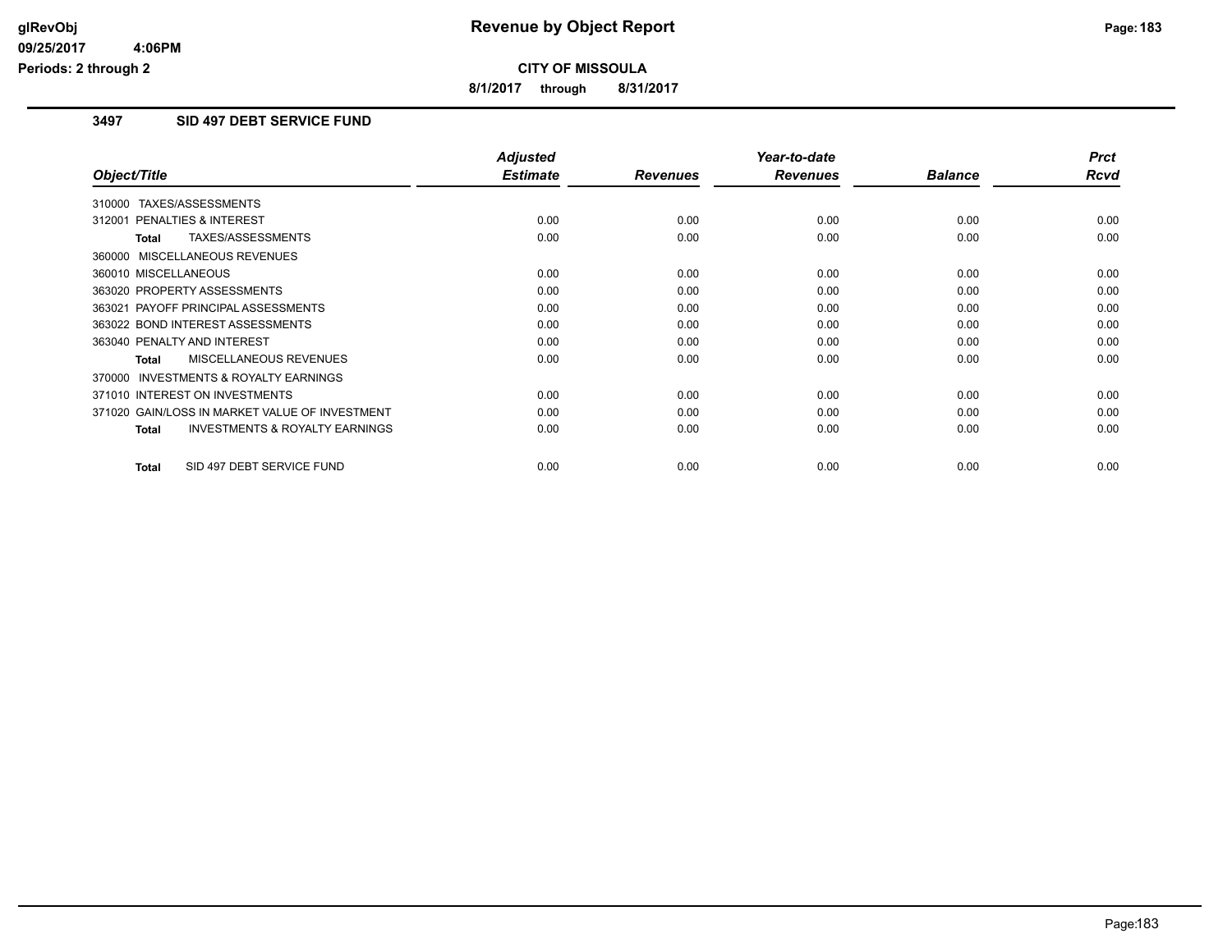# Revenue by Object Report

**CITY OF MISSOULA**

**8/1/2017 through 8/31/2017**

glRevObj
09/25/2017 4:06PM
Periods: 2 through 2

## 3497 SID 497 DEBT SERVICE FUND

| Object/Title | Adjusted Estimate | Revenues | Year-to-date Revenues | Balance | Prct Rcvd |
|---|---|---|---|---|---|
| 310000 TAXES/ASSESSMENTS | | | | | |
| 312001 PENALTIES & INTEREST | 0.00 | 0.00 | 0.00 | 0.00 | 0.00 |
| **Total** TAXES/ASSESSMENTS | 0.00 | 0.00 | 0.00 | 0.00 | 0.00 |
| 360000 MISCELLANEOUS REVENUES | | | | | |
| 360010 MISCELLANEOUS | 0.00 | 0.00 | 0.00 | 0.00 | 0.00 |
| 363020 PROPERTY ASSESSMENTS | 0.00 | 0.00 | 0.00 | 0.00 | 0.00 |
| 363021 PAYOFF PRINCIPAL ASSESSMENTS | 0.00 | 0.00 | 0.00 | 0.00 | 0.00 |
| 363022 BOND INTEREST ASSESSMENTS | 0.00 | 0.00 | 0.00 | 0.00 | 0.00 |
| 363040 PENALTY AND INTEREST | 0.00 | 0.00 | 0.00 | 0.00 | 0.00 |
| **Total** MISCELLANEOUS REVENUES | 0.00 | 0.00 | 0.00 | 0.00 | 0.00 |
| 370000 INVESTMENTS & ROYALTY EARNINGS | | | | | |
| 371010 INTEREST ON INVESTMENTS | 0.00 | 0.00 | 0.00 | 0.00 | 0.00 |
| 371020 GAIN/LOSS IN MARKET VALUE OF INVESTMENT | 0.00 | 0.00 | 0.00 | 0.00 | 0.00 |
| **Total** INVESTMENTS & ROYALTY EARNINGS | 0.00 | 0.00 | 0.00 | 0.00 | 0.00 |
| **Total** SID 497 DEBT SERVICE FUND | 0.00 | 0.00 | 0.00 | 0.00 | 0.00 |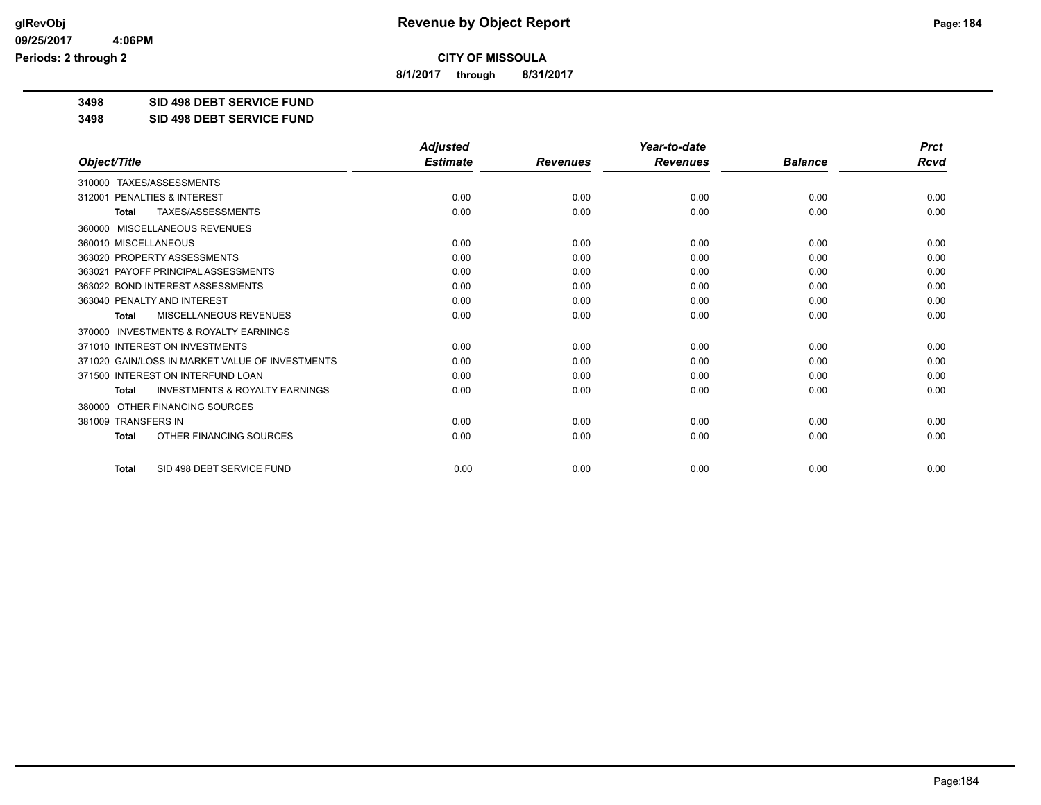# Revenue by Object Report

**CITY OF MISSOULA**

**8/1/2017 through 8/31/2017**

**3498 SID 498 DEBT SERVICE FUND**

**3498 SID 498 DEBT SERVICE FUND**

| Object/Title | Adjusted Estimate | Revenues | Year-to-date Revenues | Balance | Prct Rcvd |
|---|---|---|---|---|---|
| 310000 TAXES/ASSESSMENTS | | | | | |
| 312001 PENALTIES & INTEREST | 0.00 | 0.00 | 0.00 | 0.00 | 0.00 |
| **Total** TAXES/ASSESSMENTS | 0.00 | 0.00 | 0.00 | 0.00 | 0.00 |
| 360000 MISCELLANEOUS REVENUES | | | | | |
| 360010 MISCELLANEOUS | 0.00 | 0.00 | 0.00 | 0.00 | 0.00 |
| 363020 PROPERTY ASSESSMENTS | 0.00 | 0.00 | 0.00 | 0.00 | 0.00 |
| 363021 PAYOFF PRINCIPAL ASSESSMENTS | 0.00 | 0.00 | 0.00 | 0.00 | 0.00 |
| 363022 BOND INTEREST ASSESSMENTS | 0.00 | 0.00 | 0.00 | 0.00 | 0.00 |
| 363040 PENALTY AND INTEREST | 0.00 | 0.00 | 0.00 | 0.00 | 0.00 |
| **Total** MISCELLANEOUS REVENUES | 0.00 | 0.00 | 0.00 | 0.00 | 0.00 |
| 370000 INVESTMENTS & ROYALTY EARNINGS | | | | | |
| 371010 INTEREST ON INVESTMENTS | 0.00 | 0.00 | 0.00 | 0.00 | 0.00 |
| 371020 GAIN/LOSS IN MARKET VALUE OF INVESTMENTS | 0.00 | 0.00 | 0.00 | 0.00 | 0.00 |
| 371500 INTEREST ON INTERFUND LOAN | 0.00 | 0.00 | 0.00 | 0.00 | 0.00 |
| **Total** INVESTMENTS & ROYALTY EARNINGS | 0.00 | 0.00 | 0.00 | 0.00 | 0.00 |
| 380000 OTHER FINANCING SOURCES | | | | | |
| 381009 TRANSFERS IN | 0.00 | 0.00 | 0.00 | 0.00 | 0.00 |
| **Total** OTHER FINANCING SOURCES | 0.00 | 0.00 | 0.00 | 0.00 | 0.00 |
| **Total** SID 498 DEBT SERVICE FUND | 0.00 | 0.00 | 0.00 | 0.00 | 0.00 |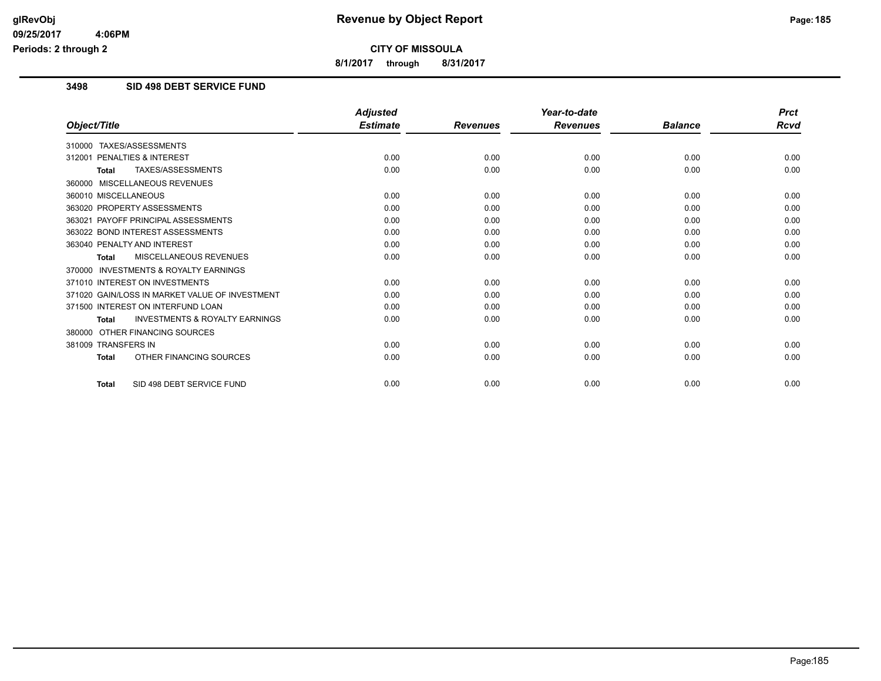**CITY OF MISSOULA**

**8/1/2017 through 8/31/2017**

### 3498 SID 498 DEBT SERVICE FUND

| Object/Title | Adjusted Estimate | Revenues | Year-to-date Revenues | Balance | Prct Rcvd |
|---|---|---|---|---|---|
| 310000 TAXES/ASSESSMENTS | | | | | |
| 312001 PENALTIES & INTEREST | 0.00 | 0.00 | 0.00 | 0.00 | 0.00 |
| **Total** TAXES/ASSESSMENTS | 0.00 | 0.00 | 0.00 | 0.00 | 0.00 |
| 360000 MISCELLANEOUS REVENUES | | | | | |
| 360010 MISCELLANEOUS | 0.00 | 0.00 | 0.00 | 0.00 | 0.00 |
| 363020 PROPERTY ASSESSMENTS | 0.00 | 0.00 | 0.00 | 0.00 | 0.00 |
| 363021 PAYOFF PRINCIPAL ASSESSMENTS | 0.00 | 0.00 | 0.00 | 0.00 | 0.00 |
| 363022 BOND INTEREST ASSESSMENTS | 0.00 | 0.00 | 0.00 | 0.00 | 0.00 |
| 363040 PENALTY AND INTEREST | 0.00 | 0.00 | 0.00 | 0.00 | 0.00 |
| **Total** MISCELLANEOUS REVENUES | 0.00 | 0.00 | 0.00 | 0.00 | 0.00 |
| 370000 INVESTMENTS & ROYALTY EARNINGS | | | | | |
| 371010 INTEREST ON INVESTMENTS | 0.00 | 0.00 | 0.00 | 0.00 | 0.00 |
| 371020 GAIN/LOSS IN MARKET VALUE OF INVESTMENT | 0.00 | 0.00 | 0.00 | 0.00 | 0.00 |
| 371500 INTEREST ON INTERFUND LOAN | 0.00 | 0.00 | 0.00 | 0.00 | 0.00 |
| **Total** INVESTMENTS & ROYALTY EARNINGS | 0.00 | 0.00 | 0.00 | 0.00 | 0.00 |
| 380000 OTHER FINANCING SOURCES | | | | | |
| 381009 TRANSFERS IN | 0.00 | 0.00 | 0.00 | 0.00 | 0.00 |
| **Total** OTHER FINANCING SOURCES | 0.00 | 0.00 | 0.00 | 0.00 | 0.00 |
| **Total** SID 498 DEBT SERVICE FUND | 0.00 | 0.00 | 0.00 | 0.00 | 0.00 |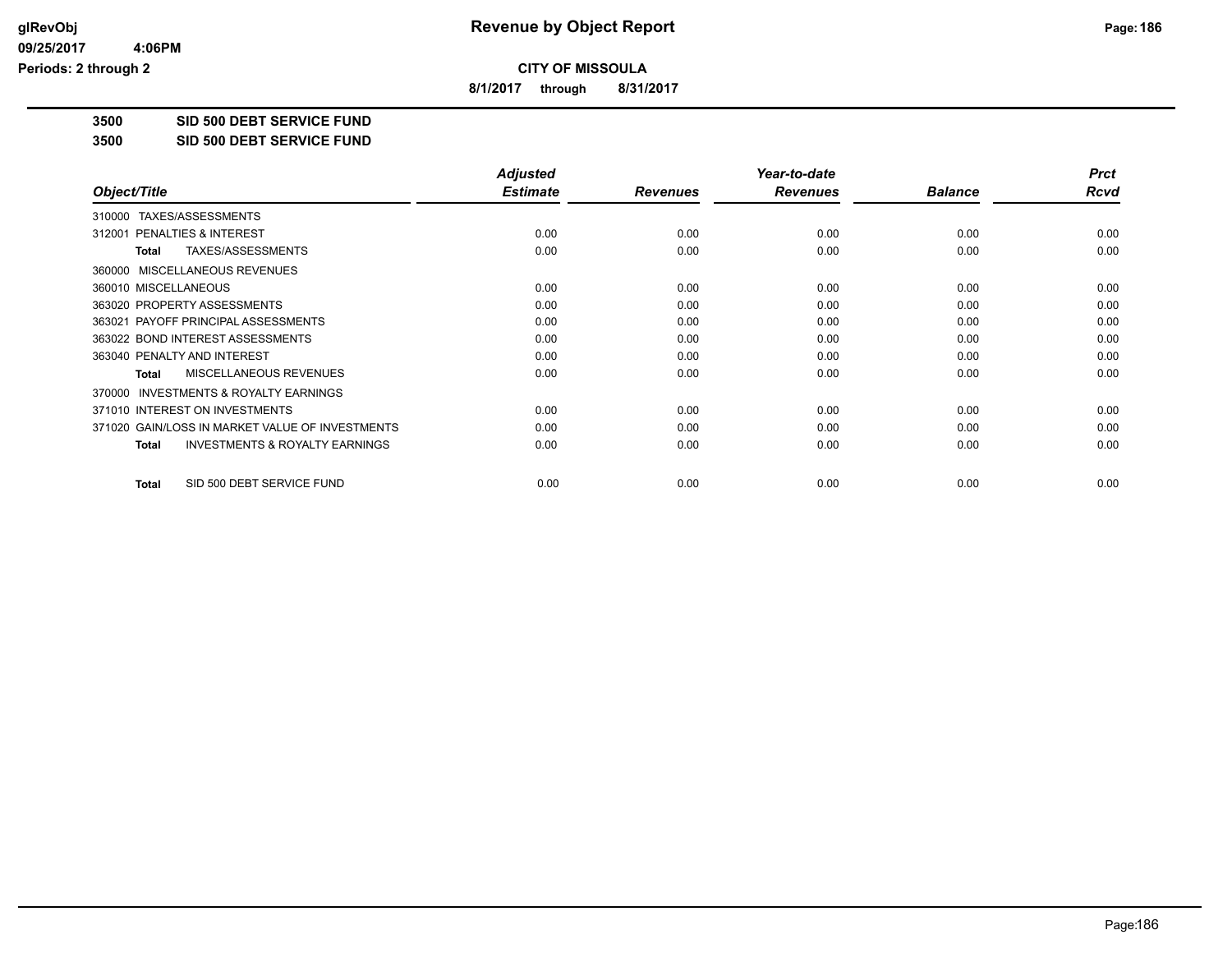# Revenue by Object Report

**CITY OF MISSOULA**

**8/1/2017 through 8/31/2017**

glRevObj
09/25/2017 4:06PM
Periods: 2 through 2

**3500 SID 500 DEBT SERVICE FUND**

**3500 SID 500 DEBT SERVICE FUND**

| Object/Title | Adjusted Estimate | Revenues | Year-to-date Revenues | Balance | Prct Rcvd |
|---|---|---|---|---|---|
| 310000 TAXES/ASSESSMENTS | | | | | |
| 312001 PENALTIES & INTEREST | 0.00 | 0.00 | 0.00 | 0.00 | 0.00 |
| **Total** TAXES/ASSESSMENTS | 0.00 | 0.00 | 0.00 | 0.00 | 0.00 |
| 360000 MISCELLANEOUS REVENUES | | | | | |
| 360010 MISCELLANEOUS | 0.00 | 0.00 | 0.00 | 0.00 | 0.00 |
| 363020 PROPERTY ASSESSMENTS | 0.00 | 0.00 | 0.00 | 0.00 | 0.00 |
| 363021 PAYOFF PRINCIPAL ASSESSMENTS | 0.00 | 0.00 | 0.00 | 0.00 | 0.00 |
| 363022 BOND INTEREST ASSESSMENTS | 0.00 | 0.00 | 0.00 | 0.00 | 0.00 |
| 363040 PENALTY AND INTEREST | 0.00 | 0.00 | 0.00 | 0.00 | 0.00 |
| **Total** MISCELLANEOUS REVENUES | 0.00 | 0.00 | 0.00 | 0.00 | 0.00 |
| 370000 INVESTMENTS & ROYALTY EARNINGS | | | | | |
| 371010 INTEREST ON INVESTMENTS | 0.00 | 0.00 | 0.00 | 0.00 | 0.00 |
| 371020 GAIN/LOSS IN MARKET VALUE OF INVESTMENTS | 0.00 | 0.00 | 0.00 | 0.00 | 0.00 |
| **Total** INVESTMENTS & ROYALTY EARNINGS | 0.00 | 0.00 | 0.00 | 0.00 | 0.00 |
| **Total** SID 500 DEBT SERVICE FUND | 0.00 | 0.00 | 0.00 | 0.00 | 0.00 |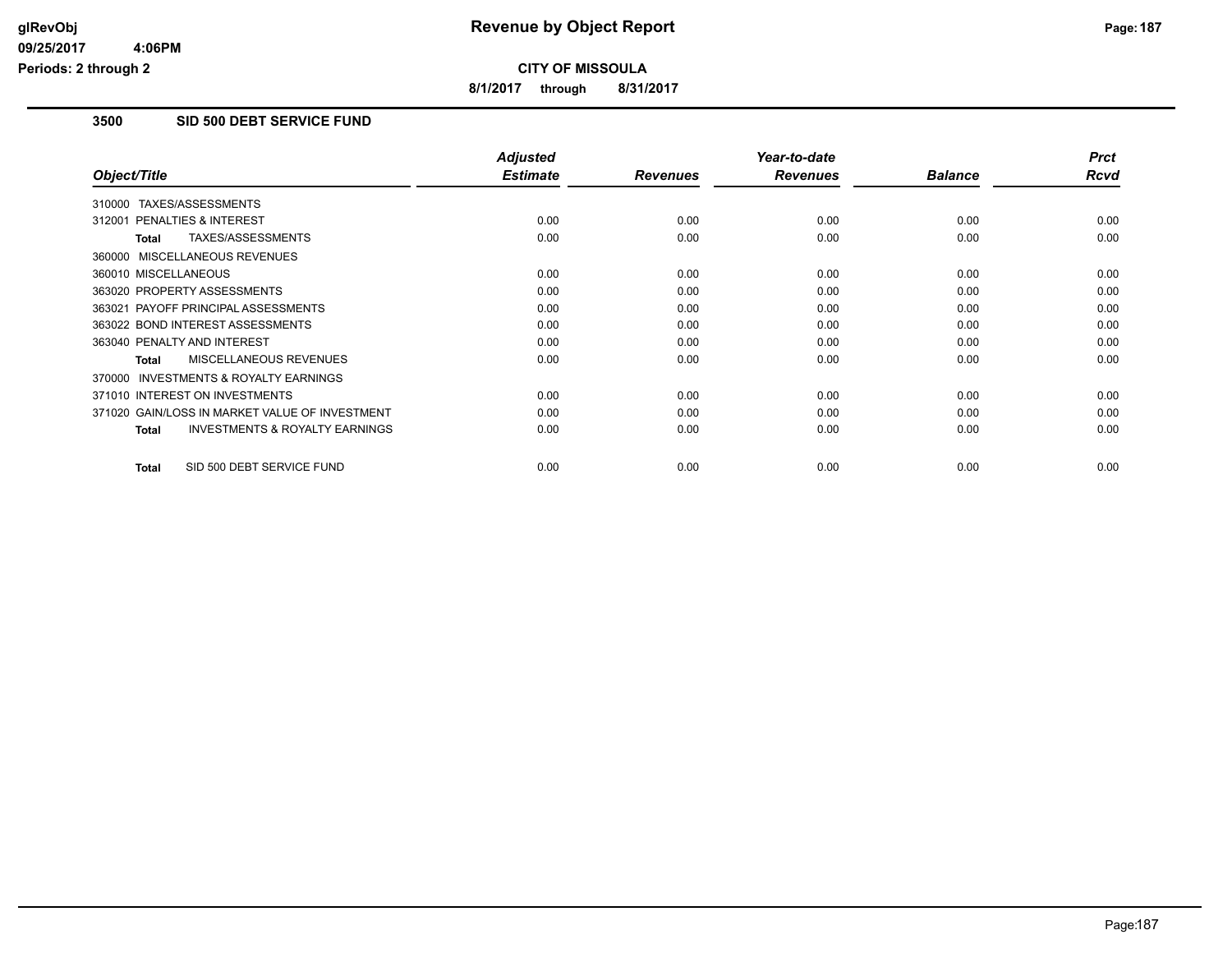**CITY OF MISSOULA**

**8/1/2017 through 8/31/2017**

### 3500 SID 500 DEBT SERVICE FUND

| Object/Title | Adjusted Estimate | Revenues | Year-to-date Revenues | Balance | Prct Rcvd |
|---|---|---|---|---|---|
| 310000 TAXES/ASSESSMENTS | | | | | |
| 312001 PENALTIES & INTEREST | 0.00 | 0.00 | 0.00 | 0.00 | 0.00 |
| **Total** TAXES/ASSESSMENTS | 0.00 | 0.00 | 0.00 | 0.00 | 0.00 |
| 360000 MISCELLANEOUS REVENUES | | | | | |
| 360010 MISCELLANEOUS | 0.00 | 0.00 | 0.00 | 0.00 | 0.00 |
| 363020 PROPERTY ASSESSMENTS | 0.00 | 0.00 | 0.00 | 0.00 | 0.00 |
| 363021 PAYOFF PRINCIPAL ASSESSMENTS | 0.00 | 0.00 | 0.00 | 0.00 | 0.00 |
| 363022 BOND INTEREST ASSESSMENTS | 0.00 | 0.00 | 0.00 | 0.00 | 0.00 |
| 363040 PENALTY AND INTEREST | 0.00 | 0.00 | 0.00 | 0.00 | 0.00 |
| **Total** MISCELLANEOUS REVENUES | 0.00 | 0.00 | 0.00 | 0.00 | 0.00 |
| 370000 INVESTMENTS & ROYALTY EARNINGS | | | | | |
| 371010 INTEREST ON INVESTMENTS | 0.00 | 0.00 | 0.00 | 0.00 | 0.00 |
| 371020 GAIN/LOSS IN MARKET VALUE OF INVESTMENT | 0.00 | 0.00 | 0.00 | 0.00 | 0.00 |
| **Total** INVESTMENTS & ROYALTY EARNINGS | 0.00 | 0.00 | 0.00 | 0.00 | 0.00 |
| **Total** SID 500 DEBT SERVICE FUND | 0.00 | 0.00 | 0.00 | 0.00 | 0.00 |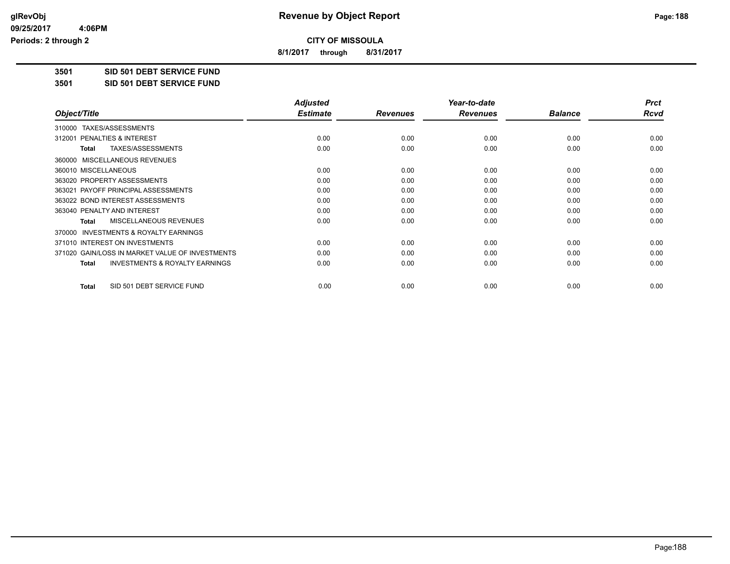# Revenue by Object Report

**CITY OF MISSOULA**

**8/1/2017 through 8/31/2017**

**3501 SID 501 DEBT SERVICE FUND**

**3501 SID 501 DEBT SERVICE FUND**

| Object/Title | Adjusted Estimate | Revenues | Year-to-date Revenues | Balance | Prct Rcvd |
|---|---|---|---|---|---|
| 310000 TAXES/ASSESSMENTS | | | | | |
| 312001 PENALTIES & INTEREST | 0.00 | 0.00 | 0.00 | 0.00 | 0.00 |
| **Total** TAXES/ASSESSMENTS | 0.00 | 0.00 | 0.00 | 0.00 | 0.00 |
| 360000 MISCELLANEOUS REVENUES | | | | | |
| 360010 MISCELLANEOUS | 0.00 | 0.00 | 0.00 | 0.00 | 0.00 |
| 363020 PROPERTY ASSESSMENTS | 0.00 | 0.00 | 0.00 | 0.00 | 0.00 |
| 363021 PAYOFF PRINCIPAL ASSESSMENTS | 0.00 | 0.00 | 0.00 | 0.00 | 0.00 |
| 363022 BOND INTEREST ASSESSMENTS | 0.00 | 0.00 | 0.00 | 0.00 | 0.00 |
| 363040 PENALTY AND INTEREST | 0.00 | 0.00 | 0.00 | 0.00 | 0.00 |
| **Total** MISCELLANEOUS REVENUES | 0.00 | 0.00 | 0.00 | 0.00 | 0.00 |
| 370000 INVESTMENTS & ROYALTY EARNINGS | | | | | |
| 371010 INTEREST ON INVESTMENTS | 0.00 | 0.00 | 0.00 | 0.00 | 0.00 |
| 371020 GAIN/LOSS IN MARKET VALUE OF INVESTMENTS | 0.00 | 0.00 | 0.00 | 0.00 | 0.00 |
| **Total** INVESTMENTS & ROYALTY EARNINGS | 0.00 | 0.00 | 0.00 | 0.00 | 0.00 |
| **Total** SID 501 DEBT SERVICE FUND | 0.00 | 0.00 | 0.00 | 0.00 | 0.00 |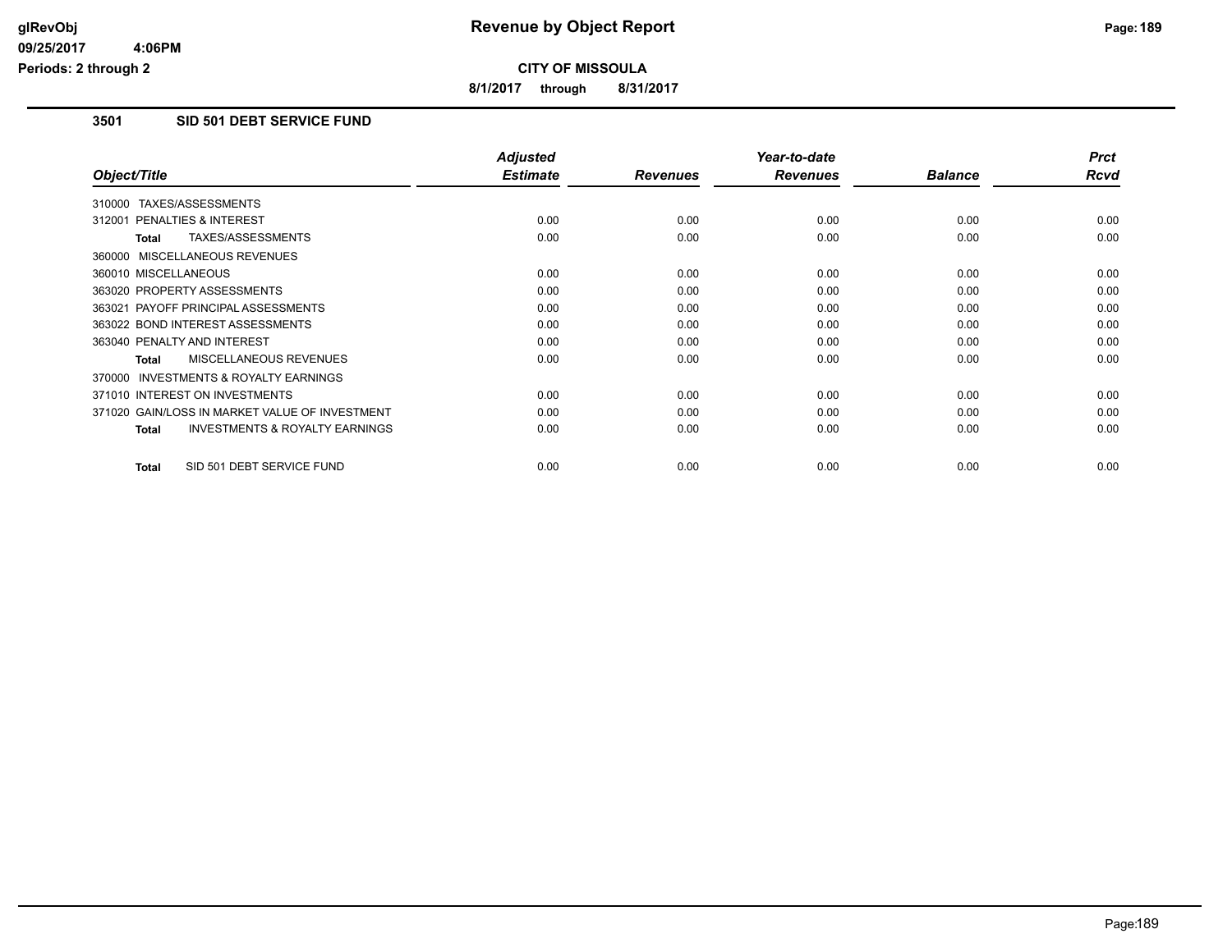# Revenue by Object Report

glRevObj
09/25/2017 4:06PM
Periods: 2 through 2

**CITY OF MISSOULA**

**8/1/2017 through 8/31/2017**

## 3501 SID 501 DEBT SERVICE FUND

| Object/Title | Adjusted Estimate | Revenues | Year-to-date Revenues | Balance | Prct Rcvd |
|---|---|---|---|---|---|
| 310000 TAXES/ASSESSMENTS | | | | | |
| 312001 PENALTIES & INTEREST | 0.00 | 0.00 | 0.00 | 0.00 | 0.00 |
| **Total** TAXES/ASSESSMENTS | 0.00 | 0.00 | 0.00 | 0.00 | 0.00 |
| 360000 MISCELLANEOUS REVENUES | | | | | |
| 360010 MISCELLANEOUS | 0.00 | 0.00 | 0.00 | 0.00 | 0.00 |
| 363020 PROPERTY ASSESSMENTS | 0.00 | 0.00 | 0.00 | 0.00 | 0.00 |
| 363021 PAYOFF PRINCIPAL ASSESSMENTS | 0.00 | 0.00 | 0.00 | 0.00 | 0.00 |
| 363022 BOND INTEREST ASSESSMENTS | 0.00 | 0.00 | 0.00 | 0.00 | 0.00 |
| 363040 PENALTY AND INTEREST | 0.00 | 0.00 | 0.00 | 0.00 | 0.00 |
| **Total** MISCELLANEOUS REVENUES | 0.00 | 0.00 | 0.00 | 0.00 | 0.00 |
| 370000 INVESTMENTS & ROYALTY EARNINGS | | | | | |
| 371010 INTEREST ON INVESTMENTS | 0.00 | 0.00 | 0.00 | 0.00 | 0.00 |
| 371020 GAIN/LOSS IN MARKET VALUE OF INVESTMENT | 0.00 | 0.00 | 0.00 | 0.00 | 0.00 |
| **Total** INVESTMENTS & ROYALTY EARNINGS | 0.00 | 0.00 | 0.00 | 0.00 | 0.00 |
| **Total** SID 501 DEBT SERVICE FUND | 0.00 | 0.00 | 0.00 | 0.00 | 0.00 |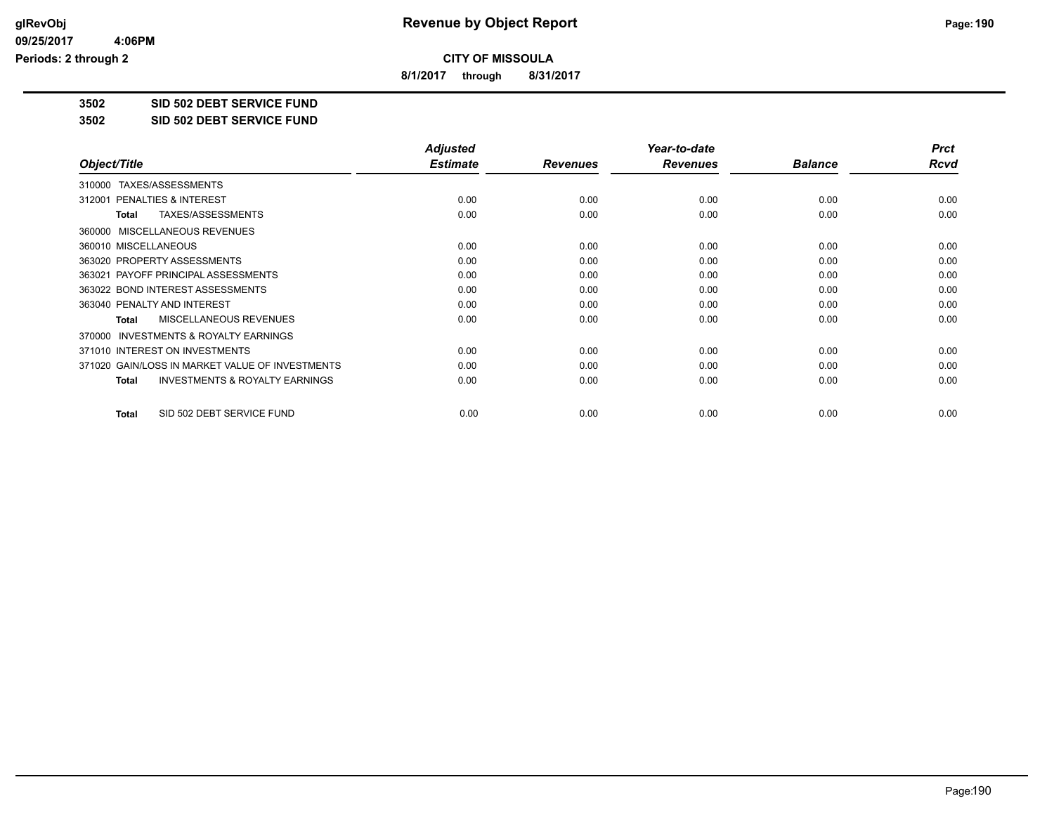# Revenue by Object Report

glRevObj
09/25/2017 4:06PM
Periods: 2 through 2

**CITY OF MISSOULA**

**8/1/2017 through 8/31/2017**

**3502 SID 502 DEBT SERVICE FUND**

**3502 SID 502 DEBT SERVICE FUND**

| Object/Title | Adjusted Estimate | Revenues | Year-to-date Revenues | Balance | Prct Rcvd |
|---|---|---|---|---|---|
| 310000 TAXES/ASSESSMENTS | | | | | |
| 312001 PENALTIES & INTEREST | 0.00 | 0.00 | 0.00 | 0.00 | 0.00 |
| **Total** TAXES/ASSESSMENTS | 0.00 | 0.00 | 0.00 | 0.00 | 0.00 |
| 360000 MISCELLANEOUS REVENUES | | | | | |
| 360010 MISCELLANEOUS | 0.00 | 0.00 | 0.00 | 0.00 | 0.00 |
| 363020 PROPERTY ASSESSMENTS | 0.00 | 0.00 | 0.00 | 0.00 | 0.00 |
| 363021 PAYOFF PRINCIPAL ASSESSMENTS | 0.00 | 0.00 | 0.00 | 0.00 | 0.00 |
| 363022 BOND INTEREST ASSESSMENTS | 0.00 | 0.00 | 0.00 | 0.00 | 0.00 |
| 363040 PENALTY AND INTEREST | 0.00 | 0.00 | 0.00 | 0.00 | 0.00 |
| **Total** MISCELLANEOUS REVENUES | 0.00 | 0.00 | 0.00 | 0.00 | 0.00 |
| 370000 INVESTMENTS & ROYALTY EARNINGS | | | | | |
| 371010 INTEREST ON INVESTMENTS | 0.00 | 0.00 | 0.00 | 0.00 | 0.00 |
| 371020 GAIN/LOSS IN MARKET VALUE OF INVESTMENTS | 0.00 | 0.00 | 0.00 | 0.00 | 0.00 |
| **Total** INVESTMENTS & ROYALTY EARNINGS | 0.00 | 0.00 | 0.00 | 0.00 | 0.00 |
| **Total** SID 502 DEBT SERVICE FUND | 0.00 | 0.00 | 0.00 | 0.00 | 0.00 |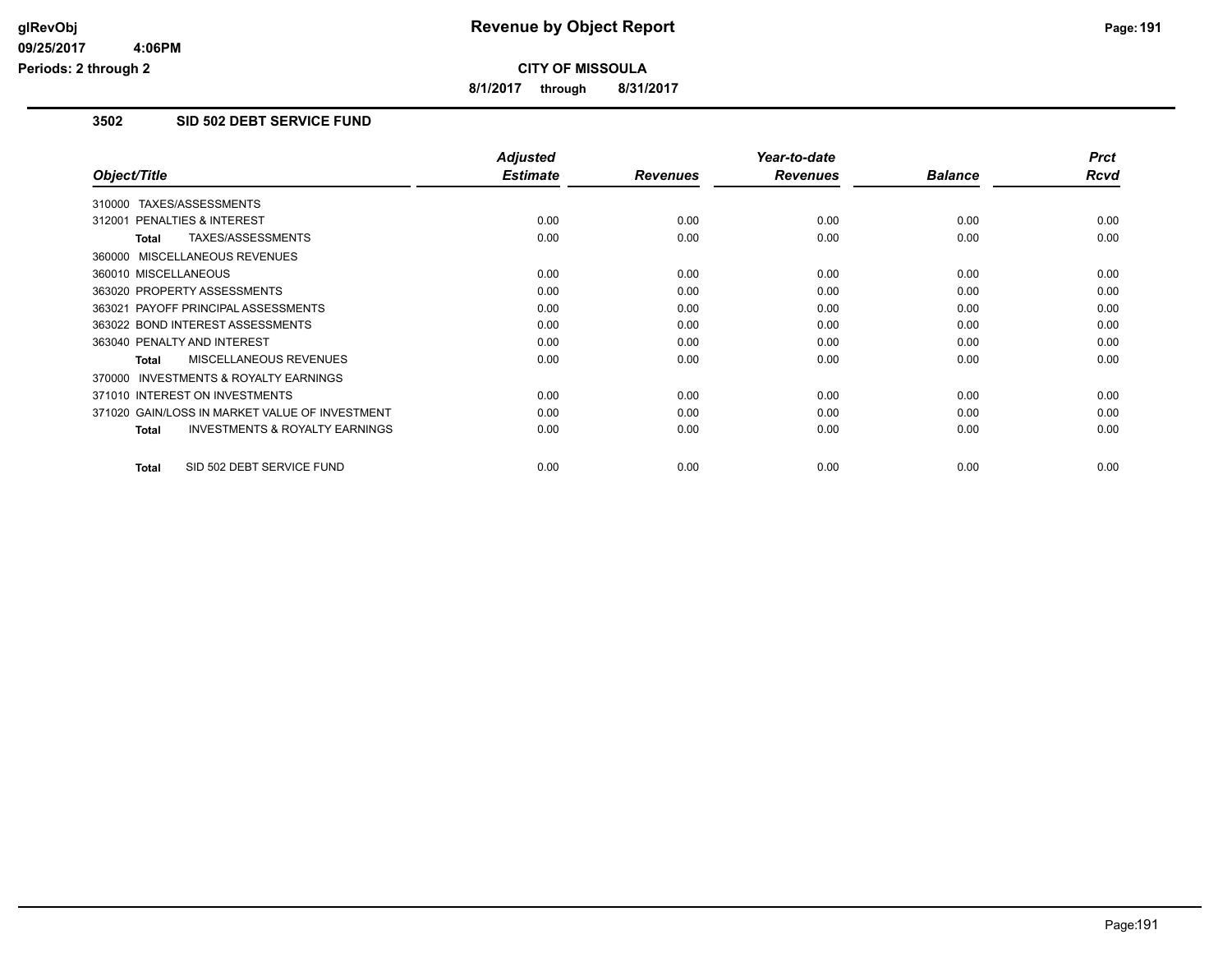# Revenue by Object Report

**CITY OF MISSOULA**

**8/1/2017 through 8/31/2017**

glRevObj
09/25/2017 4:06PM
Periods: 2 through 2

## 3502 SID 502 DEBT SERVICE FUND

| Object/Title | Adjusted Estimate | Revenues | Year-to-date Revenues | Balance | Prct Rcvd |
|---|---|---|---|---|---|
| 310000 TAXES/ASSESSMENTS | | | | | |
| 312001 PENALTIES & INTEREST | 0.00 | 0.00 | 0.00 | 0.00 | 0.00 |
| **Total** TAXES/ASSESSMENTS | 0.00 | 0.00 | 0.00 | 0.00 | 0.00 |
| 360000 MISCELLANEOUS REVENUES | | | | | |
| 360010 MISCELLANEOUS | 0.00 | 0.00 | 0.00 | 0.00 | 0.00 |
| 363020 PROPERTY ASSESSMENTS | 0.00 | 0.00 | 0.00 | 0.00 | 0.00 |
| 363021 PAYOFF PRINCIPAL ASSESSMENTS | 0.00 | 0.00 | 0.00 | 0.00 | 0.00 |
| 363022 BOND INTEREST ASSESSMENTS | 0.00 | 0.00 | 0.00 | 0.00 | 0.00 |
| 363040 PENALTY AND INTEREST | 0.00 | 0.00 | 0.00 | 0.00 | 0.00 |
| **Total** MISCELLANEOUS REVENUES | 0.00 | 0.00 | 0.00 | 0.00 | 0.00 |
| 370000 INVESTMENTS & ROYALTY EARNINGS | | | | | |
| 371010 INTEREST ON INVESTMENTS | 0.00 | 0.00 | 0.00 | 0.00 | 0.00 |
| 371020 GAIN/LOSS IN MARKET VALUE OF INVESTMENT | 0.00 | 0.00 | 0.00 | 0.00 | 0.00 |
| **Total** INVESTMENTS & ROYALTY EARNINGS | 0.00 | 0.00 | 0.00 | 0.00 | 0.00 |
| **Total** SID 502 DEBT SERVICE FUND | 0.00 | 0.00 | 0.00 | 0.00 | 0.00 |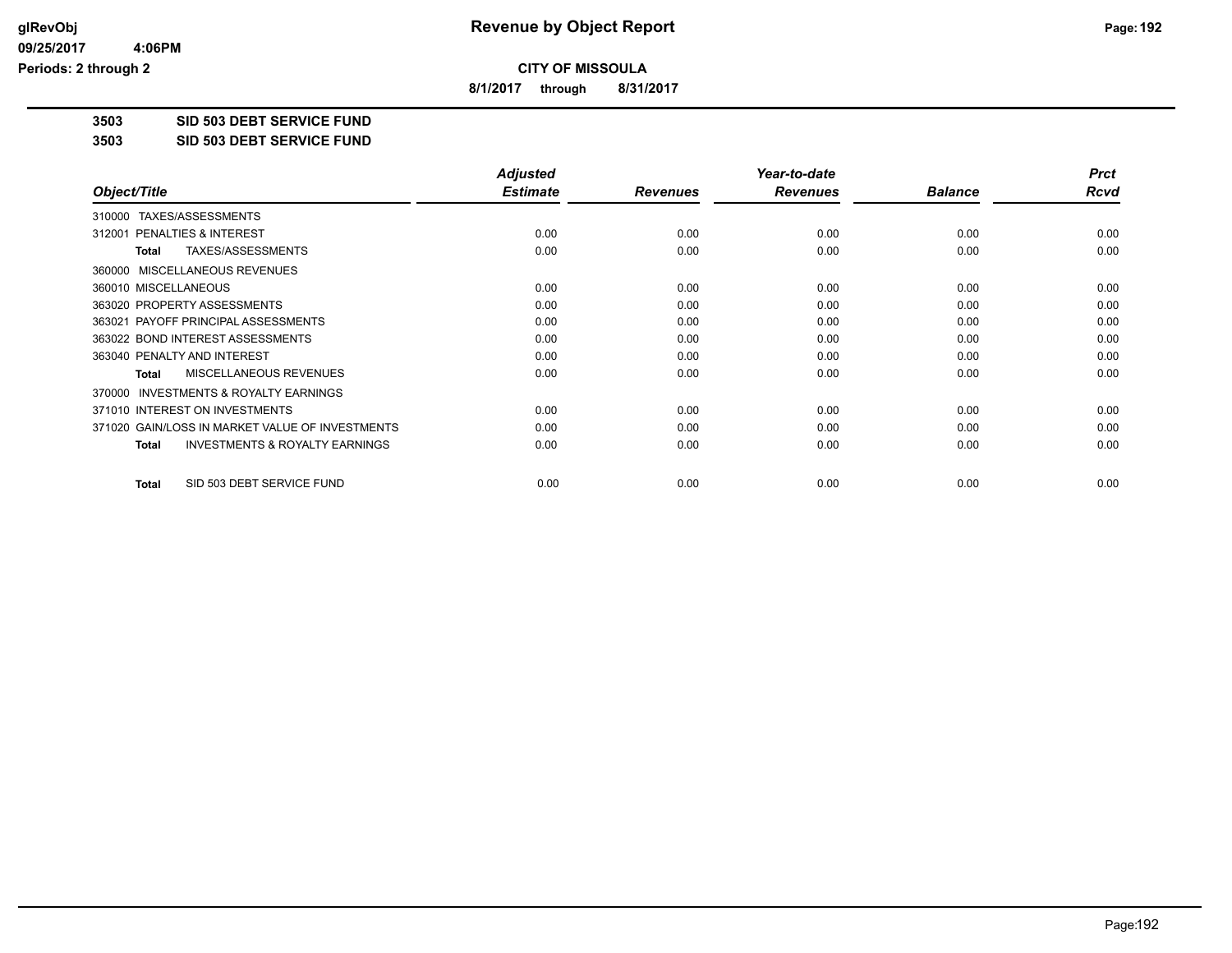**CITY OF MISSOULA**

**8/1/2017 through 8/31/2017**

**3503 SID 503 DEBT SERVICE FUND**

**3503 SID 503 DEBT SERVICE FUND**

| Object/Title | Adjusted Estimate | Revenues | Year-to-date Revenues | Balance | Prct Rcvd |
|---|---|---|---|---|---|
| 310000 TAXES/ASSESSMENTS | | | | | |
| 312001 PENALTIES & INTEREST | 0.00 | 0.00 | 0.00 | 0.00 | 0.00 |
| **Total** TAXES/ASSESSMENTS | 0.00 | 0.00 | 0.00 | 0.00 | 0.00 |
| 360000 MISCELLANEOUS REVENUES | | | | | |
| 360010 MISCELLANEOUS | 0.00 | 0.00 | 0.00 | 0.00 | 0.00 |
| 363020 PROPERTY ASSESSMENTS | 0.00 | 0.00 | 0.00 | 0.00 | 0.00 |
| 363021 PAYOFF PRINCIPAL ASSESSMENTS | 0.00 | 0.00 | 0.00 | 0.00 | 0.00 |
| 363022 BOND INTEREST ASSESSMENTS | 0.00 | 0.00 | 0.00 | 0.00 | 0.00 |
| 363040 PENALTY AND INTEREST | 0.00 | 0.00 | 0.00 | 0.00 | 0.00 |
| **Total** MISCELLANEOUS REVENUES | 0.00 | 0.00 | 0.00 | 0.00 | 0.00 |
| 370000 INVESTMENTS & ROYALTY EARNINGS | | | | | |
| 371010 INTEREST ON INVESTMENTS | 0.00 | 0.00 | 0.00 | 0.00 | 0.00 |
| 371020 GAIN/LOSS IN MARKET VALUE OF INVESTMENTS | 0.00 | 0.00 | 0.00 | 0.00 | 0.00 |
| **Total** INVESTMENTS & ROYALTY EARNINGS | 0.00 | 0.00 | 0.00 | 0.00 | 0.00 |
| **Total** SID 503 DEBT SERVICE FUND | 0.00 | 0.00 | 0.00 | 0.00 | 0.00 |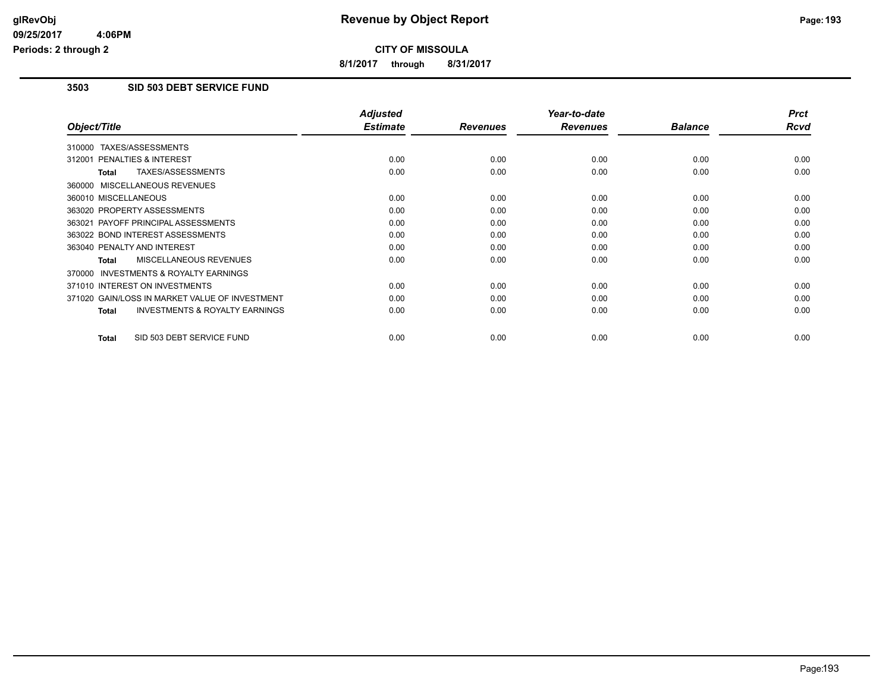# Revenue by Object Report

**CITY OF MISSOULA**

**8/1/2017 through 8/31/2017**

glRevObj
09/25/2017 4:06PM
Periods: 2 through 2

### 3503 SID 503 DEBT SERVICE FUND

| Object/Title | Adjusted Estimate | Revenues | Year-to-date Revenues | Balance | Prct Rcvd |
|---|---|---|---|---|---|
| 310000 TAXES/ASSESSMENTS | | | | | |
| 312001 PENALTIES & INTEREST | 0.00 | 0.00 | 0.00 | 0.00 | 0.00 |
| **Total** TAXES/ASSESSMENTS | 0.00 | 0.00 | 0.00 | 0.00 | 0.00 |
| 360000 MISCELLANEOUS REVENUES | | | | | |
| 360010 MISCELLANEOUS | 0.00 | 0.00 | 0.00 | 0.00 | 0.00 |
| 363020 PROPERTY ASSESSMENTS | 0.00 | 0.00 | 0.00 | 0.00 | 0.00 |
| 363021 PAYOFF PRINCIPAL ASSESSMENTS | 0.00 | 0.00 | 0.00 | 0.00 | 0.00 |
| 363022 BOND INTEREST ASSESSMENTS | 0.00 | 0.00 | 0.00 | 0.00 | 0.00 |
| 363040 PENALTY AND INTEREST | 0.00 | 0.00 | 0.00 | 0.00 | 0.00 |
| **Total** MISCELLANEOUS REVENUES | 0.00 | 0.00 | 0.00 | 0.00 | 0.00 |
| 370000 INVESTMENTS & ROYALTY EARNINGS | | | | | |
| 371010 INTEREST ON INVESTMENTS | 0.00 | 0.00 | 0.00 | 0.00 | 0.00 |
| 371020 GAIN/LOSS IN MARKET VALUE OF INVESTMENT | 0.00 | 0.00 | 0.00 | 0.00 | 0.00 |
| **Total** INVESTMENTS & ROYALTY EARNINGS | 0.00 | 0.00 | 0.00 | 0.00 | 0.00 |
| **Total** SID 503 DEBT SERVICE FUND | 0.00 | 0.00 | 0.00 | 0.00 | 0.00 |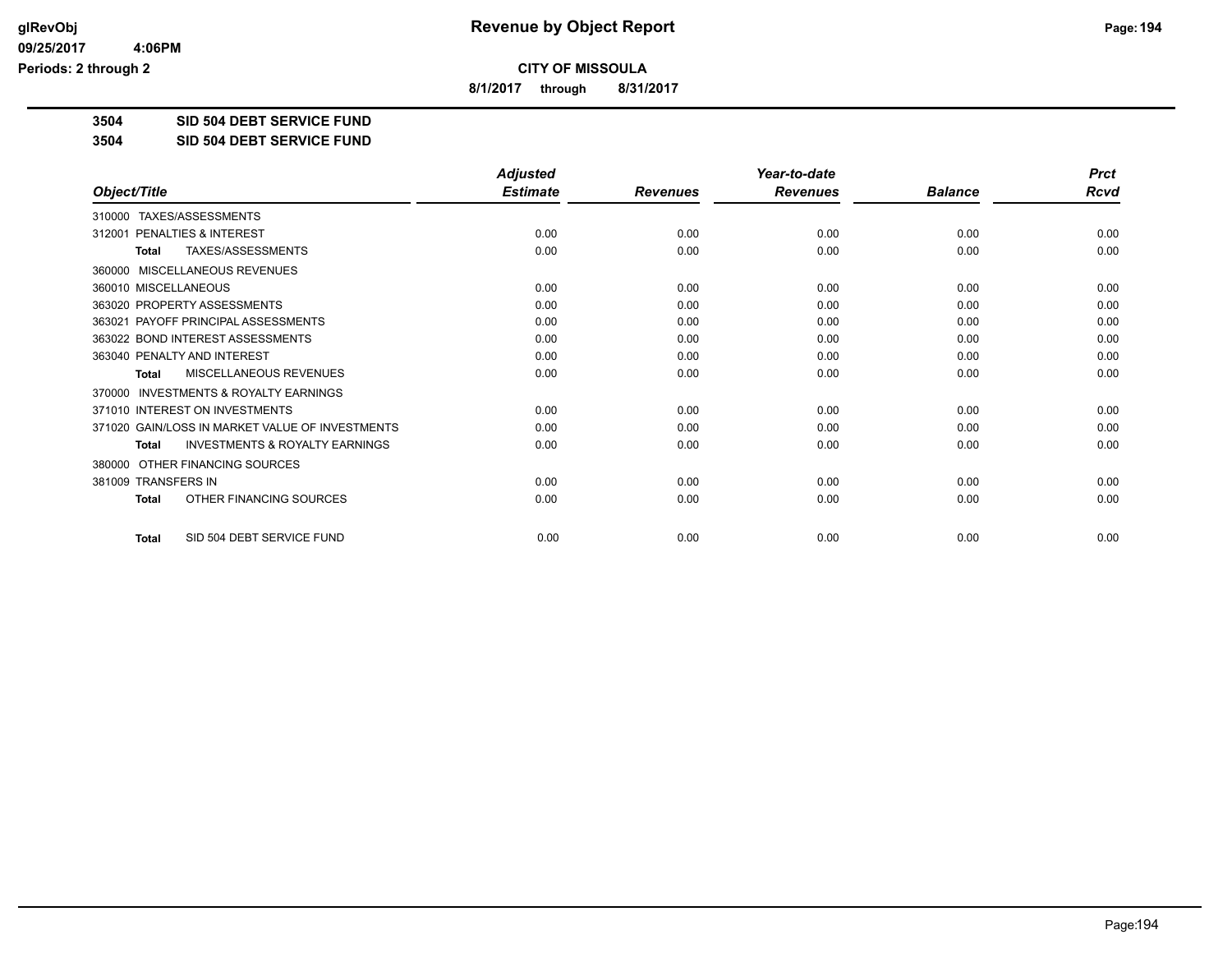# Revenue by Object Report

**CITY OF MISSOULA**

**8/1/2017 through 8/31/2017**

**3504 SID 504 DEBT SERVICE FUND**

**3504 SID 504 DEBT SERVICE FUND**

| Object/Title | Adjusted Estimate | Revenues | Year-to-date Revenues | Balance | Prct Rcvd |
|---|---|---|---|---|---|
| 310000 TAXES/ASSESSMENTS | | | | | |
| 312001 PENALTIES & INTEREST | 0.00 | 0.00 | 0.00 | 0.00 | 0.00 |
| **Total** TAXES/ASSESSMENTS | 0.00 | 0.00 | 0.00 | 0.00 | 0.00 |
| 360000 MISCELLANEOUS REVENUES | | | | | |
| 360010 MISCELLANEOUS | 0.00 | 0.00 | 0.00 | 0.00 | 0.00 |
| 363020 PROPERTY ASSESSMENTS | 0.00 | 0.00 | 0.00 | 0.00 | 0.00 |
| 363021 PAYOFF PRINCIPAL ASSESSMENTS | 0.00 | 0.00 | 0.00 | 0.00 | 0.00 |
| 363022 BOND INTEREST ASSESSMENTS | 0.00 | 0.00 | 0.00 | 0.00 | 0.00 |
| 363040 PENALTY AND INTEREST | 0.00 | 0.00 | 0.00 | 0.00 | 0.00 |
| **Total** MISCELLANEOUS REVENUES | 0.00 | 0.00 | 0.00 | 0.00 | 0.00 |
| 370000 INVESTMENTS & ROYALTY EARNINGS | | | | | |
| 371010 INTEREST ON INVESTMENTS | 0.00 | 0.00 | 0.00 | 0.00 | 0.00 |
| 371020 GAIN/LOSS IN MARKET VALUE OF INVESTMENTS | 0.00 | 0.00 | 0.00 | 0.00 | 0.00 |
| **Total** INVESTMENTS & ROYALTY EARNINGS | 0.00 | 0.00 | 0.00 | 0.00 | 0.00 |
| 380000 OTHER FINANCING SOURCES | | | | | |
| 381009 TRANSFERS IN | 0.00 | 0.00 | 0.00 | 0.00 | 0.00 |
| **Total** OTHER FINANCING SOURCES | 0.00 | 0.00 | 0.00 | 0.00 | 0.00 |
| **Total** SID 504 DEBT SERVICE FUND | 0.00 | 0.00 | 0.00 | 0.00 | 0.00 |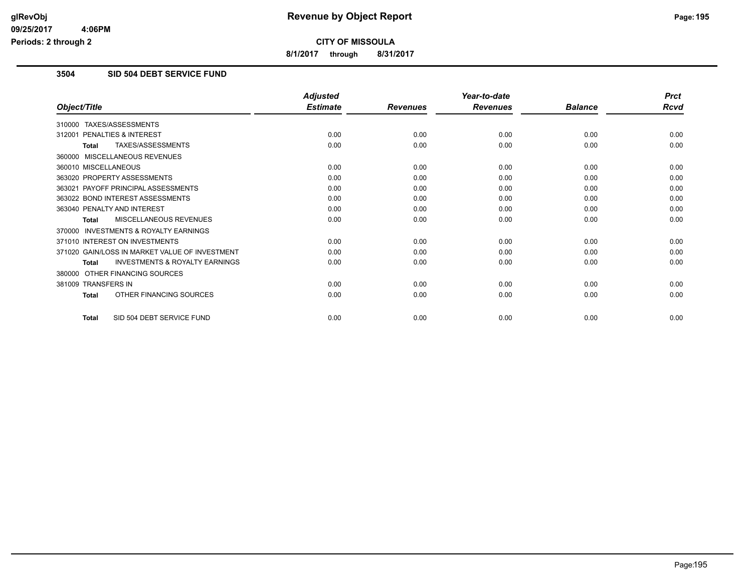# Revenue by Object Report

**CITY OF MISSOULA**

**8/1/2017 through 8/31/2017**

## 3504 SID 504 DEBT SERVICE FUND

| Object/Title | Adjusted Estimate | Revenues | Year-to-date Revenues | Balance | Prct Rcvd |
|---|---|---|---|---|---|
| 310000 TAXES/ASSESSMENTS | | | | | |
| 312001 PENALTIES & INTEREST | 0.00 | 0.00 | 0.00 | 0.00 | 0.00 |
| **Total** TAXES/ASSESSMENTS | 0.00 | 0.00 | 0.00 | 0.00 | 0.00 |
| 360000 MISCELLANEOUS REVENUES | | | | | |
| 360010 MISCELLANEOUS | 0.00 | 0.00 | 0.00 | 0.00 | 0.00 |
| 363020 PROPERTY ASSESSMENTS | 0.00 | 0.00 | 0.00 | 0.00 | 0.00 |
| 363021 PAYOFF PRINCIPAL ASSESSMENTS | 0.00 | 0.00 | 0.00 | 0.00 | 0.00 |
| 363022 BOND INTEREST ASSESSMENTS | 0.00 | 0.00 | 0.00 | 0.00 | 0.00 |
| 363040 PENALTY AND INTEREST | 0.00 | 0.00 | 0.00 | 0.00 | 0.00 |
| **Total** MISCELLANEOUS REVENUES | 0.00 | 0.00 | 0.00 | 0.00 | 0.00 |
| 370000 INVESTMENTS & ROYALTY EARNINGS | | | | | |
| 371010 INTEREST ON INVESTMENTS | 0.00 | 0.00 | 0.00 | 0.00 | 0.00 |
| 371020 GAIN/LOSS IN MARKET VALUE OF INVESTMENT | 0.00 | 0.00 | 0.00 | 0.00 | 0.00 |
| **Total** INVESTMENTS & ROYALTY EARNINGS | 0.00 | 0.00 | 0.00 | 0.00 | 0.00 |
| 380000 OTHER FINANCING SOURCES | | | | | |
| 381009 TRANSFERS IN | 0.00 | 0.00 | 0.00 | 0.00 | 0.00 |
| **Total** OTHER FINANCING SOURCES | 0.00 | 0.00 | 0.00 | 0.00 | 0.00 |
| **Total** SID 504 DEBT SERVICE FUND | 0.00 | 0.00 | 0.00 | 0.00 | 0.00 |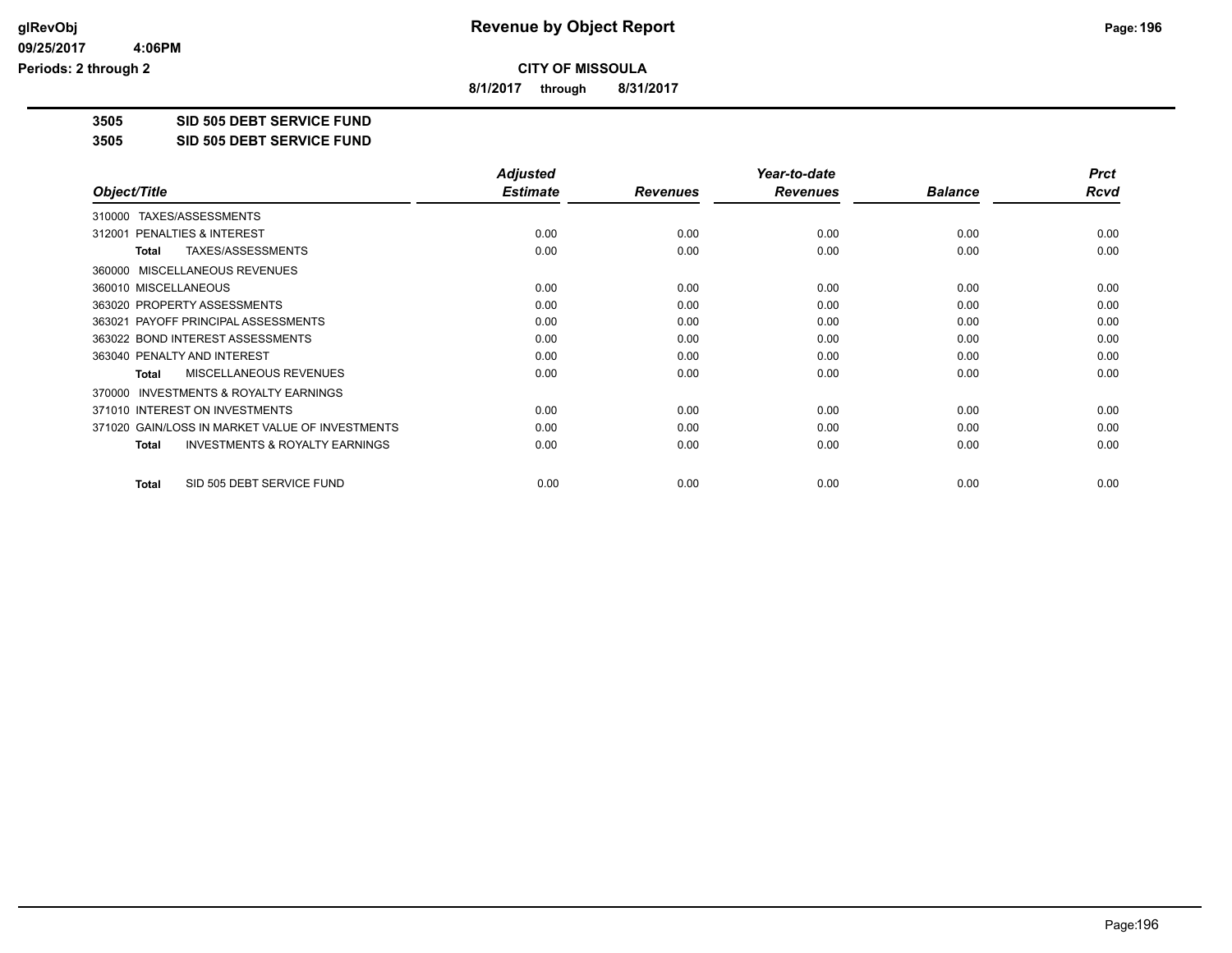# Revenue by Object Report

glRevObj
09/25/2017 4:06PM
Periods: 2 through 2

**CITY OF MISSOULA**

**8/1/2017 through 8/31/2017**

**3505 SID 505 DEBT SERVICE FUND**

**3505 SID 505 DEBT SERVICE FUND**

| Object/Title | Adjusted Estimate | Revenues | Year-to-date Revenues | Balance | Prct Rcvd |
|---|---|---|---|---|---|
| 310000 TAXES/ASSESSMENTS | | | | | |
| 312001 PENALTIES & INTEREST | 0.00 | 0.00 | 0.00 | 0.00 | 0.00 |
| **Total** TAXES/ASSESSMENTS | 0.00 | 0.00 | 0.00 | 0.00 | 0.00 |
| 360000 MISCELLANEOUS REVENUES | | | | | |
| 360010 MISCELLANEOUS | 0.00 | 0.00 | 0.00 | 0.00 | 0.00 |
| 363020 PROPERTY ASSESSMENTS | 0.00 | 0.00 | 0.00 | 0.00 | 0.00 |
| 363021 PAYOFF PRINCIPAL ASSESSMENTS | 0.00 | 0.00 | 0.00 | 0.00 | 0.00 |
| 363022 BOND INTEREST ASSESSMENTS | 0.00 | 0.00 | 0.00 | 0.00 | 0.00 |
| 363040 PENALTY AND INTEREST | 0.00 | 0.00 | 0.00 | 0.00 | 0.00 |
| **Total** MISCELLANEOUS REVENUES | 0.00 | 0.00 | 0.00 | 0.00 | 0.00 |
| 370000 INVESTMENTS & ROYALTY EARNINGS | | | | | |
| 371010 INTEREST ON INVESTMENTS | 0.00 | 0.00 | 0.00 | 0.00 | 0.00 |
| 371020 GAIN/LOSS IN MARKET VALUE OF INVESTMENTS | 0.00 | 0.00 | 0.00 | 0.00 | 0.00 |
| **Total** INVESTMENTS & ROYALTY EARNINGS | 0.00 | 0.00 | 0.00 | 0.00 | 0.00 |
| **Total** SID 505 DEBT SERVICE FUND | 0.00 | 0.00 | 0.00 | 0.00 | 0.00 |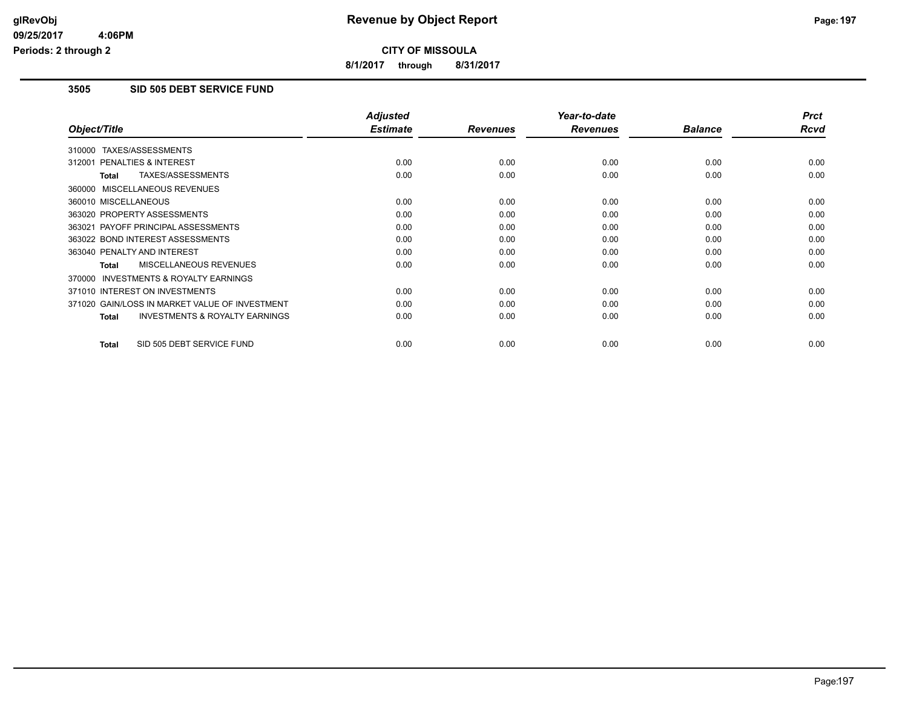**CITY OF MISSOULA**

**8/1/2017 through 8/31/2017**

### 3505 SID 505 DEBT SERVICE FUND

| Object/Title | Adjusted Estimate | Revenues | Year-to-date Revenues | Balance | Prct Rcvd |
|---|---|---|---|---|---|
| 310000 TAXES/ASSESSMENTS | | | | | |
| 312001 PENALTIES & INTEREST | 0.00 | 0.00 | 0.00 | 0.00 | 0.00 |
| **Total** TAXES/ASSESSMENTS | 0.00 | 0.00 | 0.00 | 0.00 | 0.00 |
| 360000 MISCELLANEOUS REVENUES | | | | | |
| 360010 MISCELLANEOUS | 0.00 | 0.00 | 0.00 | 0.00 | 0.00 |
| 363020 PROPERTY ASSESSMENTS | 0.00 | 0.00 | 0.00 | 0.00 | 0.00 |
| 363021 PAYOFF PRINCIPAL ASSESSMENTS | 0.00 | 0.00 | 0.00 | 0.00 | 0.00 |
| 363022 BOND INTEREST ASSESSMENTS | 0.00 | 0.00 | 0.00 | 0.00 | 0.00 |
| 363040 PENALTY AND INTEREST | 0.00 | 0.00 | 0.00 | 0.00 | 0.00 |
| **Total** MISCELLANEOUS REVENUES | 0.00 | 0.00 | 0.00 | 0.00 | 0.00 |
| 370000 INVESTMENTS & ROYALTY EARNINGS | | | | | |
| 371010 INTEREST ON INVESTMENTS | 0.00 | 0.00 | 0.00 | 0.00 | 0.00 |
| 371020 GAIN/LOSS IN MARKET VALUE OF INVESTMENT | 0.00 | 0.00 | 0.00 | 0.00 | 0.00 |
| **Total** INVESTMENTS & ROYALTY EARNINGS | 0.00 | 0.00 | 0.00 | 0.00 | 0.00 |
| **Total** SID 505 DEBT SERVICE FUND | 0.00 | 0.00 | 0.00 | 0.00 | 0.00 |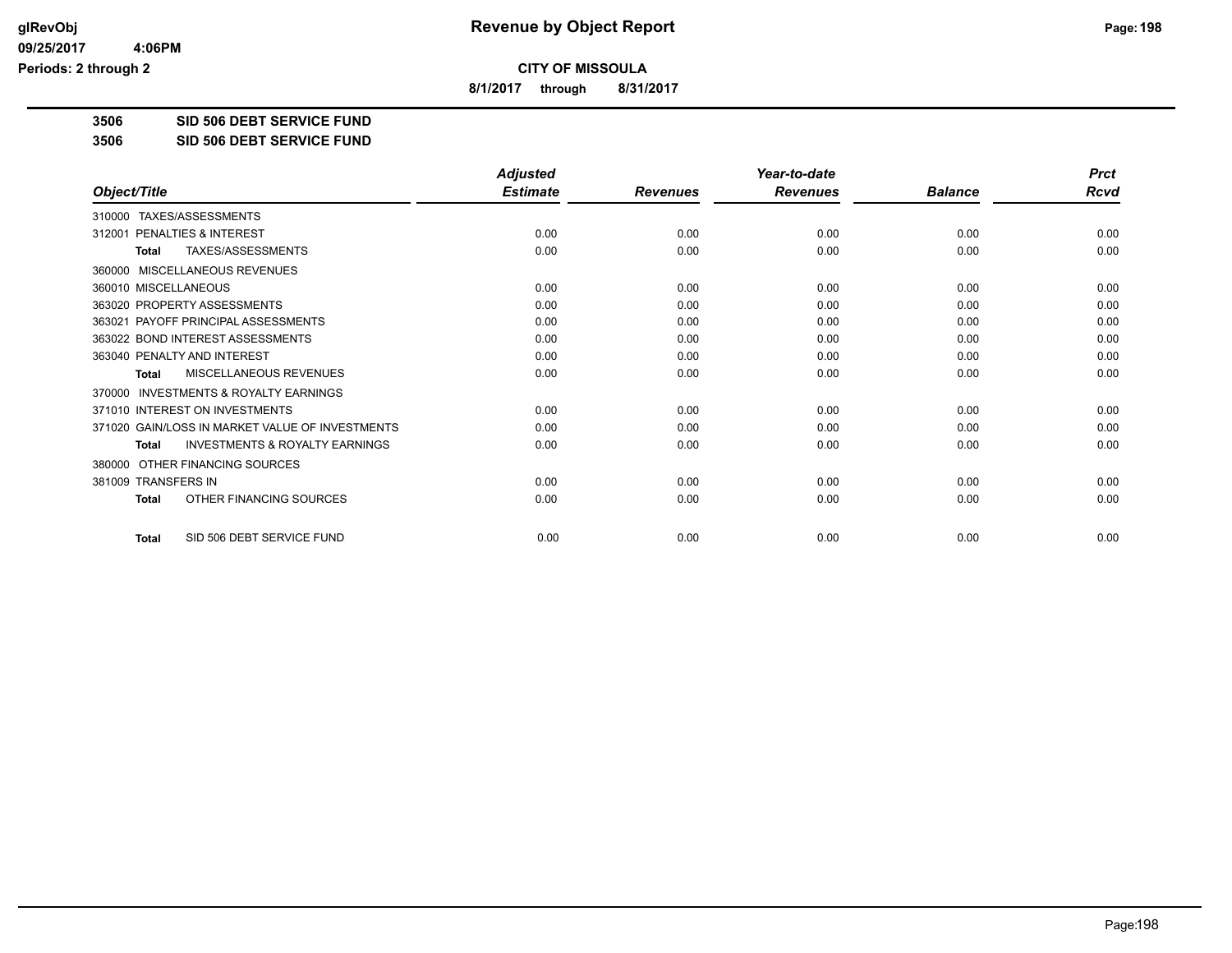# Revenue by Object Report

**CITY OF MISSOULA**

**8/1/2017 through 8/31/2017**

**3506 SID 506 DEBT SERVICE FUND**

**3506 SID 506 DEBT SERVICE FUND**

| Object/Title | Adjusted Estimate | Revenues | Year-to-date Revenues | Balance | Prct Rcvd |
|---|---|---|---|---|---|
| 310000 TAXES/ASSESSMENTS | | | | | |
| 312001 PENALTIES & INTEREST | 0.00 | 0.00 | 0.00 | 0.00 | 0.00 |
| **Total** TAXES/ASSESSMENTS | 0.00 | 0.00 | 0.00 | 0.00 | 0.00 |
| 360000 MISCELLANEOUS REVENUES | | | | | |
| 360010 MISCELLANEOUS | 0.00 | 0.00 | 0.00 | 0.00 | 0.00 |
| 363020 PROPERTY ASSESSMENTS | 0.00 | 0.00 | 0.00 | 0.00 | 0.00 |
| 363021 PAYOFF PRINCIPAL ASSESSMENTS | 0.00 | 0.00 | 0.00 | 0.00 | 0.00 |
| 363022 BOND INTEREST ASSESSMENTS | 0.00 | 0.00 | 0.00 | 0.00 | 0.00 |
| 363040 PENALTY AND INTEREST | 0.00 | 0.00 | 0.00 | 0.00 | 0.00 |
| **Total** MISCELLANEOUS REVENUES | 0.00 | 0.00 | 0.00 | 0.00 | 0.00 |
| 370000 INVESTMENTS & ROYALTY EARNINGS | | | | | |
| 371010 INTEREST ON INVESTMENTS | 0.00 | 0.00 | 0.00 | 0.00 | 0.00 |
| 371020 GAIN/LOSS IN MARKET VALUE OF INVESTMENTS | 0.00 | 0.00 | 0.00 | 0.00 | 0.00 |
| **Total** INVESTMENTS & ROYALTY EARNINGS | 0.00 | 0.00 | 0.00 | 0.00 | 0.00 |
| 380000 OTHER FINANCING SOURCES | | | | | |
| 381009 TRANSFERS IN | 0.00 | 0.00 | 0.00 | 0.00 | 0.00 |
| **Total** OTHER FINANCING SOURCES | 0.00 | 0.00 | 0.00 | 0.00 | 0.00 |
| **Total** SID 506 DEBT SERVICE FUND | 0.00 | 0.00 | 0.00 | 0.00 | 0.00 |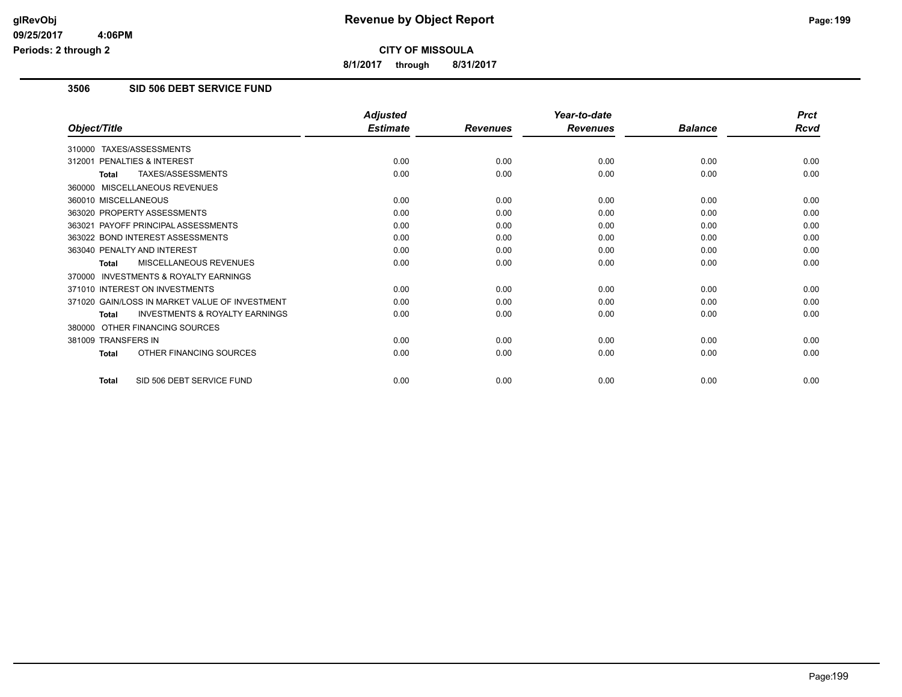**CITY OF MISSOULA**

**8/1/2017 through 8/31/2017**

## 3506 SID 506 DEBT SERVICE FUND

| Object/Title | Adjusted Estimate | Revenues | Year-to-date Revenues | Balance | Prct Rcvd |
|---|---|---|---|---|---|
| 310000 TAXES/ASSESSMENTS | | | | | |
| 312001 PENALTIES & INTEREST | 0.00 | 0.00 | 0.00 | 0.00 | 0.00 |
| **Total** TAXES/ASSESSMENTS | 0.00 | 0.00 | 0.00 | 0.00 | 0.00 |
| 360000 MISCELLANEOUS REVENUES | | | | | |
| 360010 MISCELLANEOUS | 0.00 | 0.00 | 0.00 | 0.00 | 0.00 |
| 363020 PROPERTY ASSESSMENTS | 0.00 | 0.00 | 0.00 | 0.00 | 0.00 |
| 363021 PAYOFF PRINCIPAL ASSESSMENTS | 0.00 | 0.00 | 0.00 | 0.00 | 0.00 |
| 363022 BOND INTEREST ASSESSMENTS | 0.00 | 0.00 | 0.00 | 0.00 | 0.00 |
| 363040 PENALTY AND INTEREST | 0.00 | 0.00 | 0.00 | 0.00 | 0.00 |
| **Total** MISCELLANEOUS REVENUES | 0.00 | 0.00 | 0.00 | 0.00 | 0.00 |
| 370000 INVESTMENTS & ROYALTY EARNINGS | | | | | |
| 371010 INTEREST ON INVESTMENTS | 0.00 | 0.00 | 0.00 | 0.00 | 0.00 |
| 371020 GAIN/LOSS IN MARKET VALUE OF INVESTMENT | 0.00 | 0.00 | 0.00 | 0.00 | 0.00 |
| **Total** INVESTMENTS & ROYALTY EARNINGS | 0.00 | 0.00 | 0.00 | 0.00 | 0.00 |
| 380000 OTHER FINANCING SOURCES | | | | | |
| 381009 TRANSFERS IN | 0.00 | 0.00 | 0.00 | 0.00 | 0.00 |
| **Total** OTHER FINANCING SOURCES | 0.00 | 0.00 | 0.00 | 0.00 | 0.00 |
| **Total** SID 506 DEBT SERVICE FUND | 0.00 | 0.00 | 0.00 | 0.00 | 0.00 |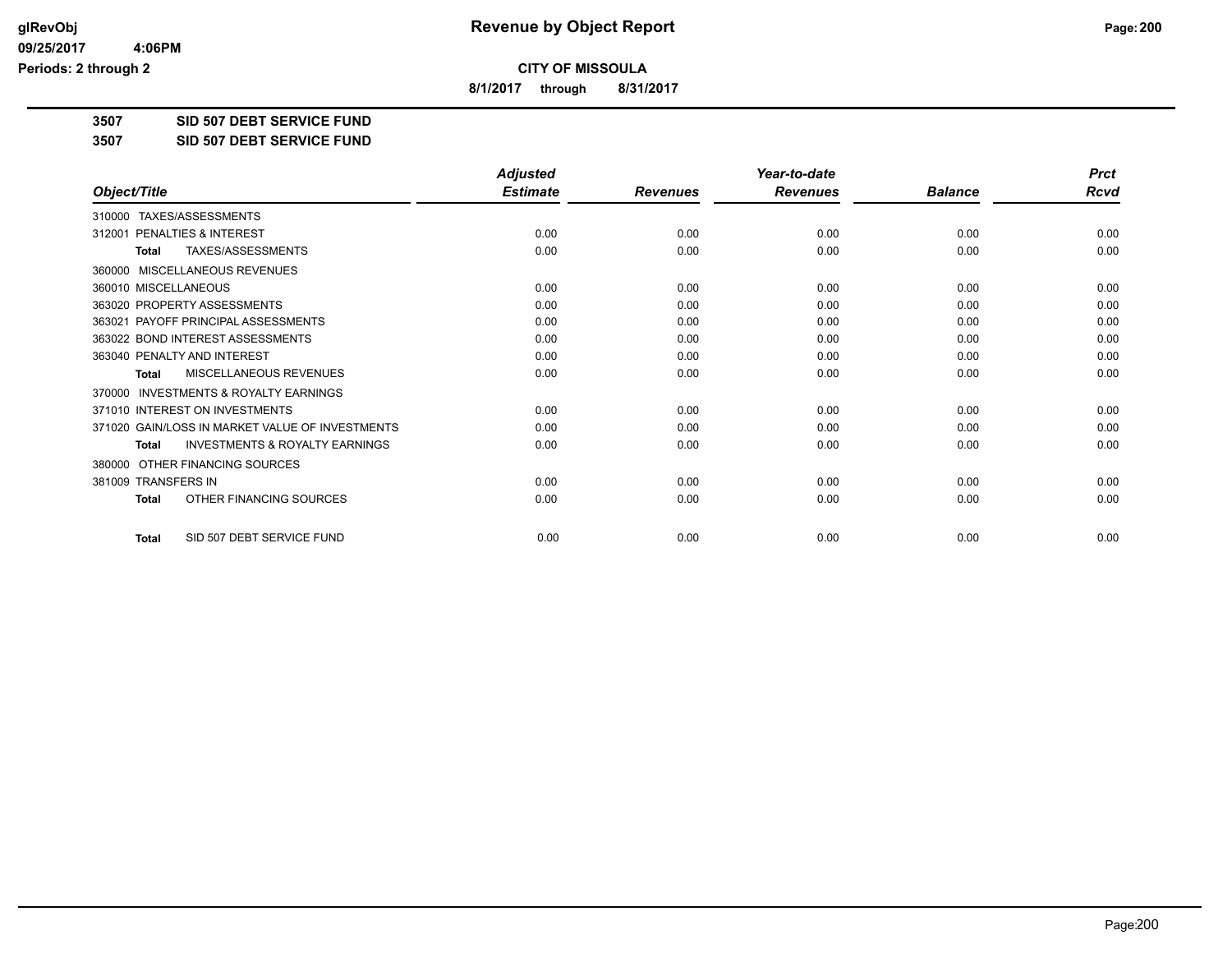**CITY OF MISSOULA**

**8/1/2017 through 8/31/2017**

**3507 SID 507 DEBT SERVICE FUND**

**3507 SID 507 DEBT SERVICE FUND**

| Object/Title | Adjusted Estimate | Revenues | Year-to-date Revenues | Balance | Prct Rcvd |
|---|---|---|---|---|---|
| 310000 TAXES/ASSESSMENTS | | | | | |
| 312001 PENALTIES & INTEREST | 0.00 | 0.00 | 0.00 | 0.00 | 0.00 |
| **Total** TAXES/ASSESSMENTS | 0.00 | 0.00 | 0.00 | 0.00 | 0.00 |
| 360000 MISCELLANEOUS REVENUES | | | | | |
| 360010 MISCELLANEOUS | 0.00 | 0.00 | 0.00 | 0.00 | 0.00 |
| 363020 PROPERTY ASSESSMENTS | 0.00 | 0.00 | 0.00 | 0.00 | 0.00 |
| 363021 PAYOFF PRINCIPAL ASSESSMENTS | 0.00 | 0.00 | 0.00 | 0.00 | 0.00 |
| 363022 BOND INTEREST ASSESSMENTS | 0.00 | 0.00 | 0.00 | 0.00 | 0.00 |
| 363040 PENALTY AND INTEREST | 0.00 | 0.00 | 0.00 | 0.00 | 0.00 |
| **Total** MISCELLANEOUS REVENUES | 0.00 | 0.00 | 0.00 | 0.00 | 0.00 |
| 370000 INVESTMENTS & ROYALTY EARNINGS | | | | | |
| 371010 INTEREST ON INVESTMENTS | 0.00 | 0.00 | 0.00 | 0.00 | 0.00 |
| 371020 GAIN/LOSS IN MARKET VALUE OF INVESTMENTS | 0.00 | 0.00 | 0.00 | 0.00 | 0.00 |
| **Total** INVESTMENTS & ROYALTY EARNINGS | 0.00 | 0.00 | 0.00 | 0.00 | 0.00 |
| 380000 OTHER FINANCING SOURCES | | | | | |
| 381009 TRANSFERS IN | 0.00 | 0.00 | 0.00 | 0.00 | 0.00 |
| **Total** OTHER FINANCING SOURCES | 0.00 | 0.00 | 0.00 | 0.00 | 0.00 |
| **Total** SID 507 DEBT SERVICE FUND | 0.00 | 0.00 | 0.00 | 0.00 | 0.00 |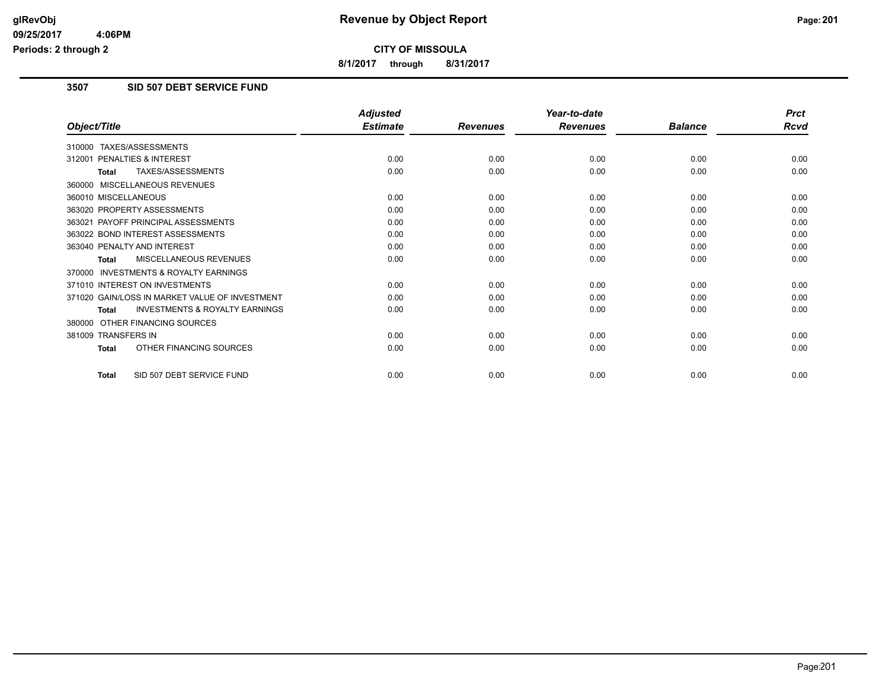## Revenue by Object Report

**CITY OF MISSOULA**

**8/1/2017 through 8/31/2017**

### 3507 SID 507 DEBT SERVICE FUND

| Object/Title | Adjusted Estimate | Revenues | Year-to-date Revenues | Balance | Prct Rcvd |
|---|---|---|---|---|---|
| 310000 TAXES/ASSESSMENTS | | | | | |
| 312001 PENALTIES & INTEREST | 0.00 | 0.00 | 0.00 | 0.00 | 0.00 |
| **Total** TAXES/ASSESSMENTS | 0.00 | 0.00 | 0.00 | 0.00 | 0.00 |
| 360000 MISCELLANEOUS REVENUES | | | | | |
| 360010 MISCELLANEOUS | 0.00 | 0.00 | 0.00 | 0.00 | 0.00 |
| 363020 PROPERTY ASSESSMENTS | 0.00 | 0.00 | 0.00 | 0.00 | 0.00 |
| 363021 PAYOFF PRINCIPAL ASSESSMENTS | 0.00 | 0.00 | 0.00 | 0.00 | 0.00 |
| 363022 BOND INTEREST ASSESSMENTS | 0.00 | 0.00 | 0.00 | 0.00 | 0.00 |
| 363040 PENALTY AND INTEREST | 0.00 | 0.00 | 0.00 | 0.00 | 0.00 |
| **Total** MISCELLANEOUS REVENUES | 0.00 | 0.00 | 0.00 | 0.00 | 0.00 |
| 370000 INVESTMENTS & ROYALTY EARNINGS | | | | | |
| 371010 INTEREST ON INVESTMENTS | 0.00 | 0.00 | 0.00 | 0.00 | 0.00 |
| 371020 GAIN/LOSS IN MARKET VALUE OF INVESTMENT | 0.00 | 0.00 | 0.00 | 0.00 | 0.00 |
| **Total** INVESTMENTS & ROYALTY EARNINGS | 0.00 | 0.00 | 0.00 | 0.00 | 0.00 |
| 380000 OTHER FINANCING SOURCES | | | | | |
| 381009 TRANSFERS IN | 0.00 | 0.00 | 0.00 | 0.00 | 0.00 |
| **Total** OTHER FINANCING SOURCES | 0.00 | 0.00 | 0.00 | 0.00 | 0.00 |
| **Total** SID 507 DEBT SERVICE FUND | 0.00 | 0.00 | 0.00 | 0.00 | 0.00 |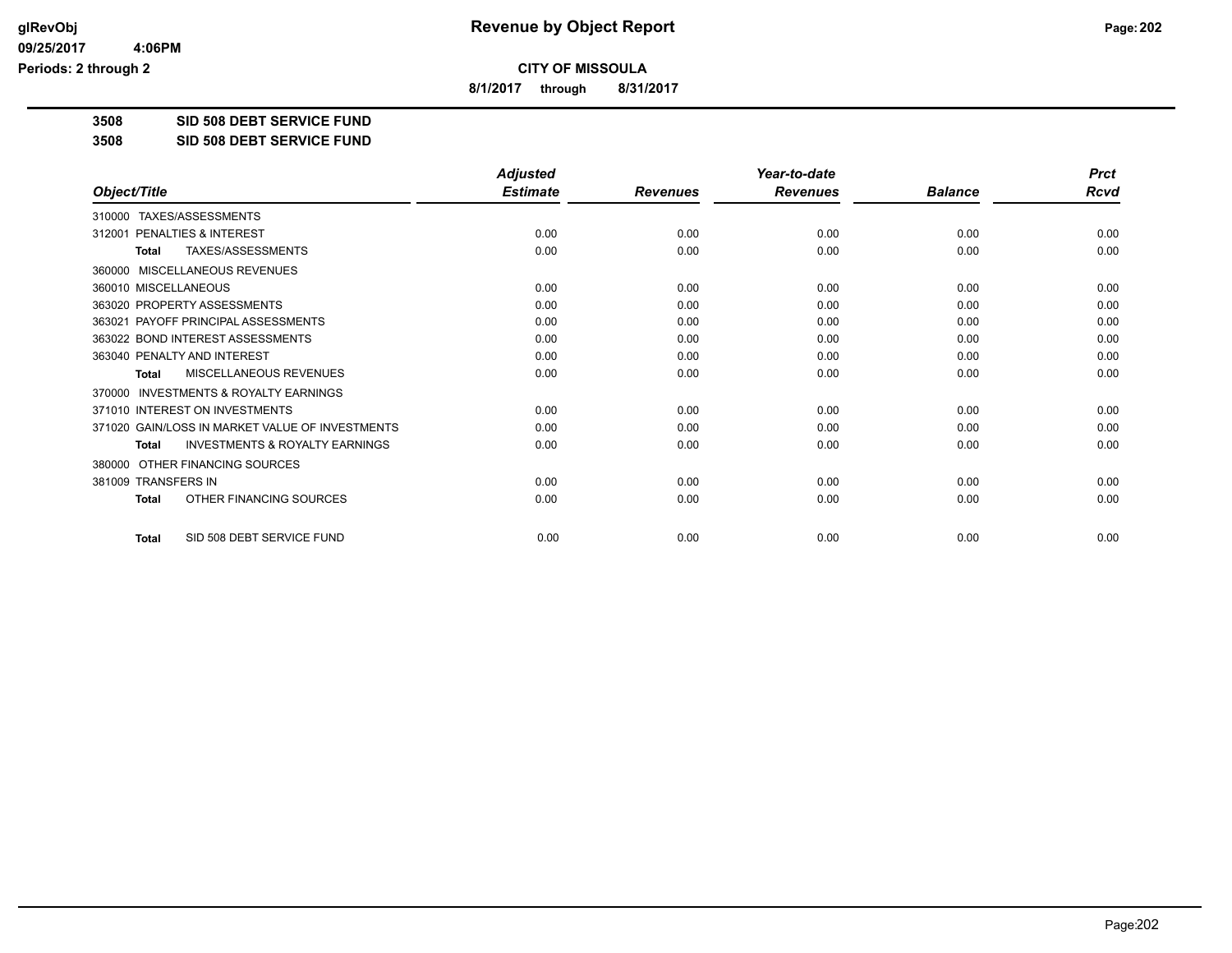# Revenue by Object Report

**CITY OF MISSOULA**

**8/1/2017 through 8/31/2017**

glRevObj
09/25/2017 4:06PM
Periods: 2 through 2

## 3508 SID 508 DEBT SERVICE FUND
## 3508 SID 508 DEBT SERVICE FUND

| Object/Title | Adjusted Estimate | Revenues | Year-to-date Revenues | Balance | Prct Rcvd |
|---|---|---|---|---|---|
| 310000 TAXES/ASSESSMENTS | | | | | |
| 312001 PENALTIES & INTEREST | 0.00 | 0.00 | 0.00 | 0.00 | 0.00 |
| **Total** TAXES/ASSESSMENTS | 0.00 | 0.00 | 0.00 | 0.00 | 0.00 |
| 360000 MISCELLANEOUS REVENUES | | | | | |
| 360010 MISCELLANEOUS | 0.00 | 0.00 | 0.00 | 0.00 | 0.00 |
| 363020 PROPERTY ASSESSMENTS | 0.00 | 0.00 | 0.00 | 0.00 | 0.00 |
| 363021 PAYOFF PRINCIPAL ASSESSMENTS | 0.00 | 0.00 | 0.00 | 0.00 | 0.00 |
| 363022 BOND INTEREST ASSESSMENTS | 0.00 | 0.00 | 0.00 | 0.00 | 0.00 |
| 363040 PENALTY AND INTEREST | 0.00 | 0.00 | 0.00 | 0.00 | 0.00 |
| **Total** MISCELLANEOUS REVENUES | 0.00 | 0.00 | 0.00 | 0.00 | 0.00 |
| 370000 INVESTMENTS & ROYALTY EARNINGS | | | | | |
| 371010 INTEREST ON INVESTMENTS | 0.00 | 0.00 | 0.00 | 0.00 | 0.00 |
| 371020 GAIN/LOSS IN MARKET VALUE OF INVESTMENTS | 0.00 | 0.00 | 0.00 | 0.00 | 0.00 |
| **Total** INVESTMENTS & ROYALTY EARNINGS | 0.00 | 0.00 | 0.00 | 0.00 | 0.00 |
| 380000 OTHER FINANCING SOURCES | | | | | |
| 381009 TRANSFERS IN | 0.00 | 0.00 | 0.00 | 0.00 | 0.00 |
| **Total** OTHER FINANCING SOURCES | 0.00 | 0.00 | 0.00 | 0.00 | 0.00 |
| **Total** SID 508 DEBT SERVICE FUND | 0.00 | 0.00 | 0.00 | 0.00 | 0.00 |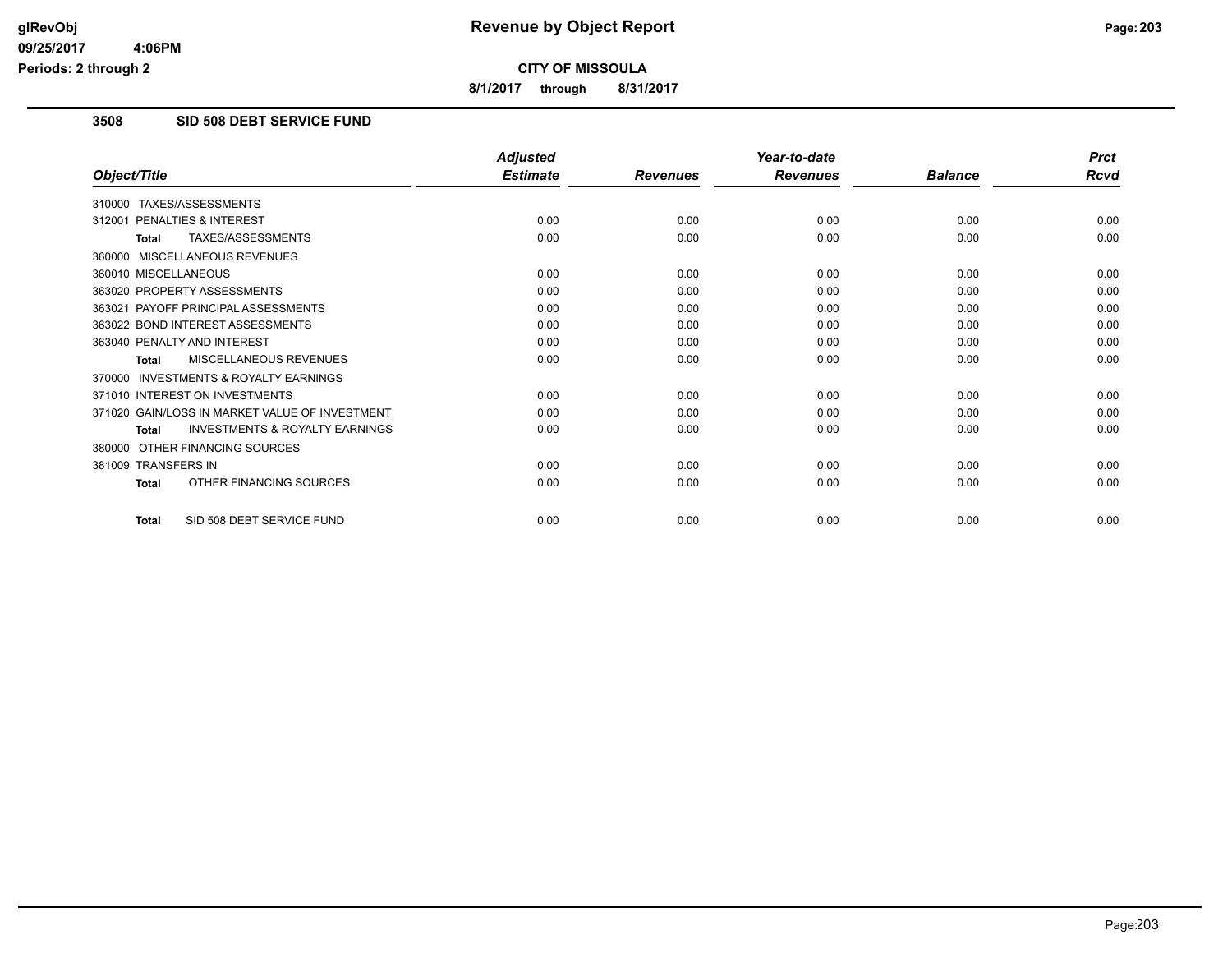# Revenue by Object Report

**CITY OF MISSOULA**

**8/1/2017 through 8/31/2017**

glRevObj
09/25/2017 4:06PM
Periods: 2 through 2

## 3508 SID 508 DEBT SERVICE FUND

| Object/Title | Adjusted Estimate | Revenues | Year-to-date Revenues | Balance | Prct Rcvd |
|---|---|---|---|---|---|
| 310000 TAXES/ASSESSMENTS | | | | | |
| 312001 PENALTIES & INTEREST | 0.00 | 0.00 | 0.00 | 0.00 | 0.00 |
| **Total** TAXES/ASSESSMENTS | 0.00 | 0.00 | 0.00 | 0.00 | 0.00 |
| 360000 MISCELLANEOUS REVENUES | | | | | |
| 360010 MISCELLANEOUS | 0.00 | 0.00 | 0.00 | 0.00 | 0.00 |
| 363020 PROPERTY ASSESSMENTS | 0.00 | 0.00 | 0.00 | 0.00 | 0.00 |
| 363021 PAYOFF PRINCIPAL ASSESSMENTS | 0.00 | 0.00 | 0.00 | 0.00 | 0.00 |
| 363022 BOND INTEREST ASSESSMENTS | 0.00 | 0.00 | 0.00 | 0.00 | 0.00 |
| 363040 PENALTY AND INTEREST | 0.00 | 0.00 | 0.00 | 0.00 | 0.00 |
| **Total** MISCELLANEOUS REVENUES | 0.00 | 0.00 | 0.00 | 0.00 | 0.00 |
| 370000 INVESTMENTS & ROYALTY EARNINGS | | | | | |
| 371010 INTEREST ON INVESTMENTS | 0.00 | 0.00 | 0.00 | 0.00 | 0.00 |
| 371020 GAIN/LOSS IN MARKET VALUE OF INVESTMENT | 0.00 | 0.00 | 0.00 | 0.00 | 0.00 |
| **Total** INVESTMENTS & ROYALTY EARNINGS | 0.00 | 0.00 | 0.00 | 0.00 | 0.00 |
| 380000 OTHER FINANCING SOURCES | | | | | |
| 381009 TRANSFERS IN | 0.00 | 0.00 | 0.00 | 0.00 | 0.00 |
| **Total** OTHER FINANCING SOURCES | 0.00 | 0.00 | 0.00 | 0.00 | 0.00 |
| **Total** SID 508 DEBT SERVICE FUND | 0.00 | 0.00 | 0.00 | 0.00 | 0.00 |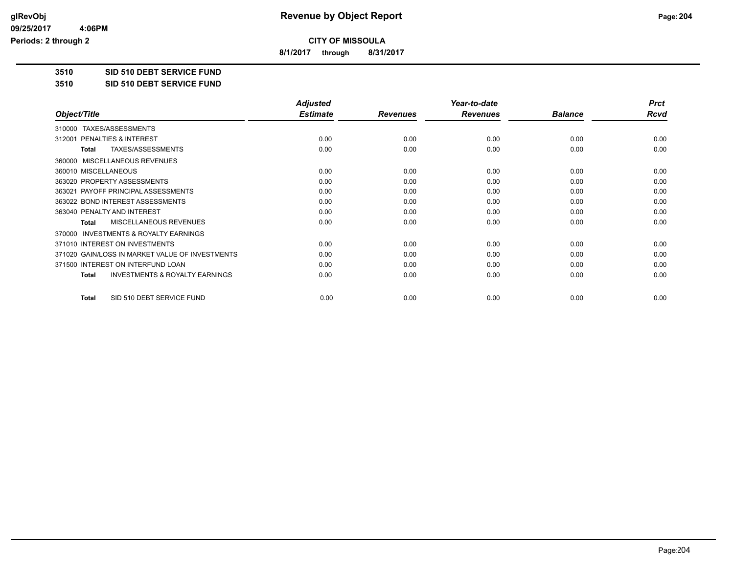# Revenue by Object Report

glRevObj
09/25/2017 4:06PM
Periods: 2 through 2

## CITY OF MISSOULA

8/1/2017 through 8/31/2017

**3510 SID 510 DEBT SERVICE FUND**

**3510 SID 510 DEBT SERVICE FUND**

| Object/Title | Adjusted Estimate | Revenues | Year-to-date Revenues | Balance | Prct Rcvd |
|---|---|---|---|---|---|
| 310000 TAXES/ASSESSMENTS | | | | | |
| 312001 PENALTIES & INTEREST | 0.00 | 0.00 | 0.00 | 0.00 | 0.00 |
| **Total** TAXES/ASSESSMENTS | 0.00 | 0.00 | 0.00 | 0.00 | 0.00 |
| 360000 MISCELLANEOUS REVENUES | | | | | |
| 360010 MISCELLANEOUS | 0.00 | 0.00 | 0.00 | 0.00 | 0.00 |
| 363020 PROPERTY ASSESSMENTS | 0.00 | 0.00 | 0.00 | 0.00 | 0.00 |
| 363021 PAYOFF PRINCIPAL ASSESSMENTS | 0.00 | 0.00 | 0.00 | 0.00 | 0.00 |
| 363022 BOND INTEREST ASSESSMENTS | 0.00 | 0.00 | 0.00 | 0.00 | 0.00 |
| 363040 PENALTY AND INTEREST | 0.00 | 0.00 | 0.00 | 0.00 | 0.00 |
| **Total** MISCELLANEOUS REVENUES | 0.00 | 0.00 | 0.00 | 0.00 | 0.00 |
| 370000 INVESTMENTS & ROYALTY EARNINGS | | | | | |
| 371010 INTEREST ON INVESTMENTS | 0.00 | 0.00 | 0.00 | 0.00 | 0.00 |
| 371020 GAIN/LOSS IN MARKET VALUE OF INVESTMENTS | 0.00 | 0.00 | 0.00 | 0.00 | 0.00 |
| 371500 INTEREST ON INTERFUND LOAN | 0.00 | 0.00 | 0.00 | 0.00 | 0.00 |
| **Total** INVESTMENTS & ROYALTY EARNINGS | 0.00 | 0.00 | 0.00 | 0.00 | 0.00 |
| **Total** SID 510 DEBT SERVICE FUND | 0.00 | 0.00 | 0.00 | 0.00 | 0.00 |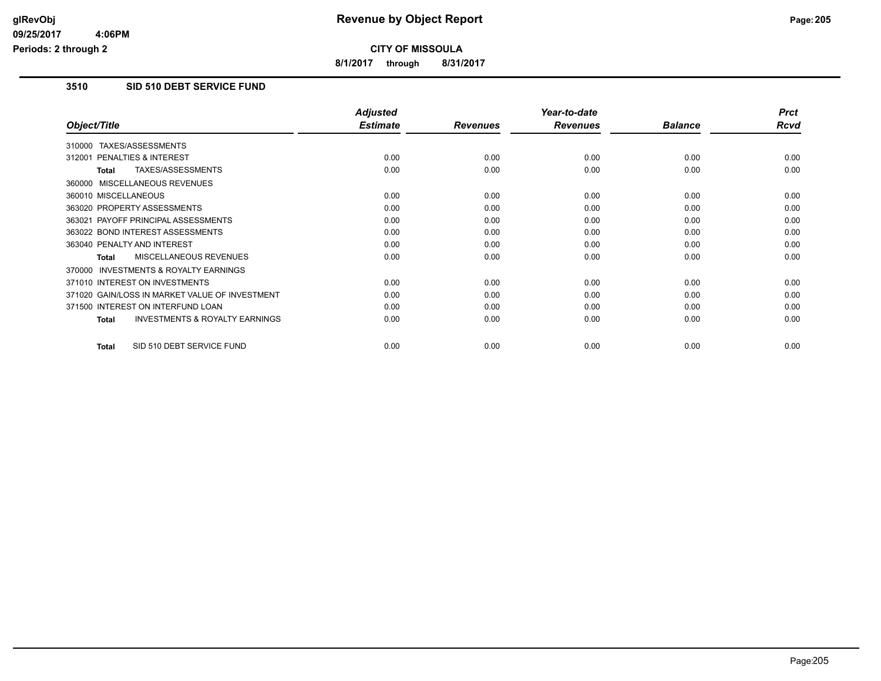**CITY OF MISSOULA**

**8/1/2017 through 8/31/2017**

## 3510 SID 510 DEBT SERVICE FUND

| Object/Title | Adjusted Estimate | Revenues | Year-to-date Revenues | Balance | Prct Rcvd |
|---|---|---|---|---|---|
| 310000 TAXES/ASSESSMENTS | | | | | |
| 312001 PENALTIES & INTEREST | 0.00 | 0.00 | 0.00 | 0.00 | 0.00 |
| **Total** TAXES/ASSESSMENTS | 0.00 | 0.00 | 0.00 | 0.00 | 0.00 |
| 360000 MISCELLANEOUS REVENUES | | | | | |
| 360010 MISCELLANEOUS | 0.00 | 0.00 | 0.00 | 0.00 | 0.00 |
| 363020 PROPERTY ASSESSMENTS | 0.00 | 0.00 | 0.00 | 0.00 | 0.00 |
| 363021 PAYOFF PRINCIPAL ASSESSMENTS | 0.00 | 0.00 | 0.00 | 0.00 | 0.00 |
| 363022 BOND INTEREST ASSESSMENTS | 0.00 | 0.00 | 0.00 | 0.00 | 0.00 |
| 363040 PENALTY AND INTEREST | 0.00 | 0.00 | 0.00 | 0.00 | 0.00 |
| **Total** MISCELLANEOUS REVENUES | 0.00 | 0.00 | 0.00 | 0.00 | 0.00 |
| 370000 INVESTMENTS & ROYALTY EARNINGS | | | | | |
| 371010 INTEREST ON INVESTMENTS | 0.00 | 0.00 | 0.00 | 0.00 | 0.00 |
| 371020 GAIN/LOSS IN MARKET VALUE OF INVESTMENT | 0.00 | 0.00 | 0.00 | 0.00 | 0.00 |
| 371500 INTEREST ON INTERFUND LOAN | 0.00 | 0.00 | 0.00 | 0.00 | 0.00 |
| **Total** INVESTMENTS & ROYALTY EARNINGS | 0.00 | 0.00 | 0.00 | 0.00 | 0.00 |
| **Total** SID 510 DEBT SERVICE FUND | 0.00 | 0.00 | 0.00 | 0.00 | 0.00 |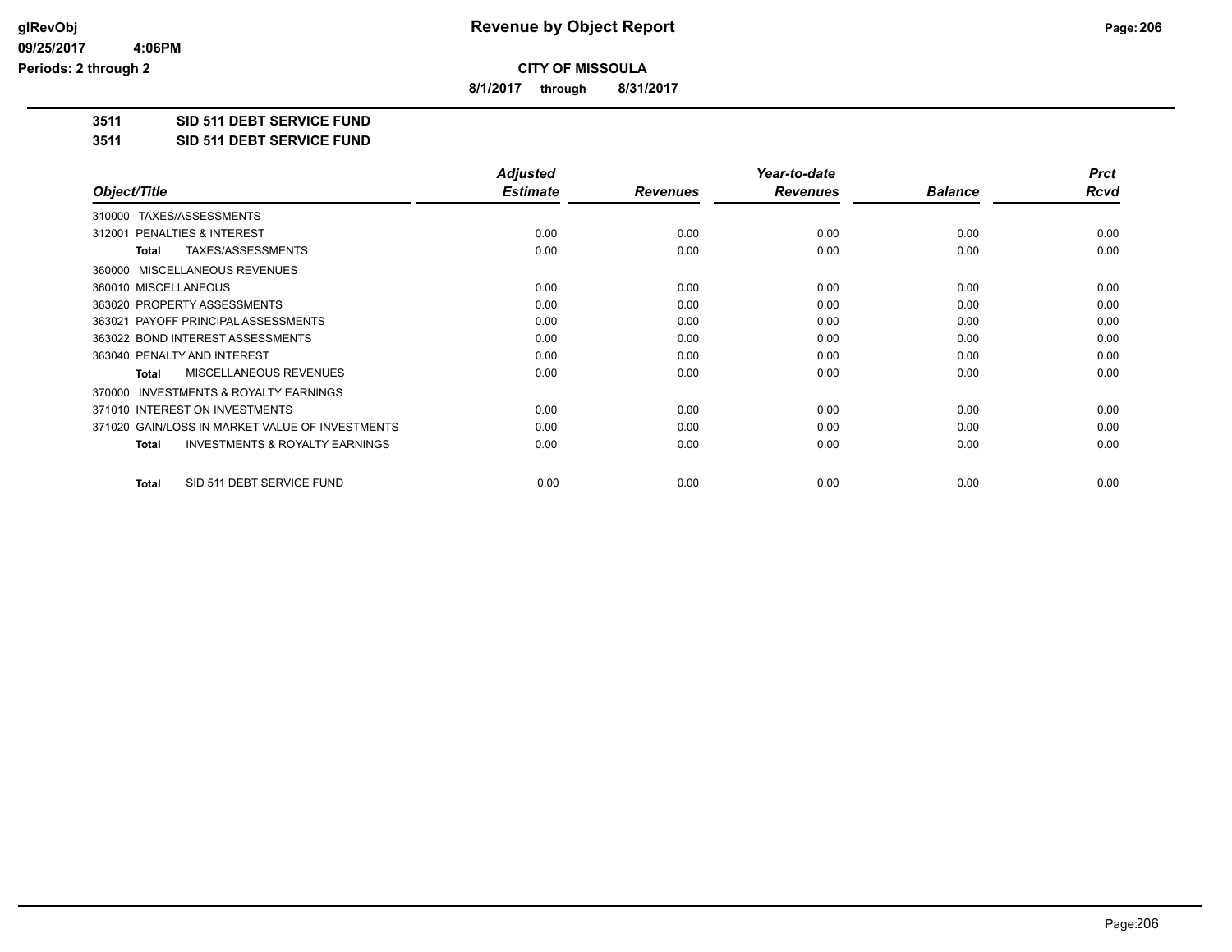**CITY OF MISSOULA**

**8/1/2017 through 8/31/2017**

**3511 SID 511 DEBT SERVICE FUND**

**3511 SID 511 DEBT SERVICE FUND**

| Object/Title | Adjusted Estimate | Revenues | Year-to-date Revenues | Balance | Prct Rcvd |
|---|---|---|---|---|---|
| 310000 TAXES/ASSESSMENTS | | | | | |
| 312001 PENALTIES & INTEREST | 0.00 | 0.00 | 0.00 | 0.00 | 0.00 |
| **Total** TAXES/ASSESSMENTS | 0.00 | 0.00 | 0.00 | 0.00 | 0.00 |
| 360000 MISCELLANEOUS REVENUES | | | | | |
| 360010 MISCELLANEOUS | 0.00 | 0.00 | 0.00 | 0.00 | 0.00 |
| 363020 PROPERTY ASSESSMENTS | 0.00 | 0.00 | 0.00 | 0.00 | 0.00 |
| 363021 PAYOFF PRINCIPAL ASSESSMENTS | 0.00 | 0.00 | 0.00 | 0.00 | 0.00 |
| 363022 BOND INTEREST ASSESSMENTS | 0.00 | 0.00 | 0.00 | 0.00 | 0.00 |
| 363040 PENALTY AND INTEREST | 0.00 | 0.00 | 0.00 | 0.00 | 0.00 |
| **Total** MISCELLANEOUS REVENUES | 0.00 | 0.00 | 0.00 | 0.00 | 0.00 |
| 370000 INVESTMENTS & ROYALTY EARNINGS | | | | | |
| 371010 INTEREST ON INVESTMENTS | 0.00 | 0.00 | 0.00 | 0.00 | 0.00 |
| 371020 GAIN/LOSS IN MARKET VALUE OF INVESTMENTS | 0.00 | 0.00 | 0.00 | 0.00 | 0.00 |
| **Total** INVESTMENTS & ROYALTY EARNINGS | 0.00 | 0.00 | 0.00 | 0.00 | 0.00 |
| **Total** SID 511 DEBT SERVICE FUND | 0.00 | 0.00 | 0.00 | 0.00 | 0.00 |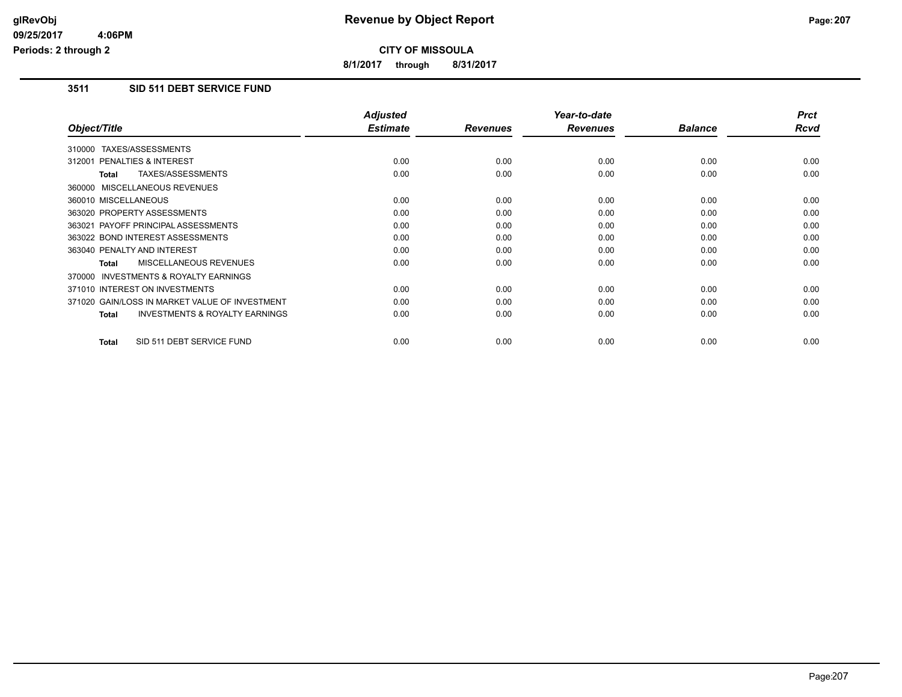**CITY OF MISSOULA**

**8/1/2017 through 8/31/2017**

## 3511 SID 511 DEBT SERVICE FUND

| Object/Title | Adjusted Estimate | Revenues | Year-to-date Revenues | Balance | Prct Rcvd |
|---|---|---|---|---|---|
| 310000 TAXES/ASSESSMENTS | | | | | |
| 312001 PENALTIES & INTEREST | 0.00 | 0.00 | 0.00 | 0.00 | 0.00 |
| **Total** TAXES/ASSESSMENTS | 0.00 | 0.00 | 0.00 | 0.00 | 0.00 |
| 360000 MISCELLANEOUS REVENUES | | | | | |
| 360010 MISCELLANEOUS | 0.00 | 0.00 | 0.00 | 0.00 | 0.00 |
| 363020 PROPERTY ASSESSMENTS | 0.00 | 0.00 | 0.00 | 0.00 | 0.00 |
| 363021 PAYOFF PRINCIPAL ASSESSMENTS | 0.00 | 0.00 | 0.00 | 0.00 | 0.00 |
| 363022 BOND INTEREST ASSESSMENTS | 0.00 | 0.00 | 0.00 | 0.00 | 0.00 |
| 363040 PENALTY AND INTEREST | 0.00 | 0.00 | 0.00 | 0.00 | 0.00 |
| **Total** MISCELLANEOUS REVENUES | 0.00 | 0.00 | 0.00 | 0.00 | 0.00 |
| 370000 INVESTMENTS & ROYALTY EARNINGS | | | | | |
| 371010 INTEREST ON INVESTMENTS | 0.00 | 0.00 | 0.00 | 0.00 | 0.00 |
| 371020 GAIN/LOSS IN MARKET VALUE OF INVESTMENT | 0.00 | 0.00 | 0.00 | 0.00 | 0.00 |
| **Total** INVESTMENTS & ROYALTY EARNINGS | 0.00 | 0.00 | 0.00 | 0.00 | 0.00 |
| **Total** SID 511 DEBT SERVICE FUND | 0.00 | 0.00 | 0.00 | 0.00 | 0.00 |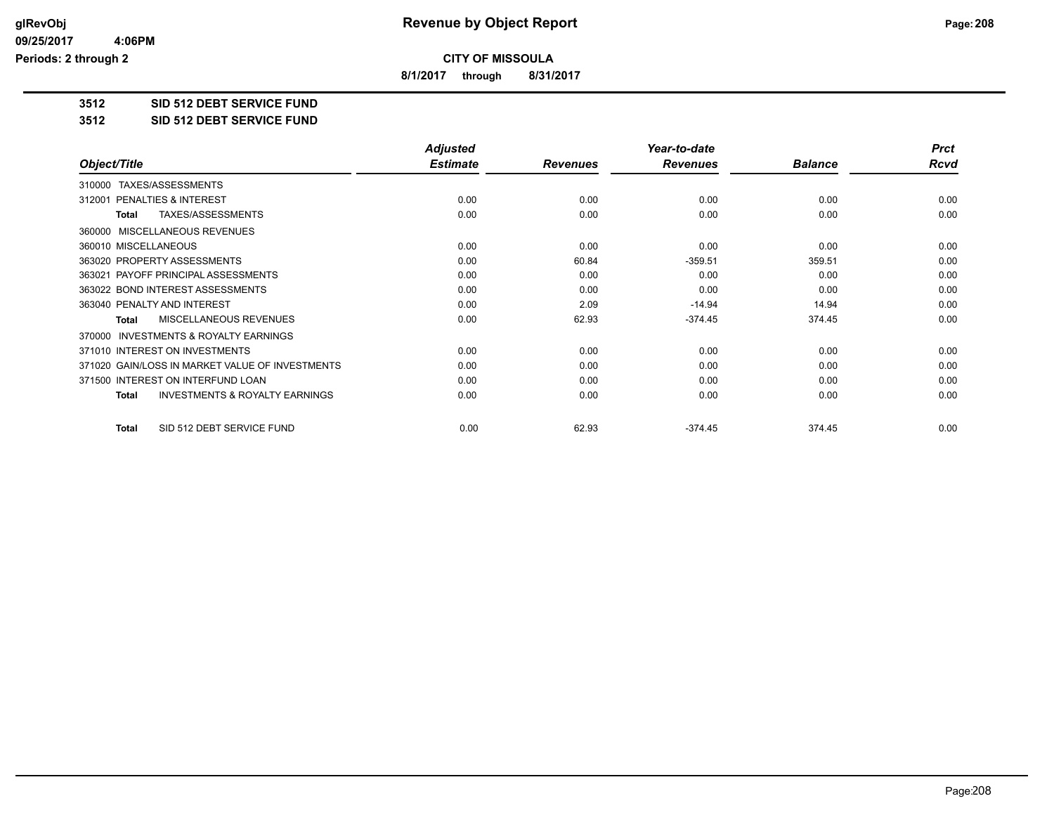## CITY OF MISSOULA

**8/1/2017 through 8/31/2017**

**3512 SID 512 DEBT SERVICE FUND**

**3512 SID 512 DEBT SERVICE FUND**

| Object/Title | Adjusted Estimate | Revenues | Year-to-date Revenues | Balance | Prct Rcvd |
|---|---|---|---|---|---|
| 310000 TAXES/ASSESSMENTS | | | | | |
| 312001 PENALTIES & INTEREST | 0.00 | 0.00 | 0.00 | 0.00 | 0.00 |
| **Total** TAXES/ASSESSMENTS | 0.00 | 0.00 | 0.00 | 0.00 | 0.00 |
| 360000 MISCELLANEOUS REVENUES | | | | | |
| 360010 MISCELLANEOUS | 0.00 | 0.00 | 0.00 | 0.00 | 0.00 |
| 363020 PROPERTY ASSESSMENTS | 0.00 | 60.84 | -359.51 | 359.51 | 0.00 |
| 363021 PAYOFF PRINCIPAL ASSESSMENTS | 0.00 | 0.00 | 0.00 | 0.00 | 0.00 |
| 363022 BOND INTEREST ASSESSMENTS | 0.00 | 0.00 | 0.00 | 0.00 | 0.00 |
| 363040 PENALTY AND INTEREST | 0.00 | 2.09 | -14.94 | 14.94 | 0.00 |
| **Total** MISCELLANEOUS REVENUES | 0.00 | 62.93 | -374.45 | 374.45 | 0.00 |
| 370000 INVESTMENTS & ROYALTY EARNINGS | | | | | |
| 371010 INTEREST ON INVESTMENTS | 0.00 | 0.00 | 0.00 | 0.00 | 0.00 |
| 371020 GAIN/LOSS IN MARKET VALUE OF INVESTMENTS | 0.00 | 0.00 | 0.00 | 0.00 | 0.00 |
| 371500 INTEREST ON INTERFUND LOAN | 0.00 | 0.00 | 0.00 | 0.00 | 0.00 |
| **Total** INVESTMENTS & ROYALTY EARNINGS | 0.00 | 0.00 | 0.00 | 0.00 | 0.00 |
| **Total** SID 512 DEBT SERVICE FUND | 0.00 | 62.93 | -374.45 | 374.45 | 0.00 |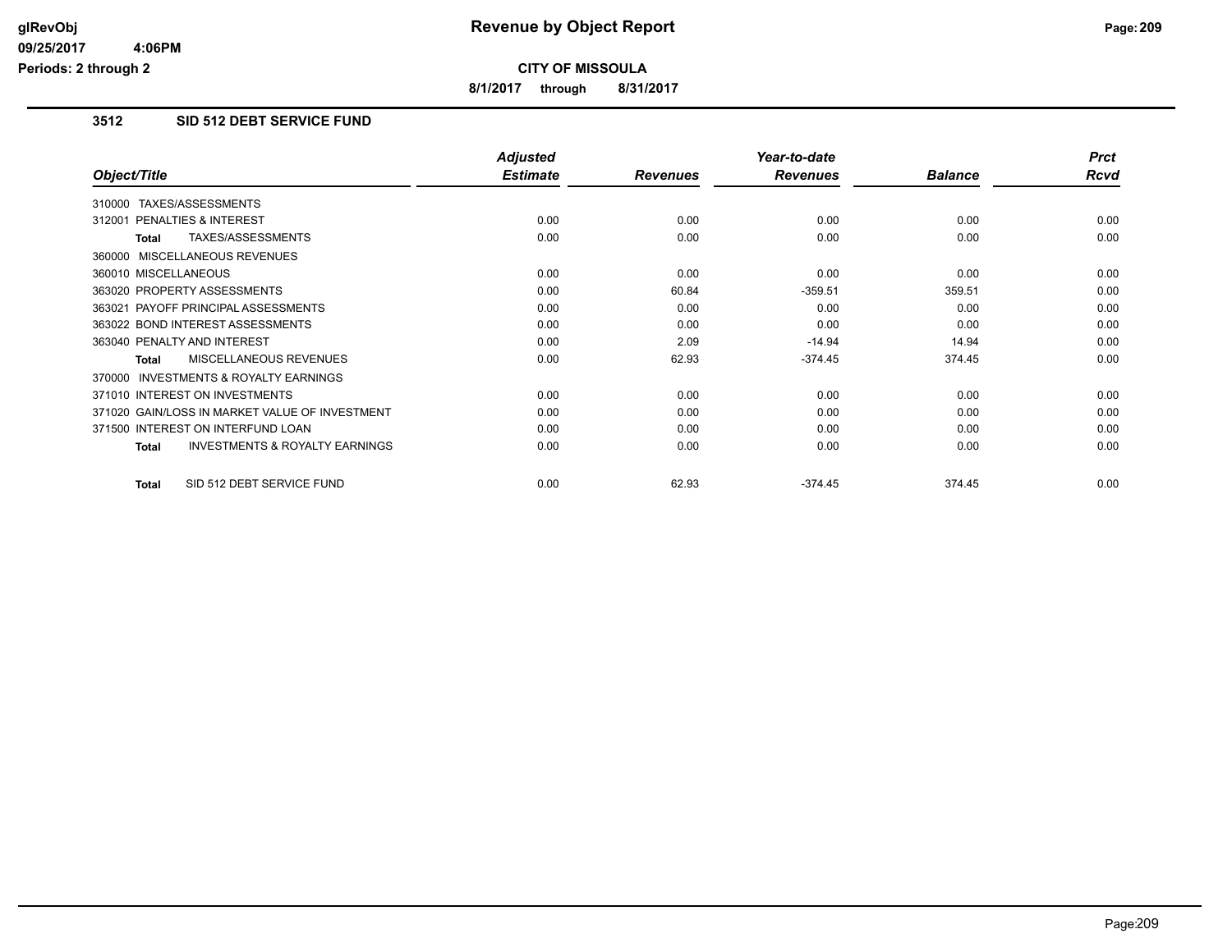**CITY OF MISSOULA**

**8/1/2017 through 8/31/2017**

### 3512 SID 512 DEBT SERVICE FUND

| Object/Title | Adjusted Estimate | Revenues | Year-to-date Revenues | Balance | Prct Rcvd |
|---|---|---|---|---|---|
| 310000 TAXES/ASSESSMENTS | | | | | |
| 312001 PENALTIES & INTEREST | 0.00 | 0.00 | 0.00 | 0.00 | 0.00 |
| **Total** TAXES/ASSESSMENTS | 0.00 | 0.00 | 0.00 | 0.00 | 0.00 |
| 360000 MISCELLANEOUS REVENUES | | | | | |
| 360010 MISCELLANEOUS | 0.00 | 0.00 | 0.00 | 0.00 | 0.00 |
| 363020 PROPERTY ASSESSMENTS | 0.00 | 60.84 | -359.51 | 359.51 | 0.00 |
| 363021 PAYOFF PRINCIPAL ASSESSMENTS | 0.00 | 0.00 | 0.00 | 0.00 | 0.00 |
| 363022 BOND INTEREST ASSESSMENTS | 0.00 | 0.00 | 0.00 | 0.00 | 0.00 |
| 363040 PENALTY AND INTEREST | 0.00 | 2.09 | -14.94 | 14.94 | 0.00 |
| **Total** MISCELLANEOUS REVENUES | 0.00 | 62.93 | -374.45 | 374.45 | 0.00 |
| 370000 INVESTMENTS & ROYALTY EARNINGS | | | | | |
| 371010 INTEREST ON INVESTMENTS | 0.00 | 0.00 | 0.00 | 0.00 | 0.00 |
| 371020 GAIN/LOSS IN MARKET VALUE OF INVESTMENT | 0.00 | 0.00 | 0.00 | 0.00 | 0.00 |
| 371500 INTEREST ON INTERFUND LOAN | 0.00 | 0.00 | 0.00 | 0.00 | 0.00 |
| **Total** INVESTMENTS & ROYALTY EARNINGS | 0.00 | 0.00 | 0.00 | 0.00 | 0.00 |
| **Total** SID 512 DEBT SERVICE FUND | 0.00 | 62.93 | -374.45 | 374.45 | 0.00 |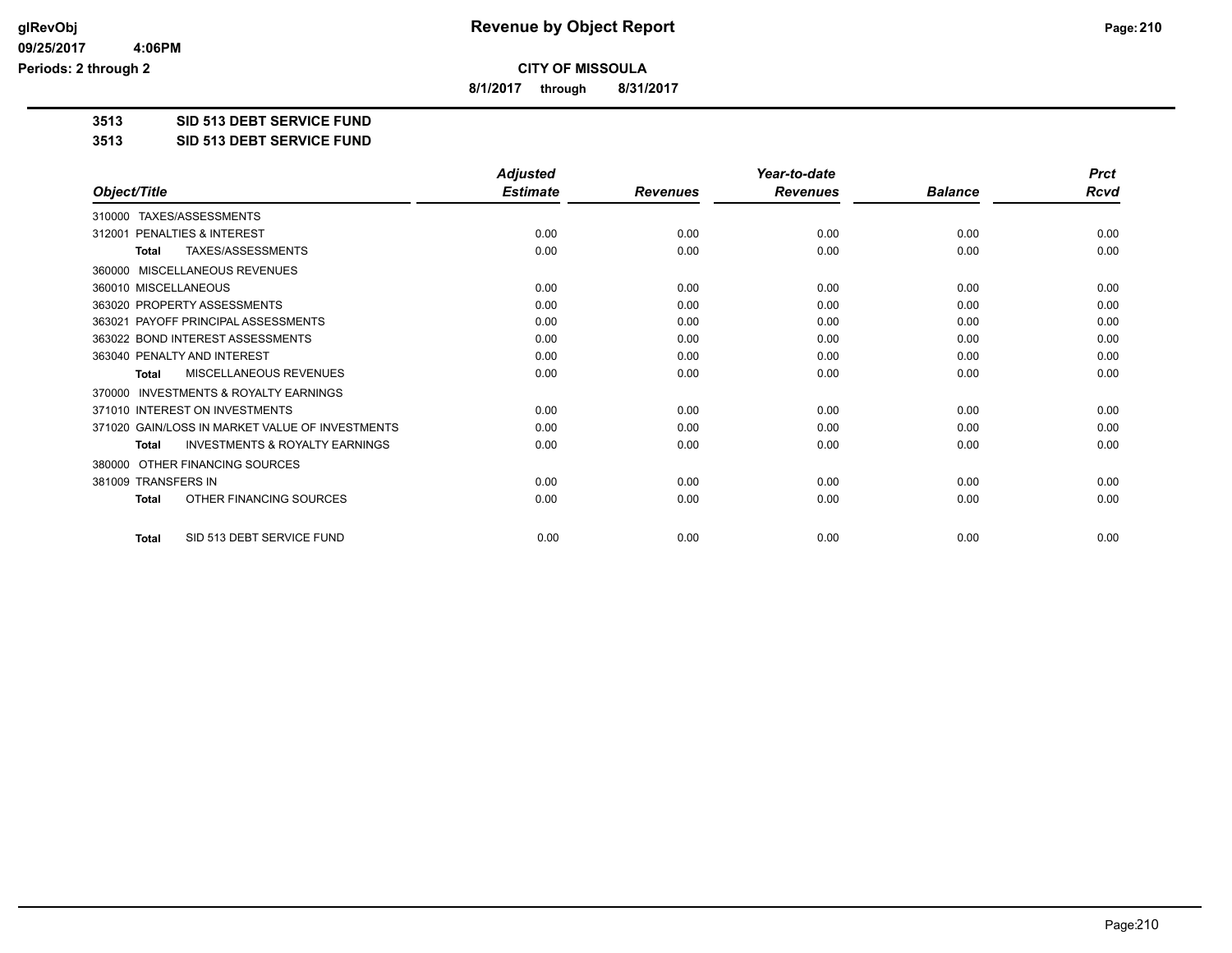# Revenue by Object Report

**CITY OF MISSOULA**

**8/1/2017 through 8/31/2017**

**3513 SID 513 DEBT SERVICE FUND**

**3513 SID 513 DEBT SERVICE FUND**

| Object/Title | Adjusted Estimate | Revenues | Year-to-date Revenues | Balance | Prct Rcvd |
|---|---|---|---|---|---|
| 310000 TAXES/ASSESSMENTS | | | | | |
| 312001 PENALTIES & INTEREST | 0.00 | 0.00 | 0.00 | 0.00 | 0.00 |
| **Total** TAXES/ASSESSMENTS | 0.00 | 0.00 | 0.00 | 0.00 | 0.00 |
| 360000 MISCELLANEOUS REVENUES | | | | | |
| 360010 MISCELLANEOUS | 0.00 | 0.00 | 0.00 | 0.00 | 0.00 |
| 363020 PROPERTY ASSESSMENTS | 0.00 | 0.00 | 0.00 | 0.00 | 0.00 |
| 363021 PAYOFF PRINCIPAL ASSESSMENTS | 0.00 | 0.00 | 0.00 | 0.00 | 0.00 |
| 363022 BOND INTEREST ASSESSMENTS | 0.00 | 0.00 | 0.00 | 0.00 | 0.00 |
| 363040 PENALTY AND INTEREST | 0.00 | 0.00 | 0.00 | 0.00 | 0.00 |
| **Total** MISCELLANEOUS REVENUES | 0.00 | 0.00 | 0.00 | 0.00 | 0.00 |
| 370000 INVESTMENTS & ROYALTY EARNINGS | | | | | |
| 371010 INTEREST ON INVESTMENTS | 0.00 | 0.00 | 0.00 | 0.00 | 0.00 |
| 371020 GAIN/LOSS IN MARKET VALUE OF INVESTMENTS | 0.00 | 0.00 | 0.00 | 0.00 | 0.00 |
| **Total** INVESTMENTS & ROYALTY EARNINGS | 0.00 | 0.00 | 0.00 | 0.00 | 0.00 |
| 380000 OTHER FINANCING SOURCES | | | | | |
| 381009 TRANSFERS IN | 0.00 | 0.00 | 0.00 | 0.00 | 0.00 |
| **Total** OTHER FINANCING SOURCES | 0.00 | 0.00 | 0.00 | 0.00 | 0.00 |
| **Total** SID 513 DEBT SERVICE FUND | 0.00 | 0.00 | 0.00 | 0.00 | 0.00 |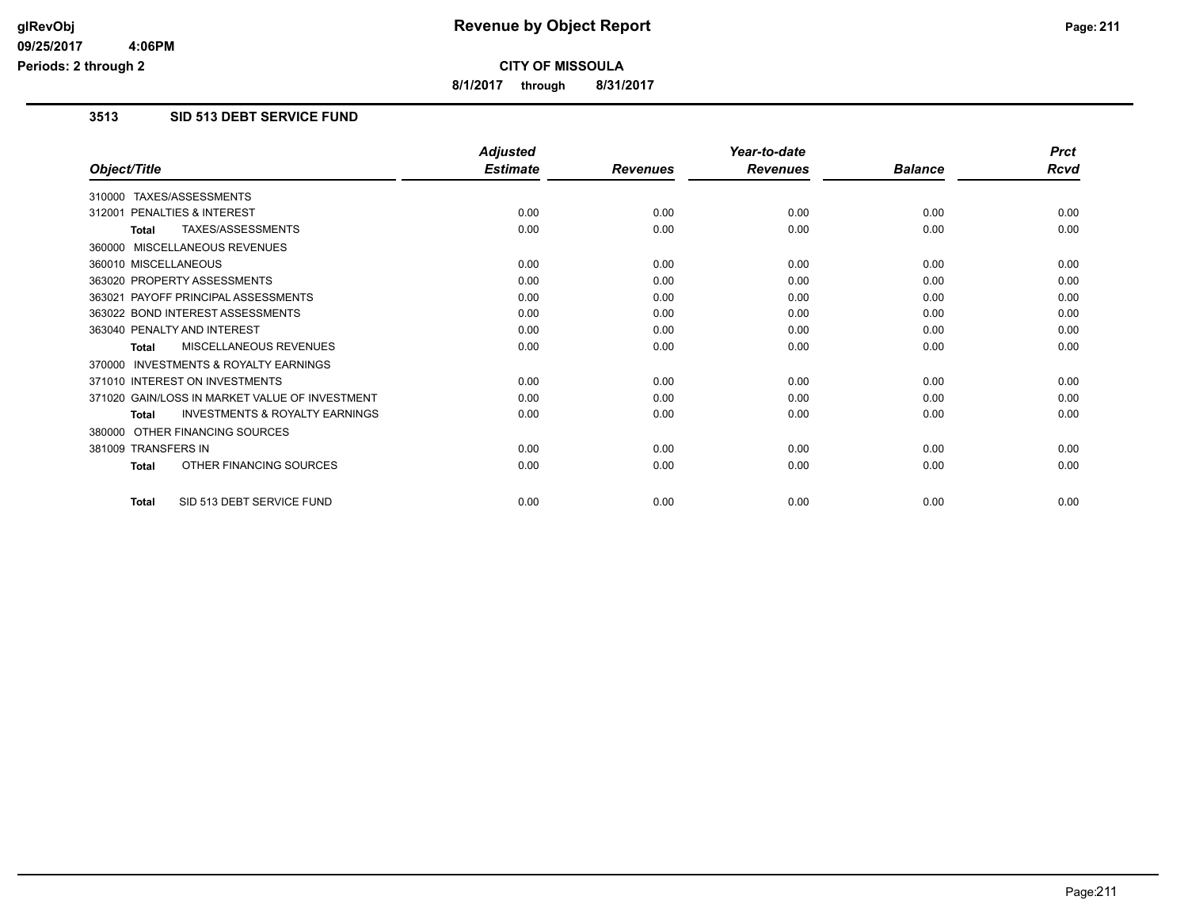# Revenue by Object Report

**CITY OF MISSOULA**

**8/1/2017 through 8/31/2017**

## 3513 SID 513 DEBT SERVICE FUND

| Object/Title | Adjusted Estimate | Revenues | Year-to-date Revenues | Balance | Prct Rcvd |
|---|---|---|---|---|---|
| 310000 TAXES/ASSESSMENTS | | | | | |
| 312001 PENALTIES & INTEREST | 0.00 | 0.00 | 0.00 | 0.00 | 0.00 |
| **Total** TAXES/ASSESSMENTS | 0.00 | 0.00 | 0.00 | 0.00 | 0.00 |
| 360000 MISCELLANEOUS REVENUES | | | | | |
| 360010 MISCELLANEOUS | 0.00 | 0.00 | 0.00 | 0.00 | 0.00 |
| 363020 PROPERTY ASSESSMENTS | 0.00 | 0.00 | 0.00 | 0.00 | 0.00 |
| 363021 PAYOFF PRINCIPAL ASSESSMENTS | 0.00 | 0.00 | 0.00 | 0.00 | 0.00 |
| 363022 BOND INTEREST ASSESSMENTS | 0.00 | 0.00 | 0.00 | 0.00 | 0.00 |
| 363040 PENALTY AND INTEREST | 0.00 | 0.00 | 0.00 | 0.00 | 0.00 |
| **Total** MISCELLANEOUS REVENUES | 0.00 | 0.00 | 0.00 | 0.00 | 0.00 |
| 370000 INVESTMENTS & ROYALTY EARNINGS | | | | | |
| 371010 INTEREST ON INVESTMENTS | 0.00 | 0.00 | 0.00 | 0.00 | 0.00 |
| 371020 GAIN/LOSS IN MARKET VALUE OF INVESTMENT | 0.00 | 0.00 | 0.00 | 0.00 | 0.00 |
| **Total** INVESTMENTS & ROYALTY EARNINGS | 0.00 | 0.00 | 0.00 | 0.00 | 0.00 |
| 380000 OTHER FINANCING SOURCES | | | | | |
| 381009 TRANSFERS IN | 0.00 | 0.00 | 0.00 | 0.00 | 0.00 |
| **Total** OTHER FINANCING SOURCES | 0.00 | 0.00 | 0.00 | 0.00 | 0.00 |
| **Total** SID 513 DEBT SERVICE FUND | 0.00 | 0.00 | 0.00 | 0.00 | 0.00 |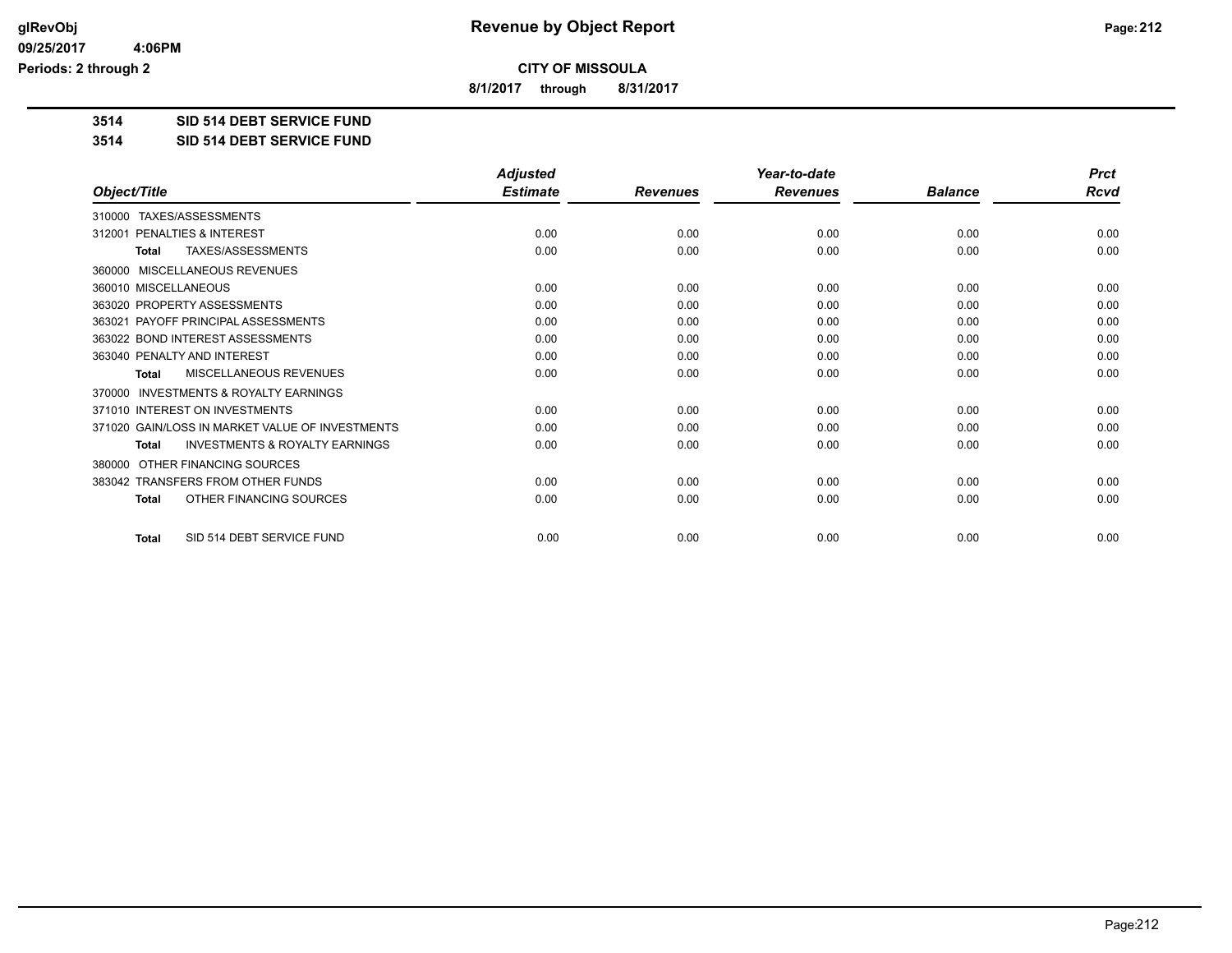# Revenue by Object Report

glRevObj
09/25/2017 4:06PM
Periods: 2 through 2

## CITY OF MISSOULA

8/1/2017 through 8/31/2017

**3514 SID 514 DEBT SERVICE FUND**

**3514 SID 514 DEBT SERVICE FUND**

| Object/Title | Adjusted Estimate | Revenues | Year-to-date Revenues | Balance | Prct Rcvd |
|---|---|---|---|---|---|
| 310000 TAXES/ASSESSMENTS | | | | | |
| 312001 PENALTIES & INTEREST | 0.00 | 0.00 | 0.00 | 0.00 | 0.00 |
| **Total** TAXES/ASSESSMENTS | 0.00 | 0.00 | 0.00 | 0.00 | 0.00 |
| 360000 MISCELLANEOUS REVENUES | | | | | |
| 360010 MISCELLANEOUS | 0.00 | 0.00 | 0.00 | 0.00 | 0.00 |
| 363020 PROPERTY ASSESSMENTS | 0.00 | 0.00 | 0.00 | 0.00 | 0.00 |
| 363021 PAYOFF PRINCIPAL ASSESSMENTS | 0.00 | 0.00 | 0.00 | 0.00 | 0.00 |
| 363022 BOND INTEREST ASSESSMENTS | 0.00 | 0.00 | 0.00 | 0.00 | 0.00 |
| 363040 PENALTY AND INTEREST | 0.00 | 0.00 | 0.00 | 0.00 | 0.00 |
| **Total** MISCELLANEOUS REVENUES | 0.00 | 0.00 | 0.00 | 0.00 | 0.00 |
| 370000 INVESTMENTS & ROYALTY EARNINGS | | | | | |
| 371010 INTEREST ON INVESTMENTS | 0.00 | 0.00 | 0.00 | 0.00 | 0.00 |
| 371020 GAIN/LOSS IN MARKET VALUE OF INVESTMENTS | 0.00 | 0.00 | 0.00 | 0.00 | 0.00 |
| **Total** INVESTMENTS & ROYALTY EARNINGS | 0.00 | 0.00 | 0.00 | 0.00 | 0.00 |
| 380000 OTHER FINANCING SOURCES | | | | | |
| 383042 TRANSFERS FROM OTHER FUNDS | 0.00 | 0.00 | 0.00 | 0.00 | 0.00 |
| **Total** OTHER FINANCING SOURCES | 0.00 | 0.00 | 0.00 | 0.00 | 0.00 |
| **Total** SID 514 DEBT SERVICE FUND | 0.00 | 0.00 | 0.00 | 0.00 | 0.00 |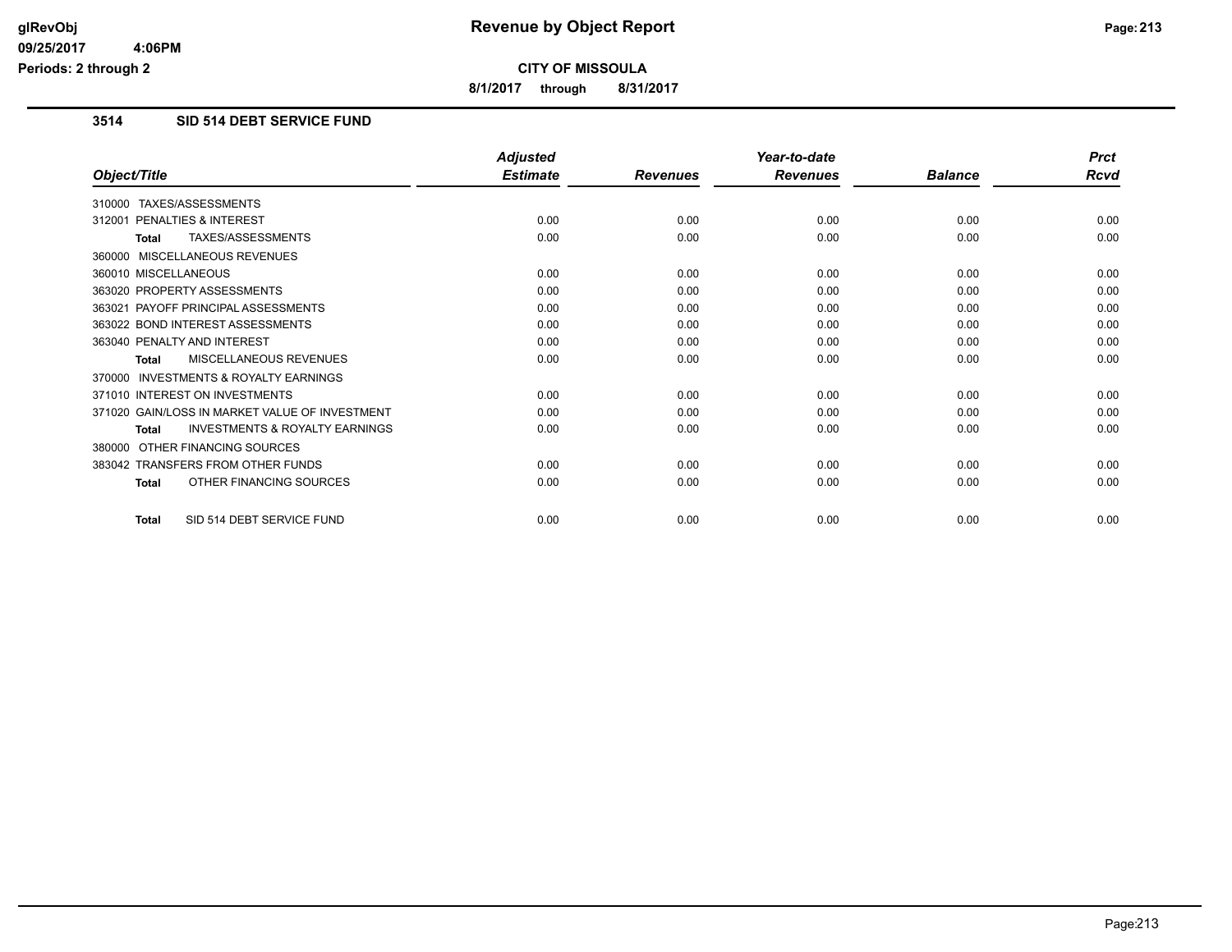# Revenue by Object Report

**CITY OF MISSOULA**

**8/1/2017 through 8/31/2017**

glRevObj
09/25/2017 4:06PM
Periods: 2 through 2

## 3514 SID 514 DEBT SERVICE FUND

| Object/Title | Adjusted Estimate | Revenues | Year-to-date Revenues | Balance | Prct Rcvd |
|---|---|---|---|---|---|
| 310000 TAXES/ASSESSMENTS | | | | | |
| 312001 PENALTIES & INTEREST | 0.00 | 0.00 | 0.00 | 0.00 | 0.00 |
| **Total** TAXES/ASSESSMENTS | 0.00 | 0.00 | 0.00 | 0.00 | 0.00 |
| 360000 MISCELLANEOUS REVENUES | | | | | |
| 360010 MISCELLANEOUS | 0.00 | 0.00 | 0.00 | 0.00 | 0.00 |
| 363020 PROPERTY ASSESSMENTS | 0.00 | 0.00 | 0.00 | 0.00 | 0.00 |
| 363021 PAYOFF PRINCIPAL ASSESSMENTS | 0.00 | 0.00 | 0.00 | 0.00 | 0.00 |
| 363022 BOND INTEREST ASSESSMENTS | 0.00 | 0.00 | 0.00 | 0.00 | 0.00 |
| 363040 PENALTY AND INTEREST | 0.00 | 0.00 | 0.00 | 0.00 | 0.00 |
| **Total** MISCELLANEOUS REVENUES | 0.00 | 0.00 | 0.00 | 0.00 | 0.00 |
| 370000 INVESTMENTS & ROYALTY EARNINGS | | | | | |
| 371010 INTEREST ON INVESTMENTS | 0.00 | 0.00 | 0.00 | 0.00 | 0.00 |
| 371020 GAIN/LOSS IN MARKET VALUE OF INVESTMENT | 0.00 | 0.00 | 0.00 | 0.00 | 0.00 |
| **Total** INVESTMENTS & ROYALTY EARNINGS | 0.00 | 0.00 | 0.00 | 0.00 | 0.00 |
| 380000 OTHER FINANCING SOURCES | | | | | |
| 383042 TRANSFERS FROM OTHER FUNDS | 0.00 | 0.00 | 0.00 | 0.00 | 0.00 |
| **Total** OTHER FINANCING SOURCES | 0.00 | 0.00 | 0.00 | 0.00 | 0.00 |
| **Total** SID 514 DEBT SERVICE FUND | 0.00 | 0.00 | 0.00 | 0.00 | 0.00 |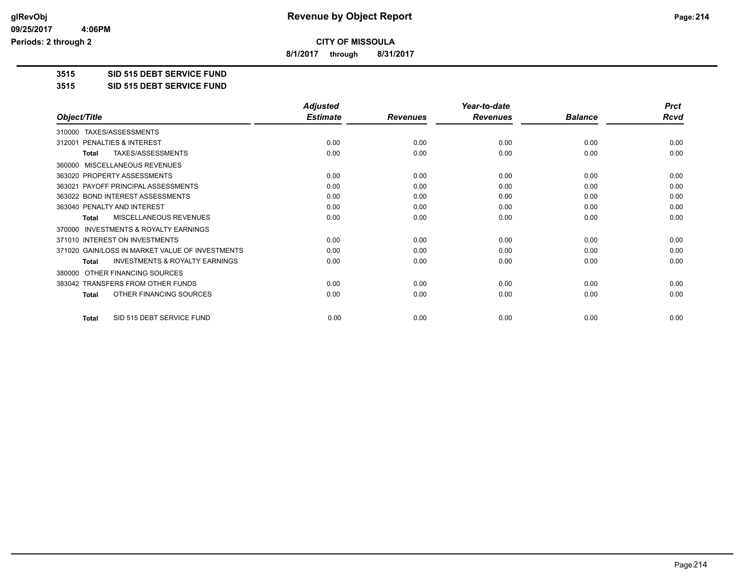# Revenue by Object Report

**CITY OF MISSOULA**

**8/1/2017 through 8/31/2017**

## 3515 SID 515 DEBT SERVICE FUND

## 3515 SID 515 DEBT SERVICE FUND

| Object/Title | Adjusted Estimate | Revenues | Year-to-date Revenues | Balance | Prct Rcvd |
|---|---|---|---|---|---|
| 310000 TAXES/ASSESSMENTS | | | | | |
| 312001 PENALTIES & INTEREST | 0.00 | 0.00 | 0.00 | 0.00 | 0.00 |
| **Total** TAXES/ASSESSMENTS | 0.00 | 0.00 | 0.00 | 0.00 | 0.00 |
| 360000 MISCELLANEOUS REVENUES | | | | | |
| 363020 PROPERTY ASSESSMENTS | 0.00 | 0.00 | 0.00 | 0.00 | 0.00 |
| 363021 PAYOFF PRINCIPAL ASSESSMENTS | 0.00 | 0.00 | 0.00 | 0.00 | 0.00 |
| 363022 BOND INTEREST ASSESSMENTS | 0.00 | 0.00 | 0.00 | 0.00 | 0.00 |
| 363040 PENALTY AND INTEREST | 0.00 | 0.00 | 0.00 | 0.00 | 0.00 |
| **Total** MISCELLANEOUS REVENUES | 0.00 | 0.00 | 0.00 | 0.00 | 0.00 |
| 370000 INVESTMENTS & ROYALTY EARNINGS | | | | | |
| 371010 INTEREST ON INVESTMENTS | 0.00 | 0.00 | 0.00 | 0.00 | 0.00 |
| 371020 GAIN/LOSS IN MARKET VALUE OF INVESTMENTS | 0.00 | 0.00 | 0.00 | 0.00 | 0.00 |
| **Total** INVESTMENTS & ROYALTY EARNINGS | 0.00 | 0.00 | 0.00 | 0.00 | 0.00 |
| 380000 OTHER FINANCING SOURCES | | | | | |
| 383042 TRANSFERS FROM OTHER FUNDS | 0.00 | 0.00 | 0.00 | 0.00 | 0.00 |
| **Total** OTHER FINANCING SOURCES | 0.00 | 0.00 | 0.00 | 0.00 | 0.00 |
| **Total** SID 515 DEBT SERVICE FUND | 0.00 | 0.00 | 0.00 | 0.00 | 0.00 |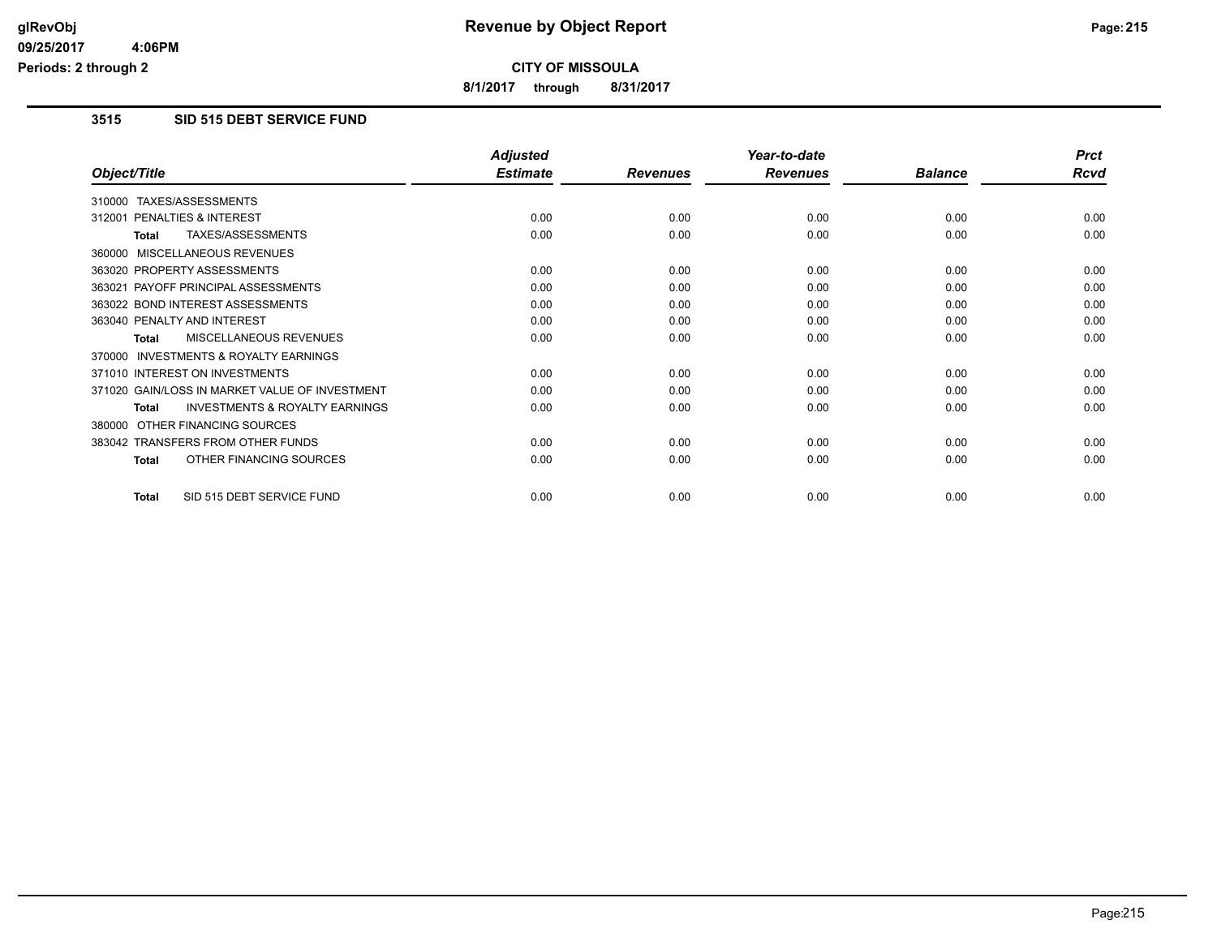# Revenue by Object Report

**CITY OF MISSOULA**

**8/1/2017 through 8/31/2017**

glRevObj
09/25/2017 4:06PM
Periods: 2 through 2

## 3515 SID 515 DEBT SERVICE FUND

| Object/Title | Adjusted Estimate | Revenues | Year-to-date Revenues | Balance | Prct Rcvd |
|---|---|---|---|---|---|
| 310000 TAXES/ASSESSMENTS | | | | | |
| 312001 PENALTIES & INTEREST | 0.00 | 0.00 | 0.00 | 0.00 | 0.00 |
| **Total** TAXES/ASSESSMENTS | 0.00 | 0.00 | 0.00 | 0.00 | 0.00 |
| 360000 MISCELLANEOUS REVENUES | | | | | |
| 363020 PROPERTY ASSESSMENTS | 0.00 | 0.00 | 0.00 | 0.00 | 0.00 |
| 363021 PAYOFF PRINCIPAL ASSESSMENTS | 0.00 | 0.00 | 0.00 | 0.00 | 0.00 |
| 363022 BOND INTEREST ASSESSMENTS | 0.00 | 0.00 | 0.00 | 0.00 | 0.00 |
| 363040 PENALTY AND INTEREST | 0.00 | 0.00 | 0.00 | 0.00 | 0.00 |
| **Total** MISCELLANEOUS REVENUES | 0.00 | 0.00 | 0.00 | 0.00 | 0.00 |
| 370000 INVESTMENTS & ROYALTY EARNINGS | | | | | |
| 371010 INTEREST ON INVESTMENTS | 0.00 | 0.00 | 0.00 | 0.00 | 0.00 |
| 371020 GAIN/LOSS IN MARKET VALUE OF INVESTMENT | 0.00 | 0.00 | 0.00 | 0.00 | 0.00 |
| **Total** INVESTMENTS & ROYALTY EARNINGS | 0.00 | 0.00 | 0.00 | 0.00 | 0.00 |
| 380000 OTHER FINANCING SOURCES | | | | | |
| 383042 TRANSFERS FROM OTHER FUNDS | 0.00 | 0.00 | 0.00 | 0.00 | 0.00 |
| **Total** OTHER FINANCING SOURCES | 0.00 | 0.00 | 0.00 | 0.00 | 0.00 |
| **Total** SID 515 DEBT SERVICE FUND | 0.00 | 0.00 | 0.00 | 0.00 | 0.00 |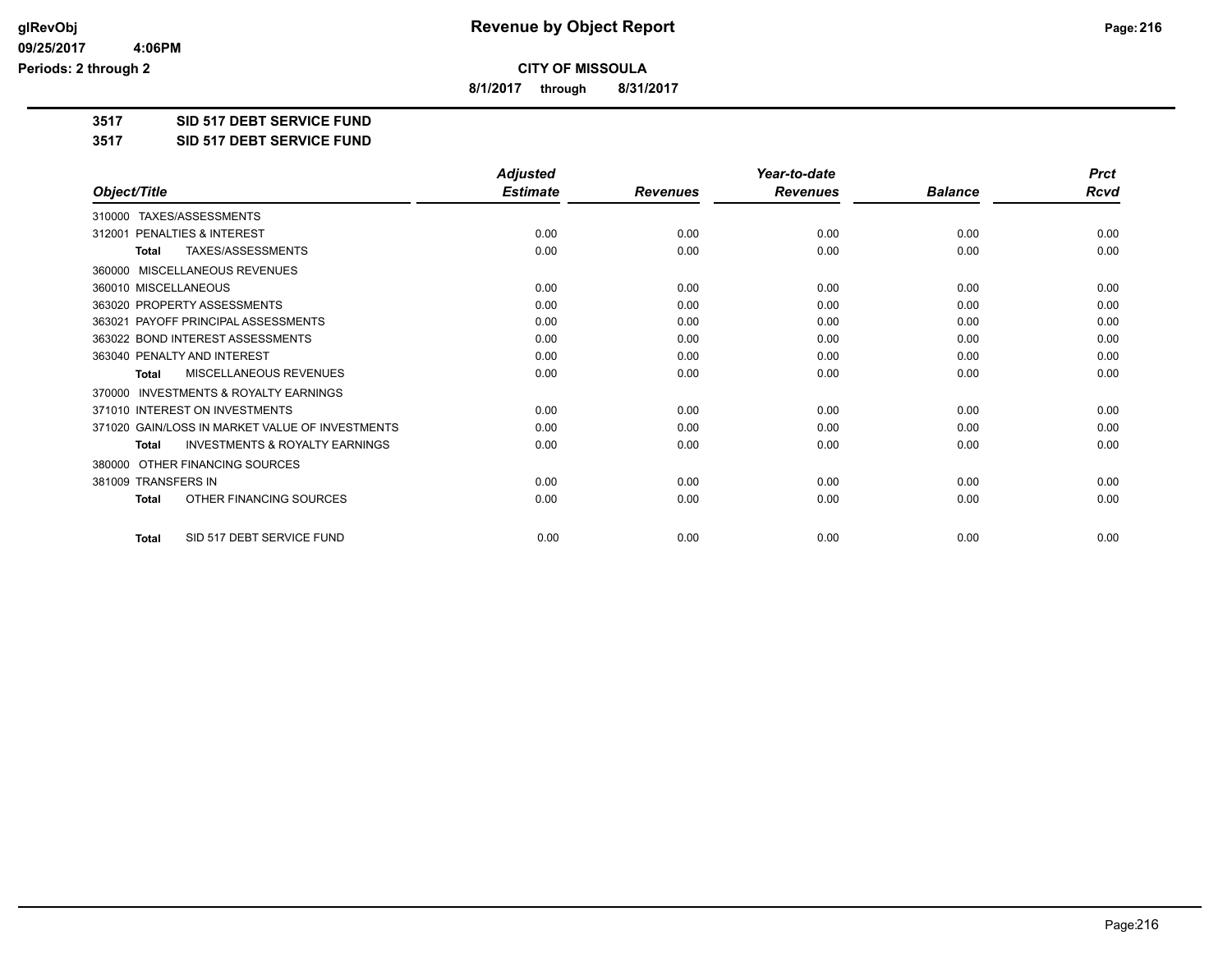# Revenue by Object Report

**CITY OF MISSOULA**

**8/1/2017 through 8/31/2017**

glRevObj
09/25/2017 4:06PM
Periods: 2 through 2

## 3517 SID 517 DEBT SERVICE FUND

## 3517 SID 517 DEBT SERVICE FUND

| Object/Title | Adjusted Estimate | Revenues | Year-to-date Revenues | Balance | Prct Rcvd |
|---|---|---|---|---|---|
| 310000 TAXES/ASSESSMENTS | | | | | |
| 312001 PENALTIES & INTEREST | 0.00 | 0.00 | 0.00 | 0.00 | 0.00 |
| **Total** TAXES/ASSESSMENTS | 0.00 | 0.00 | 0.00 | 0.00 | 0.00 |
| 360000 MISCELLANEOUS REVENUES | | | | | |
| 360010 MISCELLANEOUS | 0.00 | 0.00 | 0.00 | 0.00 | 0.00 |
| 363020 PROPERTY ASSESSMENTS | 0.00 | 0.00 | 0.00 | 0.00 | 0.00 |
| 363021 PAYOFF PRINCIPAL ASSESSMENTS | 0.00 | 0.00 | 0.00 | 0.00 | 0.00 |
| 363022 BOND INTEREST ASSESSMENTS | 0.00 | 0.00 | 0.00 | 0.00 | 0.00 |
| 363040 PENALTY AND INTEREST | 0.00 | 0.00 | 0.00 | 0.00 | 0.00 |
| **Total** MISCELLANEOUS REVENUES | 0.00 | 0.00 | 0.00 | 0.00 | 0.00 |
| 370000 INVESTMENTS & ROYALTY EARNINGS | | | | | |
| 371010 INTEREST ON INVESTMENTS | 0.00 | 0.00 | 0.00 | 0.00 | 0.00 |
| 371020 GAIN/LOSS IN MARKET VALUE OF INVESTMENTS | 0.00 | 0.00 | 0.00 | 0.00 | 0.00 |
| **Total** INVESTMENTS & ROYALTY EARNINGS | 0.00 | 0.00 | 0.00 | 0.00 | 0.00 |
| 380000 OTHER FINANCING SOURCES | | | | | |
| 381009 TRANSFERS IN | 0.00 | 0.00 | 0.00 | 0.00 | 0.00 |
| **Total** OTHER FINANCING SOURCES | 0.00 | 0.00 | 0.00 | 0.00 | 0.00 |
| **Total** SID 517 DEBT SERVICE FUND | 0.00 | 0.00 | 0.00 | 0.00 | 0.00 |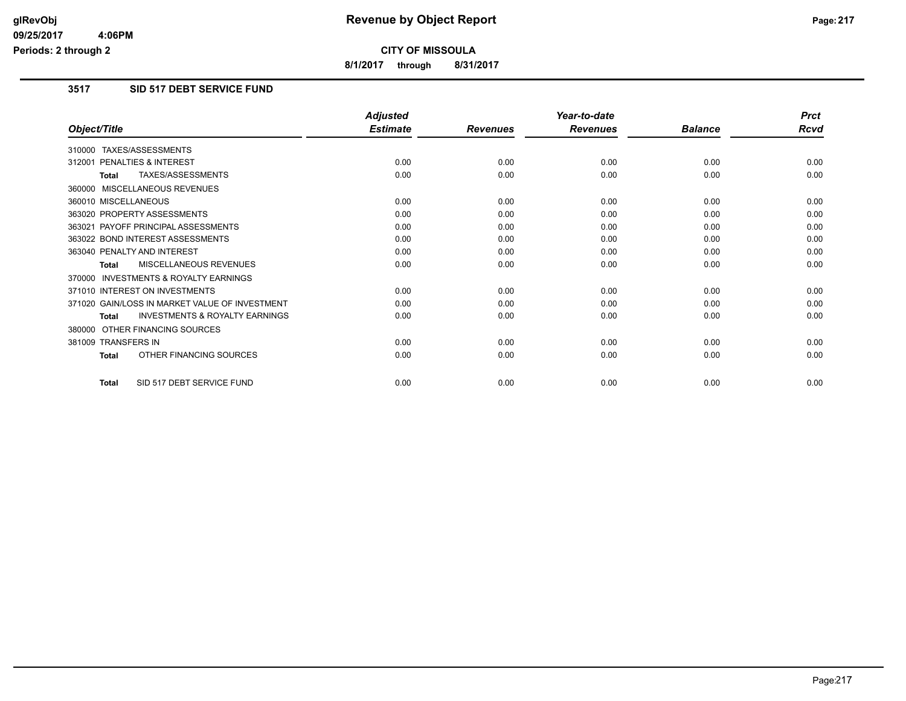# Revenue by Object Report

**CITY OF MISSOULA**

**8/1/2017 through 8/31/2017**

glRevObj
09/25/2017 4:06PM
Periods: 2 through 2

## 3517 SID 517 DEBT SERVICE FUND

| Object/Title | Adjusted Estimate | Revenues | Year-to-date Revenues | Balance | Prct Rcvd |
|---|---|---|---|---|---|
| 310000 TAXES/ASSESSMENTS | | | | | |
| 312001 PENALTIES & INTEREST | 0.00 | 0.00 | 0.00 | 0.00 | 0.00 |
| **Total** TAXES/ASSESSMENTS | 0.00 | 0.00 | 0.00 | 0.00 | 0.00 |
| 360000 MISCELLANEOUS REVENUES | | | | | |
| 360010 MISCELLANEOUS | 0.00 | 0.00 | 0.00 | 0.00 | 0.00 |
| 363020 PROPERTY ASSESSMENTS | 0.00 | 0.00 | 0.00 | 0.00 | 0.00 |
| 363021 PAYOFF PRINCIPAL ASSESSMENTS | 0.00 | 0.00 | 0.00 | 0.00 | 0.00 |
| 363022 BOND INTEREST ASSESSMENTS | 0.00 | 0.00 | 0.00 | 0.00 | 0.00 |
| 363040 PENALTY AND INTEREST | 0.00 | 0.00 | 0.00 | 0.00 | 0.00 |
| **Total** MISCELLANEOUS REVENUES | 0.00 | 0.00 | 0.00 | 0.00 | 0.00 |
| 370000 INVESTMENTS & ROYALTY EARNINGS | | | | | |
| 371010 INTEREST ON INVESTMENTS | 0.00 | 0.00 | 0.00 | 0.00 | 0.00 |
| 371020 GAIN/LOSS IN MARKET VALUE OF INVESTMENT | 0.00 | 0.00 | 0.00 | 0.00 | 0.00 |
| **Total** INVESTMENTS & ROYALTY EARNINGS | 0.00 | 0.00 | 0.00 | 0.00 | 0.00 |
| 380000 OTHER FINANCING SOURCES | | | | | |
| 381009 TRANSFERS IN | 0.00 | 0.00 | 0.00 | 0.00 | 0.00 |
| **Total** OTHER FINANCING SOURCES | 0.00 | 0.00 | 0.00 | 0.00 | 0.00 |
| **Total** SID 517 DEBT SERVICE FUND | 0.00 | 0.00 | 0.00 | 0.00 | 0.00 |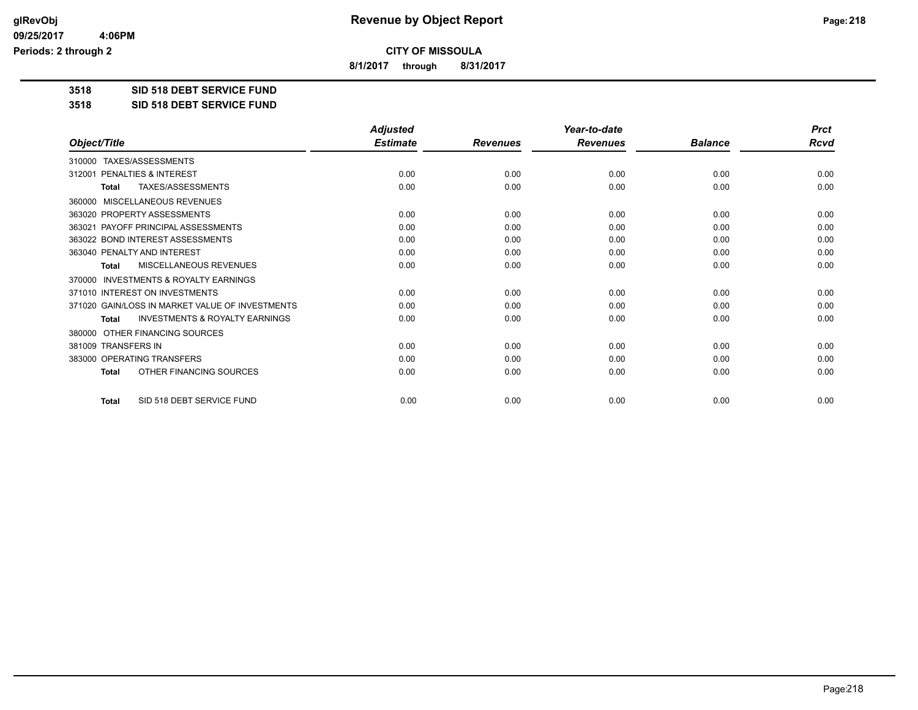# Revenue by Object Report

**CITY OF MISSOULA**

**8/1/2017 through 8/31/2017**

glRevObj
09/25/2017 4:06PM
Periods: 2 through 2

**3518 SID 518 DEBT SERVICE FUND**

**3518 SID 518 DEBT SERVICE FUND**

| Object/Title | Adjusted Estimate | Revenues | Year-to-date Revenues | Balance | Prct Rcvd |
|---|---|---|---|---|---|
| 310000 TAXES/ASSESSMENTS | | | | | |
| 312001 PENALTIES & INTEREST | 0.00 | 0.00 | 0.00 | 0.00 | 0.00 |
| **Total** TAXES/ASSESSMENTS | 0.00 | 0.00 | 0.00 | 0.00 | 0.00 |
| 360000 MISCELLANEOUS REVENUES | | | | | |
| 363020 PROPERTY ASSESSMENTS | 0.00 | 0.00 | 0.00 | 0.00 | 0.00 |
| 363021 PAYOFF PRINCIPAL ASSESSMENTS | 0.00 | 0.00 | 0.00 | 0.00 | 0.00 |
| 363022 BOND INTEREST ASSESSMENTS | 0.00 | 0.00 | 0.00 | 0.00 | 0.00 |
| 363040 PENALTY AND INTEREST | 0.00 | 0.00 | 0.00 | 0.00 | 0.00 |
| **Total** MISCELLANEOUS REVENUES | 0.00 | 0.00 | 0.00 | 0.00 | 0.00 |
| 370000 INVESTMENTS & ROYALTY EARNINGS | | | | | |
| 371010 INTEREST ON INVESTMENTS | 0.00 | 0.00 | 0.00 | 0.00 | 0.00 |
| 371020 GAIN/LOSS IN MARKET VALUE OF INVESTMENTS | 0.00 | 0.00 | 0.00 | 0.00 | 0.00 |
| **Total** INVESTMENTS & ROYALTY EARNINGS | 0.00 | 0.00 | 0.00 | 0.00 | 0.00 |
| 380000 OTHER FINANCING SOURCES | | | | | |
| 381009 TRANSFERS IN | 0.00 | 0.00 | 0.00 | 0.00 | 0.00 |
| 383000 OPERATING TRANSFERS | 0.00 | 0.00 | 0.00 | 0.00 | 0.00 |
| **Total** OTHER FINANCING SOURCES | 0.00 | 0.00 | 0.00 | 0.00 | 0.00 |
| **Total** SID 518 DEBT SERVICE FUND | 0.00 | 0.00 | 0.00 | 0.00 | 0.00 |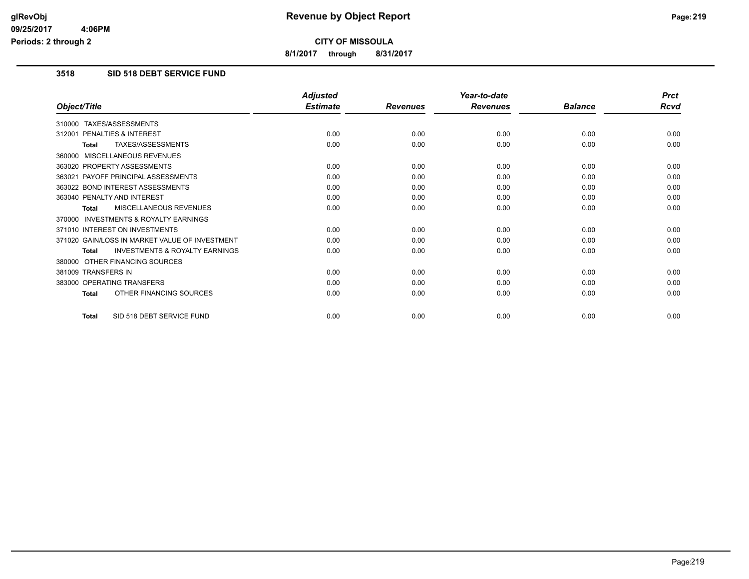**Revenue by Object Report**

**CITY OF MISSOULA**

**8/1/2017 through 8/31/2017**

**glRevObj**
**09/25/2017 4:06PM**
**Periods: 2 through 2**

## 3518 SID 518 DEBT SERVICE FUND

| Object/Title | Adjusted Estimate | Revenues | Year-to-date Revenues | Balance | Prct Rcvd |
|---|---|---|---|---|---|
| 310000 TAXES/ASSESSMENTS | | | | | |
| 312001 PENALTIES & INTEREST | 0.00 | 0.00 | 0.00 | 0.00 | 0.00 |
| **Total** TAXES/ASSESSMENTS | 0.00 | 0.00 | 0.00 | 0.00 | 0.00 |
| 360000 MISCELLANEOUS REVENUES | | | | | |
| 363020 PROPERTY ASSESSMENTS | 0.00 | 0.00 | 0.00 | 0.00 | 0.00 |
| 363021 PAYOFF PRINCIPAL ASSESSMENTS | 0.00 | 0.00 | 0.00 | 0.00 | 0.00 |
| 363022 BOND INTEREST ASSESSMENTS | 0.00 | 0.00 | 0.00 | 0.00 | 0.00 |
| 363040 PENALTY AND INTEREST | 0.00 | 0.00 | 0.00 | 0.00 | 0.00 |
| **Total** MISCELLANEOUS REVENUES | 0.00 | 0.00 | 0.00 | 0.00 | 0.00 |
| 370000 INVESTMENTS & ROYALTY EARNINGS | | | | | |
| 371010 INTEREST ON INVESTMENTS | 0.00 | 0.00 | 0.00 | 0.00 | 0.00 |
| 371020 GAIN/LOSS IN MARKET VALUE OF INVESTMENT | 0.00 | 0.00 | 0.00 | 0.00 | 0.00 |
| **Total** INVESTMENTS & ROYALTY EARNINGS | 0.00 | 0.00 | 0.00 | 0.00 | 0.00 |
| 380000 OTHER FINANCING SOURCES | | | | | |
| 381009 TRANSFERS IN | 0.00 | 0.00 | 0.00 | 0.00 | 0.00 |
| 383000 OPERATING TRANSFERS | 0.00 | 0.00 | 0.00 | 0.00 | 0.00 |
| **Total** OTHER FINANCING SOURCES | 0.00 | 0.00 | 0.00 | 0.00 | 0.00 |
| **Total** SID 518 DEBT SERVICE FUND | 0.00 | 0.00 | 0.00 | 0.00 | 0.00 |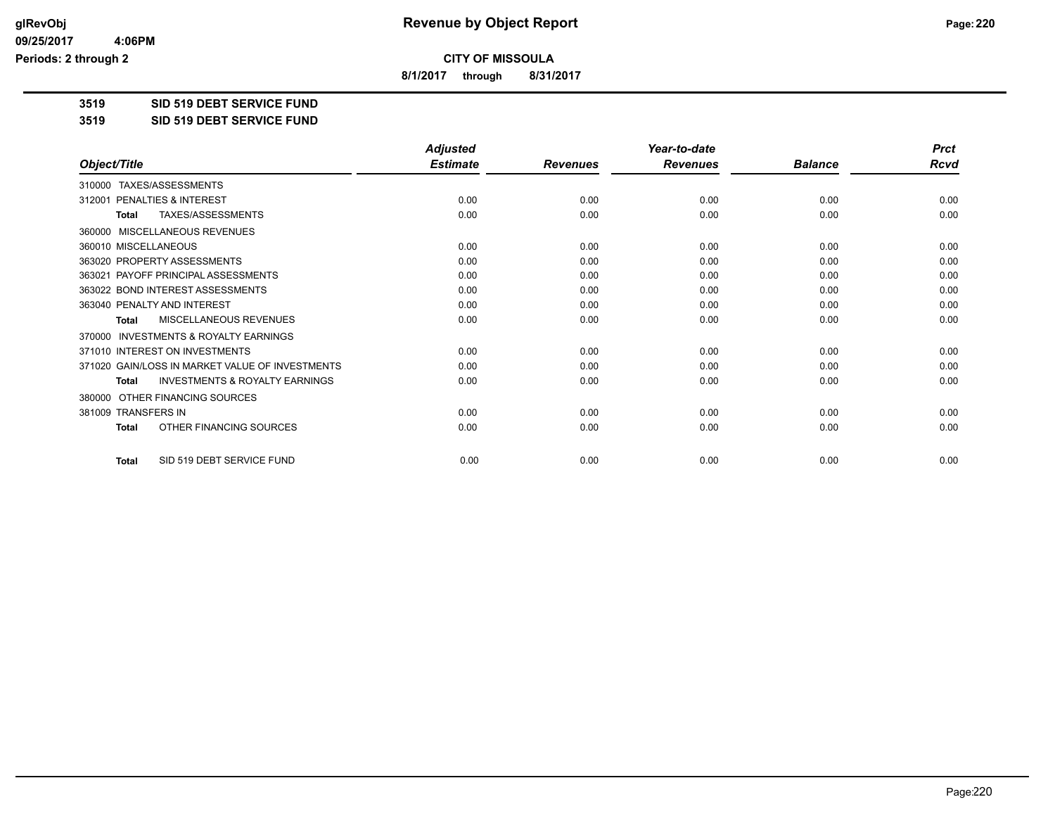# Revenue by Object Report

**CITY OF MISSOULA**

**8/1/2017 through 8/31/2017**

glRevObj
09/25/2017 4:06PM
Periods: 2 through 2

**3519 SID 519 DEBT SERVICE FUND**

**3519 SID 519 DEBT SERVICE FUND**

| Object/Title | Adjusted Estimate | Revenues | Year-to-date Revenues | Balance | Prct Rcvd |
|---|---|---|---|---|---|
| 310000 TAXES/ASSESSMENTS | | | | | |
| 312001 PENALTIES & INTEREST | 0.00 | 0.00 | 0.00 | 0.00 | 0.00 |
| **Total** TAXES/ASSESSMENTS | 0.00 | 0.00 | 0.00 | 0.00 | 0.00 |
| 360000 MISCELLANEOUS REVENUES | | | | | |
| 360010 MISCELLANEOUS | 0.00 | 0.00 | 0.00 | 0.00 | 0.00 |
| 363020 PROPERTY ASSESSMENTS | 0.00 | 0.00 | 0.00 | 0.00 | 0.00 |
| 363021 PAYOFF PRINCIPAL ASSESSMENTS | 0.00 | 0.00 | 0.00 | 0.00 | 0.00 |
| 363022 BOND INTEREST ASSESSMENTS | 0.00 | 0.00 | 0.00 | 0.00 | 0.00 |
| 363040 PENALTY AND INTEREST | 0.00 | 0.00 | 0.00 | 0.00 | 0.00 |
| **Total** MISCELLANEOUS REVENUES | 0.00 | 0.00 | 0.00 | 0.00 | 0.00 |
| 370000 INVESTMENTS & ROYALTY EARNINGS | | | | | |
| 371010 INTEREST ON INVESTMENTS | 0.00 | 0.00 | 0.00 | 0.00 | 0.00 |
| 371020 GAIN/LOSS IN MARKET VALUE OF INVESTMENTS | 0.00 | 0.00 | 0.00 | 0.00 | 0.00 |
| **Total** INVESTMENTS & ROYALTY EARNINGS | 0.00 | 0.00 | 0.00 | 0.00 | 0.00 |
| 380000 OTHER FINANCING SOURCES | | | | | |
| 381009 TRANSFERS IN | 0.00 | 0.00 | 0.00 | 0.00 | 0.00 |
| **Total** OTHER FINANCING SOURCES | 0.00 | 0.00 | 0.00 | 0.00 | 0.00 |
| **Total** SID 519 DEBT SERVICE FUND | 0.00 | 0.00 | 0.00 | 0.00 | 0.00 |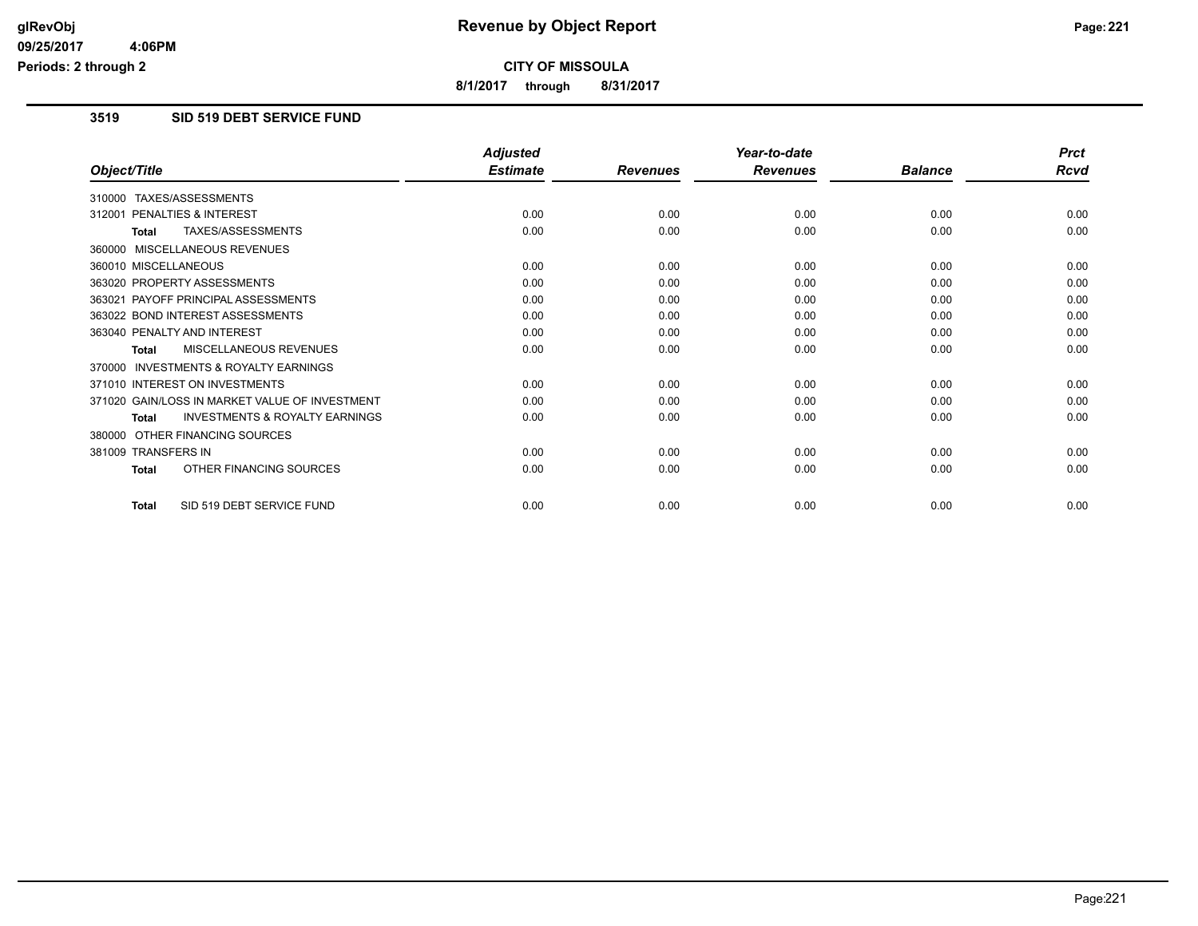# Revenue by Object Report

**CITY OF MISSOULA**

**8/1/2017 through 8/31/2017**

## 3519 SID 519 DEBT SERVICE FUND

| Object/Title | Adjusted Estimate | Revenues | Year-to-date Revenues | Balance | Prct Rcvd |
|---|---|---|---|---|---|
| 310000 TAXES/ASSESSMENTS | | | | | |
| 312001 PENALTIES & INTEREST | 0.00 | 0.00 | 0.00 | 0.00 | 0.00 |
| **Total** TAXES/ASSESSMENTS | 0.00 | 0.00 | 0.00 | 0.00 | 0.00 |
| 360000 MISCELLANEOUS REVENUES | | | | | |
| 360010 MISCELLANEOUS | 0.00 | 0.00 | 0.00 | 0.00 | 0.00 |
| 363020 PROPERTY ASSESSMENTS | 0.00 | 0.00 | 0.00 | 0.00 | 0.00 |
| 363021 PAYOFF PRINCIPAL ASSESSMENTS | 0.00 | 0.00 | 0.00 | 0.00 | 0.00 |
| 363022 BOND INTEREST ASSESSMENTS | 0.00 | 0.00 | 0.00 | 0.00 | 0.00 |
| 363040 PENALTY AND INTEREST | 0.00 | 0.00 | 0.00 | 0.00 | 0.00 |
| **Total** MISCELLANEOUS REVENUES | 0.00 | 0.00 | 0.00 | 0.00 | 0.00 |
| 370000 INVESTMENTS & ROYALTY EARNINGS | | | | | |
| 371010 INTEREST ON INVESTMENTS | 0.00 | 0.00 | 0.00 | 0.00 | 0.00 |
| 371020 GAIN/LOSS IN MARKET VALUE OF INVESTMENT | 0.00 | 0.00 | 0.00 | 0.00 | 0.00 |
| **Total** INVESTMENTS & ROYALTY EARNINGS | 0.00 | 0.00 | 0.00 | 0.00 | 0.00 |
| 380000 OTHER FINANCING SOURCES | | | | | |
| 381009 TRANSFERS IN | 0.00 | 0.00 | 0.00 | 0.00 | 0.00 |
| **Total** OTHER FINANCING SOURCES | 0.00 | 0.00 | 0.00 | 0.00 | 0.00 |
| **Total** SID 519 DEBT SERVICE FUND | 0.00 | 0.00 | 0.00 | 0.00 | 0.00 |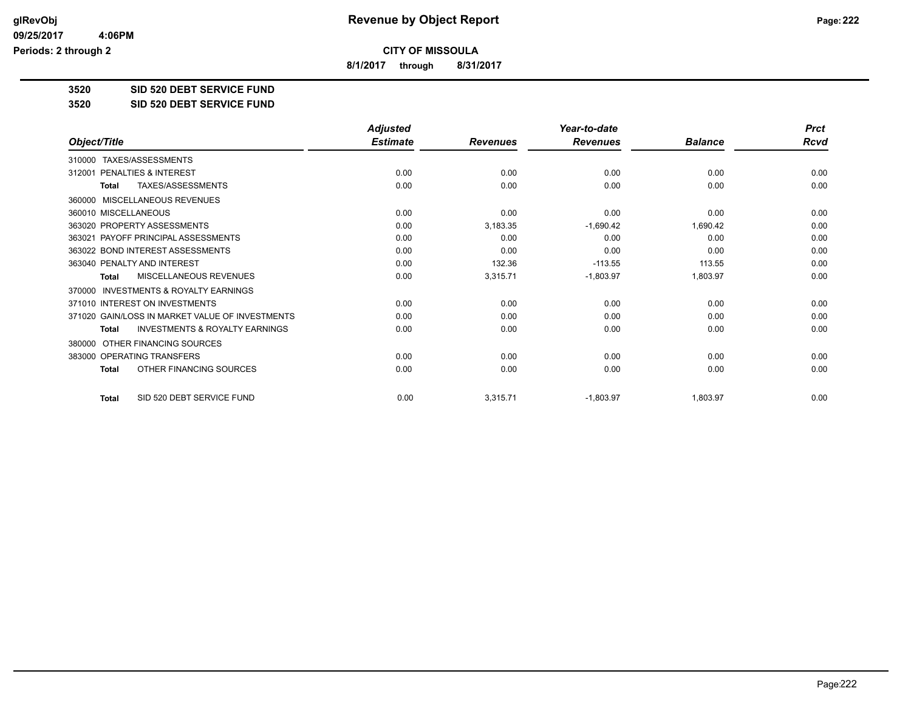# Revenue by Object Report

**CITY OF MISSOULA**

**8/1/2017 through 8/31/2017**

glRevObj
09/25/2017 4:06PM
Periods: 2 through 2

## 3520 SID 520 DEBT SERVICE FUND

### 3520 SID 520 DEBT SERVICE FUND

| Object/Title | Adjusted Estimate | Revenues | Year-to-date Revenues | Balance | Prct Rcvd |
|---|---|---|---|---|---|
| 310000 TAXES/ASSESSMENTS | | | | | |
| 312001 PENALTIES & INTEREST | 0.00 | 0.00 | 0.00 | 0.00 | 0.00 |
| **Total** TAXES/ASSESSMENTS | 0.00 | 0.00 | 0.00 | 0.00 | 0.00 |
| 360000 MISCELLANEOUS REVENUES | | | | | |
| 360010 MISCELLANEOUS | 0.00 | 0.00 | 0.00 | 0.00 | 0.00 |
| 363020 PROPERTY ASSESSMENTS | 0.00 | 3,183.35 | -1,690.42 | 1,690.42 | 0.00 |
| 363021 PAYOFF PRINCIPAL ASSESSMENTS | 0.00 | 0.00 | 0.00 | 0.00 | 0.00 |
| 363022 BOND INTEREST ASSESSMENTS | 0.00 | 0.00 | 0.00 | 0.00 | 0.00 |
| 363040 PENALTY AND INTEREST | 0.00 | 132.36 | -113.55 | 113.55 | 0.00 |
| **Total** MISCELLANEOUS REVENUES | 0.00 | 3,315.71 | -1,803.97 | 1,803.97 | 0.00 |
| 370000 INVESTMENTS & ROYALTY EARNINGS | | | | | |
| 371010 INTEREST ON INVESTMENTS | 0.00 | 0.00 | 0.00 | 0.00 | 0.00 |
| 371020 GAIN/LOSS IN MARKET VALUE OF INVESTMENTS | 0.00 | 0.00 | 0.00 | 0.00 | 0.00 |
| **Total** INVESTMENTS & ROYALTY EARNINGS | 0.00 | 0.00 | 0.00 | 0.00 | 0.00 |
| 380000 OTHER FINANCING SOURCES | | | | | |
| 383000 OPERATING TRANSFERS | 0.00 | 0.00 | 0.00 | 0.00 | 0.00 |
| **Total** OTHER FINANCING SOURCES | 0.00 | 0.00 | 0.00 | 0.00 | 0.00 |
| **Total** SID 520 DEBT SERVICE FUND | 0.00 | 3,315.71 | -1,803.97 | 1,803.97 | 0.00 |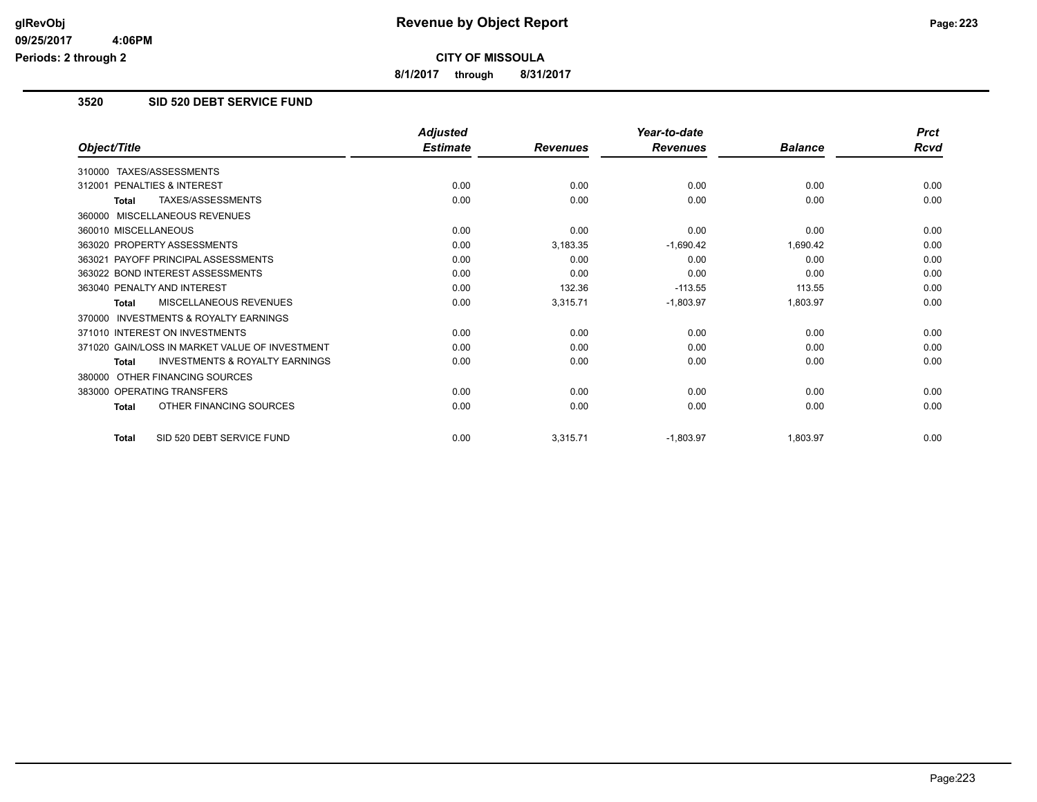# Revenue by Object Report

**CITY OF MISSOULA**

**8/1/2017 through 8/31/2017**

## 3520 SID 520 DEBT SERVICE FUND

| Object/Title | Adjusted Estimate | Revenues | Year-to-date Revenues | Balance | Prct Rcvd |
|---|---|---|---|---|---|
| 310000 TAXES/ASSESSMENTS | | | | | |
| 312001 PENALTIES & INTEREST | 0.00 | 0.00 | 0.00 | 0.00 | 0.00 |
| **Total** TAXES/ASSESSMENTS | 0.00 | 0.00 | 0.00 | 0.00 | 0.00 |
| 360000 MISCELLANEOUS REVENUES | | | | | |
| 360010 MISCELLANEOUS | 0.00 | 0.00 | 0.00 | 0.00 | 0.00 |
| 363020 PROPERTY ASSESSMENTS | 0.00 | 3,183.35 | -1,690.42 | 1,690.42 | 0.00 |
| 363021 PAYOFF PRINCIPAL ASSESSMENTS | 0.00 | 0.00 | 0.00 | 0.00 | 0.00 |
| 363022 BOND INTEREST ASSESSMENTS | 0.00 | 0.00 | 0.00 | 0.00 | 0.00 |
| 363040 PENALTY AND INTEREST | 0.00 | 132.36 | -113.55 | 113.55 | 0.00 |
| **Total** MISCELLANEOUS REVENUES | 0.00 | 3,315.71 | -1,803.97 | 1,803.97 | 0.00 |
| 370000 INVESTMENTS & ROYALTY EARNINGS | | | | | |
| 371010 INTEREST ON INVESTMENTS | 0.00 | 0.00 | 0.00 | 0.00 | 0.00 |
| 371020 GAIN/LOSS IN MARKET VALUE OF INVESTMENT | 0.00 | 0.00 | 0.00 | 0.00 | 0.00 |
| **Total** INVESTMENTS & ROYALTY EARNINGS | 0.00 | 0.00 | 0.00 | 0.00 | 0.00 |
| 380000 OTHER FINANCING SOURCES | | | | | |
| 383000 OPERATING TRANSFERS | 0.00 | 0.00 | 0.00 | 0.00 | 0.00 |
| **Total** OTHER FINANCING SOURCES | 0.00 | 0.00 | 0.00 | 0.00 | 0.00 |
| **Total** SID 520 DEBT SERVICE FUND | 0.00 | 3,315.71 | -1,803.97 | 1,803.97 | 0.00 |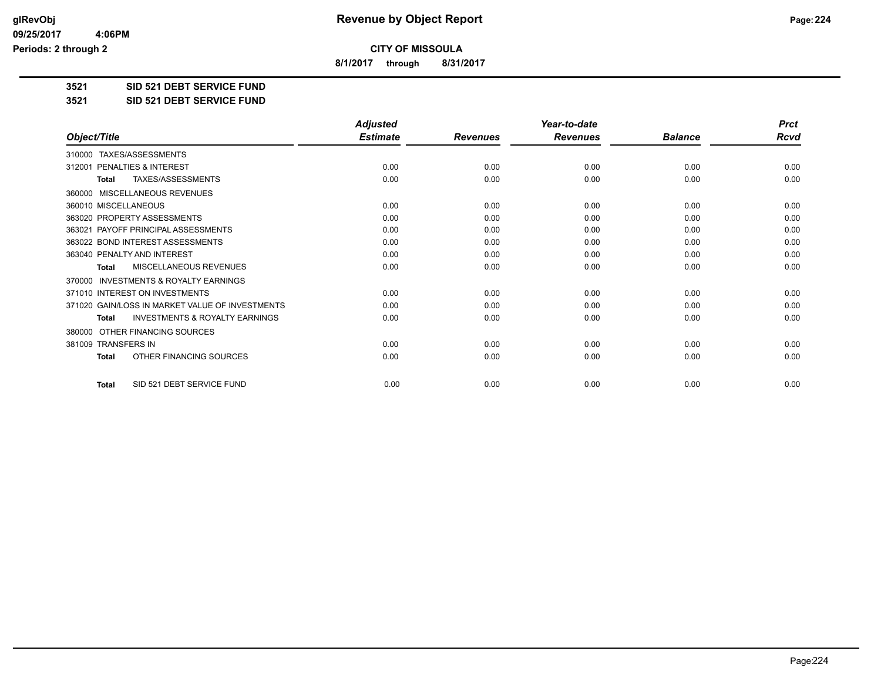# CITY OF MISSOULA

**8/1/2017 through 8/31/2017**

**3521 SID 521 DEBT SERVICE FUND**

**3521 SID 521 DEBT SERVICE FUND**

| Object/Title | Adjusted Estimate | Revenues | Year-to-date Revenues | Balance | Prct Rcvd |
|---|---|---|---|---|---|
| 310000 TAXES/ASSESSMENTS | | | | | |
| 312001 PENALTIES & INTEREST | 0.00 | 0.00 | 0.00 | 0.00 | 0.00 |
| **Total** TAXES/ASSESSMENTS | 0.00 | 0.00 | 0.00 | 0.00 | 0.00 |
| 360000 MISCELLANEOUS REVENUES | | | | | |
| 360010 MISCELLANEOUS | 0.00 | 0.00 | 0.00 | 0.00 | 0.00 |
| 363020 PROPERTY ASSESSMENTS | 0.00 | 0.00 | 0.00 | 0.00 | 0.00 |
| 363021 PAYOFF PRINCIPAL ASSESSMENTS | 0.00 | 0.00 | 0.00 | 0.00 | 0.00 |
| 363022 BOND INTEREST ASSESSMENTS | 0.00 | 0.00 | 0.00 | 0.00 | 0.00 |
| 363040 PENALTY AND INTEREST | 0.00 | 0.00 | 0.00 | 0.00 | 0.00 |
| **Total** MISCELLANEOUS REVENUES | 0.00 | 0.00 | 0.00 | 0.00 | 0.00 |
| 370000 INVESTMENTS & ROYALTY EARNINGS | | | | | |
| 371010 INTEREST ON INVESTMENTS | 0.00 | 0.00 | 0.00 | 0.00 | 0.00 |
| 371020 GAIN/LOSS IN MARKET VALUE OF INVESTMENTS | 0.00 | 0.00 | 0.00 | 0.00 | 0.00 |
| **Total** INVESTMENTS & ROYALTY EARNINGS | 0.00 | 0.00 | 0.00 | 0.00 | 0.00 |
| 380000 OTHER FINANCING SOURCES | | | | | |
| 381009 TRANSFERS IN | 0.00 | 0.00 | 0.00 | 0.00 | 0.00 |
| **Total** OTHER FINANCING SOURCES | 0.00 | 0.00 | 0.00 | 0.00 | 0.00 |
| **Total** SID 521 DEBT SERVICE FUND | 0.00 | 0.00 | 0.00 | 0.00 | 0.00 |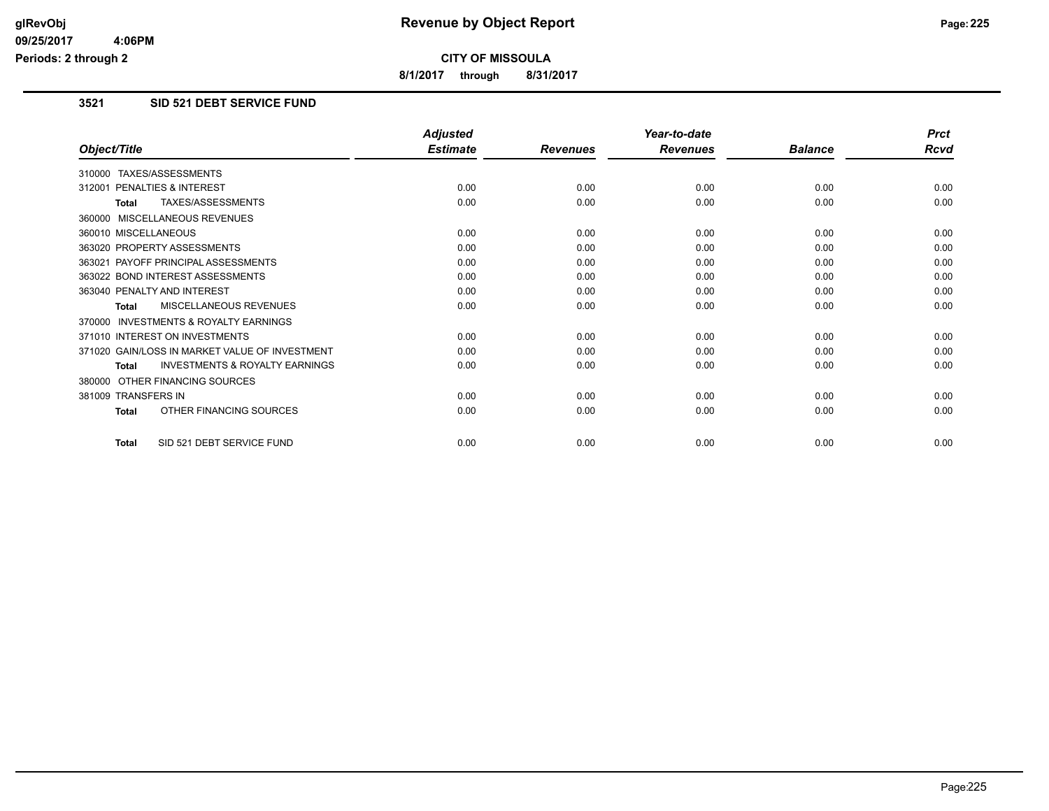**Revenue by Object Report**

**CITY OF MISSOULA**

**8/1/2017 through 8/31/2017**

glRevObj
09/25/2017 4:06PM
Periods: 2 through 2

## 3521 SID 521 DEBT SERVICE FUND

| Object/Title | Adjusted Estimate | Revenues | Year-to-date Revenues | Balance | Prct Rcvd |
|---|---|---|---|---|---|
| 310000 TAXES/ASSESSMENTS | | | | | |
| 312001 PENALTIES & INTEREST | 0.00 | 0.00 | 0.00 | 0.00 | 0.00 |
| **Total** TAXES/ASSESSMENTS | 0.00 | 0.00 | 0.00 | 0.00 | 0.00 |
| 360000 MISCELLANEOUS REVENUES | | | | | |
| 360010 MISCELLANEOUS | 0.00 | 0.00 | 0.00 | 0.00 | 0.00 |
| 363020 PROPERTY ASSESSMENTS | 0.00 | 0.00 | 0.00 | 0.00 | 0.00 |
| 363021 PAYOFF PRINCIPAL ASSESSMENTS | 0.00 | 0.00 | 0.00 | 0.00 | 0.00 |
| 363022 BOND INTEREST ASSESSMENTS | 0.00 | 0.00 | 0.00 | 0.00 | 0.00 |
| 363040 PENALTY AND INTEREST | 0.00 | 0.00 | 0.00 | 0.00 | 0.00 |
| **Total** MISCELLANEOUS REVENUES | 0.00 | 0.00 | 0.00 | 0.00 | 0.00 |
| 370000 INVESTMENTS & ROYALTY EARNINGS | | | | | |
| 371010 INTEREST ON INVESTMENTS | 0.00 | 0.00 | 0.00 | 0.00 | 0.00 |
| 371020 GAIN/LOSS IN MARKET VALUE OF INVESTMENT | 0.00 | 0.00 | 0.00 | 0.00 | 0.00 |
| **Total** INVESTMENTS & ROYALTY EARNINGS | 0.00 | 0.00 | 0.00 | 0.00 | 0.00 |
| 380000 OTHER FINANCING SOURCES | | | | | |
| 381009 TRANSFERS IN | 0.00 | 0.00 | 0.00 | 0.00 | 0.00 |
| **Total** OTHER FINANCING SOURCES | 0.00 | 0.00 | 0.00 | 0.00 | 0.00 |
| **Total** SID 521 DEBT SERVICE FUND | 0.00 | 0.00 | 0.00 | 0.00 | 0.00 |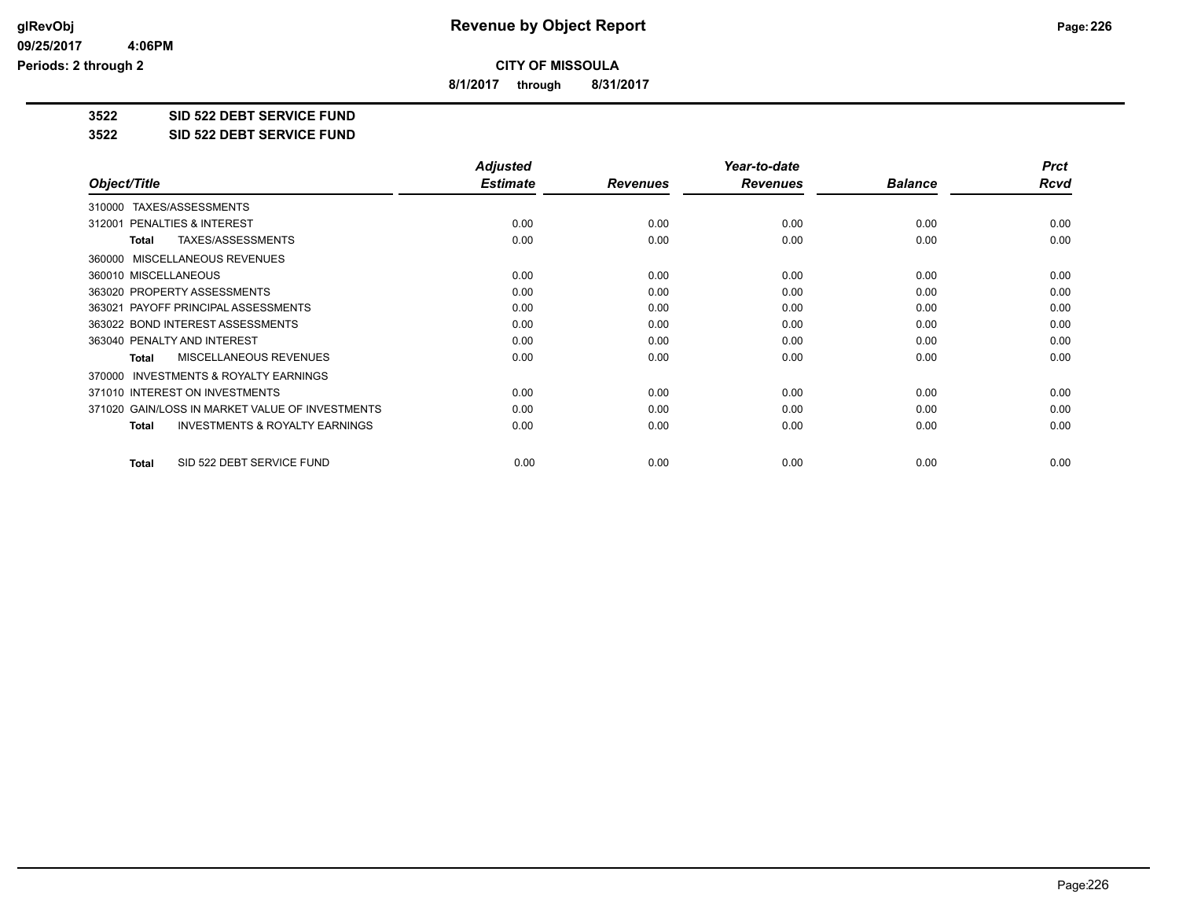# Revenue by Object Report

**CITY OF MISSOULA**

**8/1/2017 through 8/31/2017**

glRevObj
09/25/2017 4:06PM
Periods: 2 through 2

## 3522 SID 522 DEBT SERVICE FUND

## 3522 SID 522 DEBT SERVICE FUND

| Object/Title | Adjusted Estimate | Revenues | Year-to-date Revenues | Balance | Prct Rcvd |
|---|---|---|---|---|---|
| 310000 TAXES/ASSESSMENTS | | | | | |
| 312001 PENALTIES & INTEREST | 0.00 | 0.00 | 0.00 | 0.00 | 0.00 |
| **Total** TAXES/ASSESSMENTS | 0.00 | 0.00 | 0.00 | 0.00 | 0.00 |
| 360000 MISCELLANEOUS REVENUES | | | | | |
| 360010 MISCELLANEOUS | 0.00 | 0.00 | 0.00 | 0.00 | 0.00 |
| 363020 PROPERTY ASSESSMENTS | 0.00 | 0.00 | 0.00 | 0.00 | 0.00 |
| 363021 PAYOFF PRINCIPAL ASSESSMENTS | 0.00 | 0.00 | 0.00 | 0.00 | 0.00 |
| 363022 BOND INTEREST ASSESSMENTS | 0.00 | 0.00 | 0.00 | 0.00 | 0.00 |
| 363040 PENALTY AND INTEREST | 0.00 | 0.00 | 0.00 | 0.00 | 0.00 |
| **Total** MISCELLANEOUS REVENUES | 0.00 | 0.00 | 0.00 | 0.00 | 0.00 |
| 370000 INVESTMENTS & ROYALTY EARNINGS | | | | | |
| 371010 INTEREST ON INVESTMENTS | 0.00 | 0.00 | 0.00 | 0.00 | 0.00 |
| 371020 GAIN/LOSS IN MARKET VALUE OF INVESTMENTS | 0.00 | 0.00 | 0.00 | 0.00 | 0.00 |
| **Total** INVESTMENTS & ROYALTY EARNINGS | 0.00 | 0.00 | 0.00 | 0.00 | 0.00 |
| **Total** SID 522 DEBT SERVICE FUND | 0.00 | 0.00 | 0.00 | 0.00 | 0.00 |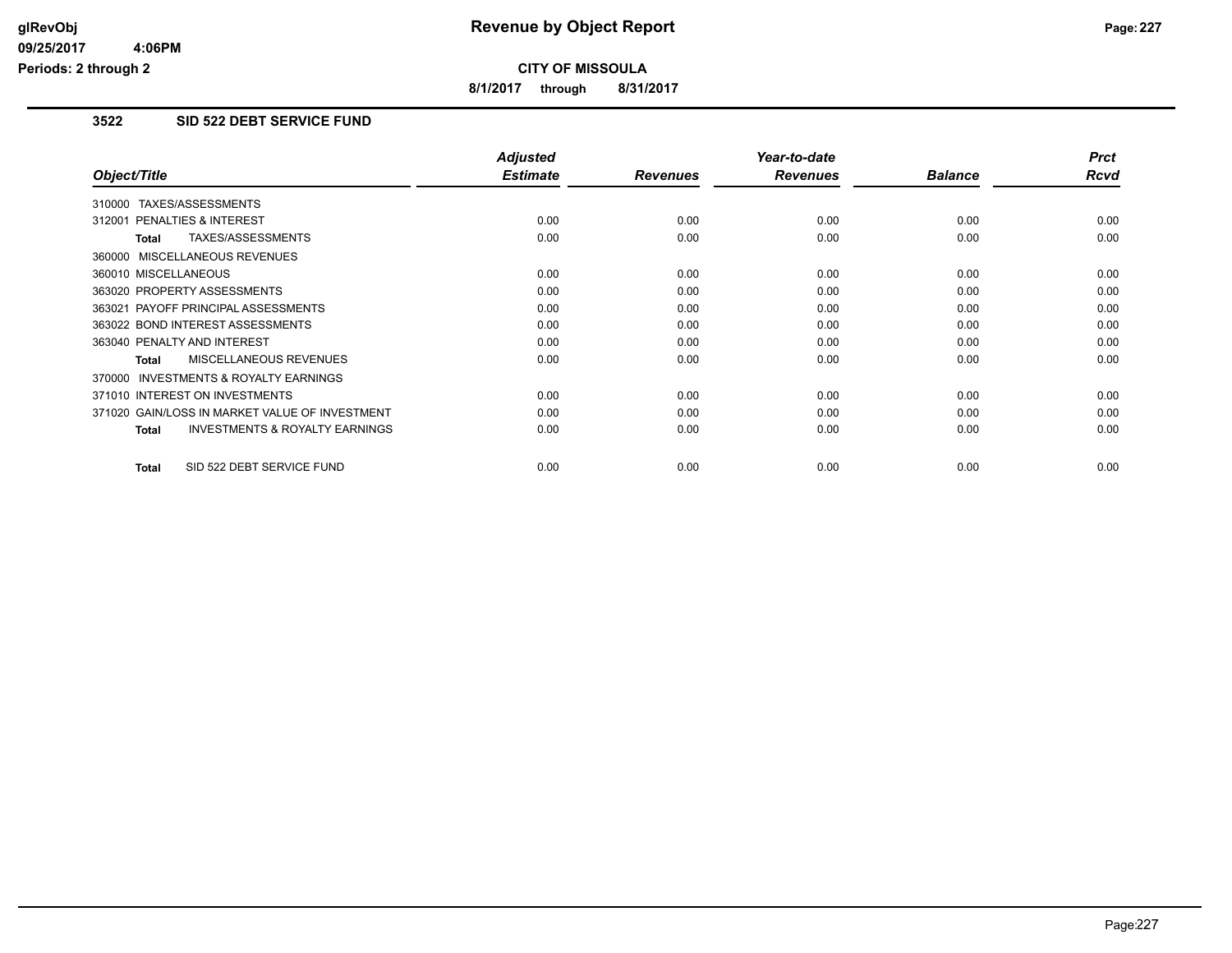**CITY OF MISSOULA**

**8/1/2017 through 8/31/2017**

## 3522 SID 522 DEBT SERVICE FUND

| Object/Title | Adjusted Estimate | Revenues | Year-to-date Revenues | Balance | Prct Rcvd |
|---|---|---|---|---|---|
| 310000 TAXES/ASSESSMENTS | | | | | |
| 312001 PENALTIES & INTEREST | 0.00 | 0.00 | 0.00 | 0.00 | 0.00 |
| **Total** TAXES/ASSESSMENTS | 0.00 | 0.00 | 0.00 | 0.00 | 0.00 |
| 360000 MISCELLANEOUS REVENUES | | | | | |
| 360010 MISCELLANEOUS | 0.00 | 0.00 | 0.00 | 0.00 | 0.00 |
| 363020 PROPERTY ASSESSMENTS | 0.00 | 0.00 | 0.00 | 0.00 | 0.00 |
| 363021 PAYOFF PRINCIPAL ASSESSMENTS | 0.00 | 0.00 | 0.00 | 0.00 | 0.00 |
| 363022 BOND INTEREST ASSESSMENTS | 0.00 | 0.00 | 0.00 | 0.00 | 0.00 |
| 363040 PENALTY AND INTEREST | 0.00 | 0.00 | 0.00 | 0.00 | 0.00 |
| **Total** MISCELLANEOUS REVENUES | 0.00 | 0.00 | 0.00 | 0.00 | 0.00 |
| 370000 INVESTMENTS & ROYALTY EARNINGS | | | | | |
| 371010 INTEREST ON INVESTMENTS | 0.00 | 0.00 | 0.00 | 0.00 | 0.00 |
| 371020 GAIN/LOSS IN MARKET VALUE OF INVESTMENT | 0.00 | 0.00 | 0.00 | 0.00 | 0.00 |
| **Total** INVESTMENTS & ROYALTY EARNINGS | 0.00 | 0.00 | 0.00 | 0.00 | 0.00 |
| **Total** SID 522 DEBT SERVICE FUND | 0.00 | 0.00 | 0.00 | 0.00 | 0.00 |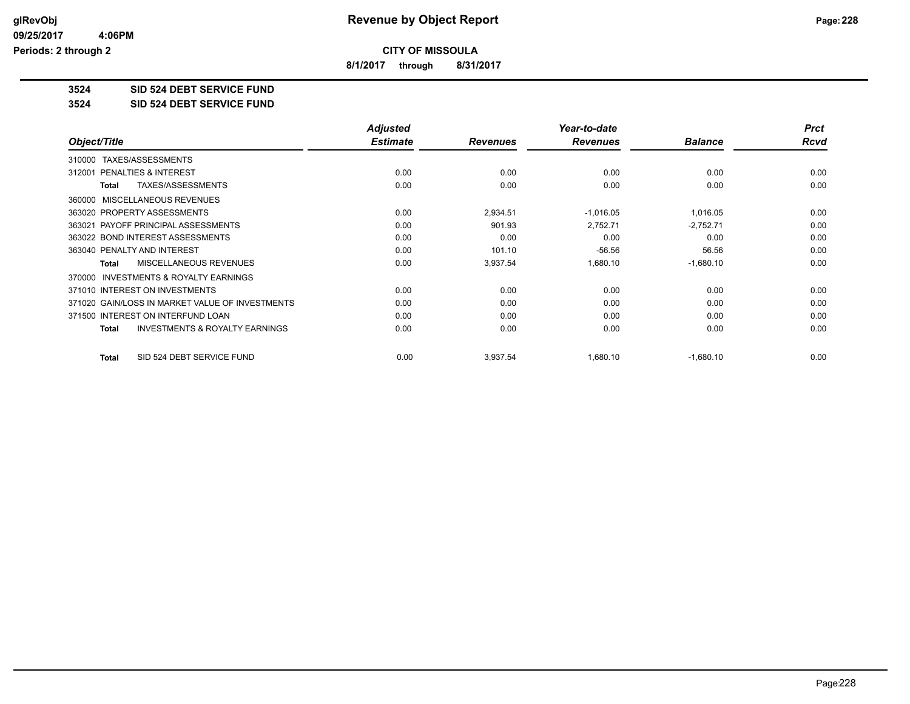**CITY OF MISSOULA**

**8/1/2017 through 8/31/2017**

**3524 SID 524 DEBT SERVICE FUND**

**3524 SID 524 DEBT SERVICE FUND**

| Object/Title | Adjusted Estimate | Revenues | Year-to-date Revenues | Balance | Prct Rcvd |
|---|---|---|---|---|---|
| 310000 TAXES/ASSESSMENTS | | | | | |
| 312001 PENALTIES & INTEREST | 0.00 | 0.00 | 0.00 | 0.00 | 0.00 |
| **Total** TAXES/ASSESSMENTS | 0.00 | 0.00 | 0.00 | 0.00 | 0.00 |
| 360000 MISCELLANEOUS REVENUES | | | | | |
| 363020 PROPERTY ASSESSMENTS | 0.00 | 2,934.51 | -1,016.05 | 1,016.05 | 0.00 |
| 363021 PAYOFF PRINCIPAL ASSESSMENTS | 0.00 | 901.93 | 2,752.71 | -2,752.71 | 0.00 |
| 363022 BOND INTEREST ASSESSMENTS | 0.00 | 0.00 | 0.00 | 0.00 | 0.00 |
| 363040 PENALTY AND INTEREST | 0.00 | 101.10 | -56.56 | 56.56 | 0.00 |
| **Total** MISCELLANEOUS REVENUES | 0.00 | 3,937.54 | 1,680.10 | -1,680.10 | 0.00 |
| 370000 INVESTMENTS & ROYALTY EARNINGS | | | | | |
| 371010 INTEREST ON INVESTMENTS | 0.00 | 0.00 | 0.00 | 0.00 | 0.00 |
| 371020 GAIN/LOSS IN MARKET VALUE OF INVESTMENTS | 0.00 | 0.00 | 0.00 | 0.00 | 0.00 |
| 371500 INTEREST ON INTERFUND LOAN | 0.00 | 0.00 | 0.00 | 0.00 | 0.00 |
| **Total** INVESTMENTS & ROYALTY EARNINGS | 0.00 | 0.00 | 0.00 | 0.00 | 0.00 |
| **Total** SID 524 DEBT SERVICE FUND | 0.00 | 3,937.54 | 1,680.10 | -1,680.10 | 0.00 |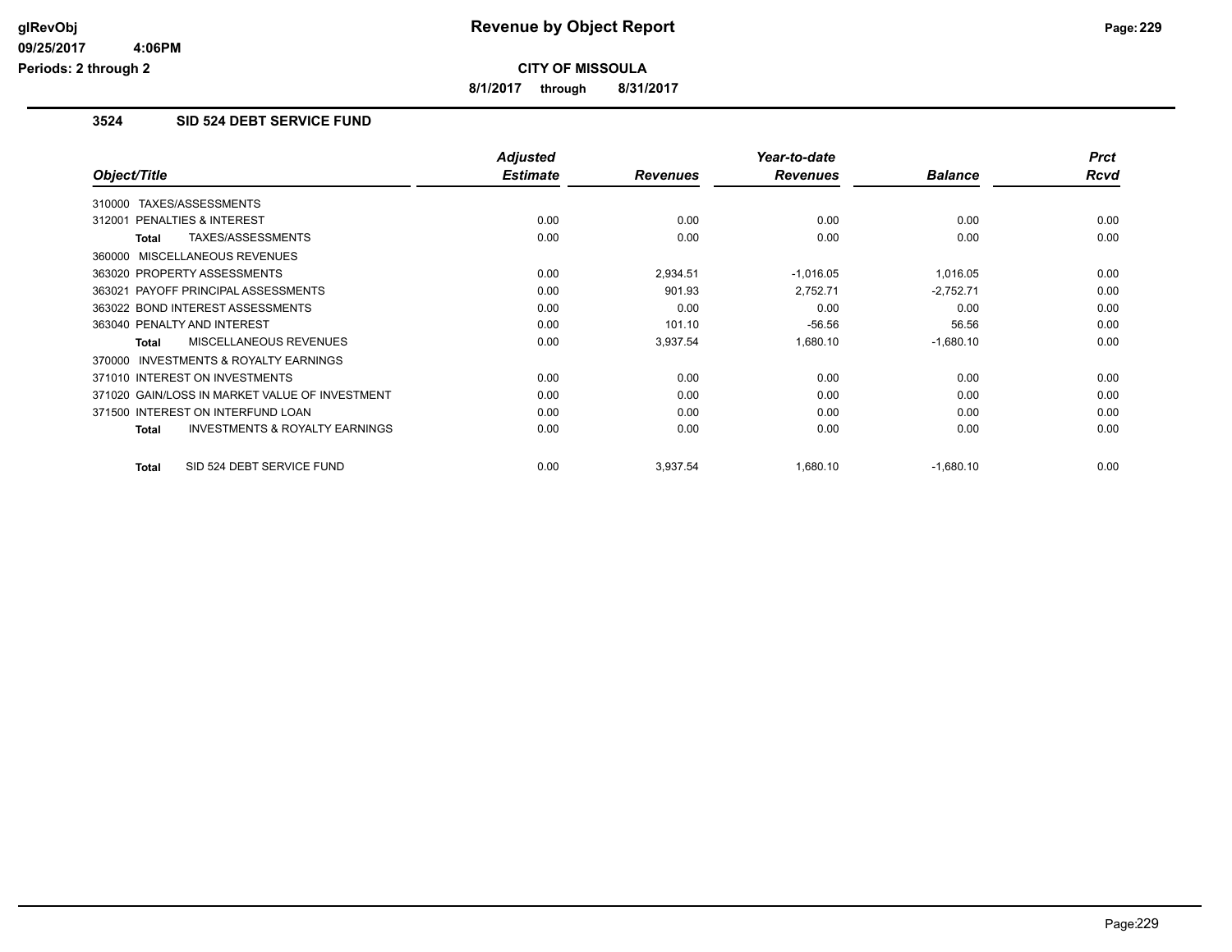**CITY OF MISSOULA**

**8/1/2017 through 8/31/2017**

### 3524 SID 524 DEBT SERVICE FUND

| Object/Title | Adjusted Estimate | Revenues | Year-to-date Revenues | Balance | Prct Rcvd |
|---|---|---|---|---|---|
| 310000 TAXES/ASSESSMENTS | | | | | |
| 312001 PENALTIES & INTEREST | 0.00 | 0.00 | 0.00 | 0.00 | 0.00 |
| **Total** TAXES/ASSESSMENTS | 0.00 | 0.00 | 0.00 | 0.00 | 0.00 |
| 360000 MISCELLANEOUS REVENUES | | | | | |
| 363020 PROPERTY ASSESSMENTS | 0.00 | 2,934.51 | -1,016.05 | 1,016.05 | 0.00 |
| 363021 PAYOFF PRINCIPAL ASSESSMENTS | 0.00 | 901.93 | 2,752.71 | -2,752.71 | 0.00 |
| 363022 BOND INTEREST ASSESSMENTS | 0.00 | 0.00 | 0.00 | 0.00 | 0.00 |
| 363040 PENALTY AND INTEREST | 0.00 | 101.10 | -56.56 | 56.56 | 0.00 |
| **Total** MISCELLANEOUS REVENUES | 0.00 | 3,937.54 | 1,680.10 | -1,680.10 | 0.00 |
| 370000 INVESTMENTS & ROYALTY EARNINGS | | | | | |
| 371010 INTEREST ON INVESTMENTS | 0.00 | 0.00 | 0.00 | 0.00 | 0.00 |
| 371020 GAIN/LOSS IN MARKET VALUE OF INVESTMENT | 0.00 | 0.00 | 0.00 | 0.00 | 0.00 |
| 371500 INTEREST ON INTERFUND LOAN | 0.00 | 0.00 | 0.00 | 0.00 | 0.00 |
| **Total** INVESTMENTS & ROYALTY EARNINGS | 0.00 | 0.00 | 0.00 | 0.00 | 0.00 |
| **Total** SID 524 DEBT SERVICE FUND | 0.00 | 3,937.54 | 1,680.10 | -1,680.10 | 0.00 |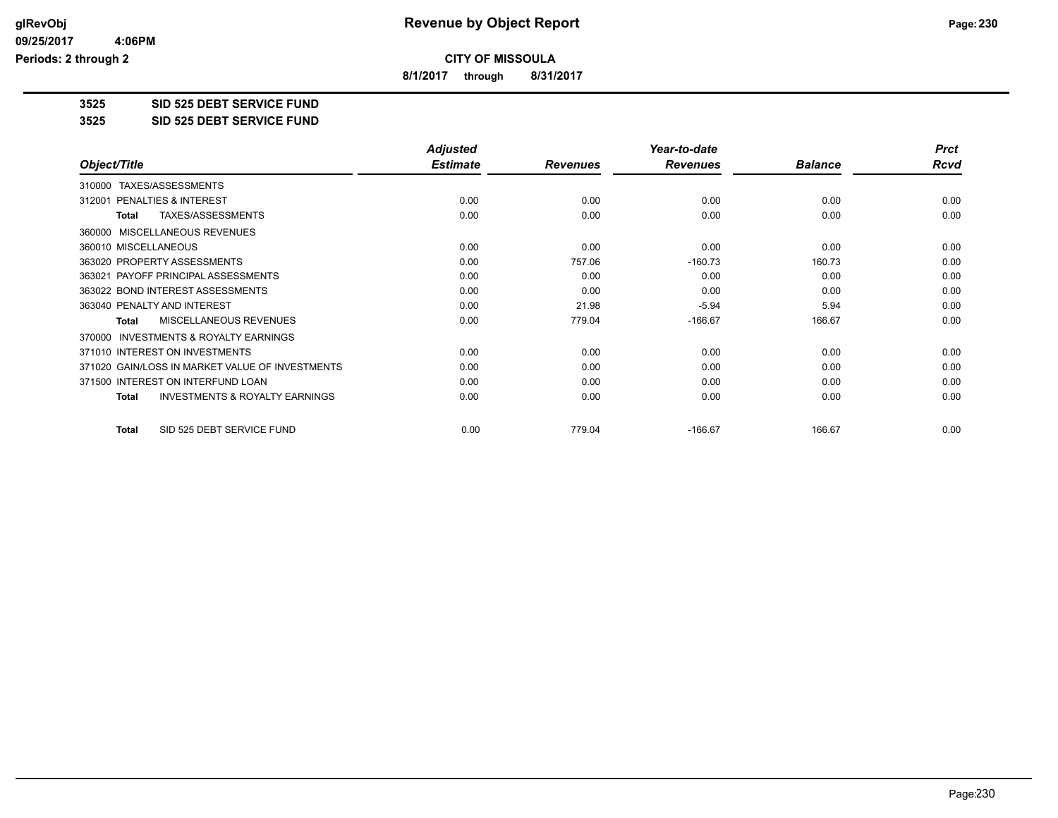**CITY OF MISSOULA**

**8/1/2017 through 8/31/2017**

**3525 SID 525 DEBT SERVICE FUND**

**3525 SID 525 DEBT SERVICE FUND**

| Object/Title | Adjusted Estimate | Revenues | Year-to-date Revenues | Balance | Prct Rcvd |
|---|---|---|---|---|---|
| 310000 TAXES/ASSESSMENTS | | | | | |
| 312001 PENALTIES & INTEREST | 0.00 | 0.00 | 0.00 | 0.00 | 0.00 |
| **Total** TAXES/ASSESSMENTS | 0.00 | 0.00 | 0.00 | 0.00 | 0.00 |
| 360000 MISCELLANEOUS REVENUES | | | | | |
| 360010 MISCELLANEOUS | 0.00 | 0.00 | 0.00 | 0.00 | 0.00 |
| 363020 PROPERTY ASSESSMENTS | 0.00 | 757.06 | -160.73 | 160.73 | 0.00 |
| 363021 PAYOFF PRINCIPAL ASSESSMENTS | 0.00 | 0.00 | 0.00 | 0.00 | 0.00 |
| 363022 BOND INTEREST ASSESSMENTS | 0.00 | 0.00 | 0.00 | 0.00 | 0.00 |
| 363040 PENALTY AND INTEREST | 0.00 | 21.98 | -5.94 | 5.94 | 0.00 |
| **Total** MISCELLANEOUS REVENUES | 0.00 | 779.04 | -166.67 | 166.67 | 0.00 |
| 370000 INVESTMENTS & ROYALTY EARNINGS | | | | | |
| 371010 INTEREST ON INVESTMENTS | 0.00 | 0.00 | 0.00 | 0.00 | 0.00 |
| 371020 GAIN/LOSS IN MARKET VALUE OF INVESTMENTS | 0.00 | 0.00 | 0.00 | 0.00 | 0.00 |
| 371500 INTEREST ON INTERFUND LOAN | 0.00 | 0.00 | 0.00 | 0.00 | 0.00 |
| **Total** INVESTMENTS & ROYALTY EARNINGS | 0.00 | 0.00 | 0.00 | 0.00 | 0.00 |
| **Total** SID 525 DEBT SERVICE FUND | 0.00 | 779.04 | -166.67 | 166.67 | 0.00 |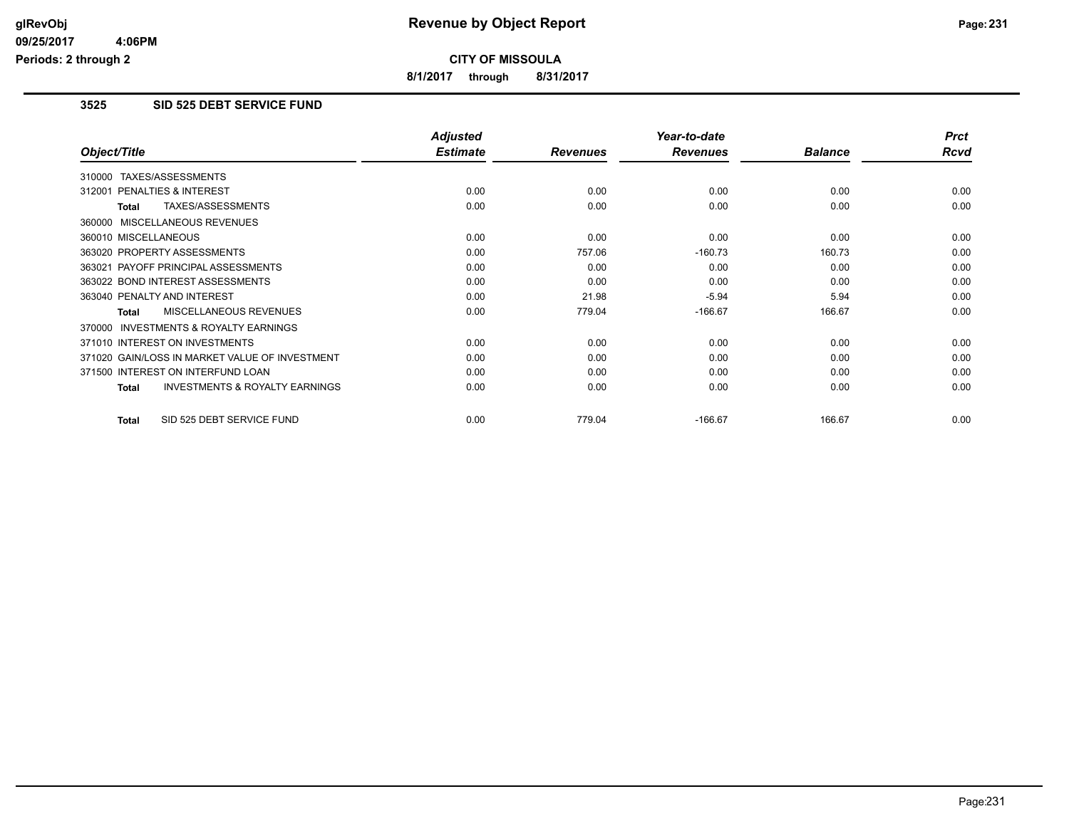# Revenue by Object Report

**CITY OF MISSOULA**

**8/1/2017 through 8/31/2017**

glRevObj
09/25/2017 4:06PM
Periods: 2 through 2

## 3525 SID 525 DEBT SERVICE FUND

| Object/Title | Adjusted Estimate | Revenues | Year-to-date Revenues | Balance | Prct Rcvd |
|---|---|---|---|---|---|
| 310000 TAXES/ASSESSMENTS | | | | | |
| 312001 PENALTIES & INTEREST | 0.00 | 0.00 | 0.00 | 0.00 | 0.00 |
| **Total** TAXES/ASSESSMENTS | 0.00 | 0.00 | 0.00 | 0.00 | 0.00 |
| 360000 MISCELLANEOUS REVENUES | | | | | |
| 360010 MISCELLANEOUS | 0.00 | 0.00 | 0.00 | 0.00 | 0.00 |
| 363020 PROPERTY ASSESSMENTS | 0.00 | 757.06 | -160.73 | 160.73 | 0.00 |
| 363021 PAYOFF PRINCIPAL ASSESSMENTS | 0.00 | 0.00 | 0.00 | 0.00 | 0.00 |
| 363022 BOND INTEREST ASSESSMENTS | 0.00 | 0.00 | 0.00 | 0.00 | 0.00 |
| 363040 PENALTY AND INTEREST | 0.00 | 21.98 | -5.94 | 5.94 | 0.00 |
| **Total** MISCELLANEOUS REVENUES | 0.00 | 779.04 | -166.67 | 166.67 | 0.00 |
| 370000 INVESTMENTS & ROYALTY EARNINGS | | | | | |
| 371010 INTEREST ON INVESTMENTS | 0.00 | 0.00 | 0.00 | 0.00 | 0.00 |
| 371020 GAIN/LOSS IN MARKET VALUE OF INVESTMENT | 0.00 | 0.00 | 0.00 | 0.00 | 0.00 |
| 371500 INTEREST ON INTERFUND LOAN | 0.00 | 0.00 | 0.00 | 0.00 | 0.00 |
| **Total** INVESTMENTS & ROYALTY EARNINGS | 0.00 | 0.00 | 0.00 | 0.00 | 0.00 |
| **Total** SID 525 DEBT SERVICE FUND | 0.00 | 779.04 | -166.67 | 166.67 | 0.00 |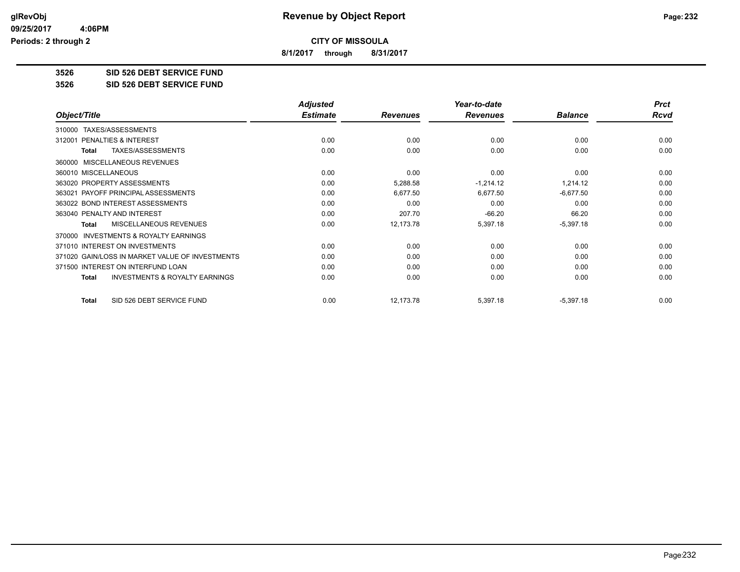# Revenue by Object Report

**CITY OF MISSOULA**

**8/1/2017 through 8/31/2017**

glRevObj
09/25/2017 4:06PM
Periods: 2 through 2

**3526 SID 526 DEBT SERVICE FUND**

**3526 SID 526 DEBT SERVICE FUND**

| Object/Title | Adjusted Estimate | Revenues | Year-to-date Revenues | Balance | Prct Rcvd |
|---|---|---|---|---|---|
| 310000 TAXES/ASSESSMENTS | | | | | |
| 312001 PENALTIES & INTEREST | 0.00 | 0.00 | 0.00 | 0.00 | 0.00 |
| **Total** TAXES/ASSESSMENTS | 0.00 | 0.00 | 0.00 | 0.00 | 0.00 |
| 360000 MISCELLANEOUS REVENUES | | | | | |
| 360010 MISCELLANEOUS | 0.00 | 0.00 | 0.00 | 0.00 | 0.00 |
| 363020 PROPERTY ASSESSMENTS | 0.00 | 5,288.58 | -1,214.12 | 1,214.12 | 0.00 |
| 363021 PAYOFF PRINCIPAL ASSESSMENTS | 0.00 | 6,677.50 | 6,677.50 | -6,677.50 | 0.00 |
| 363022 BOND INTEREST ASSESSMENTS | 0.00 | 0.00 | 0.00 | 0.00 | 0.00 |
| 363040 PENALTY AND INTEREST | 0.00 | 207.70 | -66.20 | 66.20 | 0.00 |
| **Total** MISCELLANEOUS REVENUES | 0.00 | 12,173.78 | 5,397.18 | -5,397.18 | 0.00 |
| 370000 INVESTMENTS & ROYALTY EARNINGS | | | | | |
| 371010 INTEREST ON INVESTMENTS | 0.00 | 0.00 | 0.00 | 0.00 | 0.00 |
| 371020 GAIN/LOSS IN MARKET VALUE OF INVESTMENTS | 0.00 | 0.00 | 0.00 | 0.00 | 0.00 |
| 371500 INTEREST ON INTERFUND LOAN | 0.00 | 0.00 | 0.00 | 0.00 | 0.00 |
| **Total** INVESTMENTS & ROYALTY EARNINGS | 0.00 | 0.00 | 0.00 | 0.00 | 0.00 |
| **Total** SID 526 DEBT SERVICE FUND | 0.00 | 12,173.78 | 5,397.18 | -5,397.18 | 0.00 |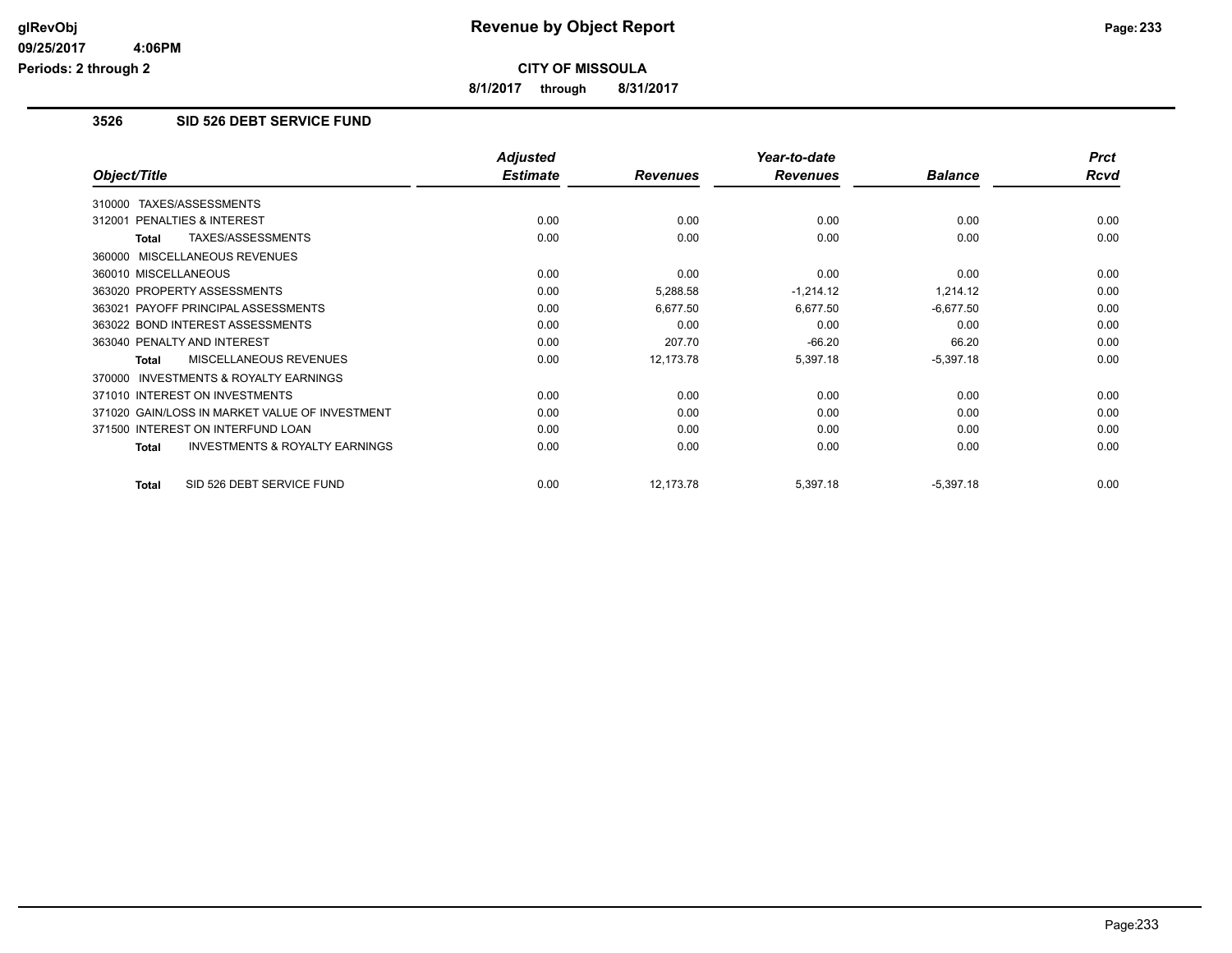# Revenue by Object Report

**CITY OF MISSOULA**

**8/1/2017 through 8/31/2017**

glRevObj
09/25/2017 4:06PM
Periods: 2 through 2

## 3526 SID 526 DEBT SERVICE FUND

| Object/Title | Adjusted Estimate | Revenues | Year-to-date Revenues | Balance | Prct Rcvd |
|---|---|---|---|---|---|
| 310000 TAXES/ASSESSMENTS | | | | | |
| 312001 PENALTIES & INTEREST | 0.00 | 0.00 | 0.00 | 0.00 | 0.00 |
| **Total** TAXES/ASSESSMENTS | 0.00 | 0.00 | 0.00 | 0.00 | 0.00 |
| 360000 MISCELLANEOUS REVENUES | | | | | |
| 360010 MISCELLANEOUS | 0.00 | 0.00 | 0.00 | 0.00 | 0.00 |
| 363020 PROPERTY ASSESSMENTS | 0.00 | 5,288.58 | -1,214.12 | 1,214.12 | 0.00 |
| 363021 PAYOFF PRINCIPAL ASSESSMENTS | 0.00 | 6,677.50 | 6,677.50 | -6,677.50 | 0.00 |
| 363022 BOND INTEREST ASSESSMENTS | 0.00 | 0.00 | 0.00 | 0.00 | 0.00 |
| 363040 PENALTY AND INTEREST | 0.00 | 207.70 | -66.20 | 66.20 | 0.00 |
| **Total** MISCELLANEOUS REVENUES | 0.00 | 12,173.78 | 5,397.18 | -5,397.18 | 0.00 |
| 370000 INVESTMENTS & ROYALTY EARNINGS | | | | | |
| 371010 INTEREST ON INVESTMENTS | 0.00 | 0.00 | 0.00 | 0.00 | 0.00 |
| 371020 GAIN/LOSS IN MARKET VALUE OF INVESTMENT | 0.00 | 0.00 | 0.00 | 0.00 | 0.00 |
| 371500 INTEREST ON INTERFUND LOAN | 0.00 | 0.00 | 0.00 | 0.00 | 0.00 |
| **Total** INVESTMENTS & ROYALTY EARNINGS | 0.00 | 0.00 | 0.00 | 0.00 | 0.00 |
| **Total** SID 526 DEBT SERVICE FUND | 0.00 | 12,173.78 | 5,397.18 | -5,397.18 | 0.00 |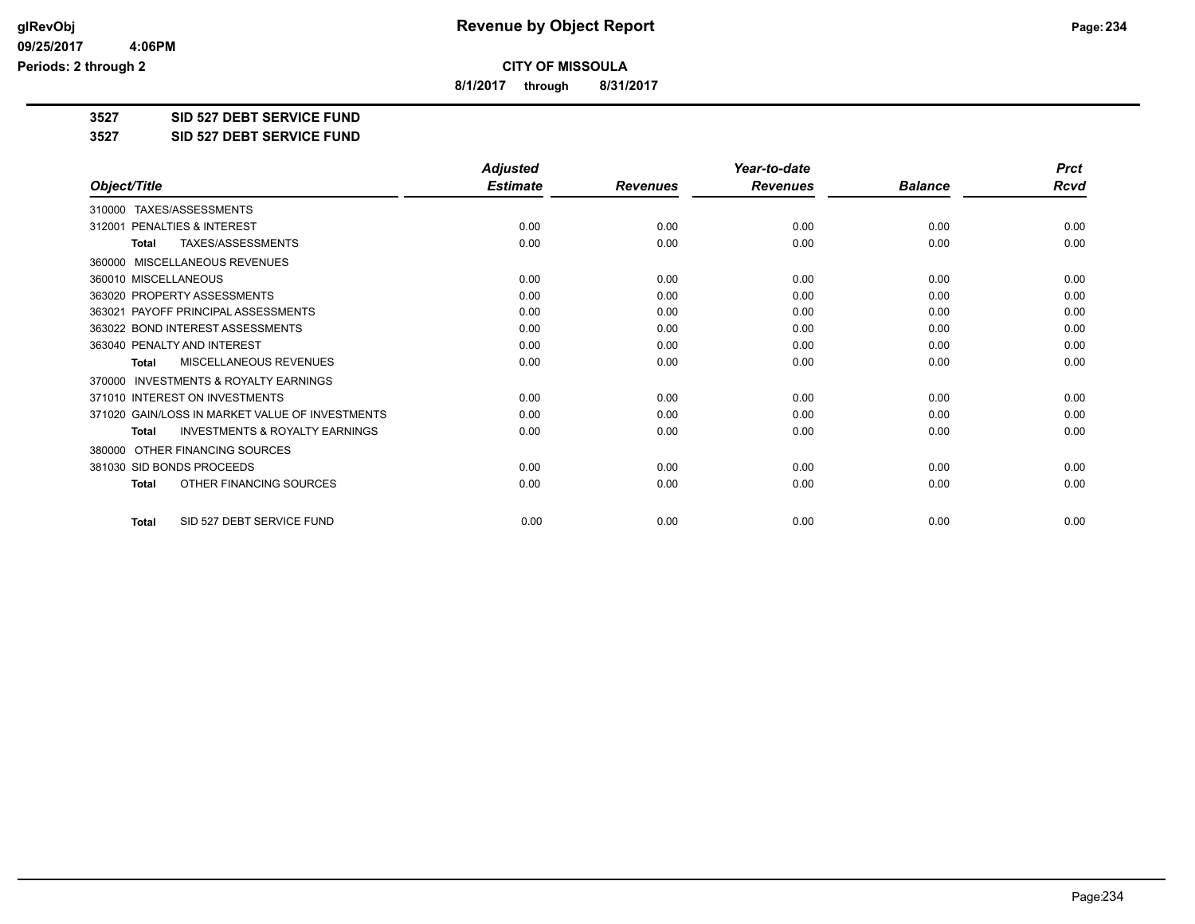# Revenue by Object Report

**CITY OF MISSOULA**

**8/1/2017 through 8/31/2017**

glRevObj
09/25/2017 4:06PM
Periods: 2 through 2

**3527 SID 527 DEBT SERVICE FUND**

**3527 SID 527 DEBT SERVICE FUND**

| Object/Title | Adjusted Estimate | Revenues | Year-to-date Revenues | Balance | Prct Rcvd |
|---|---|---|---|---|---|
| 310000 TAXES/ASSESSMENTS | | | | | |
| 312001 PENALTIES & INTEREST | 0.00 | 0.00 | 0.00 | 0.00 | 0.00 |
| **Total** TAXES/ASSESSMENTS | 0.00 | 0.00 | 0.00 | 0.00 | 0.00 |
| 360000 MISCELLANEOUS REVENUES | | | | | |
| 360010 MISCELLANEOUS | 0.00 | 0.00 | 0.00 | 0.00 | 0.00 |
| 363020 PROPERTY ASSESSMENTS | 0.00 | 0.00 | 0.00 | 0.00 | 0.00 |
| 363021 PAYOFF PRINCIPAL ASSESSMENTS | 0.00 | 0.00 | 0.00 | 0.00 | 0.00 |
| 363022 BOND INTEREST ASSESSMENTS | 0.00 | 0.00 | 0.00 | 0.00 | 0.00 |
| 363040 PENALTY AND INTEREST | 0.00 | 0.00 | 0.00 | 0.00 | 0.00 |
| **Total** MISCELLANEOUS REVENUES | 0.00 | 0.00 | 0.00 | 0.00 | 0.00 |
| 370000 INVESTMENTS & ROYALTY EARNINGS | | | | | |
| 371010 INTEREST ON INVESTMENTS | 0.00 | 0.00 | 0.00 | 0.00 | 0.00 |
| 371020 GAIN/LOSS IN MARKET VALUE OF INVESTMENTS | 0.00 | 0.00 | 0.00 | 0.00 | 0.00 |
| **Total** INVESTMENTS & ROYALTY EARNINGS | 0.00 | 0.00 | 0.00 | 0.00 | 0.00 |
| 380000 OTHER FINANCING SOURCES | | | | | |
| 381030 SID BONDS PROCEEDS | 0.00 | 0.00 | 0.00 | 0.00 | 0.00 |
| **Total** OTHER FINANCING SOURCES | 0.00 | 0.00 | 0.00 | 0.00 | 0.00 |
| **Total** SID 527 DEBT SERVICE FUND | 0.00 | 0.00 | 0.00 | 0.00 | 0.00 |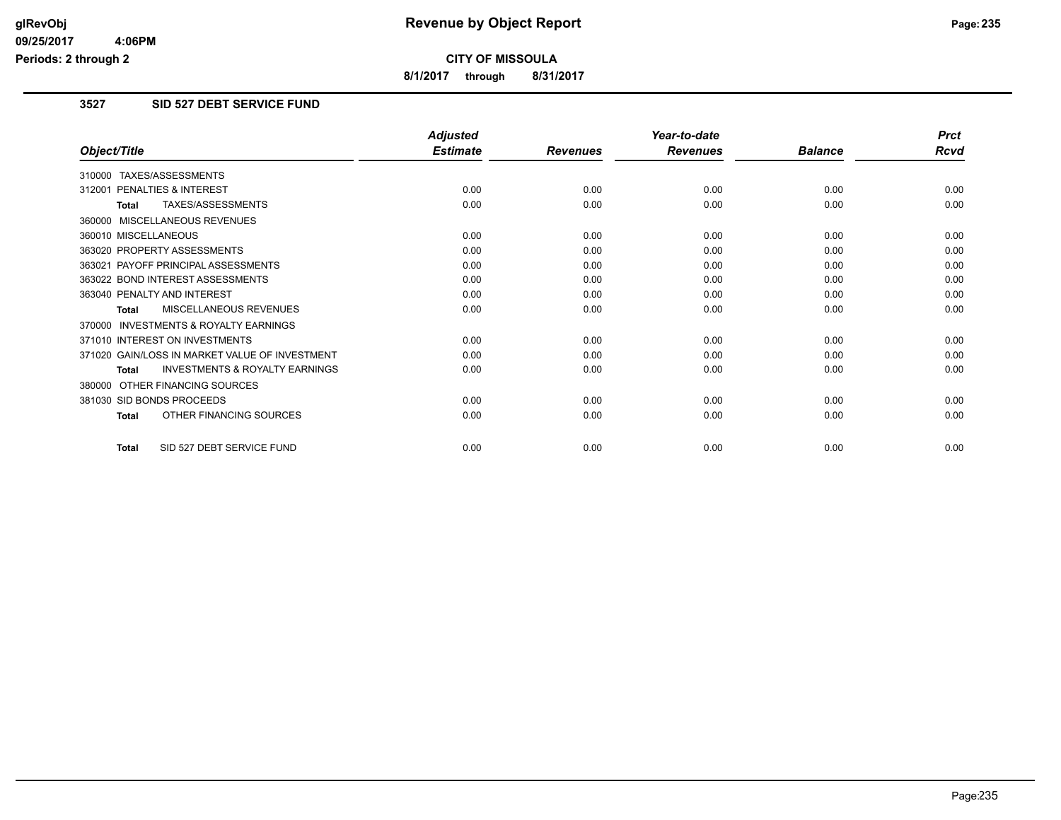# Revenue by Object Report

**CITY OF MISSOULA**

**8/1/2017 through 8/31/2017**

glRevObj
09/25/2017 4:06PM
Periods: 2 through 2

## 3527 SID 527 DEBT SERVICE FUND

| Object/Title | Adjusted Estimate | Revenues | Year-to-date Revenues | Balance | Prct Rcvd |
|---|---|---|---|---|---|
| 310000 TAXES/ASSESSMENTS | | | | | |
| 312001 PENALTIES & INTEREST | 0.00 | 0.00 | 0.00 | 0.00 | 0.00 |
| **Total** TAXES/ASSESSMENTS | 0.00 | 0.00 | 0.00 | 0.00 | 0.00 |
| 360000 MISCELLANEOUS REVENUES | | | | | |
| 360010 MISCELLANEOUS | 0.00 | 0.00 | 0.00 | 0.00 | 0.00 |
| 363020 PROPERTY ASSESSMENTS | 0.00 | 0.00 | 0.00 | 0.00 | 0.00 |
| 363021 PAYOFF PRINCIPAL ASSESSMENTS | 0.00 | 0.00 | 0.00 | 0.00 | 0.00 |
| 363022 BOND INTEREST ASSESSMENTS | 0.00 | 0.00 | 0.00 | 0.00 | 0.00 |
| 363040 PENALTY AND INTEREST | 0.00 | 0.00 | 0.00 | 0.00 | 0.00 |
| **Total** MISCELLANEOUS REVENUES | 0.00 | 0.00 | 0.00 | 0.00 | 0.00 |
| 370000 INVESTMENTS & ROYALTY EARNINGS | | | | | |
| 371010 INTEREST ON INVESTMENTS | 0.00 | 0.00 | 0.00 | 0.00 | 0.00 |
| 371020 GAIN/LOSS IN MARKET VALUE OF INVESTMENT | 0.00 | 0.00 | 0.00 | 0.00 | 0.00 |
| **Total** INVESTMENTS & ROYALTY EARNINGS | 0.00 | 0.00 | 0.00 | 0.00 | 0.00 |
| 380000 OTHER FINANCING SOURCES | | | | | |
| 381030 SID BONDS PROCEEDS | 0.00 | 0.00 | 0.00 | 0.00 | 0.00 |
| **Total** OTHER FINANCING SOURCES | 0.00 | 0.00 | 0.00 | 0.00 | 0.00 |
| **Total** SID 527 DEBT SERVICE FUND | 0.00 | 0.00 | 0.00 | 0.00 | 0.00 |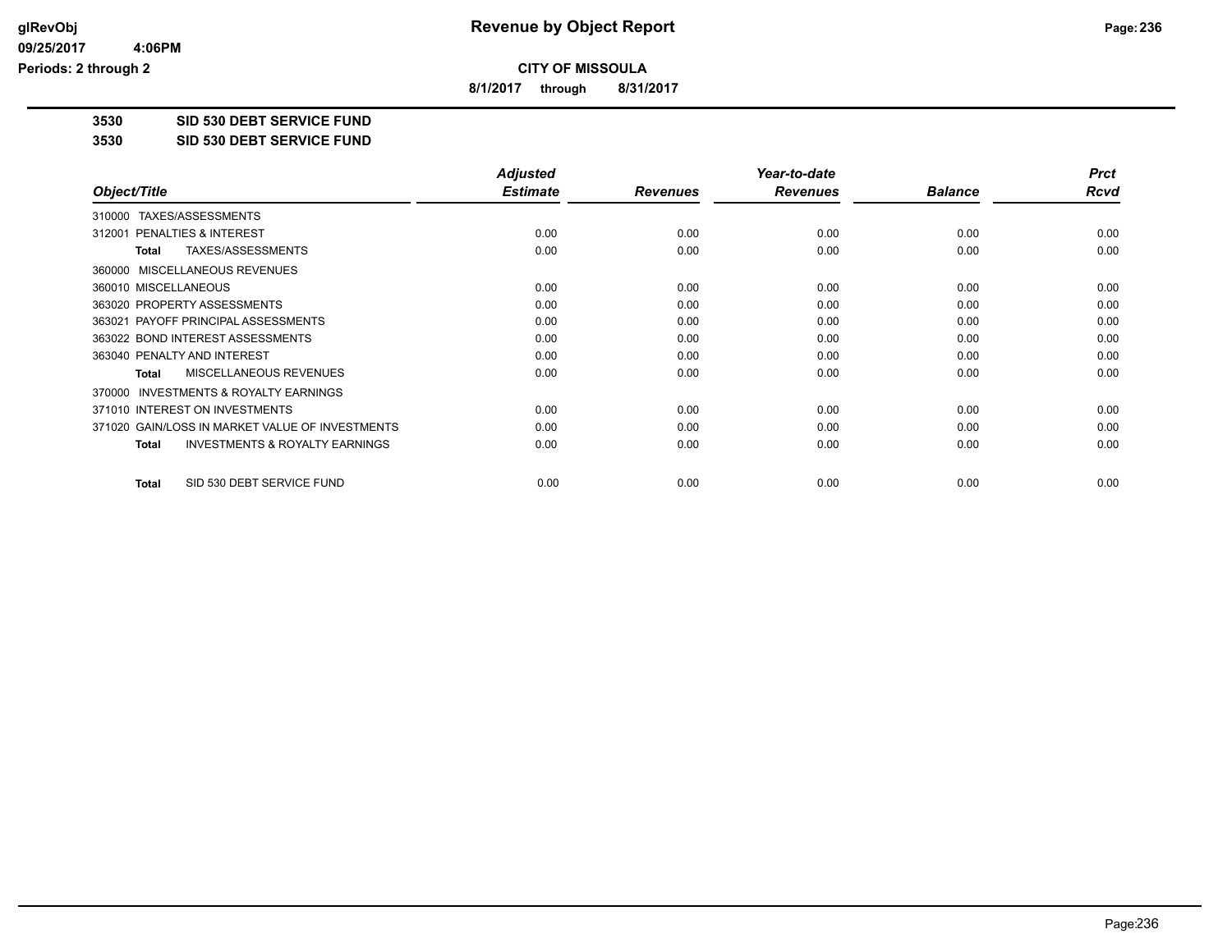# Revenue by Object Report

**CITY OF MISSOULA**

**8/1/2017 through 8/31/2017**

glRevObj
09/25/2017 4:06PM
Periods: 2 through 2

**3530 SID 530 DEBT SERVICE FUND**

**3530 SID 530 DEBT SERVICE FUND**

| Object/Title | Adjusted Estimate | Revenues | Year-to-date Revenues | Balance | Prct Rcvd |
|---|---|---|---|---|---|
| 310000 TAXES/ASSESSMENTS | | | | | |
| 312001 PENALTIES & INTEREST | 0.00 | 0.00 | 0.00 | 0.00 | 0.00 |
| **Total** TAXES/ASSESSMENTS | 0.00 | 0.00 | 0.00 | 0.00 | 0.00 |
| 360000 MISCELLANEOUS REVENUES | | | | | |
| 360010 MISCELLANEOUS | 0.00 | 0.00 | 0.00 | 0.00 | 0.00 |
| 363020 PROPERTY ASSESSMENTS | 0.00 | 0.00 | 0.00 | 0.00 | 0.00 |
| 363021 PAYOFF PRINCIPAL ASSESSMENTS | 0.00 | 0.00 | 0.00 | 0.00 | 0.00 |
| 363022 BOND INTEREST ASSESSMENTS | 0.00 | 0.00 | 0.00 | 0.00 | 0.00 |
| 363040 PENALTY AND INTEREST | 0.00 | 0.00 | 0.00 | 0.00 | 0.00 |
| **Total** MISCELLANEOUS REVENUES | 0.00 | 0.00 | 0.00 | 0.00 | 0.00 |
| 370000 INVESTMENTS & ROYALTY EARNINGS | | | | | |
| 371010 INTEREST ON INVESTMENTS | 0.00 | 0.00 | 0.00 | 0.00 | 0.00 |
| 371020 GAIN/LOSS IN MARKET VALUE OF INVESTMENTS | 0.00 | 0.00 | 0.00 | 0.00 | 0.00 |
| **Total** INVESTMENTS & ROYALTY EARNINGS | 0.00 | 0.00 | 0.00 | 0.00 | 0.00 |
| **Total** SID 530 DEBT SERVICE FUND | 0.00 | 0.00 | 0.00 | 0.00 | 0.00 |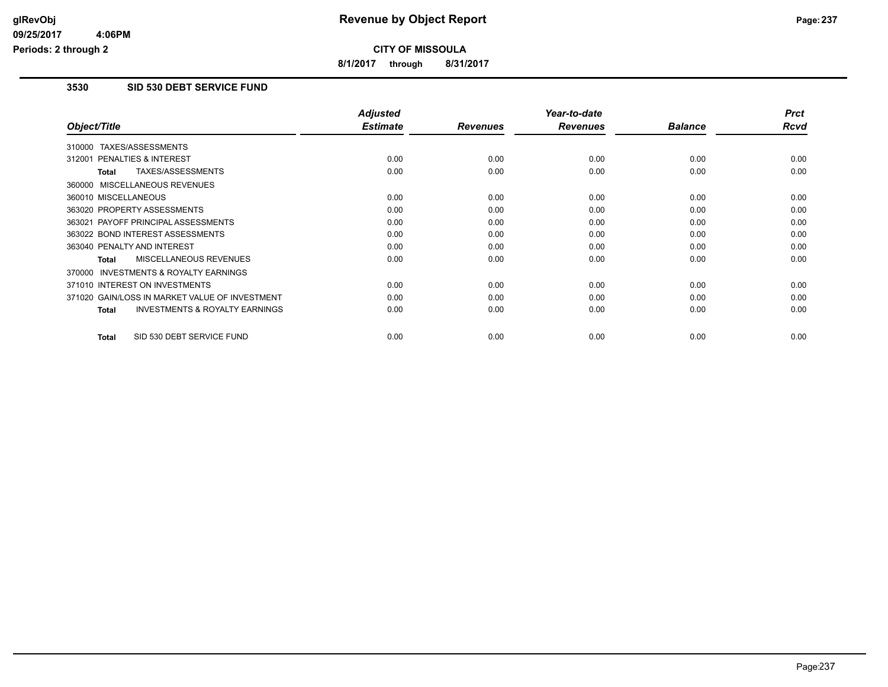# Revenue by Object Report

**CITY OF MISSOULA**

**8/1/2017 through 8/31/2017**

glRevObj
09/25/2017 4:06PM
Periods: 2 through 2

### 3530 SID 530 DEBT SERVICE FUND

| Object/Title | Adjusted Estimate | Revenues | Year-to-date Revenues | Balance | Prct Rcvd |
|---|---|---|---|---|---|
| 310000 TAXES/ASSESSMENTS | | | | | |
| 312001 PENALTIES & INTEREST | 0.00 | 0.00 | 0.00 | 0.00 | 0.00 |
| **Total** TAXES/ASSESSMENTS | 0.00 | 0.00 | 0.00 | 0.00 | 0.00 |
| 360000 MISCELLANEOUS REVENUES | | | | | |
| 360010 MISCELLANEOUS | 0.00 | 0.00 | 0.00 | 0.00 | 0.00 |
| 363020 PROPERTY ASSESSMENTS | 0.00 | 0.00 | 0.00 | 0.00 | 0.00 |
| 363021 PAYOFF PRINCIPAL ASSESSMENTS | 0.00 | 0.00 | 0.00 | 0.00 | 0.00 |
| 363022 BOND INTEREST ASSESSMENTS | 0.00 | 0.00 | 0.00 | 0.00 | 0.00 |
| 363040 PENALTY AND INTEREST | 0.00 | 0.00 | 0.00 | 0.00 | 0.00 |
| **Total** MISCELLANEOUS REVENUES | 0.00 | 0.00 | 0.00 | 0.00 | 0.00 |
| 370000 INVESTMENTS & ROYALTY EARNINGS | | | | | |
| 371010 INTEREST ON INVESTMENTS | 0.00 | 0.00 | 0.00 | 0.00 | 0.00 |
| 371020 GAIN/LOSS IN MARKET VALUE OF INVESTMENT | 0.00 | 0.00 | 0.00 | 0.00 | 0.00 |
| **Total** INVESTMENTS & ROYALTY EARNINGS | 0.00 | 0.00 | 0.00 | 0.00 | 0.00 |
| **Total** SID 530 DEBT SERVICE FUND | 0.00 | 0.00 | 0.00 | 0.00 | 0.00 |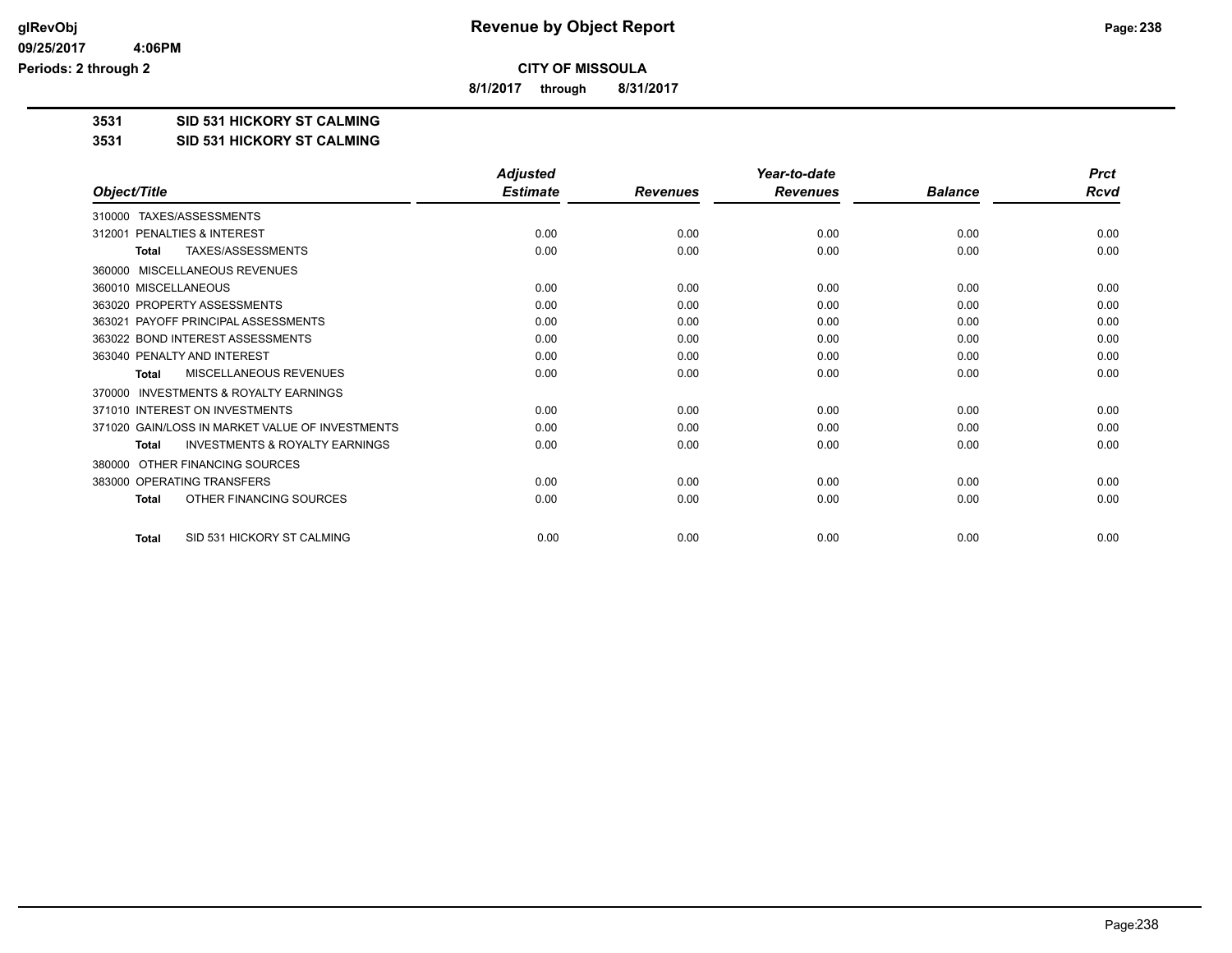# Revenue by Object Report

**CITY OF MISSOULA**

**8/1/2017 through 8/31/2017**

**3531 SID 531 HICKORY ST CALMING**

**3531 SID 531 HICKORY ST CALMING**

| Object/Title | Adjusted Estimate | Revenues | Year-to-date Revenues | Balance | Prct Rcvd |
|---|---|---|---|---|---|
| 310000 TAXES/ASSESSMENTS | | | | | |
| 312001 PENALTIES & INTEREST | 0.00 | 0.00 | 0.00 | 0.00 | 0.00 |
| **Total** TAXES/ASSESSMENTS | 0.00 | 0.00 | 0.00 | 0.00 | 0.00 |
| 360000 MISCELLANEOUS REVENUES | | | | | |
| 360010 MISCELLANEOUS | 0.00 | 0.00 | 0.00 | 0.00 | 0.00 |
| 363020 PROPERTY ASSESSMENTS | 0.00 | 0.00 | 0.00 | 0.00 | 0.00 |
| 363021 PAYOFF PRINCIPAL ASSESSMENTS | 0.00 | 0.00 | 0.00 | 0.00 | 0.00 |
| 363022 BOND INTEREST ASSESSMENTS | 0.00 | 0.00 | 0.00 | 0.00 | 0.00 |
| 363040 PENALTY AND INTEREST | 0.00 | 0.00 | 0.00 | 0.00 | 0.00 |
| **Total** MISCELLANEOUS REVENUES | 0.00 | 0.00 | 0.00 | 0.00 | 0.00 |
| 370000 INVESTMENTS & ROYALTY EARNINGS | | | | | |
| 371010 INTEREST ON INVESTMENTS | 0.00 | 0.00 | 0.00 | 0.00 | 0.00 |
| 371020 GAIN/LOSS IN MARKET VALUE OF INVESTMENTS | 0.00 | 0.00 | 0.00 | 0.00 | 0.00 |
| **Total** INVESTMENTS & ROYALTY EARNINGS | 0.00 | 0.00 | 0.00 | 0.00 | 0.00 |
| 380000 OTHER FINANCING SOURCES | | | | | |
| 383000 OPERATING TRANSFERS | 0.00 | 0.00 | 0.00 | 0.00 | 0.00 |
| **Total** OTHER FINANCING SOURCES | 0.00 | 0.00 | 0.00 | 0.00 | 0.00 |
| **Total** SID 531 HICKORY ST CALMING | 0.00 | 0.00 | 0.00 | 0.00 | 0.00 |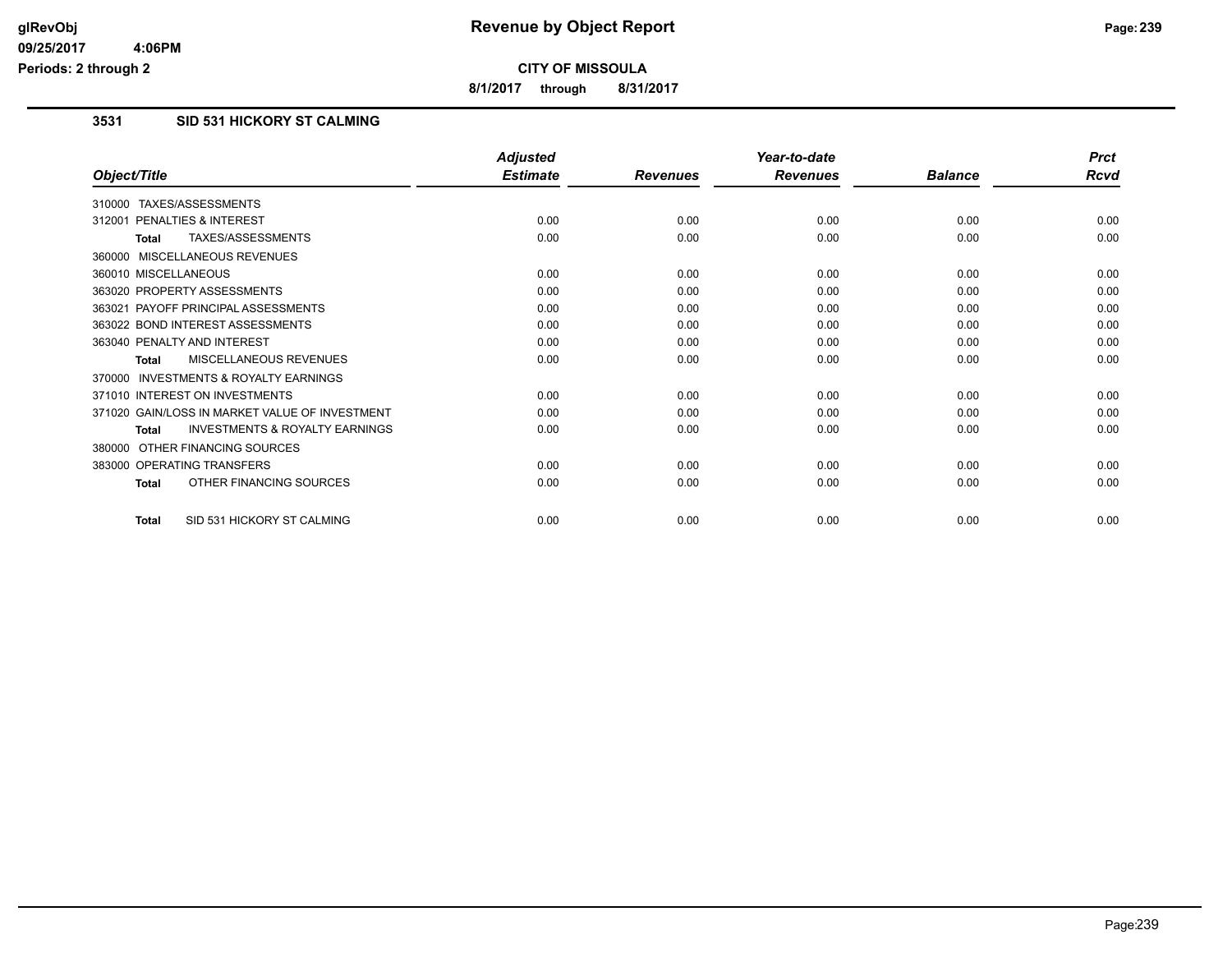**Revenue by Object Report**

**CITY OF MISSOULA**

**8/1/2017 through 8/31/2017**

glRevObj
09/25/2017 4:06PM
Periods: 2 through 2

## 3531 SID 531 HICKORY ST CALMING

| Object/Title | Adjusted Estimate | Revenues | Year-to-date Revenues | Balance | Prct Rcvd |
|---|---|---|---|---|---|
| 310000 TAXES/ASSESSMENTS | | | | | |
| 312001 PENALTIES & INTEREST | 0.00 | 0.00 | 0.00 | 0.00 | 0.00 |
| **Total** TAXES/ASSESSMENTS | 0.00 | 0.00 | 0.00 | 0.00 | 0.00 |
| 360000 MISCELLANEOUS REVENUES | | | | | |
| 360010 MISCELLANEOUS | 0.00 | 0.00 | 0.00 | 0.00 | 0.00 |
| 363020 PROPERTY ASSESSMENTS | 0.00 | 0.00 | 0.00 | 0.00 | 0.00 |
| 363021 PAYOFF PRINCIPAL ASSESSMENTS | 0.00 | 0.00 | 0.00 | 0.00 | 0.00 |
| 363022 BOND INTEREST ASSESSMENTS | 0.00 | 0.00 | 0.00 | 0.00 | 0.00 |
| 363040 PENALTY AND INTEREST | 0.00 | 0.00 | 0.00 | 0.00 | 0.00 |
| **Total** MISCELLANEOUS REVENUES | 0.00 | 0.00 | 0.00 | 0.00 | 0.00 |
| 370000 INVESTMENTS & ROYALTY EARNINGS | | | | | |
| 371010 INTEREST ON INVESTMENTS | 0.00 | 0.00 | 0.00 | 0.00 | 0.00 |
| 371020 GAIN/LOSS IN MARKET VALUE OF INVESTMENT | 0.00 | 0.00 | 0.00 | 0.00 | 0.00 |
| **Total** INVESTMENTS & ROYALTY EARNINGS | 0.00 | 0.00 | 0.00 | 0.00 | 0.00 |
| 380000 OTHER FINANCING SOURCES | | | | | |
| 383000 OPERATING TRANSFERS | 0.00 | 0.00 | 0.00 | 0.00 | 0.00 |
| **Total** OTHER FINANCING SOURCES | 0.00 | 0.00 | 0.00 | 0.00 | 0.00 |
| **Total** SID 531 HICKORY ST CALMING | 0.00 | 0.00 | 0.00 | 0.00 | 0.00 |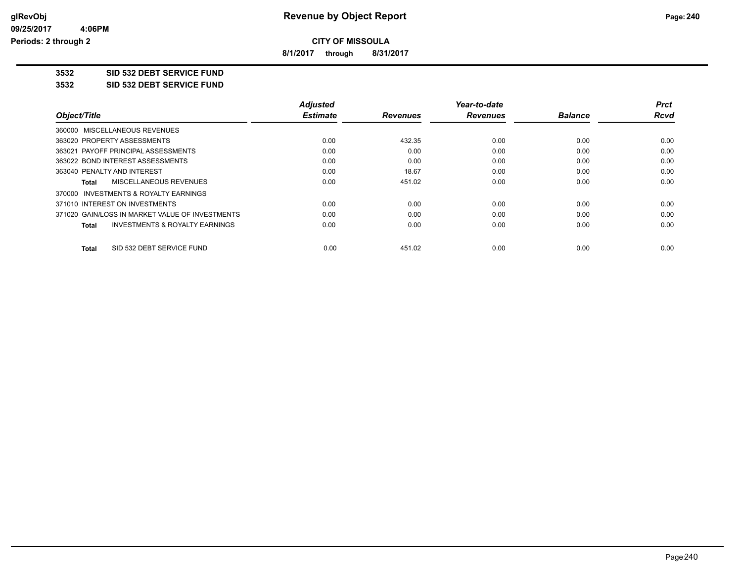**CITY OF MISSOULA**

**8/1/2017 through 8/31/2017**

**3532 SID 532 DEBT SERVICE FUND**

**3532 SID 532 DEBT SERVICE FUND**

| Object/Title | Adjusted Estimate | Revenues | Year-to-date Revenues | Balance | Prct Rcvd |
|---|---|---|---|---|---|
| 360000 MISCELLANEOUS REVENUES | | | | | |
| 363020 PROPERTY ASSESSMENTS | 0.00 | 432.35 | 0.00 | 0.00 | 0.00 |
| 363021 PAYOFF PRINCIPAL ASSESSMENTS | 0.00 | 0.00 | 0.00 | 0.00 | 0.00 |
| 363022 BOND INTEREST ASSESSMENTS | 0.00 | 0.00 | 0.00 | 0.00 | 0.00 |
| 363040 PENALTY AND INTEREST | 0.00 | 18.67 | 0.00 | 0.00 | 0.00 |
| **Total** MISCELLANEOUS REVENUES | 0.00 | 451.02 | 0.00 | 0.00 | 0.00 |
| 370000 INVESTMENTS & ROYALTY EARNINGS | | | | | |
| 371010 INTEREST ON INVESTMENTS | 0.00 | 0.00 | 0.00 | 0.00 | 0.00 |
| 371020 GAIN/LOSS IN MARKET VALUE OF INVESTMENTS | 0.00 | 0.00 | 0.00 | 0.00 | 0.00 |
| **Total** INVESTMENTS & ROYALTY EARNINGS | 0.00 | 0.00 | 0.00 | 0.00 | 0.00 |
| **Total** SID 532 DEBT SERVICE FUND | 0.00 | 451.02 | 0.00 | 0.00 | 0.00 |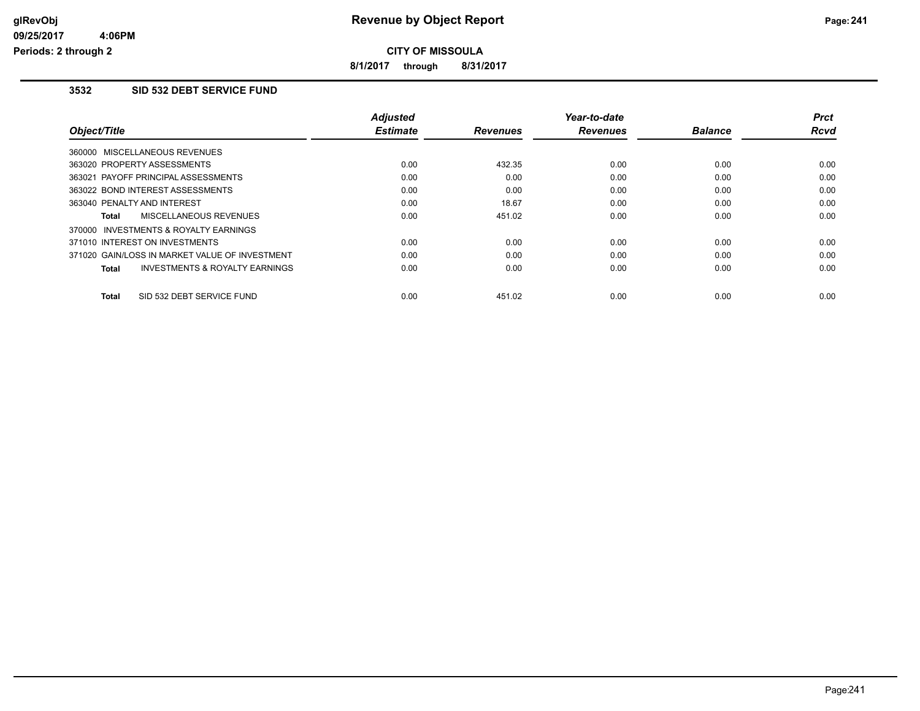# Revenue by Object Report

**CITY OF MISSOULA**

**8/1/2017 through 8/31/2017**

glRevObj
09/25/2017 4:06PM
Periods: 2 through 2

## 3532 SID 532 DEBT SERVICE FUND

| Object/Title | Adjusted Estimate | Revenues | Year-to-date Revenues | Balance | Prct Rcvd |
|---|---|---|---|---|---|
| 360000 MISCELLANEOUS REVENUES | | | | | |
| 363020 PROPERTY ASSESSMENTS | 0.00 | 432.35 | 0.00 | 0.00 | 0.00 |
| 363021 PAYOFF PRINCIPAL ASSESSMENTS | 0.00 | 0.00 | 0.00 | 0.00 | 0.00 |
| 363022 BOND INTEREST ASSESSMENTS | 0.00 | 0.00 | 0.00 | 0.00 | 0.00 |
| 363040 PENALTY AND INTEREST | 0.00 | 18.67 | 0.00 | 0.00 | 0.00 |
| **Total** MISCELLANEOUS REVENUES | 0.00 | 451.02 | 0.00 | 0.00 | 0.00 |
| 370000 INVESTMENTS & ROYALTY EARNINGS | | | | | |
| 371010 INTEREST ON INVESTMENTS | 0.00 | 0.00 | 0.00 | 0.00 | 0.00 |
| 371020 GAIN/LOSS IN MARKET VALUE OF INVESTMENT | 0.00 | 0.00 | 0.00 | 0.00 | 0.00 |
| **Total** INVESTMENTS & ROYALTY EARNINGS | 0.00 | 0.00 | 0.00 | 0.00 | 0.00 |
| **Total** SID 532 DEBT SERVICE FUND | 0.00 | 451.02 | 0.00 | 0.00 | 0.00 |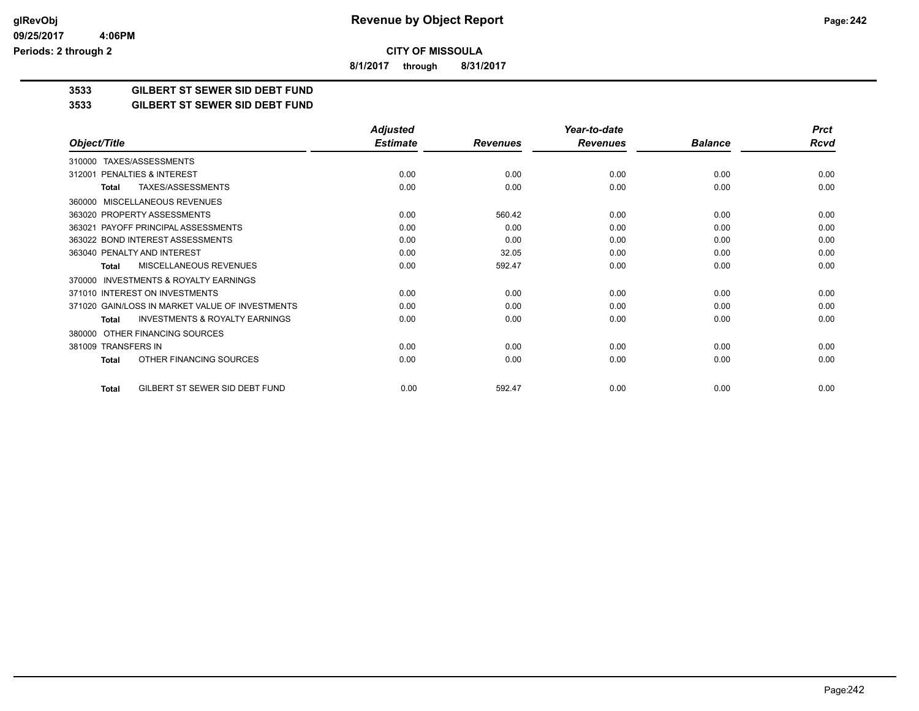# Revenue by Object Report

**CITY OF MISSOULA**

**8/1/2017 through 8/31/2017**

glRevObj
09/25/2017 4:06PM
Periods: 2 through 2

## 3533 GILBERT ST SEWER SID DEBT FUND

### 3533 GILBERT ST SEWER SID DEBT FUND

| Object/Title | Adjusted Estimate | Revenues | Year-to-date Revenues | Balance | Prct Rcvd |
|---|---|---|---|---|---|
| 310000 TAXES/ASSESSMENTS | | | | | |
| 312001 PENALTIES & INTEREST | 0.00 | 0.00 | 0.00 | 0.00 | 0.00 |
| **Total** TAXES/ASSESSMENTS | 0.00 | 0.00 | 0.00 | 0.00 | 0.00 |
| 360000 MISCELLANEOUS REVENUES | | | | | |
| 363020 PROPERTY ASSESSMENTS | 0.00 | 560.42 | 0.00 | 0.00 | 0.00 |
| 363021 PAYOFF PRINCIPAL ASSESSMENTS | 0.00 | 0.00 | 0.00 | 0.00 | 0.00 |
| 363022 BOND INTEREST ASSESSMENTS | 0.00 | 0.00 | 0.00 | 0.00 | 0.00 |
| 363040 PENALTY AND INTEREST | 0.00 | 32.05 | 0.00 | 0.00 | 0.00 |
| **Total** MISCELLANEOUS REVENUES | 0.00 | 592.47 | 0.00 | 0.00 | 0.00 |
| 370000 INVESTMENTS & ROYALTY EARNINGS | | | | | |
| 371010 INTEREST ON INVESTMENTS | 0.00 | 0.00 | 0.00 | 0.00 | 0.00 |
| 371020 GAIN/LOSS IN MARKET VALUE OF INVESTMENTS | 0.00 | 0.00 | 0.00 | 0.00 | 0.00 |
| **Total** INVESTMENTS & ROYALTY EARNINGS | 0.00 | 0.00 | 0.00 | 0.00 | 0.00 |
| 380000 OTHER FINANCING SOURCES | | | | | |
| 381009 TRANSFERS IN | 0.00 | 0.00 | 0.00 | 0.00 | 0.00 |
| **Total** OTHER FINANCING SOURCES | 0.00 | 0.00 | 0.00 | 0.00 | 0.00 |
| **Total** GILBERT ST SEWER SID DEBT FUND | 0.00 | 592.47 | 0.00 | 0.00 | 0.00 |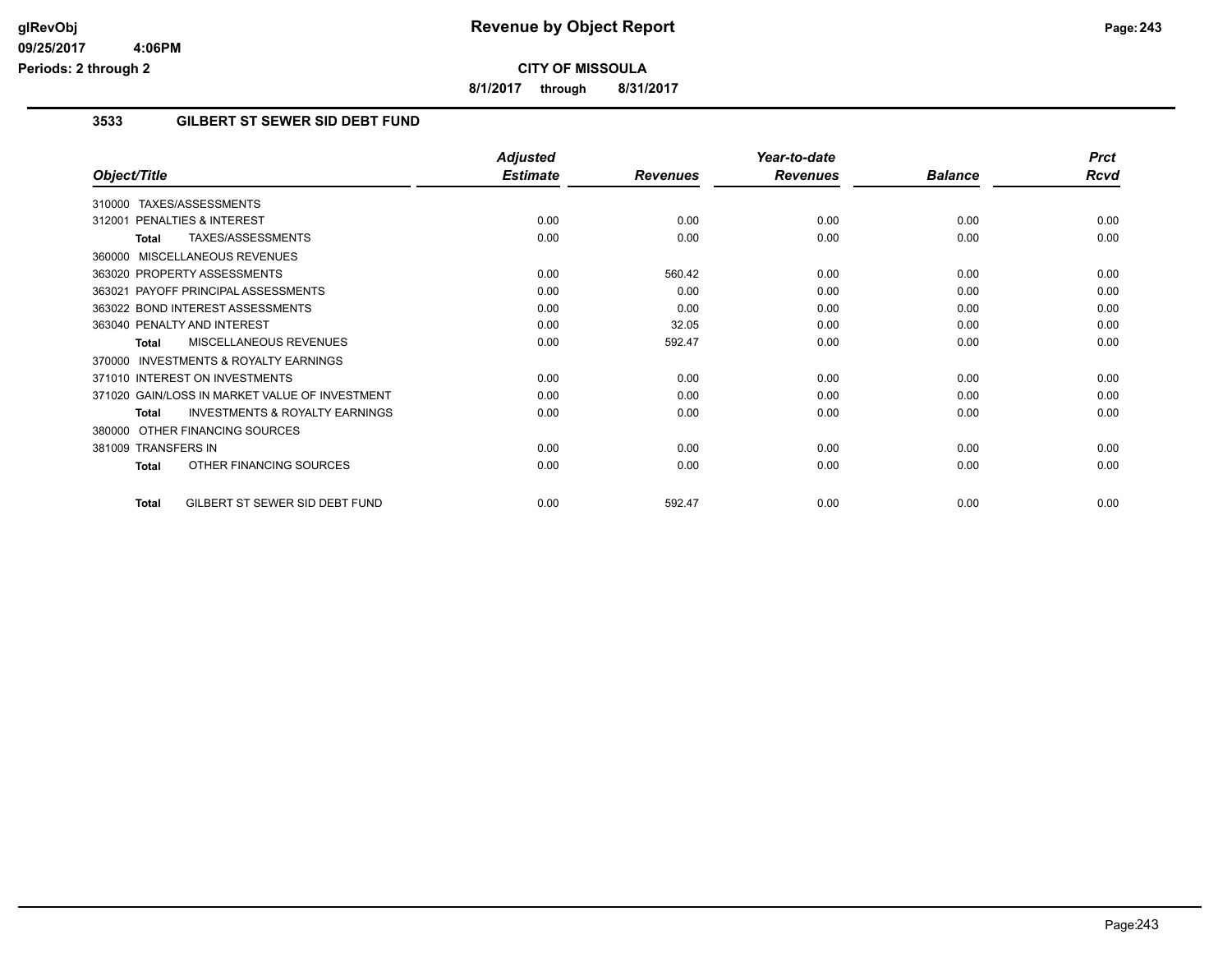**Revenue by Object Report**

**CITY OF MISSOULA**

**8/1/2017 through 8/31/2017**

## 3533 GILBERT ST SEWER SID DEBT FUND

| Object/Title | Adjusted Estimate | Revenues | Year-to-date Revenues | Balance | Prct Rcvd |
|---|---|---|---|---|---|
| 310000 TAXES/ASSESSMENTS | | | | | |
| 312001 PENALTIES & INTEREST | 0.00 | 0.00 | 0.00 | 0.00 | 0.00 |
| **Total** TAXES/ASSESSMENTS | 0.00 | 0.00 | 0.00 | 0.00 | 0.00 |
| 360000 MISCELLANEOUS REVENUES | | | | | |
| 363020 PROPERTY ASSESSMENTS | 0.00 | 560.42 | 0.00 | 0.00 | 0.00 |
| 363021 PAYOFF PRINCIPAL ASSESSMENTS | 0.00 | 0.00 | 0.00 | 0.00 | 0.00 |
| 363022 BOND INTEREST ASSESSMENTS | 0.00 | 0.00 | 0.00 | 0.00 | 0.00 |
| 363040 PENALTY AND INTEREST | 0.00 | 32.05 | 0.00 | 0.00 | 0.00 |
| **Total** MISCELLANEOUS REVENUES | 0.00 | 592.47 | 0.00 | 0.00 | 0.00 |
| 370000 INVESTMENTS & ROYALTY EARNINGS | | | | | |
| 371010 INTEREST ON INVESTMENTS | 0.00 | 0.00 | 0.00 | 0.00 | 0.00 |
| 371020 GAIN/LOSS IN MARKET VALUE OF INVESTMENT | 0.00 | 0.00 | 0.00 | 0.00 | 0.00 |
| **Total** INVESTMENTS & ROYALTY EARNINGS | 0.00 | 0.00 | 0.00 | 0.00 | 0.00 |
| 380000 OTHER FINANCING SOURCES | | | | | |
| 381009 TRANSFERS IN | 0.00 | 0.00 | 0.00 | 0.00 | 0.00 |
| **Total** OTHER FINANCING SOURCES | 0.00 | 0.00 | 0.00 | 0.00 | 0.00 |
| **Total** GILBERT ST SEWER SID DEBT FUND | 0.00 | 592.47 | 0.00 | 0.00 | 0.00 |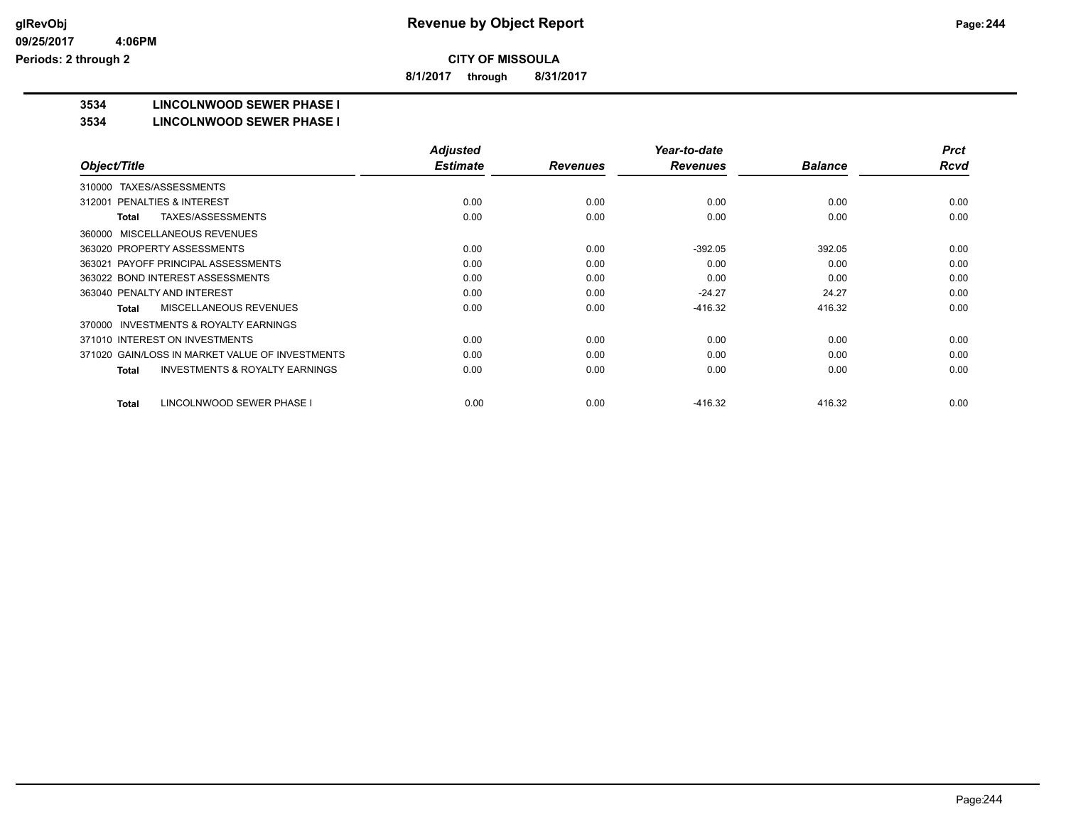**CITY OF MISSOULA**

**8/1/2017 through 8/31/2017**

# 3534 LINCOLNWOOD SEWER PHASE I

## 3534 LINCOLNWOOD SEWER PHASE I

| Object/Title | Adjusted Estimate | Revenues | Year-to-date Revenues | Balance | Prct Rcvd |
|---|---|---|---|---|---|
| 310000 TAXES/ASSESSMENTS | | | | | |
| 312001 PENALTIES & INTEREST | 0.00 | 0.00 | 0.00 | 0.00 | 0.00 |
| **Total** TAXES/ASSESSMENTS | 0.00 | 0.00 | 0.00 | 0.00 | 0.00 |
| 360000 MISCELLANEOUS REVENUES | | | | | |
| 363020 PROPERTY ASSESSMENTS | 0.00 | 0.00 | -392.05 | 392.05 | 0.00 |
| 363021 PAYOFF PRINCIPAL ASSESSMENTS | 0.00 | 0.00 | 0.00 | 0.00 | 0.00 |
| 363022 BOND INTEREST ASSESSMENTS | 0.00 | 0.00 | 0.00 | 0.00 | 0.00 |
| 363040 PENALTY AND INTEREST | 0.00 | 0.00 | -24.27 | 24.27 | 0.00 |
| **Total** MISCELLANEOUS REVENUES | 0.00 | 0.00 | -416.32 | 416.32 | 0.00 |
| 370000 INVESTMENTS & ROYALTY EARNINGS | | | | | |
| 371010 INTEREST ON INVESTMENTS | 0.00 | 0.00 | 0.00 | 0.00 | 0.00 |
| 371020 GAIN/LOSS IN MARKET VALUE OF INVESTMENTS | 0.00 | 0.00 | 0.00 | 0.00 | 0.00 |
| **Total** INVESTMENTS & ROYALTY EARNINGS | 0.00 | 0.00 | 0.00 | 0.00 | 0.00 |
| **Total** LINCOLNWOOD SEWER PHASE I | 0.00 | 0.00 | -416.32 | 416.32 | 0.00 |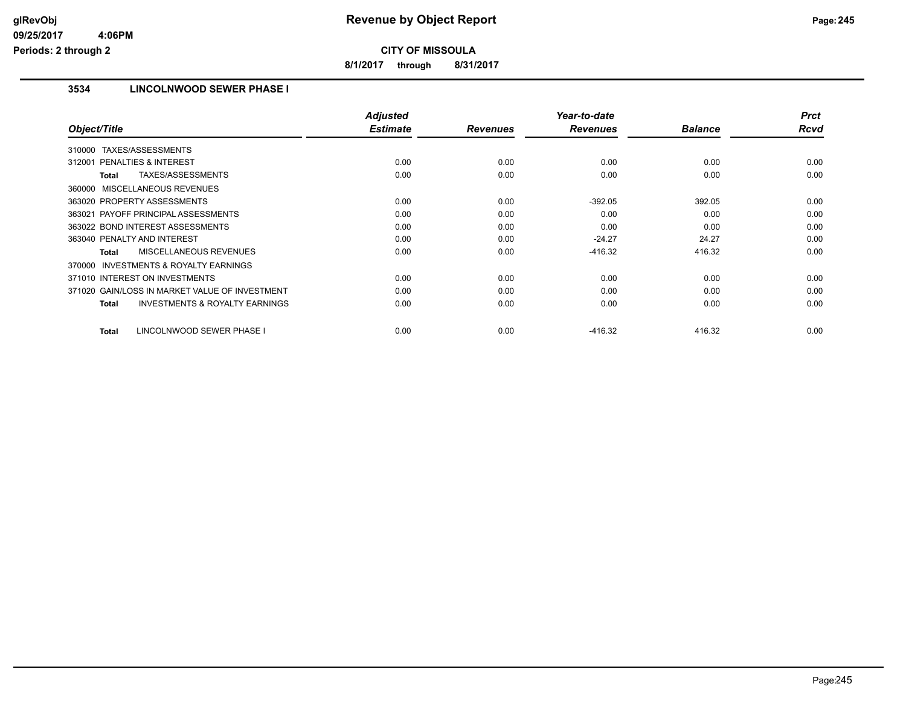# Revenue by Object Report

glRevObj
09/25/2017 4:06PM
Periods: 2 through 2

**CITY OF MISSOULA**

**8/1/2017 through 8/31/2017**

## 3534 LINCOLNWOOD SEWER PHASE I

| Object/Title | Adjusted Estimate | Revenues | Year-to-date Revenues | Balance | Prct Rcvd |
|---|---|---|---|---|---|
| 310000 TAXES/ASSESSMENTS | | | | | |
| 312001 PENALTIES & INTEREST | 0.00 | 0.00 | 0.00 | 0.00 | 0.00 |
| **Total** TAXES/ASSESSMENTS | 0.00 | 0.00 | 0.00 | 0.00 | 0.00 |
| 360000 MISCELLANEOUS REVENUES | | | | | |
| 363020 PROPERTY ASSESSMENTS | 0.00 | 0.00 | -392.05 | 392.05 | 0.00 |
| 363021 PAYOFF PRINCIPAL ASSESSMENTS | 0.00 | 0.00 | 0.00 | 0.00 | 0.00 |
| 363022 BOND INTEREST ASSESSMENTS | 0.00 | 0.00 | 0.00 | 0.00 | 0.00 |
| 363040 PENALTY AND INTEREST | 0.00 | 0.00 | -24.27 | 24.27 | 0.00 |
| **Total** MISCELLANEOUS REVENUES | 0.00 | 0.00 | -416.32 | 416.32 | 0.00 |
| 370000 INVESTMENTS & ROYALTY EARNINGS | | | | | |
| 371010 INTEREST ON INVESTMENTS | 0.00 | 0.00 | 0.00 | 0.00 | 0.00 |
| 371020 GAIN/LOSS IN MARKET VALUE OF INVESTMENT | 0.00 | 0.00 | 0.00 | 0.00 | 0.00 |
| **Total** INVESTMENTS & ROYALTY EARNINGS | 0.00 | 0.00 | 0.00 | 0.00 | 0.00 |
| **Total** LINCOLNWOOD SEWER PHASE I | 0.00 | 0.00 | -416.32 | 416.32 | 0.00 |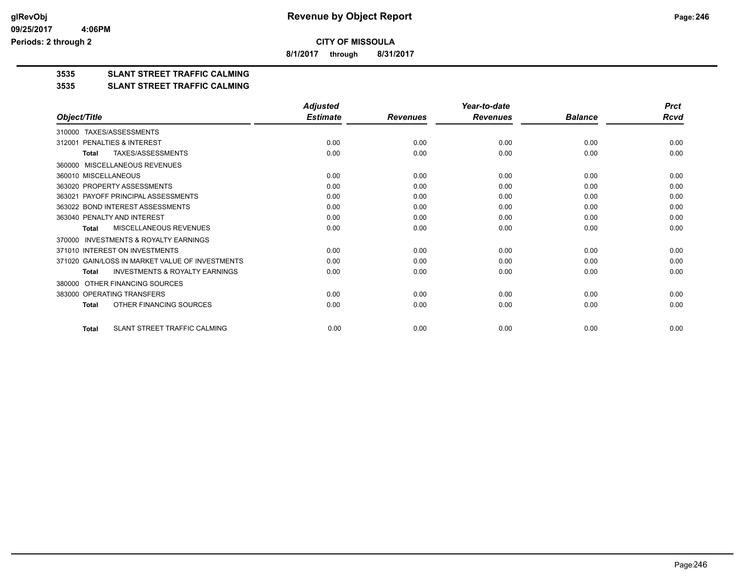# Revenue by Object Report

**CITY OF MISSOULA**

**8/1/2017 through 8/31/2017**

glRevObj
09/25/2017 4:06PM
Periods: 2 through 2

## 3535 SLANT STREET TRAFFIC CALMING

### 3535 SLANT STREET TRAFFIC CALMING

| Object/Title | Adjusted Estimate | Revenues | Year-to-date Revenues | Balance | Prct Rcvd |
|---|---|---|---|---|---|
| 310000 TAXES/ASSESSMENTS | | | | | |
| 312001 PENALTIES & INTEREST | 0.00 | 0.00 | 0.00 | 0.00 | 0.00 |
| **Total** TAXES/ASSESSMENTS | 0.00 | 0.00 | 0.00 | 0.00 | 0.00 |
| 360000 MISCELLANEOUS REVENUES | | | | | |
| 360010 MISCELLANEOUS | 0.00 | 0.00 | 0.00 | 0.00 | 0.00 |
| 363020 PROPERTY ASSESSMENTS | 0.00 | 0.00 | 0.00 | 0.00 | 0.00 |
| 363021 PAYOFF PRINCIPAL ASSESSMENTS | 0.00 | 0.00 | 0.00 | 0.00 | 0.00 |
| 363022 BOND INTEREST ASSESSMENTS | 0.00 | 0.00 | 0.00 | 0.00 | 0.00 |
| 363040 PENALTY AND INTEREST | 0.00 | 0.00 | 0.00 | 0.00 | 0.00 |
| **Total** MISCELLANEOUS REVENUES | 0.00 | 0.00 | 0.00 | 0.00 | 0.00 |
| 370000 INVESTMENTS & ROYALTY EARNINGS | | | | | |
| 371010 INTEREST ON INVESTMENTS | 0.00 | 0.00 | 0.00 | 0.00 | 0.00 |
| 371020 GAIN/LOSS IN MARKET VALUE OF INVESTMENTS | 0.00 | 0.00 | 0.00 | 0.00 | 0.00 |
| **Total** INVESTMENTS & ROYALTY EARNINGS | 0.00 | 0.00 | 0.00 | 0.00 | 0.00 |
| 380000 OTHER FINANCING SOURCES | | | | | |
| 383000 OPERATING TRANSFERS | 0.00 | 0.00 | 0.00 | 0.00 | 0.00 |
| **Total** OTHER FINANCING SOURCES | 0.00 | 0.00 | 0.00 | 0.00 | 0.00 |
| **Total** SLANT STREET TRAFFIC CALMING | 0.00 | 0.00 | 0.00 | 0.00 | 0.00 |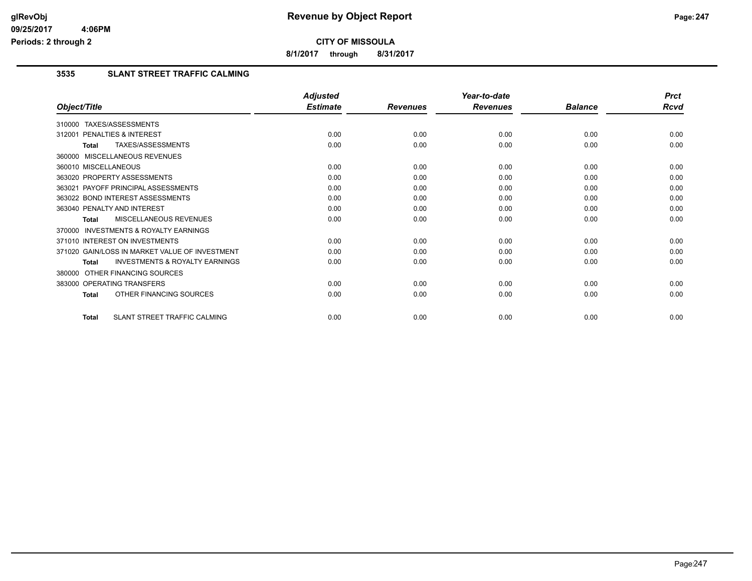# Revenue by Object Report

**CITY OF MISSOULA**

**8/1/2017 through 8/31/2017**

glRevObj
09/25/2017 4:06PM
Periods: 2 through 2

### 3535 SLANT STREET TRAFFIC CALMING

| Object/Title | Adjusted Estimate | Revenues | Year-to-date Revenues | Balance | Prct Rcvd |
|---|---|---|---|---|---|
| 310000 TAXES/ASSESSMENTS | | | | | |
| 312001 PENALTIES & INTEREST | 0.00 | 0.00 | 0.00 | 0.00 | 0.00 |
| **Total** TAXES/ASSESSMENTS | 0.00 | 0.00 | 0.00 | 0.00 | 0.00 |
| 360000 MISCELLANEOUS REVENUES | | | | | |
| 360010 MISCELLANEOUS | 0.00 | 0.00 | 0.00 | 0.00 | 0.00 |
| 363020 PROPERTY ASSESSMENTS | 0.00 | 0.00 | 0.00 | 0.00 | 0.00 |
| 363021 PAYOFF PRINCIPAL ASSESSMENTS | 0.00 | 0.00 | 0.00 | 0.00 | 0.00 |
| 363022 BOND INTEREST ASSESSMENTS | 0.00 | 0.00 | 0.00 | 0.00 | 0.00 |
| 363040 PENALTY AND INTEREST | 0.00 | 0.00 | 0.00 | 0.00 | 0.00 |
| **Total** MISCELLANEOUS REVENUES | 0.00 | 0.00 | 0.00 | 0.00 | 0.00 |
| 370000 INVESTMENTS & ROYALTY EARNINGS | | | | | |
| 371010 INTEREST ON INVESTMENTS | 0.00 | 0.00 | 0.00 | 0.00 | 0.00 |
| 371020 GAIN/LOSS IN MARKET VALUE OF INVESTMENT | 0.00 | 0.00 | 0.00 | 0.00 | 0.00 |
| **Total** INVESTMENTS & ROYALTY EARNINGS | 0.00 | 0.00 | 0.00 | 0.00 | 0.00 |
| 380000 OTHER FINANCING SOURCES | | | | | |
| 383000 OPERATING TRANSFERS | 0.00 | 0.00 | 0.00 | 0.00 | 0.00 |
| **Total** OTHER FINANCING SOURCES | 0.00 | 0.00 | 0.00 | 0.00 | 0.00 |
| **Total** SLANT STREET TRAFFIC CALMING | 0.00 | 0.00 | 0.00 | 0.00 | 0.00 |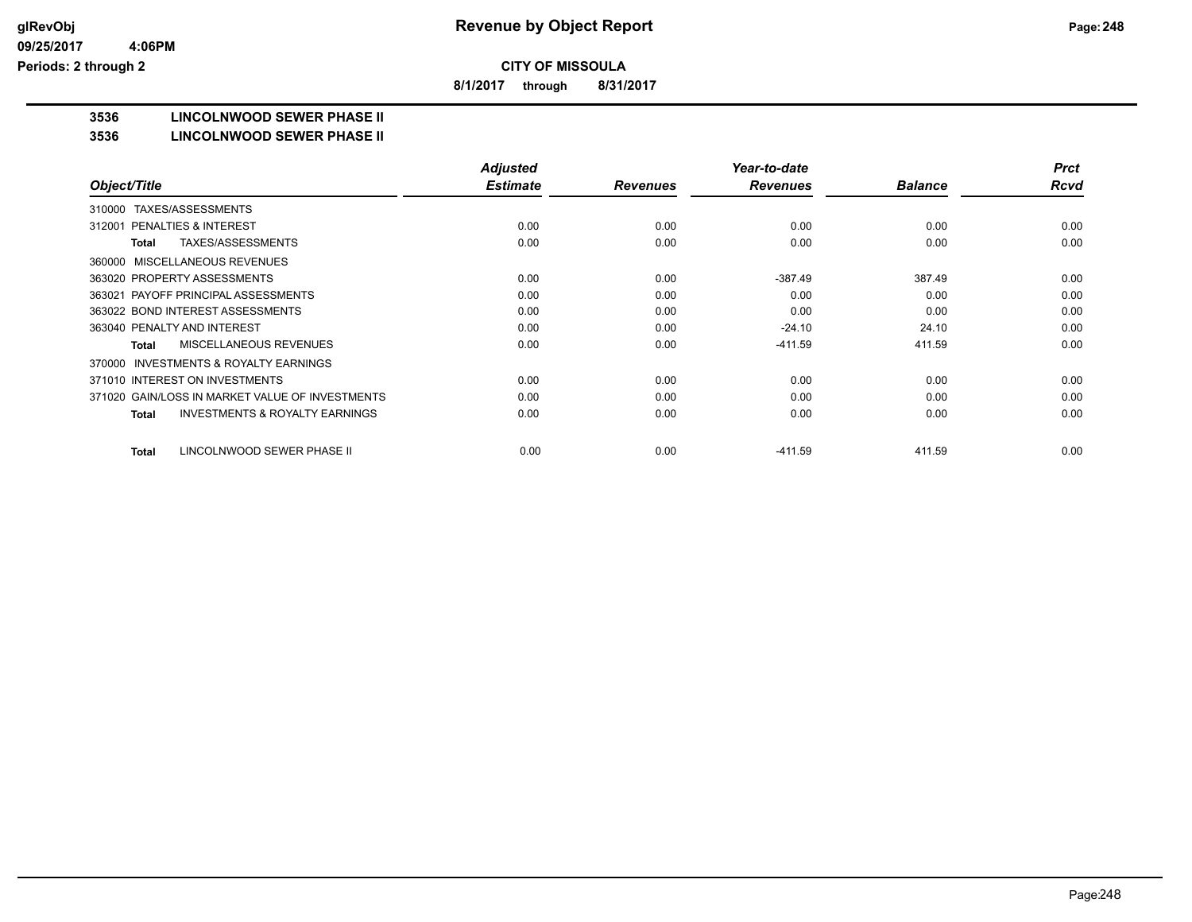**CITY OF MISSOULA**

**8/1/2017 through 8/31/2017**

**3536 LINCOLNWOOD SEWER PHASE II**

**3536 LINCOLNWOOD SEWER PHASE II**

| Object/Title | Adjusted Estimate | Revenues | Year-to-date Revenues | Balance | Prct Rcvd |
|---|---|---|---|---|---|
| 310000 TAXES/ASSESSMENTS | | | | | |
| 312001 PENALTIES & INTEREST | 0.00 | 0.00 | 0.00 | 0.00 | 0.00 |
| **Total** TAXES/ASSESSMENTS | 0.00 | 0.00 | 0.00 | 0.00 | 0.00 |
| 360000 MISCELLANEOUS REVENUES | | | | | |
| 363020 PROPERTY ASSESSMENTS | 0.00 | 0.00 | -387.49 | 387.49 | 0.00 |
| 363021 PAYOFF PRINCIPAL ASSESSMENTS | 0.00 | 0.00 | 0.00 | 0.00 | 0.00 |
| 363022 BOND INTEREST ASSESSMENTS | 0.00 | 0.00 | 0.00 | 0.00 | 0.00 |
| 363040 PENALTY AND INTEREST | 0.00 | 0.00 | -24.10 | 24.10 | 0.00 |
| **Total** MISCELLANEOUS REVENUES | 0.00 | 0.00 | -411.59 | 411.59 | 0.00 |
| 370000 INVESTMENTS & ROYALTY EARNINGS | | | | | |
| 371010 INTEREST ON INVESTMENTS | 0.00 | 0.00 | 0.00 | 0.00 | 0.00 |
| 371020 GAIN/LOSS IN MARKET VALUE OF INVESTMENTS | 0.00 | 0.00 | 0.00 | 0.00 | 0.00 |
| **Total** INVESTMENTS & ROYALTY EARNINGS | 0.00 | 0.00 | 0.00 | 0.00 | 0.00 |
| **Total** LINCOLNWOOD SEWER PHASE II | 0.00 | 0.00 | -411.59 | 411.59 | 0.00 |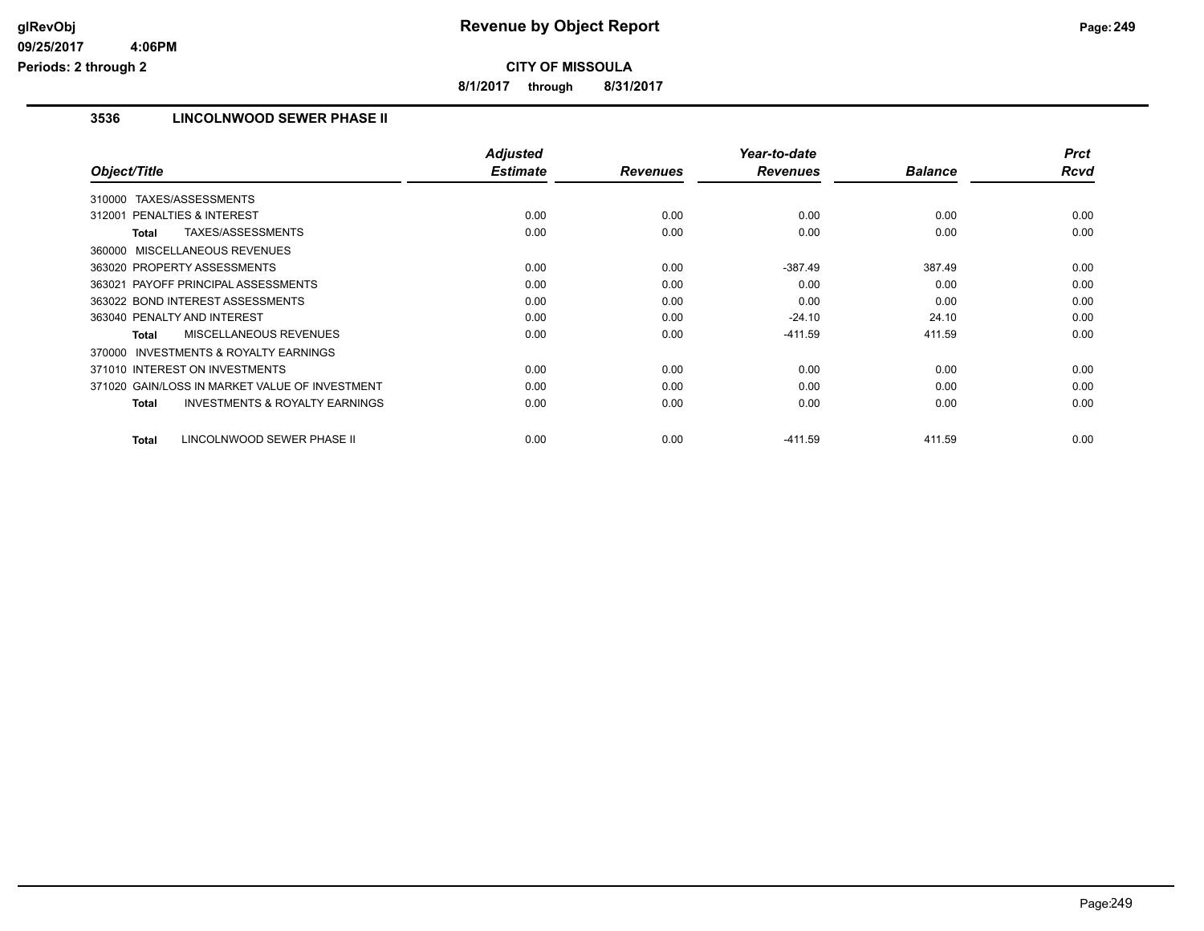**glRevObj** 
**09/25/2017 4:06PM** 
**Periods: 2 through 2**

# Revenue by Object Report

**CITY OF MISSOULA**

**8/1/2017 through 8/31/2017**

## 3536 LINCOLNWOOD SEWER PHASE II

| Object/Title | Adjusted Estimate | Revenues | Year-to-date Revenues | Balance | Prct Rcvd |
|---|---|---|---|---|---|
| 310000 TAXES/ASSESSMENTS | | | | | |
| 312001 PENALTIES & INTEREST | 0.00 | 0.00 | 0.00 | 0.00 | 0.00 |
| **Total** TAXES/ASSESSMENTS | 0.00 | 0.00 | 0.00 | 0.00 | 0.00 |
| 360000 MISCELLANEOUS REVENUES | | | | | |
| 363020 PROPERTY ASSESSMENTS | 0.00 | 0.00 | -387.49 | 387.49 | 0.00 |
| 363021 PAYOFF PRINCIPAL ASSESSMENTS | 0.00 | 0.00 | 0.00 | 0.00 | 0.00 |
| 363022 BOND INTEREST ASSESSMENTS | 0.00 | 0.00 | 0.00 | 0.00 | 0.00 |
| 363040 PENALTY AND INTEREST | 0.00 | 0.00 | -24.10 | 24.10 | 0.00 |
| **Total** MISCELLANEOUS REVENUES | 0.00 | 0.00 | -411.59 | 411.59 | 0.00 |
| 370000 INVESTMENTS & ROYALTY EARNINGS | | | | | |
| 371010 INTEREST ON INVESTMENTS | 0.00 | 0.00 | 0.00 | 0.00 | 0.00 |
| 371020 GAIN/LOSS IN MARKET VALUE OF INVESTMENT | 0.00 | 0.00 | 0.00 | 0.00 | 0.00 |
| **Total** INVESTMENTS & ROYALTY EARNINGS | 0.00 | 0.00 | 0.00 | 0.00 | 0.00 |
| **Total** LINCOLNWOOD SEWER PHASE II | 0.00 | 0.00 | -411.59 | 411.59 | 0.00 |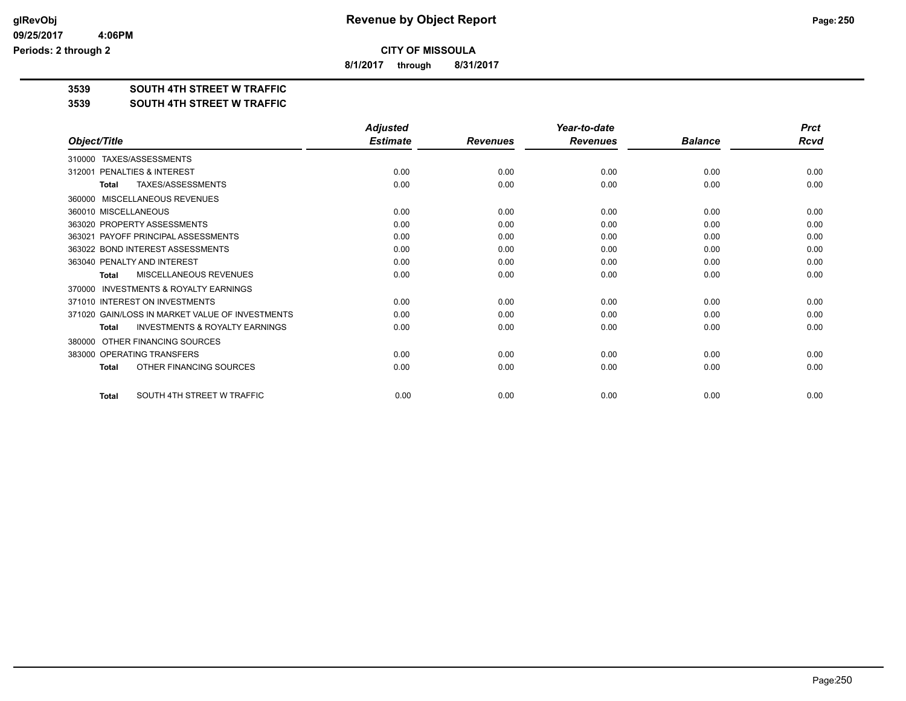**Revenue by Object Report**

**CITY OF MISSOULA**

**8/1/2017 through 8/31/2017**

glRevObj
09/25/2017 4:06PM
Periods: 2 through 2

**3539 SOUTH 4TH STREET W TRAFFIC**

**3539 SOUTH 4TH STREET W TRAFFIC**

| Object/Title | Adjusted Estimate | Revenues | Year-to-date Revenues | Balance | Prct Rcvd |
|---|---|---|---|---|---|
| 310000 TAXES/ASSESSMENTS | | | | | |
| 312001 PENALTIES & INTEREST | 0.00 | 0.00 | 0.00 | 0.00 | 0.00 |
| **Total** TAXES/ASSESSMENTS | 0.00 | 0.00 | 0.00 | 0.00 | 0.00 |
| 360000 MISCELLANEOUS REVENUES | | | | | |
| 360010 MISCELLANEOUS | 0.00 | 0.00 | 0.00 | 0.00 | 0.00 |
| 363020 PROPERTY ASSESSMENTS | 0.00 | 0.00 | 0.00 | 0.00 | 0.00 |
| 363021 PAYOFF PRINCIPAL ASSESSMENTS | 0.00 | 0.00 | 0.00 | 0.00 | 0.00 |
| 363022 BOND INTEREST ASSESSMENTS | 0.00 | 0.00 | 0.00 | 0.00 | 0.00 |
| 363040 PENALTY AND INTEREST | 0.00 | 0.00 | 0.00 | 0.00 | 0.00 |
| **Total** MISCELLANEOUS REVENUES | 0.00 | 0.00 | 0.00 | 0.00 | 0.00 |
| 370000 INVESTMENTS & ROYALTY EARNINGS | | | | | |
| 371010 INTEREST ON INVESTMENTS | 0.00 | 0.00 | 0.00 | 0.00 | 0.00 |
| 371020 GAIN/LOSS IN MARKET VALUE OF INVESTMENTS | 0.00 | 0.00 | 0.00 | 0.00 | 0.00 |
| **Total** INVESTMENTS & ROYALTY EARNINGS | 0.00 | 0.00 | 0.00 | 0.00 | 0.00 |
| 380000 OTHER FINANCING SOURCES | | | | | |
| 383000 OPERATING TRANSFERS | 0.00 | 0.00 | 0.00 | 0.00 | 0.00 |
| **Total** OTHER FINANCING SOURCES | 0.00 | 0.00 | 0.00 | 0.00 | 0.00 |
| **Total** SOUTH 4TH STREET W TRAFFIC | 0.00 | 0.00 | 0.00 | 0.00 | 0.00 |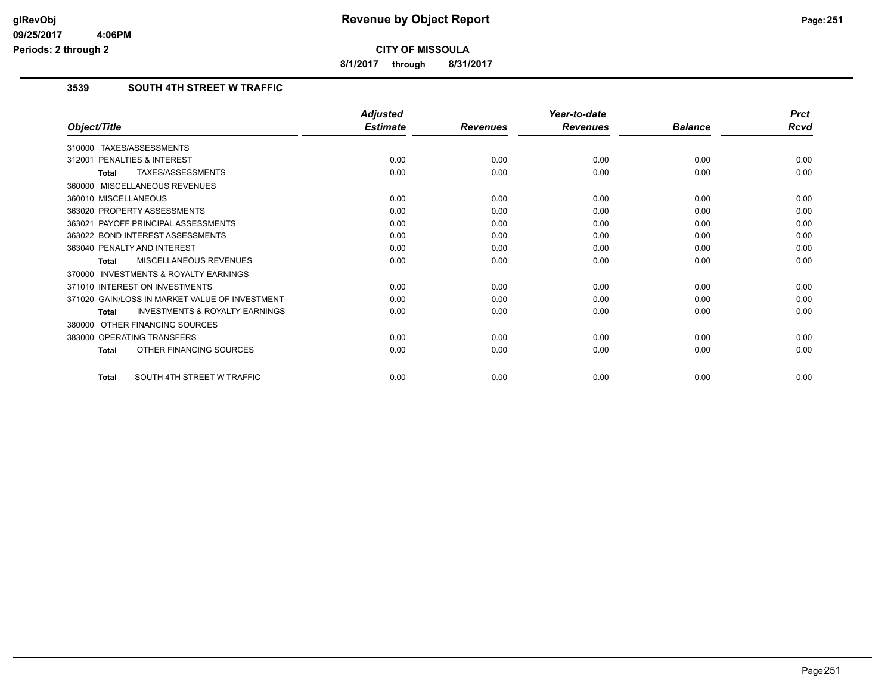# CITY OF MISSOULA

**8/1/2017 through 8/31/2017**

## 3539 SOUTH 4TH STREET W TRAFFIC

| Object/Title | Adjusted Estimate | Revenues | Year-to-date Revenues | Balance | Prct Rcvd |
|---|---|---|---|---|---|
| 310000 TAXES/ASSESSMENTS | | | | | |
| 312001 PENALTIES & INTEREST | 0.00 | 0.00 | 0.00 | 0.00 | 0.00 |
| **Total** TAXES/ASSESSMENTS | 0.00 | 0.00 | 0.00 | 0.00 | 0.00 |
| 360000 MISCELLANEOUS REVENUES | | | | | |
| 360010 MISCELLANEOUS | 0.00 | 0.00 | 0.00 | 0.00 | 0.00 |
| 363020 PROPERTY ASSESSMENTS | 0.00 | 0.00 | 0.00 | 0.00 | 0.00 |
| 363021 PAYOFF PRINCIPAL ASSESSMENTS | 0.00 | 0.00 | 0.00 | 0.00 | 0.00 |
| 363022 BOND INTEREST ASSESSMENTS | 0.00 | 0.00 | 0.00 | 0.00 | 0.00 |
| 363040 PENALTY AND INTEREST | 0.00 | 0.00 | 0.00 | 0.00 | 0.00 |
| **Total** MISCELLANEOUS REVENUES | 0.00 | 0.00 | 0.00 | 0.00 | 0.00 |
| 370000 INVESTMENTS & ROYALTY EARNINGS | | | | | |
| 371010 INTEREST ON INVESTMENTS | 0.00 | 0.00 | 0.00 | 0.00 | 0.00 |
| 371020 GAIN/LOSS IN MARKET VALUE OF INVESTMENT | 0.00 | 0.00 | 0.00 | 0.00 | 0.00 |
| **Total** INVESTMENTS & ROYALTY EARNINGS | 0.00 | 0.00 | 0.00 | 0.00 | 0.00 |
| 380000 OTHER FINANCING SOURCES | | | | | |
| 383000 OPERATING TRANSFERS | 0.00 | 0.00 | 0.00 | 0.00 | 0.00 |
| **Total** OTHER FINANCING SOURCES | 0.00 | 0.00 | 0.00 | 0.00 | 0.00 |
| **Total** SOUTH 4TH STREET W TRAFFIC | 0.00 | 0.00 | 0.00 | 0.00 | 0.00 |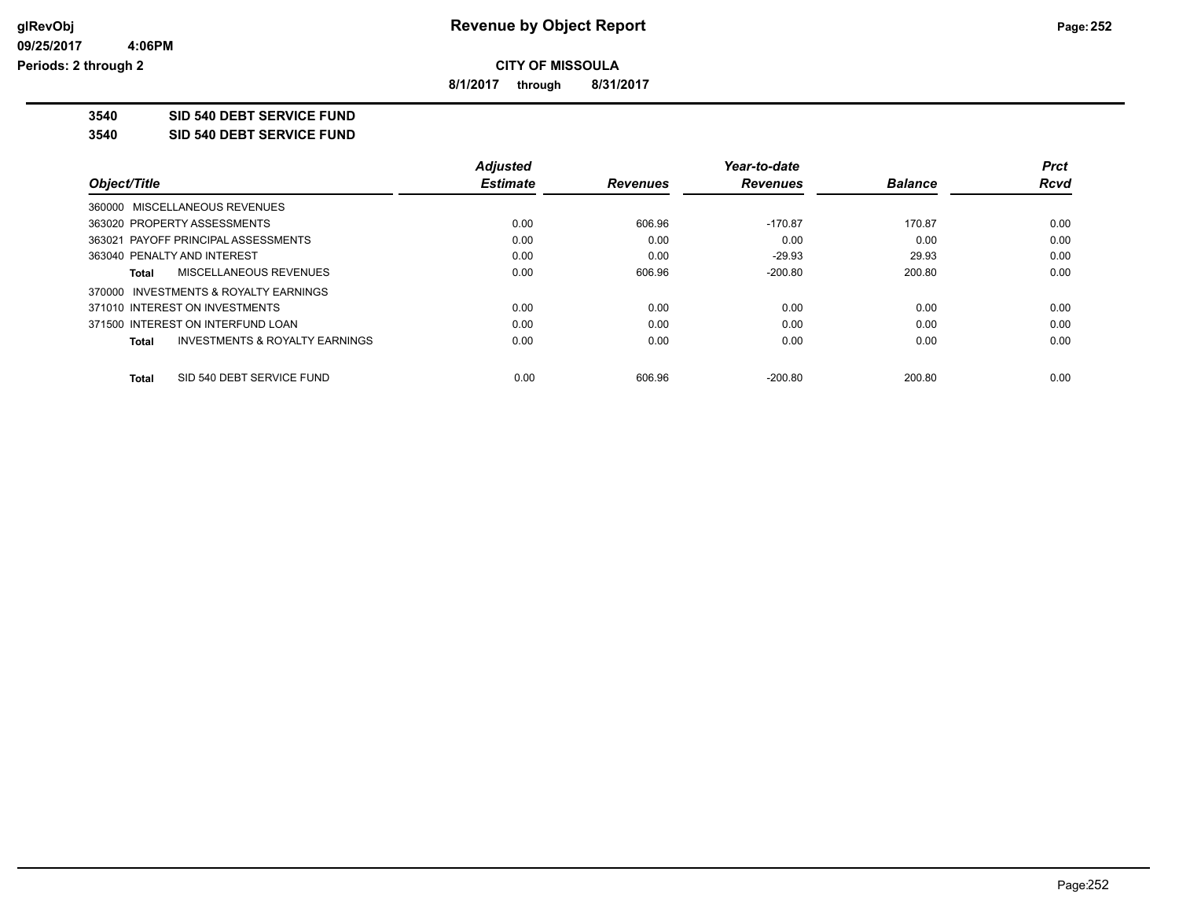# Revenue by Object Report

**CITY OF MISSOULA**

**8/1/2017 through 8/31/2017**

glRevObj
09/25/2017 4:06PM
Periods: 2 through 2

**3540 SID 540 DEBT SERVICE FUND**

**3540 SID 540 DEBT SERVICE FUND**

| Object/Title | Adjusted Estimate | Revenues | Year-to-date Revenues | Balance | Prct Rcvd |
|---|---|---|---|---|---|
| 360000 MISCELLANEOUS REVENUES | | | | | |
| 363020 PROPERTY ASSESSMENTS | 0.00 | 606.96 | -170.87 | 170.87 | 0.00 |
| 363021 PAYOFF PRINCIPAL ASSESSMENTS | 0.00 | 0.00 | 0.00 | 0.00 | 0.00 |
| 363040 PENALTY AND INTEREST | 0.00 | 0.00 | -29.93 | 29.93 | 0.00 |
| **Total** MISCELLANEOUS REVENUES | 0.00 | 606.96 | -200.80 | 200.80 | 0.00 |
| 370000 INVESTMENTS & ROYALTY EARNINGS | | | | | |
| 371010 INTEREST ON INVESTMENTS | 0.00 | 0.00 | 0.00 | 0.00 | 0.00 |
| 371500 INTEREST ON INTERFUND LOAN | 0.00 | 0.00 | 0.00 | 0.00 | 0.00 |
| **Total** INVESTMENTS & ROYALTY EARNINGS | 0.00 | 0.00 | 0.00 | 0.00 | 0.00 |
| **Total** SID 540 DEBT SERVICE FUND | 0.00 | 606.96 | -200.80 | 200.80 | 0.00 |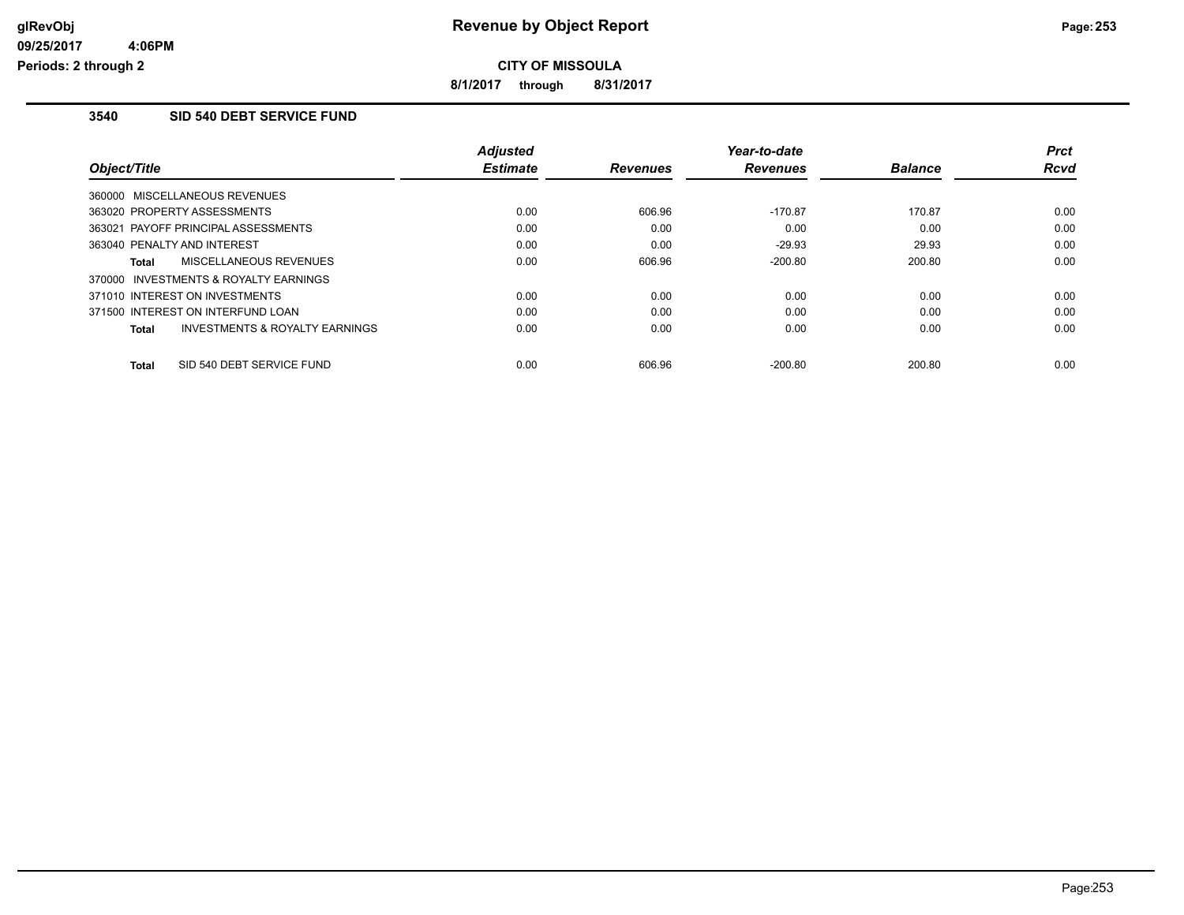# Revenue by Object Report

**CITY OF MISSOULA**

**8/1/2017 through 8/31/2017**

glRevObj
09/25/2017 4:06PM
Periods: 2 through 2

## 3540 SID 540 DEBT SERVICE FUND

| Object/Title | Adjusted Estimate | Revenues | Year-to-date Revenues | Balance | Prct Rcvd |
|---|---|---|---|---|---|
| 360000 MISCELLANEOUS REVENUES | | | | | |
| 363020 PROPERTY ASSESSMENTS | 0.00 | 606.96 | -170.87 | 170.87 | 0.00 |
| 363021 PAYOFF PRINCIPAL ASSESSMENTS | 0.00 | 0.00 | 0.00 | 0.00 | 0.00 |
| 363040 PENALTY AND INTEREST | 0.00 | 0.00 | -29.93 | 29.93 | 0.00 |
| **Total** MISCELLANEOUS REVENUES | 0.00 | 606.96 | -200.80 | 200.80 | 0.00 |
| 370000 INVESTMENTS & ROYALTY EARNINGS | | | | | |
| 371010 INTEREST ON INVESTMENTS | 0.00 | 0.00 | 0.00 | 0.00 | 0.00 |
| 371500 INTEREST ON INTERFUND LOAN | 0.00 | 0.00 | 0.00 | 0.00 | 0.00 |
| **Total** INVESTMENTS & ROYALTY EARNINGS | 0.00 | 0.00 | 0.00 | 0.00 | 0.00 |
| **Total** SID 540 DEBT SERVICE FUND | 0.00 | 606.96 | -200.80 | 200.80 | 0.00 |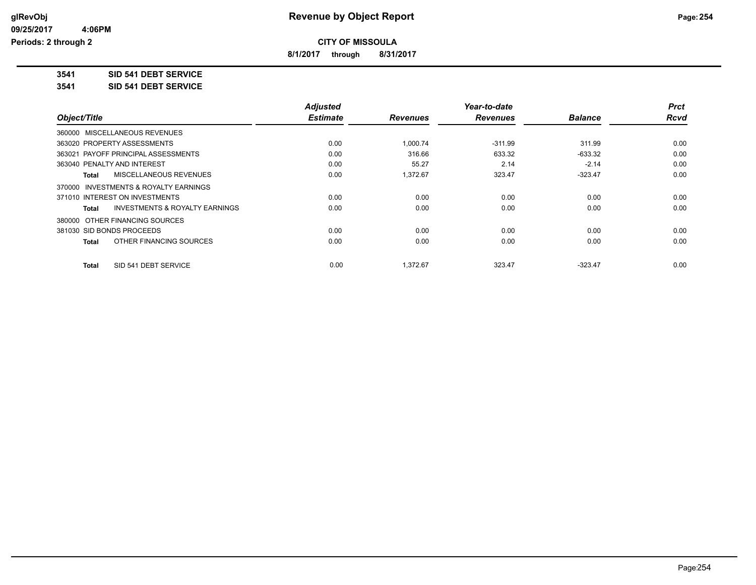**Revenue by Object Report**

**CITY OF MISSOULA**

**8/1/2017 through 8/31/2017**

glRevObj
09/25/2017 4:06PM
Periods: 2 through 2

**3541 SID 541 DEBT SERVICE**

**3541 SID 541 DEBT SERVICE**

| Object/Title | Adjusted Estimate | Revenues | Year-to-date Revenues | Balance | Prct Rcvd |
|---|---|---|---|---|---|
| 360000 MISCELLANEOUS REVENUES | | | | | |
| 363020 PROPERTY ASSESSMENTS | 0.00 | 1,000.74 | -311.99 | 311.99 | 0.00 |
| 363021 PAYOFF PRINCIPAL ASSESSMENTS | 0.00 | 316.66 | 633.32 | -633.32 | 0.00 |
| 363040 PENALTY AND INTEREST | 0.00 | 55.27 | 2.14 | -2.14 | 0.00 |
| **Total** MISCELLANEOUS REVENUES | 0.00 | 1,372.67 | 323.47 | -323.47 | 0.00 |
| 370000 INVESTMENTS & ROYALTY EARNINGS | | | | | |
| 371010 INTEREST ON INVESTMENTS | 0.00 | 0.00 | 0.00 | 0.00 | 0.00 |
| **Total** INVESTMENTS & ROYALTY EARNINGS | 0.00 | 0.00 | 0.00 | 0.00 | 0.00 |
| 380000 OTHER FINANCING SOURCES | | | | | |
| 381030 SID BONDS PROCEEDS | 0.00 | 0.00 | 0.00 | 0.00 | 0.00 |
| **Total** OTHER FINANCING SOURCES | 0.00 | 0.00 | 0.00 | 0.00 | 0.00 |
| **Total** SID 541 DEBT SERVICE | 0.00 | 1,372.67 | 323.47 | -323.47 | 0.00 |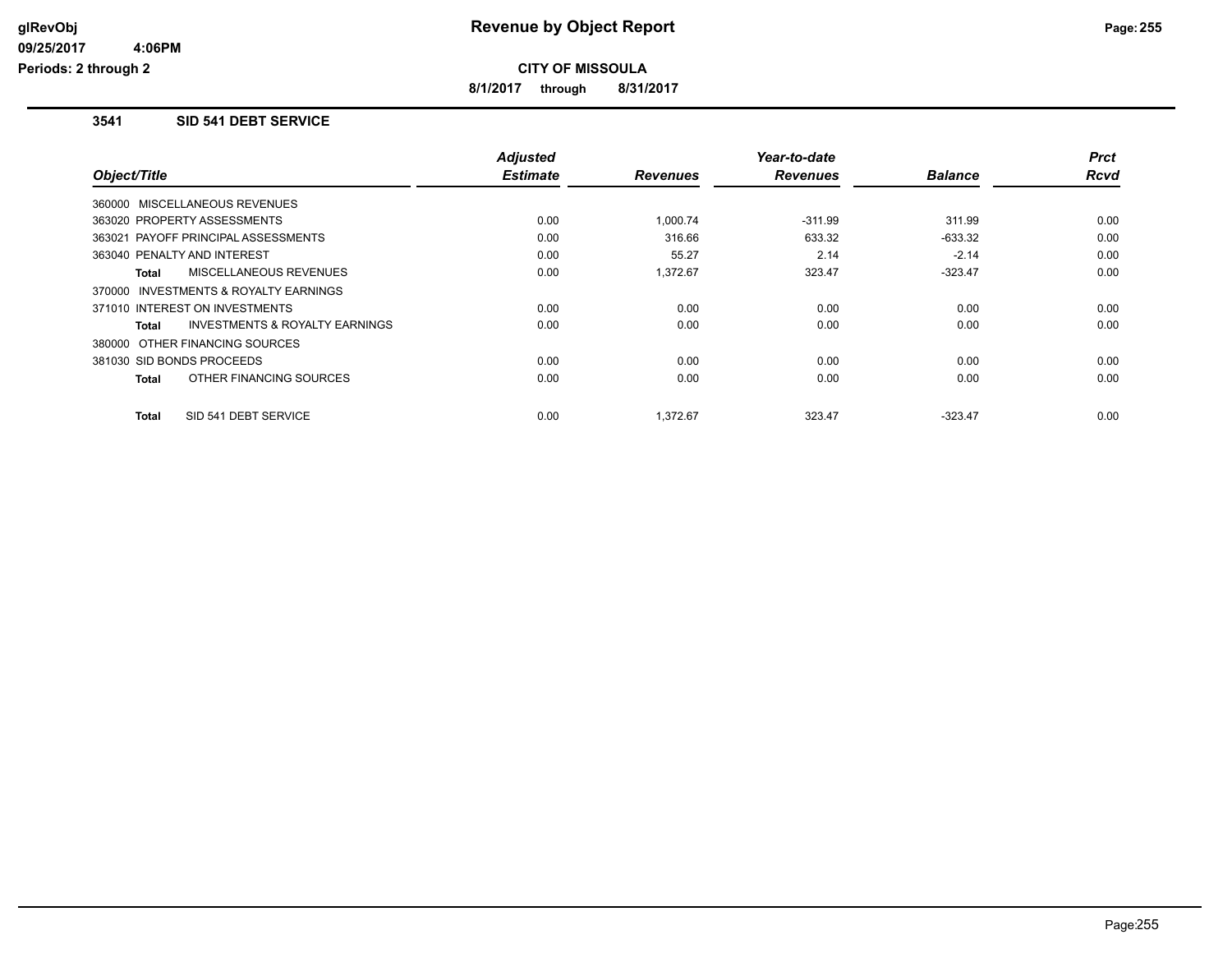# Revenue by Object Report

**CITY OF MISSOULA**

**8/1/2017 through 8/31/2017**

glRevObj
09/25/2017 4:06PM
Periods: 2 through 2

## 3541 SID 541 DEBT SERVICE

| Object/Title | Adjusted Estimate | Revenues | Year-to-date Revenues | Balance | Prct Rcvd |
|---|---|---|---|---|---|
| 360000 MISCELLANEOUS REVENUES | | | | | |
| 363020 PROPERTY ASSESSMENTS | 0.00 | 1,000.74 | -311.99 | 311.99 | 0.00 |
| 363021 PAYOFF PRINCIPAL ASSESSMENTS | 0.00 | 316.66 | 633.32 | -633.32 | 0.00 |
| 363040 PENALTY AND INTEREST | 0.00 | 55.27 | 2.14 | -2.14 | 0.00 |
| **Total** MISCELLANEOUS REVENUES | 0.00 | 1,372.67 | 323.47 | -323.47 | 0.00 |
| 370000 INVESTMENTS & ROYALTY EARNINGS | | | | | |
| 371010 INTEREST ON INVESTMENTS | 0.00 | 0.00 | 0.00 | 0.00 | 0.00 |
| **Total** INVESTMENTS & ROYALTY EARNINGS | 0.00 | 0.00 | 0.00 | 0.00 | 0.00 |
| 380000 OTHER FINANCING SOURCES | | | | | |
| 381030 SID BONDS PROCEEDS | 0.00 | 0.00 | 0.00 | 0.00 | 0.00 |
| **Total** OTHER FINANCING SOURCES | 0.00 | 0.00 | 0.00 | 0.00 | 0.00 |
| **Total** SID 541 DEBT SERVICE | 0.00 | 1,372.67 | 323.47 | -323.47 | 0.00 |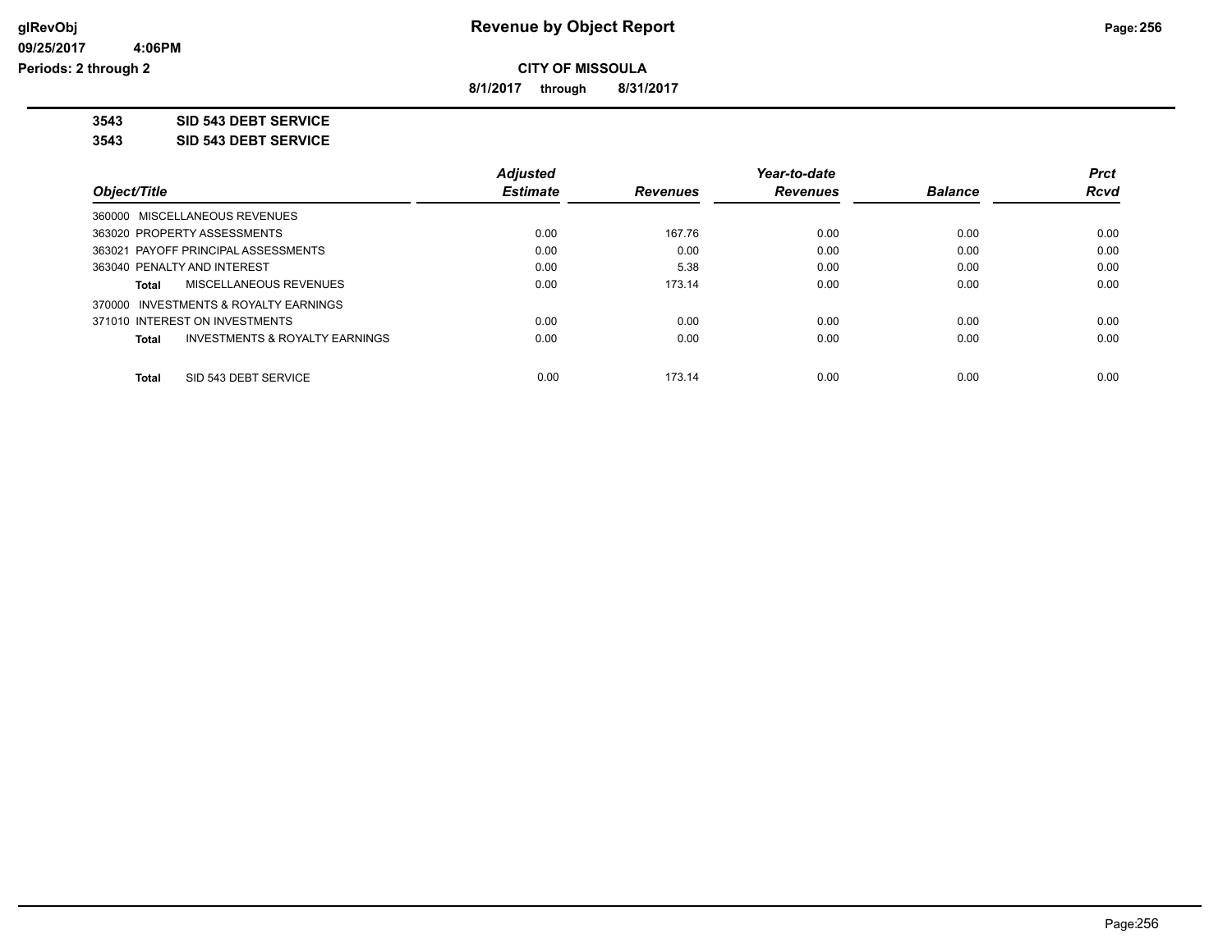**CITY OF MISSOULA**

**8/1/2017 through 8/31/2017**

**3543 SID 543 DEBT SERVICE**

**3543 SID 543 DEBT SERVICE**

| Object/Title | Adjusted Estimate | Revenues | Year-to-date Revenues | Balance | Prct Rcvd |
|---|---|---|---|---|---|
| 360000 MISCELLANEOUS REVENUES | | | | | |
| 363020 PROPERTY ASSESSMENTS | 0.00 | 167.76 | 0.00 | 0.00 | 0.00 |
| 363021 PAYOFF PRINCIPAL ASSESSMENTS | 0.00 | 0.00 | 0.00 | 0.00 | 0.00 |
| 363040 PENALTY AND INTEREST | 0.00 | 5.38 | 0.00 | 0.00 | 0.00 |
| **Total** MISCELLANEOUS REVENUES | 0.00 | 173.14 | 0.00 | 0.00 | 0.00 |
| 370000 INVESTMENTS & ROYALTY EARNINGS | | | | | |
| 371010 INTEREST ON INVESTMENTS | 0.00 | 0.00 | 0.00 | 0.00 | 0.00 |
| **Total** INVESTMENTS & ROYALTY EARNINGS | 0.00 | 0.00 | 0.00 | 0.00 | 0.00 |
| **Total** SID 543 DEBT SERVICE | 0.00 | 173.14 | 0.00 | 0.00 | 0.00 |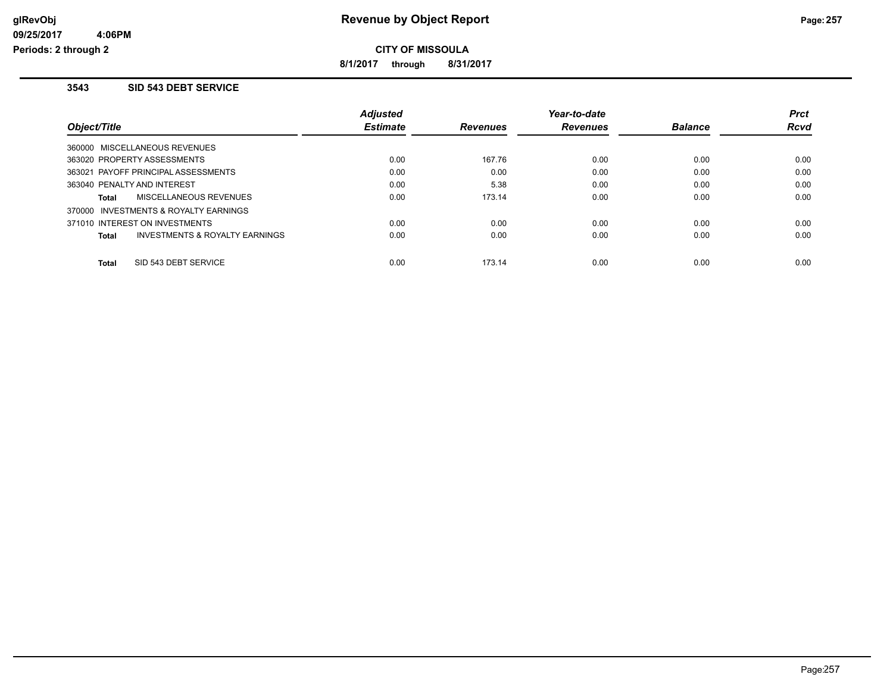# Revenue by Object Report

**CITY OF MISSOULA**

**8/1/2017 through 8/31/2017**

glRevObj
09/25/2017 4:06PM
Periods: 2 through 2

## 3543 SID 543 DEBT SERVICE

| Object/Title | Adjusted Estimate | Revenues | Year-to-date Revenues | Balance | Prct Rcvd |
|---|---|---|---|---|---|
| 360000 MISCELLANEOUS REVENUES | | | | | |
| 363020 PROPERTY ASSESSMENTS | 0.00 | 167.76 | 0.00 | 0.00 | 0.00 |
| 363021 PAYOFF PRINCIPAL ASSESSMENTS | 0.00 | 0.00 | 0.00 | 0.00 | 0.00 |
| 363040 PENALTY AND INTEREST | 0.00 | 5.38 | 0.00 | 0.00 | 0.00 |
| **Total** MISCELLANEOUS REVENUES | 0.00 | 173.14 | 0.00 | 0.00 | 0.00 |
| 370000 INVESTMENTS & ROYALTY EARNINGS | | | | | |
| 371010 INTEREST ON INVESTMENTS | 0.00 | 0.00 | 0.00 | 0.00 | 0.00 |
| **Total** INVESTMENTS & ROYALTY EARNINGS | 0.00 | 0.00 | 0.00 | 0.00 | 0.00 |
| **Total** SID 543 DEBT SERVICE | 0.00 | 173.14 | 0.00 | 0.00 | 0.00 |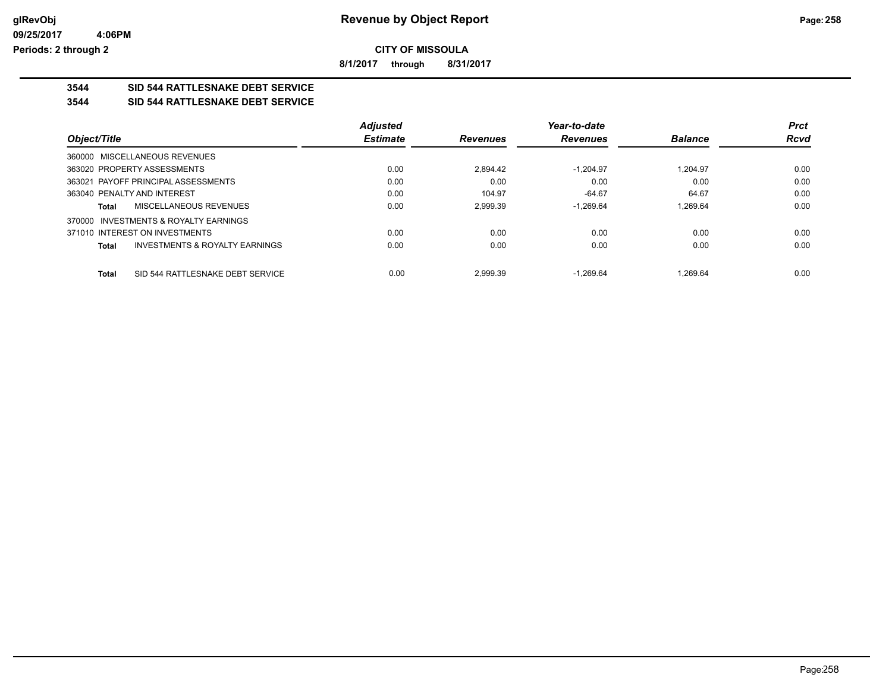**Revenue by Object Report**

**CITY OF MISSOULA**

**8/1/2017 through 8/31/2017**

glRevObj
09/25/2017 4:06PM
Periods: 2 through 2

## 3544 SID 544 RATTLESNAKE DEBT SERVICE

## 3544 SID 544 RATTLESNAKE DEBT SERVICE

| Object/Title | Adjusted Estimate | Revenues | Year-to-date Revenues | Balance | Prct Rcvd |
|---|---|---|---|---|---|
| 360000 MISCELLANEOUS REVENUES | | | | | |
| 363020 PROPERTY ASSESSMENTS | 0.00 | 2,894.42 | -1,204.97 | 1,204.97 | 0.00 |
| 363021 PAYOFF PRINCIPAL ASSESSMENTS | 0.00 | 0.00 | 0.00 | 0.00 | 0.00 |
| 363040 PENALTY AND INTEREST | 0.00 | 104.97 | -64.67 | 64.67 | 0.00 |
| **Total** MISCELLANEOUS REVENUES | 0.00 | 2,999.39 | -1,269.64 | 1,269.64 | 0.00 |
| 370000 INVESTMENTS & ROYALTY EARNINGS | | | | | |
| 371010 INTEREST ON INVESTMENTS | 0.00 | 0.00 | 0.00 | 0.00 | 0.00 |
| **Total** INVESTMENTS & ROYALTY EARNINGS | 0.00 | 0.00 | 0.00 | 0.00 | 0.00 |
| **Total** SID 544 RATTLESNAKE DEBT SERVICE | 0.00 | 2,999.39 | -1,269.64 | 1,269.64 | 0.00 |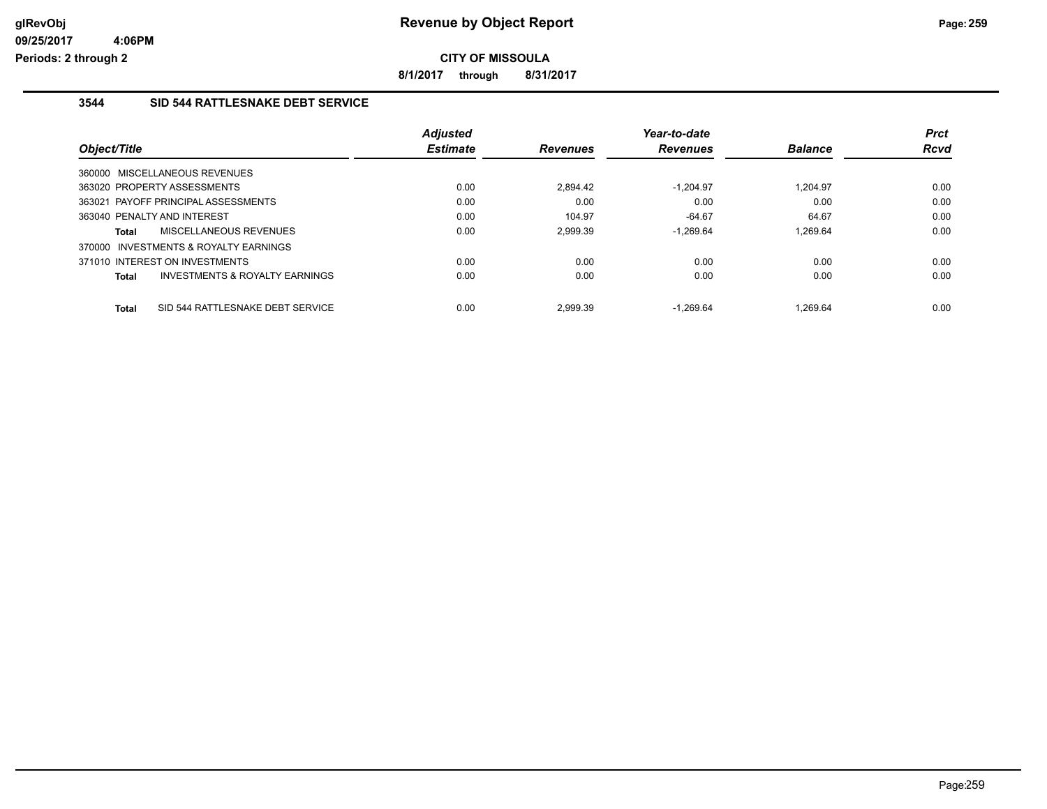**CITY OF MISSOULA**

**8/1/2017 through 8/31/2017**

### 3544 SID 544 RATTLESNAKE DEBT SERVICE

| Object/Title | Adjusted Estimate | Revenues | Year-to-date Revenues | Balance | Prct Rcvd |
|---|---|---|---|---|---|
| 360000 MISCELLANEOUS REVENUES | | | | | |
| 363020 PROPERTY ASSESSMENTS | 0.00 | 2,894.42 | -1,204.97 | 1,204.97 | 0.00 |
| 363021 PAYOFF PRINCIPAL ASSESSMENTS | 0.00 | 0.00 | 0.00 | 0.00 | 0.00 |
| 363040 PENALTY AND INTEREST | 0.00 | 104.97 | -64.67 | 64.67 | 0.00 |
| **Total** MISCELLANEOUS REVENUES | 0.00 | 2,999.39 | -1,269.64 | 1,269.64 | 0.00 |
| 370000 INVESTMENTS & ROYALTY EARNINGS | | | | | |
| 371010 INTEREST ON INVESTMENTS | 0.00 | 0.00 | 0.00 | 0.00 | 0.00 |
| **Total** INVESTMENTS & ROYALTY EARNINGS | 0.00 | 0.00 | 0.00 | 0.00 | 0.00 |
| **Total** SID 544 RATTLESNAKE DEBT SERVICE | 0.00 | 2,999.39 | -1,269.64 | 1,269.64 | 0.00 |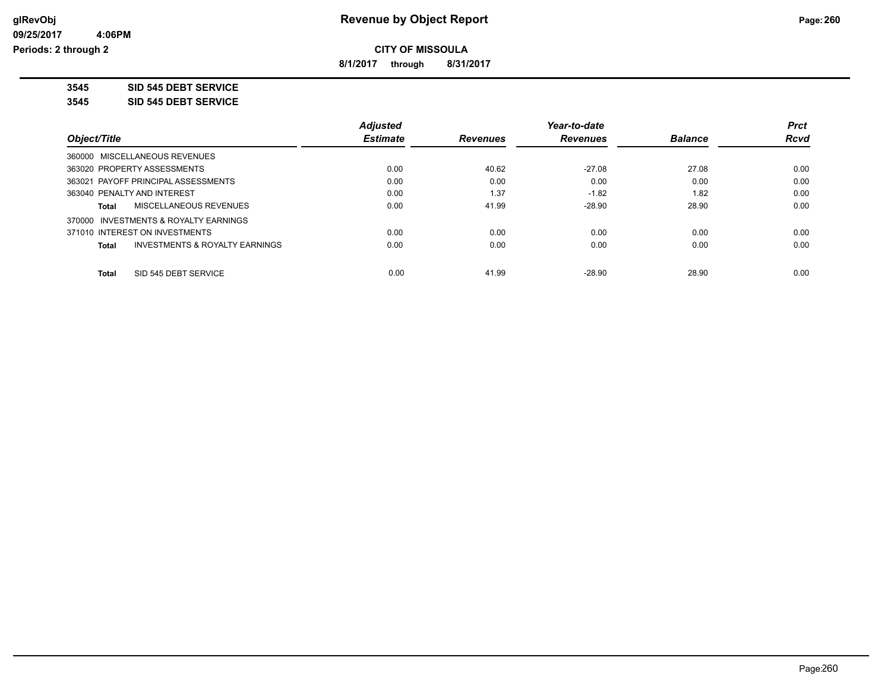**Revenue by Object Report**

**CITY OF MISSOULA**

**8/1/2017 through 8/31/2017**

glRevObj
09/25/2017 4:06PM
Periods: 2 through 2

**3545 SID 545 DEBT SERVICE**

**3545 SID 545 DEBT SERVICE**

| Object/Title | Adjusted Estimate | Revenues | Year-to-date Revenues | Balance | Prct Rcvd |
|---|---|---|---|---|---|
| 360000 MISCELLANEOUS REVENUES | | | | | |
| 363020 PROPERTY ASSESSMENTS | 0.00 | 40.62 | -27.08 | 27.08 | 0.00 |
| 363021 PAYOFF PRINCIPAL ASSESSMENTS | 0.00 | 0.00 | 0.00 | 0.00 | 0.00 |
| 363040 PENALTY AND INTEREST | 0.00 | 1.37 | -1.82 | 1.82 | 0.00 |
| **Total** MISCELLANEOUS REVENUES | 0.00 | 41.99 | -28.90 | 28.90 | 0.00 |
| 370000 INVESTMENTS & ROYALTY EARNINGS | | | | | |
| 371010 INTEREST ON INVESTMENTS | 0.00 | 0.00 | 0.00 | 0.00 | 0.00 |
| **Total** INVESTMENTS & ROYALTY EARNINGS | 0.00 | 0.00 | 0.00 | 0.00 | 0.00 |
| **Total** SID 545 DEBT SERVICE | 0.00 | 41.99 | -28.90 | 28.90 | 0.00 |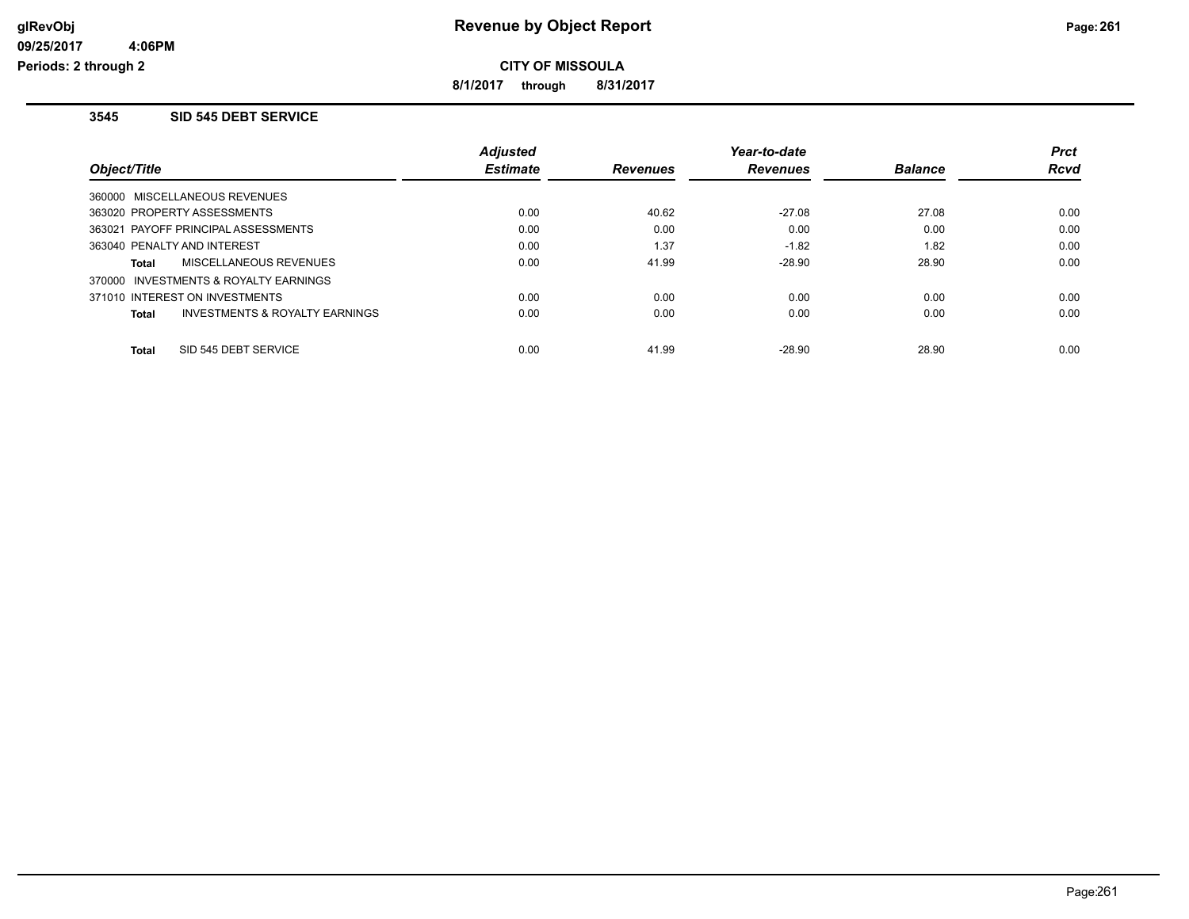# Revenue by Object Report

**CITY OF MISSOULA**

**8/1/2017 through 8/31/2017**

glRevObj
09/25/2017 4:06PM
Periods: 2 through 2

## 3545 SID 545 DEBT SERVICE

| Object/Title | Adjusted Estimate | Revenues | Year-to-date Revenues | Balance | Prct Rcvd |
|---|---|---|---|---|---|
| 360000 MISCELLANEOUS REVENUES | | | | | |
| 363020 PROPERTY ASSESSMENTS | 0.00 | 40.62 | -27.08 | 27.08 | 0.00 |
| 363021 PAYOFF PRINCIPAL ASSESSMENTS | 0.00 | 0.00 | 0.00 | 0.00 | 0.00 |
| 363040 PENALTY AND INTEREST | 0.00 | 1.37 | -1.82 | 1.82 | 0.00 |
| **Total** MISCELLANEOUS REVENUES | 0.00 | 41.99 | -28.90 | 28.90 | 0.00 |
| 370000 INVESTMENTS & ROYALTY EARNINGS | | | | | |
| 371010 INTEREST ON INVESTMENTS | 0.00 | 0.00 | 0.00 | 0.00 | 0.00 |
| **Total** INVESTMENTS & ROYALTY EARNINGS | 0.00 | 0.00 | 0.00 | 0.00 | 0.00 |
| **Total** SID 545 DEBT SERVICE | 0.00 | 41.99 | -28.90 | 28.90 | 0.00 |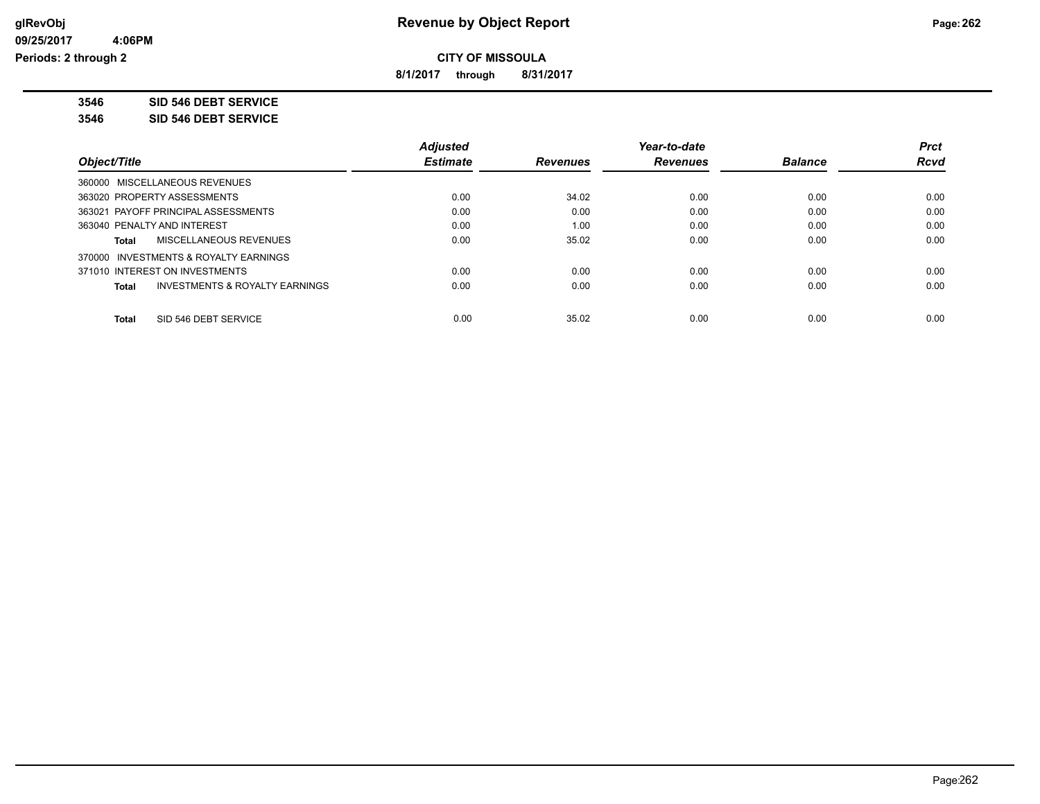**Revenue by Object Report**

**CITY OF MISSOULA**

**8/1/2017 through 8/31/2017**

glRevObj
09/25/2017 4:06PM
Periods: 2 through 2

## 3546 SID 546 DEBT SERVICE

## 3546 SID 546 DEBT SERVICE

| Object/Title | Adjusted Estimate | Revenues | Year-to-date Revenues | Balance | Prct Rcvd |
|---|---|---|---|---|---|
| 360000 MISCELLANEOUS REVENUES | | | | | |
| 363020 PROPERTY ASSESSMENTS | 0.00 | 34.02 | 0.00 | 0.00 | 0.00 |
| 363021 PAYOFF PRINCIPAL ASSESSMENTS | 0.00 | 0.00 | 0.00 | 0.00 | 0.00 |
| 363040 PENALTY AND INTEREST | 0.00 | 1.00 | 0.00 | 0.00 | 0.00 |
| **Total** MISCELLANEOUS REVENUES | 0.00 | 35.02 | 0.00 | 0.00 | 0.00 |
| 370000 INVESTMENTS & ROYALTY EARNINGS | | | | | |
| 371010 INTEREST ON INVESTMENTS | 0.00 | 0.00 | 0.00 | 0.00 | 0.00 |
| **Total** INVESTMENTS & ROYALTY EARNINGS | 0.00 | 0.00 | 0.00 | 0.00 | 0.00 |
| **Total** SID 546 DEBT SERVICE | 0.00 | 35.02 | 0.00 | 0.00 | 0.00 |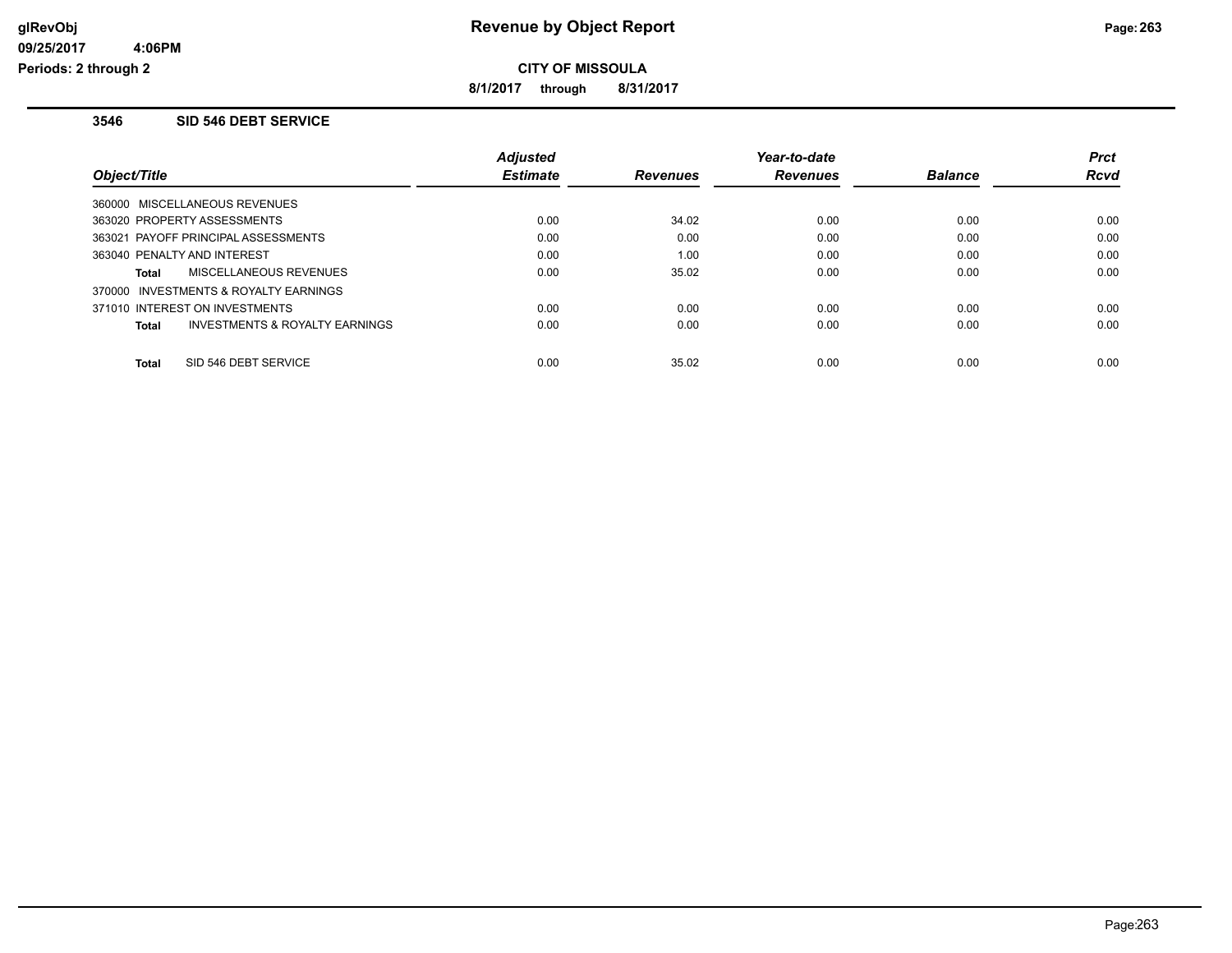**CITY OF MISSOULA**

**8/1/2017 through 8/31/2017**

### 3546 SID 546 DEBT SERVICE

| Object/Title | Adjusted Estimate | Revenues | Year-to-date Revenues | Balance | Prct Rcvd |
|---|---|---|---|---|---|
| 360000 MISCELLANEOUS REVENUES | | | | | |
| 363020 PROPERTY ASSESSMENTS | 0.00 | 34.02 | 0.00 | 0.00 | 0.00 |
| 363021 PAYOFF PRINCIPAL ASSESSMENTS | 0.00 | 0.00 | 0.00 | 0.00 | 0.00 |
| 363040 PENALTY AND INTEREST | 0.00 | 1.00 | 0.00 | 0.00 | 0.00 |
| **Total** MISCELLANEOUS REVENUES | 0.00 | 35.02 | 0.00 | 0.00 | 0.00 |
| 370000 INVESTMENTS & ROYALTY EARNINGS | | | | | |
| 371010 INTEREST ON INVESTMENTS | 0.00 | 0.00 | 0.00 | 0.00 | 0.00 |
| **Total** INVESTMENTS & ROYALTY EARNINGS | 0.00 | 0.00 | 0.00 | 0.00 | 0.00 |
| **Total** SID 546 DEBT SERVICE | 0.00 | 35.02 | 0.00 | 0.00 | 0.00 |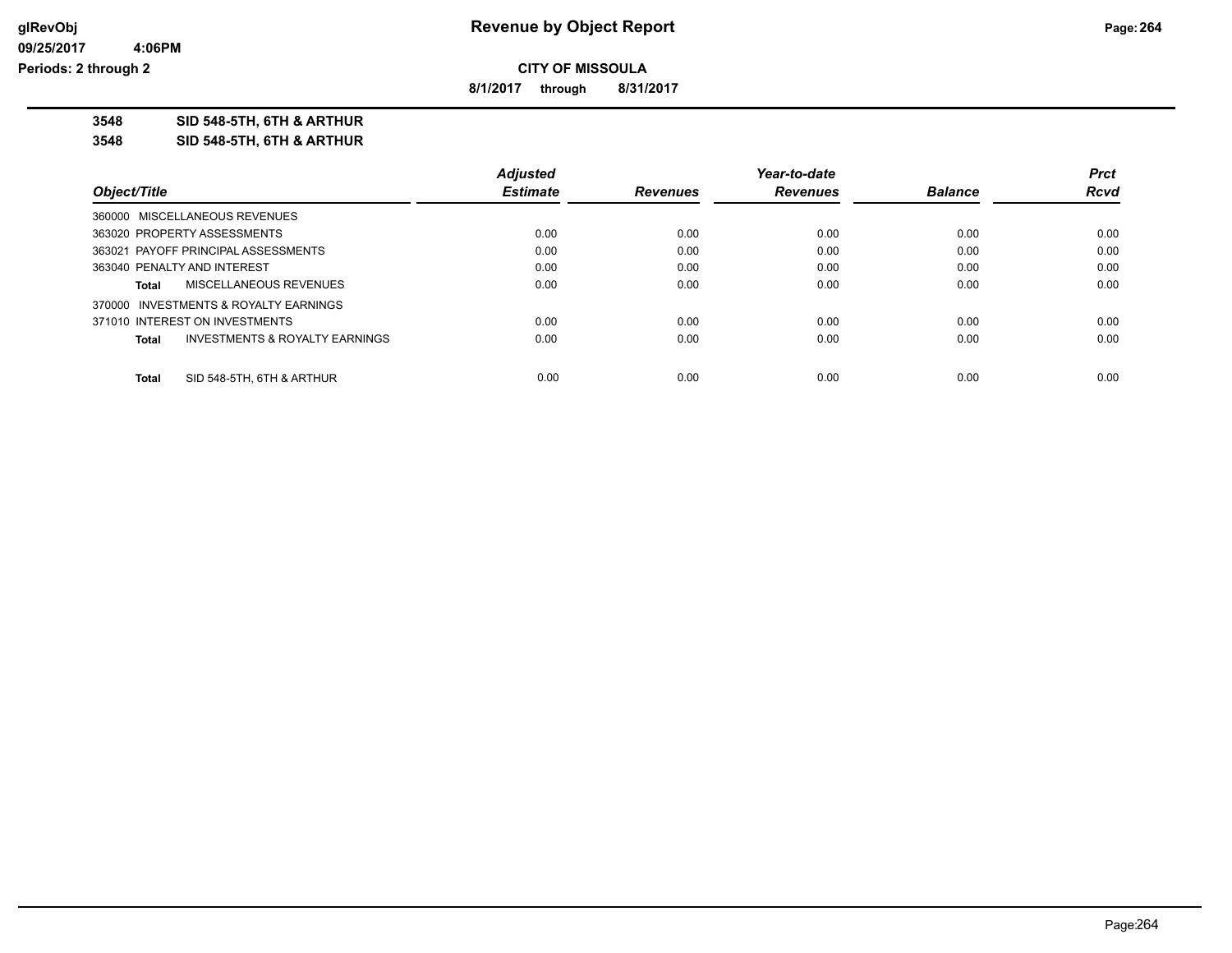# Revenue by Object Report

glRevObj
09/25/2017 4:06PM
Periods: 2 through 2

**CITY OF MISSOULA**

**8/1/2017 through 8/31/2017**

**3548 SID 548-5TH, 6TH & ARTHUR**

**3548 SID 548-5TH, 6TH & ARTHUR**

| Object/Title | Adjusted Estimate | Revenues | Year-to-date Revenues | Balance | Prct Rcvd |
|---|---|---|---|---|---|
| 360000 MISCELLANEOUS REVENUES | | | | | |
| 363020 PROPERTY ASSESSMENTS | 0.00 | 0.00 | 0.00 | 0.00 | 0.00 |
| 363021 PAYOFF PRINCIPAL ASSESSMENTS | 0.00 | 0.00 | 0.00 | 0.00 | 0.00 |
| 363040 PENALTY AND INTEREST | 0.00 | 0.00 | 0.00 | 0.00 | 0.00 |
| **Total** MISCELLANEOUS REVENUES | 0.00 | 0.00 | 0.00 | 0.00 | 0.00 |
| 370000 INVESTMENTS & ROYALTY EARNINGS | | | | | |
| 371010 INTEREST ON INVESTMENTS | 0.00 | 0.00 | 0.00 | 0.00 | 0.00 |
| **Total** INVESTMENTS & ROYALTY EARNINGS | 0.00 | 0.00 | 0.00 | 0.00 | 0.00 |
| **Total** SID 548-5TH, 6TH & ARTHUR | 0.00 | 0.00 | 0.00 | 0.00 | 0.00 |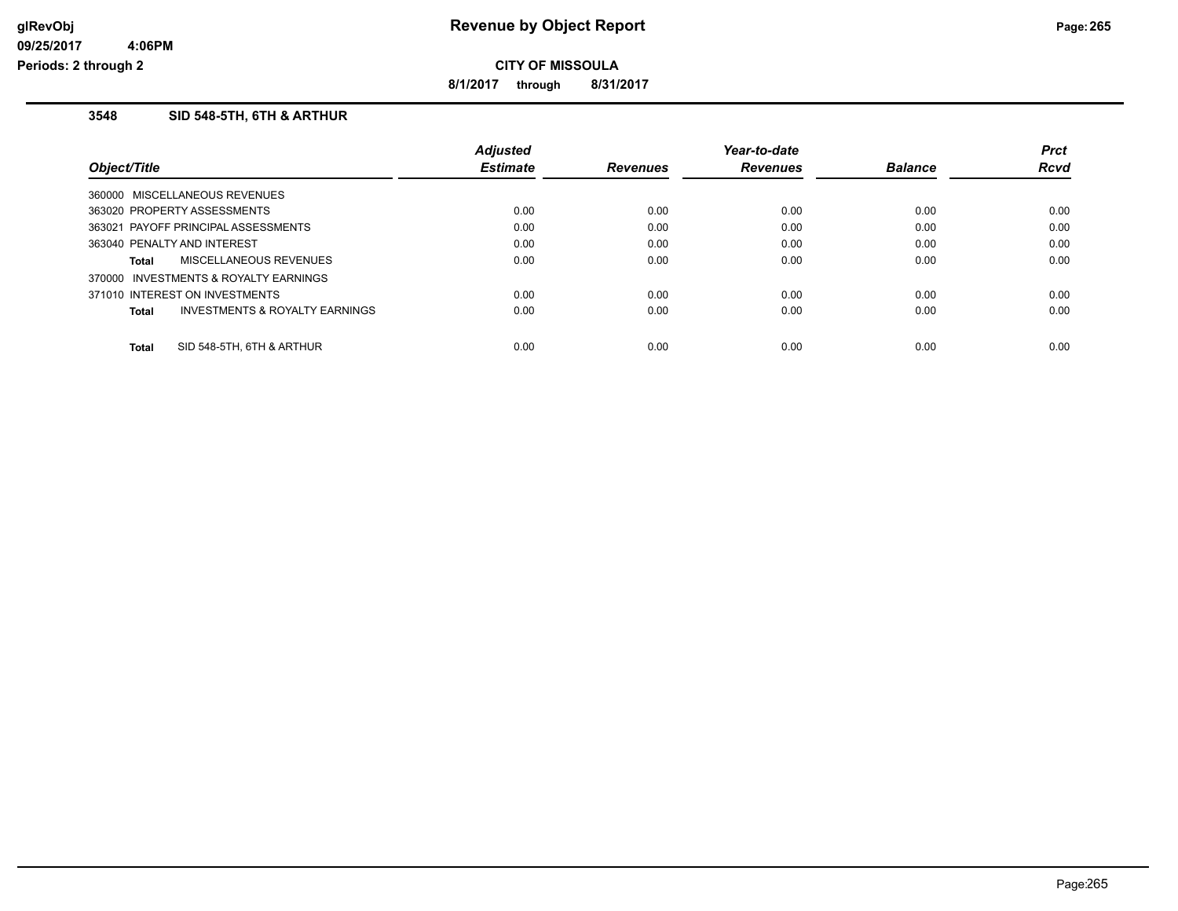# Revenue by Object Report

## CITY OF MISSOULA

**8/1/2017 through 8/31/2017**

### 3548 SID 548-5TH, 6TH & ARTHUR

| Object/Title | Adjusted Estimate | Revenues | Year-to-date Revenues | Balance | Prct Rcvd |
|---|---|---|---|---|---|
| 360000 MISCELLANEOUS REVENUES | | | | | |
| 363020 PROPERTY ASSESSMENTS | 0.00 | 0.00 | 0.00 | 0.00 | 0.00 |
| 363021 PAYOFF PRINCIPAL ASSESSMENTS | 0.00 | 0.00 | 0.00 | 0.00 | 0.00 |
| 363040 PENALTY AND INTEREST | 0.00 | 0.00 | 0.00 | 0.00 | 0.00 |
| **Total** MISCELLANEOUS REVENUES | 0.00 | 0.00 | 0.00 | 0.00 | 0.00 |
| 370000 INVESTMENTS & ROYALTY EARNINGS | | | | | |
| 371010 INTEREST ON INVESTMENTS | 0.00 | 0.00 | 0.00 | 0.00 | 0.00 |
| **Total** INVESTMENTS & ROYALTY EARNINGS | 0.00 | 0.00 | 0.00 | 0.00 | 0.00 |
| **Total** SID 548-5TH, 6TH & ARTHUR | 0.00 | 0.00 | 0.00 | 0.00 | 0.00 |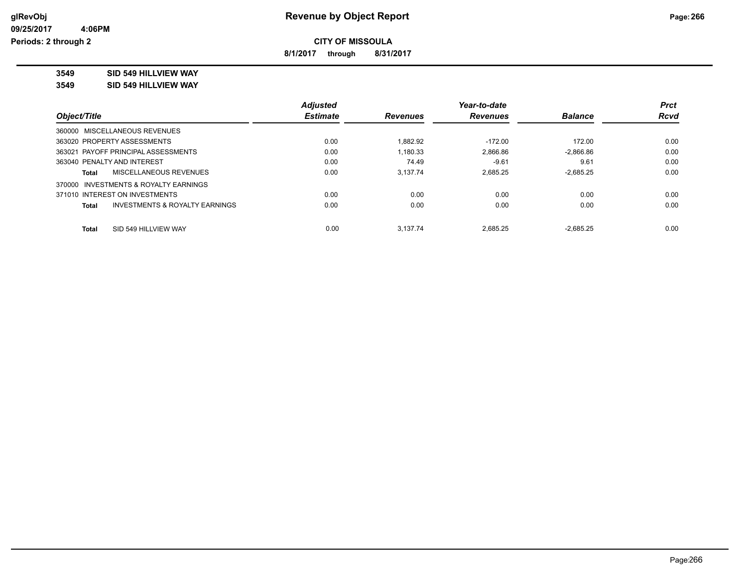# Revenue by Object Report

**CITY OF MISSOULA**

**8/1/2017 through 8/31/2017**

**3549 SID 549 HILLVIEW WAY**

**3549 SID 549 HILLVIEW WAY**

| Object/Title | Adjusted Estimate | Revenues | Year-to-date Revenues | Balance | Prct Rcvd |
|---|---|---|---|---|---|
| 360000 MISCELLANEOUS REVENUES | | | | | |
| 363020 PROPERTY ASSESSMENTS | 0.00 | 1,882.92 | -172.00 | 172.00 | 0.00 |
| 363021 PAYOFF PRINCIPAL ASSESSMENTS | 0.00 | 1,180.33 | 2,866.86 | -2,866.86 | 0.00 |
| 363040 PENALTY AND INTEREST | 0.00 | 74.49 | -9.61 | 9.61 | 0.00 |
| Total MISCELLANEOUS REVENUES | 0.00 | 3,137.74 | 2,685.25 | -2,685.25 | 0.00 |
| 370000 INVESTMENTS & ROYALTY EARNINGS | | | | | |
| 371010 INTEREST ON INVESTMENTS | 0.00 | 0.00 | 0.00 | 0.00 | 0.00 |
| Total INVESTMENTS & ROYALTY EARNINGS | 0.00 | 0.00 | 0.00 | 0.00 | 0.00 |
| Total SID 549 HILLVIEW WAY | 0.00 | 3,137.74 | 2,685.25 | -2,685.25 | 0.00 |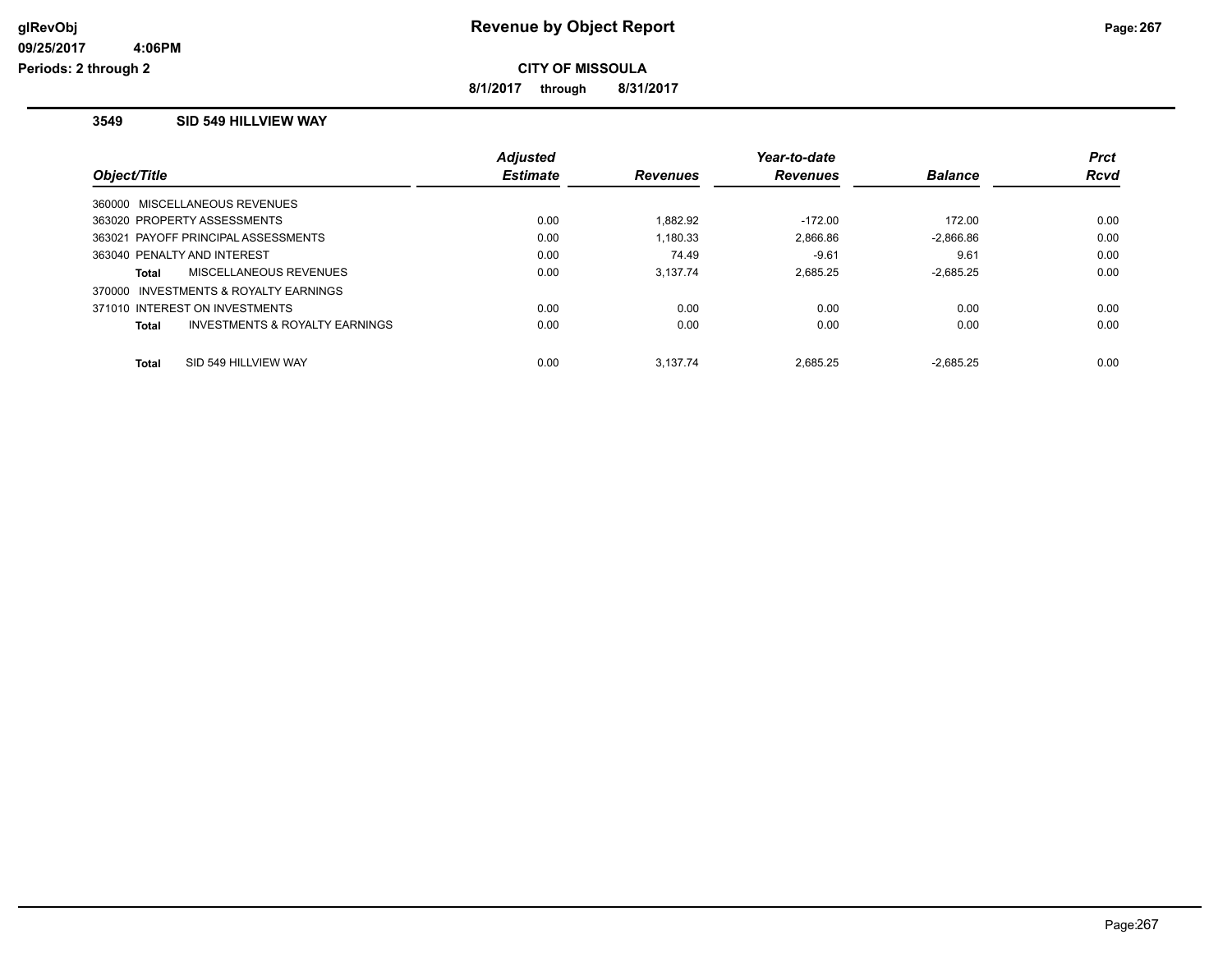# Revenue by Object Report

glRevObj
09/25/2017 4:06PM
Periods: 2 through 2

**CITY OF MISSOULA**

**8/1/2017 through 8/31/2017**

## 3549 SID 549 HILLVIEW WAY

| Object/Title | Adjusted Estimate | Revenues | Year-to-date Revenues | Balance | Prct Rcvd |
|---|---|---|---|---|---|
| 360000 MISCELLANEOUS REVENUES | | | | | |
| 363020 PROPERTY ASSESSMENTS | 0.00 | 1,882.92 | -172.00 | 172.00 | 0.00 |
| 363021 PAYOFF PRINCIPAL ASSESSMENTS | 0.00 | 1,180.33 | 2,866.86 | -2,866.86 | 0.00 |
| 363040 PENALTY AND INTEREST | 0.00 | 74.49 | -9.61 | 9.61 | 0.00 |
| **Total** MISCELLANEOUS REVENUES | 0.00 | 3,137.74 | 2,685.25 | -2,685.25 | 0.00 |
| 370000 INVESTMENTS & ROYALTY EARNINGS | | | | | |
| 371010 INTEREST ON INVESTMENTS | 0.00 | 0.00 | 0.00 | 0.00 | 0.00 |
| **Total** INVESTMENTS & ROYALTY EARNINGS | 0.00 | 0.00 | 0.00 | 0.00 | 0.00 |
| **Total** SID 549 HILLVIEW WAY | 0.00 | 3,137.74 | 2,685.25 | -2,685.25 | 0.00 |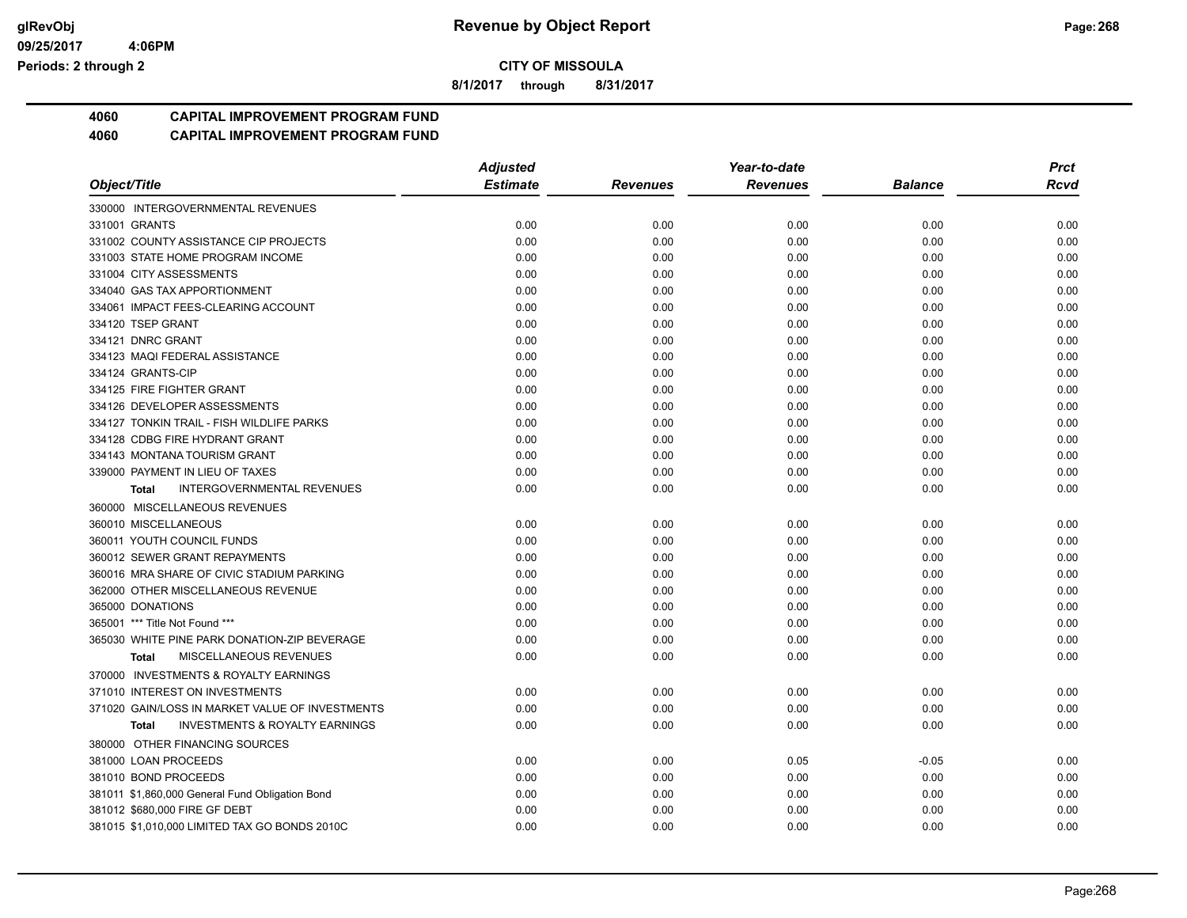**CITY OF MISSOULA**

**8/1/2017 through 8/31/2017**

# 4060 CAPITAL IMPROVEMENT PROGRAM FUND

## 4060 CAPITAL IMPROVEMENT PROGRAM FUND

| Object/Title | Adjusted Estimate | Revenues | Year-to-date Revenues | Balance | Prct Rcvd |
|---|---|---|---|---|---|
| 330000 INTERGOVERNMENTAL REVENUES | | | | | |
| 331001 GRANTS | 0.00 | 0.00 | 0.00 | 0.00 | 0.00 |
| 331002 COUNTY ASSISTANCE CIP PROJECTS | 0.00 | 0.00 | 0.00 | 0.00 | 0.00 |
| 331003 STATE HOME PROGRAM INCOME | 0.00 | 0.00 | 0.00 | 0.00 | 0.00 |
| 331004 CITY ASSESSMENTS | 0.00 | 0.00 | 0.00 | 0.00 | 0.00 |
| 334040 GAS TAX APPORTIONMENT | 0.00 | 0.00 | 0.00 | 0.00 | 0.00 |
| 334061 IMPACT FEES-CLEARING ACCOUNT | 0.00 | 0.00 | 0.00 | 0.00 | 0.00 |
| 334120 TSEP GRANT | 0.00 | 0.00 | 0.00 | 0.00 | 0.00 |
| 334121 DNRC GRANT | 0.00 | 0.00 | 0.00 | 0.00 | 0.00 |
| 334123 MAQI FEDERAL ASSISTANCE | 0.00 | 0.00 | 0.00 | 0.00 | 0.00 |
| 334124 GRANTS-CIP | 0.00 | 0.00 | 0.00 | 0.00 | 0.00 |
| 334125 FIRE FIGHTER GRANT | 0.00 | 0.00 | 0.00 | 0.00 | 0.00 |
| 334126 DEVELOPER ASSESSMENTS | 0.00 | 0.00 | 0.00 | 0.00 | 0.00 |
| 334127 TONKIN TRAIL - FISH WILDLIFE PARKS | 0.00 | 0.00 | 0.00 | 0.00 | 0.00 |
| 334128 CDBG FIRE HYDRANT GRANT | 0.00 | 0.00 | 0.00 | 0.00 | 0.00 |
| 334143 MONTANA TOURISM GRANT | 0.00 | 0.00 | 0.00 | 0.00 | 0.00 |
| 339000 PAYMENT IN LIEU OF TAXES | 0.00 | 0.00 | 0.00 | 0.00 | 0.00 |
| **Total** INTERGOVERNMENTAL REVENUES | 0.00 | 0.00 | 0.00 | 0.00 | 0.00 |
| 360000 MISCELLANEOUS REVENUES | | | | | |
| 360010 MISCELLANEOUS | 0.00 | 0.00 | 0.00 | 0.00 | 0.00 |
| 360011 YOUTH COUNCIL FUNDS | 0.00 | 0.00 | 0.00 | 0.00 | 0.00 |
| 360012 SEWER GRANT REPAYMENTS | 0.00 | 0.00 | 0.00 | 0.00 | 0.00 |
| 360016 MRA SHARE OF CIVIC STADIUM PARKING | 0.00 | 0.00 | 0.00 | 0.00 | 0.00 |
| 362000 OTHER MISCELLANEOUS REVENUE | 0.00 | 0.00 | 0.00 | 0.00 | 0.00 |
| 365000 DONATIONS | 0.00 | 0.00 | 0.00 | 0.00 | 0.00 |
| 365001 *** Title Not Found *** | 0.00 | 0.00 | 0.00 | 0.00 | 0.00 |
| 365030 WHITE PINE PARK DONATION-ZIP BEVERAGE | 0.00 | 0.00 | 0.00 | 0.00 | 0.00 |
| **Total** MISCELLANEOUS REVENUES | 0.00 | 0.00 | 0.00 | 0.00 | 0.00 |
| 370000 INVESTMENTS & ROYALTY EARNINGS | | | | | |
| 371010 INTEREST ON INVESTMENTS | 0.00 | 0.00 | 0.00 | 0.00 | 0.00 |
| 371020 GAIN/LOSS IN MARKET VALUE OF INVESTMENTS | 0.00 | 0.00 | 0.00 | 0.00 | 0.00 |
| **Total** INVESTMENTS & ROYALTY EARNINGS | 0.00 | 0.00 | 0.00 | 0.00 | 0.00 |
| 380000 OTHER FINANCING SOURCES | | | | | |
| 381000 LOAN PROCEEDS | 0.00 | 0.00 | 0.05 | -0.05 | 0.00 |
| 381010 BOND PROCEEDS | 0.00 | 0.00 | 0.00 | 0.00 | 0.00 |
| 381011 $1,860,000 General Fund Obligation Bond | 0.00 | 0.00 | 0.00 | 0.00 | 0.00 |
| 381012 $680,000 FIRE GF DEBT | 0.00 | 0.00 | 0.00 | 0.00 | 0.00 |
| 381015 $1,010,000 LIMITED TAX GO BONDS 2010C | 0.00 | 0.00 | 0.00 | 0.00 | 0.00 |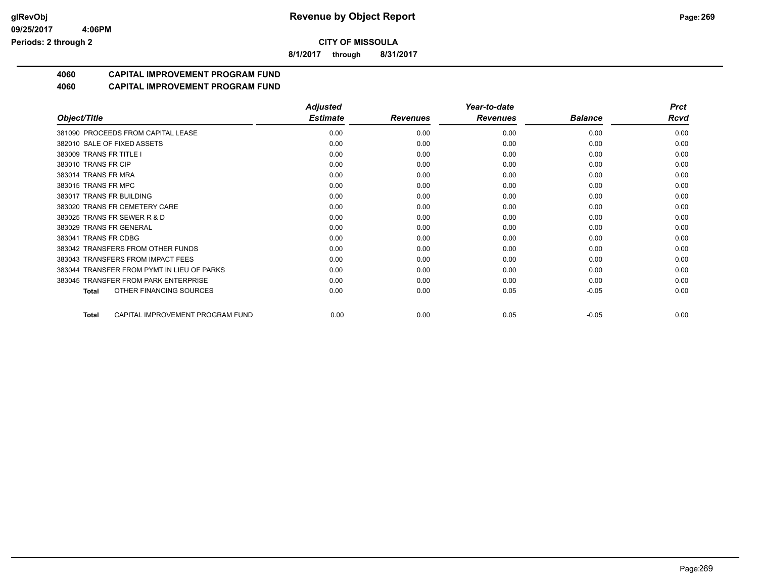**CITY OF MISSOULA**

**8/1/2017 through 8/31/2017**

## 4060 CAPITAL IMPROVEMENT PROGRAM FUND

## 4060 CAPITAL IMPROVEMENT PROGRAM FUND

| Object/Title | Adjusted Estimate | Revenues | Year-to-date Revenues | Balance | Prct Rcvd |
|---|---|---|---|---|---|
| 381090 PROCEEDS FROM CAPITAL LEASE | 0.00 | 0.00 | 0.00 | 0.00 | 0.00 |
| 382010 SALE OF FIXED ASSETS | 0.00 | 0.00 | 0.00 | 0.00 | 0.00 |
| 383009 TRANS FR TITLE I | 0.00 | 0.00 | 0.00 | 0.00 | 0.00 |
| 383010 TRANS FR CIP | 0.00 | 0.00 | 0.00 | 0.00 | 0.00 |
| 383014 TRANS FR MRA | 0.00 | 0.00 | 0.00 | 0.00 | 0.00 |
| 383015 TRANS FR MPC | 0.00 | 0.00 | 0.00 | 0.00 | 0.00 |
| 383017 TRANS FR BUILDING | 0.00 | 0.00 | 0.00 | 0.00 | 0.00 |
| 383020 TRANS FR CEMETERY CARE | 0.00 | 0.00 | 0.00 | 0.00 | 0.00 |
| 383025 TRANS FR SEWER R & D | 0.00 | 0.00 | 0.00 | 0.00 | 0.00 |
| 383029 TRANS FR GENERAL | 0.00 | 0.00 | 0.00 | 0.00 | 0.00 |
| 383041 TRANS FR CDBG | 0.00 | 0.00 | 0.00 | 0.00 | 0.00 |
| 383042 TRANSFERS FROM OTHER FUNDS | 0.00 | 0.00 | 0.00 | 0.00 | 0.00 |
| 383043 TRANSFERS FROM IMPACT FEES | 0.00 | 0.00 | 0.00 | 0.00 | 0.00 |
| 383044 TRANSFER FROM PYMT IN LIEU OF PARKS | 0.00 | 0.00 | 0.00 | 0.00 | 0.00 |
| 383045 TRANSFER FROM PARK ENTERPRISE | 0.00 | 0.00 | 0.00 | 0.00 | 0.00 |
| **Total** OTHER FINANCING SOURCES | 0.00 | 0.00 | 0.05 | -0.05 | 0.00 |
| **Total** CAPITAL IMPROVEMENT PROGRAM FUND | 0.00 | 0.00 | 0.05 | -0.05 | 0.00 |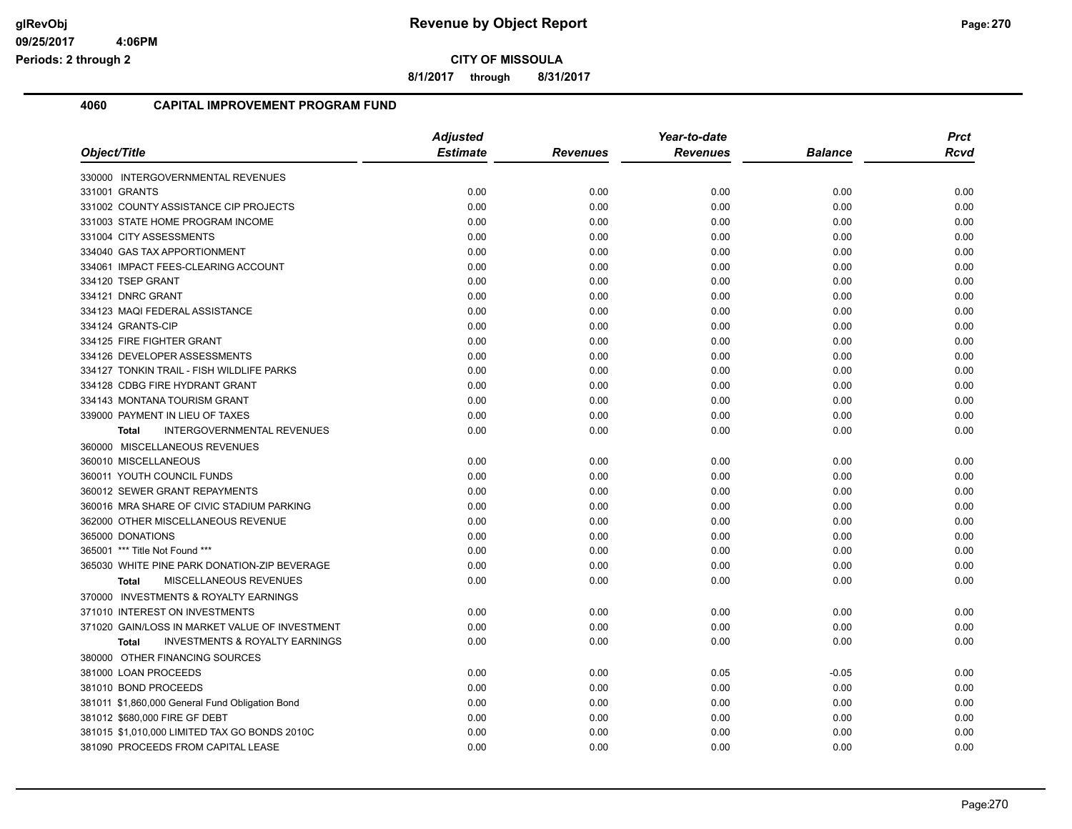**CITY OF MISSOULA**

**8/1/2017 through 8/31/2017**

## 4060 CAPITAL IMPROVEMENT PROGRAM FUND

| Object/Title | Adjusted Estimate | Revenues | Year-to-date Revenues | Balance | Prct Rcvd |
|---|---|---|---|---|---|
| 330000 INTERGOVERNMENTAL REVENUES | | | | | |
| 331001 GRANTS | 0.00 | 0.00 | 0.00 | 0.00 | 0.00 |
| 331002 COUNTY ASSISTANCE CIP PROJECTS | 0.00 | 0.00 | 0.00 | 0.00 | 0.00 |
| 331003 STATE HOME PROGRAM INCOME | 0.00 | 0.00 | 0.00 | 0.00 | 0.00 |
| 331004 CITY ASSESSMENTS | 0.00 | 0.00 | 0.00 | 0.00 | 0.00 |
| 334040 GAS TAX APPORTIONMENT | 0.00 | 0.00 | 0.00 | 0.00 | 0.00 |
| 334061 IMPACT FEES-CLEARING ACCOUNT | 0.00 | 0.00 | 0.00 | 0.00 | 0.00 |
| 334120 TSEP GRANT | 0.00 | 0.00 | 0.00 | 0.00 | 0.00 |
| 334121 DNRC GRANT | 0.00 | 0.00 | 0.00 | 0.00 | 0.00 |
| 334123 MAQI FEDERAL ASSISTANCE | 0.00 | 0.00 | 0.00 | 0.00 | 0.00 |
| 334124 GRANTS-CIP | 0.00 | 0.00 | 0.00 | 0.00 | 0.00 |
| 334125 FIRE FIGHTER GRANT | 0.00 | 0.00 | 0.00 | 0.00 | 0.00 |
| 334126 DEVELOPER ASSESSMENTS | 0.00 | 0.00 | 0.00 | 0.00 | 0.00 |
| 334127 TONKIN TRAIL - FISH WILDLIFE PARKS | 0.00 | 0.00 | 0.00 | 0.00 | 0.00 |
| 334128 CDBG FIRE HYDRANT GRANT | 0.00 | 0.00 | 0.00 | 0.00 | 0.00 |
| 334143 MONTANA TOURISM GRANT | 0.00 | 0.00 | 0.00 | 0.00 | 0.00 |
| 339000 PAYMENT IN LIEU OF TAXES | 0.00 | 0.00 | 0.00 | 0.00 | 0.00 |
| **Total** INTERGOVERNMENTAL REVENUES | 0.00 | 0.00 | 0.00 | 0.00 | 0.00 |
| 360000 MISCELLANEOUS REVENUES | | | | | |
| 360010 MISCELLANEOUS | 0.00 | 0.00 | 0.00 | 0.00 | 0.00 |
| 360011 YOUTH COUNCIL FUNDS | 0.00 | 0.00 | 0.00 | 0.00 | 0.00 |
| 360012 SEWER GRANT REPAYMENTS | 0.00 | 0.00 | 0.00 | 0.00 | 0.00 |
| 360016 MRA SHARE OF CIVIC STADIUM PARKING | 0.00 | 0.00 | 0.00 | 0.00 | 0.00 |
| 362000 OTHER MISCELLANEOUS REVENUE | 0.00 | 0.00 | 0.00 | 0.00 | 0.00 |
| 365000 DONATIONS | 0.00 | 0.00 | 0.00 | 0.00 | 0.00 |
| 365001 *** Title Not Found *** | 0.00 | 0.00 | 0.00 | 0.00 | 0.00 |
| 365030 WHITE PINE PARK DONATION-ZIP BEVERAGE | 0.00 | 0.00 | 0.00 | 0.00 | 0.00 |
| **Total** MISCELLANEOUS REVENUES | 0.00 | 0.00 | 0.00 | 0.00 | 0.00 |
| 370000 INVESTMENTS & ROYALTY EARNINGS | | | | | |
| 371010 INTEREST ON INVESTMENTS | 0.00 | 0.00 | 0.00 | 0.00 | 0.00 |
| 371020 GAIN/LOSS IN MARKET VALUE OF INVESTMENT | 0.00 | 0.00 | 0.00 | 0.00 | 0.00 |
| **Total** INVESTMENTS & ROYALTY EARNINGS | 0.00 | 0.00 | 0.00 | 0.00 | 0.00 |
| 380000 OTHER FINANCING SOURCES | | | | | |
| 381000 LOAN PROCEEDS | 0.00 | 0.00 | 0.05 | -0.05 | 0.00 |
| 381010 BOND PROCEEDS | 0.00 | 0.00 | 0.00 | 0.00 | 0.00 |
| 381011 $1,860,000 General Fund Obligation Bond | 0.00 | 0.00 | 0.00 | 0.00 | 0.00 |
| 381012 $680,000 FIRE GF DEBT | 0.00 | 0.00 | 0.00 | 0.00 | 0.00 |
| 381015 $1,010,000 LIMITED TAX GO BONDS 2010C | 0.00 | 0.00 | 0.00 | 0.00 | 0.00 |
| 381090 PROCEEDS FROM CAPITAL LEASE | 0.00 | 0.00 | 0.00 | 0.00 | 0.00 |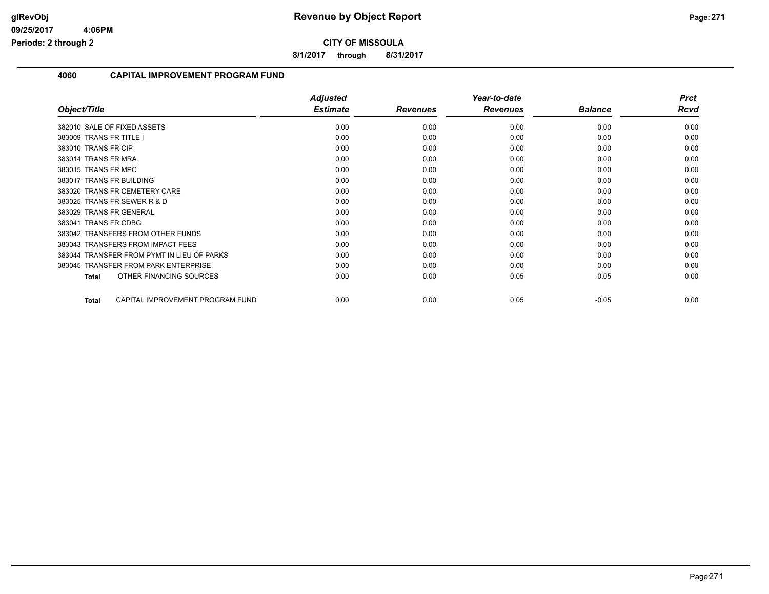# Revenue by Object Report

**CITY OF MISSOULA**

**8/1/2017 through 8/31/2017**

## 4060 CAPITAL IMPROVEMENT PROGRAM FUND

| Object/Title | Adjusted Estimate | Revenues | Year-to-date Revenues | Balance | Prct Rcvd |
|---|---|---|---|---|---|
| 382010 SALE OF FIXED ASSETS | 0.00 | 0.00 | 0.00 | 0.00 | 0.00 |
| 383009 TRANS FR TITLE I | 0.00 | 0.00 | 0.00 | 0.00 | 0.00 |
| 383010 TRANS FR CIP | 0.00 | 0.00 | 0.00 | 0.00 | 0.00 |
| 383014 TRANS FR MRA | 0.00 | 0.00 | 0.00 | 0.00 | 0.00 |
| 383015 TRANS FR MPC | 0.00 | 0.00 | 0.00 | 0.00 | 0.00 |
| 383017 TRANS FR BUILDING | 0.00 | 0.00 | 0.00 | 0.00 | 0.00 |
| 383020 TRANS FR CEMETERY CARE | 0.00 | 0.00 | 0.00 | 0.00 | 0.00 |
| 383025 TRANS FR SEWER R & D | 0.00 | 0.00 | 0.00 | 0.00 | 0.00 |
| 383029 TRANS FR GENERAL | 0.00 | 0.00 | 0.00 | 0.00 | 0.00 |
| 383041 TRANS FR CDBG | 0.00 | 0.00 | 0.00 | 0.00 | 0.00 |
| 383042 TRANSFERS FROM OTHER FUNDS | 0.00 | 0.00 | 0.00 | 0.00 | 0.00 |
| 383043 TRANSFERS FROM IMPACT FEES | 0.00 | 0.00 | 0.00 | 0.00 | 0.00 |
| 383044 TRANSFER FROM PYMT IN LIEU OF PARKS | 0.00 | 0.00 | 0.00 | 0.00 | 0.00 |
| 383045 TRANSFER FROM PARK ENTERPRISE | 0.00 | 0.00 | 0.00 | 0.00 | 0.00 |
| **Total** OTHER FINANCING SOURCES | 0.00 | 0.00 | 0.05 | -0.05 | 0.00 |
| **Total** CAPITAL IMPROVEMENT PROGRAM FUND | 0.00 | 0.00 | 0.05 | -0.05 | 0.00 |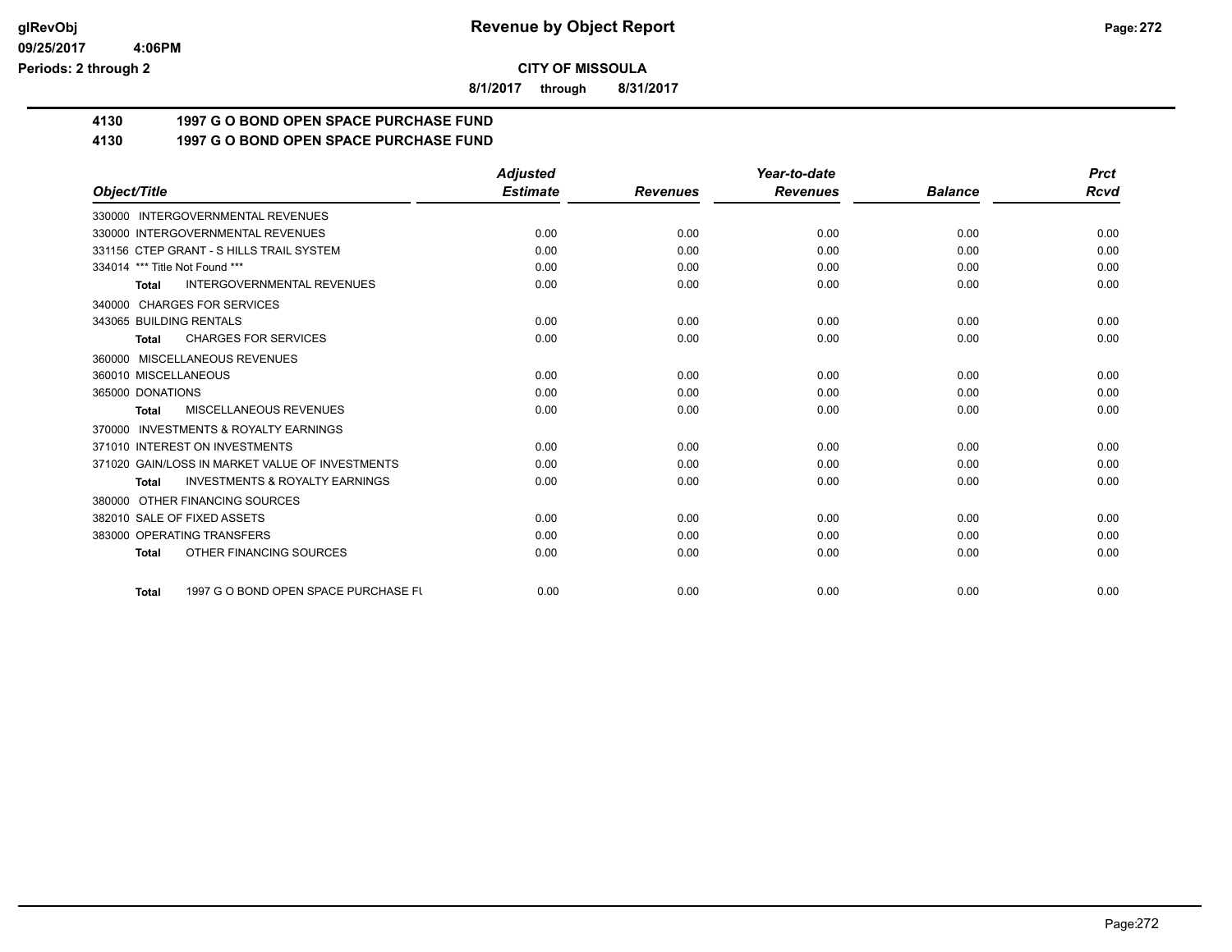**Revenue by Object Report**

**CITY OF MISSOULA**

**8/1/2017 through 8/31/2017**

glRevObj
09/25/2017 4:06PM
Periods: 2 through 2

## 4130 1997 G O BOND OPEN SPACE PURCHASE FUND

## 4130 1997 G O BOND OPEN SPACE PURCHASE FUND

| Object/Title | Adjusted Estimate | Revenues | Year-to-date Revenues | Balance | Prct Rcvd |
|---|---|---|---|---|---|
| 330000 INTERGOVERNMENTAL REVENUES | | | | | |
| 330000 INTERGOVERNMENTAL REVENUES | 0.00 | 0.00 | 0.00 | 0.00 | 0.00 |
| 331156 CTEP GRANT - S HILLS TRAIL SYSTEM | 0.00 | 0.00 | 0.00 | 0.00 | 0.00 |
| 334014 *** Title Not Found *** | 0.00 | 0.00 | 0.00 | 0.00 | 0.00 |
| **Total** INTERGOVERNMENTAL REVENUES | 0.00 | 0.00 | 0.00 | 0.00 | 0.00 |
| 340000 CHARGES FOR SERVICES | | | | | |
| 343065 BUILDING RENTALS | 0.00 | 0.00 | 0.00 | 0.00 | 0.00 |
| **Total** CHARGES FOR SERVICES | 0.00 | 0.00 | 0.00 | 0.00 | 0.00 |
| 360000 MISCELLANEOUS REVENUES | | | | | |
| 360010 MISCELLANEOUS | 0.00 | 0.00 | 0.00 | 0.00 | 0.00 |
| 365000 DONATIONS | 0.00 | 0.00 | 0.00 | 0.00 | 0.00 |
| **Total** MISCELLANEOUS REVENUES | 0.00 | 0.00 | 0.00 | 0.00 | 0.00 |
| 370000 INVESTMENTS & ROYALTY EARNINGS | | | | | |
| 371010 INTEREST ON INVESTMENTS | 0.00 | 0.00 | 0.00 | 0.00 | 0.00 |
| 371020 GAIN/LOSS IN MARKET VALUE OF INVESTMENTS | 0.00 | 0.00 | 0.00 | 0.00 | 0.00 |
| **Total** INVESTMENTS & ROYALTY EARNINGS | 0.00 | 0.00 | 0.00 | 0.00 | 0.00 |
| 380000 OTHER FINANCING SOURCES | | | | | |
| 382010 SALE OF FIXED ASSETS | 0.00 | 0.00 | 0.00 | 0.00 | 0.00 |
| 383000 OPERATING TRANSFERS | 0.00 | 0.00 | 0.00 | 0.00 | 0.00 |
| **Total** OTHER FINANCING SOURCES | 0.00 | 0.00 | 0.00 | 0.00 | 0.00 |
| **Total** 1997 G O BOND OPEN SPACE PURCHASE FU | 0.00 | 0.00 | 0.00 | 0.00 | 0.00 |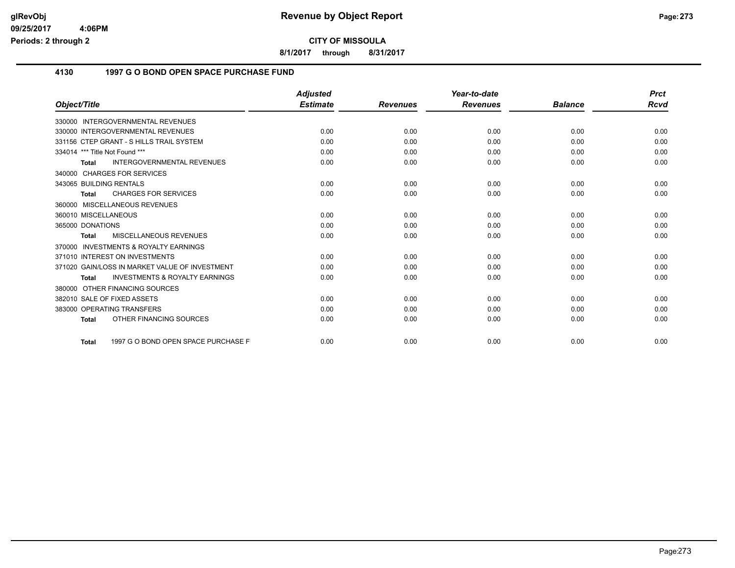**CITY OF MISSOULA**

**8/1/2017 through 8/31/2017**

## 4130 1997 G O BOND OPEN SPACE PURCHASE FUND

| Object/Title | Adjusted Estimate | Revenues | Year-to-date Revenues | Balance | Prct Rcvd |
|---|---|---|---|---|---|
| 330000 INTERGOVERNMENTAL REVENUES | | | | | |
| 330000 INTERGOVERNMENTAL REVENUES | 0.00 | 0.00 | 0.00 | 0.00 | 0.00 |
| 331156 CTEP GRANT - S HILLS TRAIL SYSTEM | 0.00 | 0.00 | 0.00 | 0.00 | 0.00 |
| 334014 *** Title Not Found *** | 0.00 | 0.00 | 0.00 | 0.00 | 0.00 |
| **Total** INTERGOVERNMENTAL REVENUES | 0.00 | 0.00 | 0.00 | 0.00 | 0.00 |
| 340000 CHARGES FOR SERVICES | | | | | |
| 343065 BUILDING RENTALS | 0.00 | 0.00 | 0.00 | 0.00 | 0.00 |
| **Total** CHARGES FOR SERVICES | 0.00 | 0.00 | 0.00 | 0.00 | 0.00 |
| 360000 MISCELLANEOUS REVENUES | | | | | |
| 360010 MISCELLANEOUS | 0.00 | 0.00 | 0.00 | 0.00 | 0.00 |
| 365000 DONATIONS | 0.00 | 0.00 | 0.00 | 0.00 | 0.00 |
| **Total** MISCELLANEOUS REVENUES | 0.00 | 0.00 | 0.00 | 0.00 | 0.00 |
| 370000 INVESTMENTS & ROYALTY EARNINGS | | | | | |
| 371010 INTEREST ON INVESTMENTS | 0.00 | 0.00 | 0.00 | 0.00 | 0.00 |
| 371020 GAIN/LOSS IN MARKET VALUE OF INVESTMENT | 0.00 | 0.00 | 0.00 | 0.00 | 0.00 |
| **Total** INVESTMENTS & ROYALTY EARNINGS | 0.00 | 0.00 | 0.00 | 0.00 | 0.00 |
| 380000 OTHER FINANCING SOURCES | | | | | |
| 382010 SALE OF FIXED ASSETS | 0.00 | 0.00 | 0.00 | 0.00 | 0.00 |
| 383000 OPERATING TRANSFERS | 0.00 | 0.00 | 0.00 | 0.00 | 0.00 |
| **Total** OTHER FINANCING SOURCES | 0.00 | 0.00 | 0.00 | 0.00 | 0.00 |
| **Total** 1997 G O BOND OPEN SPACE PURCHASE F | 0.00 | 0.00 | 0.00 | 0.00 | 0.00 |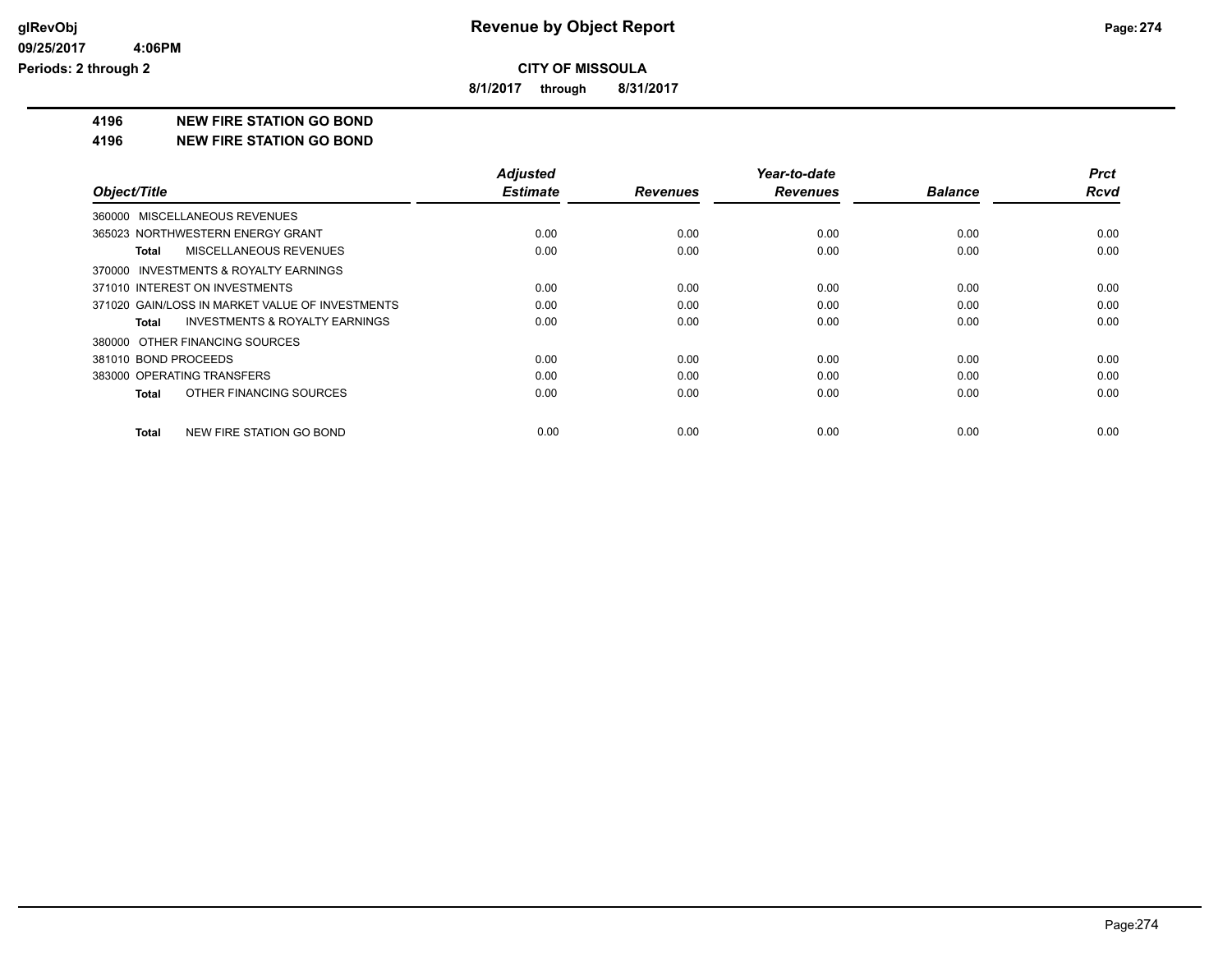# Revenue by Object Report

**CITY OF MISSOULA**

**8/1/2017 through 8/31/2017**

glRevObj
09/25/2017 4:06PM
Periods: 2 through 2

**4196 NEW FIRE STATION GO BOND**

**4196 NEW FIRE STATION GO BOND**

| Object/Title | Adjusted Estimate | Revenues | Year-to-date Revenues | Balance | Prct Rcvd |
|---|---|---|---|---|---|
| 360000 MISCELLANEOUS REVENUES | | | | | |
| 365023 NORTHWESTERN ENERGY GRANT | 0.00 | 0.00 | 0.00 | 0.00 | 0.00 |
| **Total** MISCELLANEOUS REVENUES | 0.00 | 0.00 | 0.00 | 0.00 | 0.00 |
| 370000 INVESTMENTS & ROYALTY EARNINGS | | | | | |
| 371010 INTEREST ON INVESTMENTS | 0.00 | 0.00 | 0.00 | 0.00 | 0.00 |
| 371020 GAIN/LOSS IN MARKET VALUE OF INVESTMENTS | 0.00 | 0.00 | 0.00 | 0.00 | 0.00 |
| **Total** INVESTMENTS & ROYALTY EARNINGS | 0.00 | 0.00 | 0.00 | 0.00 | 0.00 |
| 380000 OTHER FINANCING SOURCES | | | | | |
| 381010 BOND PROCEEDS | 0.00 | 0.00 | 0.00 | 0.00 | 0.00 |
| 383000 OPERATING TRANSFERS | 0.00 | 0.00 | 0.00 | 0.00 | 0.00 |
| **Total** OTHER FINANCING SOURCES | 0.00 | 0.00 | 0.00 | 0.00 | 0.00 |
| **Total** NEW FIRE STATION GO BOND | 0.00 | 0.00 | 0.00 | 0.00 | 0.00 |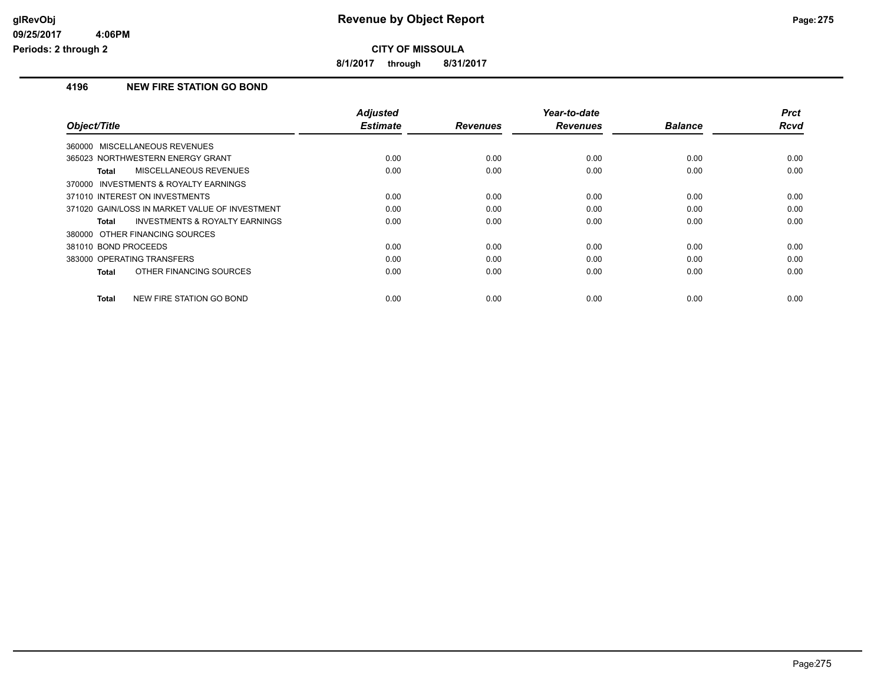**CITY OF MISSOULA**

**8/1/2017 through 8/31/2017**

## 4196 NEW FIRE STATION GO BOND

| Object/Title | Adjusted Estimate | Revenues | Year-to-date Revenues | Balance | Prct Rcvd |
|---|---|---|---|---|---|
| 360000 MISCELLANEOUS REVENUES | | | | | |
| 365023 NORTHWESTERN ENERGY GRANT | 0.00 | 0.00 | 0.00 | 0.00 | 0.00 |
| **Total** MISCELLANEOUS REVENUES | 0.00 | 0.00 | 0.00 | 0.00 | 0.00 |
| 370000 INVESTMENTS & ROYALTY EARNINGS | | | | | |
| 371010 INTEREST ON INVESTMENTS | 0.00 | 0.00 | 0.00 | 0.00 | 0.00 |
| 371020 GAIN/LOSS IN MARKET VALUE OF INVESTMENT | 0.00 | 0.00 | 0.00 | 0.00 | 0.00 |
| **Total** INVESTMENTS & ROYALTY EARNINGS | 0.00 | 0.00 | 0.00 | 0.00 | 0.00 |
| 380000 OTHER FINANCING SOURCES | | | | | |
| 381010 BOND PROCEEDS | 0.00 | 0.00 | 0.00 | 0.00 | 0.00 |
| 383000 OPERATING TRANSFERS | 0.00 | 0.00 | 0.00 | 0.00 | 0.00 |
| **Total** OTHER FINANCING SOURCES | 0.00 | 0.00 | 0.00 | 0.00 | 0.00 |
| **Total** NEW FIRE STATION GO BOND | 0.00 | 0.00 | 0.00 | 0.00 | 0.00 |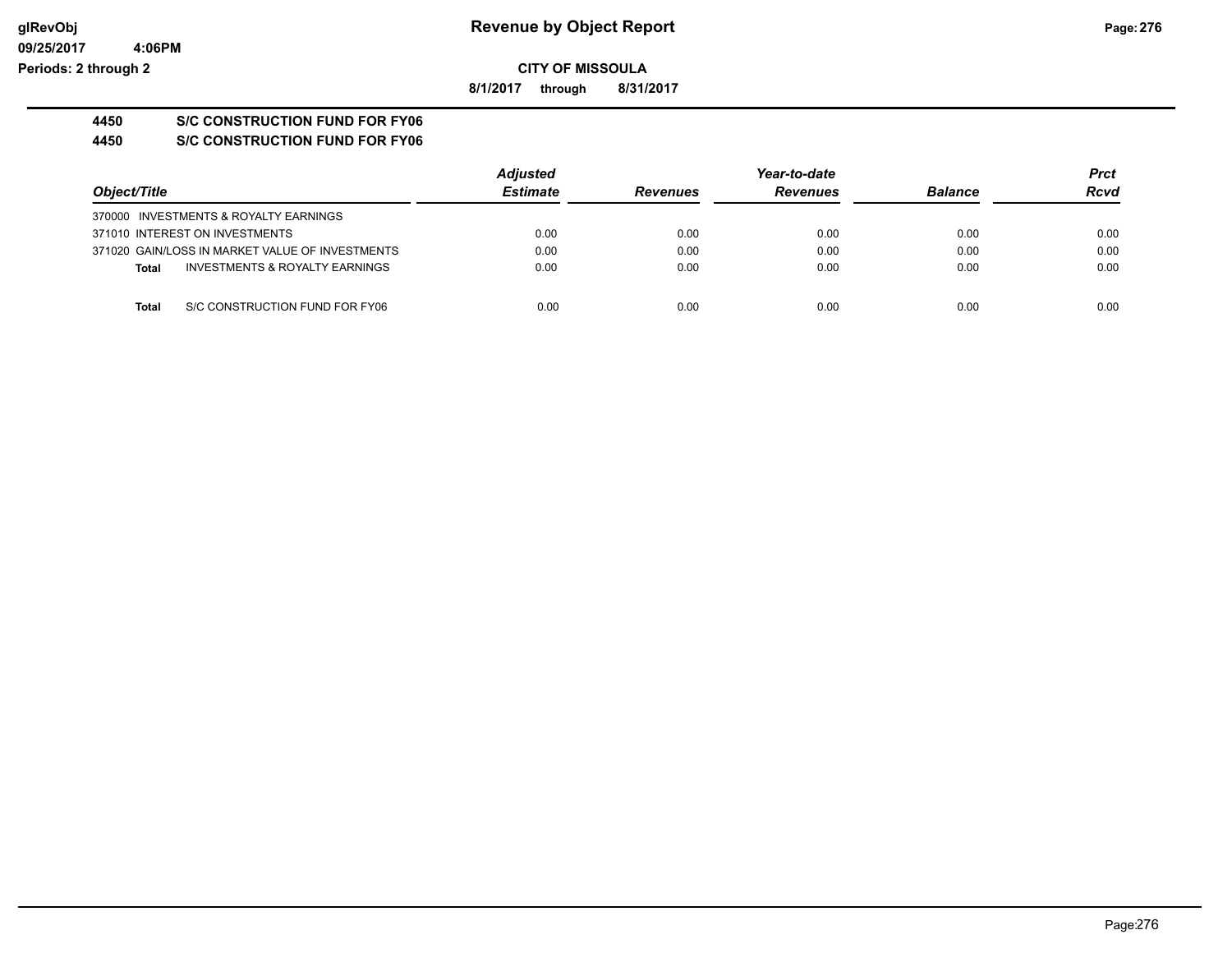**CITY OF MISSOULA**

**8/1/2017 through 8/31/2017**

**4450 S/C CONSTRUCTION FUND FOR FY06**

**4450 S/C CONSTRUCTION FUND FOR FY06**

| Object/Title | Adjusted Estimate | Revenues | Year-to-date Revenues | Balance | Prct Rcvd |
|---|---|---|---|---|---|
| 370000 INVESTMENTS & ROYALTY EARNINGS | | | | | |
| 371010 INTEREST ON INVESTMENTS | 0.00 | 0.00 | 0.00 | 0.00 | 0.00 |
| 371020 GAIN/LOSS IN MARKET VALUE OF INVESTMENTS | 0.00 | 0.00 | 0.00 | 0.00 | 0.00 |
| **Total** INVESTMENTS & ROYALTY EARNINGS | 0.00 | 0.00 | 0.00 | 0.00 | 0.00 |
| **Total** S/C CONSTRUCTION FUND FOR FY06 | 0.00 | 0.00 | 0.00 | 0.00 | 0.00 |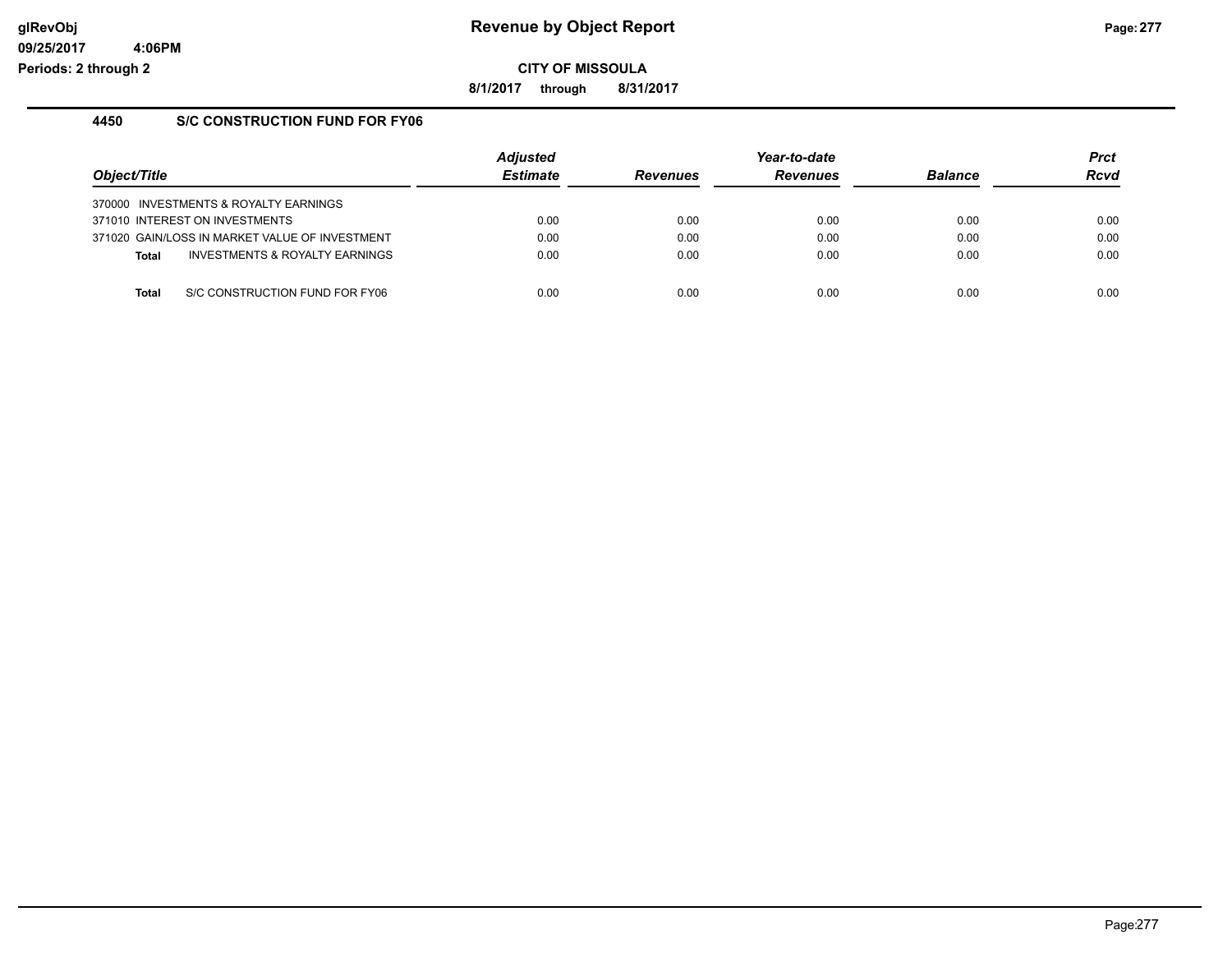# Revenue by Object Report

**CITY OF MISSOULA**

**8/1/2017 through 8/31/2017**

## 4450 S/C CONSTRUCTION FUND FOR FY06

| Object/Title | Adjusted Estimate | Revenues | Year-to-date Revenues | Balance | Prct Rcvd |
|---|---|---|---|---|---|
| 370000 INVESTMENTS & ROYALTY EARNINGS | | | | | |
| 371010 INTEREST ON INVESTMENTS | 0.00 | 0.00 | 0.00 | 0.00 | 0.00 |
| 371020 GAIN/LOSS IN MARKET VALUE OF INVESTMENT | 0.00 | 0.00 | 0.00 | 0.00 | 0.00 |
| **Total** INVESTMENTS & ROYALTY EARNINGS | 0.00 | 0.00 | 0.00 | 0.00 | 0.00 |
| **Total** S/C CONSTRUCTION FUND FOR FY06 | 0.00 | 0.00 | 0.00 | 0.00 | 0.00 |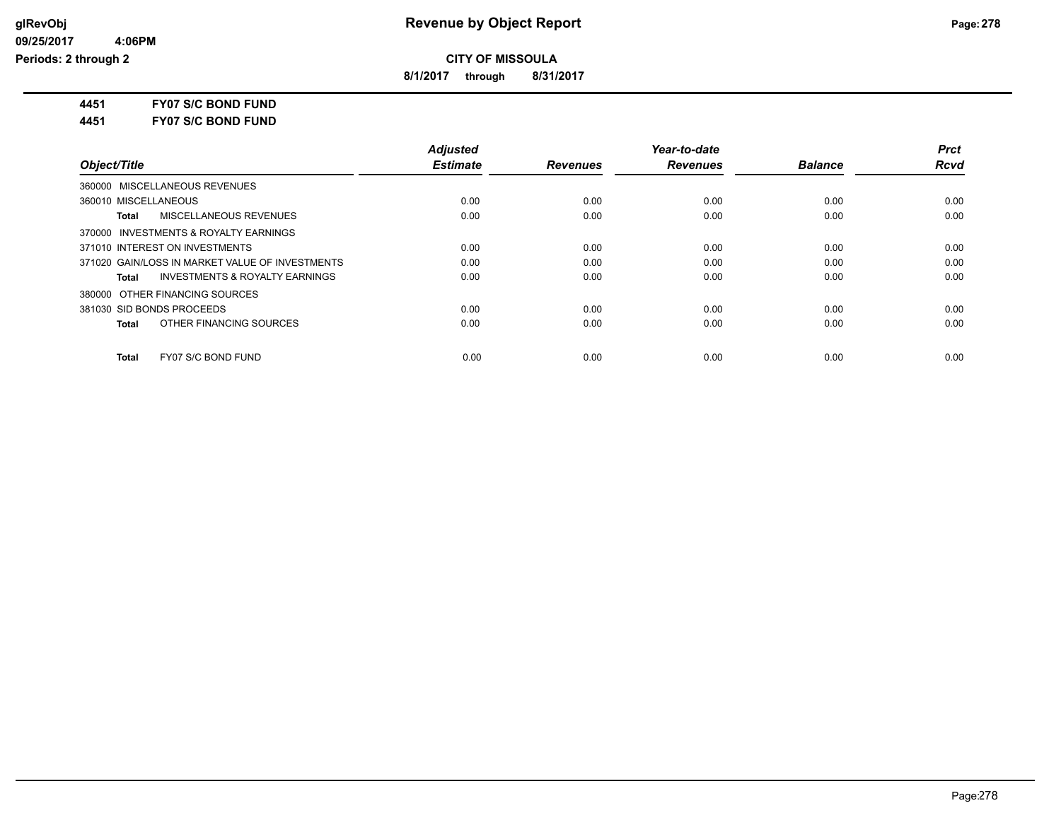**Revenue by Object Report**

**CITY OF MISSOULA**

**8/1/2017 through 8/31/2017**

**4451 FY07 S/C BOND FUND**

**4451 FY07 S/C BOND FUND**

| Object/Title | Adjusted Estimate | Revenues | Year-to-date Revenues | Balance | Prct Rcvd |
|---|---|---|---|---|---|
| 360000 MISCELLANEOUS REVENUES | | | | | |
| 360010 MISCELLANEOUS | 0.00 | 0.00 | 0.00 | 0.00 | 0.00 |
| **Total** MISCELLANEOUS REVENUES | 0.00 | 0.00 | 0.00 | 0.00 | 0.00 |
| 370000 INVESTMENTS & ROYALTY EARNINGS | | | | | |
| 371010 INTEREST ON INVESTMENTS | 0.00 | 0.00 | 0.00 | 0.00 | 0.00 |
| 371020 GAIN/LOSS IN MARKET VALUE OF INVESTMENTS | 0.00 | 0.00 | 0.00 | 0.00 | 0.00 |
| **Total** INVESTMENTS & ROYALTY EARNINGS | 0.00 | 0.00 | 0.00 | 0.00 | 0.00 |
| 380000 OTHER FINANCING SOURCES | | | | | |
| 381030 SID BONDS PROCEEDS | 0.00 | 0.00 | 0.00 | 0.00 | 0.00 |
| **Total** OTHER FINANCING SOURCES | 0.00 | 0.00 | 0.00 | 0.00 | 0.00 |
| **Total** FY07 S/C BOND FUND | 0.00 | 0.00 | 0.00 | 0.00 | 0.00 |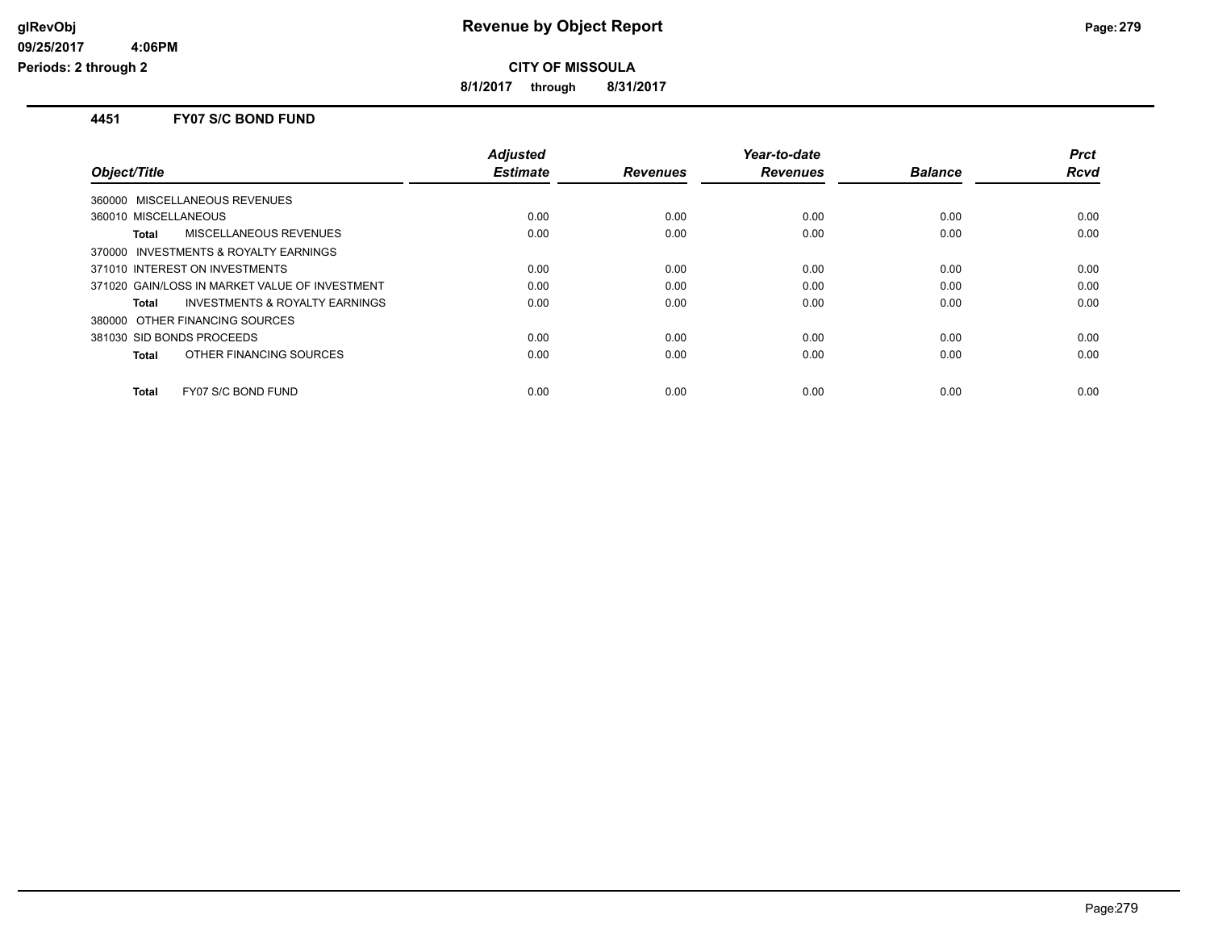**CITY OF MISSOULA**

**8/1/2017 through 8/31/2017**

## 4451 FY07 S/C BOND FUND

| Object/Title | Adjusted Estimate | Revenues | Year-to-date Revenues | Balance | Prct Rcvd |
|---|---|---|---|---|---|
| 360000 MISCELLANEOUS REVENUES | | | | | |
| 360010 MISCELLANEOUS | 0.00 | 0.00 | 0.00 | 0.00 | 0.00 |
| **Total** MISCELLANEOUS REVENUES | 0.00 | 0.00 | 0.00 | 0.00 | 0.00 |
| 370000 INVESTMENTS & ROYALTY EARNINGS | | | | | |
| 371010 INTEREST ON INVESTMENTS | 0.00 | 0.00 | 0.00 | 0.00 | 0.00 |
| 371020 GAIN/LOSS IN MARKET VALUE OF INVESTMENT | 0.00 | 0.00 | 0.00 | 0.00 | 0.00 |
| **Total** INVESTMENTS & ROYALTY EARNINGS | 0.00 | 0.00 | 0.00 | 0.00 | 0.00 |
| 380000 OTHER FINANCING SOURCES | | | | | |
| 381030 SID BONDS PROCEEDS | 0.00 | 0.00 | 0.00 | 0.00 | 0.00 |
| **Total** OTHER FINANCING SOURCES | 0.00 | 0.00 | 0.00 | 0.00 | 0.00 |
| **Total** FY07 S/C BOND FUND | 0.00 | 0.00 | 0.00 | 0.00 | 0.00 |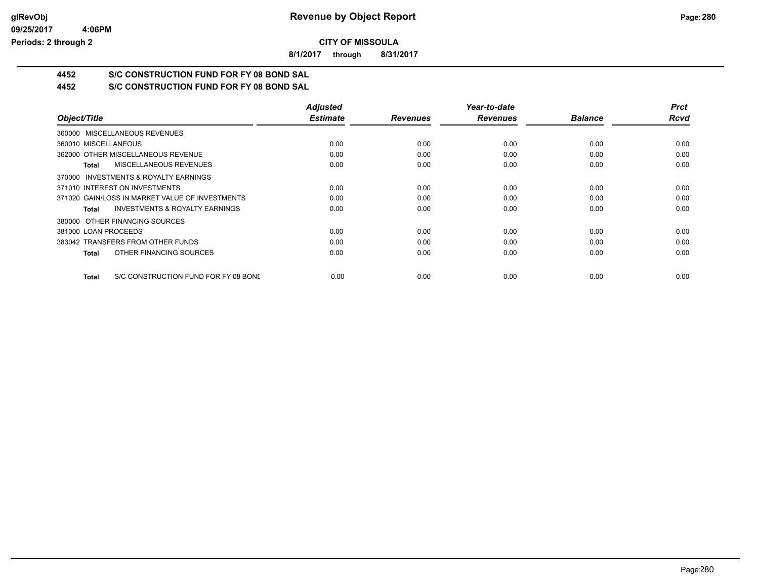# Revenue by Object Report

**CITY OF MISSOULA**

**8/1/2017 through 8/31/2017**

## 4452 S/C CONSTRUCTION FUND FOR FY 08 BOND SAL

## 4452 S/C CONSTRUCTION FUND FOR FY 08 BOND SAL

| Object/Title | Adjusted Estimate | Revenues | Year-to-date Revenues | Balance | Prct Rcvd |
|---|---|---|---|---|---|
| 360000 MISCELLANEOUS REVENUES | | | | | |
| 360010 MISCELLANEOUS | 0.00 | 0.00 | 0.00 | 0.00 | 0.00 |
| 362000 OTHER MISCELLANEOUS REVENUE | 0.00 | 0.00 | 0.00 | 0.00 | 0.00 |
| **Total** MISCELLANEOUS REVENUES | 0.00 | 0.00 | 0.00 | 0.00 | 0.00 |
| 370000 INVESTMENTS & ROYALTY EARNINGS | | | | | |
| 371010 INTEREST ON INVESTMENTS | 0.00 | 0.00 | 0.00 | 0.00 | 0.00 |
| 371020 GAIN/LOSS IN MARKET VALUE OF INVESTMENTS | 0.00 | 0.00 | 0.00 | 0.00 | 0.00 |
| **Total** INVESTMENTS & ROYALTY EARNINGS | 0.00 | 0.00 | 0.00 | 0.00 | 0.00 |
| 380000 OTHER FINANCING SOURCES | | | | | |
| 381000 LOAN PROCEEDS | 0.00 | 0.00 | 0.00 | 0.00 | 0.00 |
| 383042 TRANSFERS FROM OTHER FUNDS | 0.00 | 0.00 | 0.00 | 0.00 | 0.00 |
| **Total** OTHER FINANCING SOURCES | 0.00 | 0.00 | 0.00 | 0.00 | 0.00 |
| **Total** S/C CONSTRUCTION FUND FOR FY 08 BOND | 0.00 | 0.00 | 0.00 | 0.00 | 0.00 |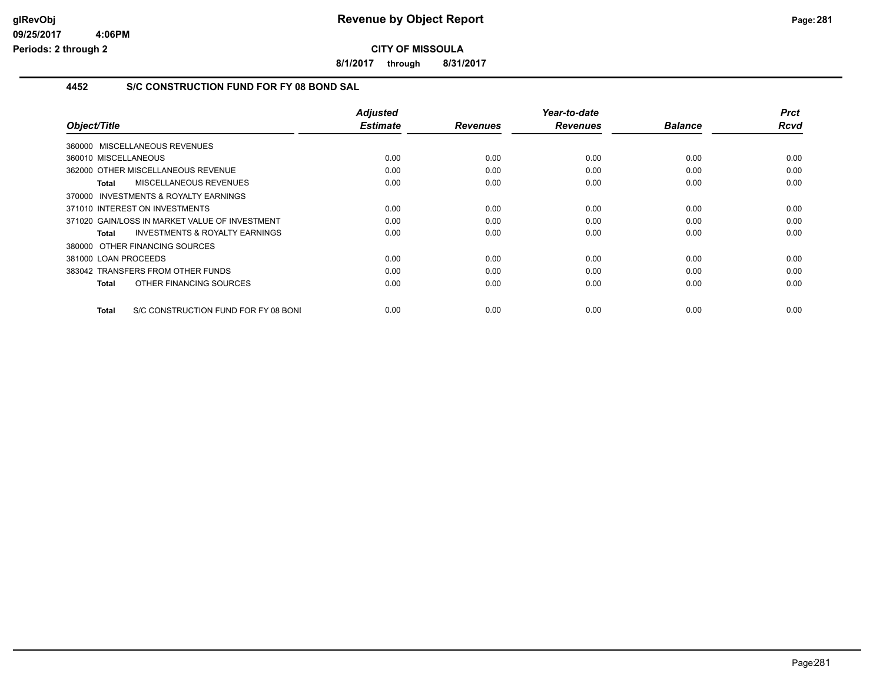# Revenue by Object Report

**CITY OF MISSOULA**

**8/1/2017 through 8/31/2017**

glRevObj
09/25/2017 4:06PM
Periods: 2 through 2

## 4452 S/C CONSTRUCTION FUND FOR FY 08 BOND SAL

| Object/Title | Adjusted Estimate | Revenues | Year-to-date Revenues | Balance | Prct Rcvd |
|---|---|---|---|---|---|
| 360000 MISCELLANEOUS REVENUES | | | | | |
| 360010 MISCELLANEOUS | 0.00 | 0.00 | 0.00 | 0.00 | 0.00 |
| 362000 OTHER MISCELLANEOUS REVENUE | 0.00 | 0.00 | 0.00 | 0.00 | 0.00 |
| **Total** MISCELLANEOUS REVENUES | 0.00 | 0.00 | 0.00 | 0.00 | 0.00 |
| 370000 INVESTMENTS & ROYALTY EARNINGS | | | | | |
| 371010 INTEREST ON INVESTMENTS | 0.00 | 0.00 | 0.00 | 0.00 | 0.00 |
| 371020 GAIN/LOSS IN MARKET VALUE OF INVESTMENT | 0.00 | 0.00 | 0.00 | 0.00 | 0.00 |
| **Total** INVESTMENTS & ROYALTY EARNINGS | 0.00 | 0.00 | 0.00 | 0.00 | 0.00 |
| 380000 OTHER FINANCING SOURCES | | | | | |
| 381000 LOAN PROCEEDS | 0.00 | 0.00 | 0.00 | 0.00 | 0.00 |
| 383042 TRANSFERS FROM OTHER FUNDS | 0.00 | 0.00 | 0.00 | 0.00 | 0.00 |
| **Total** OTHER FINANCING SOURCES | 0.00 | 0.00 | 0.00 | 0.00 | 0.00 |
| **Total** S/C CONSTRUCTION FUND FOR FY 08 BONI | 0.00 | 0.00 | 0.00 | 0.00 | 0.00 |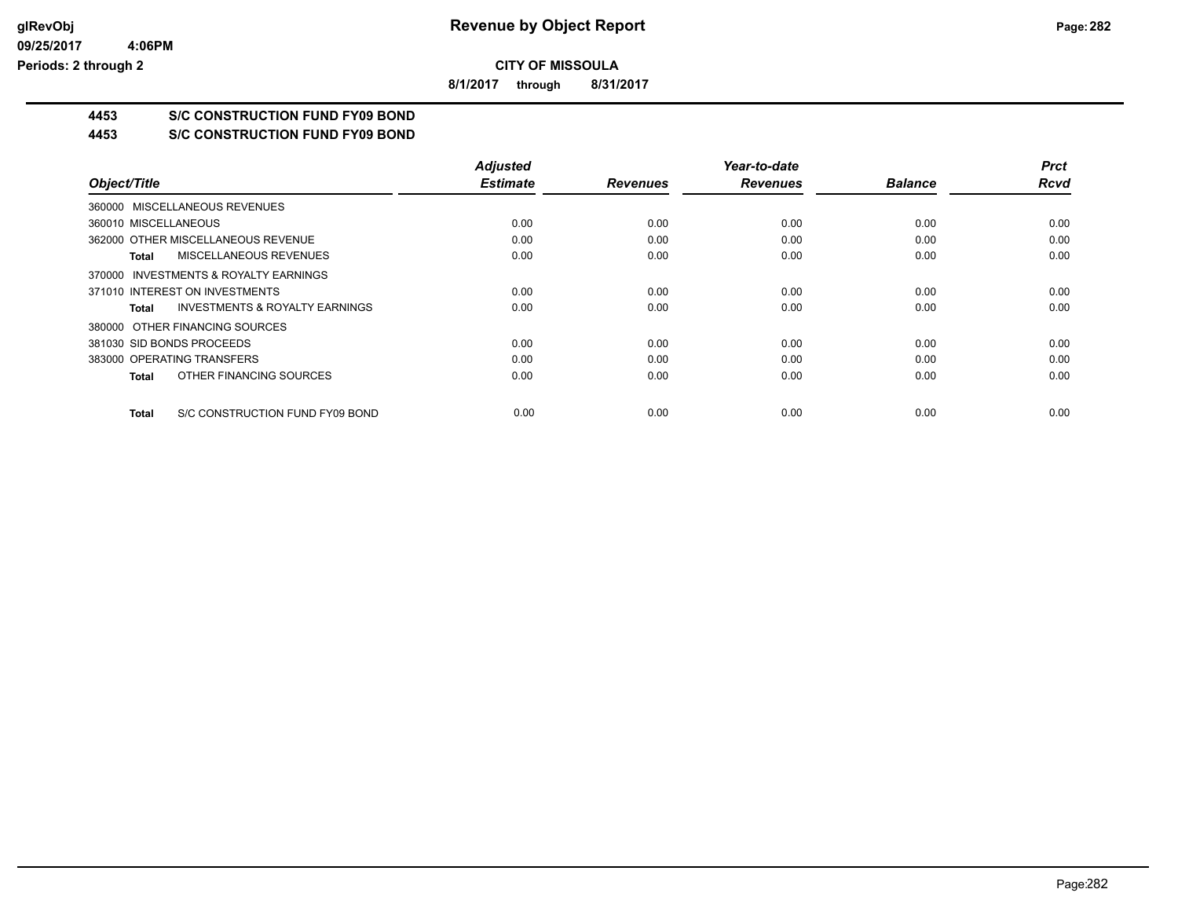**CITY OF MISSOULA**

**8/1/2017 through 8/31/2017**

## 4453 S/C CONSTRUCTION FUND FY09 BOND

## 4453 S/C CONSTRUCTION FUND FY09 BOND

| Object/Title | Adjusted Estimate | Revenues | Year-to-date Revenues | Balance | Prct Rcvd |
|---|---|---|---|---|---|
| 360000 MISCELLANEOUS REVENUES | | | | | |
| 360010 MISCELLANEOUS | 0.00 | 0.00 | 0.00 | 0.00 | 0.00 |
| 362000 OTHER MISCELLANEOUS REVENUE | 0.00 | 0.00 | 0.00 | 0.00 | 0.00 |
| **Total** MISCELLANEOUS REVENUES | 0.00 | 0.00 | 0.00 | 0.00 | 0.00 |
| 370000 INVESTMENTS & ROYALTY EARNINGS | | | | | |
| 371010 INTEREST ON INVESTMENTS | 0.00 | 0.00 | 0.00 | 0.00 | 0.00 |
| **Total** INVESTMENTS & ROYALTY EARNINGS | 0.00 | 0.00 | 0.00 | 0.00 | 0.00 |
| 380000 OTHER FINANCING SOURCES | | | | | |
| 381030 SID BONDS PROCEEDS | 0.00 | 0.00 | 0.00 | 0.00 | 0.00 |
| 383000 OPERATING TRANSFERS | 0.00 | 0.00 | 0.00 | 0.00 | 0.00 |
| **Total** OTHER FINANCING SOURCES | 0.00 | 0.00 | 0.00 | 0.00 | 0.00 |
| **Total** S/C CONSTRUCTION FUND FY09 BOND | 0.00 | 0.00 | 0.00 | 0.00 | 0.00 |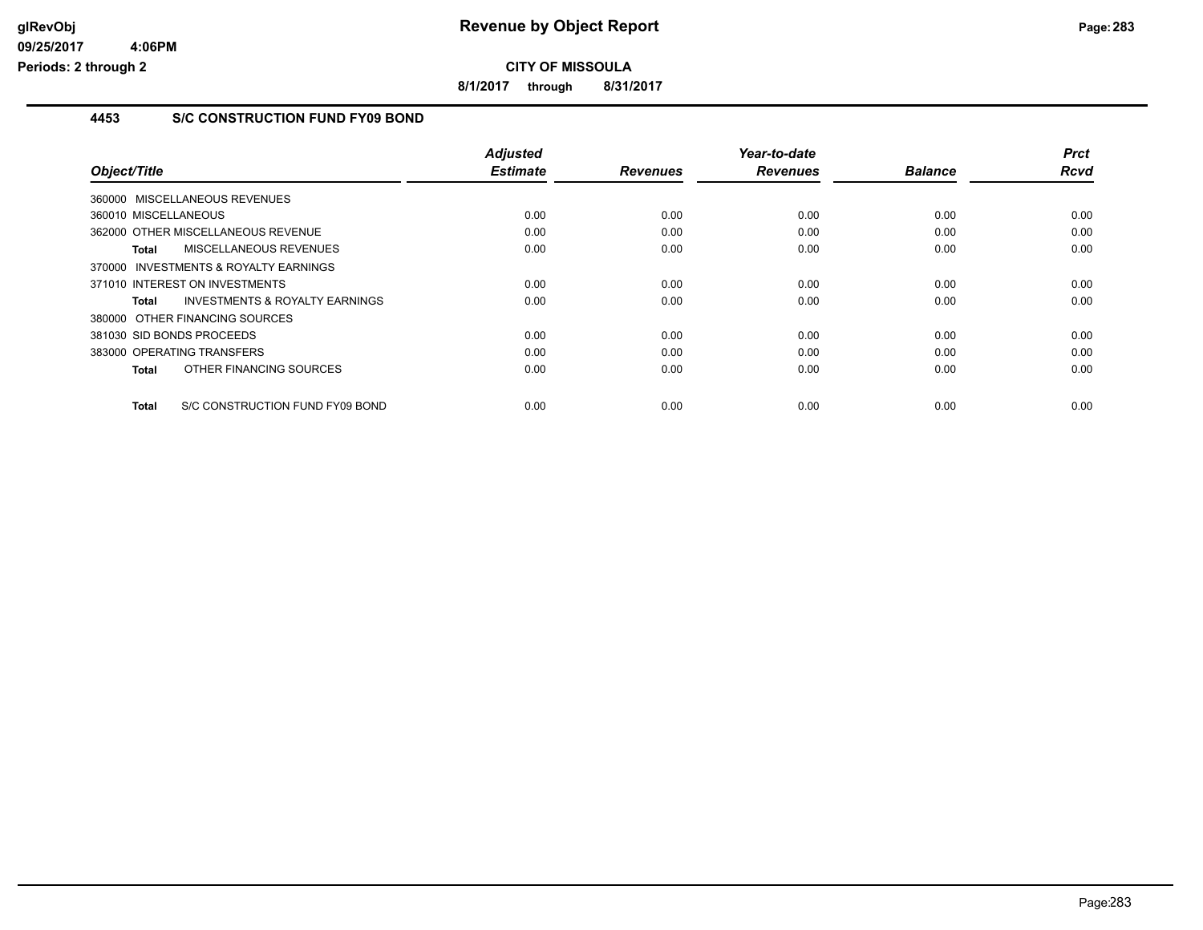# Revenue by Object Report

**CITY OF MISSOULA**

**8/1/2017 through 8/31/2017**

## 4453 S/C CONSTRUCTION FUND FY09 BOND

| Object/Title | Adjusted Estimate | Revenues | Year-to-date Revenues | Balance | Prct Rcvd |
|---|---|---|---|---|---|
| 360000 MISCELLANEOUS REVENUES | | | | | |
| 360010 MISCELLANEOUS | 0.00 | 0.00 | 0.00 | 0.00 | 0.00 |
| 362000 OTHER MISCELLANEOUS REVENUE | 0.00 | 0.00 | 0.00 | 0.00 | 0.00 |
| **Total** MISCELLANEOUS REVENUES | 0.00 | 0.00 | 0.00 | 0.00 | 0.00 |
| 370000 INVESTMENTS & ROYALTY EARNINGS | | | | | |
| 371010 INTEREST ON INVESTMENTS | 0.00 | 0.00 | 0.00 | 0.00 | 0.00 |
| **Total** INVESTMENTS & ROYALTY EARNINGS | 0.00 | 0.00 | 0.00 | 0.00 | 0.00 |
| 380000 OTHER FINANCING SOURCES | | | | | |
| 381030 SID BONDS PROCEEDS | 0.00 | 0.00 | 0.00 | 0.00 | 0.00 |
| 383000 OPERATING TRANSFERS | 0.00 | 0.00 | 0.00 | 0.00 | 0.00 |
| **Total** OTHER FINANCING SOURCES | 0.00 | 0.00 | 0.00 | 0.00 | 0.00 |
| **Total** S/C CONSTRUCTION FUND FY09 BOND | 0.00 | 0.00 | 0.00 | 0.00 | 0.00 |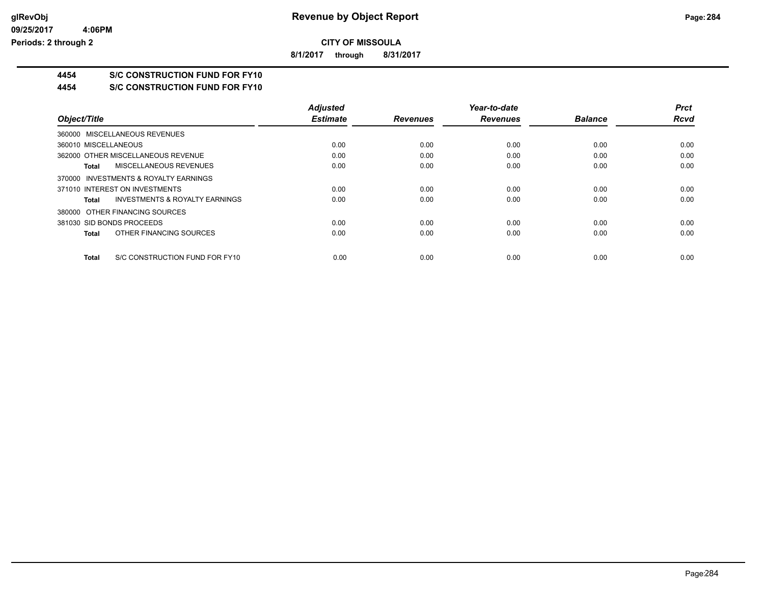# CITY OF MISSOULA

**Revenue by Object Report**

8/1/2017 through 8/31/2017

glRevObj
09/25/2017 4:06PM
Periods: 2 through 2

## 4454 S/C CONSTRUCTION FUND FOR FY10
## 4454 S/C CONSTRUCTION FUND FOR FY10

| Object/Title | Adjusted Estimate | Revenues | Year-to-date Revenues | Balance | Prct Rcvd |
|---|---|---|---|---|---|
| 360000 MISCELLANEOUS REVENUES | | | | | |
| 360010 MISCELLANEOUS | 0.00 | 0.00 | 0.00 | 0.00 | 0.00 |
| 362000 OTHER MISCELLANEOUS REVENUE | 0.00 | 0.00 | 0.00 | 0.00 | 0.00 |
| **Total** MISCELLANEOUS REVENUES | 0.00 | 0.00 | 0.00 | 0.00 | 0.00 |
| 370000 INVESTMENTS & ROYALTY EARNINGS | | | | | |
| 371010 INTEREST ON INVESTMENTS | 0.00 | 0.00 | 0.00 | 0.00 | 0.00 |
| **Total** INVESTMENTS & ROYALTY EARNINGS | 0.00 | 0.00 | 0.00 | 0.00 | 0.00 |
| 380000 OTHER FINANCING SOURCES | | | | | |
| 381030 SID BONDS PROCEEDS | 0.00 | 0.00 | 0.00 | 0.00 | 0.00 |
| **Total** OTHER FINANCING SOURCES | 0.00 | 0.00 | 0.00 | 0.00 | 0.00 |
| **Total** S/C CONSTRUCTION FUND FOR FY10 | 0.00 | 0.00 | 0.00 | 0.00 | 0.00 |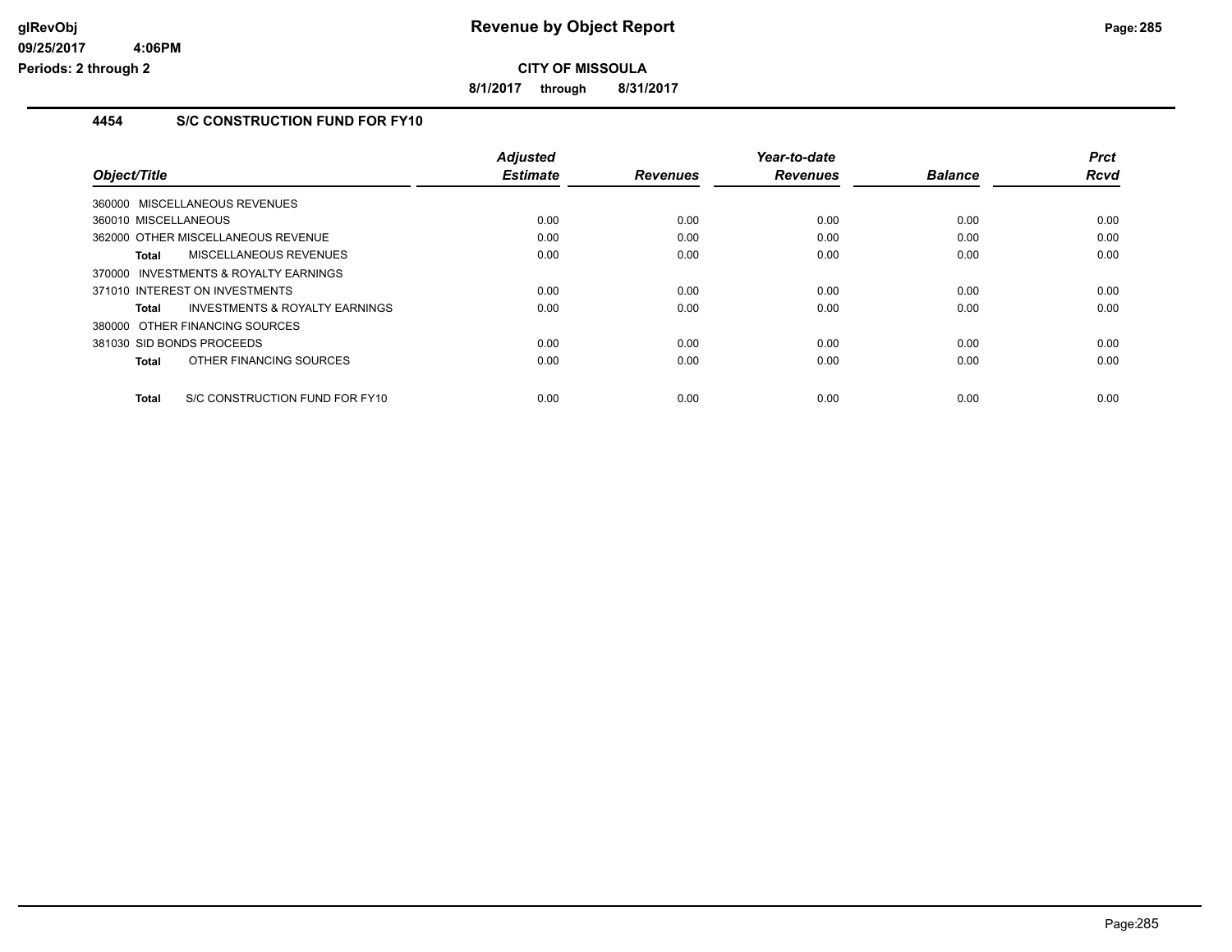# Revenue by Object Report

**CITY OF MISSOULA**

**8/1/2017 through 8/31/2017**

glRevObj
09/25/2017 4:06PM
Periods: 2 through 2

## 4454 S/C CONSTRUCTION FUND FOR FY10

| Object/Title | Adjusted Estimate | Revenues | Year-to-date Revenues | Balance | Prct Rcvd |
|---|---|---|---|---|---|
| 360000 MISCELLANEOUS REVENUES | | | | | |
| 360010 MISCELLANEOUS | 0.00 | 0.00 | 0.00 | 0.00 | 0.00 |
| 362000 OTHER MISCELLANEOUS REVENUE | 0.00 | 0.00 | 0.00 | 0.00 | 0.00 |
| **Total** MISCELLANEOUS REVENUES | 0.00 | 0.00 | 0.00 | 0.00 | 0.00 |
| 370000 INVESTMENTS & ROYALTY EARNINGS | | | | | |
| 371010 INTEREST ON INVESTMENTS | 0.00 | 0.00 | 0.00 | 0.00 | 0.00 |
| **Total** INVESTMENTS & ROYALTY EARNINGS | 0.00 | 0.00 | 0.00 | 0.00 | 0.00 |
| 380000 OTHER FINANCING SOURCES | | | | | |
| 381030 SID BONDS PROCEEDS | 0.00 | 0.00 | 0.00 | 0.00 | 0.00 |
| **Total** OTHER FINANCING SOURCES | 0.00 | 0.00 | 0.00 | 0.00 | 0.00 |
| **Total** S/C CONSTRUCTION FUND FOR FY10 | 0.00 | 0.00 | 0.00 | 0.00 | 0.00 |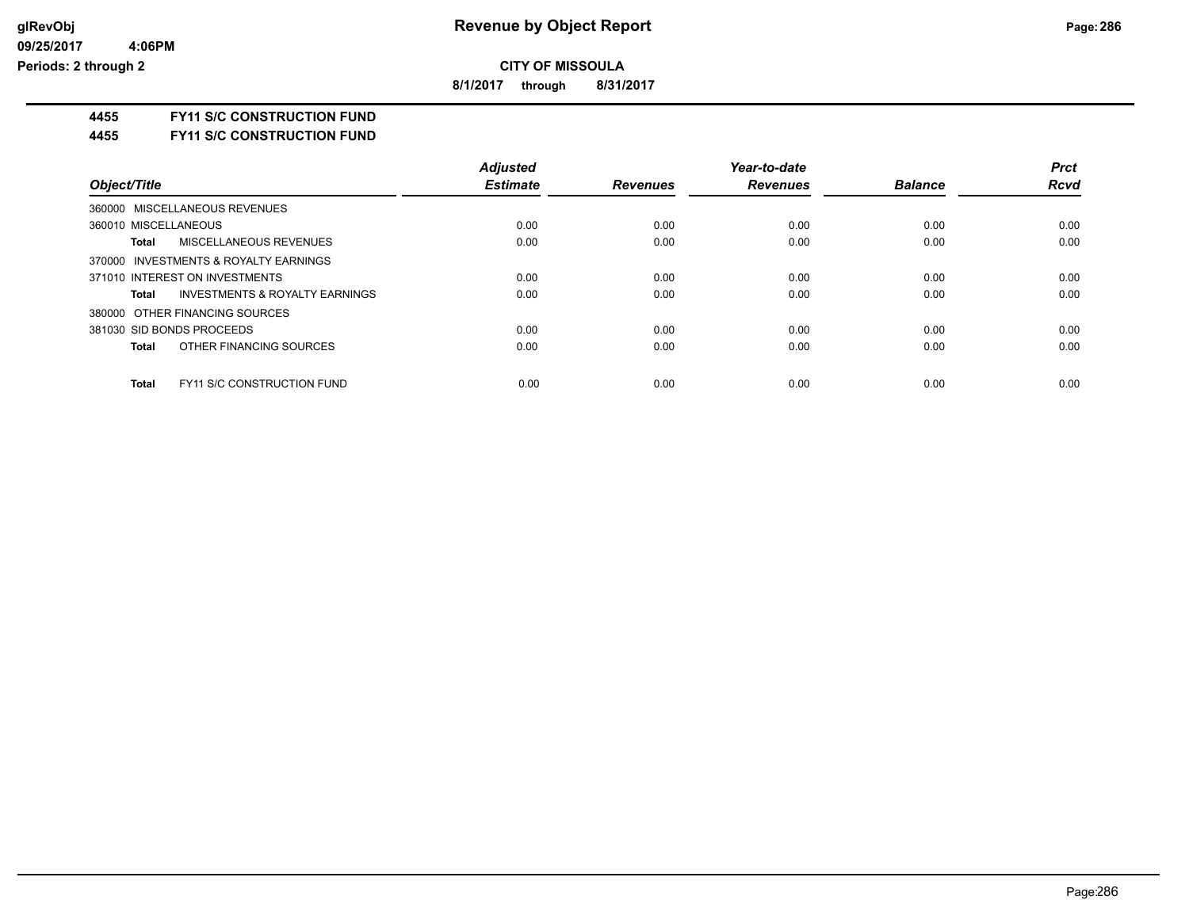# Revenue by Object Report

**CITY OF MISSOULA**

**8/1/2017 through 8/31/2017**

**4455 FY11 S/C CONSTRUCTION FUND**

**4455 FY11 S/C CONSTRUCTION FUND**

| Object/Title | Adjusted Estimate | Revenues | Year-to-date Revenues | Balance | Prct Rcvd |
|---|---|---|---|---|---|
| 360000 MISCELLANEOUS REVENUES | | | | | |
| 360010 MISCELLANEOUS | 0.00 | 0.00 | 0.00 | 0.00 | 0.00 |
| **Total** MISCELLANEOUS REVENUES | 0.00 | 0.00 | 0.00 | 0.00 | 0.00 |
| 370000 INVESTMENTS & ROYALTY EARNINGS | | | | | |
| 371010 INTEREST ON INVESTMENTS | 0.00 | 0.00 | 0.00 | 0.00 | 0.00 |
| **Total** INVESTMENTS & ROYALTY EARNINGS | 0.00 | 0.00 | 0.00 | 0.00 | 0.00 |
| 380000 OTHER FINANCING SOURCES | | | | | |
| 381030 SID BONDS PROCEEDS | 0.00 | 0.00 | 0.00 | 0.00 | 0.00 |
| **Total** OTHER FINANCING SOURCES | 0.00 | 0.00 | 0.00 | 0.00 | 0.00 |
| **Total** FY11 S/C CONSTRUCTION FUND | 0.00 | 0.00 | 0.00 | 0.00 | 0.00 |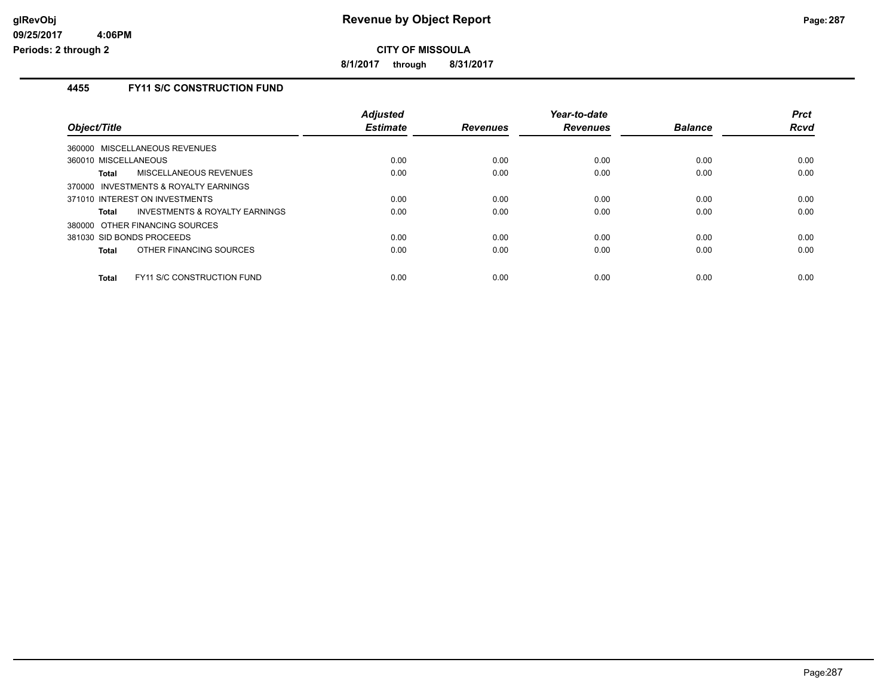# Revenue by Object Report

**CITY OF MISSOULA**

**8/1/2017 through 8/31/2017**

## 4455 FY11 S/C CONSTRUCTION FUND

| Object/Title | Adjusted Estimate | Revenues | Year-to-date Revenues | Balance | Prct Rcvd |
|---|---|---|---|---|---|
| 360000 MISCELLANEOUS REVENUES | | | | | |
| 360010 MISCELLANEOUS | 0.00 | 0.00 | 0.00 | 0.00 | 0.00 |
| **Total** MISCELLANEOUS REVENUES | 0.00 | 0.00 | 0.00 | 0.00 | 0.00 |
| 370000 INVESTMENTS & ROYALTY EARNINGS | | | | | |
| 371010 INTEREST ON INVESTMENTS | 0.00 | 0.00 | 0.00 | 0.00 | 0.00 |
| **Total** INVESTMENTS & ROYALTY EARNINGS | 0.00 | 0.00 | 0.00 | 0.00 | 0.00 |
| 380000 OTHER FINANCING SOURCES | | | | | |
| 381030 SID BONDS PROCEEDS | 0.00 | 0.00 | 0.00 | 0.00 | 0.00 |
| **Total** OTHER FINANCING SOURCES | 0.00 | 0.00 | 0.00 | 0.00 | 0.00 |
| **Total** FY11 S/C CONSTRUCTION FUND | 0.00 | 0.00 | 0.00 | 0.00 | 0.00 |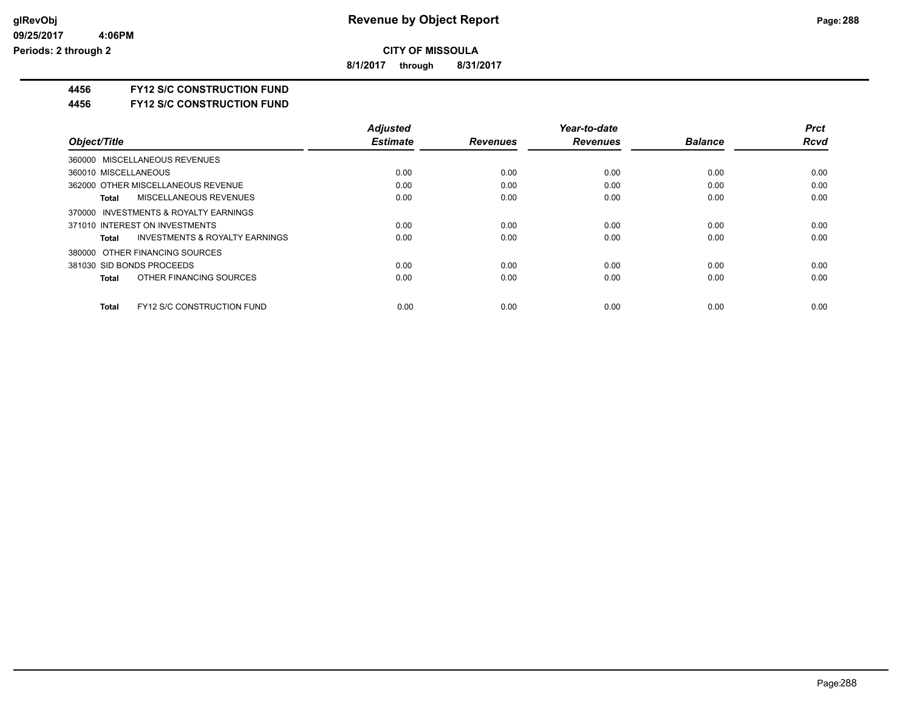# Revenue by Object Report

**CITY OF MISSOULA**

**8/1/2017 through 8/31/2017**

**4456 FY12 S/C CONSTRUCTION FUND**

**4456 FY12 S/C CONSTRUCTION FUND**

| Object/Title | Adjusted Estimate | Revenues | Year-to-date Revenues | Balance | Prct Rcvd |
|---|---|---|---|---|---|
| 360000 MISCELLANEOUS REVENUES | | | | | |
| 360010 MISCELLANEOUS | 0.00 | 0.00 | 0.00 | 0.00 | 0.00 |
| 362000 OTHER MISCELLANEOUS REVENUE | 0.00 | 0.00 | 0.00 | 0.00 | 0.00 |
| **Total** MISCELLANEOUS REVENUES | 0.00 | 0.00 | 0.00 | 0.00 | 0.00 |
| 370000 INVESTMENTS & ROYALTY EARNINGS | | | | | |
| 371010 INTEREST ON INVESTMENTS | 0.00 | 0.00 | 0.00 | 0.00 | 0.00 |
| **Total** INVESTMENTS & ROYALTY EARNINGS | 0.00 | 0.00 | 0.00 | 0.00 | 0.00 |
| 380000 OTHER FINANCING SOURCES | | | | | |
| 381030 SID BONDS PROCEEDS | 0.00 | 0.00 | 0.00 | 0.00 | 0.00 |
| **Total** OTHER FINANCING SOURCES | 0.00 | 0.00 | 0.00 | 0.00 | 0.00 |
| **Total** FY12 S/C CONSTRUCTION FUND | 0.00 | 0.00 | 0.00 | 0.00 | 0.00 |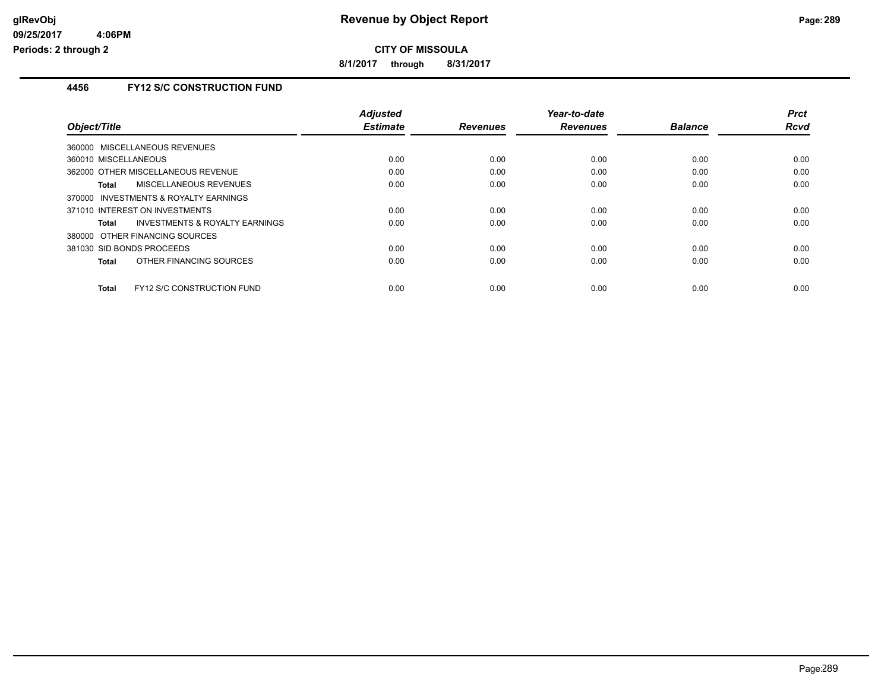# Revenue by Object Report

**CITY OF MISSOULA**

**8/1/2017 through 8/31/2017**

glRevObj
09/25/2017 4:06PM
Periods: 2 through 2

## 4456 FY12 S/C CONSTRUCTION FUND

| Object/Title | Adjusted Estimate | Revenues | Year-to-date Revenues | Balance | Prct Rcvd |
|---|---|---|---|---|---|
| 360000 MISCELLANEOUS REVENUES | | | | | |
| 360010 MISCELLANEOUS | 0.00 | 0.00 | 0.00 | 0.00 | 0.00 |
| 362000 OTHER MISCELLANEOUS REVENUE | 0.00 | 0.00 | 0.00 | 0.00 | 0.00 |
| **Total** MISCELLANEOUS REVENUES | 0.00 | 0.00 | 0.00 | 0.00 | 0.00 |
| 370000 INVESTMENTS & ROYALTY EARNINGS | | | | | |
| 371010 INTEREST ON INVESTMENTS | 0.00 | 0.00 | 0.00 | 0.00 | 0.00 |
| **Total** INVESTMENTS & ROYALTY EARNINGS | 0.00 | 0.00 | 0.00 | 0.00 | 0.00 |
| 380000 OTHER FINANCING SOURCES | | | | | |
| 381030 SID BONDS PROCEEDS | 0.00 | 0.00 | 0.00 | 0.00 | 0.00 |
| **Total** OTHER FINANCING SOURCES | 0.00 | 0.00 | 0.00 | 0.00 | 0.00 |
| **Total** FY12 S/C CONSTRUCTION FUND | 0.00 | 0.00 | 0.00 | 0.00 | 0.00 |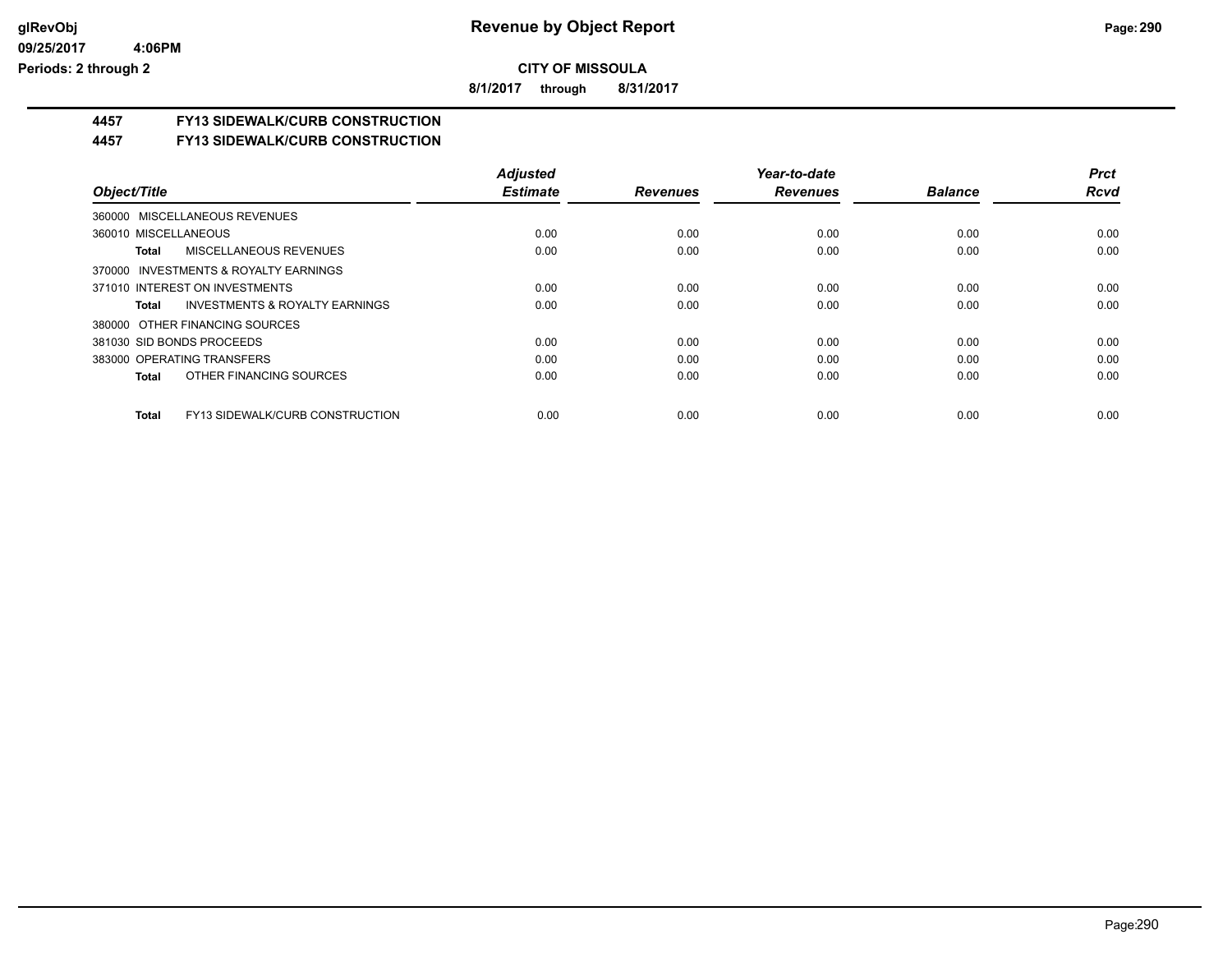# Revenue by Object Report

**CITY OF MISSOULA**

**8/1/2017 through 8/31/2017**

**4457 FY13 SIDEWALK/CURB CONSTRUCTION**

**4457 FY13 SIDEWALK/CURB CONSTRUCTION**

| Object/Title | Adjusted Estimate | Revenues | Year-to-date Revenues | Balance | Prct Rcvd |
|---|---|---|---|---|---|
| 360000 MISCELLANEOUS REVENUES | | | | | |
| 360010 MISCELLANEOUS | 0.00 | 0.00 | 0.00 | 0.00 | 0.00 |
| **Total** MISCELLANEOUS REVENUES | 0.00 | 0.00 | 0.00 | 0.00 | 0.00 |
| 370000 INVESTMENTS & ROYALTY EARNINGS | | | | | |
| 371010 INTEREST ON INVESTMENTS | 0.00 | 0.00 | 0.00 | 0.00 | 0.00 |
| **Total** INVESTMENTS & ROYALTY EARNINGS | 0.00 | 0.00 | 0.00 | 0.00 | 0.00 |
| 380000 OTHER FINANCING SOURCES | | | | | |
| 381030 SID BONDS PROCEEDS | 0.00 | 0.00 | 0.00 | 0.00 | 0.00 |
| 383000 OPERATING TRANSFERS | 0.00 | 0.00 | 0.00 | 0.00 | 0.00 |
| **Total** OTHER FINANCING SOURCES | 0.00 | 0.00 | 0.00 | 0.00 | 0.00 |
| **Total** FY13 SIDEWALK/CURB CONSTRUCTION | 0.00 | 0.00 | 0.00 | 0.00 | 0.00 |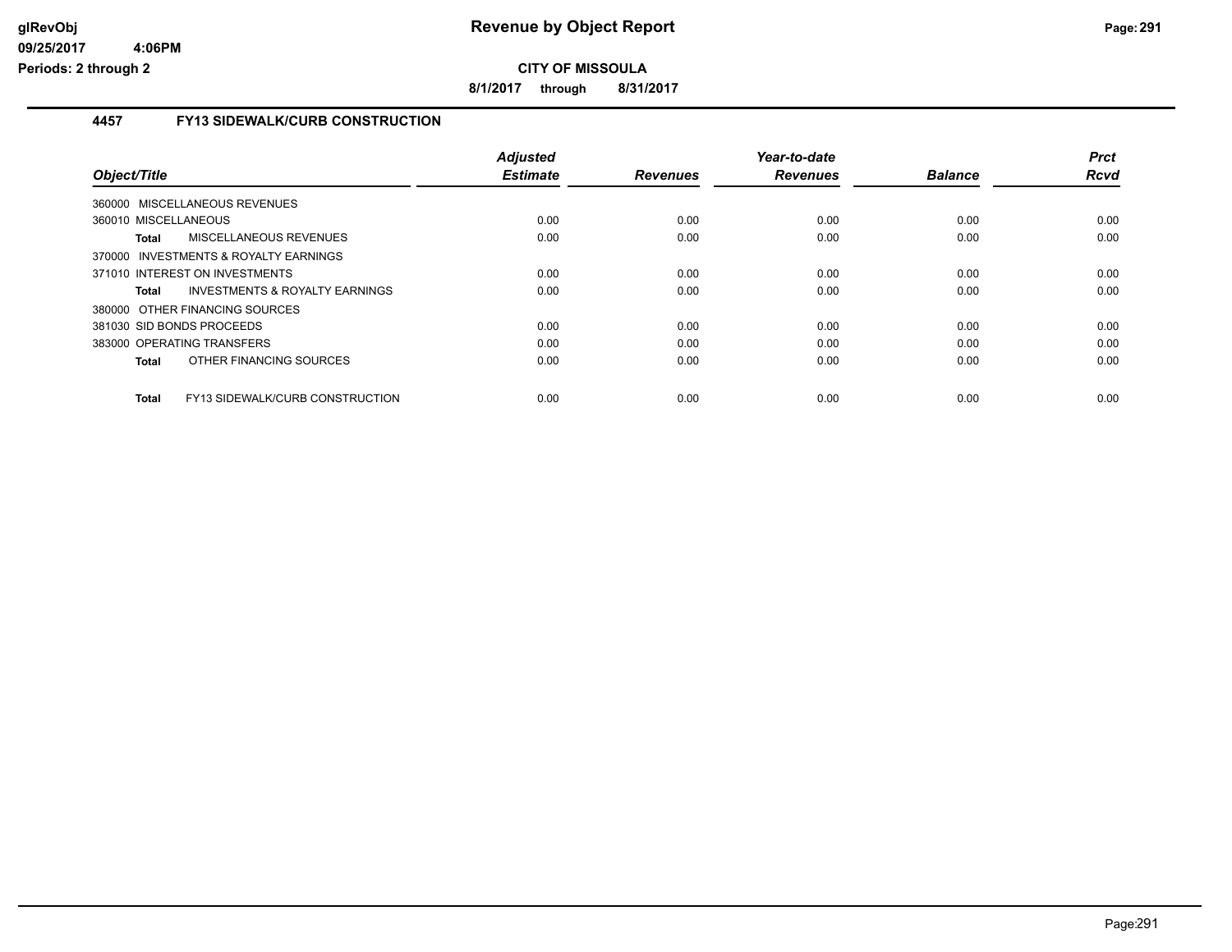# Revenue by Object Report

## CITY OF MISSOULA

**8/1/2017 through 8/31/2017**

glRevObj
09/25/2017 4:06PM
Periods: 2 through 2

### 4457 FY13 SIDEWALK/CURB CONSTRUCTION

| Object/Title | Adjusted Estimate | Revenues | Year-to-date Revenues | Balance | Prct Rcvd |
|---|---|---|---|---|---|
| 360000 MISCELLANEOUS REVENUES | | | | | |
| 360010 MISCELLANEOUS | 0.00 | 0.00 | 0.00 | 0.00 | 0.00 |
| **Total** MISCELLANEOUS REVENUES | 0.00 | 0.00 | 0.00 | 0.00 | 0.00 |
| 370000 INVESTMENTS & ROYALTY EARNINGS | | | | | |
| 371010 INTEREST ON INVESTMENTS | 0.00 | 0.00 | 0.00 | 0.00 | 0.00 |
| **Total** INVESTMENTS & ROYALTY EARNINGS | 0.00 | 0.00 | 0.00 | 0.00 | 0.00 |
| 380000 OTHER FINANCING SOURCES | | | | | |
| 381030 SID BONDS PROCEEDS | 0.00 | 0.00 | 0.00 | 0.00 | 0.00 |
| 383000 OPERATING TRANSFERS | 0.00 | 0.00 | 0.00 | 0.00 | 0.00 |
| **Total** OTHER FINANCING SOURCES | 0.00 | 0.00 | 0.00 | 0.00 | 0.00 |
| **Total** FY13 SIDEWALK/CURB CONSTRUCTION | 0.00 | 0.00 | 0.00 | 0.00 | 0.00 |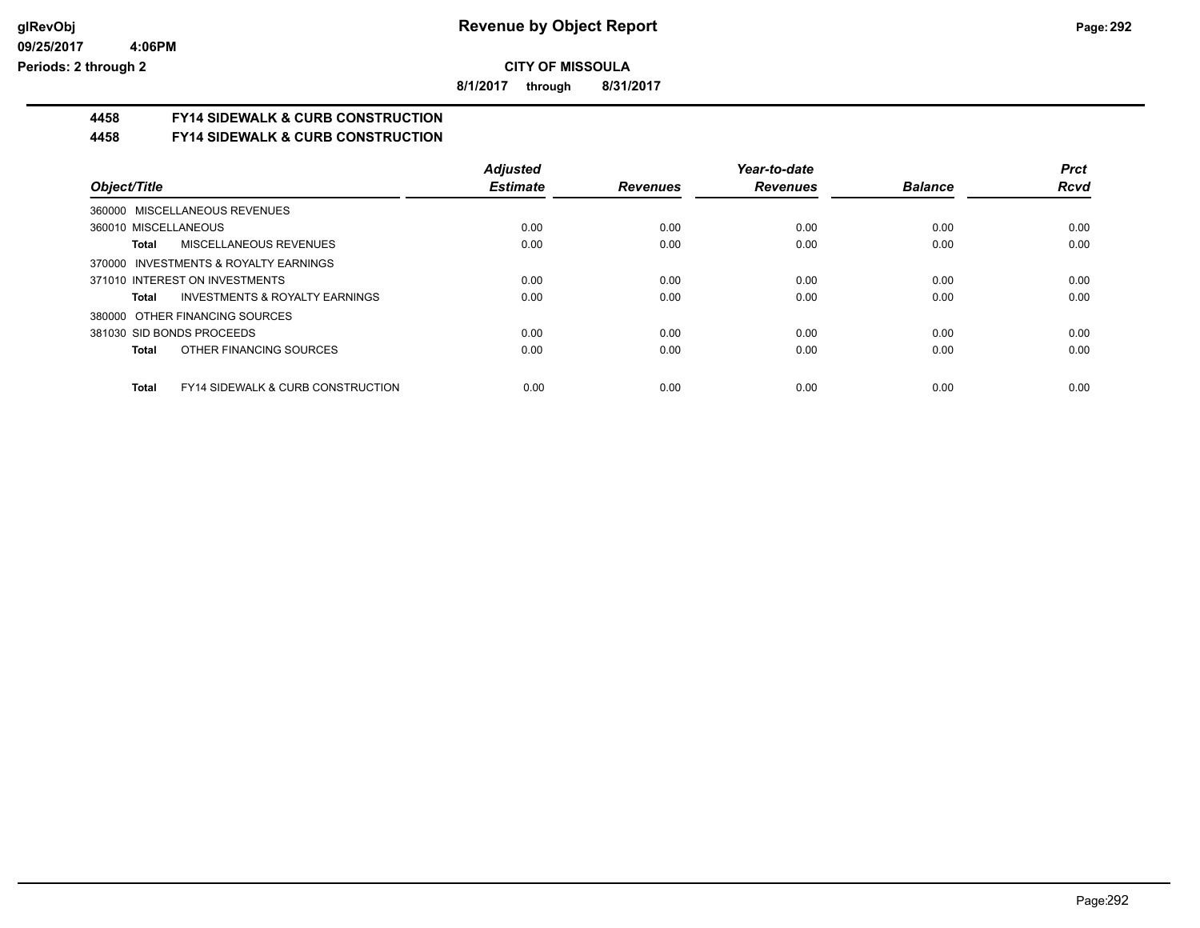**CITY OF MISSOULA**

**8/1/2017 through 8/31/2017**

## 4458 FY14 SIDEWALK & CURB CONSTRUCTION

## 4458 FY14 SIDEWALK & CURB CONSTRUCTION

| Object/Title | Adjusted Estimate | Revenues | Year-to-date Revenues | Balance | Prct Rcvd |
|---|---|---|---|---|---|
| 360000 MISCELLANEOUS REVENUES | | | | | |
| 360010 MISCELLANEOUS | 0.00 | 0.00 | 0.00 | 0.00 | 0.00 |
| **Total** MISCELLANEOUS REVENUES | 0.00 | 0.00 | 0.00 | 0.00 | 0.00 |
| 370000 INVESTMENTS & ROYALTY EARNINGS | | | | | |
| 371010 INTEREST ON INVESTMENTS | 0.00 | 0.00 | 0.00 | 0.00 | 0.00 |
| **Total** INVESTMENTS & ROYALTY EARNINGS | 0.00 | 0.00 | 0.00 | 0.00 | 0.00 |
| 380000 OTHER FINANCING SOURCES | | | | | |
| 381030 SID BONDS PROCEEDS | 0.00 | 0.00 | 0.00 | 0.00 | 0.00 |
| **Total** OTHER FINANCING SOURCES | 0.00 | 0.00 | 0.00 | 0.00 | 0.00 |
| **Total** FY14 SIDEWALK & CURB CONSTRUCTION | 0.00 | 0.00 | 0.00 | 0.00 | 0.00 |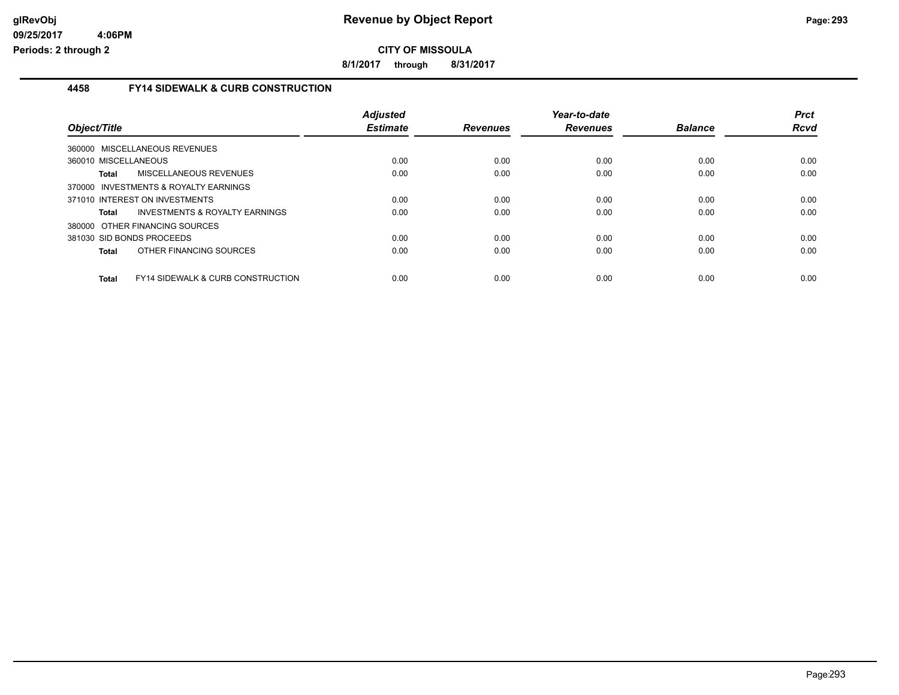# Revenue by Object Report

**CITY OF MISSOULA**

**8/1/2017 through 8/31/2017**

glRevObj
09/25/2017 4:06PM
Periods: 2 through 2

## 4458 FY14 SIDEWALK & CURB CONSTRUCTION

| Object/Title | | Adjusted Estimate | Revenues | Year-to-date Revenues | Balance | Prct Rcvd |
|---|---|---|---|---|---|---|
| 360000 MISCELLANEOUS REVENUES | | | | | | |
| 360010 MISCELLANEOUS | | 0.00 | 0.00 | 0.00 | 0.00 | 0.00 |
| **Total** | MISCELLANEOUS REVENUES | 0.00 | 0.00 | 0.00 | 0.00 | 0.00 |
| 370000 INVESTMENTS & ROYALTY EARNINGS | | | | | | |
| 371010 INTEREST ON INVESTMENTS | | 0.00 | 0.00 | 0.00 | 0.00 | 0.00 |
| **Total** | INVESTMENTS & ROYALTY EARNINGS | 0.00 | 0.00 | 0.00 | 0.00 | 0.00 |
| 380000 OTHER FINANCING SOURCES | | | | | | |
| 381030 SID BONDS PROCEEDS | | 0.00 | 0.00 | 0.00 | 0.00 | 0.00 |
| **Total** | OTHER FINANCING SOURCES | 0.00 | 0.00 | 0.00 | 0.00 | 0.00 |
| **Total** | FY14 SIDEWALK & CURB CONSTRUCTION | 0.00 | 0.00 | 0.00 | 0.00 | 0.00 |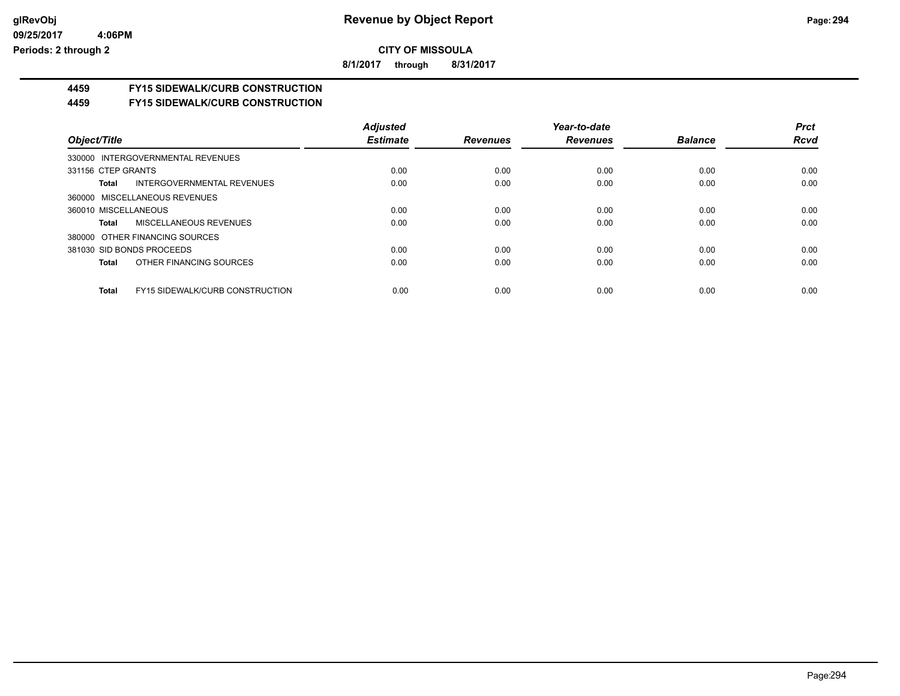**CITY OF MISSOULA**

**8/1/2017 through 8/31/2017**

## 4459 FY15 SIDEWALK/CURB CONSTRUCTION

## 4459 FY15 SIDEWALK/CURB CONSTRUCTION

| Object/Title | Adjusted Estimate | Revenues | Year-to-date Revenues | Balance | Prct Rcvd |
|---|---|---|---|---|---|
| 330000 INTERGOVERNMENTAL REVENUES | | | | | |
| 331156 CTEP GRANTS | 0.00 | 0.00 | 0.00 | 0.00 | 0.00 |
| **Total** INTERGOVERNMENTAL REVENUES | 0.00 | 0.00 | 0.00 | 0.00 | 0.00 |
| 360000 MISCELLANEOUS REVENUES | | | | | |
| 360010 MISCELLANEOUS | 0.00 | 0.00 | 0.00 | 0.00 | 0.00 |
| **Total** MISCELLANEOUS REVENUES | 0.00 | 0.00 | 0.00 | 0.00 | 0.00 |
| 380000 OTHER FINANCING SOURCES | | | | | |
| 381030 SID BONDS PROCEEDS | 0.00 | 0.00 | 0.00 | 0.00 | 0.00 |
| **Total** OTHER FINANCING SOURCES | 0.00 | 0.00 | 0.00 | 0.00 | 0.00 |
| **Total** FY15 SIDEWALK/CURB CONSTRUCTION | 0.00 | 0.00 | 0.00 | 0.00 | 0.00 |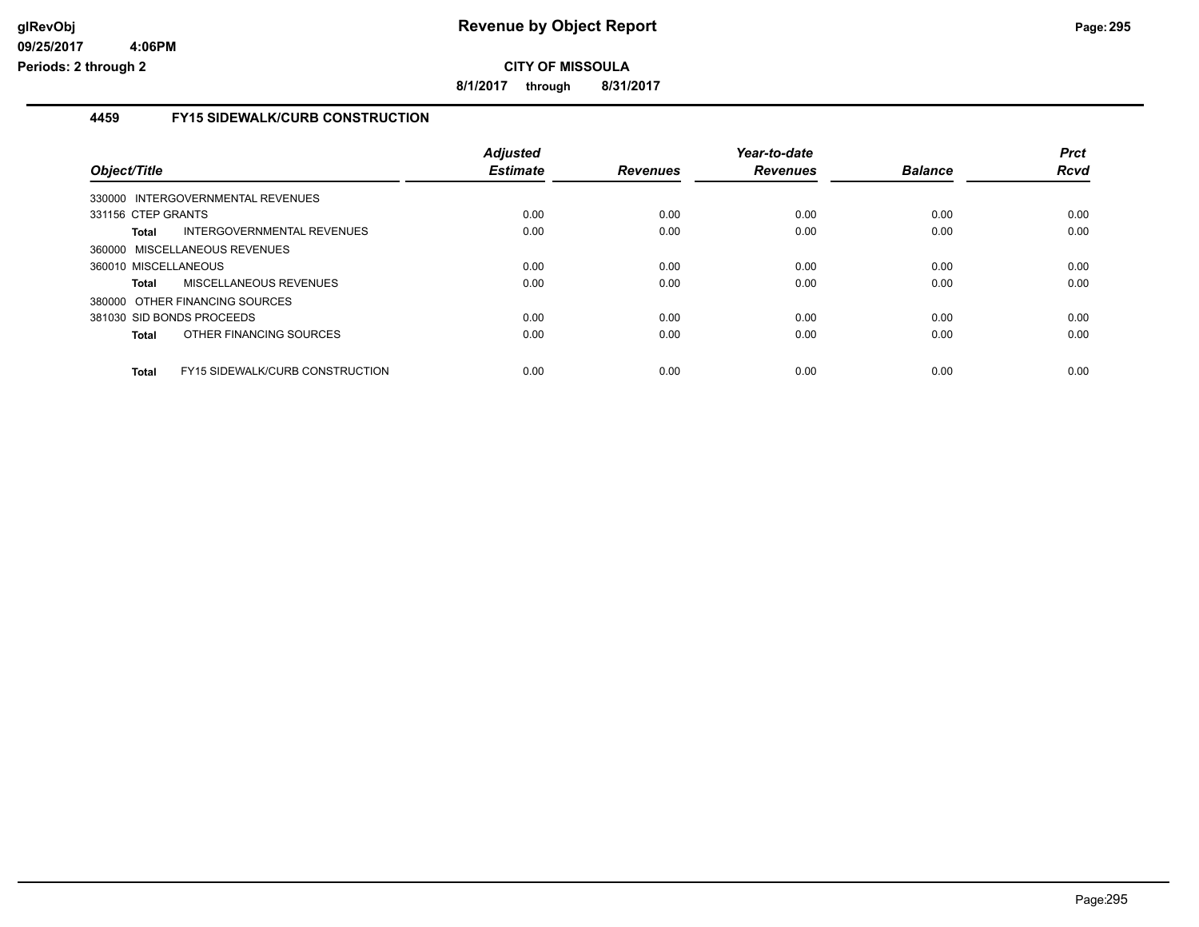**CITY OF MISSOULA**

**8/1/2017 through 8/31/2017**

### 4459 FY15 SIDEWALK/CURB CONSTRUCTION

| Object/Title | Adjusted Estimate | Revenues | Year-to-date Revenues | Balance | Prct Rcvd |
|---|---|---|---|---|---|
| 330000 INTERGOVERNMENTAL REVENUES | | | | | |
| 331156 CTEP GRANTS | 0.00 | 0.00 | 0.00 | 0.00 | 0.00 |
| **Total** INTERGOVERNMENTAL REVENUES | 0.00 | 0.00 | 0.00 | 0.00 | 0.00 |
| 360000 MISCELLANEOUS REVENUES | | | | | |
| 360010 MISCELLANEOUS | 0.00 | 0.00 | 0.00 | 0.00 | 0.00 |
| **Total** MISCELLANEOUS REVENUES | 0.00 | 0.00 | 0.00 | 0.00 | 0.00 |
| 380000 OTHER FINANCING SOURCES | | | | | |
| 381030 SID BONDS PROCEEDS | 0.00 | 0.00 | 0.00 | 0.00 | 0.00 |
| **Total** OTHER FINANCING SOURCES | 0.00 | 0.00 | 0.00 | 0.00 | 0.00 |
| **Total** FY15 SIDEWALK/CURB CONSTRUCTION | 0.00 | 0.00 | 0.00 | 0.00 | 0.00 |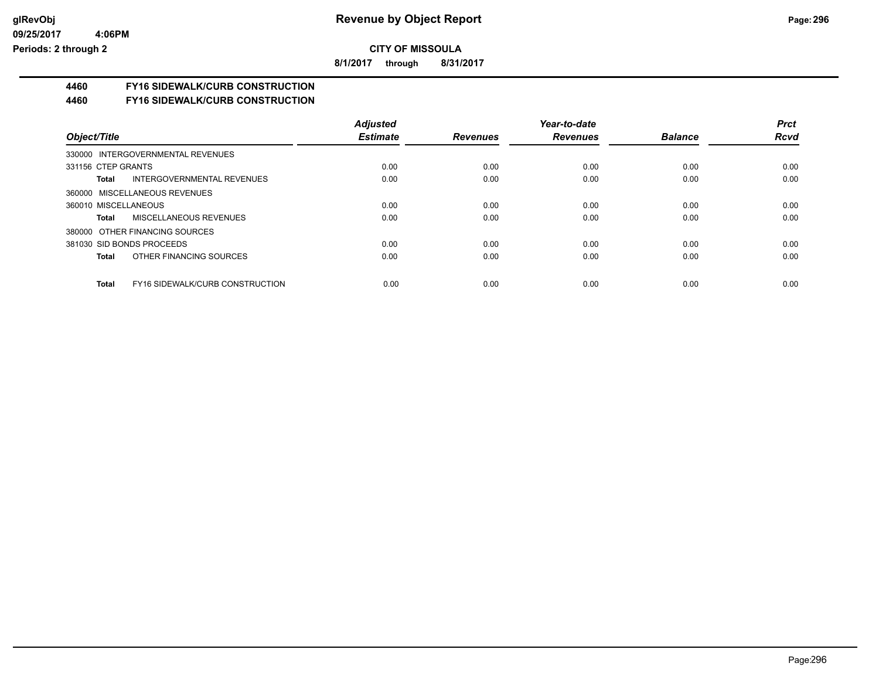**CITY OF MISSOULA**

**8/1/2017 through 8/31/2017**

**4460 FY16 SIDEWALK/CURB CONSTRUCTION**

**4460 FY16 SIDEWALK/CURB CONSTRUCTION**

| Object/Title | Adjusted Estimate | Revenues | Year-to-date Revenues | Balance | Prct Rcvd |
|---|---|---|---|---|---|
| 330000 INTERGOVERNMENTAL REVENUES | | | | | |
| 331156 CTEP GRANTS | 0.00 | 0.00 | 0.00 | 0.00 | 0.00 |
| **Total** INTERGOVERNMENTAL REVENUES | 0.00 | 0.00 | 0.00 | 0.00 | 0.00 |
| 360000 MISCELLANEOUS REVENUES | | | | | |
| 360010 MISCELLANEOUS | 0.00 | 0.00 | 0.00 | 0.00 | 0.00 |
| **Total** MISCELLANEOUS REVENUES | 0.00 | 0.00 | 0.00 | 0.00 | 0.00 |
| 380000 OTHER FINANCING SOURCES | | | | | |
| 381030 SID BONDS PROCEEDS | 0.00 | 0.00 | 0.00 | 0.00 | 0.00 |
| **Total** OTHER FINANCING SOURCES | 0.00 | 0.00 | 0.00 | 0.00 | 0.00 |
| **Total** FY16 SIDEWALK/CURB CONSTRUCTION | 0.00 | 0.00 | 0.00 | 0.00 | 0.00 |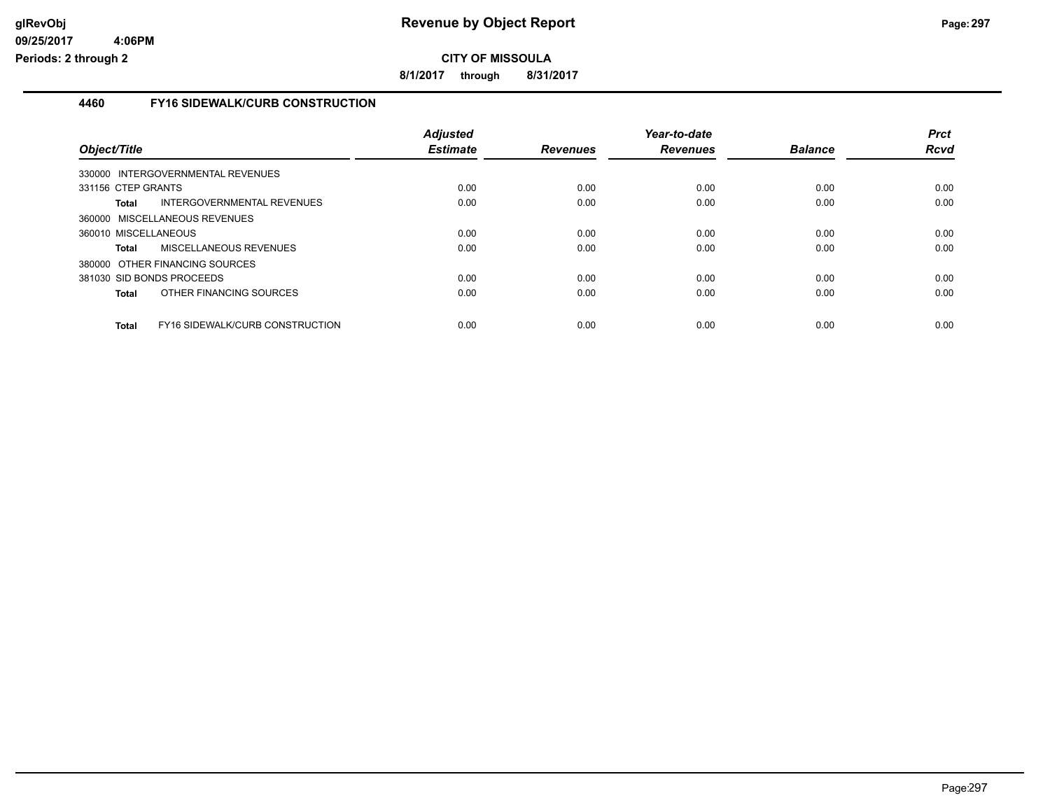# CITY OF MISSOULA

**8/1/2017 through 8/31/2017**

## 4460 FY16 SIDEWALK/CURB CONSTRUCTION

| Object/Title | Adjusted Estimate | Revenues | Year-to-date Revenues | Balance | Prct Rcvd |
|---|---|---|---|---|---|
| 330000 INTERGOVERNMENTAL REVENUES | | | | | |
| 331156 CTEP GRANTS | 0.00 | 0.00 | 0.00 | 0.00 | 0.00 |
| **Total** INTERGOVERNMENTAL REVENUES | 0.00 | 0.00 | 0.00 | 0.00 | 0.00 |
| 360000 MISCELLANEOUS REVENUES | | | | | |
| 360010 MISCELLANEOUS | 0.00 | 0.00 | 0.00 | 0.00 | 0.00 |
| **Total** MISCELLANEOUS REVENUES | 0.00 | 0.00 | 0.00 | 0.00 | 0.00 |
| 380000 OTHER FINANCING SOURCES | | | | | |
| 381030 SID BONDS PROCEEDS | 0.00 | 0.00 | 0.00 | 0.00 | 0.00 |
| **Total** OTHER FINANCING SOURCES | 0.00 | 0.00 | 0.00 | 0.00 | 0.00 |
| **Total** FY16 SIDEWALK/CURB CONSTRUCTION | 0.00 | 0.00 | 0.00 | 0.00 | 0.00 |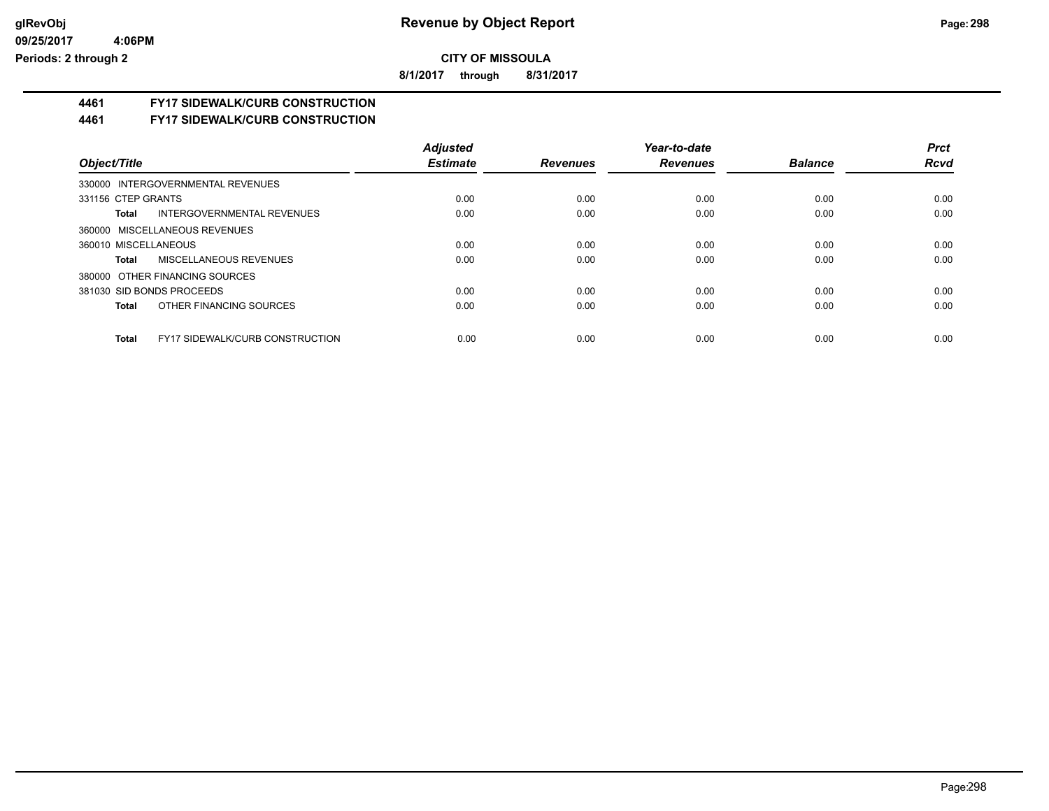**CITY OF MISSOULA**

**8/1/2017 through 8/31/2017**

## 4461 FY17 SIDEWALK/CURB CONSTRUCTION

### 4461 FY17 SIDEWALK/CURB CONSTRUCTION

| Object/Title | Adjusted Estimate | Revenues | Year-to-date Revenues | Balance | Prct Rcvd |
|---|---|---|---|---|---|
| 330000 INTERGOVERNMENTAL REVENUES | | | | | |
| 331156 CTEP GRANTS | 0.00 | 0.00 | 0.00 | 0.00 | 0.00 |
| **Total** INTERGOVERNMENTAL REVENUES | 0.00 | 0.00 | 0.00 | 0.00 | 0.00 |
| 360000 MISCELLANEOUS REVENUES | | | | | |
| 360010 MISCELLANEOUS | 0.00 | 0.00 | 0.00 | 0.00 | 0.00 |
| **Total** MISCELLANEOUS REVENUES | 0.00 | 0.00 | 0.00 | 0.00 | 0.00 |
| 380000 OTHER FINANCING SOURCES | | | | | |
| 381030 SID BONDS PROCEEDS | 0.00 | 0.00 | 0.00 | 0.00 | 0.00 |
| **Total** OTHER FINANCING SOURCES | 0.00 | 0.00 | 0.00 | 0.00 | 0.00 |
| **Total** FY17 SIDEWALK/CURB CONSTRUCTION | 0.00 | 0.00 | 0.00 | 0.00 | 0.00 |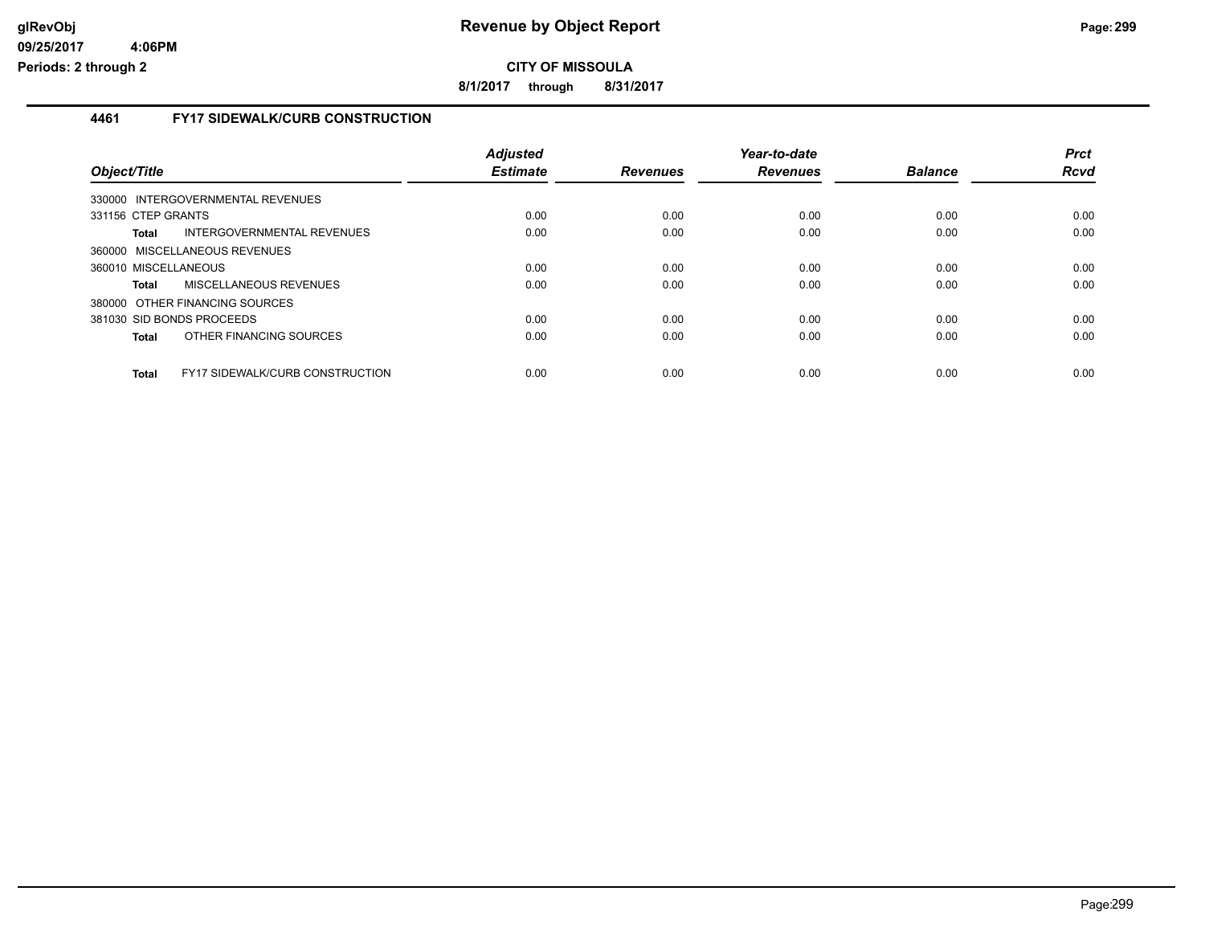**Revenue by Object Report**

**CITY OF MISSOULA**

**8/1/2017 through 8/31/2017**

glRevObj
09/25/2017 4:06PM
Periods: 2 through 2

### 4461 FY17 SIDEWALK/CURB CONSTRUCTION

| Object/Title | Adjusted Estimate | Revenues | Year-to-date Revenues | Balance | Prct Rcvd |
|---|---|---|---|---|---|
| 330000 INTERGOVERNMENTAL REVENUES | | | | | |
| 331156 CTEP GRANTS | 0.00 | 0.00 | 0.00 | 0.00 | 0.00 |
| **Total** INTERGOVERNMENTAL REVENUES | 0.00 | 0.00 | 0.00 | 0.00 | 0.00 |
| 360000 MISCELLANEOUS REVENUES | | | | | |
| 360010 MISCELLANEOUS | 0.00 | 0.00 | 0.00 | 0.00 | 0.00 |
| **Total** MISCELLANEOUS REVENUES | 0.00 | 0.00 | 0.00 | 0.00 | 0.00 |
| 380000 OTHER FINANCING SOURCES | | | | | |
| 381030 SID BONDS PROCEEDS | 0.00 | 0.00 | 0.00 | 0.00 | 0.00 |
| **Total** OTHER FINANCING SOURCES | 0.00 | 0.00 | 0.00 | 0.00 | 0.00 |
| **Total** FY17 SIDEWALK/CURB CONSTRUCTION | 0.00 | 0.00 | 0.00 | 0.00 | 0.00 |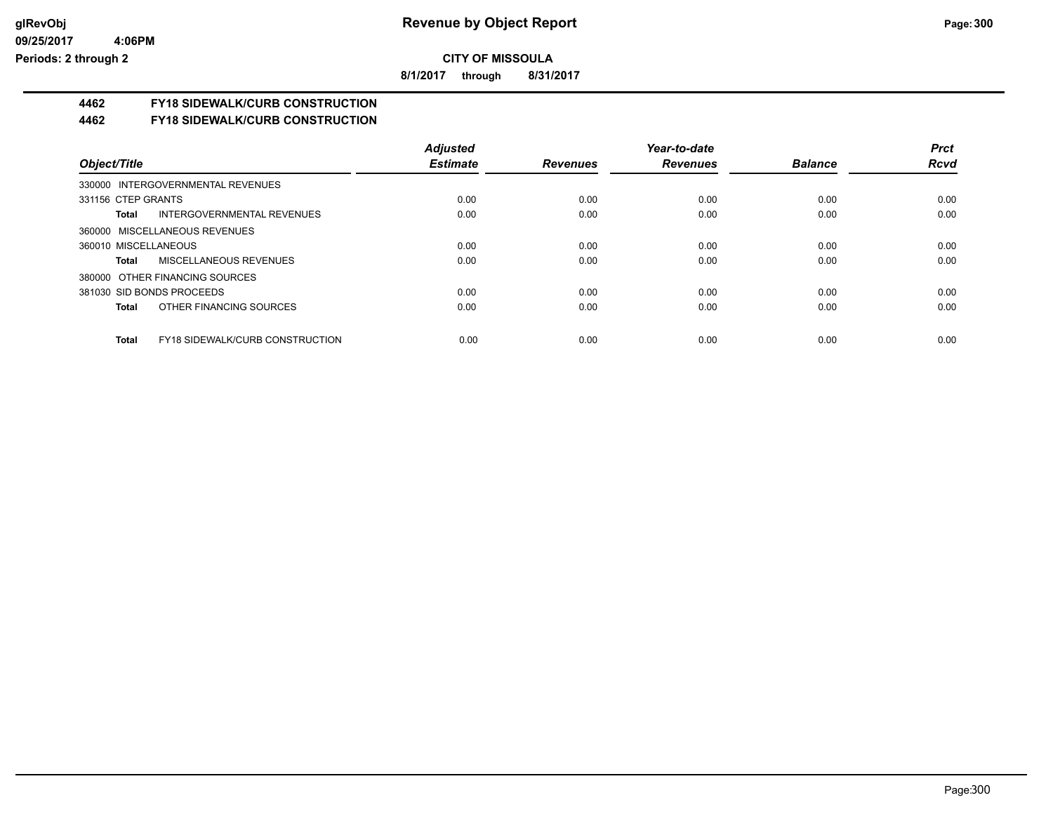**CITY OF MISSOULA**

**8/1/2017 through 8/31/2017**

**4462 FY18 SIDEWALK/CURB CONSTRUCTION**

**4462 FY18 SIDEWALK/CURB CONSTRUCTION**

| Object/Title | Adjusted Estimate | Revenues | Year-to-date Revenues | Balance | Prct Rcvd |
|---|---|---|---|---|---|
| 330000 INTERGOVERNMENTAL REVENUES | | | | | |
| 331156 CTEP GRANTS | 0.00 | 0.00 | 0.00 | 0.00 | 0.00 |
| **Total** INTERGOVERNMENTAL REVENUES | 0.00 | 0.00 | 0.00 | 0.00 | 0.00 |
| 360000 MISCELLANEOUS REVENUES | | | | | |
| 360010 MISCELLANEOUS | 0.00 | 0.00 | 0.00 | 0.00 | 0.00 |
| **Total** MISCELLANEOUS REVENUES | 0.00 | 0.00 | 0.00 | 0.00 | 0.00 |
| 380000 OTHER FINANCING SOURCES | | | | | |
| 381030 SID BONDS PROCEEDS | 0.00 | 0.00 | 0.00 | 0.00 | 0.00 |
| **Total** OTHER FINANCING SOURCES | 0.00 | 0.00 | 0.00 | 0.00 | 0.00 |
| **Total** FY18 SIDEWALK/CURB CONSTRUCTION | 0.00 | 0.00 | 0.00 | 0.00 | 0.00 |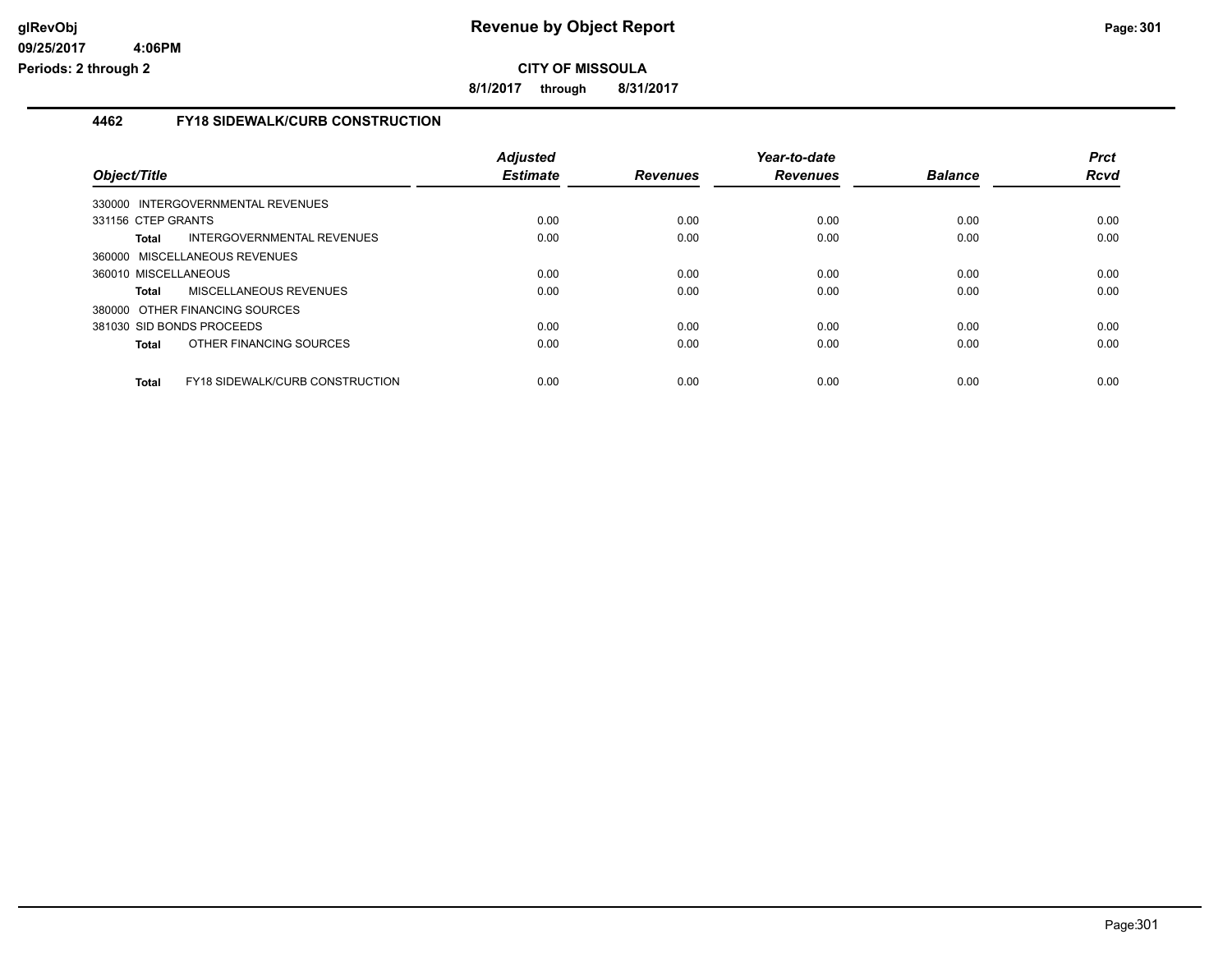# Revenue by Object Report

**CITY OF MISSOULA**

**8/1/2017 through 8/31/2017**

glRevObj
09/25/2017 4:06PM
Periods: 2 through 2

## 4462 FY18 SIDEWALK/CURB CONSTRUCTION

| Object/Title | Adjusted Estimate | Revenues | Year-to-date Revenues | Balance | Prct Rcvd |
|---|---|---|---|---|---|
| 330000 INTERGOVERNMENTAL REVENUES | | | | | |
| 331156 CTEP GRANTS | 0.00 | 0.00 | 0.00 | 0.00 | 0.00 |
| **Total** INTERGOVERNMENTAL REVENUES | 0.00 | 0.00 | 0.00 | 0.00 | 0.00 |
| 360000 MISCELLANEOUS REVENUES | | | | | |
| 360010 MISCELLANEOUS | 0.00 | 0.00 | 0.00 | 0.00 | 0.00 |
| **Total** MISCELLANEOUS REVENUES | 0.00 | 0.00 | 0.00 | 0.00 | 0.00 |
| 380000 OTHER FINANCING SOURCES | | | | | |
| 381030 SID BONDS PROCEEDS | 0.00 | 0.00 | 0.00 | 0.00 | 0.00 |
| **Total** OTHER FINANCING SOURCES | 0.00 | 0.00 | 0.00 | 0.00 | 0.00 |
| **Total** FY18 SIDEWALK/CURB CONSTRUCTION | 0.00 | 0.00 | 0.00 | 0.00 | 0.00 |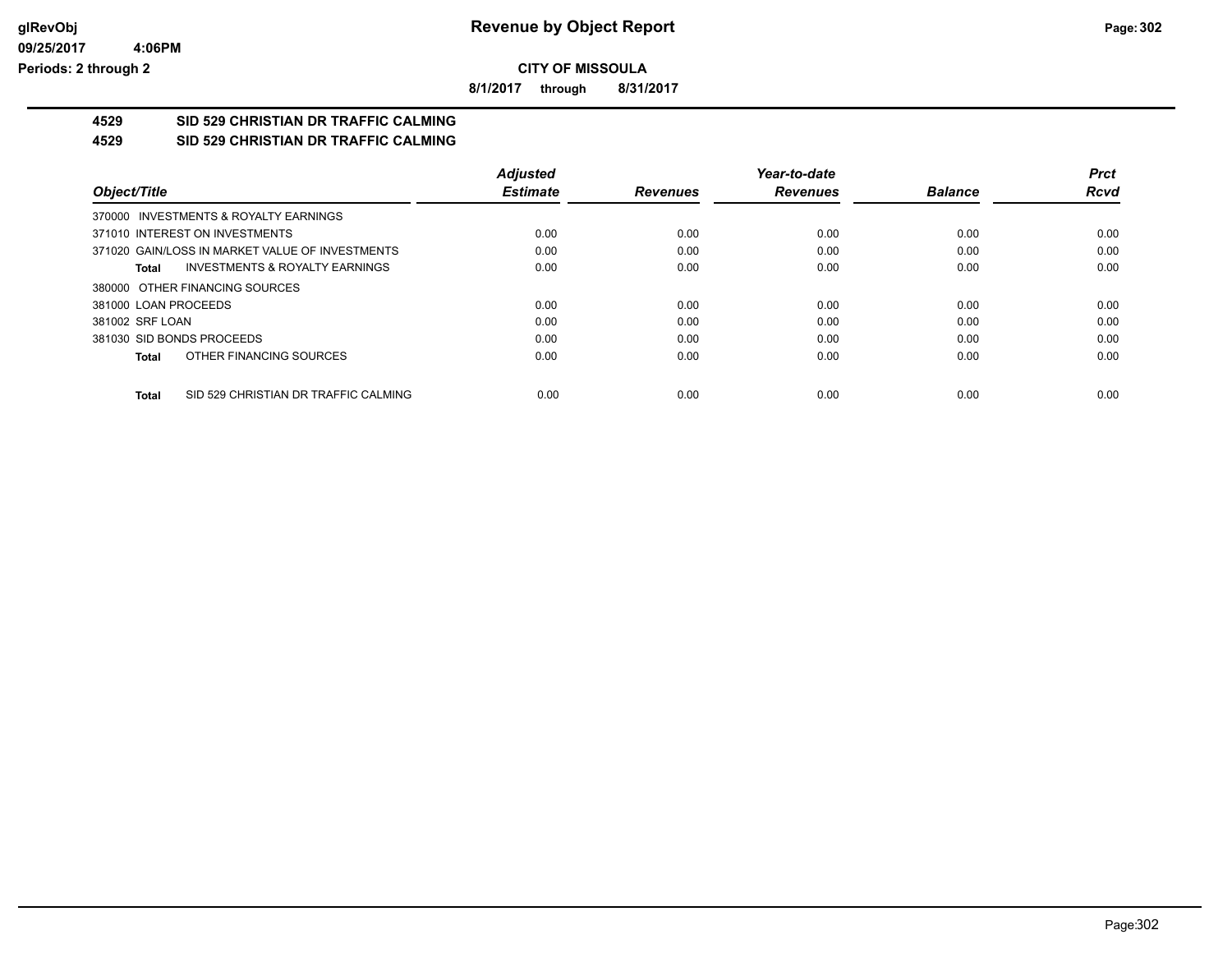# Revenue by Object Report

**glRevObj**
**09/25/2017 4:06PM**
**Periods: 2 through 2**

**CITY OF MISSOULA**

**8/1/2017 through 8/31/2017**

## 4529 SID 529 CHRISTIAN DR TRAFFIC CALMING

## 4529 SID 529 CHRISTIAN DR TRAFFIC CALMING

| Object/Title | Adjusted Estimate | Revenues | Year-to-date Revenues | Balance | Prct Rcvd |
|---|---|---|---|---|---|
| 370000 INVESTMENTS & ROYALTY EARNINGS | | | | | |
| 371010 INTEREST ON INVESTMENTS | 0.00 | 0.00 | 0.00 | 0.00 | 0.00 |
| 371020 GAIN/LOSS IN MARKET VALUE OF INVESTMENTS | 0.00 | 0.00 | 0.00 | 0.00 | 0.00 |
| **Total** INVESTMENTS & ROYALTY EARNINGS | 0.00 | 0.00 | 0.00 | 0.00 | 0.00 |
| 380000 OTHER FINANCING SOURCES | | | | | |
| 381000 LOAN PROCEEDS | 0.00 | 0.00 | 0.00 | 0.00 | 0.00 |
| 381002 SRF LOAN | 0.00 | 0.00 | 0.00 | 0.00 | 0.00 |
| 381030 SID BONDS PROCEEDS | 0.00 | 0.00 | 0.00 | 0.00 | 0.00 |
| **Total** OTHER FINANCING SOURCES | 0.00 | 0.00 | 0.00 | 0.00 | 0.00 |
| **Total** SID 529 CHRISTIAN DR TRAFFIC CALMING | 0.00 | 0.00 | 0.00 | 0.00 | 0.00 |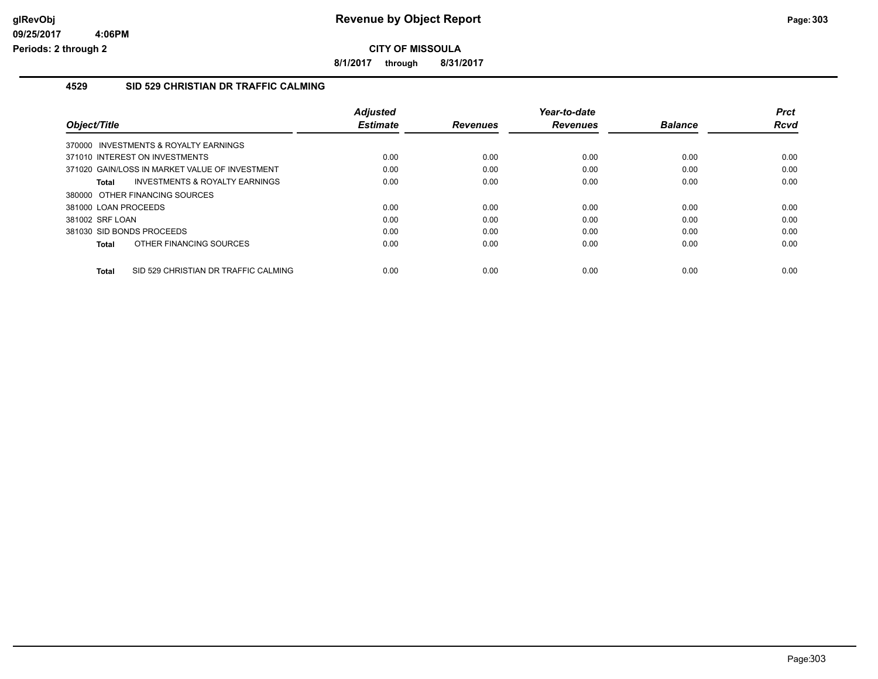# Revenue by Object Report

glRevObj
09/25/2017 4:06PM
Periods: 2 through 2

## CITY OF MISSOULA

8/1/2017 through 8/31/2017

### 4529 SID 529 CHRISTIAN DR TRAFFIC CALMING

| Object/Title | Adjusted Estimate | Revenues | Year-to-date Revenues | Balance | Prct Rcvd |
|---|---|---|---|---|---|
| 370000 INVESTMENTS & ROYALTY EARNINGS | | | | | |
| 371010 INTEREST ON INVESTMENTS | 0.00 | 0.00 | 0.00 | 0.00 | 0.00 |
| 371020 GAIN/LOSS IN MARKET VALUE OF INVESTMENT | 0.00 | 0.00 | 0.00 | 0.00 | 0.00 |
| **Total** INVESTMENTS & ROYALTY EARNINGS | 0.00 | 0.00 | 0.00 | 0.00 | 0.00 |
| 380000 OTHER FINANCING SOURCES | | | | | |
| 381000 LOAN PROCEEDS | 0.00 | 0.00 | 0.00 | 0.00 | 0.00 |
| 381002 SRF LOAN | 0.00 | 0.00 | 0.00 | 0.00 | 0.00 |
| 381030 SID BONDS PROCEEDS | 0.00 | 0.00 | 0.00 | 0.00 | 0.00 |
| **Total** OTHER FINANCING SOURCES | 0.00 | 0.00 | 0.00 | 0.00 | 0.00 |
| **Total** SID 529 CHRISTIAN DR TRAFFIC CALMING | 0.00 | 0.00 | 0.00 | 0.00 | 0.00 |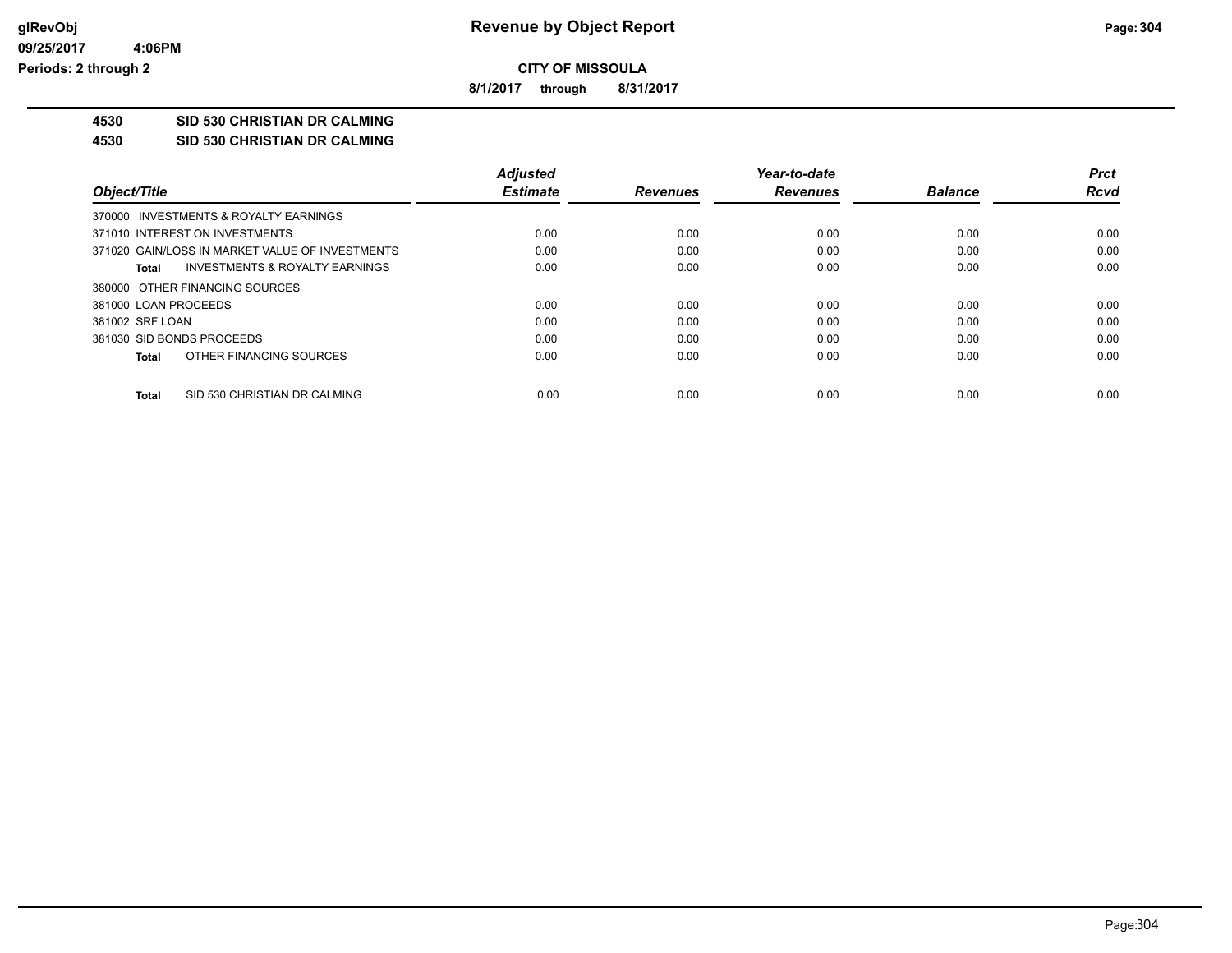# Revenue by Object Report

**CITY OF MISSOULA**

**8/1/2017 through 8/31/2017**

glRevObj
09/25/2017 4:06PM
Periods: 2 through 2

**4530 SID 530 CHRISTIAN DR CALMING**

**4530 SID 530 CHRISTIAN DR CALMING**

| Object/Title | Adjusted Estimate | Revenues | Year-to-date Revenues | Balance | Prct Rcvd |
|---|---|---|---|---|---|
| 370000 INVESTMENTS & ROYALTY EARNINGS | | | | | |
| 371010 INTEREST ON INVESTMENTS | 0.00 | 0.00 | 0.00 | 0.00 | 0.00 |
| 371020 GAIN/LOSS IN MARKET VALUE OF INVESTMENTS | 0.00 | 0.00 | 0.00 | 0.00 | 0.00 |
| **Total** INVESTMENTS & ROYALTY EARNINGS | 0.00 | 0.00 | 0.00 | 0.00 | 0.00 |
| 380000 OTHER FINANCING SOURCES | | | | | |
| 381000 LOAN PROCEEDS | 0.00 | 0.00 | 0.00 | 0.00 | 0.00 |
| 381002 SRF LOAN | 0.00 | 0.00 | 0.00 | 0.00 | 0.00 |
| 381030 SID BONDS PROCEEDS | 0.00 | 0.00 | 0.00 | 0.00 | 0.00 |
| **Total** OTHER FINANCING SOURCES | 0.00 | 0.00 | 0.00 | 0.00 | 0.00 |
| **Total** SID 530 CHRISTIAN DR CALMING | 0.00 | 0.00 | 0.00 | 0.00 | 0.00 |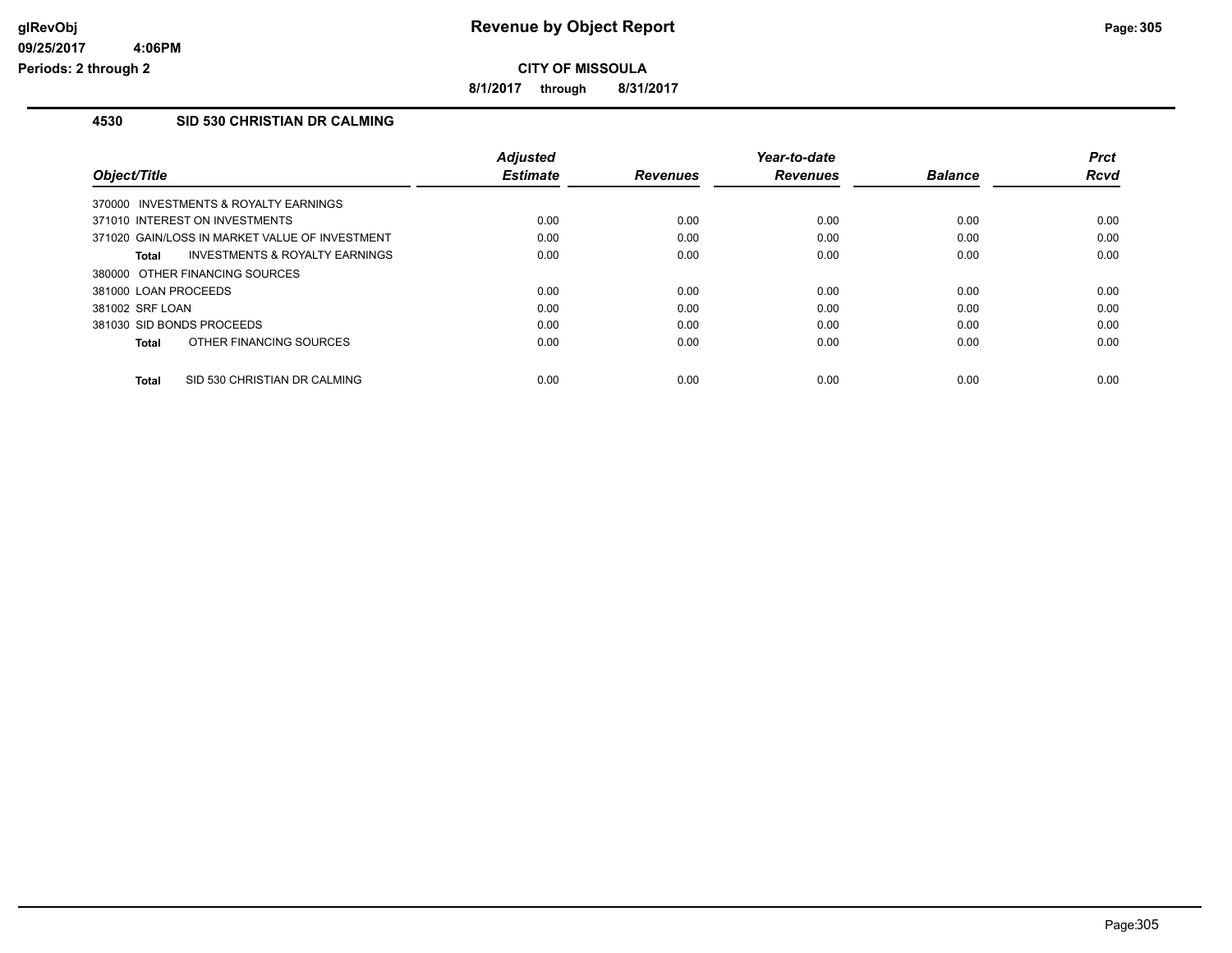# Revenue by Object Report

glRevObj
09/25/2017 4:06PM
Periods: 2 through 2

**CITY OF MISSOULA**

**8/1/2017 through 8/31/2017**

## 4530 SID 530 CHRISTIAN DR CALMING

| Object/Title | Adjusted Estimate | Revenues | Year-to-date Revenues | Balance | Prct Rcvd |
|---|---|---|---|---|---|
| 370000 INVESTMENTS & ROYALTY EARNINGS | | | | | |
| 371010 INTEREST ON INVESTMENTS | 0.00 | 0.00 | 0.00 | 0.00 | 0.00 |
| 371020 GAIN/LOSS IN MARKET VALUE OF INVESTMENT | 0.00 | 0.00 | 0.00 | 0.00 | 0.00 |
| **Total** INVESTMENTS & ROYALTY EARNINGS | 0.00 | 0.00 | 0.00 | 0.00 | 0.00 |
| 380000 OTHER FINANCING SOURCES | | | | | |
| 381000 LOAN PROCEEDS | 0.00 | 0.00 | 0.00 | 0.00 | 0.00 |
| 381002 SRF LOAN | 0.00 | 0.00 | 0.00 | 0.00 | 0.00 |
| 381030 SID BONDS PROCEEDS | 0.00 | 0.00 | 0.00 | 0.00 | 0.00 |
| **Total** OTHER FINANCING SOURCES | 0.00 | 0.00 | 0.00 | 0.00 | 0.00 |
| **Total** SID 530 CHRISTIAN DR CALMING | 0.00 | 0.00 | 0.00 | 0.00 | 0.00 |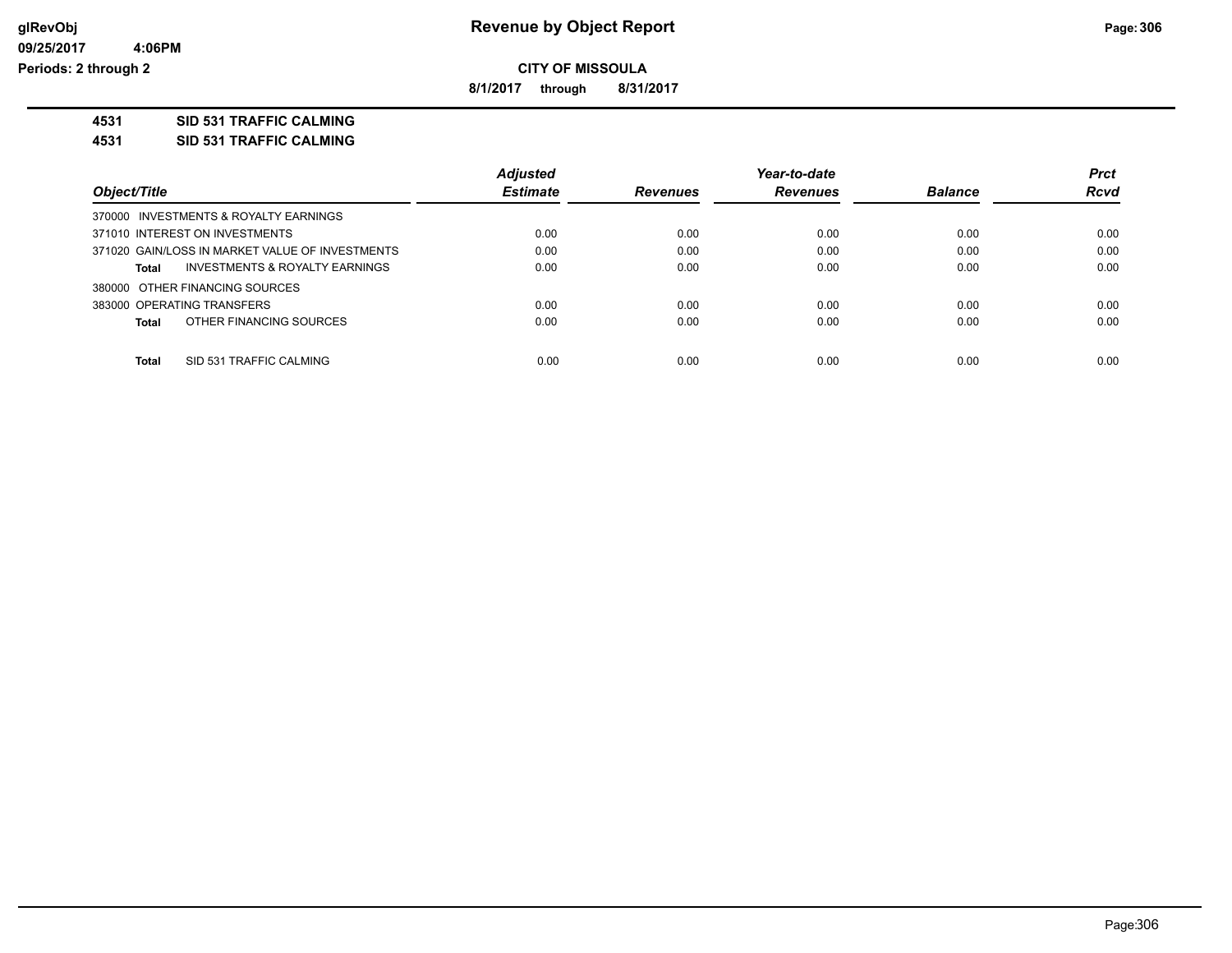# Revenue by Object Report

glRevObj
09/25/2017 4:06PM
Periods: 2 through 2

**CITY OF MISSOULA**

**8/1/2017 through 8/31/2017**

**4531 SID 531 TRAFFIC CALMING**

**4531 SID 531 TRAFFIC CALMING**

| Object/Title | Adjusted Estimate | Revenues | Year-to-date Revenues | Balance | Prct Rcvd |
|---|---|---|---|---|---|
| 370000 INVESTMENTS & ROYALTY EARNINGS | | | | | |
| 371010 INTEREST ON INVESTMENTS | 0.00 | 0.00 | 0.00 | 0.00 | 0.00 |
| 371020 GAIN/LOSS IN MARKET VALUE OF INVESTMENTS | 0.00 | 0.00 | 0.00 | 0.00 | 0.00 |
| **Total** INVESTMENTS & ROYALTY EARNINGS | 0.00 | 0.00 | 0.00 | 0.00 | 0.00 |
| 380000 OTHER FINANCING SOURCES | | | | | |
| 383000 OPERATING TRANSFERS | 0.00 | 0.00 | 0.00 | 0.00 | 0.00 |
| **Total** OTHER FINANCING SOURCES | 0.00 | 0.00 | 0.00 | 0.00 | 0.00 |
| **Total** SID 531 TRAFFIC CALMING | 0.00 | 0.00 | 0.00 | 0.00 | 0.00 |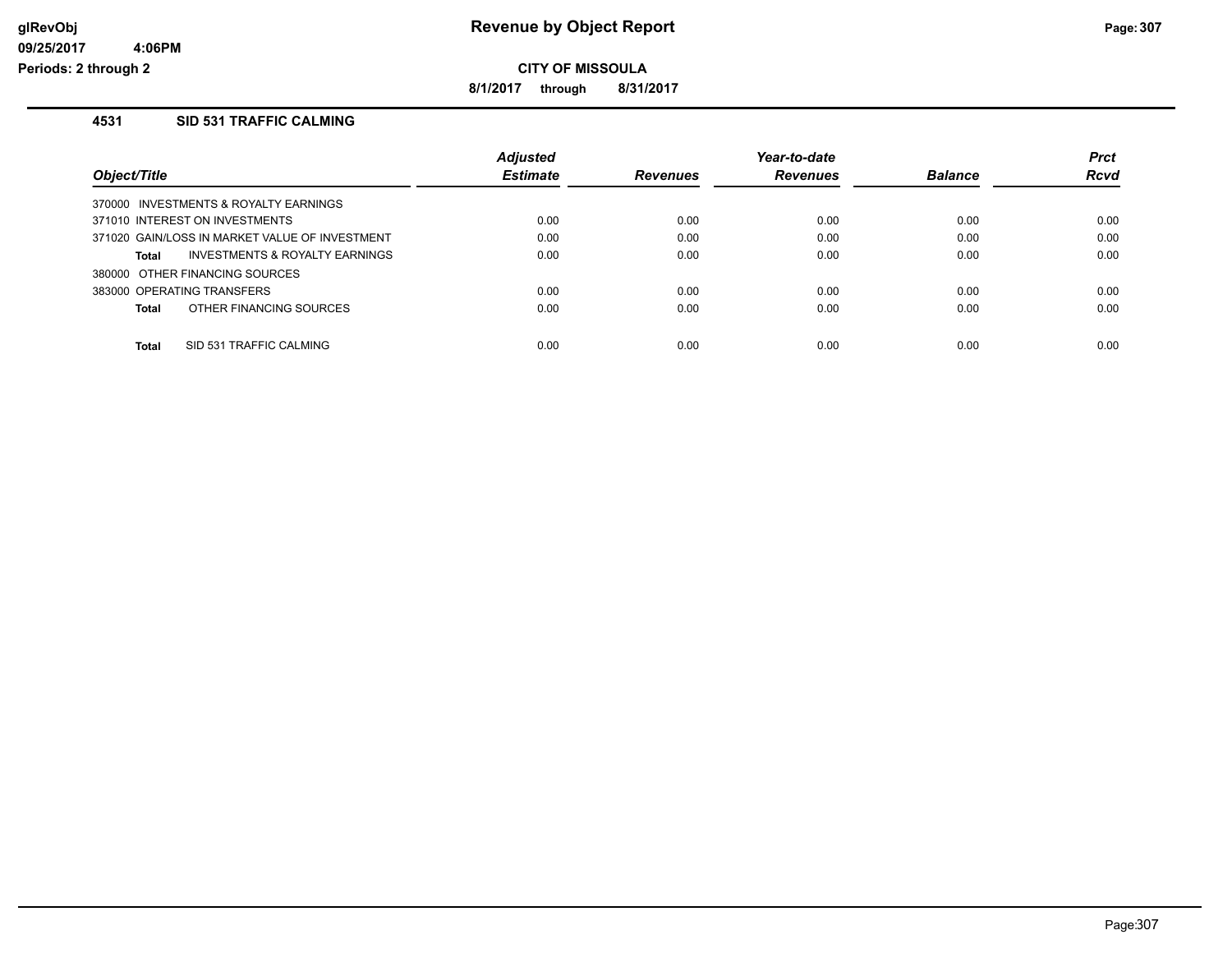**CITY OF MISSOULA**

**8/1/2017 through 8/31/2017**

## 4531 SID 531 TRAFFIC CALMING

| Object/Title | Adjusted Estimate | Revenues | Year-to-date Revenues | Balance | Prct Rcvd |
|---|---|---|---|---|---|
| 370000 INVESTMENTS & ROYALTY EARNINGS | | | | | |
| 371010 INTEREST ON INVESTMENTS | 0.00 | 0.00 | 0.00 | 0.00 | 0.00 |
| 371020 GAIN/LOSS IN MARKET VALUE OF INVESTMENT | 0.00 | 0.00 | 0.00 | 0.00 | 0.00 |
| **Total** INVESTMENTS & ROYALTY EARNINGS | 0.00 | 0.00 | 0.00 | 0.00 | 0.00 |
| 380000 OTHER FINANCING SOURCES | | | | | |
| 383000 OPERATING TRANSFERS | 0.00 | 0.00 | 0.00 | 0.00 | 0.00 |
| **Total** OTHER FINANCING SOURCES | 0.00 | 0.00 | 0.00 | 0.00 | 0.00 |
| **Total** SID 531 TRAFFIC CALMING | 0.00 | 0.00 | 0.00 | 0.00 | 0.00 |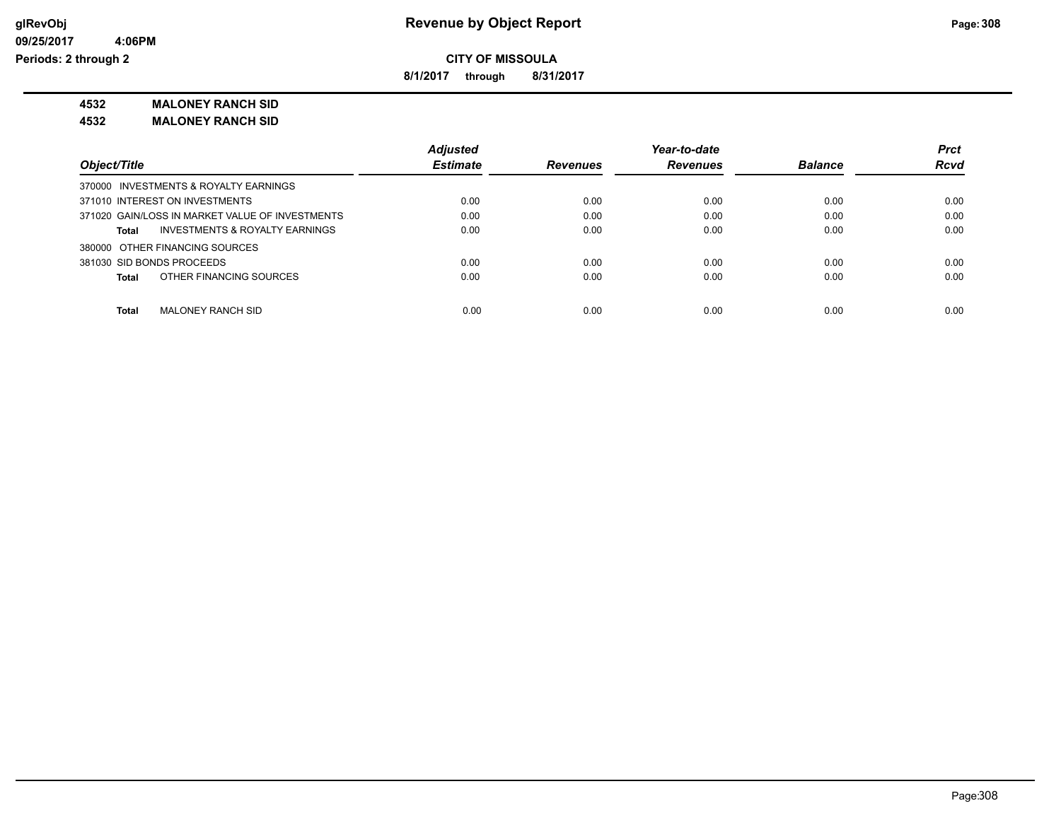**CITY OF MISSOULA**

**8/1/2017 through 8/31/2017**

**4532 MALONEY RANCH SID**

**4532 MALONEY RANCH SID**

| Object/Title | Adjusted Estimate | Revenues | Year-to-date Revenues | Balance | Prct Rcvd |
|---|---|---|---|---|---|
| 370000 INVESTMENTS & ROYALTY EARNINGS | | | | | |
| 371010 INTEREST ON INVESTMENTS | 0.00 | 0.00 | 0.00 | 0.00 | 0.00 |
| 371020 GAIN/LOSS IN MARKET VALUE OF INVESTMENTS | 0.00 | 0.00 | 0.00 | 0.00 | 0.00 |
| **Total** INVESTMENTS & ROYALTY EARNINGS | 0.00 | 0.00 | 0.00 | 0.00 | 0.00 |
| 380000 OTHER FINANCING SOURCES | | | | | |
| 381030 SID BONDS PROCEEDS | 0.00 | 0.00 | 0.00 | 0.00 | 0.00 |
| **Total** OTHER FINANCING SOURCES | 0.00 | 0.00 | 0.00 | 0.00 | 0.00 |
| **Total** MALONEY RANCH SID | 0.00 | 0.00 | 0.00 | 0.00 | 0.00 |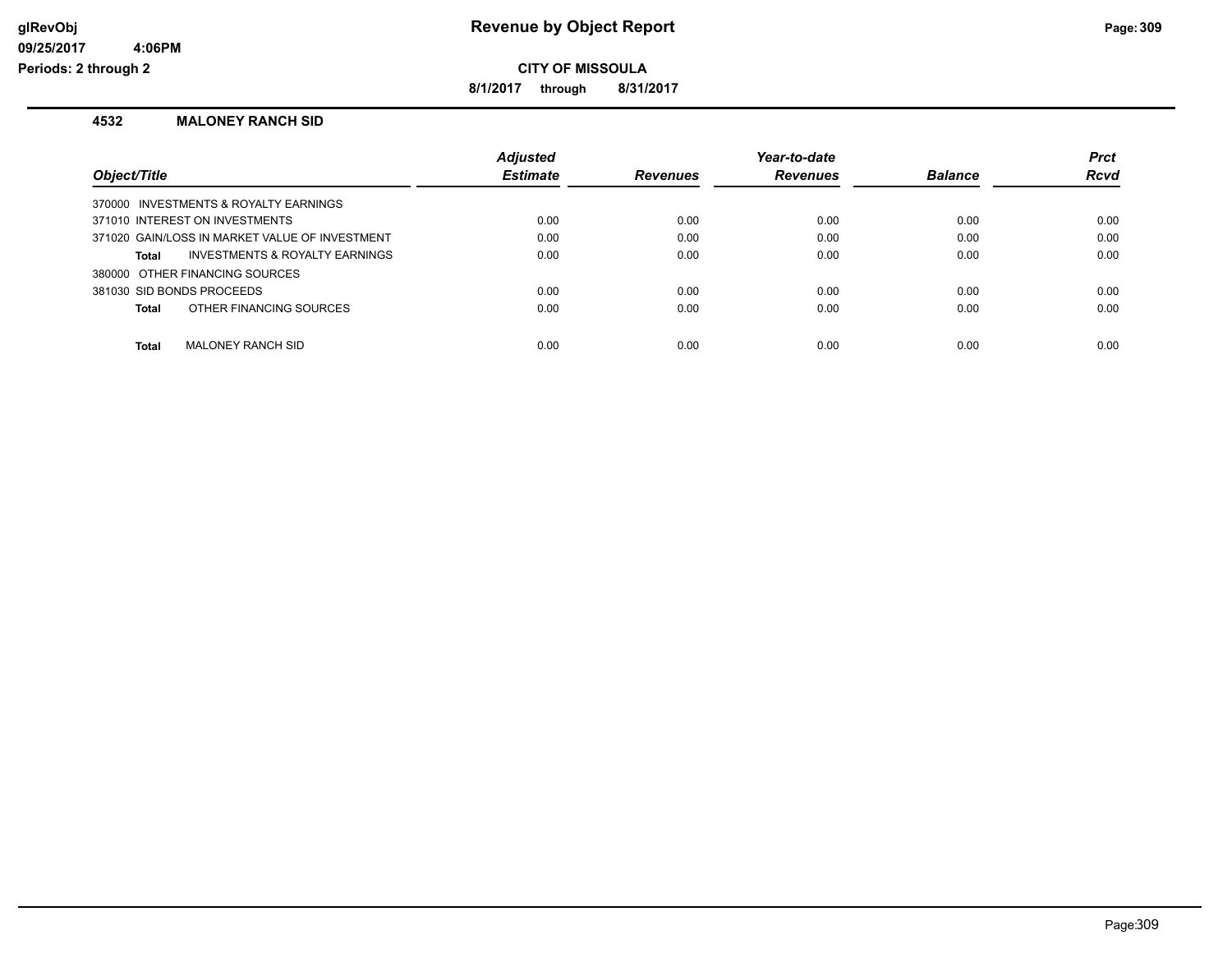# Revenue by Object Report

**CITY OF MISSOULA**

**8/1/2017 through 8/31/2017**

glRevObj
09/25/2017 4:06PM
Periods: 2 through 2

## 4532 MALONEY RANCH SID

| Object/Title | Adjusted Estimate | Revenues | Year-to-date Revenues | Balance | Prct Rcvd |
|---|---|---|---|---|---|
| 370000 INVESTMENTS & ROYALTY EARNINGS | | | | | |
| 371010 INTEREST ON INVESTMENTS | 0.00 | 0.00 | 0.00 | 0.00 | 0.00 |
| 371020 GAIN/LOSS IN MARKET VALUE OF INVESTMENT | 0.00 | 0.00 | 0.00 | 0.00 | 0.00 |
| **Total** INVESTMENTS & ROYALTY EARNINGS | 0.00 | 0.00 | 0.00 | 0.00 | 0.00 |
| 380000 OTHER FINANCING SOURCES | | | | | |
| 381030 SID BONDS PROCEEDS | 0.00 | 0.00 | 0.00 | 0.00 | 0.00 |
| **Total** OTHER FINANCING SOURCES | 0.00 | 0.00 | 0.00 | 0.00 | 0.00 |
| **Total** MALONEY RANCH SID | 0.00 | 0.00 | 0.00 | 0.00 | 0.00 |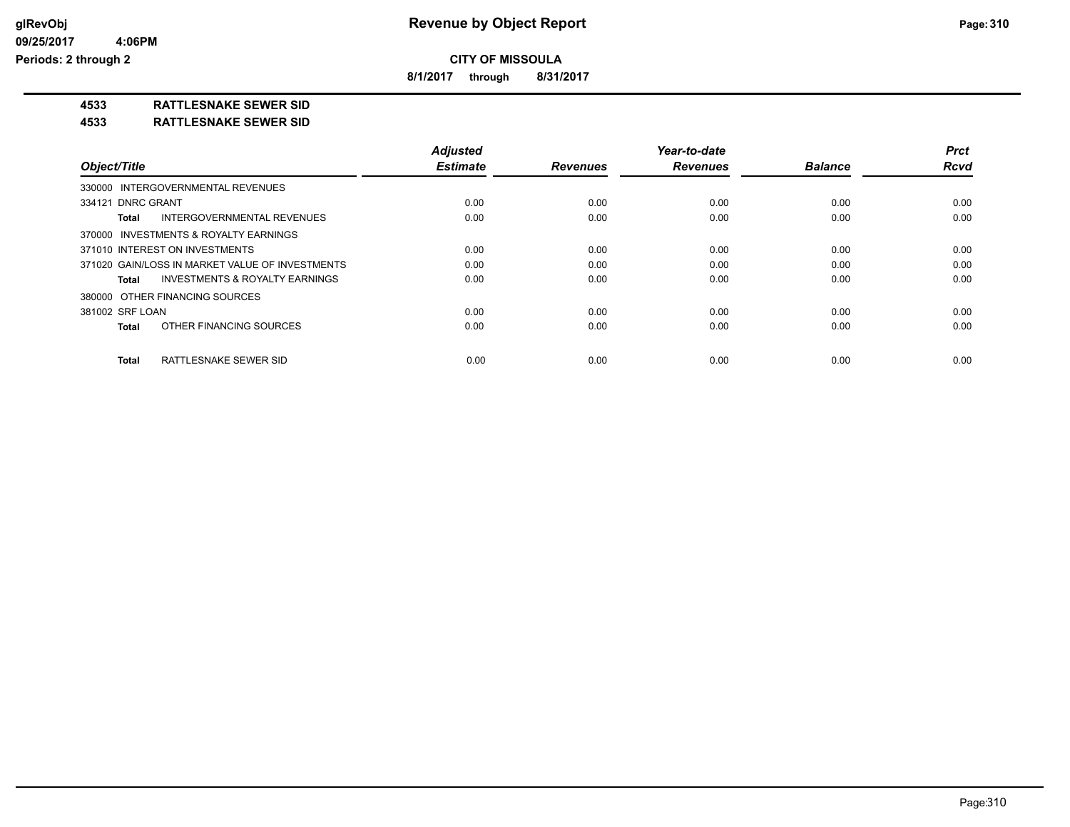**CITY OF MISSOULA**

**8/1/2017 through 8/31/2017**

**4533 RATTLESNAKE SEWER SID**

**4533 RATTLESNAKE SEWER SID**

| Object/Title | Adjusted Estimate | Revenues | Year-to-date Revenues | Balance | Prct Rcvd |
|---|---|---|---|---|---|
| 330000 INTERGOVERNMENTAL REVENUES | | | | | |
| 334121 DNRC GRANT | 0.00 | 0.00 | 0.00 | 0.00 | 0.00 |
| **Total** INTERGOVERNMENTAL REVENUES | 0.00 | 0.00 | 0.00 | 0.00 | 0.00 |
| 370000 INVESTMENTS & ROYALTY EARNINGS | | | | | |
| 371010 INTEREST ON INVESTMENTS | 0.00 | 0.00 | 0.00 | 0.00 | 0.00 |
| 371020 GAIN/LOSS IN MARKET VALUE OF INVESTMENTS | 0.00 | 0.00 | 0.00 | 0.00 | 0.00 |
| **Total** INVESTMENTS & ROYALTY EARNINGS | 0.00 | 0.00 | 0.00 | 0.00 | 0.00 |
| 380000 OTHER FINANCING SOURCES | | | | | |
| 381002 SRF LOAN | 0.00 | 0.00 | 0.00 | 0.00 | 0.00 |
| **Total** OTHER FINANCING SOURCES | 0.00 | 0.00 | 0.00 | 0.00 | 0.00 |
| **Total** RATTLESNAKE SEWER SID | 0.00 | 0.00 | 0.00 | 0.00 | 0.00 |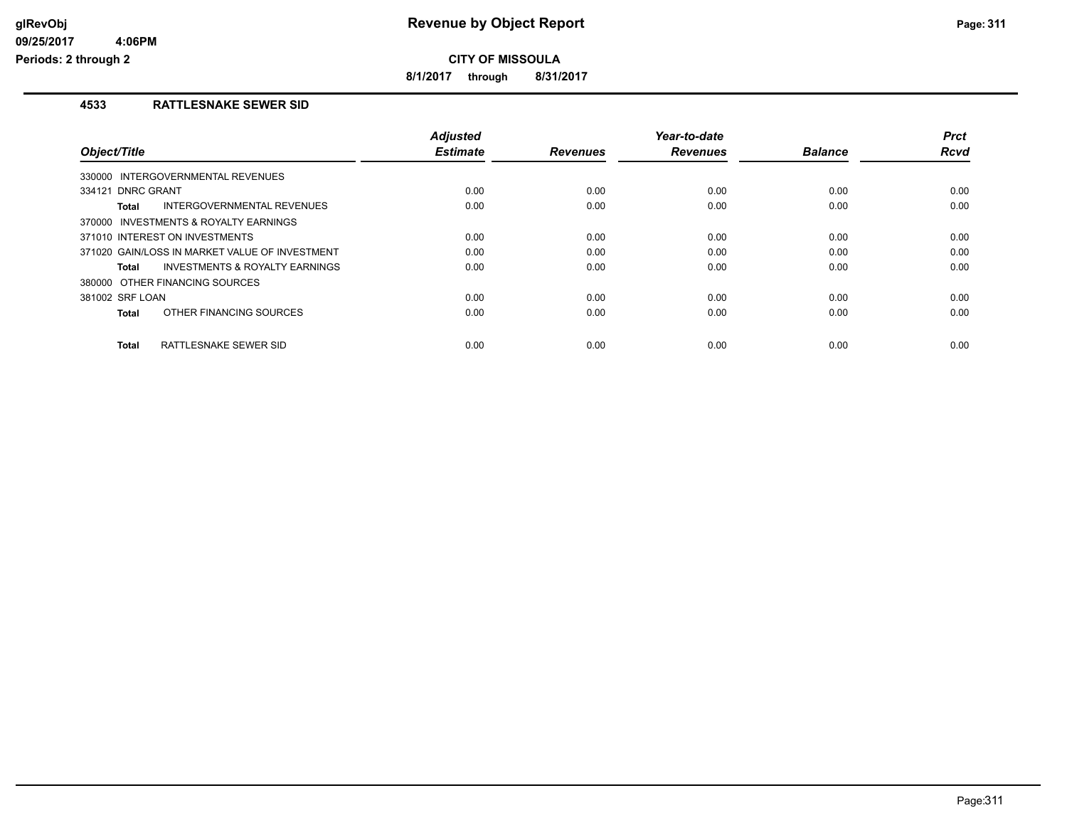# Revenue by Object Report

**CITY OF MISSOULA**

**8/1/2017 through 8/31/2017**

Periods: 2 through 2

## 4533 RATTLESNAKE SEWER SID

| Object/Title | Adjusted Estimate | Revenues | Year-to-date Revenues | Balance | Prct Rcvd |
|---|---|---|---|---|---|
| 330000 INTERGOVERNMENTAL REVENUES | | | | | |
| 334121 DNRC GRANT | 0.00 | 0.00 | 0.00 | 0.00 | 0.00 |
| **Total** INTERGOVERNMENTAL REVENUES | 0.00 | 0.00 | 0.00 | 0.00 | 0.00 |
| 370000 INVESTMENTS & ROYALTY EARNINGS | | | | | |
| 371010 INTEREST ON INVESTMENTS | 0.00 | 0.00 | 0.00 | 0.00 | 0.00 |
| 371020 GAIN/LOSS IN MARKET VALUE OF INVESTMENT | 0.00 | 0.00 | 0.00 | 0.00 | 0.00 |
| **Total** INVESTMENTS & ROYALTY EARNINGS | 0.00 | 0.00 | 0.00 | 0.00 | 0.00 |
| 380000 OTHER FINANCING SOURCES | | | | | |
| 381002 SRF LOAN | 0.00 | 0.00 | 0.00 | 0.00 | 0.00 |
| **Total** OTHER FINANCING SOURCES | 0.00 | 0.00 | 0.00 | 0.00 | 0.00 |
| **Total** RATTLESNAKE SEWER SID | 0.00 | 0.00 | 0.00 | 0.00 | 0.00 |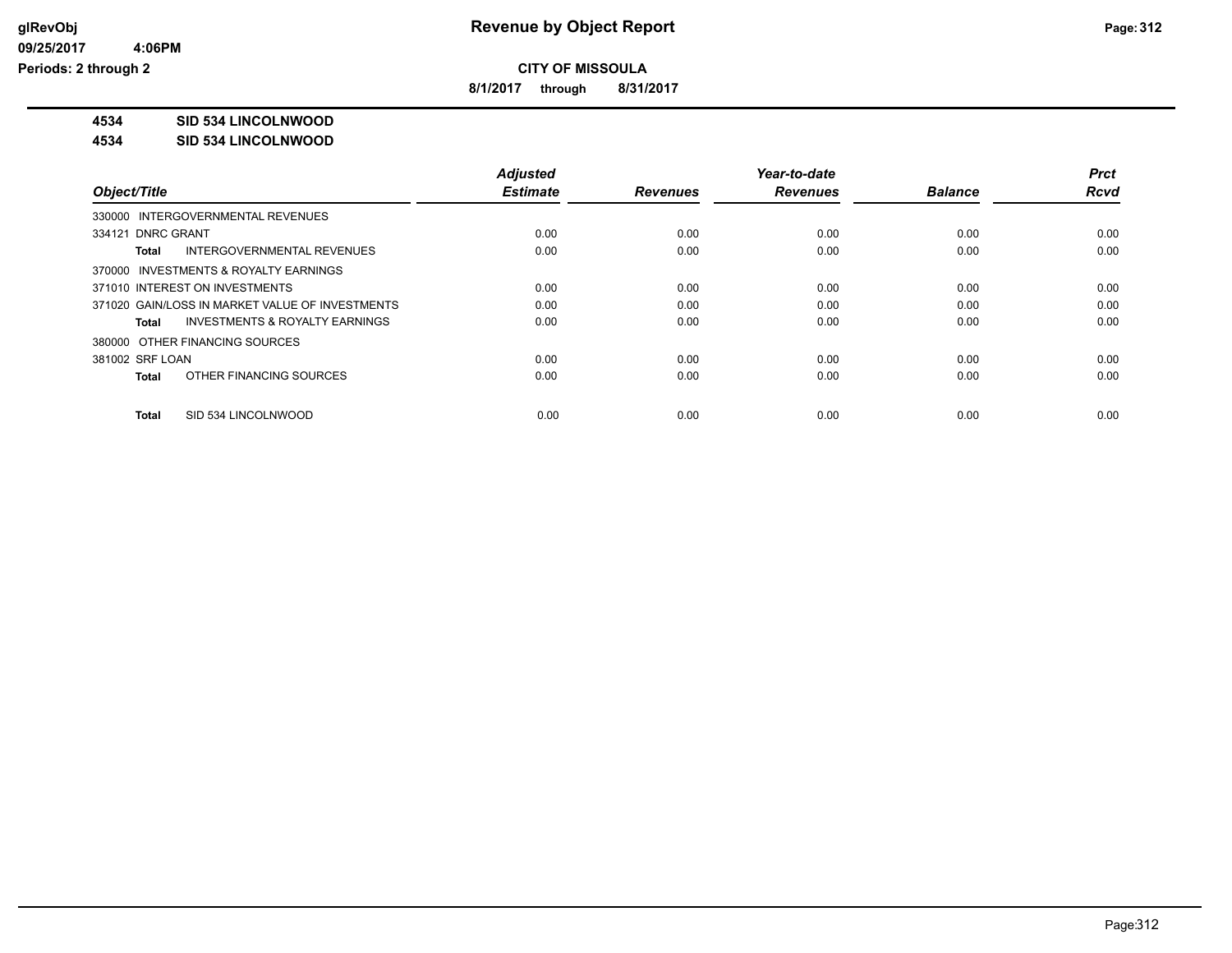# Revenue by Object Report

**CITY OF MISSOULA**

**8/1/2017 through 8/31/2017**

glRevObj
09/25/2017 4:06PM
Periods: 2 through 2

**4534 SID 534 LINCOLNWOOD**

**4534 SID 534 LINCOLNWOOD**

| Object/Title | Adjusted Estimate | Revenues | Year-to-date Revenues | Balance | Prct Rcvd |
|---|---|---|---|---|---|
| 330000 INTERGOVERNMENTAL REVENUES | | | | | |
| 334121 DNRC GRANT | 0.00 | 0.00 | 0.00 | 0.00 | 0.00 |
| **Total** INTERGOVERNMENTAL REVENUES | 0.00 | 0.00 | 0.00 | 0.00 | 0.00 |
| 370000 INVESTMENTS & ROYALTY EARNINGS | | | | | |
| 371010 INTEREST ON INVESTMENTS | 0.00 | 0.00 | 0.00 | 0.00 | 0.00 |
| 371020 GAIN/LOSS IN MARKET VALUE OF INVESTMENTS | 0.00 | 0.00 | 0.00 | 0.00 | 0.00 |
| **Total** INVESTMENTS & ROYALTY EARNINGS | 0.00 | 0.00 | 0.00 | 0.00 | 0.00 |
| 380000 OTHER FINANCING SOURCES | | | | | |
| 381002 SRF LOAN | 0.00 | 0.00 | 0.00 | 0.00 | 0.00 |
| **Total** OTHER FINANCING SOURCES | 0.00 | 0.00 | 0.00 | 0.00 | 0.00 |
| **Total** SID 534 LINCOLNWOOD | 0.00 | 0.00 | 0.00 | 0.00 | 0.00 |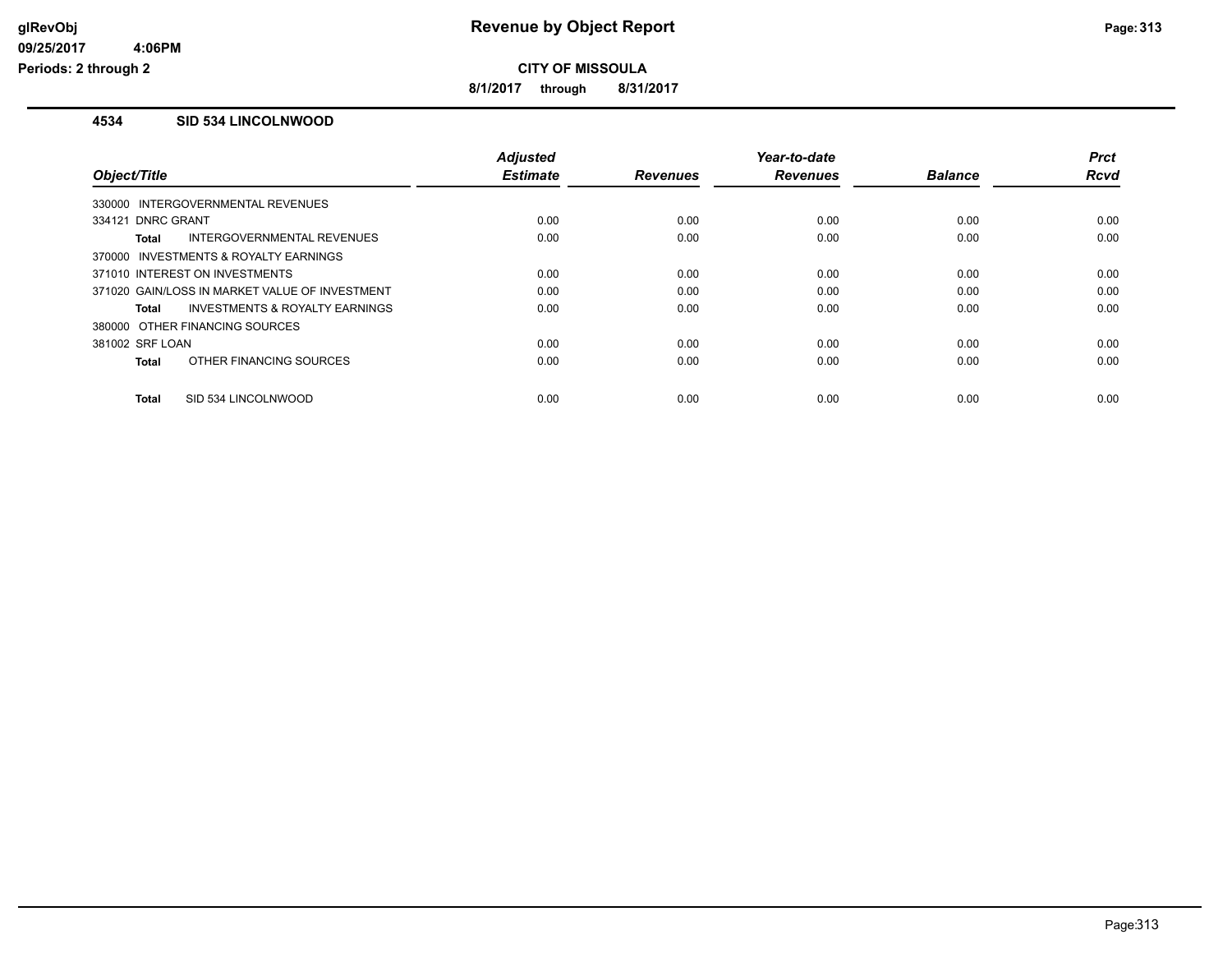**CITY OF MISSOULA**

**8/1/2017 through 8/31/2017**

## 4534 SID 534 LINCOLNWOOD

| Object/Title | Adjusted Estimate | Revenues | Year-to-date Revenues | Balance | Prct Rcvd |
|---|---|---|---|---|---|
| 330000 INTERGOVERNMENTAL REVENUES | | | | | |
| 334121 DNRC GRANT | 0.00 | 0.00 | 0.00 | 0.00 | 0.00 |
| **Total** INTERGOVERNMENTAL REVENUES | 0.00 | 0.00 | 0.00 | 0.00 | 0.00 |
| 370000 INVESTMENTS & ROYALTY EARNINGS | | | | | |
| 371010 INTEREST ON INVESTMENTS | 0.00 | 0.00 | 0.00 | 0.00 | 0.00 |
| 371020 GAIN/LOSS IN MARKET VALUE OF INVESTMENT | 0.00 | 0.00 | 0.00 | 0.00 | 0.00 |
| **Total** INVESTMENTS & ROYALTY EARNINGS | 0.00 | 0.00 | 0.00 | 0.00 | 0.00 |
| 380000 OTHER FINANCING SOURCES | | | | | |
| 381002 SRF LOAN | 0.00 | 0.00 | 0.00 | 0.00 | 0.00 |
| **Total** OTHER FINANCING SOURCES | 0.00 | 0.00 | 0.00 | 0.00 | 0.00 |
| **Total** SID 534 LINCOLNWOOD | 0.00 | 0.00 | 0.00 | 0.00 | 0.00 |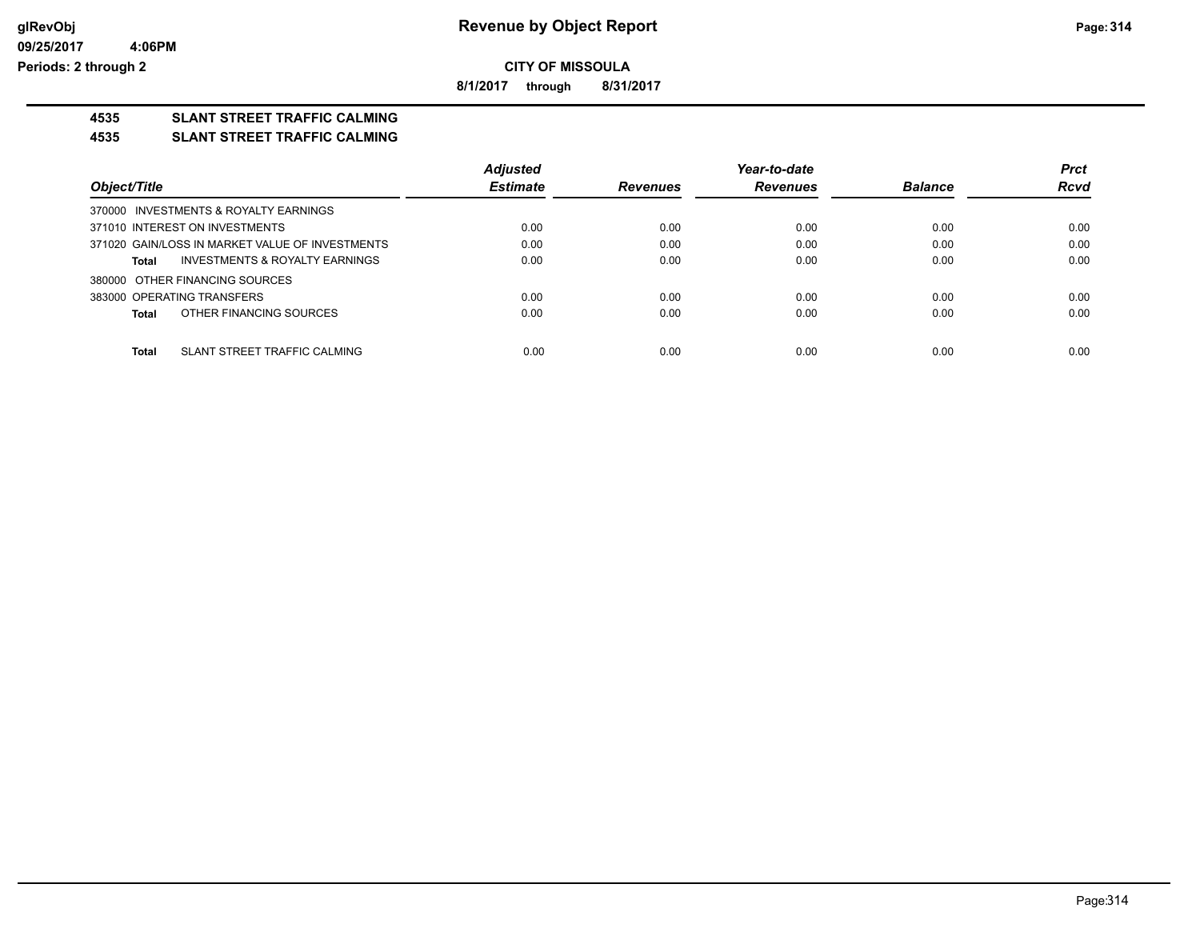**CITY OF MISSOULA**

**8/1/2017 through 8/31/2017**

## 4535 SLANT STREET TRAFFIC CALMING

### 4535 SLANT STREET TRAFFIC CALMING

| Object/Title | Adjusted Estimate | Revenues | Year-to-date Revenues | Balance | Prct Rcvd |
|---|---|---|---|---|---|
| 370000 INVESTMENTS & ROYALTY EARNINGS | | | | | |
| 371010 INTEREST ON INVESTMENTS | 0.00 | 0.00 | 0.00 | 0.00 | 0.00 |
| 371020 GAIN/LOSS IN MARKET VALUE OF INVESTMENTS | 0.00 | 0.00 | 0.00 | 0.00 | 0.00 |
| **Total** INVESTMENTS & ROYALTY EARNINGS | 0.00 | 0.00 | 0.00 | 0.00 | 0.00 |
| 380000 OTHER FINANCING SOURCES | | | | | |
| 383000 OPERATING TRANSFERS | 0.00 | 0.00 | 0.00 | 0.00 | 0.00 |
| **Total** OTHER FINANCING SOURCES | 0.00 | 0.00 | 0.00 | 0.00 | 0.00 |
| **Total** SLANT STREET TRAFFIC CALMING | 0.00 | 0.00 | 0.00 | 0.00 | 0.00 |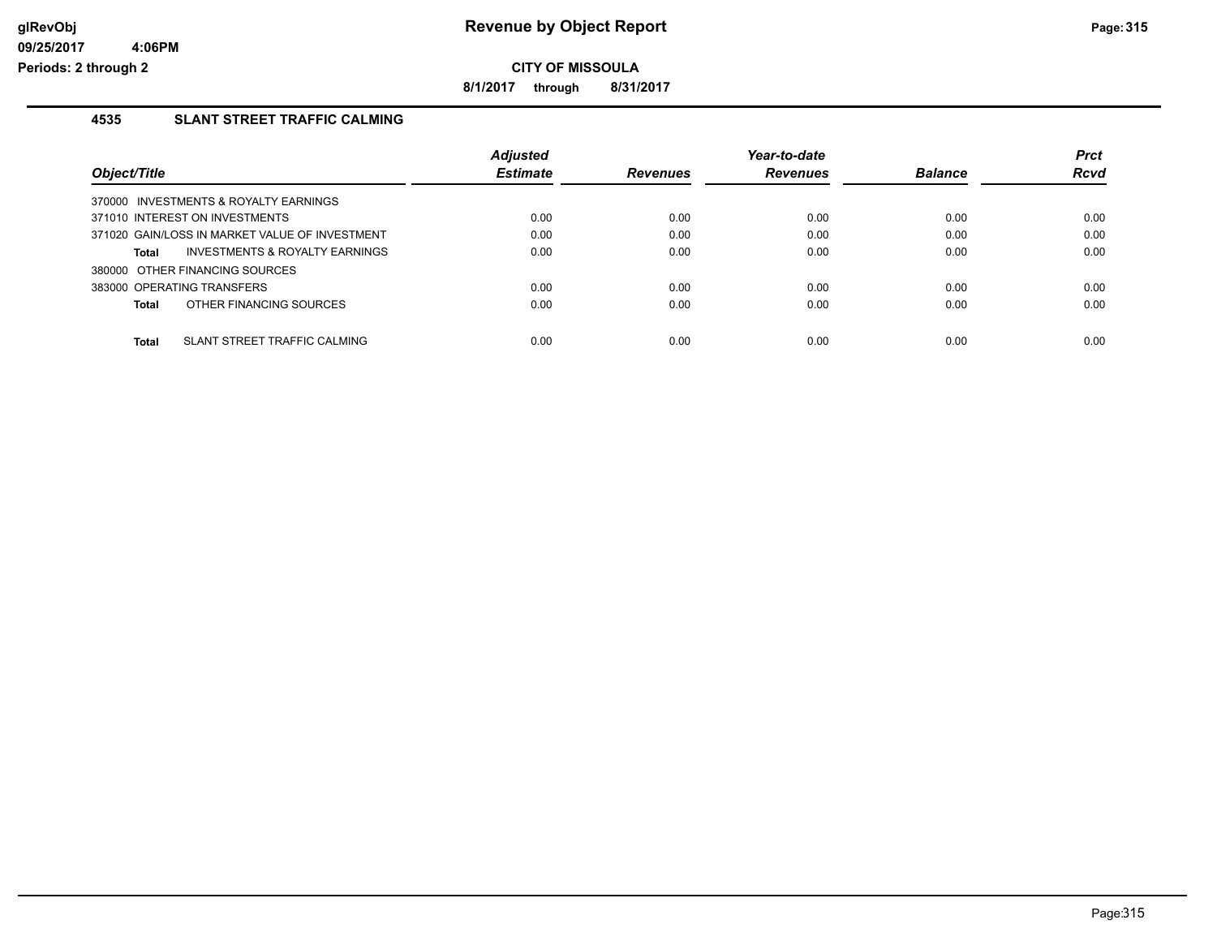# Revenue by Object Report

**CITY OF MISSOULA**

**8/1/2017 through 8/31/2017**

glRevObj
09/25/2017 4:06PM
Periods: 2 through 2

## 4535 SLANT STREET TRAFFIC CALMING

| Object/Title | Adjusted Estimate | Revenues | Year-to-date Revenues | Balance | Prct Rcvd |
|---|---|---|---|---|---|
| 370000 INVESTMENTS & ROYALTY EARNINGS | | | | | |
| 371010 INTEREST ON INVESTMENTS | 0.00 | 0.00 | 0.00 | 0.00 | 0.00 |
| 371020 GAIN/LOSS IN MARKET VALUE OF INVESTMENT | 0.00 | 0.00 | 0.00 | 0.00 | 0.00 |
| **Total** INVESTMENTS & ROYALTY EARNINGS | 0.00 | 0.00 | 0.00 | 0.00 | 0.00 |
| 380000 OTHER FINANCING SOURCES | | | | | |
| 383000 OPERATING TRANSFERS | 0.00 | 0.00 | 0.00 | 0.00 | 0.00 |
| **Total** OTHER FINANCING SOURCES | 0.00 | 0.00 | 0.00 | 0.00 | 0.00 |
| **Total** SLANT STREET TRAFFIC CALMING | 0.00 | 0.00 | 0.00 | 0.00 | 0.00 |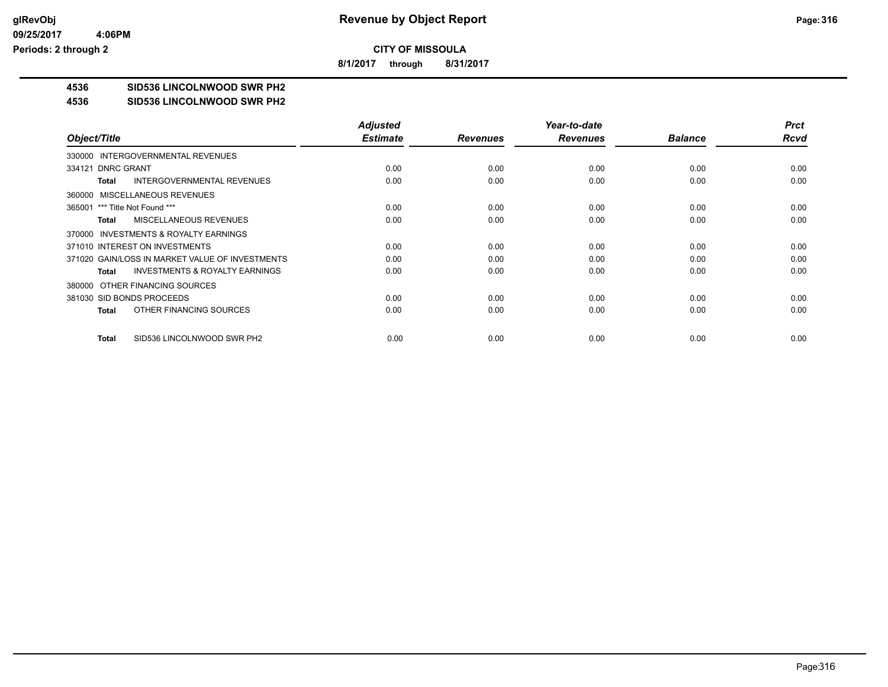**CITY OF MISSOULA**

**8/1/2017 through 8/31/2017**

**4536 SID536 LINCOLNWOOD SWR PH2**

**4536 SID536 LINCOLNWOOD SWR PH2**

| Object/Title | Adjusted Estimate | Revenues | Year-to-date Revenues | Balance | Prct Rcvd |
|---|---|---|---|---|---|
| 330000 INTERGOVERNMENTAL REVENUES | | | | | |
| 334121 DNRC GRANT | 0.00 | 0.00 | 0.00 | 0.00 | 0.00 |
| **Total** INTERGOVERNMENTAL REVENUES | 0.00 | 0.00 | 0.00 | 0.00 | 0.00 |
| 360000 MISCELLANEOUS REVENUES | | | | | |
| 365001 *** Title Not Found *** | 0.00 | 0.00 | 0.00 | 0.00 | 0.00 |
| **Total** MISCELLANEOUS REVENUES | 0.00 | 0.00 | 0.00 | 0.00 | 0.00 |
| 370000 INVESTMENTS & ROYALTY EARNINGS | | | | | |
| 371010 INTEREST ON INVESTMENTS | 0.00 | 0.00 | 0.00 | 0.00 | 0.00 |
| 371020 GAIN/LOSS IN MARKET VALUE OF INVESTMENTS | 0.00 | 0.00 | 0.00 | 0.00 | 0.00 |
| **Total** INVESTMENTS & ROYALTY EARNINGS | 0.00 | 0.00 | 0.00 | 0.00 | 0.00 |
| 380000 OTHER FINANCING SOURCES | | | | | |
| 381030 SID BONDS PROCEEDS | 0.00 | 0.00 | 0.00 | 0.00 | 0.00 |
| **Total** OTHER FINANCING SOURCES | 0.00 | 0.00 | 0.00 | 0.00 | 0.00 |
| **Total** SID536 LINCOLNWOOD SWR PH2 | 0.00 | 0.00 | 0.00 | 0.00 | 0.00 |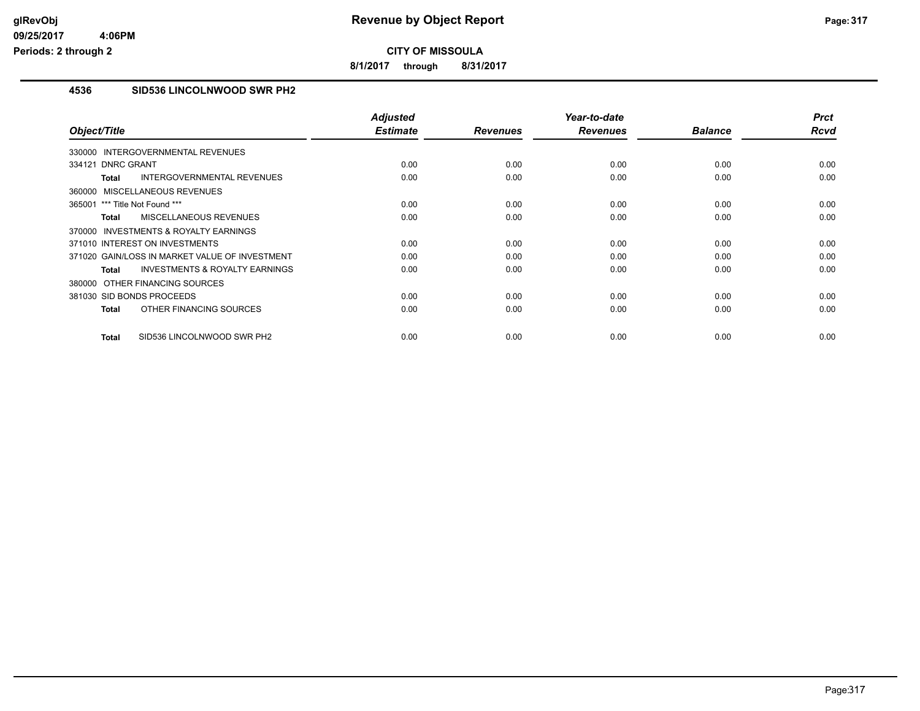# Revenue by Object Report

**CITY OF MISSOULA**

**8/1/2017 through 8/31/2017**

glRevObj
09/25/2017 4:06PM
Periods: 2 through 2

## 4536 SID536 LINCOLNWOOD SWR PH2

| Object/Title | Adjusted Estimate | Revenues | Year-to-date Revenues | Balance | Prct Rcvd |
|---|---|---|---|---|---|
| 330000 INTERGOVERNMENTAL REVENUES | | | | | |
| 334121 DNRC GRANT | 0.00 | 0.00 | 0.00 | 0.00 | 0.00 |
| **Total** INTERGOVERNMENTAL REVENUES | 0.00 | 0.00 | 0.00 | 0.00 | 0.00 |
| 360000 MISCELLANEOUS REVENUES | | | | | |
| 365001 *** Title Not Found *** | 0.00 | 0.00 | 0.00 | 0.00 | 0.00 |
| **Total** MISCELLANEOUS REVENUES | 0.00 | 0.00 | 0.00 | 0.00 | 0.00 |
| 370000 INVESTMENTS & ROYALTY EARNINGS | | | | | |
| 371010 INTEREST ON INVESTMENTS | 0.00 | 0.00 | 0.00 | 0.00 | 0.00 |
| 371020 GAIN/LOSS IN MARKET VALUE OF INVESTMENT | 0.00 | 0.00 | 0.00 | 0.00 | 0.00 |
| **Total** INVESTMENTS & ROYALTY EARNINGS | 0.00 | 0.00 | 0.00 | 0.00 | 0.00 |
| 380000 OTHER FINANCING SOURCES | | | | | |
| 381030 SID BONDS PROCEEDS | 0.00 | 0.00 | 0.00 | 0.00 | 0.00 |
| **Total** OTHER FINANCING SOURCES | 0.00 | 0.00 | 0.00 | 0.00 | 0.00 |
| **Total** SID536 LINCOLNWOOD SWR PH2 | 0.00 | 0.00 | 0.00 | 0.00 | 0.00 |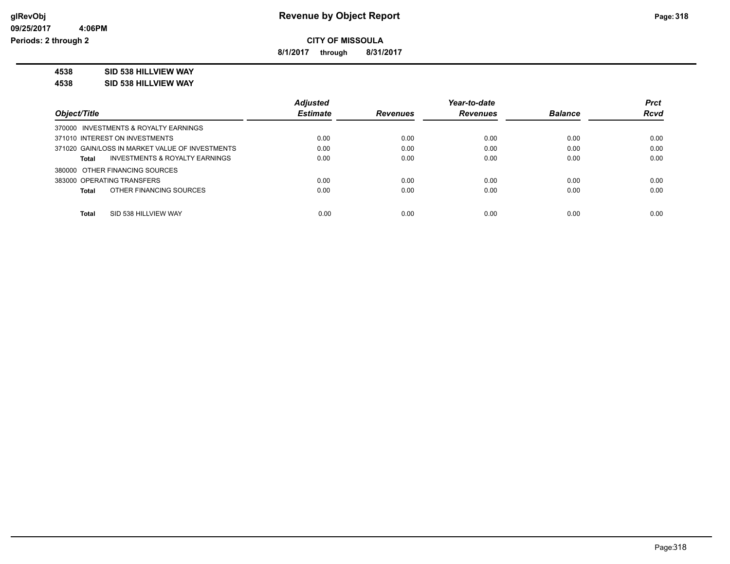# Revenue by Object Report

**CITY OF MISSOULA**

**8/1/2017 through 8/31/2017**

glRevObj
09/25/2017 4:06PM
Periods: 2 through 2

**4538 SID 538 HILLVIEW WAY**

**4538 SID 538 HILLVIEW WAY**

| Object/Title | Adjusted Estimate | Revenues | Year-to-date Revenues | Balance | Prct Rcvd |
|---|---|---|---|---|---|
| 370000 INVESTMENTS & ROYALTY EARNINGS | | | | | |
| 371010 INTEREST ON INVESTMENTS | 0.00 | 0.00 | 0.00 | 0.00 | 0.00 |
| 371020 GAIN/LOSS IN MARKET VALUE OF INVESTMENTS | 0.00 | 0.00 | 0.00 | 0.00 | 0.00 |
| **Total** INVESTMENTS & ROYALTY EARNINGS | 0.00 | 0.00 | 0.00 | 0.00 | 0.00 |
| 380000 OTHER FINANCING SOURCES | | | | | |
| 383000 OPERATING TRANSFERS | 0.00 | 0.00 | 0.00 | 0.00 | 0.00 |
| **Total** OTHER FINANCING SOURCES | 0.00 | 0.00 | 0.00 | 0.00 | 0.00 |
| **Total** SID 538 HILLVIEW WAY | 0.00 | 0.00 | 0.00 | 0.00 | 0.00 |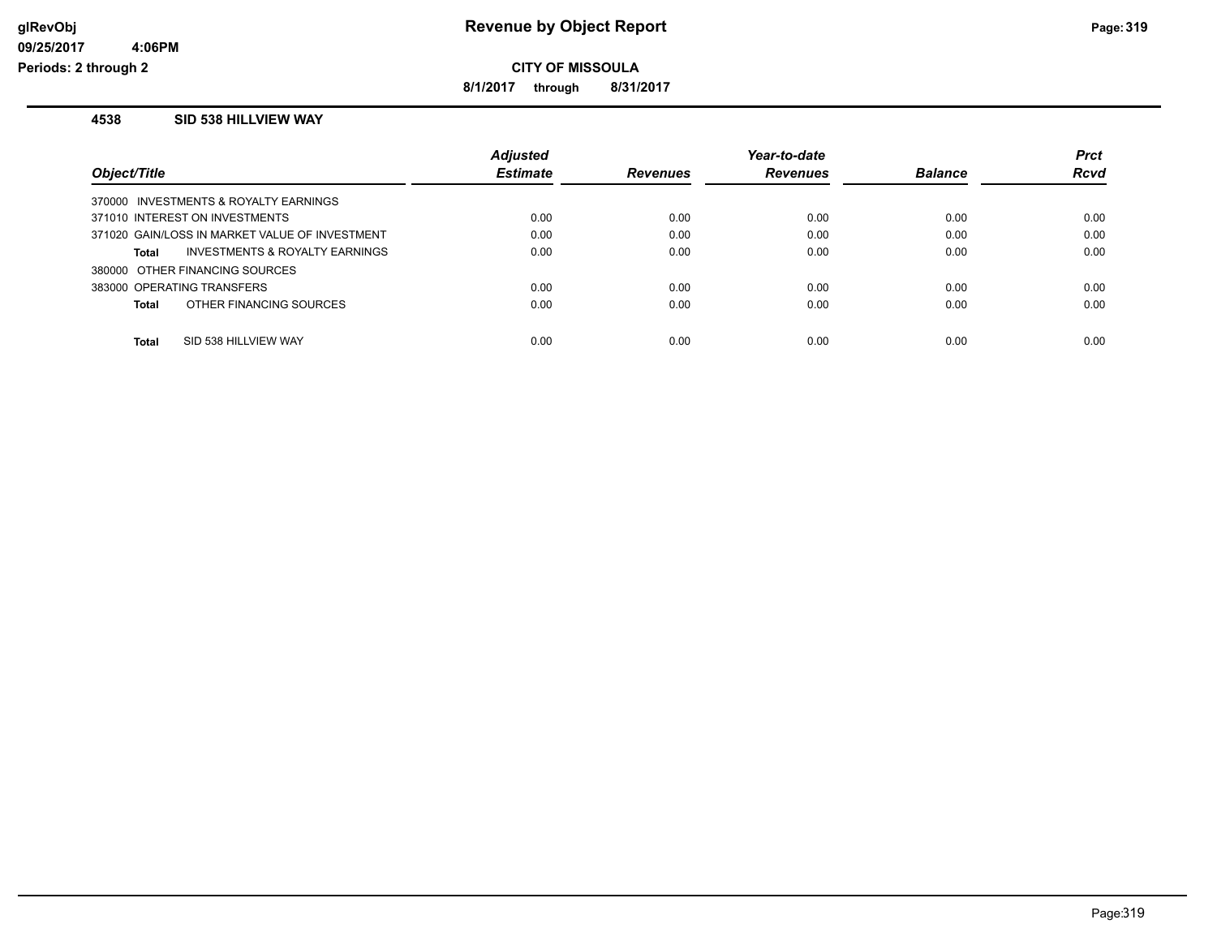# Revenue by Object Report

**CITY OF MISSOULA**

**8/1/2017 through 8/31/2017**

glRevObj
09/25/2017 4:06PM
Periods: 2 through 2

## 4538 SID 538 HILLVIEW WAY

| Object/Title | Adjusted Estimate | Revenues | Year-to-date Revenues | Balance | Prct Rcvd |
|---|---|---|---|---|---|
| 370000 INVESTMENTS & ROYALTY EARNINGS | | | | | |
| 371010 INTEREST ON INVESTMENTS | 0.00 | 0.00 | 0.00 | 0.00 | 0.00 |
| 371020 GAIN/LOSS IN MARKET VALUE OF INVESTMENT | 0.00 | 0.00 | 0.00 | 0.00 | 0.00 |
| **Total** INVESTMENTS & ROYALTY EARNINGS | 0.00 | 0.00 | 0.00 | 0.00 | 0.00 |
| 380000 OTHER FINANCING SOURCES | | | | | |
| 383000 OPERATING TRANSFERS | 0.00 | 0.00 | 0.00 | 0.00 | 0.00 |
| **Total** OTHER FINANCING SOURCES | 0.00 | 0.00 | 0.00 | 0.00 | 0.00 |
| **Total** SID 538 HILLVIEW WAY | 0.00 | 0.00 | 0.00 | 0.00 | 0.00 |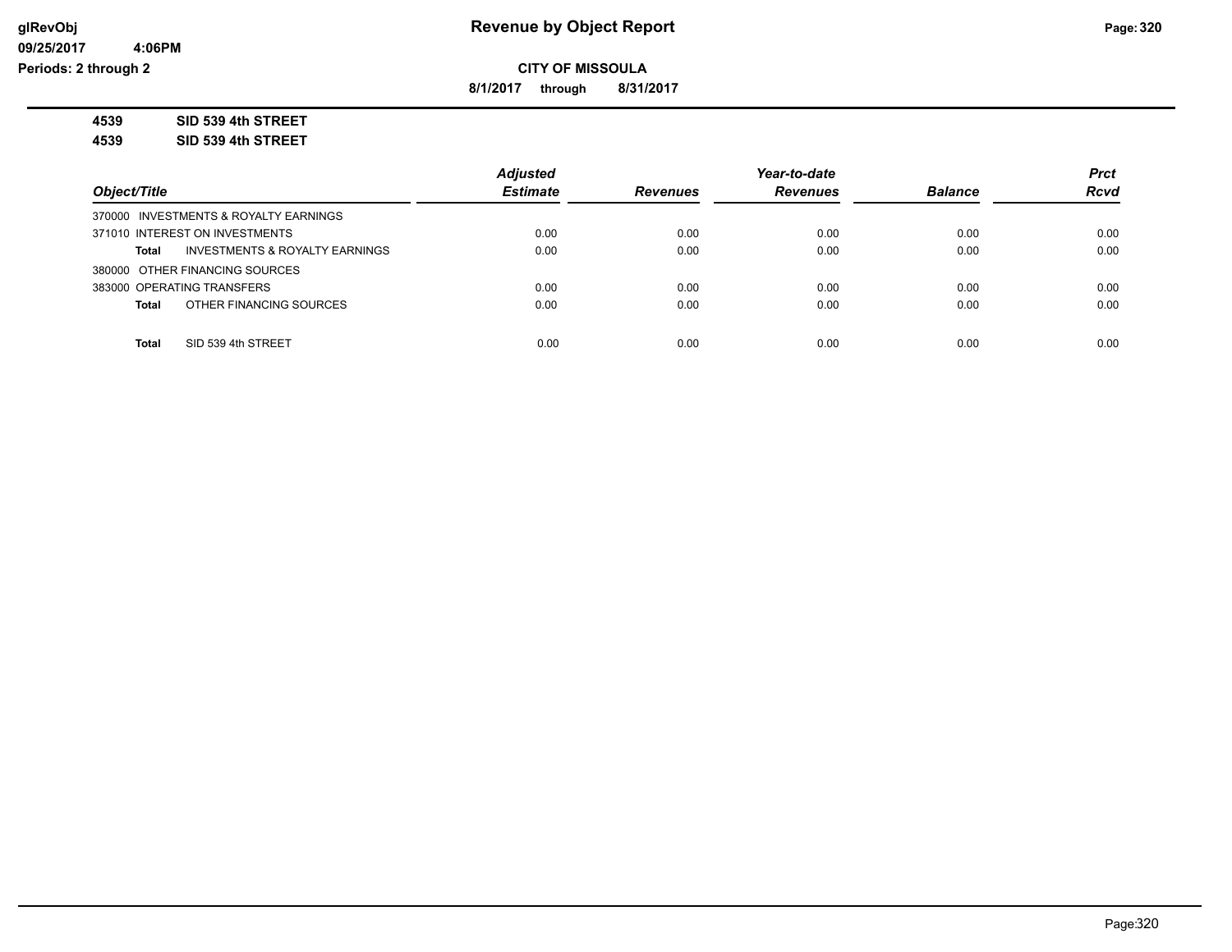**Revenue by Object Report**

**CITY OF MISSOULA**

**8/1/2017 through 8/31/2017**

glRevObj
09/25/2017 4:06PM
Periods: 2 through 2

**4539 SID 539 4th STREET**

**4539 SID 539 4th STREET**

| Object/Title | Adjusted Estimate | Revenues | Year-to-date Revenues | Balance | Prct Rcvd |
|---|---|---|---|---|---|
| 370000 INVESTMENTS & ROYALTY EARNINGS | | | | | |
| 371010 INTEREST ON INVESTMENTS | 0.00 | 0.00 | 0.00 | 0.00 | 0.00 |
| **Total** INVESTMENTS & ROYALTY EARNINGS | 0.00 | 0.00 | 0.00 | 0.00 | 0.00 |
| 380000 OTHER FINANCING SOURCES | | | | | |
| 383000 OPERATING TRANSFERS | 0.00 | 0.00 | 0.00 | 0.00 | 0.00 |
| **Total** OTHER FINANCING SOURCES | 0.00 | 0.00 | 0.00 | 0.00 | 0.00 |
| **Total** SID 539 4th STREET | 0.00 | 0.00 | 0.00 | 0.00 | 0.00 |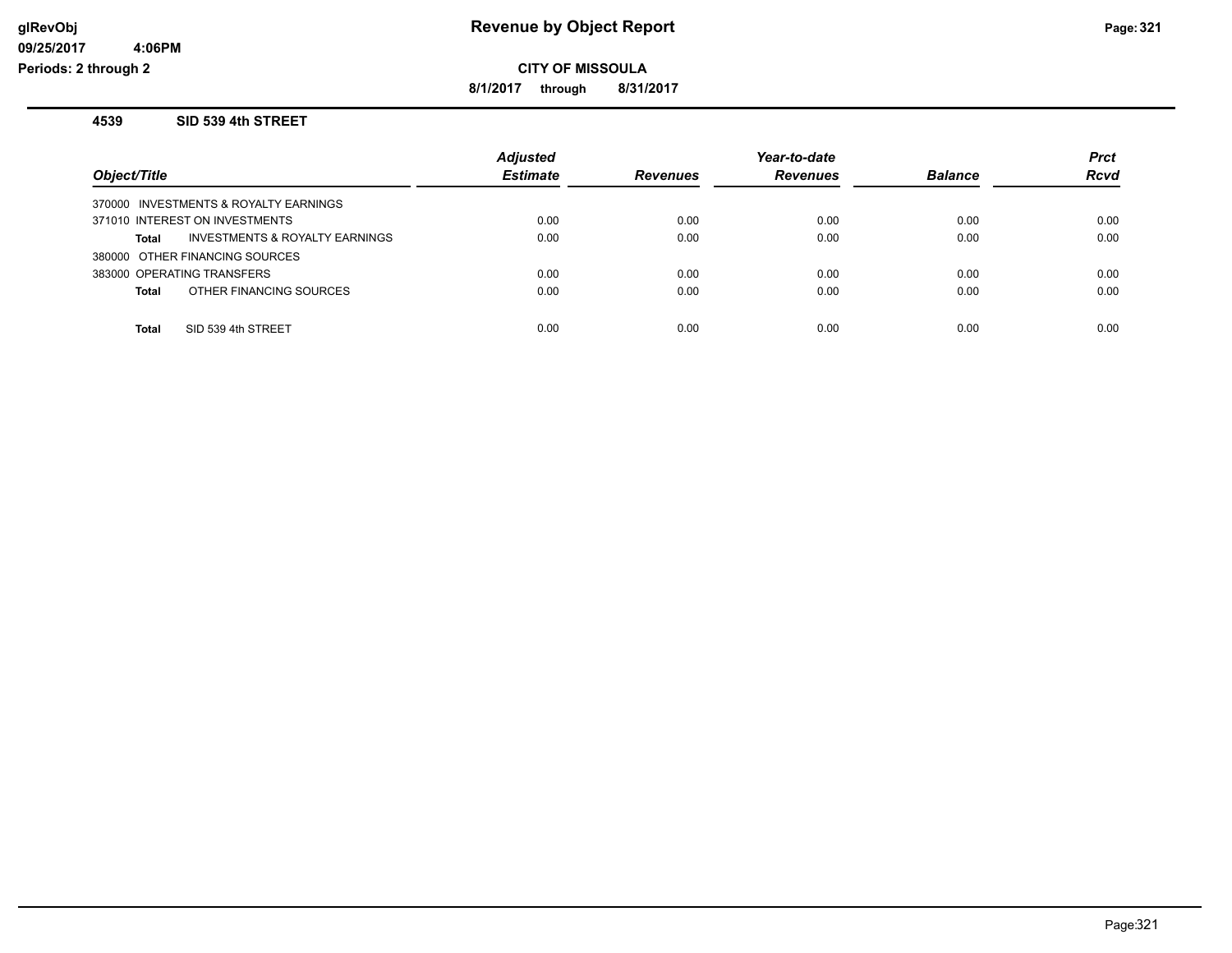# Revenue by Object Report

**CITY OF MISSOULA**

**8/1/2017 through 8/31/2017**

### 4539 SID 539 4th STREET

| Object/Title | Adjusted Estimate | Revenues | Year-to-date Revenues | Balance | Prct Rcvd |
|---|---|---|---|---|---|
| 370000 INVESTMENTS & ROYALTY EARNINGS | | | | | |
| 371010 INTEREST ON INVESTMENTS | 0.00 | 0.00 | 0.00 | 0.00 | 0.00 |
| **Total** INVESTMENTS & ROYALTY EARNINGS | 0.00 | 0.00 | 0.00 | 0.00 | 0.00 |
| 380000 OTHER FINANCING SOURCES | | | | | |
| 383000 OPERATING TRANSFERS | 0.00 | 0.00 | 0.00 | 0.00 | 0.00 |
| **Total** OTHER FINANCING SOURCES | 0.00 | 0.00 | 0.00 | 0.00 | 0.00 |
| **Total** SID 539 4th STREET | 0.00 | 0.00 | 0.00 | 0.00 | 0.00 |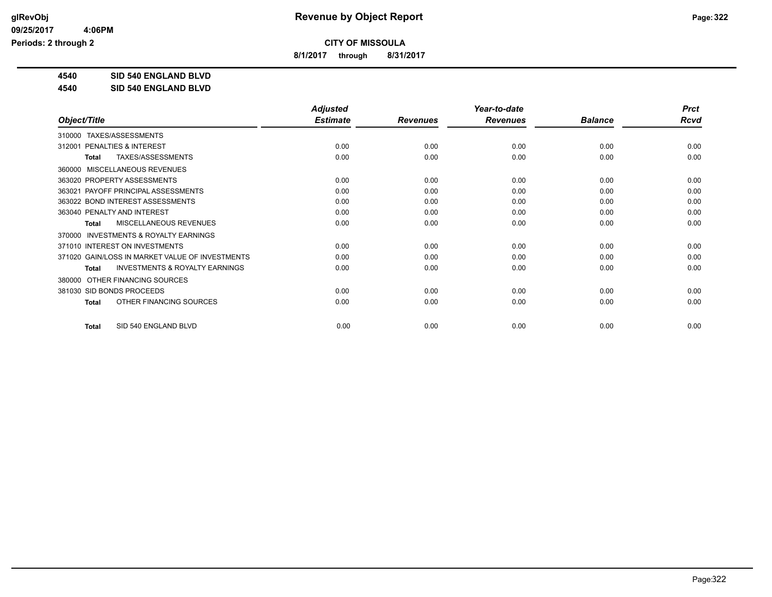# Revenue by Object Report

**CITY OF MISSOULA**

**8/1/2017 through 8/31/2017**

**4540 SID 540 ENGLAND BLVD**

**4540 SID 540 ENGLAND BLVD**

| Object/Title | Adjusted Estimate | Revenues | Year-to-date Revenues | Balance | Prct Rcvd |
|---|---|---|---|---|---|
| 310000 TAXES/ASSESSMENTS | | | | | |
| 312001 PENALTIES & INTEREST | 0.00 | 0.00 | 0.00 | 0.00 | 0.00 |
| Total TAXES/ASSESSMENTS | 0.00 | 0.00 | 0.00 | 0.00 | 0.00 |
| 360000 MISCELLANEOUS REVENUES | | | | | |
| 363020 PROPERTY ASSESSMENTS | 0.00 | 0.00 | 0.00 | 0.00 | 0.00 |
| 363021 PAYOFF PRINCIPAL ASSESSMENTS | 0.00 | 0.00 | 0.00 | 0.00 | 0.00 |
| 363022 BOND INTEREST ASSESSMENTS | 0.00 | 0.00 | 0.00 | 0.00 | 0.00 |
| 363040 PENALTY AND INTEREST | 0.00 | 0.00 | 0.00 | 0.00 | 0.00 |
| Total MISCELLANEOUS REVENUES | 0.00 | 0.00 | 0.00 | 0.00 | 0.00 |
| 370000 INVESTMENTS & ROYALTY EARNINGS | | | | | |
| 371010 INTEREST ON INVESTMENTS | 0.00 | 0.00 | 0.00 | 0.00 | 0.00 |
| 371020 GAIN/LOSS IN MARKET VALUE OF INVESTMENTS | 0.00 | 0.00 | 0.00 | 0.00 | 0.00 |
| Total INVESTMENTS & ROYALTY EARNINGS | 0.00 | 0.00 | 0.00 | 0.00 | 0.00 |
| 380000 OTHER FINANCING SOURCES | | | | | |
| 381030 SID BONDS PROCEEDS | 0.00 | 0.00 | 0.00 | 0.00 | 0.00 |
| Total OTHER FINANCING SOURCES | 0.00 | 0.00 | 0.00 | 0.00 | 0.00 |
| Total SID 540 ENGLAND BLVD | 0.00 | 0.00 | 0.00 | 0.00 | 0.00 |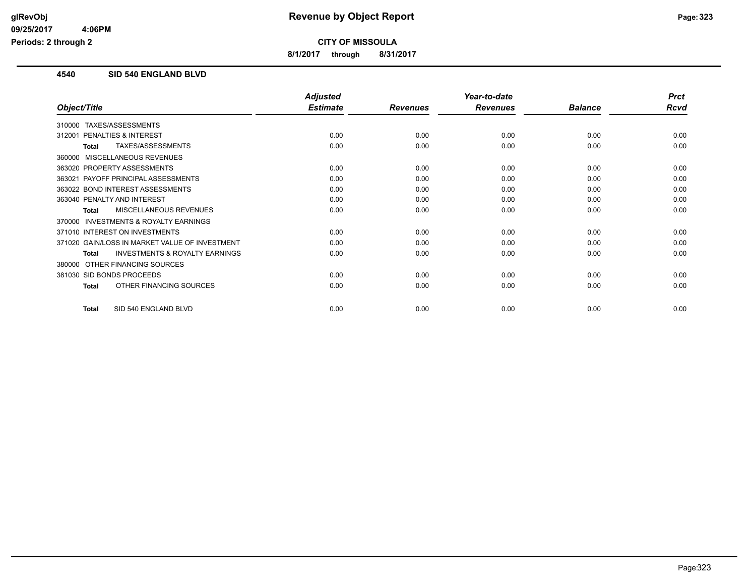# Revenue by Object Report

glRevObj
09/25/2017 4:06PM
Periods: 2 through 2

**CITY OF MISSOULA**

**8/1/2017 through 8/31/2017**

## 4540 SID 540 ENGLAND BLVD

| Object/Title | Adjusted Estimate | Revenues | Year-to-date Revenues | Balance | Prct Rcvd |
|---|---|---|---|---|---|
| 310000 TAXES/ASSESSMENTS | | | | | |
| 312001 PENALTIES & INTEREST | 0.00 | 0.00 | 0.00 | 0.00 | 0.00 |
| **Total** TAXES/ASSESSMENTS | 0.00 | 0.00 | 0.00 | 0.00 | 0.00 |
| 360000 MISCELLANEOUS REVENUES | | | | | |
| 363020 PROPERTY ASSESSMENTS | 0.00 | 0.00 | 0.00 | 0.00 | 0.00 |
| 363021 PAYOFF PRINCIPAL ASSESSMENTS | 0.00 | 0.00 | 0.00 | 0.00 | 0.00 |
| 363022 BOND INTEREST ASSESSMENTS | 0.00 | 0.00 | 0.00 | 0.00 | 0.00 |
| 363040 PENALTY AND INTEREST | 0.00 | 0.00 | 0.00 | 0.00 | 0.00 |
| **Total** MISCELLANEOUS REVENUES | 0.00 | 0.00 | 0.00 | 0.00 | 0.00 |
| 370000 INVESTMENTS & ROYALTY EARNINGS | | | | | |
| 371010 INTEREST ON INVESTMENTS | 0.00 | 0.00 | 0.00 | 0.00 | 0.00 |
| 371020 GAIN/LOSS IN MARKET VALUE OF INVESTMENT | 0.00 | 0.00 | 0.00 | 0.00 | 0.00 |
| **Total** INVESTMENTS & ROYALTY EARNINGS | 0.00 | 0.00 | 0.00 | 0.00 | 0.00 |
| 380000 OTHER FINANCING SOURCES | | | | | |
| 381030 SID BONDS PROCEEDS | 0.00 | 0.00 | 0.00 | 0.00 | 0.00 |
| **Total** OTHER FINANCING SOURCES | 0.00 | 0.00 | 0.00 | 0.00 | 0.00 |
| **Total** SID 540 ENGLAND BLVD | 0.00 | 0.00 | 0.00 | 0.00 | 0.00 |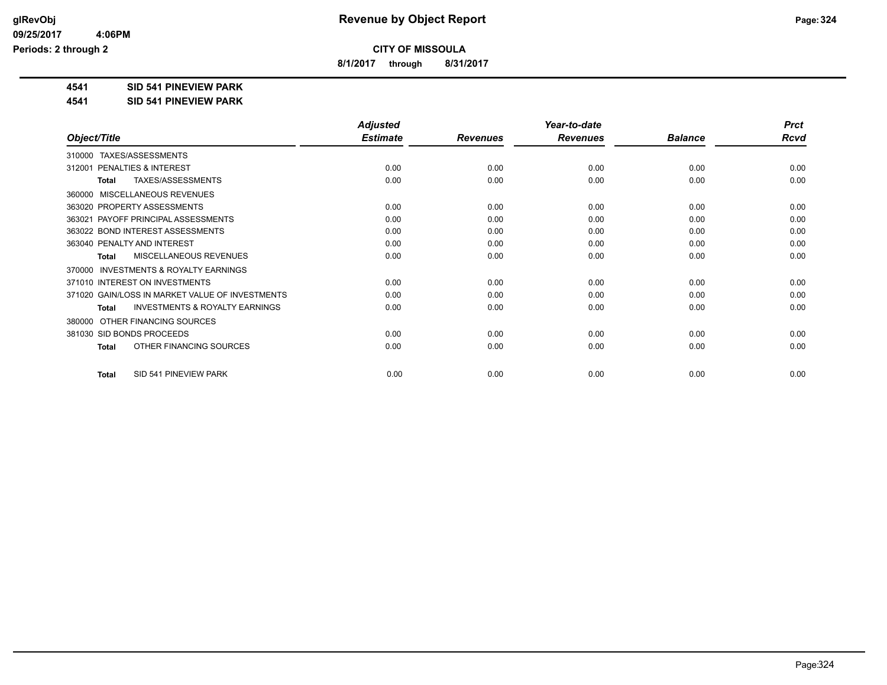# Revenue by Object Report

**CITY OF MISSOULA**

**8/1/2017 through 8/31/2017**

glRevObj
09/25/2017 4:06PM
Periods: 2 through 2

**4541 SID 541 PINEVIEW PARK**

**4541 SID 541 PINEVIEW PARK**

| Object/Title | Adjusted Estimate | Revenues | Year-to-date Revenues | Balance | Prct Rcvd |
|---|---|---|---|---|---|
| 310000 TAXES/ASSESSMENTS | | | | | |
| 312001 PENALTIES & INTEREST | 0.00 | 0.00 | 0.00 | 0.00 | 0.00 |
| **Total** TAXES/ASSESSMENTS | 0.00 | 0.00 | 0.00 | 0.00 | 0.00 |
| 360000 MISCELLANEOUS REVENUES | | | | | |
| 363020 PROPERTY ASSESSMENTS | 0.00 | 0.00 | 0.00 | 0.00 | 0.00 |
| 363021 PAYOFF PRINCIPAL ASSESSMENTS | 0.00 | 0.00 | 0.00 | 0.00 | 0.00 |
| 363022 BOND INTEREST ASSESSMENTS | 0.00 | 0.00 | 0.00 | 0.00 | 0.00 |
| 363040 PENALTY AND INTEREST | 0.00 | 0.00 | 0.00 | 0.00 | 0.00 |
| **Total** MISCELLANEOUS REVENUES | 0.00 | 0.00 | 0.00 | 0.00 | 0.00 |
| 370000 INVESTMENTS & ROYALTY EARNINGS | | | | | |
| 371010 INTEREST ON INVESTMENTS | 0.00 | 0.00 | 0.00 | 0.00 | 0.00 |
| 371020 GAIN/LOSS IN MARKET VALUE OF INVESTMENTS | 0.00 | 0.00 | 0.00 | 0.00 | 0.00 |
| **Total** INVESTMENTS & ROYALTY EARNINGS | 0.00 | 0.00 | 0.00 | 0.00 | 0.00 |
| 380000 OTHER FINANCING SOURCES | | | | | |
| 381030 SID BONDS PROCEEDS | 0.00 | 0.00 | 0.00 | 0.00 | 0.00 |
| **Total** OTHER FINANCING SOURCES | 0.00 | 0.00 | 0.00 | 0.00 | 0.00 |
| **Total** SID 541 PINEVIEW PARK | 0.00 | 0.00 | 0.00 | 0.00 | 0.00 |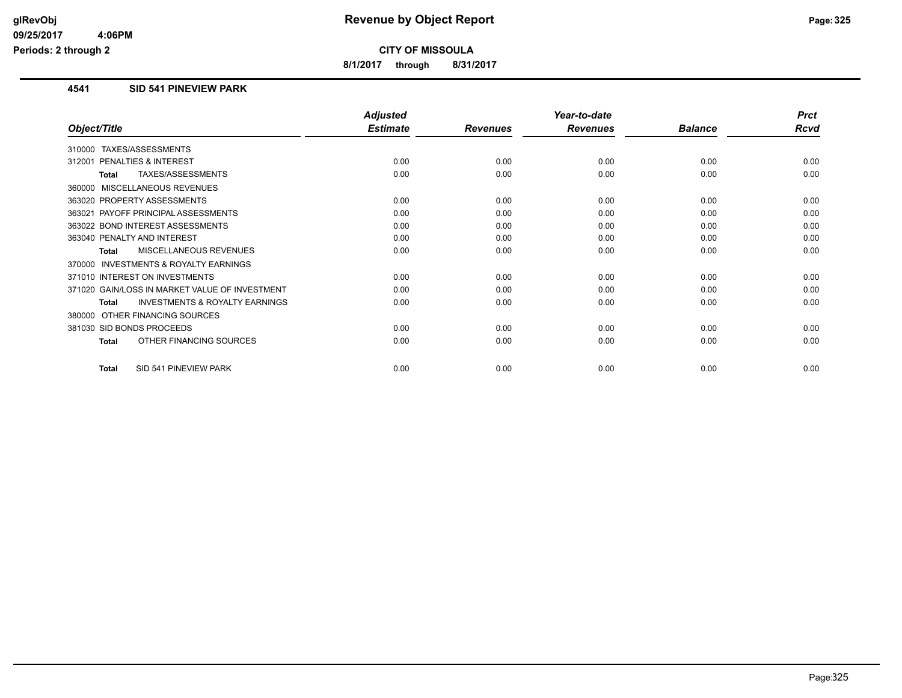# Revenue by Object Report

**CITY OF MISSOULA**

**8/1/2017 through 8/31/2017**

glRevObj
09/25/2017 4:06PM
Periods: 2 through 2

## 4541 SID 541 PINEVIEW PARK

| Object/Title | Adjusted Estimate | Revenues | Year-to-date Revenues | Balance | Prct Rcvd |
|---|---|---|---|---|---|
| 310000 TAXES/ASSESSMENTS | | | | | |
| 312001 PENALTIES & INTEREST | 0.00 | 0.00 | 0.00 | 0.00 | 0.00 |
| **Total** TAXES/ASSESSMENTS | 0.00 | 0.00 | 0.00 | 0.00 | 0.00 |
| 360000 MISCELLANEOUS REVENUES | | | | | |
| 363020 PROPERTY ASSESSMENTS | 0.00 | 0.00 | 0.00 | 0.00 | 0.00 |
| 363021 PAYOFF PRINCIPAL ASSESSMENTS | 0.00 | 0.00 | 0.00 | 0.00 | 0.00 |
| 363022 BOND INTEREST ASSESSMENTS | 0.00 | 0.00 | 0.00 | 0.00 | 0.00 |
| 363040 PENALTY AND INTEREST | 0.00 | 0.00 | 0.00 | 0.00 | 0.00 |
| **Total** MISCELLANEOUS REVENUES | 0.00 | 0.00 | 0.00 | 0.00 | 0.00 |
| 370000 INVESTMENTS & ROYALTY EARNINGS | | | | | |
| 371010 INTEREST ON INVESTMENTS | 0.00 | 0.00 | 0.00 | 0.00 | 0.00 |
| 371020 GAIN/LOSS IN MARKET VALUE OF INVESTMENT | 0.00 | 0.00 | 0.00 | 0.00 | 0.00 |
| **Total** INVESTMENTS & ROYALTY EARNINGS | 0.00 | 0.00 | 0.00 | 0.00 | 0.00 |
| 380000 OTHER FINANCING SOURCES | | | | | |
| 381030 SID BONDS PROCEEDS | 0.00 | 0.00 | 0.00 | 0.00 | 0.00 |
| **Total** OTHER FINANCING SOURCES | 0.00 | 0.00 | 0.00 | 0.00 | 0.00 |
| **Total** SID 541 PINEVIEW PARK | 0.00 | 0.00 | 0.00 | 0.00 | 0.00 |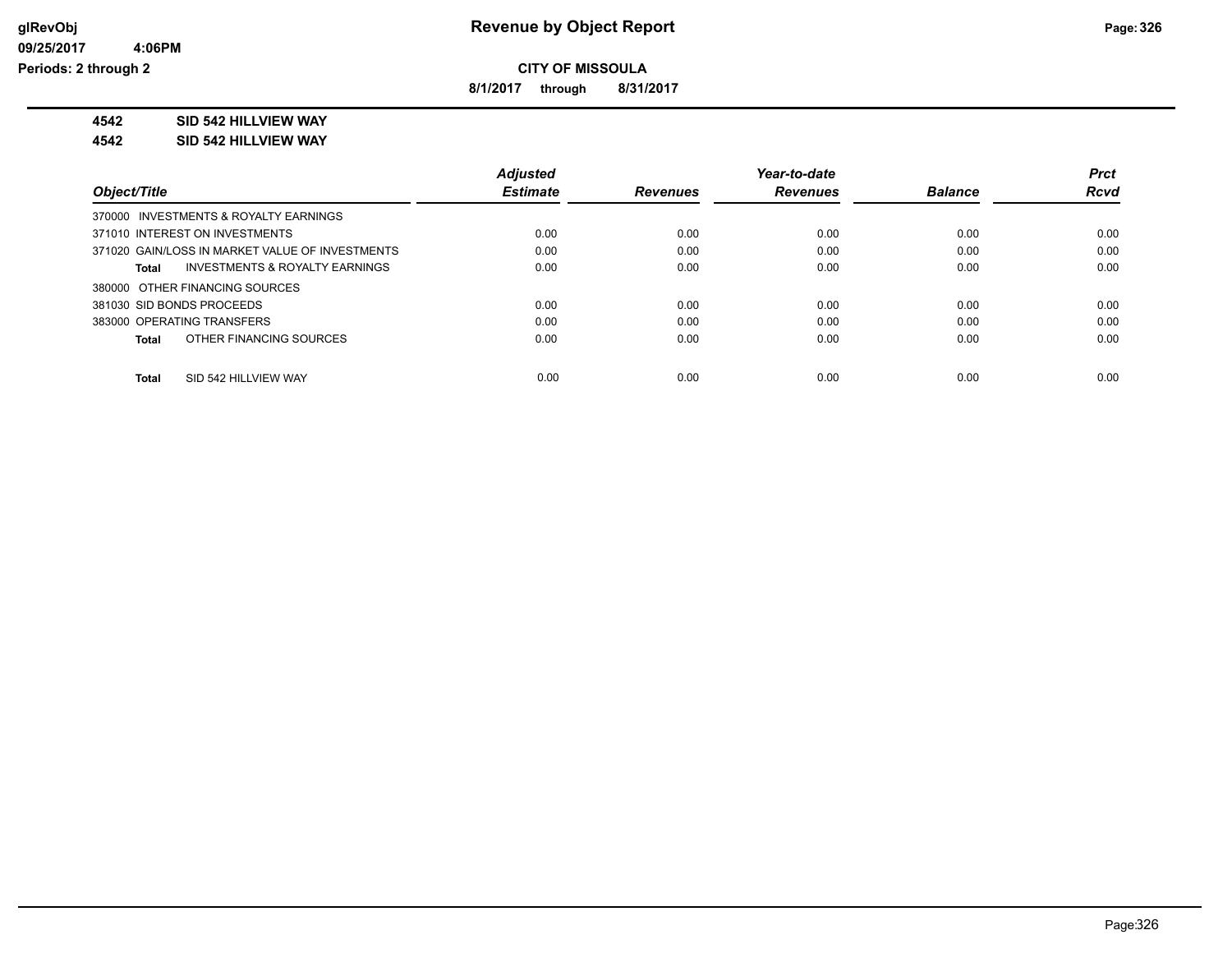# Revenue by Object Report

**CITY OF MISSOULA**

**8/1/2017 through 8/31/2017**

glRevObj
09/25/2017 4:06PM
Periods: 2 through 2

**4542 SID 542 HILLVIEW WAY**

**4542 SID 542 HILLVIEW WAY**

| Object/Title | Adjusted Estimate | Revenues | Year-to-date Revenues | Balance | Prct Rcvd |
|---|---|---|---|---|---|
| 370000 INVESTMENTS & ROYALTY EARNINGS | | | | | |
| 371010 INTEREST ON INVESTMENTS | 0.00 | 0.00 | 0.00 | 0.00 | 0.00 |
| 371020 GAIN/LOSS IN MARKET VALUE OF INVESTMENTS | 0.00 | 0.00 | 0.00 | 0.00 | 0.00 |
| **Total** INVESTMENTS & ROYALTY EARNINGS | 0.00 | 0.00 | 0.00 | 0.00 | 0.00 |
| 380000 OTHER FINANCING SOURCES | | | | | |
| 381030 SID BONDS PROCEEDS | 0.00 | 0.00 | 0.00 | 0.00 | 0.00 |
| 383000 OPERATING TRANSFERS | 0.00 | 0.00 | 0.00 | 0.00 | 0.00 |
| **Total** OTHER FINANCING SOURCES | 0.00 | 0.00 | 0.00 | 0.00 | 0.00 |
| **Total** SID 542 HILLVIEW WAY | 0.00 | 0.00 | 0.00 | 0.00 | 0.00 |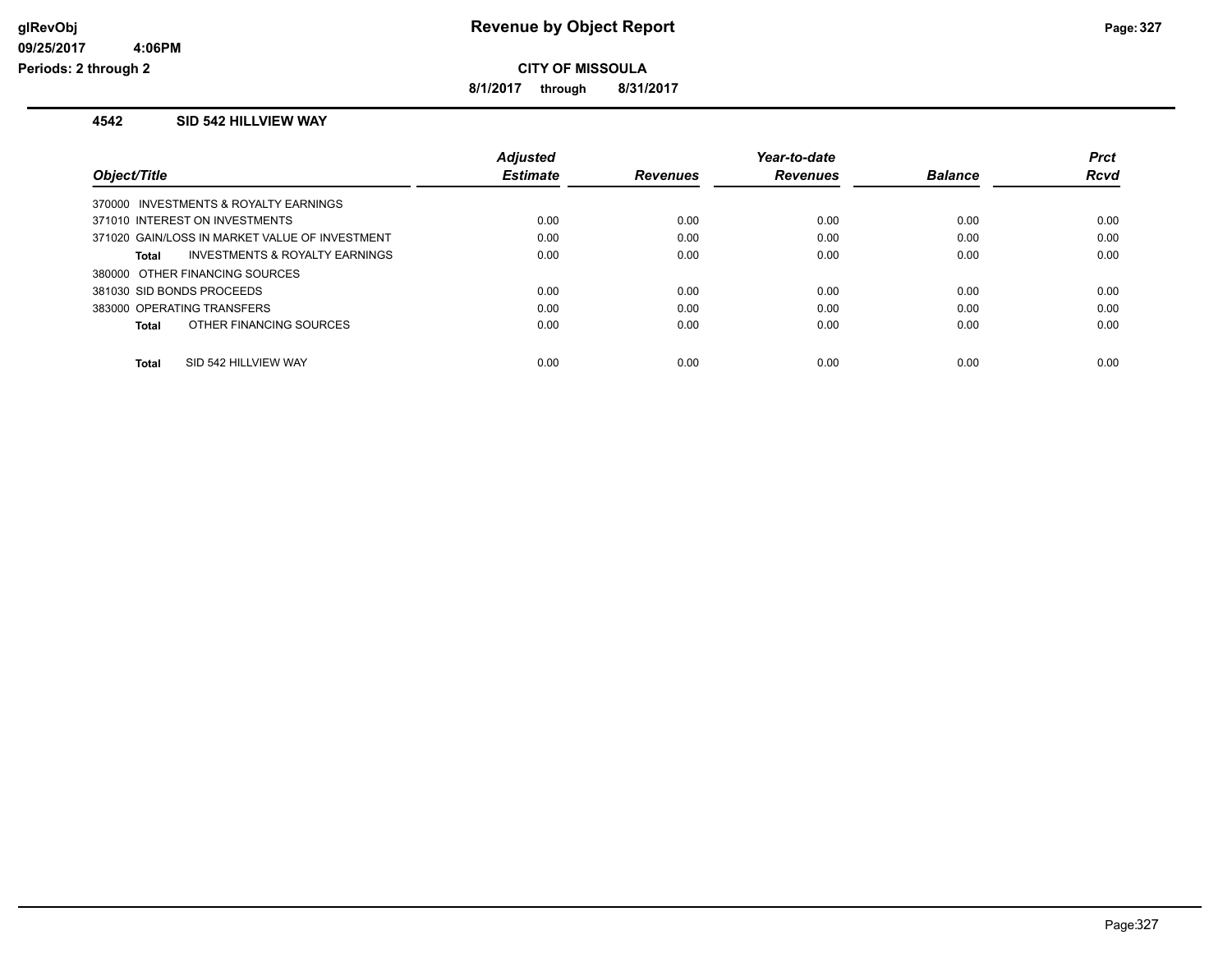**CITY OF MISSOULA**

**8/1/2017 through 8/31/2017**

### 4542 SID 542 HILLVIEW WAY

| Object/Title | Adjusted Estimate | Revenues | Year-to-date Revenues | Balance | Prct Rcvd |
|---|---|---|---|---|---|
| 370000 INVESTMENTS & ROYALTY EARNINGS | | | | | |
| 371010 INTEREST ON INVESTMENTS | 0.00 | 0.00 | 0.00 | 0.00 | 0.00 |
| 371020 GAIN/LOSS IN MARKET VALUE OF INVESTMENT | 0.00 | 0.00 | 0.00 | 0.00 | 0.00 |
| **Total** INVESTMENTS & ROYALTY EARNINGS | 0.00 | 0.00 | 0.00 | 0.00 | 0.00 |
| 380000 OTHER FINANCING SOURCES | | | | | |
| 381030 SID BONDS PROCEEDS | 0.00 | 0.00 | 0.00 | 0.00 | 0.00 |
| 383000 OPERATING TRANSFERS | 0.00 | 0.00 | 0.00 | 0.00 | 0.00 |
| **Total** OTHER FINANCING SOURCES | 0.00 | 0.00 | 0.00 | 0.00 | 0.00 |
| **Total** SID 542 HILLVIEW WAY | 0.00 | 0.00 | 0.00 | 0.00 | 0.00 |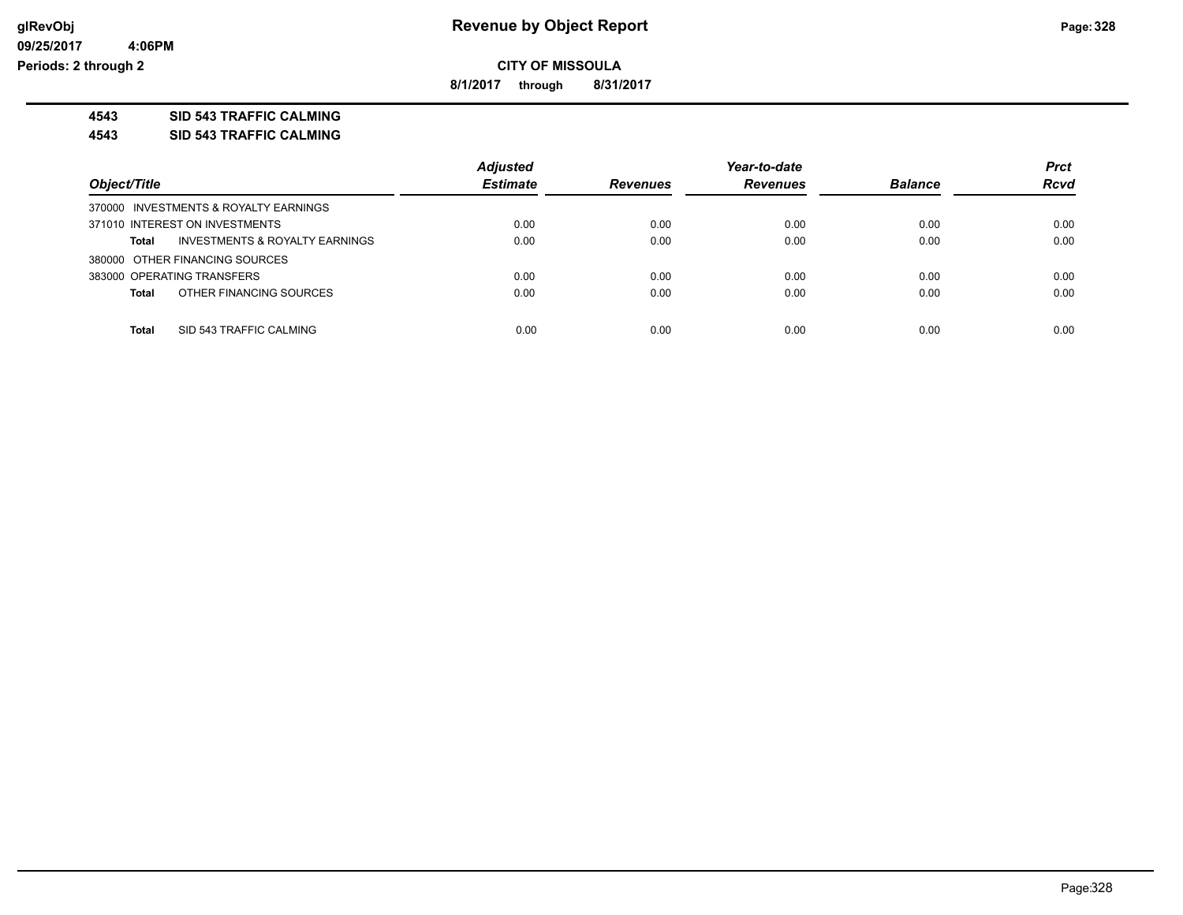**CITY OF MISSOULA**

**8/1/2017 through 8/31/2017**

**4543 SID 543 TRAFFIC CALMING**

**4543 SID 543 TRAFFIC CALMING**

| Object/Title | Adjusted Estimate | Revenues | Year-to-date Revenues | Balance | Prct Rcvd |
|---|---|---|---|---|---|
| 370000 INVESTMENTS & ROYALTY EARNINGS | | | | | |
| 371010 INTEREST ON INVESTMENTS | 0.00 | 0.00 | 0.00 | 0.00 | 0.00 |
| **Total** INVESTMENTS & ROYALTY EARNINGS | 0.00 | 0.00 | 0.00 | 0.00 | 0.00 |
| 380000 OTHER FINANCING SOURCES | | | | | |
| 383000 OPERATING TRANSFERS | 0.00 | 0.00 | 0.00 | 0.00 | 0.00 |
| **Total** OTHER FINANCING SOURCES | 0.00 | 0.00 | 0.00 | 0.00 | 0.00 |
| **Total** SID 543 TRAFFIC CALMING | 0.00 | 0.00 | 0.00 | 0.00 | 0.00 |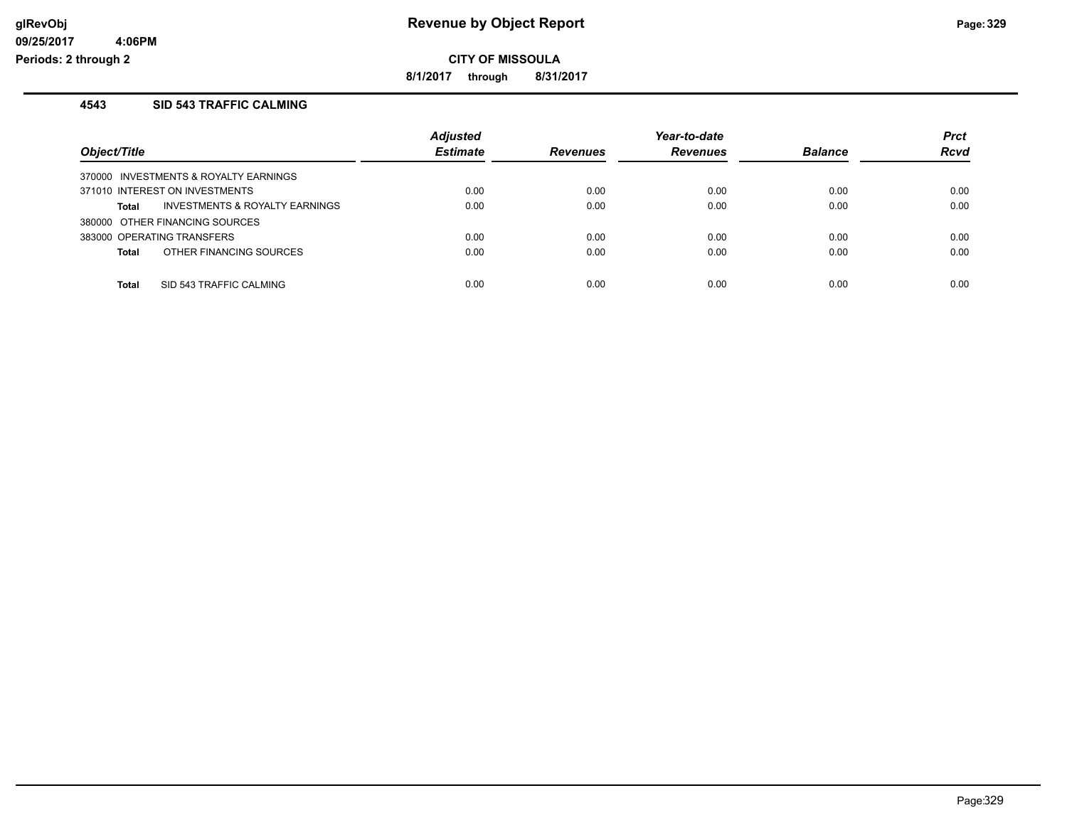# Revenue by Object Report

glRevObj
09/25/2017 4:06PM
Periods: 2 through 2

**CITY OF MISSOULA**

**8/1/2017 through 8/31/2017**

## 4543 SID 543 TRAFFIC CALMING

| Object/Title | Adjusted Estimate | Revenues | Year-to-date Revenues | Balance | Prct Rcvd |
|---|---|---|---|---|---|
| 370000 INVESTMENTS & ROYALTY EARNINGS | | | | | |
| 371010 INTEREST ON INVESTMENTS | 0.00 | 0.00 | 0.00 | 0.00 | 0.00 |
| **Total** INVESTMENTS & ROYALTY EARNINGS | 0.00 | 0.00 | 0.00 | 0.00 | 0.00 |
| 380000 OTHER FINANCING SOURCES | | | | | |
| 383000 OPERATING TRANSFERS | 0.00 | 0.00 | 0.00 | 0.00 | 0.00 |
| **Total** OTHER FINANCING SOURCES | 0.00 | 0.00 | 0.00 | 0.00 | 0.00 |
| **Total** SID 543 TRAFFIC CALMING | 0.00 | 0.00 | 0.00 | 0.00 | 0.00 |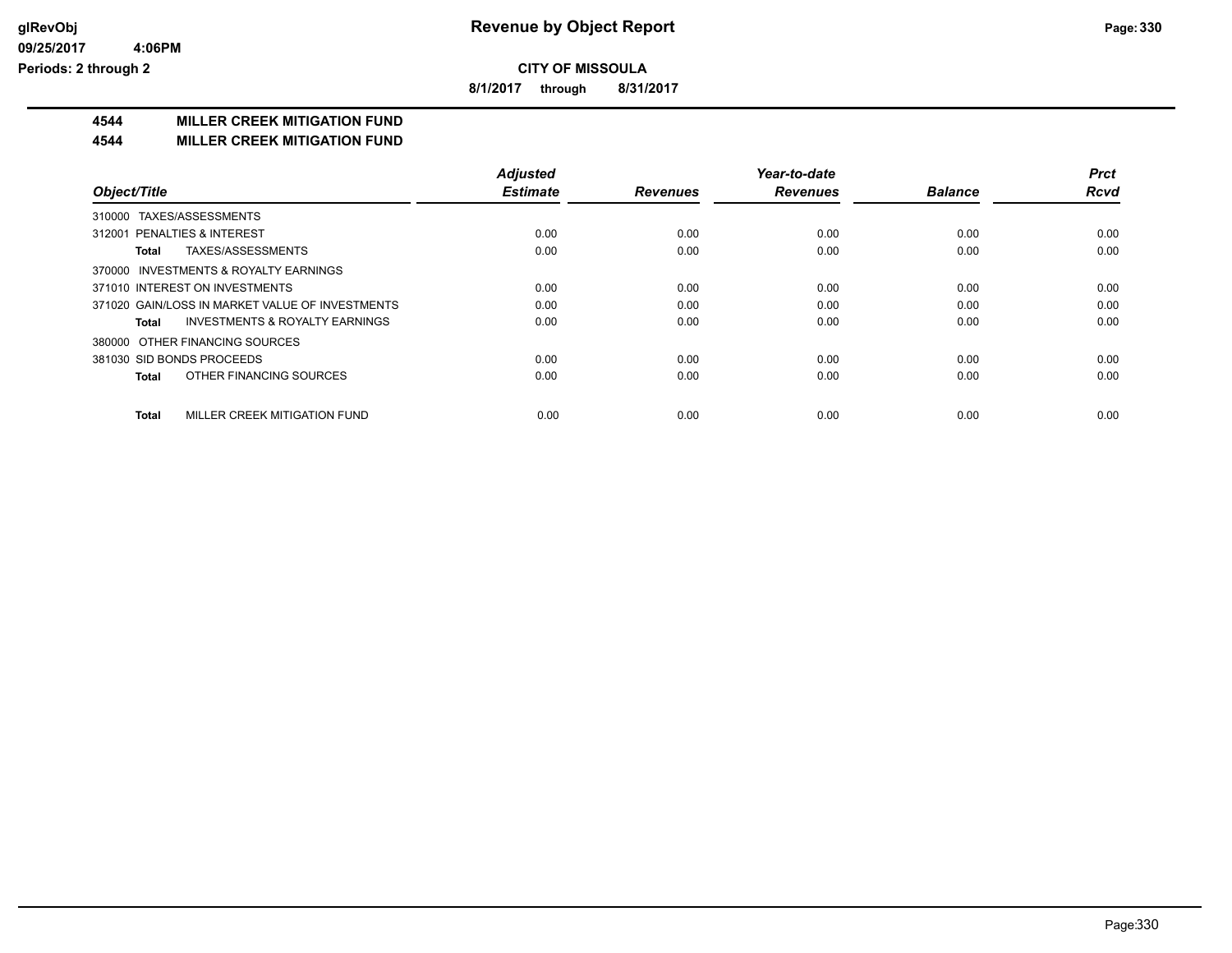# Revenue by Object Report

**CITY OF MISSOULA**

**8/1/2017 through 8/31/2017**

glRevObj
09/25/2017 4:06PM
Periods: 2 through 2

## 4544 MILLER CREEK MITIGATION FUND
## 4544 MILLER CREEK MITIGATION FUND

| Object/Title | Adjusted Estimate | Revenues | Year-to-date Revenues | Balance | Prct Rcvd |
|---|---|---|---|---|---|
| 310000 TAXES/ASSESSMENTS | | | | | |
| 312001 PENALTIES & INTEREST | 0.00 | 0.00 | 0.00 | 0.00 | 0.00 |
| **Total** TAXES/ASSESSMENTS | 0.00 | 0.00 | 0.00 | 0.00 | 0.00 |
| 370000 INVESTMENTS & ROYALTY EARNINGS | | | | | |
| 371010 INTEREST ON INVESTMENTS | 0.00 | 0.00 | 0.00 | 0.00 | 0.00 |
| 371020 GAIN/LOSS IN MARKET VALUE OF INVESTMENTS | 0.00 | 0.00 | 0.00 | 0.00 | 0.00 |
| **Total** INVESTMENTS & ROYALTY EARNINGS | 0.00 | 0.00 | 0.00 | 0.00 | 0.00 |
| 380000 OTHER FINANCING SOURCES | | | | | |
| 381030 SID BONDS PROCEEDS | 0.00 | 0.00 | 0.00 | 0.00 | 0.00 |
| **Total** OTHER FINANCING SOURCES | 0.00 | 0.00 | 0.00 | 0.00 | 0.00 |
| **Total** MILLER CREEK MITIGATION FUND | 0.00 | 0.00 | 0.00 | 0.00 | 0.00 |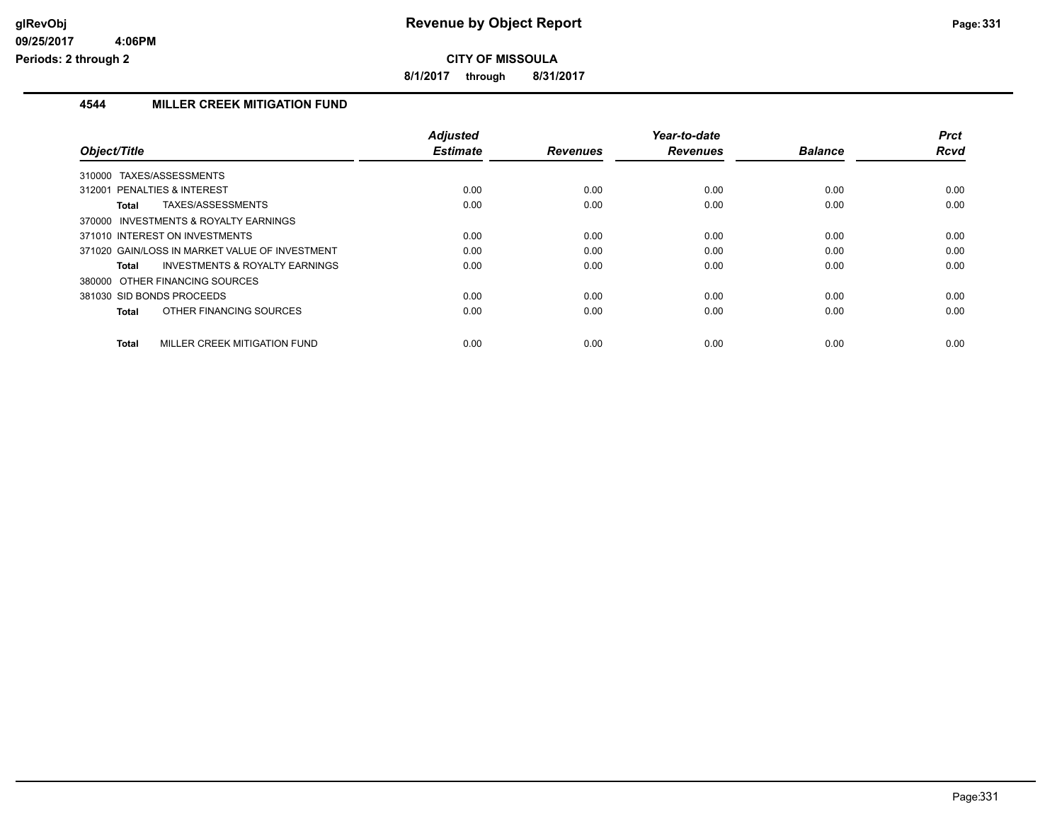# Revenue by Object Report

**CITY OF MISSOULA**

**8/1/2017 through 8/31/2017**

## 4544 MILLER CREEK MITIGATION FUND

| Object/Title | Adjusted Estimate | Revenues | Year-to-date Revenues | Balance | Prct Rcvd |
|---|---|---|---|---|---|
| 310000 TAXES/ASSESSMENTS | | | | | |
| 312001 PENALTIES & INTEREST | 0.00 | 0.00 | 0.00 | 0.00 | 0.00 |
| **Total** TAXES/ASSESSMENTS | 0.00 | 0.00 | 0.00 | 0.00 | 0.00 |
| 370000 INVESTMENTS & ROYALTY EARNINGS | | | | | |
| 371010 INTEREST ON INVESTMENTS | 0.00 | 0.00 | 0.00 | 0.00 | 0.00 |
| 371020 GAIN/LOSS IN MARKET VALUE OF INVESTMENT | 0.00 | 0.00 | 0.00 | 0.00 | 0.00 |
| **Total** INVESTMENTS & ROYALTY EARNINGS | 0.00 | 0.00 | 0.00 | 0.00 | 0.00 |
| 380000 OTHER FINANCING SOURCES | | | | | |
| 381030 SID BONDS PROCEEDS | 0.00 | 0.00 | 0.00 | 0.00 | 0.00 |
| **Total** OTHER FINANCING SOURCES | 0.00 | 0.00 | 0.00 | 0.00 | 0.00 |
| **Total** MILLER CREEK MITIGATION FUND | 0.00 | 0.00 | 0.00 | 0.00 | 0.00 |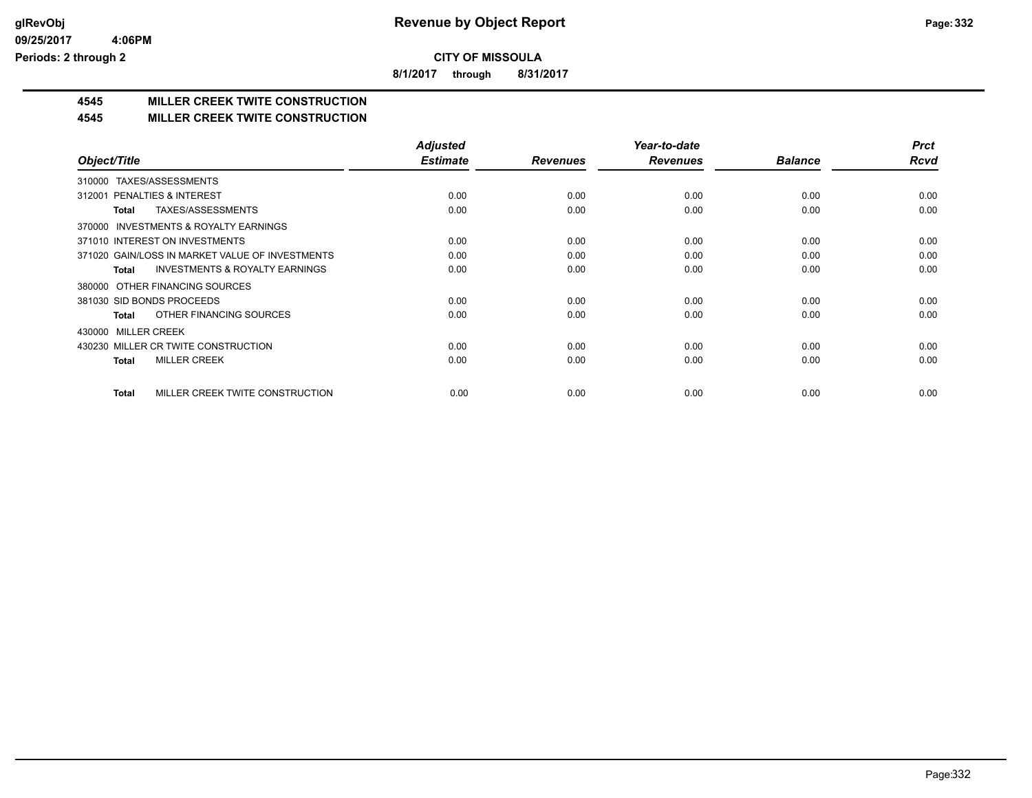**CITY OF MISSOULA**

**8/1/2017 through 8/31/2017**

# 4545 MILLER CREEK TWITE CONSTRUCTION

## 4545 MILLER CREEK TWITE CONSTRUCTION

| Object/Title | Adjusted Estimate | Revenues | Year-to-date Revenues | Balance | Prct Rcvd |
|---|---|---|---|---|---|
| 310000 TAXES/ASSESSMENTS | | | | | |
| 312001 PENALTIES & INTEREST | 0.00 | 0.00 | 0.00 | 0.00 | 0.00 |
| **Total** TAXES/ASSESSMENTS | 0.00 | 0.00 | 0.00 | 0.00 | 0.00 |
| 370000 INVESTMENTS & ROYALTY EARNINGS | | | | | |
| 371010 INTEREST ON INVESTMENTS | 0.00 | 0.00 | 0.00 | 0.00 | 0.00 |
| 371020 GAIN/LOSS IN MARKET VALUE OF INVESTMENTS | 0.00 | 0.00 | 0.00 | 0.00 | 0.00 |
| **Total** INVESTMENTS & ROYALTY EARNINGS | 0.00 | 0.00 | 0.00 | 0.00 | 0.00 |
| 380000 OTHER FINANCING SOURCES | | | | | |
| 381030 SID BONDS PROCEEDS | 0.00 | 0.00 | 0.00 | 0.00 | 0.00 |
| **Total** OTHER FINANCING SOURCES | 0.00 | 0.00 | 0.00 | 0.00 | 0.00 |
| 430000 MILLER CREEK | | | | | |
| 430230 MILLER CR TWITE CONSTRUCTION | 0.00 | 0.00 | 0.00 | 0.00 | 0.00 |
| **Total** MILLER CREEK | 0.00 | 0.00 | 0.00 | 0.00 | 0.00 |
| **Total** MILLER CREEK TWITE CONSTRUCTION | 0.00 | 0.00 | 0.00 | 0.00 | 0.00 |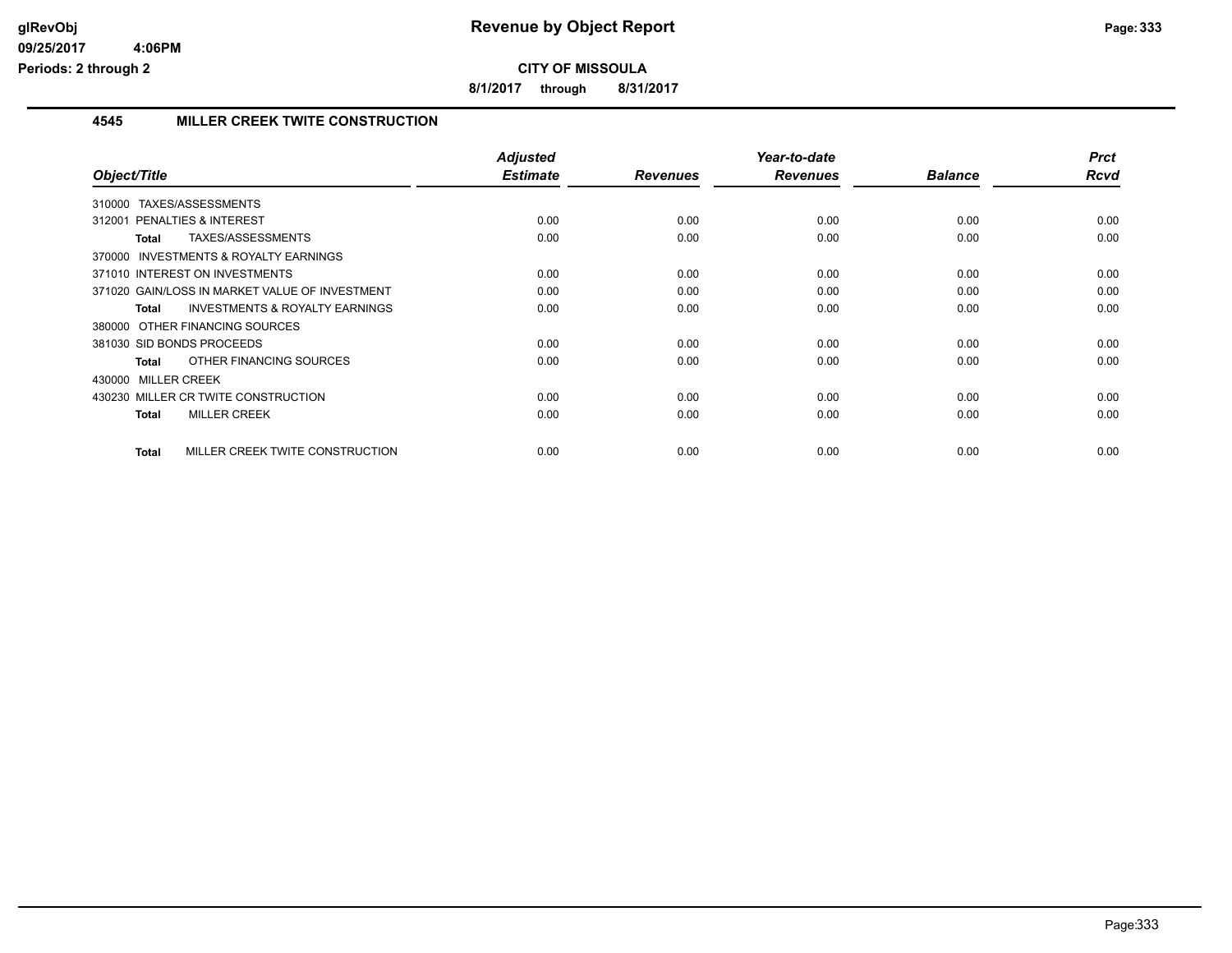**glRevObj**
**09/25/2017 4:06PM**
**Periods: 2 through 2**

# Revenue by Object Report

**CITY OF MISSOULA**

**8/1/2017 through 8/31/2017**

## 4545 MILLER CREEK TWITE CONSTRUCTION

| Object/Title | Adjusted Estimate | Revenues | Year-to-date Revenues | Balance | Prct Rcvd |
|---|---|---|---|---|---|
| 310000 TAXES/ASSESSMENTS | | | | | |
| 312001 PENALTIES & INTEREST | 0.00 | 0.00 | 0.00 | 0.00 | 0.00 |
| **Total** TAXES/ASSESSMENTS | 0.00 | 0.00 | 0.00 | 0.00 | 0.00 |
| 370000 INVESTMENTS & ROYALTY EARNINGS | | | | | |
| 371010 INTEREST ON INVESTMENTS | 0.00 | 0.00 | 0.00 | 0.00 | 0.00 |
| 371020 GAIN/LOSS IN MARKET VALUE OF INVESTMENT | 0.00 | 0.00 | 0.00 | 0.00 | 0.00 |
| **Total** INVESTMENTS & ROYALTY EARNINGS | 0.00 | 0.00 | 0.00 | 0.00 | 0.00 |
| 380000 OTHER FINANCING SOURCES | | | | | |
| 381030 SID BONDS PROCEEDS | 0.00 | 0.00 | 0.00 | 0.00 | 0.00 |
| **Total** OTHER FINANCING SOURCES | 0.00 | 0.00 | 0.00 | 0.00 | 0.00 |
| 430000 MILLER CREEK | | | | | |
| 430230 MILLER CR TWITE CONSTRUCTION | 0.00 | 0.00 | 0.00 | 0.00 | 0.00 |
| **Total** MILLER CREEK | 0.00 | 0.00 | 0.00 | 0.00 | 0.00 |
| **Total** MILLER CREEK TWITE CONSTRUCTION | 0.00 | 0.00 | 0.00 | 0.00 | 0.00 |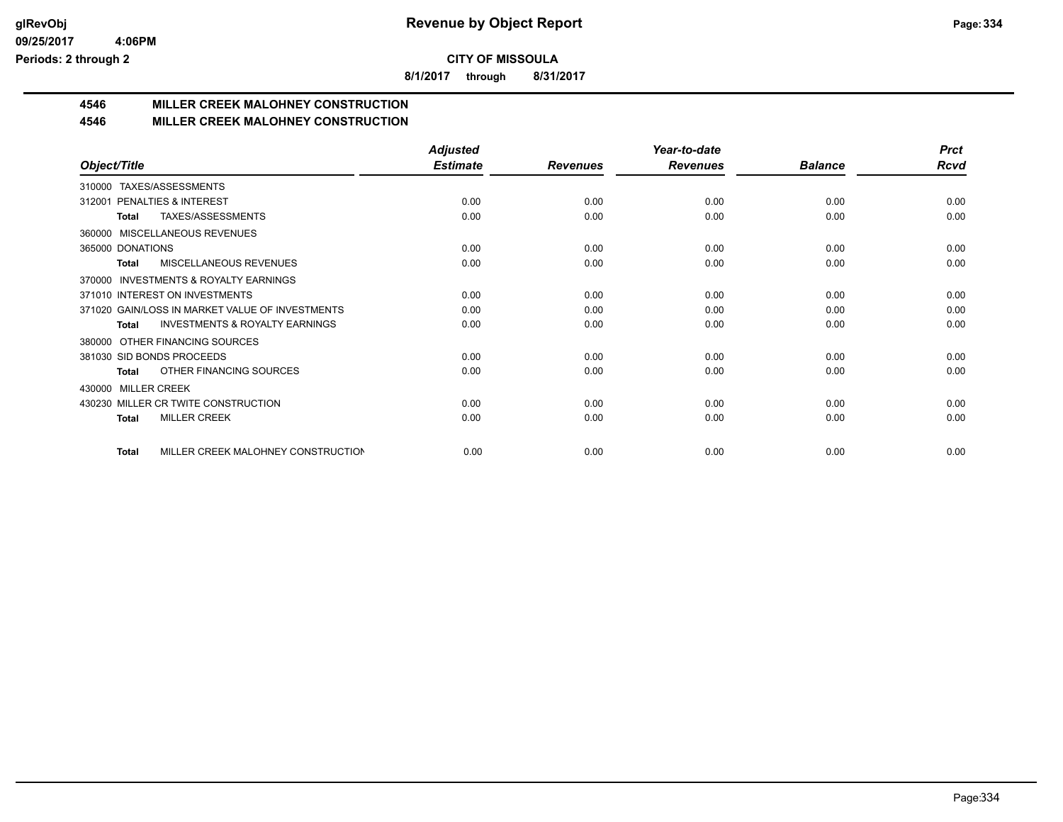# Revenue by Object Report

**CITY OF MISSOULA**

**8/1/2017 through 8/31/2017**

## 4546 MILLER CREEK MALOHNEY CONSTRUCTION
## 4546 MILLER CREEK MALOHNEY CONSTRUCTION

| Object/Title | Adjusted Estimate | Revenues | Year-to-date Revenues | Balance | Prct Rcvd |
|---|---|---|---|---|---|
| 310000 TAXES/ASSESSMENTS | | | | | |
| 312001 PENALTIES & INTEREST | 0.00 | 0.00 | 0.00 | 0.00 | 0.00 |
| **Total** TAXES/ASSESSMENTS | 0.00 | 0.00 | 0.00 | 0.00 | 0.00 |
| 360000 MISCELLANEOUS REVENUES | | | | | |
| 365000 DONATIONS | 0.00 | 0.00 | 0.00 | 0.00 | 0.00 |
| **Total** MISCELLANEOUS REVENUES | 0.00 | 0.00 | 0.00 | 0.00 | 0.00 |
| 370000 INVESTMENTS & ROYALTY EARNINGS | | | | | |
| 371010 INTEREST ON INVESTMENTS | 0.00 | 0.00 | 0.00 | 0.00 | 0.00 |
| 371020 GAIN/LOSS IN MARKET VALUE OF INVESTMENTS | 0.00 | 0.00 | 0.00 | 0.00 | 0.00 |
| **Total** INVESTMENTS & ROYALTY EARNINGS | 0.00 | 0.00 | 0.00 | 0.00 | 0.00 |
| 380000 OTHER FINANCING SOURCES | | | | | |
| 381030 SID BONDS PROCEEDS | 0.00 | 0.00 | 0.00 | 0.00 | 0.00 |
| **Total** OTHER FINANCING SOURCES | 0.00 | 0.00 | 0.00 | 0.00 | 0.00 |
| 430000 MILLER CREEK | | | | | |
| 430230 MILLER CR TWITE CONSTRUCTION | 0.00 | 0.00 | 0.00 | 0.00 | 0.00 |
| **Total** MILLER CREEK | 0.00 | 0.00 | 0.00 | 0.00 | 0.00 |
| **Total** MILLER CREEK MALOHNEY CONSTRUCTION | 0.00 | 0.00 | 0.00 | 0.00 | 0.00 |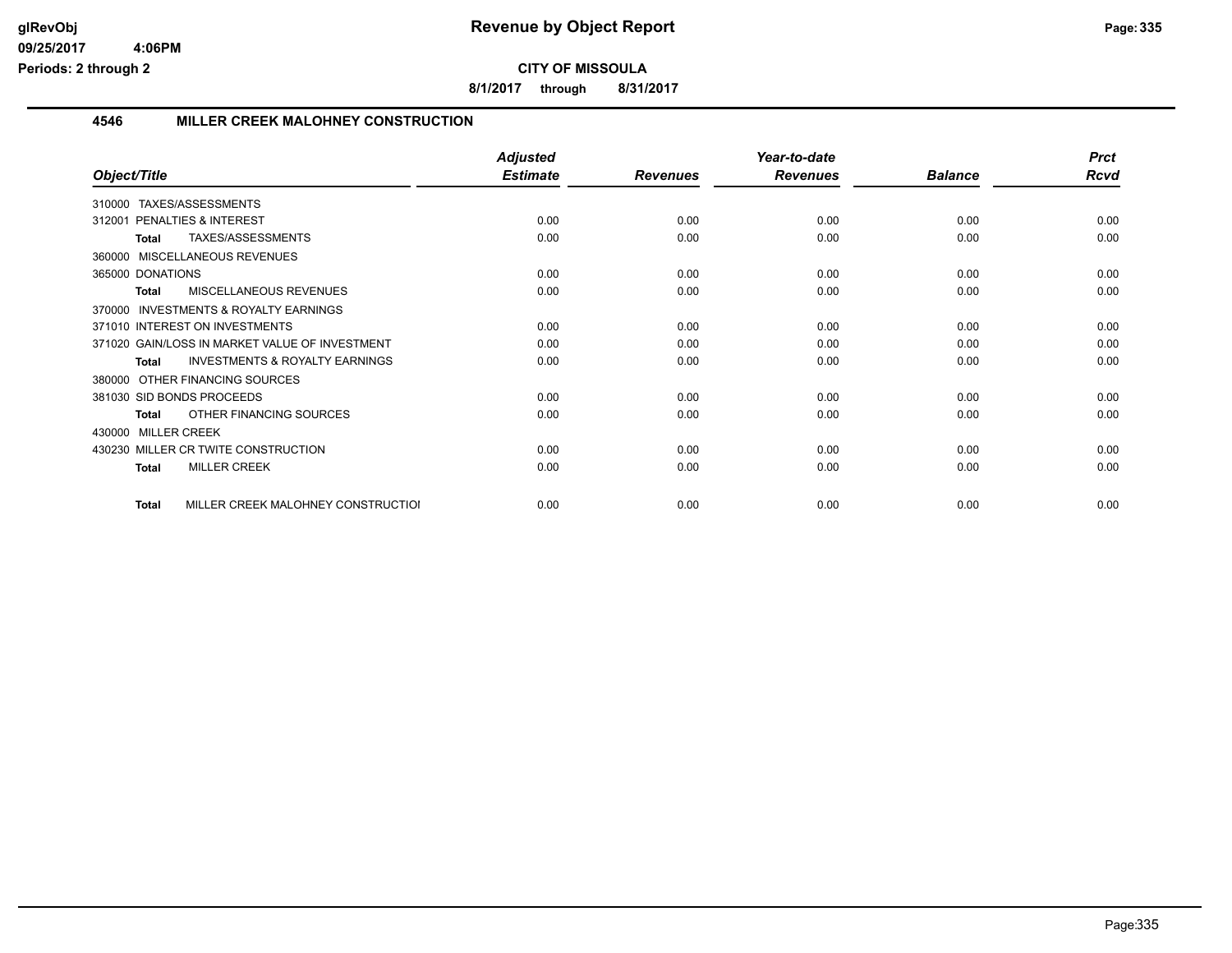# Revenue by Object Report

**CITY OF MISSOULA**

**8/1/2017 through 8/31/2017**

## 4546 MILLER CREEK MALOHNEY CONSTRUCTION

| Object/Title | Adjusted Estimate | Revenues | Year-to-date Revenues | Balance | Prct Rcvd |
|---|---|---|---|---|---|
| 310000 TAXES/ASSESSMENTS | | | | | |
| 312001 PENALTIES & INTEREST | 0.00 | 0.00 | 0.00 | 0.00 | 0.00 |
| **Total** TAXES/ASSESSMENTS | 0.00 | 0.00 | 0.00 | 0.00 | 0.00 |
| 360000 MISCELLANEOUS REVENUES | | | | | |
| 365000 DONATIONS | 0.00 | 0.00 | 0.00 | 0.00 | 0.00 |
| **Total** MISCELLANEOUS REVENUES | 0.00 | 0.00 | 0.00 | 0.00 | 0.00 |
| 370000 INVESTMENTS & ROYALTY EARNINGS | | | | | |
| 371010 INTEREST ON INVESTMENTS | 0.00 | 0.00 | 0.00 | 0.00 | 0.00 |
| 371020 GAIN/LOSS IN MARKET VALUE OF INVESTMENT | 0.00 | 0.00 | 0.00 | 0.00 | 0.00 |
| **Total** INVESTMENTS & ROYALTY EARNINGS | 0.00 | 0.00 | 0.00 | 0.00 | 0.00 |
| 380000 OTHER FINANCING SOURCES | | | | | |
| 381030 SID BONDS PROCEEDS | 0.00 | 0.00 | 0.00 | 0.00 | 0.00 |
| **Total** OTHER FINANCING SOURCES | 0.00 | 0.00 | 0.00 | 0.00 | 0.00 |
| 430000 MILLER CREEK | | | | | |
| 430230 MILLER CR TWITE CONSTRUCTION | 0.00 | 0.00 | 0.00 | 0.00 | 0.00 |
| **Total** MILLER CREEK | 0.00 | 0.00 | 0.00 | 0.00 | 0.00 |
| **Total** MILLER CREEK MALOHNEY CONSTRUCTIOI | 0.00 | 0.00 | 0.00 | 0.00 | 0.00 |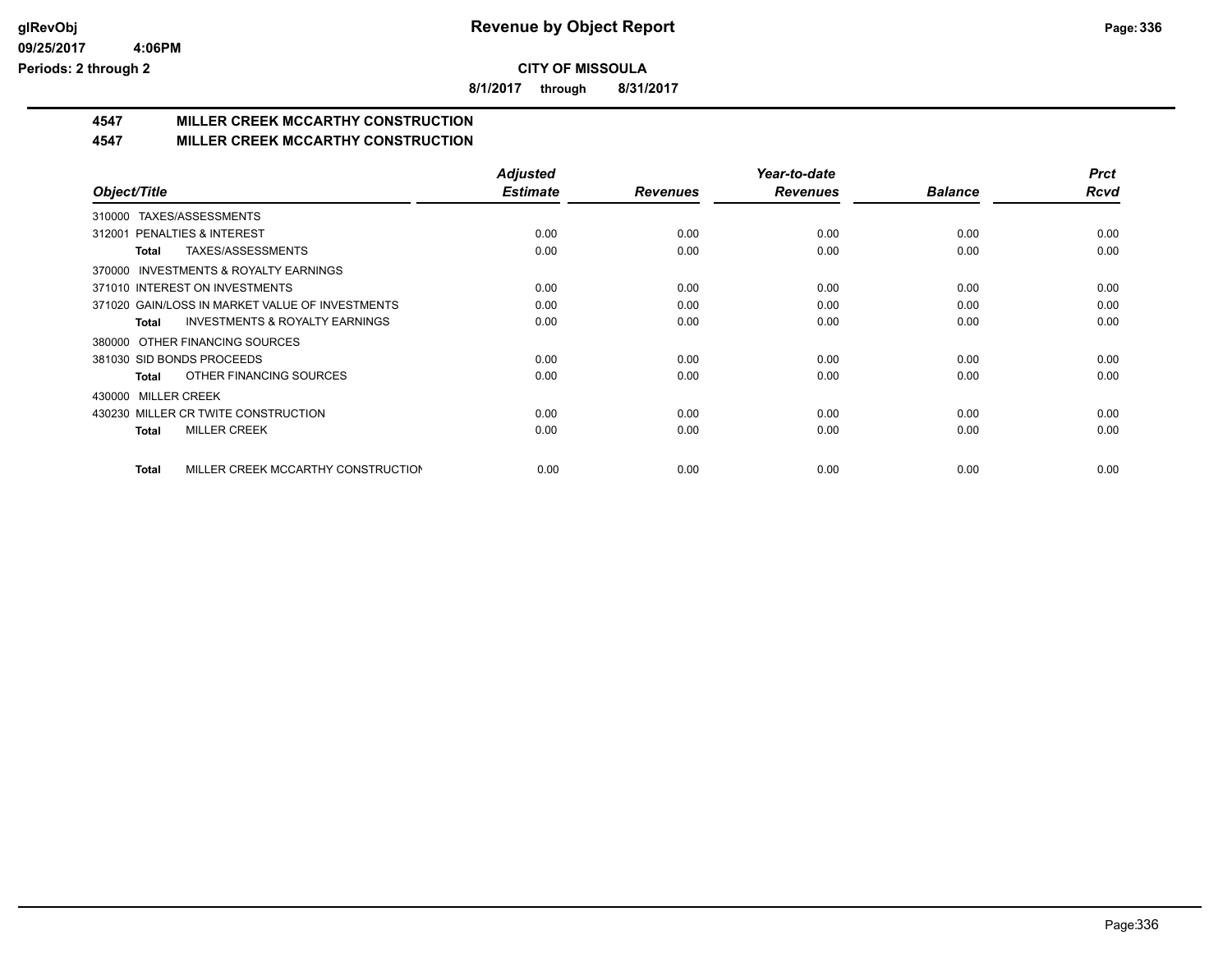**CITY OF MISSOULA**

**8/1/2017 through 8/31/2017**

## 4547 MILLER CREEK MCCARTHY CONSTRUCTION

## 4547 MILLER CREEK MCCARTHY CONSTRUCTION

| Object/Title | Adjusted Estimate | Revenues | Year-to-date Revenues | Balance | Prct Rcvd |
|---|---|---|---|---|---|
| 310000 TAXES/ASSESSMENTS | | | | | |
| 312001 PENALTIES & INTEREST | 0.00 | 0.00 | 0.00 | 0.00 | 0.00 |
| **Total** TAXES/ASSESSMENTS | 0.00 | 0.00 | 0.00 | 0.00 | 0.00 |
| 370000 INVESTMENTS & ROYALTY EARNINGS | | | | | |
| 371010 INTEREST ON INVESTMENTS | 0.00 | 0.00 | 0.00 | 0.00 | 0.00 |
| 371020 GAIN/LOSS IN MARKET VALUE OF INVESTMENTS | 0.00 | 0.00 | 0.00 | 0.00 | 0.00 |
| **Total** INVESTMENTS & ROYALTY EARNINGS | 0.00 | 0.00 | 0.00 | 0.00 | 0.00 |
| 380000 OTHER FINANCING SOURCES | | | | | |
| 381030 SID BONDS PROCEEDS | 0.00 | 0.00 | 0.00 | 0.00 | 0.00 |
| **Total** OTHER FINANCING SOURCES | 0.00 | 0.00 | 0.00 | 0.00 | 0.00 |
| 430000 MILLER CREEK | | | | | |
| 430230 MILLER CR TWITE CONSTRUCTION | 0.00 | 0.00 | 0.00 | 0.00 | 0.00 |
| **Total** MILLER CREEK | 0.00 | 0.00 | 0.00 | 0.00 | 0.00 |
| **Total** MILLER CREEK MCCARTHY CONSTRUCTION | 0.00 | 0.00 | 0.00 | 0.00 | 0.00 |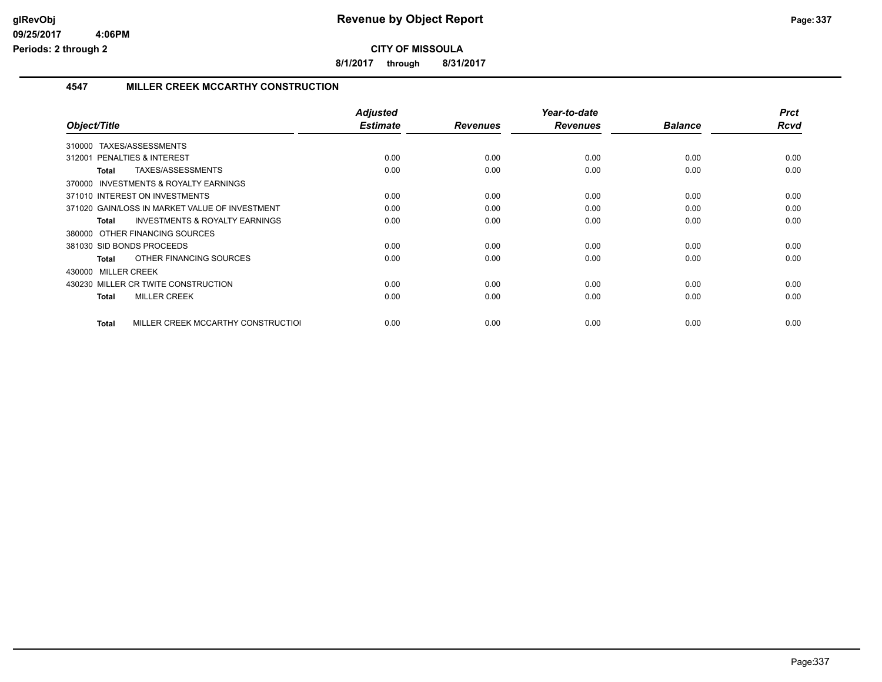# Revenue by Object Report

**CITY OF MISSOULA**

**8/1/2017 through 8/31/2017**

## 4547 MILLER CREEK MCCARTHY CONSTRUCTION

| Object/Title | Adjusted Estimate | Revenues | Year-to-date Revenues | Balance | Prct Rcvd |
|---|---|---|---|---|---|
| 310000 TAXES/ASSESSMENTS | | | | | |
| 312001 PENALTIES & INTEREST | 0.00 | 0.00 | 0.00 | 0.00 | 0.00 |
| **Total** TAXES/ASSESSMENTS | 0.00 | 0.00 | 0.00 | 0.00 | 0.00 |
| 370000 INVESTMENTS & ROYALTY EARNINGS | | | | | |
| 371010 INTEREST ON INVESTMENTS | 0.00 | 0.00 | 0.00 | 0.00 | 0.00 |
| 371020 GAIN/LOSS IN MARKET VALUE OF INVESTMENT | 0.00 | 0.00 | 0.00 | 0.00 | 0.00 |
| **Total** INVESTMENTS & ROYALTY EARNINGS | 0.00 | 0.00 | 0.00 | 0.00 | 0.00 |
| 380000 OTHER FINANCING SOURCES | | | | | |
| 381030 SID BONDS PROCEEDS | 0.00 | 0.00 | 0.00 | 0.00 | 0.00 |
| **Total** OTHER FINANCING SOURCES | 0.00 | 0.00 | 0.00 | 0.00 | 0.00 |
| 430000 MILLER CREEK | | | | | |
| 430230 MILLER CR TWITE CONSTRUCTION | 0.00 | 0.00 | 0.00 | 0.00 | 0.00 |
| **Total** MILLER CREEK | 0.00 | 0.00 | 0.00 | 0.00 | 0.00 |
| **Total** MILLER CREEK MCCARTHY CONSTRUCTIOI | 0.00 | 0.00 | 0.00 | 0.00 | 0.00 |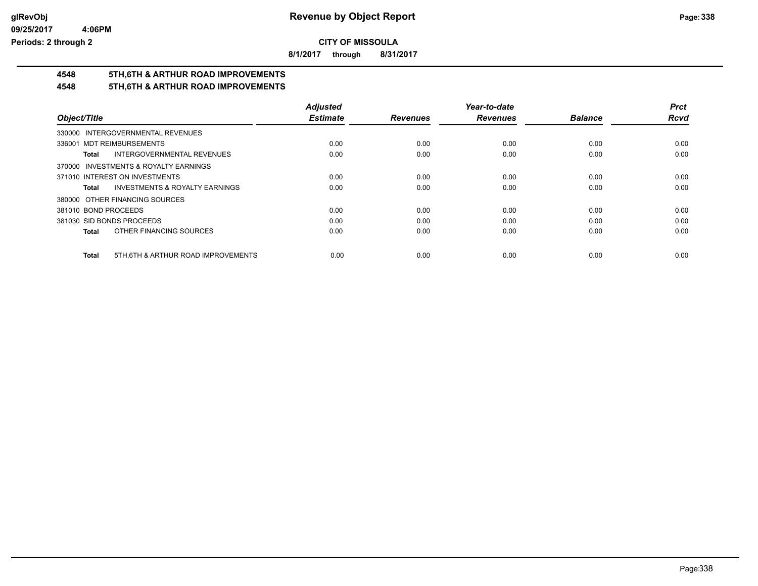**CITY OF MISSOULA**

**8/1/2017 through 8/31/2017**

## 4548 5TH,6TH & ARTHUR ROAD IMPROVEMENTS

## 4548 5TH,6TH & ARTHUR ROAD IMPROVEMENTS

| Object/Title | Adjusted Estimate | Revenues | Year-to-date Revenues | Balance | Prct Rcvd |
|---|---|---|---|---|---|
| 330000 INTERGOVERNMENTAL REVENUES | | | | | |
| 336001 MDT REIMBURSEMENTS | 0.00 | 0.00 | 0.00 | 0.00 | 0.00 |
| **Total** INTERGOVERNMENTAL REVENUES | 0.00 | 0.00 | 0.00 | 0.00 | 0.00 |
| 370000 INVESTMENTS & ROYALTY EARNINGS | | | | | |
| 371010 INTEREST ON INVESTMENTS | 0.00 | 0.00 | 0.00 | 0.00 | 0.00 |
| **Total** INVESTMENTS & ROYALTY EARNINGS | 0.00 | 0.00 | 0.00 | 0.00 | 0.00 |
| 380000 OTHER FINANCING SOURCES | | | | | |
| 381010 BOND PROCEEDS | 0.00 | 0.00 | 0.00 | 0.00 | 0.00 |
| 381030 SID BONDS PROCEEDS | 0.00 | 0.00 | 0.00 | 0.00 | 0.00 |
| **Total** OTHER FINANCING SOURCES | 0.00 | 0.00 | 0.00 | 0.00 | 0.00 |
| **Total** 5TH,6TH & ARTHUR ROAD IMPROVEMENTS | 0.00 | 0.00 | 0.00 | 0.00 | 0.00 |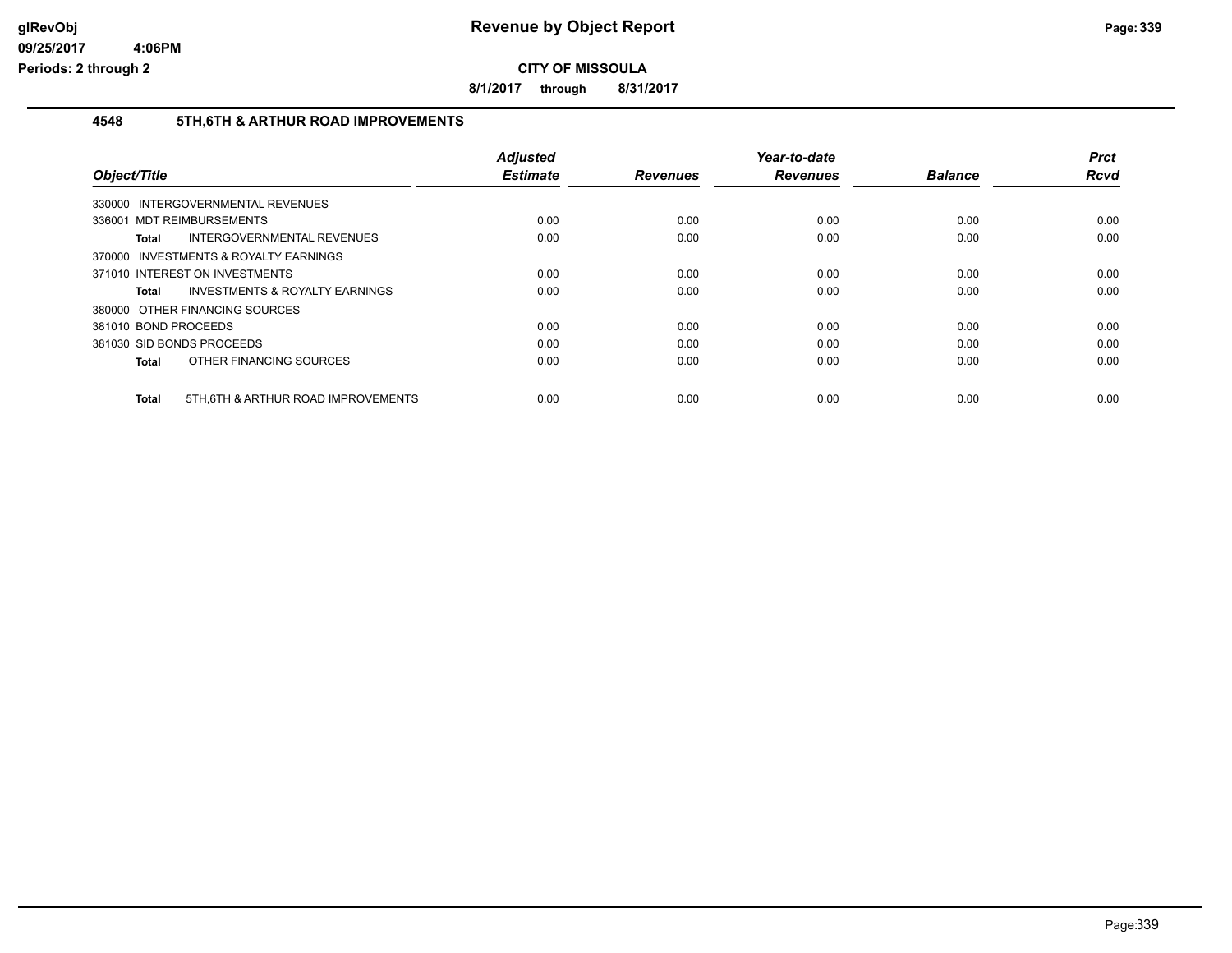**Revenue by Object Report**

**CITY OF MISSOULA**

**8/1/2017 through 8/31/2017**

glRevObj
09/25/2017 4:06PM
Periods: 2 through 2

## 4548 5TH,6TH & ARTHUR ROAD IMPROVEMENTS

| Object/Title | Adjusted Estimate | Revenues | Year-to-date Revenues | Balance | Prct Rcvd |
|---|---|---|---|---|---|
| 330000 INTERGOVERNMENTAL REVENUES | | | | | |
| 336001 MDT REIMBURSEMENTS | 0.00 | 0.00 | 0.00 | 0.00 | 0.00 |
| **Total** INTERGOVERNMENTAL REVENUES | 0.00 | 0.00 | 0.00 | 0.00 | 0.00 |
| 370000 INVESTMENTS & ROYALTY EARNINGS | | | | | |
| 371010 INTEREST ON INVESTMENTS | 0.00 | 0.00 | 0.00 | 0.00 | 0.00 |
| **Total** INVESTMENTS & ROYALTY EARNINGS | 0.00 | 0.00 | 0.00 | 0.00 | 0.00 |
| 380000 OTHER FINANCING SOURCES | | | | | |
| 381010 BOND PROCEEDS | 0.00 | 0.00 | 0.00 | 0.00 | 0.00 |
| 381030 SID BONDS PROCEEDS | 0.00 | 0.00 | 0.00 | 0.00 | 0.00 |
| **Total** OTHER FINANCING SOURCES | 0.00 | 0.00 | 0.00 | 0.00 | 0.00 |
| **Total** 5TH,6TH & ARTHUR ROAD IMPROVEMENTS | 0.00 | 0.00 | 0.00 | 0.00 | 0.00 |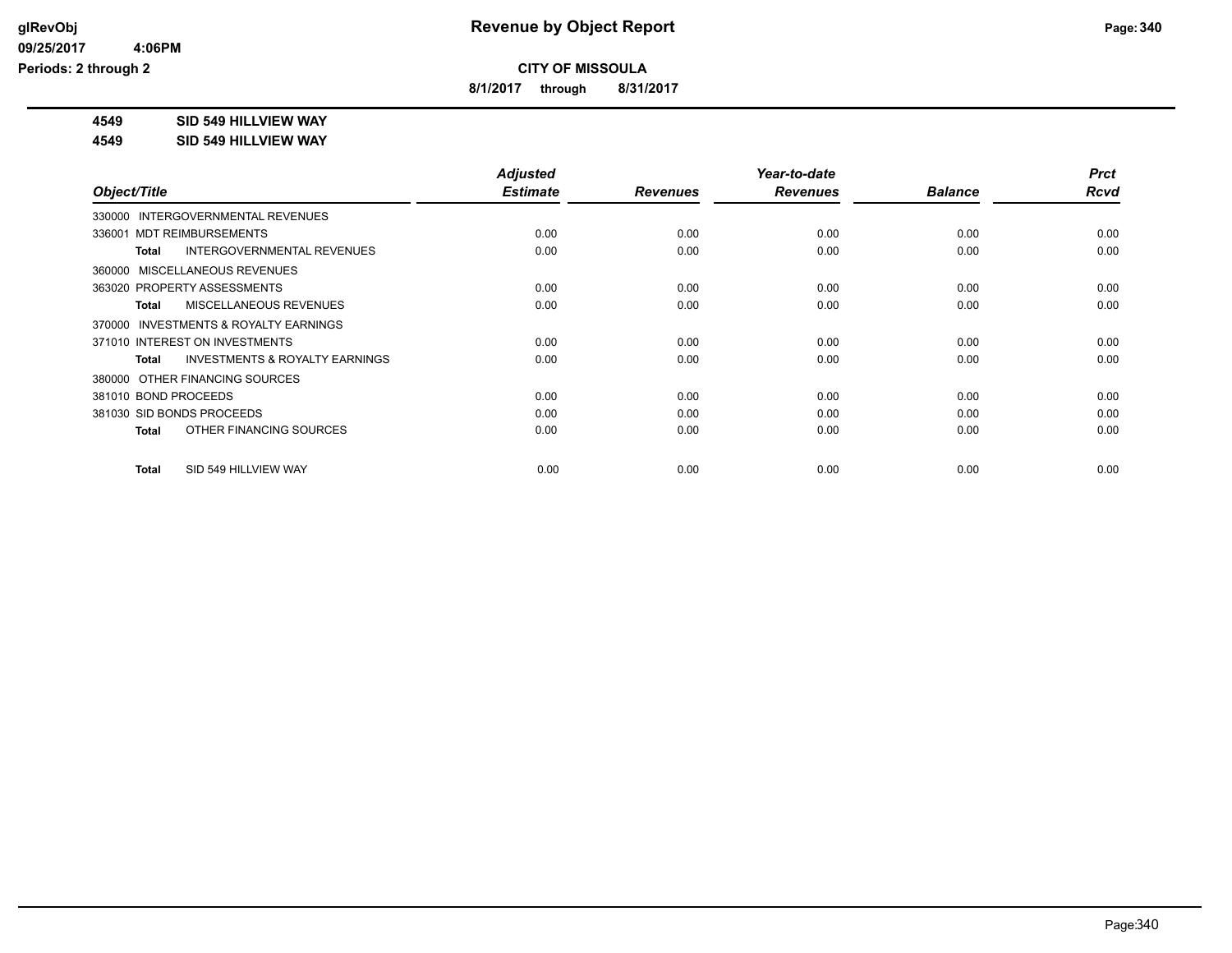**Revenue by Object Report**

**CITY OF MISSOULA**

**8/1/2017 through 8/31/2017**

**glRevObj**
**09/25/2017 4:06PM**
**Periods: 2 through 2**

**4549 SID 549 HILLVIEW WAY**

**4549 SID 549 HILLVIEW WAY**

| Object/Title | Adjusted Estimate | Revenues | Year-to-date Revenues | Balance | Prct Rcvd |
|---|---|---|---|---|---|
| 330000 INTERGOVERNMENTAL REVENUES | | | | | |
| 336001 MDT REIMBURSEMENTS | 0.00 | 0.00 | 0.00 | 0.00 | 0.00 |
| **Total** INTERGOVERNMENTAL REVENUES | 0.00 | 0.00 | 0.00 | 0.00 | 0.00 |
| 360000 MISCELLANEOUS REVENUES | | | | | |
| 363020 PROPERTY ASSESSMENTS | 0.00 | 0.00 | 0.00 | 0.00 | 0.00 |
| **Total** MISCELLANEOUS REVENUES | 0.00 | 0.00 | 0.00 | 0.00 | 0.00 |
| 370000 INVESTMENTS & ROYALTY EARNINGS | | | | | |
| 371010 INTEREST ON INVESTMENTS | 0.00 | 0.00 | 0.00 | 0.00 | 0.00 |
| **Total** INVESTMENTS & ROYALTY EARNINGS | 0.00 | 0.00 | 0.00 | 0.00 | 0.00 |
| 380000 OTHER FINANCING SOURCES | | | | | |
| 381010 BOND PROCEEDS | 0.00 | 0.00 | 0.00 | 0.00 | 0.00 |
| 381030 SID BONDS PROCEEDS | 0.00 | 0.00 | 0.00 | 0.00 | 0.00 |
| **Total** OTHER FINANCING SOURCES | 0.00 | 0.00 | 0.00 | 0.00 | 0.00 |
| **Total** SID 549 HILLVIEW WAY | 0.00 | 0.00 | 0.00 | 0.00 | 0.00 |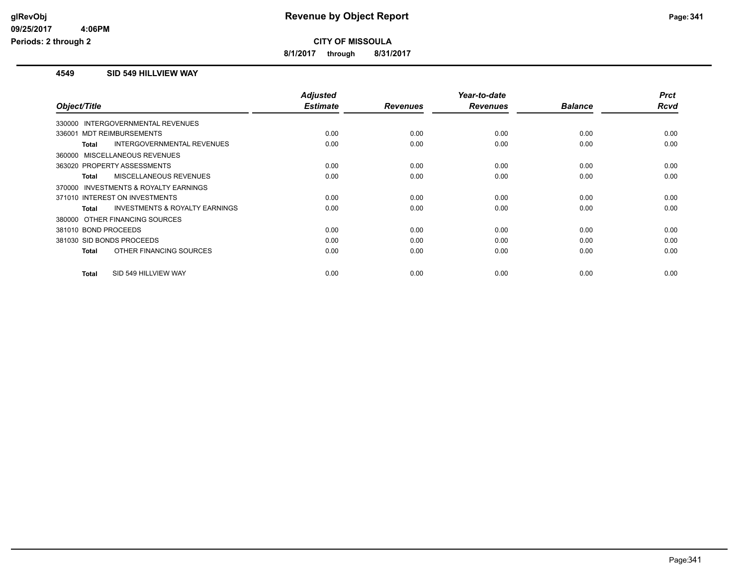# Revenue by Object Report

**CITY OF MISSOULA**

**8/1/2017 through 8/31/2017**

glRevObj
09/25/2017 4:06PM
Periods: 2 through 2

## 4549 SID 549 HILLVIEW WAY

| Object/Title | Adjusted Estimate | Revenues | Year-to-date Revenues | Balance | Prct Rcvd |
|---|---|---|---|---|---|
| 330000 INTERGOVERNMENTAL REVENUES | | | | | |
| 336001 MDT REIMBURSEMENTS | 0.00 | 0.00 | 0.00 | 0.00 | 0.00 |
| **Total** INTERGOVERNMENTAL REVENUES | 0.00 | 0.00 | 0.00 | 0.00 | 0.00 |
| 360000 MISCELLANEOUS REVENUES | | | | | |
| 363020 PROPERTY ASSESSMENTS | 0.00 | 0.00 | 0.00 | 0.00 | 0.00 |
| **Total** MISCELLANEOUS REVENUES | 0.00 | 0.00 | 0.00 | 0.00 | 0.00 |
| 370000 INVESTMENTS & ROYALTY EARNINGS | | | | | |
| 371010 INTEREST ON INVESTMENTS | 0.00 | 0.00 | 0.00 | 0.00 | 0.00 |
| **Total** INVESTMENTS & ROYALTY EARNINGS | 0.00 | 0.00 | 0.00 | 0.00 | 0.00 |
| 380000 OTHER FINANCING SOURCES | | | | | |
| 381010 BOND PROCEEDS | 0.00 | 0.00 | 0.00 | 0.00 | 0.00 |
| 381030 SID BONDS PROCEEDS | 0.00 | 0.00 | 0.00 | 0.00 | 0.00 |
| **Total** OTHER FINANCING SOURCES | 0.00 | 0.00 | 0.00 | 0.00 | 0.00 |
| **Total** SID 549 HILLVIEW WAY | 0.00 | 0.00 | 0.00 | 0.00 | 0.00 |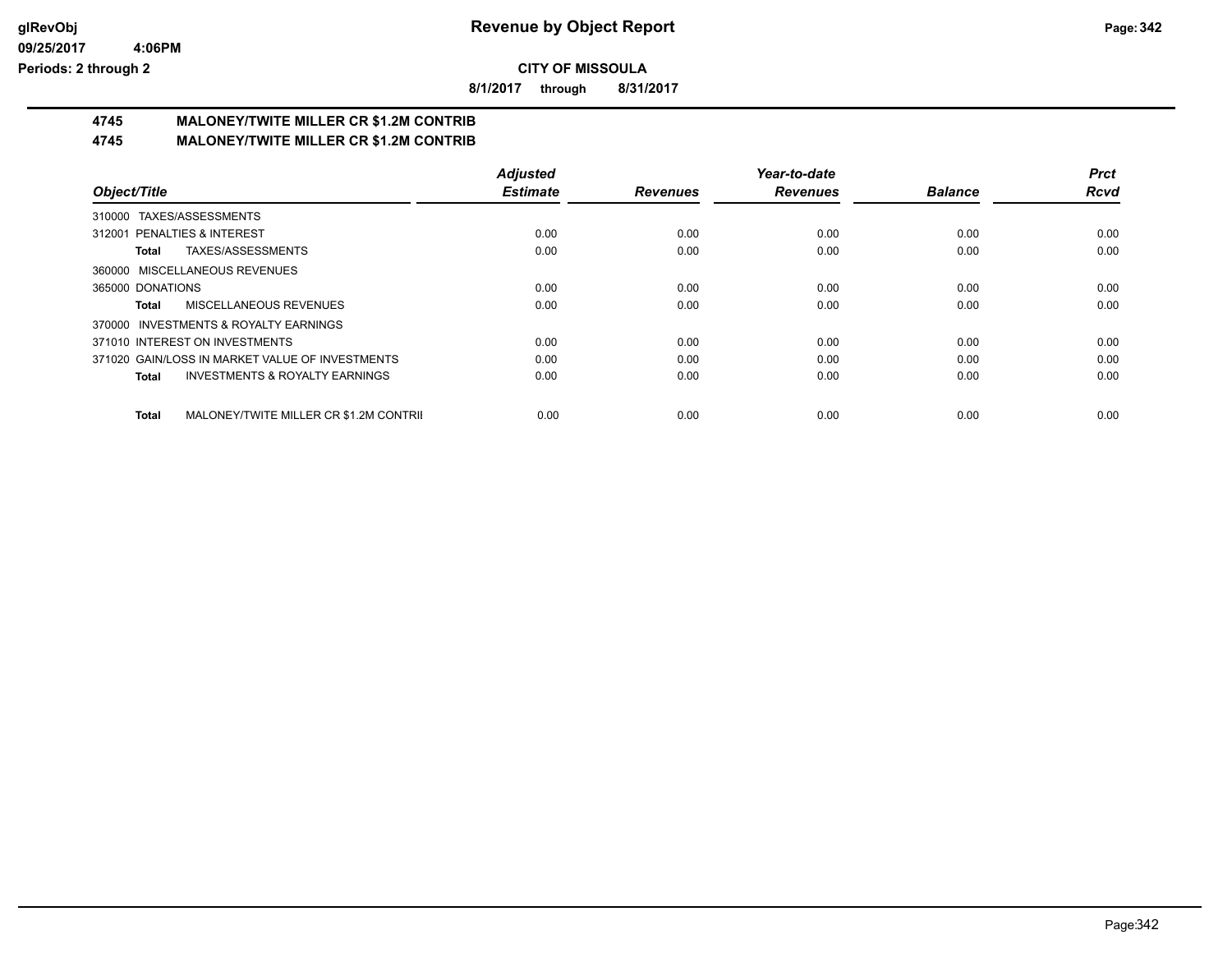**CITY OF MISSOULA**

**8/1/2017 through 8/31/2017**

## 4745 MALONEY/TWITE MILLER CR $1.2M CONTRIB

## 4745 MALONEY/TWITE MILLER CR $1.2M CONTRIB

| Object/Title | Adjusted Estimate | Revenues | Year-to-date Revenues | Balance | Prct Rcvd |
|---|---|---|---|---|---|
| 310000 TAXES/ASSESSMENTS | | | | | |
| 312001 PENALTIES & INTEREST | 0.00 | 0.00 | 0.00 | 0.00 | 0.00 |
| **Total** TAXES/ASSESSMENTS | 0.00 | 0.00 | 0.00 | 0.00 | 0.00 |
| 360000 MISCELLANEOUS REVENUES | | | | | |
| 365000 DONATIONS | 0.00 | 0.00 | 0.00 | 0.00 | 0.00 |
| **Total** MISCELLANEOUS REVENUES | 0.00 | 0.00 | 0.00 | 0.00 | 0.00 |
| 370000 INVESTMENTS & ROYALTY EARNINGS | | | | | |
| 371010 INTEREST ON INVESTMENTS | 0.00 | 0.00 | 0.00 | 0.00 | 0.00 |
| 371020 GAIN/LOSS IN MARKET VALUE OF INVESTMENTS | 0.00 | 0.00 | 0.00 | 0.00 | 0.00 |
| **Total** INVESTMENTS & ROYALTY EARNINGS | 0.00 | 0.00 | 0.00 | 0.00 | 0.00 |
| **Total** MALONEY/TWITE MILLER CR $1.2M CONTRIB | 0.00 | 0.00 | 0.00 | 0.00 | 0.00 |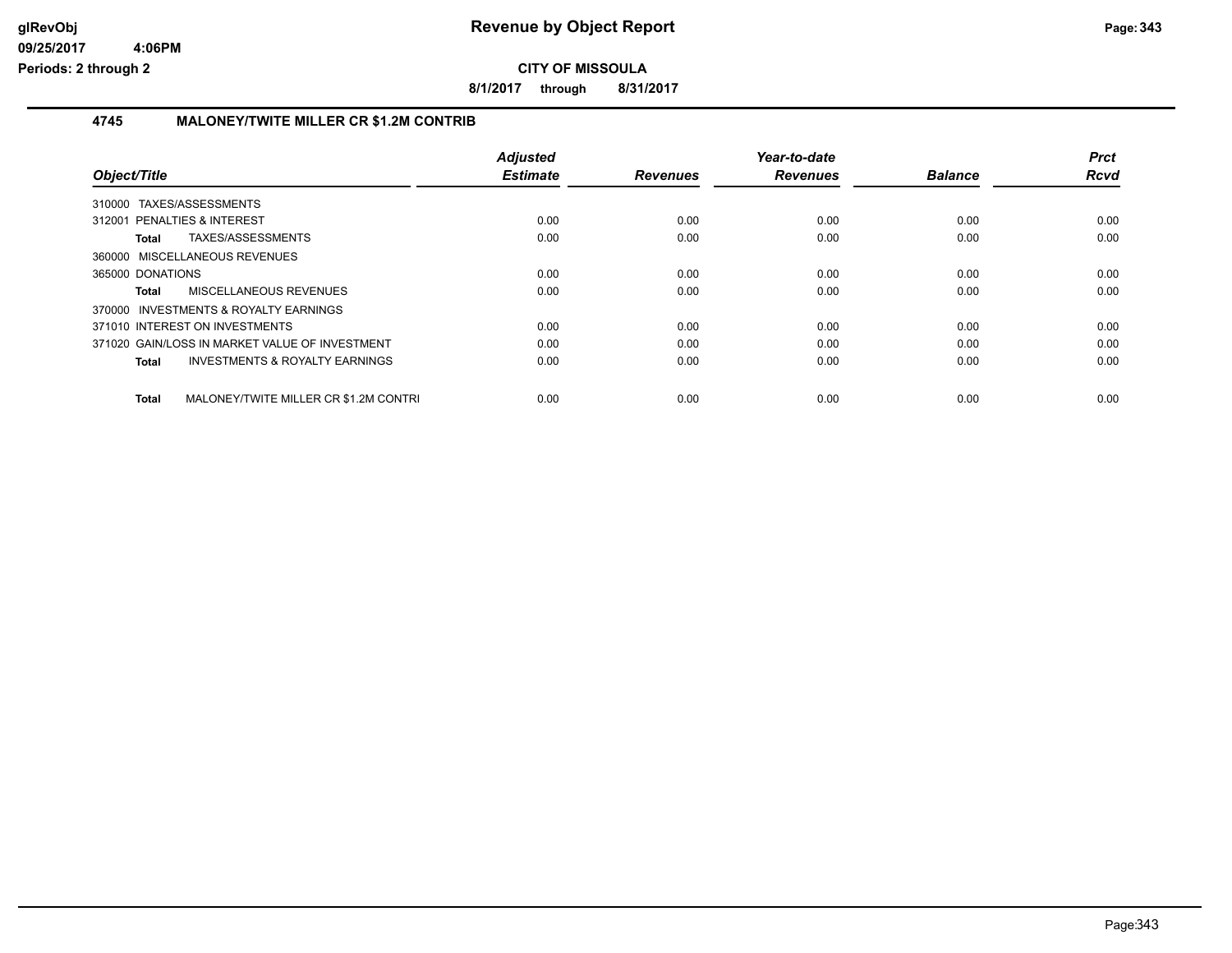# Revenue by Object Report

**CITY OF MISSOULA**

**8/1/2017 through 8/31/2017**

glRevObj
09/25/2017 4:06PM
Periods: 2 through 2

## 4745 MALONEY/TWITE MILLER CR $1.2M CONTRIB

| Object/Title | Adjusted Estimate | Revenues | Year-to-date Revenues | Balance | Prct Rcvd |
|---|---|---|---|---|---|
| 310000 TAXES/ASSESSMENTS | | | | | |
| 312001 PENALTIES & INTEREST | 0.00 | 0.00 | 0.00 | 0.00 | 0.00 |
| **Total** TAXES/ASSESSMENTS | 0.00 | 0.00 | 0.00 | 0.00 | 0.00 |
| 360000 MISCELLANEOUS REVENUES | | | | | |
| 365000 DONATIONS | 0.00 | 0.00 | 0.00 | 0.00 | 0.00 |
| **Total** MISCELLANEOUS REVENUES | 0.00 | 0.00 | 0.00 | 0.00 | 0.00 |
| 370000 INVESTMENTS & ROYALTY EARNINGS | | | | | |
| 371010 INTEREST ON INVESTMENTS | 0.00 | 0.00 | 0.00 | 0.00 | 0.00 |
| 371020 GAIN/LOSS IN MARKET VALUE OF INVESTMENT | 0.00 | 0.00 | 0.00 | 0.00 | 0.00 |
| **Total** INVESTMENTS & ROYALTY EARNINGS | 0.00 | 0.00 | 0.00 | 0.00 | 0.00 |
| **Total** MALONEY/TWITE MILLER CR $1.2M CONTRI | 0.00 | 0.00 | 0.00 | 0.00 | 0.00 |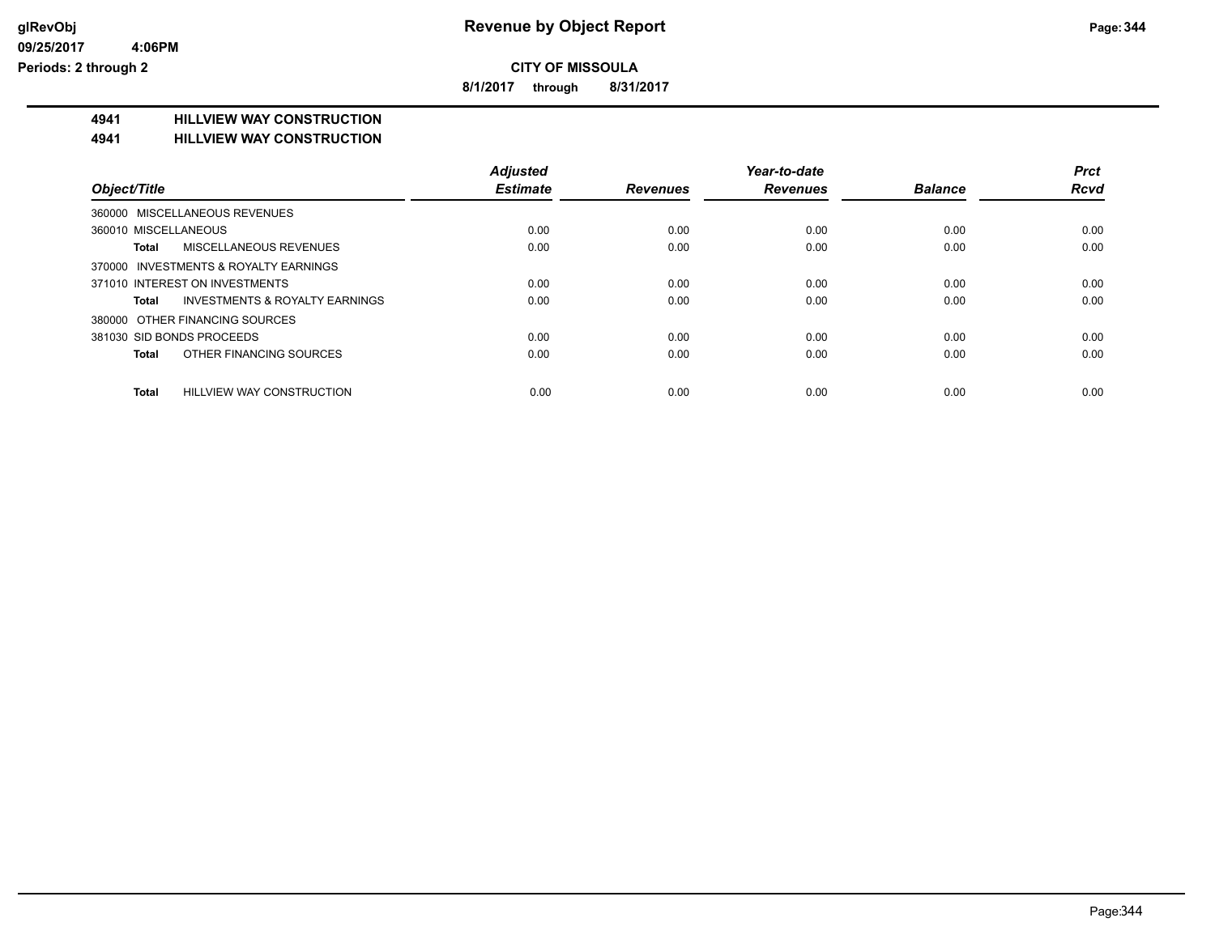# Revenue by Object Report

glRevObj
09/25/2017 4:06PM
Periods: 2 through 2

**CITY OF MISSOULA**

**8/1/2017 through 8/31/2017**

## 4941 HILLVIEW WAY CONSTRUCTION
## 4941 HILLVIEW WAY CONSTRUCTION

| Object/Title | Adjusted Estimate | Revenues | Year-to-date Revenues | Balance | Prct Rcvd |
|---|---|---|---|---|---|
| 360000 MISCELLANEOUS REVENUES | | | | | |
| 360010 MISCELLANEOUS | 0.00 | 0.00 | 0.00 | 0.00 | 0.00 |
| **Total** MISCELLANEOUS REVENUES | 0.00 | 0.00 | 0.00 | 0.00 | 0.00 |
| 370000 INVESTMENTS & ROYALTY EARNINGS | | | | | |
| 371010 INTEREST ON INVESTMENTS | 0.00 | 0.00 | 0.00 | 0.00 | 0.00 |
| **Total** INVESTMENTS & ROYALTY EARNINGS | 0.00 | 0.00 | 0.00 | 0.00 | 0.00 |
| 380000 OTHER FINANCING SOURCES | | | | | |
| 381030 SID BONDS PROCEEDS | 0.00 | 0.00 | 0.00 | 0.00 | 0.00 |
| **Total** OTHER FINANCING SOURCES | 0.00 | 0.00 | 0.00 | 0.00 | 0.00 |
| **Total** HILLVIEW WAY CONSTRUCTION | 0.00 | 0.00 | 0.00 | 0.00 | 0.00 |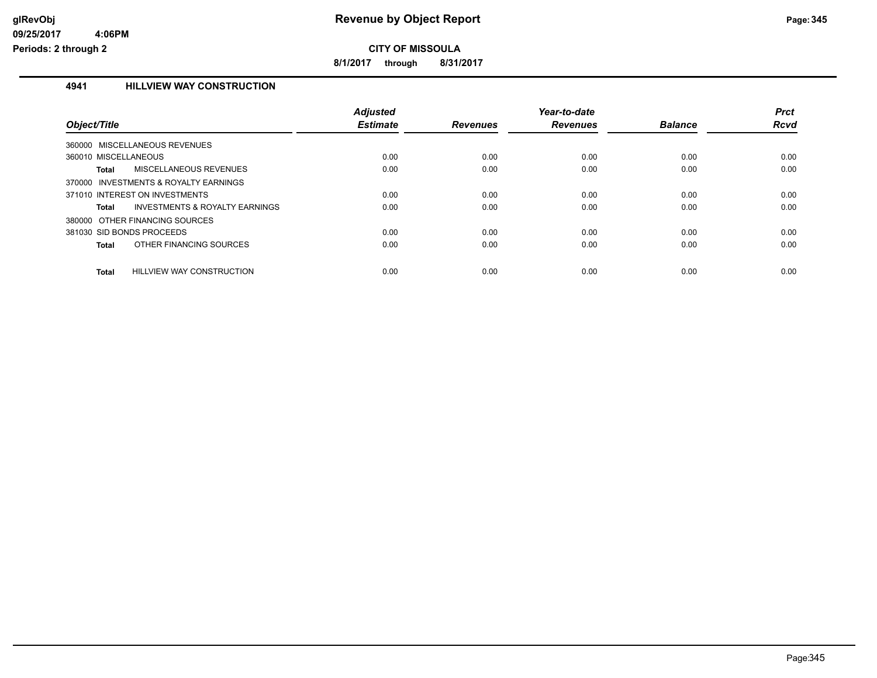**CITY OF MISSOULA**

**8/1/2017 through 8/31/2017**

## 4941 HILLVIEW WAY CONSTRUCTION

| Object/Title | | Adjusted Estimate | Revenues | Year-to-date Revenues | Balance | Prct Rcvd |
|---|---|---|---|---|---|---|
| 360000 MISCELLANEOUS REVENUES | | | | | | |
| 360010 MISCELLANEOUS | | 0.00 | 0.00 | 0.00 | 0.00 | 0.00 |
| **Total** | MISCELLANEOUS REVENUES | 0.00 | 0.00 | 0.00 | 0.00 | 0.00 |
| 370000 INVESTMENTS & ROYALTY EARNINGS | | | | | | |
| 371010 INTEREST ON INVESTMENTS | | 0.00 | 0.00 | 0.00 | 0.00 | 0.00 |
| **Total** | INVESTMENTS & ROYALTY EARNINGS | 0.00 | 0.00 | 0.00 | 0.00 | 0.00 |
| 380000 OTHER FINANCING SOURCES | | | | | | |
| 381030 SID BONDS PROCEEDS | | 0.00 | 0.00 | 0.00 | 0.00 | 0.00 |
| **Total** | OTHER FINANCING SOURCES | 0.00 | 0.00 | 0.00 | 0.00 | 0.00 |
| **Total** | HILLVIEW WAY CONSTRUCTION | 0.00 | 0.00 | 0.00 | 0.00 | 0.00 |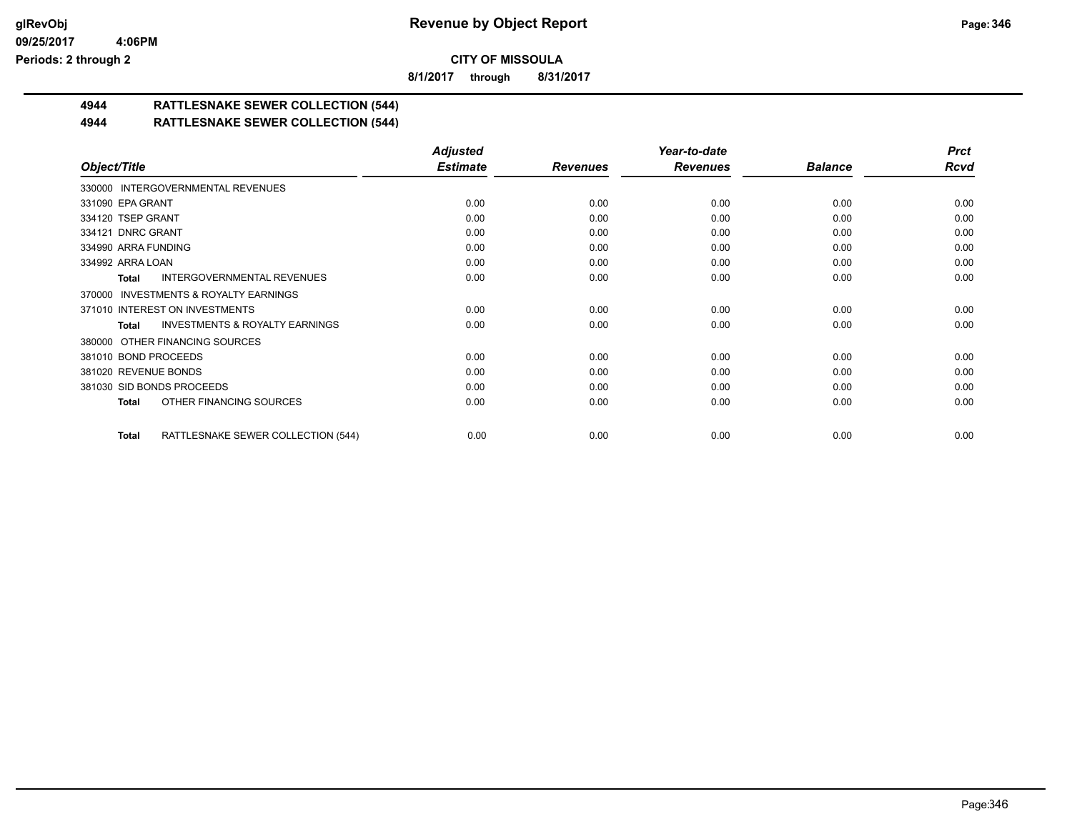**CITY OF MISSOULA**

**8/1/2017 through 8/31/2017**

## 4944 RATTLESNAKE SEWER COLLECTION (544)

## 4944 RATTLESNAKE SEWER COLLECTION (544)

| Object/Title | Adjusted Estimate | Revenues | Year-to-date Revenues | Balance | Prct Rcvd |
|---|---|---|---|---|---|
| 330000 INTERGOVERNMENTAL REVENUES | | | | | |
| 331090 EPA GRANT | 0.00 | 0.00 | 0.00 | 0.00 | 0.00 |
| 334120 TSEP GRANT | 0.00 | 0.00 | 0.00 | 0.00 | 0.00 |
| 334121 DNRC GRANT | 0.00 | 0.00 | 0.00 | 0.00 | 0.00 |
| 334990 ARRA FUNDING | 0.00 | 0.00 | 0.00 | 0.00 | 0.00 |
| 334992 ARRA LOAN | 0.00 | 0.00 | 0.00 | 0.00 | 0.00 |
| **Total** INTERGOVERNMENTAL REVENUES | 0.00 | 0.00 | 0.00 | 0.00 | 0.00 |
| 370000 INVESTMENTS & ROYALTY EARNINGS | | | | | |
| 371010 INTEREST ON INVESTMENTS | 0.00 | 0.00 | 0.00 | 0.00 | 0.00 |
| **Total** INVESTMENTS & ROYALTY EARNINGS | 0.00 | 0.00 | 0.00 | 0.00 | 0.00 |
| 380000 OTHER FINANCING SOURCES | | | | | |
| 381010 BOND PROCEEDS | 0.00 | 0.00 | 0.00 | 0.00 | 0.00 |
| 381020 REVENUE BONDS | 0.00 | 0.00 | 0.00 | 0.00 | 0.00 |
| 381030 SID BONDS PROCEEDS | 0.00 | 0.00 | 0.00 | 0.00 | 0.00 |
| **Total** OTHER FINANCING SOURCES | 0.00 | 0.00 | 0.00 | 0.00 | 0.00 |
| **Total** RATTLESNAKE SEWER COLLECTION (544) | 0.00 | 0.00 | 0.00 | 0.00 | 0.00 |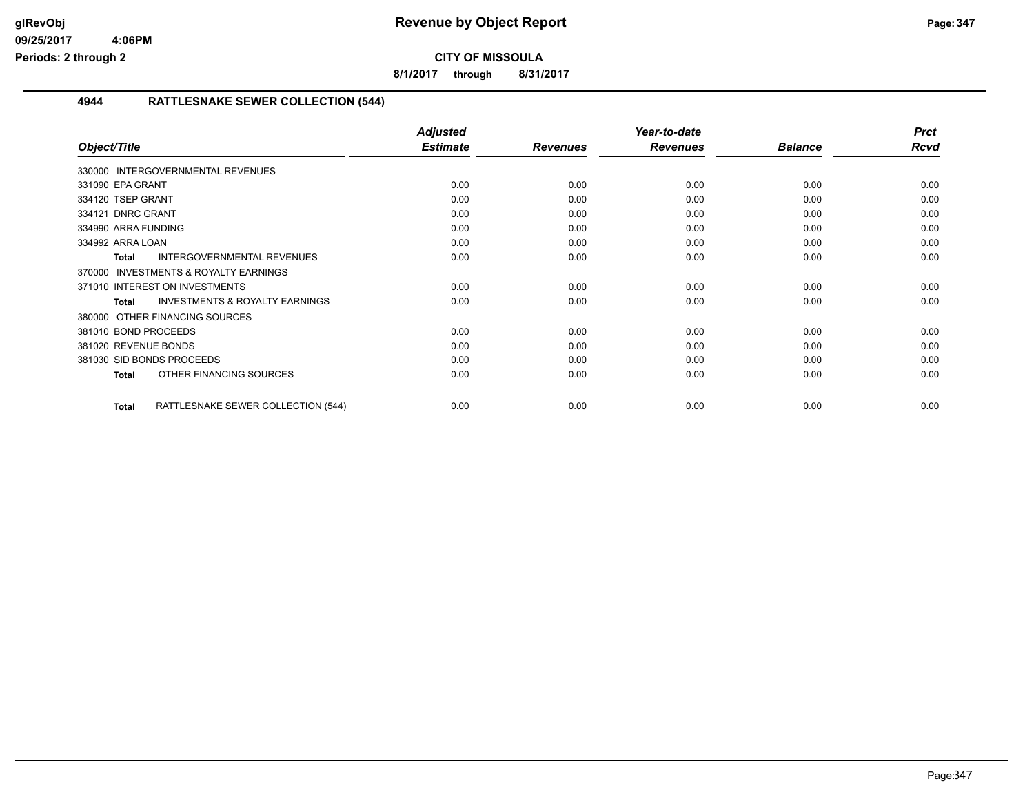# Revenue by Object Report

## CITY OF MISSOULA

**8/1/2017 through 8/31/2017**

glRevObj
09/25/2017 4:06PM
Periods: 2 through 2

### 4944 RATTLESNAKE SEWER COLLECTION (544)

| Object/Title | Adjusted Estimate | Revenues | Year-to-date Revenues | Balance | Prct Rcvd |
|---|---|---|---|---|---|
| 330000 INTERGOVERNMENTAL REVENUES | | | | | |
| 331090 EPA GRANT | 0.00 | 0.00 | 0.00 | 0.00 | 0.00 |
| 334120 TSEP GRANT | 0.00 | 0.00 | 0.00 | 0.00 | 0.00 |
| 334121 DNRC GRANT | 0.00 | 0.00 | 0.00 | 0.00 | 0.00 |
| 334990 ARRA FUNDING | 0.00 | 0.00 | 0.00 | 0.00 | 0.00 |
| 334992 ARRA LOAN | 0.00 | 0.00 | 0.00 | 0.00 | 0.00 |
| **Total** INTERGOVERNMENTAL REVENUES | 0.00 | 0.00 | 0.00 | 0.00 | 0.00 |
| 370000 INVESTMENTS & ROYALTY EARNINGS | | | | | |
| 371010 INTEREST ON INVESTMENTS | 0.00 | 0.00 | 0.00 | 0.00 | 0.00 |
| **Total** INVESTMENTS & ROYALTY EARNINGS | 0.00 | 0.00 | 0.00 | 0.00 | 0.00 |
| 380000 OTHER FINANCING SOURCES | | | | | |
| 381010 BOND PROCEEDS | 0.00 | 0.00 | 0.00 | 0.00 | 0.00 |
| 381020 REVENUE BONDS | 0.00 | 0.00 | 0.00 | 0.00 | 0.00 |
| 381030 SID BONDS PROCEEDS | 0.00 | 0.00 | 0.00 | 0.00 | 0.00 |
| **Total** OTHER FINANCING SOURCES | 0.00 | 0.00 | 0.00 | 0.00 | 0.00 |
| **Total** RATTLESNAKE SEWER COLLECTION (544) | 0.00 | 0.00 | 0.00 | 0.00 | 0.00 |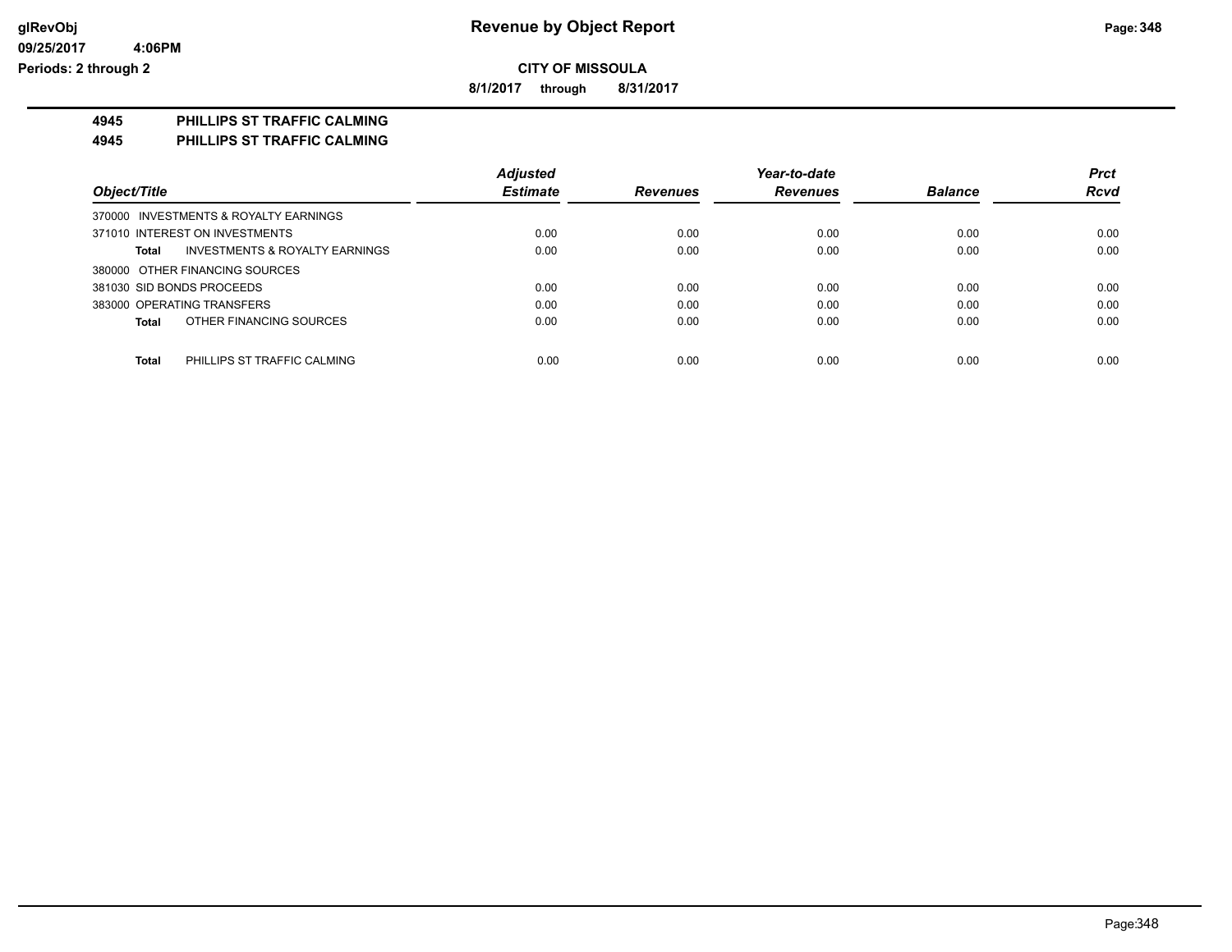**CITY OF MISSOULA**

**8/1/2017 through 8/31/2017**

**4945 PHILLIPS ST TRAFFIC CALMING**

**4945 PHILLIPS ST TRAFFIC CALMING**

| Object/Title | Adjusted Estimate | Revenues | Year-to-date Revenues | Balance | Prct Rcvd |
|---|---|---|---|---|---|
| 370000 INVESTMENTS & ROYALTY EARNINGS | | | | | |
| 371010 INTEREST ON INVESTMENTS | 0.00 | 0.00 | 0.00 | 0.00 | 0.00 |
| **Total** INVESTMENTS & ROYALTY EARNINGS | 0.00 | 0.00 | 0.00 | 0.00 | 0.00 |
| 380000 OTHER FINANCING SOURCES | | | | | |
| 381030 SID BONDS PROCEEDS | 0.00 | 0.00 | 0.00 | 0.00 | 0.00 |
| 383000 OPERATING TRANSFERS | 0.00 | 0.00 | 0.00 | 0.00 | 0.00 |
| **Total** OTHER FINANCING SOURCES | 0.00 | 0.00 | 0.00 | 0.00 | 0.00 |
| **Total** PHILLIPS ST TRAFFIC CALMING | 0.00 | 0.00 | 0.00 | 0.00 | 0.00 |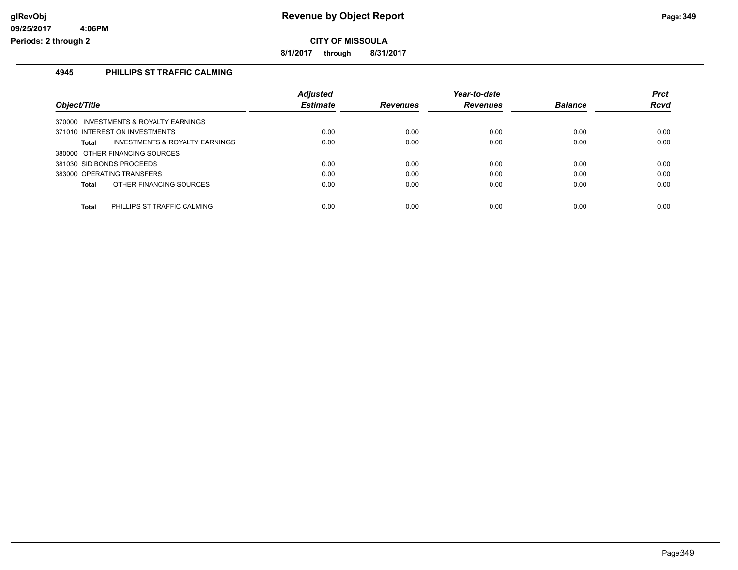# Revenue by Object Report

**CITY OF MISSOULA**

**8/1/2017 through 8/31/2017**

glRevObj
09/25/2017 4:06PM
Periods: 2 through 2

## 4945 PHILLIPS ST TRAFFIC CALMING

| Object/Title | Adjusted Estimate | Revenues | Year-to-date Revenues | Balance | Prct Rcvd |
|---|---|---|---|---|---|
| 370000 INVESTMENTS & ROYALTY EARNINGS | | | | | |
| 371010 INTEREST ON INVESTMENTS | 0.00 | 0.00 | 0.00 | 0.00 | 0.00 |
| **Total** INVESTMENTS & ROYALTY EARNINGS | 0.00 | 0.00 | 0.00 | 0.00 | 0.00 |
| 380000 OTHER FINANCING SOURCES | | | | | |
| 381030 SID BONDS PROCEEDS | 0.00 | 0.00 | 0.00 | 0.00 | 0.00 |
| 383000 OPERATING TRANSFERS | 0.00 | 0.00 | 0.00 | 0.00 | 0.00 |
| **Total** OTHER FINANCING SOURCES | 0.00 | 0.00 | 0.00 | 0.00 | 0.00 |
| **Total** PHILLIPS ST TRAFFIC CALMING | 0.00 | 0.00 | 0.00 | 0.00 | 0.00 |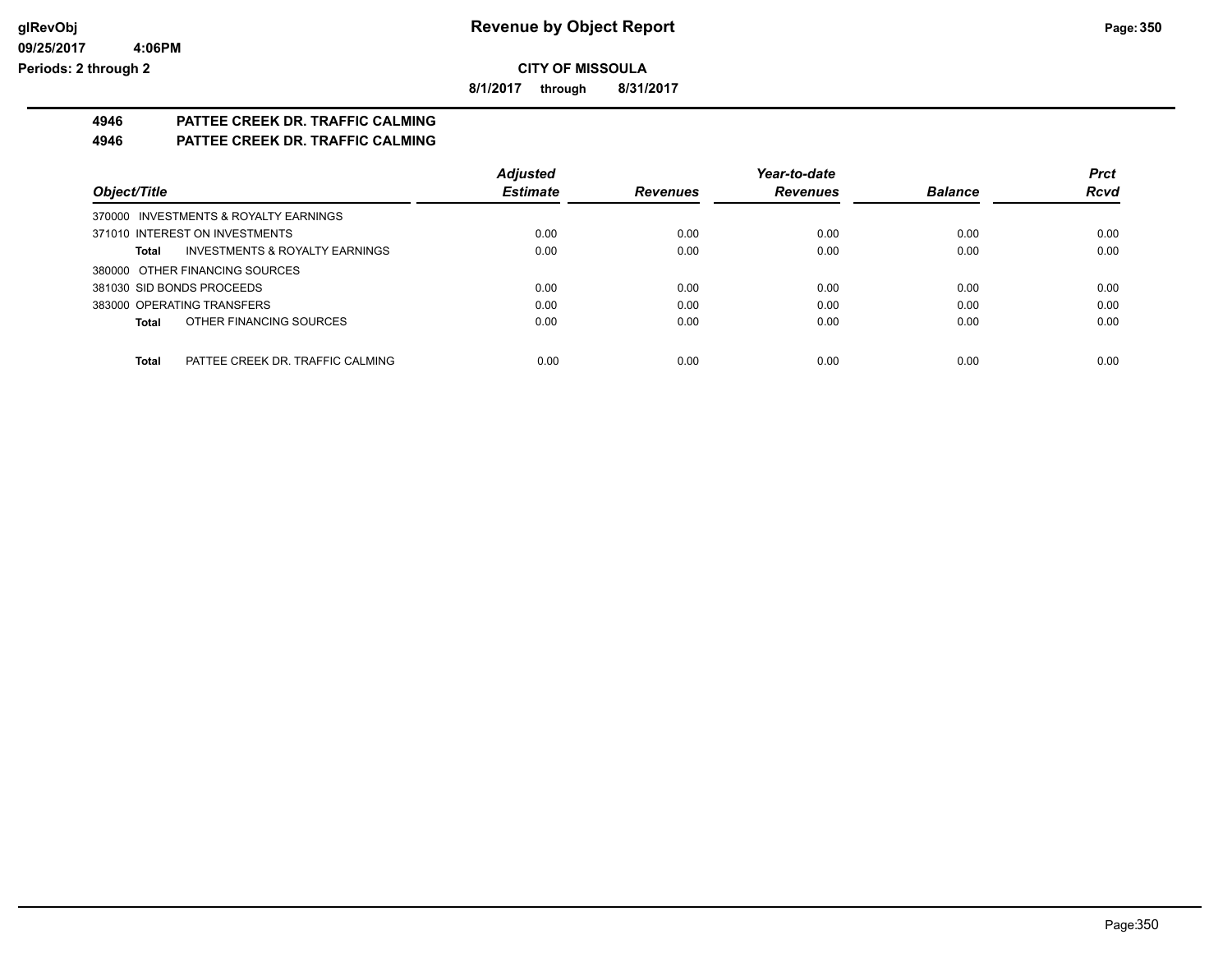# Revenue by Object Report

glRevObj
09/25/2017 4:06PM
Periods: 2 through 2

**CITY OF MISSOULA**

**8/1/2017 through 8/31/2017**

## 4946 PATTEE CREEK DR. TRAFFIC CALMING

## 4946 PATTEE CREEK DR. TRAFFIC CALMING

| Object/Title | Adjusted Estimate | Revenues | Year-to-date Revenues | Balance | Prct Rcvd |
|---|---|---|---|---|---|
| 370000 INVESTMENTS & ROYALTY EARNINGS | | | | | |
| 371010 INTEREST ON INVESTMENTS | 0.00 | 0.00 | 0.00 | 0.00 | 0.00 |
| **Total** INVESTMENTS & ROYALTY EARNINGS | 0.00 | 0.00 | 0.00 | 0.00 | 0.00 |
| 380000 OTHER FINANCING SOURCES | | | | | |
| 381030 SID BONDS PROCEEDS | 0.00 | 0.00 | 0.00 | 0.00 | 0.00 |
| 383000 OPERATING TRANSFERS | 0.00 | 0.00 | 0.00 | 0.00 | 0.00 |
| **Total** OTHER FINANCING SOURCES | 0.00 | 0.00 | 0.00 | 0.00 | 0.00 |
| **Total** PATTEE CREEK DR. TRAFFIC CALMING | 0.00 | 0.00 | 0.00 | 0.00 | 0.00 |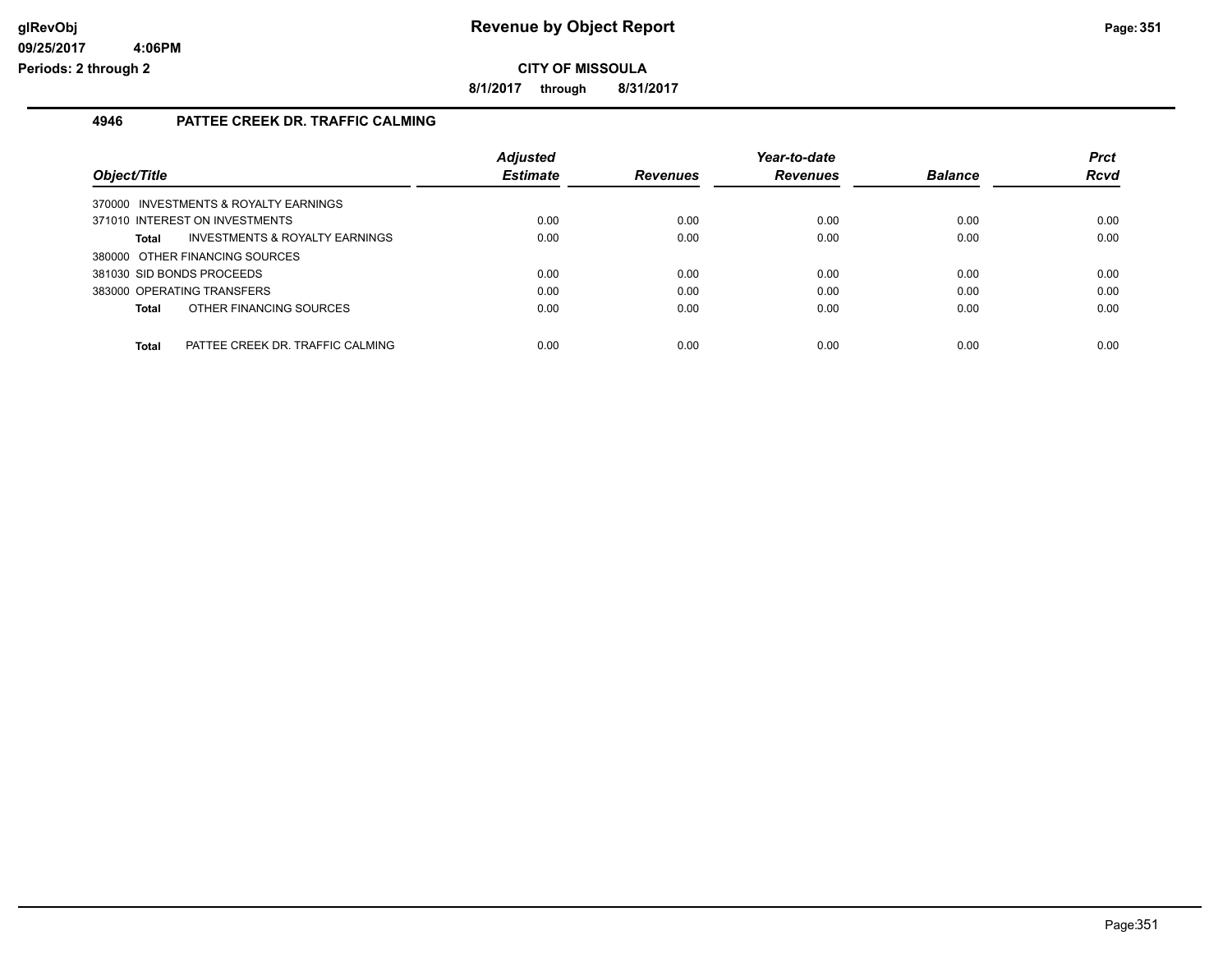**Revenue by Object Report**

**CITY OF MISSOULA**

**8/1/2017 through 8/31/2017**

glRevObj
09/25/2017 4:06PM
Periods: 2 through 2

## 4946 PATTEE CREEK DR. TRAFFIC CALMING

| Object/Title | Adjusted Estimate | Revenues | Year-to-date Revenues | Balance | Prct Rcvd |
|---|---|---|---|---|---|
| 370000 INVESTMENTS & ROYALTY EARNINGS | | | | | |
| 371010 INTEREST ON INVESTMENTS | 0.00 | 0.00 | 0.00 | 0.00 | 0.00 |
| **Total** INVESTMENTS & ROYALTY EARNINGS | 0.00 | 0.00 | 0.00 | 0.00 | 0.00 |
| 380000 OTHER FINANCING SOURCES | | | | | |
| 381030 SID BONDS PROCEEDS | 0.00 | 0.00 | 0.00 | 0.00 | 0.00 |
| 383000 OPERATING TRANSFERS | 0.00 | 0.00 | 0.00 | 0.00 | 0.00 |
| **Total** OTHER FINANCING SOURCES | 0.00 | 0.00 | 0.00 | 0.00 | 0.00 |
| **Total** PATTEE CREEK DR. TRAFFIC CALMING | 0.00 | 0.00 | 0.00 | 0.00 | 0.00 |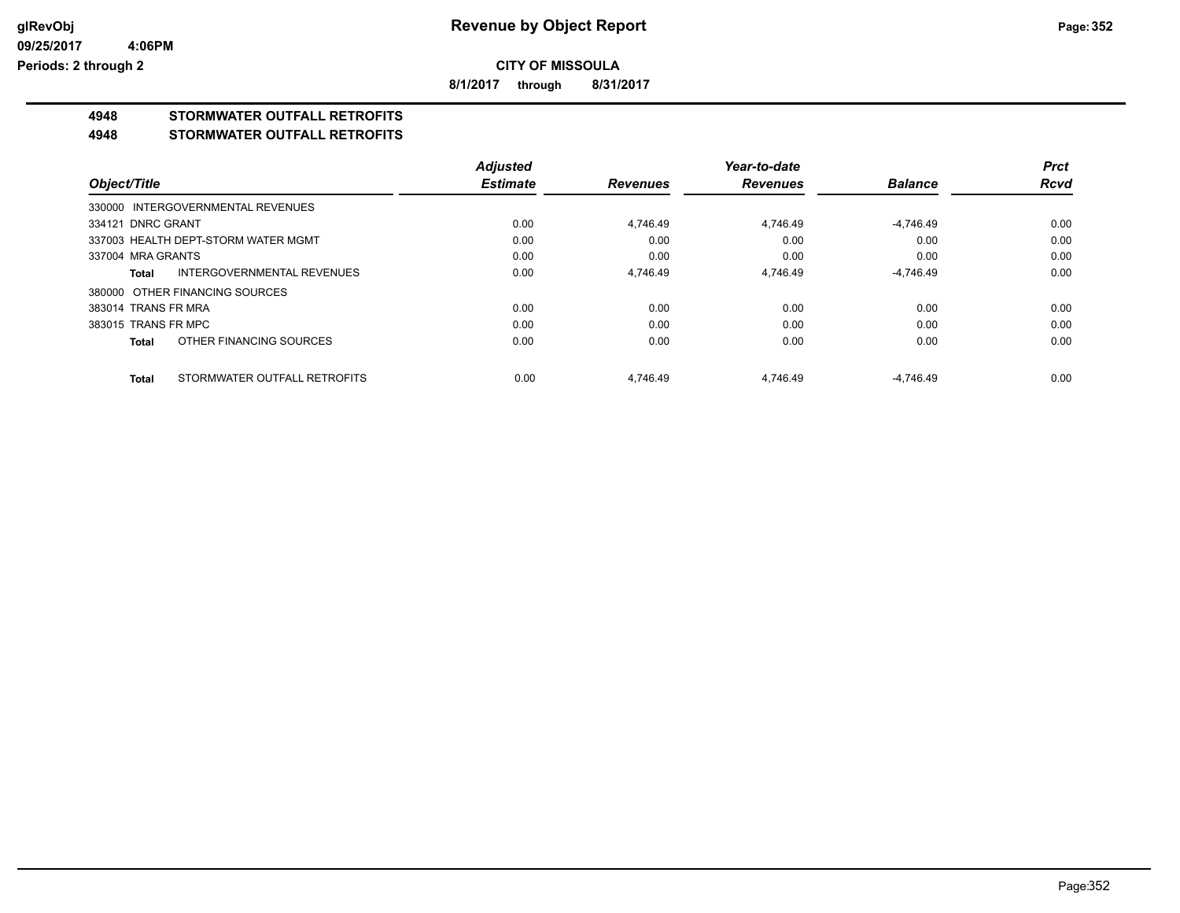# Revenue by Object Report

**CITY OF MISSOULA**

**8/1/2017 through 8/31/2017**

glRevObj
09/25/2017 4:06PM
Periods: 2 through 2

## 4948 STORMWATER OUTFALL RETROFITS

## 4948 STORMWATER OUTFALL RETROFITS

| Object/Title | Adjusted Estimate | Revenues | Year-to-date Revenues | Balance | Prct Rcvd |
|---|---|---|---|---|---|
| 330000 INTERGOVERNMENTAL REVENUES | | | | | |
| 334121 DNRC GRANT | 0.00 | 4,746.49 | 4,746.49 | -4,746.49 | 0.00 |
| 337003 HEALTH DEPT-STORM WATER MGMT | 0.00 | 0.00 | 0.00 | 0.00 | 0.00 |
| 337004 MRA GRANTS | 0.00 | 0.00 | 0.00 | 0.00 | 0.00 |
| **Total** INTERGOVERNMENTAL REVENUES | 0.00 | 4,746.49 | 4,746.49 | -4,746.49 | 0.00 |
| 380000 OTHER FINANCING SOURCES | | | | | |
| 383014 TRANS FR MRA | 0.00 | 0.00 | 0.00 | 0.00 | 0.00 |
| 383015 TRANS FR MPC | 0.00 | 0.00 | 0.00 | 0.00 | 0.00 |
| **Total** OTHER FINANCING SOURCES | 0.00 | 0.00 | 0.00 | 0.00 | 0.00 |
| **Total** STORMWATER OUTFALL RETROFITS | 0.00 | 4,746.49 | 4,746.49 | -4,746.49 | 0.00 |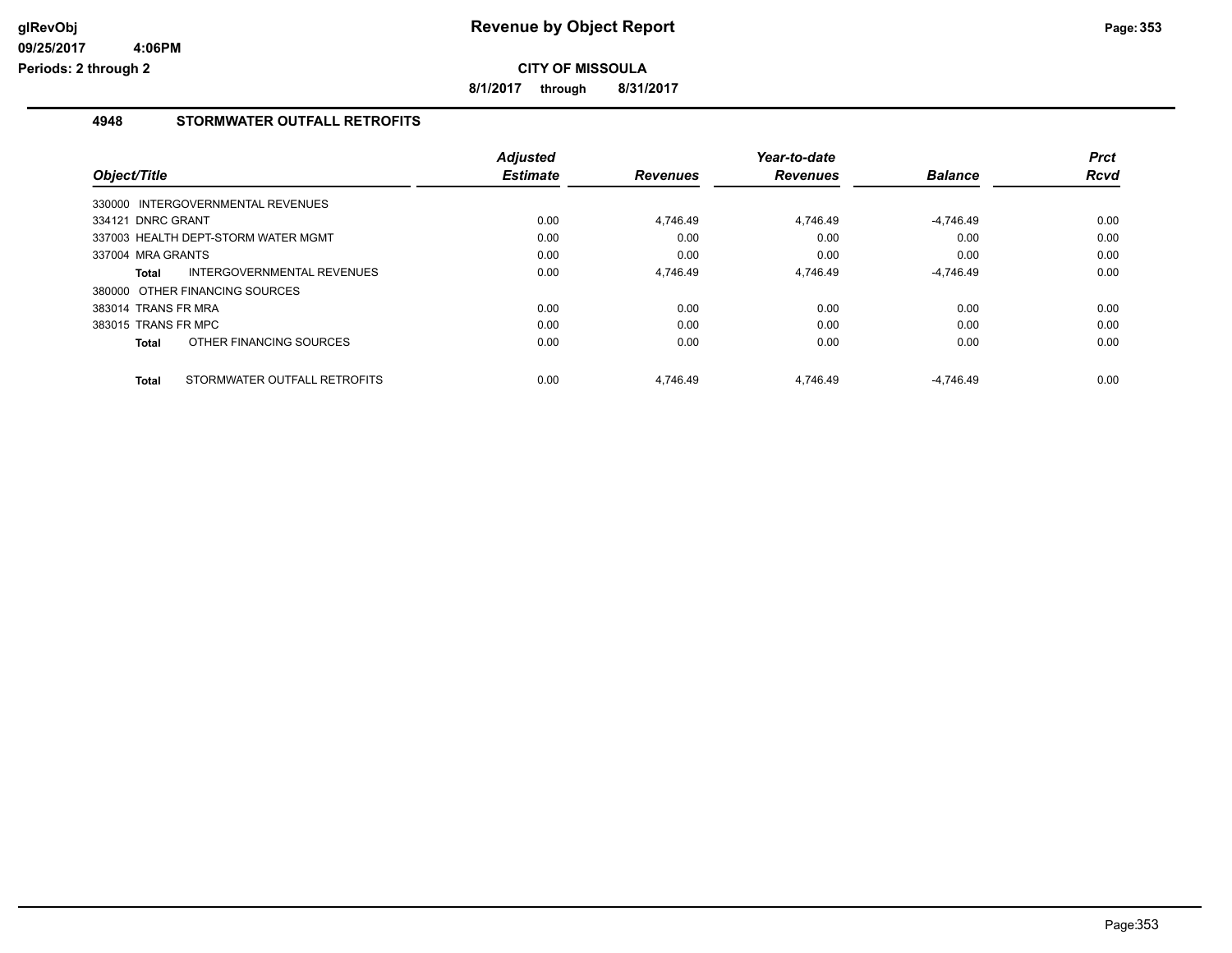# Revenue by Object Report

**CITY OF MISSOULA**

**8/1/2017 through 8/31/2017**

## 4948 STORMWATER OUTFALL RETROFITS

| Object/Title | Adjusted Estimate | Revenues | Year-to-date Revenues | Balance | Prct Rcvd |
|---|---|---|---|---|---|
| 330000 INTERGOVERNMENTAL REVENUES | | | | | |
| 334121 DNRC GRANT | 0.00 | 4,746.49 | 4,746.49 | -4,746.49 | 0.00 |
| 337003 HEALTH DEPT-STORM WATER MGMT | 0.00 | 0.00 | 0.00 | 0.00 | 0.00 |
| 337004 MRA GRANTS | 0.00 | 0.00 | 0.00 | 0.00 | 0.00 |
| **Total** INTERGOVERNMENTAL REVENUES | 0.00 | 4,746.49 | 4,746.49 | -4,746.49 | 0.00 |
| 380000 OTHER FINANCING SOURCES | | | | | |
| 383014 TRANS FR MRA | 0.00 | 0.00 | 0.00 | 0.00 | 0.00 |
| 383015 TRANS FR MPC | 0.00 | 0.00 | 0.00 | 0.00 | 0.00 |
| **Total** OTHER FINANCING SOURCES | 0.00 | 0.00 | 0.00 | 0.00 | 0.00 |
| **Total** STORMWATER OUTFALL RETROFITS | 0.00 | 4,746.49 | 4,746.49 | -4,746.49 | 0.00 |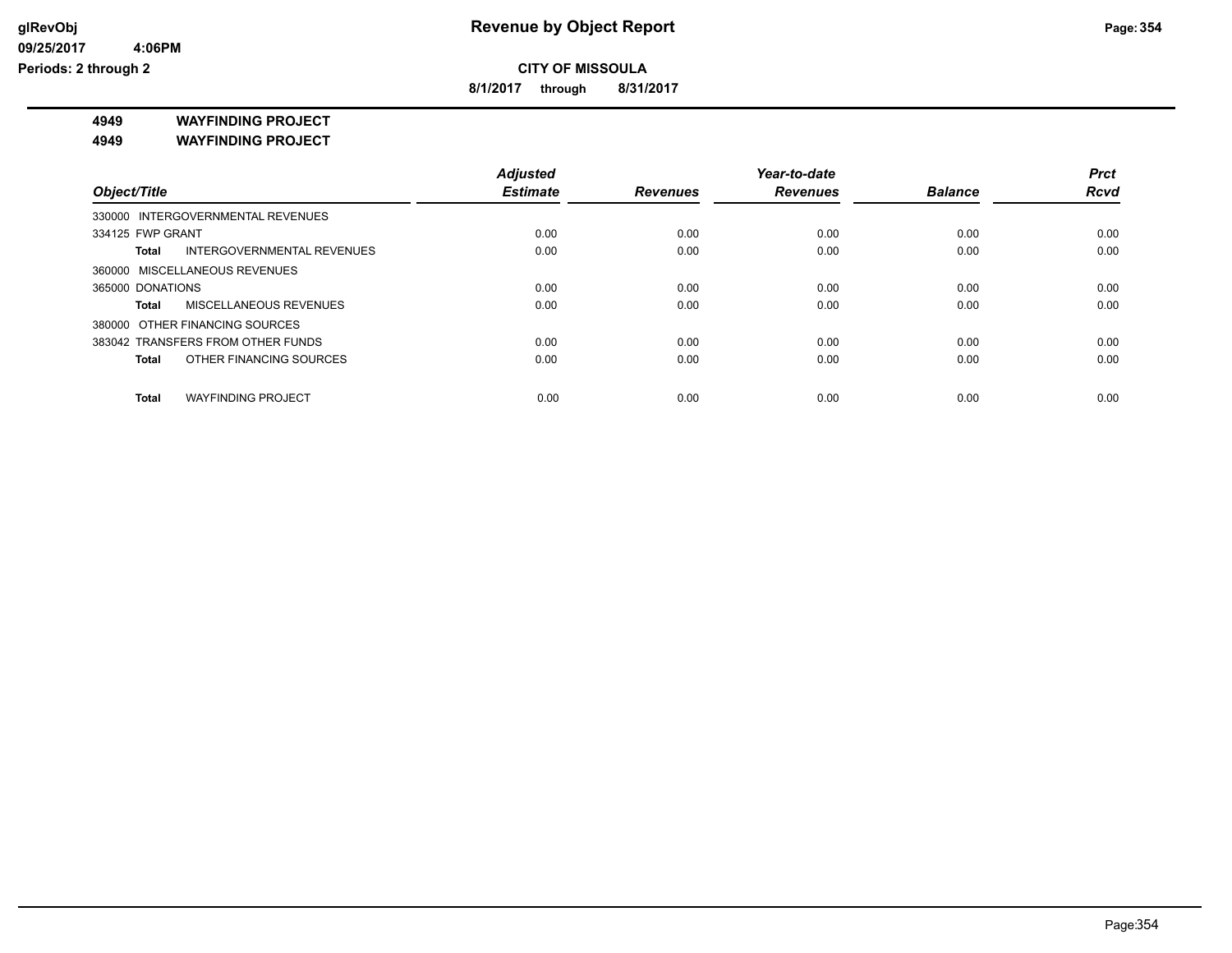**glRevObj**
**09/25/2017 4:06PM**
**Periods: 2 through 2**

# Revenue by Object Report

**CITY OF MISSOULA**

**8/1/2017 through 8/31/2017**

## 4949 WAYFINDING PROJECT
## 4949 WAYFINDING PROJECT

| Object/Title | Adjusted Estimate | Revenues | Year-to-date Revenues | Balance | Prct Rcvd |
|---|---|---|---|---|---|
| 330000 INTERGOVERNMENTAL REVENUES | | | | | |
| 334125 FWP GRANT | 0.00 | 0.00 | 0.00 | 0.00 | 0.00 |
| **Total** INTERGOVERNMENTAL REVENUES | 0.00 | 0.00 | 0.00 | 0.00 | 0.00 |
| 360000 MISCELLANEOUS REVENUES | | | | | |
| 365000 DONATIONS | 0.00 | 0.00 | 0.00 | 0.00 | 0.00 |
| **Total** MISCELLANEOUS REVENUES | 0.00 | 0.00 | 0.00 | 0.00 | 0.00 |
| 380000 OTHER FINANCING SOURCES | | | | | |
| 383042 TRANSFERS FROM OTHER FUNDS | 0.00 | 0.00 | 0.00 | 0.00 | 0.00 |
| **Total** OTHER FINANCING SOURCES | 0.00 | 0.00 | 0.00 | 0.00 | 0.00 |
| **Total** WAYFINDING PROJECT | 0.00 | 0.00 | 0.00 | 0.00 | 0.00 |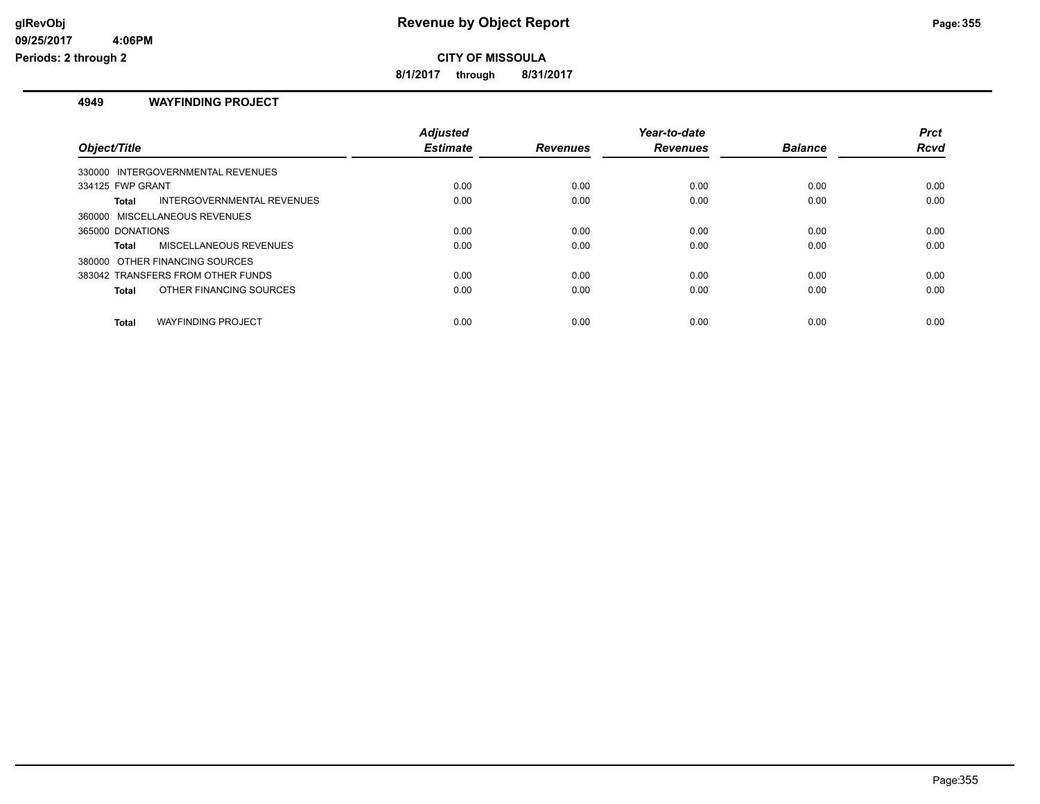# Revenue by Object Report

**CITY OF MISSOULA**

**8/1/2017 through 8/31/2017**

glRevObj
09/25/2017 4:06PM
Periods: 2 through 2

## 4949 WAYFINDING PROJECT

| Object/Title | Adjusted Estimate | Revenues | Year-to-date Revenues | Balance | Prct Rcvd |
|---|---|---|---|---|---|
| 330000 INTERGOVERNMENTAL REVENUES | | | | | |
| 334125 FWP GRANT | 0.00 | 0.00 | 0.00 | 0.00 | 0.00 |
| **Total** INTERGOVERNMENTAL REVENUES | 0.00 | 0.00 | 0.00 | 0.00 | 0.00 |
| 360000 MISCELLANEOUS REVENUES | | | | | |
| 365000 DONATIONS | 0.00 | 0.00 | 0.00 | 0.00 | 0.00 |
| **Total** MISCELLANEOUS REVENUES | 0.00 | 0.00 | 0.00 | 0.00 | 0.00 |
| 380000 OTHER FINANCING SOURCES | | | | | |
| 383042 TRANSFERS FROM OTHER FUNDS | 0.00 | 0.00 | 0.00 | 0.00 | 0.00 |
| **Total** OTHER FINANCING SOURCES | 0.00 | 0.00 | 0.00 | 0.00 | 0.00 |
| **Total** WAYFINDING PROJECT | 0.00 | 0.00 | 0.00 | 0.00 | 0.00 |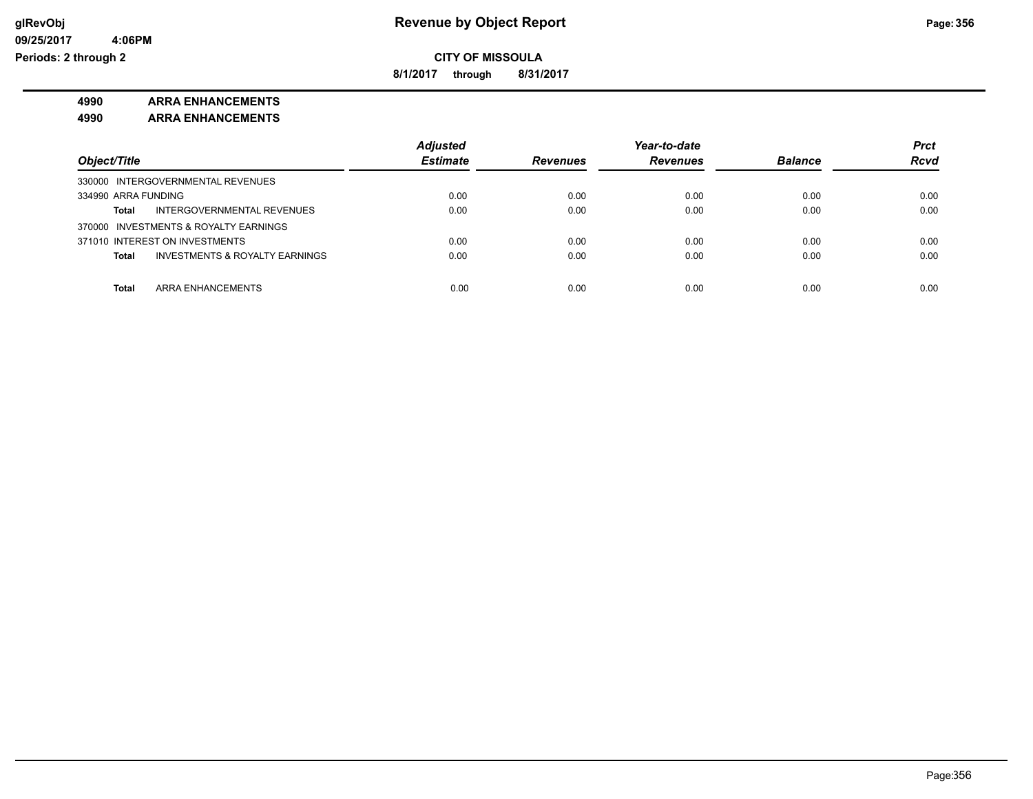**CITY OF MISSOULA**

**8/1/2017 through 8/31/2017**

**4990 ARRA ENHANCEMENTS**

**4990 ARRA ENHANCEMENTS**

| Object/Title | Adjusted Estimate | Revenues | Year-to-date Revenues | Balance | Prct Rcvd |
|---|---|---|---|---|---|
| 330000 INTERGOVERNMENTAL REVENUES | | | | | |
| 334990 ARRA FUNDING | 0.00 | 0.00 | 0.00 | 0.00 | 0.00 |
| **Total** INTERGOVERNMENTAL REVENUES | 0.00 | 0.00 | 0.00 | 0.00 | 0.00 |
| 370000 INVESTMENTS & ROYALTY EARNINGS | | | | | |
| 371010 INTEREST ON INVESTMENTS | 0.00 | 0.00 | 0.00 | 0.00 | 0.00 |
| **Total** INVESTMENTS & ROYALTY EARNINGS | 0.00 | 0.00 | 0.00 | 0.00 | 0.00 |
| **Total** ARRA ENHANCEMENTS | 0.00 | 0.00 | 0.00 | 0.00 | 0.00 |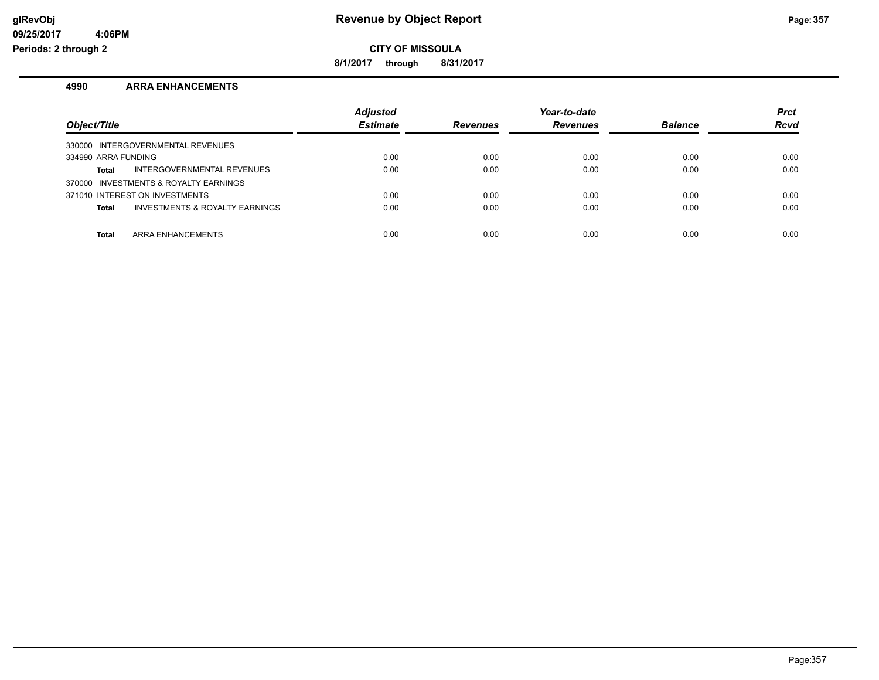# Revenue by Object Report

**CITY OF MISSOULA**

**8/1/2017 through 8/31/2017**

glRevObj
09/25/2017 4:06PM
Periods: 2 through 2

## 4990 ARRA ENHANCEMENTS

| Object/Title | Adjusted Estimate | Revenues | Year-to-date Revenues | Balance | Prct Rcvd |
|---|---|---|---|---|---|
| 330000 INTERGOVERNMENTAL REVENUES | | | | | |
| 334990 ARRA FUNDING | 0.00 | 0.00 | 0.00 | 0.00 | 0.00 |
| **Total** INTERGOVERNMENTAL REVENUES | 0.00 | 0.00 | 0.00 | 0.00 | 0.00 |
| 370000 INVESTMENTS & ROYALTY EARNINGS | | | | | |
| 371010 INTEREST ON INVESTMENTS | 0.00 | 0.00 | 0.00 | 0.00 | 0.00 |
| **Total** INVESTMENTS & ROYALTY EARNINGS | 0.00 | 0.00 | 0.00 | 0.00 | 0.00 |
| **Total** ARRA ENHANCEMENTS | 0.00 | 0.00 | 0.00 | 0.00 | 0.00 |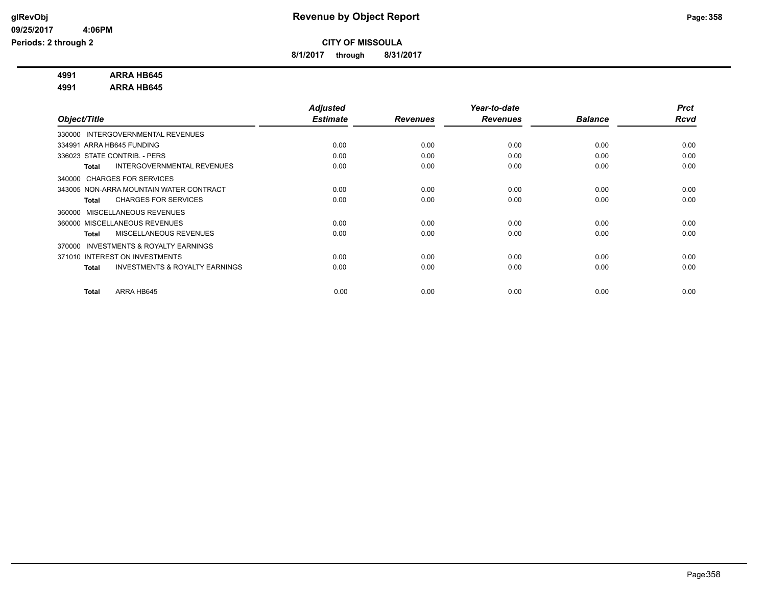# Revenue by Object Report

**CITY OF MISSOULA**

**8/1/2017 through 8/31/2017**

**4991 ARRA HB645**

**4991 ARRA HB645**

| Object/Title | Adjusted Estimate | Revenues | Year-to-date Revenues | Balance | Prct Rcvd |
|---|---|---|---|---|---|
| 330000 INTERGOVERNMENTAL REVENUES | | | | | |
| 334991 ARRA HB645 FUNDING | 0.00 | 0.00 | 0.00 | 0.00 | 0.00 |
| 336023 STATE CONTRIB. - PERS | 0.00 | 0.00 | 0.00 | 0.00 | 0.00 |
| **Total** INTERGOVERNMENTAL REVENUES | 0.00 | 0.00 | 0.00 | 0.00 | 0.00 |
| 340000 CHARGES FOR SERVICES | | | | | |
| 343005 NON-ARRA MOUNTAIN WATER CONTRACT | 0.00 | 0.00 | 0.00 | 0.00 | 0.00 |
| **Total** CHARGES FOR SERVICES | 0.00 | 0.00 | 0.00 | 0.00 | 0.00 |
| 360000 MISCELLANEOUS REVENUES | | | | | |
| 360000 MISCELLANEOUS REVENUES | 0.00 | 0.00 | 0.00 | 0.00 | 0.00 |
| **Total** MISCELLANEOUS REVENUES | 0.00 | 0.00 | 0.00 | 0.00 | 0.00 |
| 370000 INVESTMENTS & ROYALTY EARNINGS | | | | | |
| 371010 INTEREST ON INVESTMENTS | 0.00 | 0.00 | 0.00 | 0.00 | 0.00 |
| **Total** INVESTMENTS & ROYALTY EARNINGS | 0.00 | 0.00 | 0.00 | 0.00 | 0.00 |
| **Total** ARRA HB645 | 0.00 | 0.00 | 0.00 | 0.00 | 0.00 |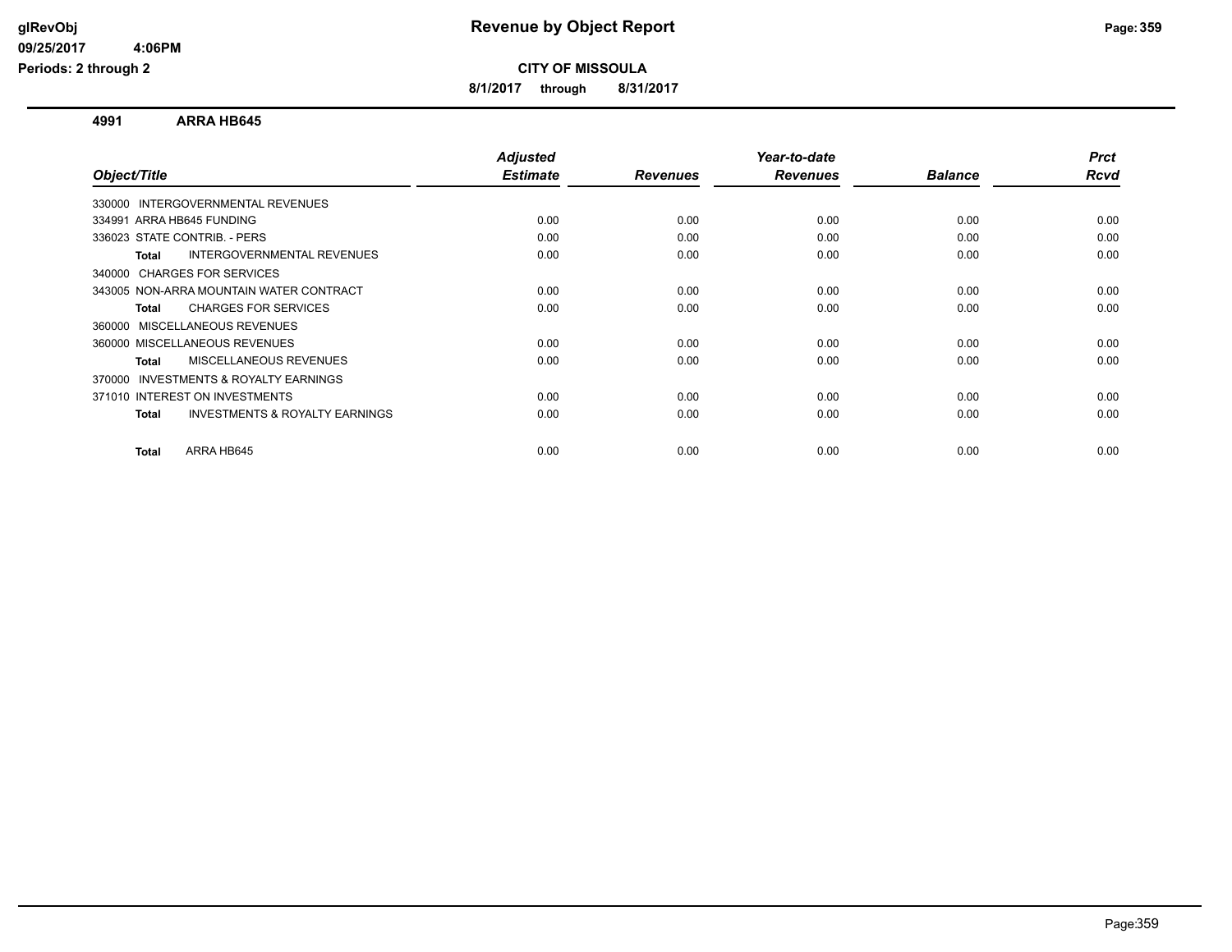# Revenue by Object Report

**CITY OF MISSOULA**

**8/1/2017 through 8/31/2017**

**4991 ARRA HB645**

| Object/Title | Adjusted Estimate | Revenues | Year-to-date Revenues | Balance | Prct Rcvd |
|---|---|---|---|---|---|
| 330000 INTERGOVERNMENTAL REVENUES | | | | | |
| 334991 ARRA HB645 FUNDING | 0.00 | 0.00 | 0.00 | 0.00 | 0.00 |
| 336023 STATE CONTRIB. - PERS | 0.00 | 0.00 | 0.00 | 0.00 | 0.00 |
| **Total** INTERGOVERNMENTAL REVENUES | 0.00 | 0.00 | 0.00 | 0.00 | 0.00 |
| 340000 CHARGES FOR SERVICES | | | | | |
| 343005 NON-ARRA MOUNTAIN WATER CONTRACT | 0.00 | 0.00 | 0.00 | 0.00 | 0.00 |
| **Total** CHARGES FOR SERVICES | 0.00 | 0.00 | 0.00 | 0.00 | 0.00 |
| 360000 MISCELLANEOUS REVENUES | | | | | |
| 360000 MISCELLANEOUS REVENUES | 0.00 | 0.00 | 0.00 | 0.00 | 0.00 |
| **Total** MISCELLANEOUS REVENUES | 0.00 | 0.00 | 0.00 | 0.00 | 0.00 |
| 370000 INVESTMENTS & ROYALTY EARNINGS | | | | | |
| 371010 INTEREST ON INVESTMENTS | 0.00 | 0.00 | 0.00 | 0.00 | 0.00 |
| **Total** INVESTMENTS & ROYALTY EARNINGS | 0.00 | 0.00 | 0.00 | 0.00 | 0.00 |
| **Total** ARRA HB645 | 0.00 | 0.00 | 0.00 | 0.00 | 0.00 |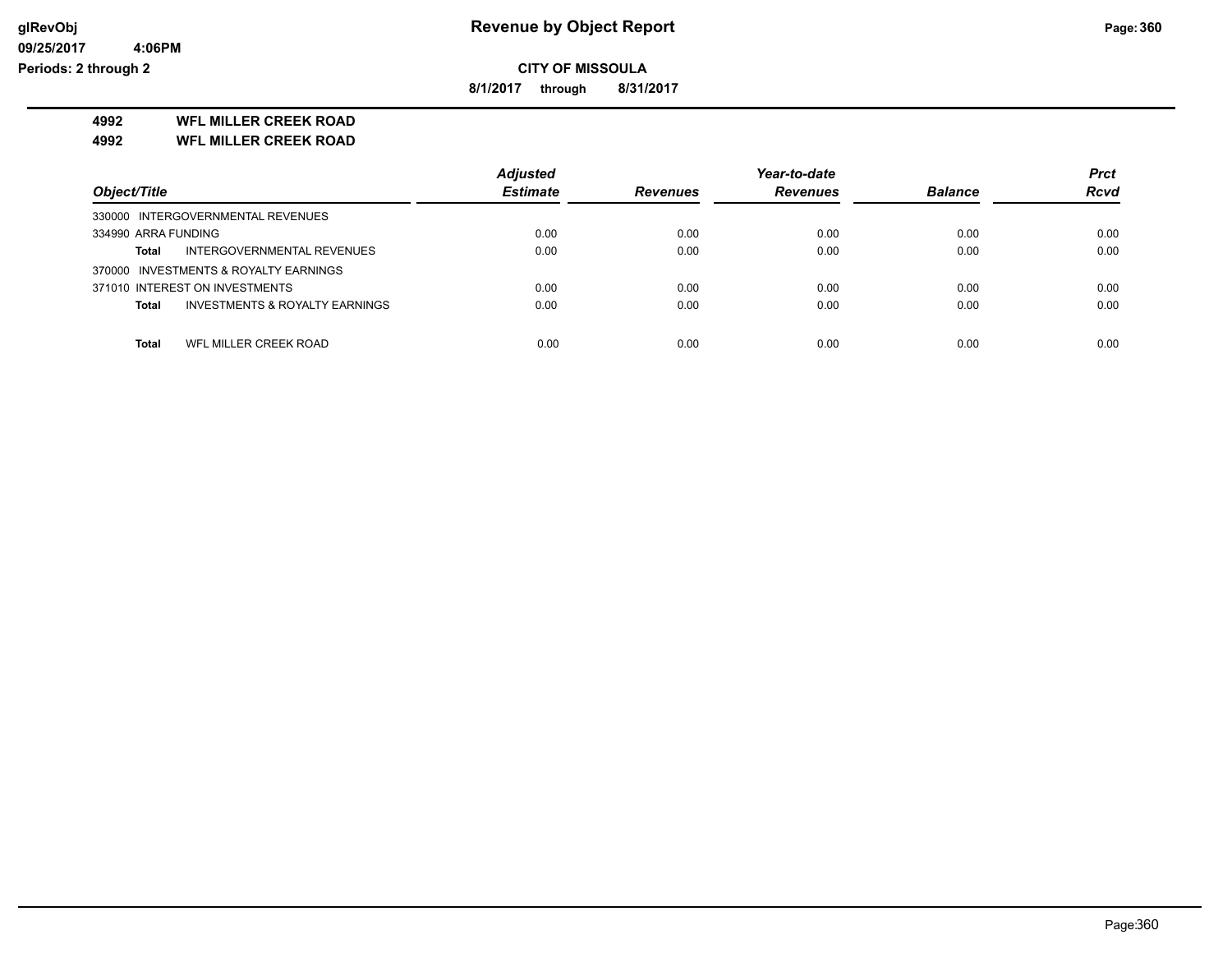**Revenue by Object Report**

**CITY OF MISSOULA**

**8/1/2017 through 8/31/2017**

**4992 WFL MILLER CREEK ROAD**

**4992 WFL MILLER CREEK ROAD**

| Object/Title | Adjusted Estimate | Revenues | Year-to-date Revenues | Balance | Prct Rcvd |
|---|---|---|---|---|---|
| 330000 INTERGOVERNMENTAL REVENUES | | | | | |
| 334990 ARRA FUNDING | 0.00 | 0.00 | 0.00 | 0.00 | 0.00 |
| **Total** INTERGOVERNMENTAL REVENUES | 0.00 | 0.00 | 0.00 | 0.00 | 0.00 |
| 370000 INVESTMENTS & ROYALTY EARNINGS | | | | | |
| 371010 INTEREST ON INVESTMENTS | 0.00 | 0.00 | 0.00 | 0.00 | 0.00 |
| **Total** INVESTMENTS & ROYALTY EARNINGS | 0.00 | 0.00 | 0.00 | 0.00 | 0.00 |
| **Total** WFL MILLER CREEK ROAD | 0.00 | 0.00 | 0.00 | 0.00 | 0.00 |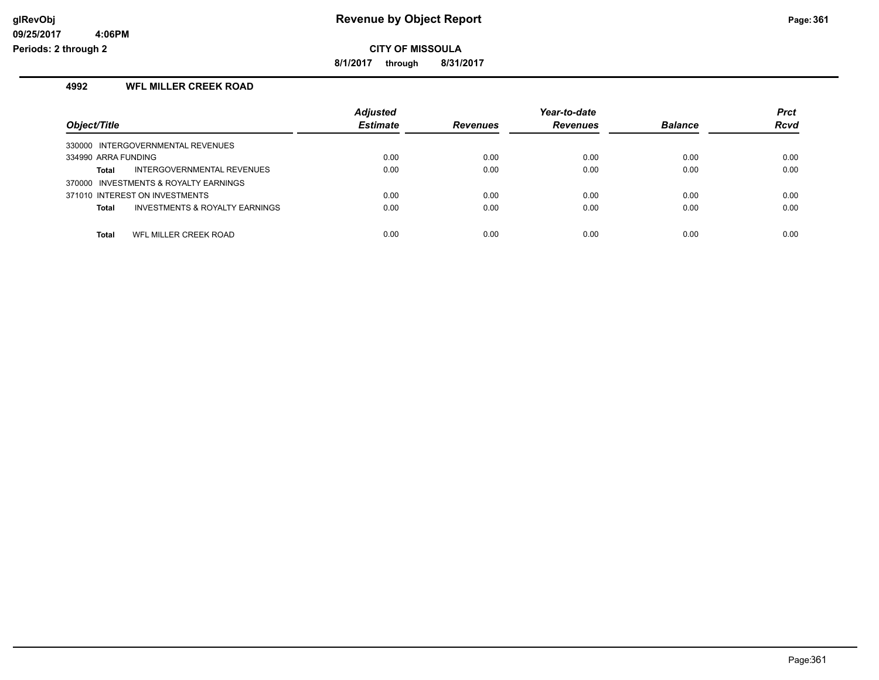**Revenue by Object Report**

**CITY OF MISSOULA**

**8/1/2017 through 8/31/2017**

glRevObj
09/25/2017 4:06PM
Periods: 2 through 2

## 4992 WFL MILLER CREEK ROAD

| Object/Title | Adjusted Estimate | Revenues | Year-to-date Revenues | Balance | Prct Rcvd |
|---|---|---|---|---|---|
| 330000 INTERGOVERNMENTAL REVENUES | | | | | |
| 334990 ARRA FUNDING | 0.00 | 0.00 | 0.00 | 0.00 | 0.00 |
| **Total** INTERGOVERNMENTAL REVENUES | 0.00 | 0.00 | 0.00 | 0.00 | 0.00 |
| 370000 INVESTMENTS & ROYALTY EARNINGS | | | | | |
| 371010 INTEREST ON INVESTMENTS | 0.00 | 0.00 | 0.00 | 0.00 | 0.00 |
| **Total** INVESTMENTS & ROYALTY EARNINGS | 0.00 | 0.00 | 0.00 | 0.00 | 0.00 |
| **Total** WFL MILLER CREEK ROAD | 0.00 | 0.00 | 0.00 | 0.00 | 0.00 |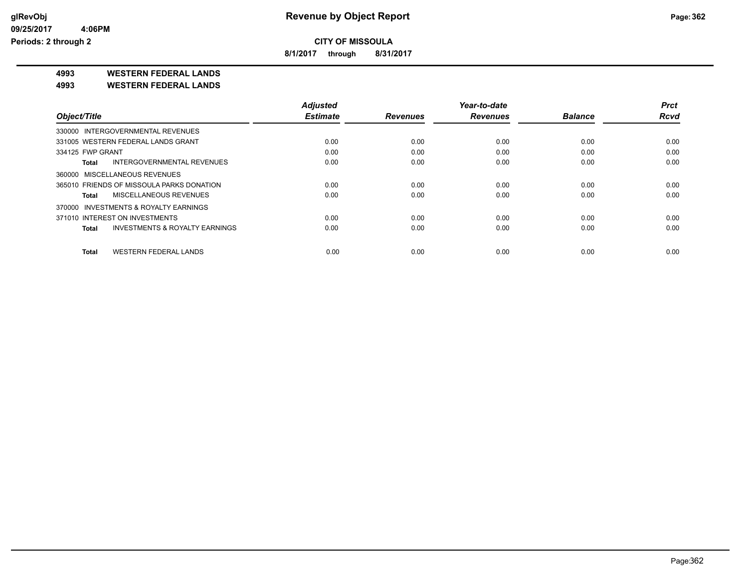**Revenue by Object Report**

**CITY OF MISSOULA**

**8/1/2017 through 8/31/2017**

**4993 WESTERN FEDERAL LANDS**

**4993 WESTERN FEDERAL LANDS**

| Object/Title | Adjusted Estimate | Revenues | Year-to-date Revenues | Balance | Prct Rcvd |
|---|---|---|---|---|---|
| 330000 INTERGOVERNMENTAL REVENUES | | | | | |
| 331005 WESTERN FEDERAL LANDS GRANT | 0.00 | 0.00 | 0.00 | 0.00 | 0.00 |
| 334125 FWP GRANT | 0.00 | 0.00 | 0.00 | 0.00 | 0.00 |
| **Total** INTERGOVERNMENTAL REVENUES | 0.00 | 0.00 | 0.00 | 0.00 | 0.00 |
| 360000 MISCELLANEOUS REVENUES | | | | | |
| 365010 FRIENDS OF MISSOULA PARKS DONATION | 0.00 | 0.00 | 0.00 | 0.00 | 0.00 |
| **Total** MISCELLANEOUS REVENUES | 0.00 | 0.00 | 0.00 | 0.00 | 0.00 |
| 370000 INVESTMENTS & ROYALTY EARNINGS | | | | | |
| 371010 INTEREST ON INVESTMENTS | 0.00 | 0.00 | 0.00 | 0.00 | 0.00 |
| **Total** INVESTMENTS & ROYALTY EARNINGS | 0.00 | 0.00 | 0.00 | 0.00 | 0.00 |
| **Total** WESTERN FEDERAL LANDS | 0.00 | 0.00 | 0.00 | 0.00 | 0.00 |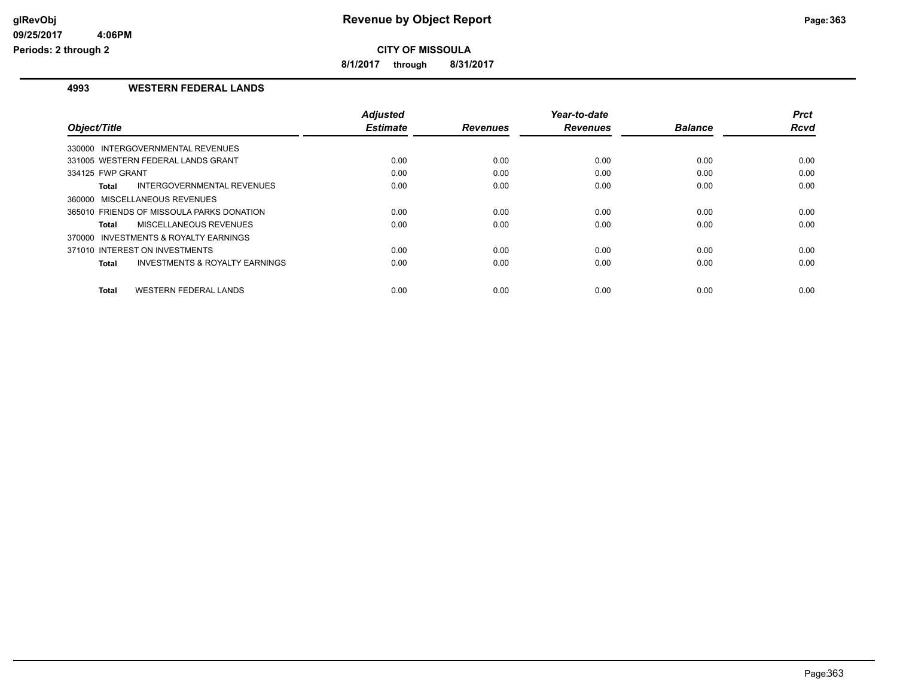# Revenue by Object Report

**CITY OF MISSOULA**

**8/1/2017 through 8/31/2017**

glRevObj
09/25/2017 4:06PM
Periods: 2 through 2

## 4993 WESTERN FEDERAL LANDS

| Object/Title | Adjusted Estimate | Revenues | Year-to-date Revenues | Balance | Prct Rcvd |
|---|---|---|---|---|---|
| 330000 INTERGOVERNMENTAL REVENUES | | | | | |
| 331005 WESTERN FEDERAL LANDS GRANT | 0.00 | 0.00 | 0.00 | 0.00 | 0.00 |
| 334125 FWP GRANT | 0.00 | 0.00 | 0.00 | 0.00 | 0.00 |
| **Total** INTERGOVERNMENTAL REVENUES | 0.00 | 0.00 | 0.00 | 0.00 | 0.00 |
| 360000 MISCELLANEOUS REVENUES | | | | | |
| 365010 FRIENDS OF MISSOULA PARKS DONATION | 0.00 | 0.00 | 0.00 | 0.00 | 0.00 |
| **Total** MISCELLANEOUS REVENUES | 0.00 | 0.00 | 0.00 | 0.00 | 0.00 |
| 370000 INVESTMENTS & ROYALTY EARNINGS | | | | | |
| 371010 INTEREST ON INVESTMENTS | 0.00 | 0.00 | 0.00 | 0.00 | 0.00 |
| **Total** INVESTMENTS & ROYALTY EARNINGS | 0.00 | 0.00 | 0.00 | 0.00 | 0.00 |
| **Total** WESTERN FEDERAL LANDS | 0.00 | 0.00 | 0.00 | 0.00 | 0.00 |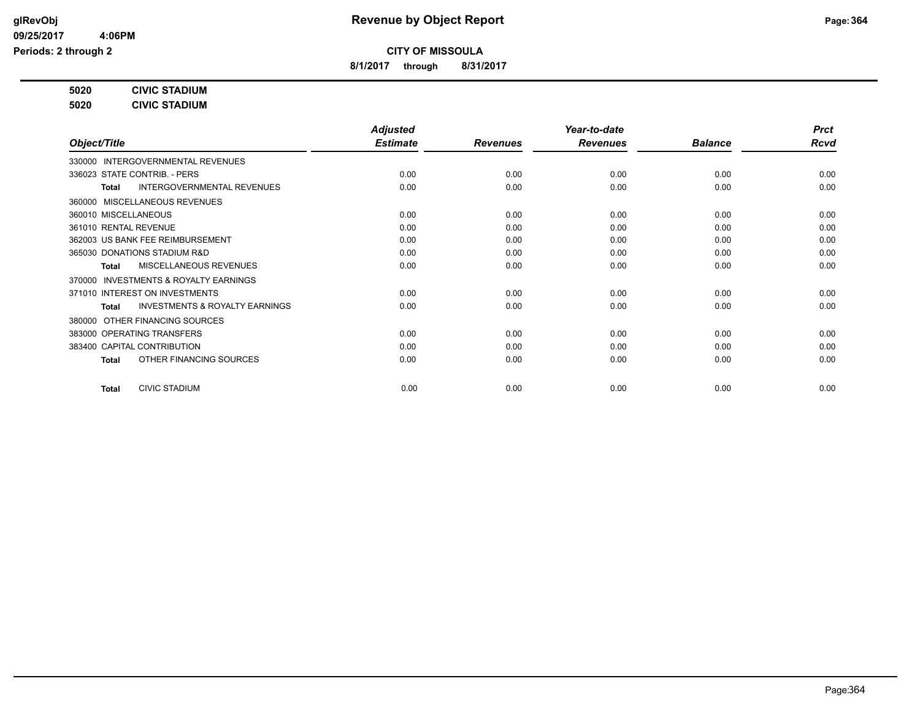**Revenue by Object Report**

**CITY OF MISSOULA**

**8/1/2017 through 8/31/2017**

**5020 CIVIC STADIUM**

**5020 CIVIC STADIUM**

| Object/Title | Adjusted Estimate | Revenues | Year-to-date Revenues | Balance | Prct Rcvd |
|---|---|---|---|---|---|
| 330000 INTERGOVERNMENTAL REVENUES | | | | | |
| 336023 STATE CONTRIB. - PERS | 0.00 | 0.00 | 0.00 | 0.00 | 0.00 |
| **Total** INTERGOVERNMENTAL REVENUES | 0.00 | 0.00 | 0.00 | 0.00 | 0.00 |
| 360000 MISCELLANEOUS REVENUES | | | | | |
| 360010 MISCELLANEOUS | 0.00 | 0.00 | 0.00 | 0.00 | 0.00 |
| 361010 RENTAL REVENUE | 0.00 | 0.00 | 0.00 | 0.00 | 0.00 |
| 362003 US BANK FEE REIMBURSEMENT | 0.00 | 0.00 | 0.00 | 0.00 | 0.00 |
| 365030 DONATIONS STADIUM R&D | 0.00 | 0.00 | 0.00 | 0.00 | 0.00 |
| **Total** MISCELLANEOUS REVENUES | 0.00 | 0.00 | 0.00 | 0.00 | 0.00 |
| 370000 INVESTMENTS & ROYALTY EARNINGS | | | | | |
| 371010 INTEREST ON INVESTMENTS | 0.00 | 0.00 | 0.00 | 0.00 | 0.00 |
| **Total** INVESTMENTS & ROYALTY EARNINGS | 0.00 | 0.00 | 0.00 | 0.00 | 0.00 |
| 380000 OTHER FINANCING SOURCES | | | | | |
| 383000 OPERATING TRANSFERS | 0.00 | 0.00 | 0.00 | 0.00 | 0.00 |
| 383400 CAPITAL CONTRIBUTION | 0.00 | 0.00 | 0.00 | 0.00 | 0.00 |
| **Total** OTHER FINANCING SOURCES | 0.00 | 0.00 | 0.00 | 0.00 | 0.00 |
| **Total** CIVIC STADIUM | 0.00 | 0.00 | 0.00 | 0.00 | 0.00 |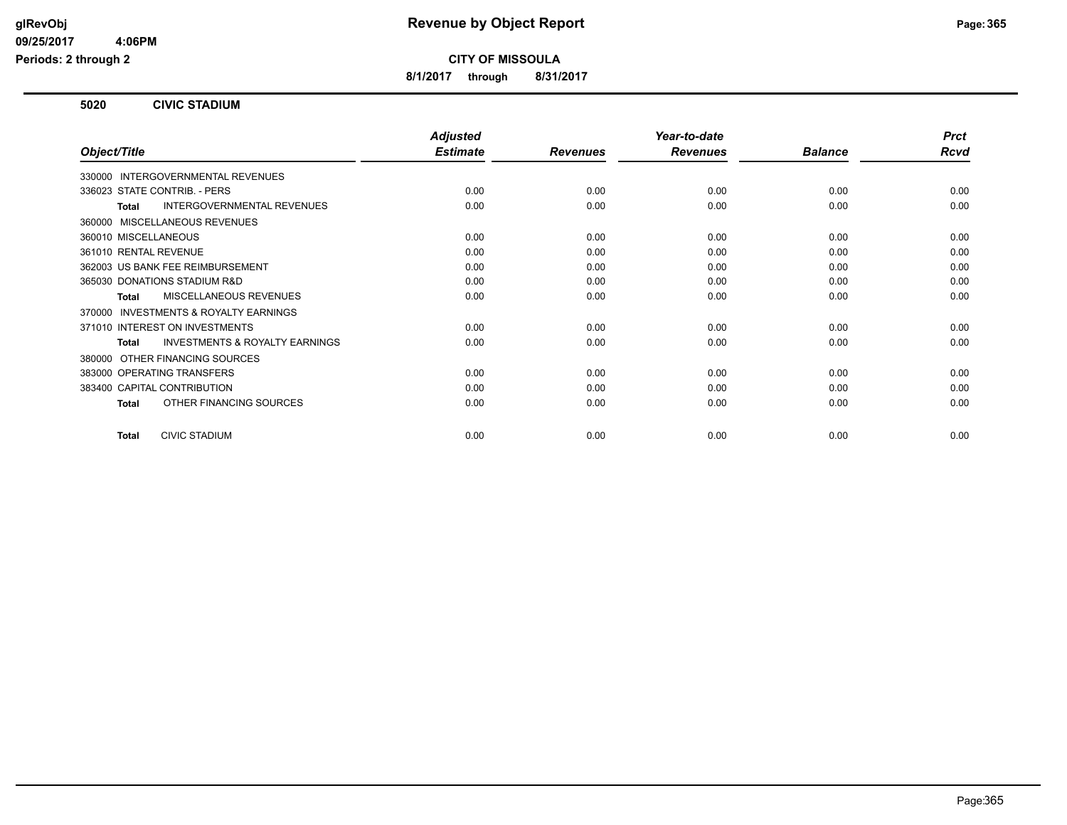# Revenue by Object Report

**CITY OF MISSOULA**

**8/1/2017 through 8/31/2017**

glRevObj
09/25/2017 4:06PM
Periods: 2 through 2

## 5020 CIVIC STADIUM

| Object/Title | Adjusted Estimate | Revenues | Year-to-date Revenues | Balance | Prct Rcvd |
|---|---|---|---|---|---|
| 330000 INTERGOVERNMENTAL REVENUES | | | | | |
| 336023 STATE CONTRIB. - PERS | 0.00 | 0.00 | 0.00 | 0.00 | 0.00 |
| **Total** INTERGOVERNMENTAL REVENUES | 0.00 | 0.00 | 0.00 | 0.00 | 0.00 |
| 360000 MISCELLANEOUS REVENUES | | | | | |
| 360010 MISCELLANEOUS | 0.00 | 0.00 | 0.00 | 0.00 | 0.00 |
| 361010 RENTAL REVENUE | 0.00 | 0.00 | 0.00 | 0.00 | 0.00 |
| 362003 US BANK FEE REIMBURSEMENT | 0.00 | 0.00 | 0.00 | 0.00 | 0.00 |
| 365030 DONATIONS STADIUM R&D | 0.00 | 0.00 | 0.00 | 0.00 | 0.00 |
| **Total** MISCELLANEOUS REVENUES | 0.00 | 0.00 | 0.00 | 0.00 | 0.00 |
| 370000 INVESTMENTS & ROYALTY EARNINGS | | | | | |
| 371010 INTEREST ON INVESTMENTS | 0.00 | 0.00 | 0.00 | 0.00 | 0.00 |
| **Total** INVESTMENTS & ROYALTY EARNINGS | 0.00 | 0.00 | 0.00 | 0.00 | 0.00 |
| 380000 OTHER FINANCING SOURCES | | | | | |
| 383000 OPERATING TRANSFERS | 0.00 | 0.00 | 0.00 | 0.00 | 0.00 |
| 383400 CAPITAL CONTRIBUTION | 0.00 | 0.00 | 0.00 | 0.00 | 0.00 |
| **Total** OTHER FINANCING SOURCES | 0.00 | 0.00 | 0.00 | 0.00 | 0.00 |
| **Total** CIVIC STADIUM | 0.00 | 0.00 | 0.00 | 0.00 | 0.00 |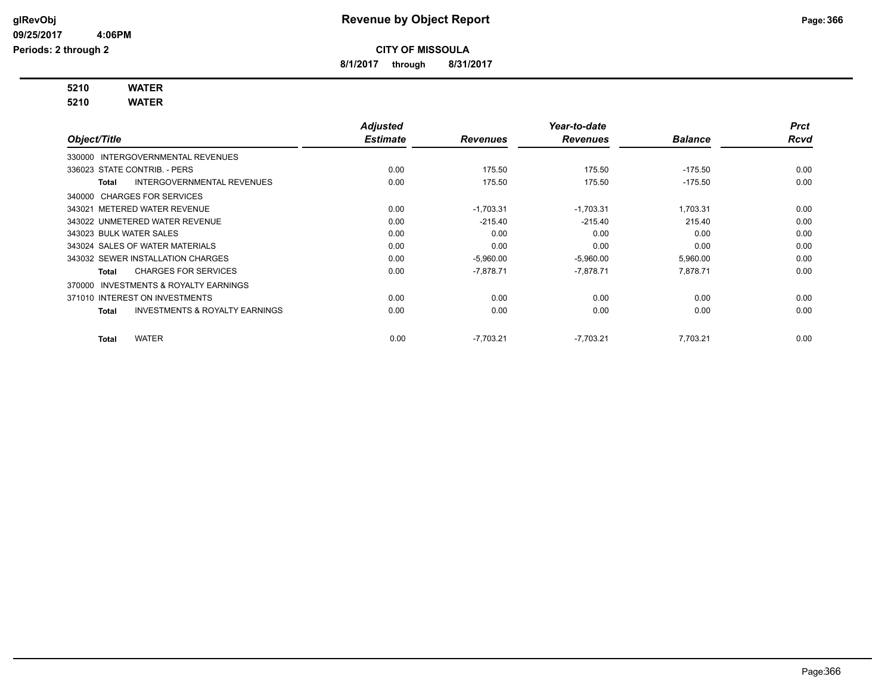# Revenue by Object Report

**CITY OF MISSOULA**

**8/1/2017 through 8/31/2017**

glRevObj
09/25/2017 4:06PM
Periods: 2 through 2

**5210 WATER**
**5210 WATER**

| Object/Title | Adjusted Estimate | Revenues | Year-to-date Revenues | Balance | Prct Rcvd |
|---|---|---|---|---|---|
| 330000 INTERGOVERNMENTAL REVENUES | | | | | |
| 336023 STATE CONTRIB. - PERS | 0.00 | 175.50 | 175.50 | -175.50 | 0.00 |
| **Total** INTERGOVERNMENTAL REVENUES | 0.00 | 175.50 | 175.50 | -175.50 | 0.00 |
| 340000 CHARGES FOR SERVICES | | | | | |
| 343021 METERED WATER REVENUE | 0.00 | -1,703.31 | -1,703.31 | 1,703.31 | 0.00 |
| 343022 UNMETERED WATER REVENUE | 0.00 | -215.40 | -215.40 | 215.40 | 0.00 |
| 343023 BULK WATER SALES | 0.00 | 0.00 | 0.00 | 0.00 | 0.00 |
| 343024 SALES OF WATER MATERIALS | 0.00 | 0.00 | 0.00 | 0.00 | 0.00 |
| 343032 SEWER INSTALLATION CHARGES | 0.00 | -5,960.00 | -5,960.00 | 5,960.00 | 0.00 |
| **Total** CHARGES FOR SERVICES | 0.00 | -7,878.71 | -7,878.71 | 7,878.71 | 0.00 |
| 370000 INVESTMENTS & ROYALTY EARNINGS | | | | | |
| 371010 INTEREST ON INVESTMENTS | 0.00 | 0.00 | 0.00 | 0.00 | 0.00 |
| **Total** INVESTMENTS & ROYALTY EARNINGS | 0.00 | 0.00 | 0.00 | 0.00 | 0.00 |
| **Total** WATER | 0.00 | -7,703.21 | -7,703.21 | 7,703.21 | 0.00 |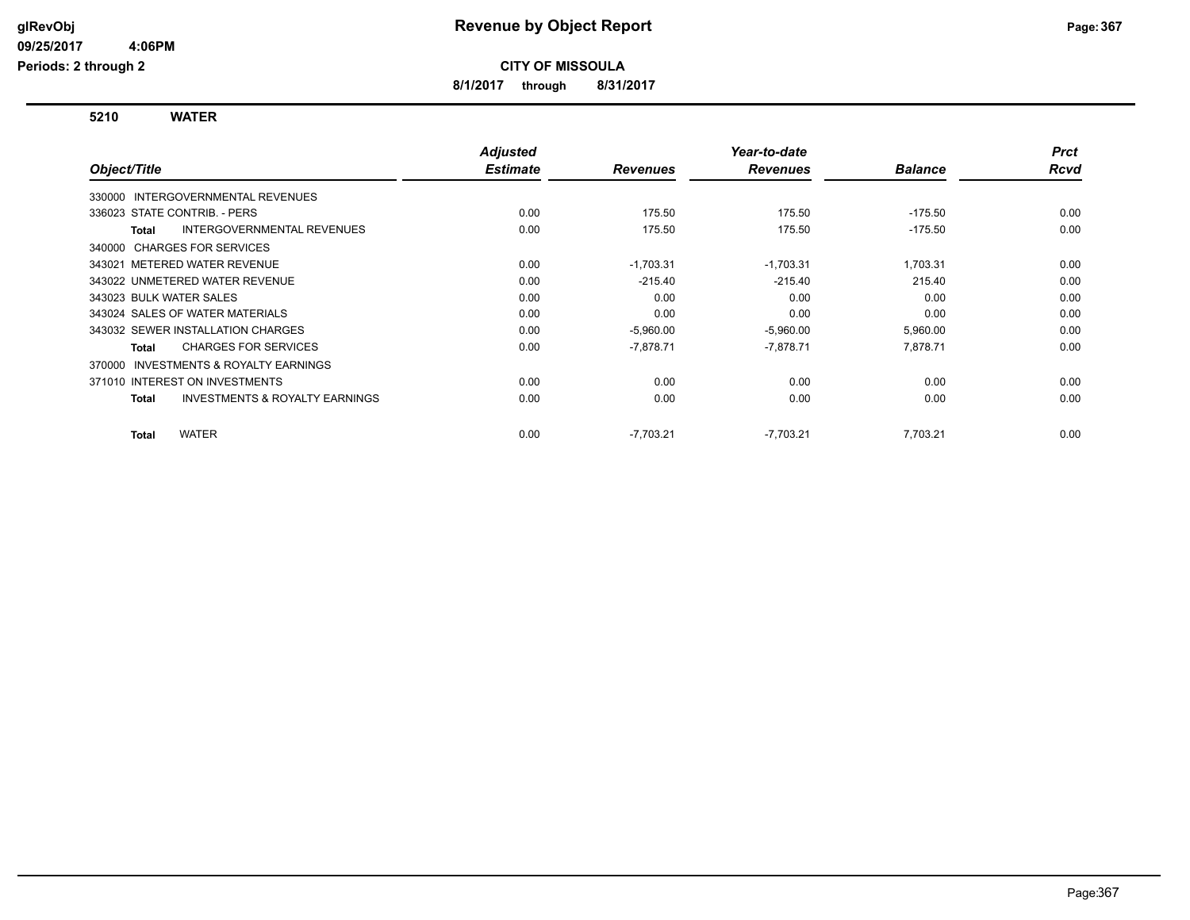**glRevObj**
**09/25/2017 4:06PM**
**Periods: 2 through 2**

# Revenue by Object Report

**CITY OF MISSOULA**

**8/1/2017 through 8/31/2017**

## 5210 WATER

| Object/Title | Adjusted Estimate | Revenues | Year-to-date Revenues | Balance | Prct Rcvd |
|---|---|---|---|---|---|
| 330000 INTERGOVERNMENTAL REVENUES | | | | | |
| 336023 STATE CONTRIB. - PERS | 0.00 | 175.50 | 175.50 | -175.50 | 0.00 |
| **Total** INTERGOVERNMENTAL REVENUES | 0.00 | 175.50 | 175.50 | -175.50 | 0.00 |
| 340000 CHARGES FOR SERVICES | | | | | |
| 343021 METERED WATER REVENUE | 0.00 | -1,703.31 | -1,703.31 | 1,703.31 | 0.00 |
| 343022 UNMETERED WATER REVENUE | 0.00 | -215.40 | -215.40 | 215.40 | 0.00 |
| 343023 BULK WATER SALES | 0.00 | 0.00 | 0.00 | 0.00 | 0.00 |
| 343024 SALES OF WATER MATERIALS | 0.00 | 0.00 | 0.00 | 0.00 | 0.00 |
| 343032 SEWER INSTALLATION CHARGES | 0.00 | -5,960.00 | -5,960.00 | 5,960.00 | 0.00 |
| **Total** CHARGES FOR SERVICES | 0.00 | -7,878.71 | -7,878.71 | 7,878.71 | 0.00 |
| 370000 INVESTMENTS & ROYALTY EARNINGS | | | | | |
| 371010 INTEREST ON INVESTMENTS | 0.00 | 0.00 | 0.00 | 0.00 | 0.00 |
| **Total** INVESTMENTS & ROYALTY EARNINGS | 0.00 | 0.00 | 0.00 | 0.00 | 0.00 |
| **Total** WATER | 0.00 | -7,703.21 | -7,703.21 | 7,703.21 | 0.00 |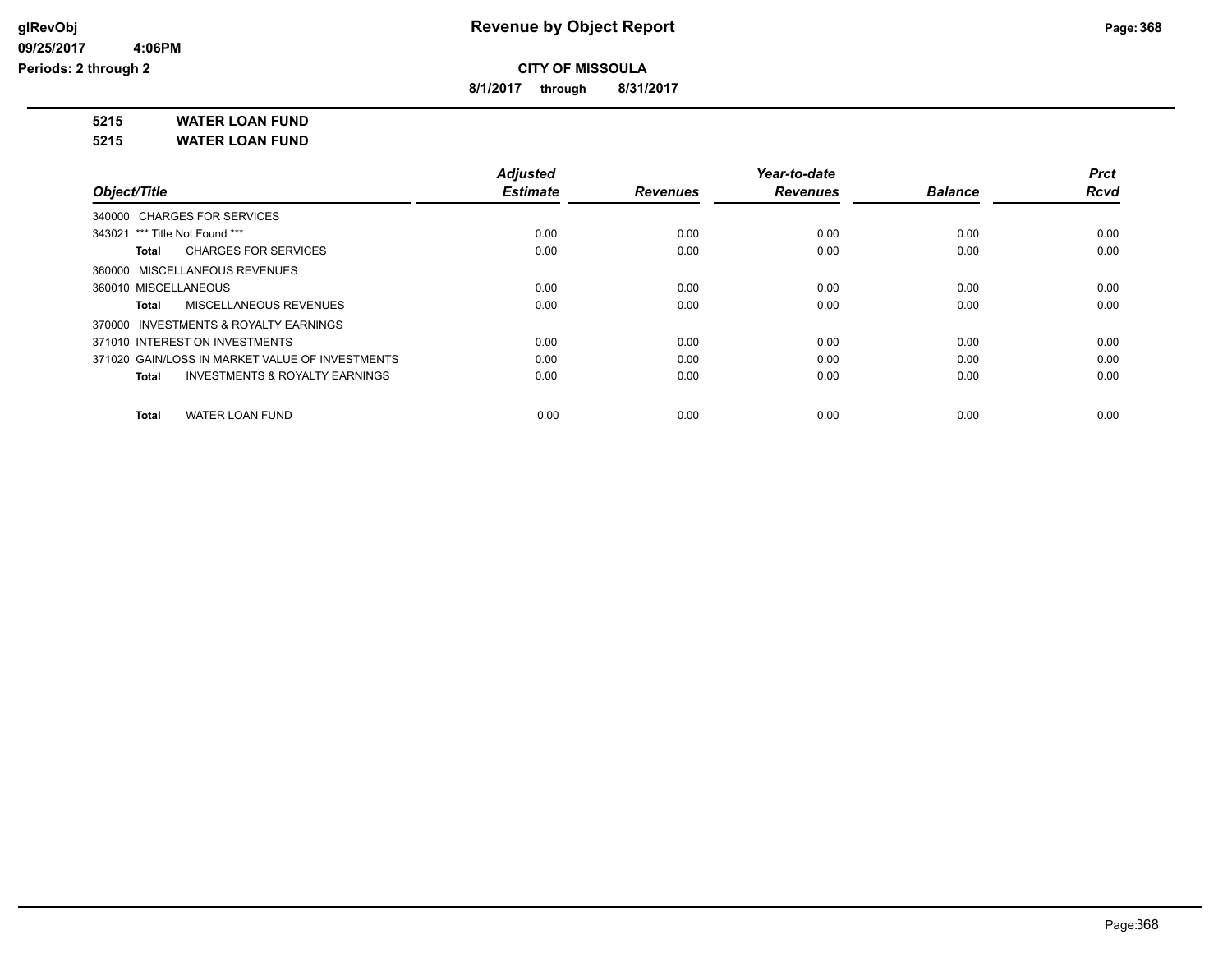**CITY OF MISSOULA**

**8/1/2017 through 8/31/2017**

**5215 WATER LOAN FUND**

**5215 WATER LOAN FUND**

| Object/Title | Adjusted Estimate | Revenues | Year-to-date Revenues | Balance | Prct Rcvd |
|---|---|---|---|---|---|
| 340000 CHARGES FOR SERVICES | | | | | |
| 343021 *** Title Not Found *** | 0.00 | 0.00 | 0.00 | 0.00 | 0.00 |
| **Total** CHARGES FOR SERVICES | 0.00 | 0.00 | 0.00 | 0.00 | 0.00 |
| 360000 MISCELLANEOUS REVENUES | | | | | |
| 360010 MISCELLANEOUS | 0.00 | 0.00 | 0.00 | 0.00 | 0.00 |
| **Total** MISCELLANEOUS REVENUES | 0.00 | 0.00 | 0.00 | 0.00 | 0.00 |
| 370000 INVESTMENTS & ROYALTY EARNINGS | | | | | |
| 371010 INTEREST ON INVESTMENTS | 0.00 | 0.00 | 0.00 | 0.00 | 0.00 |
| 371020 GAIN/LOSS IN MARKET VALUE OF INVESTMENTS | 0.00 | 0.00 | 0.00 | 0.00 | 0.00 |
| **Total** INVESTMENTS & ROYALTY EARNINGS | 0.00 | 0.00 | 0.00 | 0.00 | 0.00 |
| **Total** WATER LOAN FUND | 0.00 | 0.00 | 0.00 | 0.00 | 0.00 |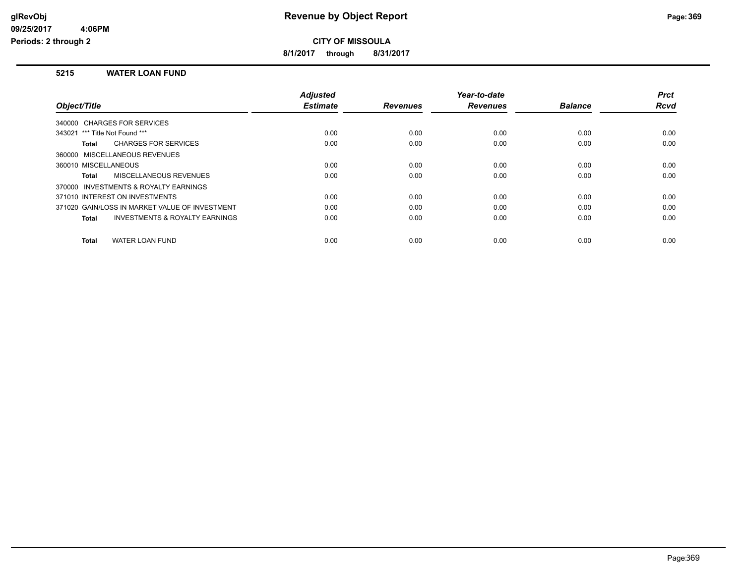**Revenue by Object Report**

**CITY OF MISSOULA**

**8/1/2017 through 8/31/2017**

glRevObj
09/25/2017 4:06PM
Periods: 2 through 2

## 5215 WATER LOAN FUND

| Object/Title | Adjusted Estimate | Revenues | Year-to-date Revenues | Balance | Prct Rcvd |
|---|---|---|---|---|---|
| 340000 CHARGES FOR SERVICES | | | | | |
| 343021 *** Title Not Found *** | 0.00 | 0.00 | 0.00 | 0.00 | 0.00 |
| **Total** CHARGES FOR SERVICES | 0.00 | 0.00 | 0.00 | 0.00 | 0.00 |
| 360000 MISCELLANEOUS REVENUES | | | | | |
| 360010 MISCELLANEOUS | 0.00 | 0.00 | 0.00 | 0.00 | 0.00 |
| **Total** MISCELLANEOUS REVENUES | 0.00 | 0.00 | 0.00 | 0.00 | 0.00 |
| 370000 INVESTMENTS & ROYALTY EARNINGS | | | | | |
| 371010 INTEREST ON INVESTMENTS | 0.00 | 0.00 | 0.00 | 0.00 | 0.00 |
| 371020 GAIN/LOSS IN MARKET VALUE OF INVESTMENT | 0.00 | 0.00 | 0.00 | 0.00 | 0.00 |
| **Total** INVESTMENTS & ROYALTY EARNINGS | 0.00 | 0.00 | 0.00 | 0.00 | 0.00 |
| **Total** WATER LOAN FUND | 0.00 | 0.00 | 0.00 | 0.00 | 0.00 |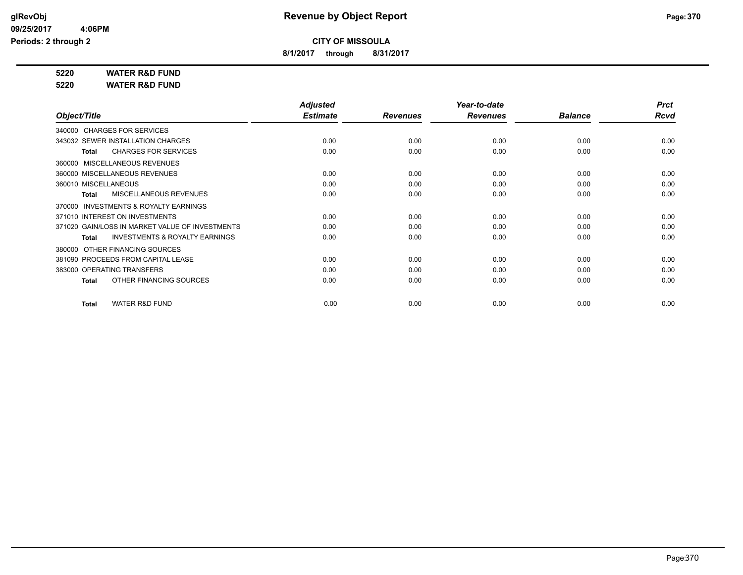# CITY OF MISSOULA

**8/1/2017 through 8/31/2017**

**5220 WATER R&D FUND**

**5220 WATER R&D FUND**

| Object/Title | Adjusted Estimate | Revenues | Year-to-date Revenues | Balance | Prct Rcvd |
|---|---|---|---|---|---|
| 340000 CHARGES FOR SERVICES | | | | | |
| 343032 SEWER INSTALLATION CHARGES | 0.00 | 0.00 | 0.00 | 0.00 | 0.00 |
| **Total** CHARGES FOR SERVICES | 0.00 | 0.00 | 0.00 | 0.00 | 0.00 |
| 360000 MISCELLANEOUS REVENUES | | | | | |
| 360000 MISCELLANEOUS REVENUES | 0.00 | 0.00 | 0.00 | 0.00 | 0.00 |
| 360010 MISCELLANEOUS | 0.00 | 0.00 | 0.00 | 0.00 | 0.00 |
| **Total** MISCELLANEOUS REVENUES | 0.00 | 0.00 | 0.00 | 0.00 | 0.00 |
| 370000 INVESTMENTS & ROYALTY EARNINGS | | | | | |
| 371010 INTEREST ON INVESTMENTS | 0.00 | 0.00 | 0.00 | 0.00 | 0.00 |
| 371020 GAIN/LOSS IN MARKET VALUE OF INVESTMENTS | 0.00 | 0.00 | 0.00 | 0.00 | 0.00 |
| **Total** INVESTMENTS & ROYALTY EARNINGS | 0.00 | 0.00 | 0.00 | 0.00 | 0.00 |
| 380000 OTHER FINANCING SOURCES | | | | | |
| 381090 PROCEEDS FROM CAPITAL LEASE | 0.00 | 0.00 | 0.00 | 0.00 | 0.00 |
| 383000 OPERATING TRANSFERS | 0.00 | 0.00 | 0.00 | 0.00 | 0.00 |
| **Total** OTHER FINANCING SOURCES | 0.00 | 0.00 | 0.00 | 0.00 | 0.00 |
| **Total** WATER R&D FUND | 0.00 | 0.00 | 0.00 | 0.00 | 0.00 |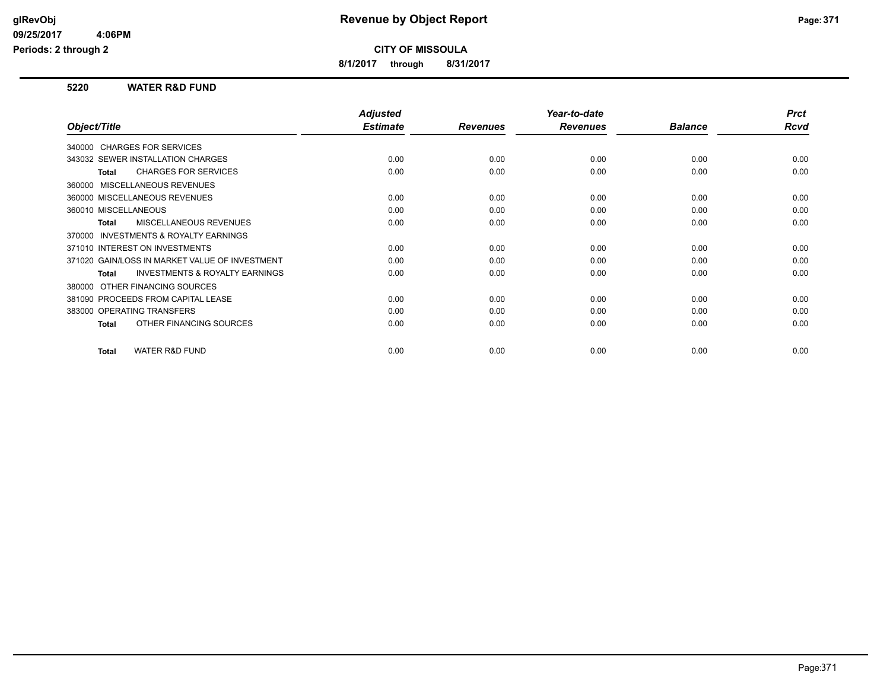# Revenue by Object Report

**CITY OF MISSOULA**

**8/1/2017 through 8/31/2017**

glRevObj
09/25/2017 4:06PM
Periods: 2 through 2

## 5220 WATER R&D FUND

| Object/Title | Adjusted Estimate | Revenues | Year-to-date Revenues | Balance | Prct Rcvd |
|---|---|---|---|---|---|
| 340000 CHARGES FOR SERVICES | | | | | |
| 343032 SEWER INSTALLATION CHARGES | 0.00 | 0.00 | 0.00 | 0.00 | 0.00 |
| **Total** CHARGES FOR SERVICES | 0.00 | 0.00 | 0.00 | 0.00 | 0.00 |
| 360000 MISCELLANEOUS REVENUES | | | | | |
| 360000 MISCELLANEOUS REVENUES | 0.00 | 0.00 | 0.00 | 0.00 | 0.00 |
| 360010 MISCELLANEOUS | 0.00 | 0.00 | 0.00 | 0.00 | 0.00 |
| **Total** MISCELLANEOUS REVENUES | 0.00 | 0.00 | 0.00 | 0.00 | 0.00 |
| 370000 INVESTMENTS & ROYALTY EARNINGS | | | | | |
| 371010 INTEREST ON INVESTMENTS | 0.00 | 0.00 | 0.00 | 0.00 | 0.00 |
| 371020 GAIN/LOSS IN MARKET VALUE OF INVESTMENT | 0.00 | 0.00 | 0.00 | 0.00 | 0.00 |
| **Total** INVESTMENTS & ROYALTY EARNINGS | 0.00 | 0.00 | 0.00 | 0.00 | 0.00 |
| 380000 OTHER FINANCING SOURCES | | | | | |
| 381090 PROCEEDS FROM CAPITAL LEASE | 0.00 | 0.00 | 0.00 | 0.00 | 0.00 |
| 383000 OPERATING TRANSFERS | 0.00 | 0.00 | 0.00 | 0.00 | 0.00 |
| **Total** OTHER FINANCING SOURCES | 0.00 | 0.00 | 0.00 | 0.00 | 0.00 |
| **Total** WATER R&D FUND | 0.00 | 0.00 | 0.00 | 0.00 | 0.00 |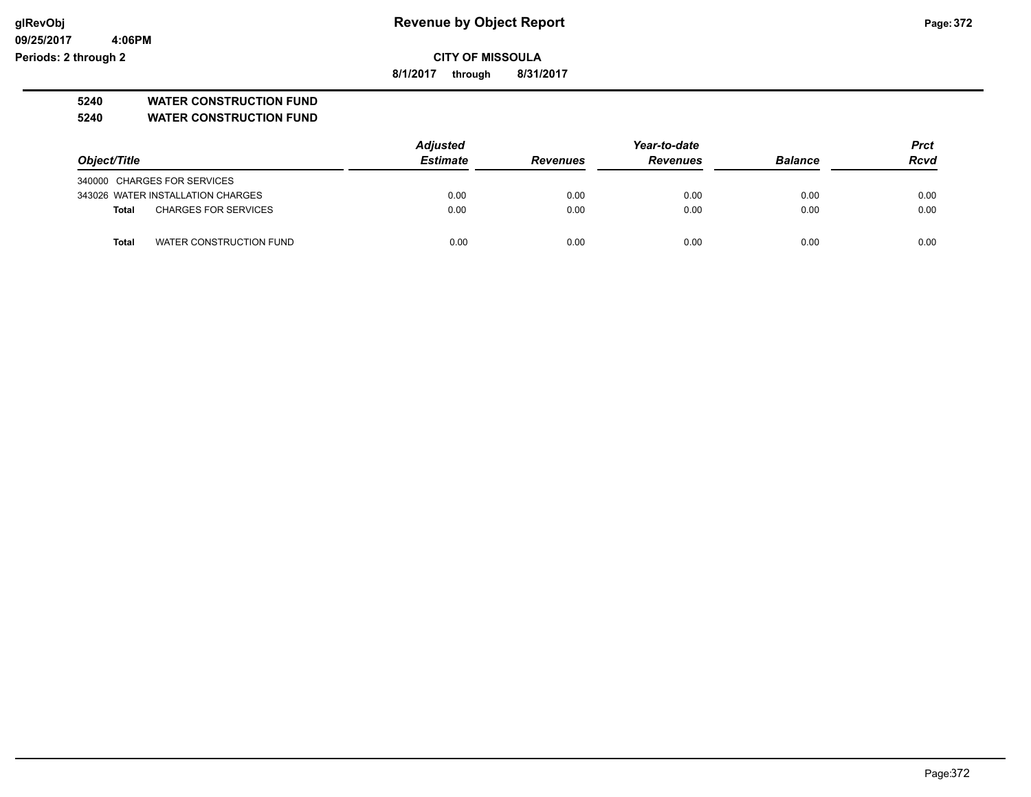**Revenue by Object Report**

**CITY OF MISSOULA**

**8/1/2017 through 8/31/2017**

**5240 WATER CONSTRUCTION FUND**

**5240 WATER CONSTRUCTION FUND**

| Object/Title | Adjusted Estimate | Revenues | Year-to-date Revenues | Balance | Prct Rcvd |
|---|---|---|---|---|---|
| 340000 CHARGES FOR SERVICES | | | | | |
| 343026 WATER INSTALLATION CHARGES | 0.00 | 0.00 | 0.00 | 0.00 | 0.00 |
| **Total** CHARGES FOR SERVICES | 0.00 | 0.00 | 0.00 | 0.00 | 0.00 |
| **Total** WATER CONSTRUCTION FUND | 0.00 | 0.00 | 0.00 | 0.00 | 0.00 |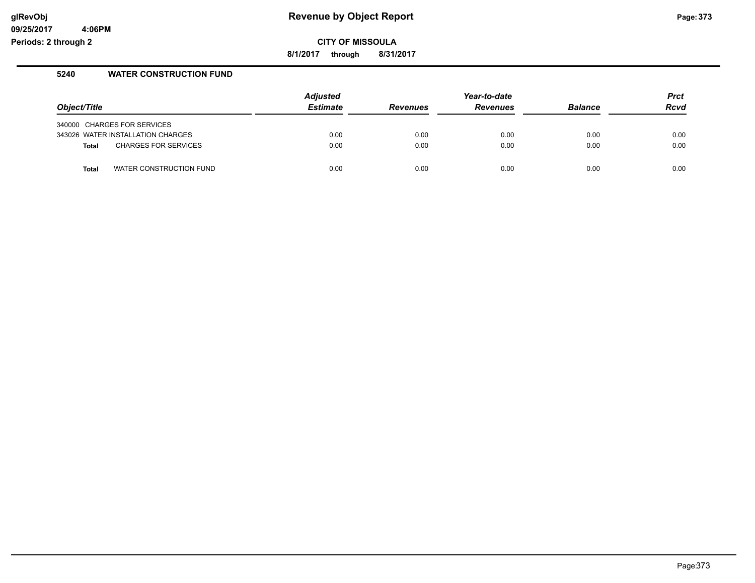# Revenue by Object Report

glRevObj
09/25/2017 4:06PM
Periods: 2 through 2

**CITY OF MISSOULA**

**8/1/2017 through 8/31/2017**

## 5240 WATER CONSTRUCTION FUND

| Object/Title | Adjusted Estimate | Revenues | Year-to-date Revenues | Balance | Prct Rcvd |
|---|---|---|---|---|---|
| 340000 CHARGES FOR SERVICES | | | | | |
| 343026 WATER INSTALLATION CHARGES | 0.00 | 0.00 | 0.00 | 0.00 | 0.00 |
| **Total** CHARGES FOR SERVICES | 0.00 | 0.00 | 0.00 | 0.00 | 0.00 |
| **Total** WATER CONSTRUCTION FUND | 0.00 | 0.00 | 0.00 | 0.00 | 0.00 |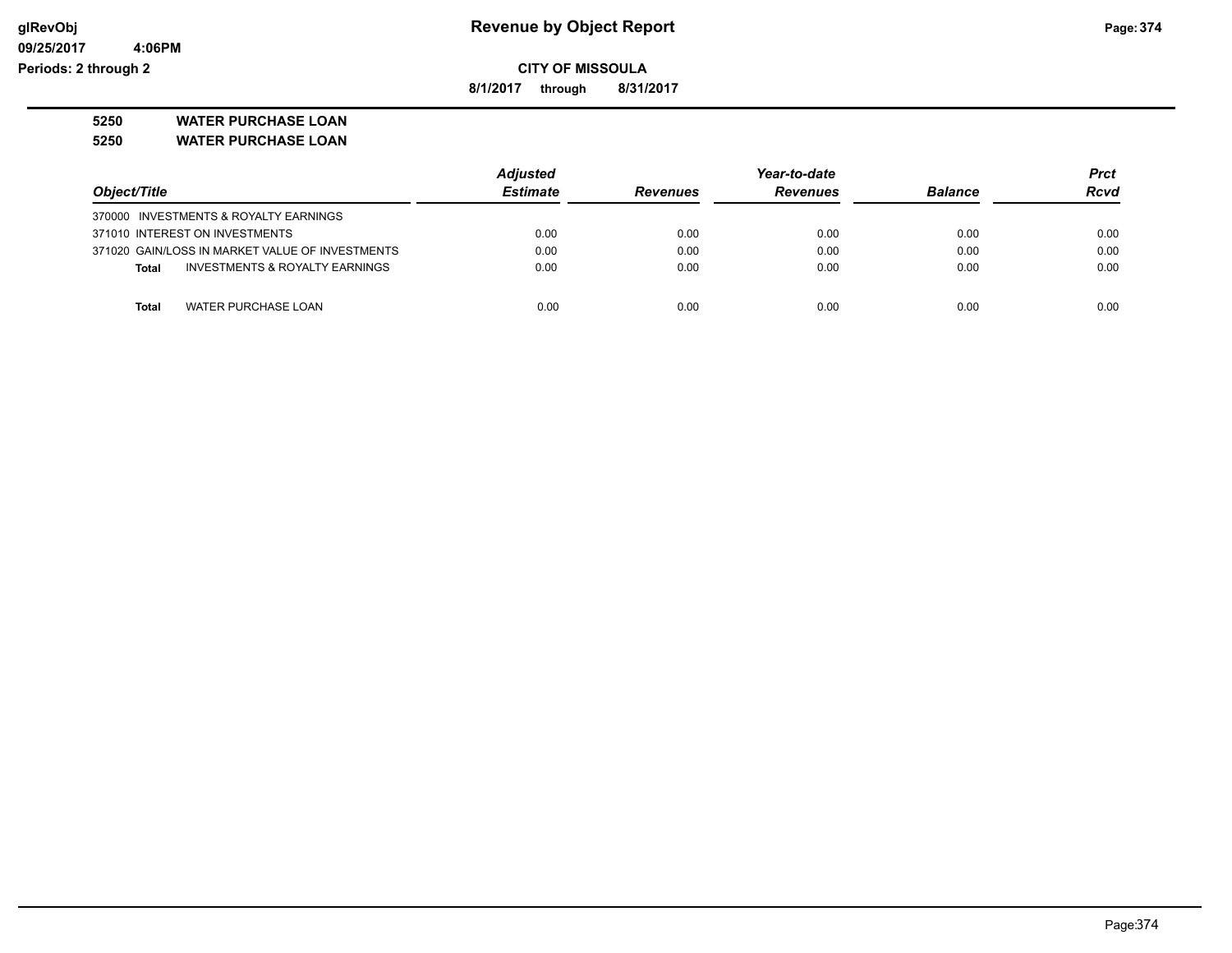**CITY OF MISSOULA**

**8/1/2017 through 8/31/2017**

**5250 WATER PURCHASE LOAN**

**5250 WATER PURCHASE LOAN**

| Object/Title | Adjusted Estimate | Revenues | Year-to-date Revenues | Balance | Prct Rcvd |
|---|---|---|---|---|---|
| 370000 INVESTMENTS & ROYALTY EARNINGS | | | | | |
| 371010 INTEREST ON INVESTMENTS | 0.00 | 0.00 | 0.00 | 0.00 | 0.00 |
| 371020 GAIN/LOSS IN MARKET VALUE OF INVESTMENTS | 0.00 | 0.00 | 0.00 | 0.00 | 0.00 |
| **Total** INVESTMENTS & ROYALTY EARNINGS | 0.00 | 0.00 | 0.00 | 0.00 | 0.00 |
| | | | | | |
| **Total** WATER PURCHASE LOAN | 0.00 | 0.00 | 0.00 | 0.00 | 0.00 |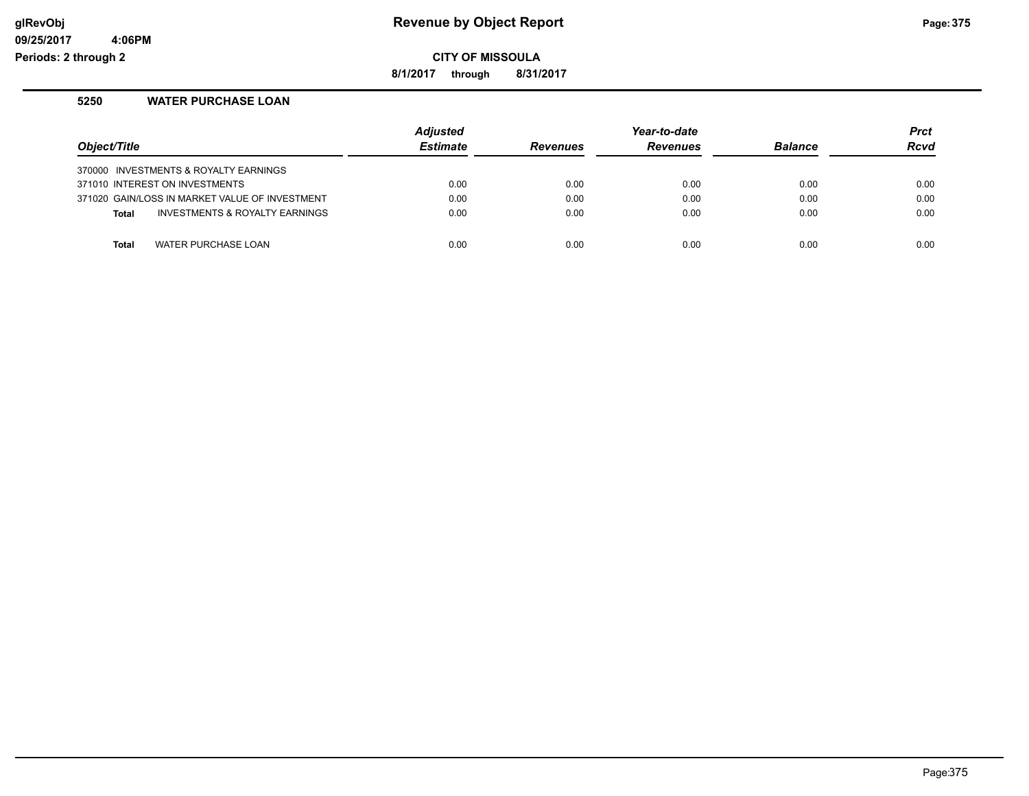**Revenue by Object Report**

**CITY OF MISSOULA**

**8/1/2017 through 8/31/2017**

glRevObj
09/25/2017 4:06PM
Periods: 2 through 2

## 5250 WATER PURCHASE LOAN

| Object/Title | Adjusted Estimate | Revenues | Year-to-date Revenues | Balance | Prct Rcvd |
|---|---|---|---|---|---|
| 370000 INVESTMENTS & ROYALTY EARNINGS | | | | | |
| 371010 INTEREST ON INVESTMENTS | 0.00 | 0.00 | 0.00 | 0.00 | 0.00 |
| 371020 GAIN/LOSS IN MARKET VALUE OF INVESTMENT | 0.00 | 0.00 | 0.00 | 0.00 | 0.00 |
| **Total** INVESTMENTS & ROYALTY EARNINGS | 0.00 | 0.00 | 0.00 | 0.00 | 0.00 |
| **Total** WATER PURCHASE LOAN | 0.00 | 0.00 | 0.00 | 0.00 | 0.00 |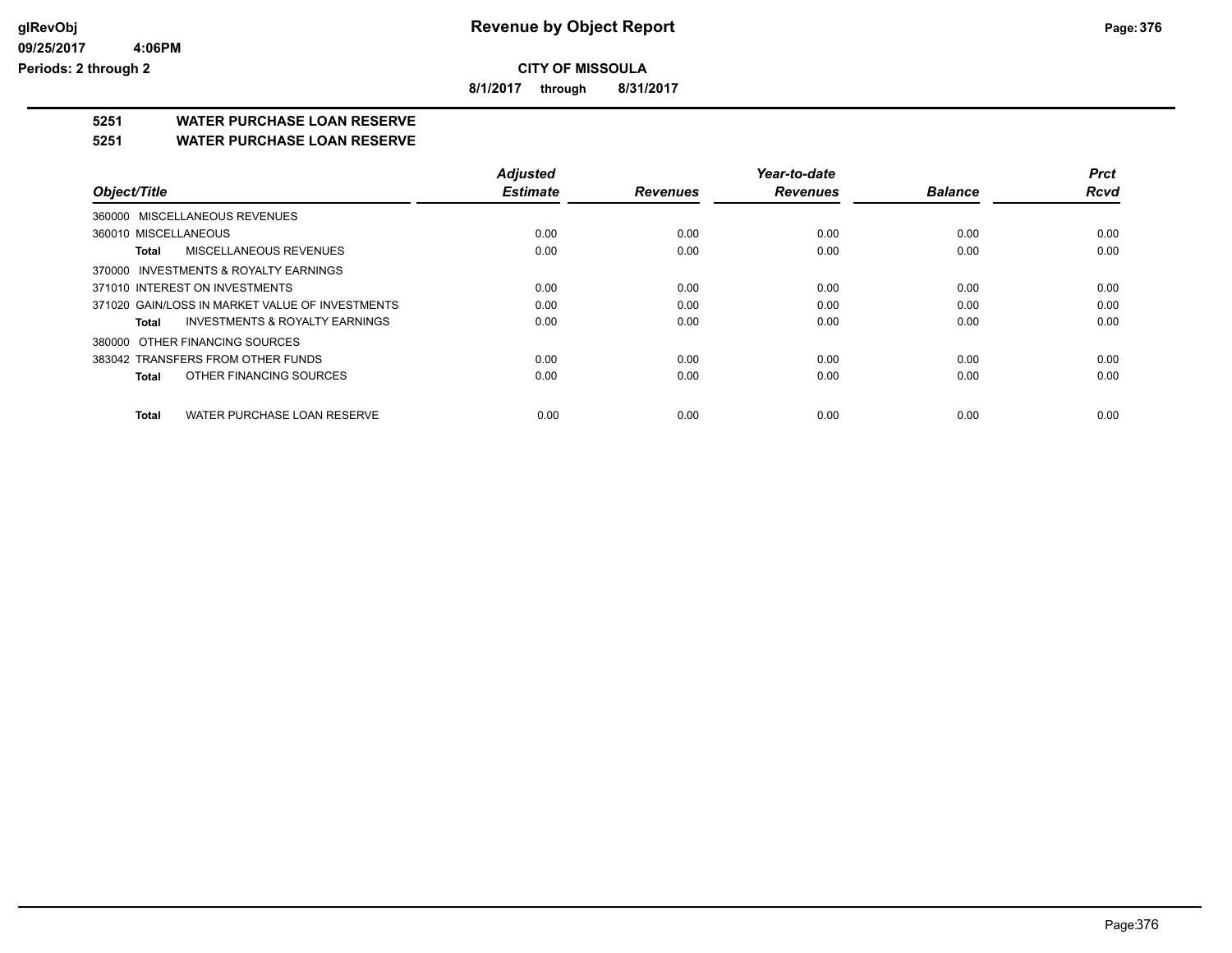**Revenue by Object Report**

**CITY OF MISSOULA**

**8/1/2017 through 8/31/2017**

glRevObj
09/25/2017 4:06PM
Periods: 2 through 2

## 5251 WATER PURCHASE LOAN RESERVE
## 5251 WATER PURCHASE LOAN RESERVE

| Object/Title | Adjusted Estimate | Revenues | Year-to-date Revenues | Balance | Prct Rcvd |
|---|---|---|---|---|---|
| 360000 MISCELLANEOUS REVENUES | | | | | |
| 360010 MISCELLANEOUS | 0.00 | 0.00 | 0.00 | 0.00 | 0.00 |
| **Total** MISCELLANEOUS REVENUES | 0.00 | 0.00 | 0.00 | 0.00 | 0.00 |
| 370000 INVESTMENTS & ROYALTY EARNINGS | | | | | |
| 371010 INTEREST ON INVESTMENTS | 0.00 | 0.00 | 0.00 | 0.00 | 0.00 |
| 371020 GAIN/LOSS IN MARKET VALUE OF INVESTMENTS | 0.00 | 0.00 | 0.00 | 0.00 | 0.00 |
| **Total** INVESTMENTS & ROYALTY EARNINGS | 0.00 | 0.00 | 0.00 | 0.00 | 0.00 |
| 380000 OTHER FINANCING SOURCES | | | | | |
| 383042 TRANSFERS FROM OTHER FUNDS | 0.00 | 0.00 | 0.00 | 0.00 | 0.00 |
| **Total** OTHER FINANCING SOURCES | 0.00 | 0.00 | 0.00 | 0.00 | 0.00 |
| **Total** WATER PURCHASE LOAN RESERVE | 0.00 | 0.00 | 0.00 | 0.00 | 0.00 |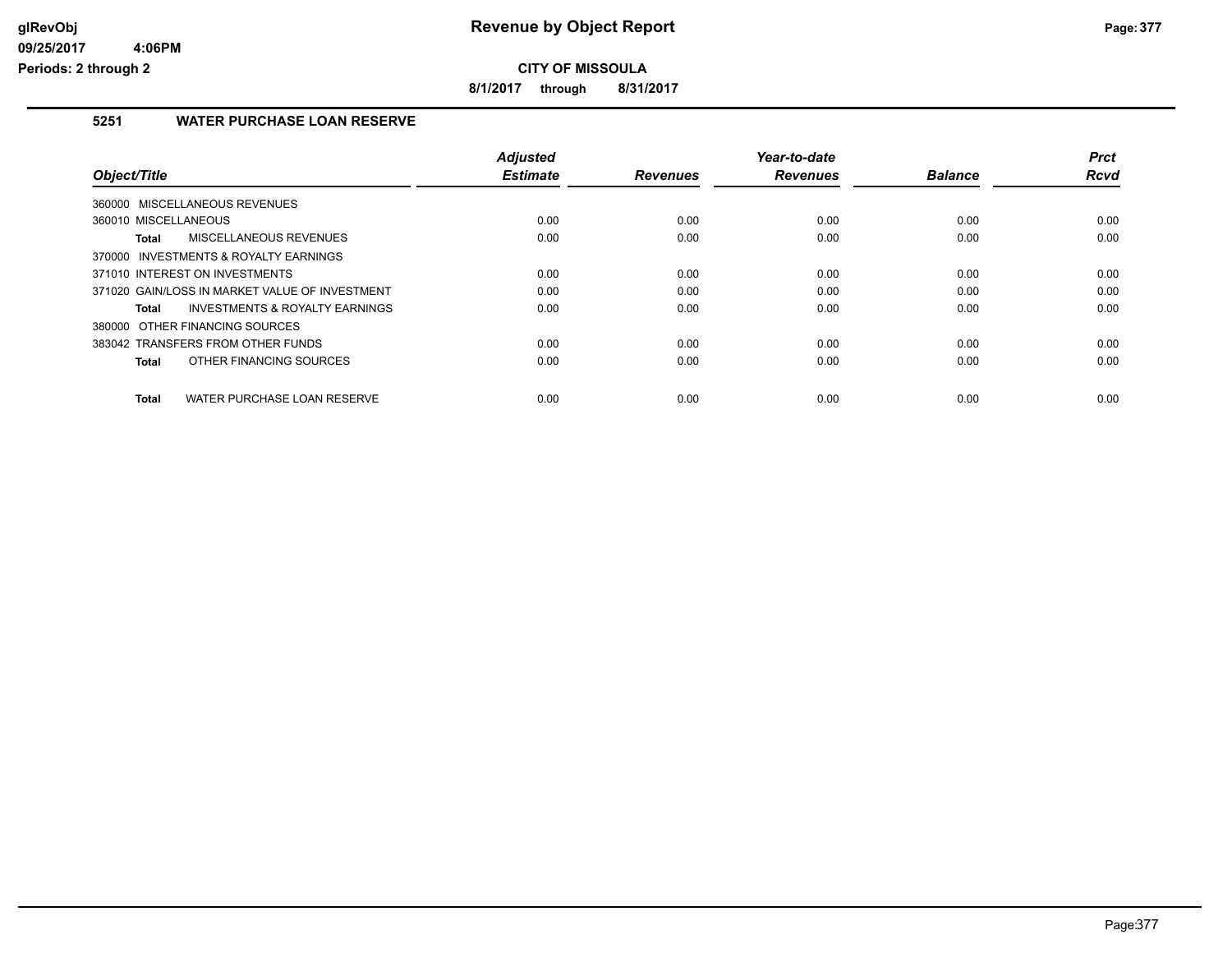**CITY OF MISSOULA**

**8/1/2017 through 8/31/2017**

## 5251 WATER PURCHASE LOAN RESERVE

| Object/Title | Adjusted Estimate | Revenues | Year-to-date Revenues | Balance | Prct Rcvd |
|---|---|---|---|---|---|
| 360000 MISCELLANEOUS REVENUES | | | | | |
| 360010 MISCELLANEOUS | 0.00 | 0.00 | 0.00 | 0.00 | 0.00 |
| **Total** MISCELLANEOUS REVENUES | 0.00 | 0.00 | 0.00 | 0.00 | 0.00 |
| 370000 INVESTMENTS & ROYALTY EARNINGS | | | | | |
| 371010 INTEREST ON INVESTMENTS | 0.00 | 0.00 | 0.00 | 0.00 | 0.00 |
| 371020 GAIN/LOSS IN MARKET VALUE OF INVESTMENT | 0.00 | 0.00 | 0.00 | 0.00 | 0.00 |
| **Total** INVESTMENTS & ROYALTY EARNINGS | 0.00 | 0.00 | 0.00 | 0.00 | 0.00 |
| 380000 OTHER FINANCING SOURCES | | | | | |
| 383042 TRANSFERS FROM OTHER FUNDS | 0.00 | 0.00 | 0.00 | 0.00 | 0.00 |
| **Total** OTHER FINANCING SOURCES | 0.00 | 0.00 | 0.00 | 0.00 | 0.00 |
| **Total** WATER PURCHASE LOAN RESERVE | 0.00 | 0.00 | 0.00 | 0.00 | 0.00 |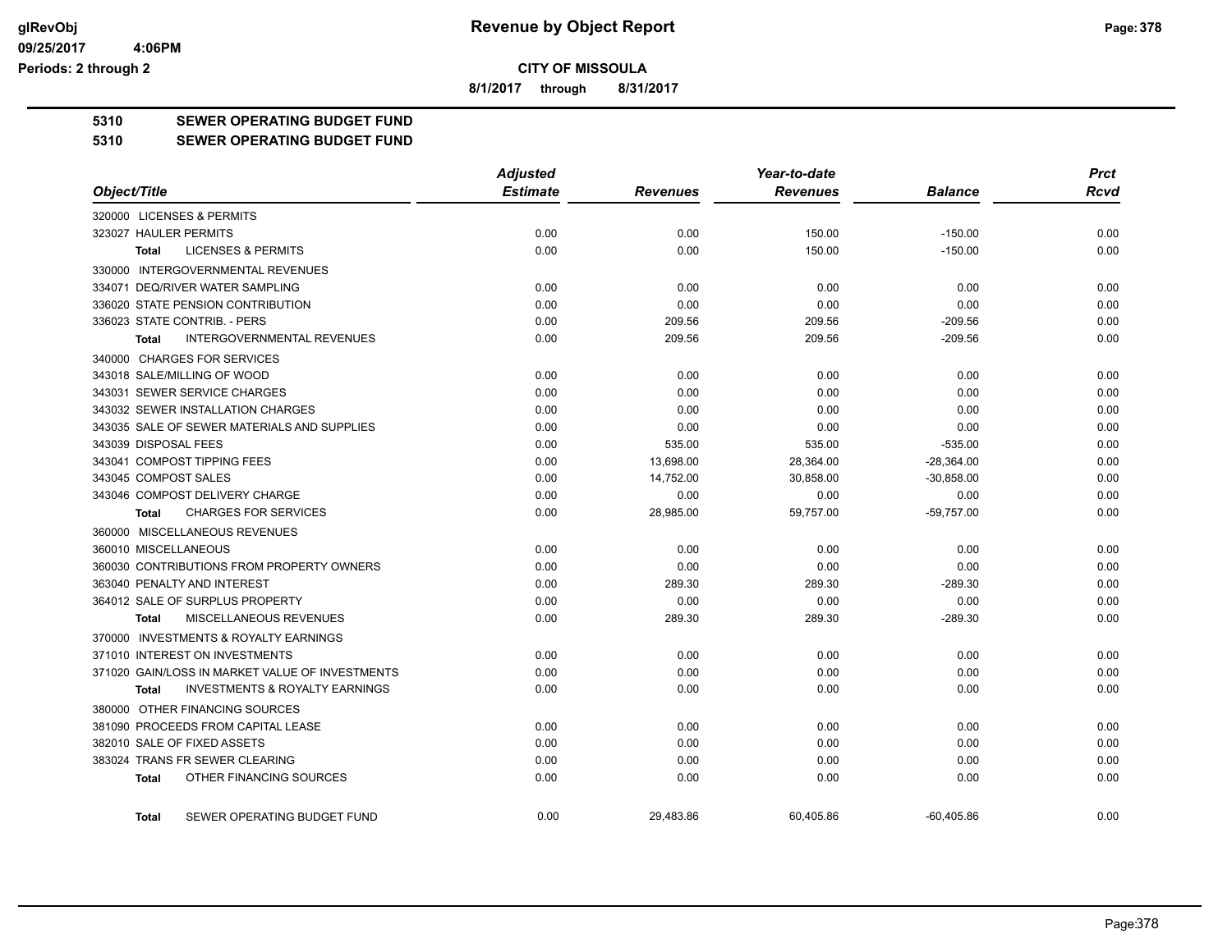**CITY OF MISSOULA**

**8/1/2017 through 8/31/2017**

# Revenue by Object Report

glRevObj
09/25/2017 4:06PM
Periods: 2 through 2

**5310 SEWER OPERATING BUDGET FUND**

**5310 SEWER OPERATING BUDGET FUND**

| Object/Title | Adjusted Estimate | Revenues | Year-to-date Revenues | Balance | Prct Rcvd |
|---|---|---|---|---|---|
| 320000 LICENSES & PERMITS | | | | | |
| 323027 HAULER PERMITS | 0.00 | 0.00 | 150.00 | -150.00 | 0.00 |
| **Total** LICENSES & PERMITS | 0.00 | 0.00 | 150.00 | -150.00 | 0.00 |
| 330000 INTERGOVERNMENTAL REVENUES | | | | | |
| 334071 DEQ/RIVER WATER SAMPLING | 0.00 | 0.00 | 0.00 | 0.00 | 0.00 |
| 336020 STATE PENSION CONTRIBUTION | 0.00 | 0.00 | 0.00 | 0.00 | 0.00 |
| 336023 STATE CONTRIB. - PERS | 0.00 | 209.56 | 209.56 | -209.56 | 0.00 |
| **Total** INTERGOVERNMENTAL REVENUES | 0.00 | 209.56 | 209.56 | -209.56 | 0.00 |
| 340000 CHARGES FOR SERVICES | | | | | |
| 343018 SALE/MILLING OF WOOD | 0.00 | 0.00 | 0.00 | 0.00 | 0.00 |
| 343031 SEWER SERVICE CHARGES | 0.00 | 0.00 | 0.00 | 0.00 | 0.00 |
| 343032 SEWER INSTALLATION CHARGES | 0.00 | 0.00 | 0.00 | 0.00 | 0.00 |
| 343035 SALE OF SEWER MATERIALS AND SUPPLIES | 0.00 | 0.00 | 0.00 | 0.00 | 0.00 |
| 343039 DISPOSAL FEES | 0.00 | 535.00 | 535.00 | -535.00 | 0.00 |
| 343041 COMPOST TIPPING FEES | 0.00 | 13,698.00 | 28,364.00 | -28,364.00 | 0.00 |
| 343045 COMPOST SALES | 0.00 | 14,752.00 | 30,858.00 | -30,858.00 | 0.00 |
| 343046 COMPOST DELIVERY CHARGE | 0.00 | 0.00 | 0.00 | 0.00 | 0.00 |
| **Total** CHARGES FOR SERVICES | 0.00 | 28,985.00 | 59,757.00 | -59,757.00 | 0.00 |
| 360000 MISCELLANEOUS REVENUES | | | | | |
| 360010 MISCELLANEOUS | 0.00 | 0.00 | 0.00 | 0.00 | 0.00 |
| 360030 CONTRIBUTIONS FROM PROPERTY OWNERS | 0.00 | 0.00 | 0.00 | 0.00 | 0.00 |
| 363040 PENALTY AND INTEREST | 0.00 | 289.30 | 289.30 | -289.30 | 0.00 |
| 364012 SALE OF SURPLUS PROPERTY | 0.00 | 0.00 | 0.00 | 0.00 | 0.00 |
| **Total** MISCELLANEOUS REVENUES | 0.00 | 289.30 | 289.30 | -289.30 | 0.00 |
| 370000 INVESTMENTS & ROYALTY EARNINGS | | | | | |
| 371010 INTEREST ON INVESTMENTS | 0.00 | 0.00 | 0.00 | 0.00 | 0.00 |
| 371020 GAIN/LOSS IN MARKET VALUE OF INVESTMENTS | 0.00 | 0.00 | 0.00 | 0.00 | 0.00 |
| **Total** INVESTMENTS & ROYALTY EARNINGS | 0.00 | 0.00 | 0.00 | 0.00 | 0.00 |
| 380000 OTHER FINANCING SOURCES | | | | | |
| 381090 PROCEEDS FROM CAPITAL LEASE | 0.00 | 0.00 | 0.00 | 0.00 | 0.00 |
| 382010 SALE OF FIXED ASSETS | 0.00 | 0.00 | 0.00 | 0.00 | 0.00 |
| 383024 TRANS FR SEWER CLEARING | 0.00 | 0.00 | 0.00 | 0.00 | 0.00 |
| **Total** OTHER FINANCING SOURCES | 0.00 | 0.00 | 0.00 | 0.00 | 0.00 |
| **Total** SEWER OPERATING BUDGET FUND | 0.00 | 29,483.86 | 60,405.86 | -60,405.86 | 0.00 |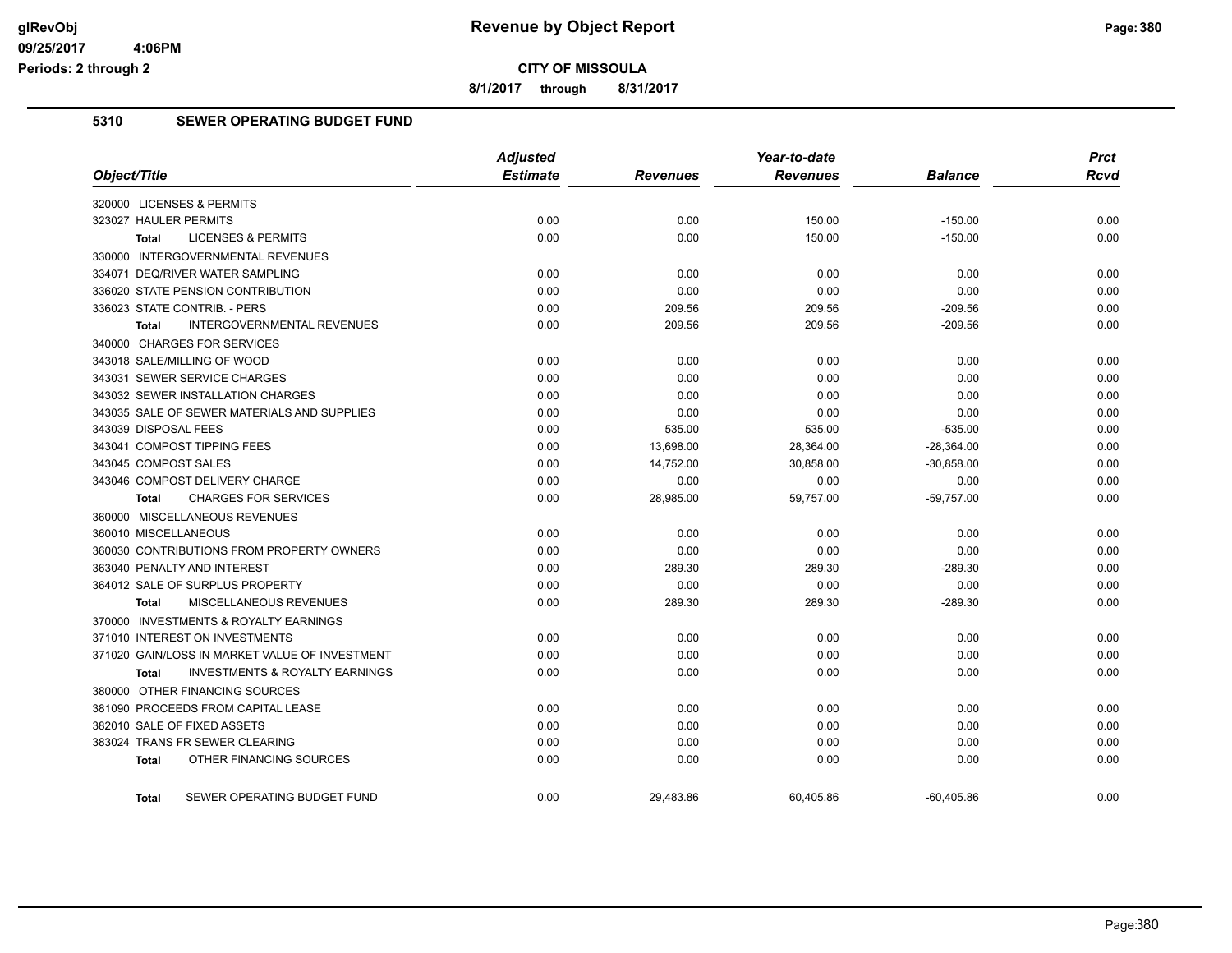**CITY OF MISSOULA**

**8/1/2017 through 8/31/2017**

glRevObj
09/25/2017 4:06PM
Periods: 2 through 2

# Revenue by Object Report

## 5310 SEWER OPERATING BUDGET FUND

| Object/Title | Adjusted Estimate | Revenues | Year-to-date Revenues | Balance | Prct Rcvd |
|---|---|---|---|---|---|
| 320000 LICENSES & PERMITS | | | | | |
| 323027 HAULER PERMITS | 0.00 | 0.00 | 150.00 | -150.00 | 0.00 |
| **Total** LICENSES & PERMITS | 0.00 | 0.00 | 150.00 | -150.00 | 0.00 |
| 330000 INTERGOVERNMENTAL REVENUES | | | | | |
| 334071 DEQ/RIVER WATER SAMPLING | 0.00 | 0.00 | 0.00 | 0.00 | 0.00 |
| 336020 STATE PENSION CONTRIBUTION | 0.00 | 0.00 | 0.00 | 0.00 | 0.00 |
| 336023 STATE CONTRIB. - PERS | 0.00 | 209.56 | 209.56 | -209.56 | 0.00 |
| **Total** INTERGOVERNMENTAL REVENUES | 0.00 | 209.56 | 209.56 | -209.56 | 0.00 |
| 340000 CHARGES FOR SERVICES | | | | | |
| 343018 SALE/MILLING OF WOOD | 0.00 | 0.00 | 0.00 | 0.00 | 0.00 |
| 343031 SEWER SERVICE CHARGES | 0.00 | 0.00 | 0.00 | 0.00 | 0.00 |
| 343032 SEWER INSTALLATION CHARGES | 0.00 | 0.00 | 0.00 | 0.00 | 0.00 |
| 343035 SALE OF SEWER MATERIALS AND SUPPLIES | 0.00 | 0.00 | 0.00 | 0.00 | 0.00 |
| 343039 DISPOSAL FEES | 0.00 | 535.00 | 535.00 | -535.00 | 0.00 |
| 343041 COMPOST TIPPING FEES | 0.00 | 13,698.00 | 28,364.00 | -28,364.00 | 0.00 |
| 343045 COMPOST SALES | 0.00 | 14,752.00 | 30,858.00 | -30,858.00 | 0.00 |
| 343046 COMPOST DELIVERY CHARGE | 0.00 | 0.00 | 0.00 | 0.00 | 0.00 |
| **Total** CHARGES FOR SERVICES | 0.00 | 28,985.00 | 59,757.00 | -59,757.00 | 0.00 |
| 360000 MISCELLANEOUS REVENUES | | | | | |
| 360010 MISCELLANEOUS | 0.00 | 0.00 | 0.00 | 0.00 | 0.00 |
| 360030 CONTRIBUTIONS FROM PROPERTY OWNERS | 0.00 | 0.00 | 0.00 | 0.00 | 0.00 |
| 363040 PENALTY AND INTEREST | 0.00 | 289.30 | 289.30 | -289.30 | 0.00 |
| 364012 SALE OF SURPLUS PROPERTY | 0.00 | 0.00 | 0.00 | 0.00 | 0.00 |
| **Total** MISCELLANEOUS REVENUES | 0.00 | 289.30 | 289.30 | -289.30 | 0.00 |
| 370000 INVESTMENTS & ROYALTY EARNINGS | | | | | |
| 371010 INTEREST ON INVESTMENTS | 0.00 | 0.00 | 0.00 | 0.00 | 0.00 |
| 371020 GAIN/LOSS IN MARKET VALUE OF INVESTMENT | 0.00 | 0.00 | 0.00 | 0.00 | 0.00 |
| **Total** INVESTMENTS & ROYALTY EARNINGS | 0.00 | 0.00 | 0.00 | 0.00 | 0.00 |
| 380000 OTHER FINANCING SOURCES | | | | | |
| 381090 PROCEEDS FROM CAPITAL LEASE | 0.00 | 0.00 | 0.00 | 0.00 | 0.00 |
| 382010 SALE OF FIXED ASSETS | 0.00 | 0.00 | 0.00 | 0.00 | 0.00 |
| 383024 TRANS FR SEWER CLEARING | 0.00 | 0.00 | 0.00 | 0.00 | 0.00 |
| **Total** OTHER FINANCING SOURCES | 0.00 | 0.00 | 0.00 | 0.00 | 0.00 |
| **Total** SEWER OPERATING BUDGET FUND | 0.00 | 29,483.86 | 60,405.86 | -60,405.86 | 0.00 |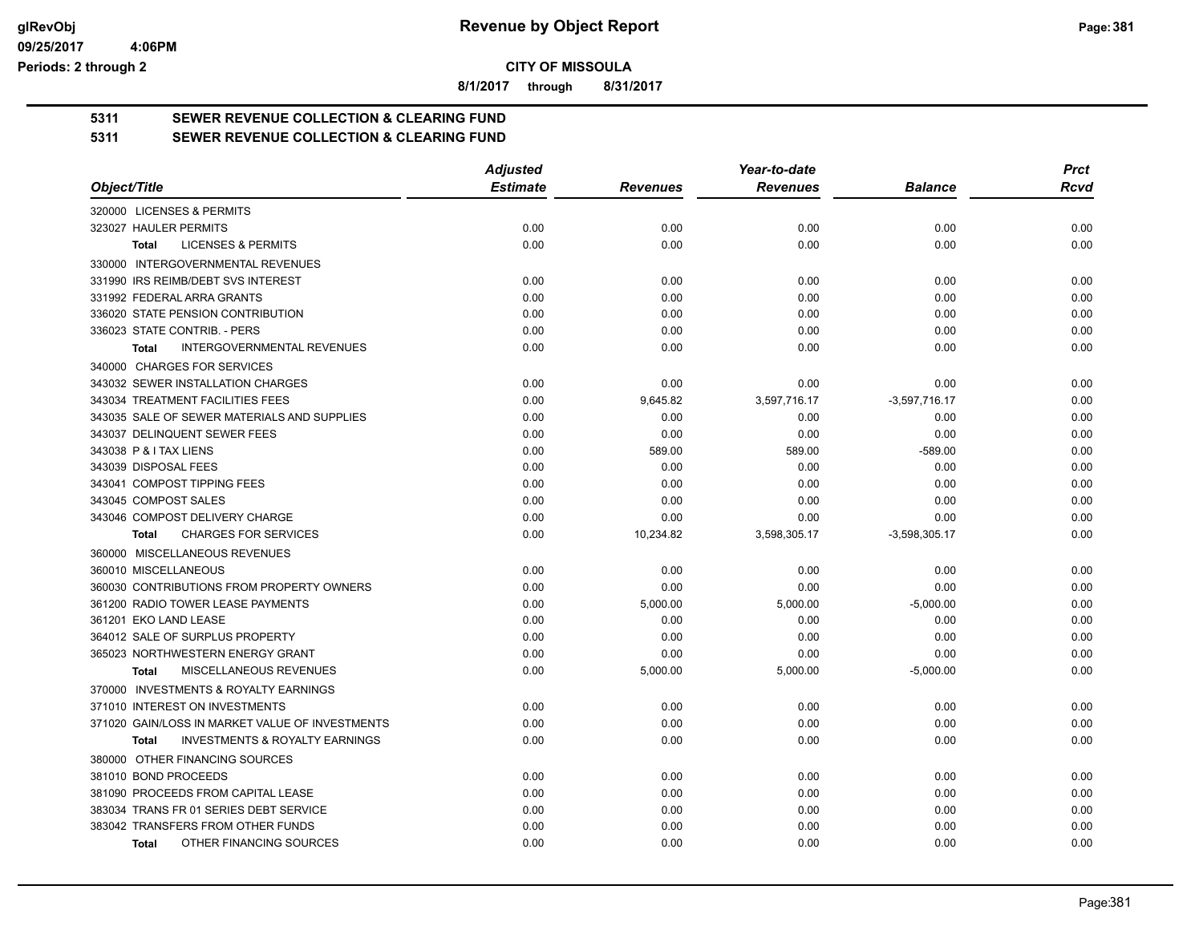# CITY OF MISSOULA

**8/1/2017 through 8/31/2017**

## 5311 SEWER REVENUE COLLECTION & CLEARING FUND

## 5311 SEWER REVENUE COLLECTION & CLEARING FUND

| Object/Title | Adjusted Estimate | Revenues | Year-to-date Revenues | Balance | Prct Rcvd |
|---|---|---|---|---|---|
| 320000 LICENSES & PERMITS | | | | | |
| 323027 HAULER PERMITS | 0.00 | 0.00 | 0.00 | 0.00 | 0.00 |
| **Total** LICENSES & PERMITS | 0.00 | 0.00 | 0.00 | 0.00 | 0.00 |
| 330000 INTERGOVERNMENTAL REVENUES | | | | | |
| 331990 IRS REIMB/DEBT SVS INTEREST | 0.00 | 0.00 | 0.00 | 0.00 | 0.00 |
| 331992 FEDERAL ARRA GRANTS | 0.00 | 0.00 | 0.00 | 0.00 | 0.00 |
| 336020 STATE PENSION CONTRIBUTION | 0.00 | 0.00 | 0.00 | 0.00 | 0.00 |
| 336023 STATE CONTRIB. - PERS | 0.00 | 0.00 | 0.00 | 0.00 | 0.00 |
| **Total** INTERGOVERNMENTAL REVENUES | 0.00 | 0.00 | 0.00 | 0.00 | 0.00 |
| 340000 CHARGES FOR SERVICES | | | | | |
| 343032 SEWER INSTALLATION CHARGES | 0.00 | 0.00 | 0.00 | 0.00 | 0.00 |
| 343034 TREATMENT FACILITIES FEES | 0.00 | 9,645.82 | 3,597,716.17 | -3,597,716.17 | 0.00 |
| 343035 SALE OF SEWER MATERIALS AND SUPPLIES | 0.00 | 0.00 | 0.00 | 0.00 | 0.00 |
| 343037 DELINQUENT SEWER FEES | 0.00 | 0.00 | 0.00 | 0.00 | 0.00 |
| 343038 P & I TAX LIENS | 0.00 | 589.00 | 589.00 | -589.00 | 0.00 |
| 343039 DISPOSAL FEES | 0.00 | 0.00 | 0.00 | 0.00 | 0.00 |
| 343041 COMPOST TIPPING FEES | 0.00 | 0.00 | 0.00 | 0.00 | 0.00 |
| 343045 COMPOST SALES | 0.00 | 0.00 | 0.00 | 0.00 | 0.00 |
| 343046 COMPOST DELIVERY CHARGE | 0.00 | 0.00 | 0.00 | 0.00 | 0.00 |
| **Total** CHARGES FOR SERVICES | 0.00 | 10,234.82 | 3,598,305.17 | -3,598,305.17 | 0.00 |
| 360000 MISCELLANEOUS REVENUES | | | | | |
| 360010 MISCELLANEOUS | 0.00 | 0.00 | 0.00 | 0.00 | 0.00 |
| 360030 CONTRIBUTIONS FROM PROPERTY OWNERS | 0.00 | 0.00 | 0.00 | 0.00 | 0.00 |
| 361200 RADIO TOWER LEASE PAYMENTS | 0.00 | 5,000.00 | 5,000.00 | -5,000.00 | 0.00 |
| 361201 EKO LAND LEASE | 0.00 | 0.00 | 0.00 | 0.00 | 0.00 |
| 364012 SALE OF SURPLUS PROPERTY | 0.00 | 0.00 | 0.00 | 0.00 | 0.00 |
| 365023 NORTHWESTERN ENERGY GRANT | 0.00 | 0.00 | 0.00 | 0.00 | 0.00 |
| **Total** MISCELLANEOUS REVENUES | 0.00 | 5,000.00 | 5,000.00 | -5,000.00 | 0.00 |
| 370000 INVESTMENTS & ROYALTY EARNINGS | | | | | |
| 371010 INTEREST ON INVESTMENTS | 0.00 | 0.00 | 0.00 | 0.00 | 0.00 |
| 371020 GAIN/LOSS IN MARKET VALUE OF INVESTMENTS | 0.00 | 0.00 | 0.00 | 0.00 | 0.00 |
| **Total** INVESTMENTS & ROYALTY EARNINGS | 0.00 | 0.00 | 0.00 | 0.00 | 0.00 |
| 380000 OTHER FINANCING SOURCES | | | | | |
| 381010 BOND PROCEEDS | 0.00 | 0.00 | 0.00 | 0.00 | 0.00 |
| 381090 PROCEEDS FROM CAPITAL LEASE | 0.00 | 0.00 | 0.00 | 0.00 | 0.00 |
| 383034 TRANS FR 01 SERIES DEBT SERVICE | 0.00 | 0.00 | 0.00 | 0.00 | 0.00 |
| 383042 TRANSFERS FROM OTHER FUNDS | 0.00 | 0.00 | 0.00 | 0.00 | 0.00 |
| **Total** OTHER FINANCING SOURCES | 0.00 | 0.00 | 0.00 | 0.00 | 0.00 |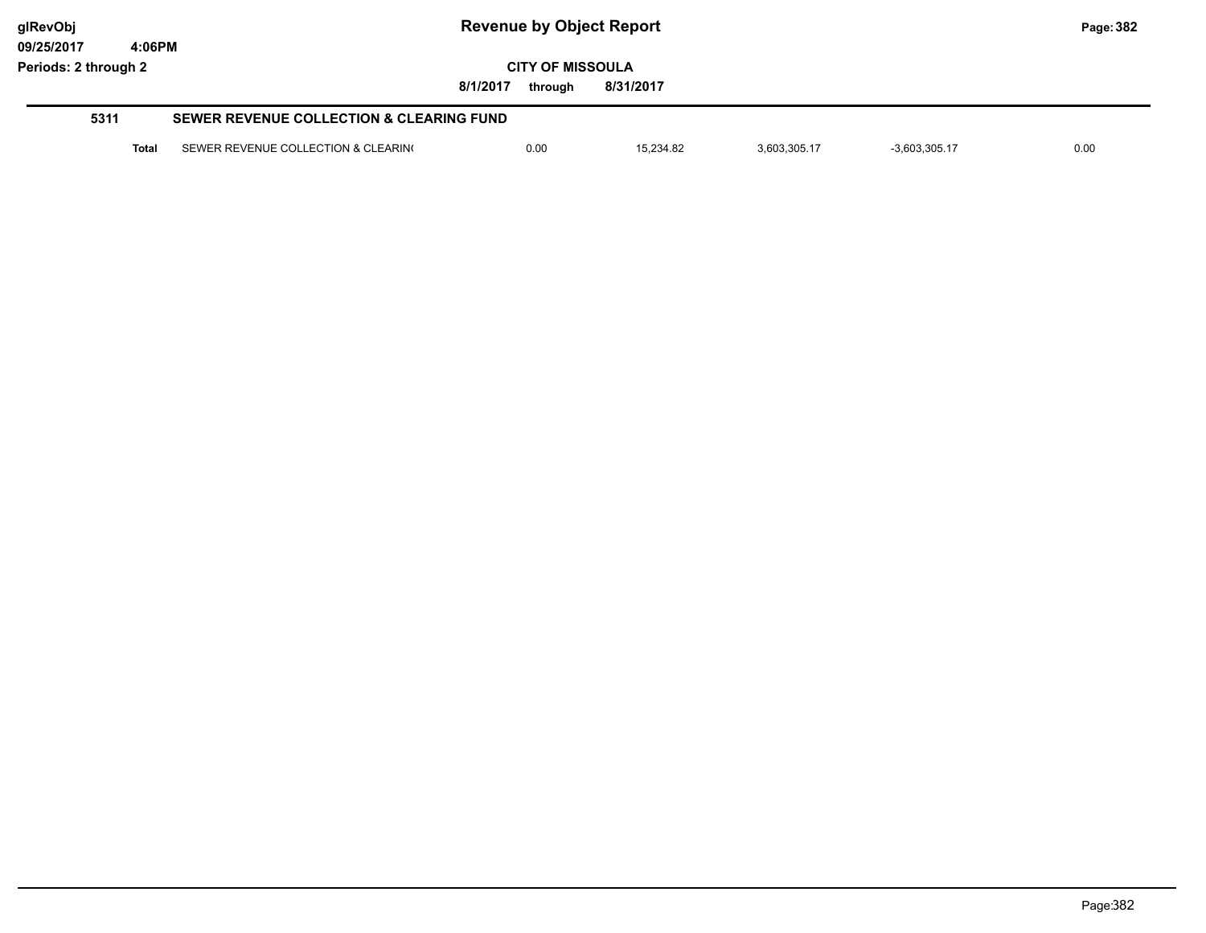**glRevObj**
**09/25/2017 4:06PM**
**Periods: 2 through 2**

# Revenue by Object Report

**CITY OF MISSOULA**

**8/1/2017 through 8/31/2017**

## 5311 SEWER REVENUE COLLECTION & CLEARING FUND

| | | | | | | |
|---|---|---|---|---|---|---|
| **Total** | SEWER REVENUE COLLECTION & CLEARIN( | 0.00 | 15,234.82 | 3,603,305.17 | -3,603,305.17 | 0.00 |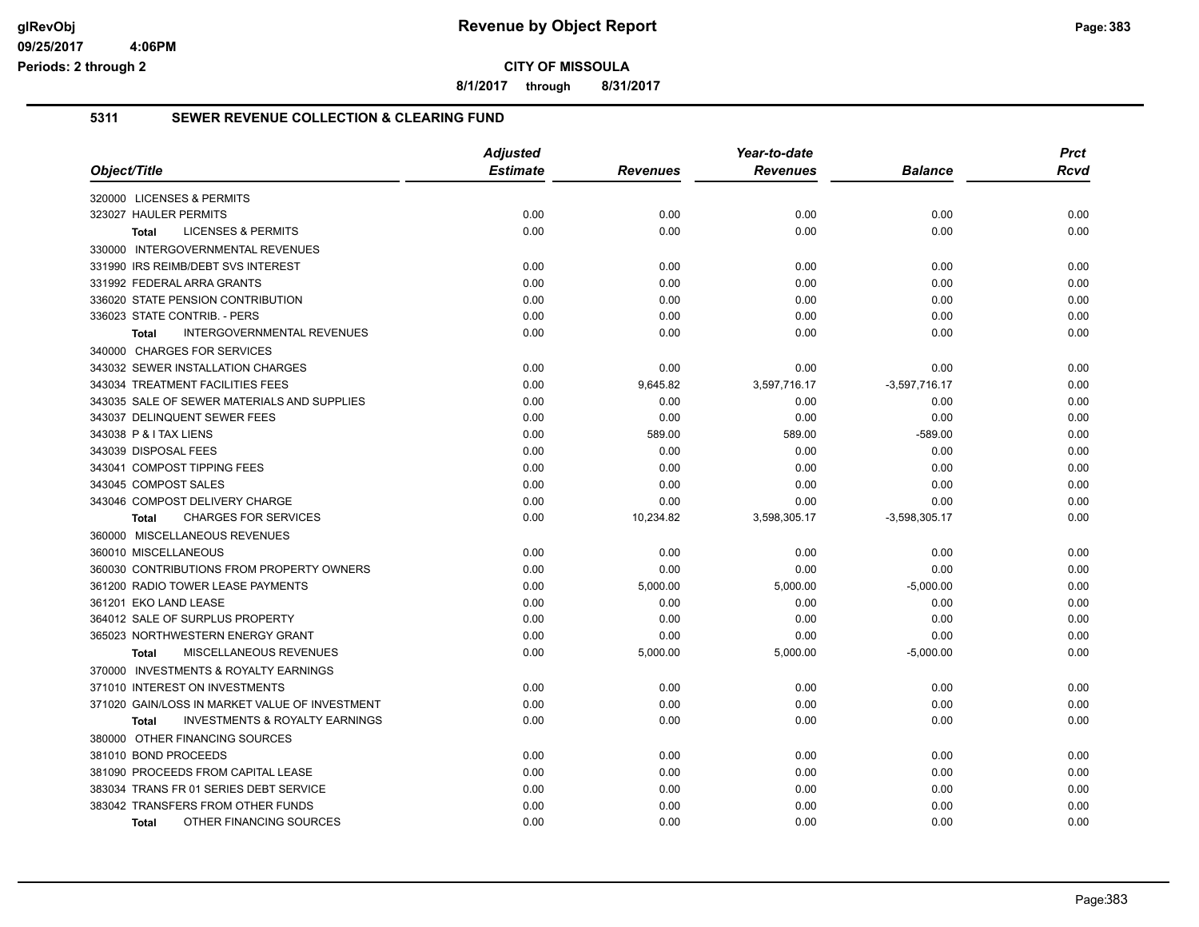**CITY OF MISSOULA**

**8/1/2017 through 8/31/2017**

Periods: 2 through 2

## 5311 SEWER REVENUE COLLECTION & CLEARING FUND

| Object/Title | Adjusted Estimate | Revenues | Year-to-date Revenues | Balance | Prct Rcvd |
|---|---|---|---|---|---|
| 320000 LICENSES & PERMITS | | | | | |
| 323027 HAULER PERMITS | 0.00 | 0.00 | 0.00 | 0.00 | 0.00 |
| **Total** LICENSES & PERMITS | 0.00 | 0.00 | 0.00 | 0.00 | 0.00 |
| 330000 INTERGOVERNMENTAL REVENUES | | | | | |
| 331990 IRS REIMB/DEBT SVS INTEREST | 0.00 | 0.00 | 0.00 | 0.00 | 0.00 |
| 331992 FEDERAL ARRA GRANTS | 0.00 | 0.00 | 0.00 | 0.00 | 0.00 |
| 336020 STATE PENSION CONTRIBUTION | 0.00 | 0.00 | 0.00 | 0.00 | 0.00 |
| 336023 STATE CONTRIB. - PERS | 0.00 | 0.00 | 0.00 | 0.00 | 0.00 |
| **Total** INTERGOVERNMENTAL REVENUES | 0.00 | 0.00 | 0.00 | 0.00 | 0.00 |
| 340000 CHARGES FOR SERVICES | | | | | |
| 343032 SEWER INSTALLATION CHARGES | 0.00 | 0.00 | 0.00 | 0.00 | 0.00 |
| 343034 TREATMENT FACILITIES FEES | 0.00 | 9,645.82 | 3,597,716.17 | -3,597,716.17 | 0.00 |
| 343035 SALE OF SEWER MATERIALS AND SUPPLIES | 0.00 | 0.00 | 0.00 | 0.00 | 0.00 |
| 343037 DELINQUENT SEWER FEES | 0.00 | 0.00 | 0.00 | 0.00 | 0.00 |
| 343038 P & I TAX LIENS | 0.00 | 589.00 | 589.00 | -589.00 | 0.00 |
| 343039 DISPOSAL FEES | 0.00 | 0.00 | 0.00 | 0.00 | 0.00 |
| 343041 COMPOST TIPPING FEES | 0.00 | 0.00 | 0.00 | 0.00 | 0.00 |
| 343045 COMPOST SALES | 0.00 | 0.00 | 0.00 | 0.00 | 0.00 |
| 343046 COMPOST DELIVERY CHARGE | 0.00 | 0.00 | 0.00 | 0.00 | 0.00 |
| **Total** CHARGES FOR SERVICES | 0.00 | 10,234.82 | 3,598,305.17 | -3,598,305.17 | 0.00 |
| 360000 MISCELLANEOUS REVENUES | | | | | |
| 360010 MISCELLANEOUS | 0.00 | 0.00 | 0.00 | 0.00 | 0.00 |
| 360030 CONTRIBUTIONS FROM PROPERTY OWNERS | 0.00 | 0.00 | 0.00 | 0.00 | 0.00 |
| 361200 RADIO TOWER LEASE PAYMENTS | 0.00 | 5,000.00 | 5,000.00 | -5,000.00 | 0.00 |
| 361201 EKO LAND LEASE | 0.00 | 0.00 | 0.00 | 0.00 | 0.00 |
| 364012 SALE OF SURPLUS PROPERTY | 0.00 | 0.00 | 0.00 | 0.00 | 0.00 |
| 365023 NORTHWESTERN ENERGY GRANT | 0.00 | 0.00 | 0.00 | 0.00 | 0.00 |
| **Total** MISCELLANEOUS REVENUES | 0.00 | 5,000.00 | 5,000.00 | -5,000.00 | 0.00 |
| 370000 INVESTMENTS & ROYALTY EARNINGS | | | | | |
| 371010 INTEREST ON INVESTMENTS | 0.00 | 0.00 | 0.00 | 0.00 | 0.00 |
| 371020 GAIN/LOSS IN MARKET VALUE OF INVESTMENT | 0.00 | 0.00 | 0.00 | 0.00 | 0.00 |
| **Total** INVESTMENTS & ROYALTY EARNINGS | 0.00 | 0.00 | 0.00 | 0.00 | 0.00 |
| 380000 OTHER FINANCING SOURCES | | | | | |
| 381010 BOND PROCEEDS | 0.00 | 0.00 | 0.00 | 0.00 | 0.00 |
| 381090 PROCEEDS FROM CAPITAL LEASE | 0.00 | 0.00 | 0.00 | 0.00 | 0.00 |
| 383034 TRANS FR 01 SERIES DEBT SERVICE | 0.00 | 0.00 | 0.00 | 0.00 | 0.00 |
| 383042 TRANSFERS FROM OTHER FUNDS | 0.00 | 0.00 | 0.00 | 0.00 | 0.00 |
| **Total** OTHER FINANCING SOURCES | 0.00 | 0.00 | 0.00 | 0.00 | 0.00 |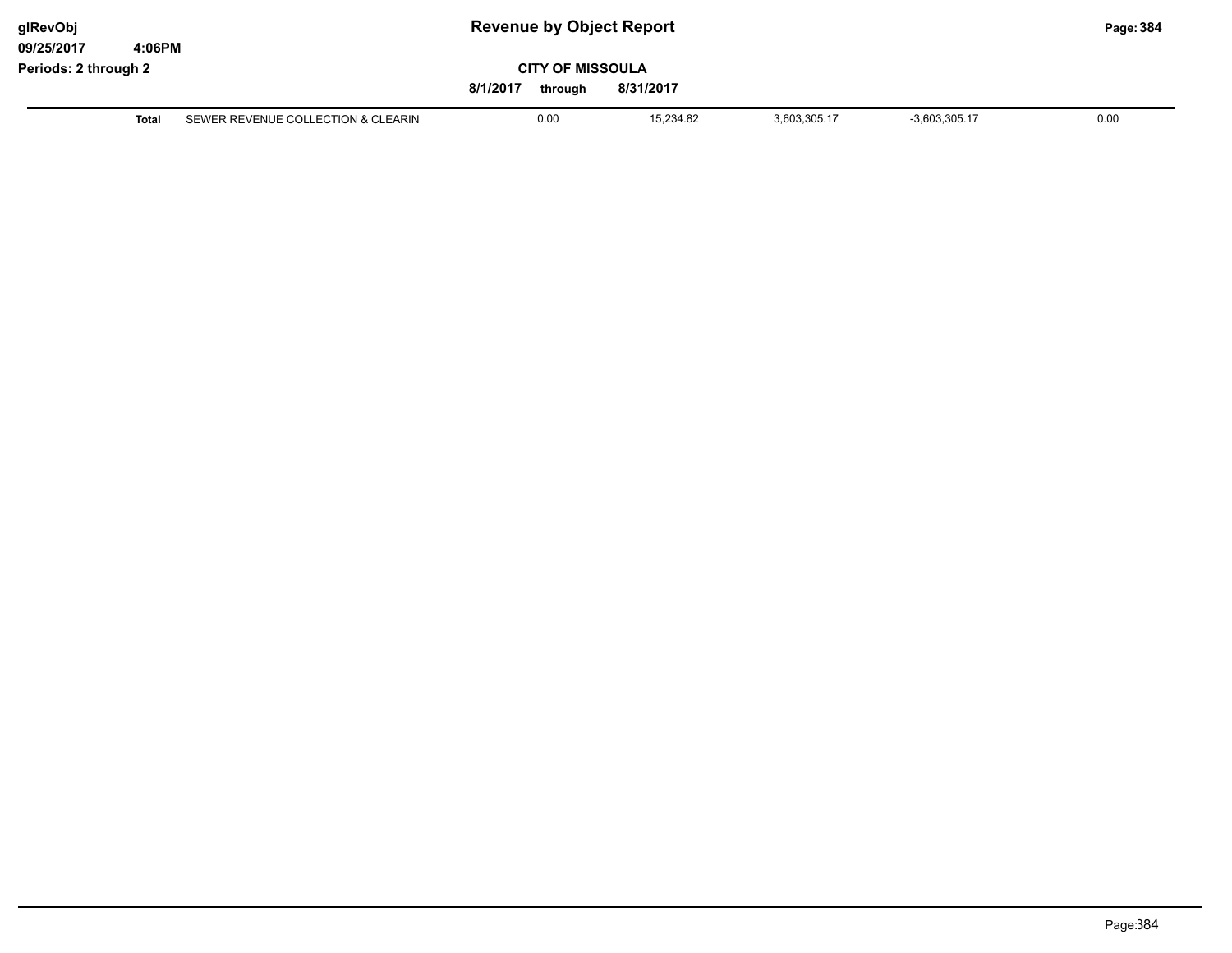| Total | SEWER REVENUE COLLECTION & CLEARIN | 0.00 | 15,234.82 | 3,603,305.17 | -3,603,305.17 | 0.00 |
|---|---|---|---|---|---|---|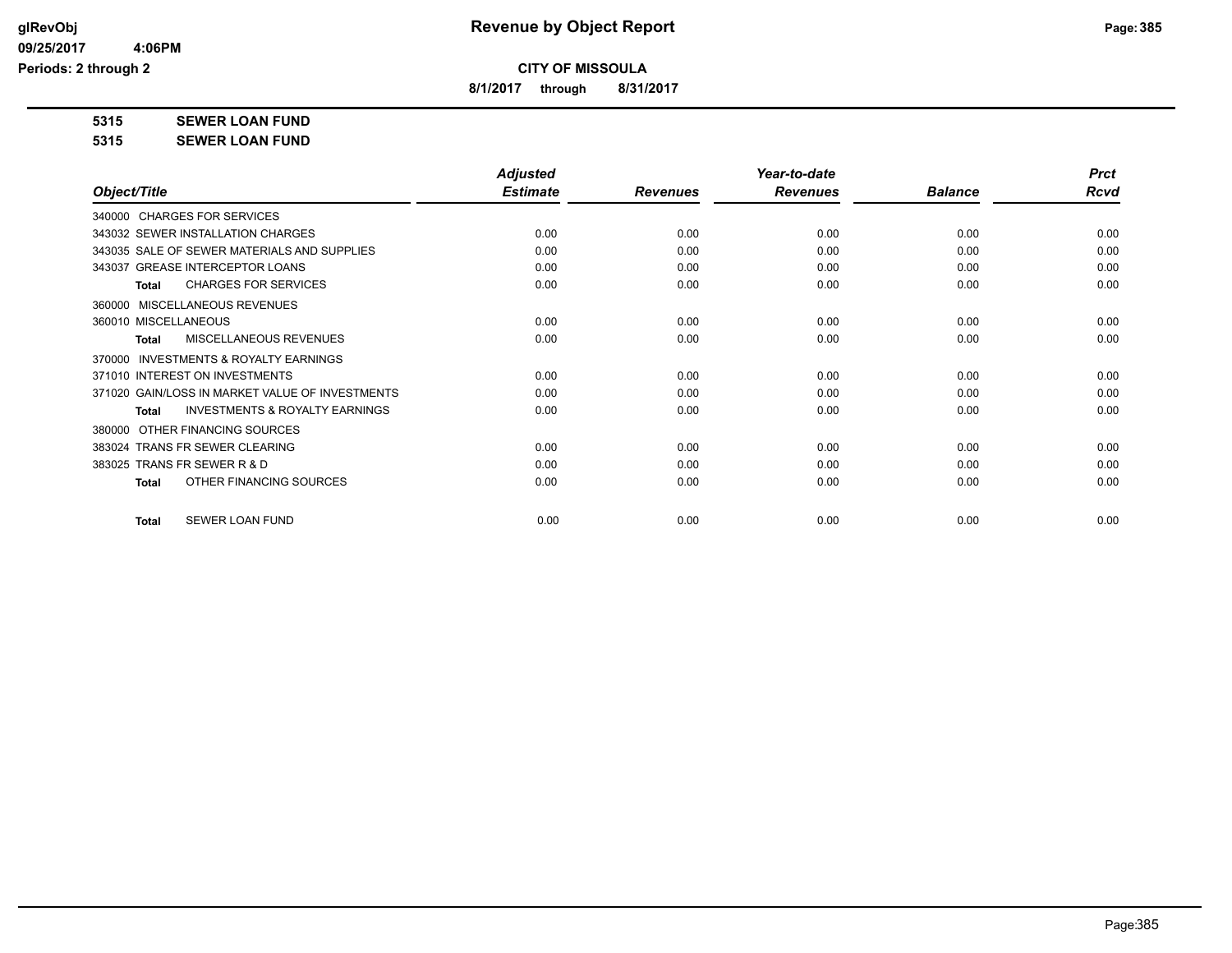# Revenue by Object Report

**CITY OF MISSOULA**

**8/1/2017 through 8/31/2017**

**5315 SEWER LOAN FUND**

**5315 SEWER LOAN FUND**

| Object/Title | Adjusted Estimate | Revenues | Year-to-date Revenues | Balance | Prct Rcvd |
|---|---|---|---|---|---|
| 340000 CHARGES FOR SERVICES | | | | | |
| 343032 SEWER INSTALLATION CHARGES | 0.00 | 0.00 | 0.00 | 0.00 | 0.00 |
| 343035 SALE OF SEWER MATERIALS AND SUPPLIES | 0.00 | 0.00 | 0.00 | 0.00 | 0.00 |
| 343037 GREASE INTERCEPTOR LOANS | 0.00 | 0.00 | 0.00 | 0.00 | 0.00 |
| **Total** CHARGES FOR SERVICES | 0.00 | 0.00 | 0.00 | 0.00 | 0.00 |
| 360000 MISCELLANEOUS REVENUES | | | | | |
| 360010 MISCELLANEOUS | 0.00 | 0.00 | 0.00 | 0.00 | 0.00 |
| **Total** MISCELLANEOUS REVENUES | 0.00 | 0.00 | 0.00 | 0.00 | 0.00 |
| 370000 INVESTMENTS & ROYALTY EARNINGS | | | | | |
| 371010 INTEREST ON INVESTMENTS | 0.00 | 0.00 | 0.00 | 0.00 | 0.00 |
| 371020 GAIN/LOSS IN MARKET VALUE OF INVESTMENTS | 0.00 | 0.00 | 0.00 | 0.00 | 0.00 |
| **Total** INVESTMENTS & ROYALTY EARNINGS | 0.00 | 0.00 | 0.00 | 0.00 | 0.00 |
| 380000 OTHER FINANCING SOURCES | | | | | |
| 383024 TRANS FR SEWER CLEARING | 0.00 | 0.00 | 0.00 | 0.00 | 0.00 |
| 383025 TRANS FR SEWER R & D | 0.00 | 0.00 | 0.00 | 0.00 | 0.00 |
| **Total** OTHER FINANCING SOURCES | 0.00 | 0.00 | 0.00 | 0.00 | 0.00 |
| **Total** SEWER LOAN FUND | 0.00 | 0.00 | 0.00 | 0.00 | 0.00 |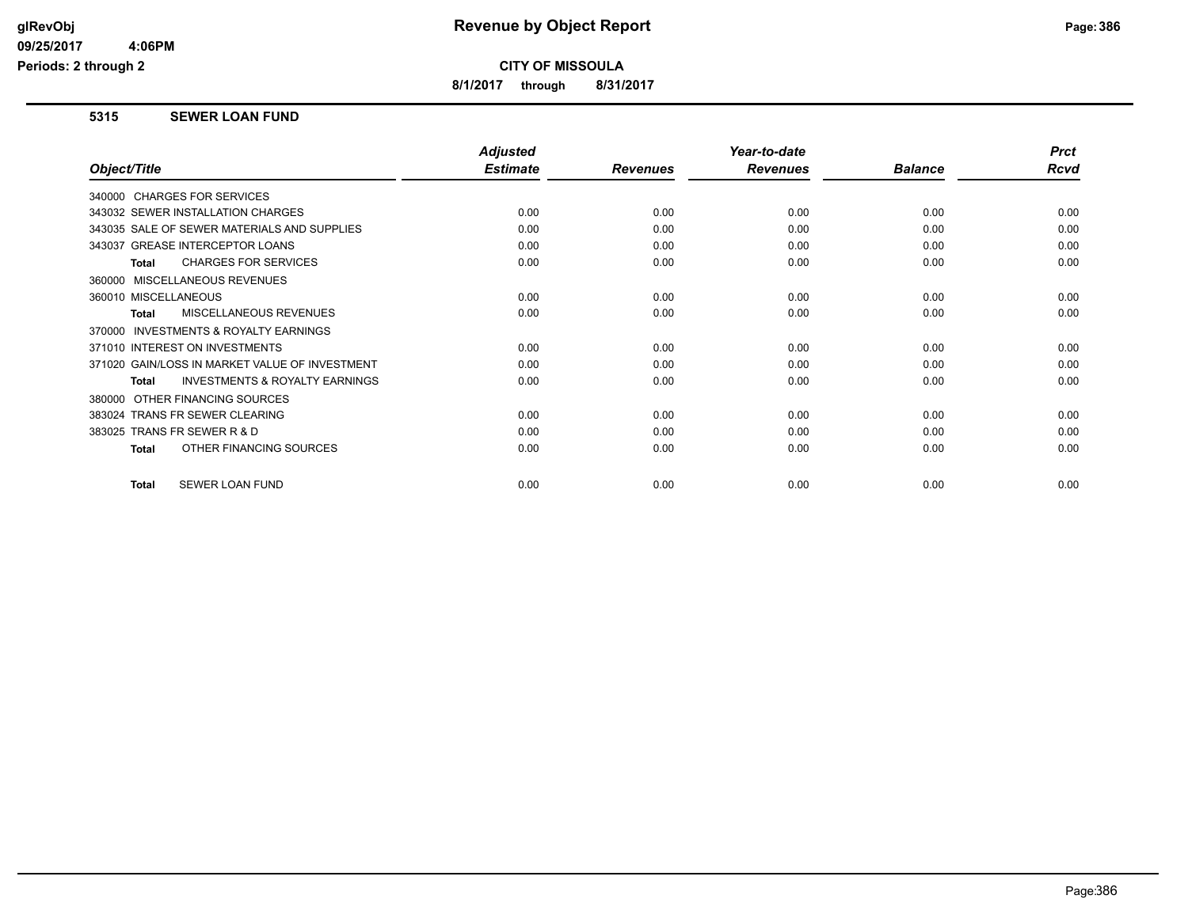# Revenue by Object Report

**CITY OF MISSOULA**

**8/1/2017 through 8/31/2017**

## 5315 SEWER LOAN FUND

| Object/Title | Adjusted Estimate | Revenues | Year-to-date Revenues | Balance | Prct Rcvd |
|---|---|---|---|---|---|
| 340000 CHARGES FOR SERVICES | | | | | |
| 343032 SEWER INSTALLATION CHARGES | 0.00 | 0.00 | 0.00 | 0.00 | 0.00 |
| 343035 SALE OF SEWER MATERIALS AND SUPPLIES | 0.00 | 0.00 | 0.00 | 0.00 | 0.00 |
| 343037 GREASE INTERCEPTOR LOANS | 0.00 | 0.00 | 0.00 | 0.00 | 0.00 |
| **Total** CHARGES FOR SERVICES | 0.00 | 0.00 | 0.00 | 0.00 | 0.00 |
| 360000 MISCELLANEOUS REVENUES | | | | | |
| 360010 MISCELLANEOUS | 0.00 | 0.00 | 0.00 | 0.00 | 0.00 |
| **Total** MISCELLANEOUS REVENUES | 0.00 | 0.00 | 0.00 | 0.00 | 0.00 |
| 370000 INVESTMENTS & ROYALTY EARNINGS | | | | | |
| 371010 INTEREST ON INVESTMENTS | 0.00 | 0.00 | 0.00 | 0.00 | 0.00 |
| 371020 GAIN/LOSS IN MARKET VALUE OF INVESTMENT | 0.00 | 0.00 | 0.00 | 0.00 | 0.00 |
| **Total** INVESTMENTS & ROYALTY EARNINGS | 0.00 | 0.00 | 0.00 | 0.00 | 0.00 |
| 380000 OTHER FINANCING SOURCES | | | | | |
| 383024 TRANS FR SEWER CLEARING | 0.00 | 0.00 | 0.00 | 0.00 | 0.00 |
| 383025 TRANS FR SEWER R & D | 0.00 | 0.00 | 0.00 | 0.00 | 0.00 |
| **Total** OTHER FINANCING SOURCES | 0.00 | 0.00 | 0.00 | 0.00 | 0.00 |
| **Total** SEWER LOAN FUND | 0.00 | 0.00 | 0.00 | 0.00 | 0.00 |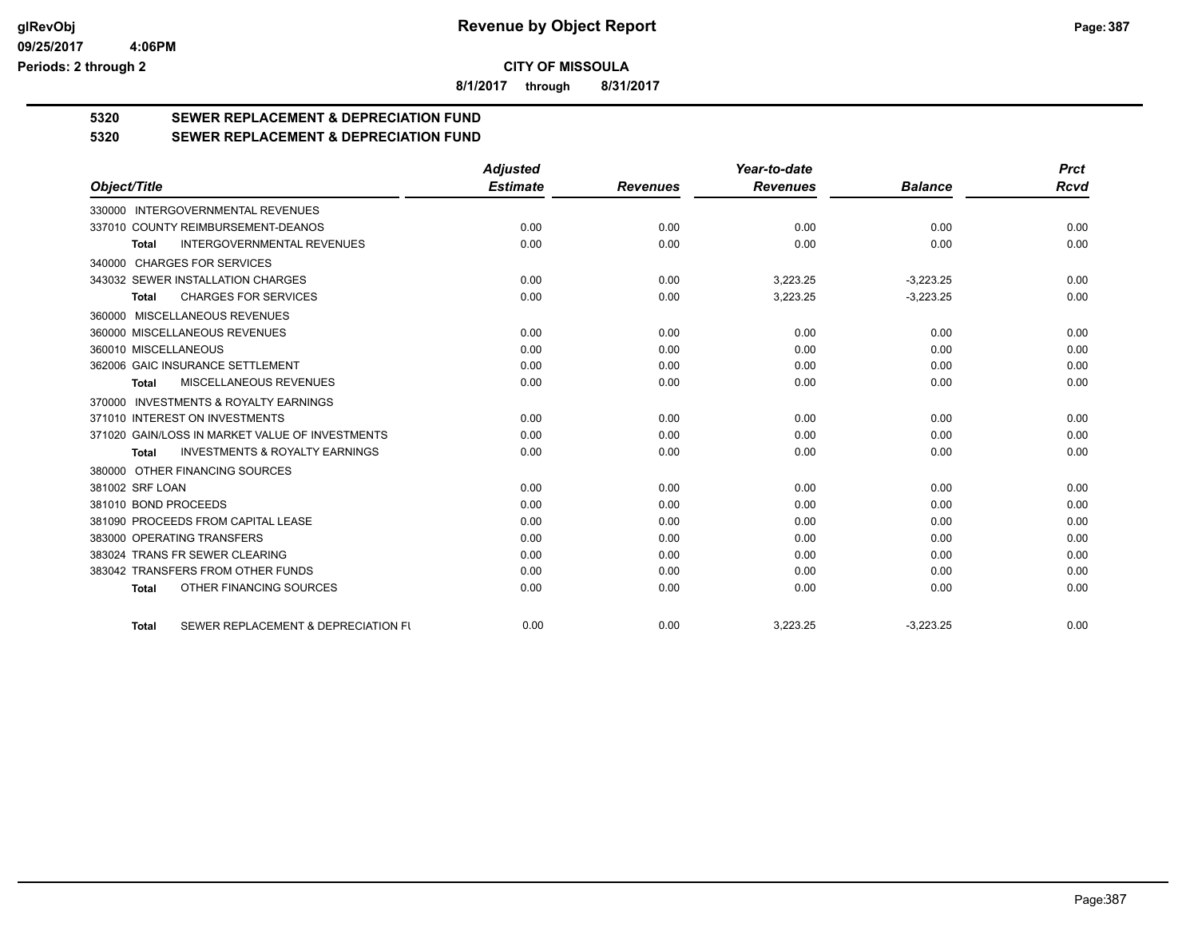# Revenue by Object Report

**CITY OF MISSOULA**

**8/1/2017 through 8/31/2017**

## 5320 SEWER REPLACEMENT & DEPRECIATION FUND

## 5320 SEWER REPLACEMENT & DEPRECIATION FUND

| Object/Title | Adjusted Estimate | Revenues | Year-to-date Revenues | Balance | Prct Rcvd |
|---|---|---|---|---|---|
| 330000 INTERGOVERNMENTAL REVENUES | | | | | |
| 337010 COUNTY REIMBURSEMENT-DEANOS | 0.00 | 0.00 | 0.00 | 0.00 | 0.00 |
| **Total** INTERGOVERNMENTAL REVENUES | 0.00 | 0.00 | 0.00 | 0.00 | 0.00 |
| 340000 CHARGES FOR SERVICES | | | | | |
| 343032 SEWER INSTALLATION CHARGES | 0.00 | 0.00 | 3,223.25 | -3,223.25 | 0.00 |
| **Total** CHARGES FOR SERVICES | 0.00 | 0.00 | 3,223.25 | -3,223.25 | 0.00 |
| 360000 MISCELLANEOUS REVENUES | | | | | |
| 360000 MISCELLANEOUS REVENUES | 0.00 | 0.00 | 0.00 | 0.00 | 0.00 |
| 360010 MISCELLANEOUS | 0.00 | 0.00 | 0.00 | 0.00 | 0.00 |
| 362006 GAIC INSURANCE SETTLEMENT | 0.00 | 0.00 | 0.00 | 0.00 | 0.00 |
| **Total** MISCELLANEOUS REVENUES | 0.00 | 0.00 | 0.00 | 0.00 | 0.00 |
| 370000 INVESTMENTS & ROYALTY EARNINGS | | | | | |
| 371010 INTEREST ON INVESTMENTS | 0.00 | 0.00 | 0.00 | 0.00 | 0.00 |
| 371020 GAIN/LOSS IN MARKET VALUE OF INVESTMENTS | 0.00 | 0.00 | 0.00 | 0.00 | 0.00 |
| **Total** INVESTMENTS & ROYALTY EARNINGS | 0.00 | 0.00 | 0.00 | 0.00 | 0.00 |
| 380000 OTHER FINANCING SOURCES | | | | | |
| 381002 SRF LOAN | 0.00 | 0.00 | 0.00 | 0.00 | 0.00 |
| 381010 BOND PROCEEDS | 0.00 | 0.00 | 0.00 | 0.00 | 0.00 |
| 381090 PROCEEDS FROM CAPITAL LEASE | 0.00 | 0.00 | 0.00 | 0.00 | 0.00 |
| 383000 OPERATING TRANSFERS | 0.00 | 0.00 | 0.00 | 0.00 | 0.00 |
| 383024 TRANS FR SEWER CLEARING | 0.00 | 0.00 | 0.00 | 0.00 | 0.00 |
| 383042 TRANSFERS FROM OTHER FUNDS | 0.00 | 0.00 | 0.00 | 0.00 | 0.00 |
| **Total** OTHER FINANCING SOURCES | 0.00 | 0.00 | 0.00 | 0.00 | 0.00 |
| **Total** SEWER REPLACEMENT & DEPRECIATION FU | 0.00 | 0.00 | 3,223.25 | -3,223.25 | 0.00 |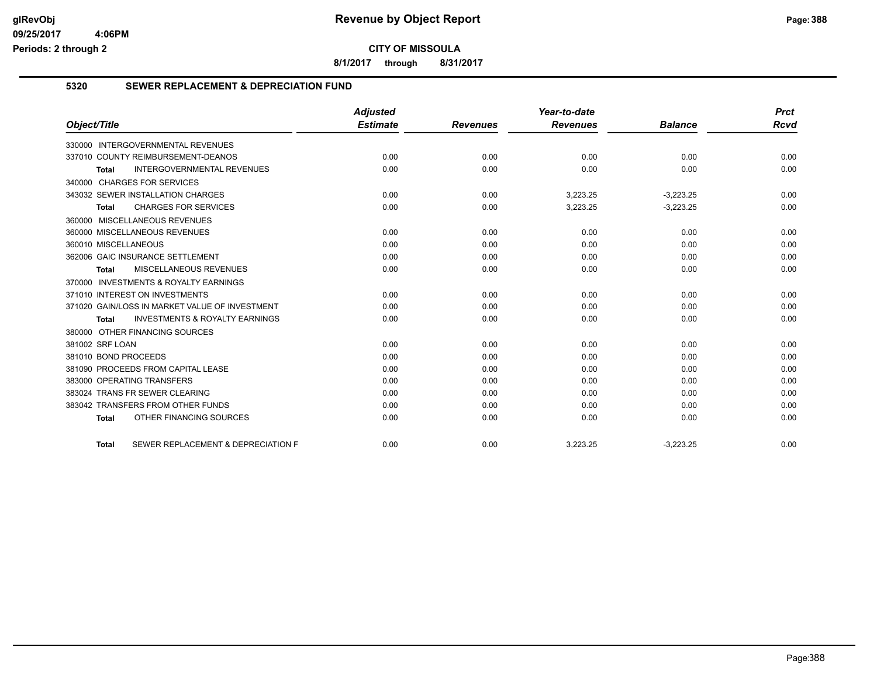**CITY OF MISSOULA**

**8/1/2017 through 8/31/2017**

## 5320 SEWER REPLACEMENT & DEPRECIATION FUND

| Object/Title | Adjusted Estimate | Revenues | Year-to-date Revenues | Balance | Prct Rcvd |
|---|---|---|---|---|---|
| 330000 INTERGOVERNMENTAL REVENUES | | | | | |
| 337010 COUNTY REIMBURSEMENT-DEANOS | 0.00 | 0.00 | 0.00 | 0.00 | 0.00 |
| **Total** INTERGOVERNMENTAL REVENUES | 0.00 | 0.00 | 0.00 | 0.00 | 0.00 |
| 340000 CHARGES FOR SERVICES | | | | | |
| 343032 SEWER INSTALLATION CHARGES | 0.00 | 0.00 | 3,223.25 | -3,223.25 | 0.00 |
| **Total** CHARGES FOR SERVICES | 0.00 | 0.00 | 3,223.25 | -3,223.25 | 0.00 |
| 360000 MISCELLANEOUS REVENUES | | | | | |
| 360000 MISCELLANEOUS REVENUES | 0.00 | 0.00 | 0.00 | 0.00 | 0.00 |
| 360010 MISCELLANEOUS | 0.00 | 0.00 | 0.00 | 0.00 | 0.00 |
| 362006 GAIC INSURANCE SETTLEMENT | 0.00 | 0.00 | 0.00 | 0.00 | 0.00 |
| **Total** MISCELLANEOUS REVENUES | 0.00 | 0.00 | 0.00 | 0.00 | 0.00 |
| 370000 INVESTMENTS & ROYALTY EARNINGS | | | | | |
| 371010 INTEREST ON INVESTMENTS | 0.00 | 0.00 | 0.00 | 0.00 | 0.00 |
| 371020 GAIN/LOSS IN MARKET VALUE OF INVESTMENT | 0.00 | 0.00 | 0.00 | 0.00 | 0.00 |
| **Total** INVESTMENTS & ROYALTY EARNINGS | 0.00 | 0.00 | 0.00 | 0.00 | 0.00 |
| 380000 OTHER FINANCING SOURCES | | | | | |
| 381002 SRF LOAN | 0.00 | 0.00 | 0.00 | 0.00 | 0.00 |
| 381010 BOND PROCEEDS | 0.00 | 0.00 | 0.00 | 0.00 | 0.00 |
| 381090 PROCEEDS FROM CAPITAL LEASE | 0.00 | 0.00 | 0.00 | 0.00 | 0.00 |
| 383000 OPERATING TRANSFERS | 0.00 | 0.00 | 0.00 | 0.00 | 0.00 |
| 383024 TRANS FR SEWER CLEARING | 0.00 | 0.00 | 0.00 | 0.00 | 0.00 |
| 383042 TRANSFERS FROM OTHER FUNDS | 0.00 | 0.00 | 0.00 | 0.00 | 0.00 |
| **Total** OTHER FINANCING SOURCES | 0.00 | 0.00 | 0.00 | 0.00 | 0.00 |
| **Total** SEWER REPLACEMENT & DEPRECIATION F | 0.00 | 0.00 | 3,223.25 | -3,223.25 | 0.00 |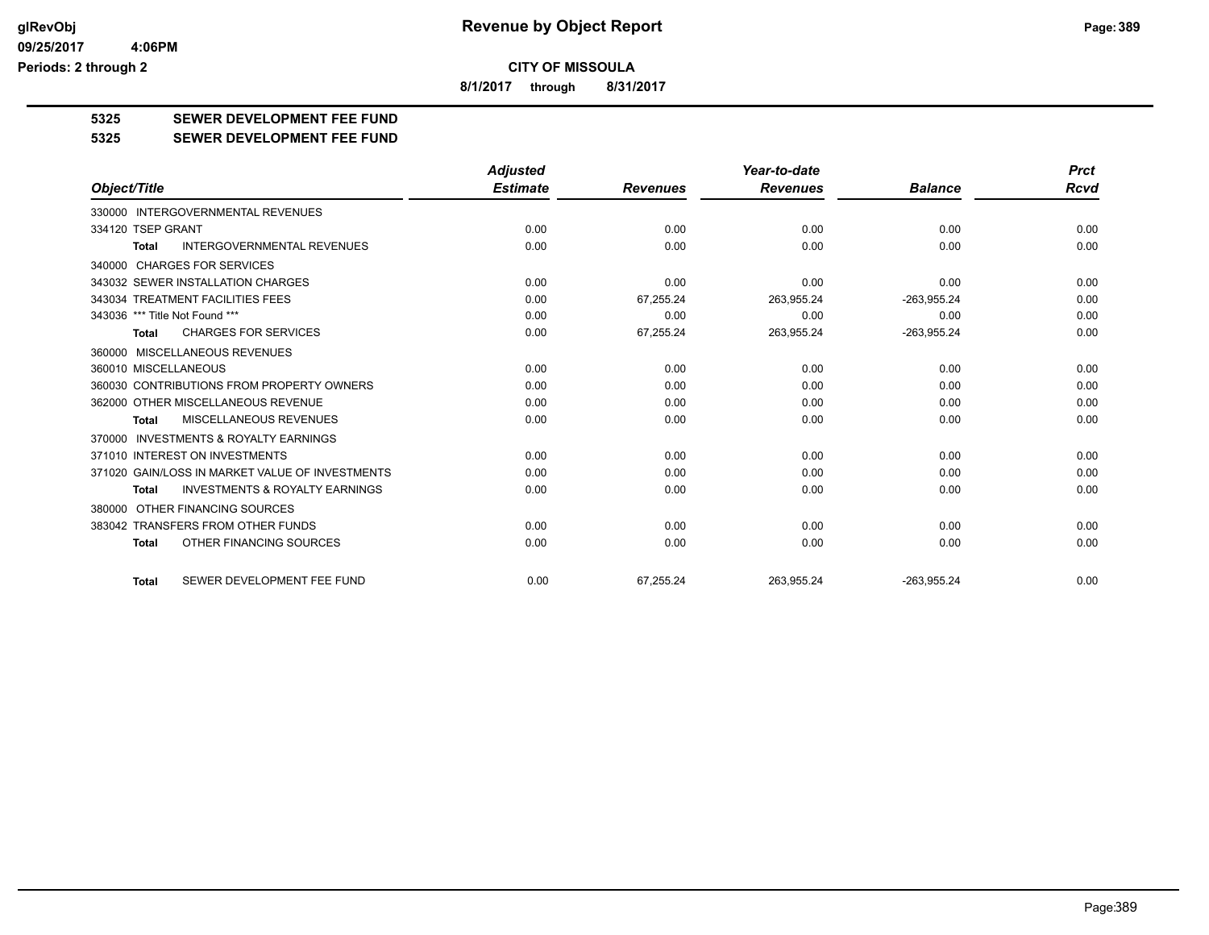**CITY OF MISSOULA**

**8/1/2017 through 8/31/2017**

# 5325 SEWER DEVELOPMENT FEE FUND

## 5325 SEWER DEVELOPMENT FEE FUND

| Object/Title | Adjusted Estimate | Revenues | Year-to-date Revenues | Balance | Prct Rcvd |
|---|---|---|---|---|---|
| 330000 INTERGOVERNMENTAL REVENUES | | | | | |
| 334120 TSEP GRANT | 0.00 | 0.00 | 0.00 | 0.00 | 0.00 |
| **Total** INTERGOVERNMENTAL REVENUES | 0.00 | 0.00 | 0.00 | 0.00 | 0.00 |
| 340000 CHARGES FOR SERVICES | | | | | |
| 343032 SEWER INSTALLATION CHARGES | 0.00 | 0.00 | 0.00 | 0.00 | 0.00 |
| 343034 TREATMENT FACILITIES FEES | 0.00 | 67,255.24 | 263,955.24 | -263,955.24 | 0.00 |
| 343036 *** Title Not Found *** | 0.00 | 0.00 | 0.00 | 0.00 | 0.00 |
| **Total** CHARGES FOR SERVICES | 0.00 | 67,255.24 | 263,955.24 | -263,955.24 | 0.00 |
| 360000 MISCELLANEOUS REVENUES | | | | | |
| 360010 MISCELLANEOUS | 0.00 | 0.00 | 0.00 | 0.00 | 0.00 |
| 360030 CONTRIBUTIONS FROM PROPERTY OWNERS | 0.00 | 0.00 | 0.00 | 0.00 | 0.00 |
| 362000 OTHER MISCELLANEOUS REVENUE | 0.00 | 0.00 | 0.00 | 0.00 | 0.00 |
| **Total** MISCELLANEOUS REVENUES | 0.00 | 0.00 | 0.00 | 0.00 | 0.00 |
| 370000 INVESTMENTS & ROYALTY EARNINGS | | | | | |
| 371010 INTEREST ON INVESTMENTS | 0.00 | 0.00 | 0.00 | 0.00 | 0.00 |
| 371020 GAIN/LOSS IN MARKET VALUE OF INVESTMENTS | 0.00 | 0.00 | 0.00 | 0.00 | 0.00 |
| **Total** INVESTMENTS & ROYALTY EARNINGS | 0.00 | 0.00 | 0.00 | 0.00 | 0.00 |
| 380000 OTHER FINANCING SOURCES | | | | | |
| 383042 TRANSFERS FROM OTHER FUNDS | 0.00 | 0.00 | 0.00 | 0.00 | 0.00 |
| **Total** OTHER FINANCING SOURCES | 0.00 | 0.00 | 0.00 | 0.00 | 0.00 |
| **Total** SEWER DEVELOPMENT FEE FUND | 0.00 | 67,255.24 | 263,955.24 | -263,955.24 | 0.00 |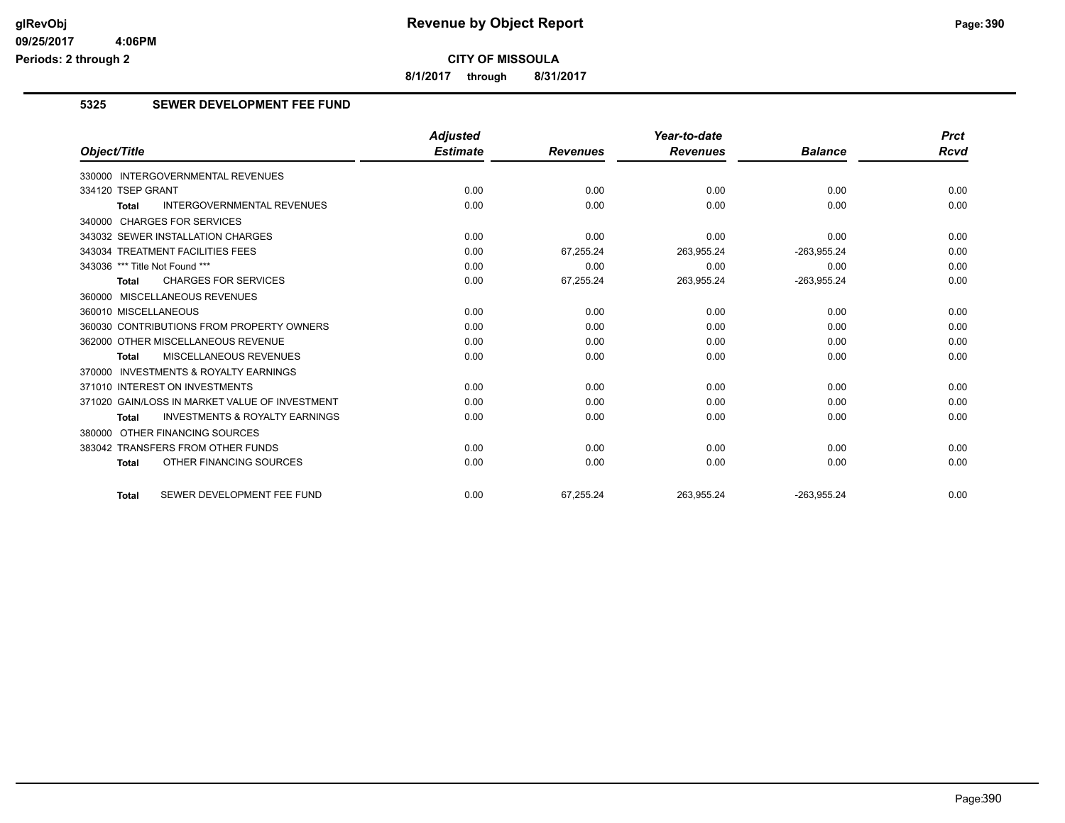# Revenue by Object Report

**CITY OF MISSOULA**

**8/1/2017 through 8/31/2017**

glRevObj
09/25/2017 4:06PM
Periods: 2 through 2

## 5325 SEWER DEVELOPMENT FEE FUND

| Object/Title | Adjusted Estimate | Revenues | Year-to-date Revenues | Balance | Prct Rcvd |
|---|---|---|---|---|---|
| 330000 INTERGOVERNMENTAL REVENUES | | | | | |
| 334120 TSEP GRANT | 0.00 | 0.00 | 0.00 | 0.00 | 0.00 |
| **Total** INTERGOVERNMENTAL REVENUES | 0.00 | 0.00 | 0.00 | 0.00 | 0.00 |
| 340000 CHARGES FOR SERVICES | | | | | |
| 343032 SEWER INSTALLATION CHARGES | 0.00 | 0.00 | 0.00 | 0.00 | 0.00 |
| 343034 TREATMENT FACILITIES FEES | 0.00 | 67,255.24 | 263,955.24 | -263,955.24 | 0.00 |
| 343036 *** Title Not Found *** | 0.00 | 0.00 | 0.00 | 0.00 | 0.00 |
| **Total** CHARGES FOR SERVICES | 0.00 | 67,255.24 | 263,955.24 | -263,955.24 | 0.00 |
| 360000 MISCELLANEOUS REVENUES | | | | | |
| 360010 MISCELLANEOUS | 0.00 | 0.00 | 0.00 | 0.00 | 0.00 |
| 360030 CONTRIBUTIONS FROM PROPERTY OWNERS | 0.00 | 0.00 | 0.00 | 0.00 | 0.00 |
| 362000 OTHER MISCELLANEOUS REVENUE | 0.00 | 0.00 | 0.00 | 0.00 | 0.00 |
| **Total** MISCELLANEOUS REVENUES | 0.00 | 0.00 | 0.00 | 0.00 | 0.00 |
| 370000 INVESTMENTS & ROYALTY EARNINGS | | | | | |
| 371010 INTEREST ON INVESTMENTS | 0.00 | 0.00 | 0.00 | 0.00 | 0.00 |
| 371020 GAIN/LOSS IN MARKET VALUE OF INVESTMENT | 0.00 | 0.00 | 0.00 | 0.00 | 0.00 |
| **Total** INVESTMENTS & ROYALTY EARNINGS | 0.00 | 0.00 | 0.00 | 0.00 | 0.00 |
| 380000 OTHER FINANCING SOURCES | | | | | |
| 383042 TRANSFERS FROM OTHER FUNDS | 0.00 | 0.00 | 0.00 | 0.00 | 0.00 |
| **Total** OTHER FINANCING SOURCES | 0.00 | 0.00 | 0.00 | 0.00 | 0.00 |
| **Total** SEWER DEVELOPMENT FEE FUND | 0.00 | 67,255.24 | 263,955.24 | -263,955.24 | 0.00 |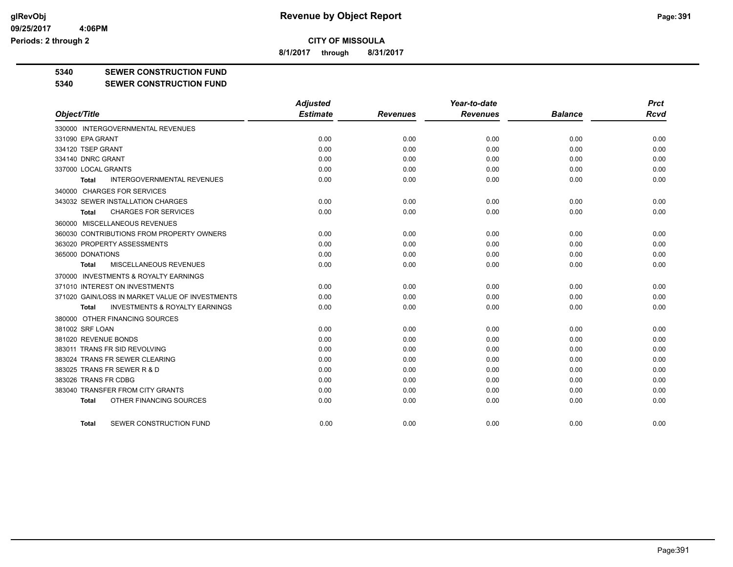**Revenue by Object Report**

**CITY OF MISSOULA**

**8/1/2017 through 8/31/2017**

glRevObj
09/25/2017 4:06PM
Periods: 2 through 2

## 5340 SEWER CONSTRUCTION FUND

## 5340 SEWER CONSTRUCTION FUND

| Object/Title | Adjusted Estimate | Revenues | Year-to-date Revenues | Balance | Prct Rcvd |
|---|---|---|---|---|---|
| 330000 INTERGOVERNMENTAL REVENUES | | | | | |
| 331090 EPA GRANT | 0.00 | 0.00 | 0.00 | 0.00 | 0.00 |
| 334120 TSEP GRANT | 0.00 | 0.00 | 0.00 | 0.00 | 0.00 |
| 334140 DNRC GRANT | 0.00 | 0.00 | 0.00 | 0.00 | 0.00 |
| 337000 LOCAL GRANTS | 0.00 | 0.00 | 0.00 | 0.00 | 0.00 |
| **Total** INTERGOVERNMENTAL REVENUES | 0.00 | 0.00 | 0.00 | 0.00 | 0.00 |
| 340000 CHARGES FOR SERVICES | | | | | |
| 343032 SEWER INSTALLATION CHARGES | 0.00 | 0.00 | 0.00 | 0.00 | 0.00 |
| **Total** CHARGES FOR SERVICES | 0.00 | 0.00 | 0.00 | 0.00 | 0.00 |
| 360000 MISCELLANEOUS REVENUES | | | | | |
| 360030 CONTRIBUTIONS FROM PROPERTY OWNERS | 0.00 | 0.00 | 0.00 | 0.00 | 0.00 |
| 363020 PROPERTY ASSESSMENTS | 0.00 | 0.00 | 0.00 | 0.00 | 0.00 |
| 365000 DONATIONS | 0.00 | 0.00 | 0.00 | 0.00 | 0.00 |
| **Total** MISCELLANEOUS REVENUES | 0.00 | 0.00 | 0.00 | 0.00 | 0.00 |
| 370000 INVESTMENTS & ROYALTY EARNINGS | | | | | |
| 371010 INTEREST ON INVESTMENTS | 0.00 | 0.00 | 0.00 | 0.00 | 0.00 |
| 371020 GAIN/LOSS IN MARKET VALUE OF INVESTMENTS | 0.00 | 0.00 | 0.00 | 0.00 | 0.00 |
| **Total** INVESTMENTS & ROYALTY EARNINGS | 0.00 | 0.00 | 0.00 | 0.00 | 0.00 |
| 380000 OTHER FINANCING SOURCES | | | | | |
| 381002 SRF LOAN | 0.00 | 0.00 | 0.00 | 0.00 | 0.00 |
| 381020 REVENUE BONDS | 0.00 | 0.00 | 0.00 | 0.00 | 0.00 |
| 383011 TRANS FR SID REVOLVING | 0.00 | 0.00 | 0.00 | 0.00 | 0.00 |
| 383024 TRANS FR SEWER CLEARING | 0.00 | 0.00 | 0.00 | 0.00 | 0.00 |
| 383025 TRANS FR SEWER R & D | 0.00 | 0.00 | 0.00 | 0.00 | 0.00 |
| 383026 TRANS FR CDBG | 0.00 | 0.00 | 0.00 | 0.00 | 0.00 |
| 383040 TRANSFER FROM CITY GRANTS | 0.00 | 0.00 | 0.00 | 0.00 | 0.00 |
| **Total** OTHER FINANCING SOURCES | 0.00 | 0.00 | 0.00 | 0.00 | 0.00 |
| **Total** SEWER CONSTRUCTION FUND | 0.00 | 0.00 | 0.00 | 0.00 | 0.00 |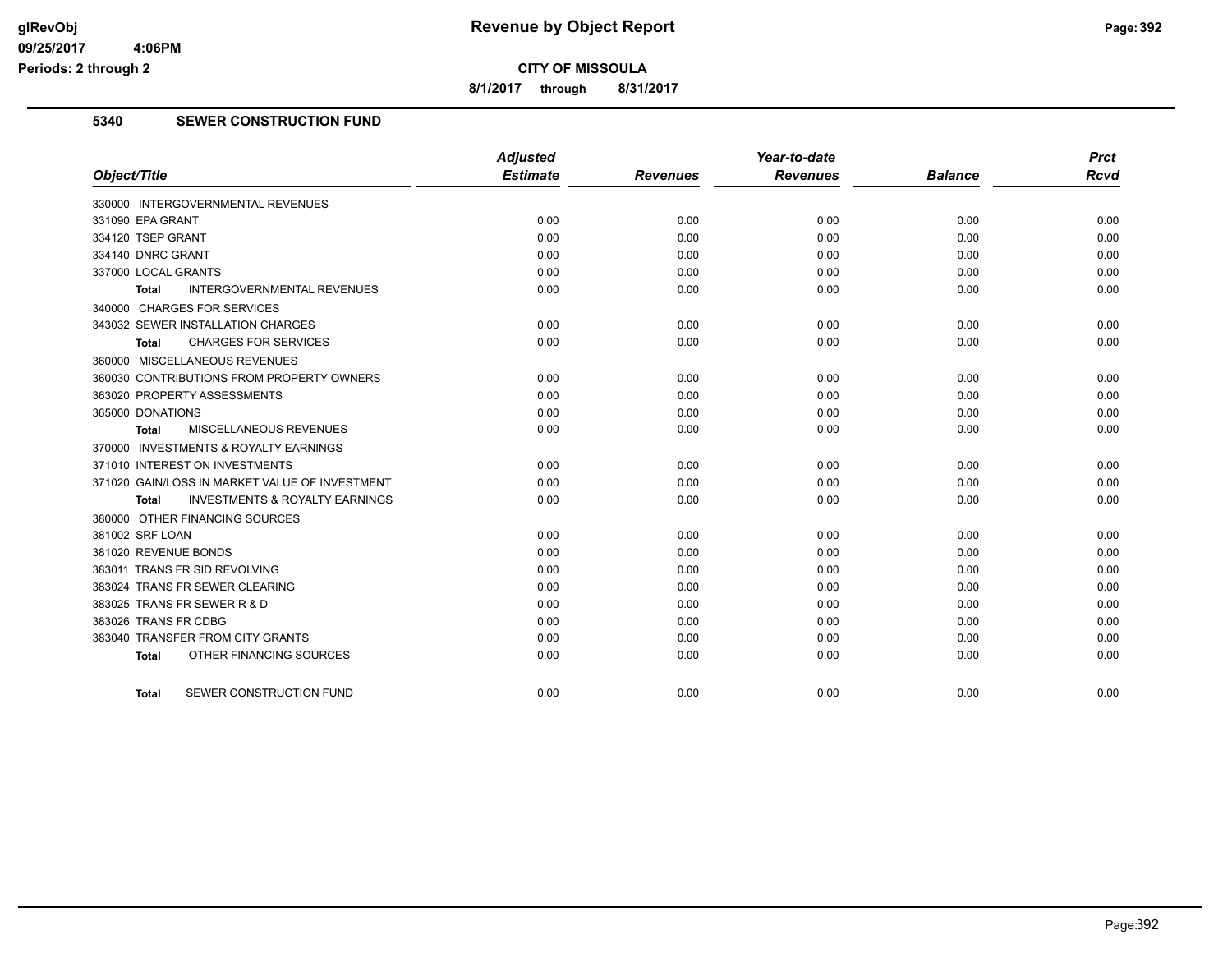# Revenue by Object Report

**CITY OF MISSOULA**

**8/1/2017 through 8/31/2017**

glRevObj
09/25/2017 4:06PM
Periods: 2 through 2

## 5340 SEWER CONSTRUCTION FUND

| Object/Title | Adjusted Estimate | Revenues | Year-to-date Revenues | Balance | Prct Rcvd |
|---|---|---|---|---|---|
| 330000 INTERGOVERNMENTAL REVENUES | | | | | |
| 331090 EPA GRANT | 0.00 | 0.00 | 0.00 | 0.00 | 0.00 |
| 334120 TSEP GRANT | 0.00 | 0.00 | 0.00 | 0.00 | 0.00 |
| 334140 DNRC GRANT | 0.00 | 0.00 | 0.00 | 0.00 | 0.00 |
| 337000 LOCAL GRANTS | 0.00 | 0.00 | 0.00 | 0.00 | 0.00 |
| **Total** INTERGOVERNMENTAL REVENUES | 0.00 | 0.00 | 0.00 | 0.00 | 0.00 |
| 340000 CHARGES FOR SERVICES | | | | | |
| 343032 SEWER INSTALLATION CHARGES | 0.00 | 0.00 | 0.00 | 0.00 | 0.00 |
| **Total** CHARGES FOR SERVICES | 0.00 | 0.00 | 0.00 | 0.00 | 0.00 |
| 360000 MISCELLANEOUS REVENUES | | | | | |
| 360030 CONTRIBUTIONS FROM PROPERTY OWNERS | 0.00 | 0.00 | 0.00 | 0.00 | 0.00 |
| 363020 PROPERTY ASSESSMENTS | 0.00 | 0.00 | 0.00 | 0.00 | 0.00 |
| 365000 DONATIONS | 0.00 | 0.00 | 0.00 | 0.00 | 0.00 |
| **Total** MISCELLANEOUS REVENUES | 0.00 | 0.00 | 0.00 | 0.00 | 0.00 |
| 370000 INVESTMENTS & ROYALTY EARNINGS | | | | | |
| 371010 INTEREST ON INVESTMENTS | 0.00 | 0.00 | 0.00 | 0.00 | 0.00 |
| 371020 GAIN/LOSS IN MARKET VALUE OF INVESTMENT | 0.00 | 0.00 | 0.00 | 0.00 | 0.00 |
| **Total** INVESTMENTS & ROYALTY EARNINGS | 0.00 | 0.00 | 0.00 | 0.00 | 0.00 |
| 380000 OTHER FINANCING SOURCES | | | | | |
| 381002 SRF LOAN | 0.00 | 0.00 | 0.00 | 0.00 | 0.00 |
| 381020 REVENUE BONDS | 0.00 | 0.00 | 0.00 | 0.00 | 0.00 |
| 383011 TRANS FR SID REVOLVING | 0.00 | 0.00 | 0.00 | 0.00 | 0.00 |
| 383024 TRANS FR SEWER CLEARING | 0.00 | 0.00 | 0.00 | 0.00 | 0.00 |
| 383025 TRANS FR SEWER R & D | 0.00 | 0.00 | 0.00 | 0.00 | 0.00 |
| 383026 TRANS FR CDBG | 0.00 | 0.00 | 0.00 | 0.00 | 0.00 |
| 383040 TRANSFER FROM CITY GRANTS | 0.00 | 0.00 | 0.00 | 0.00 | 0.00 |
| **Total** OTHER FINANCING SOURCES | 0.00 | 0.00 | 0.00 | 0.00 | 0.00 |
| **Total** SEWER CONSTRUCTION FUND | 0.00 | 0.00 | 0.00 | 0.00 | 0.00 |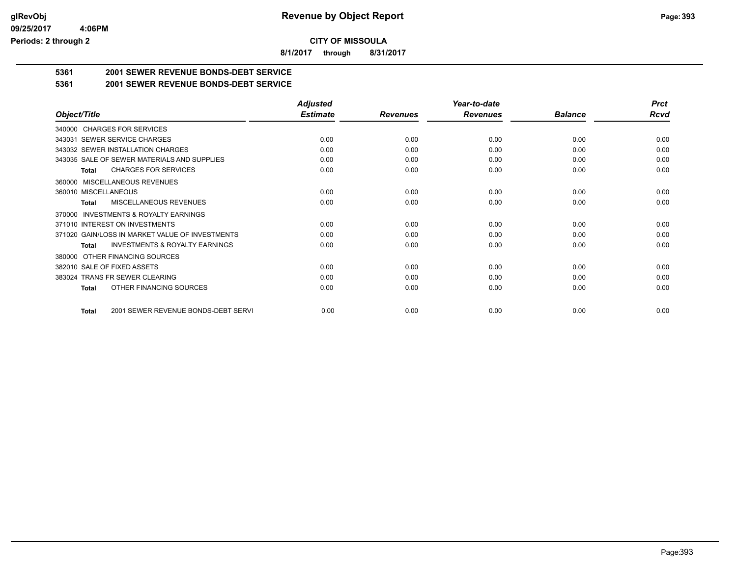# Revenue by Object Report

## CITY OF MISSOULA

**8/1/2017 through 8/31/2017**

### 5361 2001 SEWER REVENUE BONDS-DEBT SERVICE

### 5361 2001 SEWER REVENUE BONDS-DEBT SERVICE

| Object/Title | Adjusted Estimate | Revenues | Year-to-date Revenues | Balance | Prct Rcvd |
|---|---|---|---|---|---|
| 340000 CHARGES FOR SERVICES | | | | | |
| 343031 SEWER SERVICE CHARGES | 0.00 | 0.00 | 0.00 | 0.00 | 0.00 |
| 343032 SEWER INSTALLATION CHARGES | 0.00 | 0.00 | 0.00 | 0.00 | 0.00 |
| 343035 SALE OF SEWER MATERIALS AND SUPPLIES | 0.00 | 0.00 | 0.00 | 0.00 | 0.00 |
| Total CHARGES FOR SERVICES | 0.00 | 0.00 | 0.00 | 0.00 | 0.00 |
| 360000 MISCELLANEOUS REVENUES | | | | | |
| 360010 MISCELLANEOUS | 0.00 | 0.00 | 0.00 | 0.00 | 0.00 |
| Total MISCELLANEOUS REVENUES | 0.00 | 0.00 | 0.00 | 0.00 | 0.00 |
| 370000 INVESTMENTS & ROYALTY EARNINGS | | | | | |
| 371010 INTEREST ON INVESTMENTS | 0.00 | 0.00 | 0.00 | 0.00 | 0.00 |
| 371020 GAIN/LOSS IN MARKET VALUE OF INVESTMENTS | 0.00 | 0.00 | 0.00 | 0.00 | 0.00 |
| Total INVESTMENTS & ROYALTY EARNINGS | 0.00 | 0.00 | 0.00 | 0.00 | 0.00 |
| 380000 OTHER FINANCING SOURCES | | | | | |
| 382010 SALE OF FIXED ASSETS | 0.00 | 0.00 | 0.00 | 0.00 | 0.00 |
| 383024 TRANS FR SEWER CLEARING | 0.00 | 0.00 | 0.00 | 0.00 | 0.00 |
| Total OTHER FINANCING SOURCES | 0.00 | 0.00 | 0.00 | 0.00 | 0.00 |
| Total 2001 SEWER REVENUE BONDS-DEBT SERVI | 0.00 | 0.00 | 0.00 | 0.00 | 0.00 |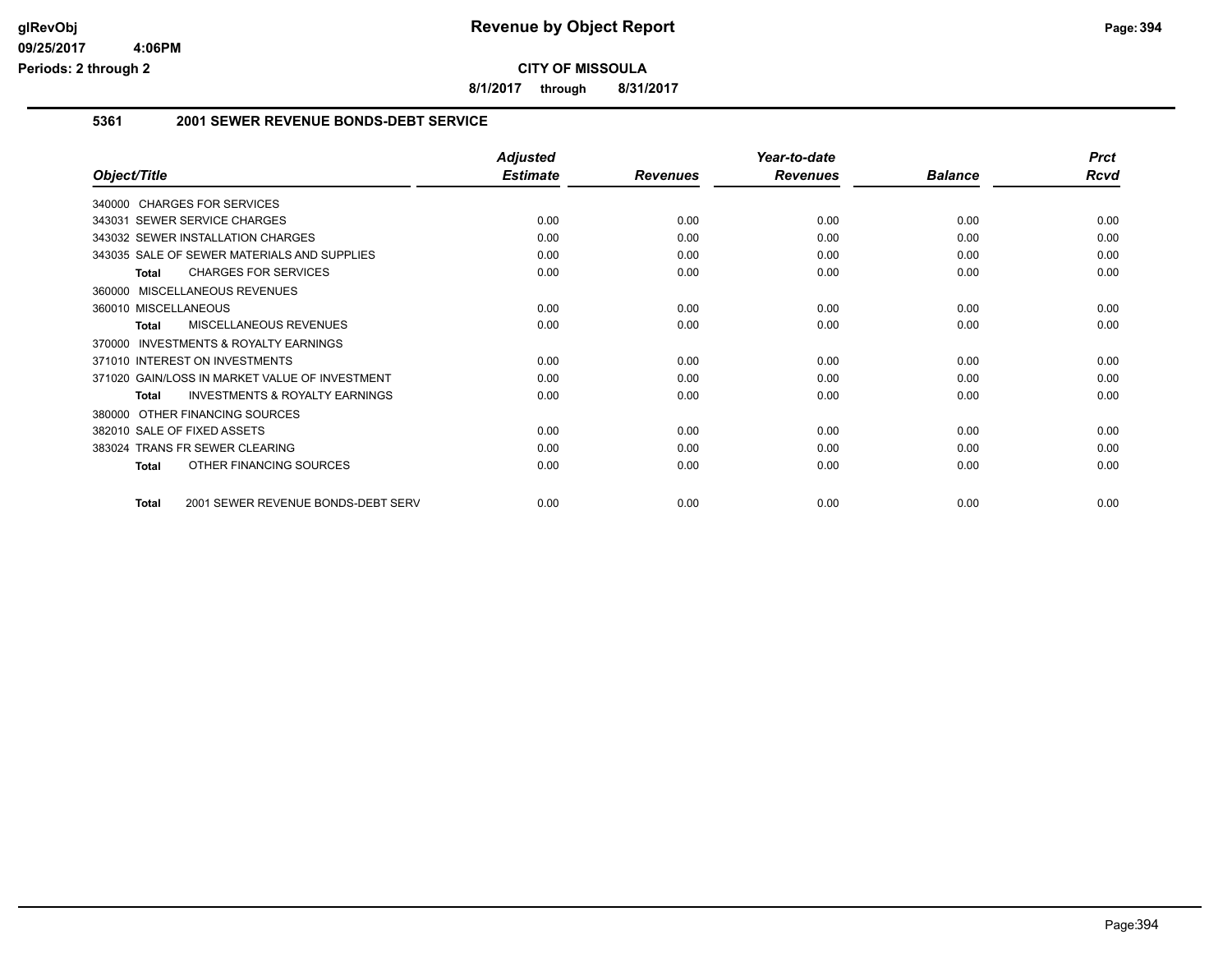# Revenue by Object Report

**CITY OF MISSOULA**

**8/1/2017 through 8/31/2017**

glRevObj
09/25/2017 4:06PM
Periods: 2 through 2

## 5361 2001 SEWER REVENUE BONDS-DEBT SERVICE

| Object/Title | Adjusted Estimate | Revenues | Year-to-date Revenues | Balance | Prct Rcvd |
|---|---|---|---|---|---|
| 340000 CHARGES FOR SERVICES | | | | | |
| 343031 SEWER SERVICE CHARGES | 0.00 | 0.00 | 0.00 | 0.00 | 0.00 |
| 343032 SEWER INSTALLATION CHARGES | 0.00 | 0.00 | 0.00 | 0.00 | 0.00 |
| 343035 SALE OF SEWER MATERIALS AND SUPPLIES | 0.00 | 0.00 | 0.00 | 0.00 | 0.00 |
| **Total** CHARGES FOR SERVICES | 0.00 | 0.00 | 0.00 | 0.00 | 0.00 |
| 360000 MISCELLANEOUS REVENUES | | | | | |
| 360010 MISCELLANEOUS | 0.00 | 0.00 | 0.00 | 0.00 | 0.00 |
| **Total** MISCELLANEOUS REVENUES | 0.00 | 0.00 | 0.00 | 0.00 | 0.00 |
| 370000 INVESTMENTS & ROYALTY EARNINGS | | | | | |
| 371010 INTEREST ON INVESTMENTS | 0.00 | 0.00 | 0.00 | 0.00 | 0.00 |
| 371020 GAIN/LOSS IN MARKET VALUE OF INVESTMENT | 0.00 | 0.00 | 0.00 | 0.00 | 0.00 |
| **Total** INVESTMENTS & ROYALTY EARNINGS | 0.00 | 0.00 | 0.00 | 0.00 | 0.00 |
| 380000 OTHER FINANCING SOURCES | | | | | |
| 382010 SALE OF FIXED ASSETS | 0.00 | 0.00 | 0.00 | 0.00 | 0.00 |
| 383024 TRANS FR SEWER CLEARING | 0.00 | 0.00 | 0.00 | 0.00 | 0.00 |
| **Total** OTHER FINANCING SOURCES | 0.00 | 0.00 | 0.00 | 0.00 | 0.00 |
| **Total** 2001 SEWER REVENUE BONDS-DEBT SERV | 0.00 | 0.00 | 0.00 | 0.00 | 0.00 |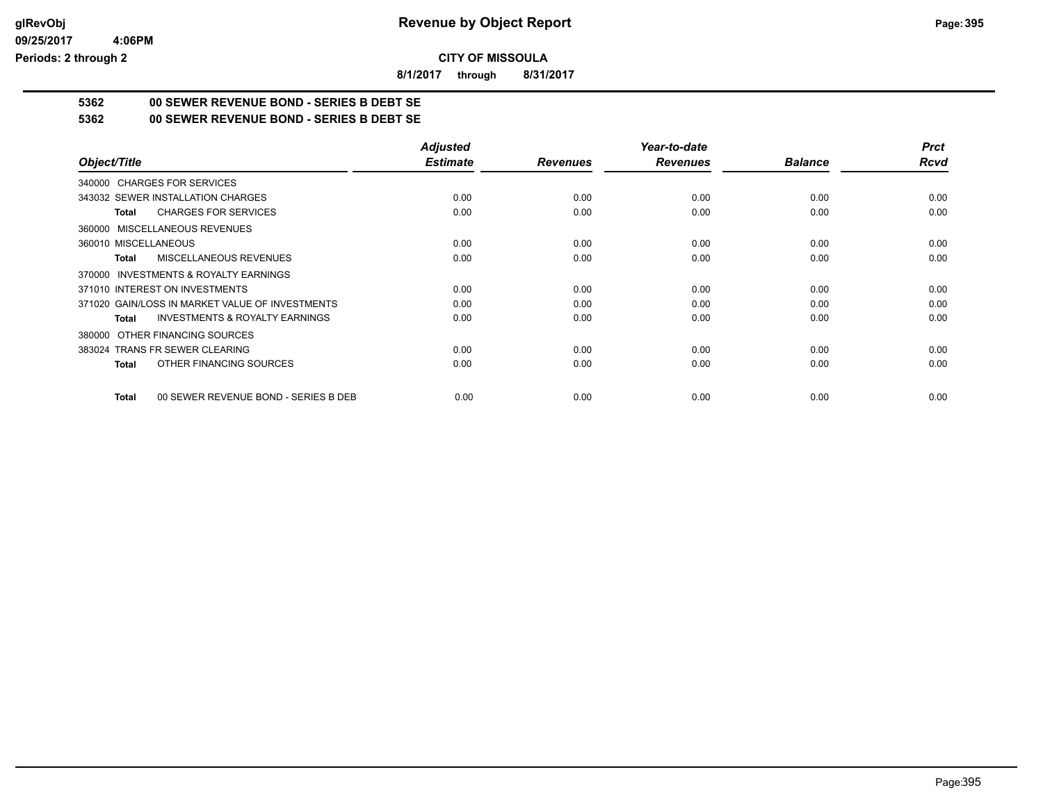# Revenue by Object Report

**CITY OF MISSOULA**

**8/1/2017 through 8/31/2017**

**5362 00 SEWER REVENUE BOND - SERIES B DEBT SE**

**5362 00 SEWER REVENUE BOND - SERIES B DEBT SE**

| Object/Title | Adjusted Estimate | Revenues | Year-to-date Revenues | Balance | Prct Rcvd |
|---|---|---|---|---|---|
| 340000 CHARGES FOR SERVICES | | | | | |
| 343032 SEWER INSTALLATION CHARGES | 0.00 | 0.00 | 0.00 | 0.00 | 0.00 |
| **Total** CHARGES FOR SERVICES | 0.00 | 0.00 | 0.00 | 0.00 | 0.00 |
| 360000 MISCELLANEOUS REVENUES | | | | | |
| 360010 MISCELLANEOUS | 0.00 | 0.00 | 0.00 | 0.00 | 0.00 |
| **Total** MISCELLANEOUS REVENUES | 0.00 | 0.00 | 0.00 | 0.00 | 0.00 |
| 370000 INVESTMENTS & ROYALTY EARNINGS | | | | | |
| 371010 INTEREST ON INVESTMENTS | 0.00 | 0.00 | 0.00 | 0.00 | 0.00 |
| 371020 GAIN/LOSS IN MARKET VALUE OF INVESTMENTS | 0.00 | 0.00 | 0.00 | 0.00 | 0.00 |
| **Total** INVESTMENTS & ROYALTY EARNINGS | 0.00 | 0.00 | 0.00 | 0.00 | 0.00 |
| 380000 OTHER FINANCING SOURCES | | | | | |
| 383024 TRANS FR SEWER CLEARING | 0.00 | 0.00 | 0.00 | 0.00 | 0.00 |
| **Total** OTHER FINANCING SOURCES | 0.00 | 0.00 | 0.00 | 0.00 | 0.00 |
| **Total** 00 SEWER REVENUE BOND - SERIES B DEBT | 0.00 | 0.00 | 0.00 | 0.00 | 0.00 |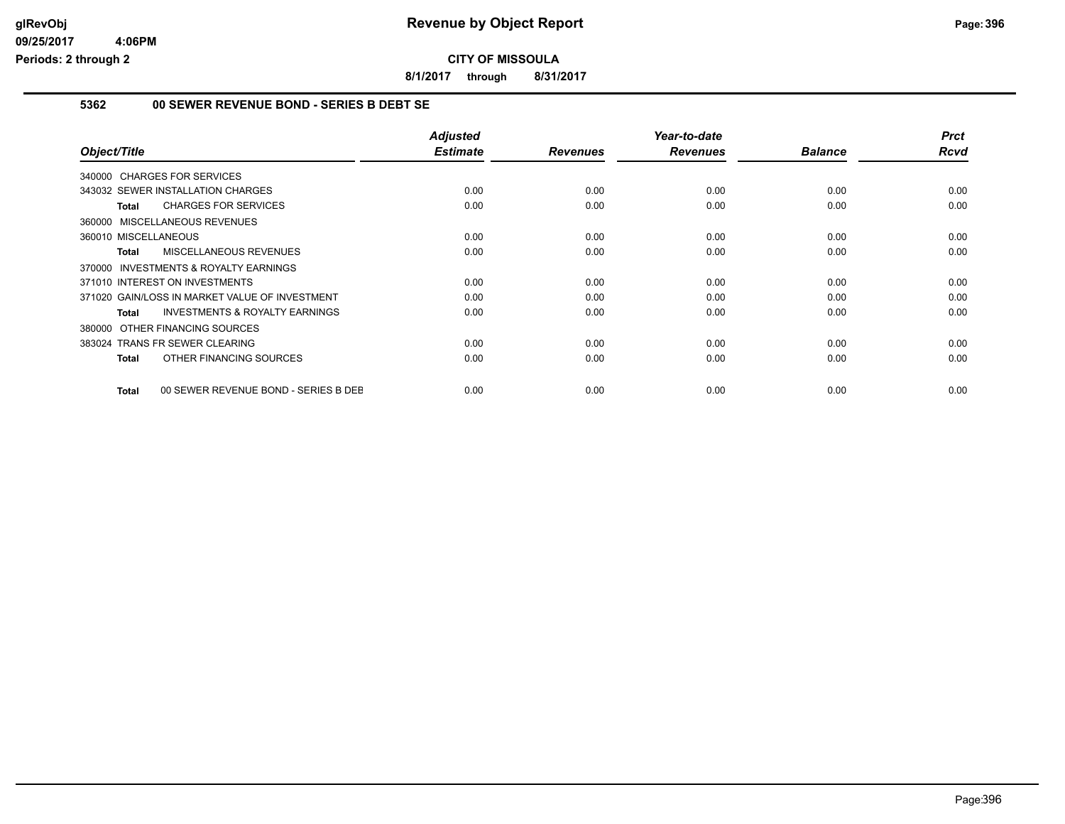# Revenue by Object Report

**CITY OF MISSOULA**

**8/1/2017 through 8/31/2017**

glRevObj
09/25/2017 4:06PM
Periods: 2 through 2

### 5362 00 SEWER REVENUE BOND - SERIES B DEBT SE

| Object/Title | Adjusted Estimate | Revenues | Year-to-date Revenues | Balance | Prct Rcvd |
|---|---|---|---|---|---|
| 340000 CHARGES FOR SERVICES | | | | | |
| 343032 SEWER INSTALLATION CHARGES | 0.00 | 0.00 | 0.00 | 0.00 | 0.00 |
| **Total** CHARGES FOR SERVICES | 0.00 | 0.00 | 0.00 | 0.00 | 0.00 |
| 360000 MISCELLANEOUS REVENUES | | | | | |
| 360010 MISCELLANEOUS | 0.00 | 0.00 | 0.00 | 0.00 | 0.00 |
| **Total** MISCELLANEOUS REVENUES | 0.00 | 0.00 | 0.00 | 0.00 | 0.00 |
| 370000 INVESTMENTS & ROYALTY EARNINGS | | | | | |
| 371010 INTEREST ON INVESTMENTS | 0.00 | 0.00 | 0.00 | 0.00 | 0.00 |
| 371020 GAIN/LOSS IN MARKET VALUE OF INVESTMENT | 0.00 | 0.00 | 0.00 | 0.00 | 0.00 |
| **Total** INVESTMENTS & ROYALTY EARNINGS | 0.00 | 0.00 | 0.00 | 0.00 | 0.00 |
| 380000 OTHER FINANCING SOURCES | | | | | |
| 383024 TRANS FR SEWER CLEARING | 0.00 | 0.00 | 0.00 | 0.00 | 0.00 |
| **Total** OTHER FINANCING SOURCES | 0.00 | 0.00 | 0.00 | 0.00 | 0.00 |
| **Total** 00 SEWER REVENUE BOND - SERIES B DEB | 0.00 | 0.00 | 0.00 | 0.00 | 0.00 |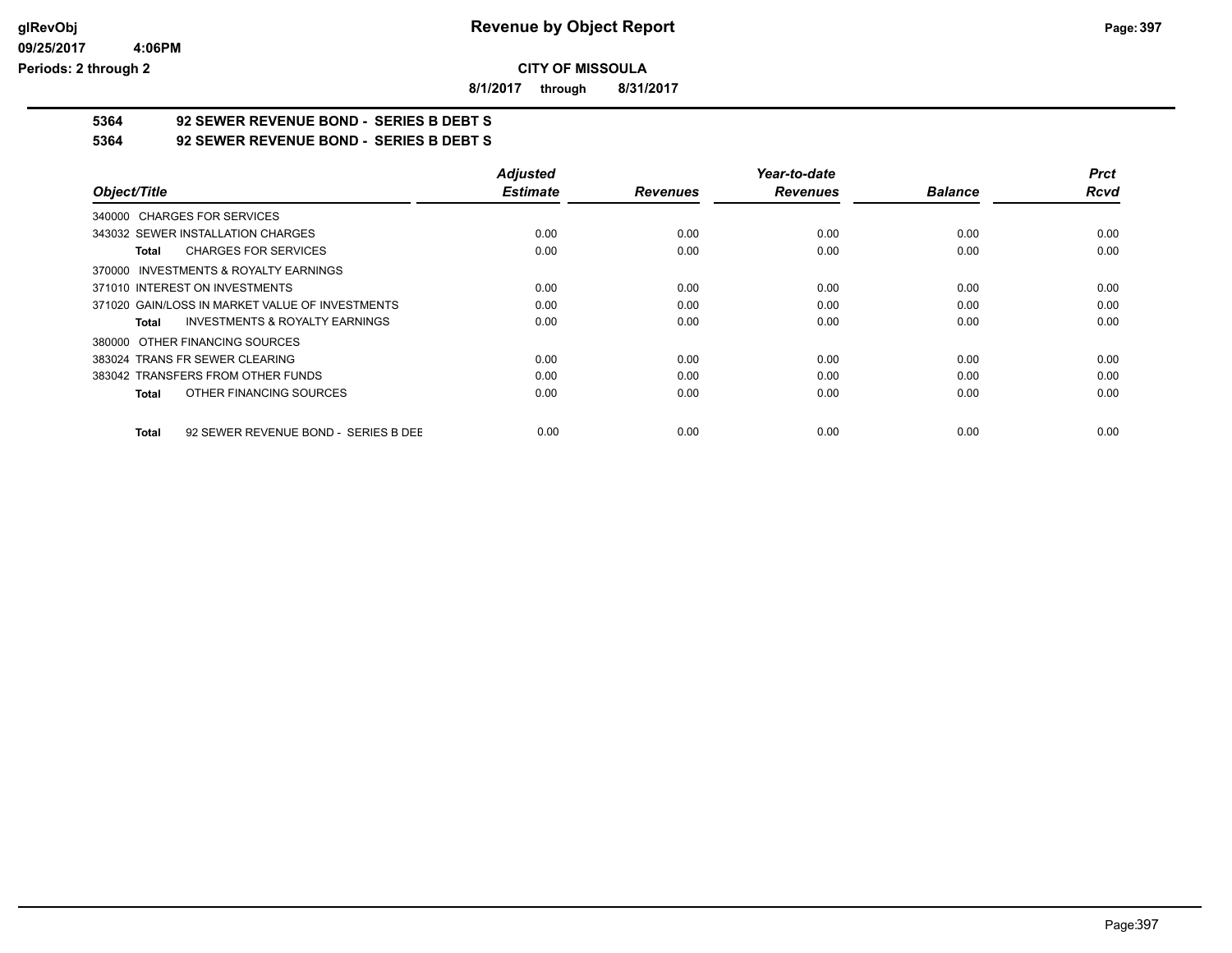# Revenue by Object Report

**CITY OF MISSOULA**

**8/1/2017 through 8/31/2017**

glRevObj
09/25/2017 4:06PM
Periods: 2 through 2

## 5364 92 SEWER REVENUE BOND - SERIES B DEBT S

## 5364 92 SEWER REVENUE BOND - SERIES B DEBT S

| Object/Title | Adjusted Estimate | Revenues | Year-to-date Revenues | Balance | Prct Rcvd |
|---|---|---|---|---|---|
| 340000 CHARGES FOR SERVICES | | | | | |
| 343032 SEWER INSTALLATION CHARGES | 0.00 | 0.00 | 0.00 | 0.00 | 0.00 |
| **Total** CHARGES FOR SERVICES | 0.00 | 0.00 | 0.00 | 0.00 | 0.00 |
| 370000 INVESTMENTS & ROYALTY EARNINGS | | | | | |
| 371010 INTEREST ON INVESTMENTS | 0.00 | 0.00 | 0.00 | 0.00 | 0.00 |
| 371020 GAIN/LOSS IN MARKET VALUE OF INVESTMENTS | 0.00 | 0.00 | 0.00 | 0.00 | 0.00 |
| **Total** INVESTMENTS & ROYALTY EARNINGS | 0.00 | 0.00 | 0.00 | 0.00 | 0.00 |
| 380000 OTHER FINANCING SOURCES | | | | | |
| 383024 TRANS FR SEWER CLEARING | 0.00 | 0.00 | 0.00 | 0.00 | 0.00 |
| 383042 TRANSFERS FROM OTHER FUNDS | 0.00 | 0.00 | 0.00 | 0.00 | 0.00 |
| **Total** OTHER FINANCING SOURCES | 0.00 | 0.00 | 0.00 | 0.00 | 0.00 |
| **Total** 92 SEWER REVENUE BOND - SERIES B DEE | 0.00 | 0.00 | 0.00 | 0.00 | 0.00 |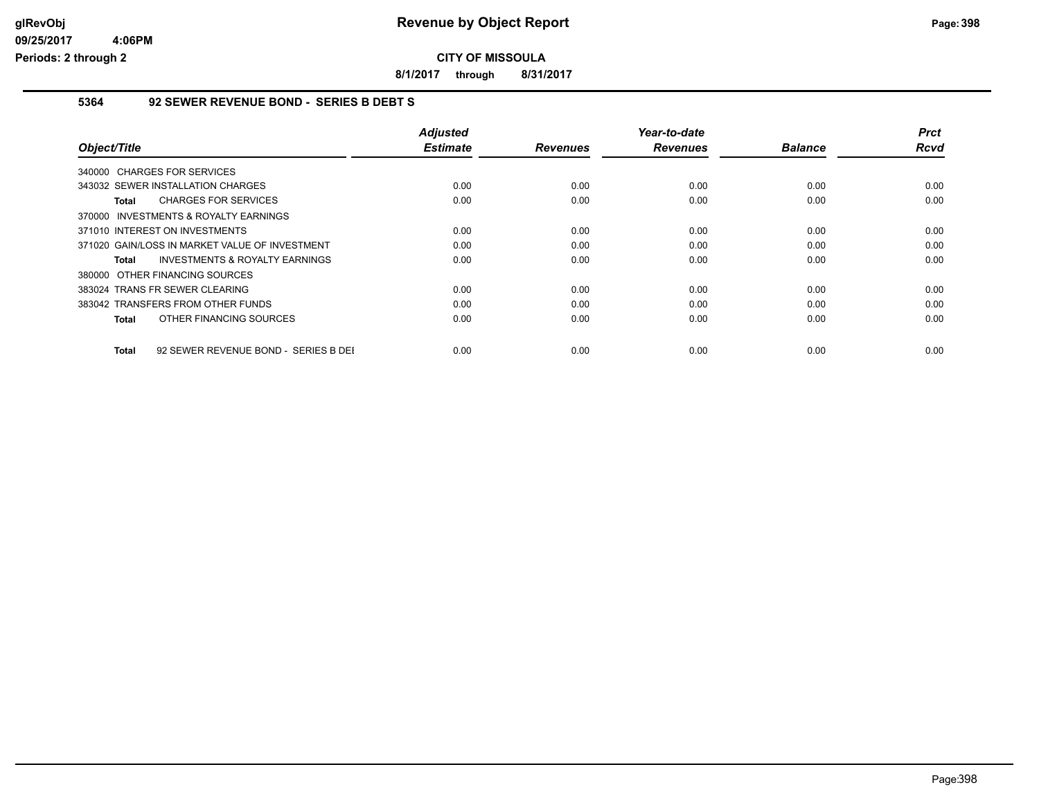# Revenue by Object Report

**CITY OF MISSOULA**

**8/1/2017 through 8/31/2017**

### 5364 92 SEWER REVENUE BOND - SERIES B DEBT S

| Object/Title | Adjusted Estimate | Revenues | Year-to-date Revenues | Balance | Prct Rcvd |
|---|---|---|---|---|---|
| 340000 CHARGES FOR SERVICES | | | | | |
| 343032 SEWER INSTALLATION CHARGES | 0.00 | 0.00 | 0.00 | 0.00 | 0.00 |
| **Total** CHARGES FOR SERVICES | 0.00 | 0.00 | 0.00 | 0.00 | 0.00 |
| 370000 INVESTMENTS & ROYALTY EARNINGS | | | | | |
| 371010 INTEREST ON INVESTMENTS | 0.00 | 0.00 | 0.00 | 0.00 | 0.00 |
| 371020 GAIN/LOSS IN MARKET VALUE OF INVESTMENT | 0.00 | 0.00 | 0.00 | 0.00 | 0.00 |
| **Total** INVESTMENTS & ROYALTY EARNINGS | 0.00 | 0.00 | 0.00 | 0.00 | 0.00 |
| 380000 OTHER FINANCING SOURCES | | | | | |
| 383024 TRANS FR SEWER CLEARING | 0.00 | 0.00 | 0.00 | 0.00 | 0.00 |
| 383042 TRANSFERS FROM OTHER FUNDS | 0.00 | 0.00 | 0.00 | 0.00 | 0.00 |
| **Total** OTHER FINANCING SOURCES | 0.00 | 0.00 | 0.00 | 0.00 | 0.00 |
| **Total** 92 SEWER REVENUE BOND - SERIES B DEI | 0.00 | 0.00 | 0.00 | 0.00 | 0.00 |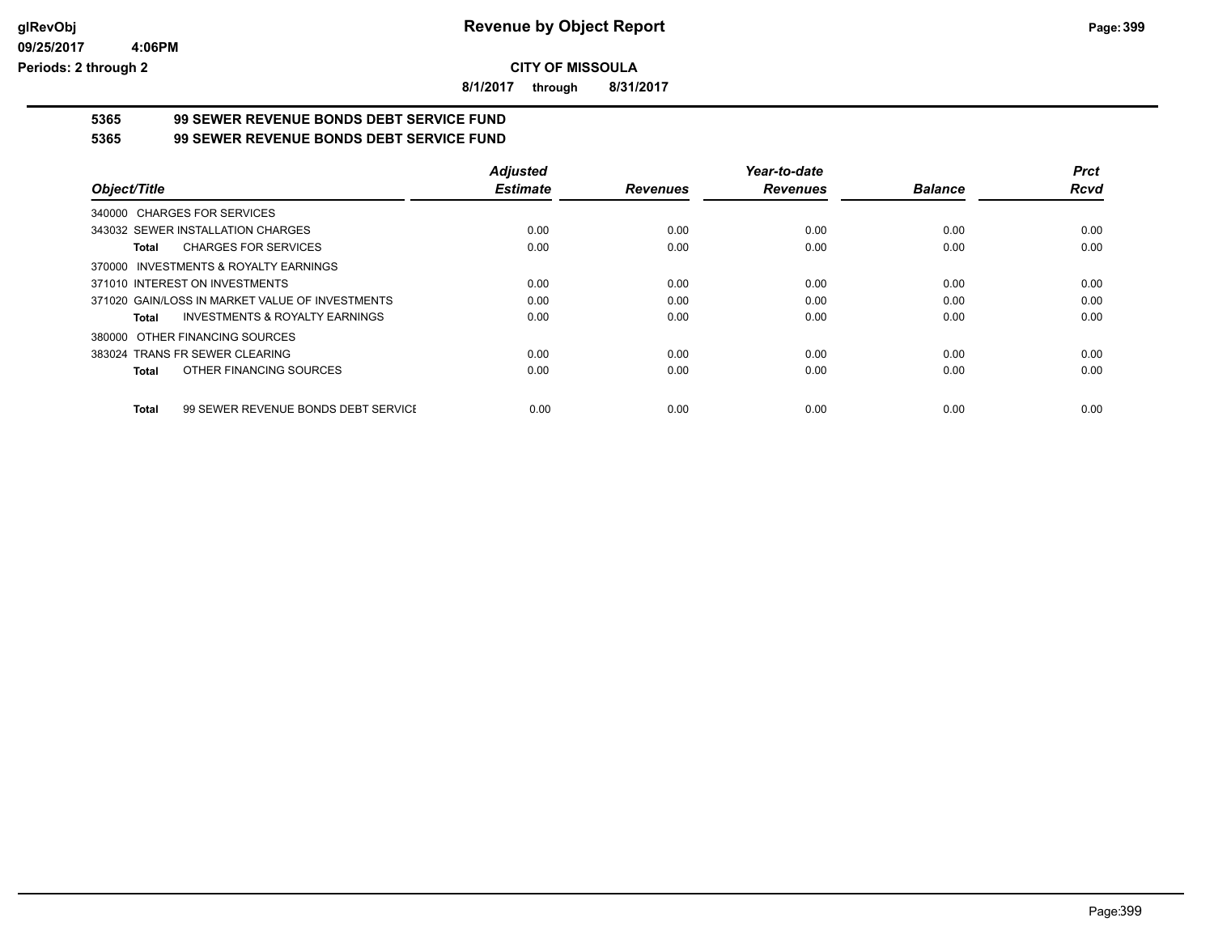**glRevObj**
**09/25/2017 4:06PM**
**Periods: 2 through 2**

# Revenue by Object Report

**CITY OF MISSOULA**

**8/1/2017 through 8/31/2017**

## 5365 99 SEWER REVENUE BONDS DEBT SERVICE FUND
## 5365 99 SEWER REVENUE BONDS DEBT SERVICE FUND

| Object/Title | Adjusted Estimate | Revenues | Year-to-date Revenues | Balance | Prct Rcvd |
|---|---|---|---|---|---|
| 340000 CHARGES FOR SERVICES | | | | | |
| 343032 SEWER INSTALLATION CHARGES | 0.00 | 0.00 | 0.00 | 0.00 | 0.00 |
| **Total** CHARGES FOR SERVICES | 0.00 | 0.00 | 0.00 | 0.00 | 0.00 |
| 370000 INVESTMENTS & ROYALTY EARNINGS | | | | | |
| 371010 INTEREST ON INVESTMENTS | 0.00 | 0.00 | 0.00 | 0.00 | 0.00 |
| 371020 GAIN/LOSS IN MARKET VALUE OF INVESTMENTS | 0.00 | 0.00 | 0.00 | 0.00 | 0.00 |
| **Total** INVESTMENTS & ROYALTY EARNINGS | 0.00 | 0.00 | 0.00 | 0.00 | 0.00 |
| 380000 OTHER FINANCING SOURCES | | | | | |
| 383024 TRANS FR SEWER CLEARING | 0.00 | 0.00 | 0.00 | 0.00 | 0.00 |
| **Total** OTHER FINANCING SOURCES | 0.00 | 0.00 | 0.00 | 0.00 | 0.00 |
| **Total** 99 SEWER REVENUE BONDS DEBT SERVICE | 0.00 | 0.00 | 0.00 | 0.00 | 0.00 |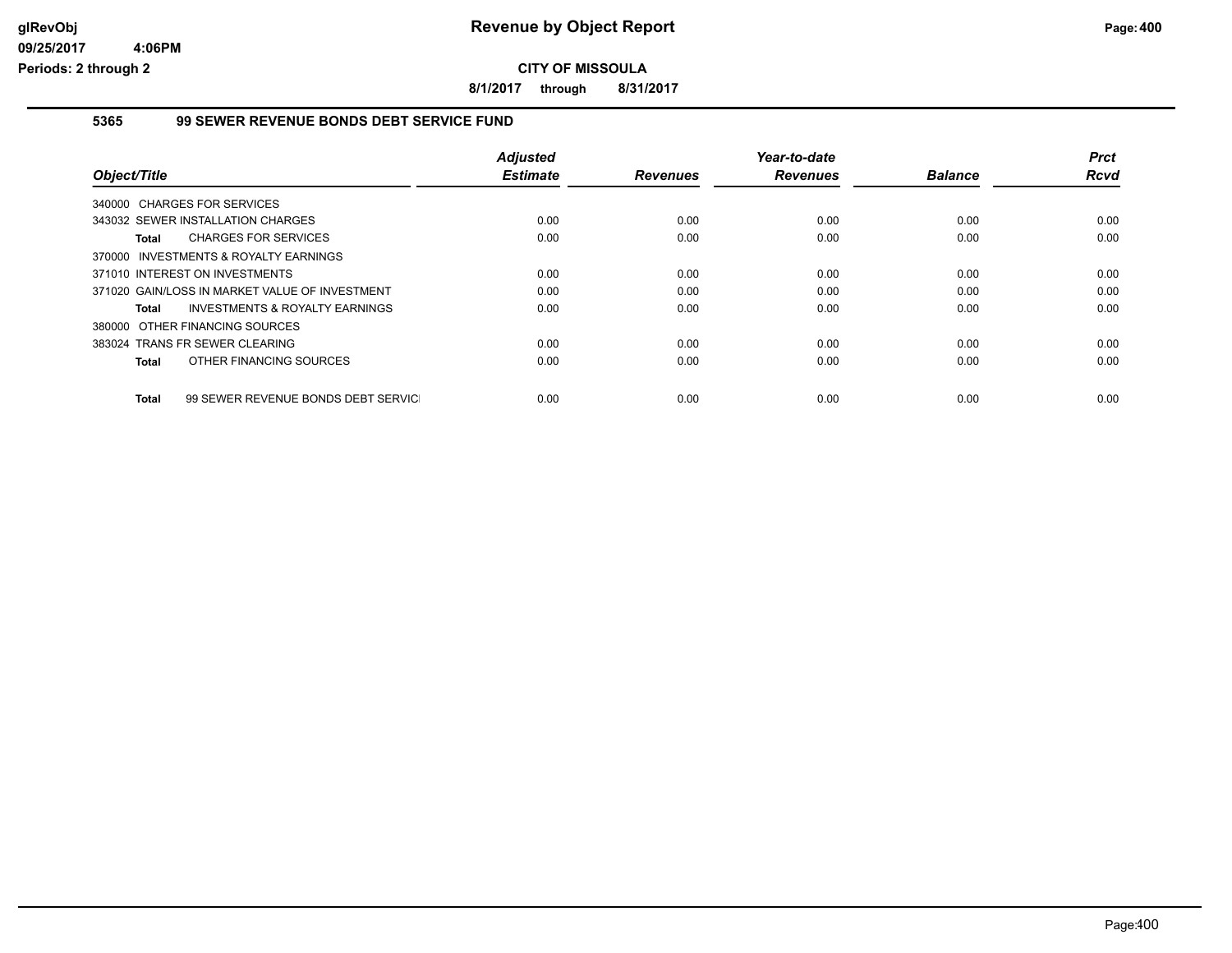# Revenue by Object Report

**CITY OF MISSOULA**

**8/1/2017 through 8/31/2017**

glRevObj
09/25/2017 4:06PM
Periods: 2 through 2

## 5365 99 SEWER REVENUE BONDS DEBT SERVICE FUND

| Object/Title | Adjusted Estimate | Revenues | Year-to-date Revenues | Balance | Prct Rcvd |
|---|---|---|---|---|---|
| 340000 CHARGES FOR SERVICES | | | | | |
| 343032 SEWER INSTALLATION CHARGES | 0.00 | 0.00 | 0.00 | 0.00 | 0.00 |
| **Total** CHARGES FOR SERVICES | 0.00 | 0.00 | 0.00 | 0.00 | 0.00 |
| 370000 INVESTMENTS & ROYALTY EARNINGS | | | | | |
| 371010 INTEREST ON INVESTMENTS | 0.00 | 0.00 | 0.00 | 0.00 | 0.00 |
| 371020 GAIN/LOSS IN MARKET VALUE OF INVESTMENT | 0.00 | 0.00 | 0.00 | 0.00 | 0.00 |
| **Total** INVESTMENTS & ROYALTY EARNINGS | 0.00 | 0.00 | 0.00 | 0.00 | 0.00 |
| 380000 OTHER FINANCING SOURCES | | | | | |
| 383024 TRANS FR SEWER CLEARING | 0.00 | 0.00 | 0.00 | 0.00 | 0.00 |
| **Total** OTHER FINANCING SOURCES | 0.00 | 0.00 | 0.00 | 0.00 | 0.00 |
| **Total** 99 SEWER REVENUE BONDS DEBT SERVICI | 0.00 | 0.00 | 0.00 | 0.00 | 0.00 |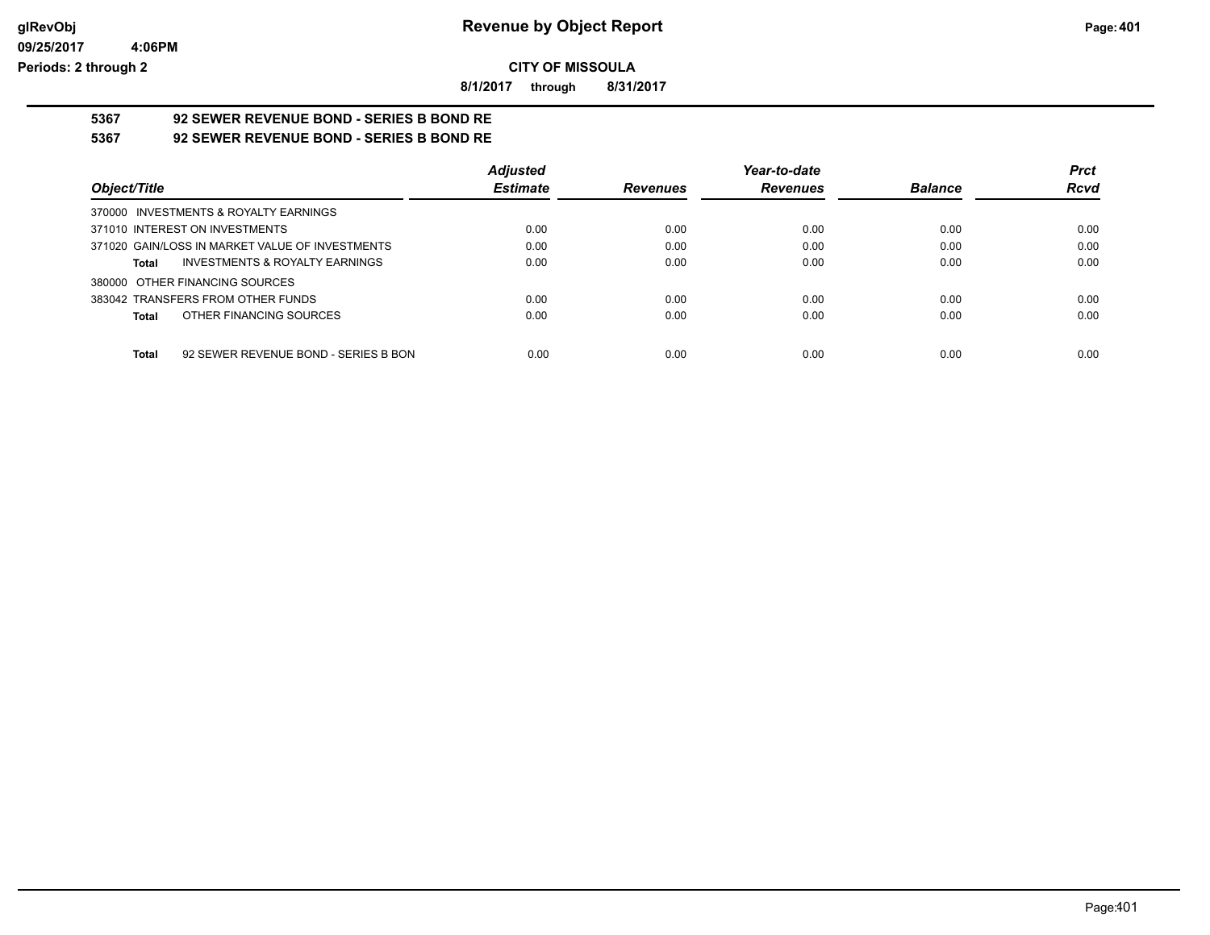**CITY OF MISSOULA**

**8/1/2017 through 8/31/2017**

## 5367 92 SEWER REVENUE BOND - SERIES B BOND RE

## 5367 92 SEWER REVENUE BOND - SERIES B BOND RE

| Object/Title | Adjusted Estimate | Revenues | Year-to-date Revenues | Balance | Prct Rcvd |
|---|---|---|---|---|---|
| 370000 INVESTMENTS & ROYALTY EARNINGS | | | | | |
| 371010 INTEREST ON INVESTMENTS | 0.00 | 0.00 | 0.00 | 0.00 | 0.00 |
| 371020 GAIN/LOSS IN MARKET VALUE OF INVESTMENTS | 0.00 | 0.00 | 0.00 | 0.00 | 0.00 |
| **Total** INVESTMENTS & ROYALTY EARNINGS | 0.00 | 0.00 | 0.00 | 0.00 | 0.00 |
| 380000 OTHER FINANCING SOURCES | | | | | |
| 383042 TRANSFERS FROM OTHER FUNDS | 0.00 | 0.00 | 0.00 | 0.00 | 0.00 |
| **Total** OTHER FINANCING SOURCES | 0.00 | 0.00 | 0.00 | 0.00 | 0.00 |
| **Total** 92 SEWER REVENUE BOND - SERIES B BON | 0.00 | 0.00 | 0.00 | 0.00 | 0.00 |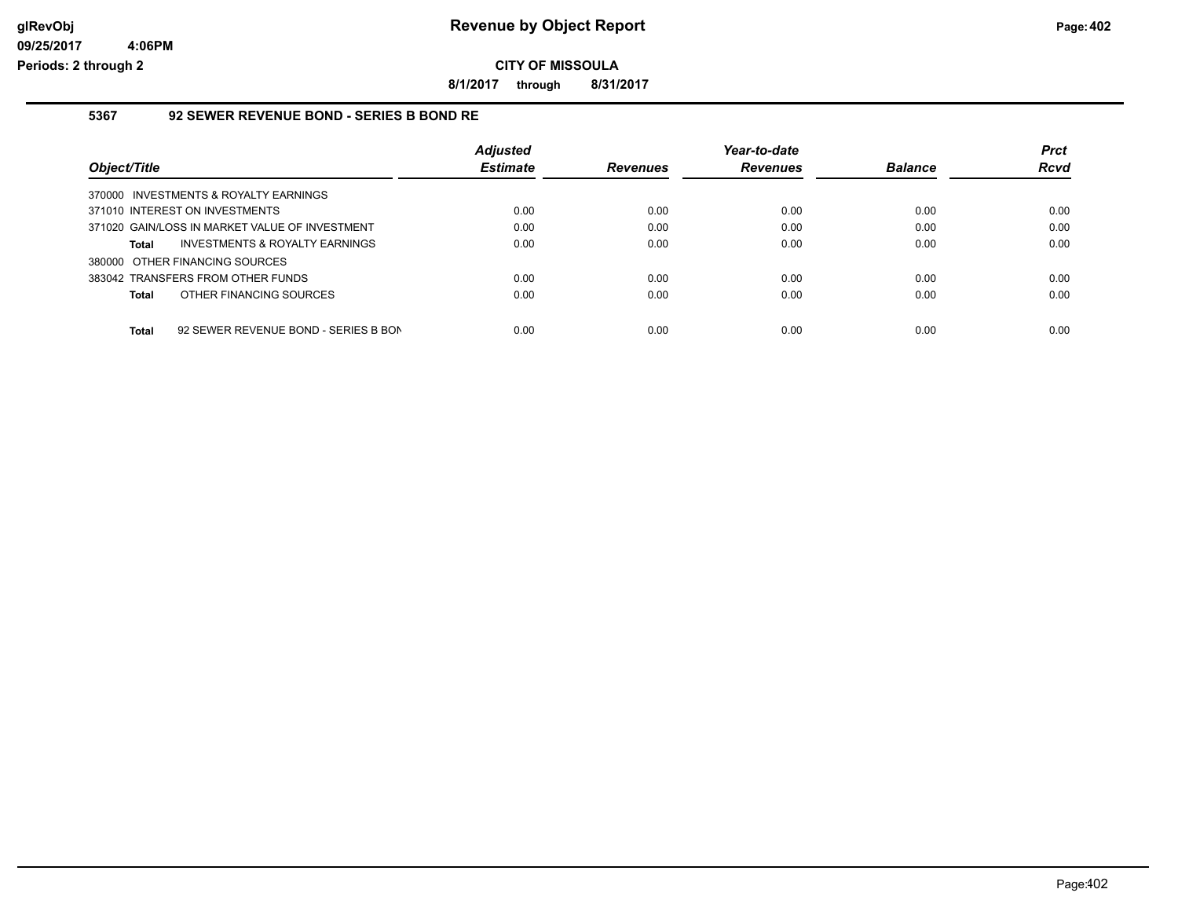**Revenue by Object Report**

**CITY OF MISSOULA**

**8/1/2017 through 8/31/2017**

glRevObj
09/25/2017 4:06PM
Periods: 2 through 2

### 5367 92 SEWER REVENUE BOND - SERIES B BOND RE

| Object/Title | Adjusted Estimate | Revenues | Year-to-date Revenues | Balance | Prct Rcvd |
|---|---|---|---|---|---|
| 370000 INVESTMENTS & ROYALTY EARNINGS | | | | | |
| 371010 INTEREST ON INVESTMENTS | 0.00 | 0.00 | 0.00 | 0.00 | 0.00 |
| 371020 GAIN/LOSS IN MARKET VALUE OF INVESTMENT | 0.00 | 0.00 | 0.00 | 0.00 | 0.00 |
| **Total** INVESTMENTS & ROYALTY EARNINGS | 0.00 | 0.00 | 0.00 | 0.00 | 0.00 |
| 380000 OTHER FINANCING SOURCES | | | | | |
| 383042 TRANSFERS FROM OTHER FUNDS | 0.00 | 0.00 | 0.00 | 0.00 | 0.00 |
| **Total** OTHER FINANCING SOURCES | 0.00 | 0.00 | 0.00 | 0.00 | 0.00 |
| **Total** 92 SEWER REVENUE BOND - SERIES B BON | 0.00 | 0.00 | 0.00 | 0.00 | 0.00 |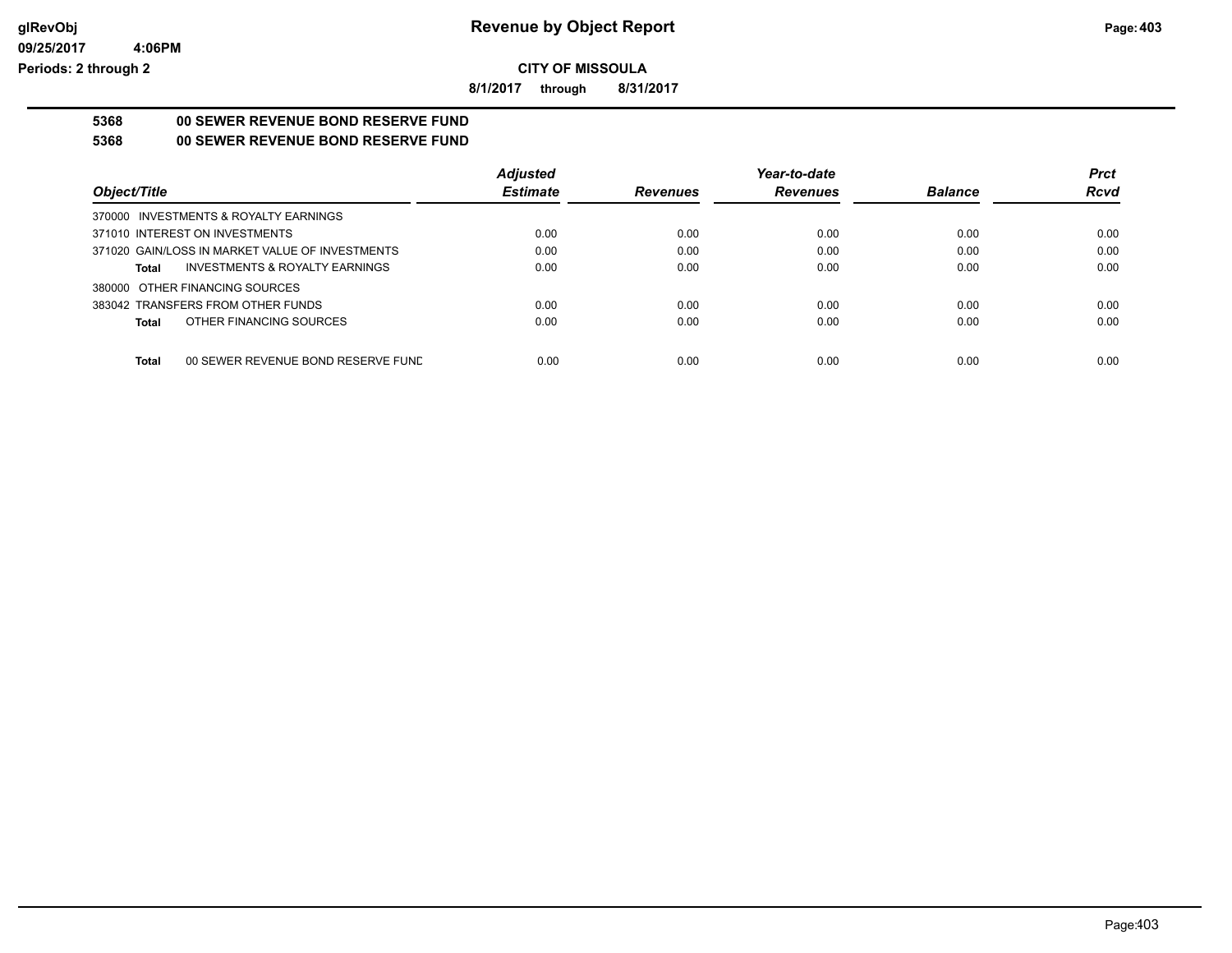**CITY OF MISSOULA**

**8/1/2017 through 8/31/2017**

**5368 00 SEWER REVENUE BOND RESERVE FUND**

**5368 00 SEWER REVENUE BOND RESERVE FUND**

| Object/Title | Adjusted Estimate | Revenues | Year-to-date Revenues | Balance | Prct Rcvd |
|---|---|---|---|---|---|
| 370000 INVESTMENTS & ROYALTY EARNINGS | | | | | |
| 371010 INTEREST ON INVESTMENTS | 0.00 | 0.00 | 0.00 | 0.00 | 0.00 |
| 371020 GAIN/LOSS IN MARKET VALUE OF INVESTMENTS | 0.00 | 0.00 | 0.00 | 0.00 | 0.00 |
| **Total** INVESTMENTS & ROYALTY EARNINGS | 0.00 | 0.00 | 0.00 | 0.00 | 0.00 |
| 380000 OTHER FINANCING SOURCES | | | | | |
| 383042 TRANSFERS FROM OTHER FUNDS | 0.00 | 0.00 | 0.00 | 0.00 | 0.00 |
| **Total** OTHER FINANCING SOURCES | 0.00 | 0.00 | 0.00 | 0.00 | 0.00 |
| **Total** 00 SEWER REVENUE BOND RESERVE FUND | 0.00 | 0.00 | 0.00 | 0.00 | 0.00 |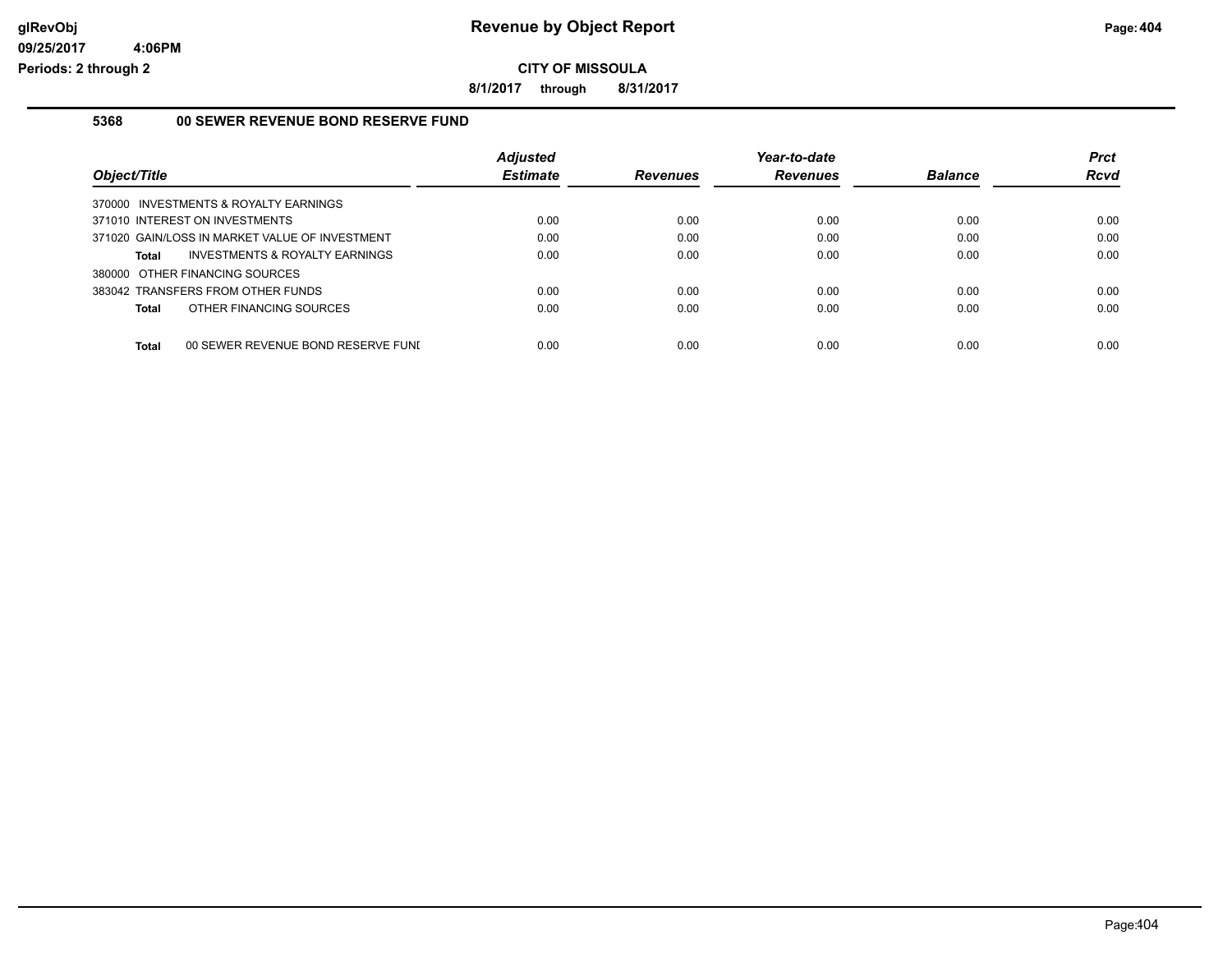# Revenue by Object Report

**CITY OF MISSOULA**

**8/1/2017 through 8/31/2017**

glRevObj
09/25/2017 4:06PM
Periods: 2 through 2

### 5368 00 SEWER REVENUE BOND RESERVE FUND

| Object/Title | Adjusted Estimate | Revenues | Year-to-date Revenues | Balance | Prct Rcvd |
|---|---|---|---|---|---|
| 370000 INVESTMENTS & ROYALTY EARNINGS | | | | | |
| 371010 INTEREST ON INVESTMENTS | 0.00 | 0.00 | 0.00 | 0.00 | 0.00 |
| 371020 GAIN/LOSS IN MARKET VALUE OF INVESTMENT | 0.00 | 0.00 | 0.00 | 0.00 | 0.00 |
| **Total** INVESTMENTS & ROYALTY EARNINGS | 0.00 | 0.00 | 0.00 | 0.00 | 0.00 |
| 380000 OTHER FINANCING SOURCES | | | | | |
| 383042 TRANSFERS FROM OTHER FUNDS | 0.00 | 0.00 | 0.00 | 0.00 | 0.00 |
| **Total** OTHER FINANCING SOURCES | 0.00 | 0.00 | 0.00 | 0.00 | 0.00 |
| **Total** 00 SEWER REVENUE BOND RESERVE FUNI | 0.00 | 0.00 | 0.00 | 0.00 | 0.00 |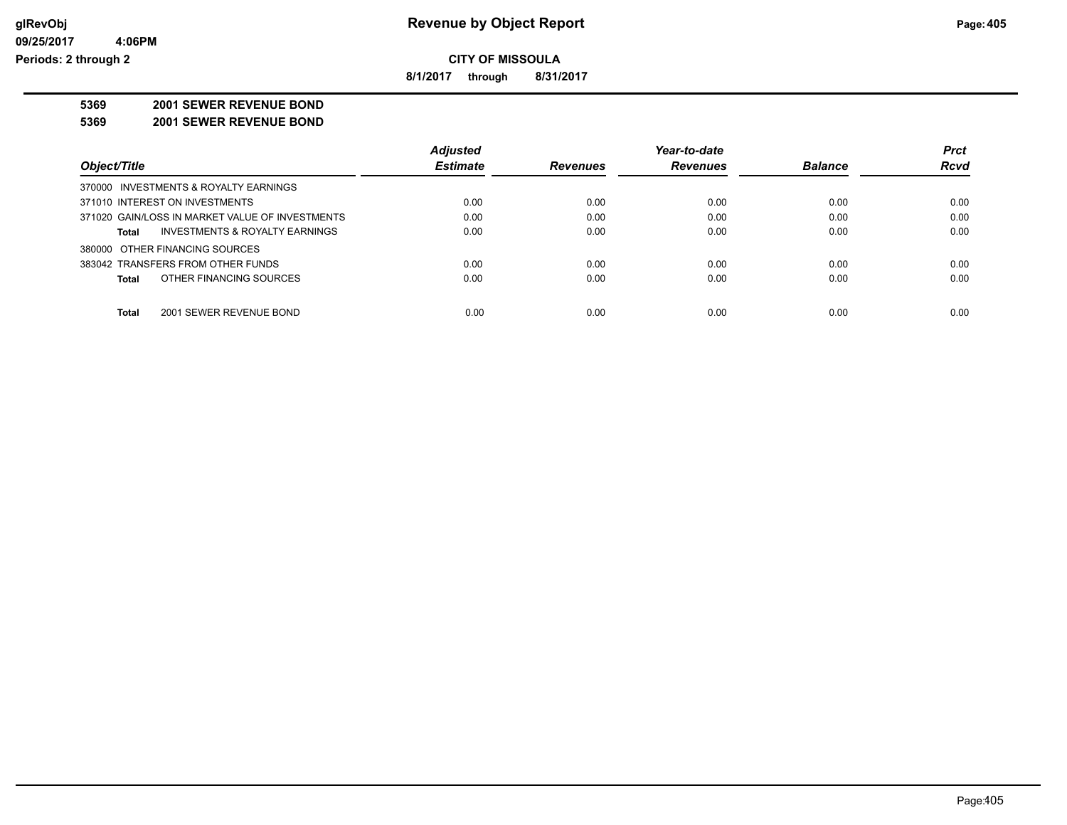# Revenue by Object Report

**CITY OF MISSOULA**

**8/1/2017 through 8/31/2017**

glRevObj
09/25/2017 4:06PM
Periods: 2 through 2

**5369 2001 SEWER REVENUE BOND**

**5369 2001 SEWER REVENUE BOND**

| Object/Title | Adjusted Estimate | Revenues | Year-to-date Revenues | Balance | Prct Rcvd |
|---|---|---|---|---|---|
| 370000 INVESTMENTS & ROYALTY EARNINGS | | | | | |
| 371010 INTEREST ON INVESTMENTS | 0.00 | 0.00 | 0.00 | 0.00 | 0.00 |
| 371020 GAIN/LOSS IN MARKET VALUE OF INVESTMENTS | 0.00 | 0.00 | 0.00 | 0.00 | 0.00 |
| **Total** INVESTMENTS & ROYALTY EARNINGS | 0.00 | 0.00 | 0.00 | 0.00 | 0.00 |
| 380000 OTHER FINANCING SOURCES | | | | | |
| 383042 TRANSFERS FROM OTHER FUNDS | 0.00 | 0.00 | 0.00 | 0.00 | 0.00 |
| **Total** OTHER FINANCING SOURCES | 0.00 | 0.00 | 0.00 | 0.00 | 0.00 |
| **Total** 2001 SEWER REVENUE BOND | 0.00 | 0.00 | 0.00 | 0.00 | 0.00 |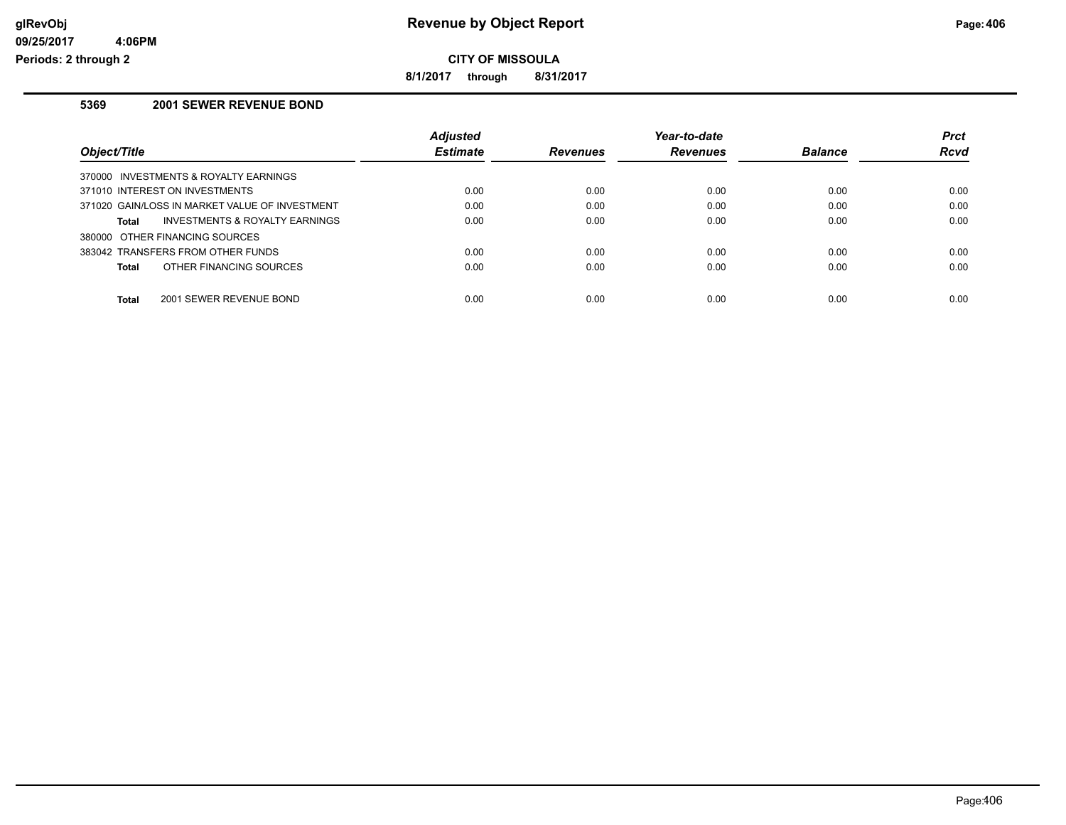# Revenue by Object Report

**CITY OF MISSOULA**

**8/1/2017 through 8/31/2017**

## 5369 2001 SEWER REVENUE BOND

| Object/Title | Adjusted Estimate | Revenues | Year-to-date Revenues | Balance | Prct Rcvd |
|---|---|---|---|---|---|
| 370000 INVESTMENTS & ROYALTY EARNINGS | | | | | |
| 371010 INTEREST ON INVESTMENTS | 0.00 | 0.00 | 0.00 | 0.00 | 0.00 |
| 371020 GAIN/LOSS IN MARKET VALUE OF INVESTMENT | 0.00 | 0.00 | 0.00 | 0.00 | 0.00 |
| **Total** INVESTMENTS & ROYALTY EARNINGS | 0.00 | 0.00 | 0.00 | 0.00 | 0.00 |
| 380000 OTHER FINANCING SOURCES | | | | | |
| 383042 TRANSFERS FROM OTHER FUNDS | 0.00 | 0.00 | 0.00 | 0.00 | 0.00 |
| **Total** OTHER FINANCING SOURCES | 0.00 | 0.00 | 0.00 | 0.00 | 0.00 |
| **Total** 2001 SEWER REVENUE BOND | 0.00 | 0.00 | 0.00 | 0.00 | 0.00 |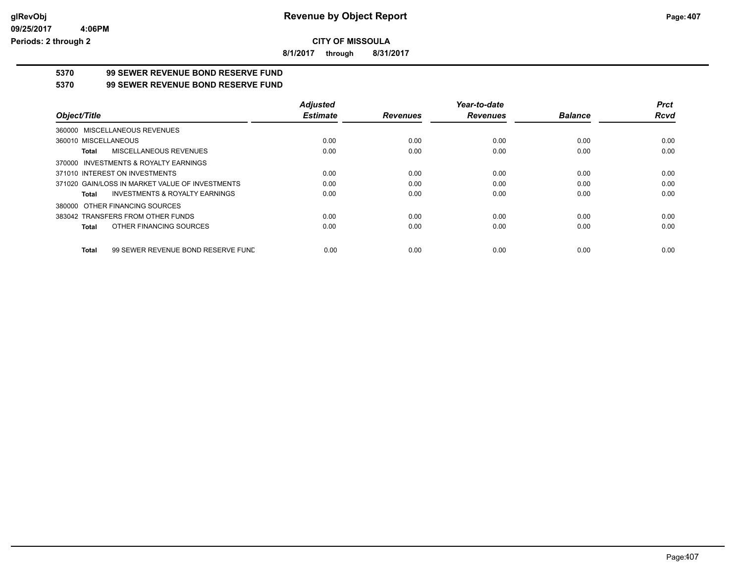# Revenue by Object Report

**CITY OF MISSOULA**

**8/1/2017 through 8/31/2017**

glRevObj
09/25/2017 4:06PM
Periods: 2 through 2

## 5370 99 SEWER REVENUE BOND RESERVE FUND

## 5370 99 SEWER REVENUE BOND RESERVE FUND

| Object/Title | Adjusted Estimate | Revenues | Year-to-date Revenues | Balance | Prct Rcvd |
|---|---|---|---|---|---|
| 360000 MISCELLANEOUS REVENUES | | | | | |
| 360010 MISCELLANEOUS | 0.00 | 0.00 | 0.00 | 0.00 | 0.00 |
| **Total** MISCELLANEOUS REVENUES | 0.00 | 0.00 | 0.00 | 0.00 | 0.00 |
| 370000 INVESTMENTS & ROYALTY EARNINGS | | | | | |
| 371010 INTEREST ON INVESTMENTS | 0.00 | 0.00 | 0.00 | 0.00 | 0.00 |
| 371020 GAIN/LOSS IN MARKET VALUE OF INVESTMENTS | 0.00 | 0.00 | 0.00 | 0.00 | 0.00 |
| **Total** INVESTMENTS & ROYALTY EARNINGS | 0.00 | 0.00 | 0.00 | 0.00 | 0.00 |
| 380000 OTHER FINANCING SOURCES | | | | | |
| 383042 TRANSFERS FROM OTHER FUNDS | 0.00 | 0.00 | 0.00 | 0.00 | 0.00 |
| **Total** OTHER FINANCING SOURCES | 0.00 | 0.00 | 0.00 | 0.00 | 0.00 |
| **Total** 99 SEWER REVENUE BOND RESERVE FUND | 0.00 | 0.00 | 0.00 | 0.00 | 0.00 |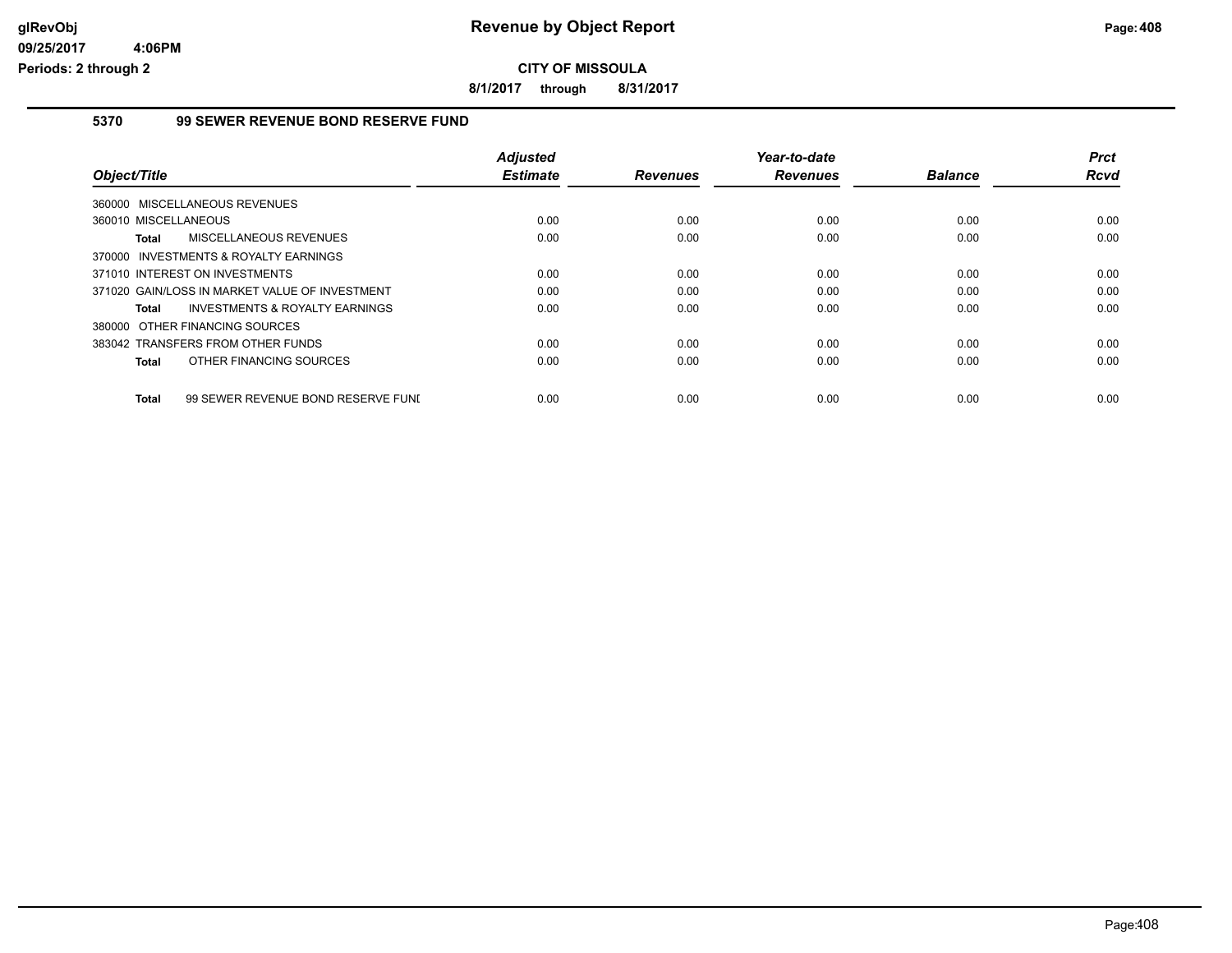**CITY OF MISSOULA**

**8/1/2017 through 8/31/2017**

### 5370 99 SEWER REVENUE BOND RESERVE FUND

| Object/Title | | Adjusted Estimate | Revenues | Year-to-date Revenues | Balance | Prct Rcvd |
|---|---|---|---|---|---|---|
| 360000 MISCELLANEOUS REVENUES | | | | | | |
| 360010 MISCELLANEOUS | | 0.00 | 0.00 | 0.00 | 0.00 | 0.00 |
| **Total** | MISCELLANEOUS REVENUES | 0.00 | 0.00 | 0.00 | 0.00 | 0.00 |
| 370000 INVESTMENTS & ROYALTY EARNINGS | | | | | | |
| 371010 INTEREST ON INVESTMENTS | | 0.00 | 0.00 | 0.00 | 0.00 | 0.00 |
| 371020 GAIN/LOSS IN MARKET VALUE OF INVESTMENT | | 0.00 | 0.00 | 0.00 | 0.00 | 0.00 |
| **Total** | INVESTMENTS & ROYALTY EARNINGS | 0.00 | 0.00 | 0.00 | 0.00 | 0.00 |
| 380000 OTHER FINANCING SOURCES | | | | | | |
| 383042 TRANSFERS FROM OTHER FUNDS | | 0.00 | 0.00 | 0.00 | 0.00 | 0.00 |
| **Total** | OTHER FINANCING SOURCES | 0.00 | 0.00 | 0.00 | 0.00 | 0.00 |
| **Total** | 99 SEWER REVENUE BOND RESERVE FUNI | 0.00 | 0.00 | 0.00 | 0.00 | 0.00 |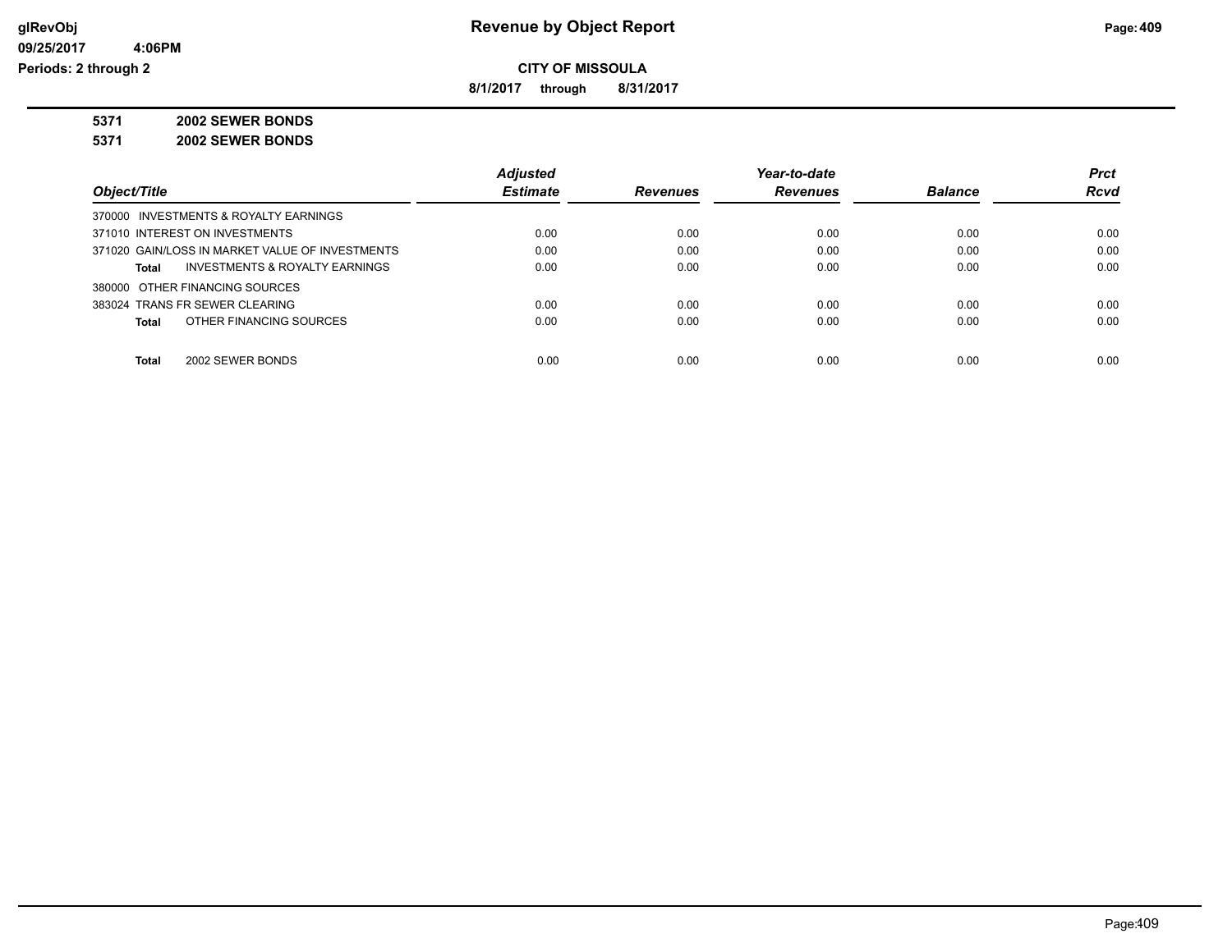# Revenue by Object Report

**CITY OF MISSOULA**

**8/1/2017 through 8/31/2017**

**5371 2002 SEWER BONDS**

**5371 2002 SEWER BONDS**

| Object/Title | Adjusted Estimate | Revenues | Year-to-date Revenues | Balance | Prct Rcvd |
|---|---|---|---|---|---|
| 370000 INVESTMENTS & ROYALTY EARNINGS | | | | | |
| 371010 INTEREST ON INVESTMENTS | 0.00 | 0.00 | 0.00 | 0.00 | 0.00 |
| 371020 GAIN/LOSS IN MARKET VALUE OF INVESTMENTS | 0.00 | 0.00 | 0.00 | 0.00 | 0.00 |
| **Total** INVESTMENTS & ROYALTY EARNINGS | 0.00 | 0.00 | 0.00 | 0.00 | 0.00 |
| 380000 OTHER FINANCING SOURCES | | | | | |
| 383024 TRANS FR SEWER CLEARING | 0.00 | 0.00 | 0.00 | 0.00 | 0.00 |
| **Total** OTHER FINANCING SOURCES | 0.00 | 0.00 | 0.00 | 0.00 | 0.00 |
| **Total** 2002 SEWER BONDS | 0.00 | 0.00 | 0.00 | 0.00 | 0.00 |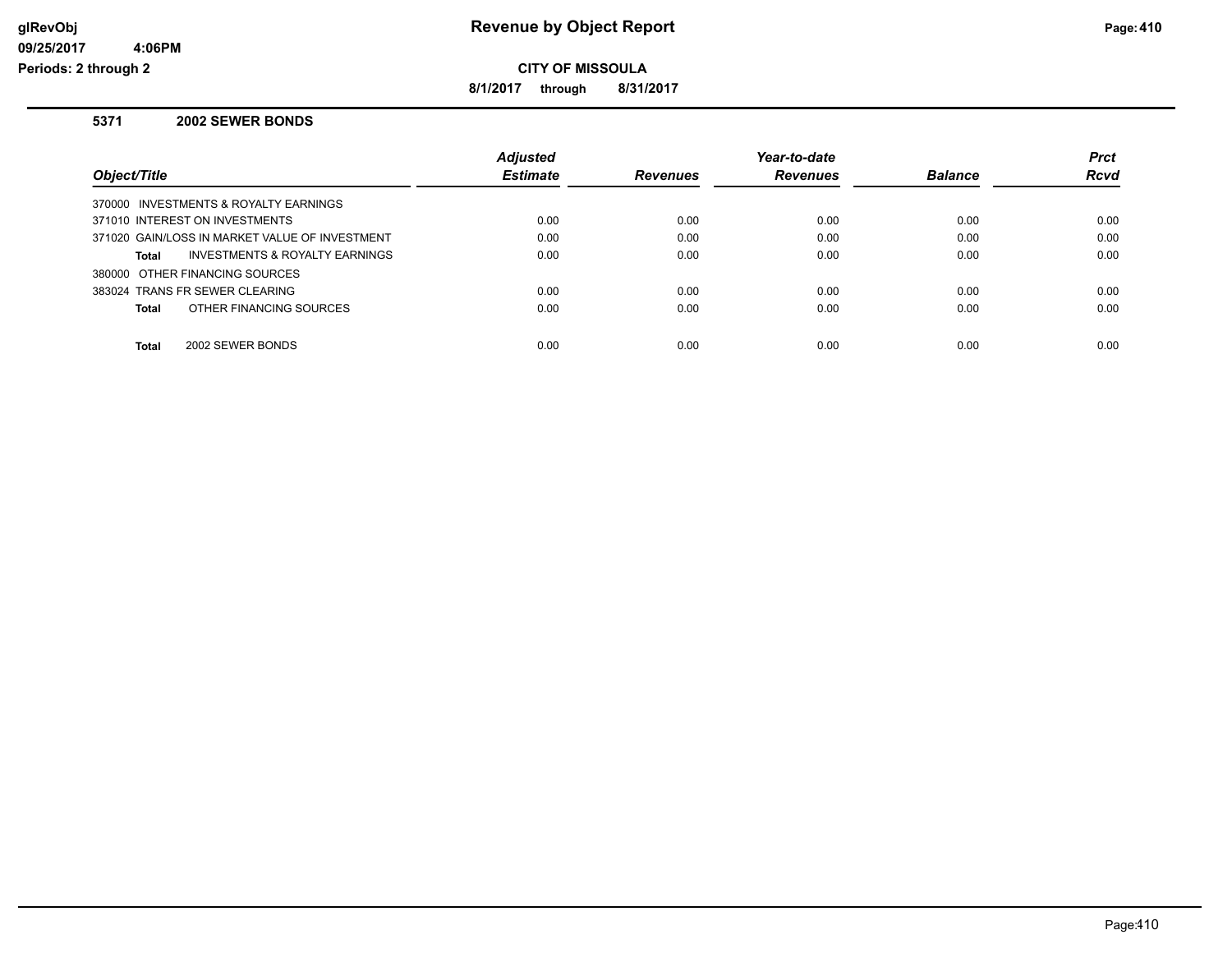**CITY OF MISSOULA**

**8/1/2017 through 8/31/2017**

### 5371 2002 SEWER BONDS

| Object/Title | Adjusted Estimate | Revenues | Year-to-date Revenues | Balance | Prct Rcvd |
|---|---|---|---|---|---|
| 370000 INVESTMENTS & ROYALTY EARNINGS | | | | | |
| 371010 INTEREST ON INVESTMENTS | 0.00 | 0.00 | 0.00 | 0.00 | 0.00 |
| 371020 GAIN/LOSS IN MARKET VALUE OF INVESTMENT | 0.00 | 0.00 | 0.00 | 0.00 | 0.00 |
| **Total** INVESTMENTS & ROYALTY EARNINGS | 0.00 | 0.00 | 0.00 | 0.00 | 0.00 |
| 380000 OTHER FINANCING SOURCES | | | | | |
| 383024 TRANS FR SEWER CLEARING | 0.00 | 0.00 | 0.00 | 0.00 | 0.00 |
| **Total** OTHER FINANCING SOURCES | 0.00 | 0.00 | 0.00 | 0.00 | 0.00 |
| **Total** 2002 SEWER BONDS | 0.00 | 0.00 | 0.00 | 0.00 | 0.00 |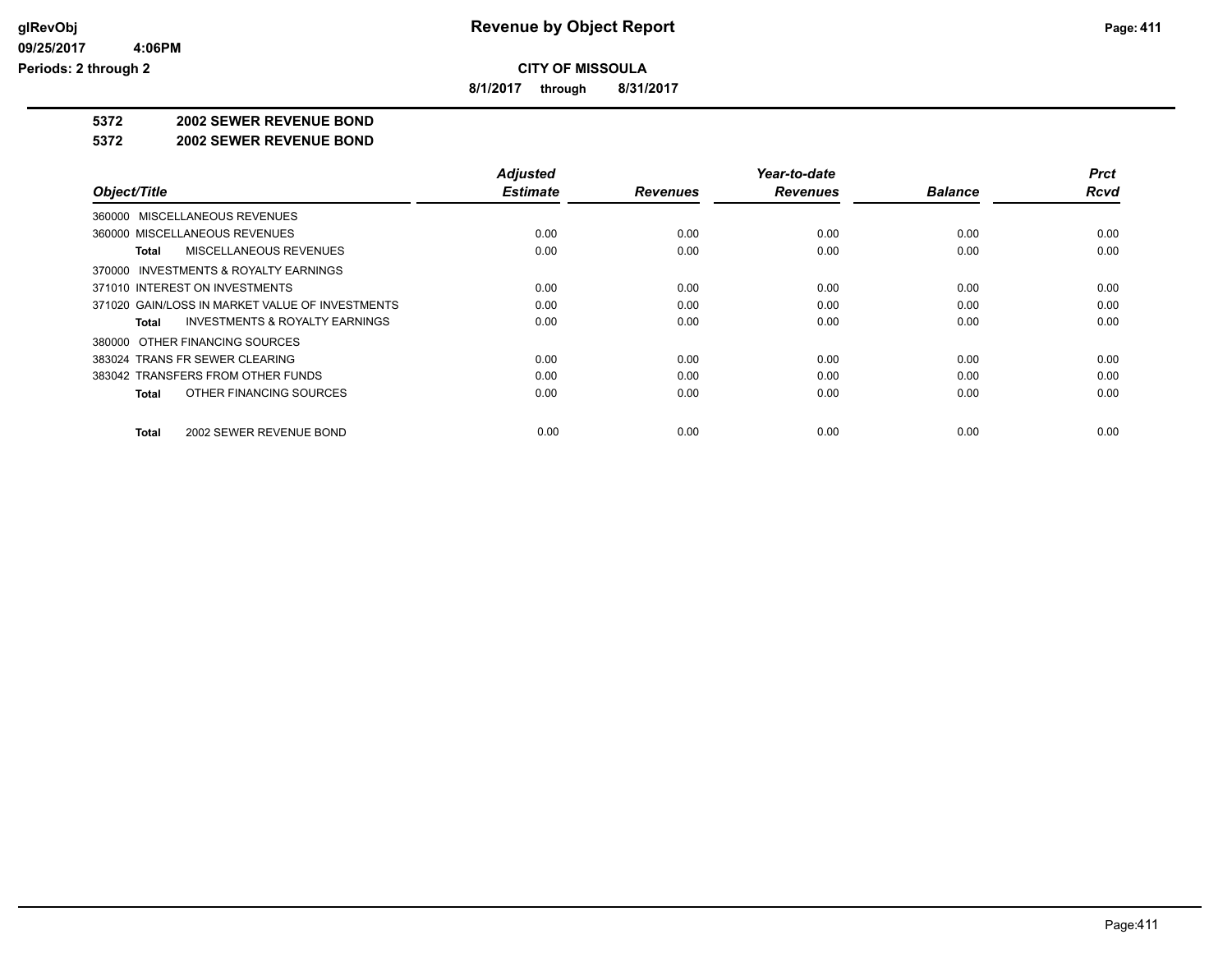# Revenue by Object Report

**CITY OF MISSOULA**

**8/1/2017 through 8/31/2017**

glRevObj
09/25/2017 4:06PM
Periods: 2 through 2

**5372 2002 SEWER REVENUE BOND**

**5372 2002 SEWER REVENUE BOND**

| Object/Title | Adjusted Estimate | Revenues | Year-to-date Revenues | Balance | Prct Rcvd |
|---|---|---|---|---|---|
| 360000 MISCELLANEOUS REVENUES | | | | | |
| 360000 MISCELLANEOUS REVENUES | 0.00 | 0.00 | 0.00 | 0.00 | 0.00 |
| **Total** MISCELLANEOUS REVENUES | 0.00 | 0.00 | 0.00 | 0.00 | 0.00 |
| 370000 INVESTMENTS & ROYALTY EARNINGS | | | | | |
| 371010 INTEREST ON INVESTMENTS | 0.00 | 0.00 | 0.00 | 0.00 | 0.00 |
| 371020 GAIN/LOSS IN MARKET VALUE OF INVESTMENTS | 0.00 | 0.00 | 0.00 | 0.00 | 0.00 |
| **Total** INVESTMENTS & ROYALTY EARNINGS | 0.00 | 0.00 | 0.00 | 0.00 | 0.00 |
| 380000 OTHER FINANCING SOURCES | | | | | |
| 383024 TRANS FR SEWER CLEARING | 0.00 | 0.00 | 0.00 | 0.00 | 0.00 |
| 383042 TRANSFERS FROM OTHER FUNDS | 0.00 | 0.00 | 0.00 | 0.00 | 0.00 |
| **Total** OTHER FINANCING SOURCES | 0.00 | 0.00 | 0.00 | 0.00 | 0.00 |
| **Total** 2002 SEWER REVENUE BOND | 0.00 | 0.00 | 0.00 | 0.00 | 0.00 |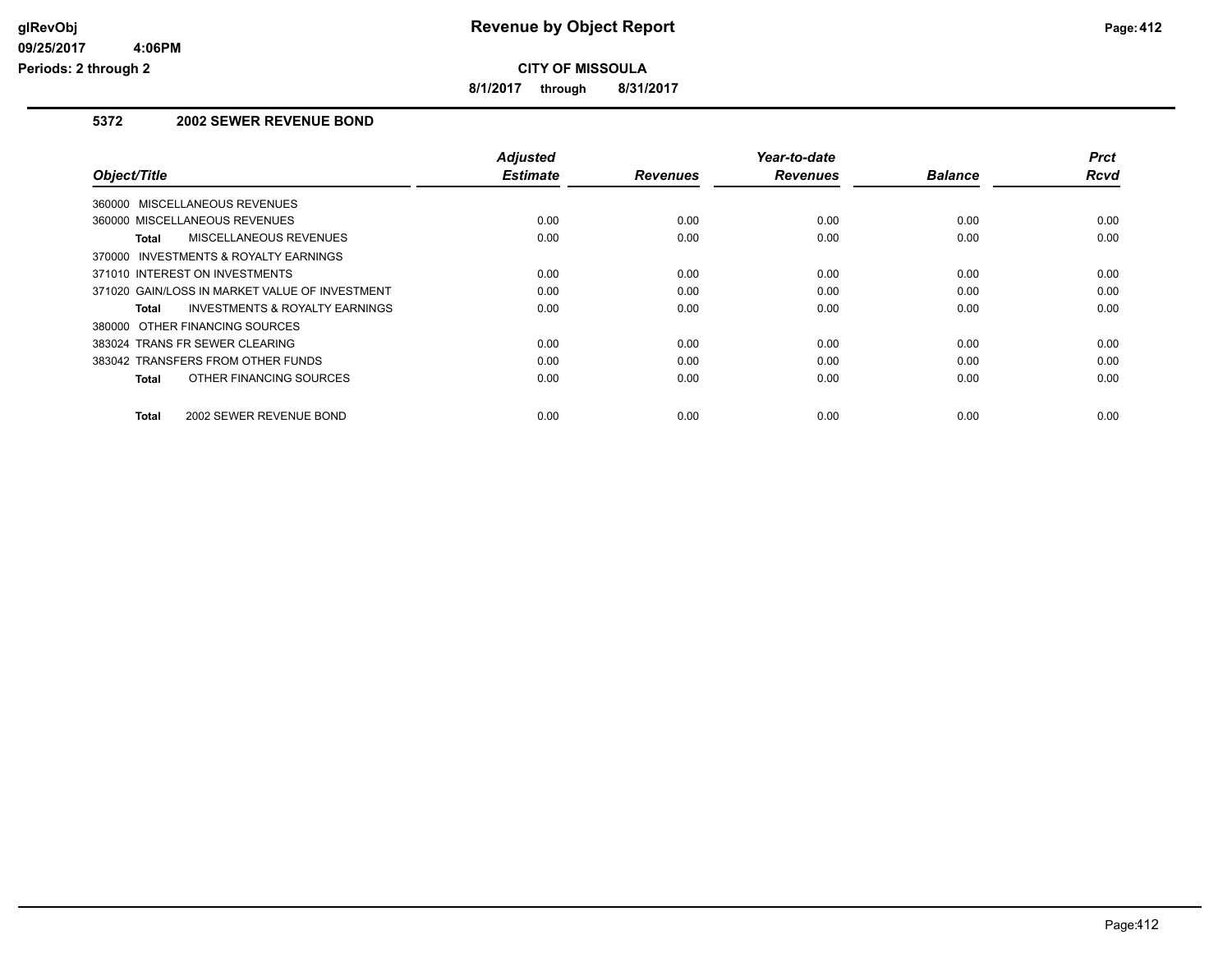# Revenue by Object Report

**CITY OF MISSOULA**

**8/1/2017 through 8/31/2017**

**glRevObj**
**09/25/2017 4:06PM**
**Periods: 2 through 2**

## 5372 2002 SEWER REVENUE BOND

| Object/Title | Adjusted Estimate | Revenues | Year-to-date Revenues | Balance | Prct Rcvd |
|---|---|---|---|---|---|
| 360000 MISCELLANEOUS REVENUES | | | | | |
| 360000 MISCELLANEOUS REVENUES | 0.00 | 0.00 | 0.00 | 0.00 | 0.00 |
| **Total** MISCELLANEOUS REVENUES | 0.00 | 0.00 | 0.00 | 0.00 | 0.00 |
| 370000 INVESTMENTS & ROYALTY EARNINGS | | | | | |
| 371010 INTEREST ON INVESTMENTS | 0.00 | 0.00 | 0.00 | 0.00 | 0.00 |
| 371020 GAIN/LOSS IN MARKET VALUE OF INVESTMENT | 0.00 | 0.00 | 0.00 | 0.00 | 0.00 |
| **Total** INVESTMENTS & ROYALTY EARNINGS | 0.00 | 0.00 | 0.00 | 0.00 | 0.00 |
| 380000 OTHER FINANCING SOURCES | | | | | |
| 383024 TRANS FR SEWER CLEARING | 0.00 | 0.00 | 0.00 | 0.00 | 0.00 |
| 383042 TRANSFERS FROM OTHER FUNDS | 0.00 | 0.00 | 0.00 | 0.00 | 0.00 |
| **Total** OTHER FINANCING SOURCES | 0.00 | 0.00 | 0.00 | 0.00 | 0.00 |
| **Total** 2002 SEWER REVENUE BOND | 0.00 | 0.00 | 0.00 | 0.00 | 0.00 |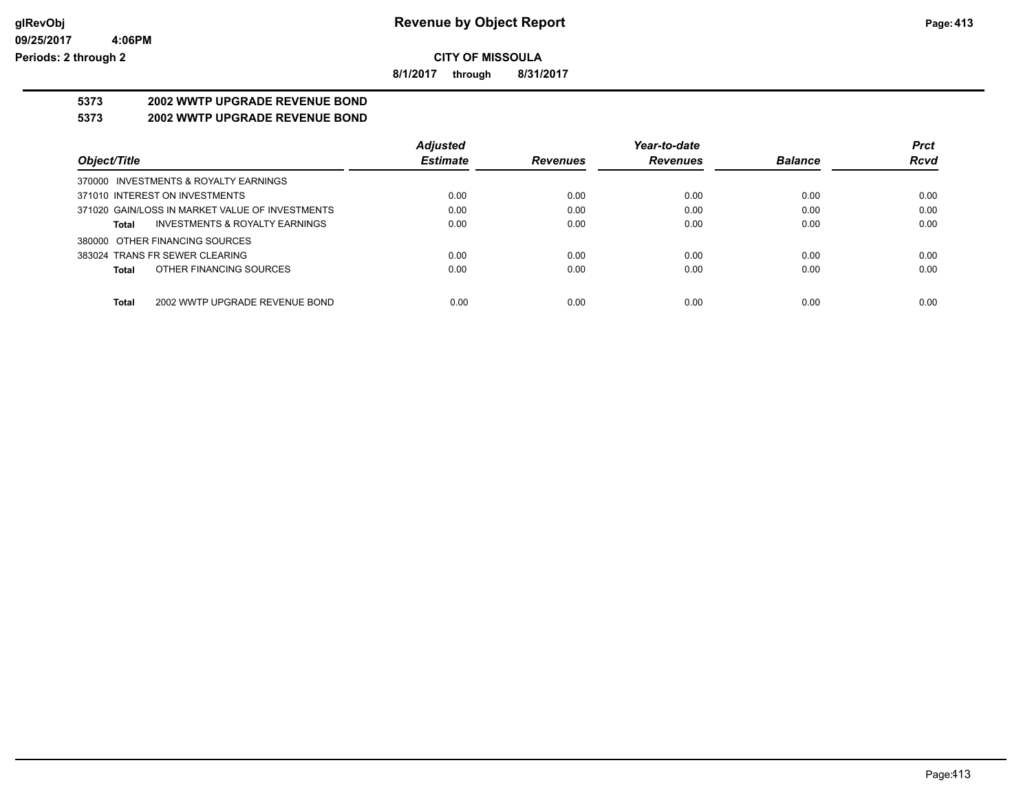**CITY OF MISSOULA**

**8/1/2017 through 8/31/2017**

## 5373 2002 WWTP UPGRADE REVENUE BOND

## 5373 2002 WWTP UPGRADE REVENUE BOND

| Object/Title | Adjusted Estimate | Revenues | Year-to-date Revenues | Balance | Prct Rcvd |
|---|---|---|---|---|---|
| 370000 INVESTMENTS & ROYALTY EARNINGS | | | | | |
| 371010 INTEREST ON INVESTMENTS | 0.00 | 0.00 | 0.00 | 0.00 | 0.00 |
| 371020 GAIN/LOSS IN MARKET VALUE OF INVESTMENTS | 0.00 | 0.00 | 0.00 | 0.00 | 0.00 |
| **Total** INVESTMENTS & ROYALTY EARNINGS | 0.00 | 0.00 | 0.00 | 0.00 | 0.00 |
| 380000 OTHER FINANCING SOURCES | | | | | |
| 383024 TRANS FR SEWER CLEARING | 0.00 | 0.00 | 0.00 | 0.00 | 0.00 |
| **Total** OTHER FINANCING SOURCES | 0.00 | 0.00 | 0.00 | 0.00 | 0.00 |
| **Total** 2002 WWTP UPGRADE REVENUE BOND | 0.00 | 0.00 | 0.00 | 0.00 | 0.00 |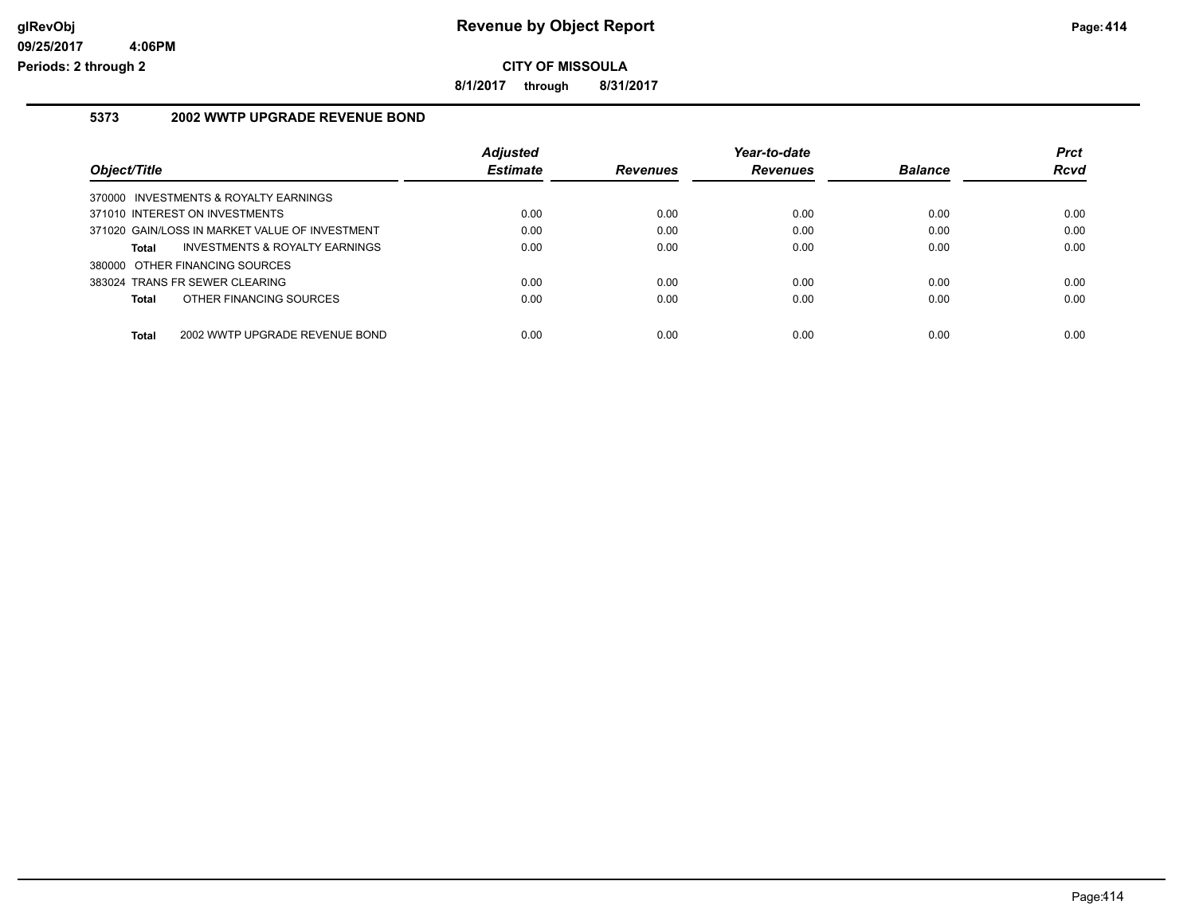# Revenue by Object Report

**CITY OF MISSOULA**

**8/1/2017 through 8/31/2017**

Periods: 2 through 2

## 5373 2002 WWTP UPGRADE REVENUE BOND

| Object/Title | Adjusted Estimate | Revenues | Year-to-date Revenues | Balance | Prct Rcvd |
|---|---|---|---|---|---|
| 370000 INVESTMENTS & ROYALTY EARNINGS | | | | | |
| 371010 INTEREST ON INVESTMENTS | 0.00 | 0.00 | 0.00 | 0.00 | 0.00 |
| 371020 GAIN/LOSS IN MARKET VALUE OF INVESTMENT | 0.00 | 0.00 | 0.00 | 0.00 | 0.00 |
| **Total** INVESTMENTS & ROYALTY EARNINGS | 0.00 | 0.00 | 0.00 | 0.00 | 0.00 |
| 380000 OTHER FINANCING SOURCES | | | | | |
| 383024 TRANS FR SEWER CLEARING | 0.00 | 0.00 | 0.00 | 0.00 | 0.00 |
| **Total** OTHER FINANCING SOURCES | 0.00 | 0.00 | 0.00 | 0.00 | 0.00 |
| **Total** 2002 WWTP UPGRADE REVENUE BOND | 0.00 | 0.00 | 0.00 | 0.00 | 0.00 |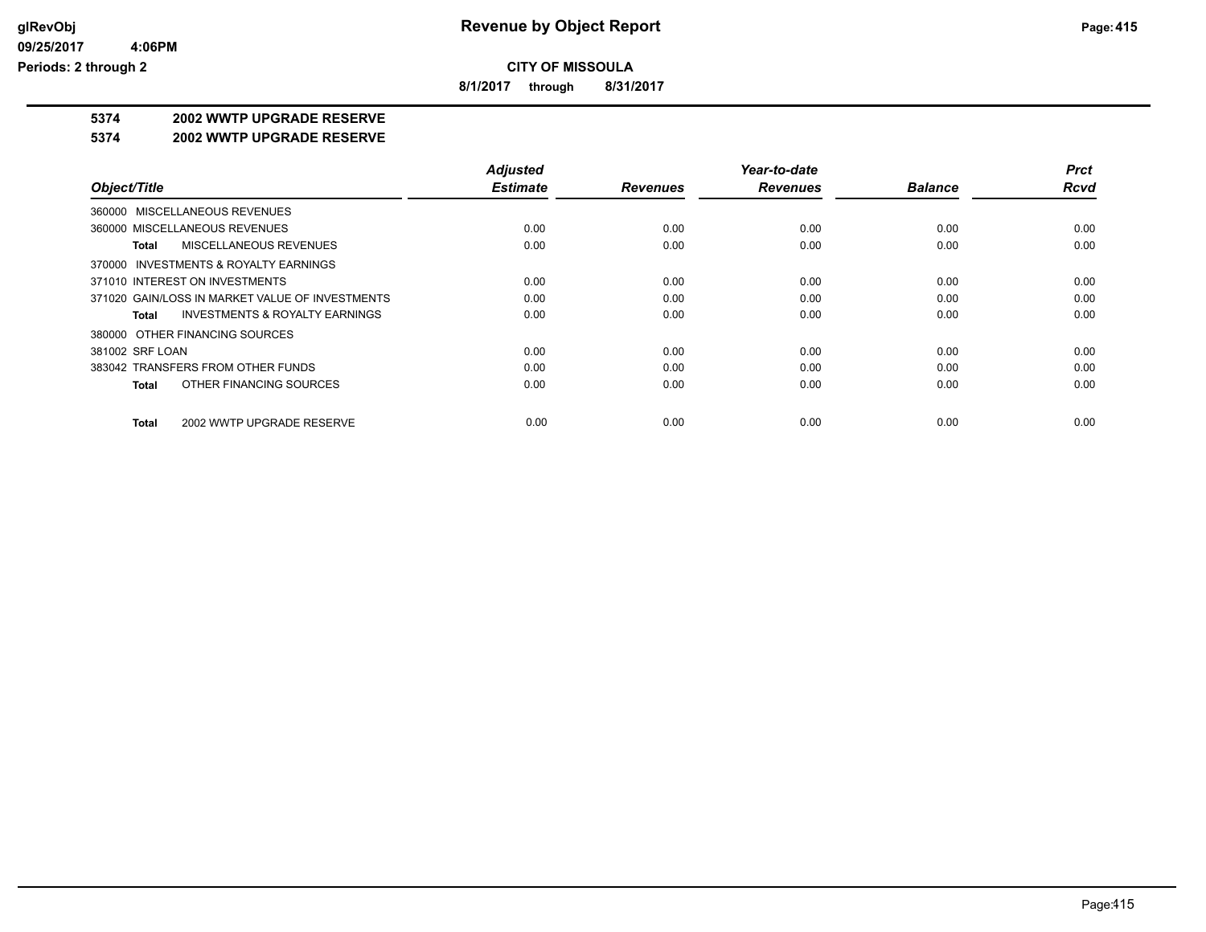**CITY OF MISSOULA**

**8/1/2017 through 8/31/2017**

# 5374 2002 WWTP UPGRADE RESERVE

## 5374 2002 WWTP UPGRADE RESERVE

| Object/Title | Adjusted Estimate | Revenues | Year-to-date Revenues | Balance | Prct Rcvd |
|---|---|---|---|---|---|
| 360000 MISCELLANEOUS REVENUES | | | | | |
| 360000 MISCELLANEOUS REVENUES | 0.00 | 0.00 | 0.00 | 0.00 | 0.00 |
| **Total** MISCELLANEOUS REVENUES | 0.00 | 0.00 | 0.00 | 0.00 | 0.00 |
| 370000 INVESTMENTS & ROYALTY EARNINGS | | | | | |
| 371010 INTEREST ON INVESTMENTS | 0.00 | 0.00 | 0.00 | 0.00 | 0.00 |
| 371020 GAIN/LOSS IN MARKET VALUE OF INVESTMENTS | 0.00 | 0.00 | 0.00 | 0.00 | 0.00 |
| **Total** INVESTMENTS & ROYALTY EARNINGS | 0.00 | 0.00 | 0.00 | 0.00 | 0.00 |
| 380000 OTHER FINANCING SOURCES | | | | | |
| 381002 SRF LOAN | 0.00 | 0.00 | 0.00 | 0.00 | 0.00 |
| 383042 TRANSFERS FROM OTHER FUNDS | 0.00 | 0.00 | 0.00 | 0.00 | 0.00 |
| **Total** OTHER FINANCING SOURCES | 0.00 | 0.00 | 0.00 | 0.00 | 0.00 |
| **Total** 2002 WWTP UPGRADE RESERVE | 0.00 | 0.00 | 0.00 | 0.00 | 0.00 |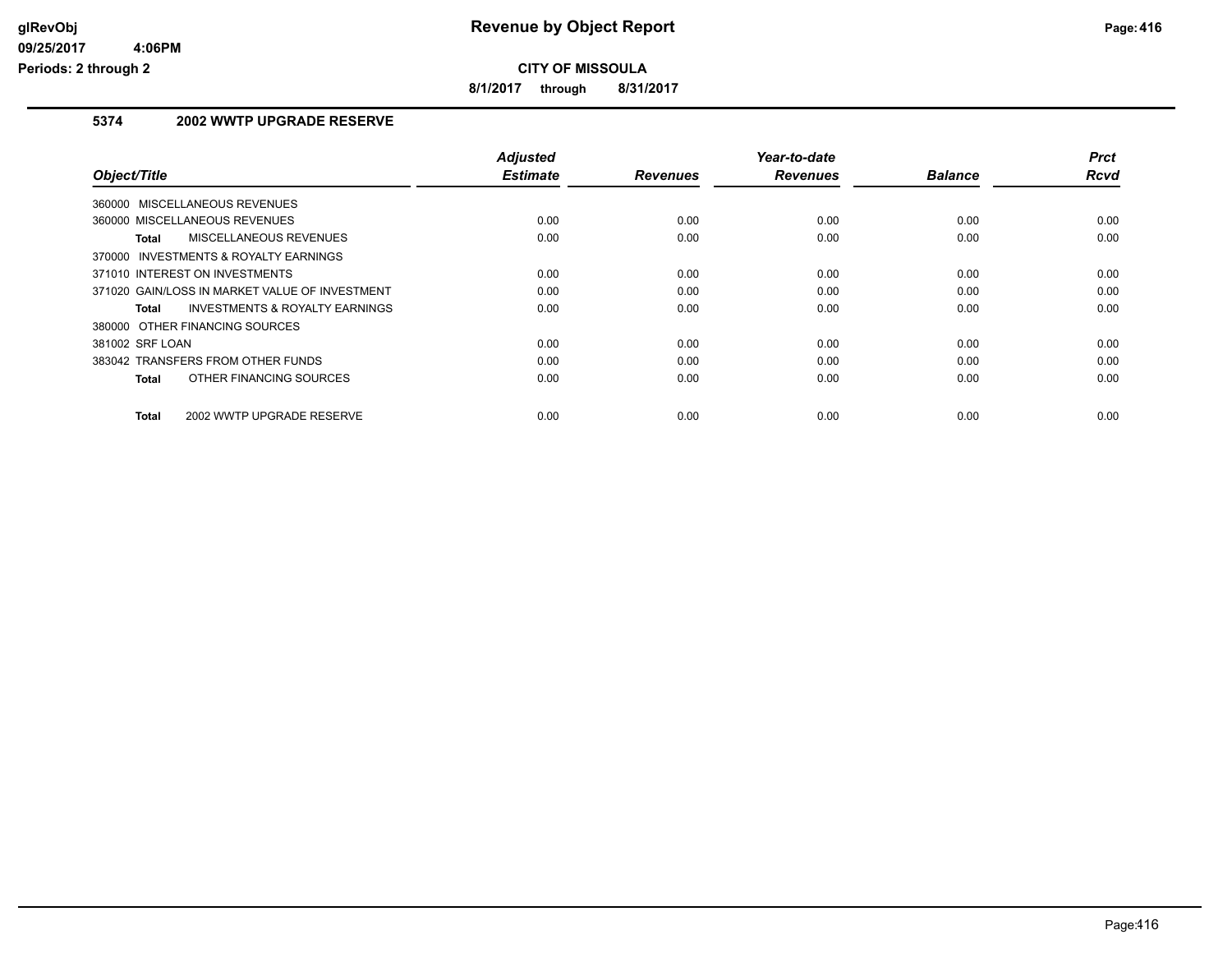**CITY OF MISSOULA**

**8/1/2017 through 8/31/2017**

### 5374 2002 WWTP UPGRADE RESERVE

| Object/Title | Adjusted Estimate | Revenues | Year-to-date Revenues | Balance | Prct Rcvd |
|---|---|---|---|---|---|
| 360000 MISCELLANEOUS REVENUES | | | | | |
| 360000 MISCELLANEOUS REVENUES | 0.00 | 0.00 | 0.00 | 0.00 | 0.00 |
| **Total** MISCELLANEOUS REVENUES | 0.00 | 0.00 | 0.00 | 0.00 | 0.00 |
| 370000 INVESTMENTS & ROYALTY EARNINGS | | | | | |
| 371010 INTEREST ON INVESTMENTS | 0.00 | 0.00 | 0.00 | 0.00 | 0.00 |
| 371020 GAIN/LOSS IN MARKET VALUE OF INVESTMENT | 0.00 | 0.00 | 0.00 | 0.00 | 0.00 |
| **Total** INVESTMENTS & ROYALTY EARNINGS | 0.00 | 0.00 | 0.00 | 0.00 | 0.00 |
| 380000 OTHER FINANCING SOURCES | | | | | |
| 381002 SRF LOAN | 0.00 | 0.00 | 0.00 | 0.00 | 0.00 |
| 383042 TRANSFERS FROM OTHER FUNDS | 0.00 | 0.00 | 0.00 | 0.00 | 0.00 |
| **Total** OTHER FINANCING SOURCES | 0.00 | 0.00 | 0.00 | 0.00 | 0.00 |
| **Total** 2002 WWTP UPGRADE RESERVE | 0.00 | 0.00 | 0.00 | 0.00 | 0.00 |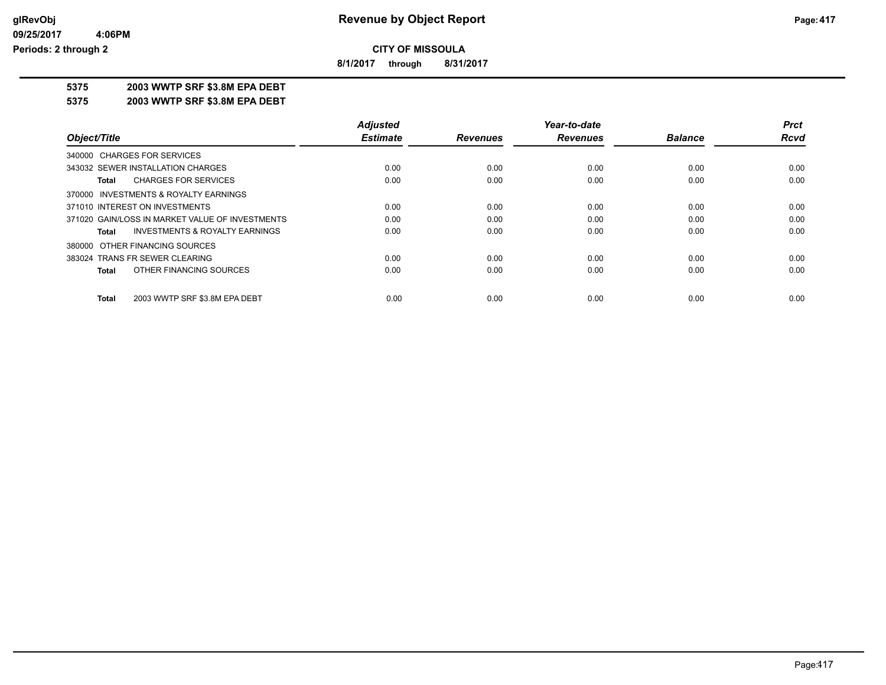# Revenue by Object Report

**CITY OF MISSOULA**

**8/1/2017 through 8/31/2017**

**glRevObj**
**09/25/2017 4:06PM**
**Periods: 2 through 2**

## 5375 2003 WWTP SRF $3.8M EPA DEBT

## 5375 2003 WWTP SRF $3.8M EPA DEBT

| Object/Title | Adjusted Estimate | Revenues | Year-to-date Revenues | Balance | Prct Rcvd |
|---|---|---|---|---|---|
| 340000 CHARGES FOR SERVICES | | | | | |
| 343032 SEWER INSTALLATION CHARGES | 0.00 | 0.00 | 0.00 | 0.00 | 0.00 |
| **Total** CHARGES FOR SERVICES | 0.00 | 0.00 | 0.00 | 0.00 | 0.00 |
| 370000 INVESTMENTS & ROYALTY EARNINGS | | | | | |
| 371010 INTEREST ON INVESTMENTS | 0.00 | 0.00 | 0.00 | 0.00 | 0.00 |
| 371020 GAIN/LOSS IN MARKET VALUE OF INVESTMENTS | 0.00 | 0.00 | 0.00 | 0.00 | 0.00 |
| **Total** INVESTMENTS & ROYALTY EARNINGS | 0.00 | 0.00 | 0.00 | 0.00 | 0.00 |
| 380000 OTHER FINANCING SOURCES | | | | | |
| 383024 TRANS FR SEWER CLEARING | 0.00 | 0.00 | 0.00 | 0.00 | 0.00 |
| **Total** OTHER FINANCING SOURCES | 0.00 | 0.00 | 0.00 | 0.00 | 0.00 |
| **Total** 2003 WWTP SRF $3.8M EPA DEBT | 0.00 | 0.00 | 0.00 | 0.00 | 0.00 |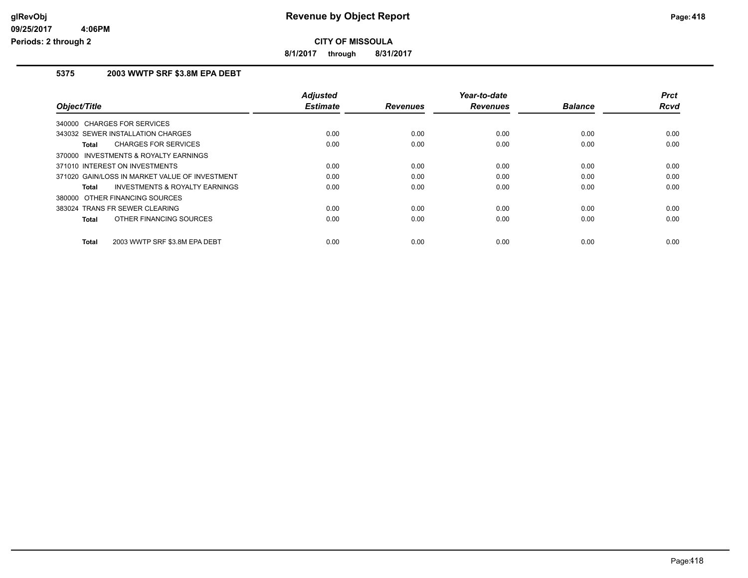# Revenue by Object Report

glRevObj
09/25/2017 4:06PM
Periods: 2 through 2

**CITY OF MISSOULA**

**8/1/2017 through 8/31/2017**

## 5375 2003 WWTP SRF $3.8M EPA DEBT

| Object/Title | Adjusted Estimate | Revenues | Year-to-date Revenues | Balance | Prct Rcvd |
|---|---|---|---|---|---|
| 340000 CHARGES FOR SERVICES | | | | | |
| 343032 SEWER INSTALLATION CHARGES | 0.00 | 0.00 | 0.00 | 0.00 | 0.00 |
| **Total** CHARGES FOR SERVICES | 0.00 | 0.00 | 0.00 | 0.00 | 0.00 |
| 370000 INVESTMENTS & ROYALTY EARNINGS | | | | | |
| 371010 INTEREST ON INVESTMENTS | 0.00 | 0.00 | 0.00 | 0.00 | 0.00 |
| 371020 GAIN/LOSS IN MARKET VALUE OF INVESTMENT | 0.00 | 0.00 | 0.00 | 0.00 | 0.00 |
| **Total** INVESTMENTS & ROYALTY EARNINGS | 0.00 | 0.00 | 0.00 | 0.00 | 0.00 |
| 380000 OTHER FINANCING SOURCES | | | | | |
| 383024 TRANS FR SEWER CLEARING | 0.00 | 0.00 | 0.00 | 0.00 | 0.00 |
| **Total** OTHER FINANCING SOURCES | 0.00 | 0.00 | 0.00 | 0.00 | 0.00 |
| **Total** 2003 WWTP SRF $3.8M EPA DEBT | 0.00 | 0.00 | 0.00 | 0.00 | 0.00 |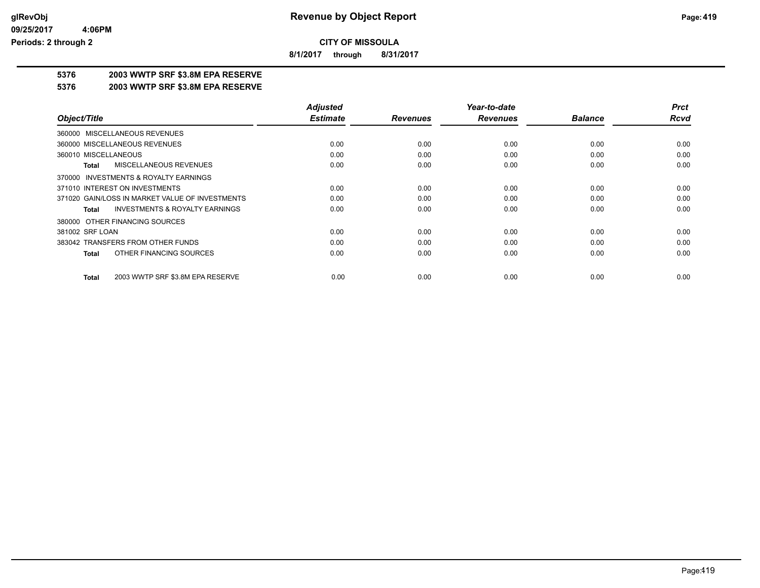**CITY OF MISSOULA**

**8/1/2017 through 8/31/2017**

## 5376 2003 WWTP SRF $3.8M EPA RESERVE

## 5376 2003 WWTP SRF $3.8M EPA RESERVE

| Object/Title | Adjusted Estimate | Revenues | Year-to-date Revenues | Balance | Prct Rcvd |
|---|---|---|---|---|---|
| 360000 MISCELLANEOUS REVENUES | | | | | |
| 360000 MISCELLANEOUS REVENUES | 0.00 | 0.00 | 0.00 | 0.00 | 0.00 |
| 360010 MISCELLANEOUS | 0.00 | 0.00 | 0.00 | 0.00 | 0.00 |
| **Total** MISCELLANEOUS REVENUES | 0.00 | 0.00 | 0.00 | 0.00 | 0.00 |
| 370000 INVESTMENTS & ROYALTY EARNINGS | | | | | |
| 371010 INTEREST ON INVESTMENTS | 0.00 | 0.00 | 0.00 | 0.00 | 0.00 |
| 371020 GAIN/LOSS IN MARKET VALUE OF INVESTMENTS | 0.00 | 0.00 | 0.00 | 0.00 | 0.00 |
| **Total** INVESTMENTS & ROYALTY EARNINGS | 0.00 | 0.00 | 0.00 | 0.00 | 0.00 |
| 380000 OTHER FINANCING SOURCES | | | | | |
| 381002 SRF LOAN | 0.00 | 0.00 | 0.00 | 0.00 | 0.00 |
| 383042 TRANSFERS FROM OTHER FUNDS | 0.00 | 0.00 | 0.00 | 0.00 | 0.00 |
| **Total** OTHER FINANCING SOURCES | 0.00 | 0.00 | 0.00 | 0.00 | 0.00 |
| **Total** 2003 WWTP SRF $3.8M EPA RESERVE | 0.00 | 0.00 | 0.00 | 0.00 | 0.00 |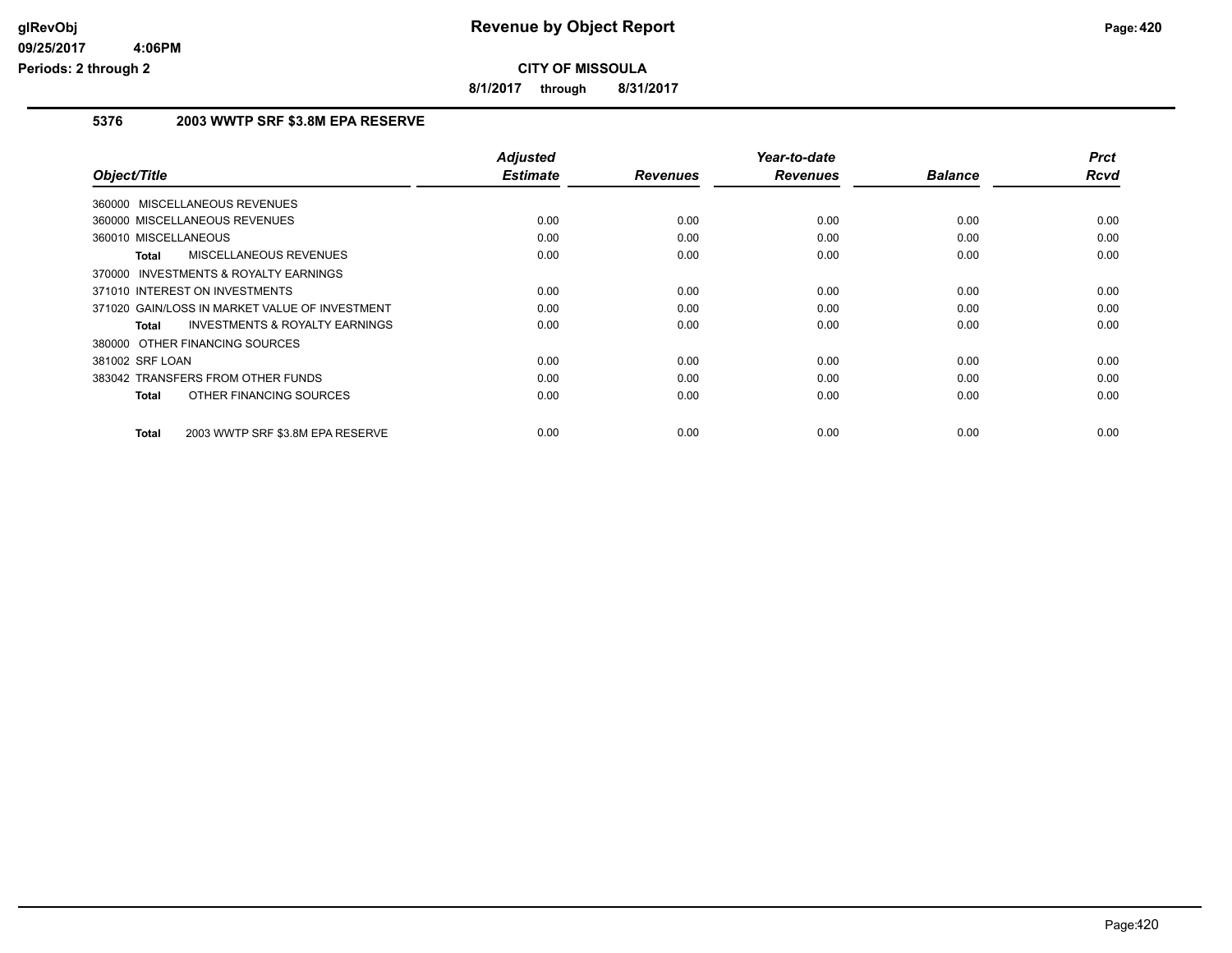# Revenue by Object Report

**CITY OF MISSOULA**

**8/1/2017 through 8/31/2017**

glRevObj
09/25/2017 4:06PM
Periods: 2 through 2

## 5376 2003 WWTP SRF $3.8M EPA RESERVE

| Object/Title | Adjusted Estimate | Revenues | Year-to-date Revenues | Balance | Prct Rcvd |
|---|---|---|---|---|---|
| 360000 MISCELLANEOUS REVENUES | | | | | |
| 360000 MISCELLANEOUS REVENUES | 0.00 | 0.00 | 0.00 | 0.00 | 0.00 |
| 360010 MISCELLANEOUS | 0.00 | 0.00 | 0.00 | 0.00 | 0.00 |
| **Total** MISCELLANEOUS REVENUES | 0.00 | 0.00 | 0.00 | 0.00 | 0.00 |
| 370000 INVESTMENTS & ROYALTY EARNINGS | | | | | |
| 371010 INTEREST ON INVESTMENTS | 0.00 | 0.00 | 0.00 | 0.00 | 0.00 |
| 371020 GAIN/LOSS IN MARKET VALUE OF INVESTMENT | 0.00 | 0.00 | 0.00 | 0.00 | 0.00 |
| **Total** INVESTMENTS & ROYALTY EARNINGS | 0.00 | 0.00 | 0.00 | 0.00 | 0.00 |
| 380000 OTHER FINANCING SOURCES | | | | | |
| 381002 SRF LOAN | 0.00 | 0.00 | 0.00 | 0.00 | 0.00 |
| 383042 TRANSFERS FROM OTHER FUNDS | 0.00 | 0.00 | 0.00 | 0.00 | 0.00 |
| **Total** OTHER FINANCING SOURCES | 0.00 | 0.00 | 0.00 | 0.00 | 0.00 |
| **Total** 2003 WWTP SRF $3.8M EPA RESERVE | 0.00 | 0.00 | 0.00 | 0.00 | 0.00 |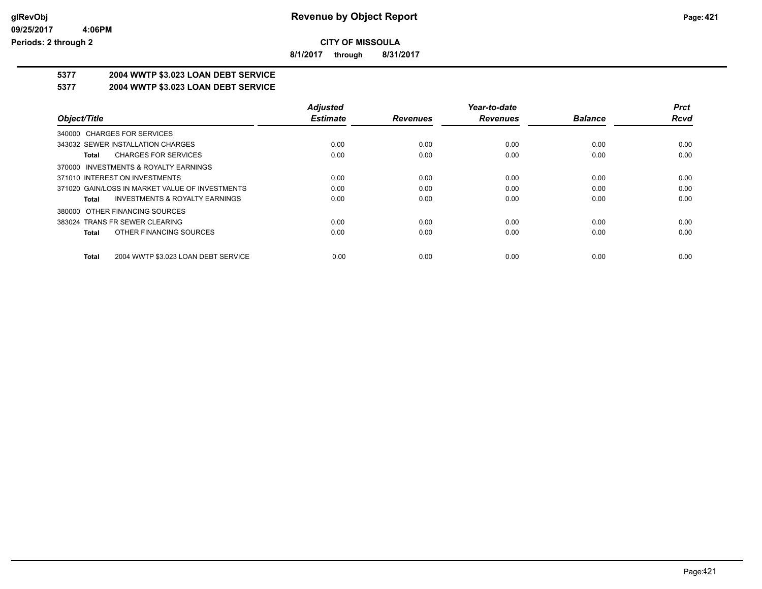**glRevObj** **Revenue by Object Report**

**09/25/2017 4:06PM**

**Periods: 2 through 2**

**CITY OF MISSOULA**

**8/1/2017 through 8/31/2017**

## 5377 2004 WWTP $3.023 LOAN DEBT SERVICE

## 5377 2004 WWTP $3.023 LOAN DEBT SERVICE

| Object/Title | Adjusted Estimate | Revenues | Year-to-date Revenues | Balance | Prct Rcvd |
|---|---|---|---|---|---|
| 340000 CHARGES FOR SERVICES | | | | | |
| 343032 SEWER INSTALLATION CHARGES | 0.00 | 0.00 | 0.00 | 0.00 | 0.00 |
| **Total** CHARGES FOR SERVICES | 0.00 | 0.00 | 0.00 | 0.00 | 0.00 |
| 370000 INVESTMENTS & ROYALTY EARNINGS | | | | | |
| 371010 INTEREST ON INVESTMENTS | 0.00 | 0.00 | 0.00 | 0.00 | 0.00 |
| 371020 GAIN/LOSS IN MARKET VALUE OF INVESTMENTS | 0.00 | 0.00 | 0.00 | 0.00 | 0.00 |
| **Total** INVESTMENTS & ROYALTY EARNINGS | 0.00 | 0.00 | 0.00 | 0.00 | 0.00 |
| 380000 OTHER FINANCING SOURCES | | | | | |
| 383024 TRANS FR SEWER CLEARING | 0.00 | 0.00 | 0.00 | 0.00 | 0.00 |
| **Total** OTHER FINANCING SOURCES | 0.00 | 0.00 | 0.00 | 0.00 | 0.00 |
| **Total** 2004 WWTP $3.023 LOAN DEBT SERVICE | 0.00 | 0.00 | 0.00 | 0.00 | 0.00 |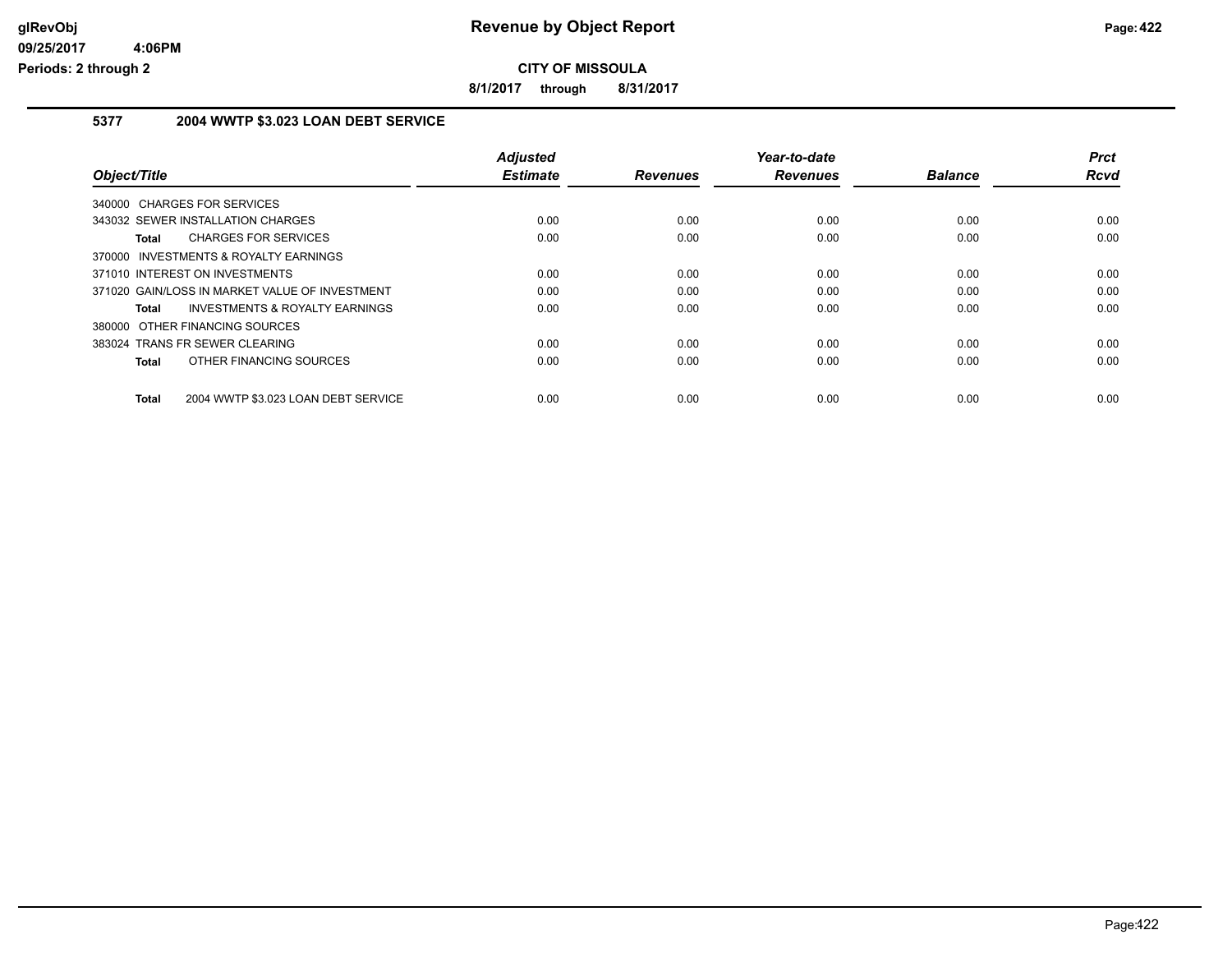# Revenue by Object Report

**CITY OF MISSOULA**

**8/1/2017 through 8/31/2017**

glRevObj
09/25/2017 4:06PM
Periods: 2 through 2

## 5377 2004 WWTP $3.023 LOAN DEBT SERVICE

| Object/Title | Adjusted Estimate | Revenues | Year-to-date Revenues | Balance | Prct Rcvd |
|---|---|---|---|---|---|
| 340000 CHARGES FOR SERVICES | | | | | |
| 343032 SEWER INSTALLATION CHARGES | 0.00 | 0.00 | 0.00 | 0.00 | 0.00 |
| **Total** CHARGES FOR SERVICES | 0.00 | 0.00 | 0.00 | 0.00 | 0.00 |
| 370000 INVESTMENTS & ROYALTY EARNINGS | | | | | |
| 371010 INTEREST ON INVESTMENTS | 0.00 | 0.00 | 0.00 | 0.00 | 0.00 |
| 371020 GAIN/LOSS IN MARKET VALUE OF INVESTMENT | 0.00 | 0.00 | 0.00 | 0.00 | 0.00 |
| **Total** INVESTMENTS & ROYALTY EARNINGS | 0.00 | 0.00 | 0.00 | 0.00 | 0.00 |
| 380000 OTHER FINANCING SOURCES | | | | | |
| 383024 TRANS FR SEWER CLEARING | 0.00 | 0.00 | 0.00 | 0.00 | 0.00 |
| **Total** OTHER FINANCING SOURCES | 0.00 | 0.00 | 0.00 | 0.00 | 0.00 |
| **Total** 2004 WWTP $3.023 LOAN DEBT SERVICE | 0.00 | 0.00 | 0.00 | 0.00 | 0.00 |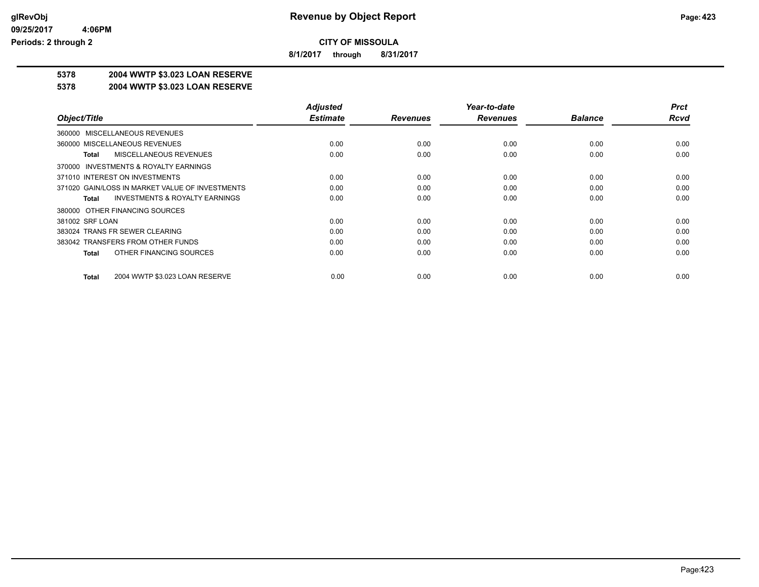# Revenue by Object Report

**CITY OF MISSOULA**

**8/1/2017 through 8/31/2017**

**5378 2004 WWTP $3.023 LOAN RESERVE**

**5378 2004 WWTP $3.023 LOAN RESERVE**

| Object/Title | Adjusted Estimate | Revenues | Year-to-date Revenues | Balance | Prct Rcvd |
|---|---|---|---|---|---|
| 360000 MISCELLANEOUS REVENUES | | | | | |
| 360000 MISCELLANEOUS REVENUES | 0.00 | 0.00 | 0.00 | 0.00 | 0.00 |
| **Total** MISCELLANEOUS REVENUES | 0.00 | 0.00 | 0.00 | 0.00 | 0.00 |
| 370000 INVESTMENTS & ROYALTY EARNINGS | | | | | |
| 371010 INTEREST ON INVESTMENTS | 0.00 | 0.00 | 0.00 | 0.00 | 0.00 |
| 371020 GAIN/LOSS IN MARKET VALUE OF INVESTMENTS | 0.00 | 0.00 | 0.00 | 0.00 | 0.00 |
| **Total** INVESTMENTS & ROYALTY EARNINGS | 0.00 | 0.00 | 0.00 | 0.00 | 0.00 |
| 380000 OTHER FINANCING SOURCES | | | | | |
| 381002 SRF LOAN | 0.00 | 0.00 | 0.00 | 0.00 | 0.00 |
| 383024 TRANS FR SEWER CLEARING | 0.00 | 0.00 | 0.00 | 0.00 | 0.00 |
| 383042 TRANSFERS FROM OTHER FUNDS | 0.00 | 0.00 | 0.00 | 0.00 | 0.00 |
| **Total** OTHER FINANCING SOURCES | 0.00 | 0.00 | 0.00 | 0.00 | 0.00 |
| **Total** 2004 WWTP $3.023 LOAN RESERVE | 0.00 | 0.00 | 0.00 | 0.00 | 0.00 |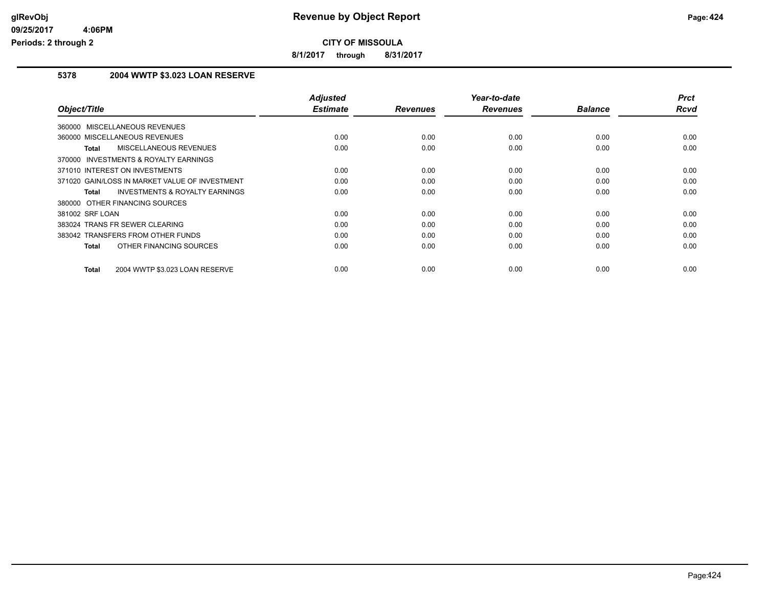**CITY OF MISSOULA**

**8/1/2017 through 8/31/2017**

## 5378 2004 WWTP $3.023 LOAN RESERVE

| Object/Title | Adjusted Estimate | Revenues | Year-to-date Revenues | Balance | Prct Rcvd |
|---|---|---|---|---|---|
| 360000 MISCELLANEOUS REVENUES | | | | | |
| 360000 MISCELLANEOUS REVENUES | 0.00 | 0.00 | 0.00 | 0.00 | 0.00 |
| **Total** MISCELLANEOUS REVENUES | 0.00 | 0.00 | 0.00 | 0.00 | 0.00 |
| 370000 INVESTMENTS & ROYALTY EARNINGS | | | | | |
| 371010 INTEREST ON INVESTMENTS | 0.00 | 0.00 | 0.00 | 0.00 | 0.00 |
| 371020 GAIN/LOSS IN MARKET VALUE OF INVESTMENT | 0.00 | 0.00 | 0.00 | 0.00 | 0.00 |
| **Total** INVESTMENTS & ROYALTY EARNINGS | 0.00 | 0.00 | 0.00 | 0.00 | 0.00 |
| 380000 OTHER FINANCING SOURCES | | | | | |
| 381002 SRF LOAN | 0.00 | 0.00 | 0.00 | 0.00 | 0.00 |
| 383024 TRANS FR SEWER CLEARING | 0.00 | 0.00 | 0.00 | 0.00 | 0.00 |
| 383042 TRANSFERS FROM OTHER FUNDS | 0.00 | 0.00 | 0.00 | 0.00 | 0.00 |
| **Total** OTHER FINANCING SOURCES | 0.00 | 0.00 | 0.00 | 0.00 | 0.00 |
| **Total** 2004 WWTP $3.023 LOAN RESERVE | 0.00 | 0.00 | 0.00 | 0.00 | 0.00 |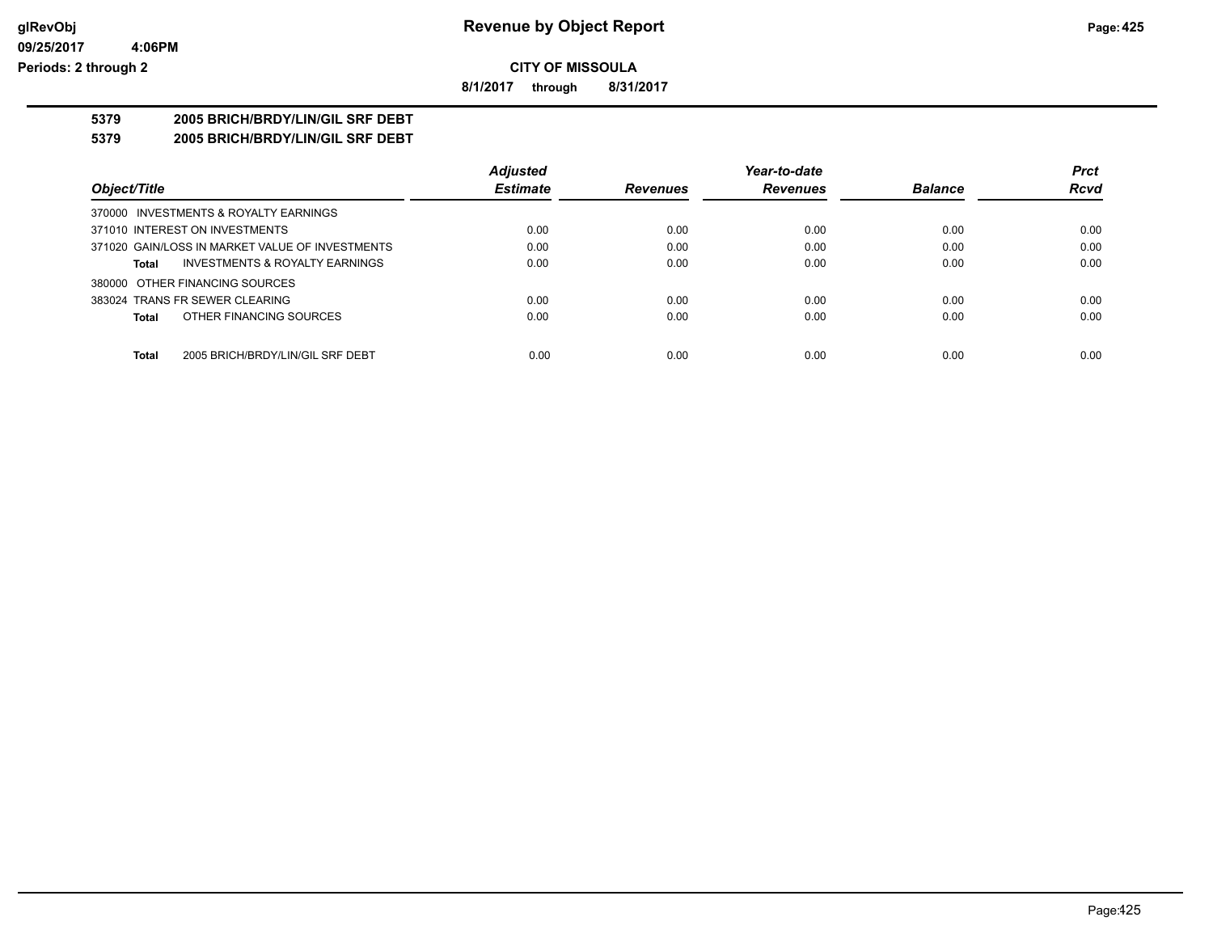**CITY OF MISSOULA**

**8/1/2017 through 8/31/2017**

**5379 2005 BRICH/BRDY/LIN/GIL SRF DEBT**

**5379 2005 BRICH/BRDY/LIN/GIL SRF DEBT**

| Object/Title | Adjusted Estimate | Revenues | Year-to-date Revenues | Balance | Prct Rcvd |
|---|---|---|---|---|---|
| 370000 INVESTMENTS & ROYALTY EARNINGS | | | | | |
| 371010 INTEREST ON INVESTMENTS | 0.00 | 0.00 | 0.00 | 0.00 | 0.00 |
| 371020 GAIN/LOSS IN MARKET VALUE OF INVESTMENTS | 0.00 | 0.00 | 0.00 | 0.00 | 0.00 |
| **Total** INVESTMENTS & ROYALTY EARNINGS | 0.00 | 0.00 | 0.00 | 0.00 | 0.00 |
| 380000 OTHER FINANCING SOURCES | | | | | |
| 383024 TRANS FR SEWER CLEARING | 0.00 | 0.00 | 0.00 | 0.00 | 0.00 |
| **Total** OTHER FINANCING SOURCES | 0.00 | 0.00 | 0.00 | 0.00 | 0.00 |
| **Total** 2005 BRICH/BRDY/LIN/GIL SRF DEBT | 0.00 | 0.00 | 0.00 | 0.00 | 0.00 |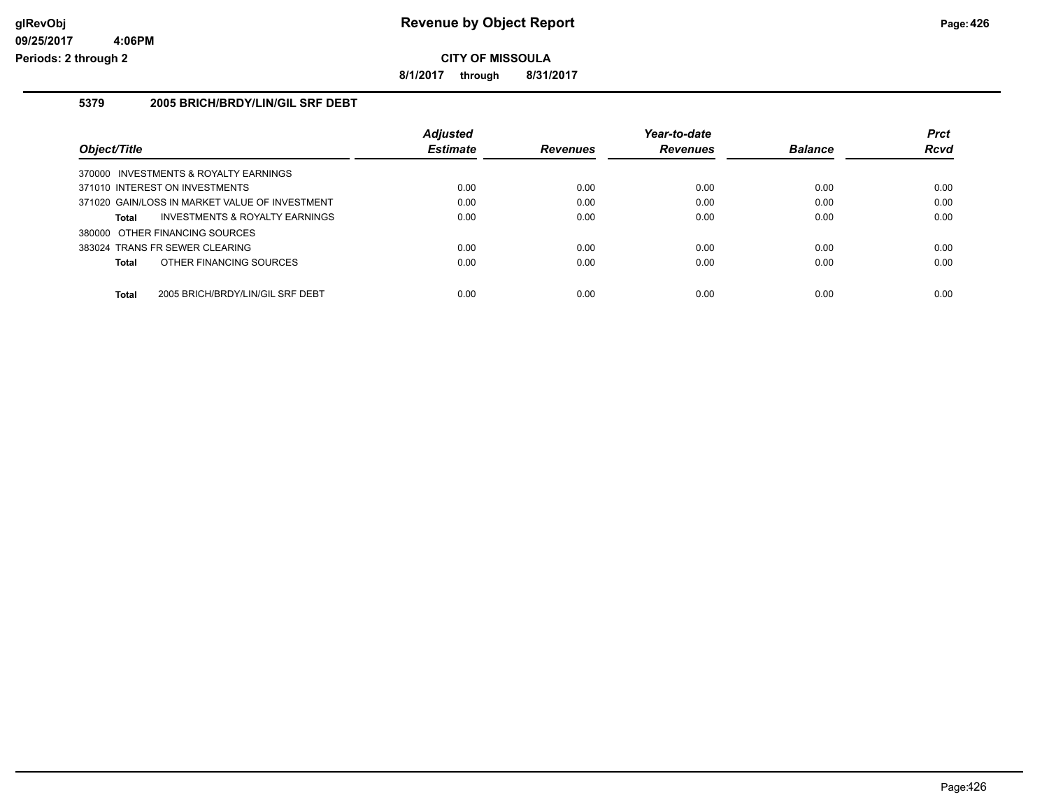# Revenue by Object Report

## CITY OF MISSOULA

**8/1/2017 through 8/31/2017**

glRevObj
09/25/2017 4:06PM
Periods: 2 through 2

### 5379 2005 BRICH/BRDY/LIN/GIL SRF DEBT

| Object/Title | Adjusted Estimate | Revenues | Year-to-date Revenues | Balance | Prct Rcvd |
|---|---|---|---|---|---|
| 370000 INVESTMENTS & ROYALTY EARNINGS | | | | | |
| 371010 INTEREST ON INVESTMENTS | 0.00 | 0.00 | 0.00 | 0.00 | 0.00 |
| 371020 GAIN/LOSS IN MARKET VALUE OF INVESTMENT | 0.00 | 0.00 | 0.00 | 0.00 | 0.00 |
| **Total** INVESTMENTS & ROYALTY EARNINGS | 0.00 | 0.00 | 0.00 | 0.00 | 0.00 |
| 380000 OTHER FINANCING SOURCES | | | | | |
| 383024 TRANS FR SEWER CLEARING | 0.00 | 0.00 | 0.00 | 0.00 | 0.00 |
| **Total** OTHER FINANCING SOURCES | 0.00 | 0.00 | 0.00 | 0.00 | 0.00 |
| **Total** 2005 BRICH/BRDY/LIN/GIL SRF DEBT | 0.00 | 0.00 | 0.00 | 0.00 | 0.00 |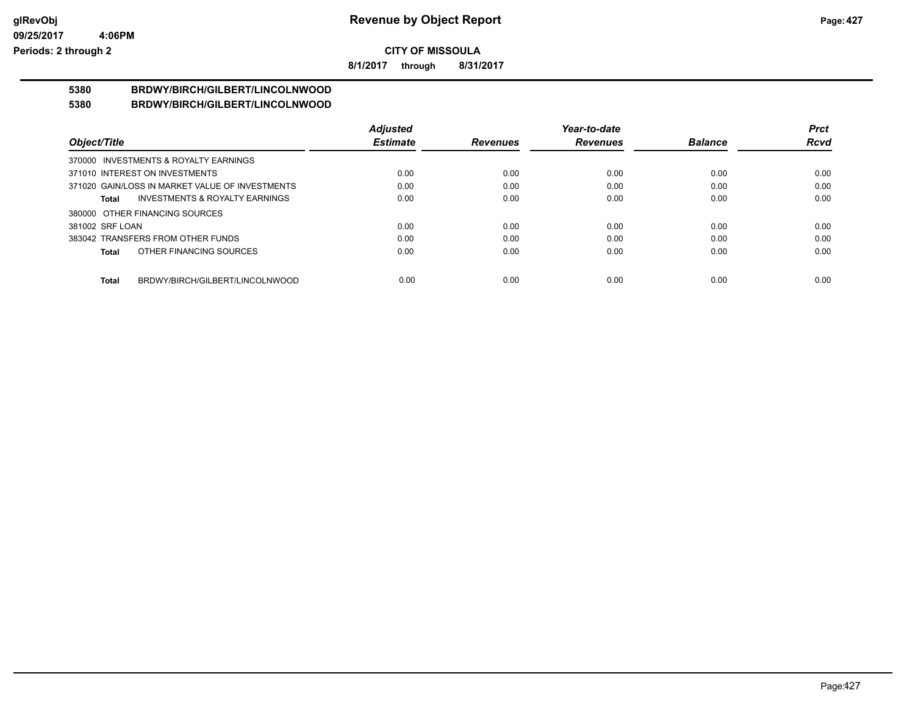**CITY OF MISSOULA**

**8/1/2017 through 8/31/2017**

**5380 BRDWY/BIRCH/GILBERT/LINCOLNWOOD**

**5380 BRDWY/BIRCH/GILBERT/LINCOLNWOOD**

| Object/Title | Adjusted Estimate | Revenues | Year-to-date Revenues | Balance | Prct Rcvd |
|---|---|---|---|---|---|
| 370000 INVESTMENTS & ROYALTY EARNINGS | | | | | |
| 371010 INTEREST ON INVESTMENTS | 0.00 | 0.00 | 0.00 | 0.00 | 0.00 |
| 371020 GAIN/LOSS IN MARKET VALUE OF INVESTMENTS | 0.00 | 0.00 | 0.00 | 0.00 | 0.00 |
| **Total** INVESTMENTS & ROYALTY EARNINGS | 0.00 | 0.00 | 0.00 | 0.00 | 0.00 |
| 380000 OTHER FINANCING SOURCES | | | | | |
| 381002 SRF LOAN | 0.00 | 0.00 | 0.00 | 0.00 | 0.00 |
| 383042 TRANSFERS FROM OTHER FUNDS | 0.00 | 0.00 | 0.00 | 0.00 | 0.00 |
| **Total** OTHER FINANCING SOURCES | 0.00 | 0.00 | 0.00 | 0.00 | 0.00 |
| **Total** BRDWY/BIRCH/GILBERT/LINCOLNWOOD | 0.00 | 0.00 | 0.00 | 0.00 | 0.00 |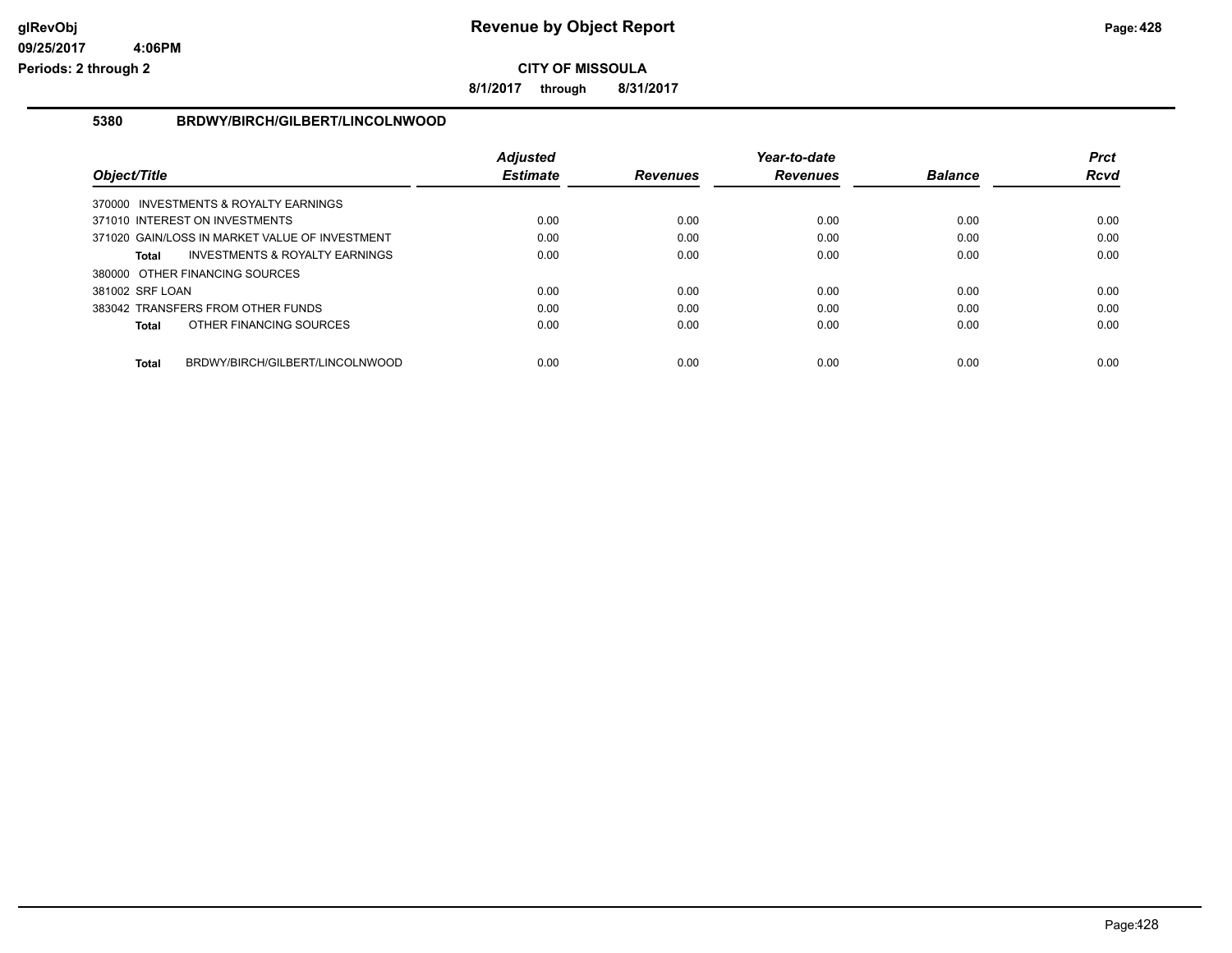**CITY OF MISSOULA**

**8/1/2017 through 8/31/2017**

## 5380 BRDWY/BIRCH/GILBERT/LINCOLNWOOD

| Object/Title | Adjusted Estimate | Revenues | Year-to-date Revenues | Balance | Prct Rcvd |
|---|---|---|---|---|---|
| 370000 INVESTMENTS & ROYALTY EARNINGS | | | | | |
| 371010 INTEREST ON INVESTMENTS | 0.00 | 0.00 | 0.00 | 0.00 | 0.00 |
| 371020 GAIN/LOSS IN MARKET VALUE OF INVESTMENT | 0.00 | 0.00 | 0.00 | 0.00 | 0.00 |
| **Total** INVESTMENTS & ROYALTY EARNINGS | 0.00 | 0.00 | 0.00 | 0.00 | 0.00 |
| 380000 OTHER FINANCING SOURCES | | | | | |
| 381002 SRF LOAN | 0.00 | 0.00 | 0.00 | 0.00 | 0.00 |
| 383042 TRANSFERS FROM OTHER FUNDS | 0.00 | 0.00 | 0.00 | 0.00 | 0.00 |
| **Total** OTHER FINANCING SOURCES | 0.00 | 0.00 | 0.00 | 0.00 | 0.00 |
| **Total** BRDWY/BIRCH/GILBERT/LINCOLNWOOD | 0.00 | 0.00 | 0.00 | 0.00 | 0.00 |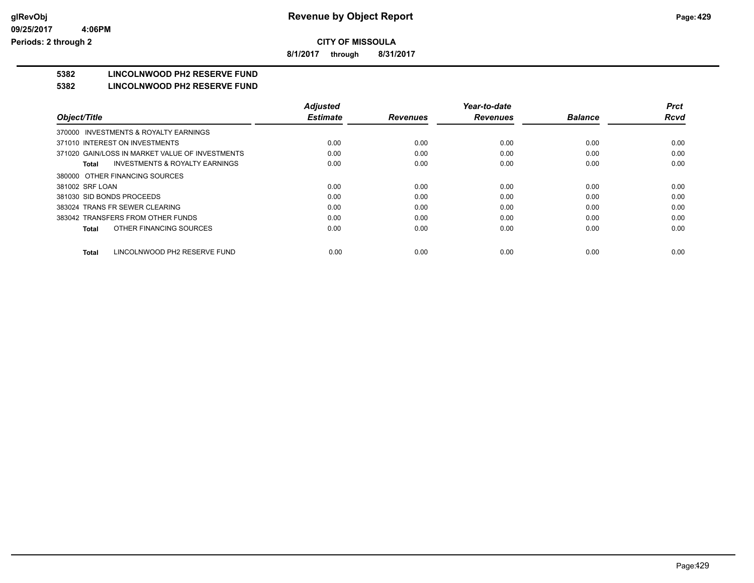**Revenue by Object Report**

**CITY OF MISSOULA**

**8/1/2017 through 8/31/2017**

**5382 LINCOLNWOOD PH2 RESERVE FUND**

**5382 LINCOLNWOOD PH2 RESERVE FUND**

| Object/Title | Adjusted Estimate | Revenues | Year-to-date Revenues | Balance | Prct Rcvd |
|---|---|---|---|---|---|
| 370000 INVESTMENTS & ROYALTY EARNINGS | | | | | |
| 371010 INTEREST ON INVESTMENTS | 0.00 | 0.00 | 0.00 | 0.00 | 0.00 |
| 371020 GAIN/LOSS IN MARKET VALUE OF INVESTMENTS | 0.00 | 0.00 | 0.00 | 0.00 | 0.00 |
| **Total** INVESTMENTS & ROYALTY EARNINGS | 0.00 | 0.00 | 0.00 | 0.00 | 0.00 |
| 380000 OTHER FINANCING SOURCES | | | | | |
| 381002 SRF LOAN | 0.00 | 0.00 | 0.00 | 0.00 | 0.00 |
| 381030 SID BONDS PROCEEDS | 0.00 | 0.00 | 0.00 | 0.00 | 0.00 |
| 383024 TRANS FR SEWER CLEARING | 0.00 | 0.00 | 0.00 | 0.00 | 0.00 |
| 383042 TRANSFERS FROM OTHER FUNDS | 0.00 | 0.00 | 0.00 | 0.00 | 0.00 |
| **Total** OTHER FINANCING SOURCES | 0.00 | 0.00 | 0.00 | 0.00 | 0.00 |
| **Total** LINCOLNWOOD PH2 RESERVE FUND | 0.00 | 0.00 | 0.00 | 0.00 | 0.00 |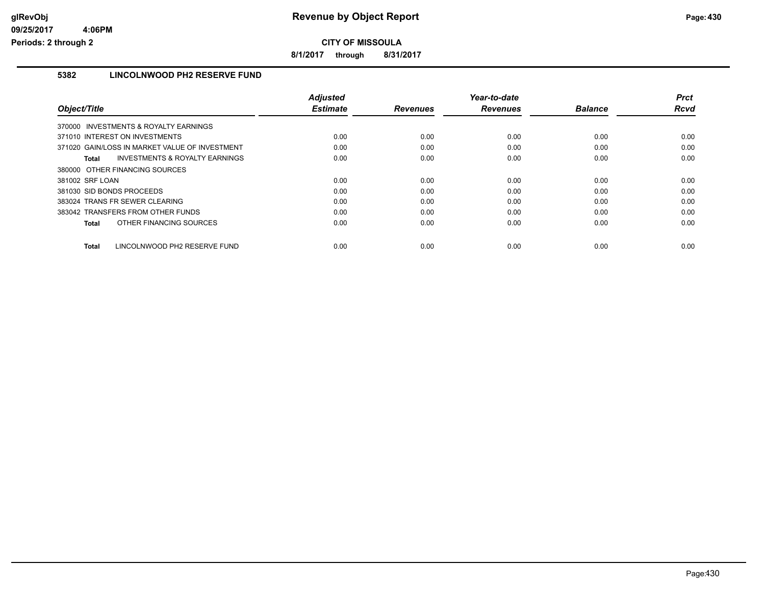# Revenue by Object Report

**CITY OF MISSOULA**

**8/1/2017 through 8/31/2017**

glRevObj
09/25/2017 4:06PM
Periods: 2 through 2

## 5382 LINCOLNWOOD PH2 RESERVE FUND

| Object/Title | Adjusted Estimate | Revenues | Year-to-date Revenues | Balance | Prct Rcvd |
|---|---|---|---|---|---|
| 370000 INVESTMENTS & ROYALTY EARNINGS | | | | | |
| 371010 INTEREST ON INVESTMENTS | 0.00 | 0.00 | 0.00 | 0.00 | 0.00 |
| 371020 GAIN/LOSS IN MARKET VALUE OF INVESTMENT | 0.00 | 0.00 | 0.00 | 0.00 | 0.00 |
| **Total** INVESTMENTS & ROYALTY EARNINGS | 0.00 | 0.00 | 0.00 | 0.00 | 0.00 |
| 380000 OTHER FINANCING SOURCES | | | | | |
| 381002 SRF LOAN | 0.00 | 0.00 | 0.00 | 0.00 | 0.00 |
| 381030 SID BONDS PROCEEDS | 0.00 | 0.00 | 0.00 | 0.00 | 0.00 |
| 383024 TRANS FR SEWER CLEARING | 0.00 | 0.00 | 0.00 | 0.00 | 0.00 |
| 383042 TRANSFERS FROM OTHER FUNDS | 0.00 | 0.00 | 0.00 | 0.00 | 0.00 |
| **Total** OTHER FINANCING SOURCES | 0.00 | 0.00 | 0.00 | 0.00 | 0.00 |
| **Total** LINCOLNWOOD PH2 RESERVE FUND | 0.00 | 0.00 | 0.00 | 0.00 | 0.00 |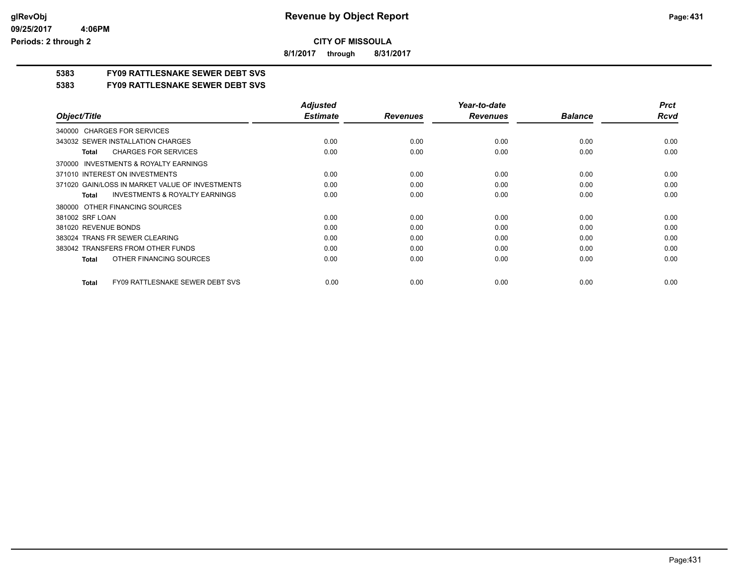**CITY OF MISSOULA**

**8/1/2017 through 8/31/2017**

# 5383 FY09 RATTLESNAKE SEWER DEBT SVS

## 5383 FY09 RATTLESNAKE SEWER DEBT SVS

| Object/Title | Adjusted Estimate | Revenues | Year-to-date Revenues | Balance | Prct Rcvd |
|---|---|---|---|---|---|
| 340000 CHARGES FOR SERVICES | | | | | |
| 343032 SEWER INSTALLATION CHARGES | 0.00 | 0.00 | 0.00 | 0.00 | 0.00 |
| **Total** CHARGES FOR SERVICES | 0.00 | 0.00 | 0.00 | 0.00 | 0.00 |
| 370000 INVESTMENTS & ROYALTY EARNINGS | | | | | |
| 371010 INTEREST ON INVESTMENTS | 0.00 | 0.00 | 0.00 | 0.00 | 0.00 |
| 371020 GAIN/LOSS IN MARKET VALUE OF INVESTMENTS | 0.00 | 0.00 | 0.00 | 0.00 | 0.00 |
| **Total** INVESTMENTS & ROYALTY EARNINGS | 0.00 | 0.00 | 0.00 | 0.00 | 0.00 |
| 380000 OTHER FINANCING SOURCES | | | | | |
| 381002 SRF LOAN | 0.00 | 0.00 | 0.00 | 0.00 | 0.00 |
| 381020 REVENUE BONDS | 0.00 | 0.00 | 0.00 | 0.00 | 0.00 |
| 383024 TRANS FR SEWER CLEARING | 0.00 | 0.00 | 0.00 | 0.00 | 0.00 |
| 383042 TRANSFERS FROM OTHER FUNDS | 0.00 | 0.00 | 0.00 | 0.00 | 0.00 |
| **Total** OTHER FINANCING SOURCES | 0.00 | 0.00 | 0.00 | 0.00 | 0.00 |
| **Total** FY09 RATTLESNAKE SEWER DEBT SVS | 0.00 | 0.00 | 0.00 | 0.00 | 0.00 |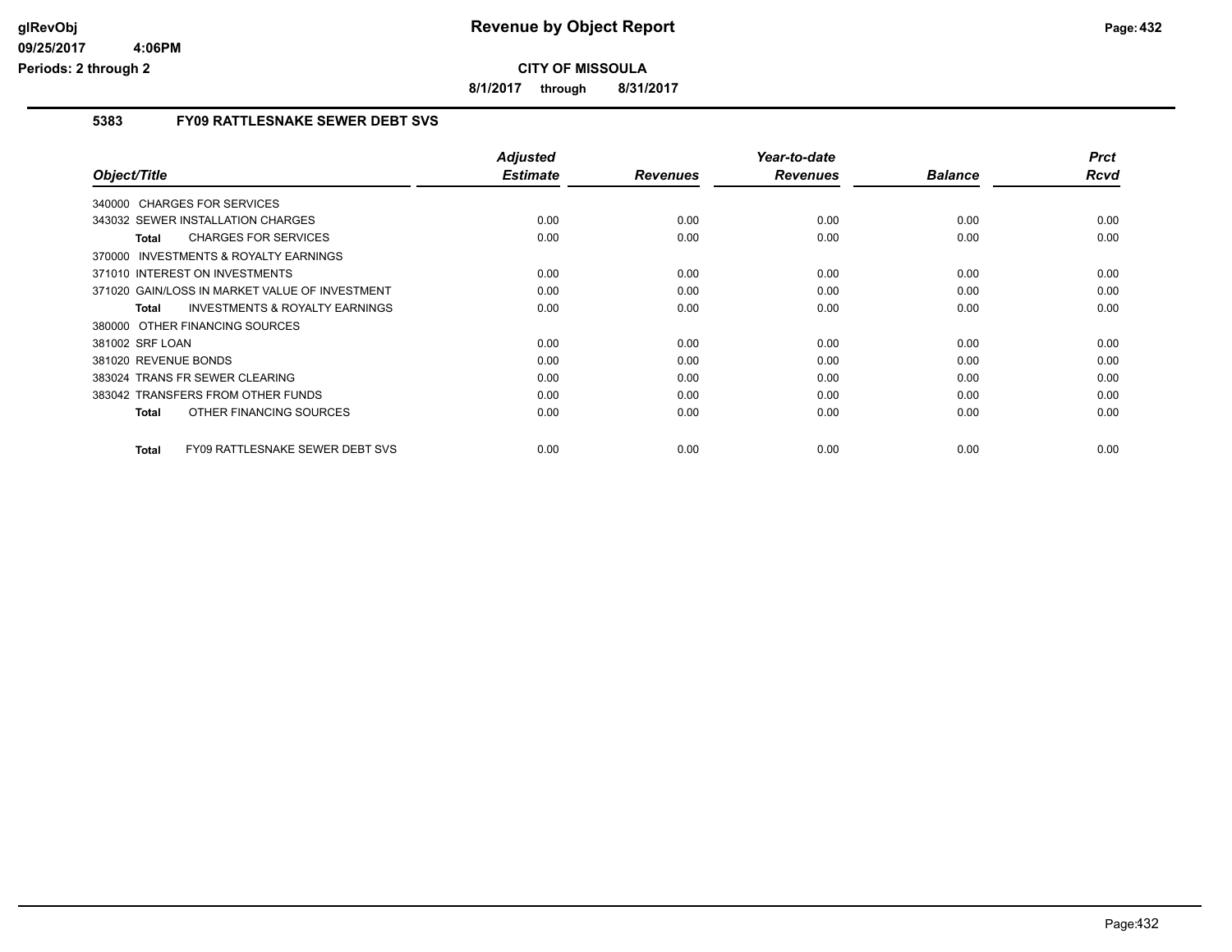# Revenue by Object Report

**CITY OF MISSOULA**

**8/1/2017 through 8/31/2017**

glRevObj
09/25/2017 4:06PM
Periods: 2 through 2

## 5383 FY09 RATTLESNAKE SEWER DEBT SVS

| Object/Title | Adjusted Estimate | Revenues | Year-to-date Revenues | Balance | Prct Rcvd |
|---|---|---|---|---|---|
| 340000 CHARGES FOR SERVICES | | | | | |
| 343032 SEWER INSTALLATION CHARGES | 0.00 | 0.00 | 0.00 | 0.00 | 0.00 |
| **Total** CHARGES FOR SERVICES | 0.00 | 0.00 | 0.00 | 0.00 | 0.00 |
| 370000 INVESTMENTS & ROYALTY EARNINGS | | | | | |
| 371010 INTEREST ON INVESTMENTS | 0.00 | 0.00 | 0.00 | 0.00 | 0.00 |
| 371020 GAIN/LOSS IN MARKET VALUE OF INVESTMENT | 0.00 | 0.00 | 0.00 | 0.00 | 0.00 |
| **Total** INVESTMENTS & ROYALTY EARNINGS | 0.00 | 0.00 | 0.00 | 0.00 | 0.00 |
| 380000 OTHER FINANCING SOURCES | | | | | |
| 381002 SRF LOAN | 0.00 | 0.00 | 0.00 | 0.00 | 0.00 |
| 381020 REVENUE BONDS | 0.00 | 0.00 | 0.00 | 0.00 | 0.00 |
| 383024 TRANS FR SEWER CLEARING | 0.00 | 0.00 | 0.00 | 0.00 | 0.00 |
| 383042 TRANSFERS FROM OTHER FUNDS | 0.00 | 0.00 | 0.00 | 0.00 | 0.00 |
| **Total** OTHER FINANCING SOURCES | 0.00 | 0.00 | 0.00 | 0.00 | 0.00 |
| **Total** FY09 RATTLESNAKE SEWER DEBT SVS | 0.00 | 0.00 | 0.00 | 0.00 | 0.00 |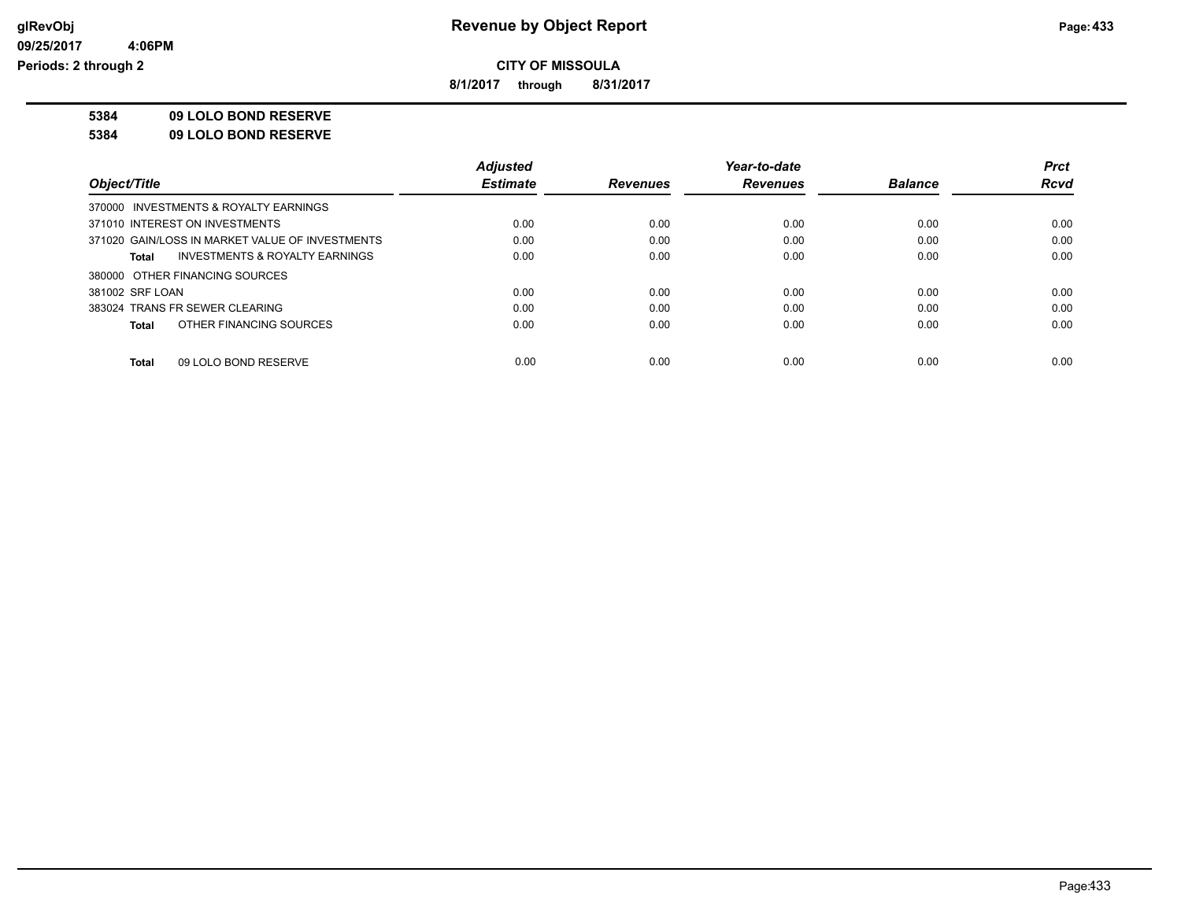**CITY OF MISSOULA**

**8/1/2017 through 8/31/2017**

**5384 09 LOLO BOND RESERVE**

**5384 09 LOLO BOND RESERVE**

| Object/Title | Adjusted Estimate | Revenues | Year-to-date Revenues | Balance | Prct Rcvd |
|---|---|---|---|---|---|
| 370000 INVESTMENTS & ROYALTY EARNINGS | | | | | |
| 371010 INTEREST ON INVESTMENTS | 0.00 | 0.00 | 0.00 | 0.00 | 0.00 |
| 371020 GAIN/LOSS IN MARKET VALUE OF INVESTMENTS | 0.00 | 0.00 | 0.00 | 0.00 | 0.00 |
| **Total** INVESTMENTS & ROYALTY EARNINGS | 0.00 | 0.00 | 0.00 | 0.00 | 0.00 |
| 380000 OTHER FINANCING SOURCES | | | | | |
| 381002 SRF LOAN | 0.00 | 0.00 | 0.00 | 0.00 | 0.00 |
| 383024 TRANS FR SEWER CLEARING | 0.00 | 0.00 | 0.00 | 0.00 | 0.00 |
| **Total** OTHER FINANCING SOURCES | 0.00 | 0.00 | 0.00 | 0.00 | 0.00 |
| **Total** 09 LOLO BOND RESERVE | 0.00 | 0.00 | 0.00 | 0.00 | 0.00 |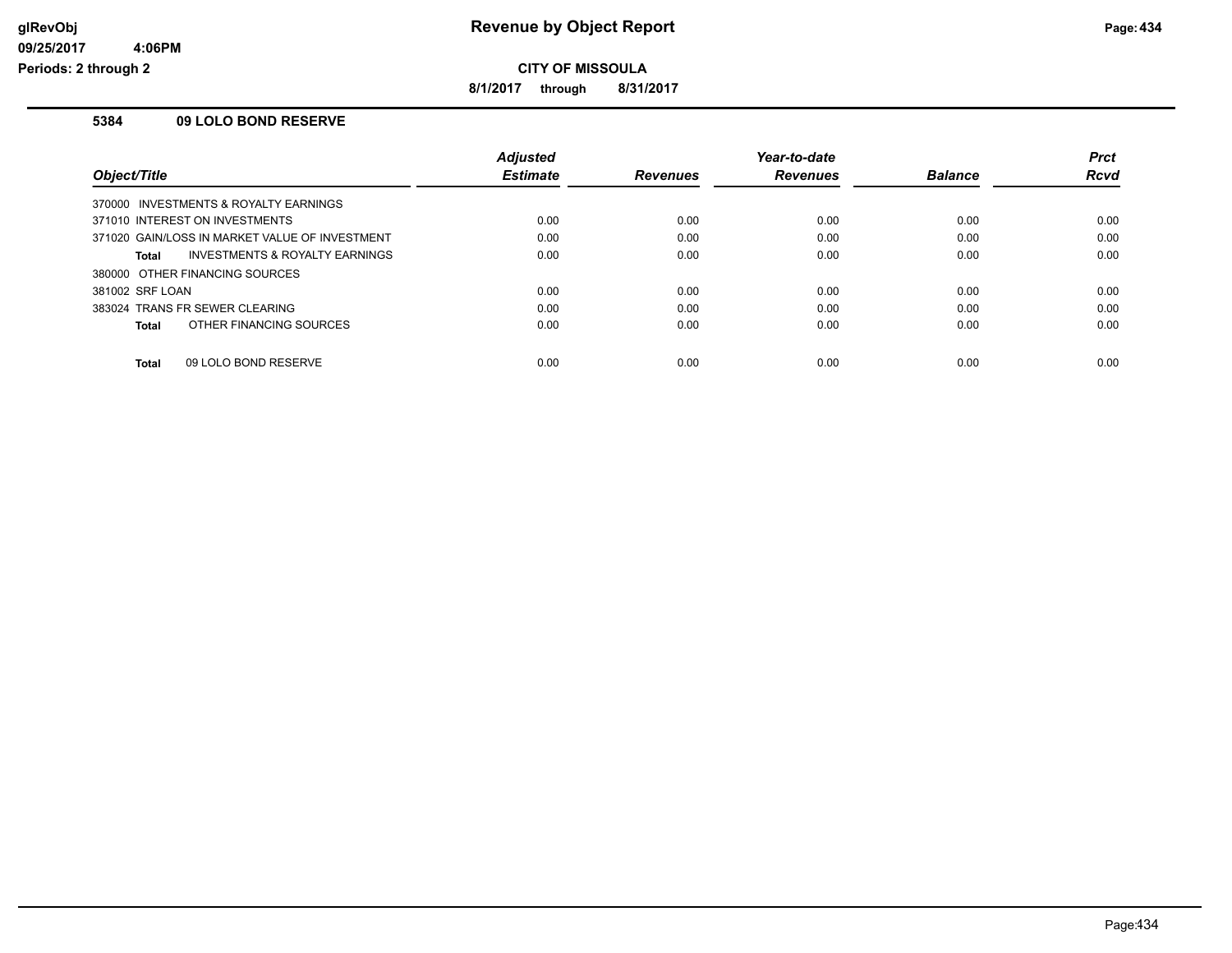# Revenue by Object Report

glRevObj
09/25/2017 4:06PM
Periods: 2 through 2

**CITY OF MISSOULA**

**8/1/2017 through 8/31/2017**

## 5384 09 LOLO BOND RESERVE

| Object/Title | Adjusted Estimate | Revenues | Year-to-date Revenues | Balance | Prct Rcvd |
|---|---|---|---|---|---|
| 370000 INVESTMENTS & ROYALTY EARNINGS | | | | | |
| 371010 INTEREST ON INVESTMENTS | 0.00 | 0.00 | 0.00 | 0.00 | 0.00 |
| 371020 GAIN/LOSS IN MARKET VALUE OF INVESTMENT | 0.00 | 0.00 | 0.00 | 0.00 | 0.00 |
| **Total** INVESTMENTS & ROYALTY EARNINGS | 0.00 | 0.00 | 0.00 | 0.00 | 0.00 |
| 380000 OTHER FINANCING SOURCES | | | | | |
| 381002 SRF LOAN | 0.00 | 0.00 | 0.00 | 0.00 | 0.00 |
| 383024 TRANS FR SEWER CLEARING | 0.00 | 0.00 | 0.00 | 0.00 | 0.00 |
| **Total** OTHER FINANCING SOURCES | 0.00 | 0.00 | 0.00 | 0.00 | 0.00 |
| **Total** 09 LOLO BOND RESERVE | 0.00 | 0.00 | 0.00 | 0.00 | 0.00 |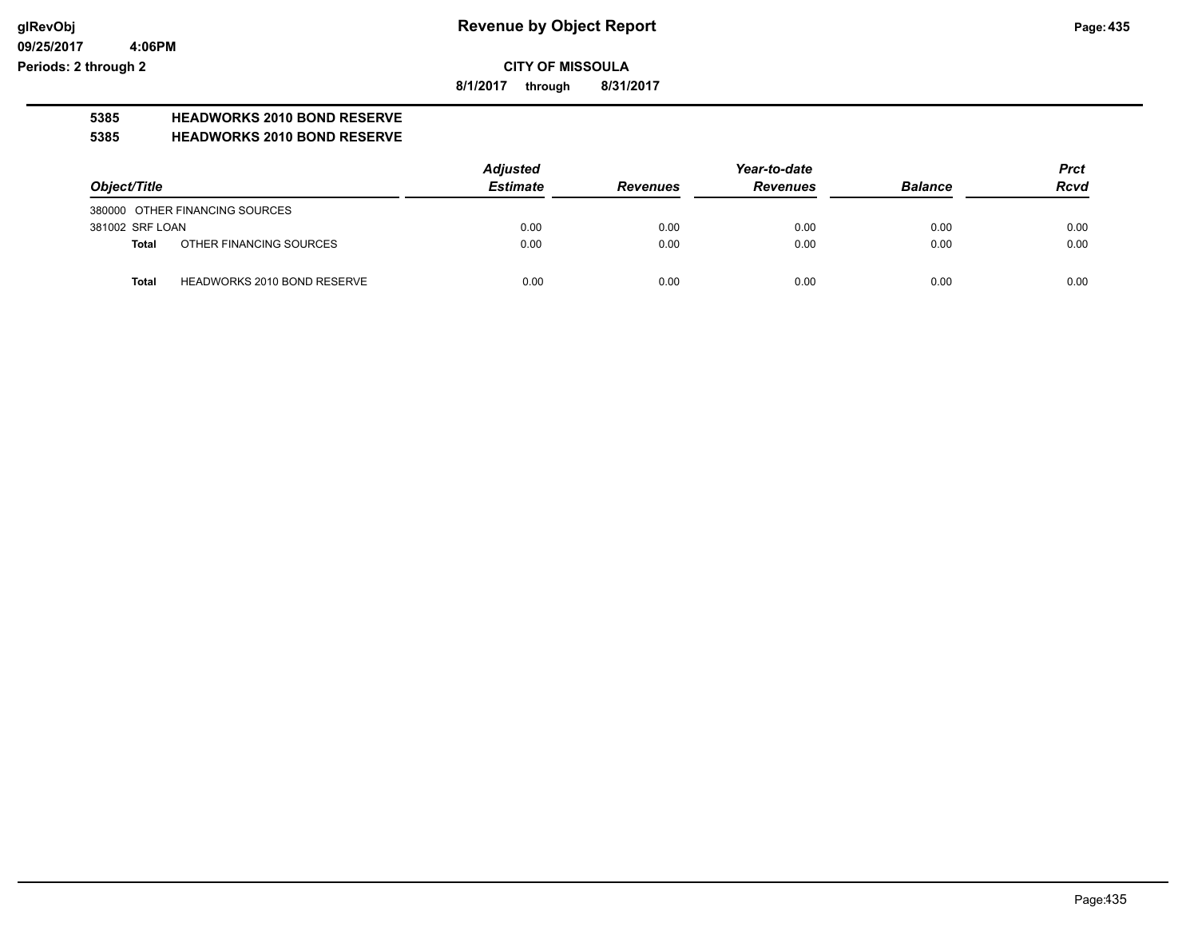**Revenue by Object Report**

**CITY OF MISSOULA**

**8/1/2017 through 8/31/2017**

**glRevObj**
**09/25/2017 4:06PM**
**Periods: 2 through 2**

**5385 HEADWORKS 2010 BOND RESERVE**

**5385 HEADWORKS 2010 BOND RESERVE**

| Object/Title | Adjusted Estimate | Revenues | Year-to-date Revenues | Balance | Prct Rcvd |
|---|---|---|---|---|---|
| 380000 OTHER FINANCING SOURCES | | | | | |
| 381002 SRF LOAN | 0.00 | 0.00 | 0.00 | 0.00 | 0.00 |
| **Total** OTHER FINANCING SOURCES | 0.00 | 0.00 | 0.00 | 0.00 | 0.00 |
| **Total** HEADWORKS 2010 BOND RESERVE | 0.00 | 0.00 | 0.00 | 0.00 | 0.00 |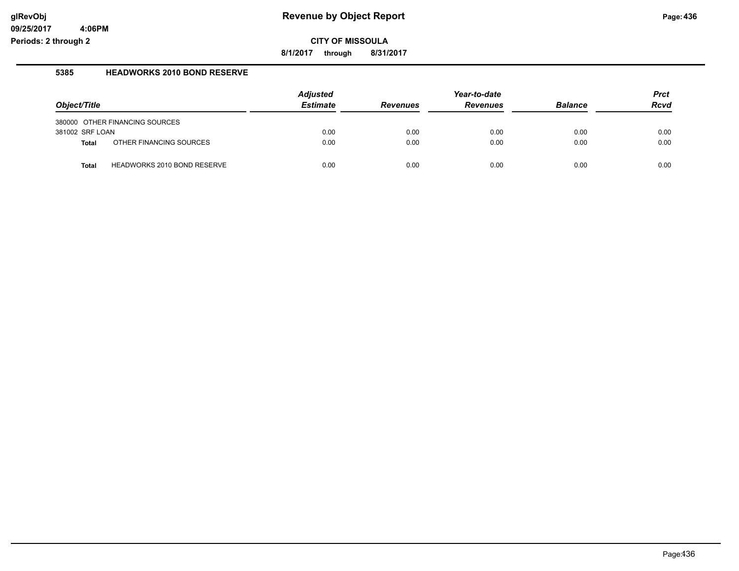**CITY OF MISSOULA**

**8/1/2017 through 8/31/2017**

### 5385 HEADWORKS 2010 BOND RESERVE

| Object/Title | | Adjusted Estimate | Revenues | Year-to-date Revenues | Balance | Prct Rcvd |
|---|---|---|---|---|---|---|
| 380000 | OTHER FINANCING SOURCES | | | | | |
| 381002 SRF LOAN | | 0.00 | 0.00 | 0.00 | 0.00 | 0.00 |
| **Total** | OTHER FINANCING SOURCES | 0.00 | 0.00 | 0.00 | 0.00 | 0.00 |
| **Total** | HEADWORKS 2010 BOND RESERVE | 0.00 | 0.00 | 0.00 | 0.00 | 0.00 |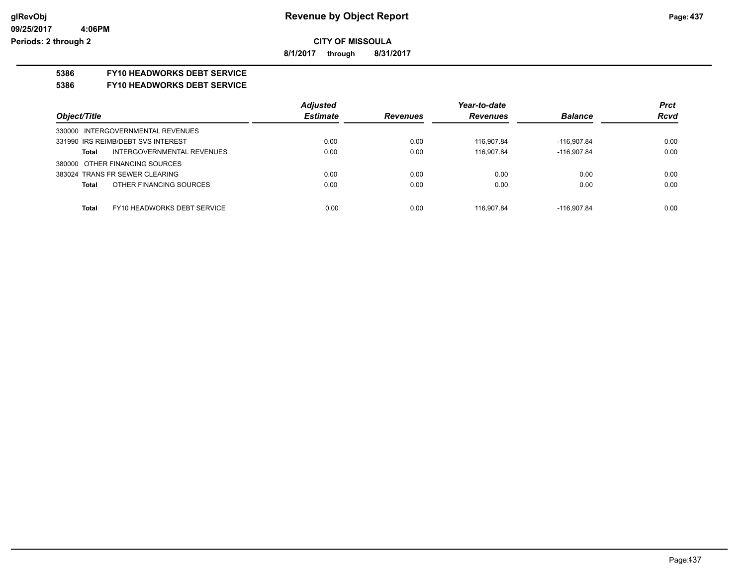**glRevObj**
**09/25/2017 4:06PM**
**Periods: 2 through 2**

# Revenue by Object Report

**CITY OF MISSOULA**

**8/1/2017 through 8/31/2017**

## 5386 FY10 HEADWORKS DEBT SERVICE
## 5386 FY10 HEADWORKS DEBT SERVICE

| Object/Title | Adjusted Estimate | Revenues | Year-to-date Revenues | Balance | Prct Rcvd |
|---|---|---|---|---|---|
| 330000 INTERGOVERNMENTAL REVENUES | | | | | |
| 331990 IRS REIMB/DEBT SVS INTEREST | 0.00 | 0.00 | 116,907.84 | -116,907.84 | 0.00 |
| **Total** INTERGOVERNMENTAL REVENUES | 0.00 | 0.00 | 116,907.84 | -116,907.84 | 0.00 |
| 380000 OTHER FINANCING SOURCES | | | | | |
| 383024 TRANS FR SEWER CLEARING | 0.00 | 0.00 | 0.00 | 0.00 | 0.00 |
| **Total** OTHER FINANCING SOURCES | 0.00 | 0.00 | 0.00 | 0.00 | 0.00 |
| **Total** FY10 HEADWORKS DEBT SERVICE | 0.00 | 0.00 | 116,907.84 | -116,907.84 | 0.00 |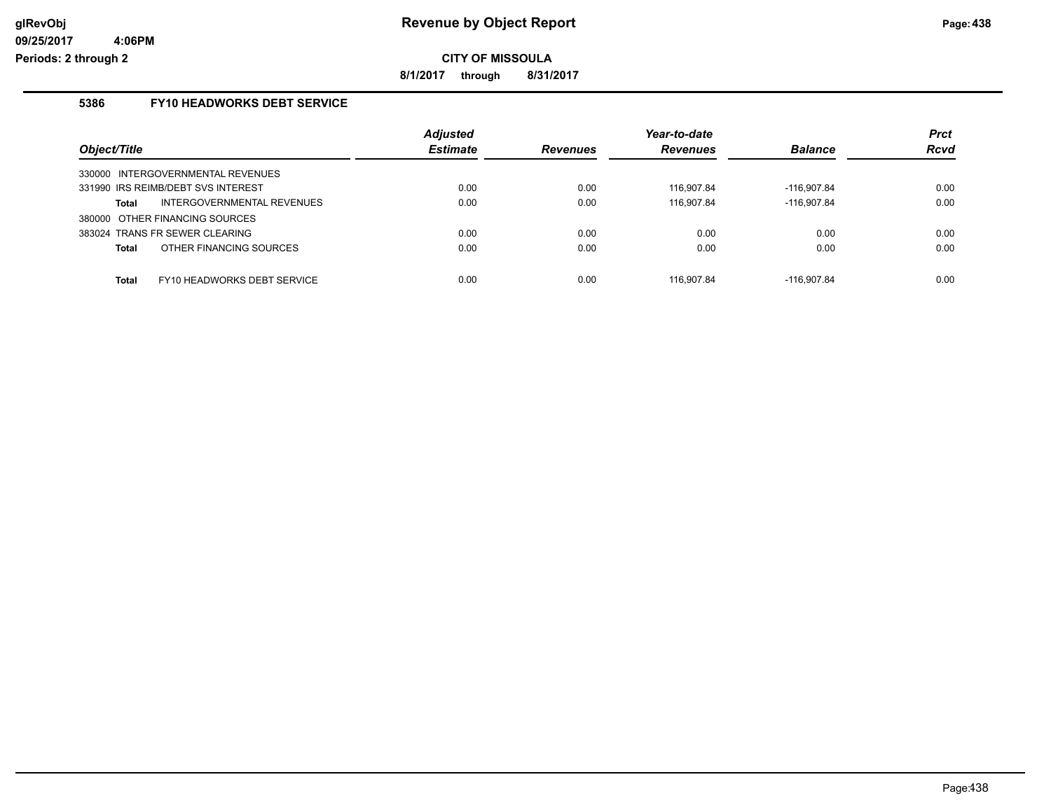# Revenue by Object Report

**CITY OF MISSOULA**

**8/1/2017 through 8/31/2017**

glRevObj
09/25/2017 4:06PM
Periods: 2 through 2

## 5386 FY10 HEADWORKS DEBT SERVICE

| Object/Title | Adjusted Estimate | Revenues | Year-to-date Revenues | Balance | Prct Rcvd |
|---|---|---|---|---|---|
| 330000 INTERGOVERNMENTAL REVENUES | | | | | |
| 331990 IRS REIMB/DEBT SVS INTEREST | 0.00 | 0.00 | 116,907.84 | -116,907.84 | 0.00 |
| **Total** INTERGOVERNMENTAL REVENUES | 0.00 | 0.00 | 116,907.84 | -116,907.84 | 0.00 |
| 380000 OTHER FINANCING SOURCES | | | | | |
| 383024 TRANS FR SEWER CLEARING | 0.00 | 0.00 | 0.00 | 0.00 | 0.00 |
| **Total** OTHER FINANCING SOURCES | 0.00 | 0.00 | 0.00 | 0.00 | 0.00 |
| **Total** FY10 HEADWORKS DEBT SERVICE | 0.00 | 0.00 | 116,907.84 | -116,907.84 | 0.00 |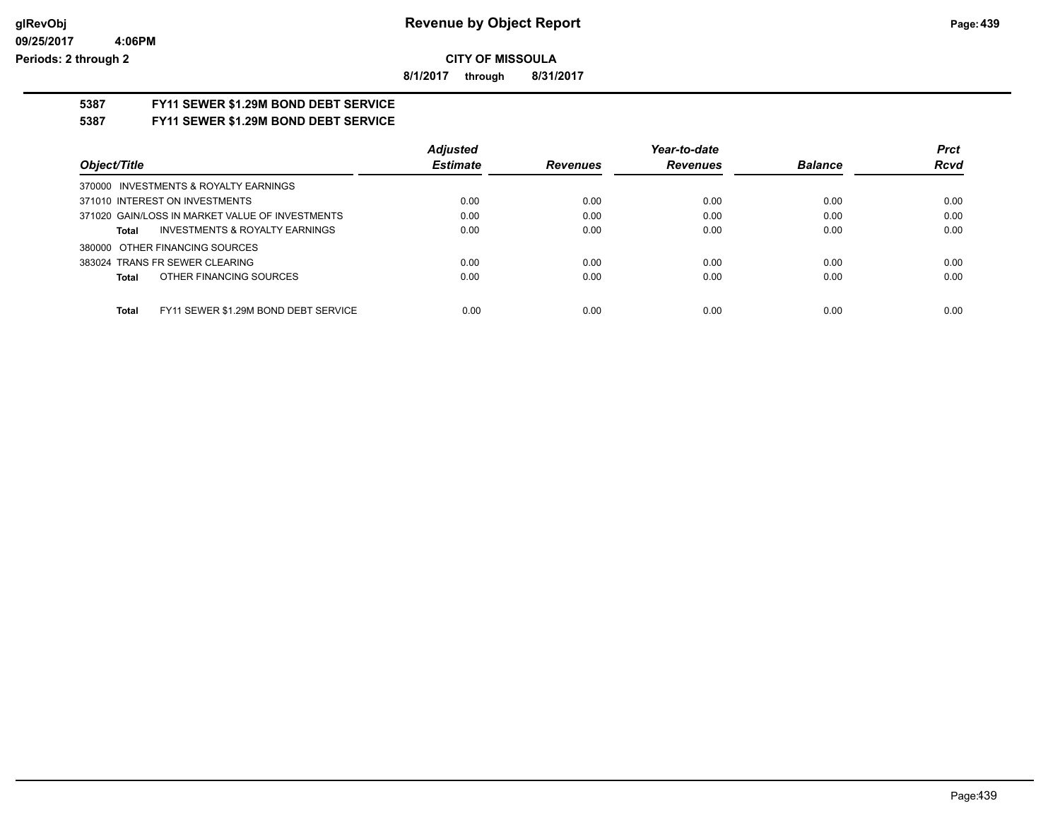# Revenue by Object Report

**CITY OF MISSOULA**

**8/1/2017 through 8/31/2017**

glRevObj
09/25/2017 4:06PM
Periods: 2 through 2

## 5387 FY11 SEWER $1.29M BOND DEBT SERVICE

## 5387 FY11 SEWER $1.29M BOND DEBT SERVICE

| Object/Title | Adjusted Estimate | Revenues | Year-to-date Revenues | Balance | Prct Rcvd |
|---|---|---|---|---|---|
| 370000 INVESTMENTS & ROYALTY EARNINGS | | | | | |
| 371010 INTEREST ON INVESTMENTS | 0.00 | 0.00 | 0.00 | 0.00 | 0.00 |
| 371020 GAIN/LOSS IN MARKET VALUE OF INVESTMENTS | 0.00 | 0.00 | 0.00 | 0.00 | 0.00 |
| **Total** INVESTMENTS & ROYALTY EARNINGS | 0.00 | 0.00 | 0.00 | 0.00 | 0.00 |
| 380000 OTHER FINANCING SOURCES | | | | | |
| 383024 TRANS FR SEWER CLEARING | 0.00 | 0.00 | 0.00 | 0.00 | 0.00 |
| **Total** OTHER FINANCING SOURCES | 0.00 | 0.00 | 0.00 | 0.00 | 0.00 |
| **Total** FY11 SEWER $1.29M BOND DEBT SERVICE | 0.00 | 0.00 | 0.00 | 0.00 | 0.00 |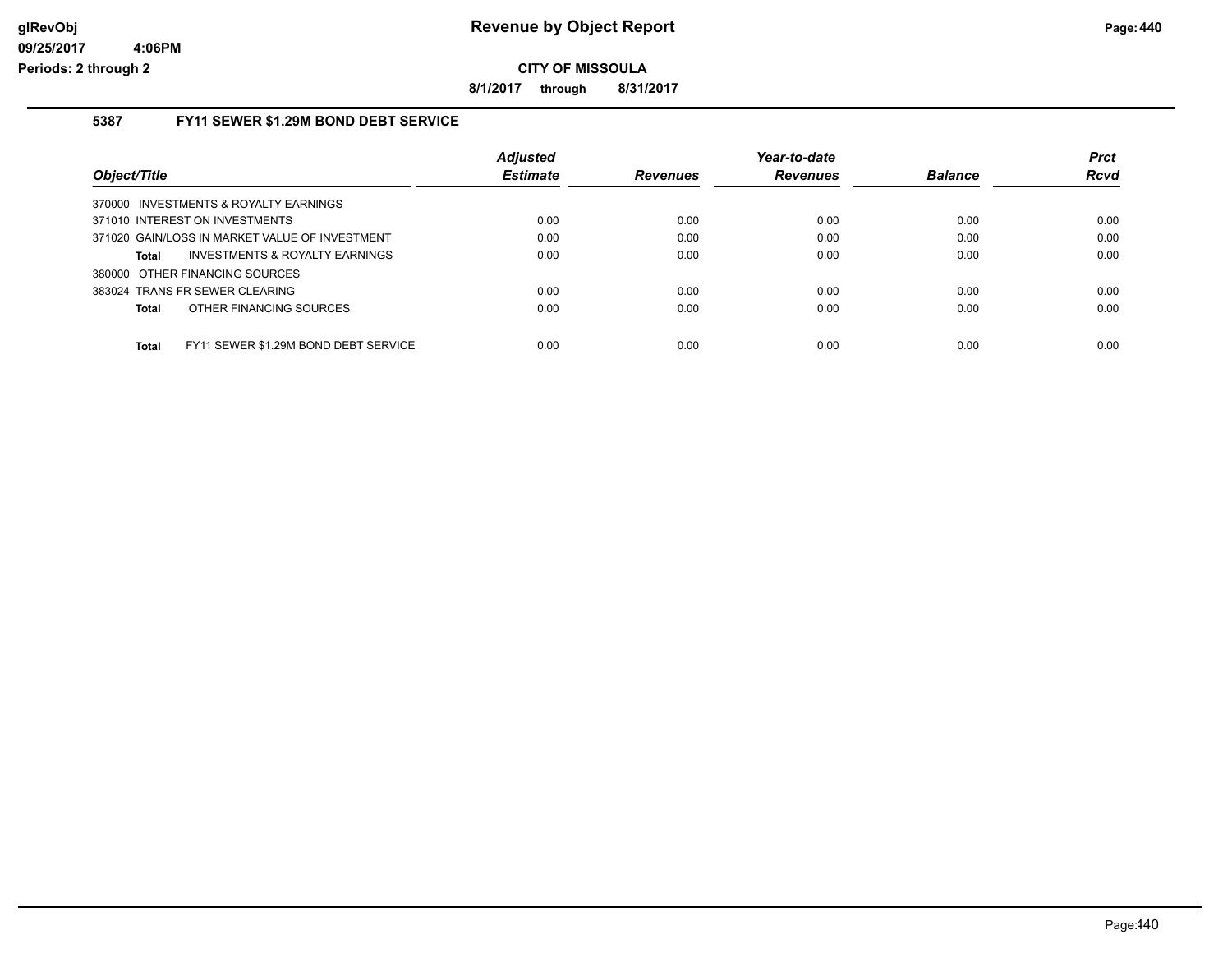# Revenue by Object Report

**CITY OF MISSOULA**

**8/1/2017 through 8/31/2017**

glRevObj
09/25/2017 4:06PM
Periods: 2 through 2

## 5387 FY11 SEWER $1.29M BOND DEBT SERVICE

| Object/Title | Adjusted Estimate | Revenues | Year-to-date Revenues | Balance | Prct Rcvd |
|---|---|---|---|---|---|
| 370000 INVESTMENTS & ROYALTY EARNINGS | | | | | |
| 371010 INTEREST ON INVESTMENTS | 0.00 | 0.00 | 0.00 | 0.00 | 0.00 |
| 371020 GAIN/LOSS IN MARKET VALUE OF INVESTMENT | 0.00 | 0.00 | 0.00 | 0.00 | 0.00 |
| **Total** INVESTMENTS & ROYALTY EARNINGS | 0.00 | 0.00 | 0.00 | 0.00 | 0.00 |
| 380000 OTHER FINANCING SOURCES | | | | | |
| 383024 TRANS FR SEWER CLEARING | 0.00 | 0.00 | 0.00 | 0.00 | 0.00 |
| **Total** OTHER FINANCING SOURCES | 0.00 | 0.00 | 0.00 | 0.00 | 0.00 |
| **Total** FY11 SEWER $1.29M BOND DEBT SERVICE | 0.00 | 0.00 | 0.00 | 0.00 | 0.00 |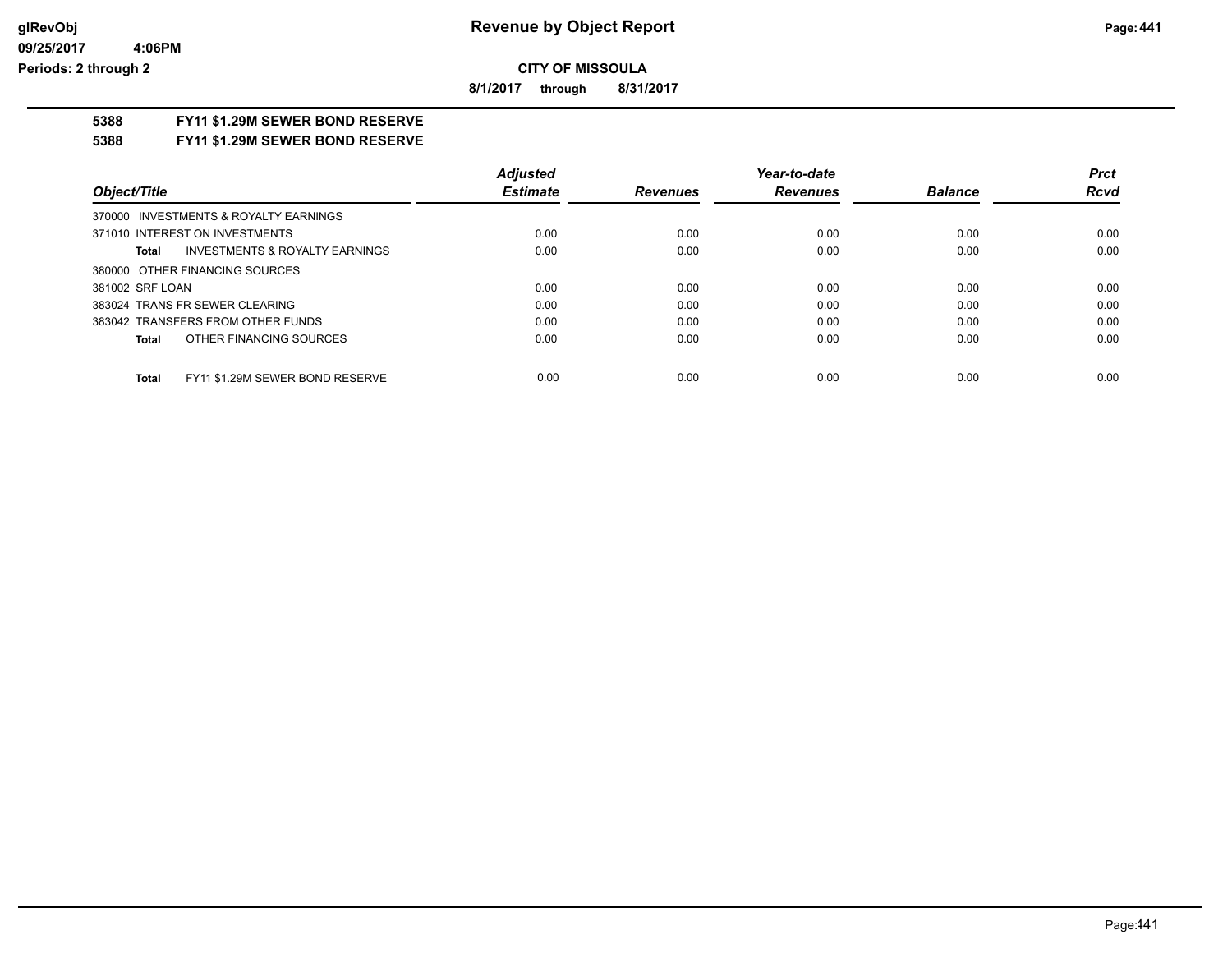**CITY OF MISSOULA**

**8/1/2017 through 8/31/2017**

## 5388 FY11 $1.29M SEWER BOND RESERVE

## 5388 FY11 $1.29M SEWER BOND RESERVE

| Object/Title | Adjusted Estimate | Revenues | Year-to-date Revenues | Balance | Prct Rcvd |
|---|---|---|---|---|---|
| 370000 INVESTMENTS & ROYALTY EARNINGS | | | | | |
| 371010 INTEREST ON INVESTMENTS | 0.00 | 0.00 | 0.00 | 0.00 | 0.00 |
| **Total** INVESTMENTS & ROYALTY EARNINGS | 0.00 | 0.00 | 0.00 | 0.00 | 0.00 |
| 380000 OTHER FINANCING SOURCES | | | | | |
| 381002 SRF LOAN | 0.00 | 0.00 | 0.00 | 0.00 | 0.00 |
| 383024 TRANS FR SEWER CLEARING | 0.00 | 0.00 | 0.00 | 0.00 | 0.00 |
| 383042 TRANSFERS FROM OTHER FUNDS | 0.00 | 0.00 | 0.00 | 0.00 | 0.00 |
| **Total** OTHER FINANCING SOURCES | 0.00 | 0.00 | 0.00 | 0.00 | 0.00 |
| **Total** FY11 $1.29M SEWER BOND RESERVE | 0.00 | 0.00 | 0.00 | 0.00 | 0.00 |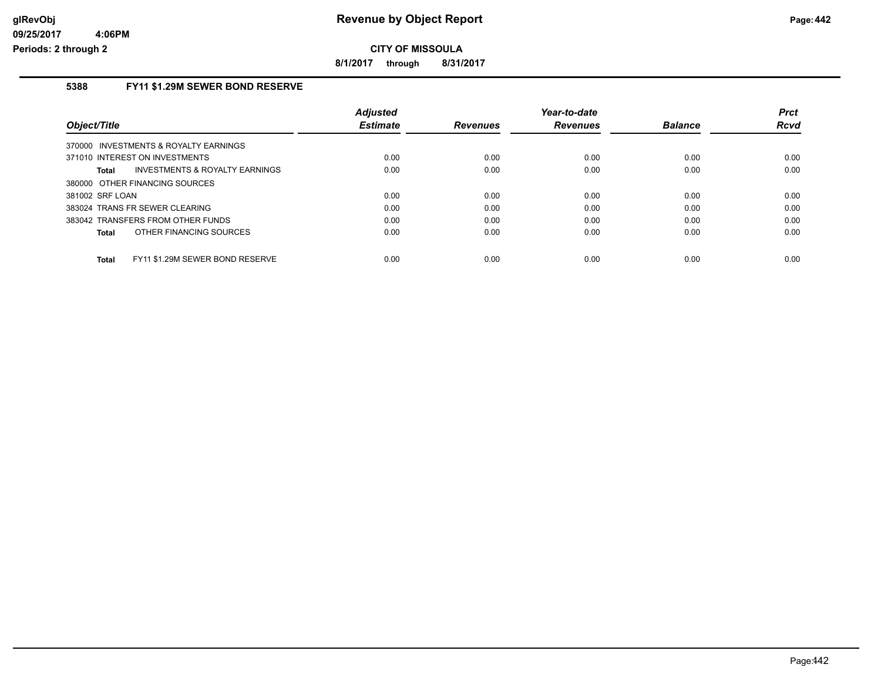# Revenue by Object Report

**CITY OF MISSOULA**

**8/1/2017 through 8/31/2017**

glRevObj
09/25/2017 4:06PM
Periods: 2 through 2

## 5388 FY11 $1.29M SEWER BOND RESERVE

| Object/Title | Adjusted Estimate | Revenues | Year-to-date Revenues | Balance | Prct Rcvd |
|---|---|---|---|---|---|
| 370000 INVESTMENTS & ROYALTY EARNINGS | | | | | |
| 371010 INTEREST ON INVESTMENTS | 0.00 | 0.00 | 0.00 | 0.00 | 0.00 |
| **Total** INVESTMENTS & ROYALTY EARNINGS | 0.00 | 0.00 | 0.00 | 0.00 | 0.00 |
| 380000 OTHER FINANCING SOURCES | | | | | |
| 381002 SRF LOAN | 0.00 | 0.00 | 0.00 | 0.00 | 0.00 |
| 383024 TRANS FR SEWER CLEARING | 0.00 | 0.00 | 0.00 | 0.00 | 0.00 |
| 383042 TRANSFERS FROM OTHER FUNDS | 0.00 | 0.00 | 0.00 | 0.00 | 0.00 |
| **Total** OTHER FINANCING SOURCES | 0.00 | 0.00 | 0.00 | 0.00 | 0.00 |
| **Total** FY11 $1.29M SEWER BOND RESERVE | 0.00 | 0.00 | 0.00 | 0.00 | 0.00 |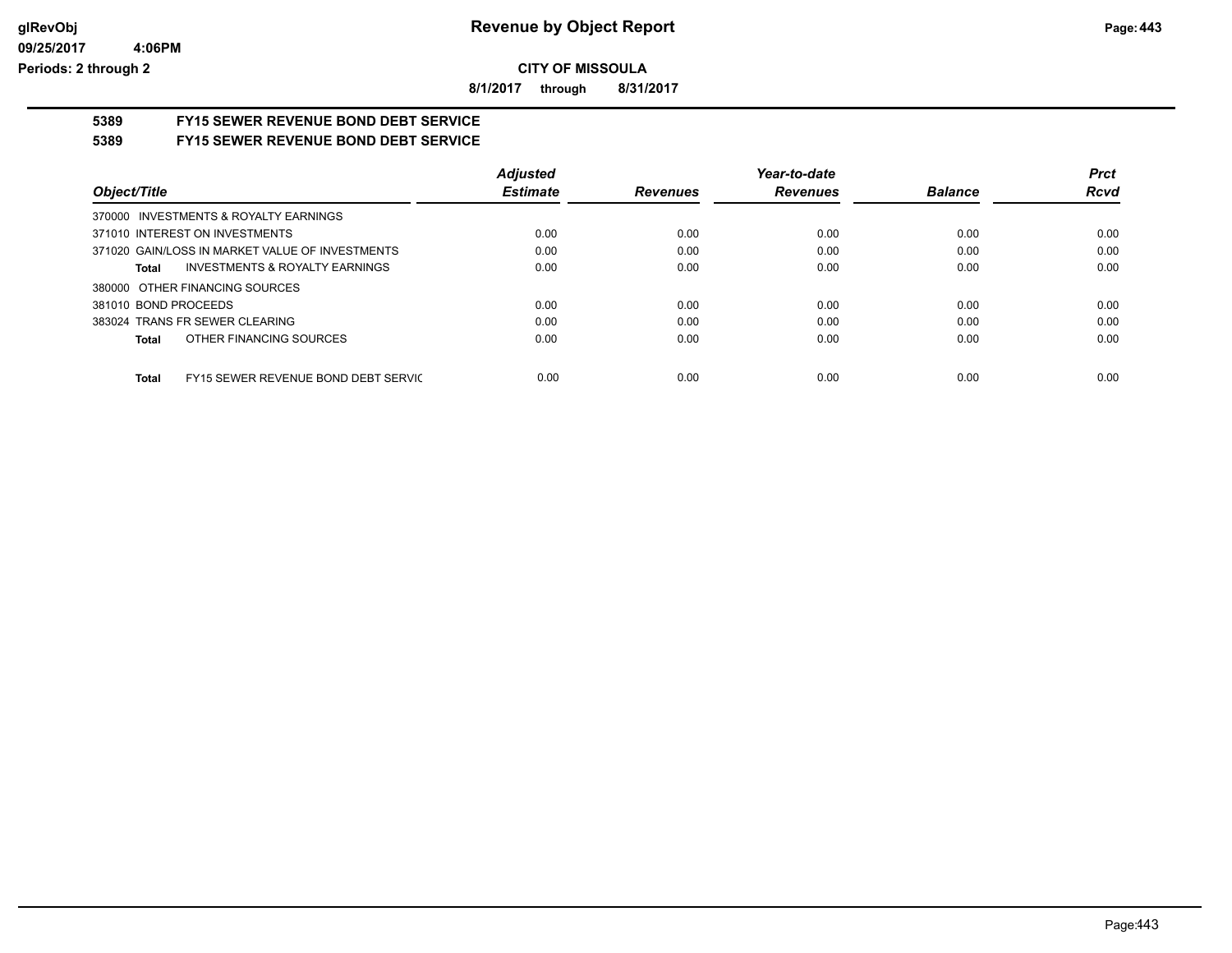# Revenue by Object Report

**CITY OF MISSOULA**

**8/1/2017 through 8/31/2017**

glRevObj
09/25/2017 4:06PM
Periods: 2 through 2

## 5389 FY15 SEWER REVENUE BOND DEBT SERVICE

## 5389 FY15 SEWER REVENUE BOND DEBT SERVICE

| Object/Title | Adjusted Estimate | Revenues | Year-to-date Revenues | Balance | Prct Rcvd |
|---|---|---|---|---|---|
| 370000 INVESTMENTS & ROYALTY EARNINGS | | | | | |
| 371010 INTEREST ON INVESTMENTS | 0.00 | 0.00 | 0.00 | 0.00 | 0.00 |
| 371020 GAIN/LOSS IN MARKET VALUE OF INVESTMENTS | 0.00 | 0.00 | 0.00 | 0.00 | 0.00 |
| **Total** INVESTMENTS & ROYALTY EARNINGS | 0.00 | 0.00 | 0.00 | 0.00 | 0.00 |
| 380000 OTHER FINANCING SOURCES | | | | | |
| 381010 BOND PROCEEDS | 0.00 | 0.00 | 0.00 | 0.00 | 0.00 |
| 383024 TRANS FR SEWER CLEARING | 0.00 | 0.00 | 0.00 | 0.00 | 0.00 |
| **Total** OTHER FINANCING SOURCES | 0.00 | 0.00 | 0.00 | 0.00 | 0.00 |
| **Total** FY15 SEWER REVENUE BOND DEBT SERVIC | 0.00 | 0.00 | 0.00 | 0.00 | 0.00 |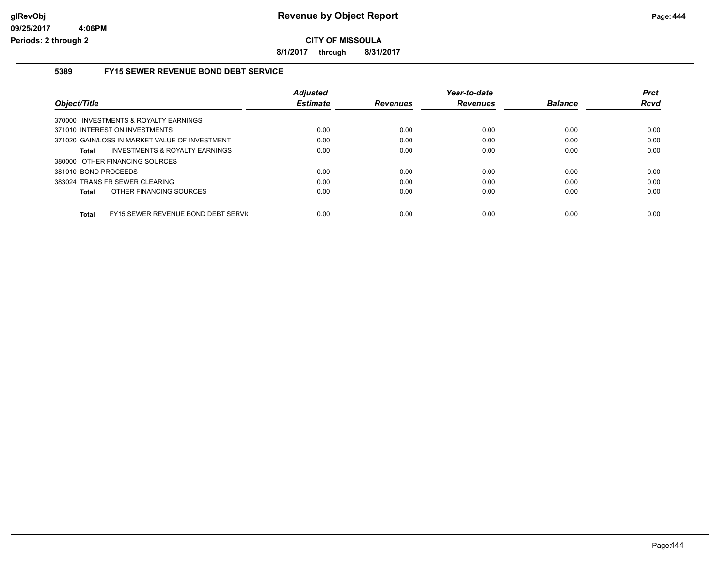**CITY OF MISSOULA**

**8/1/2017 through 8/31/2017**

## 5389 FY15 SEWER REVENUE BOND DEBT SERVICE

| Object/Title | Adjusted Estimate | Revenues | Year-to-date Revenues | Balance | Prct Rcvd |
|---|---|---|---|---|---|
| 370000 INVESTMENTS & ROYALTY EARNINGS | | | | | |
| 371010 INTEREST ON INVESTMENTS | 0.00 | 0.00 | 0.00 | 0.00 | 0.00 |
| 371020 GAIN/LOSS IN MARKET VALUE OF INVESTMENT | 0.00 | 0.00 | 0.00 | 0.00 | 0.00 |
| **Total** INVESTMENTS & ROYALTY EARNINGS | 0.00 | 0.00 | 0.00 | 0.00 | 0.00 |
| 380000 OTHER FINANCING SOURCES | | | | | |
| 381010 BOND PROCEEDS | 0.00 | 0.00 | 0.00 | 0.00 | 0.00 |
| 383024 TRANS FR SEWER CLEARING | 0.00 | 0.00 | 0.00 | 0.00 | 0.00 |
| **Total** OTHER FINANCING SOURCES | 0.00 | 0.00 | 0.00 | 0.00 | 0.00 |
| **Total** FY15 SEWER REVENUE BOND DEBT SERVI( | 0.00 | 0.00 | 0.00 | 0.00 | 0.00 |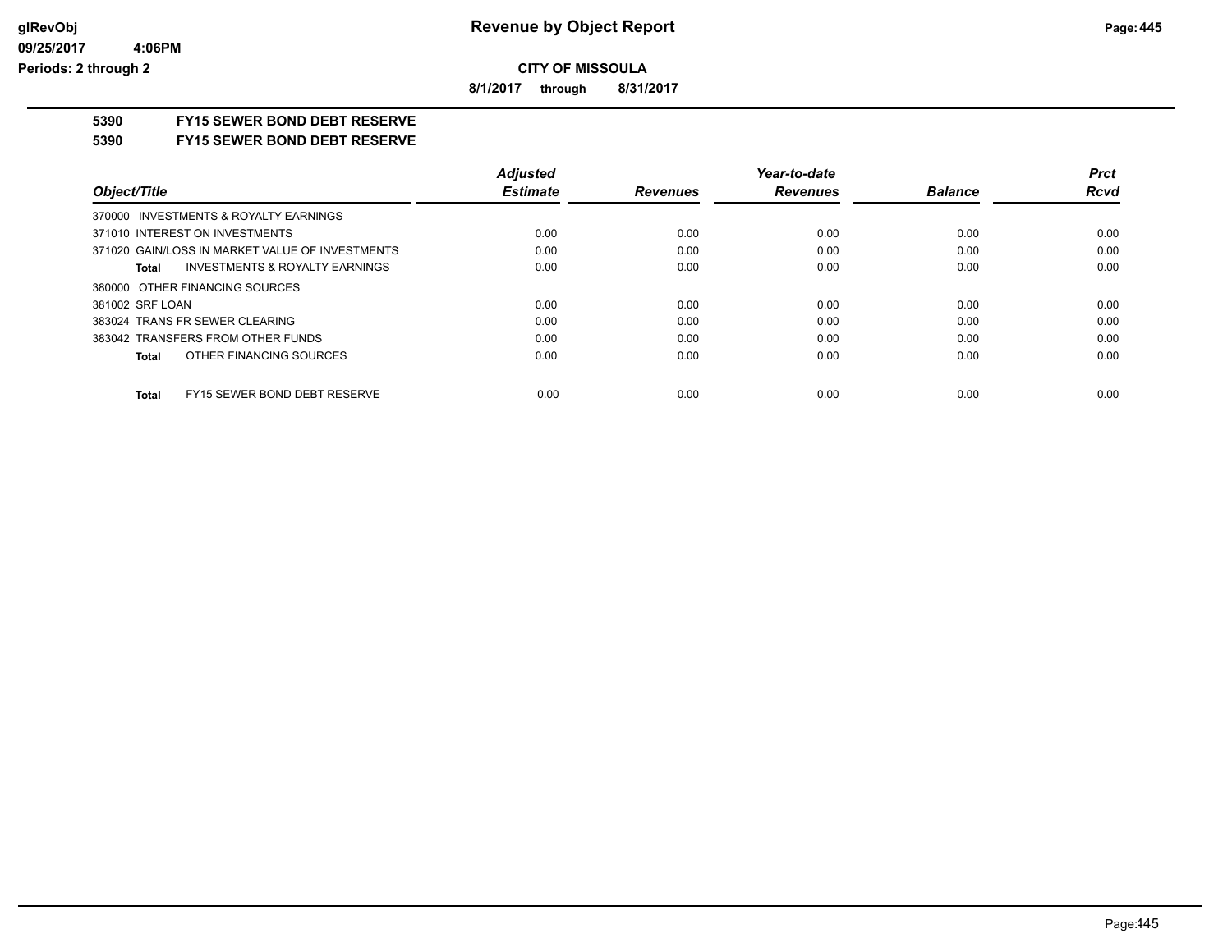**CITY OF MISSOULA**

**8/1/2017 through 8/31/2017**

## 5390 FY15 SEWER BOND DEBT RESERVE

## 5390 FY15 SEWER BOND DEBT RESERVE

| Object/Title | Adjusted Estimate | Revenues | Year-to-date Revenues | Balance | Prct Rcvd |
|---|---|---|---|---|---|
| 370000 INVESTMENTS & ROYALTY EARNINGS | | | | | |
| 371010 INTEREST ON INVESTMENTS | 0.00 | 0.00 | 0.00 | 0.00 | 0.00 |
| 371020 GAIN/LOSS IN MARKET VALUE OF INVESTMENTS | 0.00 | 0.00 | 0.00 | 0.00 | 0.00 |
| **Total** INVESTMENTS & ROYALTY EARNINGS | 0.00 | 0.00 | 0.00 | 0.00 | 0.00 |
| 380000 OTHER FINANCING SOURCES | | | | | |
| 381002 SRF LOAN | 0.00 | 0.00 | 0.00 | 0.00 | 0.00 |
| 383024 TRANS FR SEWER CLEARING | 0.00 | 0.00 | 0.00 | 0.00 | 0.00 |
| 383042 TRANSFERS FROM OTHER FUNDS | 0.00 | 0.00 | 0.00 | 0.00 | 0.00 |
| **Total** OTHER FINANCING SOURCES | 0.00 | 0.00 | 0.00 | 0.00 | 0.00 |
| **Total** FY15 SEWER BOND DEBT RESERVE | 0.00 | 0.00 | 0.00 | 0.00 | 0.00 |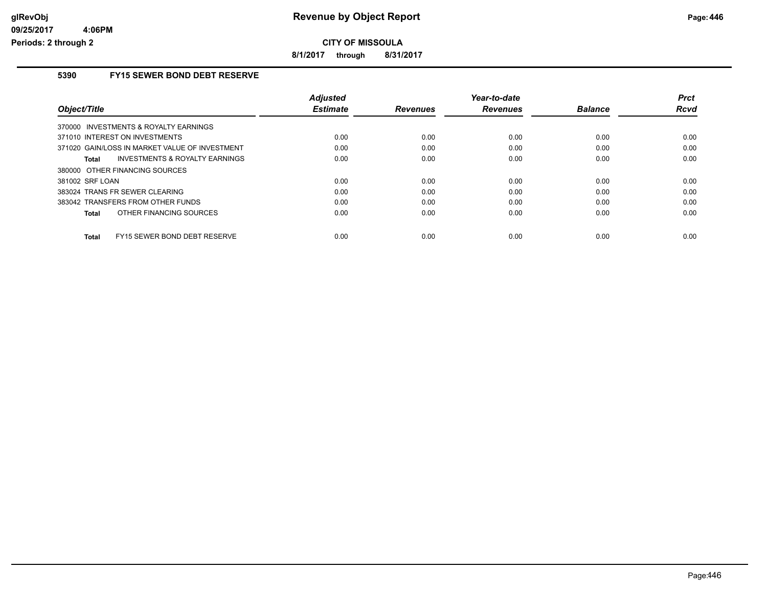# Revenue by Object Report

## CITY OF MISSOULA

**8/1/2017 through 8/31/2017**

glRevObj
09/25/2017 4:06PM
Periods: 2 through 2

### 5390 FY15 SEWER BOND DEBT RESERVE

| Object/Title | Adjusted Estimate | Revenues | Year-to-date Revenues | Balance | Prct Rcvd |
|---|---|---|---|---|---|
| 370000 INVESTMENTS & ROYALTY EARNINGS | | | | | |
| 371010 INTEREST ON INVESTMENTS | 0.00 | 0.00 | 0.00 | 0.00 | 0.00 |
| 371020 GAIN/LOSS IN MARKET VALUE OF INVESTMENT | 0.00 | 0.00 | 0.00 | 0.00 | 0.00 |
| **Total** INVESTMENTS & ROYALTY EARNINGS | 0.00 | 0.00 | 0.00 | 0.00 | 0.00 |
| 380000 OTHER FINANCING SOURCES | | | | | |
| 381002 SRF LOAN | 0.00 | 0.00 | 0.00 | 0.00 | 0.00 |
| 383024 TRANS FR SEWER CLEARING | 0.00 | 0.00 | 0.00 | 0.00 | 0.00 |
| 383042 TRANSFERS FROM OTHER FUNDS | 0.00 | 0.00 | 0.00 | 0.00 | 0.00 |
| **Total** OTHER FINANCING SOURCES | 0.00 | 0.00 | 0.00 | 0.00 | 0.00 |
| **Total** FY15 SEWER BOND DEBT RESERVE | 0.00 | 0.00 | 0.00 | 0.00 | 0.00 |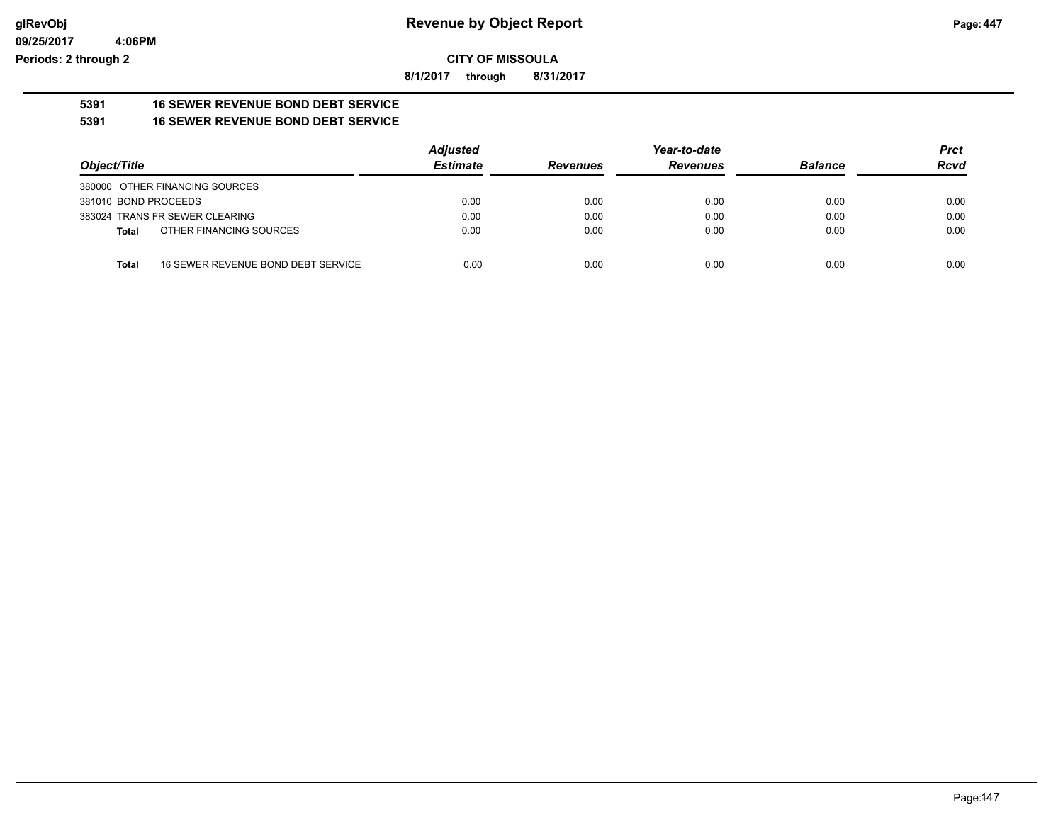**CITY OF MISSOULA**

**8/1/2017 through 8/31/2017**

**5391 16 SEWER REVENUE BOND DEBT SERVICE**

**5391 16 SEWER REVENUE BOND DEBT SERVICE**

| Object/Title | Adjusted Estimate | Revenues | Year-to-date Revenues | Balance | Prct Rcvd |
|---|---|---|---|---|---|
| 380000 OTHER FINANCING SOURCES | | | | | |
| 381010 BOND PROCEEDS | 0.00 | 0.00 | 0.00 | 0.00 | 0.00 |
| 383024 TRANS FR SEWER CLEARING | 0.00 | 0.00 | 0.00 | 0.00 | 0.00 |
| **Total** OTHER FINANCING SOURCES | 0.00 | 0.00 | 0.00 | 0.00 | 0.00 |
| **Total** 16 SEWER REVENUE BOND DEBT SERVICE | 0.00 | 0.00 | 0.00 | 0.00 | 0.00 |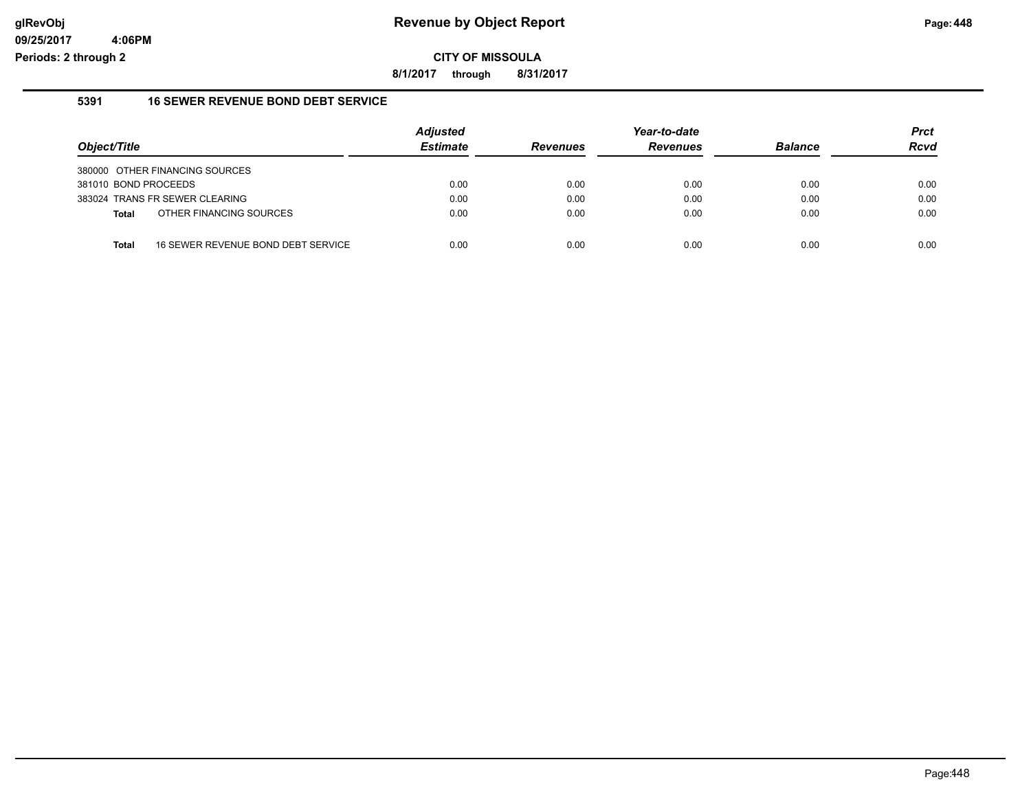**CITY OF MISSOULA**

**8/1/2017 through 8/31/2017**

### 5391 16 SEWER REVENUE BOND DEBT SERVICE

| Object/Title | | Adjusted Estimate | Revenues | Year-to-date Revenues | Balance | Prct Rcvd |
|---|---|---|---|---|---|---|
| 380000 OTHER FINANCING SOURCES | | | | | | |
| 381010 BOND PROCEEDS | | 0.00 | 0.00 | 0.00 | 0.00 | 0.00 |
| 383024 TRANS FR SEWER CLEARING | | 0.00 | 0.00 | 0.00 | 0.00 | 0.00 |
| **Total** | OTHER FINANCING SOURCES | 0.00 | 0.00 | 0.00 | 0.00 | 0.00 |
| **Total** | 16 SEWER REVENUE BOND DEBT SERVICE | 0.00 | 0.00 | 0.00 | 0.00 | 0.00 |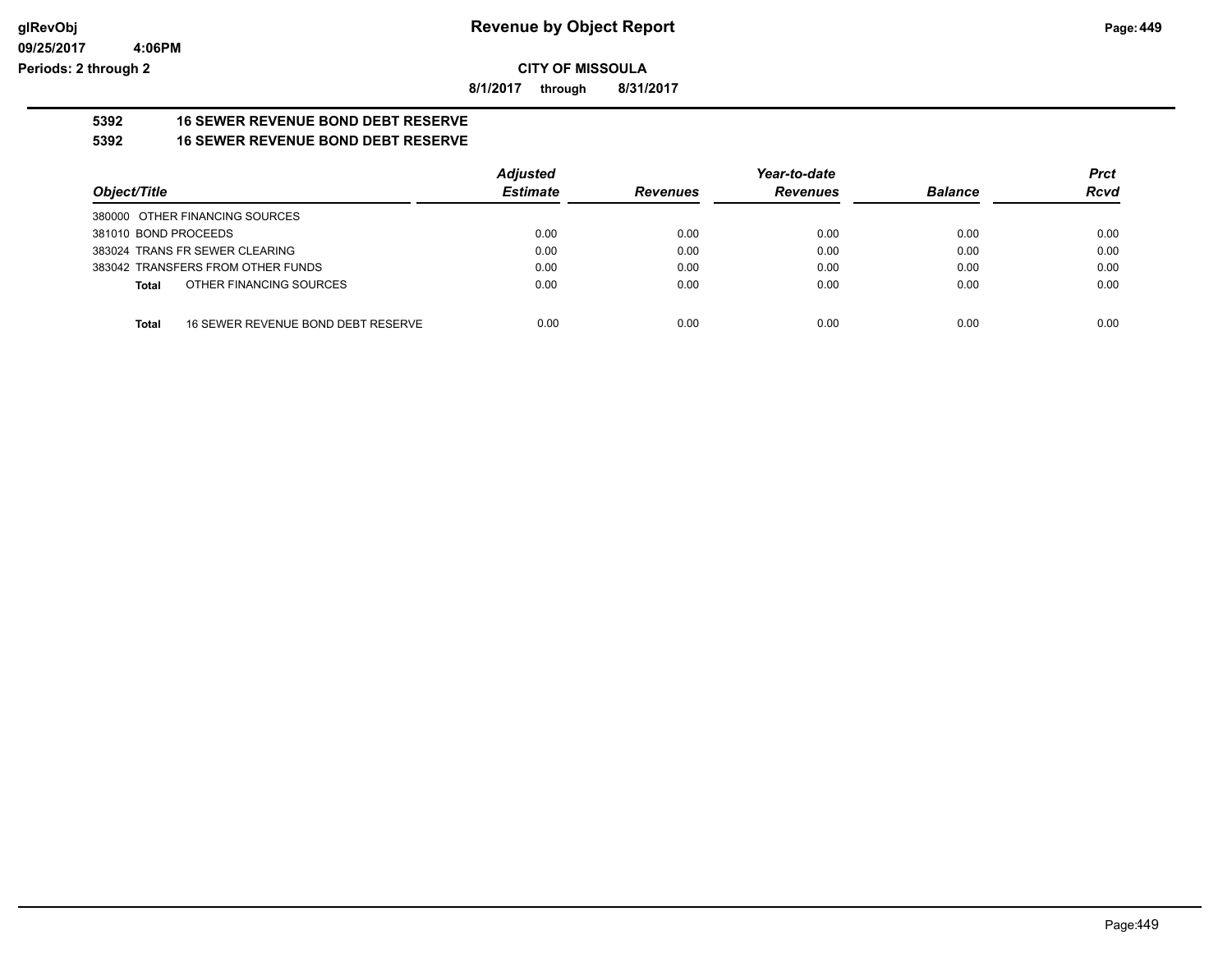**CITY OF MISSOULA**

**8/1/2017 through 8/31/2017**

## 5392 16 SEWER REVENUE BOND DEBT RESERVE

## 5392 16 SEWER REVENUE BOND DEBT RESERVE

| Object/Title | Adjusted Estimate | Revenues | Year-to-date Revenues | Balance | Prct Rcvd |
|---|---|---|---|---|---|
| 380000 OTHER FINANCING SOURCES | | | | | |
| 381010 BOND PROCEEDS | 0.00 | 0.00 | 0.00 | 0.00 | 0.00 |
| 383024 TRANS FR SEWER CLEARING | 0.00 | 0.00 | 0.00 | 0.00 | 0.00 |
| 383042 TRANSFERS FROM OTHER FUNDS | 0.00 | 0.00 | 0.00 | 0.00 | 0.00 |
| **Total** OTHER FINANCING SOURCES | 0.00 | 0.00 | 0.00 | 0.00 | 0.00 |
| **Total** 16 SEWER REVENUE BOND DEBT RESERVE | 0.00 | 0.00 | 0.00 | 0.00 | 0.00 |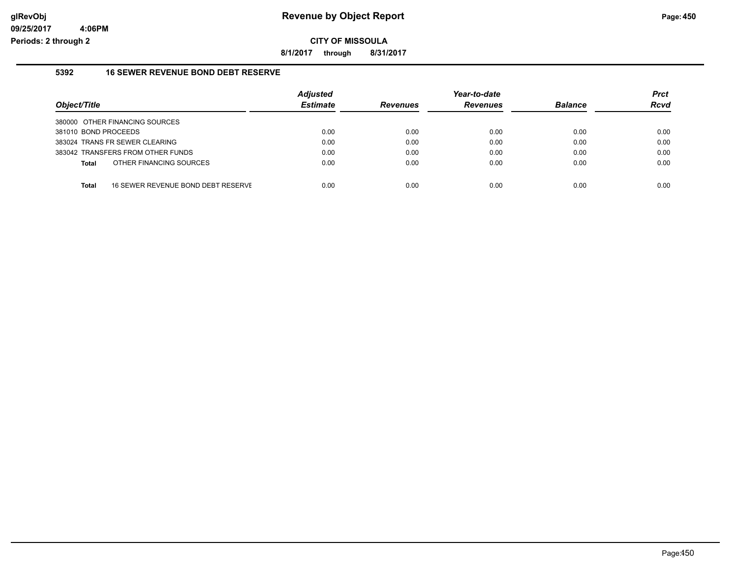**Revenue by Object Report**

**CITY OF MISSOULA**

**8/1/2017 through 8/31/2017**

glRevObj
09/25/2017 4:06PM
Periods: 2 through 2

## 5392 16 SEWER REVENUE BOND DEBT RESERVE

| Object/Title | Adjusted Estimate | Revenues | Year-to-date Revenues | Balance | Prct Rcvd |
|---|---|---|---|---|---|
| 380000 OTHER FINANCING SOURCES | | | | | |
| 381010 BOND PROCEEDS | 0.00 | 0.00 | 0.00 | 0.00 | 0.00 |
| 383024 TRANS FR SEWER CLEARING | 0.00 | 0.00 | 0.00 | 0.00 | 0.00 |
| 383042 TRANSFERS FROM OTHER FUNDS | 0.00 | 0.00 | 0.00 | 0.00 | 0.00 |
| **Total** OTHER FINANCING SOURCES | 0.00 | 0.00 | 0.00 | 0.00 | 0.00 |
| **Total** 16 SEWER REVENUE BOND DEBT RESERVE | 0.00 | 0.00 | 0.00 | 0.00 | 0.00 |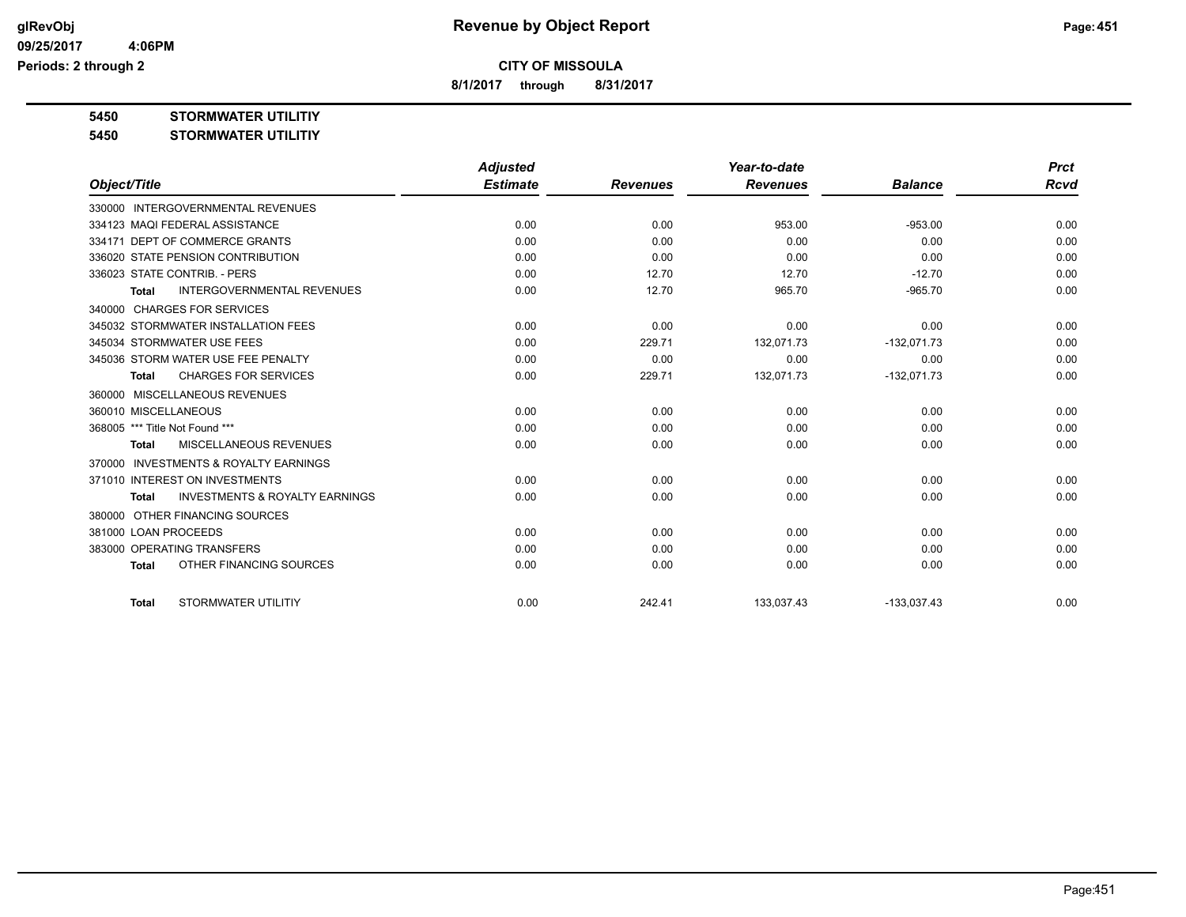**Revenue by Object Report**

**CITY OF MISSOULA**

**8/1/2017 through 8/31/2017**

glRevObj
09/25/2017 4:06PM
Periods: 2 through 2

**5450 STORMWATER UTILITIY**

**5450 STORMWATER UTILITIY**

| Object/Title | Adjusted Estimate | Revenues | Year-to-date Revenues | Balance | Prct Rcvd |
|---|---|---|---|---|---|
| 330000 INTERGOVERNMENTAL REVENUES | | | | | |
| 334123 MAQI FEDERAL ASSISTANCE | 0.00 | 0.00 | 953.00 | -953.00 | 0.00 |
| 334171 DEPT OF COMMERCE GRANTS | 0.00 | 0.00 | 0.00 | 0.00 | 0.00 |
| 336020 STATE PENSION CONTRIBUTION | 0.00 | 0.00 | 0.00 | 0.00 | 0.00 |
| 336023 STATE CONTRIB. - PERS | 0.00 | 12.70 | 12.70 | -12.70 | 0.00 |
| **Total** INTERGOVERNMENTAL REVENUES | 0.00 | 12.70 | 965.70 | -965.70 | 0.00 |
| 340000 CHARGES FOR SERVICES | | | | | |
| 345032 STORMWATER INSTALLATION FEES | 0.00 | 0.00 | 0.00 | 0.00 | 0.00 |
| 345034 STORMWATER USE FEES | 0.00 | 229.71 | 132,071.73 | -132,071.73 | 0.00 |
| 345036 STORM WATER USE FEE PENALTY | 0.00 | 0.00 | 0.00 | 0.00 | 0.00 |
| **Total** CHARGES FOR SERVICES | 0.00 | 229.71 | 132,071.73 | -132,071.73 | 0.00 |
| 360000 MISCELLANEOUS REVENUES | | | | | |
| 360010 MISCELLANEOUS | 0.00 | 0.00 | 0.00 | 0.00 | 0.00 |
| 368005 *** Title Not Found *** | 0.00 | 0.00 | 0.00 | 0.00 | 0.00 |
| **Total** MISCELLANEOUS REVENUES | 0.00 | 0.00 | 0.00 | 0.00 | 0.00 |
| 370000 INVESTMENTS & ROYALTY EARNINGS | | | | | |
| 371010 INTEREST ON INVESTMENTS | 0.00 | 0.00 | 0.00 | 0.00 | 0.00 |
| **Total** INVESTMENTS & ROYALTY EARNINGS | 0.00 | 0.00 | 0.00 | 0.00 | 0.00 |
| 380000 OTHER FINANCING SOURCES | | | | | |
| 381000 LOAN PROCEEDS | 0.00 | 0.00 | 0.00 | 0.00 | 0.00 |
| 383000 OPERATING TRANSFERS | 0.00 | 0.00 | 0.00 | 0.00 | 0.00 |
| **Total** OTHER FINANCING SOURCES | 0.00 | 0.00 | 0.00 | 0.00 | 0.00 |
| **Total** STORMWATER UTILITIY | 0.00 | 242.41 | 133,037.43 | -133,037.43 | 0.00 |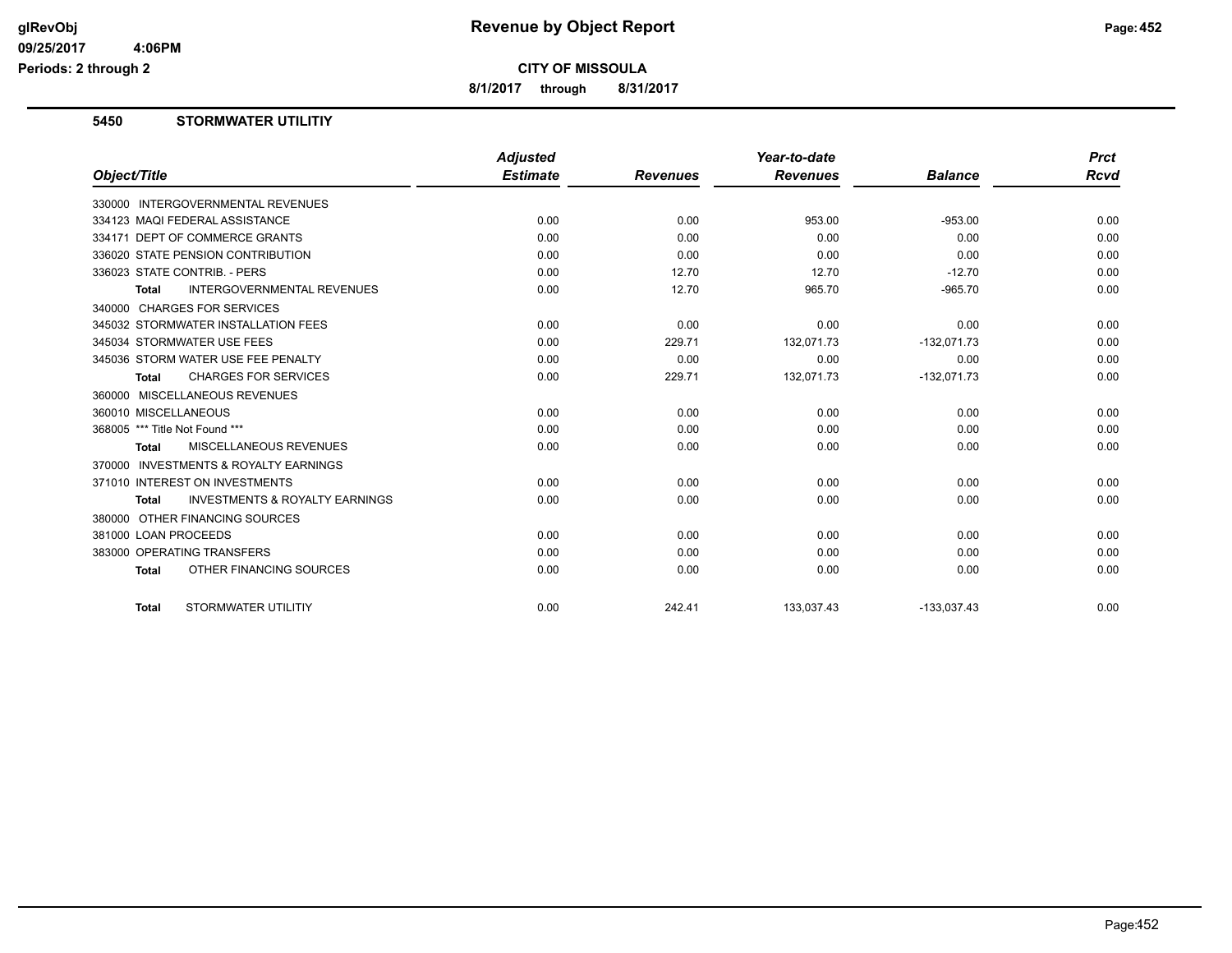# Revenue by Object Report

**CITY OF MISSOULA**

**8/1/2017 through 8/31/2017**

glRevObj
09/25/2017 4:06PM
Periods: 2 through 2

## 5450 STORMWATER UTILITIY

| Object/Title | Adjusted Estimate | Revenues | Year-to-date Revenues | Balance | Prct Rcvd |
|---|---|---|---|---|---|
| 330000 INTERGOVERNMENTAL REVENUES | | | | | |
| 334123 MAQI FEDERAL ASSISTANCE | 0.00 | 0.00 | 953.00 | -953.00 | 0.00 |
| 334171 DEPT OF COMMERCE GRANTS | 0.00 | 0.00 | 0.00 | 0.00 | 0.00 |
| 336020 STATE PENSION CONTRIBUTION | 0.00 | 0.00 | 0.00 | 0.00 | 0.00 |
| 336023 STATE CONTRIB. - PERS | 0.00 | 12.70 | 12.70 | -12.70 | 0.00 |
| **Total** INTERGOVERNMENTAL REVENUES | 0.00 | 12.70 | 965.70 | -965.70 | 0.00 |
| 340000 CHARGES FOR SERVICES | | | | | |
| 345032 STORMWATER INSTALLATION FEES | 0.00 | 0.00 | 0.00 | 0.00 | 0.00 |
| 345034 STORMWATER USE FEES | 0.00 | 229.71 | 132,071.73 | -132,071.73 | 0.00 |
| 345036 STORM WATER USE FEE PENALTY | 0.00 | 0.00 | 0.00 | 0.00 | 0.00 |
| **Total** CHARGES FOR SERVICES | 0.00 | 229.71 | 132,071.73 | -132,071.73 | 0.00 |
| 360000 MISCELLANEOUS REVENUES | | | | | |
| 360010 MISCELLANEOUS | 0.00 | 0.00 | 0.00 | 0.00 | 0.00 |
| 368005 *** Title Not Found *** | 0.00 | 0.00 | 0.00 | 0.00 | 0.00 |
| **Total** MISCELLANEOUS REVENUES | 0.00 | 0.00 | 0.00 | 0.00 | 0.00 |
| 370000 INVESTMENTS & ROYALTY EARNINGS | | | | | |
| 371010 INTEREST ON INVESTMENTS | 0.00 | 0.00 | 0.00 | 0.00 | 0.00 |
| **Total** INVESTMENTS & ROYALTY EARNINGS | 0.00 | 0.00 | 0.00 | 0.00 | 0.00 |
| 380000 OTHER FINANCING SOURCES | | | | | |
| 381000 LOAN PROCEEDS | 0.00 | 0.00 | 0.00 | 0.00 | 0.00 |
| 383000 OPERATING TRANSFERS | 0.00 | 0.00 | 0.00 | 0.00 | 0.00 |
| **Total** OTHER FINANCING SOURCES | 0.00 | 0.00 | 0.00 | 0.00 | 0.00 |
| **Total** STORMWATER UTILITIY | 0.00 | 242.41 | 133,037.43 | -133,037.43 | 0.00 |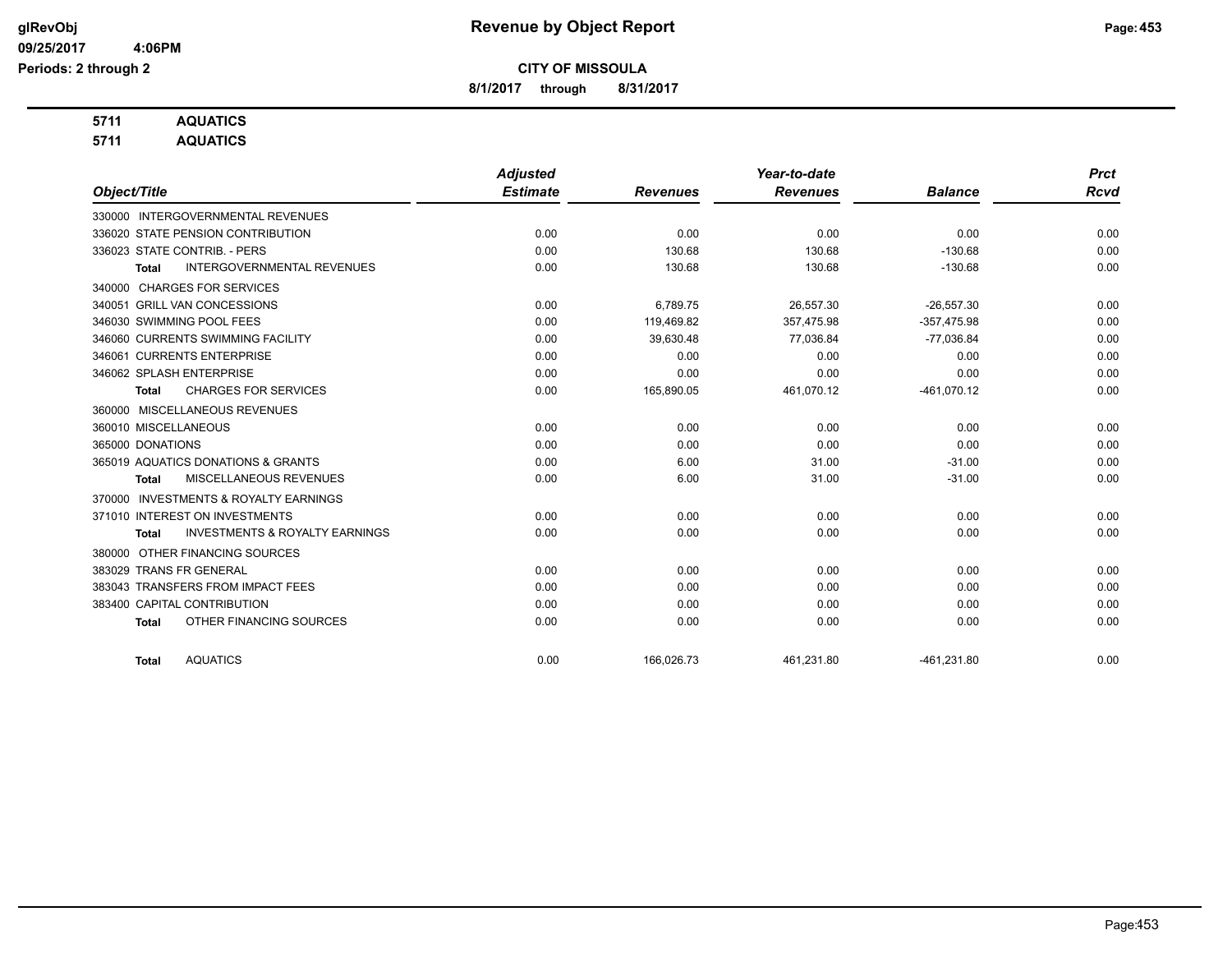# Revenue by Object Report

**CITY OF MISSOULA**

**8/1/2017 through 8/31/2017**

glRevObj
09/25/2017 4:06PM
Periods: 2 through 2

**5711 AQUATICS**

**5711 AQUATICS**

| Object/Title | Adjusted Estimate | Revenues | Year-to-date Revenues | Balance | Prct Rcvd |
|---|---|---|---|---|---|
| 330000 INTERGOVERNMENTAL REVENUES | | | | | |
| 336020 STATE PENSION CONTRIBUTION | 0.00 | 0.00 | 0.00 | 0.00 | 0.00 |
| 336023 STATE CONTRIB. - PERS | 0.00 | 130.68 | 130.68 | -130.68 | 0.00 |
| **Total** INTERGOVERNMENTAL REVENUES | 0.00 | 130.68 | 130.68 | -130.68 | 0.00 |
| 340000 CHARGES FOR SERVICES | | | | | |
| 340051 GRILL VAN CONCESSIONS | 0.00 | 6,789.75 | 26,557.30 | -26,557.30 | 0.00 |
| 346030 SWIMMING POOL FEES | 0.00 | 119,469.82 | 357,475.98 | -357,475.98 | 0.00 |
| 346060 CURRENTS SWIMMING FACILITY | 0.00 | 39,630.48 | 77,036.84 | -77,036.84 | 0.00 |
| 346061 CURRENTS ENTERPRISE | 0.00 | 0.00 | 0.00 | 0.00 | 0.00 |
| 346062 SPLASH ENTERPRISE | 0.00 | 0.00 | 0.00 | 0.00 | 0.00 |
| **Total** CHARGES FOR SERVICES | 0.00 | 165,890.05 | 461,070.12 | -461,070.12 | 0.00 |
| 360000 MISCELLANEOUS REVENUES | | | | | |
| 360010 MISCELLANEOUS | 0.00 | 0.00 | 0.00 | 0.00 | 0.00 |
| 365000 DONATIONS | 0.00 | 0.00 | 0.00 | 0.00 | 0.00 |
| 365019 AQUATICS DONATIONS & GRANTS | 0.00 | 6.00 | 31.00 | -31.00 | 0.00 |
| **Total** MISCELLANEOUS REVENUES | 0.00 | 6.00 | 31.00 | -31.00 | 0.00 |
| 370000 INVESTMENTS & ROYALTY EARNINGS | | | | | |
| 371010 INTEREST ON INVESTMENTS | 0.00 | 0.00 | 0.00 | 0.00 | 0.00 |
| **Total** INVESTMENTS & ROYALTY EARNINGS | 0.00 | 0.00 | 0.00 | 0.00 | 0.00 |
| 380000 OTHER FINANCING SOURCES | | | | | |
| 383029 TRANS FR GENERAL | 0.00 | 0.00 | 0.00 | 0.00 | 0.00 |
| 383043 TRANSFERS FROM IMPACT FEES | 0.00 | 0.00 | 0.00 | 0.00 | 0.00 |
| 383400 CAPITAL CONTRIBUTION | 0.00 | 0.00 | 0.00 | 0.00 | 0.00 |
| **Total** OTHER FINANCING SOURCES | 0.00 | 0.00 | 0.00 | 0.00 | 0.00 |
| **Total** AQUATICS | 0.00 | 166,026.73 | 461,231.80 | -461,231.80 | 0.00 |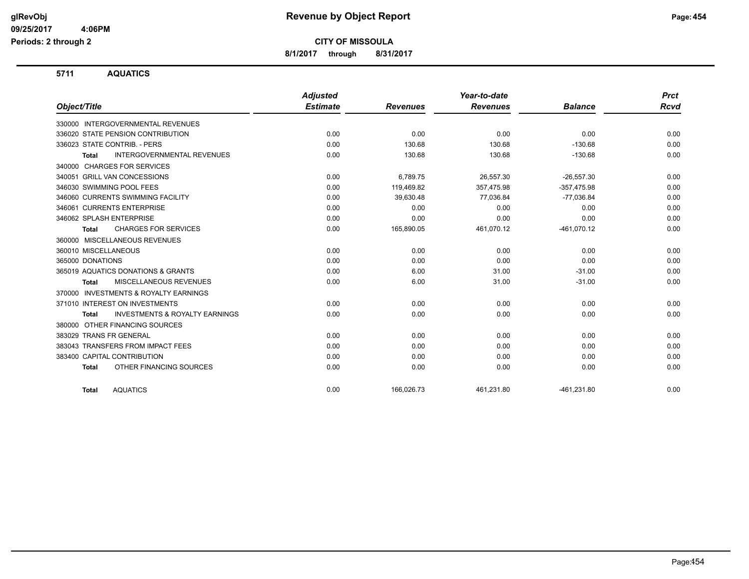**glRevObj** 09/25/2017 4:06PM Periods: 2 through 2

# Revenue by Object Report

**CITY OF MISSOULA**

**8/1/2017 through 8/31/2017**

## 5711 AQUATICS

| Object/Title | Adjusted Estimate | Revenues | Year-to-date Revenues | Balance | Prct Rcvd |
|---|---|---|---|---|---|
| 330000 INTERGOVERNMENTAL REVENUES | | | | | |
| 336020 STATE PENSION CONTRIBUTION | 0.00 | 0.00 | 0.00 | 0.00 | 0.00 |
| 336023 STATE CONTRIB. - PERS | 0.00 | 130.68 | 130.68 | -130.68 | 0.00 |
| **Total** INTERGOVERNMENTAL REVENUES | 0.00 | 130.68 | 130.68 | -130.68 | 0.00 |
| 340000 CHARGES FOR SERVICES | | | | | |
| 340051 GRILL VAN CONCESSIONS | 0.00 | 6,789.75 | 26,557.30 | -26,557.30 | 0.00 |
| 346030 SWIMMING POOL FEES | 0.00 | 119,469.82 | 357,475.98 | -357,475.98 | 0.00 |
| 346060 CURRENTS SWIMMING FACILITY | 0.00 | 39,630.48 | 77,036.84 | -77,036.84 | 0.00 |
| 346061 CURRENTS ENTERPRISE | 0.00 | 0.00 | 0.00 | 0.00 | 0.00 |
| 346062 SPLASH ENTERPRISE | 0.00 | 0.00 | 0.00 | 0.00 | 0.00 |
| **Total** CHARGES FOR SERVICES | 0.00 | 165,890.05 | 461,070.12 | -461,070.12 | 0.00 |
| 360000 MISCELLANEOUS REVENUES | | | | | |
| 360010 MISCELLANEOUS | 0.00 | 0.00 | 0.00 | 0.00 | 0.00 |
| 365000 DONATIONS | 0.00 | 0.00 | 0.00 | 0.00 | 0.00 |
| 365019 AQUATICS DONATIONS & GRANTS | 0.00 | 6.00 | 31.00 | -31.00 | 0.00 |
| **Total** MISCELLANEOUS REVENUES | 0.00 | 6.00 | 31.00 | -31.00 | 0.00 |
| 370000 INVESTMENTS & ROYALTY EARNINGS | | | | | |
| 371010 INTEREST ON INVESTMENTS | 0.00 | 0.00 | 0.00 | 0.00 | 0.00 |
| **Total** INVESTMENTS & ROYALTY EARNINGS | 0.00 | 0.00 | 0.00 | 0.00 | 0.00 |
| 380000 OTHER FINANCING SOURCES | | | | | |
| 383029 TRANS FR GENERAL | 0.00 | 0.00 | 0.00 | 0.00 | 0.00 |
| 383043 TRANSFERS FROM IMPACT FEES | 0.00 | 0.00 | 0.00 | 0.00 | 0.00 |
| 383400 CAPITAL CONTRIBUTION | 0.00 | 0.00 | 0.00 | 0.00 | 0.00 |
| **Total** OTHER FINANCING SOURCES | 0.00 | 0.00 | 0.00 | 0.00 | 0.00 |
| **Total** AQUATICS | 0.00 | 166,026.73 | 461,231.80 | -461,231.80 | 0.00 |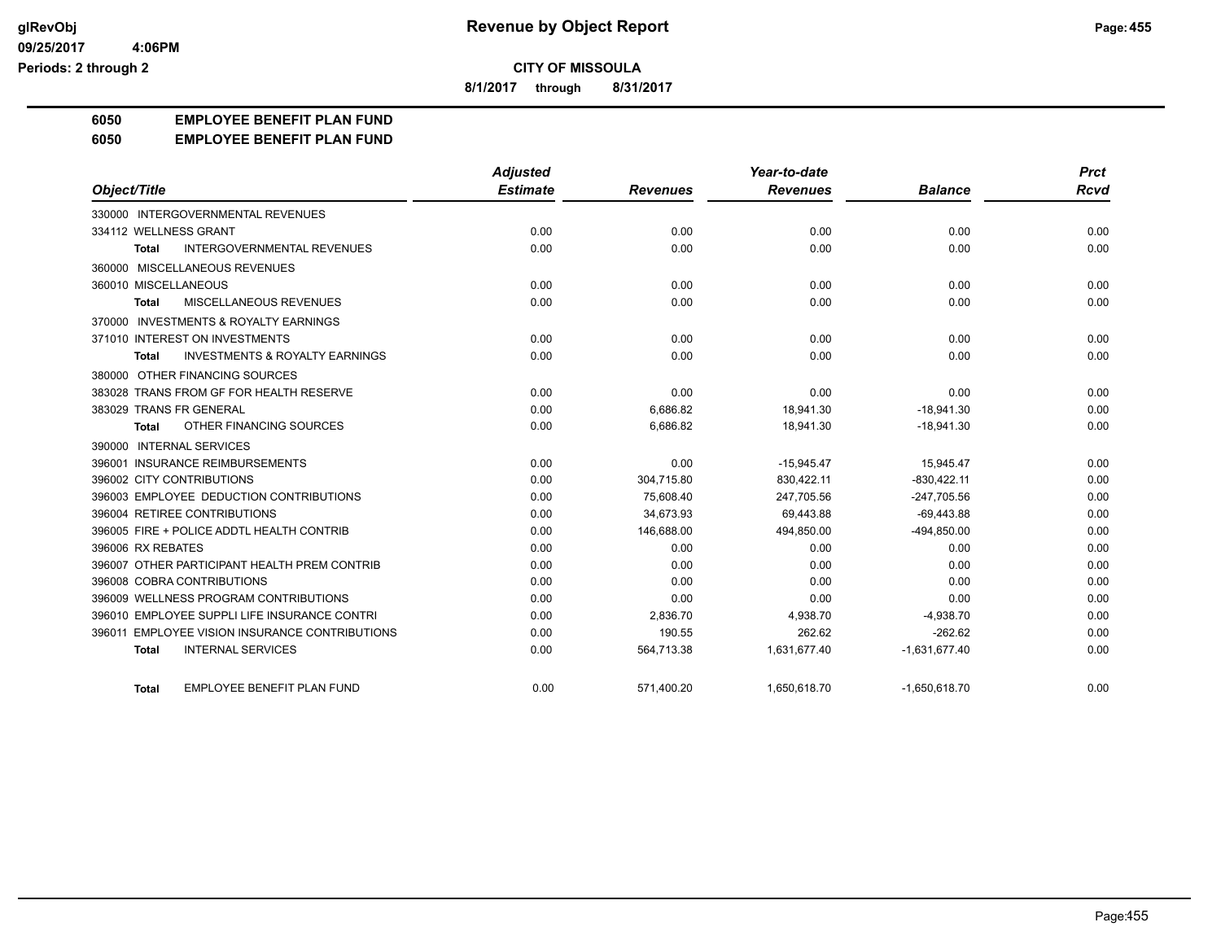# Revenue by Object Report

**CITY OF MISSOULA**

**8/1/2017 through 8/31/2017**

glRevObj
09/25/2017 4:06PM
Periods: 2 through 2

## 6050 EMPLOYEE BENEFIT PLAN FUND
## 6050 EMPLOYEE BENEFIT PLAN FUND

| Object/Title | Adjusted Estimate | Revenues | Year-to-date Revenues | Balance | Prct Rcvd |
|---|---|---|---|---|---|
| 330000 INTERGOVERNMENTAL REVENUES | | | | | |
| 334112 WELLNESS GRANT | 0.00 | 0.00 | 0.00 | 0.00 | 0.00 |
| **Total** INTERGOVERNMENTAL REVENUES | 0.00 | 0.00 | 0.00 | 0.00 | 0.00 |
| 360000 MISCELLANEOUS REVENUES | | | | | |
| 360010 MISCELLANEOUS | 0.00 | 0.00 | 0.00 | 0.00 | 0.00 |
| **Total** MISCELLANEOUS REVENUES | 0.00 | 0.00 | 0.00 | 0.00 | 0.00 |
| 370000 INVESTMENTS & ROYALTY EARNINGS | | | | | |
| 371010 INTEREST ON INVESTMENTS | 0.00 | 0.00 | 0.00 | 0.00 | 0.00 |
| **Total** INVESTMENTS & ROYALTY EARNINGS | 0.00 | 0.00 | 0.00 | 0.00 | 0.00 |
| 380000 OTHER FINANCING SOURCES | | | | | |
| 383028 TRANS FROM GF FOR HEALTH RESERVE | 0.00 | 0.00 | 0.00 | 0.00 | 0.00 |
| 383029 TRANS FR GENERAL | 0.00 | 6,686.82 | 18,941.30 | -18,941.30 | 0.00 |
| **Total** OTHER FINANCING SOURCES | 0.00 | 6,686.82 | 18,941.30 | -18,941.30 | 0.00 |
| 390000 INTERNAL SERVICES | | | | | |
| 396001 INSURANCE REIMBURSEMENTS | 0.00 | 0.00 | -15,945.47 | 15,945.47 | 0.00 |
| 396002 CITY CONTRIBUTIONS | 0.00 | 304,715.80 | 830,422.11 | -830,422.11 | 0.00 |
| 396003 EMPLOYEE DEDUCTION CONTRIBUTIONS | 0.00 | 75,608.40 | 247,705.56 | -247,705.56 | 0.00 |
| 396004 RETIREE CONTRIBUTIONS | 0.00 | 34,673.93 | 69,443.88 | -69,443.88 | 0.00 |
| 396005 FIRE + POLICE ADDTL HEALTH CONTRIB | 0.00 | 146,688.00 | 494,850.00 | -494,850.00 | 0.00 |
| 396006 RX REBATES | 0.00 | 0.00 | 0.00 | 0.00 | 0.00 |
| 396007 OTHER PARTICIPANT HEALTH PREM CONTRIB | 0.00 | 0.00 | 0.00 | 0.00 | 0.00 |
| 396008 COBRA CONTRIBUTIONS | 0.00 | 0.00 | 0.00 | 0.00 | 0.00 |
| 396009 WELLNESS PROGRAM CONTRIBUTIONS | 0.00 | 0.00 | 0.00 | 0.00 | 0.00 |
| 396010 EMPLOYEE SUPPLI LIFE INSURANCE CONTRI | 0.00 | 2,836.70 | 4,938.70 | -4,938.70 | 0.00 |
| 396011 EMPLOYEE VISION INSURANCE CONTRIBUTIONS | 0.00 | 190.55 | 262.62 | -262.62 | 0.00 |
| **Total** INTERNAL SERVICES | 0.00 | 564,713.38 | 1,631,677.40 | -1,631,677.40 | 0.00 |
| **Total** EMPLOYEE BENEFIT PLAN FUND | 0.00 | 571,400.20 | 1,650,618.70 | -1,650,618.70 | 0.00 |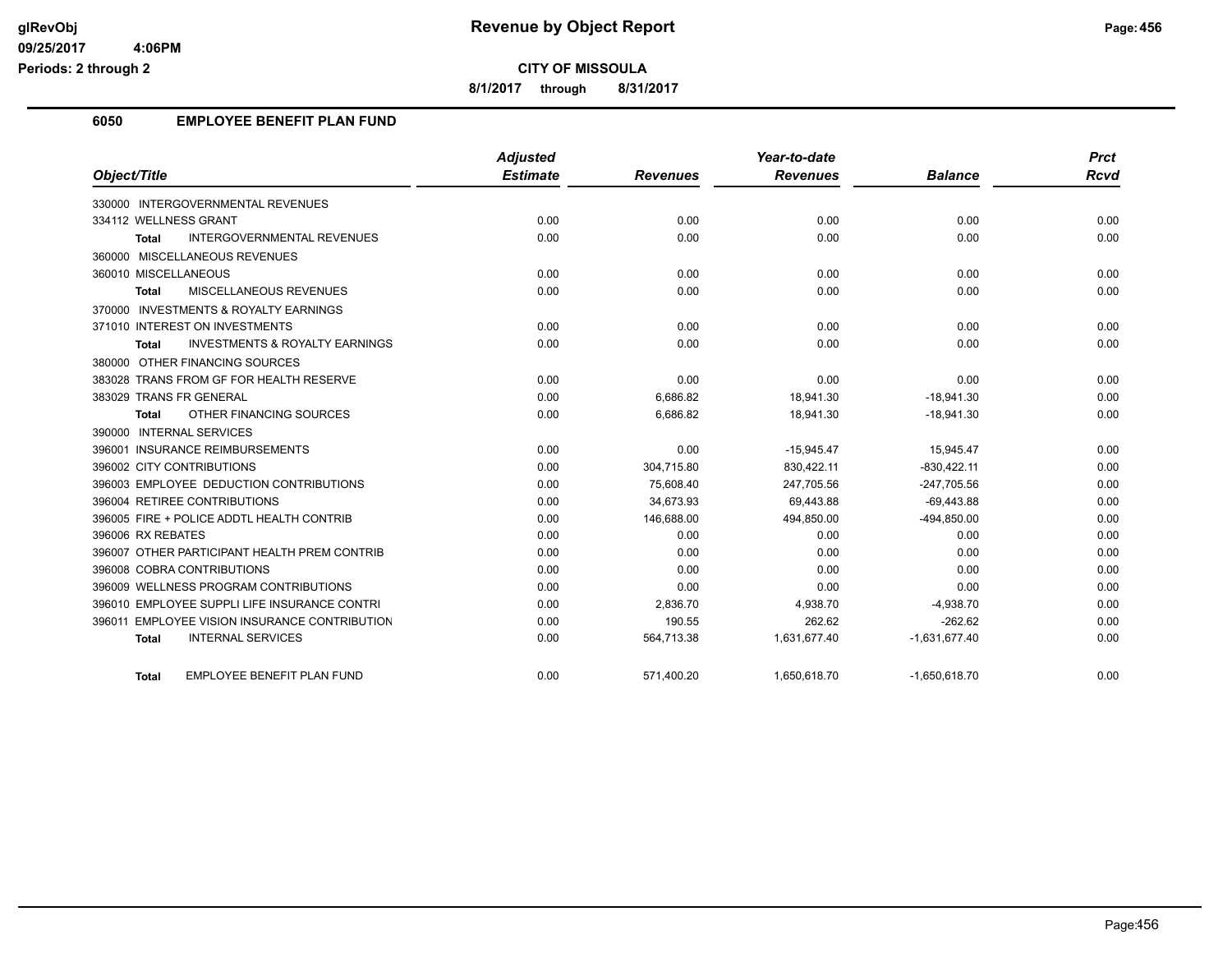# Revenue by Object Report

**CITY OF MISSOULA**

**8/1/2017 through 8/31/2017**

glRevObj
09/25/2017 4:06PM
Periods: 2 through 2

## 6050 EMPLOYEE BENEFIT PLAN FUND

| Object/Title | Adjusted Estimate | Revenues | Year-to-date Revenues | Balance | Prct Rcvd |
|---|---|---|---|---|---|
| 330000 INTERGOVERNMENTAL REVENUES | | | | | |
| 334112 WELLNESS GRANT | 0.00 | 0.00 | 0.00 | 0.00 | 0.00 |
| Total INTERGOVERNMENTAL REVENUES | 0.00 | 0.00 | 0.00 | 0.00 | 0.00 |
| 360000 MISCELLANEOUS REVENUES | | | | | |
| 360010 MISCELLANEOUS | 0.00 | 0.00 | 0.00 | 0.00 | 0.00 |
| Total MISCELLANEOUS REVENUES | 0.00 | 0.00 | 0.00 | 0.00 | 0.00 |
| 370000 INVESTMENTS & ROYALTY EARNINGS | | | | | |
| 371010 INTEREST ON INVESTMENTS | 0.00 | 0.00 | 0.00 | 0.00 | 0.00 |
| Total INVESTMENTS & ROYALTY EARNINGS | 0.00 | 0.00 | 0.00 | 0.00 | 0.00 |
| 380000 OTHER FINANCING SOURCES | | | | | |
| 383028 TRANS FROM GF FOR HEALTH RESERVE | 0.00 | 0.00 | 0.00 | 0.00 | 0.00 |
| 383029 TRANS FR GENERAL | 0.00 | 6,686.82 | 18,941.30 | -18,941.30 | 0.00 |
| Total OTHER FINANCING SOURCES | 0.00 | 6,686.82 | 18,941.30 | -18,941.30 | 0.00 |
| 390000 INTERNAL SERVICES | | | | | |
| 396001 INSURANCE REIMBURSEMENTS | 0.00 | 0.00 | -15,945.47 | 15,945.47 | 0.00 |
| 396002 CITY CONTRIBUTIONS | 0.00 | 304,715.80 | 830,422.11 | -830,422.11 | 0.00 |
| 396003 EMPLOYEE DEDUCTION CONTRIBUTIONS | 0.00 | 75,608.40 | 247,705.56 | -247,705.56 | 0.00 |
| 396004 RETIREE CONTRIBUTIONS | 0.00 | 34,673.93 | 69,443.88 | -69,443.88 | 0.00 |
| 396005 FIRE + POLICE ADDTL HEALTH CONTRIB | 0.00 | 146,688.00 | 494,850.00 | -494,850.00 | 0.00 |
| 396006 RX REBATES | 0.00 | 0.00 | 0.00 | 0.00 | 0.00 |
| 396007 OTHER PARTICIPANT HEALTH PREM CONTRIB | 0.00 | 0.00 | 0.00 | 0.00 | 0.00 |
| 396008 COBRA CONTRIBUTIONS | 0.00 | 0.00 | 0.00 | 0.00 | 0.00 |
| 396009 WELLNESS PROGRAM CONTRIBUTIONS | 0.00 | 0.00 | 0.00 | 0.00 | 0.00 |
| 396010 EMPLOYEE SUPPLI LIFE INSURANCE CONTRI | 0.00 | 2,836.70 | 4,938.70 | -4,938.70 | 0.00 |
| 396011 EMPLOYEE VISION INSURANCE CONTRIBUTION | 0.00 | 190.55 | 262.62 | -262.62 | 0.00 |
| Total INTERNAL SERVICES | 0.00 | 564,713.38 | 1,631,677.40 | -1,631,677.40 | 0.00 |
| Total EMPLOYEE BENEFIT PLAN FUND | 0.00 | 571,400.20 | 1,650,618.70 | -1,650,618.70 | 0.00 |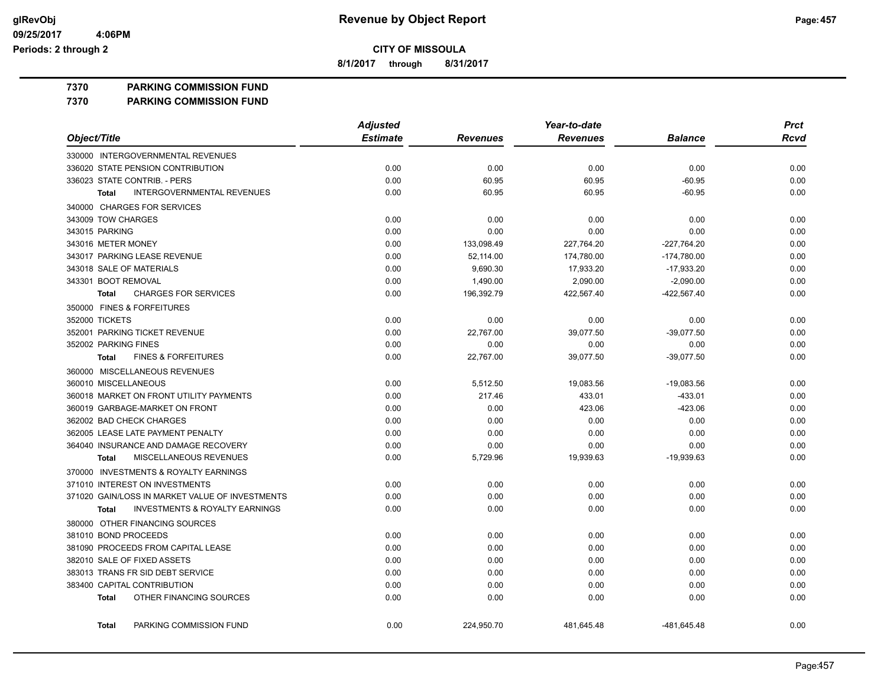glRevObj
09/25/2017 4:06PM
Periods: 2 through 2

# Revenue by Object Report

## CITY OF MISSOULA

8/1/2017 through 8/31/2017

**7370 PARKING COMMISSION FUND**

**7370 PARKING COMMISSION FUND**

| Object/Title | Adjusted Estimate | Revenues | Year-to-date Revenues | Balance | Prct Rcvd |
|---|---|---|---|---|---|
| 330000 INTERGOVERNMENTAL REVENUES | | | | | |
| 336020 STATE PENSION CONTRIBUTION | 0.00 | 0.00 | 0.00 | 0.00 | 0.00 |
| 336023 STATE CONTRIB. - PERS | 0.00 | 60.95 | 60.95 | -60.95 | 0.00 |
| Total INTERGOVERNMENTAL REVENUES | 0.00 | 60.95 | 60.95 | -60.95 | 0.00 |
| 340000 CHARGES FOR SERVICES | | | | | |
| 343009 TOW CHARGES | 0.00 | 0.00 | 0.00 | 0.00 | 0.00 |
| 343015 PARKING | 0.00 | 0.00 | 0.00 | 0.00 | 0.00 |
| 343016 METER MONEY | 0.00 | 133,098.49 | 227,764.20 | -227,764.20 | 0.00 |
| 343017 PARKING LEASE REVENUE | 0.00 | 52,114.00 | 174,780.00 | -174,780.00 | 0.00 |
| 343018 SALE OF MATERIALS | 0.00 | 9,690.30 | 17,933.20 | -17,933.20 | 0.00 |
| 343301 BOOT REMOVAL | 0.00 | 1,490.00 | 2,090.00 | -2,090.00 | 0.00 |
| Total CHARGES FOR SERVICES | 0.00 | 196,392.79 | 422,567.40 | -422,567.40 | 0.00 |
| 350000 FINES & FORFEITURES | | | | | |
| 352000 TICKETS | 0.00 | 0.00 | 0.00 | 0.00 | 0.00 |
| 352001 PARKING TICKET REVENUE | 0.00 | 22,767.00 | 39,077.50 | -39,077.50 | 0.00 |
| 352002 PARKING FINES | 0.00 | 0.00 | 0.00 | 0.00 | 0.00 |
| Total FINES & FORFEITURES | 0.00 | 22,767.00 | 39,077.50 | -39,077.50 | 0.00 |
| 360000 MISCELLANEOUS REVENUES | | | | | |
| 360010 MISCELLANEOUS | 0.00 | 5,512.50 | 19,083.56 | -19,083.56 | 0.00 |
| 360018 MARKET ON FRONT UTILITY PAYMENTS | 0.00 | 217.46 | 433.01 | -433.01 | 0.00 |
| 360019 GARBAGE-MARKET ON FRONT | 0.00 | 0.00 | 423.06 | -423.06 | 0.00 |
| 362002 BAD CHECK CHARGES | 0.00 | 0.00 | 0.00 | 0.00 | 0.00 |
| 362005 LEASE LATE PAYMENT PENALTY | 0.00 | 0.00 | 0.00 | 0.00 | 0.00 |
| 364040 INSURANCE AND DAMAGE RECOVERY | 0.00 | 0.00 | 0.00 | 0.00 | 0.00 |
| Total MISCELLANEOUS REVENUES | 0.00 | 5,729.96 | 19,939.63 | -19,939.63 | 0.00 |
| 370000 INVESTMENTS & ROYALTY EARNINGS | | | | | |
| 371010 INTEREST ON INVESTMENTS | 0.00 | 0.00 | 0.00 | 0.00 | 0.00 |
| 371020 GAIN/LOSS IN MARKET VALUE OF INVESTMENTS | 0.00 | 0.00 | 0.00 | 0.00 | 0.00 |
| Total INVESTMENTS & ROYALTY EARNINGS | 0.00 | 0.00 | 0.00 | 0.00 | 0.00 |
| 380000 OTHER FINANCING SOURCES | | | | | |
| 381010 BOND PROCEEDS | 0.00 | 0.00 | 0.00 | 0.00 | 0.00 |
| 381090 PROCEEDS FROM CAPITAL LEASE | 0.00 | 0.00 | 0.00 | 0.00 | 0.00 |
| 382010 SALE OF FIXED ASSETS | 0.00 | 0.00 | 0.00 | 0.00 | 0.00 |
| 383013 TRANS FR SID DEBT SERVICE | 0.00 | 0.00 | 0.00 | 0.00 | 0.00 |
| 383400 CAPITAL CONTRIBUTION | 0.00 | 0.00 | 0.00 | 0.00 | 0.00 |
| Total OTHER FINANCING SOURCES | 0.00 | 0.00 | 0.00 | 0.00 | 0.00 |
| Total PARKING COMMISSION FUND | 0.00 | 224,950.70 | 481,645.48 | -481,645.48 | 0.00 |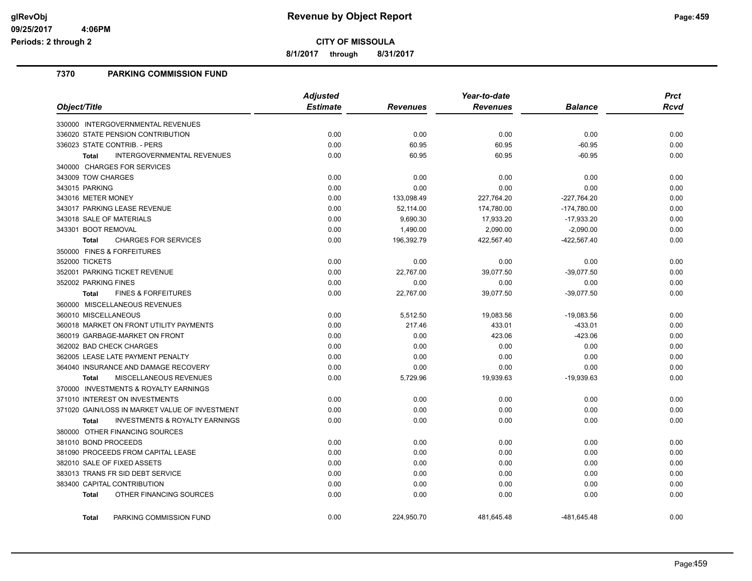# Revenue by Object Report

**CITY OF MISSOULA**

8/1/2017 through 8/31/2017

glRevObj
09/25/2017 4:06PM
Periods: 2 through 2

### 7370 PARKING COMMISSION FUND

| Object/Title | Adjusted Estimate | Revenues | Year-to-date Revenues | Balance | Prct Rcvd |
|---|---|---|---|---|---|
| 330000 INTERGOVERNMENTAL REVENUES | | | | | |
| 336020 STATE PENSION CONTRIBUTION | 0.00 | 0.00 | 0.00 | 0.00 | 0.00 |
| 336023 STATE CONTRIB. - PERS | 0.00 | 60.95 | 60.95 | -60.95 | 0.00 |
| **Total** INTERGOVERNMENTAL REVENUES | 0.00 | 60.95 | 60.95 | -60.95 | 0.00 |
| 340000 CHARGES FOR SERVICES | | | | | |
| 343009 TOW CHARGES | 0.00 | 0.00 | 0.00 | 0.00 | 0.00 |
| 343015 PARKING | 0.00 | 0.00 | 0.00 | 0.00 | 0.00 |
| 343016 METER MONEY | 0.00 | 133,098.49 | 227,764.20 | -227,764.20 | 0.00 |
| 343017 PARKING LEASE REVENUE | 0.00 | 52,114.00 | 174,780.00 | -174,780.00 | 0.00 |
| 343018 SALE OF MATERIALS | 0.00 | 9,690.30 | 17,933.20 | -17,933.20 | 0.00 |
| 343301 BOOT REMOVAL | 0.00 | 1,490.00 | 2,090.00 | -2,090.00 | 0.00 |
| **Total** CHARGES FOR SERVICES | 0.00 | 196,392.79 | 422,567.40 | -422,567.40 | 0.00 |
| 350000 FINES & FORFEITURES | | | | | |
| 352000 TICKETS | 0.00 | 0.00 | 0.00 | 0.00 | 0.00 |
| 352001 PARKING TICKET REVENUE | 0.00 | 22,767.00 | 39,077.50 | -39,077.50 | 0.00 |
| 352002 PARKING FINES | 0.00 | 0.00 | 0.00 | 0.00 | 0.00 |
| **Total** FINES & FORFEITURES | 0.00 | 22,767.00 | 39,077.50 | -39,077.50 | 0.00 |
| 360000 MISCELLANEOUS REVENUES | | | | | |
| 360010 MISCELLANEOUS | 0.00 | 5,512.50 | 19,083.56 | -19,083.56 | 0.00 |
| 360018 MARKET ON FRONT UTILITY PAYMENTS | 0.00 | 217.46 | 433.01 | -433.01 | 0.00 |
| 360019 GARBAGE-MARKET ON FRONT | 0.00 | 0.00 | 423.06 | -423.06 | 0.00 |
| 362002 BAD CHECK CHARGES | 0.00 | 0.00 | 0.00 | 0.00 | 0.00 |
| 362005 LEASE LATE PAYMENT PENALTY | 0.00 | 0.00 | 0.00 | 0.00 | 0.00 |
| 364040 INSURANCE AND DAMAGE RECOVERY | 0.00 | 0.00 | 0.00 | 0.00 | 0.00 |
| **Total** MISCELLANEOUS REVENUES | 0.00 | 5,729.96 | 19,939.63 | -19,939.63 | 0.00 |
| 370000 INVESTMENTS & ROYALTY EARNINGS | | | | | |
| 371010 INTEREST ON INVESTMENTS | 0.00 | 0.00 | 0.00 | 0.00 | 0.00 |
| 371020 GAIN/LOSS IN MARKET VALUE OF INVESTMENT | 0.00 | 0.00 | 0.00 | 0.00 | 0.00 |
| **Total** INVESTMENTS & ROYALTY EARNINGS | 0.00 | 0.00 | 0.00 | 0.00 | 0.00 |
| 380000 OTHER FINANCING SOURCES | | | | | |
| 381010 BOND PROCEEDS | 0.00 | 0.00 | 0.00 | 0.00 | 0.00 |
| 381090 PROCEEDS FROM CAPITAL LEASE | 0.00 | 0.00 | 0.00 | 0.00 | 0.00 |
| 382010 SALE OF FIXED ASSETS | 0.00 | 0.00 | 0.00 | 0.00 | 0.00 |
| 383013 TRANS FR SID DEBT SERVICE | 0.00 | 0.00 | 0.00 | 0.00 | 0.00 |
| 383400 CAPITAL CONTRIBUTION | 0.00 | 0.00 | 0.00 | 0.00 | 0.00 |
| **Total** OTHER FINANCING SOURCES | 0.00 | 0.00 | 0.00 | 0.00 | 0.00 |
| **Total** PARKING COMMISSION FUND | 0.00 | 224,950.70 | 481,645.48 | -481,645.48 | 0.00 |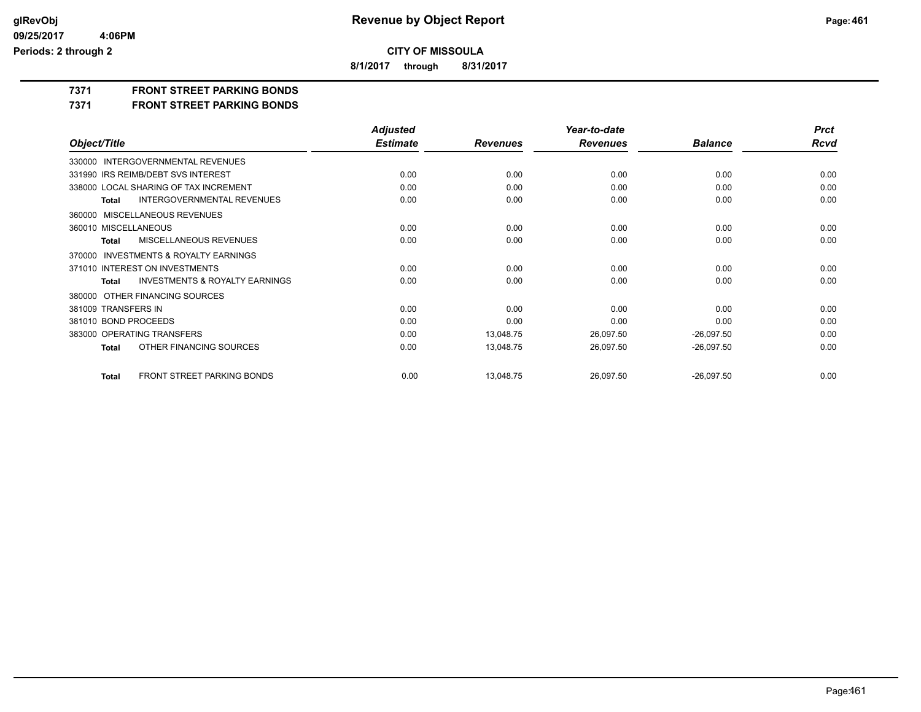**Revenue by Object Report**

**CITY OF MISSOULA**

**8/1/2017 through 8/31/2017**

glRevObj
09/25/2017 4:06PM
Periods: 2 through 2

## 7371 FRONT STREET PARKING BONDS

## 7371 FRONT STREET PARKING BONDS

| Object/Title | Adjusted Estimate | Revenues | Year-to-date Revenues | Balance | Prct Rcvd |
|---|---|---|---|---|---|
| 330000 INTERGOVERNMENTAL REVENUES | | | | | |
| 331990 IRS REIMB/DEBT SVS INTEREST | 0.00 | 0.00 | 0.00 | 0.00 | 0.00 |
| 338000 LOCAL SHARING OF TAX INCREMENT | 0.00 | 0.00 | 0.00 | 0.00 | 0.00 |
| **Total** INTERGOVERNMENTAL REVENUES | 0.00 | 0.00 | 0.00 | 0.00 | 0.00 |
| 360000 MISCELLANEOUS REVENUES | | | | | |
| 360010 MISCELLANEOUS | 0.00 | 0.00 | 0.00 | 0.00 | 0.00 |
| **Total** MISCELLANEOUS REVENUES | 0.00 | 0.00 | 0.00 | 0.00 | 0.00 |
| 370000 INVESTMENTS & ROYALTY EARNINGS | | | | | |
| 371010 INTEREST ON INVESTMENTS | 0.00 | 0.00 | 0.00 | 0.00 | 0.00 |
| **Total** INVESTMENTS & ROYALTY EARNINGS | 0.00 | 0.00 | 0.00 | 0.00 | 0.00 |
| 380000 OTHER FINANCING SOURCES | | | | | |
| 381009 TRANSFERS IN | 0.00 | 0.00 | 0.00 | 0.00 | 0.00 |
| 381010 BOND PROCEEDS | 0.00 | 0.00 | 0.00 | 0.00 | 0.00 |
| 383000 OPERATING TRANSFERS | 0.00 | 13,048.75 | 26,097.50 | -26,097.50 | 0.00 |
| **Total** OTHER FINANCING SOURCES | 0.00 | 13,048.75 | 26,097.50 | -26,097.50 | 0.00 |
| **Total** FRONT STREET PARKING BONDS | 0.00 | 13,048.75 | 26,097.50 | -26,097.50 | 0.00 |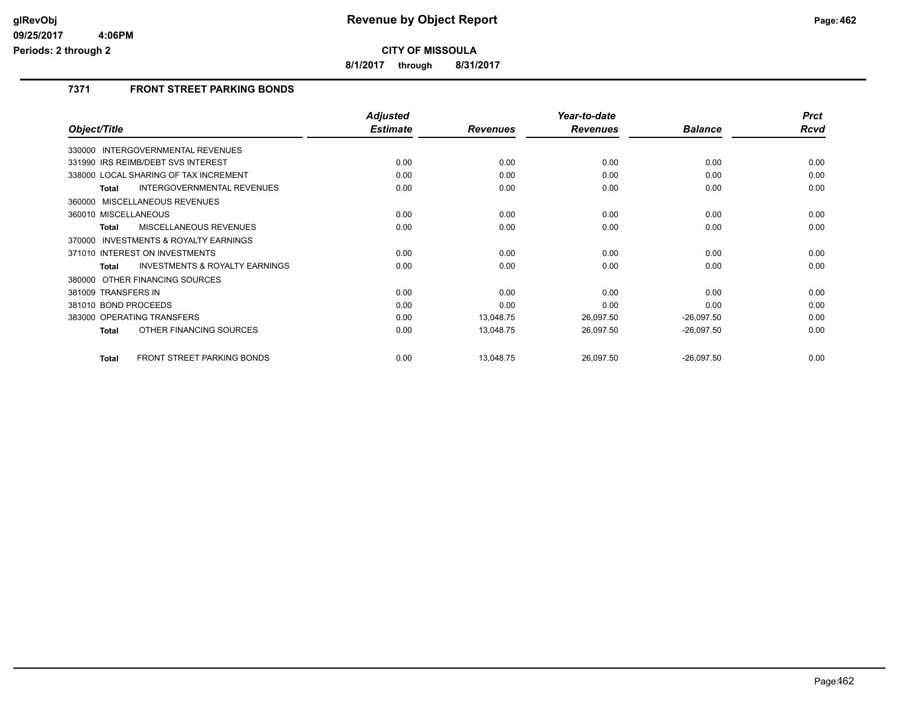# Revenue by Object Report

**CITY OF MISSOULA**

**8/1/2017 through 8/31/2017**

glRevObj
09/25/2017 4:06PM
Periods: 2 through 2

## 7371 FRONT STREET PARKING BONDS

| Object/Title | Adjusted Estimate | Revenues | Year-to-date Revenues | Balance | Prct Rcvd |
|---|---|---|---|---|---|
| 330000 INTERGOVERNMENTAL REVENUES | | | | | |
| 331990 IRS REIMB/DEBT SVS INTEREST | 0.00 | 0.00 | 0.00 | 0.00 | 0.00 |
| 338000 LOCAL SHARING OF TAX INCREMENT | 0.00 | 0.00 | 0.00 | 0.00 | 0.00 |
| **Total** INTERGOVERNMENTAL REVENUES | 0.00 | 0.00 | 0.00 | 0.00 | 0.00 |
| 360000 MISCELLANEOUS REVENUES | | | | | |
| 360010 MISCELLANEOUS | 0.00 | 0.00 | 0.00 | 0.00 | 0.00 |
| **Total** MISCELLANEOUS REVENUES | 0.00 | 0.00 | 0.00 | 0.00 | 0.00 |
| 370000 INVESTMENTS & ROYALTY EARNINGS | | | | | |
| 371010 INTEREST ON INVESTMENTS | 0.00 | 0.00 | 0.00 | 0.00 | 0.00 |
| **Total** INVESTMENTS & ROYALTY EARNINGS | 0.00 | 0.00 | 0.00 | 0.00 | 0.00 |
| 380000 OTHER FINANCING SOURCES | | | | | |
| 381009 TRANSFERS IN | 0.00 | 0.00 | 0.00 | 0.00 | 0.00 |
| 381010 BOND PROCEEDS | 0.00 | 0.00 | 0.00 | 0.00 | 0.00 |
| 383000 OPERATING TRANSFERS | 0.00 | 13,048.75 | 26,097.50 | -26,097.50 | 0.00 |
| **Total** OTHER FINANCING SOURCES | 0.00 | 13,048.75 | 26,097.50 | -26,097.50 | 0.00 |
| **Total** FRONT STREET PARKING BONDS | 0.00 | 13,048.75 | 26,097.50 | -26,097.50 | 0.00 |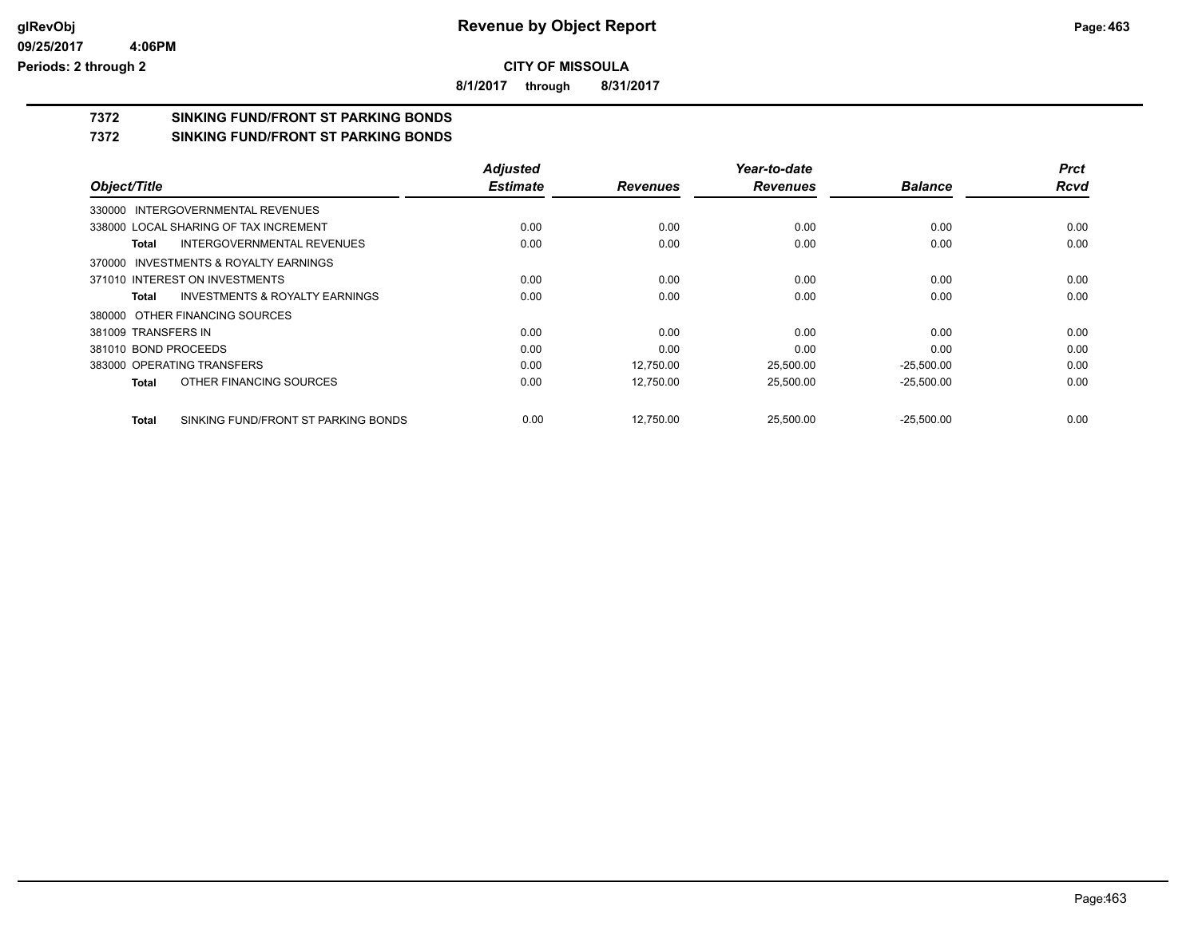# Revenue by Object Report

**CITY OF MISSOULA**

**8/1/2017 through 8/31/2017**

glRevObj
09/25/2017 4:06PM
Periods: 2 through 2

## 7372 SINKING FUND/FRONT ST PARKING BONDS

## 7372 SINKING FUND/FRONT ST PARKING BONDS

| Object/Title | | Adjusted Estimate | Revenues | Year-to-date Revenues | Balance | Prct Rcvd |
|---|---|---|---|---|---|---|
| 330000 INTERGOVERNMENTAL REVENUES | | | | | | |
| 338000 LOCAL SHARING OF TAX INCREMENT | | 0.00 | 0.00 | 0.00 | 0.00 | 0.00 |
| **Total** | INTERGOVERNMENTAL REVENUES | 0.00 | 0.00 | 0.00 | 0.00 | 0.00 |
| 370000 INVESTMENTS & ROYALTY EARNINGS | | | | | | |
| 371010 INTEREST ON INVESTMENTS | | 0.00 | 0.00 | 0.00 | 0.00 | 0.00 |
| **Total** | INVESTMENTS & ROYALTY EARNINGS | 0.00 | 0.00 | 0.00 | 0.00 | 0.00 |
| 380000 OTHER FINANCING SOURCES | | | | | | |
| 381009 TRANSFERS IN | | 0.00 | 0.00 | 0.00 | 0.00 | 0.00 |
| 381010 BOND PROCEEDS | | 0.00 | 0.00 | 0.00 | 0.00 | 0.00 |
| 383000 OPERATING TRANSFERS | | 0.00 | 12,750.00 | 25,500.00 | -25,500.00 | 0.00 |
| **Total** | OTHER FINANCING SOURCES | 0.00 | 12,750.00 | 25,500.00 | -25,500.00 | 0.00 |
| **Total** | SINKING FUND/FRONT ST PARKING BONDS | 0.00 | 12,750.00 | 25,500.00 | -25,500.00 | 0.00 |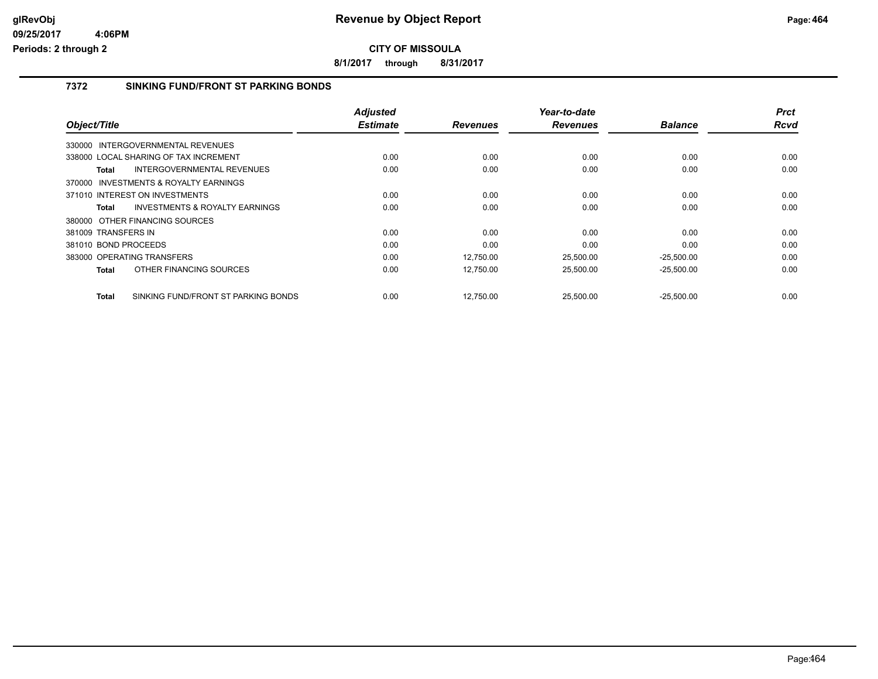# Revenue by Object Report

**CITY OF MISSOULA**

**8/1/2017 through 8/31/2017**

glRevObj
09/25/2017 4:06PM
Periods: 2 through 2

## 7372 SINKING FUND/FRONT ST PARKING BONDS

| Object/Title | Adjusted Estimate | Revenues | Year-to-date Revenues | Balance | Prct Rcvd |
|---|---|---|---|---|---|
| 330000 INTERGOVERNMENTAL REVENUES | | | | | |
| 338000 LOCAL SHARING OF TAX INCREMENT | 0.00 | 0.00 | 0.00 | 0.00 | 0.00 |
| **Total** INTERGOVERNMENTAL REVENUES | 0.00 | 0.00 | 0.00 | 0.00 | 0.00 |
| 370000 INVESTMENTS & ROYALTY EARNINGS | | | | | |
| 371010 INTEREST ON INVESTMENTS | 0.00 | 0.00 | 0.00 | 0.00 | 0.00 |
| **Total** INVESTMENTS & ROYALTY EARNINGS | 0.00 | 0.00 | 0.00 | 0.00 | 0.00 |
| 380000 OTHER FINANCING SOURCES | | | | | |
| 381009 TRANSFERS IN | 0.00 | 0.00 | 0.00 | 0.00 | 0.00 |
| 381010 BOND PROCEEDS | 0.00 | 0.00 | 0.00 | 0.00 | 0.00 |
| 383000 OPERATING TRANSFERS | 0.00 | 12,750.00 | 25,500.00 | -25,500.00 | 0.00 |
| **Total** OTHER FINANCING SOURCES | 0.00 | 12,750.00 | 25,500.00 | -25,500.00 | 0.00 |
| **Total** SINKING FUND/FRONT ST PARKING BONDS | 0.00 | 12,750.00 | 25,500.00 | -25,500.00 | 0.00 |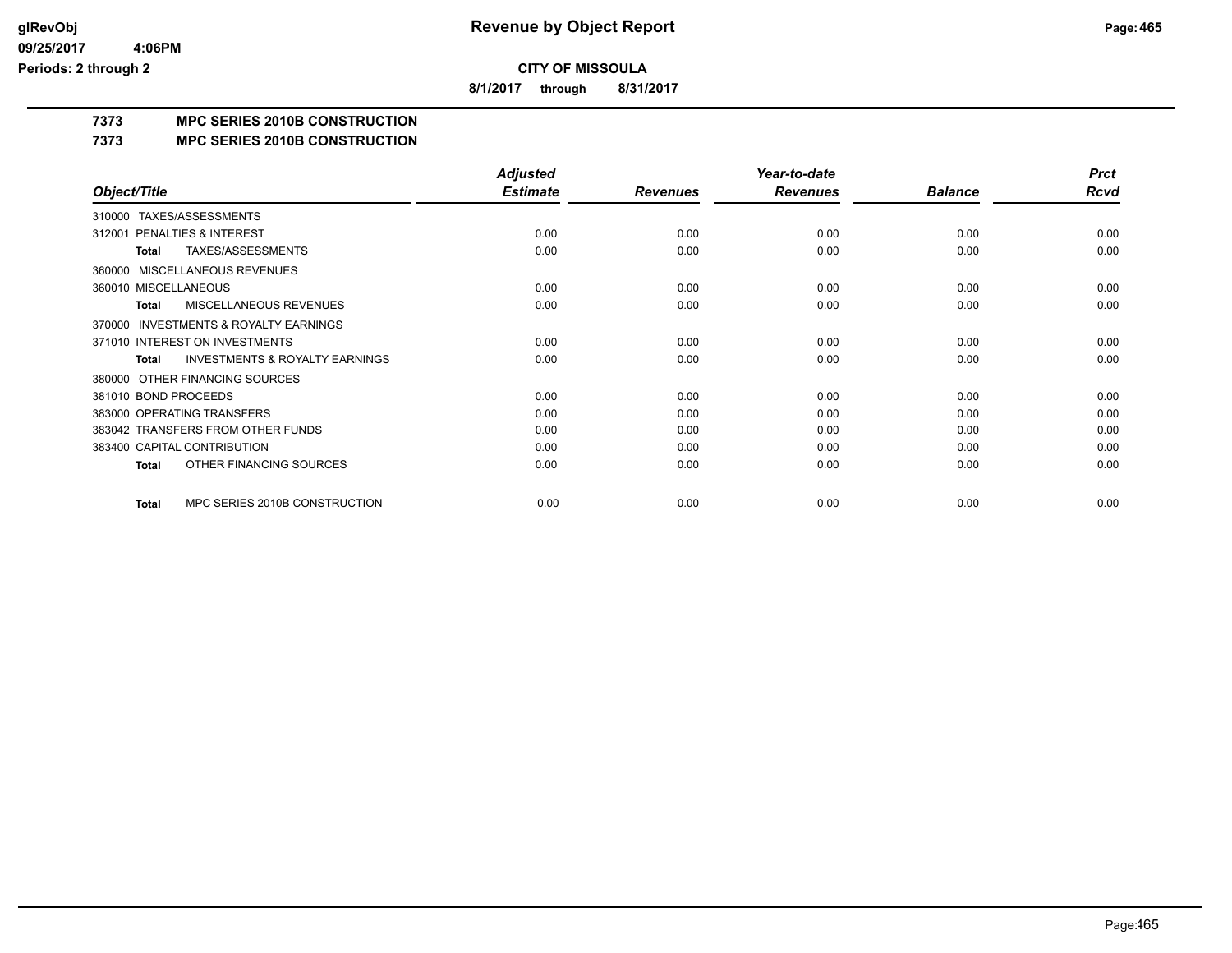# Revenue by Object Report

**CITY OF MISSOULA**

**8/1/2017 through 8/31/2017**

glRevObj
09/25/2017 4:06PM
Periods: 2 through 2

**7373 MPC SERIES 2010B CONSTRUCTION**

**7373 MPC SERIES 2010B CONSTRUCTION**

| Object/Title | Adjusted Estimate | Revenues | Year-to-date Revenues | Balance | Prct Rcvd |
|---|---|---|---|---|---|
| 310000 TAXES/ASSESSMENTS | | | | | |
| 312001 PENALTIES & INTEREST | 0.00 | 0.00 | 0.00 | 0.00 | 0.00 |
| **Total** TAXES/ASSESSMENTS | 0.00 | 0.00 | 0.00 | 0.00 | 0.00 |
| 360000 MISCELLANEOUS REVENUES | | | | | |
| 360010 MISCELLANEOUS | 0.00 | 0.00 | 0.00 | 0.00 | 0.00 |
| **Total** MISCELLANEOUS REVENUES | 0.00 | 0.00 | 0.00 | 0.00 | 0.00 |
| 370000 INVESTMENTS & ROYALTY EARNINGS | | | | | |
| 371010 INTEREST ON INVESTMENTS | 0.00 | 0.00 | 0.00 | 0.00 | 0.00 |
| **Total** INVESTMENTS & ROYALTY EARNINGS | 0.00 | 0.00 | 0.00 | 0.00 | 0.00 |
| 380000 OTHER FINANCING SOURCES | | | | | |
| 381010 BOND PROCEEDS | 0.00 | 0.00 | 0.00 | 0.00 | 0.00 |
| 383000 OPERATING TRANSFERS | 0.00 | 0.00 | 0.00 | 0.00 | 0.00 |
| 383042 TRANSFERS FROM OTHER FUNDS | 0.00 | 0.00 | 0.00 | 0.00 | 0.00 |
| 383400 CAPITAL CONTRIBUTION | 0.00 | 0.00 | 0.00 | 0.00 | 0.00 |
| **Total** OTHER FINANCING SOURCES | 0.00 | 0.00 | 0.00 | 0.00 | 0.00 |
| **Total** MPC SERIES 2010B CONSTRUCTION | 0.00 | 0.00 | 0.00 | 0.00 | 0.00 |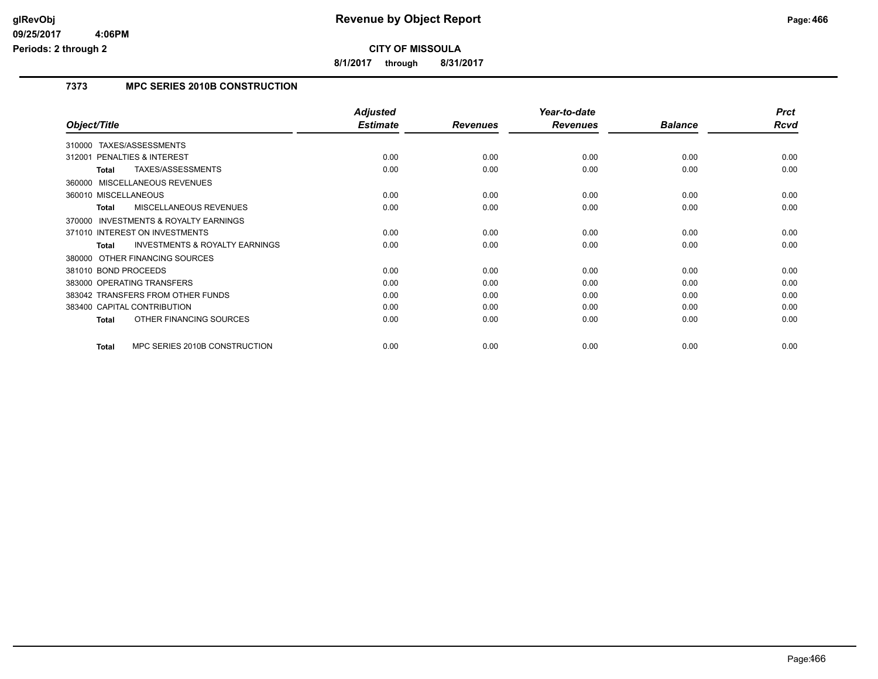# Revenue by Object Report

**CITY OF MISSOULA**

**8/1/2017 through 8/31/2017**

glRevObj
09/25/2017 4:06PM
Periods: 2 through 2

## 7373 MPC SERIES 2010B CONSTRUCTION

| Object/Title | Adjusted Estimate | Revenues | Year-to-date Revenues | Balance | Prct Rcvd |
|---|---|---|---|---|---|
| 310000 TAXES/ASSESSMENTS | | | | | |
| 312001 PENALTIES & INTEREST | 0.00 | 0.00 | 0.00 | 0.00 | 0.00 |
| **Total** TAXES/ASSESSMENTS | 0.00 | 0.00 | 0.00 | 0.00 | 0.00 |
| 360000 MISCELLANEOUS REVENUES | | | | | |
| 360010 MISCELLANEOUS | 0.00 | 0.00 | 0.00 | 0.00 | 0.00 |
| **Total** MISCELLANEOUS REVENUES | 0.00 | 0.00 | 0.00 | 0.00 | 0.00 |
| 370000 INVESTMENTS & ROYALTY EARNINGS | | | | | |
| 371010 INTEREST ON INVESTMENTS | 0.00 | 0.00 | 0.00 | 0.00 | 0.00 |
| **Total** INVESTMENTS & ROYALTY EARNINGS | 0.00 | 0.00 | 0.00 | 0.00 | 0.00 |
| 380000 OTHER FINANCING SOURCES | | | | | |
| 381010 BOND PROCEEDS | 0.00 | 0.00 | 0.00 | 0.00 | 0.00 |
| 383000 OPERATING TRANSFERS | 0.00 | 0.00 | 0.00 | 0.00 | 0.00 |
| 383042 TRANSFERS FROM OTHER FUNDS | 0.00 | 0.00 | 0.00 | 0.00 | 0.00 |
| 383400 CAPITAL CONTRIBUTION | 0.00 | 0.00 | 0.00 | 0.00 | 0.00 |
| **Total** OTHER FINANCING SOURCES | 0.00 | 0.00 | 0.00 | 0.00 | 0.00 |
| **Total** MPC SERIES 2010B CONSTRUCTION | 0.00 | 0.00 | 0.00 | 0.00 | 0.00 |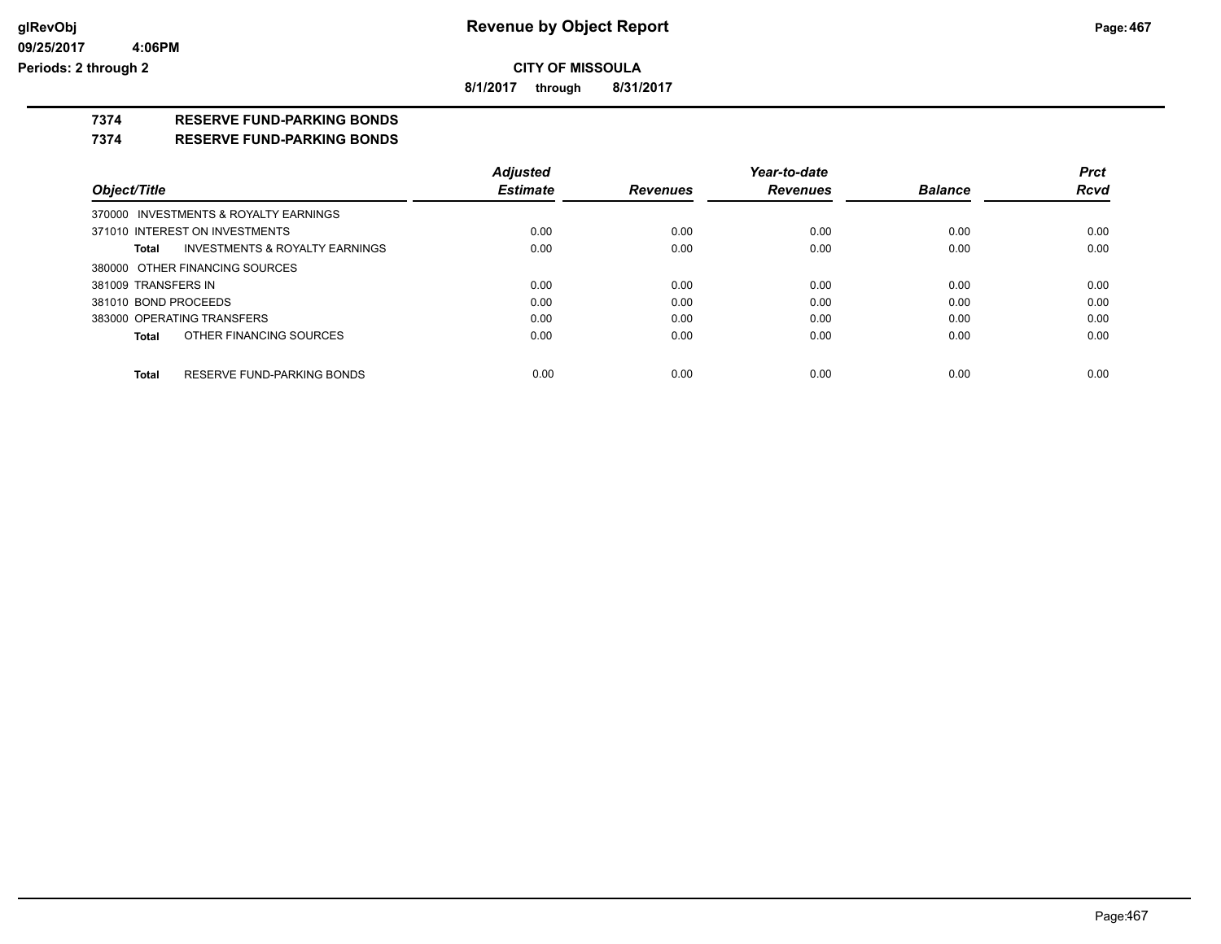**CITY OF MISSOULA**

**8/1/2017 through 8/31/2017**

## 7374 RESERVE FUND-PARKING BONDS

## 7374 RESERVE FUND-PARKING BONDS

| Object/Title | Adjusted Estimate | Revenues | Year-to-date Revenues | Balance | Prct Rcvd |
|---|---|---|---|---|---|
| 370000 INVESTMENTS & ROYALTY EARNINGS | | | | | |
| 371010 INTEREST ON INVESTMENTS | 0.00 | 0.00 | 0.00 | 0.00 | 0.00 |
| **Total** INVESTMENTS & ROYALTY EARNINGS | 0.00 | 0.00 | 0.00 | 0.00 | 0.00 |
| 380000 OTHER FINANCING SOURCES | | | | | |
| 381009 TRANSFERS IN | 0.00 | 0.00 | 0.00 | 0.00 | 0.00 |
| 381010 BOND PROCEEDS | 0.00 | 0.00 | 0.00 | 0.00 | 0.00 |
| 383000 OPERATING TRANSFERS | 0.00 | 0.00 | 0.00 | 0.00 | 0.00 |
| **Total** OTHER FINANCING SOURCES | 0.00 | 0.00 | 0.00 | 0.00 | 0.00 |
| **Total** RESERVE FUND-PARKING BONDS | 0.00 | 0.00 | 0.00 | 0.00 | 0.00 |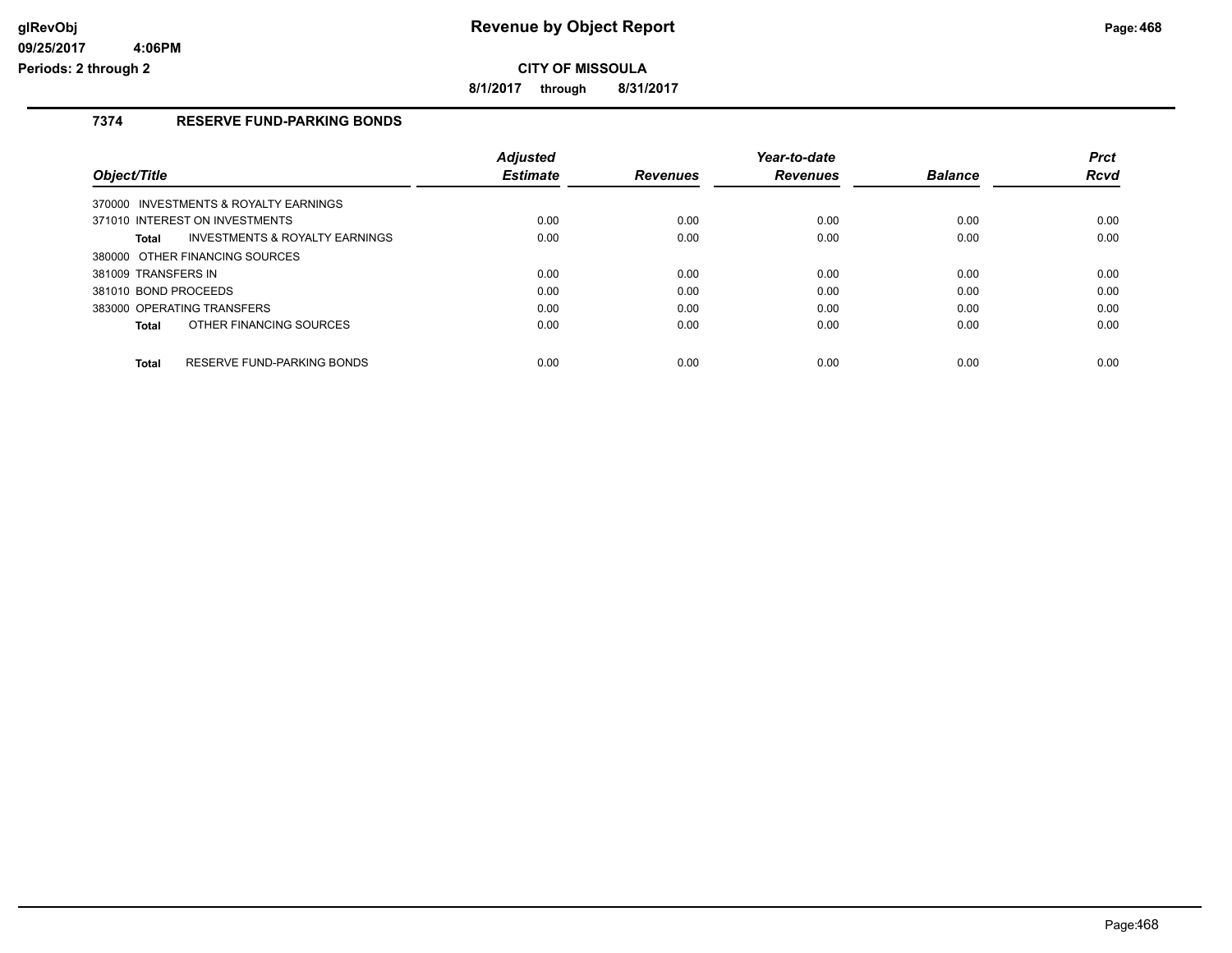# Revenue by Object Report

**CITY OF MISSOULA**

**8/1/2017 through 8/31/2017**

## 7374 RESERVE FUND-PARKING BONDS

| Object/Title | Adjusted Estimate | Revenues | Year-to-date Revenues | Balance | Prct Rcvd |
|---|---|---|---|---|---|
| 370000 INVESTMENTS & ROYALTY EARNINGS | | | | | |
| 371010 INTEREST ON INVESTMENTS | 0.00 | 0.00 | 0.00 | 0.00 | 0.00 |
| **Total** INVESTMENTS & ROYALTY EARNINGS | 0.00 | 0.00 | 0.00 | 0.00 | 0.00 |
| 380000 OTHER FINANCING SOURCES | | | | | |
| 381009 TRANSFERS IN | 0.00 | 0.00 | 0.00 | 0.00 | 0.00 |
| 381010 BOND PROCEEDS | 0.00 | 0.00 | 0.00 | 0.00 | 0.00 |
| 383000 OPERATING TRANSFERS | 0.00 | 0.00 | 0.00 | 0.00 | 0.00 |
| **Total** OTHER FINANCING SOURCES | 0.00 | 0.00 | 0.00 | 0.00 | 0.00 |
| **Total** RESERVE FUND-PARKING BONDS | 0.00 | 0.00 | 0.00 | 0.00 | 0.00 |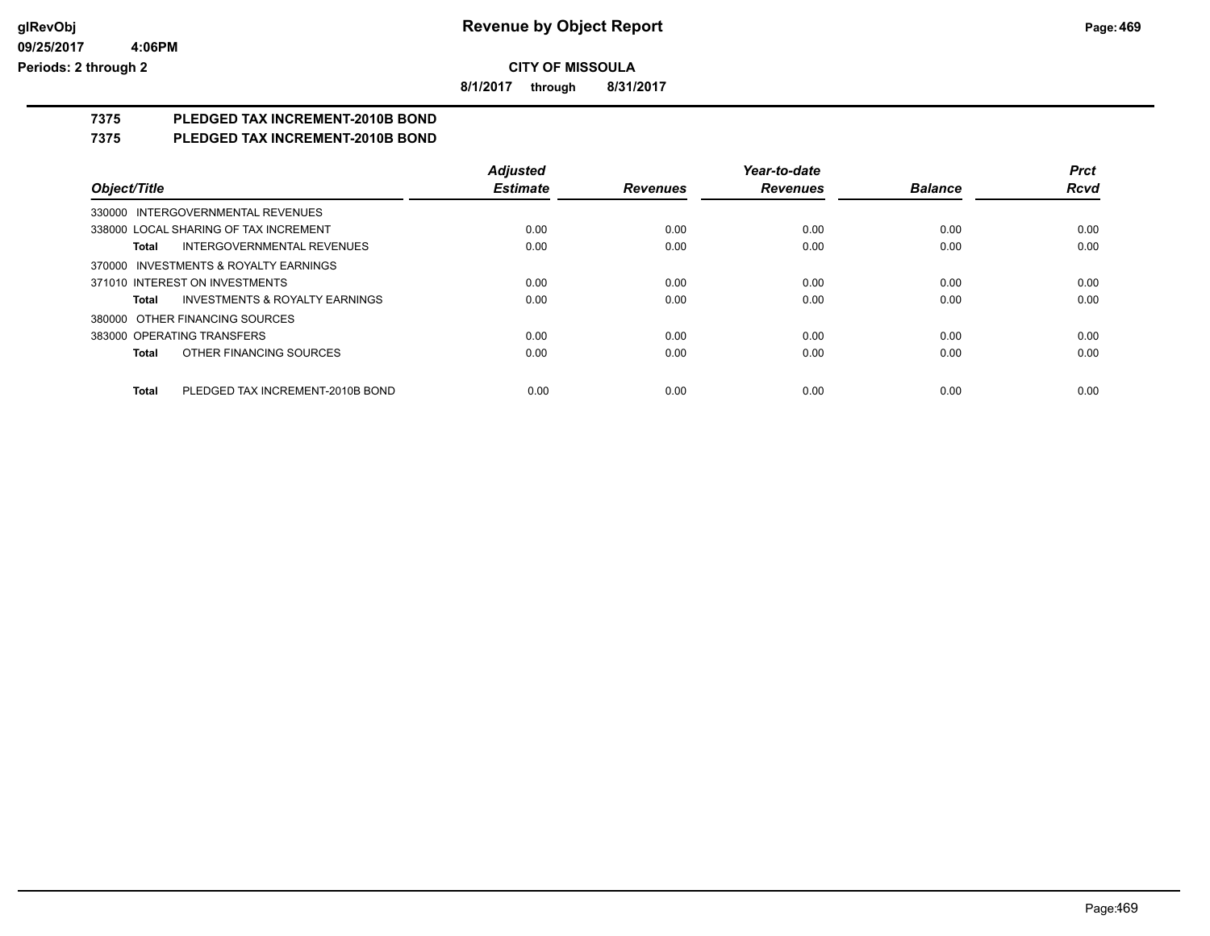# Revenue by Object Report

**CITY OF MISSOULA**

**8/1/2017 through 8/31/2017**

glRevObj
09/25/2017 4:06PM
Periods: 2 through 2

## 7375 PLEDGED TAX INCREMENT-2010B BOND

## 7375 PLEDGED TAX INCREMENT-2010B BOND

| Object/Title | Adjusted Estimate | Revenues | Year-to-date Revenues | Balance | Prct Rcvd |
|---|---|---|---|---|---|
| 330000 INTERGOVERNMENTAL REVENUES | | | | | |
| 338000 LOCAL SHARING OF TAX INCREMENT | 0.00 | 0.00 | 0.00 | 0.00 | 0.00 |
| **Total** INTERGOVERNMENTAL REVENUES | 0.00 | 0.00 | 0.00 | 0.00 | 0.00 |
| 370000 INVESTMENTS & ROYALTY EARNINGS | | | | | |
| 371010 INTEREST ON INVESTMENTS | 0.00 | 0.00 | 0.00 | 0.00 | 0.00 |
| **Total** INVESTMENTS & ROYALTY EARNINGS | 0.00 | 0.00 | 0.00 | 0.00 | 0.00 |
| 380000 OTHER FINANCING SOURCES | | | | | |
| 383000 OPERATING TRANSFERS | 0.00 | 0.00 | 0.00 | 0.00 | 0.00 |
| **Total** OTHER FINANCING SOURCES | 0.00 | 0.00 | 0.00 | 0.00 | 0.00 |
| **Total** PLEDGED TAX INCREMENT-2010B BOND | 0.00 | 0.00 | 0.00 | 0.00 | 0.00 |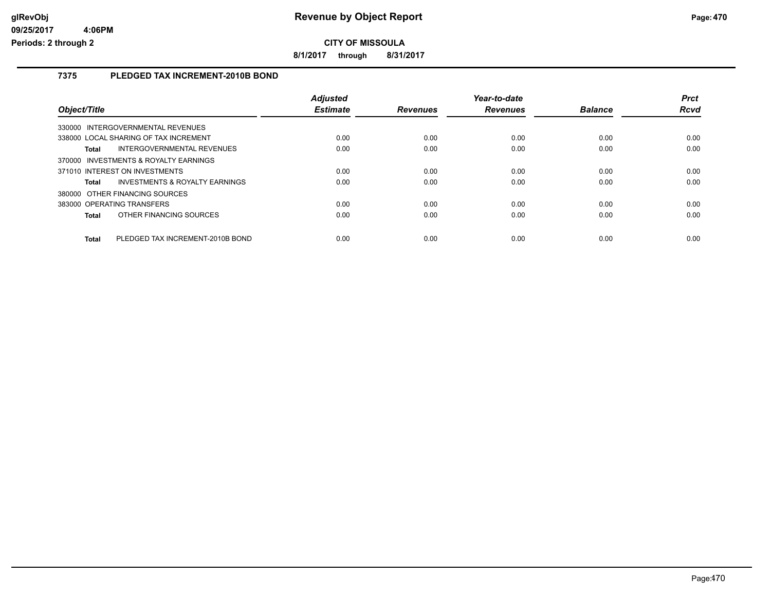# CITY OF MISSOULA

**8/1/2017 through 8/31/2017**

## 7375 PLEDGED TAX INCREMENT-2010B BOND

| Object/Title | Adjusted Estimate | Revenues | Year-to-date Revenues | Balance | Prct Rcvd |
|---|---|---|---|---|---|
| 330000 INTERGOVERNMENTAL REVENUES | | | | | |
| 338000 LOCAL SHARING OF TAX INCREMENT | 0.00 | 0.00 | 0.00 | 0.00 | 0.00 |
| **Total** INTERGOVERNMENTAL REVENUES | 0.00 | 0.00 | 0.00 | 0.00 | 0.00 |
| 370000 INVESTMENTS & ROYALTY EARNINGS | | | | | |
| 371010 INTEREST ON INVESTMENTS | 0.00 | 0.00 | 0.00 | 0.00 | 0.00 |
| **Total** INVESTMENTS & ROYALTY EARNINGS | 0.00 | 0.00 | 0.00 | 0.00 | 0.00 |
| 380000 OTHER FINANCING SOURCES | | | | | |
| 383000 OPERATING TRANSFERS | 0.00 | 0.00 | 0.00 | 0.00 | 0.00 |
| **Total** OTHER FINANCING SOURCES | 0.00 | 0.00 | 0.00 | 0.00 | 0.00 |
| **Total** PLEDGED TAX INCREMENT-2010B BOND | 0.00 | 0.00 | 0.00 | 0.00 | 0.00 |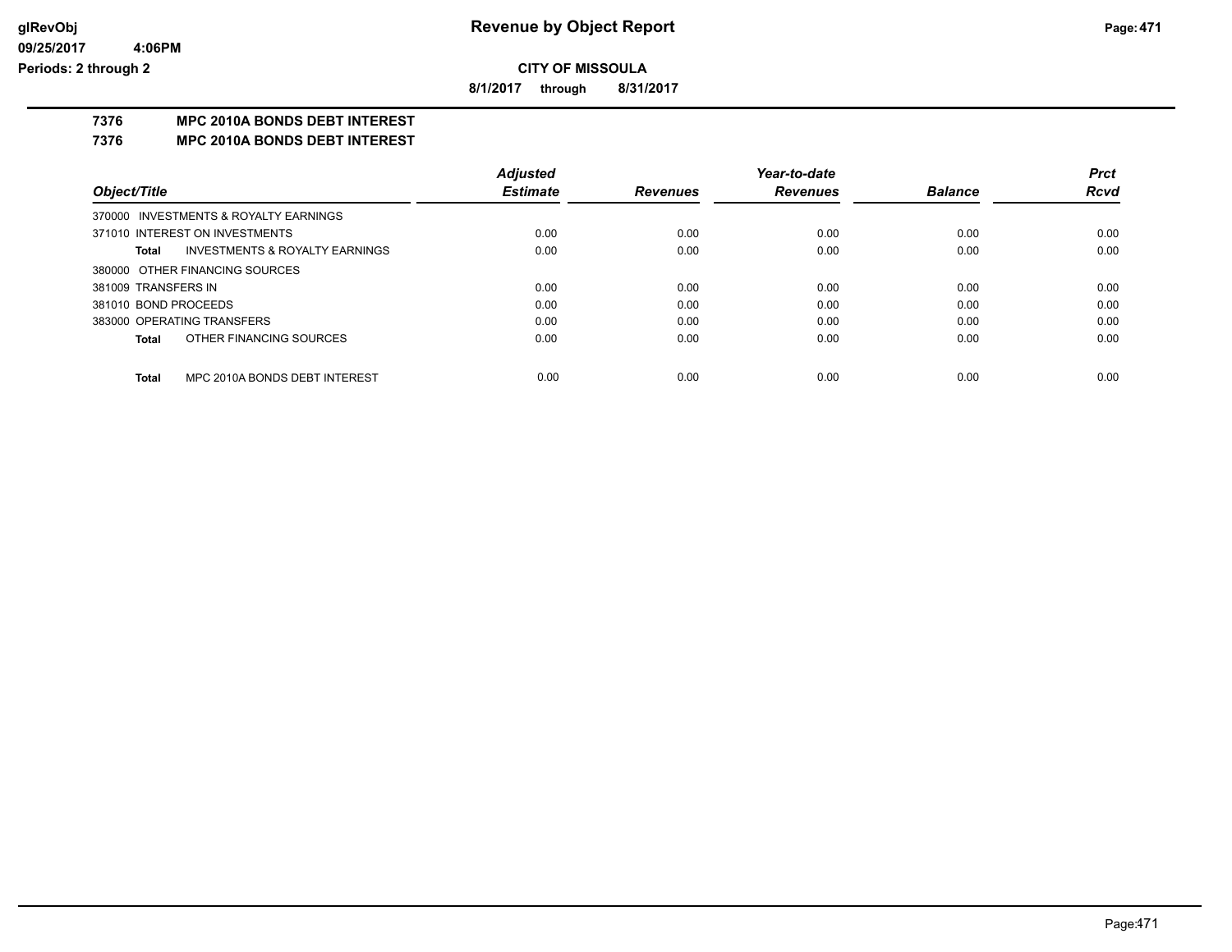**CITY OF MISSOULA**

**8/1/2017 through 8/31/2017**

## 7376 MPC 2010A BONDS DEBT INTEREST

## 7376 MPC 2010A BONDS DEBT INTEREST

| Object/Title | Adjusted Estimate | Revenues | Year-to-date Revenues | Balance | Prct Rcvd |
|---|---|---|---|---|---|
| 370000 INVESTMENTS & ROYALTY EARNINGS | | | | | |
| 371010 INTEREST ON INVESTMENTS | 0.00 | 0.00 | 0.00 | 0.00 | 0.00 |
| **Total** INVESTMENTS & ROYALTY EARNINGS | 0.00 | 0.00 | 0.00 | 0.00 | 0.00 |
| 380000 OTHER FINANCING SOURCES | | | | | |
| 381009 TRANSFERS IN | 0.00 | 0.00 | 0.00 | 0.00 | 0.00 |
| 381010 BOND PROCEEDS | 0.00 | 0.00 | 0.00 | 0.00 | 0.00 |
| 383000 OPERATING TRANSFERS | 0.00 | 0.00 | 0.00 | 0.00 | 0.00 |
| **Total** OTHER FINANCING SOURCES | 0.00 | 0.00 | 0.00 | 0.00 | 0.00 |
| **Total** MPC 2010A BONDS DEBT INTEREST | 0.00 | 0.00 | 0.00 | 0.00 | 0.00 |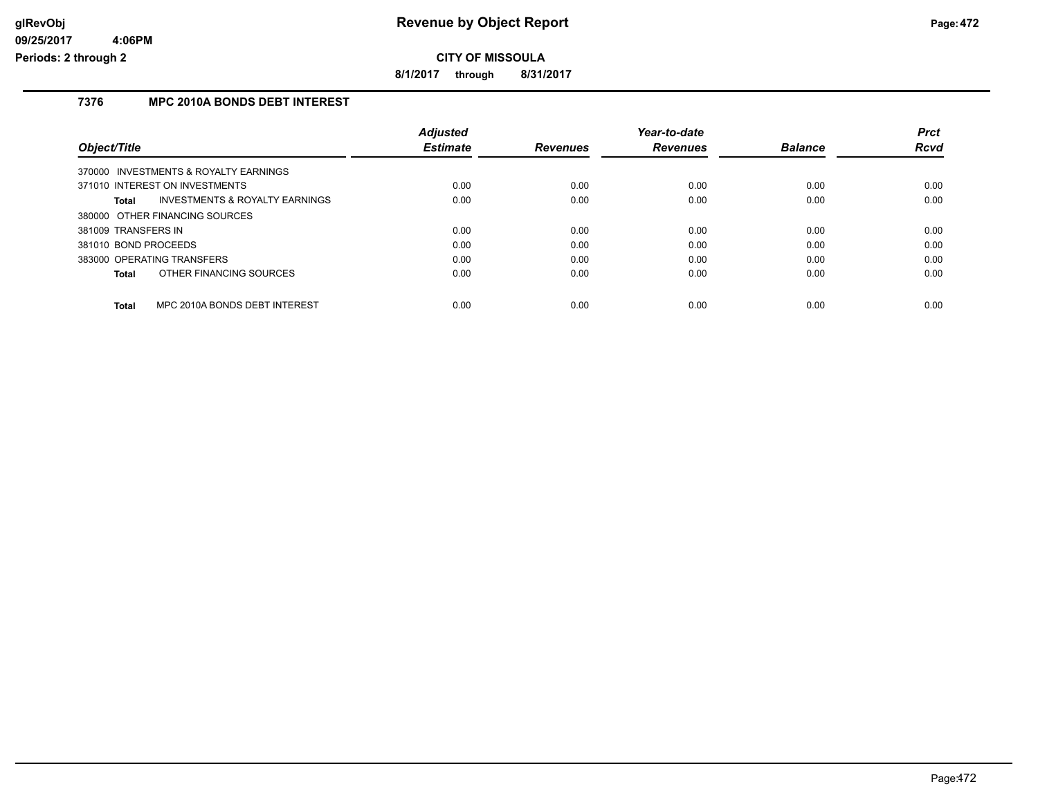# Revenue by Object Report

**CITY OF MISSOULA**

**8/1/2017 through 8/31/2017**

### 7376 MPC 2010A BONDS DEBT INTEREST

| Object/Title | Adjusted Estimate | Revenues | Year-to-date Revenues | Balance | Prct Rcvd |
|---|---|---|---|---|---|
| 370000 INVESTMENTS & ROYALTY EARNINGS | | | | | |
| 371010 INTEREST ON INVESTMENTS | 0.00 | 0.00 | 0.00 | 0.00 | 0.00 |
| **Total** INVESTMENTS & ROYALTY EARNINGS | 0.00 | 0.00 | 0.00 | 0.00 | 0.00 |
| 380000 OTHER FINANCING SOURCES | | | | | |
| 381009 TRANSFERS IN | 0.00 | 0.00 | 0.00 | 0.00 | 0.00 |
| 381010 BOND PROCEEDS | 0.00 | 0.00 | 0.00 | 0.00 | 0.00 |
| 383000 OPERATING TRANSFERS | 0.00 | 0.00 | 0.00 | 0.00 | 0.00 |
| **Total** OTHER FINANCING SOURCES | 0.00 | 0.00 | 0.00 | 0.00 | 0.00 |
| **Total** MPC 2010A BONDS DEBT INTEREST | 0.00 | 0.00 | 0.00 | 0.00 | 0.00 |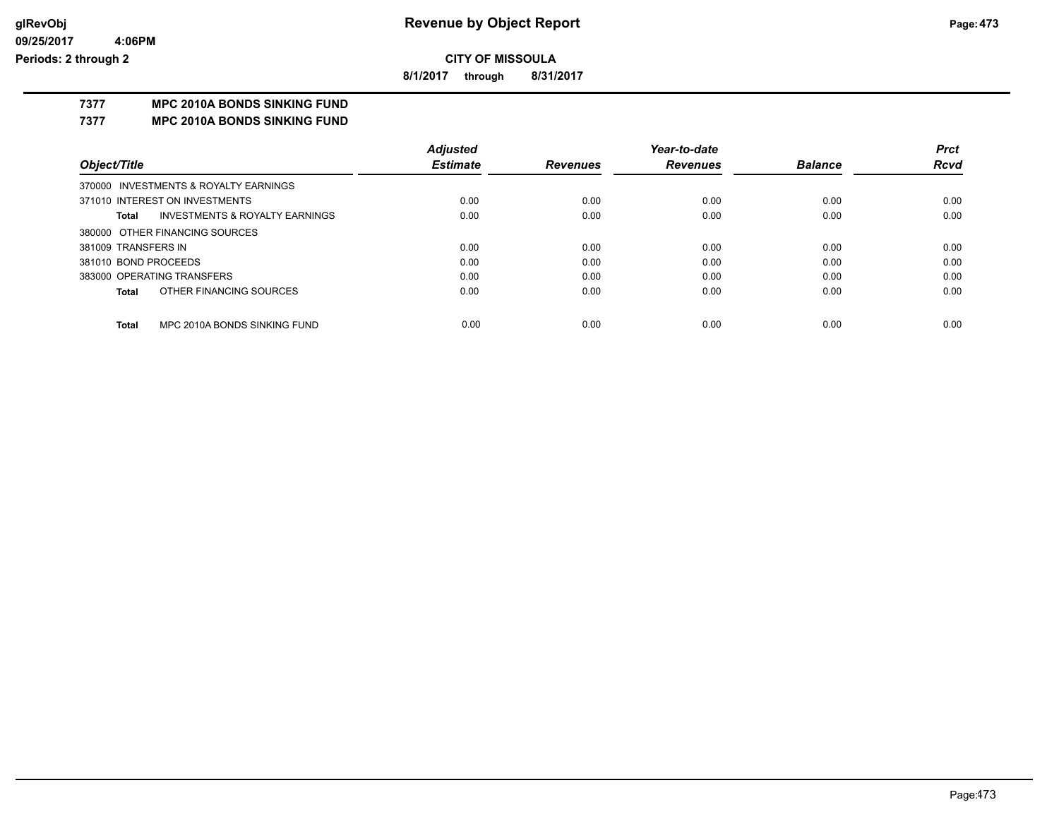**CITY OF MISSOULA**

**8/1/2017 through 8/31/2017**

**7377 MPC 2010A BONDS SINKING FUND**

**7377 MPC 2010A BONDS SINKING FUND**

| Object/Title | | Adjusted Estimate | Revenues | Year-to-date Revenues | Balance | Prct Rcvd |
|---|---|---|---|---|---|---|
| 370000 INVESTMENTS & ROYALTY EARNINGS | | | | | | |
| 371010 INTEREST ON INVESTMENTS | | 0.00 | 0.00 | 0.00 | 0.00 | 0.00 |
| **Total** | INVESTMENTS & ROYALTY EARNINGS | 0.00 | 0.00 | 0.00 | 0.00 | 0.00 |
| 380000 OTHER FINANCING SOURCES | | | | | | |
| 381009 TRANSFERS IN | | 0.00 | 0.00 | 0.00 | 0.00 | 0.00 |
| 381010 BOND PROCEEDS | | 0.00 | 0.00 | 0.00 | 0.00 | 0.00 |
| 383000 OPERATING TRANSFERS | | 0.00 | 0.00 | 0.00 | 0.00 | 0.00 |
| **Total** | OTHER FINANCING SOURCES | 0.00 | 0.00 | 0.00 | 0.00 | 0.00 |
| **Total** | MPC 2010A BONDS SINKING FUND | 0.00 | 0.00 | 0.00 | 0.00 | 0.00 |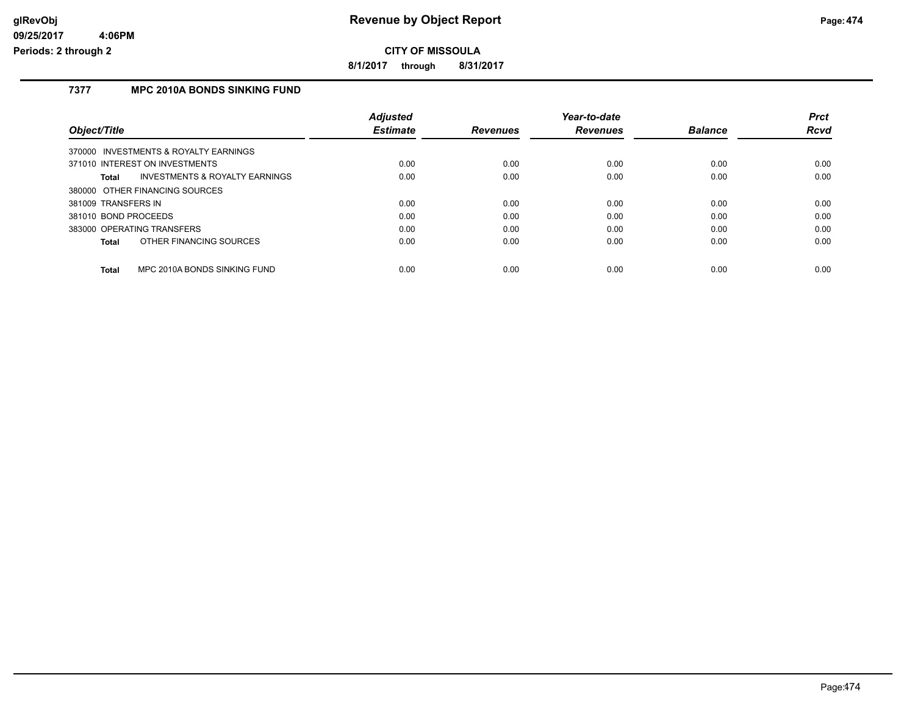**CITY OF MISSOULA**

**8/1/2017 through 8/31/2017**

### 7377 MPC 2010A BONDS SINKING FUND

| Object/Title | Adjusted Estimate | Revenues | Year-to-date Revenues | Balance | Prct Rcvd |
|---|---|---|---|---|---|
| 370000 INVESTMENTS & ROYALTY EARNINGS | | | | | |
| 371010 INTEREST ON INVESTMENTS | 0.00 | 0.00 | 0.00 | 0.00 | 0.00 |
| **Total** INVESTMENTS & ROYALTY EARNINGS | 0.00 | 0.00 | 0.00 | 0.00 | 0.00 |
| 380000 OTHER FINANCING SOURCES | | | | | |
| 381009 TRANSFERS IN | 0.00 | 0.00 | 0.00 | 0.00 | 0.00 |
| 381010 BOND PROCEEDS | 0.00 | 0.00 | 0.00 | 0.00 | 0.00 |
| 383000 OPERATING TRANSFERS | 0.00 | 0.00 | 0.00 | 0.00 | 0.00 |
| **Total** OTHER FINANCING SOURCES | 0.00 | 0.00 | 0.00 | 0.00 | 0.00 |
| **Total** MPC 2010A BONDS SINKING FUND | 0.00 | 0.00 | 0.00 | 0.00 | 0.00 |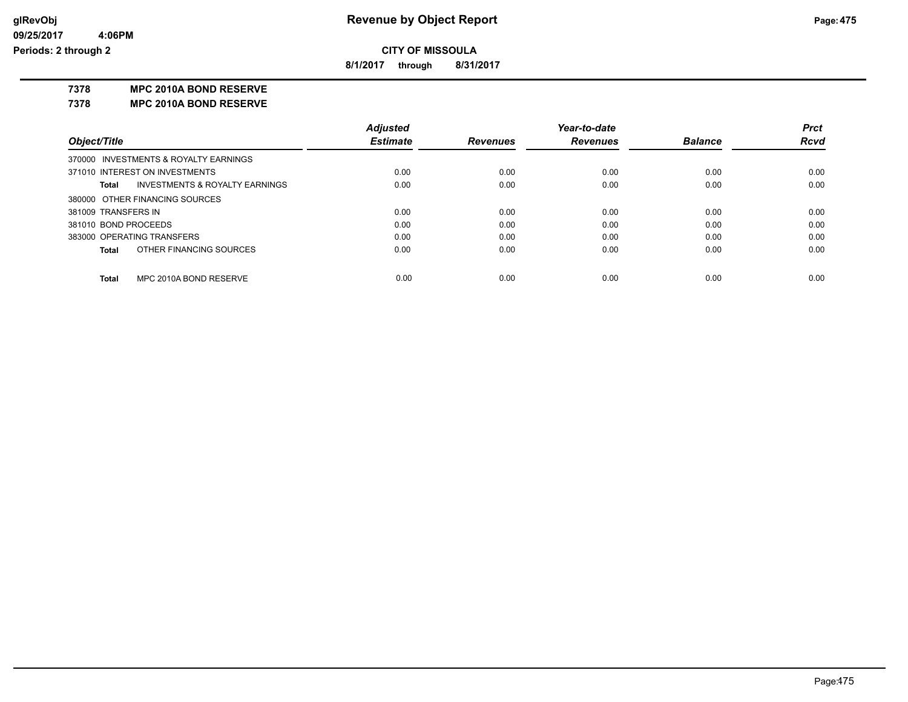**CITY OF MISSOULA**

**8/1/2017 through 8/31/2017**

**7378 MPC 2010A BOND RESERVE**

**7378 MPC 2010A BOND RESERVE**

| Object/Title | Adjusted Estimate | Revenues | Year-to-date Revenues | Balance | Prct Rcvd |
|---|---|---|---|---|---|
| 370000 INVESTMENTS & ROYALTY EARNINGS | | | | | |
| 371010 INTEREST ON INVESTMENTS | 0.00 | 0.00 | 0.00 | 0.00 | 0.00 |
| **Total** INVESTMENTS & ROYALTY EARNINGS | 0.00 | 0.00 | 0.00 | 0.00 | 0.00 |
| 380000 OTHER FINANCING SOURCES | | | | | |
| 381009 TRANSFERS IN | 0.00 | 0.00 | 0.00 | 0.00 | 0.00 |
| 381010 BOND PROCEEDS | 0.00 | 0.00 | 0.00 | 0.00 | 0.00 |
| 383000 OPERATING TRANSFERS | 0.00 | 0.00 | 0.00 | 0.00 | 0.00 |
| **Total** OTHER FINANCING SOURCES | 0.00 | 0.00 | 0.00 | 0.00 | 0.00 |
| **Total** MPC 2010A BOND RESERVE | 0.00 | 0.00 | 0.00 | 0.00 | 0.00 |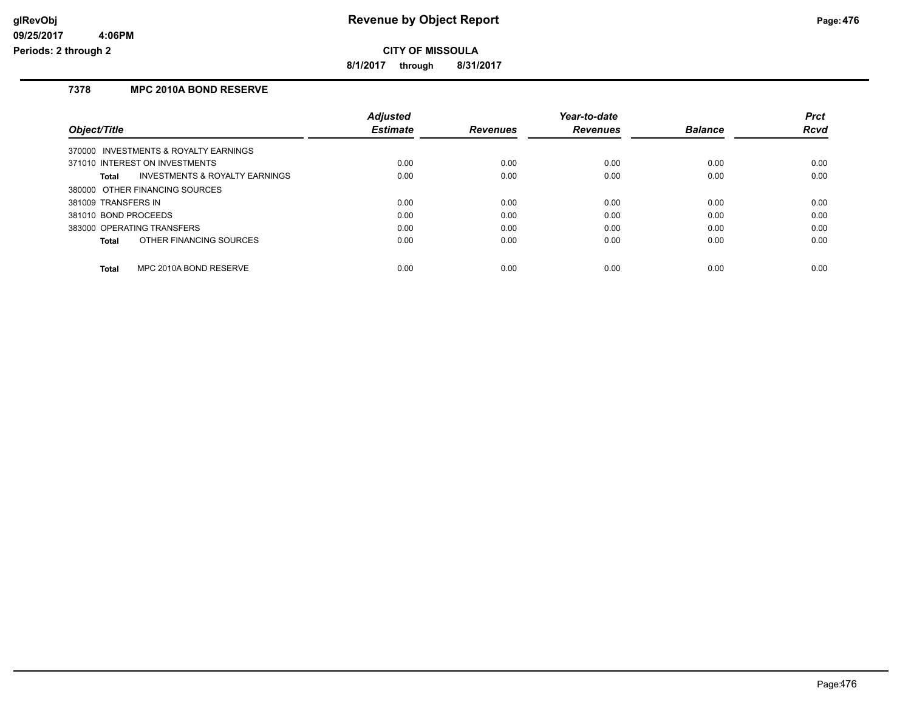**Revenue by Object Report**

**CITY OF MISSOULA**

**8/1/2017 through 8/31/2017**

glRevObj
09/25/2017 4:06PM
Periods: 2 through 2

## 7378 MPC 2010A BOND RESERVE

| Object/Title | Adjusted Estimate | Revenues | Year-to-date Revenues | Balance | Prct Rcvd |
|---|---|---|---|---|---|
| 370000 INVESTMENTS & ROYALTY EARNINGS | | | | | |
| 371010 INTEREST ON INVESTMENTS | 0.00 | 0.00 | 0.00 | 0.00 | 0.00 |
| **Total** INVESTMENTS & ROYALTY EARNINGS | 0.00 | 0.00 | 0.00 | 0.00 | 0.00 |
| 380000 OTHER FINANCING SOURCES | | | | | |
| 381009 TRANSFERS IN | 0.00 | 0.00 | 0.00 | 0.00 | 0.00 |
| 381010 BOND PROCEEDS | 0.00 | 0.00 | 0.00 | 0.00 | 0.00 |
| 383000 OPERATING TRANSFERS | 0.00 | 0.00 | 0.00 | 0.00 | 0.00 |
| **Total** OTHER FINANCING SOURCES | 0.00 | 0.00 | 0.00 | 0.00 | 0.00 |
| **Total** MPC 2010A BOND RESERVE | 0.00 | 0.00 | 0.00 | 0.00 | 0.00 |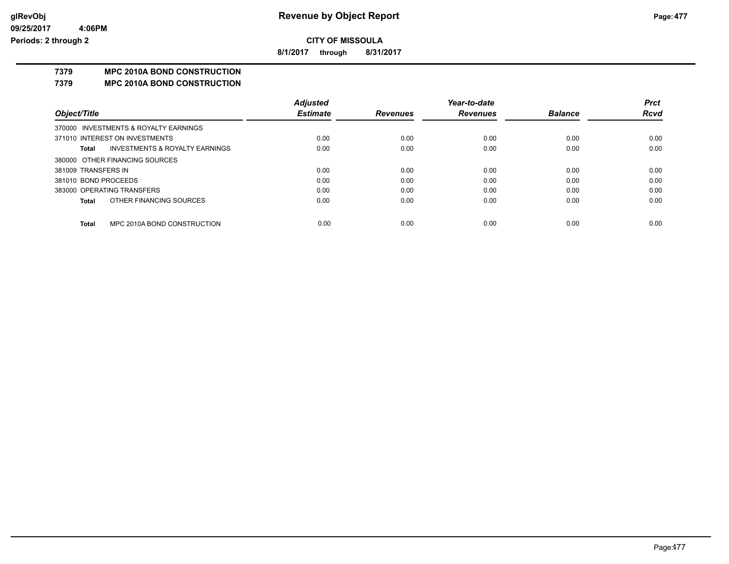# Revenue by Object Report

**CITY OF MISSOULA**

**8/1/2017 through 8/31/2017**

glRevObj
09/25/2017 4:06PM
Periods: 2 through 2

## 7379 MPC 2010A BOND CONSTRUCTION
## 7379 MPC 2010A BOND CONSTRUCTION

| Object/Title | Adjusted Estimate | Revenues | Year-to-date Revenues | Balance | Prct Rcvd |
|---|---|---|---|---|---|
| 370000 INVESTMENTS & ROYALTY EARNINGS | | | | | |
| 371010 INTEREST ON INVESTMENTS | 0.00 | 0.00 | 0.00 | 0.00 | 0.00 |
| **Total** INVESTMENTS & ROYALTY EARNINGS | 0.00 | 0.00 | 0.00 | 0.00 | 0.00 |
| 380000 OTHER FINANCING SOURCES | | | | | |
| 381009 TRANSFERS IN | 0.00 | 0.00 | 0.00 | 0.00 | 0.00 |
| 381010 BOND PROCEEDS | 0.00 | 0.00 | 0.00 | 0.00 | 0.00 |
| 383000 OPERATING TRANSFERS | 0.00 | 0.00 | 0.00 | 0.00 | 0.00 |
| **Total** OTHER FINANCING SOURCES | 0.00 | 0.00 | 0.00 | 0.00 | 0.00 |
| **Total** MPC 2010A BOND CONSTRUCTION | 0.00 | 0.00 | 0.00 | 0.00 | 0.00 |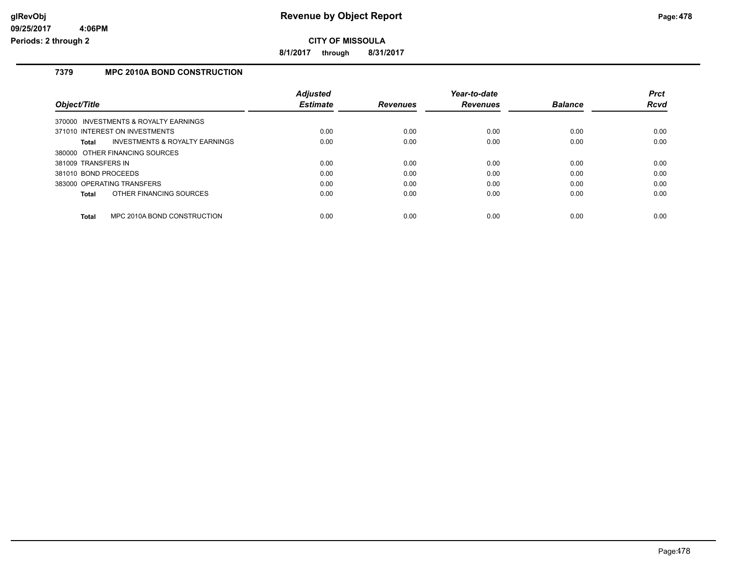**Revenue by Object Report**

**CITY OF MISSOULA**

**8/1/2017 through 8/31/2017**

### 7379 MPC 2010A BOND CONSTRUCTION

| Object/Title | Adjusted Estimate | Revenues | Year-to-date Revenues | Balance | Prct Rcvd |
|---|---|---|---|---|---|
| 370000 INVESTMENTS & ROYALTY EARNINGS | | | | | |
| 371010 INTEREST ON INVESTMENTS | 0.00 | 0.00 | 0.00 | 0.00 | 0.00 |
| **Total** INVESTMENTS & ROYALTY EARNINGS | 0.00 | 0.00 | 0.00 | 0.00 | 0.00 |
| 380000 OTHER FINANCING SOURCES | | | | | |
| 381009 TRANSFERS IN | 0.00 | 0.00 | 0.00 | 0.00 | 0.00 |
| 381010 BOND PROCEEDS | 0.00 | 0.00 | 0.00 | 0.00 | 0.00 |
| 383000 OPERATING TRANSFERS | 0.00 | 0.00 | 0.00 | 0.00 | 0.00 |
| **Total** OTHER FINANCING SOURCES | 0.00 | 0.00 | 0.00 | 0.00 | 0.00 |
| **Total** MPC 2010A BOND CONSTRUCTION | 0.00 | 0.00 | 0.00 | 0.00 | 0.00 |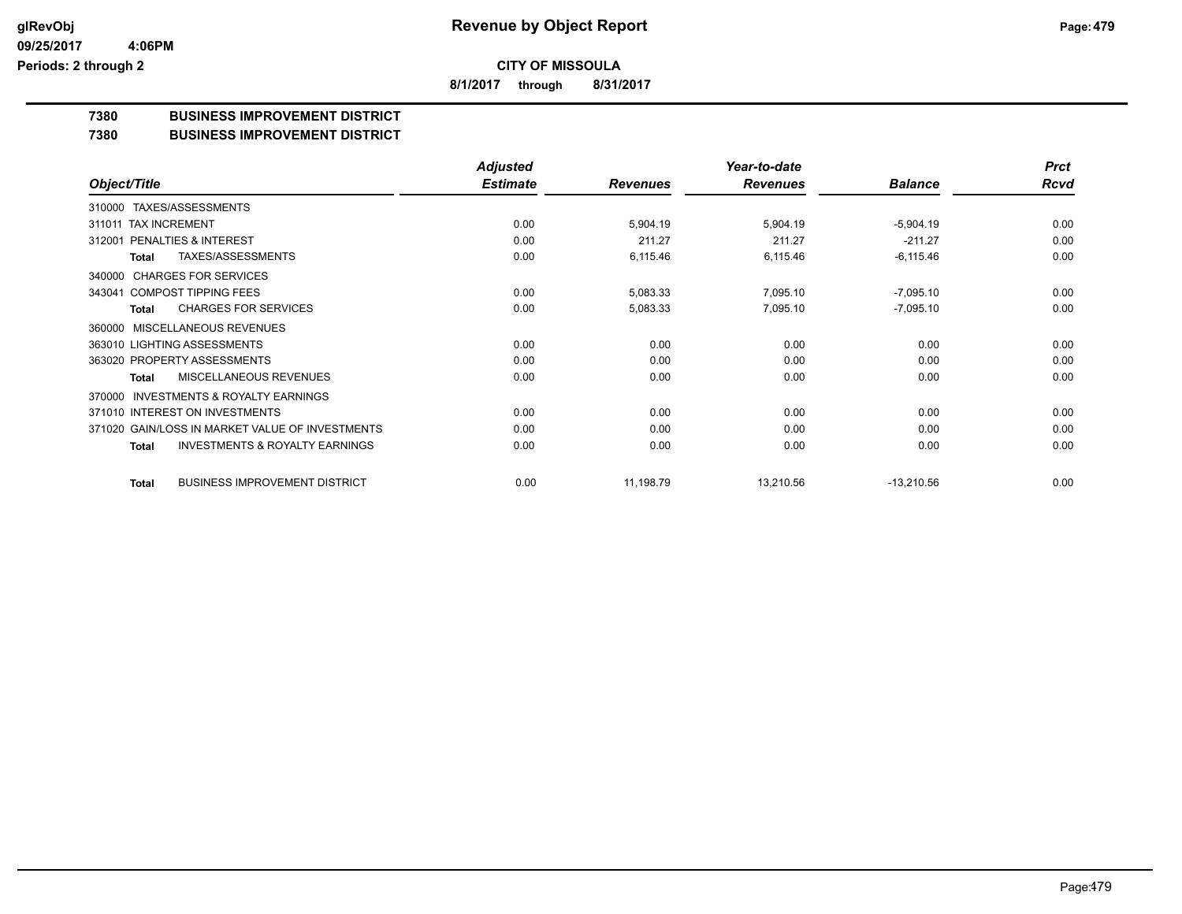**glRevObj**
**09/25/2017 4:06PM**
**Periods: 2 through 2**

# Revenue by Object Report

**CITY OF MISSOULA**

**8/1/2017 through 8/31/2017**

## 7380 BUSINESS IMPROVEMENT DISTRICT
## 7380 BUSINESS IMPROVEMENT DISTRICT

| Object/Title | Adjusted Estimate | Revenues | Year-to-date Revenues | Balance | Prct Rcvd |
|---|---|---|---|---|---|
| 310000 TAXES/ASSESSMENTS | | | | | |
| 311011 TAX INCREMENT | 0.00 | 5,904.19 | 5,904.19 | -5,904.19 | 0.00 |
| 312001 PENALTIES & INTEREST | 0.00 | 211.27 | 211.27 | -211.27 | 0.00 |
| **Total** TAXES/ASSESSMENTS | 0.00 | 6,115.46 | 6,115.46 | -6,115.46 | 0.00 |
| 340000 CHARGES FOR SERVICES | | | | | |
| 343041 COMPOST TIPPING FEES | 0.00 | 5,083.33 | 7,095.10 | -7,095.10 | 0.00 |
| **Total** CHARGES FOR SERVICES | 0.00 | 5,083.33 | 7,095.10 | -7,095.10 | 0.00 |
| 360000 MISCELLANEOUS REVENUES | | | | | |
| 363010 LIGHTING ASSESSMENTS | 0.00 | 0.00 | 0.00 | 0.00 | 0.00 |
| 363020 PROPERTY ASSESSMENTS | 0.00 | 0.00 | 0.00 | 0.00 | 0.00 |
| **Total** MISCELLANEOUS REVENUES | 0.00 | 0.00 | 0.00 | 0.00 | 0.00 |
| 370000 INVESTMENTS & ROYALTY EARNINGS | | | | | |
| 371010 INTEREST ON INVESTMENTS | 0.00 | 0.00 | 0.00 | 0.00 | 0.00 |
| 371020 GAIN/LOSS IN MARKET VALUE OF INVESTMENTS | 0.00 | 0.00 | 0.00 | 0.00 | 0.00 |
| **Total** INVESTMENTS & ROYALTY EARNINGS | 0.00 | 0.00 | 0.00 | 0.00 | 0.00 |
| **Total** BUSINESS IMPROVEMENT DISTRICT | 0.00 | 11,198.79 | 13,210.56 | -13,210.56 | 0.00 |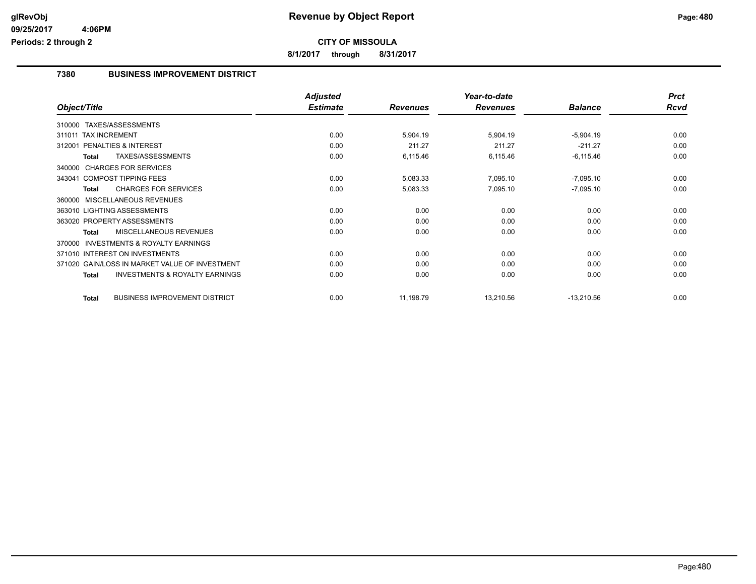# Revenue by Object Report

**CITY OF MISSOULA**

**8/1/2017 through 8/31/2017**

glRevObj
09/25/2017 4:06PM
Periods: 2 through 2

## 7380 BUSINESS IMPROVEMENT DISTRICT

| Object/Title | Adjusted Estimate | Revenues | Year-to-date Revenues | Balance | Prct Rcvd |
|---|---|---|---|---|---|
| 310000 TAXES/ASSESSMENTS | | | | | |
| 311011 TAX INCREMENT | 0.00 | 5,904.19 | 5,904.19 | -5,904.19 | 0.00 |
| 312001 PENALTIES & INTEREST | 0.00 | 211.27 | 211.27 | -211.27 | 0.00 |
| **Total** TAXES/ASSESSMENTS | 0.00 | 6,115.46 | 6,115.46 | -6,115.46 | 0.00 |
| 340000 CHARGES FOR SERVICES | | | | | |
| 343041 COMPOST TIPPING FEES | 0.00 | 5,083.33 | 7,095.10 | -7,095.10 | 0.00 |
| **Total** CHARGES FOR SERVICES | 0.00 | 5,083.33 | 7,095.10 | -7,095.10 | 0.00 |
| 360000 MISCELLANEOUS REVENUES | | | | | |
| 363010 LIGHTING ASSESSMENTS | 0.00 | 0.00 | 0.00 | 0.00 | 0.00 |
| 363020 PROPERTY ASSESSMENTS | 0.00 | 0.00 | 0.00 | 0.00 | 0.00 |
| **Total** MISCELLANEOUS REVENUES | 0.00 | 0.00 | 0.00 | 0.00 | 0.00 |
| 370000 INVESTMENTS & ROYALTY EARNINGS | | | | | |
| 371010 INTEREST ON INVESTMENTS | 0.00 | 0.00 | 0.00 | 0.00 | 0.00 |
| 371020 GAIN/LOSS IN MARKET VALUE OF INVESTMENT | 0.00 | 0.00 | 0.00 | 0.00 | 0.00 |
| **Total** INVESTMENTS & ROYALTY EARNINGS | 0.00 | 0.00 | 0.00 | 0.00 | 0.00 |
| **Total** BUSINESS IMPROVEMENT DISTRICT | 0.00 | 11,198.79 | 13,210.56 | -13,210.56 | 0.00 |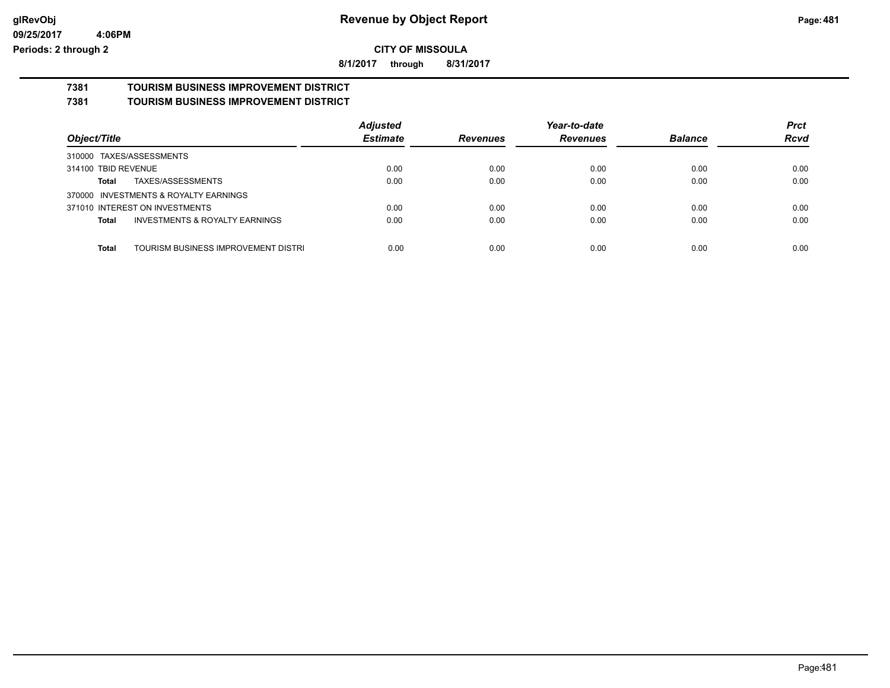# Revenue by Object Report

**CITY OF MISSOULA**

**8/1/2017 through 8/31/2017**

glRevObj
09/25/2017 4:06PM
Periods: 2 through 2

## 7381 TOURISM BUSINESS IMPROVEMENT DISTRICT
## 7381 TOURISM BUSINESS IMPROVEMENT DISTRICT

| Object/Title | Adjusted Estimate | Revenues | Year-to-date Revenues | Balance | Prct Rcvd |
|---|---|---|---|---|---|
| 310000 TAXES/ASSESSMENTS | | | | | |
| 314100 TBID REVENUE | 0.00 | 0.00 | 0.00 | 0.00 | 0.00 |
| **Total** TAXES/ASSESSMENTS | 0.00 | 0.00 | 0.00 | 0.00 | 0.00 |
| 370000 INVESTMENTS & ROYALTY EARNINGS | | | | | |
| 371010 INTEREST ON INVESTMENTS | 0.00 | 0.00 | 0.00 | 0.00 | 0.00 |
| **Total** INVESTMENTS & ROYALTY EARNINGS | 0.00 | 0.00 | 0.00 | 0.00 | 0.00 |
| **Total** TOURISM BUSINESS IMPROVEMENT DISTRI | 0.00 | 0.00 | 0.00 | 0.00 | 0.00 |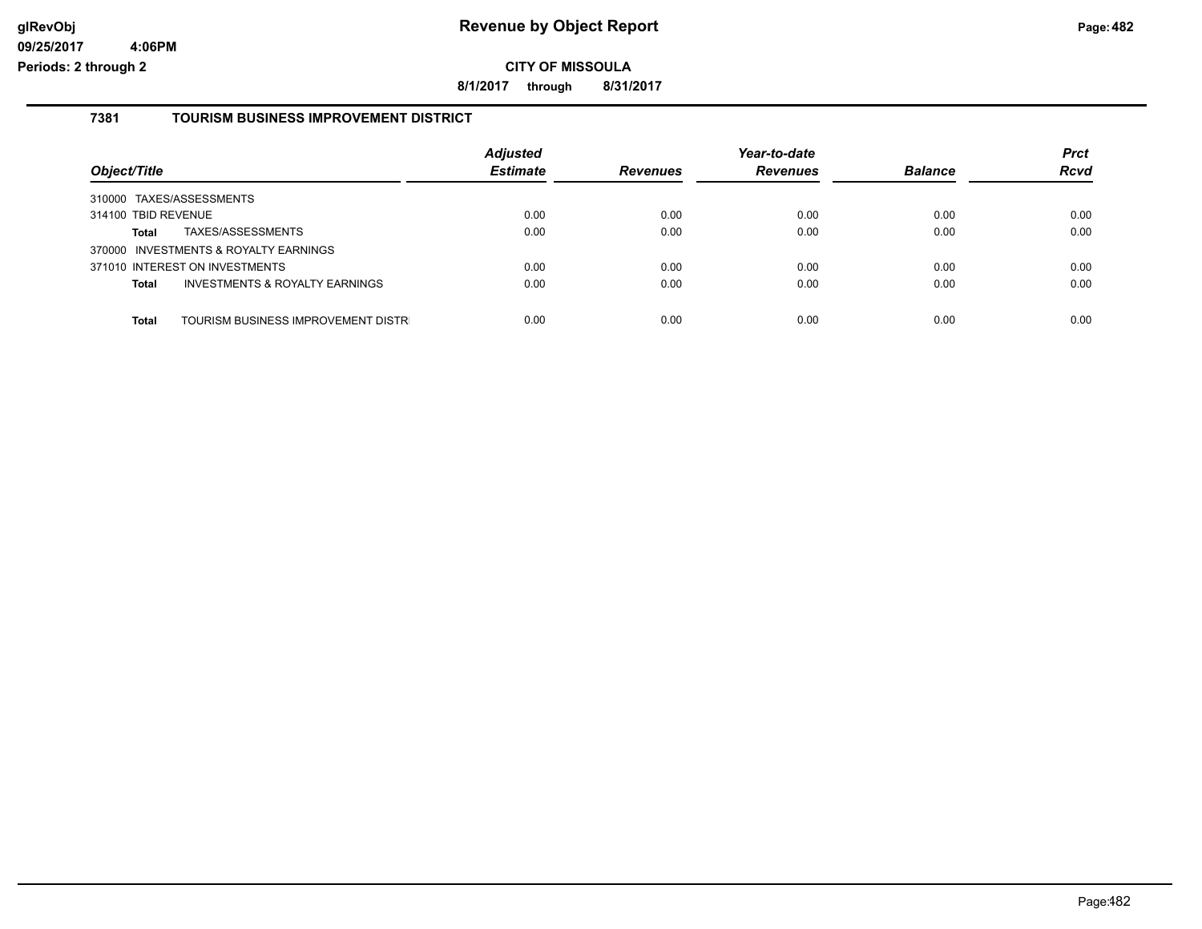# Revenue by Object Report

**CITY OF MISSOULA**

**8/1/2017 through 8/31/2017**

glRevObj
09/25/2017 4:06PM
Periods: 2 through 2

## 7381 TOURISM BUSINESS IMPROVEMENT DISTRICT

| Object/Title | Adjusted Estimate | Revenues | Year-to-date Revenues | Balance | Prct Rcvd |
|---|---|---|---|---|---|
| 310000 TAXES/ASSESSMENTS | | | | | |
| 314100 TBID REVENUE | 0.00 | 0.00 | 0.00 | 0.00 | 0.00 |
| **Total** TAXES/ASSESSMENTS | 0.00 | 0.00 | 0.00 | 0.00 | 0.00 |
| 370000 INVESTMENTS & ROYALTY EARNINGS | | | | | |
| 371010 INTEREST ON INVESTMENTS | 0.00 | 0.00 | 0.00 | 0.00 | 0.00 |
| **Total** INVESTMENTS & ROYALTY EARNINGS | 0.00 | 0.00 | 0.00 | 0.00 | 0.00 |
| **Total** TOURISM BUSINESS IMPROVEMENT DISTR | 0.00 | 0.00 | 0.00 | 0.00 | 0.00 |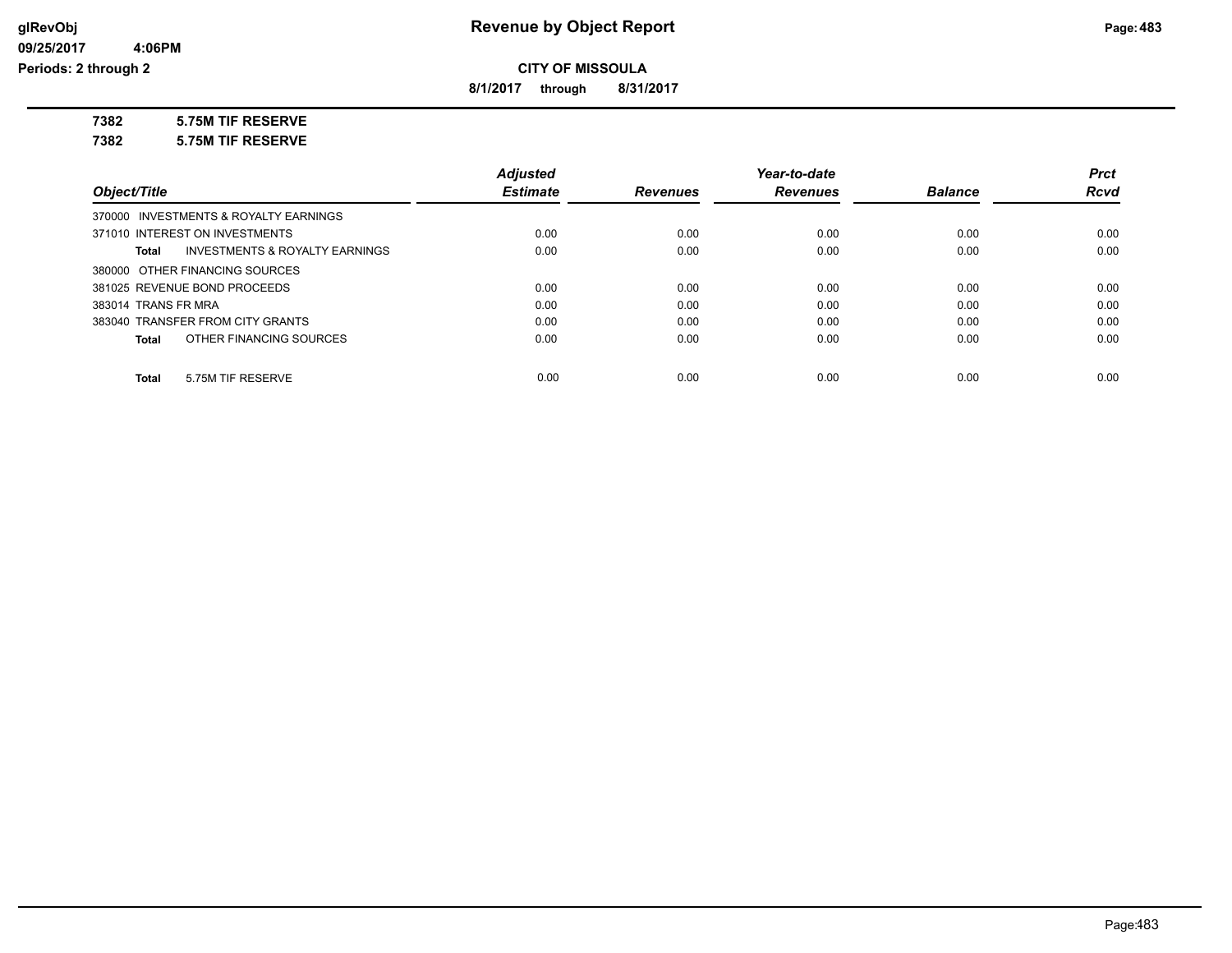# Revenue by Object Report

**CITY OF MISSOULA**

**8/1/2017 through 8/31/2017**

glRevObj
09/25/2017 4:06PM
Periods: 2 through 2

**7382 5.75M TIF RESERVE**

**7382 5.75M TIF RESERVE**

| Object/Title | Adjusted Estimate | Revenues | Year-to-date Revenues | Balance | Prct Rcvd |
|---|---|---|---|---|---|
| 370000 INVESTMENTS & ROYALTY EARNINGS | | | | | |
| 371010 INTEREST ON INVESTMENTS | 0.00 | 0.00 | 0.00 | 0.00 | 0.00 |
| **Total** INVESTMENTS & ROYALTY EARNINGS | 0.00 | 0.00 | 0.00 | 0.00 | 0.00 |
| 380000 OTHER FINANCING SOURCES | | | | | |
| 381025 REVENUE BOND PROCEEDS | 0.00 | 0.00 | 0.00 | 0.00 | 0.00 |
| 383014 TRANS FR MRA | 0.00 | 0.00 | 0.00 | 0.00 | 0.00 |
| 383040 TRANSFER FROM CITY GRANTS | 0.00 | 0.00 | 0.00 | 0.00 | 0.00 |
| **Total** OTHER FINANCING SOURCES | 0.00 | 0.00 | 0.00 | 0.00 | 0.00 |
| **Total** 5.75M TIF RESERVE | 0.00 | 0.00 | 0.00 | 0.00 | 0.00 |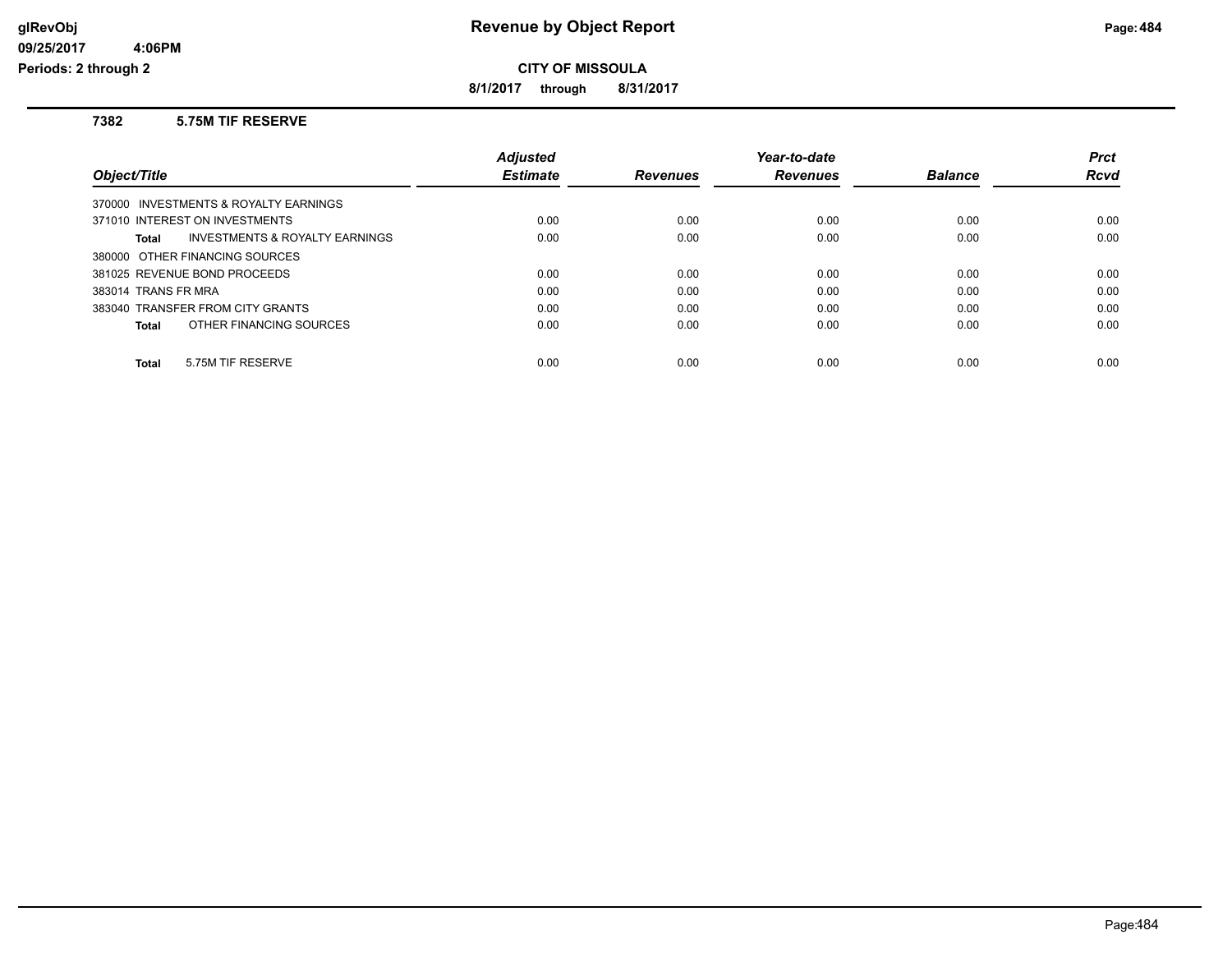## CITY OF MISSOULA

**8/1/2017 through 8/31/2017**

### 7382 5.75M TIF RESERVE

| Object/Title | Adjusted Estimate | Revenues | Year-to-date Revenues | Balance | Prct Rcvd |
|---|---|---|---|---|---|
| 370000 INVESTMENTS & ROYALTY EARNINGS | | | | | |
| 371010 INTEREST ON INVESTMENTS | 0.00 | 0.00 | 0.00 | 0.00 | 0.00 |
| **Total** INVESTMENTS & ROYALTY EARNINGS | 0.00 | 0.00 | 0.00 | 0.00 | 0.00 |
| 380000 OTHER FINANCING SOURCES | | | | | |
| 381025 REVENUE BOND PROCEEDS | 0.00 | 0.00 | 0.00 | 0.00 | 0.00 |
| 383014 TRANS FR MRA | 0.00 | 0.00 | 0.00 | 0.00 | 0.00 |
| 383040 TRANSFER FROM CITY GRANTS | 0.00 | 0.00 | 0.00 | 0.00 | 0.00 |
| **Total** OTHER FINANCING SOURCES | 0.00 | 0.00 | 0.00 | 0.00 | 0.00 |
| **Total** 5.75M TIF RESERVE | 0.00 | 0.00 | 0.00 | 0.00 | 0.00 |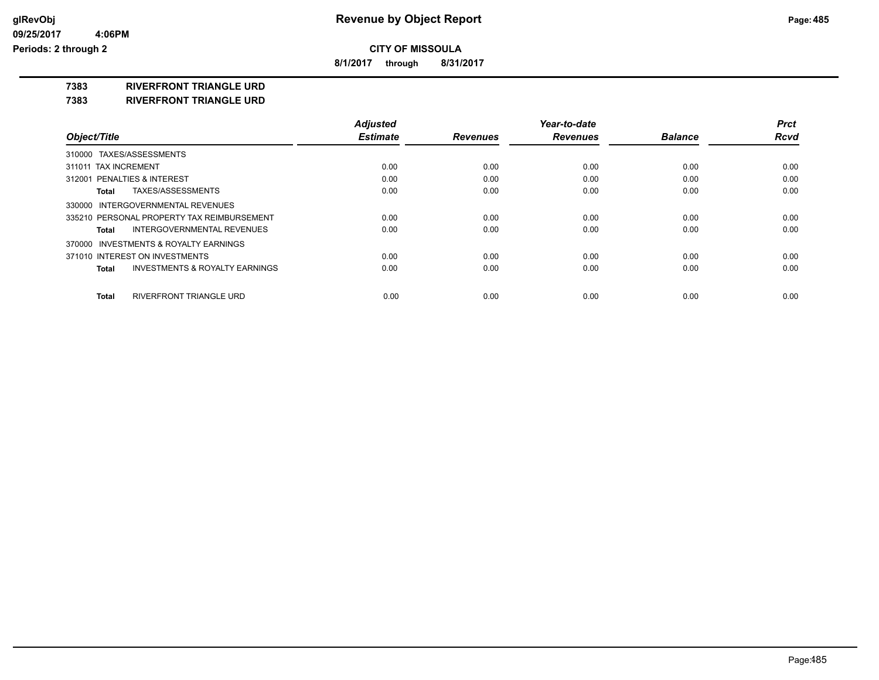**CITY OF MISSOULA**

**8/1/2017 through 8/31/2017**

**Revenue by Object Report**

**7383 RIVERFRONT TRIANGLE URD**

**7383 RIVERFRONT TRIANGLE URD**

| Object/Title | | Adjusted Estimate | Revenues | Year-to-date Revenues | Balance | Prct Rcvd |
|---|---|---|---|---|---|---|
| 310000 TAXES/ASSESSMENTS | | | | | | |
| 311011 TAX INCREMENT | | 0.00 | 0.00 | 0.00 | 0.00 | 0.00 |
| 312001 PENALTIES & INTEREST | | 0.00 | 0.00 | 0.00 | 0.00 | 0.00 |
| Total | TAXES/ASSESSMENTS | 0.00 | 0.00 | 0.00 | 0.00 | 0.00 |
| 330000 INTERGOVERNMENTAL REVENUES | | | | | | |
| 335210 PERSONAL PROPERTY TAX REIMBURSEMENT | | 0.00 | 0.00 | 0.00 | 0.00 | 0.00 |
| Total | INTERGOVERNMENTAL REVENUES | 0.00 | 0.00 | 0.00 | 0.00 | 0.00 |
| 370000 INVESTMENTS & ROYALTY EARNINGS | | | | | | |
| 371010 INTEREST ON INVESTMENTS | | 0.00 | 0.00 | 0.00 | 0.00 | 0.00 |
| Total | INVESTMENTS & ROYALTY EARNINGS | 0.00 | 0.00 | 0.00 | 0.00 | 0.00 |
| Total | RIVERFRONT TRIANGLE URD | 0.00 | 0.00 | 0.00 | 0.00 | 0.00 |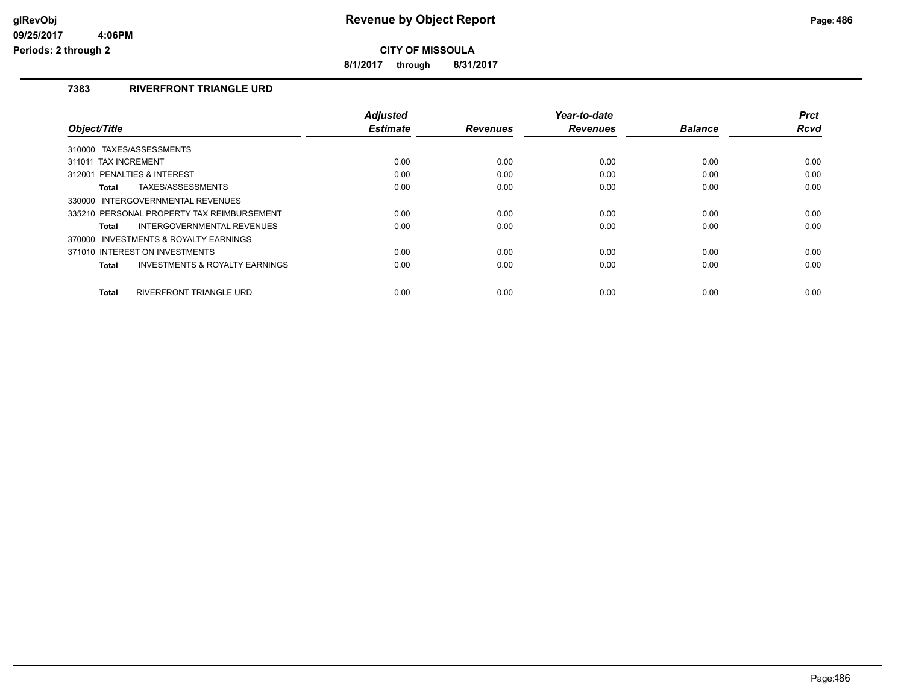# Revenue by Object Report

glRevObj
09/25/2017 4:06PM
Periods: 2 through 2

**CITY OF MISSOULA**

**8/1/2017 through 8/31/2017**

## 7383 RIVERFRONT TRIANGLE URD

| Object/Title | Adjusted Estimate | Revenues | Year-to-date Revenues | Balance | Prct Rcvd |
|---|---|---|---|---|---|
| 310000 TAXES/ASSESSMENTS | | | | | |
| 311011 TAX INCREMENT | 0.00 | 0.00 | 0.00 | 0.00 | 0.00 |
| 312001 PENALTIES & INTEREST | 0.00 | 0.00 | 0.00 | 0.00 | 0.00 |
| **Total** TAXES/ASSESSMENTS | 0.00 | 0.00 | 0.00 | 0.00 | 0.00 |
| 330000 INTERGOVERNMENTAL REVENUES | | | | | |
| 335210 PERSONAL PROPERTY TAX REIMBURSEMENT | 0.00 | 0.00 | 0.00 | 0.00 | 0.00 |
| **Total** INTERGOVERNMENTAL REVENUES | 0.00 | 0.00 | 0.00 | 0.00 | 0.00 |
| 370000 INVESTMENTS & ROYALTY EARNINGS | | | | | |
| 371010 INTEREST ON INVESTMENTS | 0.00 | 0.00 | 0.00 | 0.00 | 0.00 |
| **Total** INVESTMENTS & ROYALTY EARNINGS | 0.00 | 0.00 | 0.00 | 0.00 | 0.00 |
| **Total** RIVERFRONT TRIANGLE URD | 0.00 | 0.00 | 0.00 | 0.00 | 0.00 |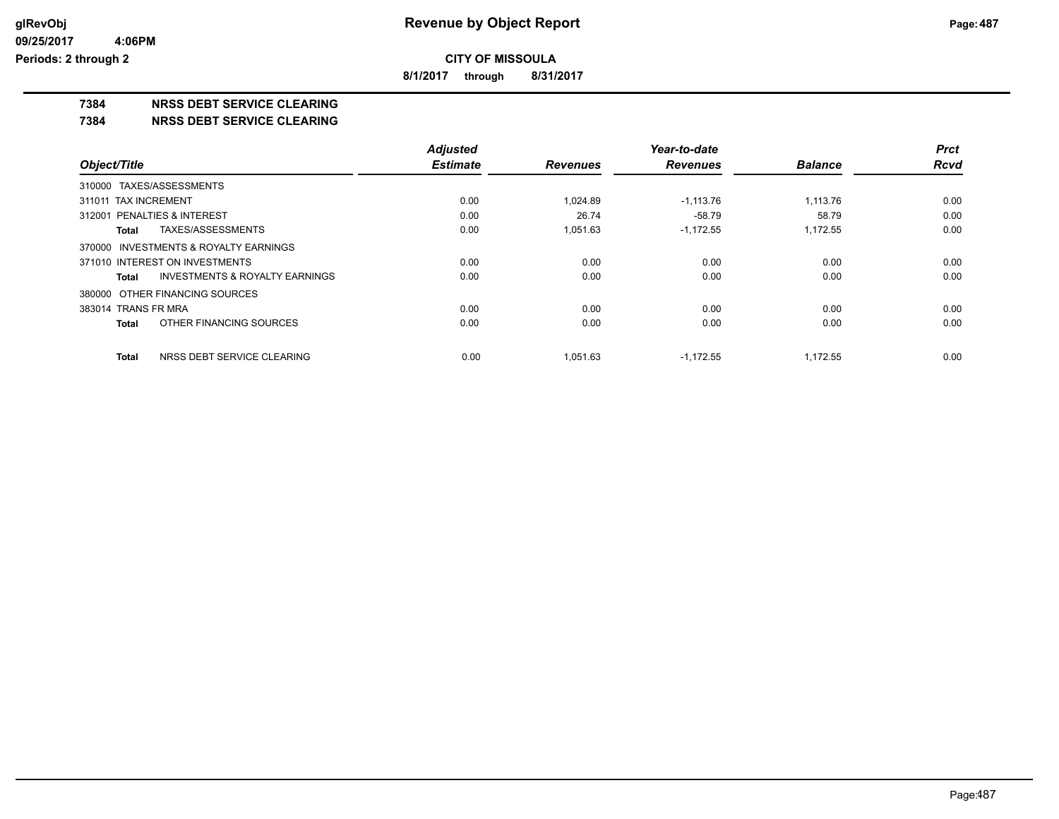**CITY OF MISSOULA**

**8/1/2017 through 8/31/2017**

# 7384 NRSS DEBT SERVICE CLEARING

## 7384 NRSS DEBT SERVICE CLEARING

| Object/Title | Adjusted Estimate | Revenues | Year-to-date Revenues | Balance | Prct Rcvd |
|---|---|---|---|---|---|
| 310000 TAXES/ASSESSMENTS | | | | | |
| 311011 TAX INCREMENT | 0.00 | 1,024.89 | -1,113.76 | 1,113.76 | 0.00 |
| 312001 PENALTIES & INTEREST | 0.00 | 26.74 | -58.79 | 58.79 | 0.00 |
| **Total** TAXES/ASSESSMENTS | 0.00 | 1,051.63 | -1,172.55 | 1,172.55 | 0.00 |
| 370000 INVESTMENTS & ROYALTY EARNINGS | | | | | |
| 371010 INTEREST ON INVESTMENTS | 0.00 | 0.00 | 0.00 | 0.00 | 0.00 |
| **Total** INVESTMENTS & ROYALTY EARNINGS | 0.00 | 0.00 | 0.00 | 0.00 | 0.00 |
| 380000 OTHER FINANCING SOURCES | | | | | |
| 383014 TRANS FR MRA | 0.00 | 0.00 | 0.00 | 0.00 | 0.00 |
| **Total** OTHER FINANCING SOURCES | 0.00 | 0.00 | 0.00 | 0.00 | 0.00 |
| **Total** NRSS DEBT SERVICE CLEARING | 0.00 | 1,051.63 | -1,172.55 | 1,172.55 | 0.00 |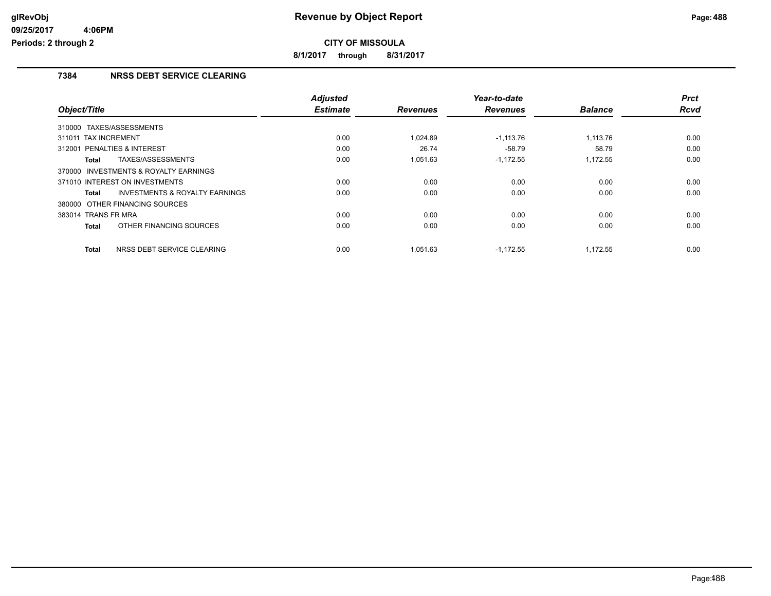# Revenue by Object Report

## CITY OF MISSOULA

**8/1/2017 through 8/31/2017**

glRevObj
09/25/2017 4:06PM
Periods: 2 through 2

### 7384 NRSS DEBT SERVICE CLEARING

| Object/Title | Adjusted Estimate | Revenues | Year-to-date Revenues | Balance | Prct Rcvd |
|---|---|---|---|---|---|
| 310000 TAXES/ASSESSMENTS | | | | | |
| 311011 TAX INCREMENT | 0.00 | 1,024.89 | -1,113.76 | 1,113.76 | 0.00 |
| 312001 PENALTIES & INTEREST | 0.00 | 26.74 | -58.79 | 58.79 | 0.00 |
| **Total** TAXES/ASSESSMENTS | 0.00 | 1,051.63 | -1,172.55 | 1,172.55 | 0.00 |
| 370000 INVESTMENTS & ROYALTY EARNINGS | | | | | |
| 371010 INTEREST ON INVESTMENTS | 0.00 | 0.00 | 0.00 | 0.00 | 0.00 |
| **Total** INVESTMENTS & ROYALTY EARNINGS | 0.00 | 0.00 | 0.00 | 0.00 | 0.00 |
| 380000 OTHER FINANCING SOURCES | | | | | |
| 383014 TRANS FR MRA | 0.00 | 0.00 | 0.00 | 0.00 | 0.00 |
| **Total** OTHER FINANCING SOURCES | 0.00 | 0.00 | 0.00 | 0.00 | 0.00 |
| **Total** NRSS DEBT SERVICE CLEARING | 0.00 | 1,051.63 | -1,172.55 | 1,172.55 | 0.00 |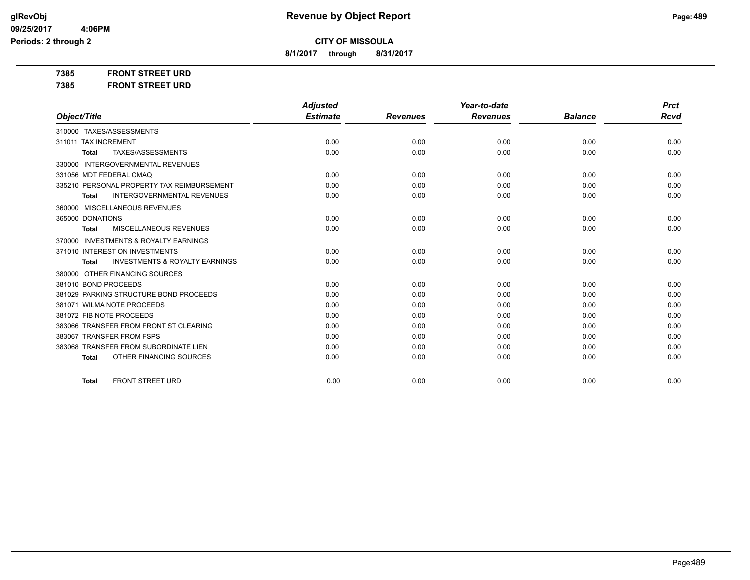**CITY OF MISSOULA**

**8/1/2017 through 8/31/2017**

**7385 FRONT STREET URD**

**7385 FRONT STREET URD**

| Object/Title | Adjusted Estimate | Revenues | Year-to-date Revenues | Balance | Prct Rcvd |
|---|---|---|---|---|---|
| 310000 TAXES/ASSESSMENTS | | | | | |
| 311011 TAX INCREMENT | 0.00 | 0.00 | 0.00 | 0.00 | 0.00 |
| **Total** TAXES/ASSESSMENTS | 0.00 | 0.00 | 0.00 | 0.00 | 0.00 |
| 330000 INTERGOVERNMENTAL REVENUES | | | | | |
| 331056 MDT FEDERAL CMAQ | 0.00 | 0.00 | 0.00 | 0.00 | 0.00 |
| 335210 PERSONAL PROPERTY TAX REIMBURSEMENT | 0.00 | 0.00 | 0.00 | 0.00 | 0.00 |
| **Total** INTERGOVERNMENTAL REVENUES | 0.00 | 0.00 | 0.00 | 0.00 | 0.00 |
| 360000 MISCELLANEOUS REVENUES | | | | | |
| 365000 DONATIONS | 0.00 | 0.00 | 0.00 | 0.00 | 0.00 |
| **Total** MISCELLANEOUS REVENUES | 0.00 | 0.00 | 0.00 | 0.00 | 0.00 |
| 370000 INVESTMENTS & ROYALTY EARNINGS | | | | | |
| 371010 INTEREST ON INVESTMENTS | 0.00 | 0.00 | 0.00 | 0.00 | 0.00 |
| **Total** INVESTMENTS & ROYALTY EARNINGS | 0.00 | 0.00 | 0.00 | 0.00 | 0.00 |
| 380000 OTHER FINANCING SOURCES | | | | | |
| 381010 BOND PROCEEDS | 0.00 | 0.00 | 0.00 | 0.00 | 0.00 |
| 381029 PARKING STRUCTURE BOND PROCEEDS | 0.00 | 0.00 | 0.00 | 0.00 | 0.00 |
| 381071 WILMA NOTE PROCEEDS | 0.00 | 0.00 | 0.00 | 0.00 | 0.00 |
| 381072 FIB NOTE PROCEEDS | 0.00 | 0.00 | 0.00 | 0.00 | 0.00 |
| 383066 TRANSFER FROM FRONT ST CLEARING | 0.00 | 0.00 | 0.00 | 0.00 | 0.00 |
| 383067 TRANSFER FROM FSPS | 0.00 | 0.00 | 0.00 | 0.00 | 0.00 |
| 383068 TRANSFER FROM SUBORDINATE LIEN | 0.00 | 0.00 | 0.00 | 0.00 | 0.00 |
| **Total** OTHER FINANCING SOURCES | 0.00 | 0.00 | 0.00 | 0.00 | 0.00 |
| **Total** FRONT STREET URD | 0.00 | 0.00 | 0.00 | 0.00 | 0.00 |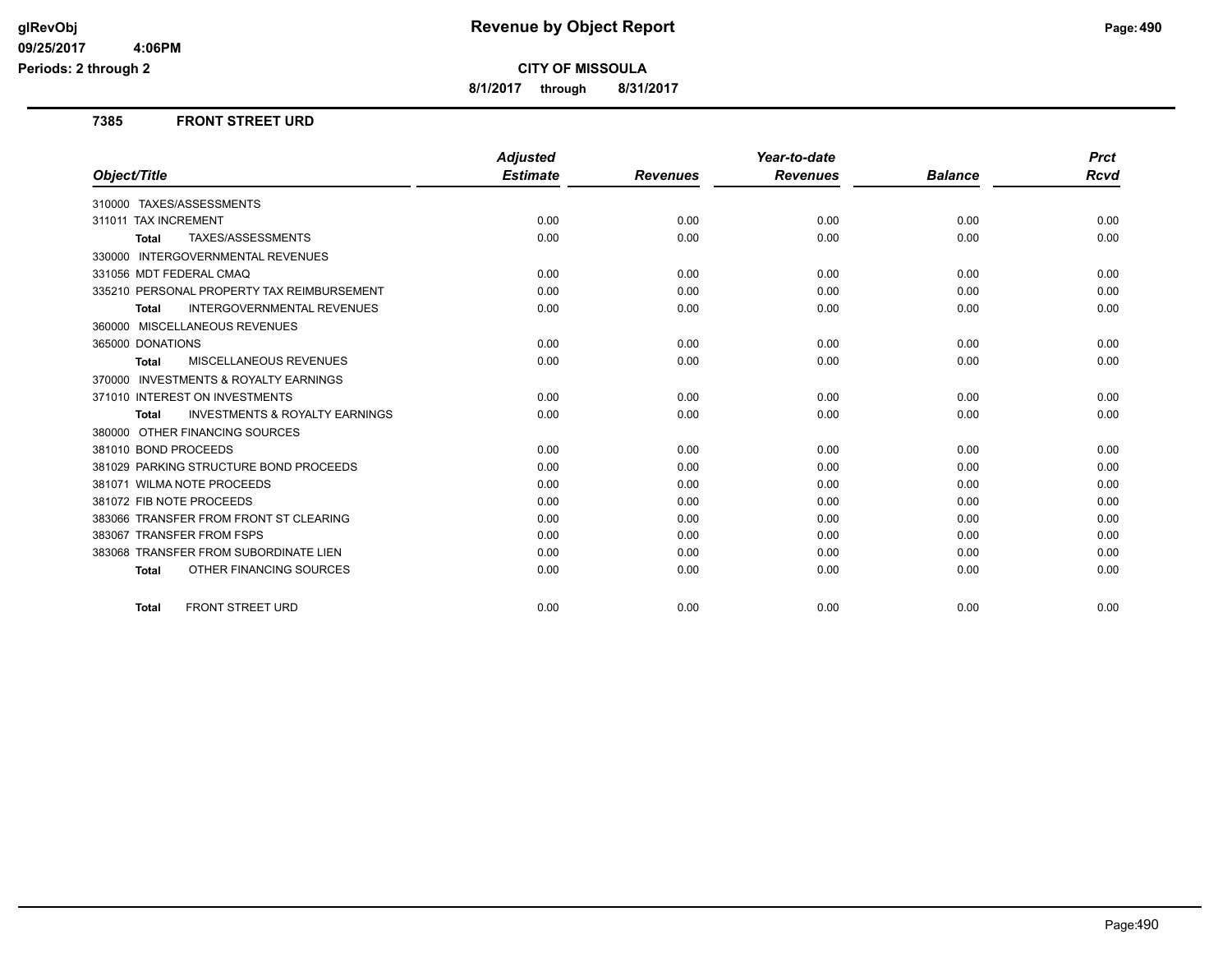# Revenue by Object Report

**CITY OF MISSOULA**

**8/1/2017 through 8/31/2017**

glRevObj
09/25/2017 4:06PM
Periods: 2 through 2

### 7385 FRONT STREET URD

| Object/Title | Adjusted Estimate | Revenues | Year-to-date Revenues | Balance | Prct Rcvd |
|---|---|---|---|---|---|
| 310000 TAXES/ASSESSMENTS | | | | | |
| 311011 TAX INCREMENT | 0.00 | 0.00 | 0.00 | 0.00 | 0.00 |
| **Total** TAXES/ASSESSMENTS | 0.00 | 0.00 | 0.00 | 0.00 | 0.00 |
| 330000 INTERGOVERNMENTAL REVENUES | | | | | |
| 331056 MDT FEDERAL CMAQ | 0.00 | 0.00 | 0.00 | 0.00 | 0.00 |
| 335210 PERSONAL PROPERTY TAX REIMBURSEMENT | 0.00 | 0.00 | 0.00 | 0.00 | 0.00 |
| **Total** INTERGOVERNMENTAL REVENUES | 0.00 | 0.00 | 0.00 | 0.00 | 0.00 |
| 360000 MISCELLANEOUS REVENUES | | | | | |
| 365000 DONATIONS | 0.00 | 0.00 | 0.00 | 0.00 | 0.00 |
| **Total** MISCELLANEOUS REVENUES | 0.00 | 0.00 | 0.00 | 0.00 | 0.00 |
| 370000 INVESTMENTS & ROYALTY EARNINGS | | | | | |
| 371010 INTEREST ON INVESTMENTS | 0.00 | 0.00 | 0.00 | 0.00 | 0.00 |
| **Total** INVESTMENTS & ROYALTY EARNINGS | 0.00 | 0.00 | 0.00 | 0.00 | 0.00 |
| 380000 OTHER FINANCING SOURCES | | | | | |
| 381010 BOND PROCEEDS | 0.00 | 0.00 | 0.00 | 0.00 | 0.00 |
| 381029 PARKING STRUCTURE BOND PROCEEDS | 0.00 | 0.00 | 0.00 | 0.00 | 0.00 |
| 381071 WILMA NOTE PROCEEDS | 0.00 | 0.00 | 0.00 | 0.00 | 0.00 |
| 381072 FIB NOTE PROCEEDS | 0.00 | 0.00 | 0.00 | 0.00 | 0.00 |
| 383066 TRANSFER FROM FRONT ST CLEARING | 0.00 | 0.00 | 0.00 | 0.00 | 0.00 |
| 383067 TRANSFER FROM FSPS | 0.00 | 0.00 | 0.00 | 0.00 | 0.00 |
| 383068 TRANSFER FROM SUBORDINATE LIEN | 0.00 | 0.00 | 0.00 | 0.00 | 0.00 |
| **Total** OTHER FINANCING SOURCES | 0.00 | 0.00 | 0.00 | 0.00 | 0.00 |
| **Total** FRONT STREET URD | 0.00 | 0.00 | 0.00 | 0.00 | 0.00 |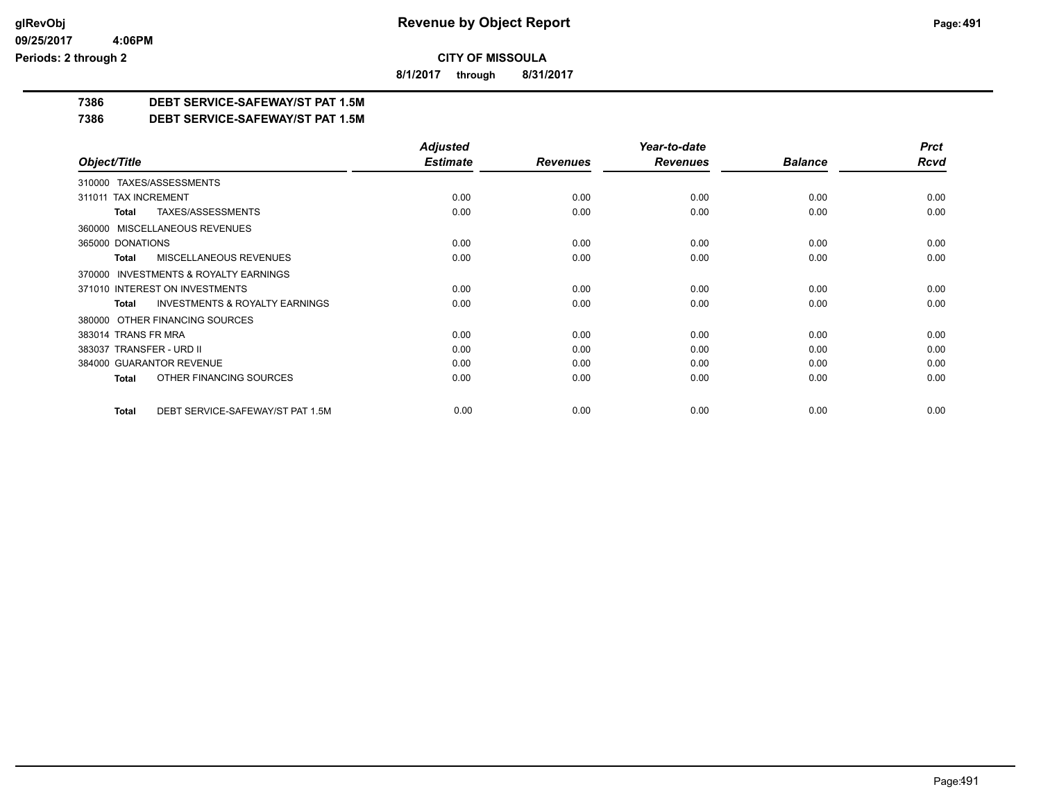**CITY OF MISSOULA**

**8/1/2017 through 8/31/2017**

**7386 DEBT SERVICE-SAFEWAY/ST PAT 1.5M**

**7386 DEBT SERVICE-SAFEWAY/ST PAT 1.5M**

| Object/Title | Adjusted Estimate | Revenues | Year-to-date Revenues | Balance | Prct Rcvd |
|---|---|---|---|---|---|
| 310000 TAXES/ASSESSMENTS | | | | | |
| 311011 TAX INCREMENT | 0.00 | 0.00 | 0.00 | 0.00 | 0.00 |
| **Total** TAXES/ASSESSMENTS | 0.00 | 0.00 | 0.00 | 0.00 | 0.00 |
| 360000 MISCELLANEOUS REVENUES | | | | | |
| 365000 DONATIONS | 0.00 | 0.00 | 0.00 | 0.00 | 0.00 |
| **Total** MISCELLANEOUS REVENUES | 0.00 | 0.00 | 0.00 | 0.00 | 0.00 |
| 370000 INVESTMENTS & ROYALTY EARNINGS | | | | | |
| 371010 INTEREST ON INVESTMENTS | 0.00 | 0.00 | 0.00 | 0.00 | 0.00 |
| **Total** INVESTMENTS & ROYALTY EARNINGS | 0.00 | 0.00 | 0.00 | 0.00 | 0.00 |
| 380000 OTHER FINANCING SOURCES | | | | | |
| 383014 TRANS FR MRA | 0.00 | 0.00 | 0.00 | 0.00 | 0.00 |
| 383037 TRANSFER - URD II | 0.00 | 0.00 | 0.00 | 0.00 | 0.00 |
| 384000 GUARANTOR REVENUE | 0.00 | 0.00 | 0.00 | 0.00 | 0.00 |
| **Total** OTHER FINANCING SOURCES | 0.00 | 0.00 | 0.00 | 0.00 | 0.00 |
| **Total** DEBT SERVICE-SAFEWAY/ST PAT 1.5M | 0.00 | 0.00 | 0.00 | 0.00 | 0.00 |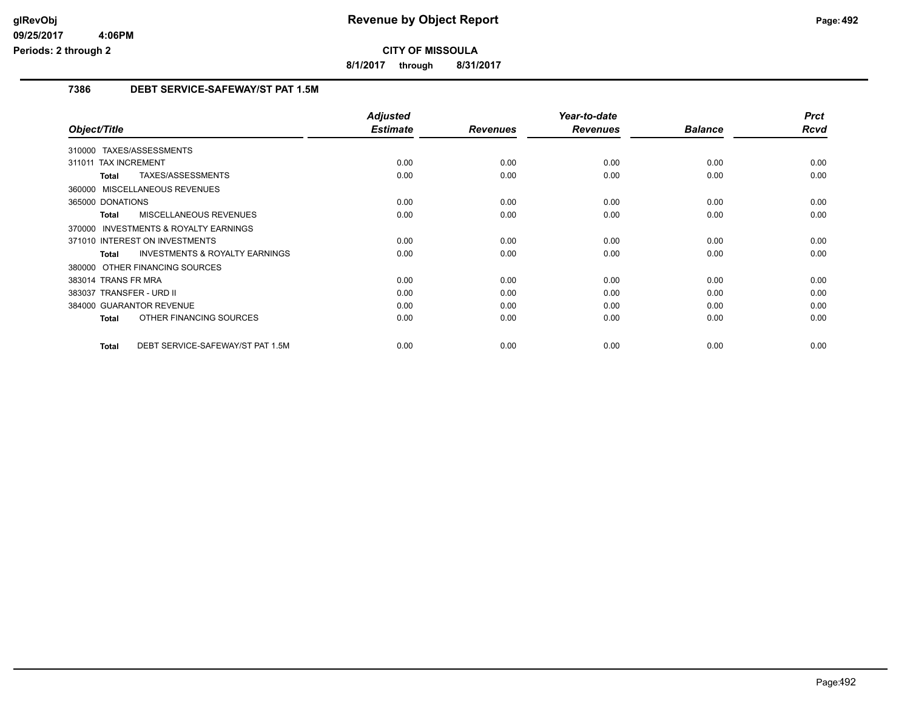# Revenue by Object Report

**CITY OF MISSOULA**

**8/1/2017 through 8/31/2017**

glRevObj
09/25/2017 4:06PM
Periods: 2 through 2

## 7386 DEBT SERVICE-SAFEWAY/ST PAT 1.5M

| Object/Title | Adjusted Estimate | Revenues | Year-to-date Revenues | Balance | Prct Rcvd |
|---|---|---|---|---|---|
| 310000 TAXES/ASSESSMENTS | | | | | |
| 311011 TAX INCREMENT | 0.00 | 0.00 | 0.00 | 0.00 | 0.00 |
| **Total** TAXES/ASSESSMENTS | 0.00 | 0.00 | 0.00 | 0.00 | 0.00 |
| 360000 MISCELLANEOUS REVENUES | | | | | |
| 365000 DONATIONS | 0.00 | 0.00 | 0.00 | 0.00 | 0.00 |
| **Total** MISCELLANEOUS REVENUES | 0.00 | 0.00 | 0.00 | 0.00 | 0.00 |
| 370000 INVESTMENTS & ROYALTY EARNINGS | | | | | |
| 371010 INTEREST ON INVESTMENTS | 0.00 | 0.00 | 0.00 | 0.00 | 0.00 |
| **Total** INVESTMENTS & ROYALTY EARNINGS | 0.00 | 0.00 | 0.00 | 0.00 | 0.00 |
| 380000 OTHER FINANCING SOURCES | | | | | |
| 383014 TRANS FR MRA | 0.00 | 0.00 | 0.00 | 0.00 | 0.00 |
| 383037 TRANSFER - URD II | 0.00 | 0.00 | 0.00 | 0.00 | 0.00 |
| 384000 GUARANTOR REVENUE | 0.00 | 0.00 | 0.00 | 0.00 | 0.00 |
| **Total** OTHER FINANCING SOURCES | 0.00 | 0.00 | 0.00 | 0.00 | 0.00 |
| **Total** DEBT SERVICE-SAFEWAY/ST PAT 1.5M | 0.00 | 0.00 | 0.00 | 0.00 | 0.00 |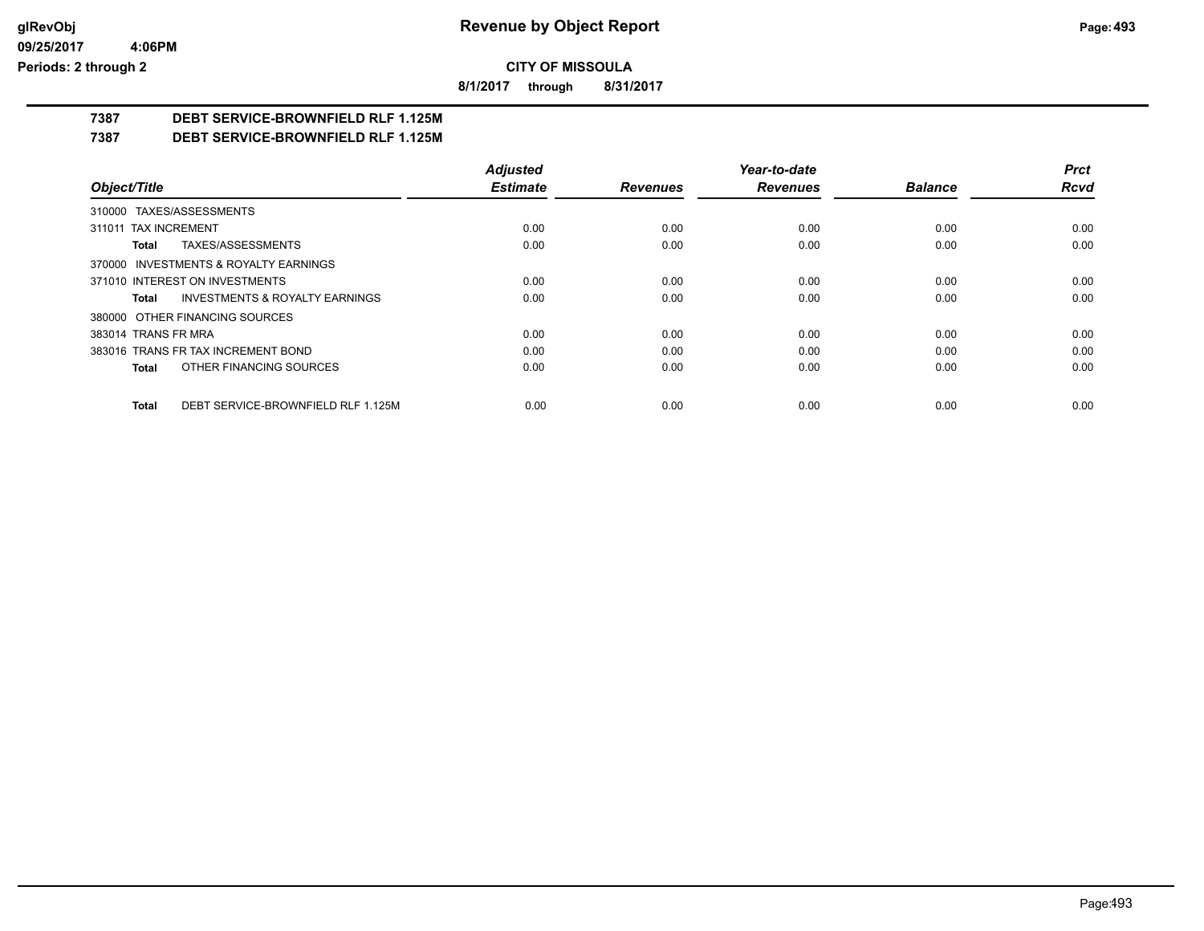**CITY OF MISSOULA**

**8/1/2017 through 8/31/2017**

## 7387 DEBT SERVICE-BROWNFIELD RLF 1.125M

## 7387 DEBT SERVICE-BROWNFIELD RLF 1.125M

| Object/Title | Adjusted Estimate | Revenues | Year-to-date Revenues | Balance | Prct Rcvd |
|---|---|---|---|---|---|
| 310000 TAXES/ASSESSMENTS | | | | | |
| 311011 TAX INCREMENT | 0.00 | 0.00 | 0.00 | 0.00 | 0.00 |
| **Total** TAXES/ASSESSMENTS | 0.00 | 0.00 | 0.00 | 0.00 | 0.00 |
| 370000 INVESTMENTS & ROYALTY EARNINGS | | | | | |
| 371010 INTEREST ON INVESTMENTS | 0.00 | 0.00 | 0.00 | 0.00 | 0.00 |
| **Total** INVESTMENTS & ROYALTY EARNINGS | 0.00 | 0.00 | 0.00 | 0.00 | 0.00 |
| 380000 OTHER FINANCING SOURCES | | | | | |
| 383014 TRANS FR MRA | 0.00 | 0.00 | 0.00 | 0.00 | 0.00 |
| 383016 TRANS FR TAX INCREMENT BOND | 0.00 | 0.00 | 0.00 | 0.00 | 0.00 |
| **Total** OTHER FINANCING SOURCES | 0.00 | 0.00 | 0.00 | 0.00 | 0.00 |
| **Total** DEBT SERVICE-BROWNFIELD RLF 1.125M | 0.00 | 0.00 | 0.00 | 0.00 | 0.00 |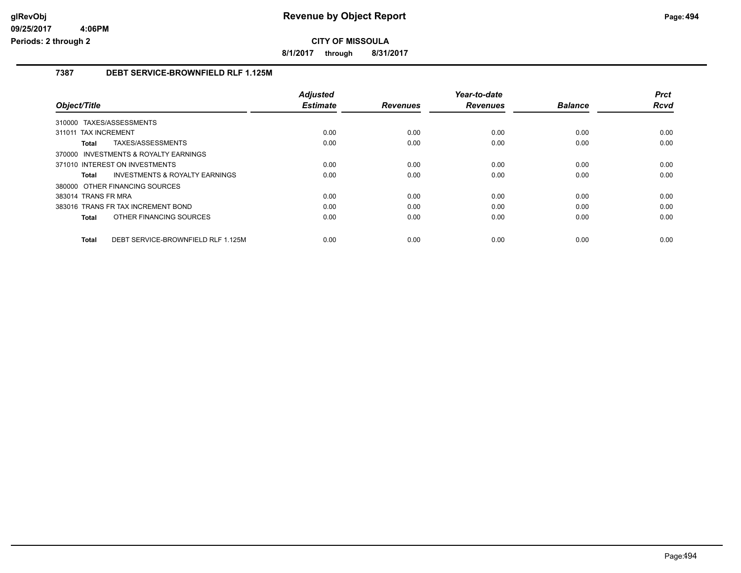## Revenue by Object Report

**CITY OF MISSOULA**

**8/1/2017 through 8/31/2017**

### 7387 DEBT SERVICE-BROWNFIELD RLF 1.125M

| Object/Title | Adjusted Estimate | Revenues | Year-to-date Revenues | Balance | Prct Rcvd |
|---|---|---|---|---|---|
| 310000 TAXES/ASSESSMENTS | | | | | |
| 311011 TAX INCREMENT | 0.00 | 0.00 | 0.00 | 0.00 | 0.00 |
| **Total** TAXES/ASSESSMENTS | 0.00 | 0.00 | 0.00 | 0.00 | 0.00 |
| 370000 INVESTMENTS & ROYALTY EARNINGS | | | | | |
| 371010 INTEREST ON INVESTMENTS | 0.00 | 0.00 | 0.00 | 0.00 | 0.00 |
| **Total** INVESTMENTS & ROYALTY EARNINGS | 0.00 | 0.00 | 0.00 | 0.00 | 0.00 |
| 380000 OTHER FINANCING SOURCES | | | | | |
| 383014 TRANS FR MRA | 0.00 | 0.00 | 0.00 | 0.00 | 0.00 |
| 383016 TRANS FR TAX INCREMENT BOND | 0.00 | 0.00 | 0.00 | 0.00 | 0.00 |
| **Total** OTHER FINANCING SOURCES | 0.00 | 0.00 | 0.00 | 0.00 | 0.00 |
| **Total** DEBT SERVICE-BROWNFIELD RLF 1.125M | 0.00 | 0.00 | 0.00 | 0.00 | 0.00 |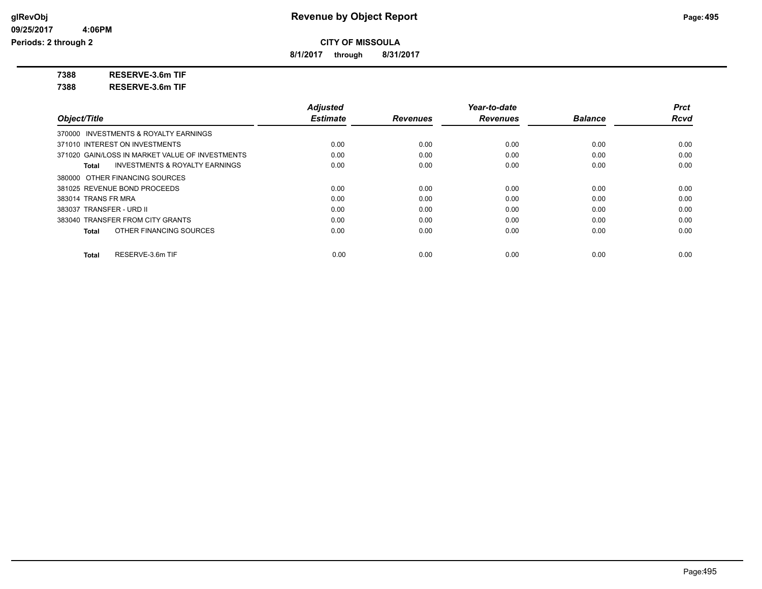**Revenue by Object Report**

**CITY OF MISSOULA**

**8/1/2017 through 8/31/2017**

**7388 RESERVE-3.6m TIF**

**7388 RESERVE-3.6m TIF**

| Object/Title | Adjusted Estimate | Revenues | Year-to-date Revenues | Balance | Prct Rcvd |
|---|---|---|---|---|---|
| 370000 INVESTMENTS & ROYALTY EARNINGS | | | | | |
| 371010 INTEREST ON INVESTMENTS | 0.00 | 0.00 | 0.00 | 0.00 | 0.00 |
| 371020 GAIN/LOSS IN MARKET VALUE OF INVESTMENTS | 0.00 | 0.00 | 0.00 | 0.00 | 0.00 |
| **Total** INVESTMENTS & ROYALTY EARNINGS | 0.00 | 0.00 | 0.00 | 0.00 | 0.00 |
| 380000 OTHER FINANCING SOURCES | | | | | |
| 381025 REVENUE BOND PROCEEDS | 0.00 | 0.00 | 0.00 | 0.00 | 0.00 |
| 383014 TRANS FR MRA | 0.00 | 0.00 | 0.00 | 0.00 | 0.00 |
| 383037 TRANSFER - URD II | 0.00 | 0.00 | 0.00 | 0.00 | 0.00 |
| 383040 TRANSFER FROM CITY GRANTS | 0.00 | 0.00 | 0.00 | 0.00 | 0.00 |
| **Total** OTHER FINANCING SOURCES | 0.00 | 0.00 | 0.00 | 0.00 | 0.00 |
| **Total** RESERVE-3.6m TIF | 0.00 | 0.00 | 0.00 | 0.00 | 0.00 |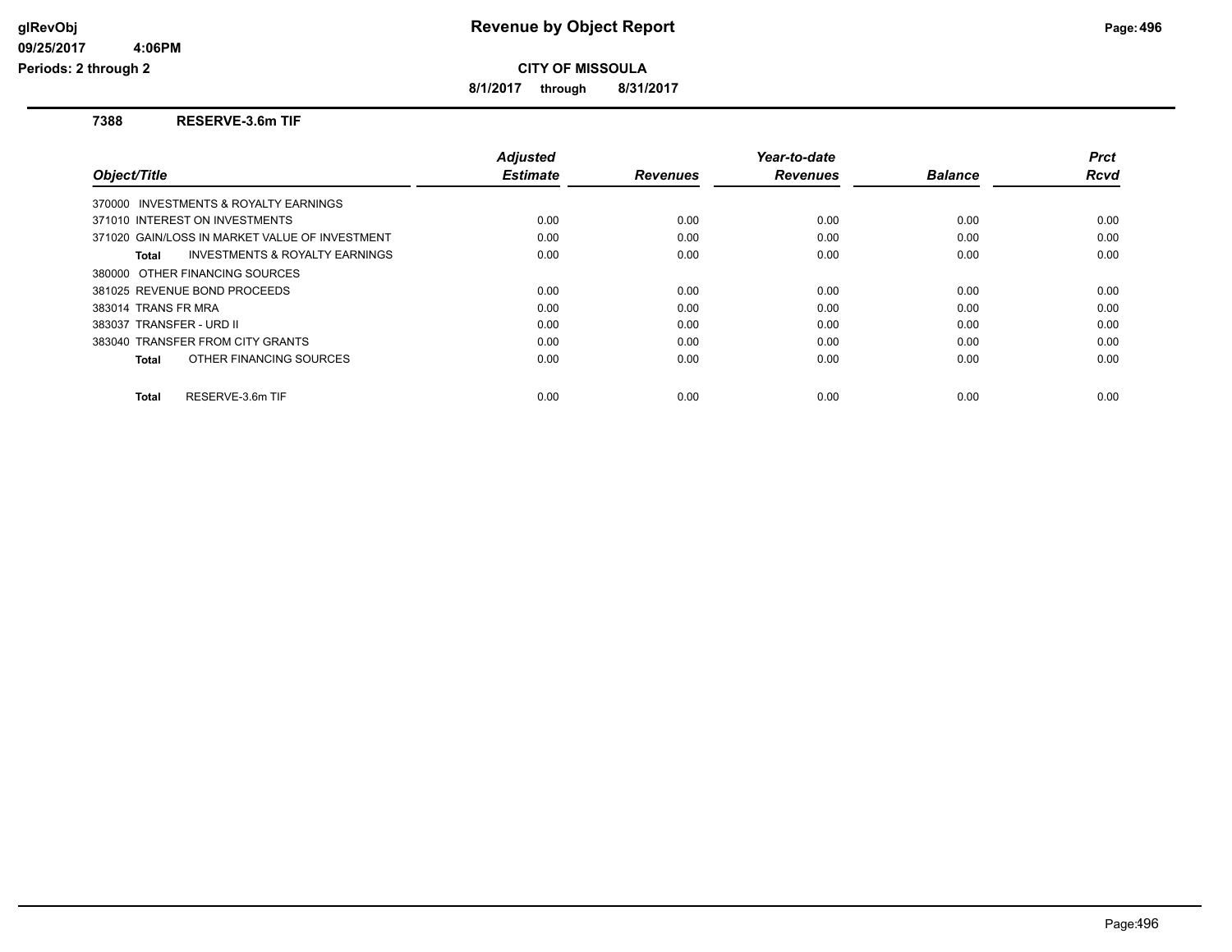# Revenue by Object Report

**CITY OF MISSOULA**

**8/1/2017 through 8/31/2017**

glRevObj
09/25/2017 4:06PM
Periods: 2 through 2

## 7388 RESERVE-3.6m TIF

| Object/Title | Adjusted Estimate | Revenues | Year-to-date Revenues | Balance | Prct Rcvd |
|---|---|---|---|---|---|
| 370000 INVESTMENTS & ROYALTY EARNINGS | | | | | |
| 371010 INTEREST ON INVESTMENTS | 0.00 | 0.00 | 0.00 | 0.00 | 0.00 |
| 371020 GAIN/LOSS IN MARKET VALUE OF INVESTMENT | 0.00 | 0.00 | 0.00 | 0.00 | 0.00 |
| **Total** INVESTMENTS & ROYALTY EARNINGS | 0.00 | 0.00 | 0.00 | 0.00 | 0.00 |
| 380000 OTHER FINANCING SOURCES | | | | | |
| 381025 REVENUE BOND PROCEEDS | 0.00 | 0.00 | 0.00 | 0.00 | 0.00 |
| 383014 TRANS FR MRA | 0.00 | 0.00 | 0.00 | 0.00 | 0.00 |
| 383037 TRANSFER - URD II | 0.00 | 0.00 | 0.00 | 0.00 | 0.00 |
| 383040 TRANSFER FROM CITY GRANTS | 0.00 | 0.00 | 0.00 | 0.00 | 0.00 |
| **Total** OTHER FINANCING SOURCES | 0.00 | 0.00 | 0.00 | 0.00 | 0.00 |
| **Total** RESERVE-3.6m TIF | 0.00 | 0.00 | 0.00 | 0.00 | 0.00 |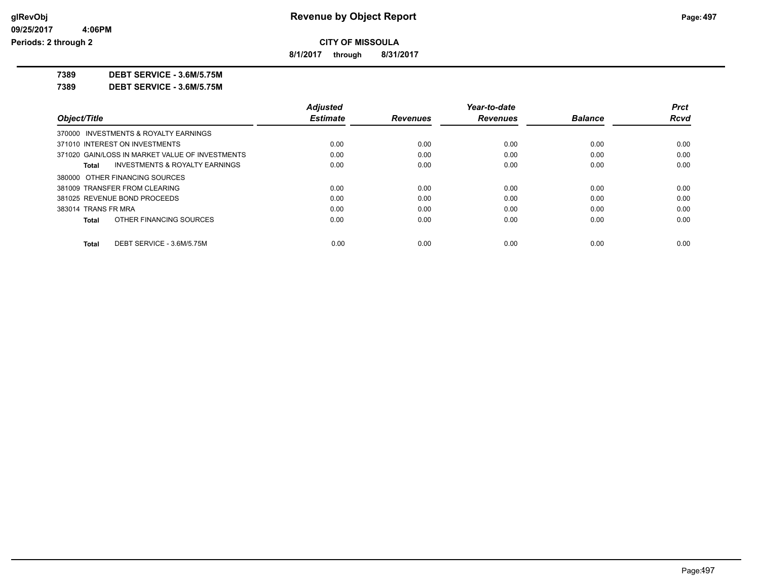# Revenue by Object Report

**CITY OF MISSOULA**

**8/1/2017 through 8/31/2017**

glRevObj
09/25/2017 4:06PM
Periods: 2 through 2

**7389 DEBT SERVICE - 3.6M/5.75M**

**7389 DEBT SERVICE - 3.6M/5.75M**

| Object/Title | Adjusted Estimate | Revenues | Year-to-date Revenues | Balance | Prct Rcvd |
|---|---|---|---|---|---|
| 370000 INVESTMENTS & ROYALTY EARNINGS | | | | | |
| 371010 INTEREST ON INVESTMENTS | 0.00 | 0.00 | 0.00 | 0.00 | 0.00 |
| 371020 GAIN/LOSS IN MARKET VALUE OF INVESTMENTS | 0.00 | 0.00 | 0.00 | 0.00 | 0.00 |
| **Total** INVESTMENTS & ROYALTY EARNINGS | 0.00 | 0.00 | 0.00 | 0.00 | 0.00 |
| 380000 OTHER FINANCING SOURCES | | | | | |
| 381009 TRANSFER FROM CLEARING | 0.00 | 0.00 | 0.00 | 0.00 | 0.00 |
| 381025 REVENUE BOND PROCEEDS | 0.00 | 0.00 | 0.00 | 0.00 | 0.00 |
| 383014 TRANS FR MRA | 0.00 | 0.00 | 0.00 | 0.00 | 0.00 |
| **Total** OTHER FINANCING SOURCES | 0.00 | 0.00 | 0.00 | 0.00 | 0.00 |
| **Total** DEBT SERVICE - 3.6M/5.75M | 0.00 | 0.00 | 0.00 | 0.00 | 0.00 |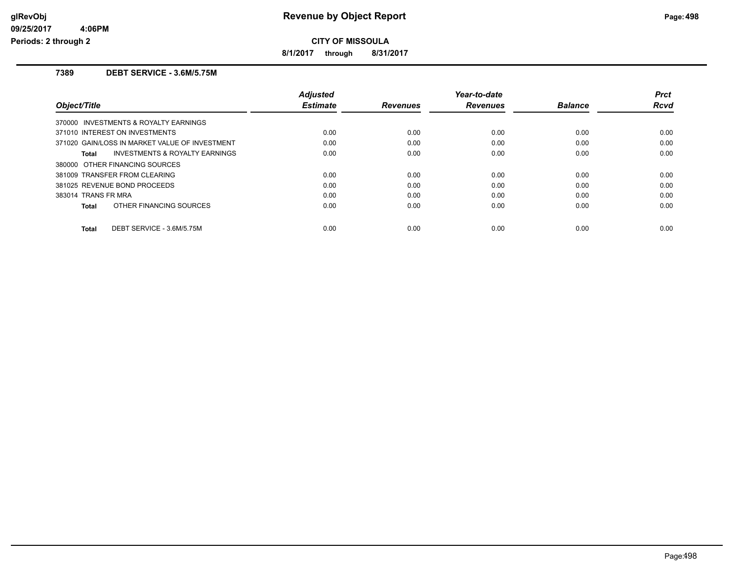# Revenue by Object Report

**CITY OF MISSOULA**

**8/1/2017 through 8/31/2017**

glRevObj
09/25/2017 4:06PM
Periods: 2 through 2

## 7389 DEBT SERVICE - 3.6M/5.75M

| Object/Title | Adjusted Estimate | Revenues | Year-to-date Revenues | Balance | Prct Rcvd |
|---|---|---|---|---|---|
| 370000 INVESTMENTS & ROYALTY EARNINGS | | | | | |
| 371010 INTEREST ON INVESTMENTS | 0.00 | 0.00 | 0.00 | 0.00 | 0.00 |
| 371020 GAIN/LOSS IN MARKET VALUE OF INVESTMENT | 0.00 | 0.00 | 0.00 | 0.00 | 0.00 |
| **Total** INVESTMENTS & ROYALTY EARNINGS | 0.00 | 0.00 | 0.00 | 0.00 | 0.00 |
| 380000 OTHER FINANCING SOURCES | | | | | |
| 381009 TRANSFER FROM CLEARING | 0.00 | 0.00 | 0.00 | 0.00 | 0.00 |
| 381025 REVENUE BOND PROCEEDS | 0.00 | 0.00 | 0.00 | 0.00 | 0.00 |
| 383014 TRANS FR MRA | 0.00 | 0.00 | 0.00 | 0.00 | 0.00 |
| **Total** OTHER FINANCING SOURCES | 0.00 | 0.00 | 0.00 | 0.00 | 0.00 |
| **Total** DEBT SERVICE - 3.6M/5.75M | 0.00 | 0.00 | 0.00 | 0.00 | 0.00 |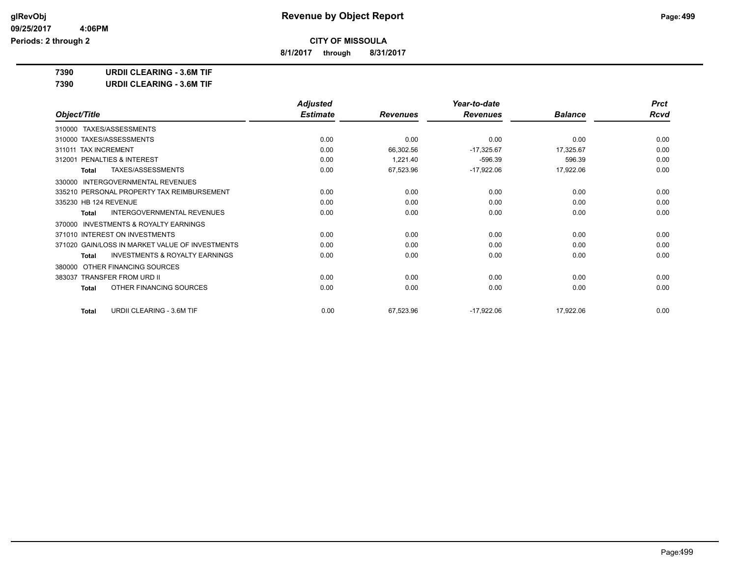**CITY OF MISSOULA**

**8/1/2017 through 8/31/2017**

**7390 URDII CLEARING - 3.6M TIF**

**7390 URDII CLEARING - 3.6M TIF**

| Object/Title | Adjusted Estimate | Revenues | Year-to-date Revenues | Balance | Prct Rcvd |
|---|---|---|---|---|---|
| 310000 TAXES/ASSESSMENTS | | | | | |
| 310000 TAXES/ASSESSMENTS | 0.00 | 0.00 | 0.00 | 0.00 | 0.00 |
| 311011 TAX INCREMENT | 0.00 | 66,302.56 | -17,325.67 | 17,325.67 | 0.00 |
| 312001 PENALTIES & INTEREST | 0.00 | 1,221.40 | -596.39 | 596.39 | 0.00 |
| **Total** TAXES/ASSESSMENTS | 0.00 | 67,523.96 | -17,922.06 | 17,922.06 | 0.00 |
| 330000 INTERGOVERNMENTAL REVENUES | | | | | |
| 335210 PERSONAL PROPERTY TAX REIMBURSEMENT | 0.00 | 0.00 | 0.00 | 0.00 | 0.00 |
| 335230 HB 124 REVENUE | 0.00 | 0.00 | 0.00 | 0.00 | 0.00 |
| **Total** INTERGOVERNMENTAL REVENUES | 0.00 | 0.00 | 0.00 | 0.00 | 0.00 |
| 370000 INVESTMENTS & ROYALTY EARNINGS | | | | | |
| 371010 INTEREST ON INVESTMENTS | 0.00 | 0.00 | 0.00 | 0.00 | 0.00 |
| 371020 GAIN/LOSS IN MARKET VALUE OF INVESTMENTS | 0.00 | 0.00 | 0.00 | 0.00 | 0.00 |
| **Total** INVESTMENTS & ROYALTY EARNINGS | 0.00 | 0.00 | 0.00 | 0.00 | 0.00 |
| 380000 OTHER FINANCING SOURCES | | | | | |
| 383037 TRANSFER FROM URD II | 0.00 | 0.00 | 0.00 | 0.00 | 0.00 |
| **Total** OTHER FINANCING SOURCES | 0.00 | 0.00 | 0.00 | 0.00 | 0.00 |
| **Total** URDII CLEARING - 3.6M TIF | 0.00 | 67,523.96 | -17,922.06 | 17,922.06 | 0.00 |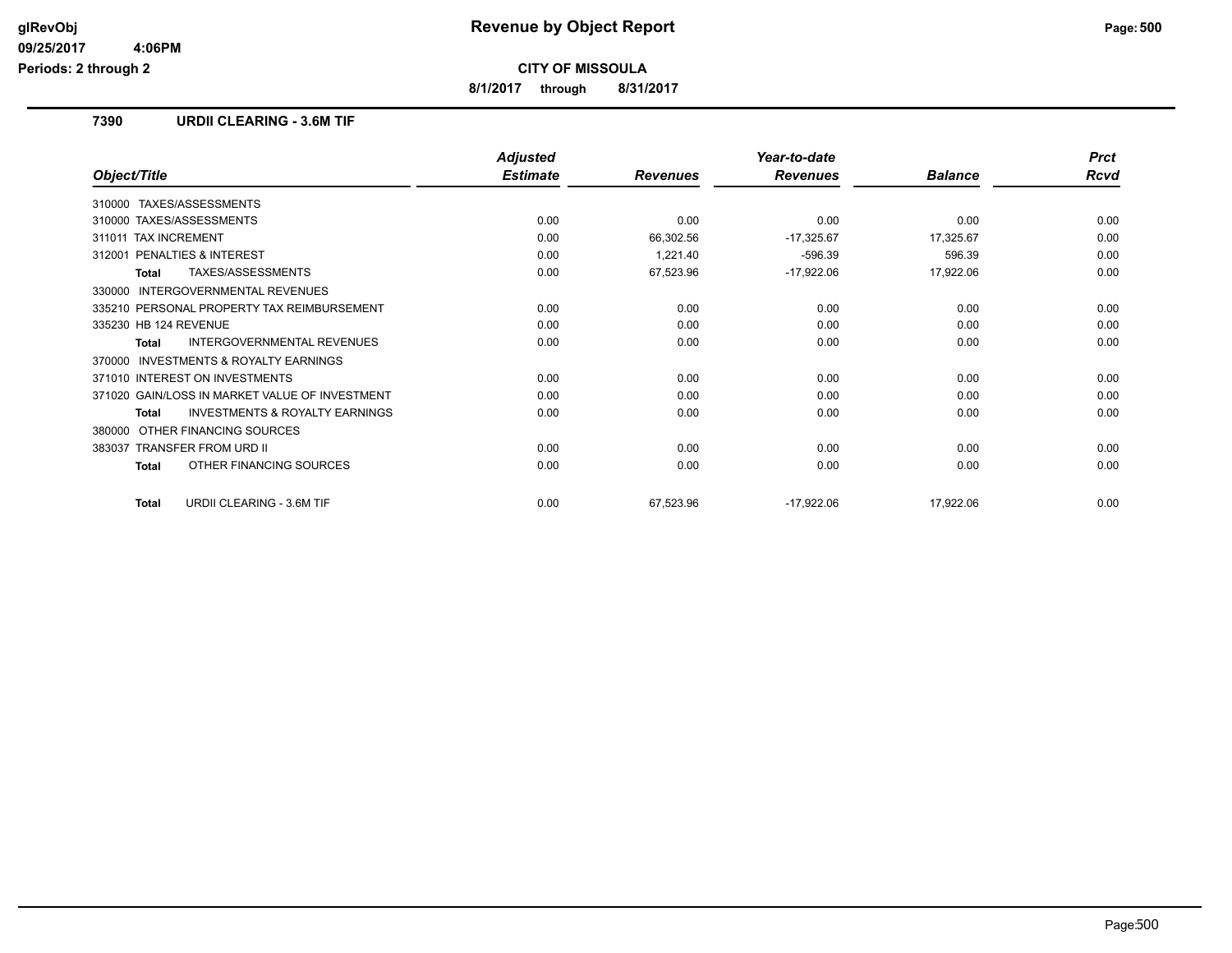**CITY OF MISSOULA**

**8/1/2017 through 8/31/2017**

**Revenue by Object Report**

glRevObj
09/25/2017 4:06PM
Periods: 2 through 2

## 7390 URDII CLEARING - 3.6M TIF

| Object/Title | Adjusted Estimate | Revenues | Year-to-date Revenues | Balance | Prct Rcvd |
|---|---|---|---|---|---|
| 310000 TAXES/ASSESSMENTS | | | | | |
| 310000 TAXES/ASSESSMENTS | 0.00 | 0.00 | 0.00 | 0.00 | 0.00 |
| 311011 TAX INCREMENT | 0.00 | 66,302.56 | -17,325.67 | 17,325.67 | 0.00 |
| 312001 PENALTIES & INTEREST | 0.00 | 1,221.40 | -596.39 | 596.39 | 0.00 |
| **Total** TAXES/ASSESSMENTS | 0.00 | 67,523.96 | -17,922.06 | 17,922.06 | 0.00 |
| 330000 INTERGOVERNMENTAL REVENUES | | | | | |
| 335210 PERSONAL PROPERTY TAX REIMBURSEMENT | 0.00 | 0.00 | 0.00 | 0.00 | 0.00 |
| 335230 HB 124 REVENUE | 0.00 | 0.00 | 0.00 | 0.00 | 0.00 |
| **Total** INTERGOVERNMENTAL REVENUES | 0.00 | 0.00 | 0.00 | 0.00 | 0.00 |
| 370000 INVESTMENTS & ROYALTY EARNINGS | | | | | |
| 371010 INTEREST ON INVESTMENTS | 0.00 | 0.00 | 0.00 | 0.00 | 0.00 |
| 371020 GAIN/LOSS IN MARKET VALUE OF INVESTMENT | 0.00 | 0.00 | 0.00 | 0.00 | 0.00 |
| **Total** INVESTMENTS & ROYALTY EARNINGS | 0.00 | 0.00 | 0.00 | 0.00 | 0.00 |
| 380000 OTHER FINANCING SOURCES | | | | | |
| 383037 TRANSFER FROM URD II | 0.00 | 0.00 | 0.00 | 0.00 | 0.00 |
| **Total** OTHER FINANCING SOURCES | 0.00 | 0.00 | 0.00 | 0.00 | 0.00 |
| **Total** URDII CLEARING - 3.6M TIF | 0.00 | 67,523.96 | -17,922.06 | 17,922.06 | 0.00 |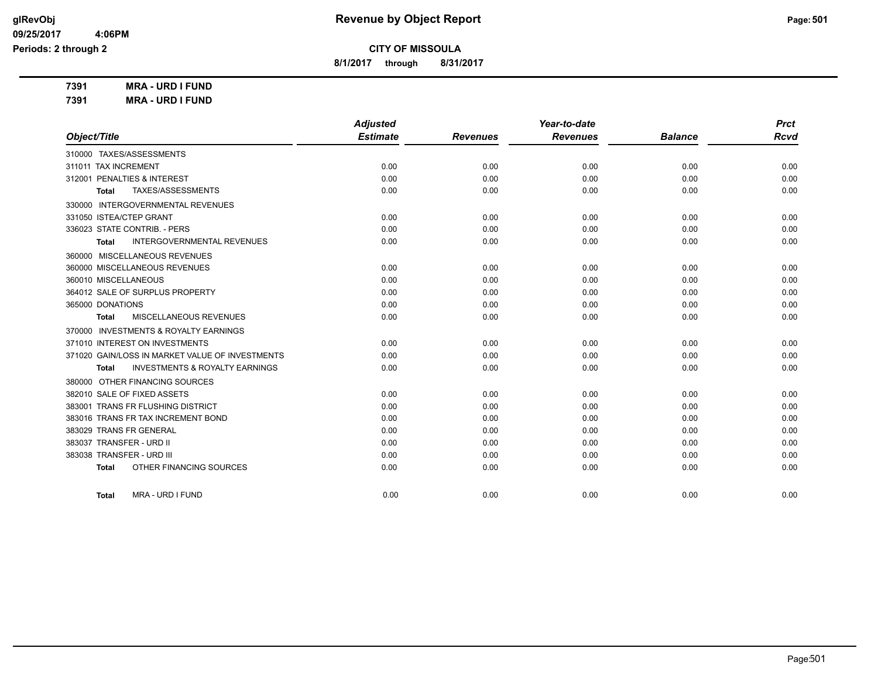**Revenue by Object Report**

**CITY OF MISSOULA**

**8/1/2017 through 8/31/2017**

glRevObj
09/25/2017 4:06PM
Periods: 2 through 2

**7391 MRA - URD I FUND**

**7391 MRA - URD I FUND**

| Object/Title | Adjusted Estimate | Revenues | Year-to-date Revenues | Balance | Prct Rcvd |
|---|---|---|---|---|---|
| 310000 TAXES/ASSESSMENTS | | | | | |
| 311011 TAX INCREMENT | 0.00 | 0.00 | 0.00 | 0.00 | 0.00 |
| 312001 PENALTIES & INTEREST | 0.00 | 0.00 | 0.00 | 0.00 | 0.00 |
| **Total** TAXES/ASSESSMENTS | 0.00 | 0.00 | 0.00 | 0.00 | 0.00 |
| 330000 INTERGOVERNMENTAL REVENUES | | | | | |
| 331050 ISTEA/CTEP GRANT | 0.00 | 0.00 | 0.00 | 0.00 | 0.00 |
| 336023 STATE CONTRIB. - PERS | 0.00 | 0.00 | 0.00 | 0.00 | 0.00 |
| **Total** INTERGOVERNMENTAL REVENUES | 0.00 | 0.00 | 0.00 | 0.00 | 0.00 |
| 360000 MISCELLANEOUS REVENUES | | | | | |
| 360000 MISCELLANEOUS REVENUES | 0.00 | 0.00 | 0.00 | 0.00 | 0.00 |
| 360010 MISCELLANEOUS | 0.00 | 0.00 | 0.00 | 0.00 | 0.00 |
| 364012 SALE OF SURPLUS PROPERTY | 0.00 | 0.00 | 0.00 | 0.00 | 0.00 |
| 365000 DONATIONS | 0.00 | 0.00 | 0.00 | 0.00 | 0.00 |
| **Total** MISCELLANEOUS REVENUES | 0.00 | 0.00 | 0.00 | 0.00 | 0.00 |
| 370000 INVESTMENTS & ROYALTY EARNINGS | | | | | |
| 371010 INTEREST ON INVESTMENTS | 0.00 | 0.00 | 0.00 | 0.00 | 0.00 |
| 371020 GAIN/LOSS IN MARKET VALUE OF INVESTMENTS | 0.00 | 0.00 | 0.00 | 0.00 | 0.00 |
| **Total** INVESTMENTS & ROYALTY EARNINGS | 0.00 | 0.00 | 0.00 | 0.00 | 0.00 |
| 380000 OTHER FINANCING SOURCES | | | | | |
| 382010 SALE OF FIXED ASSETS | 0.00 | 0.00 | 0.00 | 0.00 | 0.00 |
| 383001 TRANS FR FLUSHING DISTRICT | 0.00 | 0.00 | 0.00 | 0.00 | 0.00 |
| 383016 TRANS FR TAX INCREMENT BOND | 0.00 | 0.00 | 0.00 | 0.00 | 0.00 |
| 383029 TRANS FR GENERAL | 0.00 | 0.00 | 0.00 | 0.00 | 0.00 |
| 383037 TRANSFER - URD II | 0.00 | 0.00 | 0.00 | 0.00 | 0.00 |
| 383038 TRANSFER - URD III | 0.00 | 0.00 | 0.00 | 0.00 | 0.00 |
| **Total** OTHER FINANCING SOURCES | 0.00 | 0.00 | 0.00 | 0.00 | 0.00 |
| **Total** MRA - URD I FUND | 0.00 | 0.00 | 0.00 | 0.00 | 0.00 |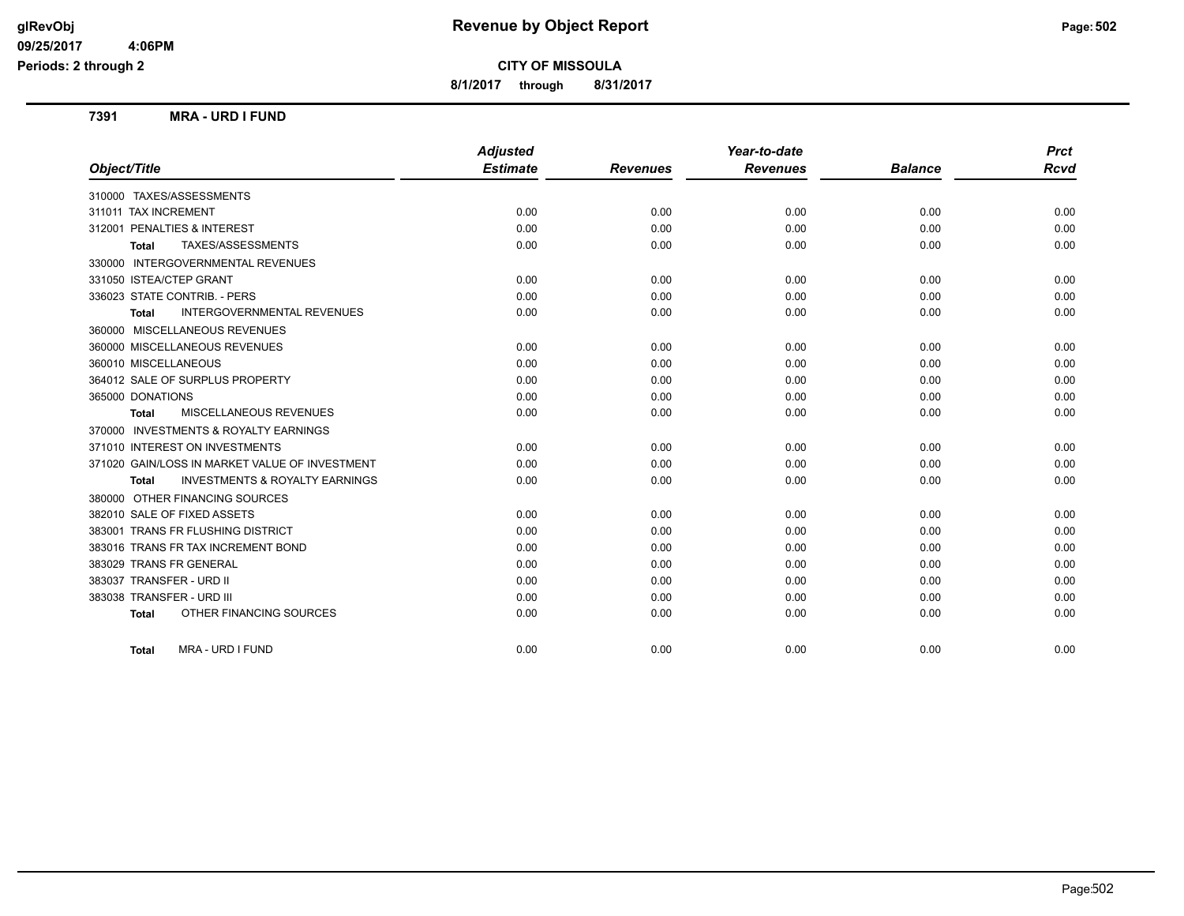# Revenue by Object Report

glRevObj
09/25/2017 4:06PM
Periods: 2 through 2

**CITY OF MISSOULA**

**8/1/2017 through 8/31/2017**

## 7391 MRA - URD I FUND

| Object/Title | Adjusted Estimate | Revenues | Year-to-date Revenues | Balance | Prct Rcvd |
|---|---|---|---|---|---|
| 310000 TAXES/ASSESSMENTS | | | | | |
| 311011 TAX INCREMENT | 0.00 | 0.00 | 0.00 | 0.00 | 0.00 |
| 312001 PENALTIES & INTEREST | 0.00 | 0.00 | 0.00 | 0.00 | 0.00 |
| **Total** TAXES/ASSESSMENTS | 0.00 | 0.00 | 0.00 | 0.00 | 0.00 |
| 330000 INTERGOVERNMENTAL REVENUES | | | | | |
| 331050 ISTEA/CTEP GRANT | 0.00 | 0.00 | 0.00 | 0.00 | 0.00 |
| 336023 STATE CONTRIB. - PERS | 0.00 | 0.00 | 0.00 | 0.00 | 0.00 |
| **Total** INTERGOVERNMENTAL REVENUES | 0.00 | 0.00 | 0.00 | 0.00 | 0.00 |
| 360000 MISCELLANEOUS REVENUES | | | | | |
| 360000 MISCELLANEOUS REVENUES | 0.00 | 0.00 | 0.00 | 0.00 | 0.00 |
| 360010 MISCELLANEOUS | 0.00 | 0.00 | 0.00 | 0.00 | 0.00 |
| 364012 SALE OF SURPLUS PROPERTY | 0.00 | 0.00 | 0.00 | 0.00 | 0.00 |
| 365000 DONATIONS | 0.00 | 0.00 | 0.00 | 0.00 | 0.00 |
| **Total** MISCELLANEOUS REVENUES | 0.00 | 0.00 | 0.00 | 0.00 | 0.00 |
| 370000 INVESTMENTS & ROYALTY EARNINGS | | | | | |
| 371010 INTEREST ON INVESTMENTS | 0.00 | 0.00 | 0.00 | 0.00 | 0.00 |
| 371020 GAIN/LOSS IN MARKET VALUE OF INVESTMENT | 0.00 | 0.00 | 0.00 | 0.00 | 0.00 |
| **Total** INVESTMENTS & ROYALTY EARNINGS | 0.00 | 0.00 | 0.00 | 0.00 | 0.00 |
| 380000 OTHER FINANCING SOURCES | | | | | |
| 382010 SALE OF FIXED ASSETS | 0.00 | 0.00 | 0.00 | 0.00 | 0.00 |
| 383001 TRANS FR FLUSHING DISTRICT | 0.00 | 0.00 | 0.00 | 0.00 | 0.00 |
| 383016 TRANS FR TAX INCREMENT BOND | 0.00 | 0.00 | 0.00 | 0.00 | 0.00 |
| 383029 TRANS FR GENERAL | 0.00 | 0.00 | 0.00 | 0.00 | 0.00 |
| 383037 TRANSFER - URD II | 0.00 | 0.00 | 0.00 | 0.00 | 0.00 |
| 383038 TRANSFER - URD III | 0.00 | 0.00 | 0.00 | 0.00 | 0.00 |
| **Total** OTHER FINANCING SOURCES | 0.00 | 0.00 | 0.00 | 0.00 | 0.00 |
| **Total** MRA - URD I FUND | 0.00 | 0.00 | 0.00 | 0.00 | 0.00 |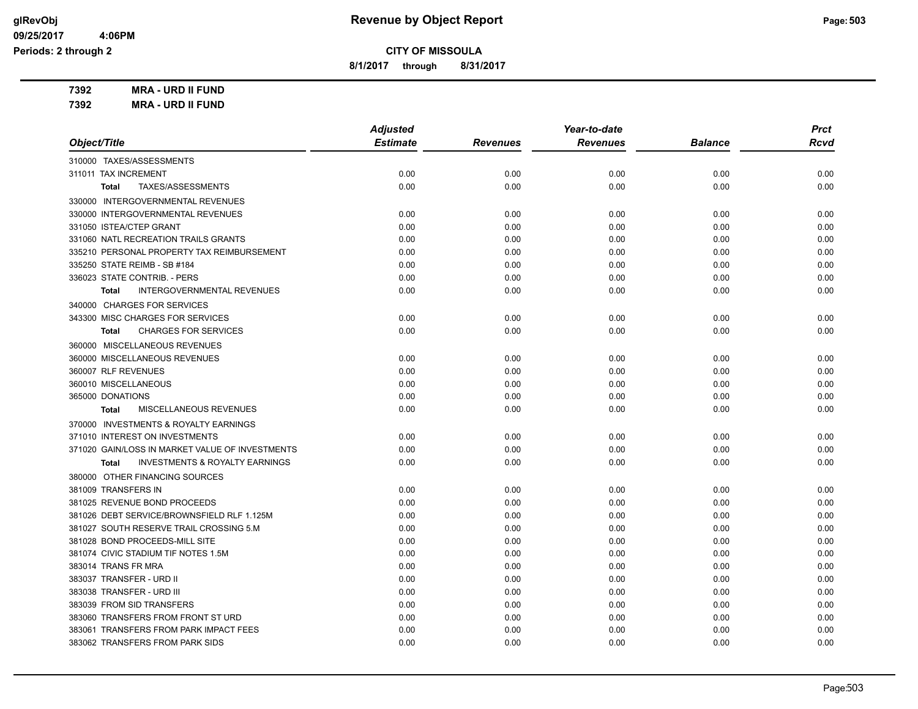**Revenue by Object Report**

**CITY OF MISSOULA**

8/1/2017 through 8/31/2017

Periods: 2 through 2

**7392 MRA - URD II FUND**

**7392 MRA - URD II FUND**

| Object/Title | Adjusted Estimate | Revenues | Year-to-date Revenues | Balance | Prct Rcvd |
|---|---|---|---|---|---|
| 310000 TAXES/ASSESSMENTS | | | | | |
| 311011 TAX INCREMENT | 0.00 | 0.00 | 0.00 | 0.00 | 0.00 |
| **Total** TAXES/ASSESSMENTS | 0.00 | 0.00 | 0.00 | 0.00 | 0.00 |
| 330000 INTERGOVERNMENTAL REVENUES | | | | | |
| 330000 INTERGOVERNMENTAL REVENUES | 0.00 | 0.00 | 0.00 | 0.00 | 0.00 |
| 331050 ISTEA/CTEP GRANT | 0.00 | 0.00 | 0.00 | 0.00 | 0.00 |
| 331060 NATL RECREATION TRAILS GRANTS | 0.00 | 0.00 | 0.00 | 0.00 | 0.00 |
| 335210 PERSONAL PROPERTY TAX REIMBURSEMENT | 0.00 | 0.00 | 0.00 | 0.00 | 0.00 |
| 335250 STATE REIMB - SB #184 | 0.00 | 0.00 | 0.00 | 0.00 | 0.00 |
| 336023 STATE CONTRIB. - PERS | 0.00 | 0.00 | 0.00 | 0.00 | 0.00 |
| **Total** INTERGOVERNMENTAL REVENUES | 0.00 | 0.00 | 0.00 | 0.00 | 0.00 |
| 340000 CHARGES FOR SERVICES | | | | | |
| 343300 MISC CHARGES FOR SERVICES | 0.00 | 0.00 | 0.00 | 0.00 | 0.00 |
| **Total** CHARGES FOR SERVICES | 0.00 | 0.00 | 0.00 | 0.00 | 0.00 |
| 360000 MISCELLANEOUS REVENUES | | | | | |
| 360000 MISCELLANEOUS REVENUES | 0.00 | 0.00 | 0.00 | 0.00 | 0.00 |
| 360007 RLF REVENUES | 0.00 | 0.00 | 0.00 | 0.00 | 0.00 |
| 360010 MISCELLANEOUS | 0.00 | 0.00 | 0.00 | 0.00 | 0.00 |
| 365000 DONATIONS | 0.00 | 0.00 | 0.00 | 0.00 | 0.00 |
| **Total** MISCELLANEOUS REVENUES | 0.00 | 0.00 | 0.00 | 0.00 | 0.00 |
| 370000 INVESTMENTS & ROYALTY EARNINGS | | | | | |
| 371010 INTEREST ON INVESTMENTS | 0.00 | 0.00 | 0.00 | 0.00 | 0.00 |
| 371020 GAIN/LOSS IN MARKET VALUE OF INVESTMENTS | 0.00 | 0.00 | 0.00 | 0.00 | 0.00 |
| **Total** INVESTMENTS & ROYALTY EARNINGS | 0.00 | 0.00 | 0.00 | 0.00 | 0.00 |
| 380000 OTHER FINANCING SOURCES | | | | | |
| 381009 TRANSFERS IN | 0.00 | 0.00 | 0.00 | 0.00 | 0.00 |
| 381025 REVENUE BOND PROCEEDS | 0.00 | 0.00 | 0.00 | 0.00 | 0.00 |
| 381026 DEBT SERVICE/BROWNSFIELD RLF 1.125M | 0.00 | 0.00 | 0.00 | 0.00 | 0.00 |
| 381027 SOUTH RESERVE TRAIL CROSSING 5.M | 0.00 | 0.00 | 0.00 | 0.00 | 0.00 |
| 381028 BOND PROCEEDS-MILL SITE | 0.00 | 0.00 | 0.00 | 0.00 | 0.00 |
| 381074 CIVIC STADIUM TIF NOTES 1.5M | 0.00 | 0.00 | 0.00 | 0.00 | 0.00 |
| 383014 TRANS FR MRA | 0.00 | 0.00 | 0.00 | 0.00 | 0.00 |
| 383037 TRANSFER - URD II | 0.00 | 0.00 | 0.00 | 0.00 | 0.00 |
| 383038 TRANSFER - URD III | 0.00 | 0.00 | 0.00 | 0.00 | 0.00 |
| 383039 FROM SID TRANSFERS | 0.00 | 0.00 | 0.00 | 0.00 | 0.00 |
| 383060 TRANSFERS FROM FRONT ST URD | 0.00 | 0.00 | 0.00 | 0.00 | 0.00 |
| 383061 TRANSFERS FROM PARK IMPACT FEES | 0.00 | 0.00 | 0.00 | 0.00 | 0.00 |
| 383062 TRANSFERS FROM PARK SIDS | 0.00 | 0.00 | 0.00 | 0.00 | 0.00 |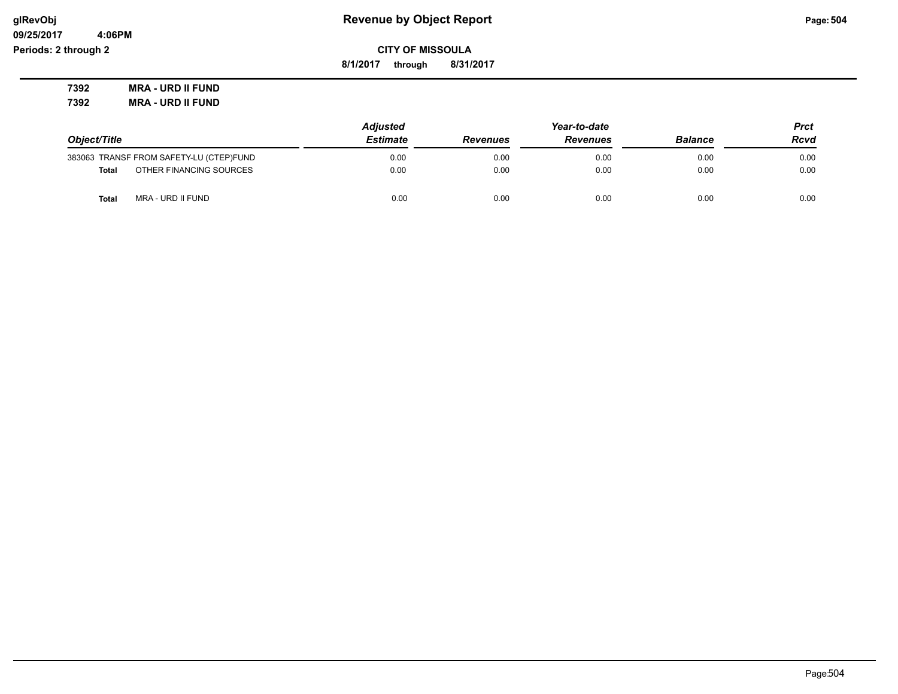# Revenue by Object Report

**CITY OF MISSOULA**

**8/1/2017 through 8/31/2017**

**7392 MRA - URD II FUND**

**7392 MRA - URD II FUND**

| Object/Title | Adjusted Estimate | Revenues | Year-to-date Revenues | Balance | Prct Rcvd |
|---|---|---|---|---|---|
| 383063 TRANSF FROM SAFETY-LU (CTEP)FUND | 0.00 | 0.00 | 0.00 | 0.00 | 0.00 |
| **Total** OTHER FINANCING SOURCES | 0.00 | 0.00 | 0.00 | 0.00 | 0.00 |
| **Total** MRA - URD II FUND | 0.00 | 0.00 | 0.00 | 0.00 | 0.00 |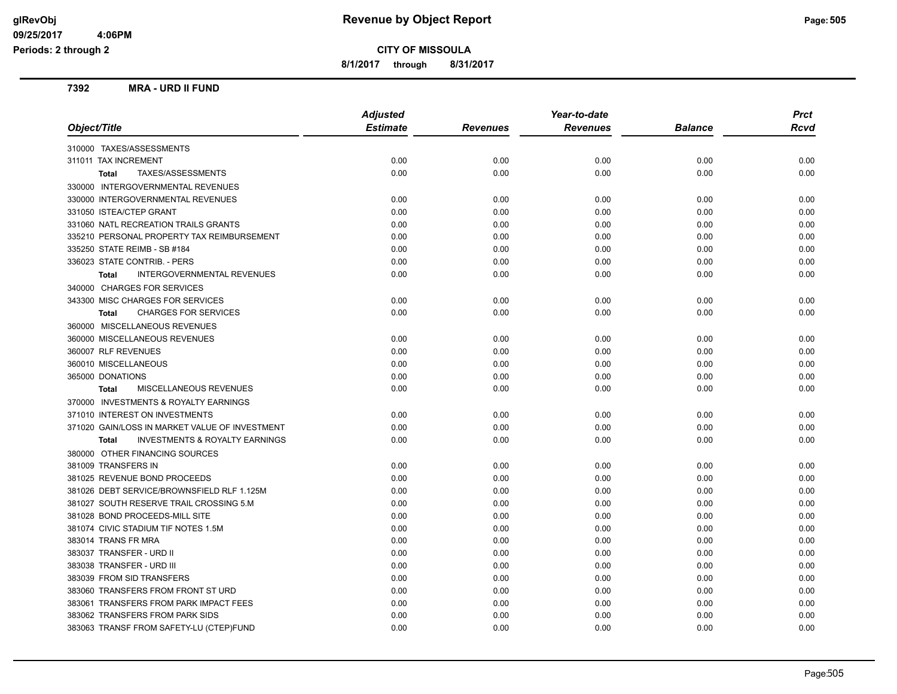# Revenue by Object Report

**CITY OF MISSOULA**

**8/1/2017 through 8/31/2017**

## 7392 MRA - URD II FUND

| Object/Title | Adjusted Estimate | Revenues | Year-to-date Revenues | Balance | Prct Rcvd |
|---|---|---|---|---|---|
| 310000 TAXES/ASSESSMENTS | | | | | |
| 311011 TAX INCREMENT | 0.00 | 0.00 | 0.00 | 0.00 | 0.00 |
| **Total** TAXES/ASSESSMENTS | 0.00 | 0.00 | 0.00 | 0.00 | 0.00 |
| 330000 INTERGOVERNMENTAL REVENUES | | | | | |
| 330000 INTERGOVERNMENTAL REVENUES | 0.00 | 0.00 | 0.00 | 0.00 | 0.00 |
| 331050 ISTEA/CTEP GRANT | 0.00 | 0.00 | 0.00 | 0.00 | 0.00 |
| 331060 NATL RECREATION TRAILS GRANTS | 0.00 | 0.00 | 0.00 | 0.00 | 0.00 |
| 335210 PERSONAL PROPERTY TAX REIMBURSEMENT | 0.00 | 0.00 | 0.00 | 0.00 | 0.00 |
| 335250 STATE REIMB - SB #184 | 0.00 | 0.00 | 0.00 | 0.00 | 0.00 |
| 336023 STATE CONTRIB. - PERS | 0.00 | 0.00 | 0.00 | 0.00 | 0.00 |
| **Total** INTERGOVERNMENTAL REVENUES | 0.00 | 0.00 | 0.00 | 0.00 | 0.00 |
| 340000 CHARGES FOR SERVICES | | | | | |
| 343300 MISC CHARGES FOR SERVICES | 0.00 | 0.00 | 0.00 | 0.00 | 0.00 |
| **Total** CHARGES FOR SERVICES | 0.00 | 0.00 | 0.00 | 0.00 | 0.00 |
| 360000 MISCELLANEOUS REVENUES | | | | | |
| 360000 MISCELLANEOUS REVENUES | 0.00 | 0.00 | 0.00 | 0.00 | 0.00 |
| 360007 RLF REVENUES | 0.00 | 0.00 | 0.00 | 0.00 | 0.00 |
| 360010 MISCELLANEOUS | 0.00 | 0.00 | 0.00 | 0.00 | 0.00 |
| 365000 DONATIONS | 0.00 | 0.00 | 0.00 | 0.00 | 0.00 |
| **Total** MISCELLANEOUS REVENUES | 0.00 | 0.00 | 0.00 | 0.00 | 0.00 |
| 370000 INVESTMENTS & ROYALTY EARNINGS | | | | | |
| 371010 INTEREST ON INVESTMENTS | 0.00 | 0.00 | 0.00 | 0.00 | 0.00 |
| 371020 GAIN/LOSS IN MARKET VALUE OF INVESTMENT | 0.00 | 0.00 | 0.00 | 0.00 | 0.00 |
| **Total** INVESTMENTS & ROYALTY EARNINGS | 0.00 | 0.00 | 0.00 | 0.00 | 0.00 |
| 380000 OTHER FINANCING SOURCES | | | | | |
| 381009 TRANSFERS IN | 0.00 | 0.00 | 0.00 | 0.00 | 0.00 |
| 381025 REVENUE BOND PROCEEDS | 0.00 | 0.00 | 0.00 | 0.00 | 0.00 |
| 381026 DEBT SERVICE/BROWNSFIELD RLF 1.125M | 0.00 | 0.00 | 0.00 | 0.00 | 0.00 |
| 381027 SOUTH RESERVE TRAIL CROSSING 5.M | 0.00 | 0.00 | 0.00 | 0.00 | 0.00 |
| 381028 BOND PROCEEDS-MILL SITE | 0.00 | 0.00 | 0.00 | 0.00 | 0.00 |
| 381074 CIVIC STADIUM TIF NOTES 1.5M | 0.00 | 0.00 | 0.00 | 0.00 | 0.00 |
| 383014 TRANS FR MRA | 0.00 | 0.00 | 0.00 | 0.00 | 0.00 |
| 383037 TRANSFER - URD II | 0.00 | 0.00 | 0.00 | 0.00 | 0.00 |
| 383038 TRANSFER - URD III | 0.00 | 0.00 | 0.00 | 0.00 | 0.00 |
| 383039 FROM SID TRANSFERS | 0.00 | 0.00 | 0.00 | 0.00 | 0.00 |
| 383060 TRANSFERS FROM FRONT ST URD | 0.00 | 0.00 | 0.00 | 0.00 | 0.00 |
| 383061 TRANSFERS FROM PARK IMPACT FEES | 0.00 | 0.00 | 0.00 | 0.00 | 0.00 |
| 383062 TRANSFERS FROM PARK SIDS | 0.00 | 0.00 | 0.00 | 0.00 | 0.00 |
| 383063 TRANSF FROM SAFETY-LU (CTEP)FUND | 0.00 | 0.00 | 0.00 | 0.00 | 0.00 |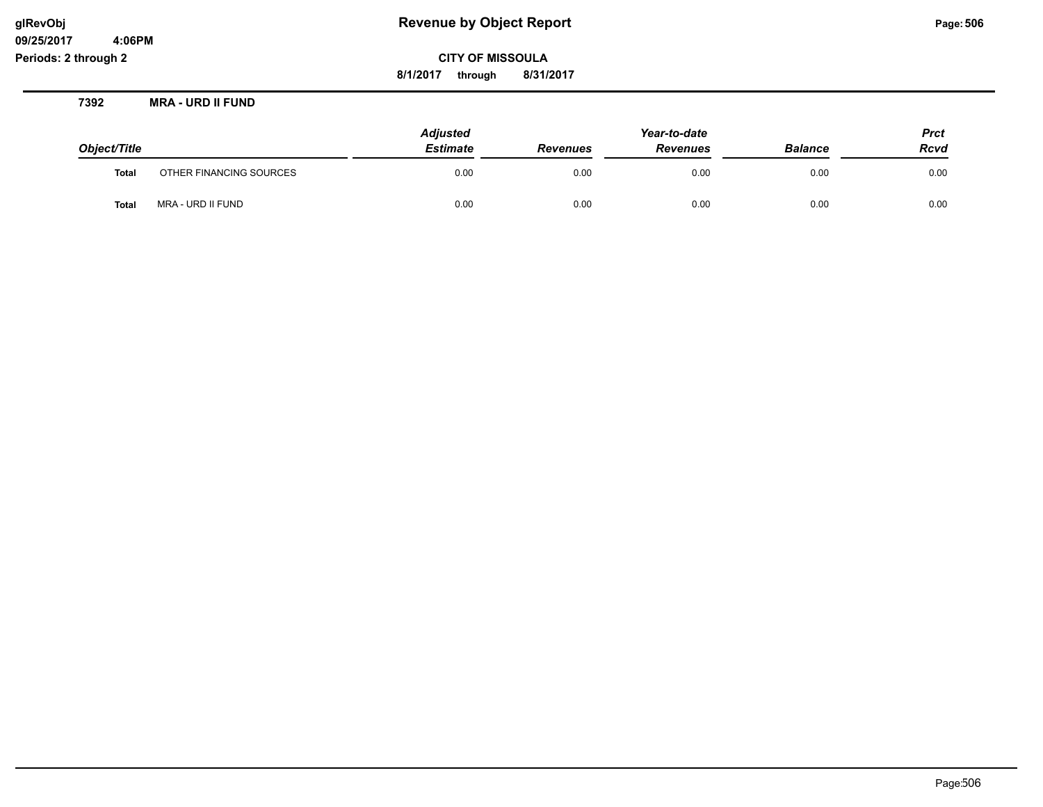**glRevObj**
**09/25/2017 4:06PM**
**Periods: 2 through 2**

# Revenue by Object Report

**CITY OF MISSOULA**

**8/1/2017 through 8/31/2017**

**7392 MRA - URD II FUND**

| Object/Title | | Adjusted Estimate | Revenues | Year-to-date Revenues | Balance | Prct Rcvd |
|---|---|---|---|---|---|---|
| **Total** | OTHER FINANCING SOURCES | 0.00 | 0.00 | 0.00 | 0.00 | 0.00 |
| **Total** | MRA - URD II FUND | 0.00 | 0.00 | 0.00 | 0.00 | 0.00 |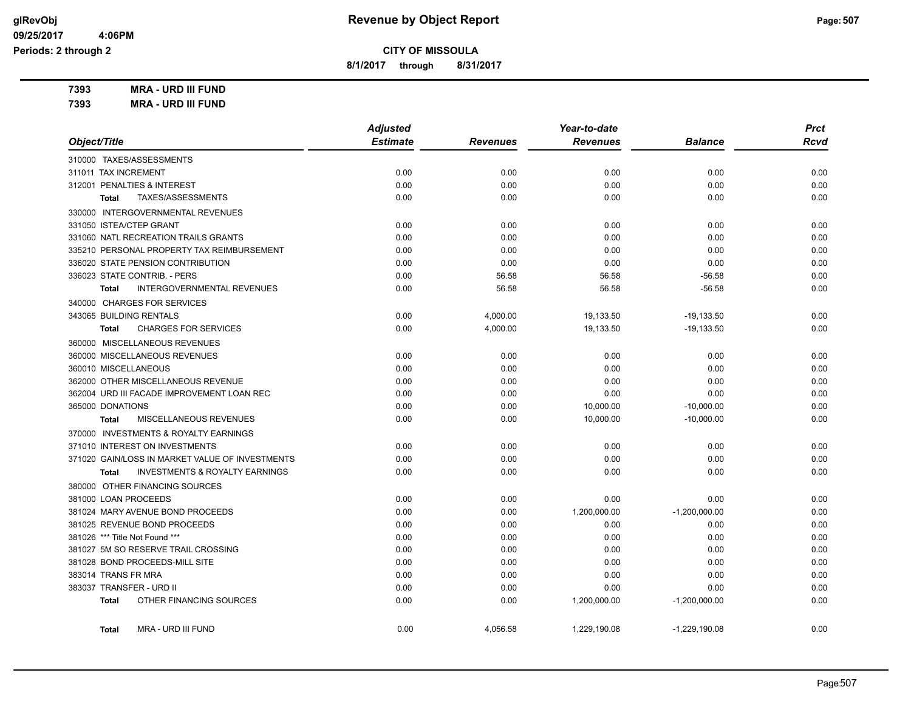# Revenue by Object Report

**CITY OF MISSOULA**

**8/1/2017 through 8/31/2017**

glRevObj
09/25/2017 4:06PM
Periods: 2 through 2

**7393 MRA - URD III FUND**

**7393 MRA - URD III FUND**

| Object/Title | Adjusted Estimate | Revenues | Year-to-date Revenues | Balance | Prct Rcvd |
|---|---|---|---|---|---|
| 310000 TAXES/ASSESSMENTS | | | | | |
| 311011 TAX INCREMENT | 0.00 | 0.00 | 0.00 | 0.00 | 0.00 |
| 312001 PENALTIES & INTEREST | 0.00 | 0.00 | 0.00 | 0.00 | 0.00 |
| **Total** TAXES/ASSESSMENTS | 0.00 | 0.00 | 0.00 | 0.00 | 0.00 |
| 330000 INTERGOVERNMENTAL REVENUES | | | | | |
| 331050 ISTEA/CTEP GRANT | 0.00 | 0.00 | 0.00 | 0.00 | 0.00 |
| 331060 NATL RECREATION TRAILS GRANTS | 0.00 | 0.00 | 0.00 | 0.00 | 0.00 |
| 335210 PERSONAL PROPERTY TAX REIMBURSEMENT | 0.00 | 0.00 | 0.00 | 0.00 | 0.00 |
| 336020 STATE PENSION CONTRIBUTION | 0.00 | 0.00 | 0.00 | 0.00 | 0.00 |
| 336023 STATE CONTRIB. - PERS | 0.00 | 56.58 | 56.58 | -56.58 | 0.00 |
| **Total** INTERGOVERNMENTAL REVENUES | 0.00 | 56.58 | 56.58 | -56.58 | 0.00 |
| 340000 CHARGES FOR SERVICES | | | | | |
| 343065 BUILDING RENTALS | 0.00 | 4,000.00 | 19,133.50 | -19,133.50 | 0.00 |
| **Total** CHARGES FOR SERVICES | 0.00 | 4,000.00 | 19,133.50 | -19,133.50 | 0.00 |
| 360000 MISCELLANEOUS REVENUES | | | | | |
| 360000 MISCELLANEOUS REVENUES | 0.00 | 0.00 | 0.00 | 0.00 | 0.00 |
| 360010 MISCELLANEOUS | 0.00 | 0.00 | 0.00 | 0.00 | 0.00 |
| 362000 OTHER MISCELLANEOUS REVENUE | 0.00 | 0.00 | 0.00 | 0.00 | 0.00 |
| 362004 URD III FACADE IMPROVEMENT LOAN REC | 0.00 | 0.00 | 0.00 | 0.00 | 0.00 |
| 365000 DONATIONS | 0.00 | 0.00 | 10,000.00 | -10,000.00 | 0.00 |
| **Total** MISCELLANEOUS REVENUES | 0.00 | 0.00 | 10,000.00 | -10,000.00 | 0.00 |
| 370000 INVESTMENTS & ROYALTY EARNINGS | | | | | |
| 371010 INTEREST ON INVESTMENTS | 0.00 | 0.00 | 0.00 | 0.00 | 0.00 |
| 371020 GAIN/LOSS IN MARKET VALUE OF INVESTMENTS | 0.00 | 0.00 | 0.00 | 0.00 | 0.00 |
| **Total** INVESTMENTS & ROYALTY EARNINGS | 0.00 | 0.00 | 0.00 | 0.00 | 0.00 |
| 380000 OTHER FINANCING SOURCES | | | | | |
| 381000 LOAN PROCEEDS | 0.00 | 0.00 | 0.00 | 0.00 | 0.00 |
| 381024 MARY AVENUE BOND PROCEEDS | 0.00 | 0.00 | 1,200,000.00 | -1,200,000.00 | 0.00 |
| 381025 REVENUE BOND PROCEEDS | 0.00 | 0.00 | 0.00 | 0.00 | 0.00 |
| 381026 *** Title Not Found *** | 0.00 | 0.00 | 0.00 | 0.00 | 0.00 |
| 381027 5M SO RESERVE TRAIL CROSSING | 0.00 | 0.00 | 0.00 | 0.00 | 0.00 |
| 381028 BOND PROCEEDS-MILL SITE | 0.00 | 0.00 | 0.00 | 0.00 | 0.00 |
| 383014 TRANS FR MRA | 0.00 | 0.00 | 0.00 | 0.00 | 0.00 |
| 383037 TRANSFER - URD II | 0.00 | 0.00 | 0.00 | 0.00 | 0.00 |
| **Total** OTHER FINANCING SOURCES | 0.00 | 0.00 | 1,200,000.00 | -1,200,000.00 | 0.00 |
| **Total** MRA - URD III FUND | 0.00 | 4,056.58 | 1,229,190.08 | -1,229,190.08 | 0.00 |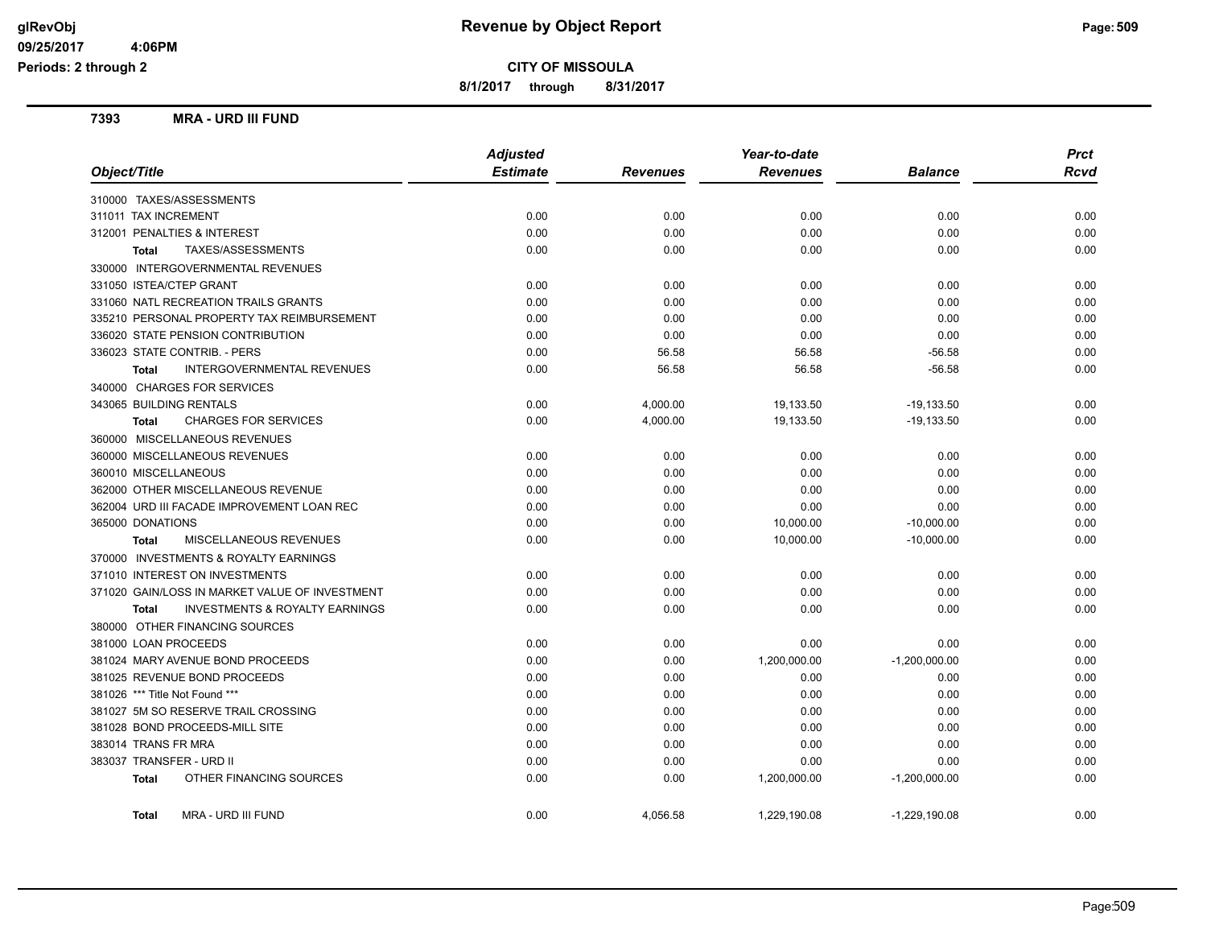# Revenue by Object Report

**CITY OF MISSOULA**

**8/1/2017 through 8/31/2017**

glRevObj
09/25/2017 4:06PM
Periods: 2 through 2

## 7393 MRA - URD III FUND

| Object/Title | Adjusted Estimate | Revenues | Year-to-date Revenues | Balance | Prct Rcvd |
|---|---|---|---|---|---|
| 310000 TAXES/ASSESSMENTS | | | | | |
| 311011 TAX INCREMENT | 0.00 | 0.00 | 0.00 | 0.00 | 0.00 |
| 312001 PENALTIES & INTEREST | 0.00 | 0.00 | 0.00 | 0.00 | 0.00 |
| **Total** TAXES/ASSESSMENTS | 0.00 | 0.00 | 0.00 | 0.00 | 0.00 |
| 330000 INTERGOVERNMENTAL REVENUES | | | | | |
| 331050 ISTEA/CTEP GRANT | 0.00 | 0.00 | 0.00 | 0.00 | 0.00 |
| 331060 NATL RECREATION TRAILS GRANTS | 0.00 | 0.00 | 0.00 | 0.00 | 0.00 |
| 335210 PERSONAL PROPERTY TAX REIMBURSEMENT | 0.00 | 0.00 | 0.00 | 0.00 | 0.00 |
| 336020 STATE PENSION CONTRIBUTION | 0.00 | 0.00 | 0.00 | 0.00 | 0.00 |
| 336023 STATE CONTRIB. - PERS | 0.00 | 56.58 | 56.58 | -56.58 | 0.00 |
| **Total** INTERGOVERNMENTAL REVENUES | 0.00 | 56.58 | 56.58 | -56.58 | 0.00 |
| 340000 CHARGES FOR SERVICES | | | | | |
| 343065 BUILDING RENTALS | 0.00 | 4,000.00 | 19,133.50 | -19,133.50 | 0.00 |
| **Total** CHARGES FOR SERVICES | 0.00 | 4,000.00 | 19,133.50 | -19,133.50 | 0.00 |
| 360000 MISCELLANEOUS REVENUES | | | | | |
| 360000 MISCELLANEOUS REVENUES | 0.00 | 0.00 | 0.00 | 0.00 | 0.00 |
| 360010 MISCELLANEOUS | 0.00 | 0.00 | 0.00 | 0.00 | 0.00 |
| 362000 OTHER MISCELLANEOUS REVENUE | 0.00 | 0.00 | 0.00 | 0.00 | 0.00 |
| 362004 URD III FACADE IMPROVEMENT LOAN REC | 0.00 | 0.00 | 0.00 | 0.00 | 0.00 |
| 365000 DONATIONS | 0.00 | 0.00 | 10,000.00 | -10,000.00 | 0.00 |
| **Total** MISCELLANEOUS REVENUES | 0.00 | 0.00 | 10,000.00 | -10,000.00 | 0.00 |
| 370000 INVESTMENTS & ROYALTY EARNINGS | | | | | |
| 371010 INTEREST ON INVESTMENTS | 0.00 | 0.00 | 0.00 | 0.00 | 0.00 |
| 371020 GAIN/LOSS IN MARKET VALUE OF INVESTMENT | 0.00 | 0.00 | 0.00 | 0.00 | 0.00 |
| **Total** INVESTMENTS & ROYALTY EARNINGS | 0.00 | 0.00 | 0.00 | 0.00 | 0.00 |
| 380000 OTHER FINANCING SOURCES | | | | | |
| 381000 LOAN PROCEEDS | 0.00 | 0.00 | 0.00 | 0.00 | 0.00 |
| 381024 MARY AVENUE BOND PROCEEDS | 0.00 | 0.00 | 1,200,000.00 | -1,200,000.00 | 0.00 |
| 381025 REVENUE BOND PROCEEDS | 0.00 | 0.00 | 0.00 | 0.00 | 0.00 |
| 381026 *** Title Not Found *** | 0.00 | 0.00 | 0.00 | 0.00 | 0.00 |
| 381027 5M SO RESERVE TRAIL CROSSING | 0.00 | 0.00 | 0.00 | 0.00 | 0.00 |
| 381028 BOND PROCEEDS-MILL SITE | 0.00 | 0.00 | 0.00 | 0.00 | 0.00 |
| 383014 TRANS FR MRA | 0.00 | 0.00 | 0.00 | 0.00 | 0.00 |
| 383037 TRANSFER - URD II | 0.00 | 0.00 | 0.00 | 0.00 | 0.00 |
| **Total** OTHER FINANCING SOURCES | 0.00 | 0.00 | 1,200,000.00 | -1,200,000.00 | 0.00 |
| **Total** MRA - URD III FUND | 0.00 | 4,056.58 | 1,229,190.08 | -1,229,190.08 | 0.00 |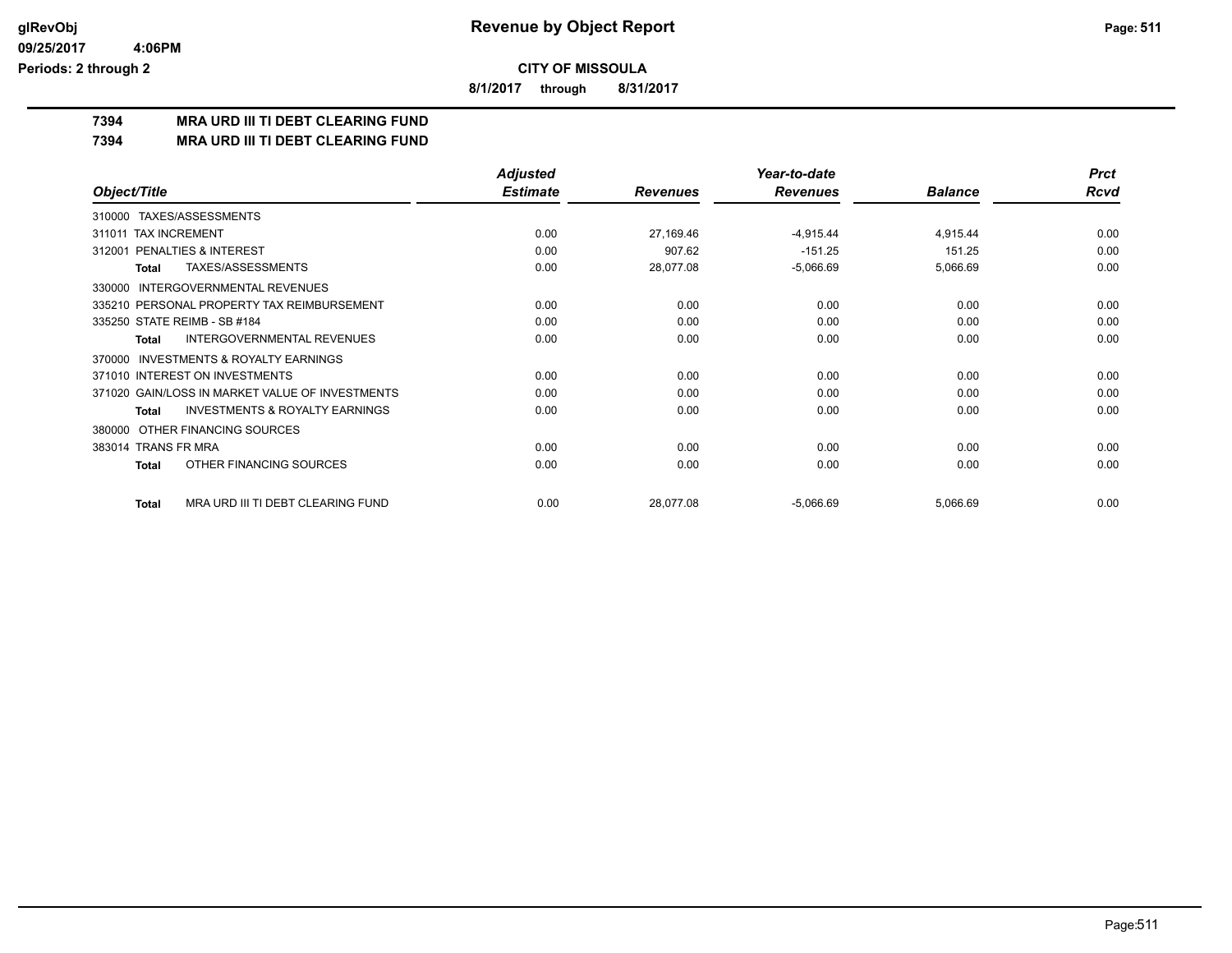**CITY OF MISSOULA**

**8/1/2017 through 8/31/2017**

# 7394 MRA URD III TI DEBT CLEARING FUND

## 7394 MRA URD III TI DEBT CLEARING FUND

| Object/Title | Adjusted Estimate | Revenues | Year-to-date Revenues | Balance | Prct Rcvd |
|---|---|---|---|---|---|
| 310000 TAXES/ASSESSMENTS | | | | | |
| 311011 TAX INCREMENT | 0.00 | 27,169.46 | -4,915.44 | 4,915.44 | 0.00 |
| 312001 PENALTIES & INTEREST | 0.00 | 907.62 | -151.25 | 151.25 | 0.00 |
| **Total** TAXES/ASSESSMENTS | 0.00 | 28,077.08 | -5,066.69 | 5,066.69 | 0.00 |
| 330000 INTERGOVERNMENTAL REVENUES | | | | | |
| 335210 PERSONAL PROPERTY TAX REIMBURSEMENT | 0.00 | 0.00 | 0.00 | 0.00 | 0.00 |
| 335250 STATE REIMB - SB #184 | 0.00 | 0.00 | 0.00 | 0.00 | 0.00 |
| **Total** INTERGOVERNMENTAL REVENUES | 0.00 | 0.00 | 0.00 | 0.00 | 0.00 |
| 370000 INVESTMENTS & ROYALTY EARNINGS | | | | | |
| 371010 INTEREST ON INVESTMENTS | 0.00 | 0.00 | 0.00 | 0.00 | 0.00 |
| 371020 GAIN/LOSS IN MARKET VALUE OF INVESTMENTS | 0.00 | 0.00 | 0.00 | 0.00 | 0.00 |
| **Total** INVESTMENTS & ROYALTY EARNINGS | 0.00 | 0.00 | 0.00 | 0.00 | 0.00 |
| 380000 OTHER FINANCING SOURCES | | | | | |
| 383014 TRANS FR MRA | 0.00 | 0.00 | 0.00 | 0.00 | 0.00 |
| **Total** OTHER FINANCING SOURCES | 0.00 | 0.00 | 0.00 | 0.00 | 0.00 |
| **Total** MRA URD III TI DEBT CLEARING FUND | 0.00 | 28,077.08 | -5,066.69 | 5,066.69 | 0.00 |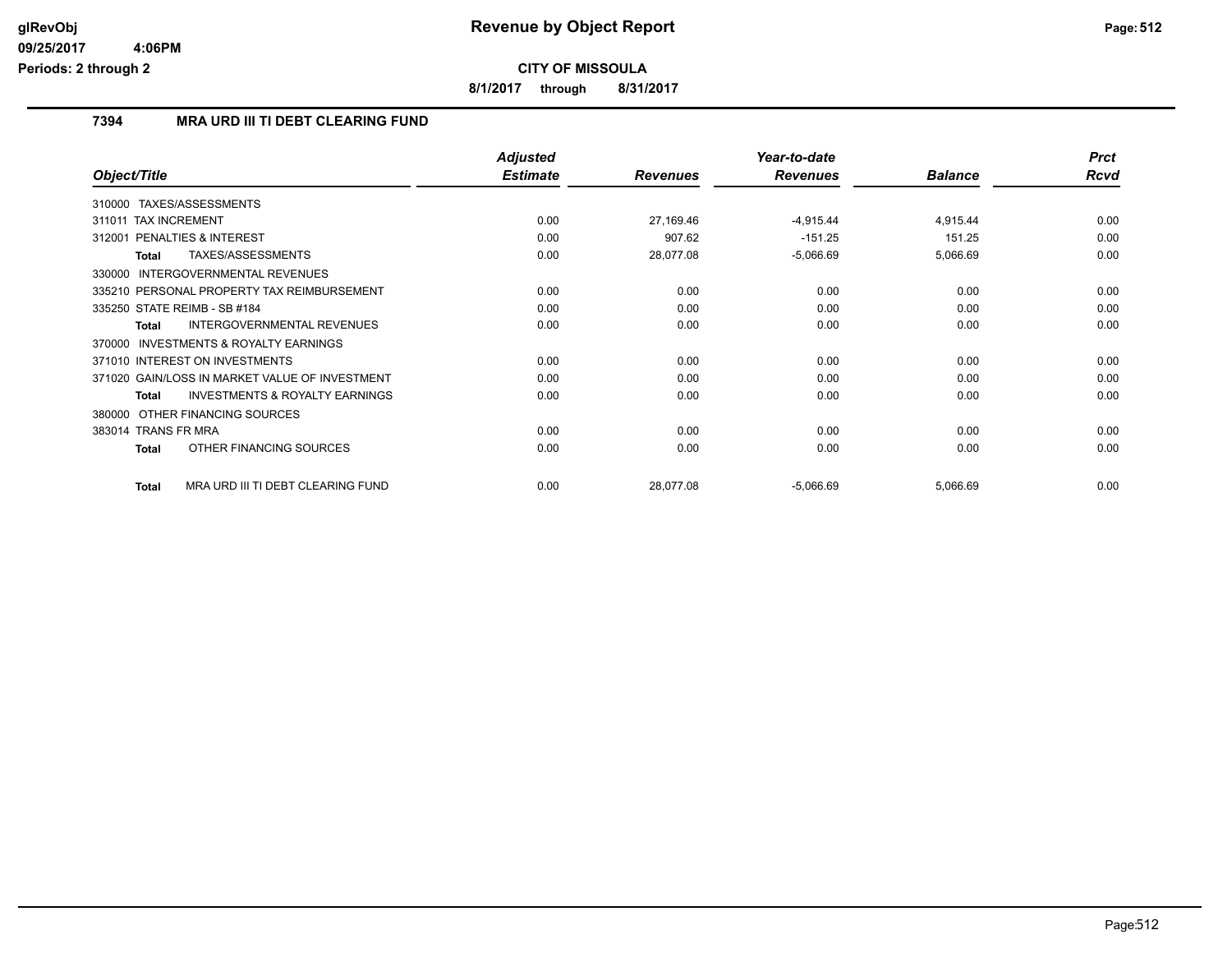**CITY OF MISSOULA**

**8/1/2017 through 8/31/2017**

## 7394 MRA URD III TI DEBT CLEARING FUND

| Object/Title | Adjusted Estimate | Revenues | Year-to-date Revenues | Balance | Prct Rcvd |
|---|---|---|---|---|---|
| 310000 TAXES/ASSESSMENTS | | | | | |
| 311011 TAX INCREMENT | 0.00 | 27,169.46 | -4,915.44 | 4,915.44 | 0.00 |
| 312001 PENALTIES & INTEREST | 0.00 | 907.62 | -151.25 | 151.25 | 0.00 |
| **Total** TAXES/ASSESSMENTS | 0.00 | 28,077.08 | -5,066.69 | 5,066.69 | 0.00 |
| 330000 INTERGOVERNMENTAL REVENUES | | | | | |
| 335210 PERSONAL PROPERTY TAX REIMBURSEMENT | 0.00 | 0.00 | 0.00 | 0.00 | 0.00 |
| 335250 STATE REIMB - SB #184 | 0.00 | 0.00 | 0.00 | 0.00 | 0.00 |
| **Total** INTERGOVERNMENTAL REVENUES | 0.00 | 0.00 | 0.00 | 0.00 | 0.00 |
| 370000 INVESTMENTS & ROYALTY EARNINGS | | | | | |
| 371010 INTEREST ON INVESTMENTS | 0.00 | 0.00 | 0.00 | 0.00 | 0.00 |
| 371020 GAIN/LOSS IN MARKET VALUE OF INVESTMENT | 0.00 | 0.00 | 0.00 | 0.00 | 0.00 |
| **Total** INVESTMENTS & ROYALTY EARNINGS | 0.00 | 0.00 | 0.00 | 0.00 | 0.00 |
| 380000 OTHER FINANCING SOURCES | | | | | |
| 383014 TRANS FR MRA | 0.00 | 0.00 | 0.00 | 0.00 | 0.00 |
| **Total** OTHER FINANCING SOURCES | 0.00 | 0.00 | 0.00 | 0.00 | 0.00 |
| **Total** MRA URD III TI DEBT CLEARING FUND | 0.00 | 28,077.08 | -5,066.69 | 5,066.69 | 0.00 |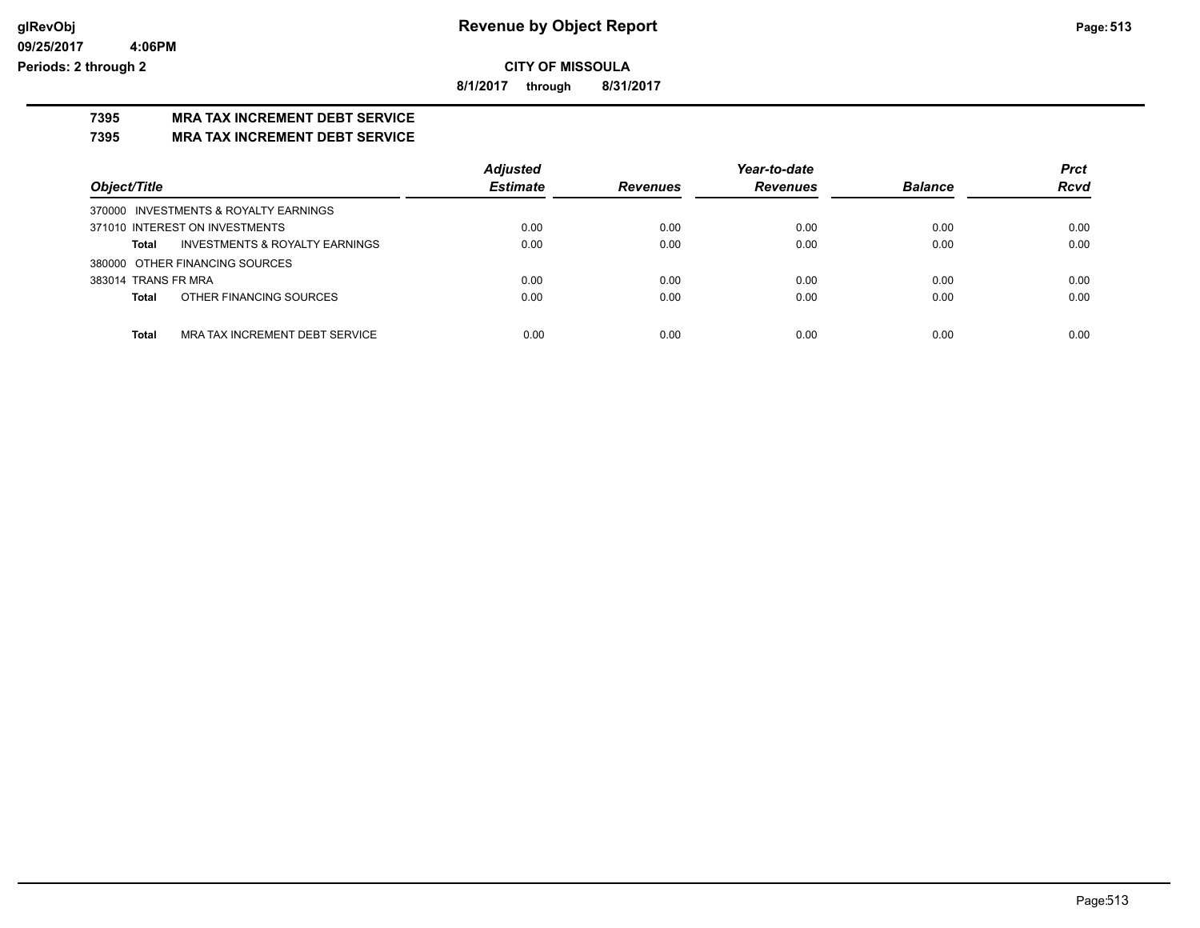# Revenue by Object Report

**CITY OF MISSOULA**

**8/1/2017 through 8/31/2017**

glRevObj
09/25/2017 4:06PM
Periods: 2 through 2

## 7395 MRA TAX INCREMENT DEBT SERVICE

## 7395 MRA TAX INCREMENT DEBT SERVICE

| Object/Title | | Adjusted Estimate | Revenues | Year-to-date Revenues | Balance | Prct Rcvd |
|---|---|---|---|---|---|---|
| 370000 INVESTMENTS & ROYALTY EARNINGS | | | | | | |
| 371010 INTEREST ON INVESTMENTS | | 0.00 | 0.00 | 0.00 | 0.00 | 0.00 |
| **Total** | INVESTMENTS & ROYALTY EARNINGS | 0.00 | 0.00 | 0.00 | 0.00 | 0.00 |
| 380000 OTHER FINANCING SOURCES | | | | | | |
| 383014 TRANS FR MRA | | 0.00 | 0.00 | 0.00 | 0.00 | 0.00 |
| **Total** | OTHER FINANCING SOURCES | 0.00 | 0.00 | 0.00 | 0.00 | 0.00 |
| **Total** | MRA TAX INCREMENT DEBT SERVICE | 0.00 | 0.00 | 0.00 | 0.00 | 0.00 |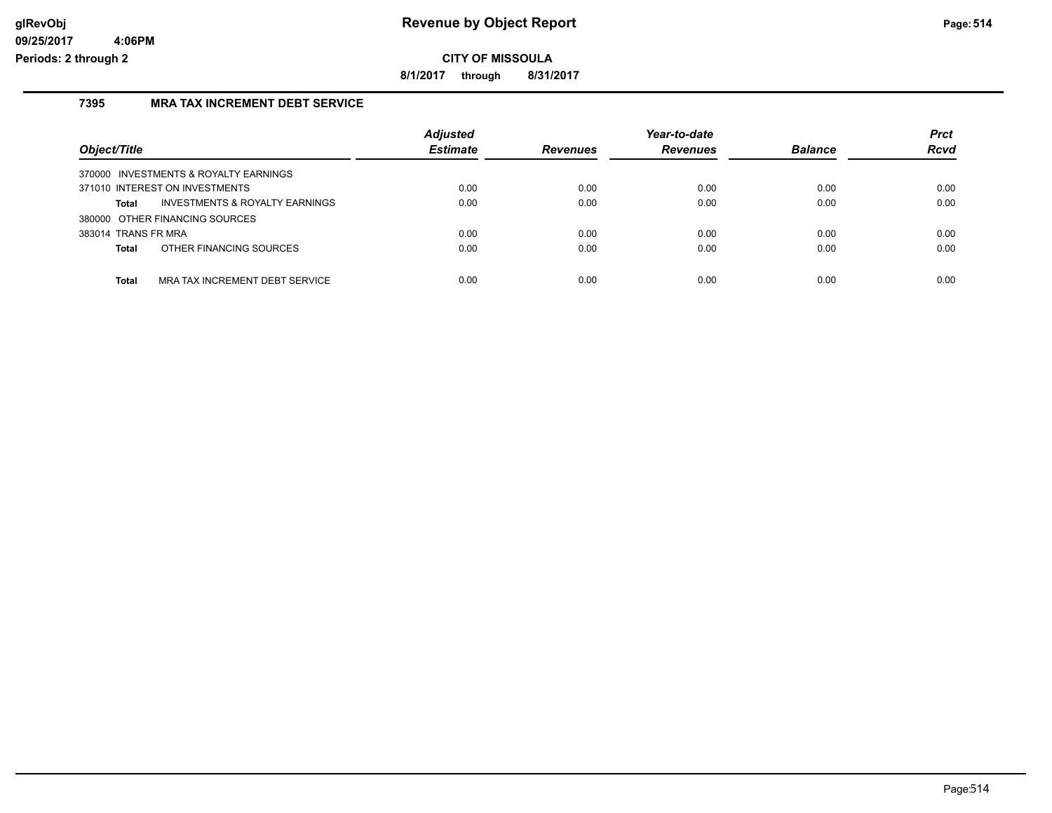# Revenue by Object Report

**CITY OF MISSOULA**

**8/1/2017 through 8/31/2017**

### 7395 MRA TAX INCREMENT DEBT SERVICE

| Object/Title | Adjusted Estimate | Revenues | Year-to-date Revenues | Balance | Prct Rcvd |
|---|---|---|---|---|---|
| 370000 INVESTMENTS & ROYALTY EARNINGS | | | | | |
| 371010 INTEREST ON INVESTMENTS | 0.00 | 0.00 | 0.00 | 0.00 | 0.00 |
| **Total** INVESTMENTS & ROYALTY EARNINGS | 0.00 | 0.00 | 0.00 | 0.00 | 0.00 |
| 380000 OTHER FINANCING SOURCES | | | | | |
| 383014 TRANS FR MRA | 0.00 | 0.00 | 0.00 | 0.00 | 0.00 |
| **Total** OTHER FINANCING SOURCES | 0.00 | 0.00 | 0.00 | 0.00 | 0.00 |
| **Total** MRA TAX INCREMENT DEBT SERVICE | 0.00 | 0.00 | 0.00 | 0.00 | 0.00 |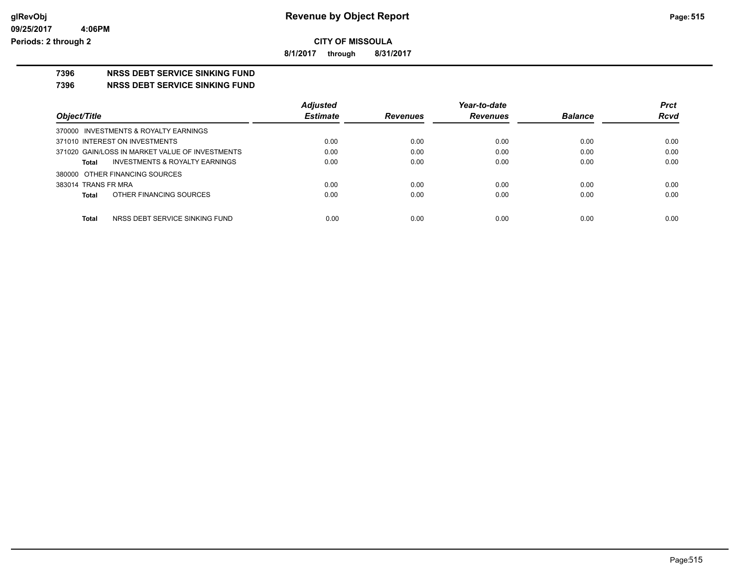**CITY OF MISSOULA**

**8/1/2017 through 8/31/2017**

**Revenue by Object Report**

# 7396 NRSS DEBT SERVICE SINKING FUND

## 7396 NRSS DEBT SERVICE SINKING FUND

| Object/Title | Adjusted Estimate | Revenues | Year-to-date Revenues | Balance | Prct Rcvd |
|---|---|---|---|---|---|
| 370000 INVESTMENTS & ROYALTY EARNINGS | | | | | |
| 371010 INTEREST ON INVESTMENTS | 0.00 | 0.00 | 0.00 | 0.00 | 0.00 |
| 371020 GAIN/LOSS IN MARKET VALUE OF INVESTMENTS | 0.00 | 0.00 | 0.00 | 0.00 | 0.00 |
| **Total** INVESTMENTS & ROYALTY EARNINGS | 0.00 | 0.00 | 0.00 | 0.00 | 0.00 |
| 380000 OTHER FINANCING SOURCES | | | | | |
| 383014 TRANS FR MRA | 0.00 | 0.00 | 0.00 | 0.00 | 0.00 |
| **Total** OTHER FINANCING SOURCES | 0.00 | 0.00 | 0.00 | 0.00 | 0.00 |
| **Total** NRSS DEBT SERVICE SINKING FUND | 0.00 | 0.00 | 0.00 | 0.00 | 0.00 |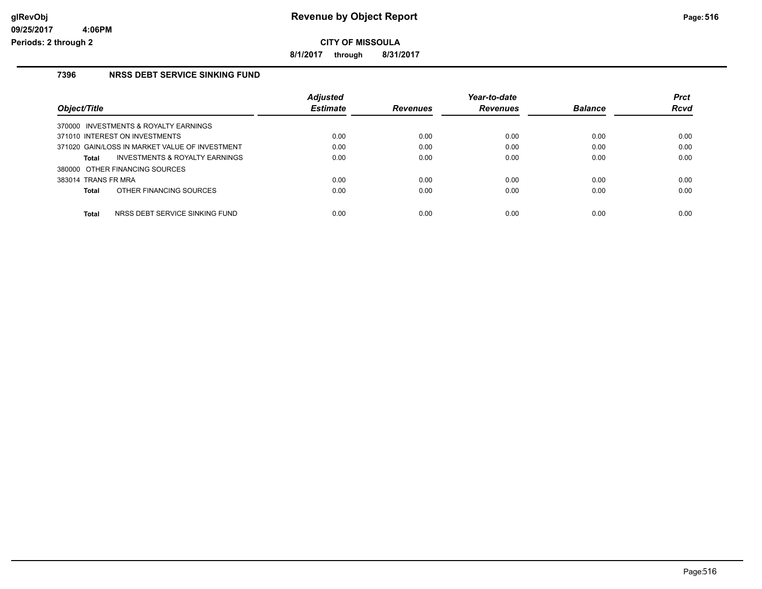# Revenue by Object Report

**CITY OF MISSOULA**

**8/1/2017 through 8/31/2017**

### 7396 NRSS DEBT SERVICE SINKING FUND

| Object/Title | Adjusted Estimate | Revenues | Year-to-date Revenues | Balance | Prct Rcvd |
|---|---|---|---|---|---|
| 370000 INVESTMENTS & ROYALTY EARNINGS | | | | | |
| 371010 INTEREST ON INVESTMENTS | 0.00 | 0.00 | 0.00 | 0.00 | 0.00 |
| 371020 GAIN/LOSS IN MARKET VALUE OF INVESTMENT | 0.00 | 0.00 | 0.00 | 0.00 | 0.00 |
| **Total** INVESTMENTS & ROYALTY EARNINGS | 0.00 | 0.00 | 0.00 | 0.00 | 0.00 |
| 380000 OTHER FINANCING SOURCES | | | | | |
| 383014 TRANS FR MRA | 0.00 | 0.00 | 0.00 | 0.00 | 0.00 |
| **Total** OTHER FINANCING SOURCES | 0.00 | 0.00 | 0.00 | 0.00 | 0.00 |
| **Total** NRSS DEBT SERVICE SINKING FUND | 0.00 | 0.00 | 0.00 | 0.00 | 0.00 |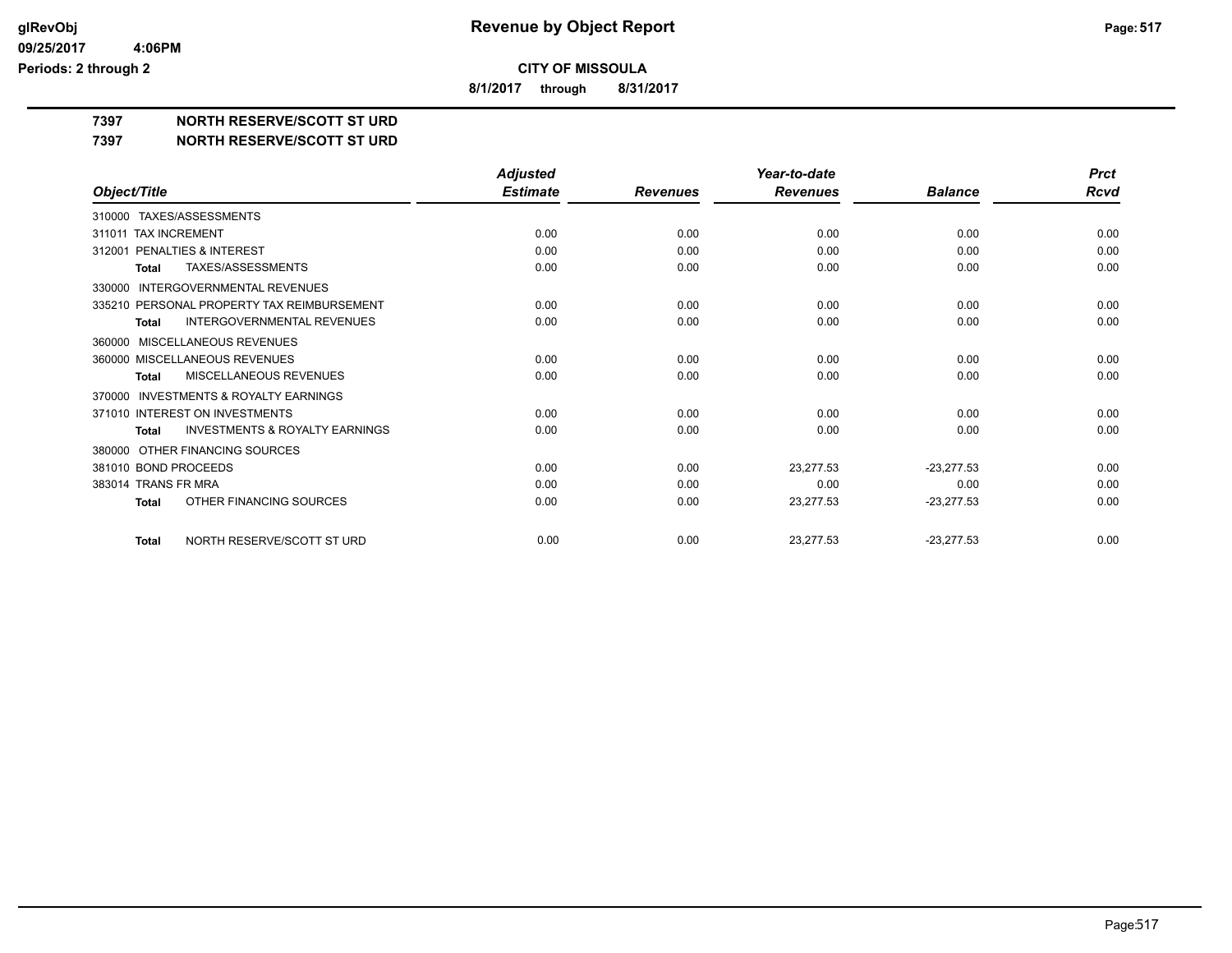**Revenue by Object Report**

**CITY OF MISSOULA**

**8/1/2017 through 8/31/2017**

glRevObj
09/25/2017 4:06PM
Periods: 2 through 2

## 7397 NORTH RESERVE/SCOTT ST URD

## 7397 NORTH RESERVE/SCOTT ST URD

| Object/Title | Adjusted Estimate | Revenues | Year-to-date Revenues | Balance | Prct Rcvd |
|---|---|---|---|---|---|
| 310000 TAXES/ASSESSMENTS | | | | | |
| 311011 TAX INCREMENT | 0.00 | 0.00 | 0.00 | 0.00 | 0.00 |
| 312001 PENALTIES & INTEREST | 0.00 | 0.00 | 0.00 | 0.00 | 0.00 |
| **Total** TAXES/ASSESSMENTS | 0.00 | 0.00 | 0.00 | 0.00 | 0.00 |
| 330000 INTERGOVERNMENTAL REVENUES | | | | | |
| 335210 PERSONAL PROPERTY TAX REIMBURSEMENT | 0.00 | 0.00 | 0.00 | 0.00 | 0.00 |
| **Total** INTERGOVERNMENTAL REVENUES | 0.00 | 0.00 | 0.00 | 0.00 | 0.00 |
| 360000 MISCELLANEOUS REVENUES | | | | | |
| 360000 MISCELLANEOUS REVENUES | 0.00 | 0.00 | 0.00 | 0.00 | 0.00 |
| **Total** MISCELLANEOUS REVENUES | 0.00 | 0.00 | 0.00 | 0.00 | 0.00 |
| 370000 INVESTMENTS & ROYALTY EARNINGS | | | | | |
| 371010 INTEREST ON INVESTMENTS | 0.00 | 0.00 | 0.00 | 0.00 | 0.00 |
| **Total** INVESTMENTS & ROYALTY EARNINGS | 0.00 | 0.00 | 0.00 | 0.00 | 0.00 |
| 380000 OTHER FINANCING SOURCES | | | | | |
| 381010 BOND PROCEEDS | 0.00 | 0.00 | 23,277.53 | -23,277.53 | 0.00 |
| 383014 TRANS FR MRA | 0.00 | 0.00 | 0.00 | 0.00 | 0.00 |
| **Total** OTHER FINANCING SOURCES | 0.00 | 0.00 | 23,277.53 | -23,277.53 | 0.00 |
| **Total** NORTH RESERVE/SCOTT ST URD | 0.00 | 0.00 | 23,277.53 | -23,277.53 | 0.00 |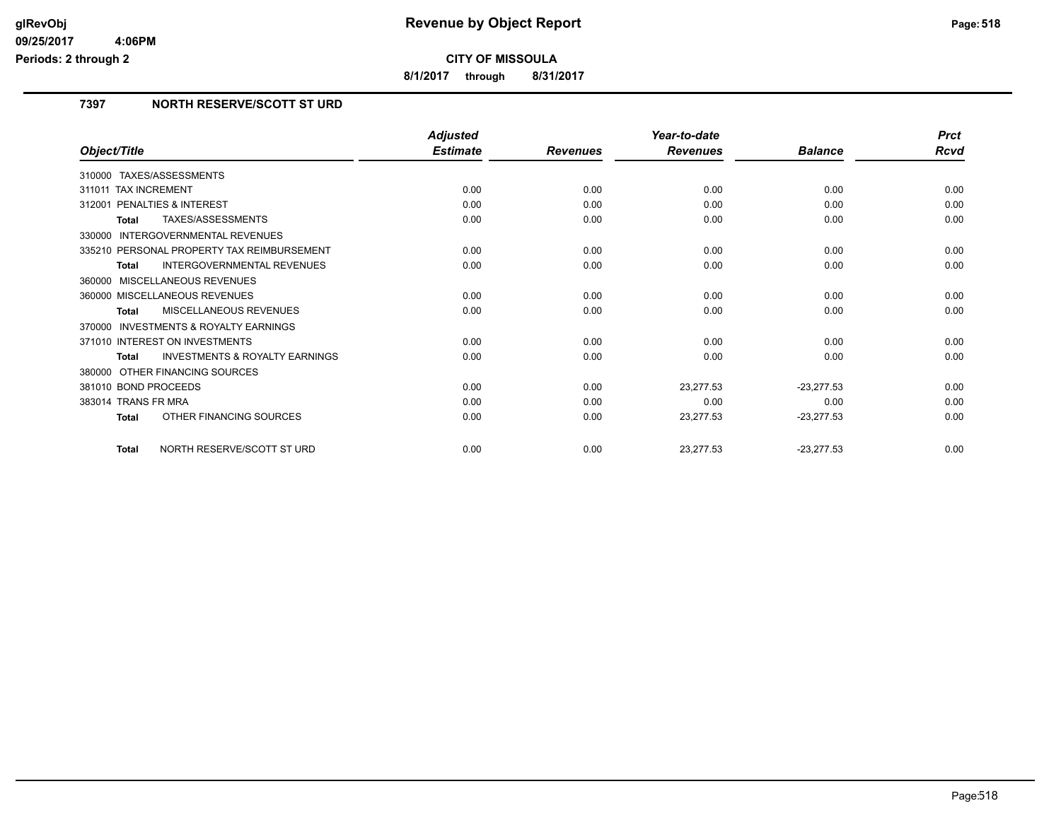# Revenue by Object Report

**CITY OF MISSOULA**

**8/1/2017 through 8/31/2017**

glRevObj
09/25/2017 4:06PM
Periods: 2 through 2

## 7397 NORTH RESERVE/SCOTT ST URD

| Object/Title | Adjusted Estimate | Revenues | Year-to-date Revenues | Balance | Prct Rcvd |
|---|---|---|---|---|---|
| 310000 TAXES/ASSESSMENTS | | | | | |
| 311011 TAX INCREMENT | 0.00 | 0.00 | 0.00 | 0.00 | 0.00 |
| 312001 PENALTIES & INTEREST | 0.00 | 0.00 | 0.00 | 0.00 | 0.00 |
| **Total** TAXES/ASSESSMENTS | 0.00 | 0.00 | 0.00 | 0.00 | 0.00 |
| 330000 INTERGOVERNMENTAL REVENUES | | | | | |
| 335210 PERSONAL PROPERTY TAX REIMBURSEMENT | 0.00 | 0.00 | 0.00 | 0.00 | 0.00 |
| **Total** INTERGOVERNMENTAL REVENUES | 0.00 | 0.00 | 0.00 | 0.00 | 0.00 |
| 360000 MISCELLANEOUS REVENUES | | | | | |
| 360000 MISCELLANEOUS REVENUES | 0.00 | 0.00 | 0.00 | 0.00 | 0.00 |
| **Total** MISCELLANEOUS REVENUES | 0.00 | 0.00 | 0.00 | 0.00 | 0.00 |
| 370000 INVESTMENTS & ROYALTY EARNINGS | | | | | |
| 371010 INTEREST ON INVESTMENTS | 0.00 | 0.00 | 0.00 | 0.00 | 0.00 |
| **Total** INVESTMENTS & ROYALTY EARNINGS | 0.00 | 0.00 | 0.00 | 0.00 | 0.00 |
| 380000 OTHER FINANCING SOURCES | | | | | |
| 381010 BOND PROCEEDS | 0.00 | 0.00 | 23,277.53 | -23,277.53 | 0.00 |
| 383014 TRANS FR MRA | 0.00 | 0.00 | 0.00 | 0.00 | 0.00 |
| **Total** OTHER FINANCING SOURCES | 0.00 | 0.00 | 23,277.53 | -23,277.53 | 0.00 |
| **Total** NORTH RESERVE/SCOTT ST URD | 0.00 | 0.00 | 23,277.53 | -23,277.53 | 0.00 |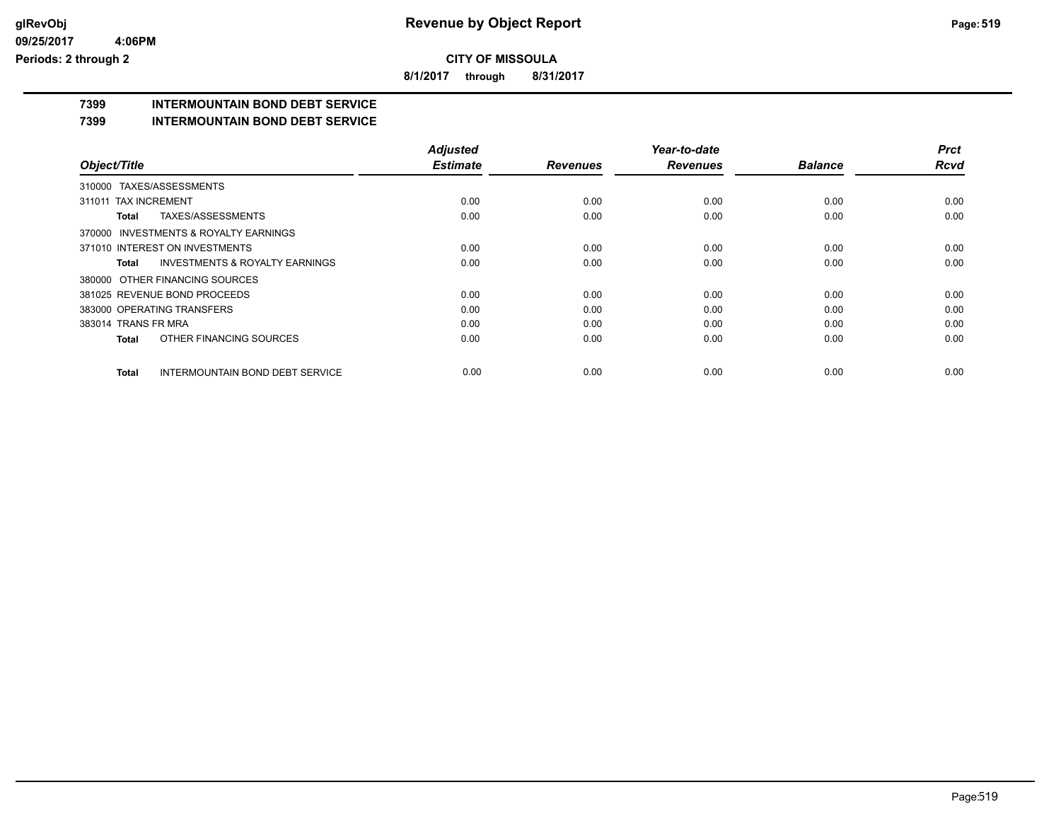**Revenue by Object Report**

**CITY OF MISSOULA**

**8/1/2017 through 8/31/2017**

glRevObj
09/25/2017 4:06PM
Periods: 2 through 2

## 7399 INTERMOUNTAIN BOND DEBT SERVICE

## 7399 INTERMOUNTAIN BOND DEBT SERVICE

| Object/Title | Adjusted Estimate | Revenues | Year-to-date Revenues | Balance | Prct Rcvd |
|---|---|---|---|---|---|
| 310000 TAXES/ASSESSMENTS | | | | | |
| 311011 TAX INCREMENT | 0.00 | 0.00 | 0.00 | 0.00 | 0.00 |
| **Total** TAXES/ASSESSMENTS | 0.00 | 0.00 | 0.00 | 0.00 | 0.00 |
| 370000 INVESTMENTS & ROYALTY EARNINGS | | | | | |
| 371010 INTEREST ON INVESTMENTS | 0.00 | 0.00 | 0.00 | 0.00 | 0.00 |
| **Total** INVESTMENTS & ROYALTY EARNINGS | 0.00 | 0.00 | 0.00 | 0.00 | 0.00 |
| 380000 OTHER FINANCING SOURCES | | | | | |
| 381025 REVENUE BOND PROCEEDS | 0.00 | 0.00 | 0.00 | 0.00 | 0.00 |
| 383000 OPERATING TRANSFERS | 0.00 | 0.00 | 0.00 | 0.00 | 0.00 |
| 383014 TRANS FR MRA | 0.00 | 0.00 | 0.00 | 0.00 | 0.00 |
| **Total** OTHER FINANCING SOURCES | 0.00 | 0.00 | 0.00 | 0.00 | 0.00 |
| **Total** INTERMOUNTAIN BOND DEBT SERVICE | 0.00 | 0.00 | 0.00 | 0.00 | 0.00 |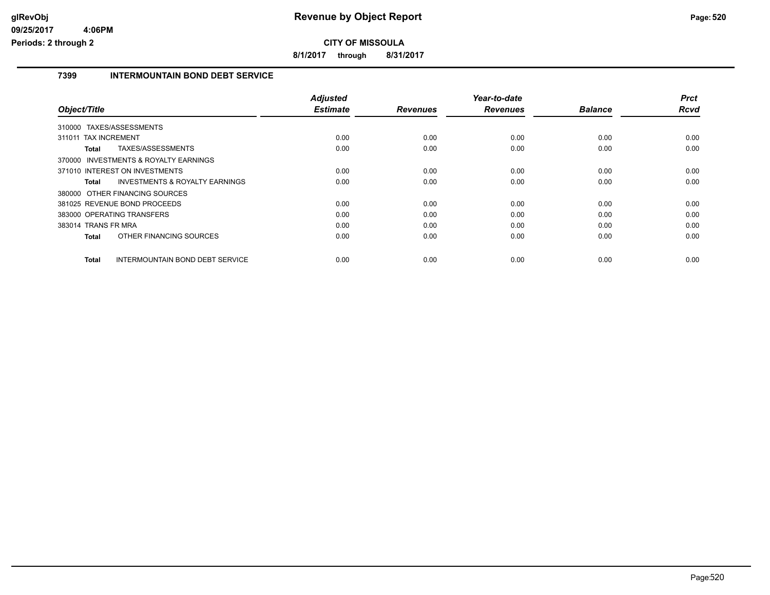# Revenue by Object Report

**CITY OF MISSOULA**

**8/1/2017 through 8/31/2017**

glRevObj
09/25/2017 4:06PM
Periods: 2 through 2

## 7399 INTERMOUNTAIN BOND DEBT SERVICE

| Object/Title | Adjusted Estimate | Revenues | Year-to-date Revenues | Balance | Prct Rcvd |
|---|---|---|---|---|---|
| 310000 TAXES/ASSESSMENTS | | | | | |
| 311011 TAX INCREMENT | 0.00 | 0.00 | 0.00 | 0.00 | 0.00 |
| **Total** TAXES/ASSESSMENTS | 0.00 | 0.00 | 0.00 | 0.00 | 0.00 |
| 370000 INVESTMENTS & ROYALTY EARNINGS | | | | | |
| 371010 INTEREST ON INVESTMENTS | 0.00 | 0.00 | 0.00 | 0.00 | 0.00 |
| **Total** INVESTMENTS & ROYALTY EARNINGS | 0.00 | 0.00 | 0.00 | 0.00 | 0.00 |
| 380000 OTHER FINANCING SOURCES | | | | | |
| 381025 REVENUE BOND PROCEEDS | 0.00 | 0.00 | 0.00 | 0.00 | 0.00 |
| 383000 OPERATING TRANSFERS | 0.00 | 0.00 | 0.00 | 0.00 | 0.00 |
| 383014 TRANS FR MRA | 0.00 | 0.00 | 0.00 | 0.00 | 0.00 |
| **Total** OTHER FINANCING SOURCES | 0.00 | 0.00 | 0.00 | 0.00 | 0.00 |
| **Total** INTERMOUNTAIN BOND DEBT SERVICE | 0.00 | 0.00 | 0.00 | 0.00 | 0.00 |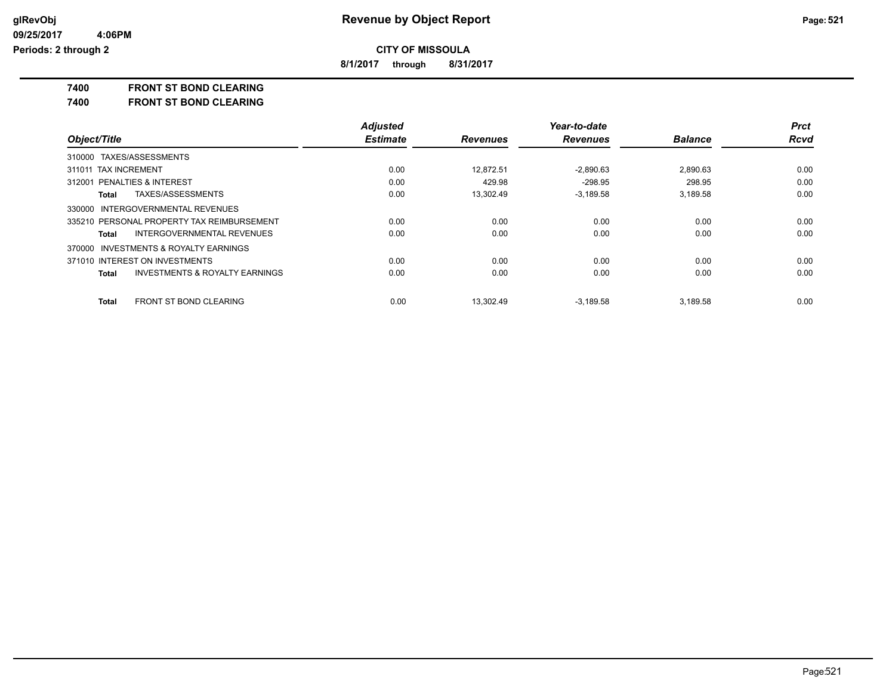# Revenue by Object Report

**CITY OF MISSOULA**

**8/1/2017 through 8/31/2017**

glRevObj
09/25/2017 4:06PM
Periods: 2 through 2

**7400 FRONT ST BOND CLEARING**

**7400 FRONT ST BOND CLEARING**

| Object/Title | Adjusted Estimate | Revenues | Year-to-date Revenues | Balance | Prct Rcvd |
|---|---|---|---|---|---|
| 310000 TAXES/ASSESSMENTS | | | | | |
| 311011 TAX INCREMENT | 0.00 | 12,872.51 | -2,890.63 | 2,890.63 | 0.00 |
| 312001 PENALTIES & INTEREST | 0.00 | 429.98 | -298.95 | 298.95 | 0.00 |
| **Total** TAXES/ASSESSMENTS | 0.00 | 13,302.49 | -3,189.58 | 3,189.58 | 0.00 |
| 330000 INTERGOVERNMENTAL REVENUES | | | | | |
| 335210 PERSONAL PROPERTY TAX REIMBURSEMENT | 0.00 | 0.00 | 0.00 | 0.00 | 0.00 |
| **Total** INTERGOVERNMENTAL REVENUES | 0.00 | 0.00 | 0.00 | 0.00 | 0.00 |
| 370000 INVESTMENTS & ROYALTY EARNINGS | | | | | |
| 371010 INTEREST ON INVESTMENTS | 0.00 | 0.00 | 0.00 | 0.00 | 0.00 |
| **Total** INVESTMENTS & ROYALTY EARNINGS | 0.00 | 0.00 | 0.00 | 0.00 | 0.00 |
| **Total** FRONT ST BOND CLEARING | 0.00 | 13,302.49 | -3,189.58 | 3,189.58 | 0.00 |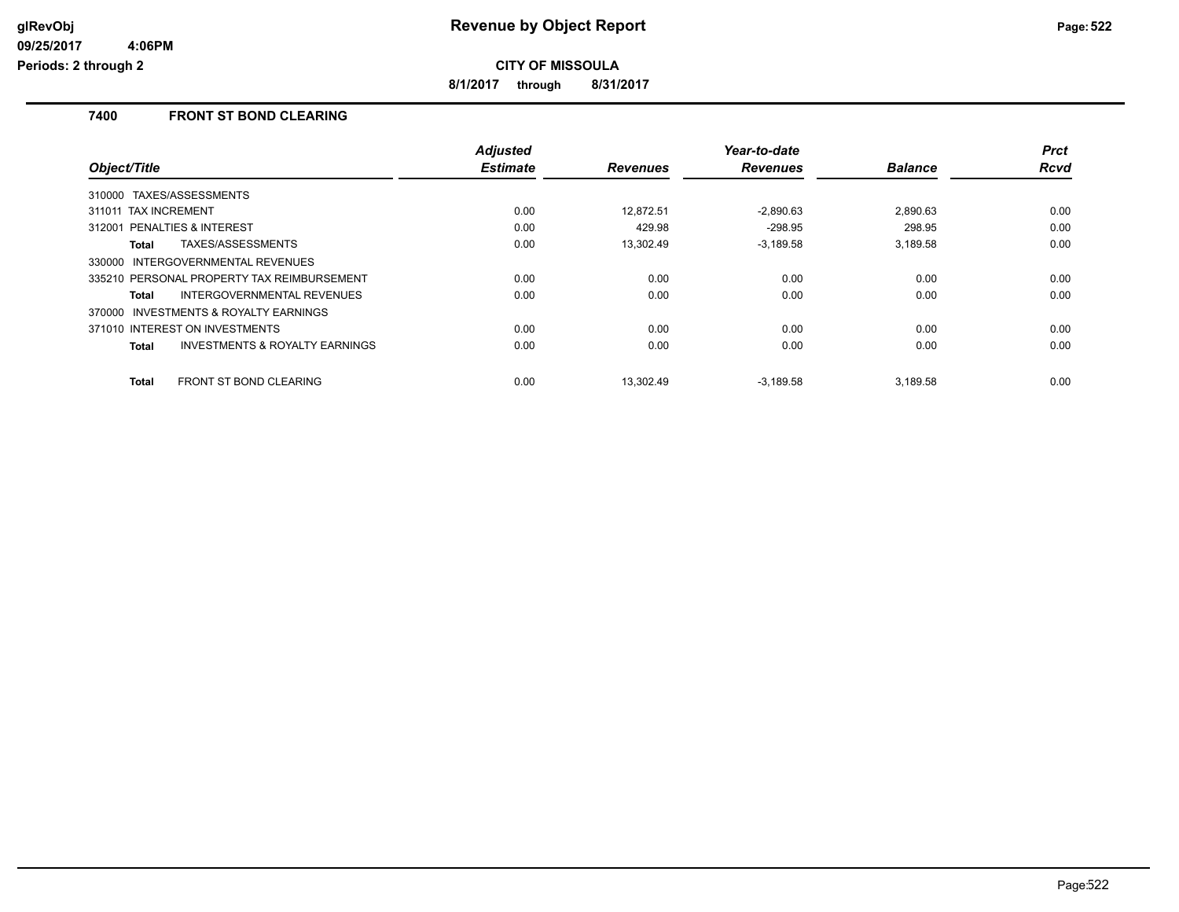# Revenue by Object Report

glRevObj
09/25/2017 4:06PM
Periods: 2 through 2

**CITY OF MISSOULA**

**8/1/2017 through 8/31/2017**

## 7400 FRONT ST BOND CLEARING

| Object/Title | Adjusted Estimate | Revenues | Year-to-date Revenues | Balance | Prct Rcvd |
|---|---|---|---|---|---|
| 310000 TAXES/ASSESSMENTS | | | | | |
| 311011 TAX INCREMENT | 0.00 | 12,872.51 | -2,890.63 | 2,890.63 | 0.00 |
| 312001 PENALTIES & INTEREST | 0.00 | 429.98 | -298.95 | 298.95 | 0.00 |
| **Total** TAXES/ASSESSMENTS | 0.00 | 13,302.49 | -3,189.58 | 3,189.58 | 0.00 |
| 330000 INTERGOVERNMENTAL REVENUES | | | | | |
| 335210 PERSONAL PROPERTY TAX REIMBURSEMENT | 0.00 | 0.00 | 0.00 | 0.00 | 0.00 |
| **Total** INTERGOVERNMENTAL REVENUES | 0.00 | 0.00 | 0.00 | 0.00 | 0.00 |
| 370000 INVESTMENTS & ROYALTY EARNINGS | | | | | |
| 371010 INTEREST ON INVESTMENTS | 0.00 | 0.00 | 0.00 | 0.00 | 0.00 |
| **Total** INVESTMENTS & ROYALTY EARNINGS | 0.00 | 0.00 | 0.00 | 0.00 | 0.00 |
| **Total** FRONT ST BOND CLEARING | 0.00 | 13,302.49 | -3,189.58 | 3,189.58 | 0.00 |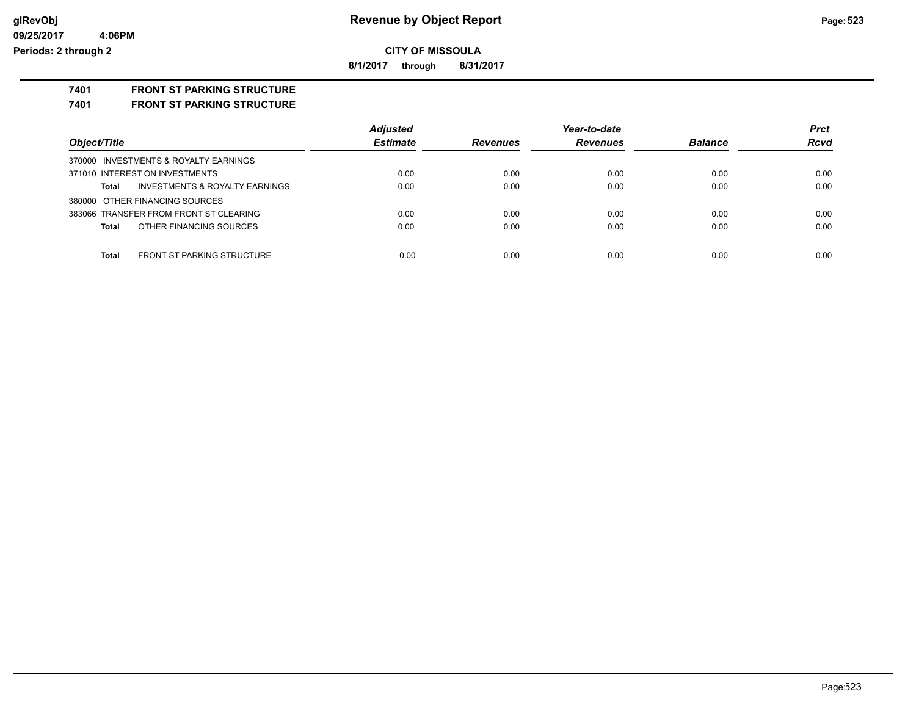# Revenue by Object Report

**CITY OF MISSOULA**

**8/1/2017 through 8/31/2017**

glRevObj
09/25/2017 4:06PM
Periods: 2 through 2

## 7401 FRONT ST PARKING STRUCTURE

## 7401 FRONT ST PARKING STRUCTURE

| Object/Title | Adjusted Estimate | Revenues | Year-to-date Revenues | Balance | Prct Rcvd |
|---|---|---|---|---|---|
| 370000 INVESTMENTS & ROYALTY EARNINGS | | | | | |
| 371010 INTEREST ON INVESTMENTS | 0.00 | 0.00 | 0.00 | 0.00 | 0.00 |
| **Total** INVESTMENTS & ROYALTY EARNINGS | 0.00 | 0.00 | 0.00 | 0.00 | 0.00 |
| 380000 OTHER FINANCING SOURCES | | | | | |
| 383066 TRANSFER FROM FRONT ST CLEARING | 0.00 | 0.00 | 0.00 | 0.00 | 0.00 |
| **Total** OTHER FINANCING SOURCES | 0.00 | 0.00 | 0.00 | 0.00 | 0.00 |
| **Total** FRONT ST PARKING STRUCTURE | 0.00 | 0.00 | 0.00 | 0.00 | 0.00 |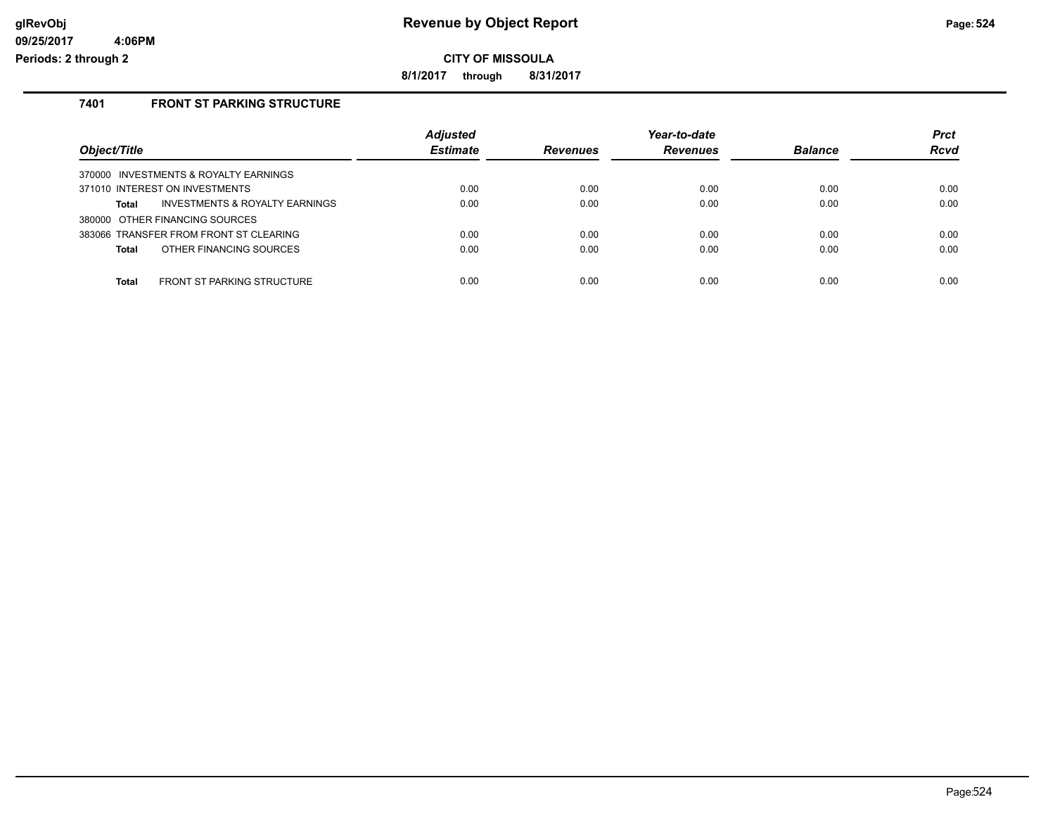# Revenue by Object Report

**CITY OF MISSOULA**

**8/1/2017 through 8/31/2017**

glRevObj
09/25/2017 4:06PM
Periods: 2 through 2

## 7401 FRONT ST PARKING STRUCTURE

| Object/Title | Adjusted Estimate | Revenues | Year-to-date Revenues | Balance | Prct Rcvd |
|---|---|---|---|---|---|
| 370000 INVESTMENTS & ROYALTY EARNINGS | | | | | |
| 371010 INTEREST ON INVESTMENTS | 0.00 | 0.00 | 0.00 | 0.00 | 0.00 |
| **Total** INVESTMENTS & ROYALTY EARNINGS | 0.00 | 0.00 | 0.00 | 0.00 | 0.00 |
| 380000 OTHER FINANCING SOURCES | | | | | |
| 383066 TRANSFER FROM FRONT ST CLEARING | 0.00 | 0.00 | 0.00 | 0.00 | 0.00 |
| **Total** OTHER FINANCING SOURCES | 0.00 | 0.00 | 0.00 | 0.00 | 0.00 |
| **Total** FRONT ST PARKING STRUCTURE | 0.00 | 0.00 | 0.00 | 0.00 | 0.00 |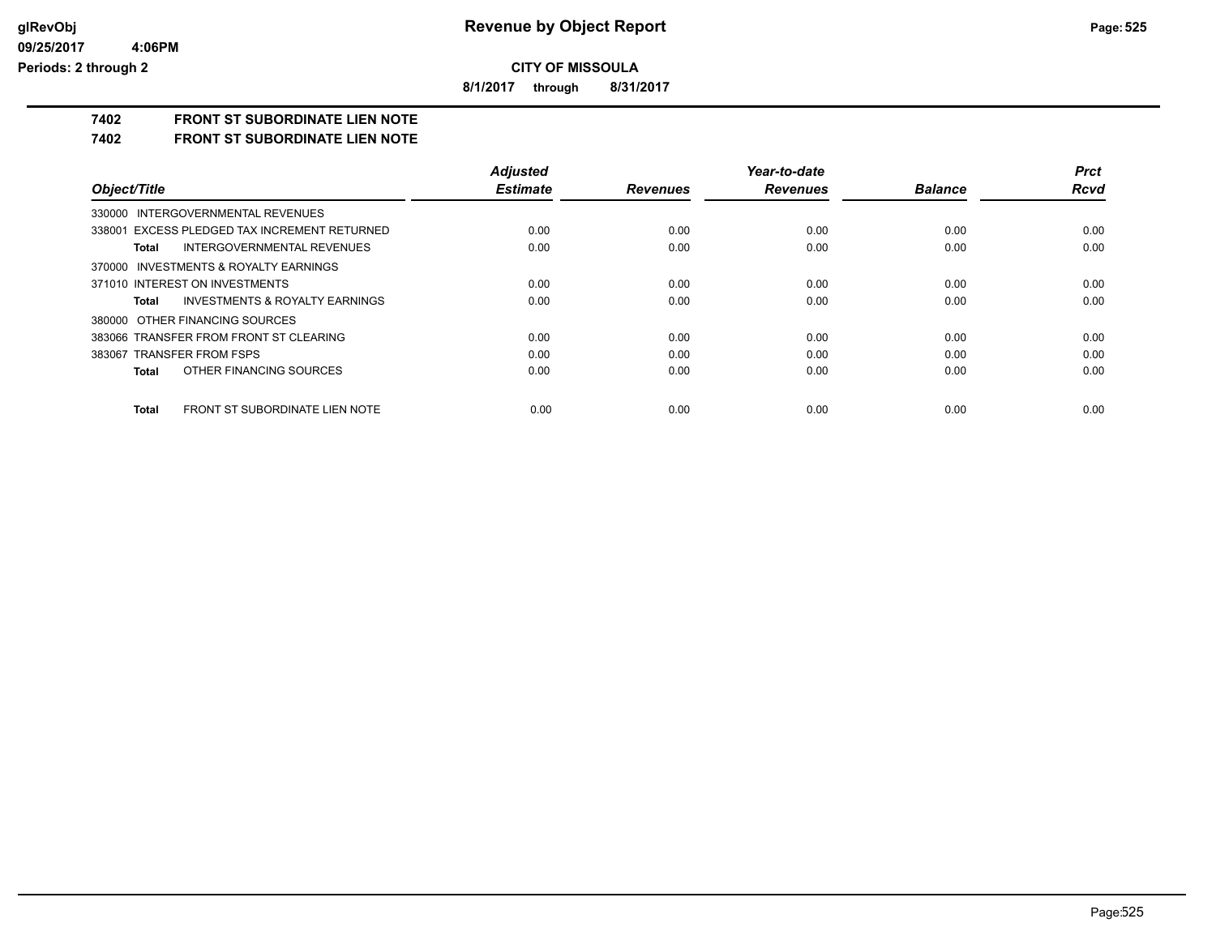**glRevObj**
**09/25/2017 4:06PM**
**Periods: 2 through 2**

# Revenue by Object Report

**CITY OF MISSOULA**

**8/1/2017 through 8/31/2017**

## 7402 FRONT ST SUBORDINATE LIEN NOTE

## 7402 FRONT ST SUBORDINATE LIEN NOTE

| Object/Title | Adjusted Estimate | Revenues | Year-to-date Revenues | Balance | Prct Rcvd |
|---|---|---|---|---|---|
| 330000 INTERGOVERNMENTAL REVENUES | | | | | |
| 338001 EXCESS PLEDGED TAX INCREMENT RETURNED | 0.00 | 0.00 | 0.00 | 0.00 | 0.00 |
| **Total** INTERGOVERNMENTAL REVENUES | 0.00 | 0.00 | 0.00 | 0.00 | 0.00 |
| 370000 INVESTMENTS & ROYALTY EARNINGS | | | | | |
| 371010 INTEREST ON INVESTMENTS | 0.00 | 0.00 | 0.00 | 0.00 | 0.00 |
| **Total** INVESTMENTS & ROYALTY EARNINGS | 0.00 | 0.00 | 0.00 | 0.00 | 0.00 |
| 380000 OTHER FINANCING SOURCES | | | | | |
| 383066 TRANSFER FROM FRONT ST CLEARING | 0.00 | 0.00 | 0.00 | 0.00 | 0.00 |
| 383067 TRANSFER FROM FSPS | 0.00 | 0.00 | 0.00 | 0.00 | 0.00 |
| **Total** OTHER FINANCING SOURCES | 0.00 | 0.00 | 0.00 | 0.00 | 0.00 |
| **Total** FRONT ST SUBORDINATE LIEN NOTE | 0.00 | 0.00 | 0.00 | 0.00 | 0.00 |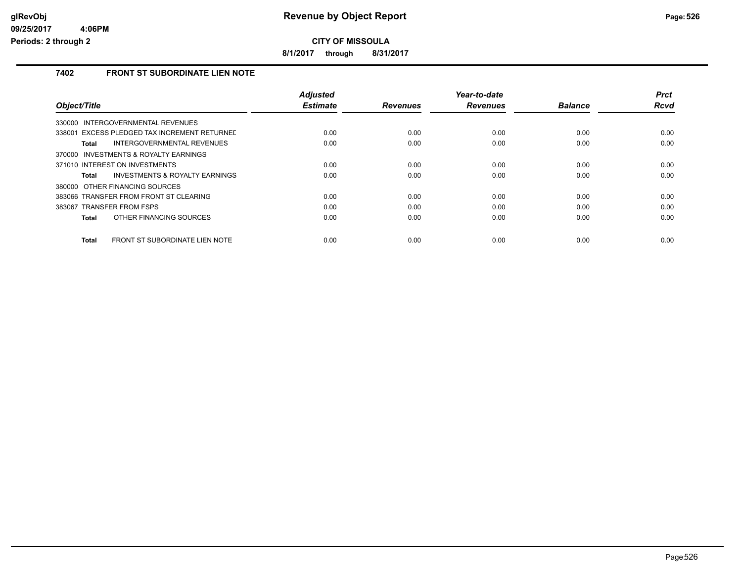**Revenue by Object Report**

**CITY OF MISSOULA**

**8/1/2017 through 8/31/2017**

glRevObj
09/25/2017 4:06PM
Periods: 2 through 2

## 7402 FRONT ST SUBORDINATE LIEN NOTE

| Object/Title | Adjusted Estimate | Revenues | Year-to-date Revenues | Balance | Prct Rcvd |
|---|---|---|---|---|---|
| 330000 INTERGOVERNMENTAL REVENUES | | | | | |
| 338001 EXCESS PLEDGED TAX INCREMENT RETURNED | 0.00 | 0.00 | 0.00 | 0.00 | 0.00 |
| **Total** INTERGOVERNMENTAL REVENUES | 0.00 | 0.00 | 0.00 | 0.00 | 0.00 |
| 370000 INVESTMENTS & ROYALTY EARNINGS | | | | | |
| 371010 INTEREST ON INVESTMENTS | 0.00 | 0.00 | 0.00 | 0.00 | 0.00 |
| **Total** INVESTMENTS & ROYALTY EARNINGS | 0.00 | 0.00 | 0.00 | 0.00 | 0.00 |
| 380000 OTHER FINANCING SOURCES | | | | | |
| 383066 TRANSFER FROM FRONT ST CLEARING | 0.00 | 0.00 | 0.00 | 0.00 | 0.00 |
| 383067 TRANSFER FROM FSPS | 0.00 | 0.00 | 0.00 | 0.00 | 0.00 |
| **Total** OTHER FINANCING SOURCES | 0.00 | 0.00 | 0.00 | 0.00 | 0.00 |
| **Total** FRONT ST SUBORDINATE LIEN NOTE | 0.00 | 0.00 | 0.00 | 0.00 | 0.00 |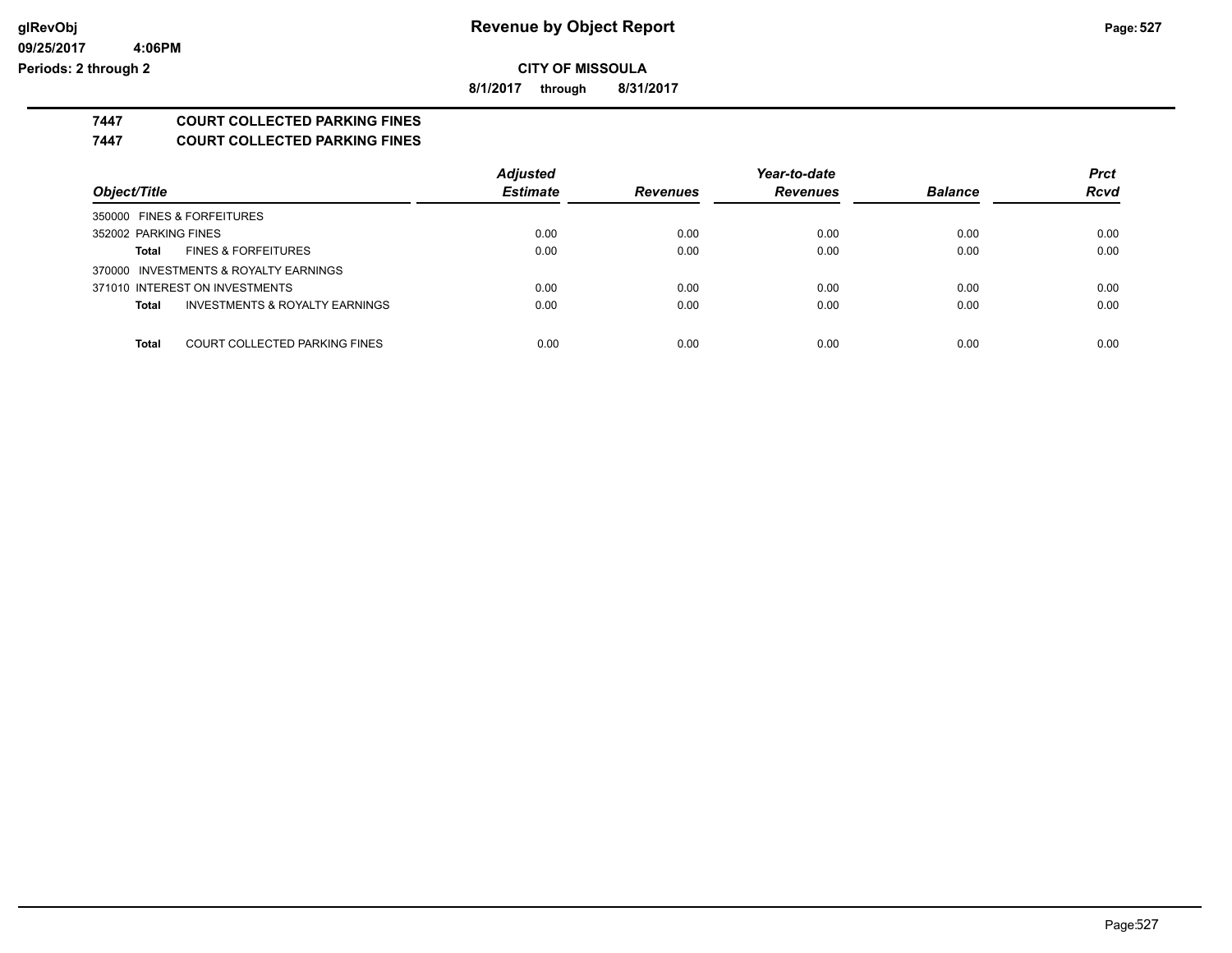**CITY OF MISSOULA**

**8/1/2017 through 8/31/2017**

## 7447 COURT COLLECTED PARKING FINES

## 7447 COURT COLLECTED PARKING FINES

| Object/Title | | Adjusted Estimate | Revenues | Year-to-date Revenues | Balance | Prct Rcvd |
|---|---|---|---|---|---|---|
| 350000 FINES & FORFEITURES | | | | | | |
| 352002 PARKING FINES | | 0.00 | 0.00 | 0.00 | 0.00 | 0.00 |
| **Total** | FINES & FORFEITURES | 0.00 | 0.00 | 0.00 | 0.00 | 0.00 |
| 370000 INVESTMENTS & ROYALTY EARNINGS | | | | | | |
| 371010 INTEREST ON INVESTMENTS | | 0.00 | 0.00 | 0.00 | 0.00 | 0.00 |
| **Total** | INVESTMENTS & ROYALTY EARNINGS | 0.00 | 0.00 | 0.00 | 0.00 | 0.00 |
| **Total** | COURT COLLECTED PARKING FINES | 0.00 | 0.00 | 0.00 | 0.00 | 0.00 |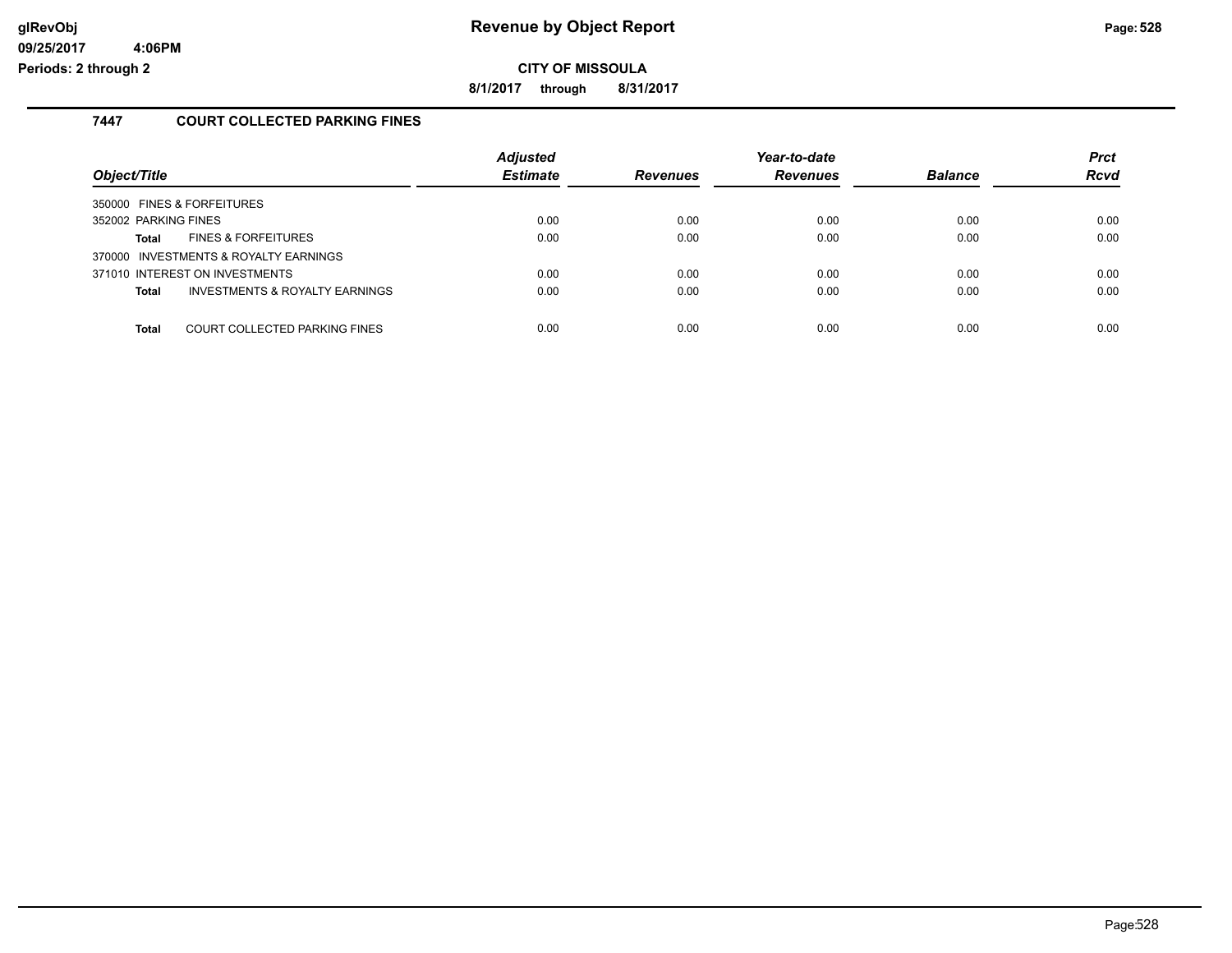# Revenue by Object Report

**CITY OF MISSOULA**

**8/1/2017 through 8/31/2017**

glRevObj
09/25/2017 4:06PM
Periods: 2 through 2

## 7447 COURT COLLECTED PARKING FINES

| Object/Title | | Adjusted Estimate | Revenues | Year-to-date Revenues | Balance | Prct Rcvd |
|---|---|---|---|---|---|---|
| 350000 FINES & FORFEITURES | | | | | | |
| 352002 PARKING FINES | | 0.00 | 0.00 | 0.00 | 0.00 | 0.00 |
| **Total** | FINES & FORFEITURES | 0.00 | 0.00 | 0.00 | 0.00 | 0.00 |
| 370000 INVESTMENTS & ROYALTY EARNINGS | | | | | | |
| 371010 INTEREST ON INVESTMENTS | | 0.00 | 0.00 | 0.00 | 0.00 | 0.00 |
| **Total** | INVESTMENTS & ROYALTY EARNINGS | 0.00 | 0.00 | 0.00 | 0.00 | 0.00 |
| **Total** | COURT COLLECTED PARKING FINES | 0.00 | 0.00 | 0.00 | 0.00 | 0.00 |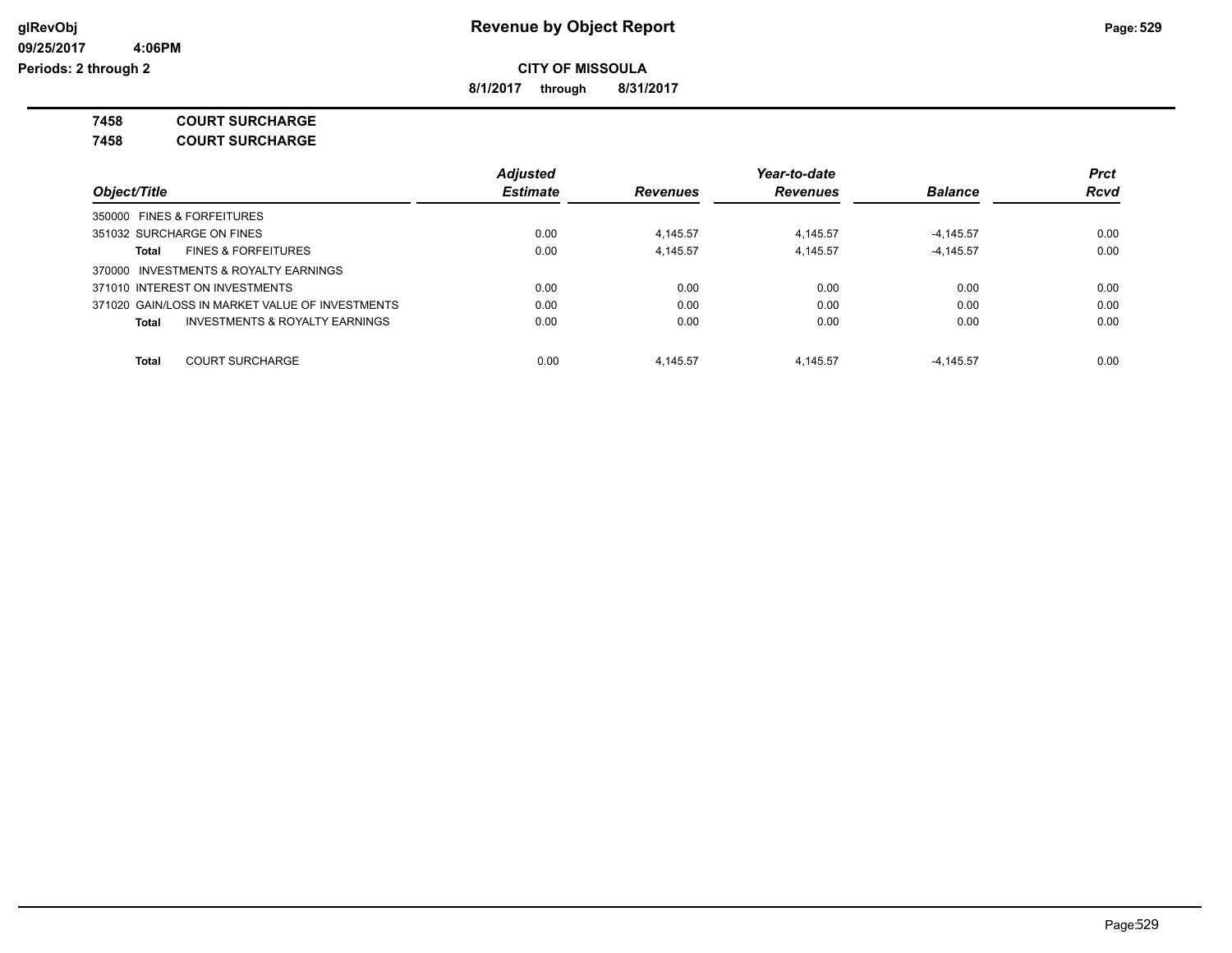**CITY OF MISSOULA**

**8/1/2017 through 8/31/2017**

**7458 COURT SURCHARGE**

**7458 COURT SURCHARGE**

| Object/Title | Adjusted Estimate | Revenues | Year-to-date Revenues | Balance | Prct Rcvd |
|---|---|---|---|---|---|
| 350000 FINES & FORFEITURES | | | | | |
| 351032 SURCHARGE ON FINES | 0.00 | 4,145.57 | 4,145.57 | -4,145.57 | 0.00 |
| **Total** FINES & FORFEITURES | 0.00 | 4,145.57 | 4,145.57 | -4,145.57 | 0.00 |
| 370000 INVESTMENTS & ROYALTY EARNINGS | | | | | |
| 371010 INTEREST ON INVESTMENTS | 0.00 | 0.00 | 0.00 | 0.00 | 0.00 |
| 371020 GAIN/LOSS IN MARKET VALUE OF INVESTMENTS | 0.00 | 0.00 | 0.00 | 0.00 | 0.00 |
| **Total** INVESTMENTS & ROYALTY EARNINGS | 0.00 | 0.00 | 0.00 | 0.00 | 0.00 |
| **Total** COURT SURCHARGE | 0.00 | 4,145.57 | 4,145.57 | -4,145.57 | 0.00 |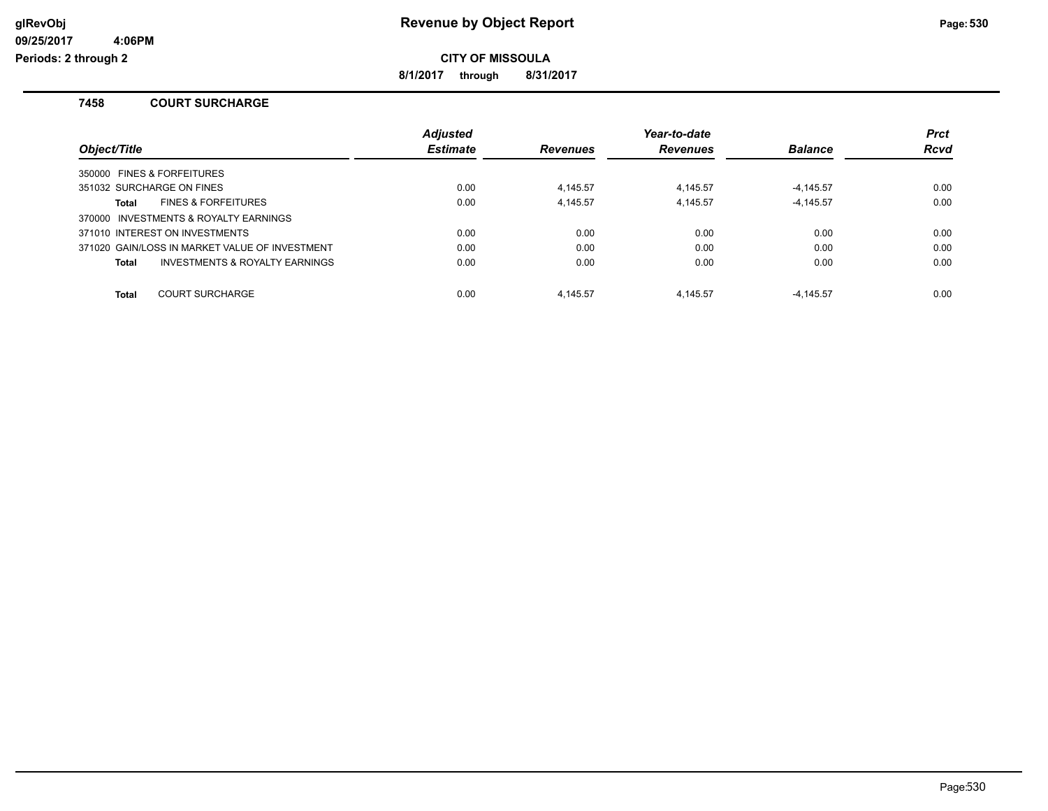**CITY OF MISSOULA**

**8/1/2017 through 8/31/2017**

## 7458 COURT SURCHARGE

| Object/Title | Adjusted Estimate | Revenues | Year-to-date Revenues | Balance | Prct Rcvd |
|---|---|---|---|---|---|
| 350000 FINES & FORFEITURES | | | | | |
| 351032 SURCHARGE ON FINES | 0.00 | 4,145.57 | 4,145.57 | -4,145.57 | 0.00 |
| **Total** FINES & FORFEITURES | 0.00 | 4,145.57 | 4,145.57 | -4,145.57 | 0.00 |
| 370000 INVESTMENTS & ROYALTY EARNINGS | | | | | |
| 371010 INTEREST ON INVESTMENTS | 0.00 | 0.00 | 0.00 | 0.00 | 0.00 |
| 371020 GAIN/LOSS IN MARKET VALUE OF INVESTMENT | 0.00 | 0.00 | 0.00 | 0.00 | 0.00 |
| **Total** INVESTMENTS & ROYALTY EARNINGS | 0.00 | 0.00 | 0.00 | 0.00 | 0.00 |
| **Total** COURT SURCHARGE | 0.00 | 4,145.57 | 4,145.57 | -4,145.57 | 0.00 |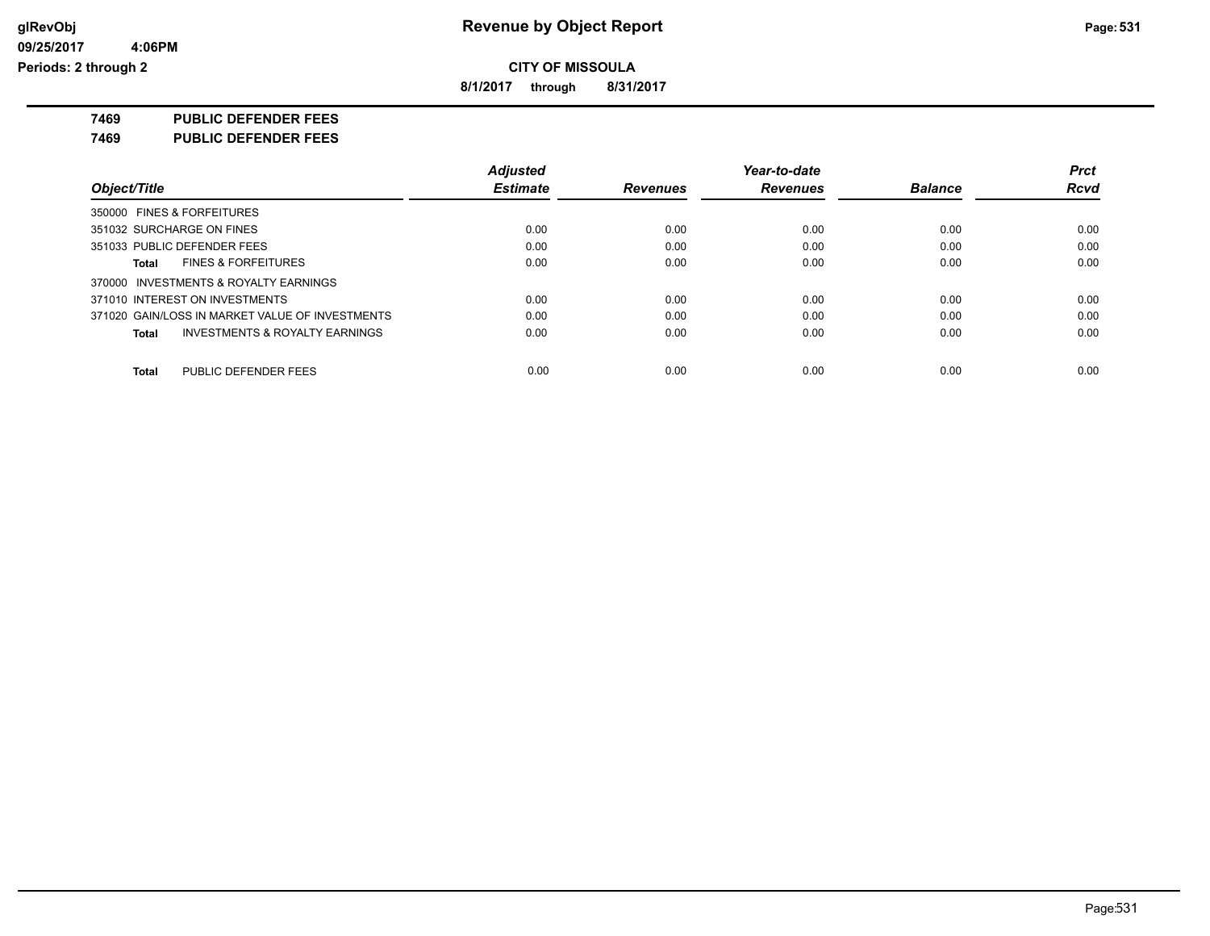**CITY OF MISSOULA**

**8/1/2017 through 8/31/2017**

**7469 PUBLIC DEFENDER FEES**

**7469 PUBLIC DEFENDER FEES**

| Object/Title | Adjusted Estimate | Revenues | Year-to-date Revenues | Balance | Prct Rcvd |
|---|---|---|---|---|---|
| 350000 FINES & FORFEITURES | | | | | |
| 351032 SURCHARGE ON FINES | 0.00 | 0.00 | 0.00 | 0.00 | 0.00 |
| 351033 PUBLIC DEFENDER FEES | 0.00 | 0.00 | 0.00 | 0.00 | 0.00 |
| **Total** FINES & FORFEITURES | 0.00 | 0.00 | 0.00 | 0.00 | 0.00 |
| 370000 INVESTMENTS & ROYALTY EARNINGS | | | | | |
| 371010 INTEREST ON INVESTMENTS | 0.00 | 0.00 | 0.00 | 0.00 | 0.00 |
| 371020 GAIN/LOSS IN MARKET VALUE OF INVESTMENTS | 0.00 | 0.00 | 0.00 | 0.00 | 0.00 |
| **Total** INVESTMENTS & ROYALTY EARNINGS | 0.00 | 0.00 | 0.00 | 0.00 | 0.00 |
| **Total** PUBLIC DEFENDER FEES | 0.00 | 0.00 | 0.00 | 0.00 | 0.00 |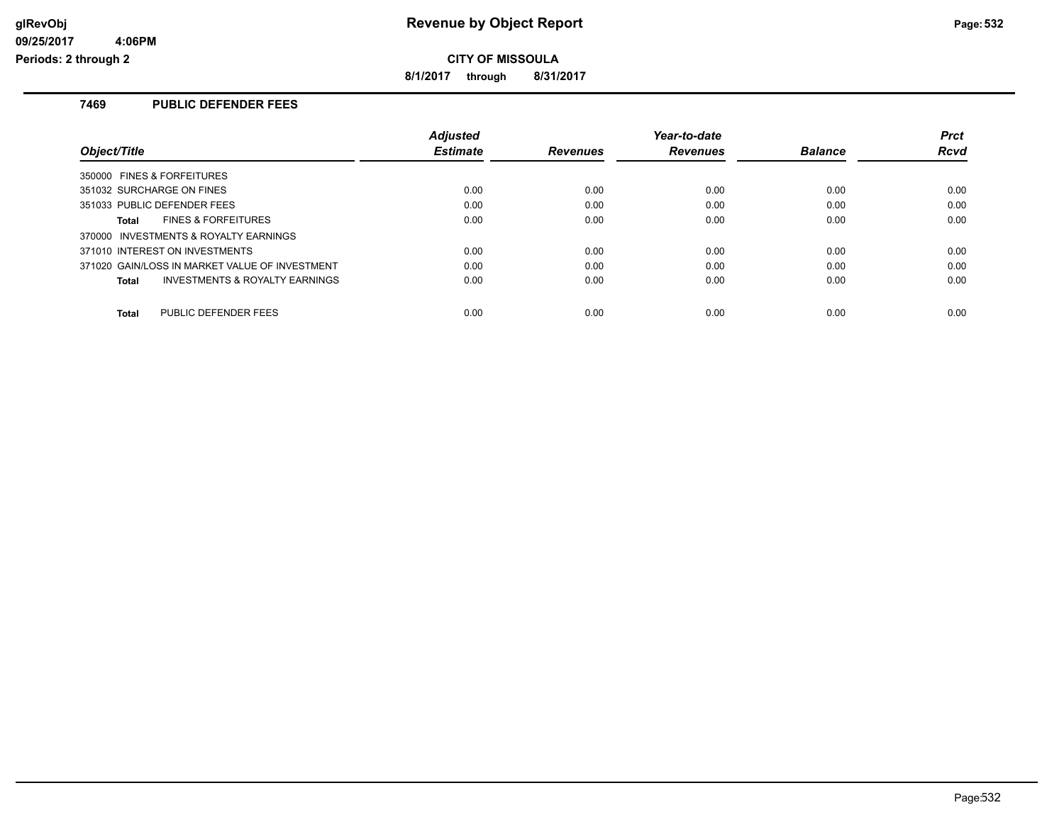**CITY OF MISSOULA**

**8/1/2017 through 8/31/2017**

## 7469 PUBLIC DEFENDER FEES

| Object/Title | Adjusted Estimate | Revenues | Year-to-date Revenues | Balance | Prct Rcvd |
|---|---|---|---|---|---|
| 350000 FINES & FORFEITURES | | | | | |
| 351032 SURCHARGE ON FINES | 0.00 | 0.00 | 0.00 | 0.00 | 0.00 |
| 351033 PUBLIC DEFENDER FEES | 0.00 | 0.00 | 0.00 | 0.00 | 0.00 |
| **Total** FINES & FORFEITURES | 0.00 | 0.00 | 0.00 | 0.00 | 0.00 |
| 370000 INVESTMENTS & ROYALTY EARNINGS | | | | | |
| 371010 INTEREST ON INVESTMENTS | 0.00 | 0.00 | 0.00 | 0.00 | 0.00 |
| 371020 GAIN/LOSS IN MARKET VALUE OF INVESTMENT | 0.00 | 0.00 | 0.00 | 0.00 | 0.00 |
| **Total** INVESTMENTS & ROYALTY EARNINGS | 0.00 | 0.00 | 0.00 | 0.00 | 0.00 |
| **Total** PUBLIC DEFENDER FEES | 0.00 | 0.00 | 0.00 | 0.00 | 0.00 |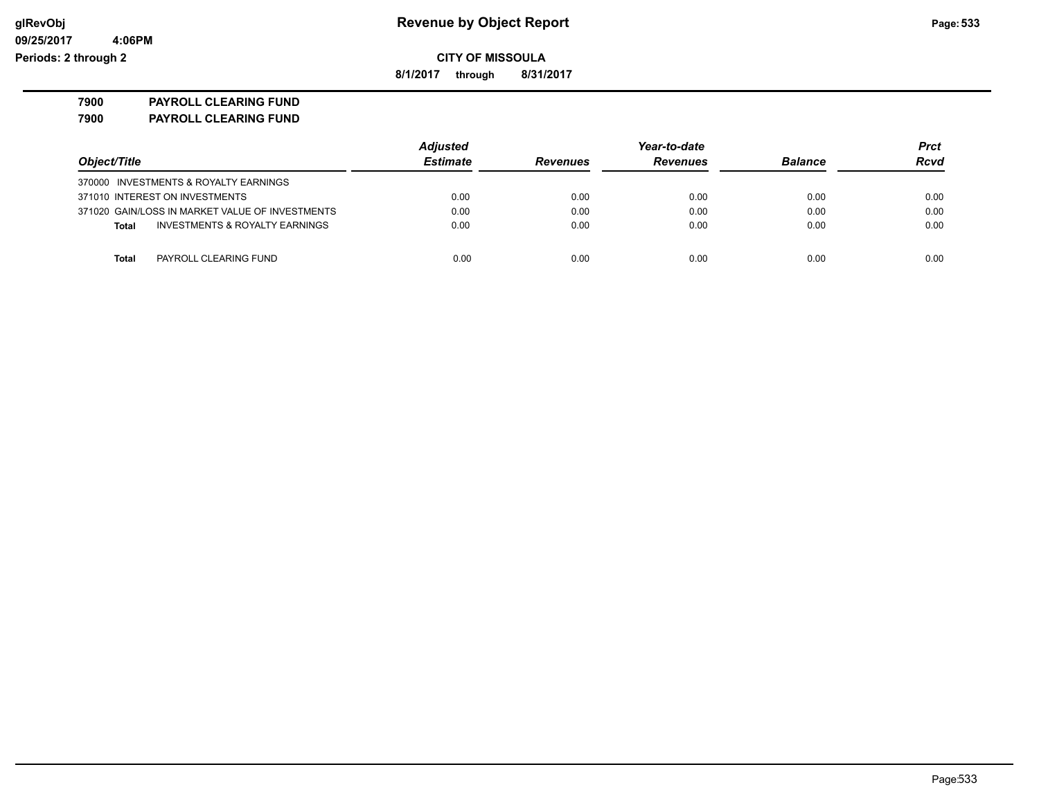# Revenue by Object Report

**CITY OF MISSOULA**

**8/1/2017 through 8/31/2017**

glRevObj
09/25/2017 4:06PM
Periods: 2 through 2

**7900 PAYROLL CLEARING FUND**

**7900 PAYROLL CLEARING FUND**

| Object/Title | Adjusted Estimate | Revenues | Year-to-date Revenues | Balance | Prct Rcvd |
|---|---|---|---|---|---|
| 370000 INVESTMENTS & ROYALTY EARNINGS | | | | | |
| 371010 INTEREST ON INVESTMENTS | 0.00 | 0.00 | 0.00 | 0.00 | 0.00 |
| 371020 GAIN/LOSS IN MARKET VALUE OF INVESTMENTS | 0.00 | 0.00 | 0.00 | 0.00 | 0.00 |
| **Total** INVESTMENTS & ROYALTY EARNINGS | 0.00 | 0.00 | 0.00 | 0.00 | 0.00 |
| **Total** PAYROLL CLEARING FUND | 0.00 | 0.00 | 0.00 | 0.00 | 0.00 |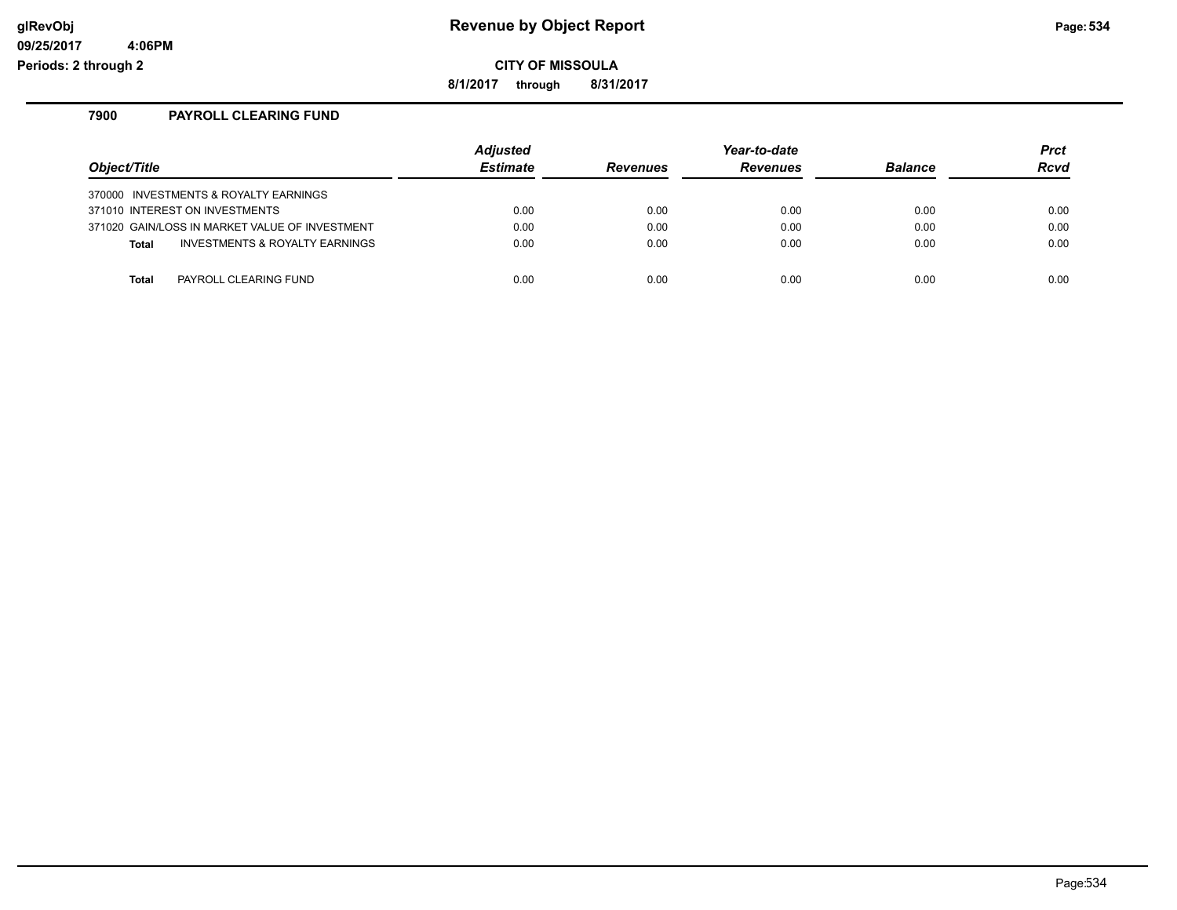# Revenue by Object Report

glRevObj
09/25/2017 4:06PM
Periods: 2 through 2

**CITY OF MISSOULA**

**8/1/2017 through 8/31/2017**

## 7900 PAYROLL CLEARING FUND

| Object/Title | Adjusted Estimate | Revenues | Year-to-date Revenues | Balance | Prct Rcvd |
|---|---|---|---|---|---|
| 370000 INVESTMENTS & ROYALTY EARNINGS | | | | | |
| 371010 INTEREST ON INVESTMENTS | 0.00 | 0.00 | 0.00 | 0.00 | 0.00 |
| 371020 GAIN/LOSS IN MARKET VALUE OF INVESTMENT | 0.00 | 0.00 | 0.00 | 0.00 | 0.00 |
| **Total** INVESTMENTS & ROYALTY EARNINGS | 0.00 | 0.00 | 0.00 | 0.00 | 0.00 |
| **Total** PAYROLL CLEARING FUND | 0.00 | 0.00 | 0.00 | 0.00 | 0.00 |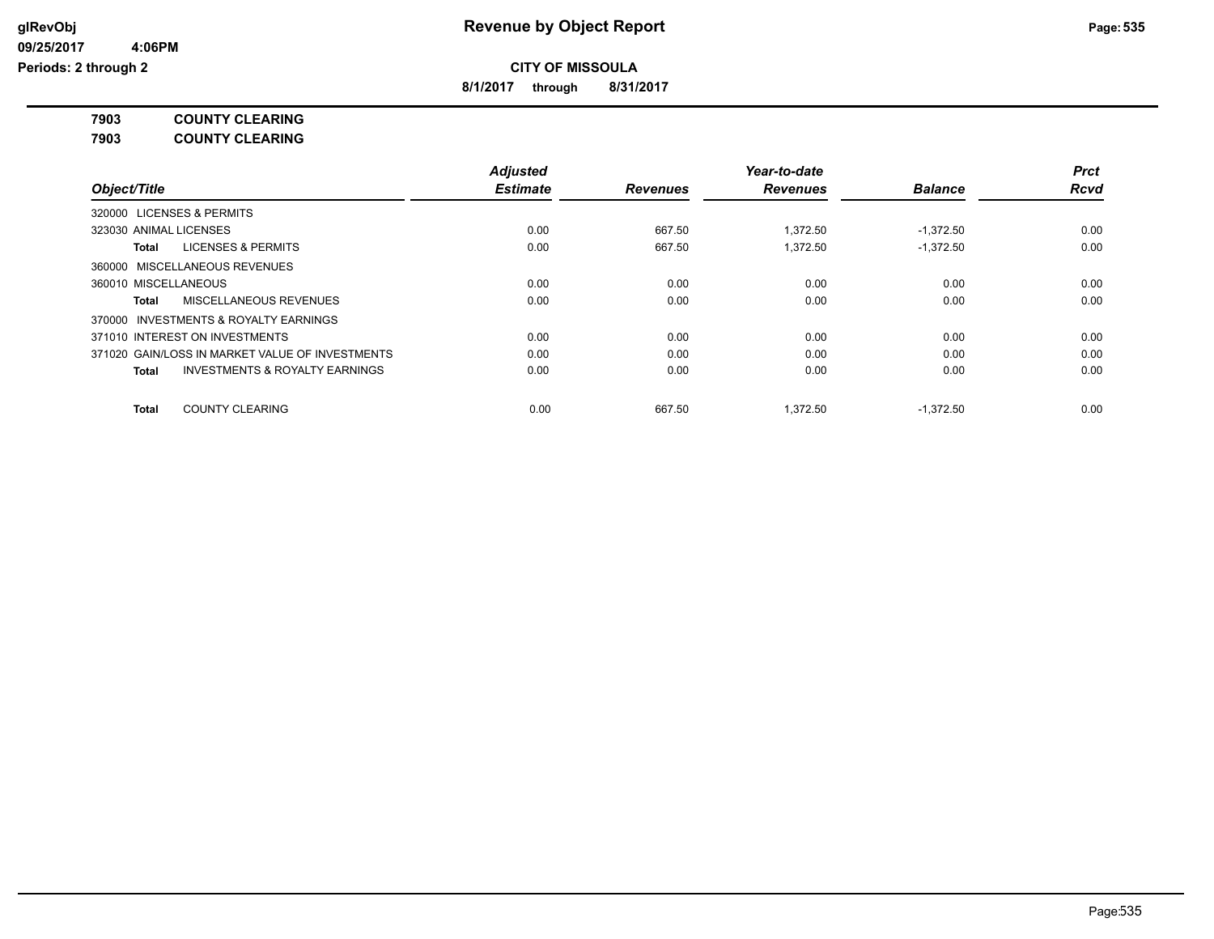# Revenue by Object Report

**CITY OF MISSOULA**

**8/1/2017 through 8/31/2017**

glRevObj
09/25/2017 4:06PM
Periods: 2 through 2

**7903 COUNTY CLEARING**
**7903 COUNTY CLEARING**

| Object/Title | Adjusted Estimate | Revenues | Year-to-date Revenues | Balance | Prct Rcvd |
|---|---|---|---|---|---|
| 320000 LICENSES & PERMITS | | | | | |
| 323030 ANIMAL LICENSES | 0.00 | 667.50 | 1,372.50 | -1,372.50 | 0.00 |
| **Total** LICENSES & PERMITS | 0.00 | 667.50 | 1,372.50 | -1,372.50 | 0.00 |
| 360000 MISCELLANEOUS REVENUES | | | | | |
| 360010 MISCELLANEOUS | 0.00 | 0.00 | 0.00 | 0.00 | 0.00 |
| **Total** MISCELLANEOUS REVENUES | 0.00 | 0.00 | 0.00 | 0.00 | 0.00 |
| 370000 INVESTMENTS & ROYALTY EARNINGS | | | | | |
| 371010 INTEREST ON INVESTMENTS | 0.00 | 0.00 | 0.00 | 0.00 | 0.00 |
| 371020 GAIN/LOSS IN MARKET VALUE OF INVESTMENTS | 0.00 | 0.00 | 0.00 | 0.00 | 0.00 |
| **Total** INVESTMENTS & ROYALTY EARNINGS | 0.00 | 0.00 | 0.00 | 0.00 | 0.00 |
| **Total** COUNTY CLEARING | 0.00 | 667.50 | 1,372.50 | -1,372.50 | 0.00 |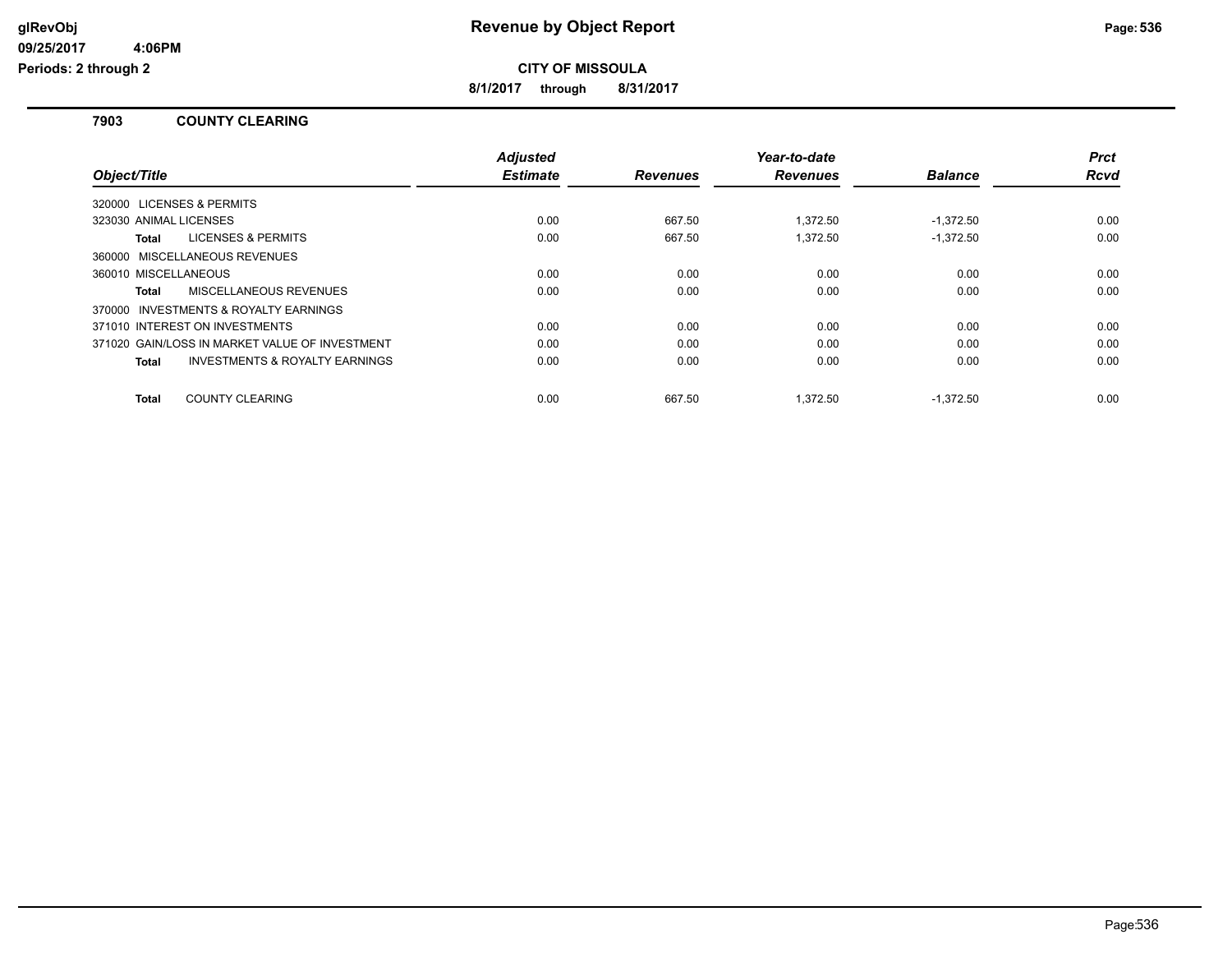**CITY OF MISSOULA**

**8/1/2017 through 8/31/2017**

## 7903 COUNTY CLEARING

| Object/Title | Adjusted Estimate | Revenues | Year-to-date Revenues | Balance | Prct Rcvd |
|---|---|---|---|---|---|
| 320000 LICENSES & PERMITS | | | | | |
| 323030 ANIMAL LICENSES | 0.00 | 667.50 | 1,372.50 | -1,372.50 | 0.00 |
| **Total** LICENSES & PERMITS | 0.00 | 667.50 | 1,372.50 | -1,372.50 | 0.00 |
| 360000 MISCELLANEOUS REVENUES | | | | | |
| 360010 MISCELLANEOUS | 0.00 | 0.00 | 0.00 | 0.00 | 0.00 |
| **Total** MISCELLANEOUS REVENUES | 0.00 | 0.00 | 0.00 | 0.00 | 0.00 |
| 370000 INVESTMENTS & ROYALTY EARNINGS | | | | | |
| 371010 INTEREST ON INVESTMENTS | 0.00 | 0.00 | 0.00 | 0.00 | 0.00 |
| 371020 GAIN/LOSS IN MARKET VALUE OF INVESTMENT | 0.00 | 0.00 | 0.00 | 0.00 | 0.00 |
| **Total** INVESTMENTS & ROYALTY EARNINGS | 0.00 | 0.00 | 0.00 | 0.00 | 0.00 |
| **Total** COUNTY CLEARING | 0.00 | 667.50 | 1,372.50 | -1,372.50 | 0.00 |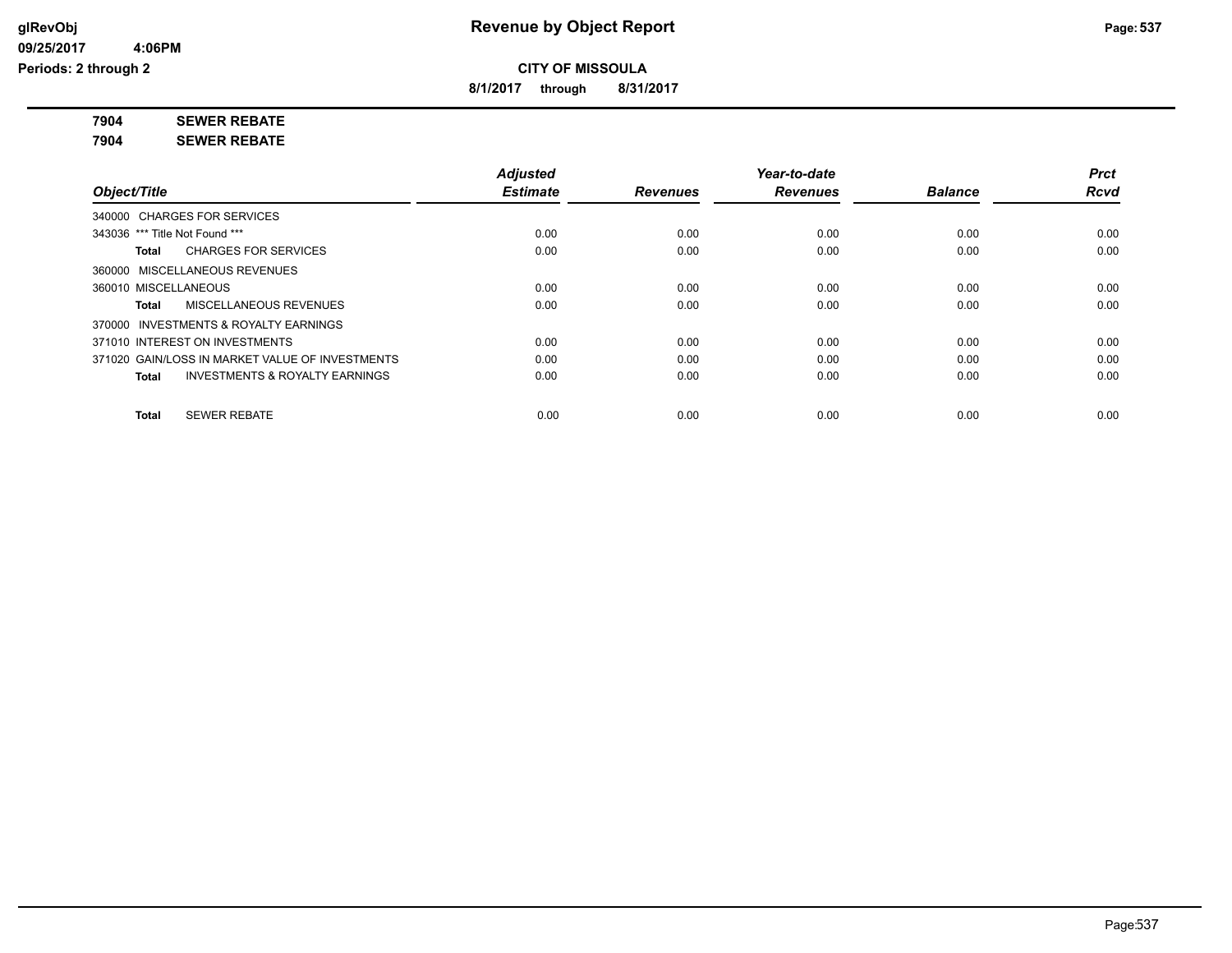**CITY OF MISSOULA**

**8/1/2017 through 8/31/2017**

**7904 SEWER REBATE**

**7904 SEWER REBATE**

| Object/Title | Adjusted Estimate | Revenues | Year-to-date Revenues | Balance | Prct Rcvd |
|---|---|---|---|---|---|
| 340000 CHARGES FOR SERVICES | | | | | |
| 343036 *** Title Not Found *** | 0.00 | 0.00 | 0.00 | 0.00 | 0.00 |
| **Total** CHARGES FOR SERVICES | 0.00 | 0.00 | 0.00 | 0.00 | 0.00 |
| 360000 MISCELLANEOUS REVENUES | | | | | |
| 360010 MISCELLANEOUS | 0.00 | 0.00 | 0.00 | 0.00 | 0.00 |
| **Total** MISCELLANEOUS REVENUES | 0.00 | 0.00 | 0.00 | 0.00 | 0.00 |
| 370000 INVESTMENTS & ROYALTY EARNINGS | | | | | |
| 371010 INTEREST ON INVESTMENTS | 0.00 | 0.00 | 0.00 | 0.00 | 0.00 |
| 371020 GAIN/LOSS IN MARKET VALUE OF INVESTMENTS | 0.00 | 0.00 | 0.00 | 0.00 | 0.00 |
| **Total** INVESTMENTS & ROYALTY EARNINGS | 0.00 | 0.00 | 0.00 | 0.00 | 0.00 |
| **Total** SEWER REBATE | 0.00 | 0.00 | 0.00 | 0.00 | 0.00 |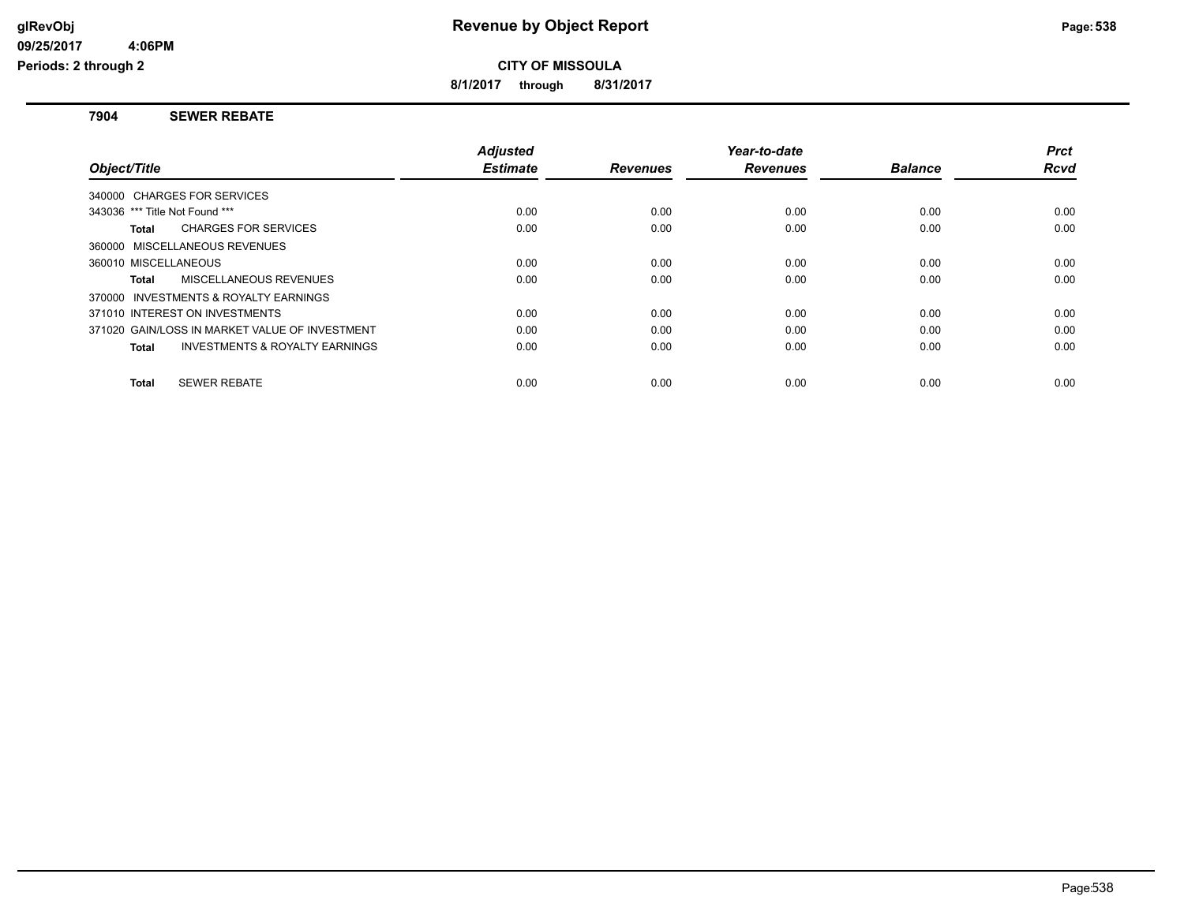# Revenue by Object Report

**CITY OF MISSOULA**

**8/1/2017 through 8/31/2017**

glRevObj
09/25/2017 4:06PM
Periods: 2 through 2

## 7904 SEWER REBATE

| Object/Title | Adjusted Estimate | Revenues | Year-to-date Revenues | Balance | Prct Rcvd |
|---|---|---|---|---|---|
| 340000 CHARGES FOR SERVICES | | | | | |
| 343036 *** Title Not Found *** | 0.00 | 0.00 | 0.00 | 0.00 | 0.00 |
| **Total** CHARGES FOR SERVICES | 0.00 | 0.00 | 0.00 | 0.00 | 0.00 |
| 360000 MISCELLANEOUS REVENUES | | | | | |
| 360010 MISCELLANEOUS | 0.00 | 0.00 | 0.00 | 0.00 | 0.00 |
| **Total** MISCELLANEOUS REVENUES | 0.00 | 0.00 | 0.00 | 0.00 | 0.00 |
| 370000 INVESTMENTS & ROYALTY EARNINGS | | | | | |
| 371010 INTEREST ON INVESTMENTS | 0.00 | 0.00 | 0.00 | 0.00 | 0.00 |
| 371020 GAIN/LOSS IN MARKET VALUE OF INVESTMENT | 0.00 | 0.00 | 0.00 | 0.00 | 0.00 |
| **Total** INVESTMENTS & ROYALTY EARNINGS | 0.00 | 0.00 | 0.00 | 0.00 | 0.00 |
| **Total** SEWER REBATE | 0.00 | 0.00 | 0.00 | 0.00 | 0.00 |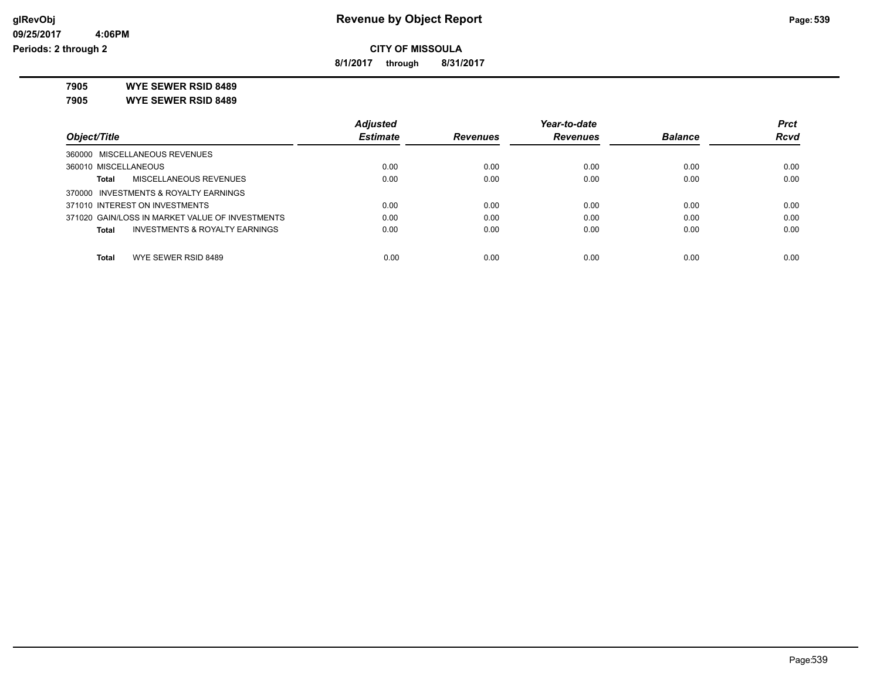**CITY OF MISSOULA**

**8/1/2017 through 8/31/2017**

**7905 WYE SEWER RSID 8489**

**7905 WYE SEWER RSID 8489**

| Object/Title | Adjusted Estimate | Revenues | Year-to-date Revenues | Balance | Prct Rcvd |
|---|---|---|---|---|---|
| 360000 MISCELLANEOUS REVENUES | | | | | |
| 360010 MISCELLANEOUS | 0.00 | 0.00 | 0.00 | 0.00 | 0.00 |
| **Total** MISCELLANEOUS REVENUES | 0.00 | 0.00 | 0.00 | 0.00 | 0.00 |
| 370000 INVESTMENTS & ROYALTY EARNINGS | | | | | |
| 371010 INTEREST ON INVESTMENTS | 0.00 | 0.00 | 0.00 | 0.00 | 0.00 |
| 371020 GAIN/LOSS IN MARKET VALUE OF INVESTMENTS | 0.00 | 0.00 | 0.00 | 0.00 | 0.00 |
| **Total** INVESTMENTS & ROYALTY EARNINGS | 0.00 | 0.00 | 0.00 | 0.00 | 0.00 |
| **Total** WYE SEWER RSID 8489 | 0.00 | 0.00 | 0.00 | 0.00 | 0.00 |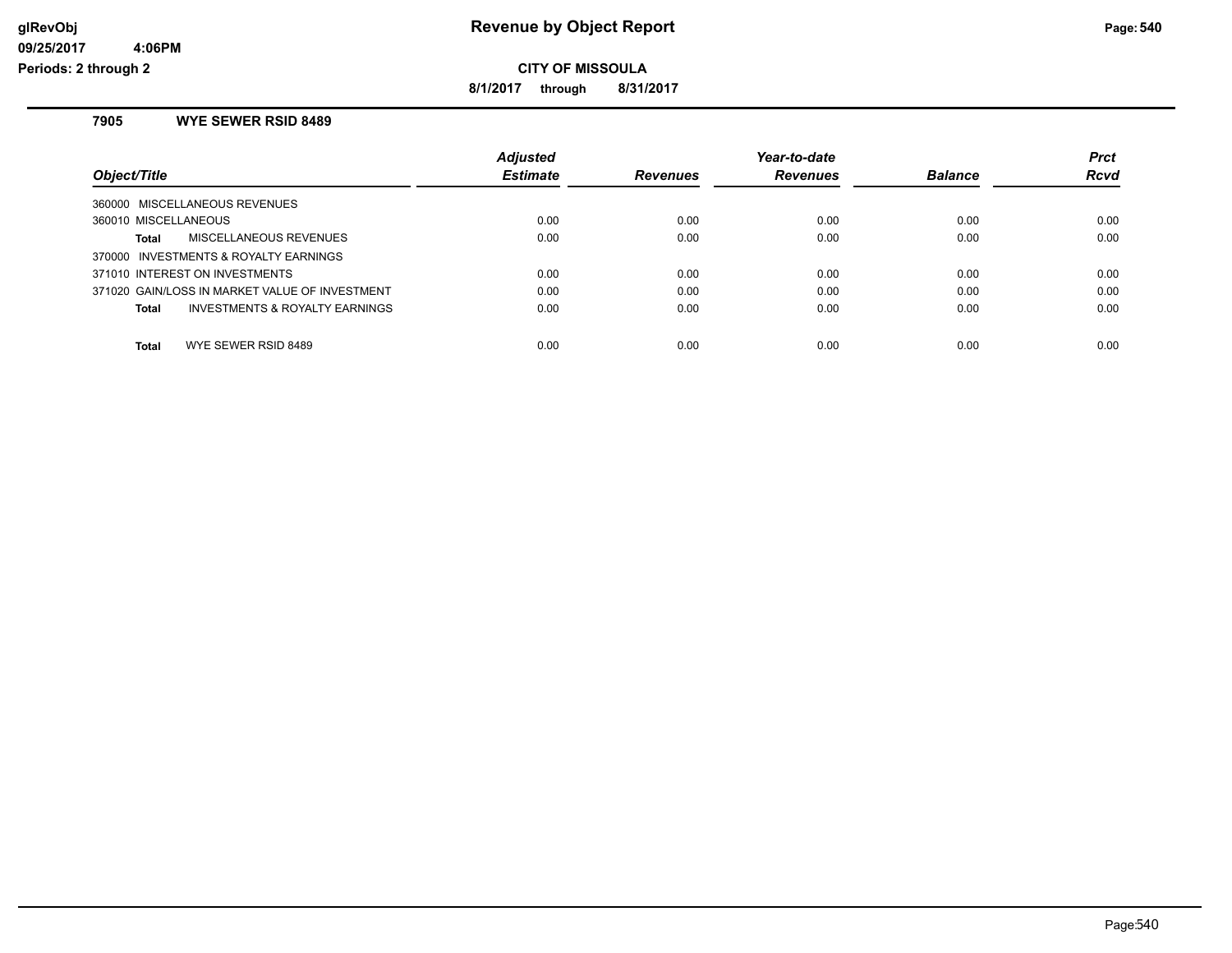# Revenue by Object Report

**CITY OF MISSOULA**

**8/1/2017 through 8/31/2017**

glRevObj
09/25/2017 4:06PM
Periods: 2 through 2

### 7905 WYE SEWER RSID 8489

| Object/Title | Adjusted Estimate | Revenues | Year-to-date Revenues | Balance | Prct Rcvd |
|---|---|---|---|---|---|
| 360000 MISCELLANEOUS REVENUES | | | | | |
| 360010 MISCELLANEOUS | 0.00 | 0.00 | 0.00 | 0.00 | 0.00 |
| **Total** MISCELLANEOUS REVENUES | 0.00 | 0.00 | 0.00 | 0.00 | 0.00 |
| 370000 INVESTMENTS & ROYALTY EARNINGS | | | | | |
| 371010 INTEREST ON INVESTMENTS | 0.00 | 0.00 | 0.00 | 0.00 | 0.00 |
| 371020 GAIN/LOSS IN MARKET VALUE OF INVESTMENT | 0.00 | 0.00 | 0.00 | 0.00 | 0.00 |
| **Total** INVESTMENTS & ROYALTY EARNINGS | 0.00 | 0.00 | 0.00 | 0.00 | 0.00 |
| **Total** WYE SEWER RSID 8489 | 0.00 | 0.00 | 0.00 | 0.00 | 0.00 |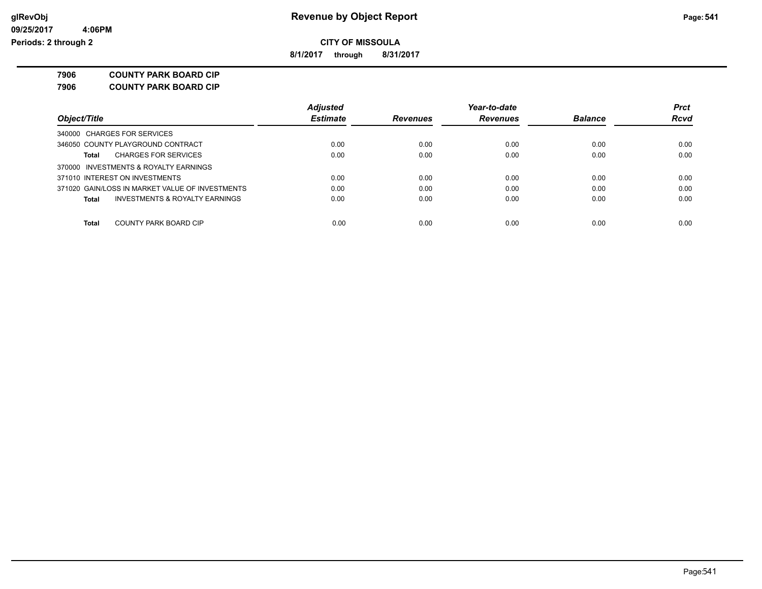# Revenue by Object Report

glRevObj
09/25/2017 4:06PM
Periods: 2 through 2

**CITY OF MISSOULA**

**8/1/2017 through 8/31/2017**

**7906 COUNTY PARK BOARD CIP**

**7906 COUNTY PARK BOARD CIP**

| Object/Title | Adjusted Estimate | Revenues | Year-to-date Revenues | Balance | Prct Rcvd |
|---|---|---|---|---|---|
| 340000 CHARGES FOR SERVICES | | | | | |
| 346050 COUNTY PLAYGROUND CONTRACT | 0.00 | 0.00 | 0.00 | 0.00 | 0.00 |
| **Total** CHARGES FOR SERVICES | 0.00 | 0.00 | 0.00 | 0.00 | 0.00 |
| 370000 INVESTMENTS & ROYALTY EARNINGS | | | | | |
| 371010 INTEREST ON INVESTMENTS | 0.00 | 0.00 | 0.00 | 0.00 | 0.00 |
| 371020 GAIN/LOSS IN MARKET VALUE OF INVESTMENTS | 0.00 | 0.00 | 0.00 | 0.00 | 0.00 |
| **Total** INVESTMENTS & ROYALTY EARNINGS | 0.00 | 0.00 | 0.00 | 0.00 | 0.00 |
| **Total** COUNTY PARK BOARD CIP | 0.00 | 0.00 | 0.00 | 0.00 | 0.00 |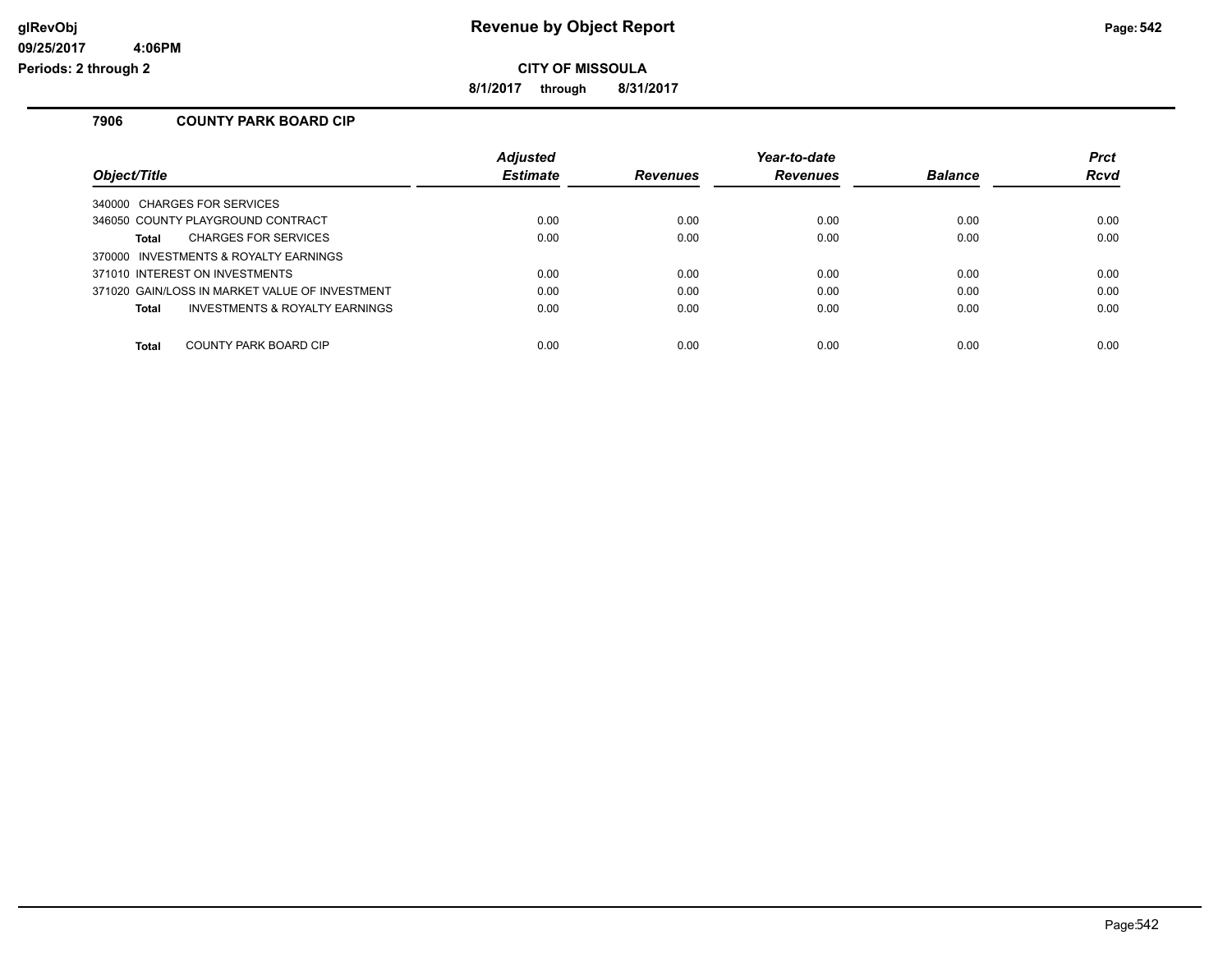# Revenue by Object Report

glRevObj
09/25/2017 4:06PM
Periods: 2 through 2

**CITY OF MISSOULA**

**8/1/2017 through 8/31/2017**

## 7906 COUNTY PARK BOARD CIP

| Object/Title | Adjusted Estimate | Revenues | Year-to-date Revenues | Balance | Prct Rcvd |
|---|---|---|---|---|---|
| 340000 CHARGES FOR SERVICES | | | | | |
| 346050 COUNTY PLAYGROUND CONTRACT | 0.00 | 0.00 | 0.00 | 0.00 | 0.00 |
| **Total** CHARGES FOR SERVICES | 0.00 | 0.00 | 0.00 | 0.00 | 0.00 |
| 370000 INVESTMENTS & ROYALTY EARNINGS | | | | | |
| 371010 INTEREST ON INVESTMENTS | 0.00 | 0.00 | 0.00 | 0.00 | 0.00 |
| 371020 GAIN/LOSS IN MARKET VALUE OF INVESTMENT | 0.00 | 0.00 | 0.00 | 0.00 | 0.00 |
| **Total** INVESTMENTS & ROYALTY EARNINGS | 0.00 | 0.00 | 0.00 | 0.00 | 0.00 |
| **Total** COUNTY PARK BOARD CIP | 0.00 | 0.00 | 0.00 | 0.00 | 0.00 |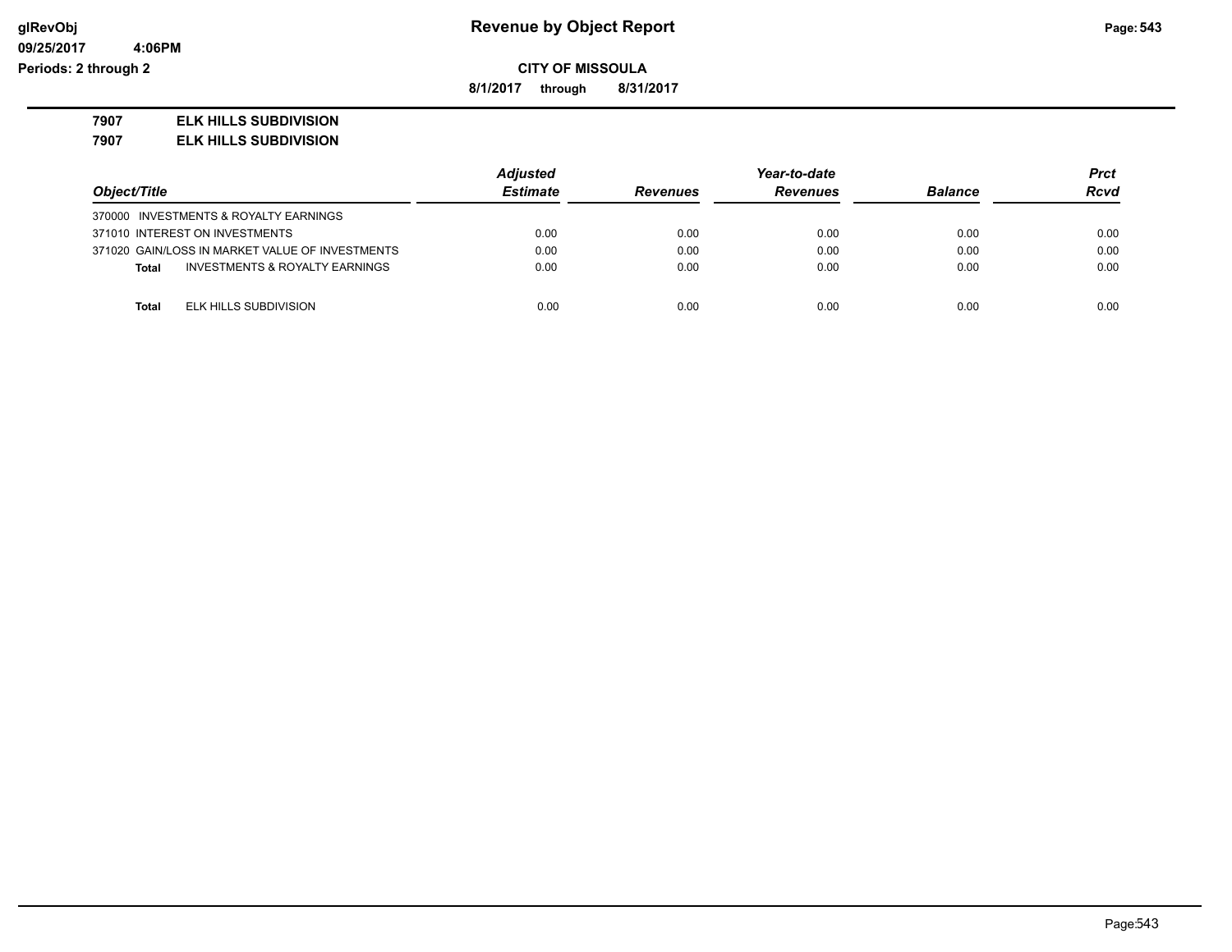## CITY OF MISSOULA

**Revenue by Object Report**

8/1/2017 through 8/31/2017

**7907 ELK HILLS SUBDIVISION**

**7907 ELK HILLS SUBDIVISION**

| Object/Title | Adjusted Estimate | Revenues | Year-to-date Revenues | Balance | Prct Rcvd |
|---|---|---|---|---|---|
| 370000 INVESTMENTS & ROYALTY EARNINGS | | | | | |
| 371010 INTEREST ON INVESTMENTS | 0.00 | 0.00 | 0.00 | 0.00 | 0.00 |
| 371020 GAIN/LOSS IN MARKET VALUE OF INVESTMENTS | 0.00 | 0.00 | 0.00 | 0.00 | 0.00 |
| **Total** INVESTMENTS & ROYALTY EARNINGS | 0.00 | 0.00 | 0.00 | 0.00 | 0.00 |
| **Total** ELK HILLS SUBDIVISION | 0.00 | 0.00 | 0.00 | 0.00 | 0.00 |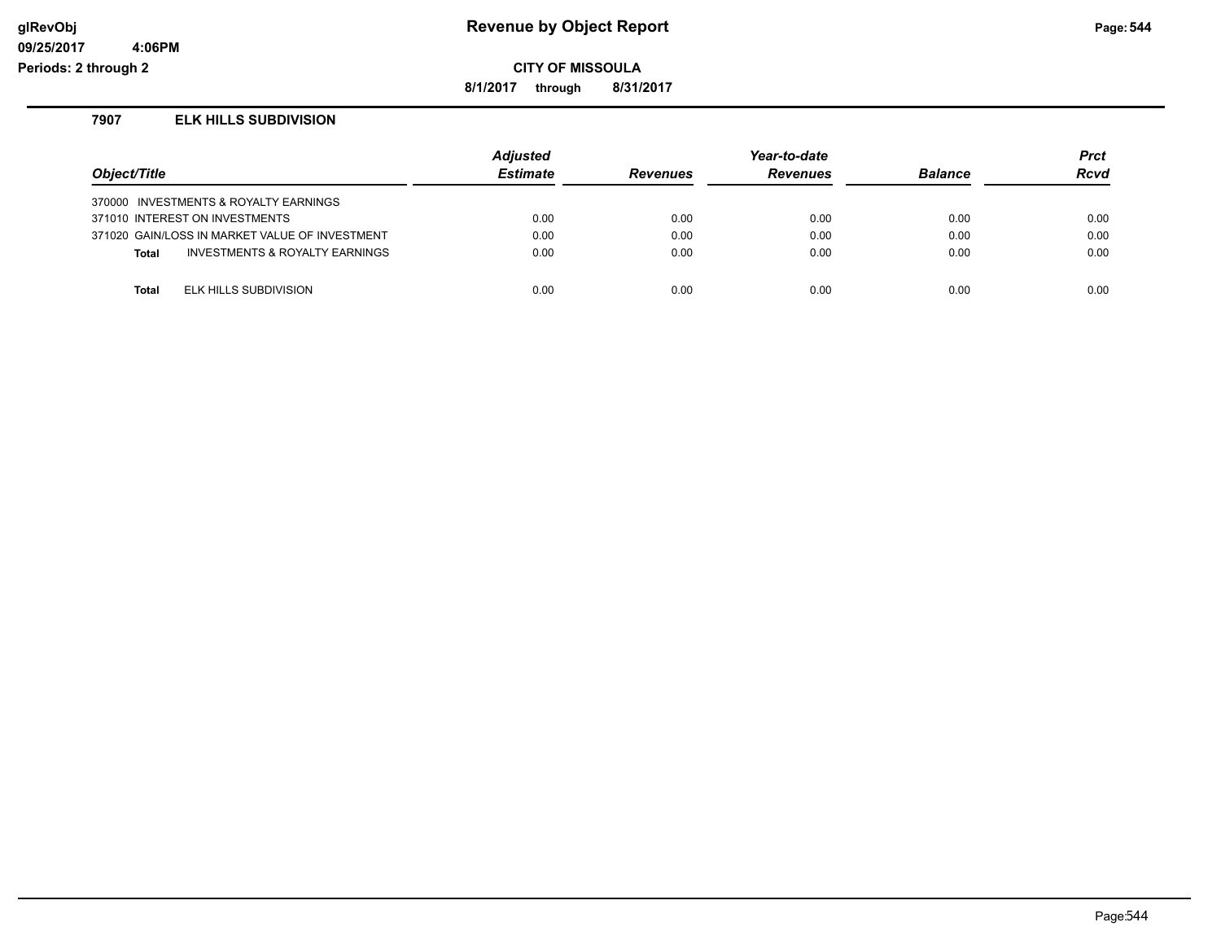# Revenue by Object Report

**CITY OF MISSOULA**

**8/1/2017 through 8/31/2017**

## 7907 ELK HILLS SUBDIVISION

| Object/Title | Adjusted Estimate | Revenues | Year-to-date Revenues | Balance | Prct Rcvd |
|---|---|---|---|---|---|
| 370000 INVESTMENTS & ROYALTY EARNINGS | | | | | |
| 371010 INTEREST ON INVESTMENTS | 0.00 | 0.00 | 0.00 | 0.00 | 0.00 |
| 371020 GAIN/LOSS IN MARKET VALUE OF INVESTMENT | 0.00 | 0.00 | 0.00 | 0.00 | 0.00 |
| **Total** INVESTMENTS & ROYALTY EARNINGS | 0.00 | 0.00 | 0.00 | 0.00 | 0.00 |
| **Total** ELK HILLS SUBDIVISION | 0.00 | 0.00 | 0.00 | 0.00 | 0.00 |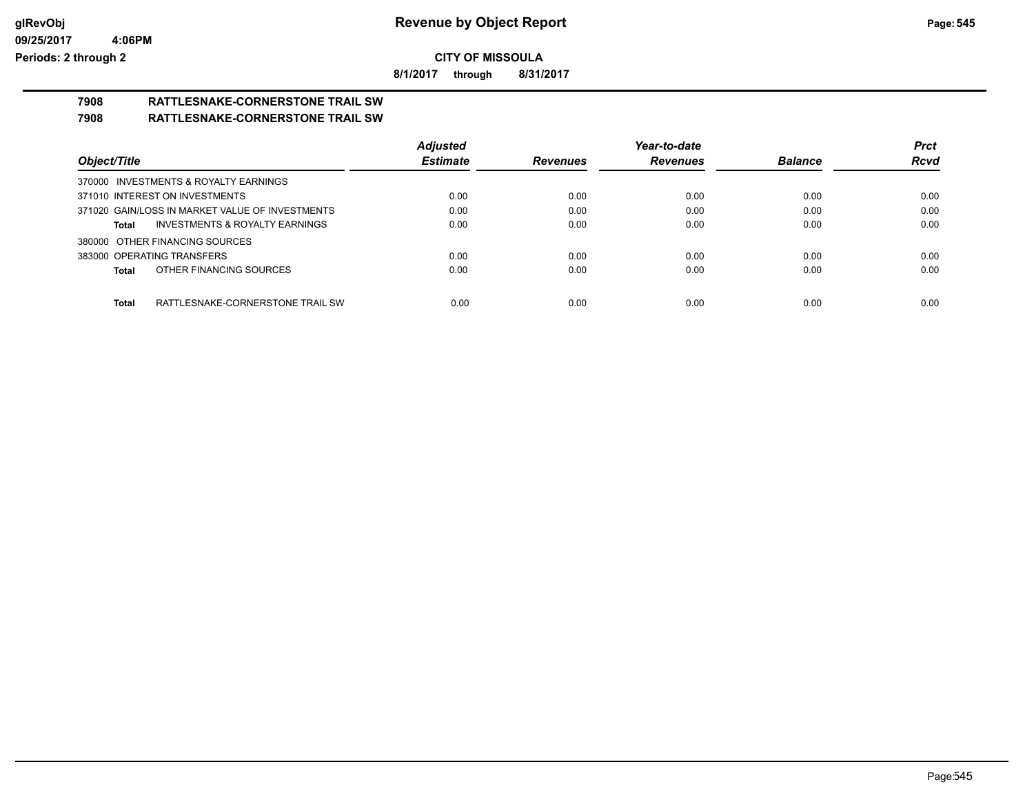**Revenue by Object Report**

**CITY OF MISSOULA**

**8/1/2017 through 8/31/2017**

glRevObj
09/25/2017 4:06PM
Periods: 2 through 2

## 7908 RATTLESNAKE-CORNERSTONE TRAIL SW
## 7908 RATTLESNAKE-CORNERSTONE TRAIL SW

| Object/Title | Adjusted Estimate | Revenues | Year-to-date Revenues | Balance | Prct Rcvd |
|---|---|---|---|---|---|
| 370000 INVESTMENTS & ROYALTY EARNINGS | | | | | |
| 371010 INTEREST ON INVESTMENTS | 0.00 | 0.00 | 0.00 | 0.00 | 0.00 |
| 371020 GAIN/LOSS IN MARKET VALUE OF INVESTMENTS | 0.00 | 0.00 | 0.00 | 0.00 | 0.00 |
| **Total** INVESTMENTS & ROYALTY EARNINGS | 0.00 | 0.00 | 0.00 | 0.00 | 0.00 |
| 380000 OTHER FINANCING SOURCES | | | | | |
| 383000 OPERATING TRANSFERS | 0.00 | 0.00 | 0.00 | 0.00 | 0.00 |
| **Total** OTHER FINANCING SOURCES | 0.00 | 0.00 | 0.00 | 0.00 | 0.00 |
| **Total** RATTLESNAKE-CORNERSTONE TRAIL SW | 0.00 | 0.00 | 0.00 | 0.00 | 0.00 |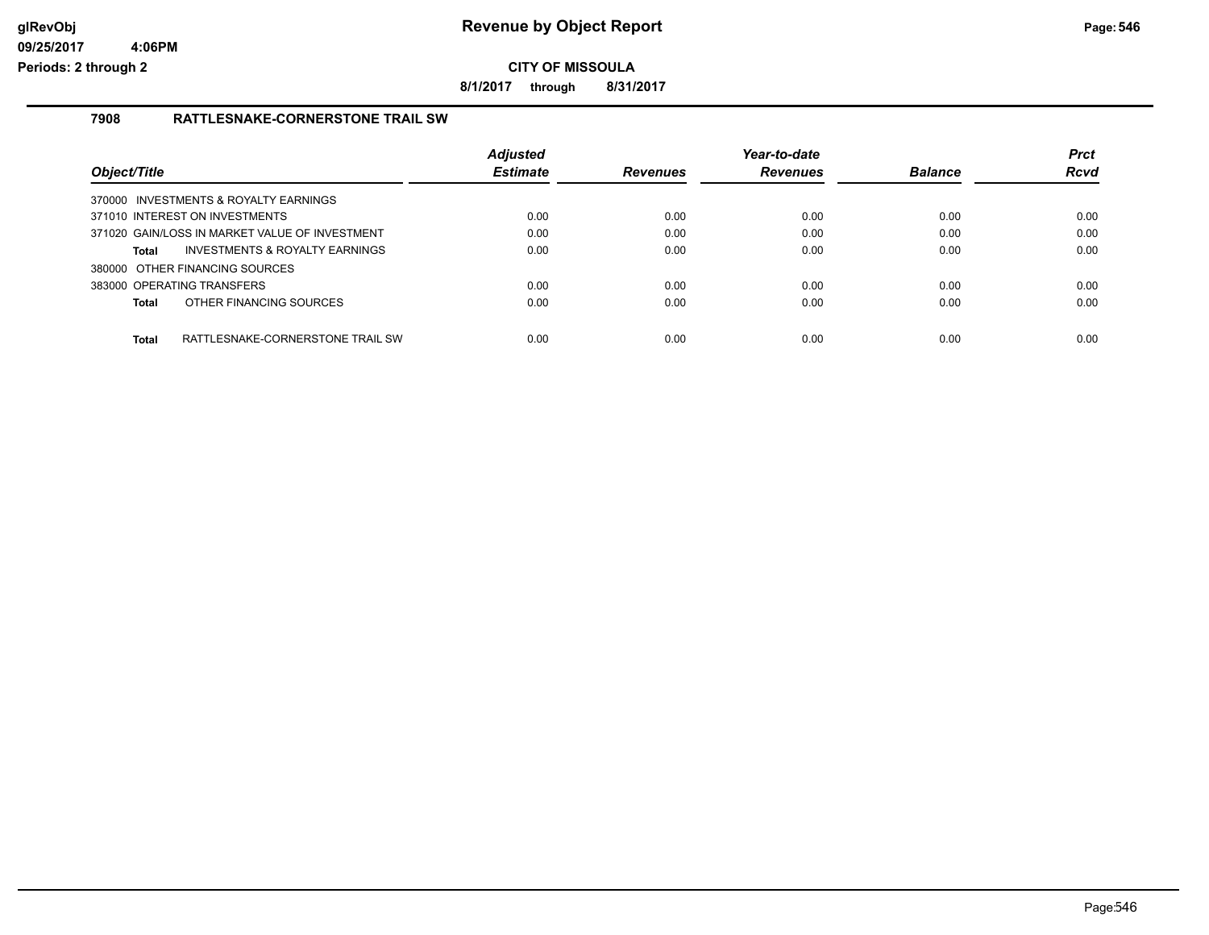**CITY OF MISSOULA**

**8/1/2017 through 8/31/2017**

### 7908 RATTLESNAKE-CORNERSTONE TRAIL SW

| Object/Title | Adjusted Estimate | Revenues | Year-to-date Revenues | Balance | Prct Rcvd |
|---|---|---|---|---|---|
| 370000 INVESTMENTS & ROYALTY EARNINGS | | | | | |
| 371010 INTEREST ON INVESTMENTS | 0.00 | 0.00 | 0.00 | 0.00 | 0.00 |
| 371020 GAIN/LOSS IN MARKET VALUE OF INVESTMENT | 0.00 | 0.00 | 0.00 | 0.00 | 0.00 |
| **Total** INVESTMENTS & ROYALTY EARNINGS | 0.00 | 0.00 | 0.00 | 0.00 | 0.00 |
| 380000 OTHER FINANCING SOURCES | | | | | |
| 383000 OPERATING TRANSFERS | 0.00 | 0.00 | 0.00 | 0.00 | 0.00 |
| **Total** OTHER FINANCING SOURCES | 0.00 | 0.00 | 0.00 | 0.00 | 0.00 |
| **Total** RATTLESNAKE-CORNERSTONE TRAIL SW | 0.00 | 0.00 | 0.00 | 0.00 | 0.00 |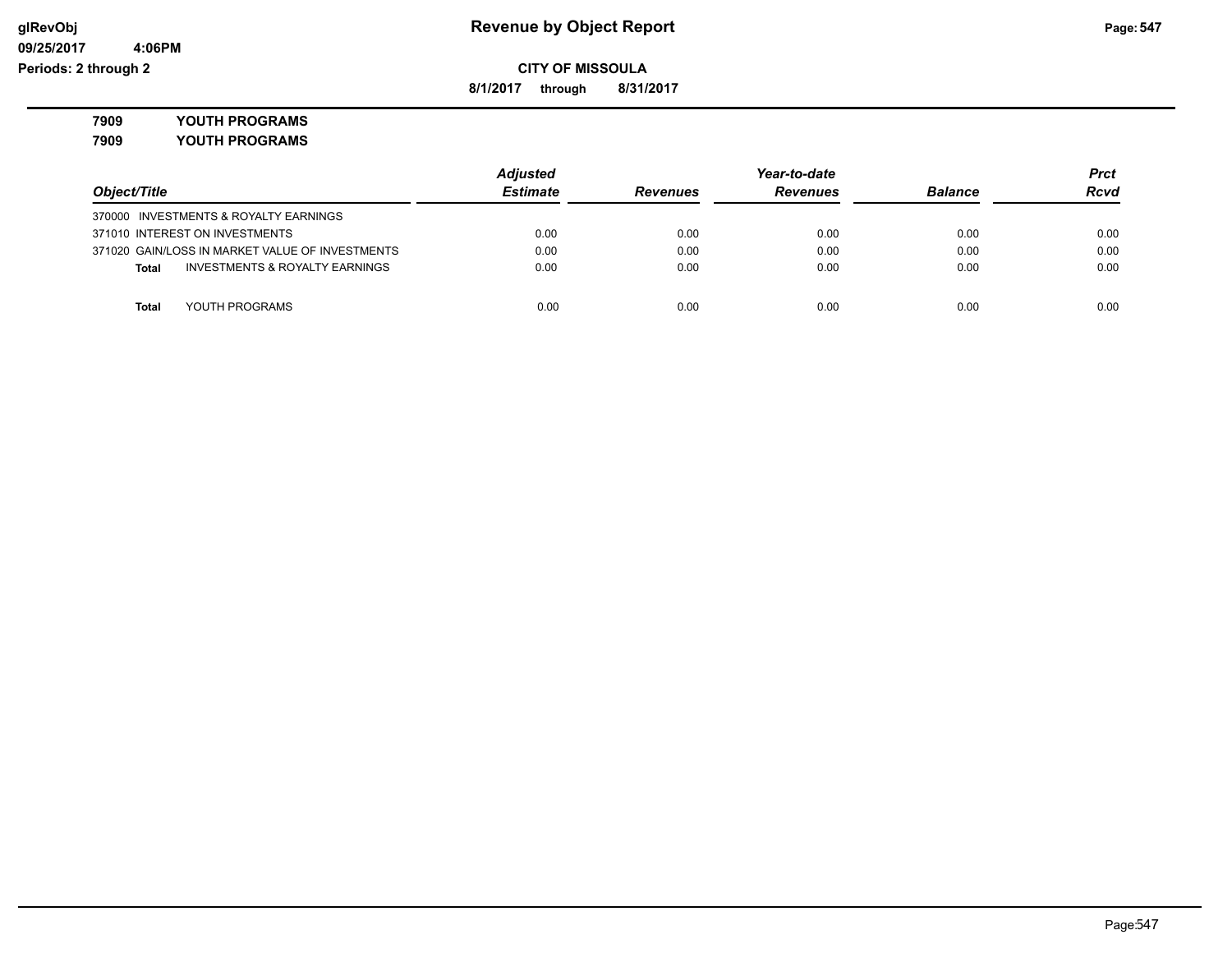**CITY OF MISSOULA**

**8/1/2017 through 8/31/2017**

**7909 YOUTH PROGRAMS**

**7909 YOUTH PROGRAMS**

| Object/Title | Adjusted Estimate | Revenues | Year-to-date Revenues | Balance | Prct Rcvd |
|---|---|---|---|---|---|
| 370000 INVESTMENTS & ROYALTY EARNINGS | | | | | |
| 371010 INTEREST ON INVESTMENTS | 0.00 | 0.00 | 0.00 | 0.00 | 0.00 |
| 371020 GAIN/LOSS IN MARKET VALUE OF INVESTMENTS | 0.00 | 0.00 | 0.00 | 0.00 | 0.00 |
| **Total** INVESTMENTS & ROYALTY EARNINGS | 0.00 | 0.00 | 0.00 | 0.00 | 0.00 |
| **Total** YOUTH PROGRAMS | 0.00 | 0.00 | 0.00 | 0.00 | 0.00 |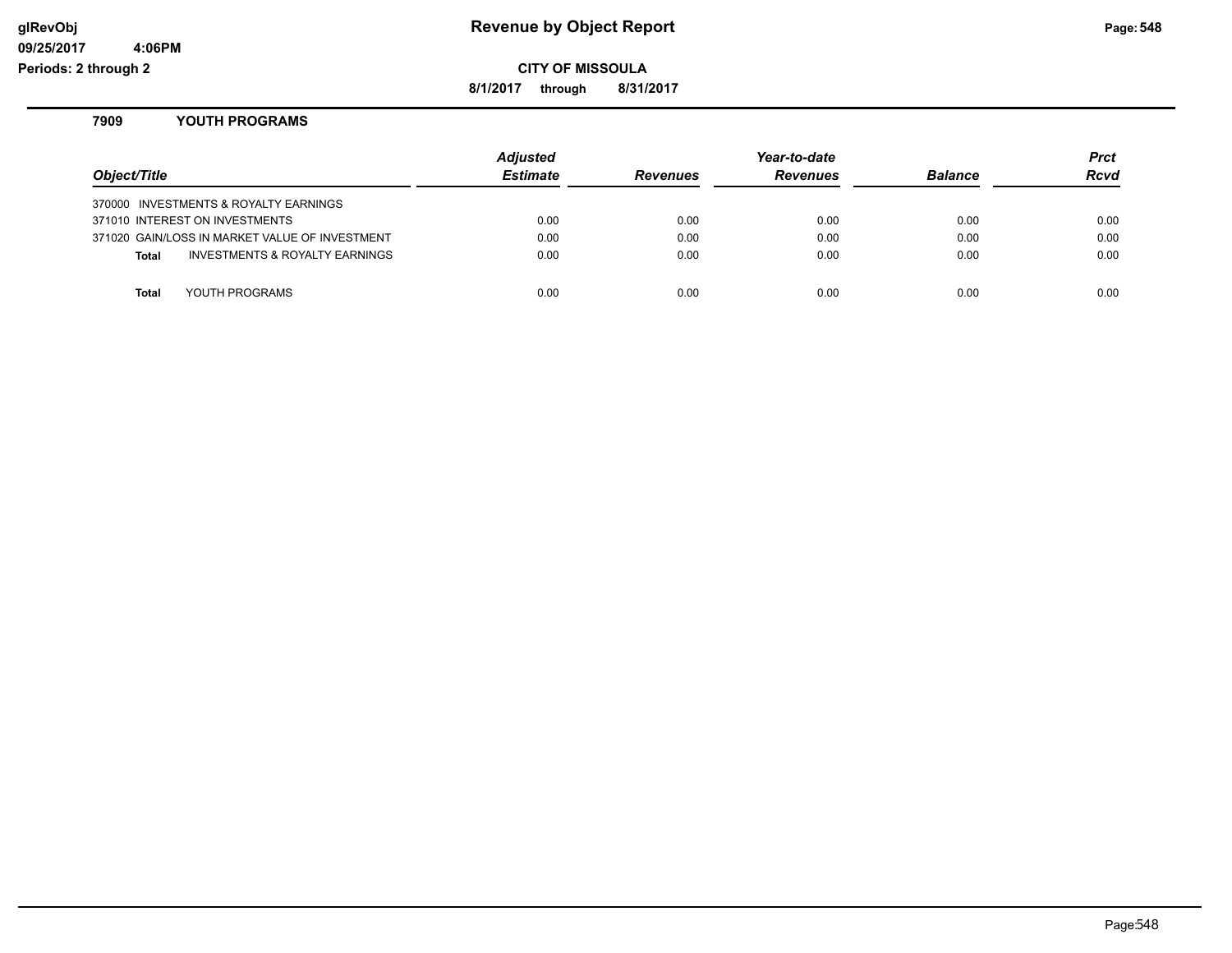# Revenue by Object Report

**CITY OF MISSOULA**

**8/1/2017 through 8/31/2017**

glRevObj
09/25/2017 4:06PM
Periods: 2 through 2

## 7909 YOUTH PROGRAMS

| Object/Title | Adjusted Estimate | Revenues | Year-to-date Revenues | Balance | Prct Rcvd |
|---|---|---|---|---|---|
| 370000 INVESTMENTS & ROYALTY EARNINGS | | | | | |
| 371010 INTEREST ON INVESTMENTS | 0.00 | 0.00 | 0.00 | 0.00 | 0.00 |
| 371020 GAIN/LOSS IN MARKET VALUE OF INVESTMENT | 0.00 | 0.00 | 0.00 | 0.00 | 0.00 |
| **Total** INVESTMENTS & ROYALTY EARNINGS | 0.00 | 0.00 | 0.00 | 0.00 | 0.00 |
| **Total** YOUTH PROGRAMS | 0.00 | 0.00 | 0.00 | 0.00 | 0.00 |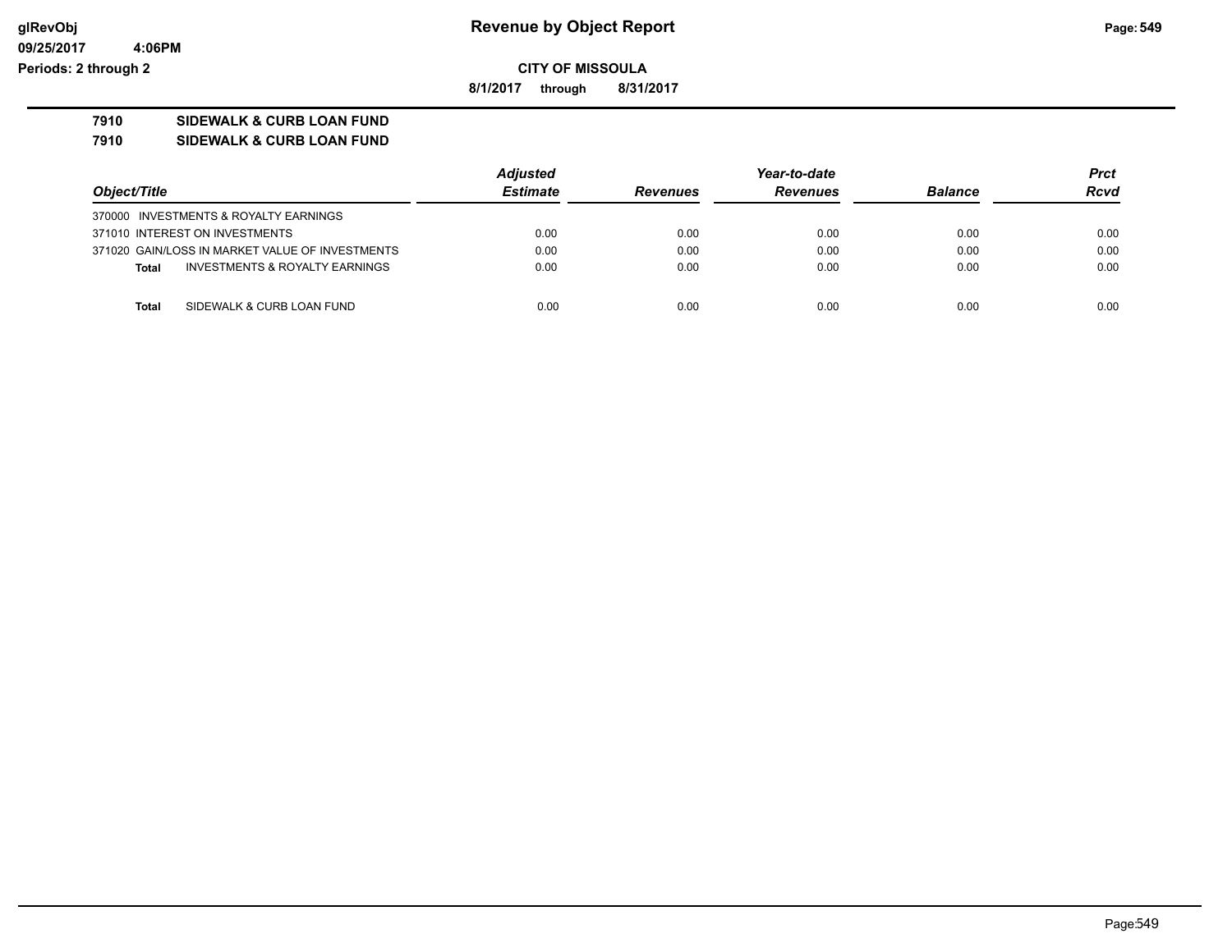**Revenue by Object Report**

**CITY OF MISSOULA**

**8/1/2017 through 8/31/2017**

glRevObj
09/25/2017 4:06PM
Periods: 2 through 2

## 7910 SIDEWALK & CURB LOAN FUND
## 7910 SIDEWALK & CURB LOAN FUND

| Object/Title | Adjusted Estimate | Revenues | Year-to-date Revenues | Balance | Prct Rcvd |
|---|---|---|---|---|---|
| 370000 INVESTMENTS & ROYALTY EARNINGS | | | | | |
| 371010 INTEREST ON INVESTMENTS | 0.00 | 0.00 | 0.00 | 0.00 | 0.00 |
| 371020 GAIN/LOSS IN MARKET VALUE OF INVESTMENTS | 0.00 | 0.00 | 0.00 | 0.00 | 0.00 |
| **Total** INVESTMENTS & ROYALTY EARNINGS | 0.00 | 0.00 | 0.00 | 0.00 | 0.00 |
| **Total** SIDEWALK & CURB LOAN FUND | 0.00 | 0.00 | 0.00 | 0.00 | 0.00 |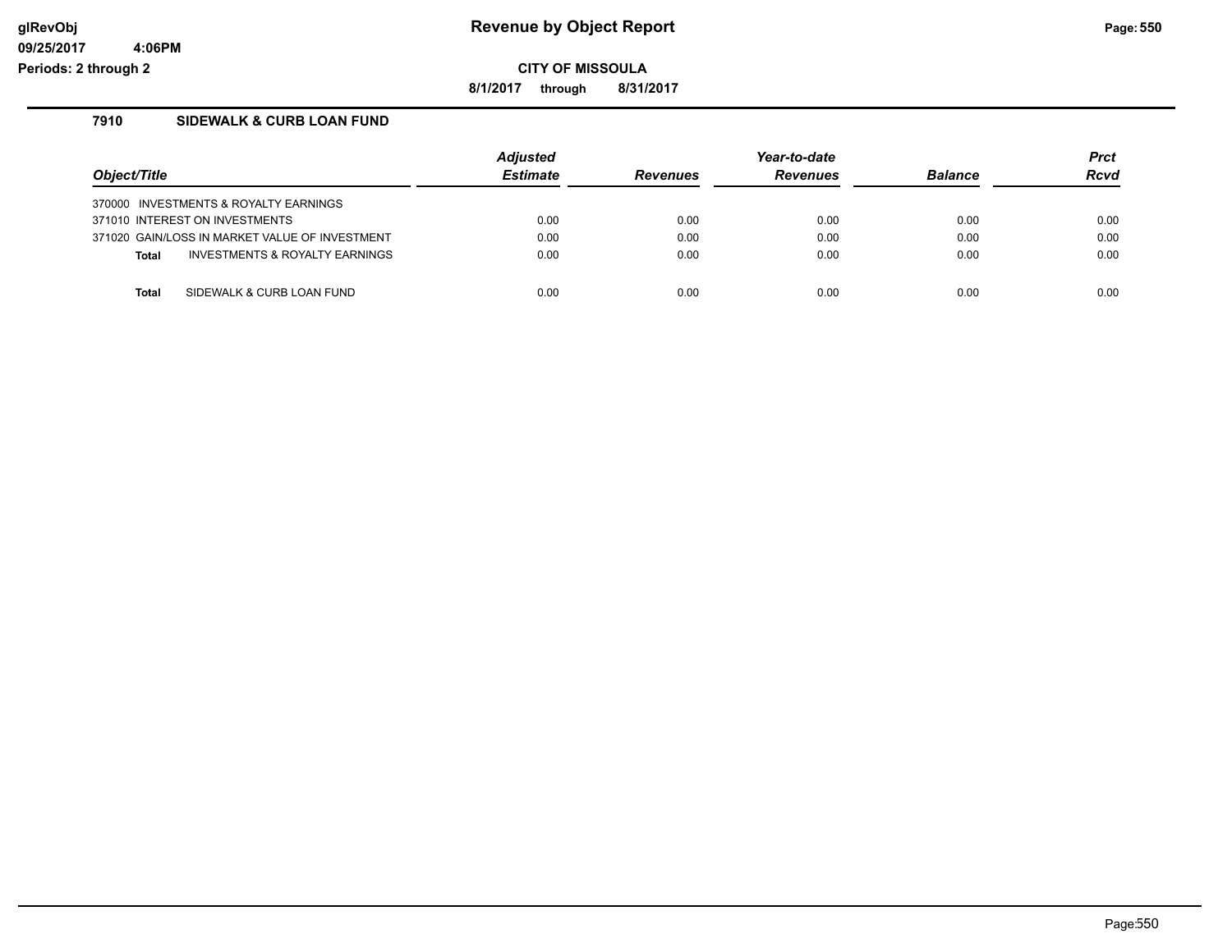# Revenue by Object Report

**CITY OF MISSOULA**

**8/1/2017 through 8/31/2017**

glRevObj
09/25/2017 4:06PM
Periods: 2 through 2

## 7910 SIDEWALK & CURB LOAN FUND

| Object/Title | Adjusted Estimate | Revenues | Year-to-date Revenues | Balance | Prct Rcvd |
|---|---|---|---|---|---|
| 370000 INVESTMENTS & ROYALTY EARNINGS | | | | | |
| 371010 INTEREST ON INVESTMENTS | 0.00 | 0.00 | 0.00 | 0.00 | 0.00 |
| 371020 GAIN/LOSS IN MARKET VALUE OF INVESTMENT | 0.00 | 0.00 | 0.00 | 0.00 | 0.00 |
| **Total** INVESTMENTS & ROYALTY EARNINGS | 0.00 | 0.00 | 0.00 | 0.00 | 0.00 |
| **Total** SIDEWALK & CURB LOAN FUND | 0.00 | 0.00 | 0.00 | 0.00 | 0.00 |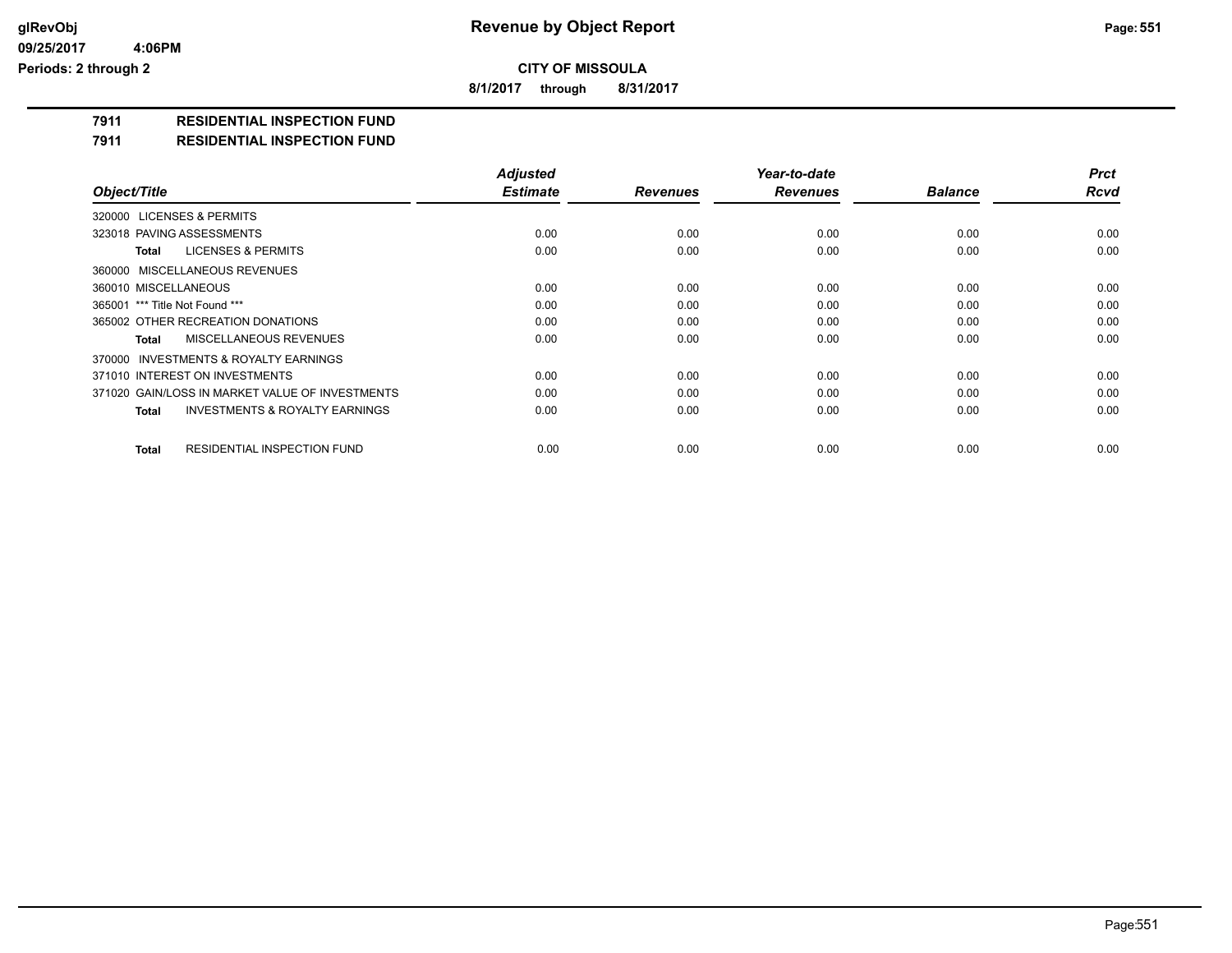**Revenue by Object Report**

**CITY OF MISSOULA**

**8/1/2017 through 8/31/2017**

glRevObj
09/25/2017 4:06PM
Periods: 2 through 2

## 7911 RESIDENTIAL INSPECTION FUND

## 7911 RESIDENTIAL INSPECTION FUND

| Object/Title | Adjusted Estimate | Revenues | Year-to-date Revenues | Balance | Prct Rcvd |
|---|---|---|---|---|---|
| 320000 LICENSES & PERMITS | | | | | |
| 323018 PAVING ASSESSMENTS | 0.00 | 0.00 | 0.00 | 0.00 | 0.00 |
| **Total** LICENSES & PERMITS | 0.00 | 0.00 | 0.00 | 0.00 | 0.00 |
| 360000 MISCELLANEOUS REVENUES | | | | | |
| 360010 MISCELLANEOUS | 0.00 | 0.00 | 0.00 | 0.00 | 0.00 |
| 365001 *** Title Not Found *** | 0.00 | 0.00 | 0.00 | 0.00 | 0.00 |
| 365002 OTHER RECREATION DONATIONS | 0.00 | 0.00 | 0.00 | 0.00 | 0.00 |
| **Total** MISCELLANEOUS REVENUES | 0.00 | 0.00 | 0.00 | 0.00 | 0.00 |
| 370000 INVESTMENTS & ROYALTY EARNINGS | | | | | |
| 371010 INTEREST ON INVESTMENTS | 0.00 | 0.00 | 0.00 | 0.00 | 0.00 |
| 371020 GAIN/LOSS IN MARKET VALUE OF INVESTMENTS | 0.00 | 0.00 | 0.00 | 0.00 | 0.00 |
| **Total** INVESTMENTS & ROYALTY EARNINGS | 0.00 | 0.00 | 0.00 | 0.00 | 0.00 |
| **Total** RESIDENTIAL INSPECTION FUND | 0.00 | 0.00 | 0.00 | 0.00 | 0.00 |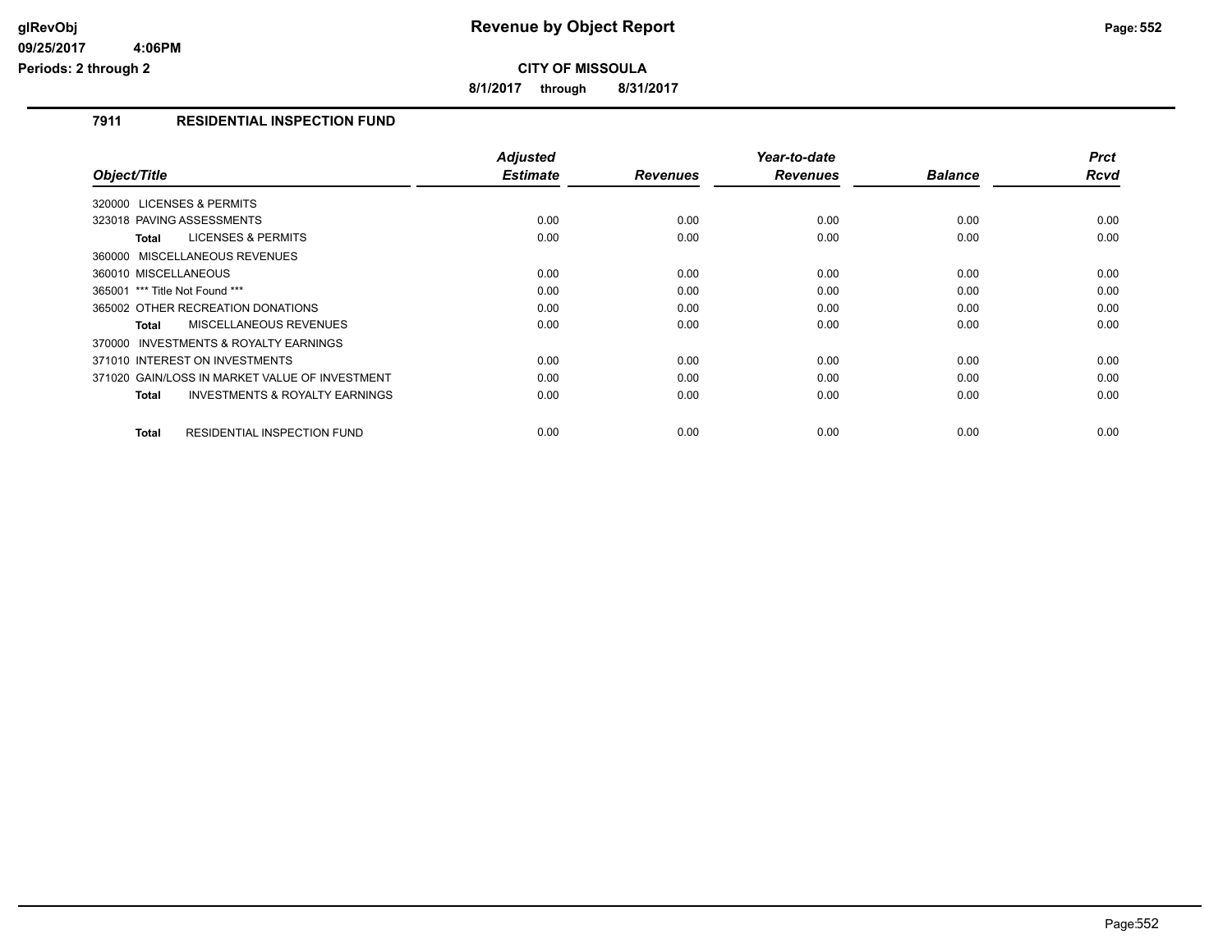**CITY OF MISSOULA**

**8/1/2017 through 8/31/2017**

## 7911 RESIDENTIAL INSPECTION FUND

| Object/Title | Adjusted Estimate | Revenues | Year-to-date Revenues | Balance | Prct Rcvd |
|---|---|---|---|---|---|
| 320000 LICENSES & PERMITS | | | | | |
| 323018 PAVING ASSESSMENTS | 0.00 | 0.00 | 0.00 | 0.00 | 0.00 |
| **Total** LICENSES & PERMITS | 0.00 | 0.00 | 0.00 | 0.00 | 0.00 |
| 360000 MISCELLANEOUS REVENUES | | | | | |
| 360010 MISCELLANEOUS | 0.00 | 0.00 | 0.00 | 0.00 | 0.00 |
| 365001 *** Title Not Found *** | 0.00 | 0.00 | 0.00 | 0.00 | 0.00 |
| 365002 OTHER RECREATION DONATIONS | 0.00 | 0.00 | 0.00 | 0.00 | 0.00 |
| **Total** MISCELLANEOUS REVENUES | 0.00 | 0.00 | 0.00 | 0.00 | 0.00 |
| 370000 INVESTMENTS & ROYALTY EARNINGS | | | | | |
| 371010 INTEREST ON INVESTMENTS | 0.00 | 0.00 | 0.00 | 0.00 | 0.00 |
| 371020 GAIN/LOSS IN MARKET VALUE OF INVESTMENT | 0.00 | 0.00 | 0.00 | 0.00 | 0.00 |
| **Total** INVESTMENTS & ROYALTY EARNINGS | 0.00 | 0.00 | 0.00 | 0.00 | 0.00 |
| **Total** RESIDENTIAL INSPECTION FUND | 0.00 | 0.00 | 0.00 | 0.00 | 0.00 |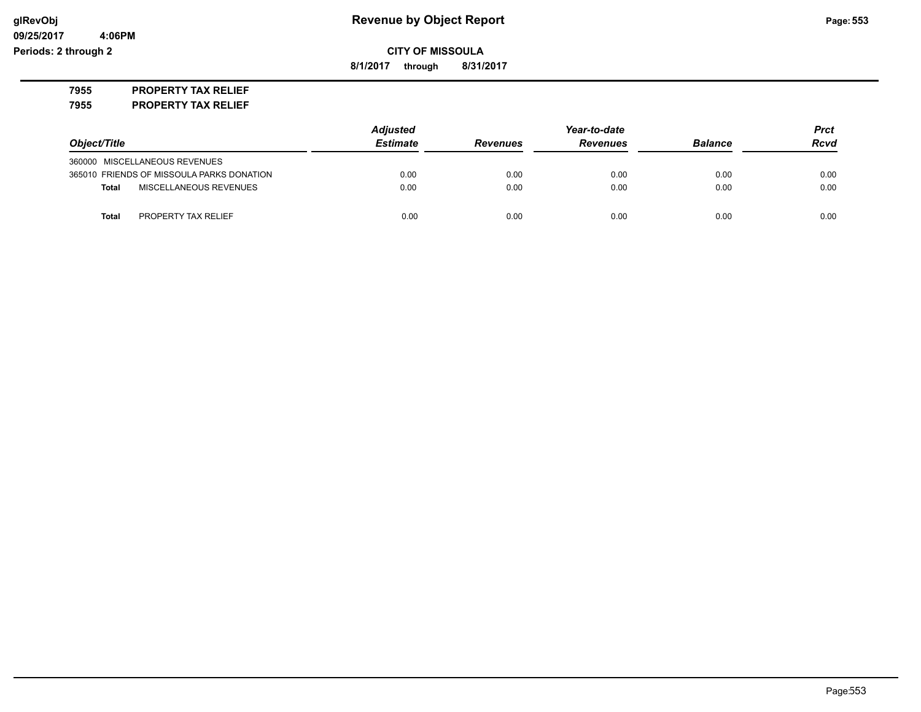# Revenue by Object Report

**CITY OF MISSOULA**

**8/1/2017 through 8/31/2017**

**glRevObj**
**09/25/2017 4:06PM**
**Periods: 2 through 2**

**7955 PROPERTY TAX RELIEF**

**7955 PROPERTY TAX RELIEF**

| Object/Title | Adjusted Estimate | Revenues | Year-to-date Revenues | Balance | Prct Rcvd |
|---|---|---|---|---|---|
| 360000 MISCELLANEOUS REVENUES | | | | | |
| 365010 FRIENDS OF MISSOULA PARKS DONATION | 0.00 | 0.00 | 0.00 | 0.00 | 0.00 |
| **Total** MISCELLANEOUS REVENUES | 0.00 | 0.00 | 0.00 | 0.00 | 0.00 |
| **Total** PROPERTY TAX RELIEF | 0.00 | 0.00 | 0.00 | 0.00 | 0.00 |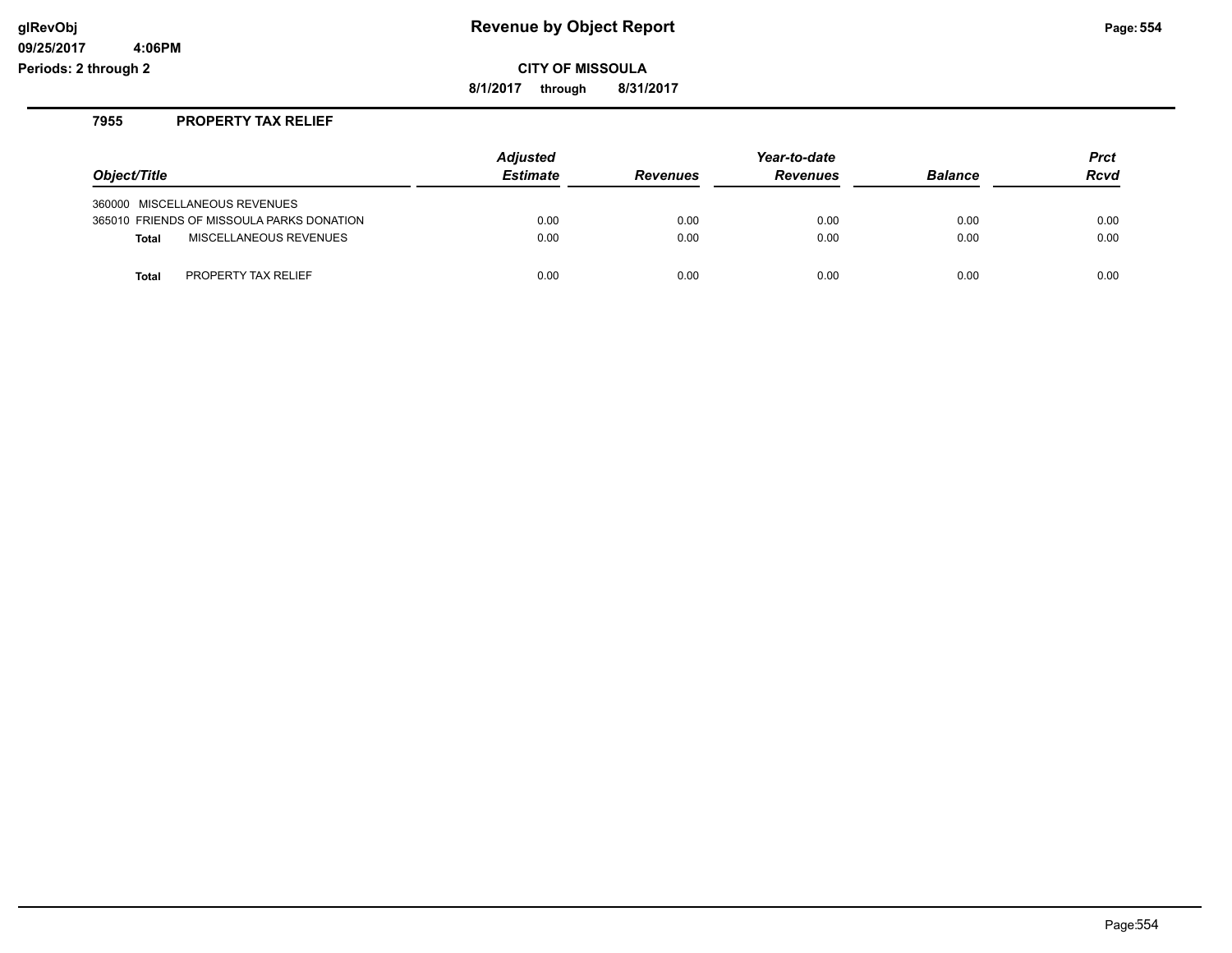# Revenue by Object Report

glRevObj
09/25/2017 4:06PM
Periods: 2 through 2

**CITY OF MISSOULA**

**8/1/2017 through 8/31/2017**

## 7955 PROPERTY TAX RELIEF

| Object/Title | Adjusted Estimate | Revenues | Year-to-date Revenues | Balance | Prct Rcvd |
|---|---|---|---|---|---|
| 360000 MISCELLANEOUS REVENUES | | | | | |
| 365010 FRIENDS OF MISSOULA PARKS DONATION | 0.00 | 0.00 | 0.00 | 0.00 | 0.00 |
| **Total** MISCELLANEOUS REVENUES | 0.00 | 0.00 | 0.00 | 0.00 | 0.00 |
| **Total** PROPERTY TAX RELIEF | 0.00 | 0.00 | 0.00 | 0.00 | 0.00 |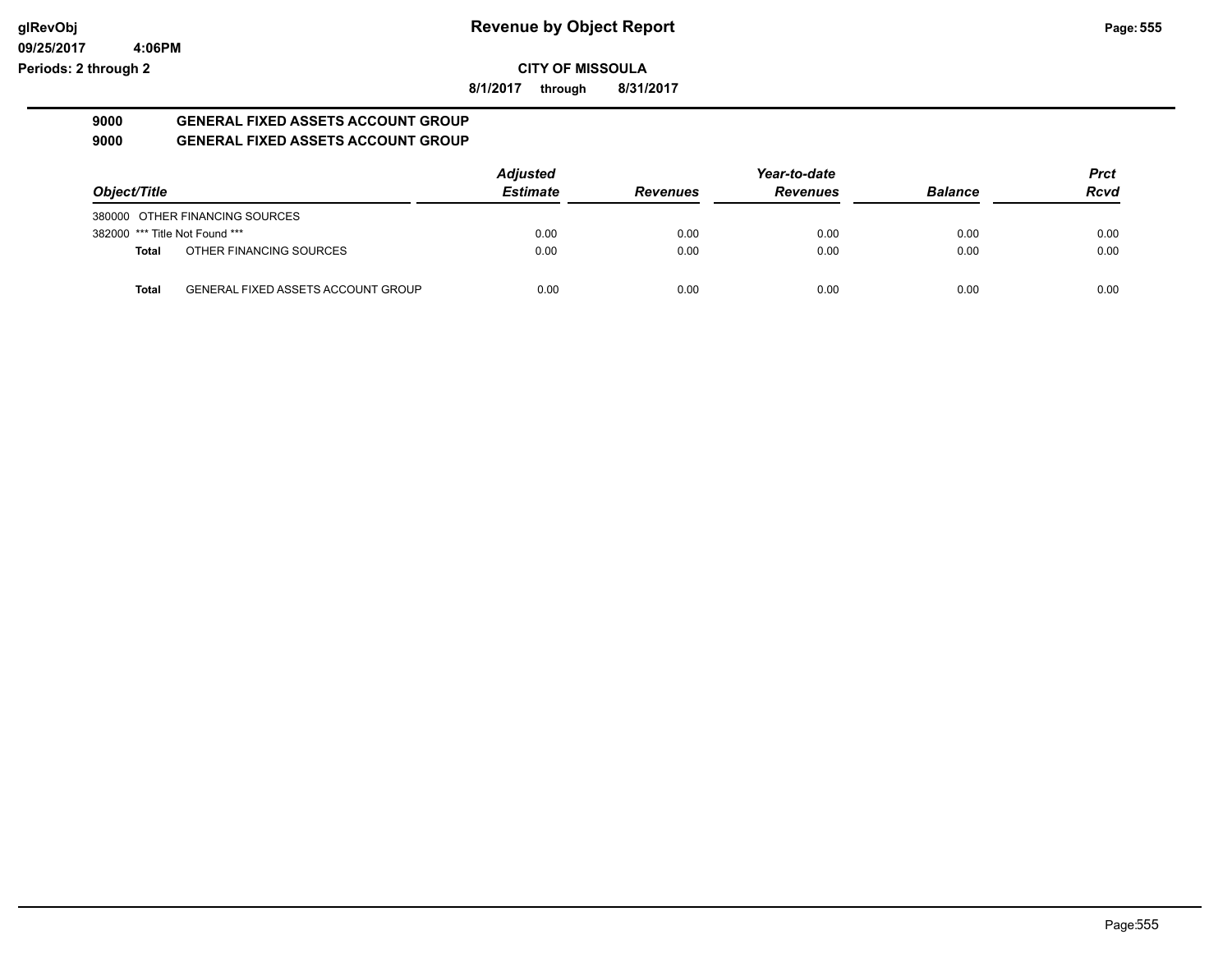# Revenue by Object Report

glRevObj
09/25/2017 4:06PM
Periods: 2 through 2

**CITY OF MISSOULA**

**8/1/2017 through 8/31/2017**

## 9000 GENERAL FIXED ASSETS ACCOUNT GROUP
## 9000 GENERAL FIXED ASSETS ACCOUNT GROUP

| Object/Title | Adjusted Estimate | Revenues | Year-to-date Revenues | Balance | Prct Rcvd |
|---|---|---|---|---|---|
| 380000 OTHER FINANCING SOURCES | | | | | |
| 382000 *** Title Not Found *** | 0.00 | 0.00 | 0.00 | 0.00 | 0.00 |
| **Total** OTHER FINANCING SOURCES | 0.00 | 0.00 | 0.00 | 0.00 | 0.00 |
| **Total** GENERAL FIXED ASSETS ACCOUNT GROUP | 0.00 | 0.00 | 0.00 | 0.00 | 0.00 |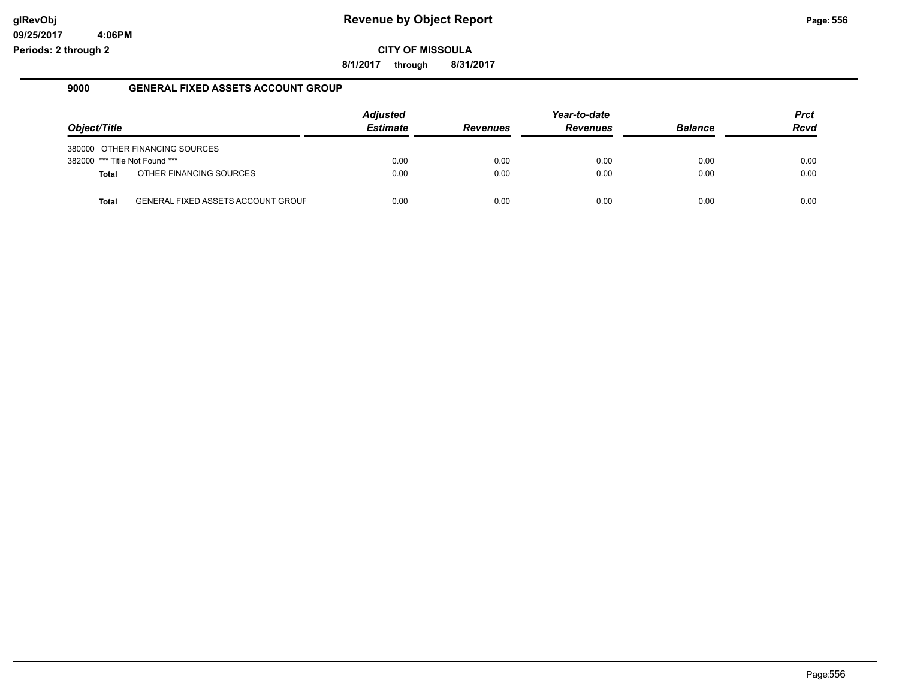# Revenue by Object Report

glRevObj
09/25/2017 4:06PM
Periods: 2 through 2

**CITY OF MISSOULA**

**8/1/2017 through 8/31/2017**

## 9000 GENERAL FIXED ASSETS ACCOUNT GROUP

| Object/Title | | Adjusted Estimate | Revenues | Year-to-date Revenues | Balance | Prct Rcvd |
|---|---|---|---|---|---|---|
| 380000 | OTHER FINANCING SOURCES | | | | | |
| 382000 | *** Title Not Found *** | 0.00 | 0.00 | 0.00 | 0.00 | 0.00 |
| **Total** | OTHER FINANCING SOURCES | 0.00 | 0.00 | 0.00 | 0.00 | 0.00 |
| **Total** | GENERAL FIXED ASSETS ACCOUNT GROUF | 0.00 | 0.00 | 0.00 | 0.00 | 0.00 |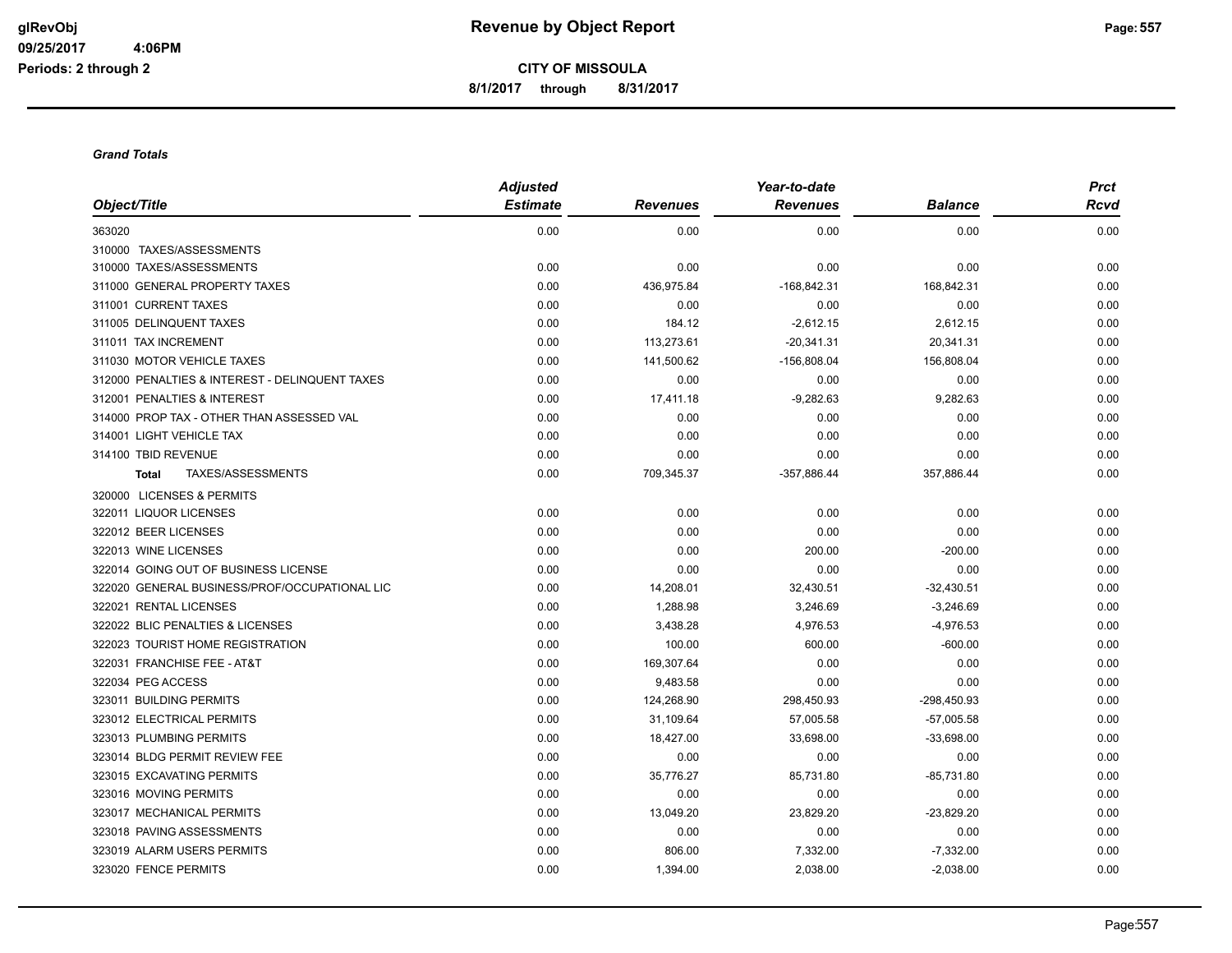# Revenue by Object Report

## CITY OF MISSOULA

**8/1/2017 through 8/31/2017**

glRevObj
09/25/2017 4:06PM
Periods: 2 through 2

### *Grand Totals*

| Object/Title | Adjusted Estimate | Revenues | Year-to-date Revenues | Balance | Prct Rcvd |
|---|---|---|---|---|---|
| 363020 | 0.00 | 0.00 | 0.00 | 0.00 | 0.00 |
| 310000 TAXES/ASSESSMENTS | | | | | |
| 310000 TAXES/ASSESSMENTS | 0.00 | 0.00 | 0.00 | 0.00 | 0.00 |
| 311000 GENERAL PROPERTY TAXES | 0.00 | 436,975.84 | -168,842.31 | 168,842.31 | 0.00 |
| 311001 CURRENT TAXES | 0.00 | 0.00 | 0.00 | 0.00 | 0.00 |
| 311005 DELINQUENT TAXES | 0.00 | 184.12 | -2,612.15 | 2,612.15 | 0.00 |
| 311011 TAX INCREMENT | 0.00 | 113,273.61 | -20,341.31 | 20,341.31 | 0.00 |
| 311030 MOTOR VEHICLE TAXES | 0.00 | 141,500.62 | -156,808.04 | 156,808.04 | 0.00 |
| 312000 PENALTIES & INTEREST - DELINQUENT TAXES | 0.00 | 0.00 | 0.00 | 0.00 | 0.00 |
| 312001 PENALTIES & INTEREST | 0.00 | 17,411.18 | -9,282.63 | 9,282.63 | 0.00 |
| 314000 PROP TAX - OTHER THAN ASSESSED VAL | 0.00 | 0.00 | 0.00 | 0.00 | 0.00 |
| 314001 LIGHT VEHICLE TAX | 0.00 | 0.00 | 0.00 | 0.00 | 0.00 |
| 314100 TBID REVENUE | 0.00 | 0.00 | 0.00 | 0.00 | 0.00 |
| **Total** TAXES/ASSESSMENTS | 0.00 | 709,345.37 | -357,886.44 | 357,886.44 | 0.00 |
| 320000 LICENSES & PERMITS | | | | | |
| 322011 LIQUOR LICENSES | 0.00 | 0.00 | 0.00 | 0.00 | 0.00 |
| 322012 BEER LICENSES | 0.00 | 0.00 | 0.00 | 0.00 | 0.00 |
| 322013 WINE LICENSES | 0.00 | 0.00 | 200.00 | -200.00 | 0.00 |
| 322014 GOING OUT OF BUSINESS LICENSE | 0.00 | 0.00 | 0.00 | 0.00 | 0.00 |
| 322020 GENERAL BUSINESS/PROF/OCCUPATIONAL LIC | 0.00 | 14,208.01 | 32,430.51 | -32,430.51 | 0.00 |
| 322021 RENTAL LICENSES | 0.00 | 1,288.98 | 3,246.69 | -3,246.69 | 0.00 |
| 322022 BLIC PENALTIES & LICENSES | 0.00 | 3,438.28 | 4,976.53 | -4,976.53 | 0.00 |
| 322023 TOURIST HOME REGISTRATION | 0.00 | 100.00 | 600.00 | -600.00 | 0.00 |
| 322031 FRANCHISE FEE - AT&T | 0.00 | 169,307.64 | 0.00 | 0.00 | 0.00 |
| 322034 PEG ACCESS | 0.00 | 9,483.58 | 0.00 | 0.00 | 0.00 |
| 323011 BUILDING PERMITS | 0.00 | 124,268.90 | 298,450.93 | -298,450.93 | 0.00 |
| 323012 ELECTRICAL PERMITS | 0.00 | 31,109.64 | 57,005.58 | -57,005.58 | 0.00 |
| 323013 PLUMBING PERMITS | 0.00 | 18,427.00 | 33,698.00 | -33,698.00 | 0.00 |
| 323014 BLDG PERMIT REVIEW FEE | 0.00 | 0.00 | 0.00 | 0.00 | 0.00 |
| 323015 EXCAVATING PERMITS | 0.00 | 35,776.27 | 85,731.80 | -85,731.80 | 0.00 |
| 323016 MOVING PERMITS | 0.00 | 0.00 | 0.00 | 0.00 | 0.00 |
| 323017 MECHANICAL PERMITS | 0.00 | 13,049.20 | 23,829.20 | -23,829.20 | 0.00 |
| 323018 PAVING ASSESSMENTS | 0.00 | 0.00 | 0.00 | 0.00 | 0.00 |
| 323019 ALARM USERS PERMITS | 0.00 | 806.00 | 7,332.00 | -7,332.00 | 0.00 |
| 323020 FENCE PERMITS | 0.00 | 1,394.00 | 2,038.00 | -2,038.00 | 0.00 |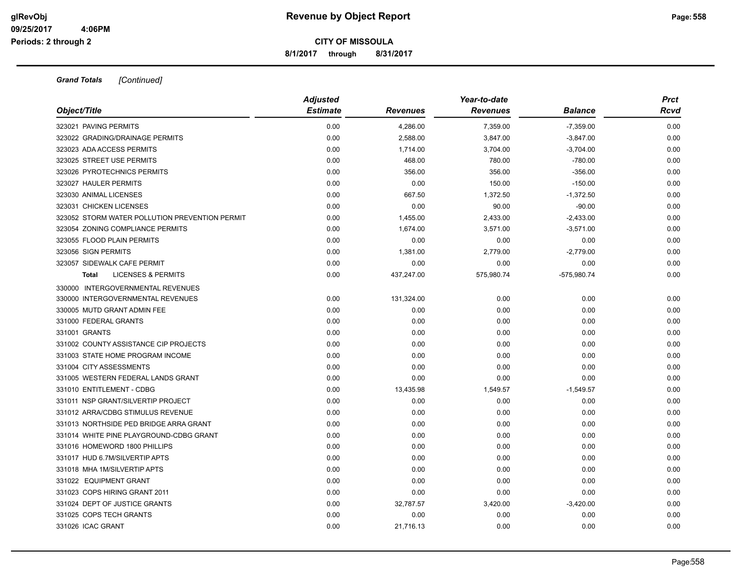**glRevObj** **Revenue by Object Report**

**CITY OF MISSOULA**

**8/1/2017 through 8/31/2017**

**Periods: 2 through 2**

***Grand Totals*** *[Continued]*

| Object/Title | Adjusted Estimate | Revenues | Year-to-date Revenues | Balance | Prct Rcvd |
|---|---|---|---|---|---|
| 323021 PAVING PERMITS | 0.00 | 4,286.00 | 7,359.00 | -7,359.00 | 0.00 |
| 323022 GRADING/DRAINAGE PERMITS | 0.00 | 2,588.00 | 3,847.00 | -3,847.00 | 0.00 |
| 323023 ADA ACCESS PERMITS | 0.00 | 1,714.00 | 3,704.00 | -3,704.00 | 0.00 |
| 323025 STREET USE PERMITS | 0.00 | 468.00 | 780.00 | -780.00 | 0.00 |
| 323026 PYROTECHNICS PERMITS | 0.00 | 356.00 | 356.00 | -356.00 | 0.00 |
| 323027 HAULER PERMITS | 0.00 | 0.00 | 150.00 | -150.00 | 0.00 |
| 323030 ANIMAL LICENSES | 0.00 | 667.50 | 1,372.50 | -1,372.50 | 0.00 |
| 323031 CHICKEN LICENSES | 0.00 | 0.00 | 90.00 | -90.00 | 0.00 |
| 323052 STORM WATER POLLUTION PREVENTION PERMIT | 0.00 | 1,455.00 | 2,433.00 | -2,433.00 | 0.00 |
| 323054 ZONING COMPLIANCE PERMITS | 0.00 | 1,674.00 | 3,571.00 | -3,571.00 | 0.00 |
| 323055 FLOOD PLAIN PERMITS | 0.00 | 0.00 | 0.00 | 0.00 | 0.00 |
| 323056 SIGN PERMITS | 0.00 | 1,381.00 | 2,779.00 | -2,779.00 | 0.00 |
| 323057 SIDEWALK CAFE PERMIT | 0.00 | 0.00 | 0.00 | 0.00 | 0.00 |
| **Total** LICENSES & PERMITS | 0.00 | 437,247.00 | 575,980.74 | -575,980.74 | 0.00 |
| 330000 INTERGOVERNMENTAL REVENUES | | | | | |
| 330000 INTERGOVERNMENTAL REVENUES | 0.00 | 131,324.00 | 0.00 | 0.00 | 0.00 |
| 330005 MUTD GRANT ADMIN FEE | 0.00 | 0.00 | 0.00 | 0.00 | 0.00 |
| 331000 FEDERAL GRANTS | 0.00 | 0.00 | 0.00 | 0.00 | 0.00 |
| 331001 GRANTS | 0.00 | 0.00 | 0.00 | 0.00 | 0.00 |
| 331002 COUNTY ASSISTANCE CIP PROJECTS | 0.00 | 0.00 | 0.00 | 0.00 | 0.00 |
| 331003 STATE HOME PROGRAM INCOME | 0.00 | 0.00 | 0.00 | 0.00 | 0.00 |
| 331004 CITY ASSESSMENTS | 0.00 | 0.00 | 0.00 | 0.00 | 0.00 |
| 331005 WESTERN FEDERAL LANDS GRANT | 0.00 | 0.00 | 0.00 | 0.00 | 0.00 |
| 331010 ENTITLEMENT - CDBG | 0.00 | 13,435.98 | 1,549.57 | -1,549.57 | 0.00 |
| 331011 NSP GRANT/SILVERTIP PROJECT | 0.00 | 0.00 | 0.00 | 0.00 | 0.00 |
| 331012 ARRA/CDBG STIMULUS REVENUE | 0.00 | 0.00 | 0.00 | 0.00 | 0.00 |
| 331013 NORTHSIDE PED BRIDGE ARRA GRANT | 0.00 | 0.00 | 0.00 | 0.00 | 0.00 |
| 331014 WHITE PINE PLAYGROUND-CDBG GRANT | 0.00 | 0.00 | 0.00 | 0.00 | 0.00 |
| 331016 HOMEWORD 1800 PHILLIPS | 0.00 | 0.00 | 0.00 | 0.00 | 0.00 |
| 331017 HUD 6.7M/SILVERTIP APTS | 0.00 | 0.00 | 0.00 | 0.00 | 0.00 |
| 331018 MHA 1M/SILVERTIP APTS | 0.00 | 0.00 | 0.00 | 0.00 | 0.00 |
| 331022 EQUIPMENT GRANT | 0.00 | 0.00 | 0.00 | 0.00 | 0.00 |
| 331023 COPS HIRING GRANT 2011 | 0.00 | 0.00 | 0.00 | 0.00 | 0.00 |
| 331024 DEPT OF JUSTICE GRANTS | 0.00 | 32,787.57 | 3,420.00 | -3,420.00 | 0.00 |
| 331025 COPS TECH GRANTS | 0.00 | 0.00 | 0.00 | 0.00 | 0.00 |
| 331026 ICAC GRANT | 0.00 | 21,716.13 | 0.00 | 0.00 | 0.00 |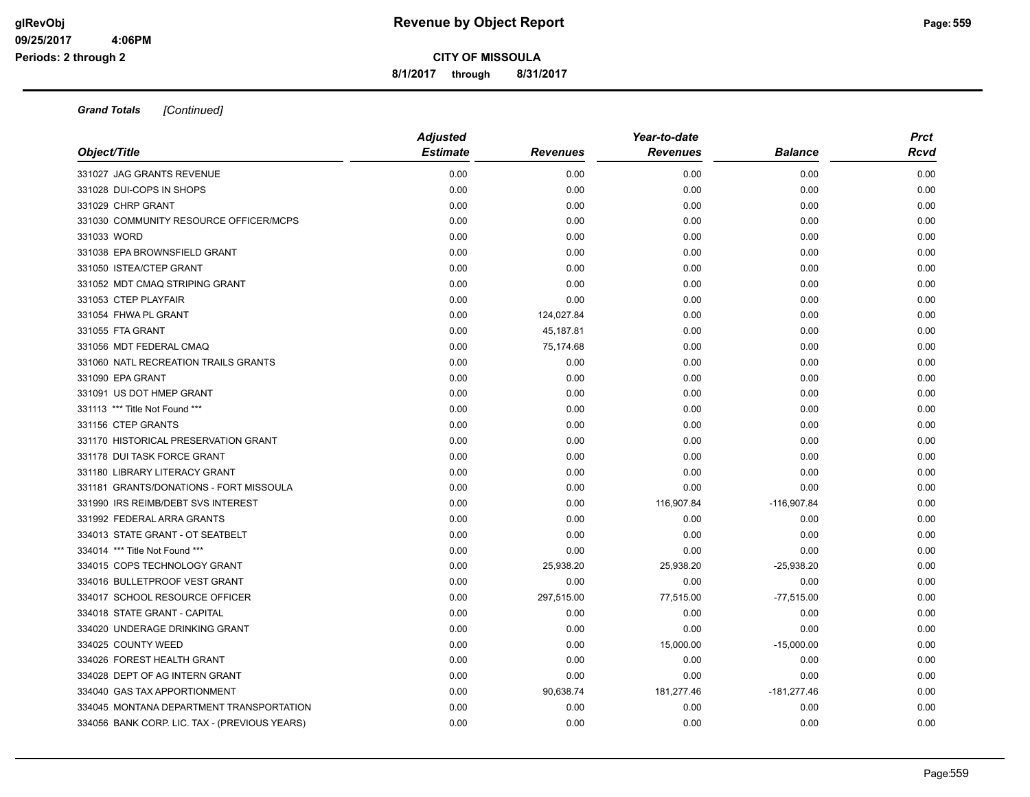**CITY OF MISSOULA**

**8/1/2017 through 8/31/2017**

***Grand Totals*** *[Continued]*

| Object/Title | Adjusted Estimate | Revenues | Year-to-date Revenues | Balance | Prct Rcvd |
|---|---|---|---|---|---|
| 331027 JAG GRANTS REVENUE | 0.00 | 0.00 | 0.00 | 0.00 | 0.00 |
| 331028 DUI-COPS IN SHOPS | 0.00 | 0.00 | 0.00 | 0.00 | 0.00 |
| 331029 CHRP GRANT | 0.00 | 0.00 | 0.00 | 0.00 | 0.00 |
| 331030 COMMUNITY RESOURCE OFFICER/MCPS | 0.00 | 0.00 | 0.00 | 0.00 | 0.00 |
| 331033 WORD | 0.00 | 0.00 | 0.00 | 0.00 | 0.00 |
| 331038 EPA BROWNSFIELD GRANT | 0.00 | 0.00 | 0.00 | 0.00 | 0.00 |
| 331050 ISTEA/CTEP GRANT | 0.00 | 0.00 | 0.00 | 0.00 | 0.00 |
| 331052 MDT CMAQ STRIPING GRANT | 0.00 | 0.00 | 0.00 | 0.00 | 0.00 |
| 331053 CTEP PLAYFAIR | 0.00 | 0.00 | 0.00 | 0.00 | 0.00 |
| 331054 FHWA PL GRANT | 0.00 | 124,027.84 | 0.00 | 0.00 | 0.00 |
| 331055 FTA GRANT | 0.00 | 45,187.81 | 0.00 | 0.00 | 0.00 |
| 331056 MDT FEDERAL CMAQ | 0.00 | 75,174.68 | 0.00 | 0.00 | 0.00 |
| 331060 NATL RECREATION TRAILS GRANTS | 0.00 | 0.00 | 0.00 | 0.00 | 0.00 |
| 331090 EPA GRANT | 0.00 | 0.00 | 0.00 | 0.00 | 0.00 |
| 331091 US DOT HMEP GRANT | 0.00 | 0.00 | 0.00 | 0.00 | 0.00 |
| 331113 *** Title Not Found *** | 0.00 | 0.00 | 0.00 | 0.00 | 0.00 |
| 331156 CTEP GRANTS | 0.00 | 0.00 | 0.00 | 0.00 | 0.00 |
| 331170 HISTORICAL PRESERVATION GRANT | 0.00 | 0.00 | 0.00 | 0.00 | 0.00 |
| 331178 DUI TASK FORCE GRANT | 0.00 | 0.00 | 0.00 | 0.00 | 0.00 |
| 331180 LIBRARY LITERACY GRANT | 0.00 | 0.00 | 0.00 | 0.00 | 0.00 |
| 331181 GRANTS/DONATIONS - FORT MISSOULA | 0.00 | 0.00 | 0.00 | 0.00 | 0.00 |
| 331990 IRS REIMB/DEBT SVS INTEREST | 0.00 | 0.00 | 116,907.84 | -116,907.84 | 0.00 |
| 331992 FEDERAL ARRA GRANTS | 0.00 | 0.00 | 0.00 | 0.00 | 0.00 |
| 334013 STATE GRANT - OT SEATBELT | 0.00 | 0.00 | 0.00 | 0.00 | 0.00 |
| 334014 *** Title Not Found *** | 0.00 | 0.00 | 0.00 | 0.00 | 0.00 |
| 334015 COPS TECHNOLOGY GRANT | 0.00 | 25,938.20 | 25,938.20 | -25,938.20 | 0.00 |
| 334016 BULLETPROOF VEST GRANT | 0.00 | 0.00 | 0.00 | 0.00 | 0.00 |
| 334017 SCHOOL RESOURCE OFFICER | 0.00 | 297,515.00 | 77,515.00 | -77,515.00 | 0.00 |
| 334018 STATE GRANT - CAPITAL | 0.00 | 0.00 | 0.00 | 0.00 | 0.00 |
| 334020 UNDERAGE DRINKING GRANT | 0.00 | 0.00 | 0.00 | 0.00 | 0.00 |
| 334025 COUNTY WEED | 0.00 | 0.00 | 15,000.00 | -15,000.00 | 0.00 |
| 334026 FOREST HEALTH GRANT | 0.00 | 0.00 | 0.00 | 0.00 | 0.00 |
| 334028 DEPT OF AG INTERN GRANT | 0.00 | 0.00 | 0.00 | 0.00 | 0.00 |
| 334040 GAS TAX APPORTIONMENT | 0.00 | 90,638.74 | 181,277.46 | -181,277.46 | 0.00 |
| 334045 MONTANA DEPARTMENT TRANSPORTATION | 0.00 | 0.00 | 0.00 | 0.00 | 0.00 |
| 334056 BANK CORP. LIC. TAX - (PREVIOUS YEARS) | 0.00 | 0.00 | 0.00 | 0.00 | 0.00 |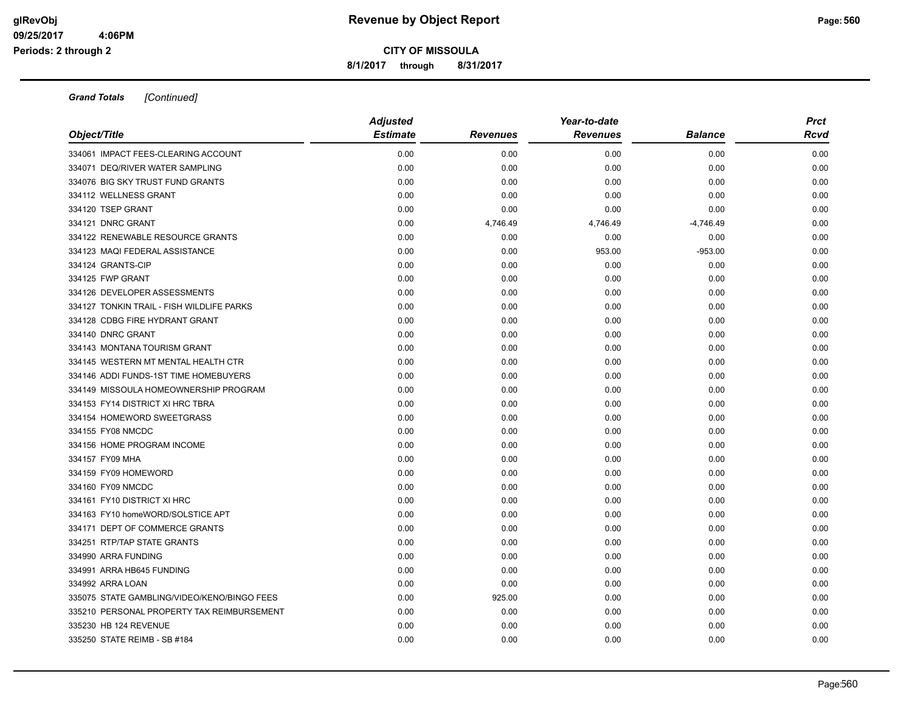# Revenue by Object Report

**CITY OF MISSOULA**

**8/1/2017 through 8/31/2017**

glRevObj
09/25/2017 4:06PM
Periods: 2 through 2

***Grand Totals*** *[Continued]*

| Object/Title | Adjusted Estimate | Revenues | Year-to-date Revenues | Balance | Prct Rcvd |
|---|---|---|---|---|---|
| 334061 IMPACT FEES-CLEARING ACCOUNT | 0.00 | 0.00 | 0.00 | 0.00 | 0.00 |
| 334071 DEQ/RIVER WATER SAMPLING | 0.00 | 0.00 | 0.00 | 0.00 | 0.00 |
| 334076 BIG SKY TRUST FUND GRANTS | 0.00 | 0.00 | 0.00 | 0.00 | 0.00 |
| 334112 WELLNESS GRANT | 0.00 | 0.00 | 0.00 | 0.00 | 0.00 |
| 334120 TSEP GRANT | 0.00 | 0.00 | 0.00 | 0.00 | 0.00 |
| 334121 DNRC GRANT | 0.00 | 4,746.49 | 4,746.49 | -4,746.49 | 0.00 |
| 334122 RENEWABLE RESOURCE GRANTS | 0.00 | 0.00 | 0.00 | 0.00 | 0.00 |
| 334123 MAQI FEDERAL ASSISTANCE | 0.00 | 0.00 | 953.00 | -953.00 | 0.00 |
| 334124 GRANTS-CIP | 0.00 | 0.00 | 0.00 | 0.00 | 0.00 |
| 334125 FWP GRANT | 0.00 | 0.00 | 0.00 | 0.00 | 0.00 |
| 334126 DEVELOPER ASSESSMENTS | 0.00 | 0.00 | 0.00 | 0.00 | 0.00 |
| 334127 TONKIN TRAIL - FISH WILDLIFE PARKS | 0.00 | 0.00 | 0.00 | 0.00 | 0.00 |
| 334128 CDBG FIRE HYDRANT GRANT | 0.00 | 0.00 | 0.00 | 0.00 | 0.00 |
| 334140 DNRC GRANT | 0.00 | 0.00 | 0.00 | 0.00 | 0.00 |
| 334143 MONTANA TOURISM GRANT | 0.00 | 0.00 | 0.00 | 0.00 | 0.00 |
| 334145 WESTERN MT MENTAL HEALTH CTR | 0.00 | 0.00 | 0.00 | 0.00 | 0.00 |
| 334146 ADDI FUNDS-1ST TIME HOMEBUYERS | 0.00 | 0.00 | 0.00 | 0.00 | 0.00 |
| 334149 MISSOULA HOMEOWNERSHIP PROGRAM | 0.00 | 0.00 | 0.00 | 0.00 | 0.00 |
| 334153 FY14 DISTRICT XI HRC TBRA | 0.00 | 0.00 | 0.00 | 0.00 | 0.00 |
| 334154 HOMEWORD SWEETGRASS | 0.00 | 0.00 | 0.00 | 0.00 | 0.00 |
| 334155 FY08 NMCDC | 0.00 | 0.00 | 0.00 | 0.00 | 0.00 |
| 334156 HOME PROGRAM INCOME | 0.00 | 0.00 | 0.00 | 0.00 | 0.00 |
| 334157 FY09 MHA | 0.00 | 0.00 | 0.00 | 0.00 | 0.00 |
| 334159 FY09 HOMEWORD | 0.00 | 0.00 | 0.00 | 0.00 | 0.00 |
| 334160 FY09 NMCDC | 0.00 | 0.00 | 0.00 | 0.00 | 0.00 |
| 334161 FY10 DISTRICT XI HRC | 0.00 | 0.00 | 0.00 | 0.00 | 0.00 |
| 334163 FY10 homeWORD/SOLSTICE APT | 0.00 | 0.00 | 0.00 | 0.00 | 0.00 |
| 334171 DEPT OF COMMERCE GRANTS | 0.00 | 0.00 | 0.00 | 0.00 | 0.00 |
| 334251 RTP/TAP STATE GRANTS | 0.00 | 0.00 | 0.00 | 0.00 | 0.00 |
| 334990 ARRA FUNDING | 0.00 | 0.00 | 0.00 | 0.00 | 0.00 |
| 334991 ARRA HB645 FUNDING | 0.00 | 0.00 | 0.00 | 0.00 | 0.00 |
| 334992 ARRA LOAN | 0.00 | 0.00 | 0.00 | 0.00 | 0.00 |
| 335075 STATE GAMBLING/VIDEO/KENO/BINGO FEES | 0.00 | 925.00 | 0.00 | 0.00 | 0.00 |
| 335210 PERSONAL PROPERTY TAX REIMBURSEMENT | 0.00 | 0.00 | 0.00 | 0.00 | 0.00 |
| 335230 HB 124 REVENUE | 0.00 | 0.00 | 0.00 | 0.00 | 0.00 |
| 335250 STATE REIMB - SB #184 | 0.00 | 0.00 | 0.00 | 0.00 | 0.00 |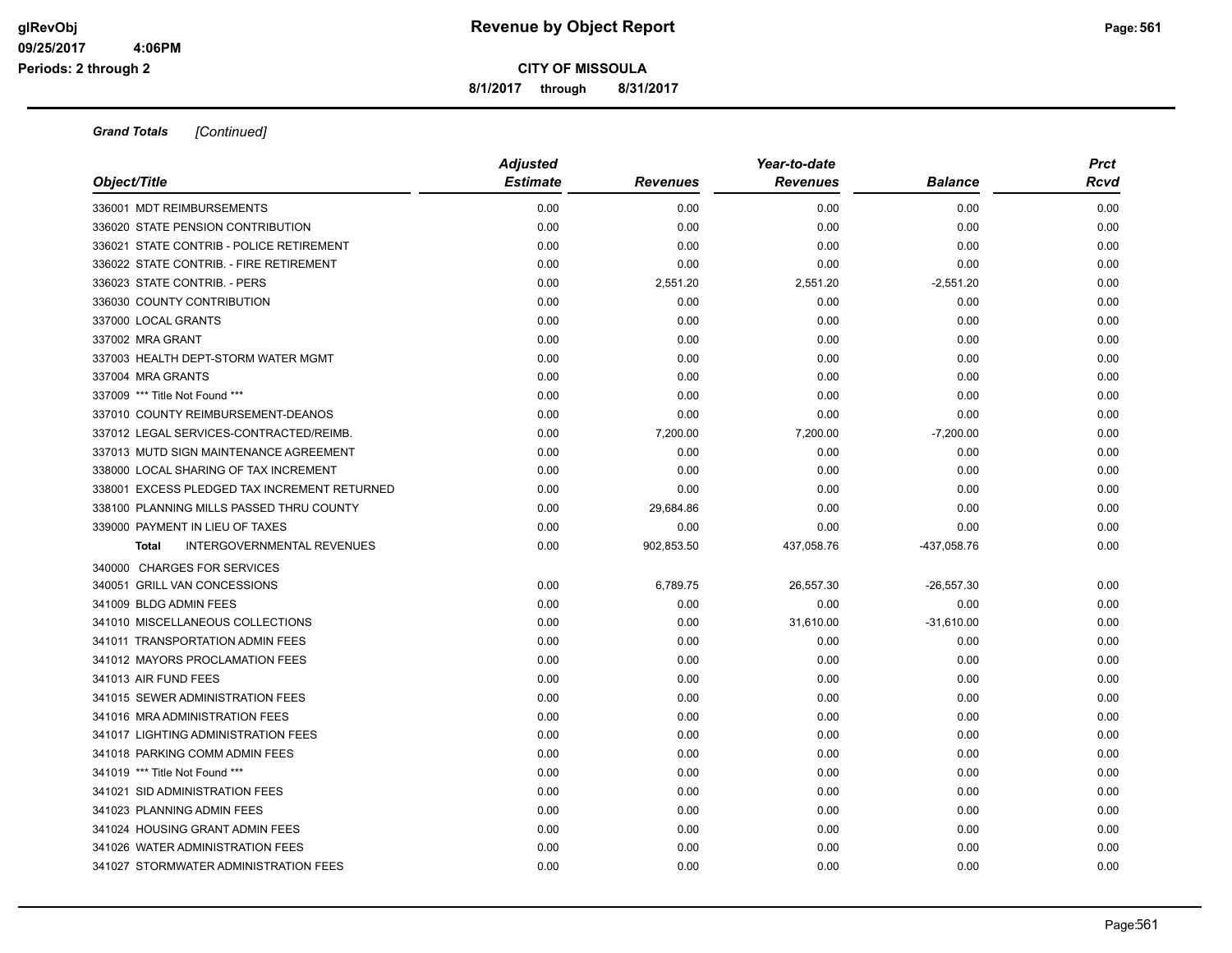**Grand Totals** *[Continued]*

| Object/Title | *Adjusted Estimate* | *Revenues* | *Year-to-date Revenues* | *Balance* | *Prct Rcvd* |
|---|---|---|---|---|---|
| 336001 MDT REIMBURSEMENTS | 0.00 | 0.00 | 0.00 | 0.00 | 0.00 |
| 336020 STATE PENSION CONTRIBUTION | 0.00 | 0.00 | 0.00 | 0.00 | 0.00 |
| 336021 STATE CONTRIB - POLICE RETIREMENT | 0.00 | 0.00 | 0.00 | 0.00 | 0.00 |
| 336022 STATE CONTRIB. - FIRE RETIREMENT | 0.00 | 0.00 | 0.00 | 0.00 | 0.00 |
| 336023 STATE CONTRIB. - PERS | 0.00 | 2,551.20 | 2,551.20 | -2,551.20 | 0.00 |
| 336030 COUNTY CONTRIBUTION | 0.00 | 0.00 | 0.00 | 0.00 | 0.00 |
| 337000 LOCAL GRANTS | 0.00 | 0.00 | 0.00 | 0.00 | 0.00 |
| 337002 MRA GRANT | 0.00 | 0.00 | 0.00 | 0.00 | 0.00 |
| 337003 HEALTH DEPT-STORM WATER MGMT | 0.00 | 0.00 | 0.00 | 0.00 | 0.00 |
| 337004 MRA GRANTS | 0.00 | 0.00 | 0.00 | 0.00 | 0.00 |
| 337009 *** Title Not Found *** | 0.00 | 0.00 | 0.00 | 0.00 | 0.00 |
| 337010 COUNTY REIMBURSEMENT-DEANOS | 0.00 | 0.00 | 0.00 | 0.00 | 0.00 |
| 337012 LEGAL SERVICES-CONTRACTED/REIMB. | 0.00 | 7,200.00 | 7,200.00 | -7,200.00 | 0.00 |
| 337013 MUTD SIGN MAINTENANCE AGREEMENT | 0.00 | 0.00 | 0.00 | 0.00 | 0.00 |
| 338000 LOCAL SHARING OF TAX INCREMENT | 0.00 | 0.00 | 0.00 | 0.00 | 0.00 |
| 338001 EXCESS PLEDGED TAX INCREMENT RETURNED | 0.00 | 0.00 | 0.00 | 0.00 | 0.00 |
| 338100 PLANNING MILLS PASSED THRU COUNTY | 0.00 | 29,684.86 | 0.00 | 0.00 | 0.00 |
| 339000 PAYMENT IN LIEU OF TAXES | 0.00 | 0.00 | 0.00 | 0.00 | 0.00 |
| **Total** INTERGOVERNMENTAL REVENUES | 0.00 | 902,853.50 | 437,058.76 | -437,058.76 | 0.00 |
| 340000 CHARGES FOR SERVICES | | | | | |
| 340051 GRILL VAN CONCESSIONS | 0.00 | 6,789.75 | 26,557.30 | -26,557.30 | 0.00 |
| 341009 BLDG ADMIN FEES | 0.00 | 0.00 | 0.00 | 0.00 | 0.00 |
| 341010 MISCELLANEOUS COLLECTIONS | 0.00 | 0.00 | 31,610.00 | -31,610.00 | 0.00 |
| 341011 TRANSPORTATION ADMIN FEES | 0.00 | 0.00 | 0.00 | 0.00 | 0.00 |
| 341012 MAYORS PROCLAMATION FEES | 0.00 | 0.00 | 0.00 | 0.00 | 0.00 |
| 341013 AIR FUND FEES | 0.00 | 0.00 | 0.00 | 0.00 | 0.00 |
| 341015 SEWER ADMINISTRATION FEES | 0.00 | 0.00 | 0.00 | 0.00 | 0.00 |
| 341016 MRA ADMINISTRATION FEES | 0.00 | 0.00 | 0.00 | 0.00 | 0.00 |
| 341017 LIGHTING ADMINISTRATION FEES | 0.00 | 0.00 | 0.00 | 0.00 | 0.00 |
| 341018 PARKING COMM ADMIN FEES | 0.00 | 0.00 | 0.00 | 0.00 | 0.00 |
| 341019 *** Title Not Found *** | 0.00 | 0.00 | 0.00 | 0.00 | 0.00 |
| 341021 SID ADMINISTRATION FEES | 0.00 | 0.00 | 0.00 | 0.00 | 0.00 |
| 341023 PLANNING ADMIN FEES | 0.00 | 0.00 | 0.00 | 0.00 | 0.00 |
| 341024 HOUSING GRANT ADMIN FEES | 0.00 | 0.00 | 0.00 | 0.00 | 0.00 |
| 341026 WATER ADMINISTRATION FEES | 0.00 | 0.00 | 0.00 | 0.00 | 0.00 |
| 341027 STORMWATER ADMINISTRATION FEES | 0.00 | 0.00 | 0.00 | 0.00 | 0.00 |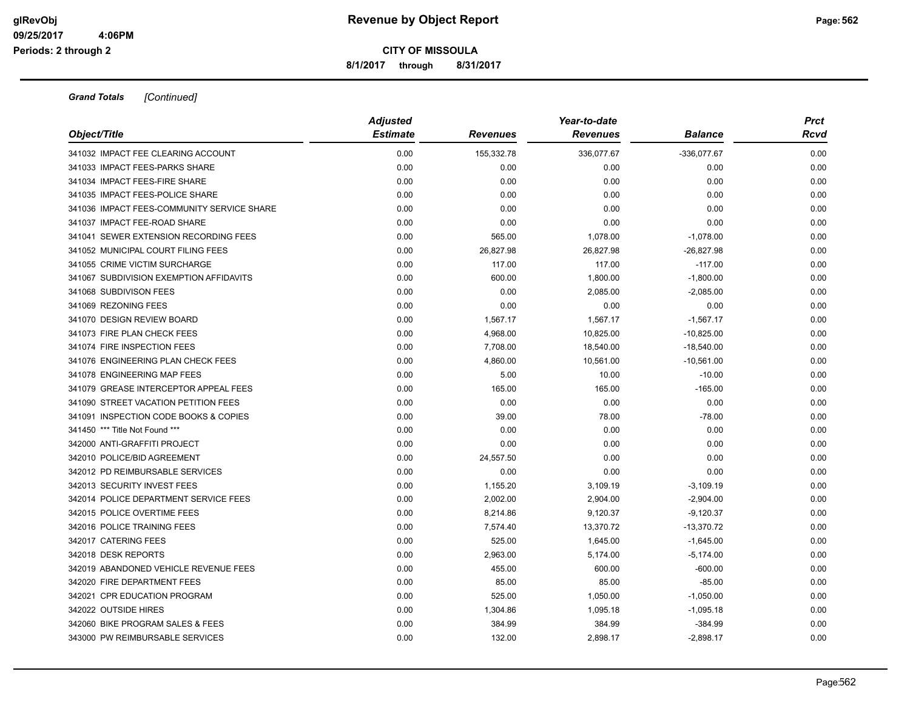**Revenue by Object Report**

**CITY OF MISSOULA**

**8/1/2017 through 8/31/2017**

glRevObj
09/25/2017 4:06PM
Periods: 2 through 2

***Grand Totals*** *[Continued]*

| Object/Title | Adjusted Estimate | Revenues | Year-to-date Revenues | Balance | Prct Rcvd |
|---|---|---|---|---|---|
| 341032 IMPACT FEE CLEARING ACCOUNT | 0.00 | 155,332.78 | 336,077.67 | -336,077.67 | 0.00 |
| 341033 IMPACT FEES-PARKS SHARE | 0.00 | 0.00 | 0.00 | 0.00 | 0.00 |
| 341034 IMPACT FEES-FIRE SHARE | 0.00 | 0.00 | 0.00 | 0.00 | 0.00 |
| 341035 IMPACT FEES-POLICE SHARE | 0.00 | 0.00 | 0.00 | 0.00 | 0.00 |
| 341036 IMPACT FEES-COMMUNITY SERVICE SHARE | 0.00 | 0.00 | 0.00 | 0.00 | 0.00 |
| 341037 IMPACT FEE-ROAD SHARE | 0.00 | 0.00 | 0.00 | 0.00 | 0.00 |
| 341041 SEWER EXTENSION RECORDING FEES | 0.00 | 565.00 | 1,078.00 | -1,078.00 | 0.00 |
| 341052 MUNICIPAL COURT FILING FEES | 0.00 | 26,827.98 | 26,827.98 | -26,827.98 | 0.00 |
| 341055 CRIME VICTIM SURCHARGE | 0.00 | 117.00 | 117.00 | -117.00 | 0.00 |
| 341067 SUBDIVISION EXEMPTION AFFIDAVITS | 0.00 | 600.00 | 1,800.00 | -1,800.00 | 0.00 |
| 341068 SUBDIVISON FEES | 0.00 | 0.00 | 2,085.00 | -2,085.00 | 0.00 |
| 341069 REZONING FEES | 0.00 | 0.00 | 0.00 | 0.00 | 0.00 |
| 341070 DESIGN REVIEW BOARD | 0.00 | 1,567.17 | 1,567.17 | -1,567.17 | 0.00 |
| 341073 FIRE PLAN CHECK FEES | 0.00 | 4,968.00 | 10,825.00 | -10,825.00 | 0.00 |
| 341074 FIRE INSPECTION FEES | 0.00 | 7,708.00 | 18,540.00 | -18,540.00 | 0.00 |
| 341076 ENGINEERING PLAN CHECK FEES | 0.00 | 4,860.00 | 10,561.00 | -10,561.00 | 0.00 |
| 341078 ENGINEERING MAP FEES | 0.00 | 5.00 | 10.00 | -10.00 | 0.00 |
| 341079 GREASE INTERCEPTOR APPEAL FEES | 0.00 | 165.00 | 165.00 | -165.00 | 0.00 |
| 341090 STREET VACATION PETITION FEES | 0.00 | 0.00 | 0.00 | 0.00 | 0.00 |
| 341091 INSPECTION CODE BOOKS & COPIES | 0.00 | 39.00 | 78.00 | -78.00 | 0.00 |
| 341450 *** Title Not Found *** | 0.00 | 0.00 | 0.00 | 0.00 | 0.00 |
| 342000 ANTI-GRAFFITI PROJECT | 0.00 | 0.00 | 0.00 | 0.00 | 0.00 |
| 342010 POLICE/BID AGREEMENT | 0.00 | 24,557.50 | 0.00 | 0.00 | 0.00 |
| 342012 PD REIMBURSABLE SERVICES | 0.00 | 0.00 | 0.00 | 0.00 | 0.00 |
| 342013 SECURITY INVEST FEES | 0.00 | 1,155.20 | 3,109.19 | -3,109.19 | 0.00 |
| 342014 POLICE DEPARTMENT SERVICE FEES | 0.00 | 2,002.00 | 2,904.00 | -2,904.00 | 0.00 |
| 342015 POLICE OVERTIME FEES | 0.00 | 8,214.86 | 9,120.37 | -9,120.37 | 0.00 |
| 342016 POLICE TRAINING FEES | 0.00 | 7,574.40 | 13,370.72 | -13,370.72 | 0.00 |
| 342017 CATERING FEES | 0.00 | 525.00 | 1,645.00 | -1,645.00 | 0.00 |
| 342018 DESK REPORTS | 0.00 | 2,963.00 | 5,174.00 | -5,174.00 | 0.00 |
| 342019 ABANDONED VEHICLE REVENUE FEES | 0.00 | 455.00 | 600.00 | -600.00 | 0.00 |
| 342020 FIRE DEPARTMENT FEES | 0.00 | 85.00 | 85.00 | -85.00 | 0.00 |
| 342021 CPR EDUCATION PROGRAM | 0.00 | 525.00 | 1,050.00 | -1,050.00 | 0.00 |
| 342022 OUTSIDE HIRES | 0.00 | 1,304.86 | 1,095.18 | -1,095.18 | 0.00 |
| 342060 BIKE PROGRAM SALES & FEES | 0.00 | 384.99 | 384.99 | -384.99 | 0.00 |
| 343000 PW REIMBURSABLE SERVICES | 0.00 | 132.00 | 2,898.17 | -2,898.17 | 0.00 |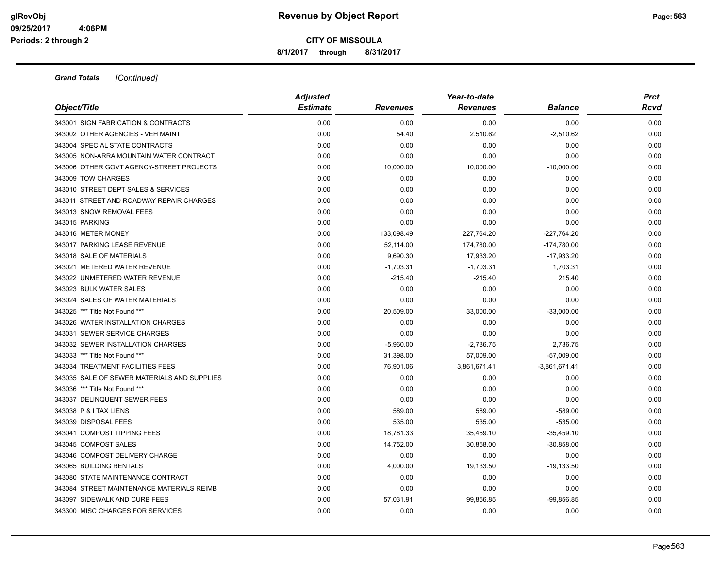**CITY OF MISSOULA**

**8/1/2017 through 8/31/2017**

***Grand Totals*** *[Continued]*

| *Object/Title* | *Adjusted Estimate* | *Revenues* | *Year-to-date Revenues* | *Balance* | *Prct Rcvd* |
|---|---|---|---|---|---|
| 343001 SIGN FABRICATION & CONTRACTS | 0.00 | 0.00 | 0.00 | 0.00 | 0.00 |
| 343002 OTHER AGENCIES - VEH MAINT | 0.00 | 54.40 | 2,510.62 | -2,510.62 | 0.00 |
| 343004 SPECIAL STATE CONTRACTS | 0.00 | 0.00 | 0.00 | 0.00 | 0.00 |
| 343005 NON-ARRA MOUNTAIN WATER CONTRACT | 0.00 | 0.00 | 0.00 | 0.00 | 0.00 |
| 343006 OTHER GOVT AGENCY-STREET PROJECTS | 0.00 | 10,000.00 | 10,000.00 | -10,000.00 | 0.00 |
| 343009 TOW CHARGES | 0.00 | 0.00 | 0.00 | 0.00 | 0.00 |
| 343010 STREET DEPT SALES & SERVICES | 0.00 | 0.00 | 0.00 | 0.00 | 0.00 |
| 343011 STREET AND ROADWAY REPAIR CHARGES | 0.00 | 0.00 | 0.00 | 0.00 | 0.00 |
| 343013 SNOW REMOVAL FEES | 0.00 | 0.00 | 0.00 | 0.00 | 0.00 |
| 343015 PARKING | 0.00 | 0.00 | 0.00 | 0.00 | 0.00 |
| 343016 METER MONEY | 0.00 | 133,098.49 | 227,764.20 | -227,764.20 | 0.00 |
| 343017 PARKING LEASE REVENUE | 0.00 | 52,114.00 | 174,780.00 | -174,780.00 | 0.00 |
| 343018 SALE OF MATERIALS | 0.00 | 9,690.30 | 17,933.20 | -17,933.20 | 0.00 |
| 343021 METERED WATER REVENUE | 0.00 | -1,703.31 | -1,703.31 | 1,703.31 | 0.00 |
| 343022 UNMETERED WATER REVENUE | 0.00 | -215.40 | -215.40 | 215.40 | 0.00 |
| 343023 BULK WATER SALES | 0.00 | 0.00 | 0.00 | 0.00 | 0.00 |
| 343024 SALES OF WATER MATERIALS | 0.00 | 0.00 | 0.00 | 0.00 | 0.00 |
| 343025 *** Title Not Found *** | 0.00 | 20,509.00 | 33,000.00 | -33,000.00 | 0.00 |
| 343026 WATER INSTALLATION CHARGES | 0.00 | 0.00 | 0.00 | 0.00 | 0.00 |
| 343031 SEWER SERVICE CHARGES | 0.00 | 0.00 | 0.00 | 0.00 | 0.00 |
| 343032 SEWER INSTALLATION CHARGES | 0.00 | -5,960.00 | -2,736.75 | 2,736.75 | 0.00 |
| 343033 *** Title Not Found *** | 0.00 | 31,398.00 | 57,009.00 | -57,009.00 | 0.00 |
| 343034 TREATMENT FACILITIES FEES | 0.00 | 76,901.06 | 3,861,671.41 | -3,861,671.41 | 0.00 |
| 343035 SALE OF SEWER MATERIALS AND SUPPLIES | 0.00 | 0.00 | 0.00 | 0.00 | 0.00 |
| 343036 *** Title Not Found *** | 0.00 | 0.00 | 0.00 | 0.00 | 0.00 |
| 343037 DELINQUENT SEWER FEES | 0.00 | 0.00 | 0.00 | 0.00 | 0.00 |
| 343038 P & I TAX LIENS | 0.00 | 589.00 | 589.00 | -589.00 | 0.00 |
| 343039 DISPOSAL FEES | 0.00 | 535.00 | 535.00 | -535.00 | 0.00 |
| 343041 COMPOST TIPPING FEES | 0.00 | 18,781.33 | 35,459.10 | -35,459.10 | 0.00 |
| 343045 COMPOST SALES | 0.00 | 14,752.00 | 30,858.00 | -30,858.00 | 0.00 |
| 343046 COMPOST DELIVERY CHARGE | 0.00 | 0.00 | 0.00 | 0.00 | 0.00 |
| 343065 BUILDING RENTALS | 0.00 | 4,000.00 | 19,133.50 | -19,133.50 | 0.00 |
| 343080 STATE MAINTENANCE CONTRACT | 0.00 | 0.00 | 0.00 | 0.00 | 0.00 |
| 343084 STREET MAINTENANCE MATERIALS REIMB | 0.00 | 0.00 | 0.00 | 0.00 | 0.00 |
| 343097 SIDEWALK AND CURB FEES | 0.00 | 57,031.91 | 99,856.85 | -99,856.85 | 0.00 |
| 343300 MISC CHARGES FOR SERVICES | 0.00 | 0.00 | 0.00 | 0.00 | 0.00 |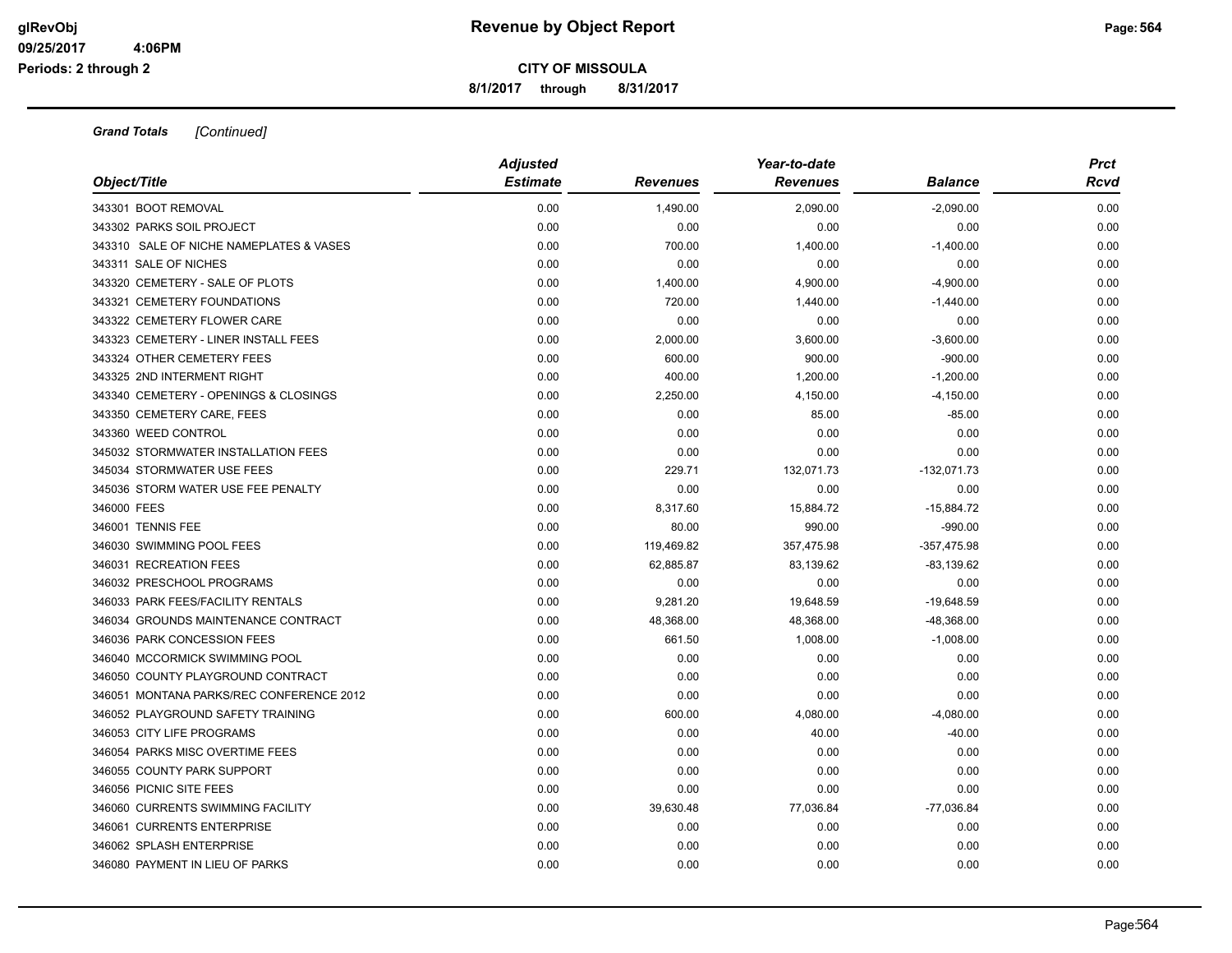**Grand Totals** *[Continued]*

| Object/Title | Adjusted Estimate | Revenues | Year-to-date Revenues | Balance | Prct Rcvd |
|---|---|---|---|---|---|
| 343301 BOOT REMOVAL | 0.00 | 1,490.00 | 2,090.00 | -2,090.00 | 0.00 |
| 343302 PARKS SOIL PROJECT | 0.00 | 0.00 | 0.00 | 0.00 | 0.00 |
| 343310 SALE OF NICHE NAMEPLATES & VASES | 0.00 | 700.00 | 1,400.00 | -1,400.00 | 0.00 |
| 343311 SALE OF NICHES | 0.00 | 0.00 | 0.00 | 0.00 | 0.00 |
| 343320 CEMETERY - SALE OF PLOTS | 0.00 | 1,400.00 | 4,900.00 | -4,900.00 | 0.00 |
| 343321 CEMETERY FOUNDATIONS | 0.00 | 720.00 | 1,440.00 | -1,440.00 | 0.00 |
| 343322 CEMETERY FLOWER CARE | 0.00 | 0.00 | 0.00 | 0.00 | 0.00 |
| 343323 CEMETERY - LINER INSTALL FEES | 0.00 | 2,000.00 | 3,600.00 | -3,600.00 | 0.00 |
| 343324 OTHER CEMETERY FEES | 0.00 | 600.00 | 900.00 | -900.00 | 0.00 |
| 343325 2ND INTERMENT RIGHT | 0.00 | 400.00 | 1,200.00 | -1,200.00 | 0.00 |
| 343340 CEMETERY - OPENINGS & CLOSINGS | 0.00 | 2,250.00 | 4,150.00 | -4,150.00 | 0.00 |
| 343350 CEMETERY CARE, FEES | 0.00 | 0.00 | 85.00 | -85.00 | 0.00 |
| 343360 WEED CONTROL | 0.00 | 0.00 | 0.00 | 0.00 | 0.00 |
| 345032 STORMWATER INSTALLATION FEES | 0.00 | 0.00 | 0.00 | 0.00 | 0.00 |
| 345034 STORMWATER USE FEES | 0.00 | 229.71 | 132,071.73 | -132,071.73 | 0.00 |
| 345036 STORM WATER USE FEE PENALTY | 0.00 | 0.00 | 0.00 | 0.00 | 0.00 |
| 346000 FEES | 0.00 | 8,317.60 | 15,884.72 | -15,884.72 | 0.00 |
| 346001 TENNIS FEE | 0.00 | 80.00 | 990.00 | -990.00 | 0.00 |
| 346030 SWIMMING POOL FEES | 0.00 | 119,469.82 | 357,475.98 | -357,475.98 | 0.00 |
| 346031 RECREATION FEES | 0.00 | 62,885.87 | 83,139.62 | -83,139.62 | 0.00 |
| 346032 PRESCHOOL PROGRAMS | 0.00 | 0.00 | 0.00 | 0.00 | 0.00 |
| 346033 PARK FEES/FACILITY RENTALS | 0.00 | 9,281.20 | 19,648.59 | -19,648.59 | 0.00 |
| 346034 GROUNDS MAINTENANCE CONTRACT | 0.00 | 48,368.00 | 48,368.00 | -48,368.00 | 0.00 |
| 346036 PARK CONCESSION FEES | 0.00 | 661.50 | 1,008.00 | -1,008.00 | 0.00 |
| 346040 MCCORMICK SWIMMING POOL | 0.00 | 0.00 | 0.00 | 0.00 | 0.00 |
| 346050 COUNTY PLAYGROUND CONTRACT | 0.00 | 0.00 | 0.00 | 0.00 | 0.00 |
| 346051 MONTANA PARKS/REC CONFERENCE 2012 | 0.00 | 0.00 | 0.00 | 0.00 | 0.00 |
| 346052 PLAYGROUND SAFETY TRAINING | 0.00 | 600.00 | 4,080.00 | -4,080.00 | 0.00 |
| 346053 CITY LIFE PROGRAMS | 0.00 | 0.00 | 40.00 | -40.00 | 0.00 |
| 346054 PARKS MISC OVERTIME FEES | 0.00 | 0.00 | 0.00 | 0.00 | 0.00 |
| 346055 COUNTY PARK SUPPORT | 0.00 | 0.00 | 0.00 | 0.00 | 0.00 |
| 346056 PICNIC SITE FEES | 0.00 | 0.00 | 0.00 | 0.00 | 0.00 |
| 346060 CURRENTS SWIMMING FACILITY | 0.00 | 39,630.48 | 77,036.84 | -77,036.84 | 0.00 |
| 346061 CURRENTS ENTERPRISE | 0.00 | 0.00 | 0.00 | 0.00 | 0.00 |
| 346062 SPLASH ENTERPRISE | 0.00 | 0.00 | 0.00 | 0.00 | 0.00 |
| 346080 PAYMENT IN LIEU OF PARKS | 0.00 | 0.00 | 0.00 | 0.00 | 0.00 |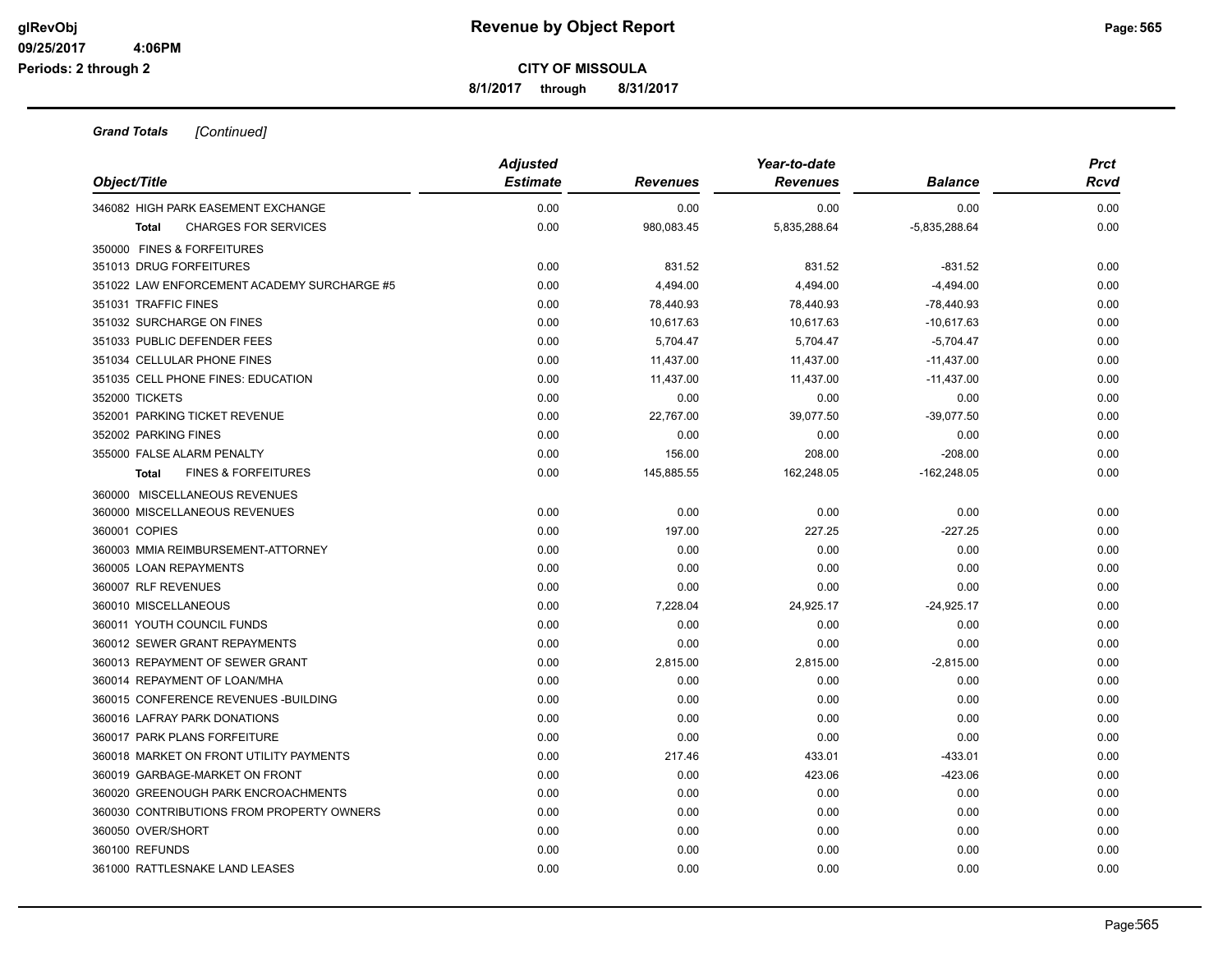# Revenue by Object Report

**CITY OF MISSOULA**

**8/1/2017 through 8/31/2017**

glRevObj
09/25/2017 4:06PM
Periods: 2 through 2

***Grand Totals [Continued]***

| Object/Title | Adjusted Estimate | Revenues | Year-to-date Revenues | Balance | Prct Rcvd |
|---|---|---|---|---|---|
| 346082 HIGH PARK EASEMENT EXCHANGE | 0.00 | 0.00 | 0.00 | 0.00 | 0.00 |
| **Total** CHARGES FOR SERVICES | 0.00 | 980,083.45 | 5,835,288.64 | -5,835,288.64 | 0.00 |
| 350000 FINES & FORFEITURES | | | | | |
| 351013 DRUG FORFEITURES | 0.00 | 831.52 | 831.52 | -831.52 | 0.00 |
| 351022 LAW ENFORCEMENT ACADEMY SURCHARGE #5 | 0.00 | 4,494.00 | 4,494.00 | -4,494.00 | 0.00 |
| 351031 TRAFFIC FINES | 0.00 | 78,440.93 | 78,440.93 | -78,440.93 | 0.00 |
| 351032 SURCHARGE ON FINES | 0.00 | 10,617.63 | 10,617.63 | -10,617.63 | 0.00 |
| 351033 PUBLIC DEFENDER FEES | 0.00 | 5,704.47 | 5,704.47 | -5,704.47 | 0.00 |
| 351034 CELLULAR PHONE FINES | 0.00 | 11,437.00 | 11,437.00 | -11,437.00 | 0.00 |
| 351035 CELL PHONE FINES: EDUCATION | 0.00 | 11,437.00 | 11,437.00 | -11,437.00 | 0.00 |
| 352000 TICKETS | 0.00 | 0.00 | 0.00 | 0.00 | 0.00 |
| 352001 PARKING TICKET REVENUE | 0.00 | 22,767.00 | 39,077.50 | -39,077.50 | 0.00 |
| 352002 PARKING FINES | 0.00 | 0.00 | 0.00 | 0.00 | 0.00 |
| 355000 FALSE ALARM PENALTY | 0.00 | 156.00 | 208.00 | -208.00 | 0.00 |
| **Total** FINES & FORFEITURES | 0.00 | 145,885.55 | 162,248.05 | -162,248.05 | 0.00 |
| 360000 MISCELLANEOUS REVENUES | | | | | |
| 360000 MISCELLANEOUS REVENUES | 0.00 | 0.00 | 0.00 | 0.00 | 0.00 |
| 360001 COPIES | 0.00 | 197.00 | 227.25 | -227.25 | 0.00 |
| 360003 MMIA REIMBURSEMENT-ATTORNEY | 0.00 | 0.00 | 0.00 | 0.00 | 0.00 |
| 360005 LOAN REPAYMENTS | 0.00 | 0.00 | 0.00 | 0.00 | 0.00 |
| 360007 RLF REVENUES | 0.00 | 0.00 | 0.00 | 0.00 | 0.00 |
| 360010 MISCELLANEOUS | 0.00 | 7,228.04 | 24,925.17 | -24,925.17 | 0.00 |
| 360011 YOUTH COUNCIL FUNDS | 0.00 | 0.00 | 0.00 | 0.00 | 0.00 |
| 360012 SEWER GRANT REPAYMENTS | 0.00 | 0.00 | 0.00 | 0.00 | 0.00 |
| 360013 REPAYMENT OF SEWER GRANT | 0.00 | 2,815.00 | 2,815.00 | -2,815.00 | 0.00 |
| 360014 REPAYMENT OF LOAN/MHA | 0.00 | 0.00 | 0.00 | 0.00 | 0.00 |
| 360015 CONFERENCE REVENUES -BUILDING | 0.00 | 0.00 | 0.00 | 0.00 | 0.00 |
| 360016 LAFRAY PARK DONATIONS | 0.00 | 0.00 | 0.00 | 0.00 | 0.00 |
| 360017 PARK PLANS FORFEITURE | 0.00 | 0.00 | 0.00 | 0.00 | 0.00 |
| 360018 MARKET ON FRONT UTILITY PAYMENTS | 0.00 | 217.46 | 433.01 | -433.01 | 0.00 |
| 360019 GARBAGE-MARKET ON FRONT | 0.00 | 0.00 | 423.06 | -423.06 | 0.00 |
| 360020 GREENOUGH PARK ENCROACHMENTS | 0.00 | 0.00 | 0.00 | 0.00 | 0.00 |
| 360030 CONTRIBUTIONS FROM PROPERTY OWNERS | 0.00 | 0.00 | 0.00 | 0.00 | 0.00 |
| 360050 OVER/SHORT | 0.00 | 0.00 | 0.00 | 0.00 | 0.00 |
| 360100 REFUNDS | 0.00 | 0.00 | 0.00 | 0.00 | 0.00 |
| 361000 RATTLESNAKE LAND LEASES | 0.00 | 0.00 | 0.00 | 0.00 | 0.00 |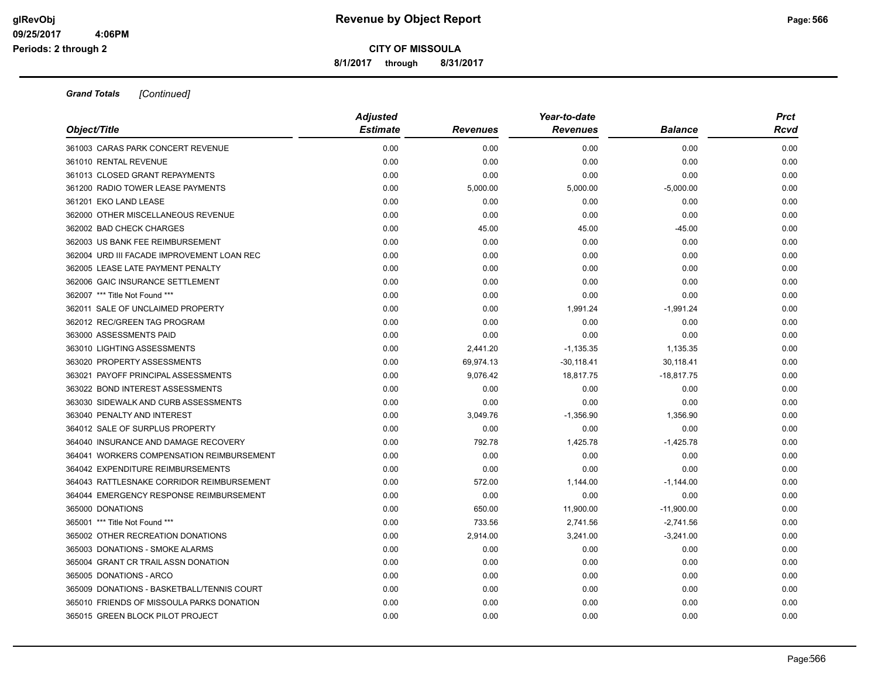# Revenue by Object Report

**CITY OF MISSOULA**

**8/1/2017 through 8/31/2017**

glRevObj
09/25/2017 4:06PM
Periods: 2 through 2

***Grand Totals*** *[Continued]*

| Object/Title | Adjusted Estimate | Revenues | Year-to-date Revenues | Balance | Prct Rcvd |
|---|---|---|---|---|---|
| 361003 CARAS PARK CONCERT REVENUE | 0.00 | 0.00 | 0.00 | 0.00 | 0.00 |
| 361010 RENTAL REVENUE | 0.00 | 0.00 | 0.00 | 0.00 | 0.00 |
| 361013 CLOSED GRANT REPAYMENTS | 0.00 | 0.00 | 0.00 | 0.00 | 0.00 |
| 361200 RADIO TOWER LEASE PAYMENTS | 0.00 | 5,000.00 | 5,000.00 | -5,000.00 | 0.00 |
| 361201 EKO LAND LEASE | 0.00 | 0.00 | 0.00 | 0.00 | 0.00 |
| 362000 OTHER MISCELLANEOUS REVENUE | 0.00 | 0.00 | 0.00 | 0.00 | 0.00 |
| 362002 BAD CHECK CHARGES | 0.00 | 45.00 | 45.00 | -45.00 | 0.00 |
| 362003 US BANK FEE REIMBURSEMENT | 0.00 | 0.00 | 0.00 | 0.00 | 0.00 |
| 362004 URD III FACADE IMPROVEMENT LOAN REC | 0.00 | 0.00 | 0.00 | 0.00 | 0.00 |
| 362005 LEASE LATE PAYMENT PENALTY | 0.00 | 0.00 | 0.00 | 0.00 | 0.00 |
| 362006 GAIC INSURANCE SETTLEMENT | 0.00 | 0.00 | 0.00 | 0.00 | 0.00 |
| 362007 *** Title Not Found *** | 0.00 | 0.00 | 0.00 | 0.00 | 0.00 |
| 362011 SALE OF UNCLAIMED PROPERTY | 0.00 | 0.00 | 1,991.24 | -1,991.24 | 0.00 |
| 362012 REC/GREEN TAG PROGRAM | 0.00 | 0.00 | 0.00 | 0.00 | 0.00 |
| 363000 ASSESSMENTS PAID | 0.00 | 0.00 | 0.00 | 0.00 | 0.00 |
| 363010 LIGHTING ASSESSMENTS | 0.00 | 2,441.20 | -1,135.35 | 1,135.35 | 0.00 |
| 363020 PROPERTY ASSESSMENTS | 0.00 | 69,974.13 | -30,118.41 | 30,118.41 | 0.00 |
| 363021 PAYOFF PRINCIPAL ASSESSMENTS | 0.00 | 9,076.42 | 18,817.75 | -18,817.75 | 0.00 |
| 363022 BOND INTEREST ASSESSMENTS | 0.00 | 0.00 | 0.00 | 0.00 | 0.00 |
| 363030 SIDEWALK AND CURB ASSESSMENTS | 0.00 | 0.00 | 0.00 | 0.00 | 0.00 |
| 363040 PENALTY AND INTEREST | 0.00 | 3,049.76 | -1,356.90 | 1,356.90 | 0.00 |
| 364012 SALE OF SURPLUS PROPERTY | 0.00 | 0.00 | 0.00 | 0.00 | 0.00 |
| 364040 INSURANCE AND DAMAGE RECOVERY | 0.00 | 792.78 | 1,425.78 | -1,425.78 | 0.00 |
| 364041 WORKERS COMPENSATION REIMBURSEMENT | 0.00 | 0.00 | 0.00 | 0.00 | 0.00 |
| 364042 EXPENDITURE REIMBURSEMENTS | 0.00 | 0.00 | 0.00 | 0.00 | 0.00 |
| 364043 RATTLESNAKE CORRIDOR REIMBURSEMENT | 0.00 | 572.00 | 1,144.00 | -1,144.00 | 0.00 |
| 364044 EMERGENCY RESPONSE REIMBURSEMENT | 0.00 | 0.00 | 0.00 | 0.00 | 0.00 |
| 365000 DONATIONS | 0.00 | 650.00 | 11,900.00 | -11,900.00 | 0.00 |
| 365001 *** Title Not Found *** | 0.00 | 733.56 | 2,741.56 | -2,741.56 | 0.00 |
| 365002 OTHER RECREATION DONATIONS | 0.00 | 2,914.00 | 3,241.00 | -3,241.00 | 0.00 |
| 365003 DONATIONS - SMOKE ALARMS | 0.00 | 0.00 | 0.00 | 0.00 | 0.00 |
| 365004 GRANT CR TRAIL ASSN DONATION | 0.00 | 0.00 | 0.00 | 0.00 | 0.00 |
| 365005 DONATIONS - ARCO | 0.00 | 0.00 | 0.00 | 0.00 | 0.00 |
| 365009 DONATIONS - BASKETBALL/TENNIS COURT | 0.00 | 0.00 | 0.00 | 0.00 | 0.00 |
| 365010 FRIENDS OF MISSOULA PARKS DONATION | 0.00 | 0.00 | 0.00 | 0.00 | 0.00 |
| 365015 GREEN BLOCK PILOT PROJECT | 0.00 | 0.00 | 0.00 | 0.00 | 0.00 |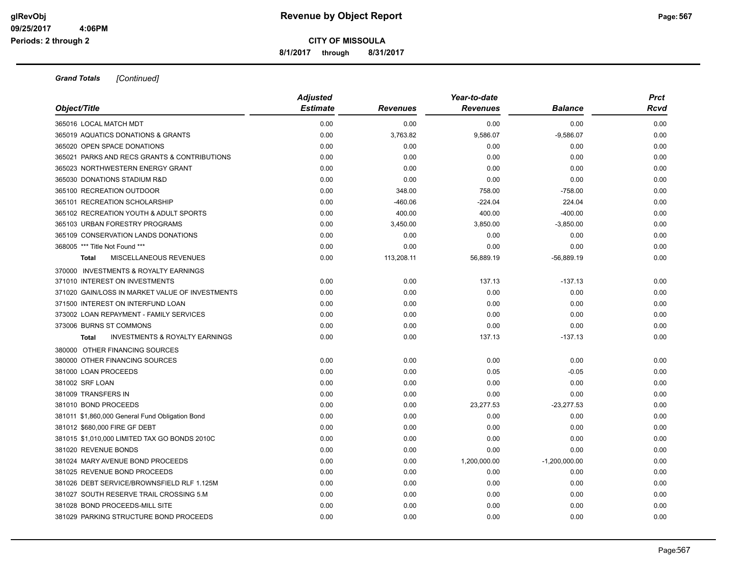# Revenue by Object Report

**CITY OF MISSOULA**

**8/1/2017 through 8/31/2017**

glRevObj
09/25/2017 4:06PM
Periods: 2 through 2

***Grand Totals*** *[Continued]*

| Object/Title | Adjusted Estimate | Revenues | Year-to-date Revenues | Balance | Prct Rcvd |
|---|---|---|---|---|---|
| 365016 LOCAL MATCH MDT | 0.00 | 0.00 | 0.00 | 0.00 | 0.00 |
| 365019 AQUATICS DONATIONS & GRANTS | 0.00 | 3,763.82 | 9,586.07 | -9,586.07 | 0.00 |
| 365020 OPEN SPACE DONATIONS | 0.00 | 0.00 | 0.00 | 0.00 | 0.00 |
| 365021 PARKS AND RECS GRANTS & CONTRIBUTIONS | 0.00 | 0.00 | 0.00 | 0.00 | 0.00 |
| 365023 NORTHWESTERN ENERGY GRANT | 0.00 | 0.00 | 0.00 | 0.00 | 0.00 |
| 365030 DONATIONS STADIUM R&D | 0.00 | 0.00 | 0.00 | 0.00 | 0.00 |
| 365100 RECREATION OUTDOOR | 0.00 | 348.00 | 758.00 | -758.00 | 0.00 |
| 365101 RECREATION SCHOLARSHIP | 0.00 | -460.06 | -224.04 | 224.04 | 0.00 |
| 365102 RECREATION YOUTH & ADULT SPORTS | 0.00 | 400.00 | 400.00 | -400.00 | 0.00 |
| 365103 URBAN FORESTRY PROGRAMS | 0.00 | 3,450.00 | 3,850.00 | -3,850.00 | 0.00 |
| 365109 CONSERVATION LANDS DONATIONS | 0.00 | 0.00 | 0.00 | 0.00 | 0.00 |
| 368005 *** Title Not Found *** | 0.00 | 0.00 | 0.00 | 0.00 | 0.00 |
| **Total** MISCELLANEOUS REVENUES | 0.00 | 113,208.11 | 56,889.19 | -56,889.19 | 0.00 |
| 370000 INVESTMENTS & ROYALTY EARNINGS | | | | | |
| 371010 INTEREST ON INVESTMENTS | 0.00 | 0.00 | 137.13 | -137.13 | 0.00 |
| 371020 GAIN/LOSS IN MARKET VALUE OF INVESTMENTS | 0.00 | 0.00 | 0.00 | 0.00 | 0.00 |
| 371500 INTEREST ON INTERFUND LOAN | 0.00 | 0.00 | 0.00 | 0.00 | 0.00 |
| 373002 LOAN REPAYMENT - FAMILY SERVICES | 0.00 | 0.00 | 0.00 | 0.00 | 0.00 |
| 373006 BURNS ST COMMONS | 0.00 | 0.00 | 0.00 | 0.00 | 0.00 |
| **Total** INVESTMENTS & ROYALTY EARNINGS | 0.00 | 0.00 | 137.13 | -137.13 | 0.00 |
| 380000 OTHER FINANCING SOURCES | | | | | |
| 380000 OTHER FINANCING SOURCES | 0.00 | 0.00 | 0.00 | 0.00 | 0.00 |
| 381000 LOAN PROCEEDS | 0.00 | 0.00 | 0.05 | -0.05 | 0.00 |
| 381002 SRF LOAN | 0.00 | 0.00 | 0.00 | 0.00 | 0.00 |
| 381009 TRANSFERS IN | 0.00 | 0.00 | 0.00 | 0.00 | 0.00 |
| 381010 BOND PROCEEDS | 0.00 | 0.00 | 23,277.53 | -23,277.53 | 0.00 |
| 381011 $1,860,000 General Fund Obligation Bond | 0.00 | 0.00 | 0.00 | 0.00 | 0.00 |
| 381012 $680,000 FIRE GF DEBT | 0.00 | 0.00 | 0.00 | 0.00 | 0.00 |
| 381015 $1,010,000 LIMITED TAX GO BONDS 2010C | 0.00 | 0.00 | 0.00 | 0.00 | 0.00 |
| 381020 REVENUE BONDS | 0.00 | 0.00 | 0.00 | 0.00 | 0.00 |
| 381024 MARY AVENUE BOND PROCEEDS | 0.00 | 0.00 | 1,200,000.00 | -1,200,000.00 | 0.00 |
| 381025 REVENUE BOND PROCEEDS | 0.00 | 0.00 | 0.00 | 0.00 | 0.00 |
| 381026 DEBT SERVICE/BROWNSFIELD RLF 1.125M | 0.00 | 0.00 | 0.00 | 0.00 | 0.00 |
| 381027 SOUTH RESERVE TRAIL CROSSING 5.M | 0.00 | 0.00 | 0.00 | 0.00 | 0.00 |
| 381028 BOND PROCEEDS-MILL SITE | 0.00 | 0.00 | 0.00 | 0.00 | 0.00 |
| 381029 PARKING STRUCTURE BOND PROCEEDS | 0.00 | 0.00 | 0.00 | 0.00 | 0.00 |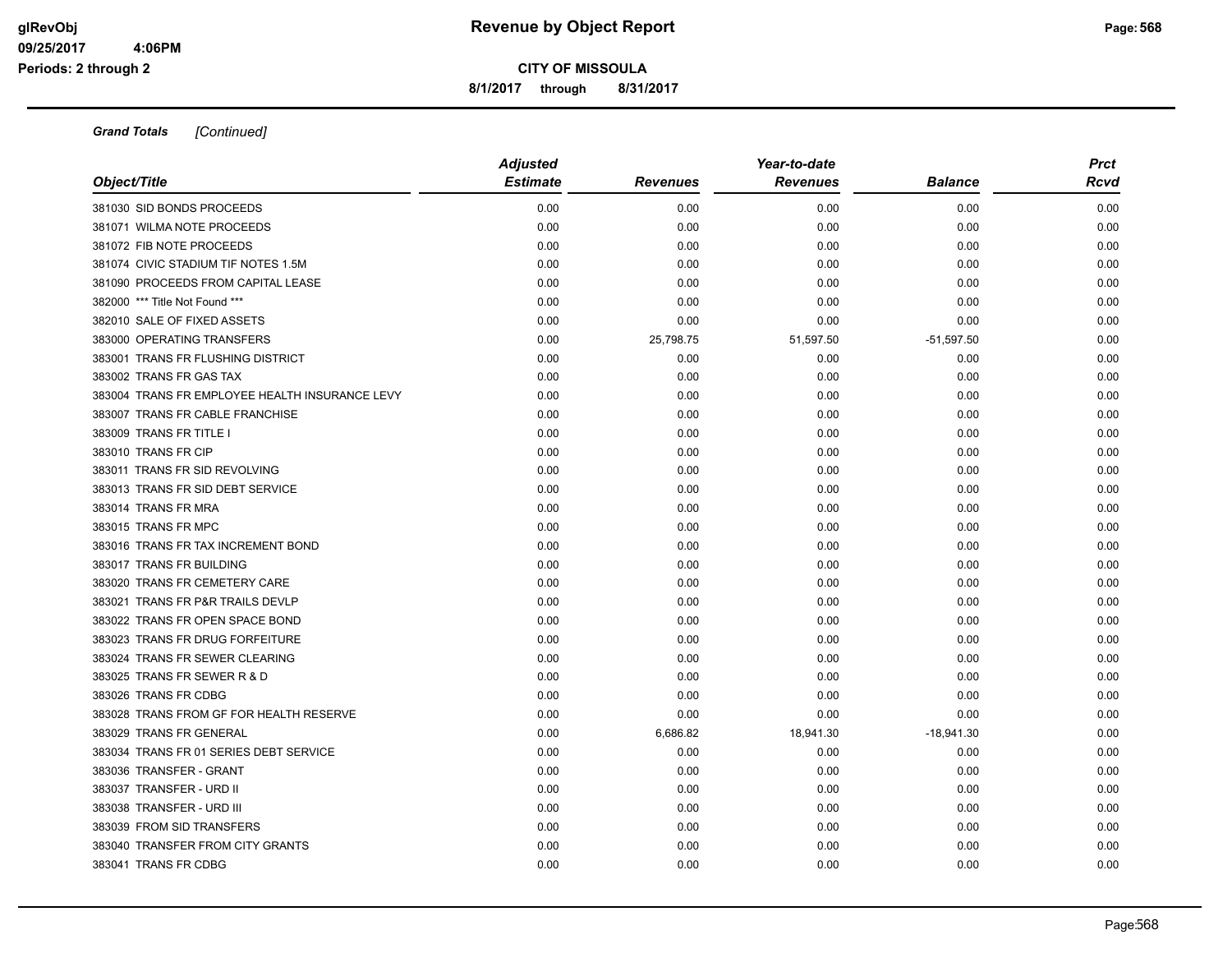**Grand Totals** *[Continued]*

| Object/Title | Adjusted Estimate | Revenues | Year-to-date Revenues | Balance | Prct Rcvd |
|---|---|---|---|---|---|
| 381030 SID BONDS PROCEEDS | 0.00 | 0.00 | 0.00 | 0.00 | 0.00 |
| 381071 WILMA NOTE PROCEEDS | 0.00 | 0.00 | 0.00 | 0.00 | 0.00 |
| 381072 FIB NOTE PROCEEDS | 0.00 | 0.00 | 0.00 | 0.00 | 0.00 |
| 381074 CIVIC STADIUM TIF NOTES 1.5M | 0.00 | 0.00 | 0.00 | 0.00 | 0.00 |
| 381090 PROCEEDS FROM CAPITAL LEASE | 0.00 | 0.00 | 0.00 | 0.00 | 0.00 |
| 382000 *** Title Not Found *** | 0.00 | 0.00 | 0.00 | 0.00 | 0.00 |
| 382010 SALE OF FIXED ASSETS | 0.00 | 0.00 | 0.00 | 0.00 | 0.00 |
| 383000 OPERATING TRANSFERS | 0.00 | 25,798.75 | 51,597.50 | -51,597.50 | 0.00 |
| 383001 TRANS FR FLUSHING DISTRICT | 0.00 | 0.00 | 0.00 | 0.00 | 0.00 |
| 383002 TRANS FR GAS TAX | 0.00 | 0.00 | 0.00 | 0.00 | 0.00 |
| 383004 TRANS FR EMPLOYEE HEALTH INSURANCE LEVY | 0.00 | 0.00 | 0.00 | 0.00 | 0.00 |
| 383007 TRANS FR CABLE FRANCHISE | 0.00 | 0.00 | 0.00 | 0.00 | 0.00 |
| 383009 TRANS FR TITLE I | 0.00 | 0.00 | 0.00 | 0.00 | 0.00 |
| 383010 TRANS FR CIP | 0.00 | 0.00 | 0.00 | 0.00 | 0.00 |
| 383011 TRANS FR SID REVOLVING | 0.00 | 0.00 | 0.00 | 0.00 | 0.00 |
| 383013 TRANS FR SID DEBT SERVICE | 0.00 | 0.00 | 0.00 | 0.00 | 0.00 |
| 383014 TRANS FR MRA | 0.00 | 0.00 | 0.00 | 0.00 | 0.00 |
| 383015 TRANS FR MPC | 0.00 | 0.00 | 0.00 | 0.00 | 0.00 |
| 383016 TRANS FR TAX INCREMENT BOND | 0.00 | 0.00 | 0.00 | 0.00 | 0.00 |
| 383017 TRANS FR BUILDING | 0.00 | 0.00 | 0.00 | 0.00 | 0.00 |
| 383020 TRANS FR CEMETERY CARE | 0.00 | 0.00 | 0.00 | 0.00 | 0.00 |
| 383021 TRANS FR P&R TRAILS DEVLP | 0.00 | 0.00 | 0.00 | 0.00 | 0.00 |
| 383022 TRANS FR OPEN SPACE BOND | 0.00 | 0.00 | 0.00 | 0.00 | 0.00 |
| 383023 TRANS FR DRUG FORFEITURE | 0.00 | 0.00 | 0.00 | 0.00 | 0.00 |
| 383024 TRANS FR SEWER CLEARING | 0.00 | 0.00 | 0.00 | 0.00 | 0.00 |
| 383025 TRANS FR SEWER R & D | 0.00 | 0.00 | 0.00 | 0.00 | 0.00 |
| 383026 TRANS FR CDBG | 0.00 | 0.00 | 0.00 | 0.00 | 0.00 |
| 383028 TRANS FROM GF FOR HEALTH RESERVE | 0.00 | 0.00 | 0.00 | 0.00 | 0.00 |
| 383029 TRANS FR GENERAL | 0.00 | 6,686.82 | 18,941.30 | -18,941.30 | 0.00 |
| 383034 TRANS FR 01 SERIES DEBT SERVICE | 0.00 | 0.00 | 0.00 | 0.00 | 0.00 |
| 383036 TRANSFER - GRANT | 0.00 | 0.00 | 0.00 | 0.00 | 0.00 |
| 383037 TRANSFER - URD II | 0.00 | 0.00 | 0.00 | 0.00 | 0.00 |
| 383038 TRANSFER - URD III | 0.00 | 0.00 | 0.00 | 0.00 | 0.00 |
| 383039 FROM SID TRANSFERS | 0.00 | 0.00 | 0.00 | 0.00 | 0.00 |
| 383040 TRANSFER FROM CITY GRANTS | 0.00 | 0.00 | 0.00 | 0.00 | 0.00 |
| 383041 TRANS FR CDBG | 0.00 | 0.00 | 0.00 | 0.00 | 0.00 |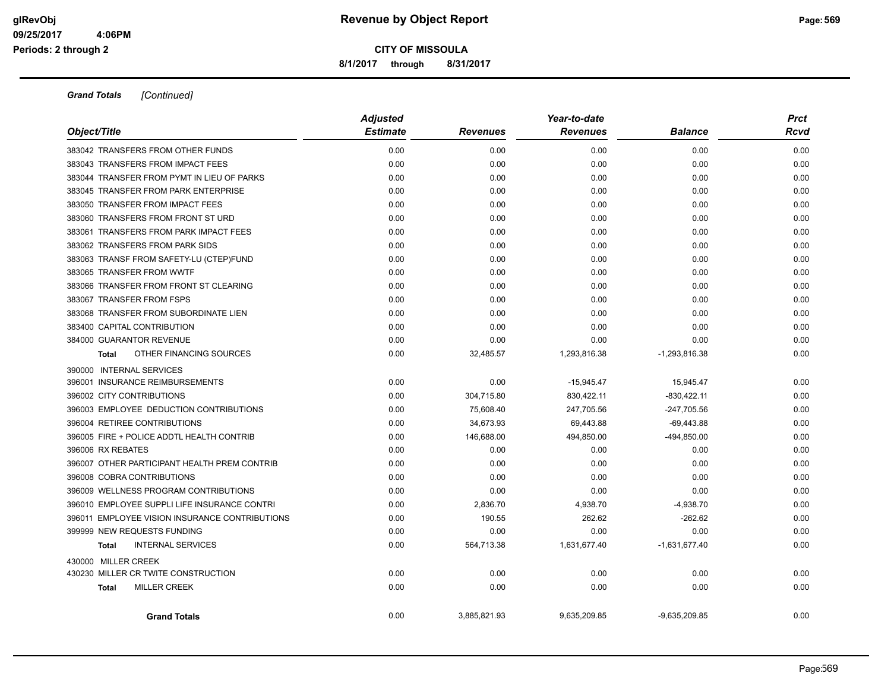# Revenue by Object Report

**CITY OF MISSOULA**

**8/1/2017 through 8/31/2017**

glRevObj
09/25/2017 4:06PM
Periods: 2 through 2

***Grand Totals*** *[Continued]*

| *Object/Title* | *Adjusted Estimate* | *Revenues* | *Year-to-date Revenues* | *Balance* | *Prct Rcvd* |
|---|---|---|---|---|---|
| 383042 TRANSFERS FROM OTHER FUNDS | 0.00 | 0.00 | 0.00 | 0.00 | 0.00 |
| 383043 TRANSFERS FROM IMPACT FEES | 0.00 | 0.00 | 0.00 | 0.00 | 0.00 |
| 383044 TRANSFER FROM PYMT IN LIEU OF PARKS | 0.00 | 0.00 | 0.00 | 0.00 | 0.00 |
| 383045 TRANSFER FROM PARK ENTERPRISE | 0.00 | 0.00 | 0.00 | 0.00 | 0.00 |
| 383050 TRANSFER FROM IMPACT FEES | 0.00 | 0.00 | 0.00 | 0.00 | 0.00 |
| 383060 TRANSFERS FROM FRONT ST URD | 0.00 | 0.00 | 0.00 | 0.00 | 0.00 |
| 383061 TRANSFERS FROM PARK IMPACT FEES | 0.00 | 0.00 | 0.00 | 0.00 | 0.00 |
| 383062 TRANSFERS FROM PARK SIDS | 0.00 | 0.00 | 0.00 | 0.00 | 0.00 |
| 383063 TRANSF FROM SAFETY-LU (CTEP)FUND | 0.00 | 0.00 | 0.00 | 0.00 | 0.00 |
| 383065 TRANSFER FROM WWTF | 0.00 | 0.00 | 0.00 | 0.00 | 0.00 |
| 383066 TRANSFER FROM FRONT ST CLEARING | 0.00 | 0.00 | 0.00 | 0.00 | 0.00 |
| 383067 TRANSFER FROM FSPS | 0.00 | 0.00 | 0.00 | 0.00 | 0.00 |
| 383068 TRANSFER FROM SUBORDINATE LIEN | 0.00 | 0.00 | 0.00 | 0.00 | 0.00 |
| 383400 CAPITAL CONTRIBUTION | 0.00 | 0.00 | 0.00 | 0.00 | 0.00 |
| 384000 GUARANTOR REVENUE | 0.00 | 0.00 | 0.00 | 0.00 | 0.00 |
| **Total** OTHER FINANCING SOURCES | 0.00 | 32,485.57 | 1,293,816.38 | -1,293,816.38 | 0.00 |
| 390000 INTERNAL SERVICES | | | | | |
| 396001 INSURANCE REIMBURSEMENTS | 0.00 | 0.00 | -15,945.47 | 15,945.47 | 0.00 |
| 396002 CITY CONTRIBUTIONS | 0.00 | 304,715.80 | 830,422.11 | -830,422.11 | 0.00 |
| 396003 EMPLOYEE DEDUCTION CONTRIBUTIONS | 0.00 | 75,608.40 | 247,705.56 | -247,705.56 | 0.00 |
| 396004 RETIREE CONTRIBUTIONS | 0.00 | 34,673.93 | 69,443.88 | -69,443.88 | 0.00 |
| 396005 FIRE + POLICE ADDTL HEALTH CONTRIB | 0.00 | 146,688.00 | 494,850.00 | -494,850.00 | 0.00 |
| 396006 RX REBATES | 0.00 | 0.00 | 0.00 | 0.00 | 0.00 |
| 396007 OTHER PARTICIPANT HEALTH PREM CONTRIB | 0.00 | 0.00 | 0.00 | 0.00 | 0.00 |
| 396008 COBRA CONTRIBUTIONS | 0.00 | 0.00 | 0.00 | 0.00 | 0.00 |
| 396009 WELLNESS PROGRAM CONTRIBUTIONS | 0.00 | 0.00 | 0.00 | 0.00 | 0.00 |
| 396010 EMPLOYEE SUPPLI LIFE INSURANCE CONTRI | 0.00 | 2,836.70 | 4,938.70 | -4,938.70 | 0.00 |
| 396011 EMPLOYEE VISION INSURANCE CONTRIBUTIONS | 0.00 | 190.55 | 262.62 | -262.62 | 0.00 |
| 399999 NEW REQUESTS FUNDING | 0.00 | 0.00 | 0.00 | 0.00 | 0.00 |
| **Total** INTERNAL SERVICES | 0.00 | 564,713.38 | 1,631,677.40 | -1,631,677.40 | 0.00 |
| 430000 MILLER CREEK | | | | | |
| 430230 MILLER CR TWITE CONSTRUCTION | 0.00 | 0.00 | 0.00 | 0.00 | 0.00 |
| **Total** MILLER CREEK | 0.00 | 0.00 | 0.00 | 0.00 | 0.00 |
| **Grand Totals** | 0.00 | 3,885,821.93 | 9,635,209.85 | -9,635,209.85 | 0.00 |